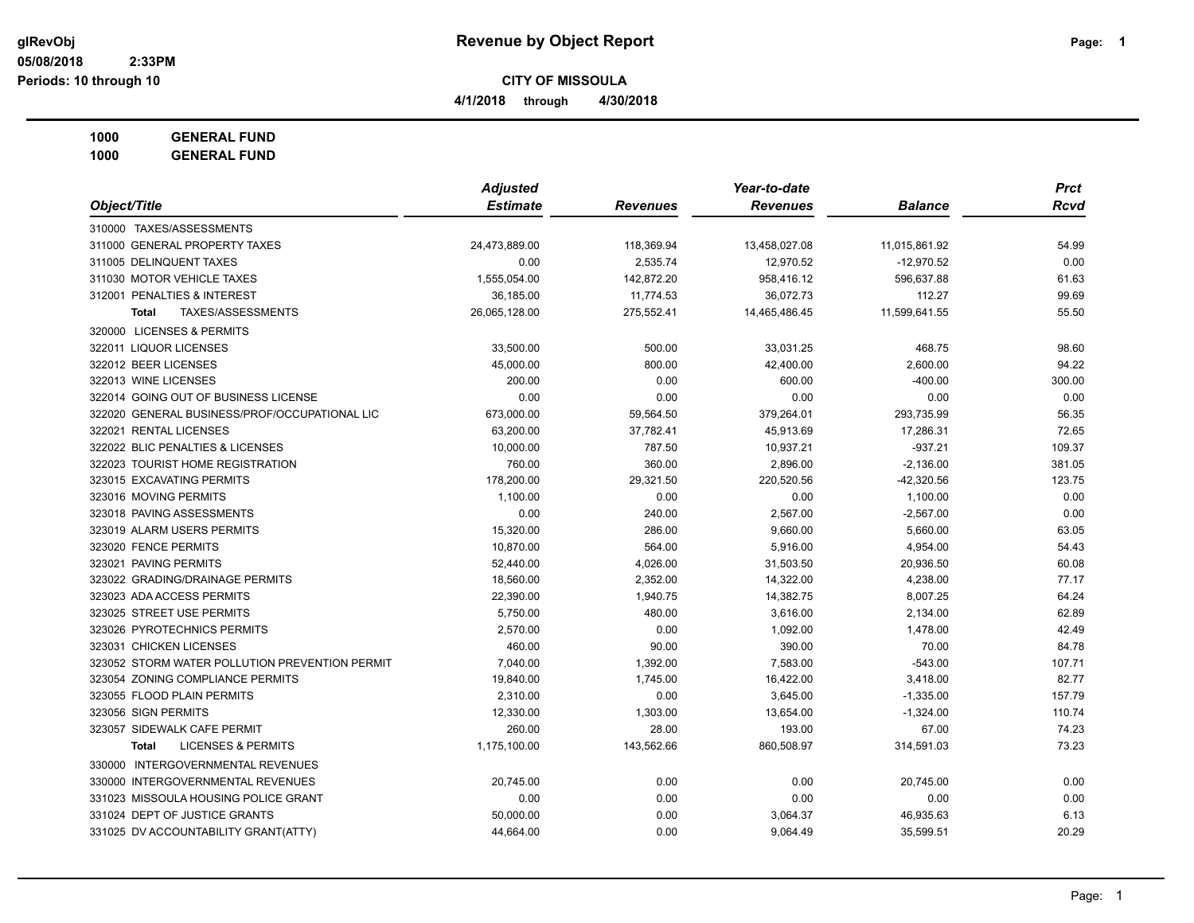# Revenue by Object Report

glRevObj
05/08/2018 2:33PM
Periods: 10 through 10

**CITY OF MISSOULA**

**4/1/2018 through 4/30/2018**

**1000 GENERAL FUND**
**1000 GENERAL FUND**

| Object/Title | Adjusted Estimate | Revenues | Year-to-date Revenues | Balance | Prct Rcvd |
|---|---|---|---|---|---|
| 310000 TAXES/ASSESSMENTS | | | | | |
| 311000 GENERAL PROPERTY TAXES | 24,473,889.00 | 118,369.94 | 13,458,027.08 | 11,015,861.92 | 54.99 |
| 311005 DELINQUENT TAXES | 0.00 | 2,535.74 | 12,970.52 | -12,970.52 | 0.00 |
| 311030 MOTOR VEHICLE TAXES | 1,555,054.00 | 142,872.20 | 958,416.12 | 596,637.88 | 61.63 |
| 312001 PENALTIES & INTEREST | 36,185.00 | 11,774.53 | 36,072.73 | 112.27 | 99.69 |
| **Total** TAXES/ASSESSMENTS | 26,065,128.00 | 275,552.41 | 14,465,486.45 | 11,599,641.55 | 55.50 |
| 320000 LICENSES & PERMITS | | | | | |
| 322011 LIQUOR LICENSES | 33,500.00 | 500.00 | 33,031.25 | 468.75 | 98.60 |
| 322012 BEER LICENSES | 45,000.00 | 800.00 | 42,400.00 | 2,600.00 | 94.22 |
| 322013 WINE LICENSES | 200.00 | 0.00 | 600.00 | -400.00 | 300.00 |
| 322014 GOING OUT OF BUSINESS LICENSE | 0.00 | 0.00 | 0.00 | 0.00 | 0.00 |
| 322020 GENERAL BUSINESS/PROF/OCCUPATIONAL LIC | 673,000.00 | 59,564.50 | 379,264.01 | 293,735.99 | 56.35 |
| 322021 RENTAL LICENSES | 63,200.00 | 37,782.41 | 45,913.69 | 17,286.31 | 72.65 |
| 322022 BLIC PENALTIES & LICENSES | 10,000.00 | 787.50 | 10,937.21 | -937.21 | 109.37 |
| 322023 TOURIST HOME REGISTRATION | 760.00 | 360.00 | 2,896.00 | -2,136.00 | 381.05 |
| 323015 EXCAVATING PERMITS | 178,200.00 | 29,321.50 | 220,520.56 | -42,320.56 | 123.75 |
| 323016 MOVING PERMITS | 1,100.00 | 0.00 | 0.00 | 1,100.00 | 0.00 |
| 323018 PAVING ASSESSMENTS | 0.00 | 240.00 | 2,567.00 | -2,567.00 | 0.00 |
| 323019 ALARM USERS PERMITS | 15,320.00 | 286.00 | 9,660.00 | 5,660.00 | 63.05 |
| 323020 FENCE PERMITS | 10,870.00 | 564.00 | 5,916.00 | 4,954.00 | 54.43 |
| 323021 PAVING PERMITS | 52,440.00 | 4,026.00 | 31,503.50 | 20,936.50 | 60.08 |
| 323022 GRADING/DRAINAGE PERMITS | 18,560.00 | 2,352.00 | 14,322.00 | 4,238.00 | 77.17 |
| 323023 ADA ACCESS PERMITS | 22,390.00 | 1,940.75 | 14,382.75 | 8,007.25 | 64.24 |
| 323025 STREET USE PERMITS | 5,750.00 | 480.00 | 3,616.00 | 2,134.00 | 62.89 |
| 323026 PYROTECHNICS PERMITS | 2,570.00 | 0.00 | 1,092.00 | 1,478.00 | 42.49 |
| 323031 CHICKEN LICENSES | 460.00 | 90.00 | 390.00 | 70.00 | 84.78 |
| 323052 STORM WATER POLLUTION PREVENTION PERMIT | 7,040.00 | 1,392.00 | 7,583.00 | -543.00 | 107.71 |
| 323054 ZONING COMPLIANCE PERMITS | 19,840.00 | 1,745.00 | 16,422.00 | 3,418.00 | 82.77 |
| 323055 FLOOD PLAIN PERMITS | 2,310.00 | 0.00 | 3,645.00 | -1,335.00 | 157.79 |
| 323056 SIGN PERMITS | 12,330.00 | 1,303.00 | 13,654.00 | -1,324.00 | 110.74 |
| 323057 SIDEWALK CAFE PERMIT | 260.00 | 28.00 | 193.00 | 67.00 | 74.23 |
| **Total** LICENSES & PERMITS | 1,175,100.00 | 143,562.66 | 860,508.97 | 314,591.03 | 73.23 |
| 330000 INTERGOVERNMENTAL REVENUES | | | | | |
| 330000 INTERGOVERNMENTAL REVENUES | 20,745.00 | 0.00 | 0.00 | 20,745.00 | 0.00 |
| 331023 MISSOULA HOUSING POLICE GRANT | 0.00 | 0.00 | 0.00 | 0.00 | 0.00 |
| 331024 DEPT OF JUSTICE GRANTS | 50,000.00 | 0.00 | 3,064.37 | 46,935.63 | 6.13 |
| 331025 DV ACCOUNTABILITY GRANT(ATTY) | 44,664.00 | 0.00 | 9,064.49 | 35,599.51 | 20.29 |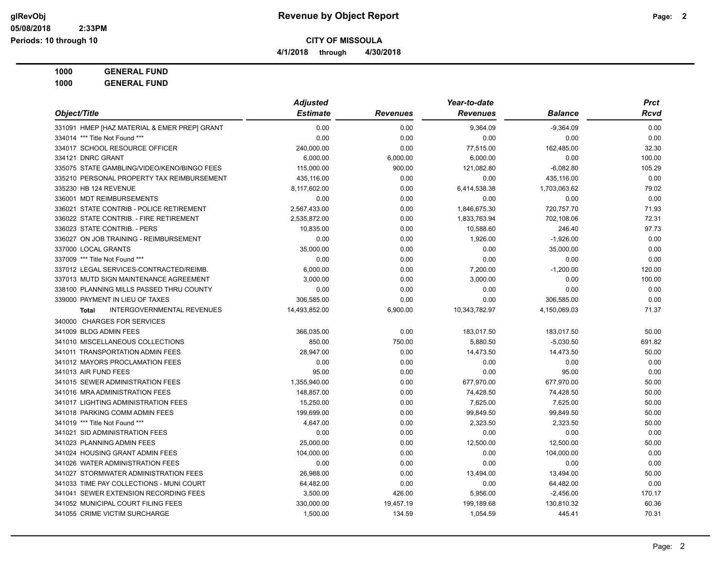# Revenue by Object Report

**CITY OF MISSOULA**

**4/1/2018 through 4/30/2018**

glRevObj
05/08/2018 2:33PM
Periods: 10 through 10

**1000 GENERAL FUND**
**1000 GENERAL FUND**

| Object/Title | Adjusted Estimate | Revenues | Year-to-date Revenues | Balance | Prct Rcvd |
|---|---|---|---|---|---|
| 331091 HMEP [HAZ MATERIAL & EMER PREP] GRANT | 0.00 | 0.00 | 9,364.09 | -9,364.09 | 0.00 |
| 334014 *** Title Not Found *** | 0.00 | 0.00 | 0.00 | 0.00 | 0.00 |
| 334017 SCHOOL RESOURCE OFFICER | 240,000.00 | 0.00 | 77,515.00 | 162,485.00 | 32.30 |
| 334121 DNRC GRANT | 6,000.00 | 6,000.00 | 6,000.00 | 0.00 | 100.00 |
| 335075 STATE GAMBLING/VIDEO/KENO/BINGO FEES | 115,000.00 | 900.00 | 121,082.80 | -6,082.80 | 105.29 |
| 335210 PERSONAL PROPERTY TAX REIMBURSEMENT | 435,116.00 | 0.00 | 0.00 | 435,116.00 | 0.00 |
| 335230 HB 124 REVENUE | 8,117,602.00 | 0.00 | 6,414,538.38 | 1,703,063.62 | 79.02 |
| 336001 MDT REIMBURSEMENTS | 0.00 | 0.00 | 0.00 | 0.00 | 0.00 |
| 336021 STATE CONTRIB - POLICE RETIREMENT | 2,567,433.00 | 0.00 | 1,846,675.30 | 720,757.70 | 71.93 |
| 336022 STATE CONTRIB. - FIRE RETIREMENT | 2,535,872.00 | 0.00 | 1,833,763.94 | 702,108.06 | 72.31 |
| 336023 STATE CONTRIB. - PERS | 10,835.00 | 0.00 | 10,588.60 | 246.40 | 97.73 |
| 336027 ON JOB TRAINING - REIMBURSEMENT | 0.00 | 0.00 | 1,926.00 | -1,926.00 | 0.00 |
| 337000 LOCAL GRANTS | 35,000.00 | 0.00 | 0.00 | 35,000.00 | 0.00 |
| 337009 *** Title Not Found *** | 0.00 | 0.00 | 0.00 | 0.00 | 0.00 |
| 337012 LEGAL SERVICES-CONTRACTED/REIMB. | 6,000.00 | 0.00 | 7,200.00 | -1,200.00 | 120.00 |
| 337013 MUTD SIGN MAINTENANCE AGREEMENT | 3,000.00 | 0.00 | 3,000.00 | 0.00 | 100.00 |
| 338100 PLANNING MILLS PASSED THRU COUNTY | 0.00 | 0.00 | 0.00 | 0.00 | 0.00 |
| 339000 PAYMENT IN LIEU OF TAXES | 306,585.00 | 0.00 | 0.00 | 306,585.00 | 0.00 |
| **Total** INTERGOVERNMENTAL REVENUES | 14,493,852.00 | 6,900.00 | 10,343,782.97 | 4,150,069.03 | 71.37 |
| 340000 CHARGES FOR SERVICES | | | | | |
| 341009 BLDG ADMIN FEES | 366,035.00 | 0.00 | 183,017.50 | 183,017.50 | 50.00 |
| 341010 MISCELLANEOUS COLLECTIONS | 850.00 | 750.00 | 5,880.50 | -5,030.50 | 691.82 |
| 341011 TRANSPORTATION ADMIN FEES | 28,947.00 | 0.00 | 14,473.50 | 14,473.50 | 50.00 |
| 341012 MAYORS PROCLAMATION FEES | 0.00 | 0.00 | 0.00 | 0.00 | 0.00 |
| 341013 AIR FUND FEES | 95.00 | 0.00 | 0.00 | 95.00 | 0.00 |
| 341015 SEWER ADMINISTRATION FEES | 1,355,940.00 | 0.00 | 677,970.00 | 677,970.00 | 50.00 |
| 341016 MRA ADMINISTRATION FEES | 148,857.00 | 0.00 | 74,428.50 | 74,428.50 | 50.00 |
| 341017 LIGHTING ADMINISTRATION FEES | 15,250.00 | 0.00 | 7,625.00 | 7,625.00 | 50.00 |
| 341018 PARKING COMM ADMIN FEES | 199,699.00 | 0.00 | 99,849.50 | 99,849.50 | 50.00 |
| 341019 *** Title Not Found *** | 4,647.00 | 0.00 | 2,323.50 | 2,323.50 | 50.00 |
| 341021 SID ADMINISTRATION FEES | 0.00 | 0.00 | 0.00 | 0.00 | 0.00 |
| 341023 PLANNING ADMIN FEES | 25,000.00 | 0.00 | 12,500.00 | 12,500.00 | 50.00 |
| 341024 HOUSING GRANT ADMIN FEES | 104,000.00 | 0.00 | 0.00 | 104,000.00 | 0.00 |
| 341026 WATER ADMINISTRATION FEES | 0.00 | 0.00 | 0.00 | 0.00 | 0.00 |
| 341027 STORMWATER ADMINISTRATION FEES | 26,988.00 | 0.00 | 13,494.00 | 13,494.00 | 50.00 |
| 341033 TIME PAY COLLECTIONS - MUNI COURT | 64,482.00 | 0.00 | 0.00 | 64,482.00 | 0.00 |
| 341041 SEWER EXTENSION RECORDING FEES | 3,500.00 | 426.00 | 5,956.00 | -2,456.00 | 170.17 |
| 341052 MUNICIPAL COURT FILING FEES | 330,000.00 | 19,457.19 | 199,189.68 | 130,810.32 | 60.36 |
| 341055 CRIME VICTIM SURCHARGE | 1,500.00 | 134.59 | 1,054.59 | 445.41 | 70.31 |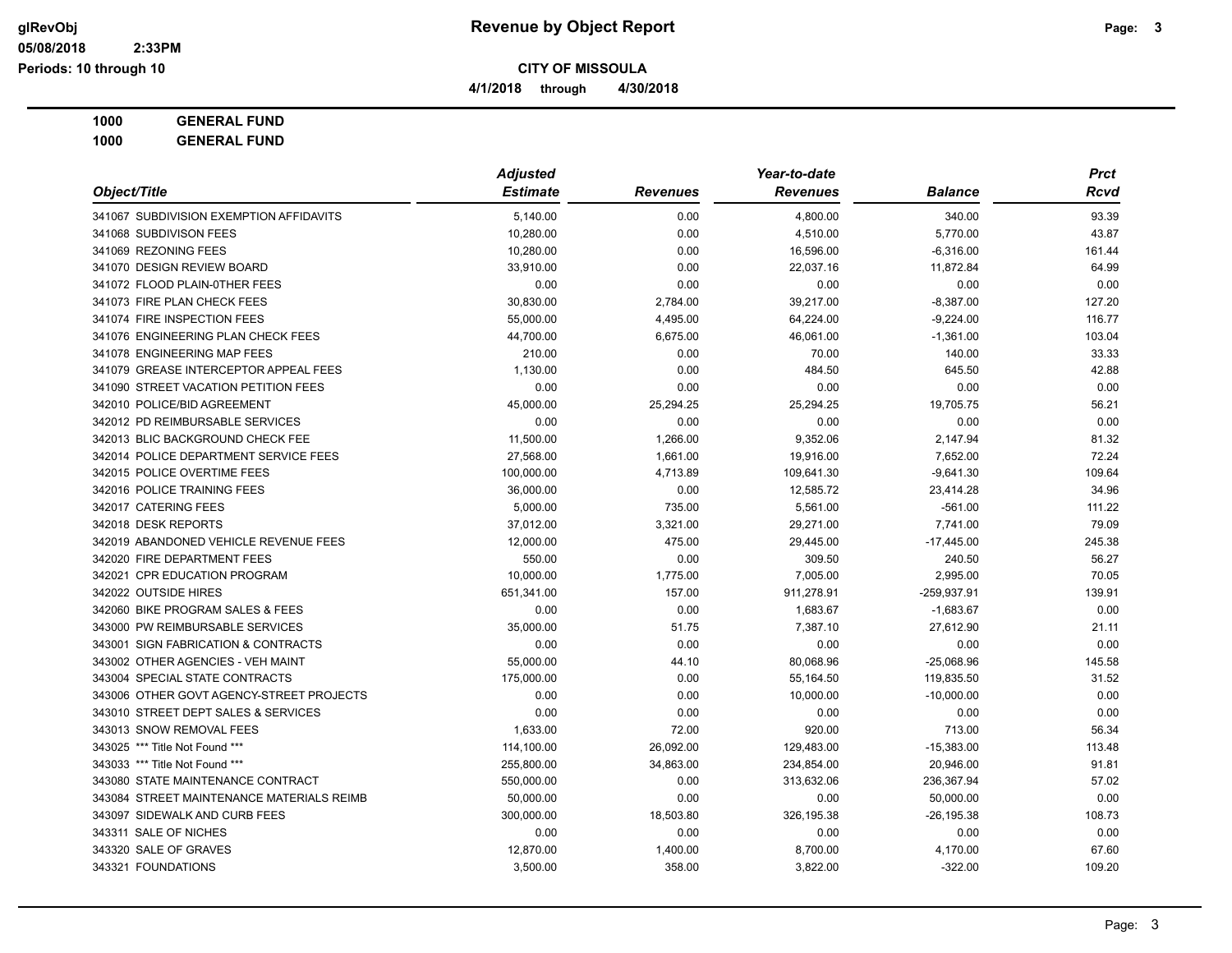**Revenue by Object Report**

**CITY OF MISSOULA**

**4/1/2018 through 4/30/2018**

**1000 GENERAL FUND**

**1000 GENERAL FUND**

| Object/Title | Adjusted Estimate | Revenues | Year-to-date Revenues | Balance | Prct Rcvd |
|---|---|---|---|---|---|
| 341067 SUBDIVISION EXEMPTION AFFIDAVITS | 5,140.00 | 0.00 | 4,800.00 | 340.00 | 93.39 |
| 341068 SUBDIVISON FEES | 10,280.00 | 0.00 | 4,510.00 | 5,770.00 | 43.87 |
| 341069 REZONING FEES | 10,280.00 | 0.00 | 16,596.00 | -6,316.00 | 161.44 |
| 341070 DESIGN REVIEW BOARD | 33,910.00 | 0.00 | 22,037.16 | 11,872.84 | 64.99 |
| 341072 FLOOD PLAIN-0THER FEES | 0.00 | 0.00 | 0.00 | 0.00 | 0.00 |
| 341073 FIRE PLAN CHECK FEES | 30,830.00 | 2,784.00 | 39,217.00 | -8,387.00 | 127.20 |
| 341074 FIRE INSPECTION FEES | 55,000.00 | 4,495.00 | 64,224.00 | -9,224.00 | 116.77 |
| 341076 ENGINEERING PLAN CHECK FEES | 44,700.00 | 6,675.00 | 46,061.00 | -1,361.00 | 103.04 |
| 341078 ENGINEERING MAP FEES | 210.00 | 0.00 | 70.00 | 140.00 | 33.33 |
| 341079 GREASE INTERCEPTOR APPEAL FEES | 1,130.00 | 0.00 | 484.50 | 645.50 | 42.88 |
| 341090 STREET VACATION PETITION FEES | 0.00 | 0.00 | 0.00 | 0.00 | 0.00 |
| 342010 POLICE/BID AGREEMENT | 45,000.00 | 25,294.25 | 25,294.25 | 19,705.75 | 56.21 |
| 342012 PD REIMBURSABLE SERVICES | 0.00 | 0.00 | 0.00 | 0.00 | 0.00 |
| 342013 BLIC BACKGROUND CHECK FEE | 11,500.00 | 1,266.00 | 9,352.06 | 2,147.94 | 81.32 |
| 342014 POLICE DEPARTMENT SERVICE FEES | 27,568.00 | 1,661.00 | 19,916.00 | 7,652.00 | 72.24 |
| 342015 POLICE OVERTIME FEES | 100,000.00 | 4,713.89 | 109,641.30 | -9,641.30 | 109.64 |
| 342016 POLICE TRAINING FEES | 36,000.00 | 0.00 | 12,585.72 | 23,414.28 | 34.96 |
| 342017 CATERING FEES | 5,000.00 | 735.00 | 5,561.00 | -561.00 | 111.22 |
| 342018 DESK REPORTS | 37,012.00 | 3,321.00 | 29,271.00 | 7,741.00 | 79.09 |
| 342019 ABANDONED VEHICLE REVENUE FEES | 12,000.00 | 475.00 | 29,445.00 | -17,445.00 | 245.38 |
| 342020 FIRE DEPARTMENT FEES | 550.00 | 0.00 | 309.50 | 240.50 | 56.27 |
| 342021 CPR EDUCATION PROGRAM | 10,000.00 | 1,775.00 | 7,005.00 | 2,995.00 | 70.05 |
| 342022 OUTSIDE HIRES | 651,341.00 | 157.00 | 911,278.91 | -259,937.91 | 139.91 |
| 342060 BIKE PROGRAM SALES & FEES | 0.00 | 0.00 | 1,683.67 | -1,683.67 | 0.00 |
| 343000 PW REIMBURSABLE SERVICES | 35,000.00 | 51.75 | 7,387.10 | 27,612.90 | 21.11 |
| 343001 SIGN FABRICATION & CONTRACTS | 0.00 | 0.00 | 0.00 | 0.00 | 0.00 |
| 343002 OTHER AGENCIES - VEH MAINT | 55,000.00 | 44.10 | 80,068.96 | -25,068.96 | 145.58 |
| 343004 SPECIAL STATE CONTRACTS | 175,000.00 | 0.00 | 55,164.50 | 119,835.50 | 31.52 |
| 343006 OTHER GOVT AGENCY-STREET PROJECTS | 0.00 | 0.00 | 10,000.00 | -10,000.00 | 0.00 |
| 343010 STREET DEPT SALES & SERVICES | 0.00 | 0.00 | 0.00 | 0.00 | 0.00 |
| 343013 SNOW REMOVAL FEES | 1,633.00 | 72.00 | 920.00 | 713.00 | 56.34 |
| 343025 *** Title Not Found *** | 114,100.00 | 26,092.00 | 129,483.00 | -15,383.00 | 113.48 |
| 343033 *** Title Not Found *** | 255,800.00 | 34,863.00 | 234,854.00 | 20,946.00 | 91.81 |
| 343080 STATE MAINTENANCE CONTRACT | 550,000.00 | 0.00 | 313,632.06 | 236,367.94 | 57.02 |
| 343084 STREET MAINTENANCE MATERIALS REIMB | 50,000.00 | 0.00 | 0.00 | 50,000.00 | 0.00 |
| 343097 SIDEWALK AND CURB FEES | 300,000.00 | 18,503.80 | 326,195.38 | -26,195.38 | 108.73 |
| 343311 SALE OF NICHES | 0.00 | 0.00 | 0.00 | 0.00 | 0.00 |
| 343320 SALE OF GRAVES | 12,870.00 | 1,400.00 | 8,700.00 | 4,170.00 | 67.60 |
| 343321 FOUNDATIONS | 3,500.00 | 358.00 | 3,822.00 | -322.00 | 109.20 |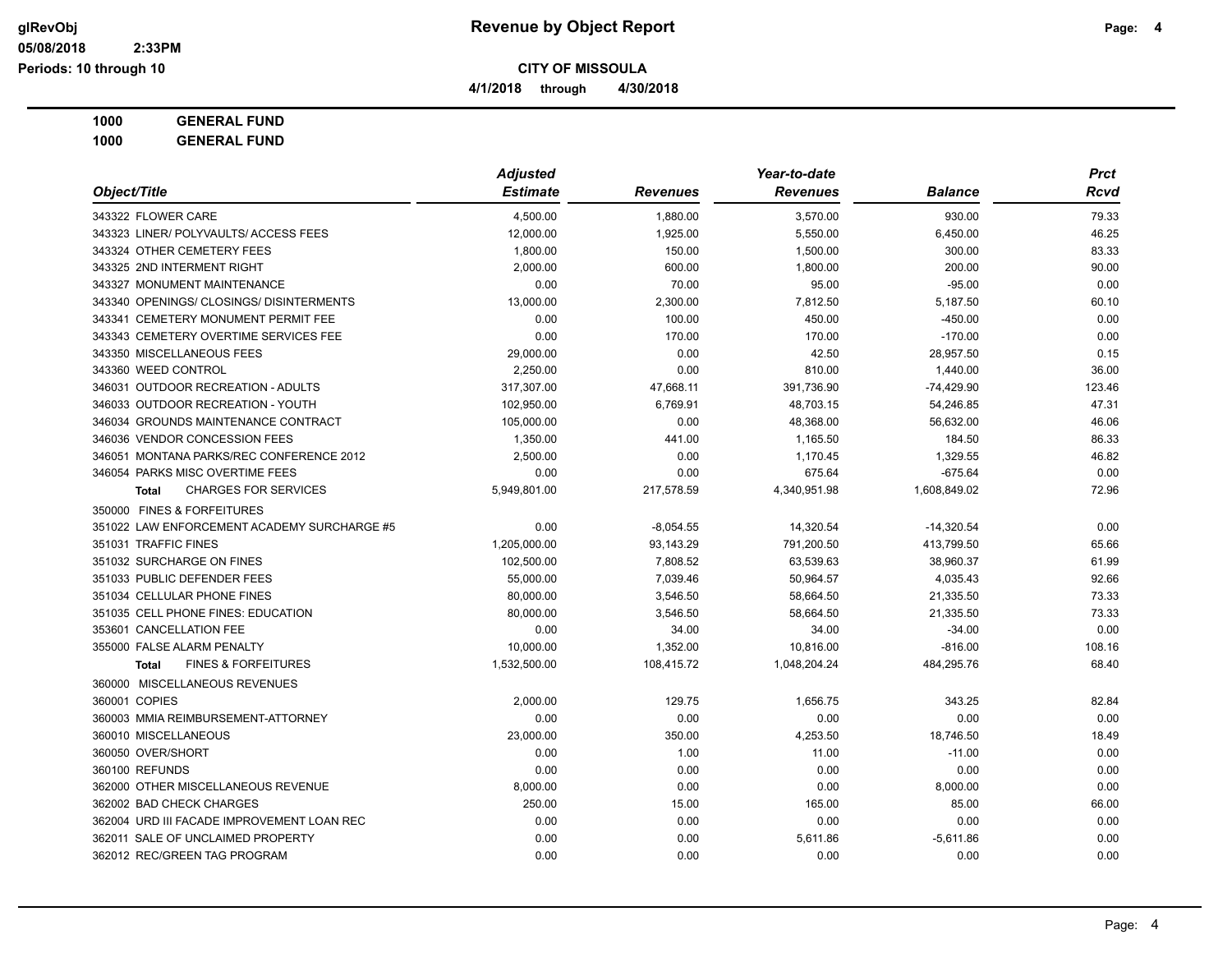**CITY OF MISSOULA**

**4/1/2018 through 4/30/2018**

**1000 GENERAL FUND**

**1000 GENERAL FUND**

| Object/Title | Adjusted Estimate | Revenues | Year-to-date Revenues | Balance | Prct Rcvd |
|---|---|---|---|---|---|
| 343322 FLOWER CARE | 4,500.00 | 1,880.00 | 3,570.00 | 930.00 | 79.33 |
| 343323 LINER/ POLYVAULTS/ ACCESS FEES | 12,000.00 | 1,925.00 | 5,550.00 | 6,450.00 | 46.25 |
| 343324 OTHER CEMETERY FEES | 1,800.00 | 150.00 | 1,500.00 | 300.00 | 83.33 |
| 343325 2ND INTERMENT RIGHT | 2,000.00 | 600.00 | 1,800.00 | 200.00 | 90.00 |
| 343327 MONUMENT MAINTENANCE | 0.00 | 70.00 | 95.00 | -95.00 | 0.00 |
| 343340 OPENINGS/ CLOSINGS/ DISINTERMENTS | 13,000.00 | 2,300.00 | 7,812.50 | 5,187.50 | 60.10 |
| 343341 CEMETERY MONUMENT PERMIT FEE | 0.00 | 100.00 | 450.00 | -450.00 | 0.00 |
| 343343 CEMETERY OVERTIME SERVICES FEE | 0.00 | 170.00 | 170.00 | -170.00 | 0.00 |
| 343350 MISCELLANEOUS FEES | 29,000.00 | 0.00 | 42.50 | 28,957.50 | 0.15 |
| 343360 WEED CONTROL | 2,250.00 | 0.00 | 810.00 | 1,440.00 | 36.00 |
| 346031 OUTDOOR RECREATION - ADULTS | 317,307.00 | 47,668.11 | 391,736.90 | -74,429.90 | 123.46 |
| 346033 OUTDOOR RECREATION - YOUTH | 102,950.00 | 6,769.91 | 48,703.15 | 54,246.85 | 47.31 |
| 346034 GROUNDS MAINTENANCE CONTRACT | 105,000.00 | 0.00 | 48,368.00 | 56,632.00 | 46.06 |
| 346036 VENDOR CONCESSION FEES | 1,350.00 | 441.00 | 1,165.50 | 184.50 | 86.33 |
| 346051 MONTANA PARKS/REC CONFERENCE 2012 | 2,500.00 | 0.00 | 1,170.45 | 1,329.55 | 46.82 |
| 346054 PARKS MISC OVERTIME FEES | 0.00 | 0.00 | 675.64 | -675.64 | 0.00 |
| **Total** CHARGES FOR SERVICES | 5,949,801.00 | 217,578.59 | 4,340,951.98 | 1,608,849.02 | 72.96 |
| 350000 FINES & FORFEITURES | | | | | |
| 351022 LAW ENFORCEMENT ACADEMY SURCHARGE #5 | 0.00 | -8,054.55 | 14,320.54 | -14,320.54 | 0.00 |
| 351031 TRAFFIC FINES | 1,205,000.00 | 93,143.29 | 791,200.50 | 413,799.50 | 65.66 |
| 351032 SURCHARGE ON FINES | 102,500.00 | 7,808.52 | 63,539.63 | 38,960.37 | 61.99 |
| 351033 PUBLIC DEFENDER FEES | 55,000.00 | 7,039.46 | 50,964.57 | 4,035.43 | 92.66 |
| 351034 CELLULAR PHONE FINES | 80,000.00 | 3,546.50 | 58,664.50 | 21,335.50 | 73.33 |
| 351035 CELL PHONE FINES: EDUCATION | 80,000.00 | 3,546.50 | 58,664.50 | 21,335.50 | 73.33 |
| 353601 CANCELLATION FEE | 0.00 | 34.00 | 34.00 | -34.00 | 0.00 |
| 355000 FALSE ALARM PENALTY | 10,000.00 | 1,352.00 | 10,816.00 | -816.00 | 108.16 |
| **Total** FINES & FORFEITURES | 1,532,500.00 | 108,415.72 | 1,048,204.24 | 484,295.76 | 68.40 |
| 360000 MISCELLANEOUS REVENUES | | | | | |
| 360001 COPIES | 2,000.00 | 129.75 | 1,656.75 | 343.25 | 82.84 |
| 360003 MMIA REIMBURSEMENT-ATTORNEY | 0.00 | 0.00 | 0.00 | 0.00 | 0.00 |
| 360010 MISCELLANEOUS | 23,000.00 | 350.00 | 4,253.50 | 18,746.50 | 18.49 |
| 360050 OVER/SHORT | 0.00 | 1.00 | 11.00 | -11.00 | 0.00 |
| 360100 REFUNDS | 0.00 | 0.00 | 0.00 | 0.00 | 0.00 |
| 362000 OTHER MISCELLANEOUS REVENUE | 8,000.00 | 0.00 | 0.00 | 8,000.00 | 0.00 |
| 362002 BAD CHECK CHARGES | 250.00 | 15.00 | 165.00 | 85.00 | 66.00 |
| 362004 URD III FACADE IMPROVEMENT LOAN REC | 0.00 | 0.00 | 0.00 | 0.00 | 0.00 |
| 362011 SALE OF UNCLAIMED PROPERTY | 0.00 | 0.00 | 5,611.86 | -5,611.86 | 0.00 |
| 362012 REC/GREEN TAG PROGRAM | 0.00 | 0.00 | 0.00 | 0.00 | 0.00 |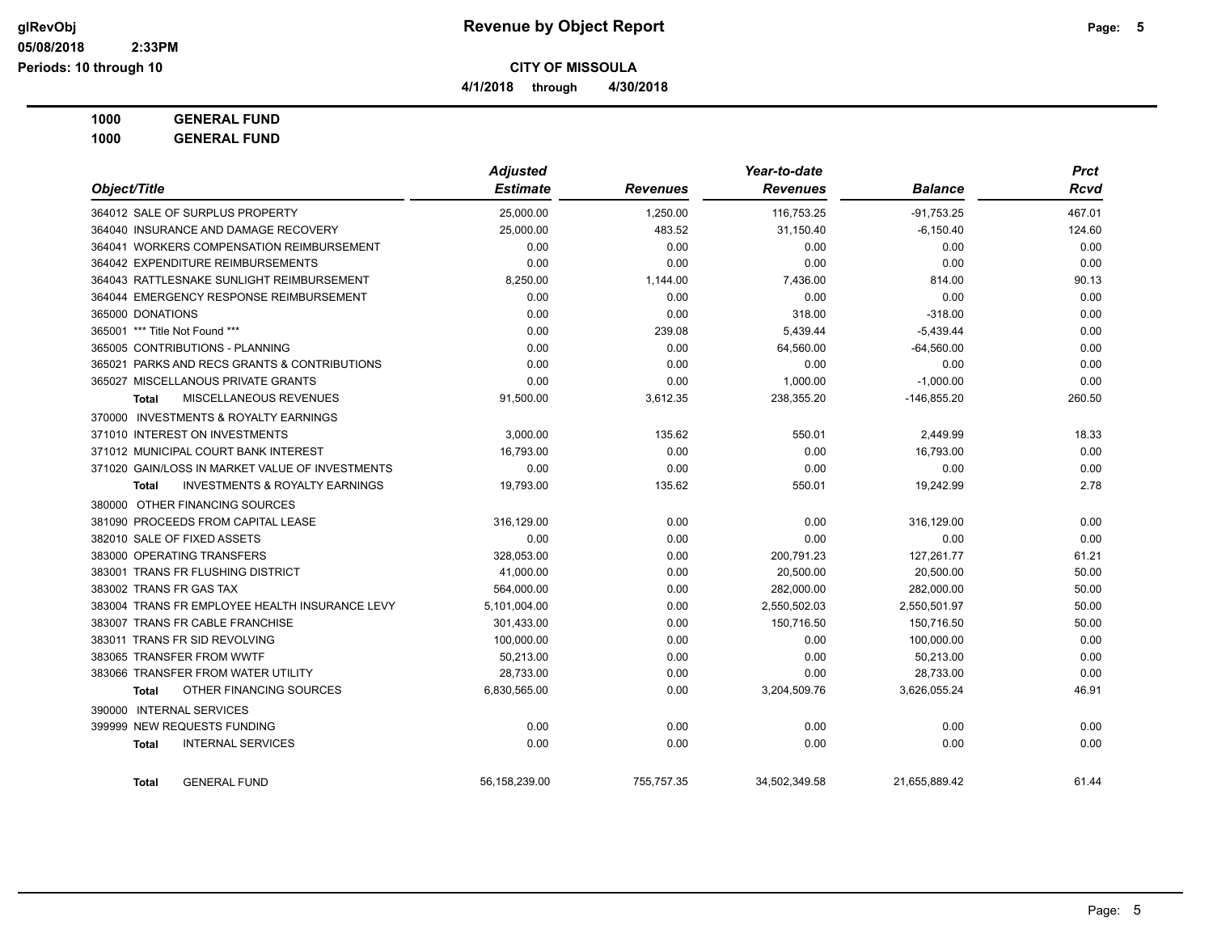# Revenue by Object Report

**CITY OF MISSOULA**

**4/1/2018 through 4/30/2018**

glRevObj
05/08/2018 2:33PM
Periods: 10 through 10

**1000 GENERAL FUND**
**1000 GENERAL FUND**

| Object/Title | Adjusted Estimate | Revenues | Year-to-date Revenues | Balance | Prct Rcvd |
|---|---|---|---|---|---|
| 364012 SALE OF SURPLUS PROPERTY | 25,000.00 | 1,250.00 | 116,753.25 | -91,753.25 | 467.01 |
| 364040 INSURANCE AND DAMAGE RECOVERY | 25,000.00 | 483.52 | 31,150.40 | -6,150.40 | 124.60 |
| 364041 WORKERS COMPENSATION REIMBURSEMENT | 0.00 | 0.00 | 0.00 | 0.00 | 0.00 |
| 364042 EXPENDITURE REIMBURSEMENTS | 0.00 | 0.00 | 0.00 | 0.00 | 0.00 |
| 364043 RATTLESNAKE SUNLIGHT REIMBURSEMENT | 8,250.00 | 1,144.00 | 7,436.00 | 814.00 | 90.13 |
| 364044 EMERGENCY RESPONSE REIMBURSEMENT | 0.00 | 0.00 | 0.00 | 0.00 | 0.00 |
| 365000 DONATIONS | 0.00 | 0.00 | 318.00 | -318.00 | 0.00 |
| 365001 *** Title Not Found *** | 0.00 | 239.08 | 5,439.44 | -5,439.44 | 0.00 |
| 365005 CONTRIBUTIONS - PLANNING | 0.00 | 0.00 | 64,560.00 | -64,560.00 | 0.00 |
| 365021 PARKS AND RECS GRANTS & CONTRIBUTIONS | 0.00 | 0.00 | 0.00 | 0.00 | 0.00 |
| 365027 MISCELLANOUS PRIVATE GRANTS | 0.00 | 0.00 | 1,000.00 | -1,000.00 | 0.00 |
| **Total** MISCELLANEOUS REVENUES | 91,500.00 | 3,612.35 | 238,355.20 | -146,855.20 | 260.50 |
| 370000 INVESTMENTS & ROYALTY EARNINGS | | | | | |
| 371010 INTEREST ON INVESTMENTS | 3,000.00 | 135.62 | 550.01 | 2,449.99 | 18.33 |
| 371012 MUNICIPAL COURT BANK INTEREST | 16,793.00 | 0.00 | 0.00 | 16,793.00 | 0.00 |
| 371020 GAIN/LOSS IN MARKET VALUE OF INVESTMENTS | 0.00 | 0.00 | 0.00 | 0.00 | 0.00 |
| **Total** INVESTMENTS & ROYALTY EARNINGS | 19,793.00 | 135.62 | 550.01 | 19,242.99 | 2.78 |
| 380000 OTHER FINANCING SOURCES | | | | | |
| 381090 PROCEEDS FROM CAPITAL LEASE | 316,129.00 | 0.00 | 0.00 | 316,129.00 | 0.00 |
| 382010 SALE OF FIXED ASSETS | 0.00 | 0.00 | 0.00 | 0.00 | 0.00 |
| 383000 OPERATING TRANSFERS | 328,053.00 | 0.00 | 200,791.23 | 127,261.77 | 61.21 |
| 383001 TRANS FR FLUSHING DISTRICT | 41,000.00 | 0.00 | 20,500.00 | 20,500.00 | 50.00 |
| 383002 TRANS FR GAS TAX | 564,000.00 | 0.00 | 282,000.00 | 282,000.00 | 50.00 |
| 383004 TRANS FR EMPLOYEE HEALTH INSURANCE LEVY | 5,101,004.00 | 0.00 | 2,550,502.03 | 2,550,501.97 | 50.00 |
| 383007 TRANS FR CABLE FRANCHISE | 301,433.00 | 0.00 | 150,716.50 | 150,716.50 | 50.00 |
| 383011 TRANS FR SID REVOLVING | 100,000.00 | 0.00 | 0.00 | 100,000.00 | 0.00 |
| 383065 TRANSFER FROM WWTF | 50,213.00 | 0.00 | 0.00 | 50,213.00 | 0.00 |
| 383066 TRANSFER FROM WATER UTILITY | 28,733.00 | 0.00 | 0.00 | 28,733.00 | 0.00 |
| **Total** OTHER FINANCING SOURCES | 6,830,565.00 | 0.00 | 3,204,509.76 | 3,626,055.24 | 46.91 |
| 390000 INTERNAL SERVICES | | | | | |
| 399999 NEW REQUESTS FUNDING | 0.00 | 0.00 | 0.00 | 0.00 | 0.00 |
| **Total** INTERNAL SERVICES | 0.00 | 0.00 | 0.00 | 0.00 | 0.00 |
| **Total** GENERAL FUND | 56,158,239.00 | 755,757.35 | 34,502,349.58 | 21,655,889.42 | 61.44 |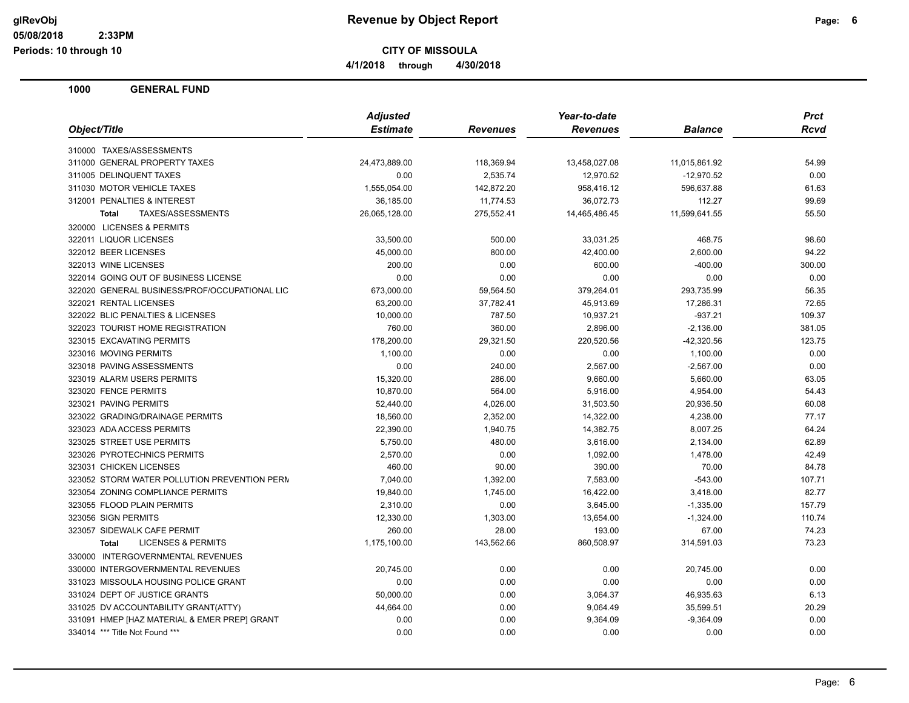**CITY OF MISSOULA**

**4/1/2018 through 4/30/2018**

**Revenue by Object Report**

**1000 GENERAL FUND**

| Object/Title | Adjusted Estimate | Revenues | Year-to-date Revenues | Balance | Prct Rcvd |
|---|---|---|---|---|---|
| 310000 TAXES/ASSESSMENTS | | | | | |
| 311000 GENERAL PROPERTY TAXES | 24,473,889.00 | 118,369.94 | 13,458,027.08 | 11,015,861.92 | 54.99 |
| 311005 DELINQUENT TAXES | 0.00 | 2,535.74 | 12,970.52 | -12,970.52 | 0.00 |
| 311030 MOTOR VEHICLE TAXES | 1,555,054.00 | 142,872.20 | 958,416.12 | 596,637.88 | 61.63 |
| 312001 PENALTIES & INTEREST | 36,185.00 | 11,774.53 | 36,072.73 | 112.27 | 99.69 |
| **Total** TAXES/ASSESSMENTS | 26,065,128.00 | 275,552.41 | 14,465,486.45 | 11,599,641.55 | 55.50 |
| 320000 LICENSES & PERMITS | | | | | |
| 322011 LIQUOR LICENSES | 33,500.00 | 500.00 | 33,031.25 | 468.75 | 98.60 |
| 322012 BEER LICENSES | 45,000.00 | 800.00 | 42,400.00 | 2,600.00 | 94.22 |
| 322013 WINE LICENSES | 200.00 | 0.00 | 600.00 | -400.00 | 300.00 |
| 322014 GOING OUT OF BUSINESS LICENSE | 0.00 | 0.00 | 0.00 | 0.00 | 0.00 |
| 322020 GENERAL BUSINESS/PROF/OCCUPATIONAL LIC | 673,000.00 | 59,564.50 | 379,264.01 | 293,735.99 | 56.35 |
| 322021 RENTAL LICENSES | 63,200.00 | 37,782.41 | 45,913.69 | 17,286.31 | 72.65 |
| 322022 BLIC PENALTIES & LICENSES | 10,000.00 | 787.50 | 10,937.21 | -937.21 | 109.37 |
| 322023 TOURIST HOME REGISTRATION | 760.00 | 360.00 | 2,896.00 | -2,136.00 | 381.05 |
| 323015 EXCAVATING PERMITS | 178,200.00 | 29,321.50 | 220,520.56 | -42,320.56 | 123.75 |
| 323016 MOVING PERMITS | 1,100.00 | 0.00 | 0.00 | 1,100.00 | 0.00 |
| 323018 PAVING ASSESSMENTS | 0.00 | 240.00 | 2,567.00 | -2,567.00 | 0.00 |
| 323019 ALARM USERS PERMITS | 15,320.00 | 286.00 | 9,660.00 | 5,660.00 | 63.05 |
| 323020 FENCE PERMITS | 10,870.00 | 564.00 | 5,916.00 | 4,954.00 | 54.43 |
| 323021 PAVING PERMITS | 52,440.00 | 4,026.00 | 31,503.50 | 20,936.50 | 60.08 |
| 323022 GRADING/DRAINAGE PERMITS | 18,560.00 | 2,352.00 | 14,322.00 | 4,238.00 | 77.17 |
| 323023 ADA ACCESS PERMITS | 22,390.00 | 1,940.75 | 14,382.75 | 8,007.25 | 64.24 |
| 323025 STREET USE PERMITS | 5,750.00 | 480.00 | 3,616.00 | 2,134.00 | 62.89 |
| 323026 PYROTECHNICS PERMITS | 2,570.00 | 0.00 | 1,092.00 | 1,478.00 | 42.49 |
| 323031 CHICKEN LICENSES | 460.00 | 90.00 | 390.00 | 70.00 | 84.78 |
| 323052 STORM WATER POLLUTION PREVENTION PERM | 7,040.00 | 1,392.00 | 7,583.00 | -543.00 | 107.71 |
| 323054 ZONING COMPLIANCE PERMITS | 19,840.00 | 1,745.00 | 16,422.00 | 3,418.00 | 82.77 |
| 323055 FLOOD PLAIN PERMITS | 2,310.00 | 0.00 | 3,645.00 | -1,335.00 | 157.79 |
| 323056 SIGN PERMITS | 12,330.00 | 1,303.00 | 13,654.00 | -1,324.00 | 110.74 |
| 323057 SIDEWALK CAFE PERMIT | 260.00 | 28.00 | 193.00 | 67.00 | 74.23 |
| **Total** LICENSES & PERMITS | 1,175,100.00 | 143,562.66 | 860,508.97 | 314,591.03 | 73.23 |
| 330000 INTERGOVERNMENTAL REVENUES | | | | | |
| 330000 INTERGOVERNMENTAL REVENUES | 20,745.00 | 0.00 | 0.00 | 20,745.00 | 0.00 |
| 331023 MISSOULA HOUSING POLICE GRANT | 0.00 | 0.00 | 0.00 | 0.00 | 0.00 |
| 331024 DEPT OF JUSTICE GRANTS | 50,000.00 | 0.00 | 3,064.37 | 46,935.63 | 6.13 |
| 331025 DV ACCOUNTABILITY GRANT(ATTY) | 44,664.00 | 0.00 | 9,064.49 | 35,599.51 | 20.29 |
| 331091 HMEP [HAZ MATERIAL & EMER PREP] GRANT | 0.00 | 0.00 | 9,364.09 | -9,364.09 | 0.00 |
| 334014 *** Title Not Found *** | 0.00 | 0.00 | 0.00 | 0.00 | 0.00 |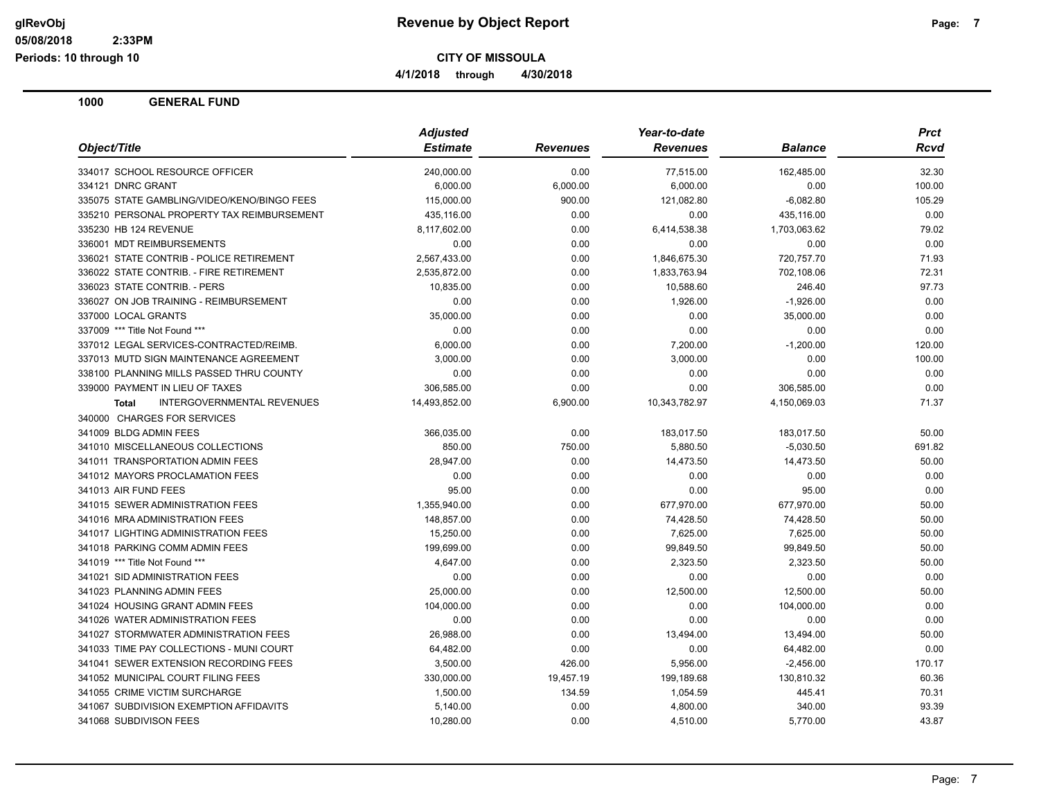# Revenue by Object Report

**CITY OF MISSOULA**

**4/1/2018 through 4/30/2018**

## 1000 GENERAL FUND

| Object/Title | Adjusted Estimate | Revenues | Year-to-date Revenues | Balance | Prct Rcvd |
|---|---|---|---|---|---|
| 334017 SCHOOL RESOURCE OFFICER | 240,000.00 | 0.00 | 77,515.00 | 162,485.00 | 32.30 |
| 334121 DNRC GRANT | 6,000.00 | 6,000.00 | 6,000.00 | 0.00 | 100.00 |
| 335075 STATE GAMBLING/VIDEO/KENO/BINGO FEES | 115,000.00 | 900.00 | 121,082.80 | -6,082.80 | 105.29 |
| 335210 PERSONAL PROPERTY TAX REIMBURSEMENT | 435,116.00 | 0.00 | 0.00 | 435,116.00 | 0.00 |
| 335230 HB 124 REVENUE | 8,117,602.00 | 0.00 | 6,414,538.38 | 1,703,063.62 | 79.02 |
| 336001 MDT REIMBURSEMENTS | 0.00 | 0.00 | 0.00 | 0.00 | 0.00 |
| 336021 STATE CONTRIB - POLICE RETIREMENT | 2,567,433.00 | 0.00 | 1,846,675.30 | 720,757.70 | 71.93 |
| 336022 STATE CONTRIB. - FIRE RETIREMENT | 2,535,872.00 | 0.00 | 1,833,763.94 | 702,108.06 | 72.31 |
| 336023 STATE CONTRIB. - PERS | 10,835.00 | 0.00 | 10,588.60 | 246.40 | 97.73 |
| 336027 ON JOB TRAINING - REIMBURSEMENT | 0.00 | 0.00 | 1,926.00 | -1,926.00 | 0.00 |
| 337000 LOCAL GRANTS | 35,000.00 | 0.00 | 0.00 | 35,000.00 | 0.00 |
| 337009 *** Title Not Found *** | 0.00 | 0.00 | 0.00 | 0.00 | 0.00 |
| 337012 LEGAL SERVICES-CONTRACTED/REIMB. | 6,000.00 | 0.00 | 7,200.00 | -1,200.00 | 120.00 |
| 337013 MUTD SIGN MAINTENANCE AGREEMENT | 3,000.00 | 0.00 | 3,000.00 | 0.00 | 100.00 |
| 338100 PLANNING MILLS PASSED THRU COUNTY | 0.00 | 0.00 | 0.00 | 0.00 | 0.00 |
| 339000 PAYMENT IN LIEU OF TAXES | 306,585.00 | 0.00 | 0.00 | 306,585.00 | 0.00 |
| **Total** INTERGOVERNMENTAL REVENUES | 14,493,852.00 | 6,900.00 | 10,343,782.97 | 4,150,069.03 | 71.37 |
| 340000 CHARGES FOR SERVICES | | | | | |
| 341009 BLDG ADMIN FEES | 366,035.00 | 0.00 | 183,017.50 | 183,017.50 | 50.00 |
| 341010 MISCELLANEOUS COLLECTIONS | 850.00 | 750.00 | 5,880.50 | -5,030.50 | 691.82 |
| 341011 TRANSPORTATION ADMIN FEES | 28,947.00 | 0.00 | 14,473.50 | 14,473.50 | 50.00 |
| 341012 MAYORS PROCLAMATION FEES | 0.00 | 0.00 | 0.00 | 0.00 | 0.00 |
| 341013 AIR FUND FEES | 95.00 | 0.00 | 0.00 | 95.00 | 0.00 |
| 341015 SEWER ADMINISTRATION FEES | 1,355,940.00 | 0.00 | 677,970.00 | 677,970.00 | 50.00 |
| 341016 MRA ADMINISTRATION FEES | 148,857.00 | 0.00 | 74,428.50 | 74,428.50 | 50.00 |
| 341017 LIGHTING ADMINISTRATION FEES | 15,250.00 | 0.00 | 7,625.00 | 7,625.00 | 50.00 |
| 341018 PARKING COMM ADMIN FEES | 199,699.00 | 0.00 | 99,849.50 | 99,849.50 | 50.00 |
| 341019 *** Title Not Found *** | 4,647.00 | 0.00 | 2,323.50 | 2,323.50 | 50.00 |
| 341021 SID ADMINISTRATION FEES | 0.00 | 0.00 | 0.00 | 0.00 | 0.00 |
| 341023 PLANNING ADMIN FEES | 25,000.00 | 0.00 | 12,500.00 | 12,500.00 | 50.00 |
| 341024 HOUSING GRANT ADMIN FEES | 104,000.00 | 0.00 | 0.00 | 104,000.00 | 0.00 |
| 341026 WATER ADMINISTRATION FEES | 0.00 | 0.00 | 0.00 | 0.00 | 0.00 |
| 341027 STORMWATER ADMINISTRATION FEES | 26,988.00 | 0.00 | 13,494.00 | 13,494.00 | 50.00 |
| 341033 TIME PAY COLLECTIONS - MUNI COURT | 64,482.00 | 0.00 | 0.00 | 64,482.00 | 0.00 |
| 341041 SEWER EXTENSION RECORDING FEES | 3,500.00 | 426.00 | 5,956.00 | -2,456.00 | 170.17 |
| 341052 MUNICIPAL COURT FILING FEES | 330,000.00 | 19,457.19 | 199,189.68 | 130,810.32 | 60.36 |
| 341055 CRIME VICTIM SURCHARGE | 1,500.00 | 134.59 | 1,054.59 | 445.41 | 70.31 |
| 341067 SUBDIVISION EXEMPTION AFFIDAVITS | 5,140.00 | 0.00 | 4,800.00 | 340.00 | 93.39 |
| 341068 SUBDIVISON FEES | 10,280.00 | 0.00 | 4,510.00 | 5,770.00 | 43.87 |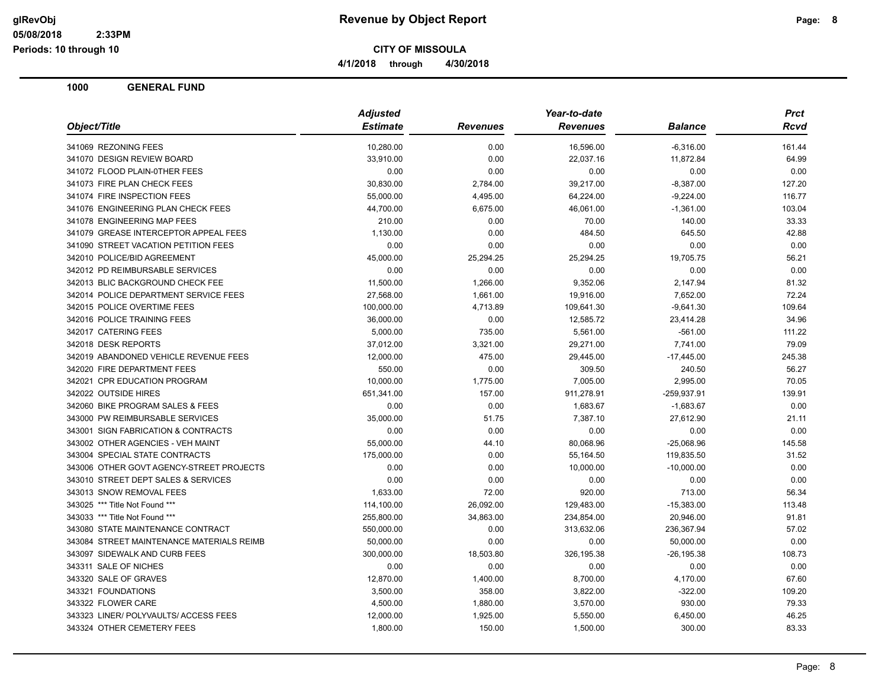**Revenue by Object Report**

**CITY OF MISSOULA**

**4/1/2018 through 4/30/2018**

## 1000 GENERAL FUND

| Object/Title | Adjusted Estimate | Revenues | Year-to-date Revenues | Balance | Prct Rcvd |
|---|---|---|---|---|---|
| 341069 REZONING FEES | 10,280.00 | 0.00 | 16,596.00 | -6,316.00 | 161.44 |
| 341070 DESIGN REVIEW BOARD | 33,910.00 | 0.00 | 22,037.16 | 11,872.84 | 64.99 |
| 341072 FLOOD PLAIN-0THER FEES | 0.00 | 0.00 | 0.00 | 0.00 | 0.00 |
| 341073 FIRE PLAN CHECK FEES | 30,830.00 | 2,784.00 | 39,217.00 | -8,387.00 | 127.20 |
| 341074 FIRE INSPECTION FEES | 55,000.00 | 4,495.00 | 64,224.00 | -9,224.00 | 116.77 |
| 341076 ENGINEERING PLAN CHECK FEES | 44,700.00 | 6,675.00 | 46,061.00 | -1,361.00 | 103.04 |
| 341078 ENGINEERING MAP FEES | 210.00 | 0.00 | 70.00 | 140.00 | 33.33 |
| 341079 GREASE INTERCEPTOR APPEAL FEES | 1,130.00 | 0.00 | 484.50 | 645.50 | 42.88 |
| 341090 STREET VACATION PETITION FEES | 0.00 | 0.00 | 0.00 | 0.00 | 0.00 |
| 342010 POLICE/BID AGREEMENT | 45,000.00 | 25,294.25 | 25,294.25 | 19,705.75 | 56.21 |
| 342012 PD REIMBURSABLE SERVICES | 0.00 | 0.00 | 0.00 | 0.00 | 0.00 |
| 342013 BLIC BACKGROUND CHECK FEE | 11,500.00 | 1,266.00 | 9,352.06 | 2,147.94 | 81.32 |
| 342014 POLICE DEPARTMENT SERVICE FEES | 27,568.00 | 1,661.00 | 19,916.00 | 7,652.00 | 72.24 |
| 342015 POLICE OVERTIME FEES | 100,000.00 | 4,713.89 | 109,641.30 | -9,641.30 | 109.64 |
| 342016 POLICE TRAINING FEES | 36,000.00 | 0.00 | 12,585.72 | 23,414.28 | 34.96 |
| 342017 CATERING FEES | 5,000.00 | 735.00 | 5,561.00 | -561.00 | 111.22 |
| 342018 DESK REPORTS | 37,012.00 | 3,321.00 | 29,271.00 | 7,741.00 | 79.09 |
| 342019 ABANDONED VEHICLE REVENUE FEES | 12,000.00 | 475.00 | 29,445.00 | -17,445.00 | 245.38 |
| 342020 FIRE DEPARTMENT FEES | 550.00 | 0.00 | 309.50 | 240.50 | 56.27 |
| 342021 CPR EDUCATION PROGRAM | 10,000.00 | 1,775.00 | 7,005.00 | 2,995.00 | 70.05 |
| 342022 OUTSIDE HIRES | 651,341.00 | 157.00 | 911,278.91 | -259,937.91 | 139.91 |
| 342060 BIKE PROGRAM SALES & FEES | 0.00 | 0.00 | 1,683.67 | -1,683.67 | 0.00 |
| 343000 PW REIMBURSABLE SERVICES | 35,000.00 | 51.75 | 7,387.10 | 27,612.90 | 21.11 |
| 343001 SIGN FABRICATION & CONTRACTS | 0.00 | 0.00 | 0.00 | 0.00 | 0.00 |
| 343002 OTHER AGENCIES - VEH MAINT | 55,000.00 | 44.10 | 80,068.96 | -25,068.96 | 145.58 |
| 343004 SPECIAL STATE CONTRACTS | 175,000.00 | 0.00 | 55,164.50 | 119,835.50 | 31.52 |
| 343006 OTHER GOVT AGENCY-STREET PROJECTS | 0.00 | 0.00 | 10,000.00 | -10,000.00 | 0.00 |
| 343010 STREET DEPT SALES & SERVICES | 0.00 | 0.00 | 0.00 | 0.00 | 0.00 |
| 343013 SNOW REMOVAL FEES | 1,633.00 | 72.00 | 920.00 | 713.00 | 56.34 |
| 343025 *** Title Not Found *** | 114,100.00 | 26,092.00 | 129,483.00 | -15,383.00 | 113.48 |
| 343033 *** Title Not Found *** | 255,800.00 | 34,863.00 | 234,854.00 | 20,946.00 | 91.81 |
| 343080 STATE MAINTENANCE CONTRACT | 550,000.00 | 0.00 | 313,632.06 | 236,367.94 | 57.02 |
| 343084 STREET MAINTENANCE MATERIALS REIMB | 50,000.00 | 0.00 | 0.00 | 50,000.00 | 0.00 |
| 343097 SIDEWALK AND CURB FEES | 300,000.00 | 18,503.80 | 326,195.38 | -26,195.38 | 108.73 |
| 343311 SALE OF NICHES | 0.00 | 0.00 | 0.00 | 0.00 | 0.00 |
| 343320 SALE OF GRAVES | 12,870.00 | 1,400.00 | 8,700.00 | 4,170.00 | 67.60 |
| 343321 FOUNDATIONS | 3,500.00 | 358.00 | 3,822.00 | -322.00 | 109.20 |
| 343322 FLOWER CARE | 4,500.00 | 1,880.00 | 3,570.00 | 930.00 | 79.33 |
| 343323 LINER/ POLYVAULTS/ ACCESS FEES | 12,000.00 | 1,925.00 | 5,550.00 | 6,450.00 | 46.25 |
| 343324 OTHER CEMETERY FEES | 1,800.00 | 150.00 | 1,500.00 | 300.00 | 83.33 |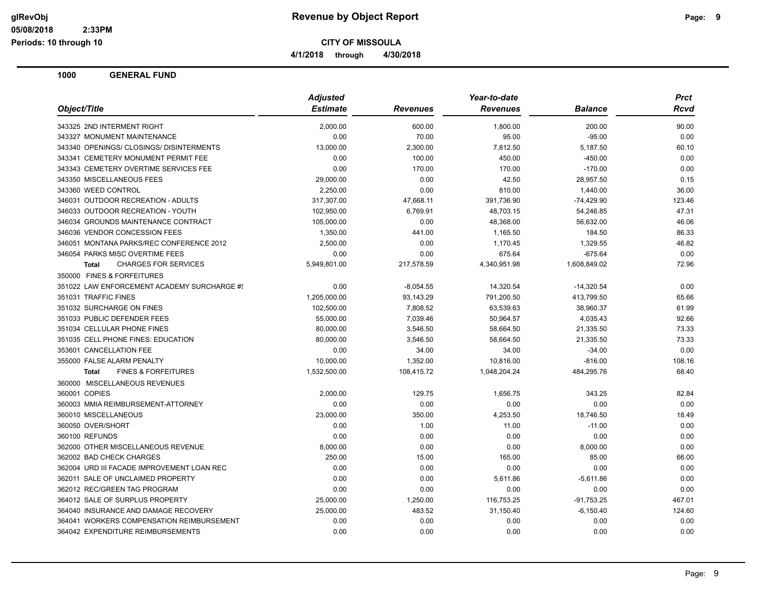# Revenue by Object Report

**CITY OF MISSOULA**

**4/1/2018 through 4/30/2018**

glRevObj
05/08/2018 2:33PM
Periods: 10 through 10

## 1000 GENERAL FUND

| Object/Title | Adjusted Estimate | Revenues | Year-to-date Revenues | Balance | Prct Rcvd |
|---|---|---|---|---|---|
| 343325 2ND INTERMENT RIGHT | 2,000.00 | 600.00 | 1,800.00 | 200.00 | 90.00 |
| 343327 MONUMENT MAINTENANCE | 0.00 | 70.00 | 95.00 | -95.00 | 0.00 |
| 343340 OPENINGS/ CLOSINGS/ DISINTERMENTS | 13,000.00 | 2,300.00 | 7,812.50 | 5,187.50 | 60.10 |
| 343341 CEMETERY MONUMENT PERMIT FEE | 0.00 | 100.00 | 450.00 | -450.00 | 0.00 |
| 343343 CEMETERY OVERTIME SERVICES FEE | 0.00 | 170.00 | 170.00 | -170.00 | 0.00 |
| 343350 MISCELLANEOUS FEES | 29,000.00 | 0.00 | 42.50 | 28,957.50 | 0.15 |
| 343360 WEED CONTROL | 2,250.00 | 0.00 | 810.00 | 1,440.00 | 36.00 |
| 346031 OUTDOOR RECREATION - ADULTS | 317,307.00 | 47,668.11 | 391,736.90 | -74,429.90 | 123.46 |
| 346033 OUTDOOR RECREATION - YOUTH | 102,950.00 | 6,769.91 | 48,703.15 | 54,246.85 | 47.31 |
| 346034 GROUNDS MAINTENANCE CONTRACT | 105,000.00 | 0.00 | 48,368.00 | 56,632.00 | 46.06 |
| 346036 VENDOR CONCESSION FEES | 1,350.00 | 441.00 | 1,165.50 | 184.50 | 86.33 |
| 346051 MONTANA PARKS/REC CONFERENCE 2012 | 2,500.00 | 0.00 | 1,170.45 | 1,329.55 | 46.82 |
| 346054 PARKS MISC OVERTIME FEES | 0.00 | 0.00 | 675.64 | -675.64 | 0.00 |
| **Total** CHARGES FOR SERVICES | 5,949,801.00 | 217,578.59 | 4,340,951.98 | 1,608,849.02 | 72.96 |
| 350000 FINES & FORFEITURES | | | | | |
| 351022 LAW ENFORCEMENT ACADEMY SURCHARGE #! | 0.00 | -8,054.55 | 14,320.54 | -14,320.54 | 0.00 |
| 351031 TRAFFIC FINES | 1,205,000.00 | 93,143.29 | 791,200.50 | 413,799.50 | 65.66 |
| 351032 SURCHARGE ON FINES | 102,500.00 | 7,808.52 | 63,539.63 | 38,960.37 | 61.99 |
| 351033 PUBLIC DEFENDER FEES | 55,000.00 | 7,039.46 | 50,964.57 | 4,035.43 | 92.66 |
| 351034 CELLULAR PHONE FINES | 80,000.00 | 3,546.50 | 58,664.50 | 21,335.50 | 73.33 |
| 351035 CELL PHONE FINES: EDUCATION | 80,000.00 | 3,546.50 | 58,664.50 | 21,335.50 | 73.33 |
| 353601 CANCELLATION FEE | 0.00 | 34.00 | 34.00 | -34.00 | 0.00 |
| 355000 FALSE ALARM PENALTY | 10,000.00 | 1,352.00 | 10,816.00 | -816.00 | 108.16 |
| **Total** FINES & FORFEITURES | 1,532,500.00 | 108,415.72 | 1,048,204.24 | 484,295.76 | 68.40 |
| 360000 MISCELLANEOUS REVENUES | | | | | |
| 360001 COPIES | 2,000.00 | 129.75 | 1,656.75 | 343.25 | 82.84 |
| 360003 MMIA REIMBURSEMENT-ATTORNEY | 0.00 | 0.00 | 0.00 | 0.00 | 0.00 |
| 360010 MISCELLANEOUS | 23,000.00 | 350.00 | 4,253.50 | 18,746.50 | 18.49 |
| 360050 OVER/SHORT | 0.00 | 1.00 | 11.00 | -11.00 | 0.00 |
| 360100 REFUNDS | 0.00 | 0.00 | 0.00 | 0.00 | 0.00 |
| 362000 OTHER MISCELLANEOUS REVENUE | 8,000.00 | 0.00 | 0.00 | 8,000.00 | 0.00 |
| 362002 BAD CHECK CHARGES | 250.00 | 15.00 | 165.00 | 85.00 | 66.00 |
| 362004 URD III FACADE IMPROVEMENT LOAN REC | 0.00 | 0.00 | 0.00 | 0.00 | 0.00 |
| 362011 SALE OF UNCLAIMED PROPERTY | 0.00 | 0.00 | 5,611.86 | -5,611.86 | 0.00 |
| 362012 REC/GREEN TAG PROGRAM | 0.00 | 0.00 | 0.00 | 0.00 | 0.00 |
| 364012 SALE OF SURPLUS PROPERTY | 25,000.00 | 1,250.00 | 116,753.25 | -91,753.25 | 467.01 |
| 364040 INSURANCE AND DAMAGE RECOVERY | 25,000.00 | 483.52 | 31,150.40 | -6,150.40 | 124.60 |
| 364041 WORKERS COMPENSATION REIMBURSEMENT | 0.00 | 0.00 | 0.00 | 0.00 | 0.00 |
| 364042 EXPENDITURE REIMBURSEMENTS | 0.00 | 0.00 | 0.00 | 0.00 | 0.00 |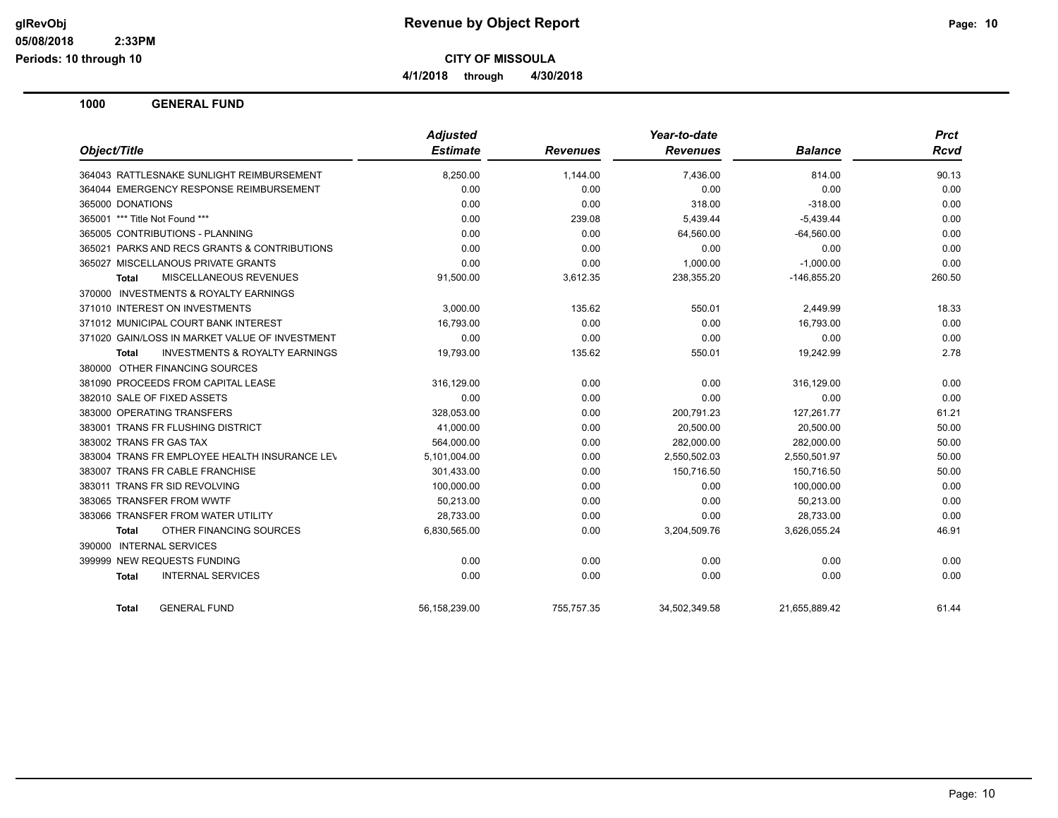# Revenue by Object Report

**CITY OF MISSOULA**

**4/1/2018 through 4/30/2018**

glRevObj
05/08/2018 2:33PM
Periods: 10 through 10

## 1000 GENERAL FUND

| Object/Title | Adjusted Estimate | Revenues | Year-to-date Revenues | Balance | Prct Rcvd |
|---|---|---|---|---|---|
| 364043 RATTLESNAKE SUNLIGHT REIMBURSEMENT | 8,250.00 | 1,144.00 | 7,436.00 | 814.00 | 90.13 |
| 364044 EMERGENCY RESPONSE REIMBURSEMENT | 0.00 | 0.00 | 0.00 | 0.00 | 0.00 |
| 365000 DONATIONS | 0.00 | 0.00 | 318.00 | -318.00 | 0.00 |
| 365001 *** Title Not Found *** | 0.00 | 239.08 | 5,439.44 | -5,439.44 | 0.00 |
| 365005 CONTRIBUTIONS - PLANNING | 0.00 | 0.00 | 64,560.00 | -64,560.00 | 0.00 |
| 365021 PARKS AND RECS GRANTS & CONTRIBUTIONS | 0.00 | 0.00 | 0.00 | 0.00 | 0.00 |
| 365027 MISCELLANOUS PRIVATE GRANTS | 0.00 | 0.00 | 1,000.00 | -1,000.00 | 0.00 |
| **Total** MISCELLANEOUS REVENUES | 91,500.00 | 3,612.35 | 238,355.20 | -146,855.20 | 260.50 |
| 370000 INVESTMENTS & ROYALTY EARNINGS | | | | | |
| 371010 INTEREST ON INVESTMENTS | 3,000.00 | 135.62 | 550.01 | 2,449.99 | 18.33 |
| 371012 MUNICIPAL COURT BANK INTEREST | 16,793.00 | 0.00 | 0.00 | 16,793.00 | 0.00 |
| 371020 GAIN/LOSS IN MARKET VALUE OF INVESTMENT | 0.00 | 0.00 | 0.00 | 0.00 | 0.00 |
| **Total** INVESTMENTS & ROYALTY EARNINGS | 19,793.00 | 135.62 | 550.01 | 19,242.99 | 2.78 |
| 380000 OTHER FINANCING SOURCES | | | | | |
| 381090 PROCEEDS FROM CAPITAL LEASE | 316,129.00 | 0.00 | 0.00 | 316,129.00 | 0.00 |
| 382010 SALE OF FIXED ASSETS | 0.00 | 0.00 | 0.00 | 0.00 | 0.00 |
| 383000 OPERATING TRANSFERS | 328,053.00 | 0.00 | 200,791.23 | 127,261.77 | 61.21 |
| 383001 TRANS FR FLUSHING DISTRICT | 41,000.00 | 0.00 | 20,500.00 | 20,500.00 | 50.00 |
| 383002 TRANS FR GAS TAX | 564,000.00 | 0.00 | 282,000.00 | 282,000.00 | 50.00 |
| 383004 TRANS FR EMPLOYEE HEALTH INSURANCE LEV | 5,101,004.00 | 0.00 | 2,550,502.03 | 2,550,501.97 | 50.00 |
| 383007 TRANS FR CABLE FRANCHISE | 301,433.00 | 0.00 | 150,716.50 | 150,716.50 | 50.00 |
| 383011 TRANS FR SID REVOLVING | 100,000.00 | 0.00 | 0.00 | 100,000.00 | 0.00 |
| 383065 TRANSFER FROM WWTF | 50,213.00 | 0.00 | 0.00 | 50,213.00 | 0.00 |
| 383066 TRANSFER FROM WATER UTILITY | 28,733.00 | 0.00 | 0.00 | 28,733.00 | 0.00 |
| **Total** OTHER FINANCING SOURCES | 6,830,565.00 | 0.00 | 3,204,509.76 | 3,626,055.24 | 46.91 |
| 390000 INTERNAL SERVICES | | | | | |
| 399999 NEW REQUESTS FUNDING | 0.00 | 0.00 | 0.00 | 0.00 | 0.00 |
| **Total** INTERNAL SERVICES | 0.00 | 0.00 | 0.00 | 0.00 | 0.00 |
| **Total** GENERAL FUND | 56,158,239.00 | 755,757.35 | 34,502,349.58 | 21,655,889.42 | 61.44 |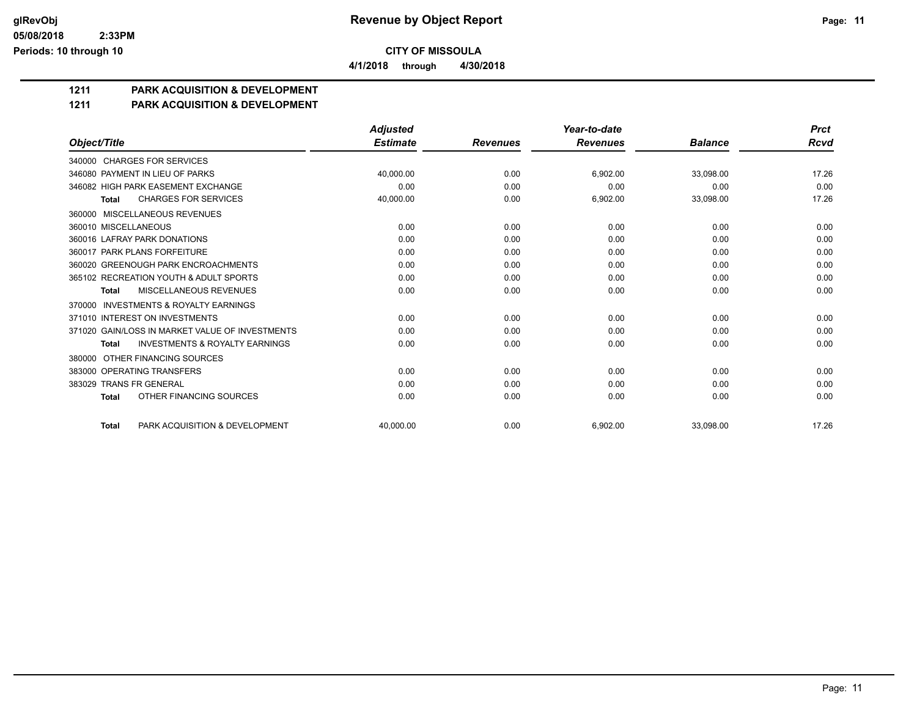# CITY OF MISSOULA

**Revenue by Object Report**

glRevObj
05/08/2018 2:33PM
Periods: 10 through 10

4/1/2018 through 4/30/2018

## 1211 PARK ACQUISITION & DEVELOPMENT

## 1211 PARK ACQUISITION & DEVELOPMENT

| Object/Title | Adjusted Estimate | Revenues | Year-to-date Revenues | Balance | Prct Rcvd |
|---|---|---|---|---|---|
| 340000 CHARGES FOR SERVICES | | | | | |
| 346080 PAYMENT IN LIEU OF PARKS | 40,000.00 | 0.00 | 6,902.00 | 33,098.00 | 17.26 |
| 346082 HIGH PARK EASEMENT EXCHANGE | 0.00 | 0.00 | 0.00 | 0.00 | 0.00 |
| **Total** CHARGES FOR SERVICES | 40,000.00 | 0.00 | 6,902.00 | 33,098.00 | 17.26 |
| 360000 MISCELLANEOUS REVENUES | | | | | |
| 360010 MISCELLANEOUS | 0.00 | 0.00 | 0.00 | 0.00 | 0.00 |
| 360016 LAFRAY PARK DONATIONS | 0.00 | 0.00 | 0.00 | 0.00 | 0.00 |
| 360017 PARK PLANS FORFEITURE | 0.00 | 0.00 | 0.00 | 0.00 | 0.00 |
| 360020 GREENOUGH PARK ENCROACHMENTS | 0.00 | 0.00 | 0.00 | 0.00 | 0.00 |
| 365102 RECREATION YOUTH & ADULT SPORTS | 0.00 | 0.00 | 0.00 | 0.00 | 0.00 |
| **Total** MISCELLANEOUS REVENUES | 0.00 | 0.00 | 0.00 | 0.00 | 0.00 |
| 370000 INVESTMENTS & ROYALTY EARNINGS | | | | | |
| 371010 INTEREST ON INVESTMENTS | 0.00 | 0.00 | 0.00 | 0.00 | 0.00 |
| 371020 GAIN/LOSS IN MARKET VALUE OF INVESTMENTS | 0.00 | 0.00 | 0.00 | 0.00 | 0.00 |
| **Total** INVESTMENTS & ROYALTY EARNINGS | 0.00 | 0.00 | 0.00 | 0.00 | 0.00 |
| 380000 OTHER FINANCING SOURCES | | | | | |
| 383000 OPERATING TRANSFERS | 0.00 | 0.00 | 0.00 | 0.00 | 0.00 |
| 383029 TRANS FR GENERAL | 0.00 | 0.00 | 0.00 | 0.00 | 0.00 |
| **Total** OTHER FINANCING SOURCES | 0.00 | 0.00 | 0.00 | 0.00 | 0.00 |
| **Total** PARK ACQUISITION & DEVELOPMENT | 40,000.00 | 0.00 | 6,902.00 | 33,098.00 | 17.26 |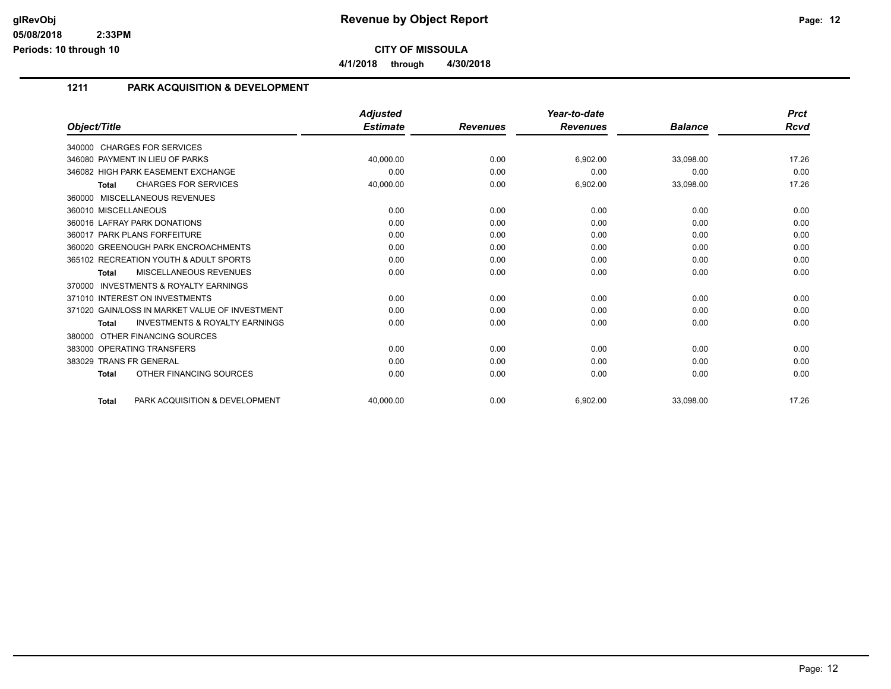# Revenue by Object Report

**CITY OF MISSOULA**

**4/1/2018 through 4/30/2018**

glRevObj
05/08/2018 2:33PM
Periods: 10 through 10

## 1211 PARK ACQUISITION & DEVELOPMENT

| Object/Title | Adjusted Estimate | Revenues | Year-to-date Revenues | Balance | Prct Rcvd |
|---|---|---|---|---|---|
| 340000 CHARGES FOR SERVICES | | | | | |
| 346080 PAYMENT IN LIEU OF PARKS | 40,000.00 | 0.00 | 6,902.00 | 33,098.00 | 17.26 |
| 346082 HIGH PARK EASEMENT EXCHANGE | 0.00 | 0.00 | 0.00 | 0.00 | 0.00 |
| **Total** CHARGES FOR SERVICES | 40,000.00 | 0.00 | 6,902.00 | 33,098.00 | 17.26 |
| 360000 MISCELLANEOUS REVENUES | | | | | |
| 360010 MISCELLANEOUS | 0.00 | 0.00 | 0.00 | 0.00 | 0.00 |
| 360016 LAFRAY PARK DONATIONS | 0.00 | 0.00 | 0.00 | 0.00 | 0.00 |
| 360017 PARK PLANS FORFEITURE | 0.00 | 0.00 | 0.00 | 0.00 | 0.00 |
| 360020 GREENOUGH PARK ENCROACHMENTS | 0.00 | 0.00 | 0.00 | 0.00 | 0.00 |
| 365102 RECREATION YOUTH & ADULT SPORTS | 0.00 | 0.00 | 0.00 | 0.00 | 0.00 |
| **Total** MISCELLANEOUS REVENUES | 0.00 | 0.00 | 0.00 | 0.00 | 0.00 |
| 370000 INVESTMENTS & ROYALTY EARNINGS | | | | | |
| 371010 INTEREST ON INVESTMENTS | 0.00 | 0.00 | 0.00 | 0.00 | 0.00 |
| 371020 GAIN/LOSS IN MARKET VALUE OF INVESTMENT | 0.00 | 0.00 | 0.00 | 0.00 | 0.00 |
| **Total** INVESTMENTS & ROYALTY EARNINGS | 0.00 | 0.00 | 0.00 | 0.00 | 0.00 |
| 380000 OTHER FINANCING SOURCES | | | | | |
| 383000 OPERATING TRANSFERS | 0.00 | 0.00 | 0.00 | 0.00 | 0.00 |
| 383029 TRANS FR GENERAL | 0.00 | 0.00 | 0.00 | 0.00 | 0.00 |
| **Total** OTHER FINANCING SOURCES | 0.00 | 0.00 | 0.00 | 0.00 | 0.00 |
| **Total** PARK ACQUISITION & DEVELOPMENT | 40,000.00 | 0.00 | 6,902.00 | 33,098.00 | 17.26 |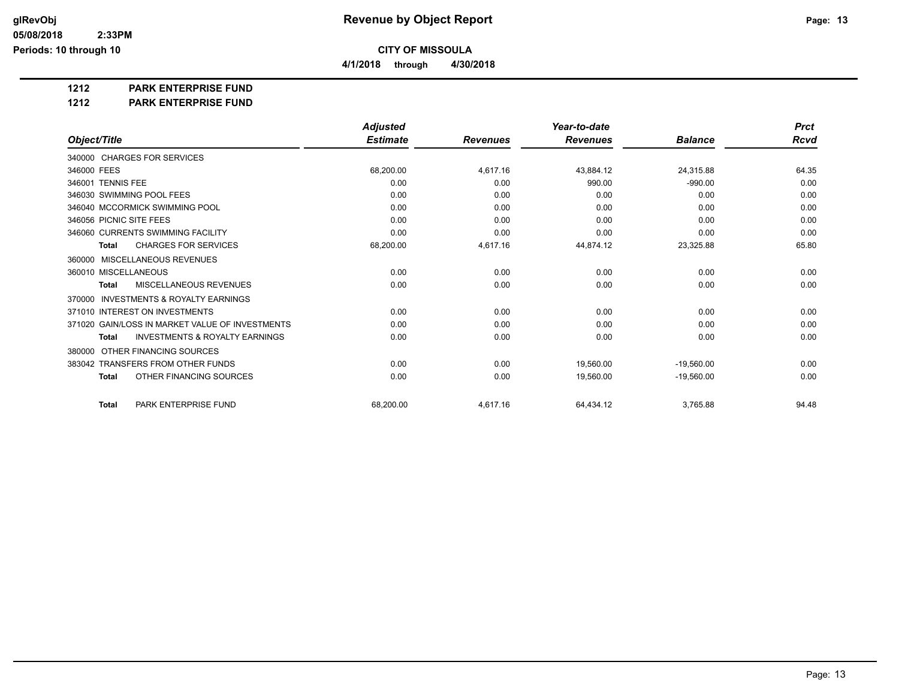**Revenue by Object Report**

**CITY OF MISSOULA**

**4/1/2018 through 4/30/2018**

glRevObj
05/08/2018 2:33PM
Periods: 10 through 10

**1212 PARK ENTERPRISE FUND**

**1212 PARK ENTERPRISE FUND**

| Object/Title | Adjusted Estimate | Revenues | Year-to-date Revenues | Balance | Prct Rcvd |
|---|---|---|---|---|---|
| 340000 CHARGES FOR SERVICES | | | | | |
| 346000 FEES | 68,200.00 | 4,617.16 | 43,884.12 | 24,315.88 | 64.35 |
| 346001 TENNIS FEE | 0.00 | 0.00 | 990.00 | -990.00 | 0.00 |
| 346030 SWIMMING POOL FEES | 0.00 | 0.00 | 0.00 | 0.00 | 0.00 |
| 346040 MCCORMICK SWIMMING POOL | 0.00 | 0.00 | 0.00 | 0.00 | 0.00 |
| 346056 PICNIC SITE FEES | 0.00 | 0.00 | 0.00 | 0.00 | 0.00 |
| 346060 CURRENTS SWIMMING FACILITY | 0.00 | 0.00 | 0.00 | 0.00 | 0.00 |
| **Total** CHARGES FOR SERVICES | 68,200.00 | 4,617.16 | 44,874.12 | 23,325.88 | 65.80 |
| 360000 MISCELLANEOUS REVENUES | | | | | |
| 360010 MISCELLANEOUS | 0.00 | 0.00 | 0.00 | 0.00 | 0.00 |
| **Total** MISCELLANEOUS REVENUES | 0.00 | 0.00 | 0.00 | 0.00 | 0.00 |
| 370000 INVESTMENTS & ROYALTY EARNINGS | | | | | |
| 371010 INTEREST ON INVESTMENTS | 0.00 | 0.00 | 0.00 | 0.00 | 0.00 |
| 371020 GAIN/LOSS IN MARKET VALUE OF INVESTMENTS | 0.00 | 0.00 | 0.00 | 0.00 | 0.00 |
| **Total** INVESTMENTS & ROYALTY EARNINGS | 0.00 | 0.00 | 0.00 | 0.00 | 0.00 |
| 380000 OTHER FINANCING SOURCES | | | | | |
| 383042 TRANSFERS FROM OTHER FUNDS | 0.00 | 0.00 | 19,560.00 | -19,560.00 | 0.00 |
| **Total** OTHER FINANCING SOURCES | 0.00 | 0.00 | 19,560.00 | -19,560.00 | 0.00 |
| **Total** PARK ENTERPRISE FUND | 68,200.00 | 4,617.16 | 64,434.12 | 3,765.88 | 94.48 |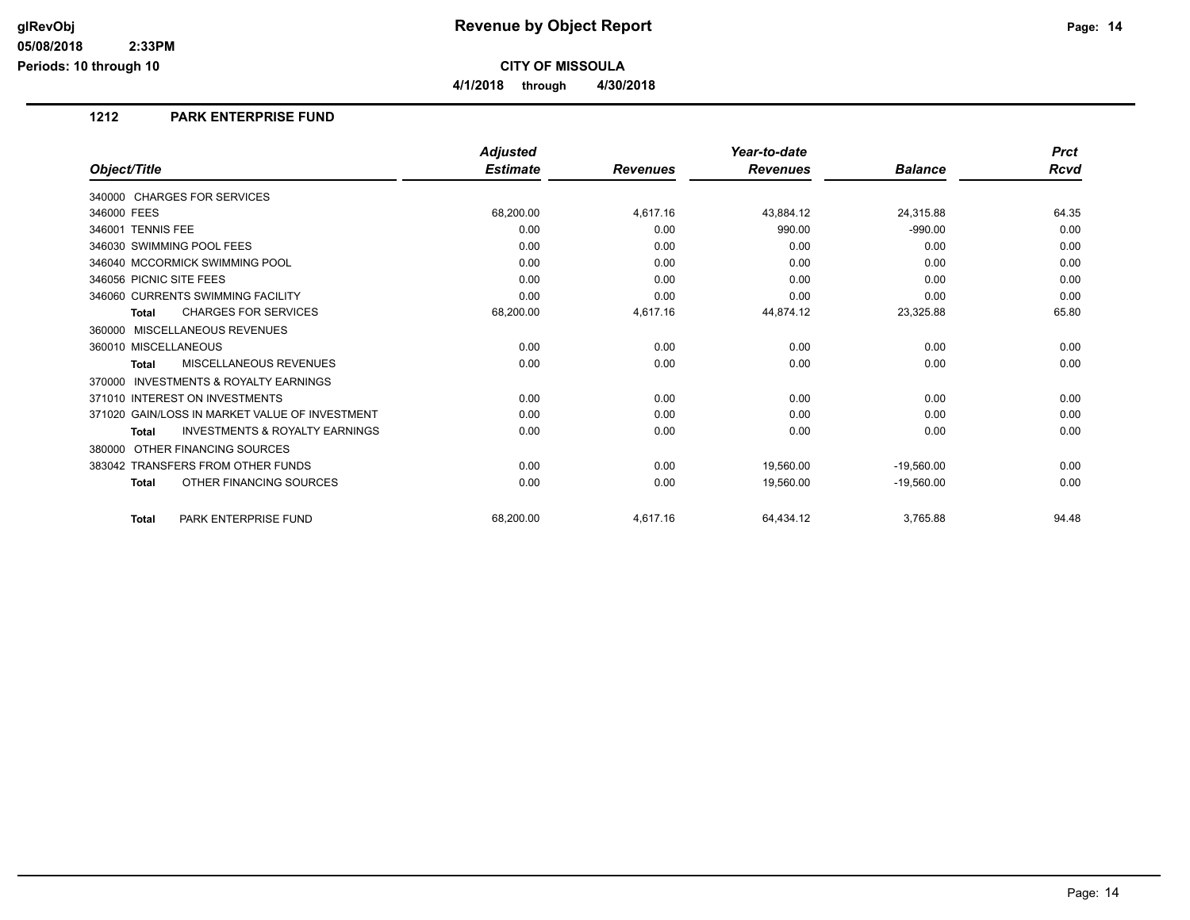# Revenue by Object Report

**CITY OF MISSOULA**

**4/1/2018 through 4/30/2018**

glRevObj
05/08/2018 2:33PM
Periods: 10 through 10

## 1212 PARK ENTERPRISE FUND

| Object/Title | Adjusted Estimate | Revenues | Year-to-date Revenues | Balance | Prct Rcvd |
|---|---|---|---|---|---|
| 340000 CHARGES FOR SERVICES | | | | | |
| 346000 FEES | 68,200.00 | 4,617.16 | 43,884.12 | 24,315.88 | 64.35 |
| 346001 TENNIS FEE | 0.00 | 0.00 | 990.00 | -990.00 | 0.00 |
| 346030 SWIMMING POOL FEES | 0.00 | 0.00 | 0.00 | 0.00 | 0.00 |
| 346040 MCCORMICK SWIMMING POOL | 0.00 | 0.00 | 0.00 | 0.00 | 0.00 |
| 346056 PICNIC SITE FEES | 0.00 | 0.00 | 0.00 | 0.00 | 0.00 |
| 346060 CURRENTS SWIMMING FACILITY | 0.00 | 0.00 | 0.00 | 0.00 | 0.00 |
| **Total** CHARGES FOR SERVICES | 68,200.00 | 4,617.16 | 44,874.12 | 23,325.88 | 65.80 |
| 360000 MISCELLANEOUS REVENUES | | | | | |
| 360010 MISCELLANEOUS | 0.00 | 0.00 | 0.00 | 0.00 | 0.00 |
| **Total** MISCELLANEOUS REVENUES | 0.00 | 0.00 | 0.00 | 0.00 | 0.00 |
| 370000 INVESTMENTS & ROYALTY EARNINGS | | | | | |
| 371010 INTEREST ON INVESTMENTS | 0.00 | 0.00 | 0.00 | 0.00 | 0.00 |
| 371020 GAIN/LOSS IN MARKET VALUE OF INVESTMENT | 0.00 | 0.00 | 0.00 | 0.00 | 0.00 |
| **Total** INVESTMENTS & ROYALTY EARNINGS | 0.00 | 0.00 | 0.00 | 0.00 | 0.00 |
| 380000 OTHER FINANCING SOURCES | | | | | |
| 383042 TRANSFERS FROM OTHER FUNDS | 0.00 | 0.00 | 19,560.00 | -19,560.00 | 0.00 |
| **Total** OTHER FINANCING SOURCES | 0.00 | 0.00 | 19,560.00 | -19,560.00 | 0.00 |
| **Total** PARK ENTERPRISE FUND | 68,200.00 | 4,617.16 | 64,434.12 | 3,765.88 | 94.48 |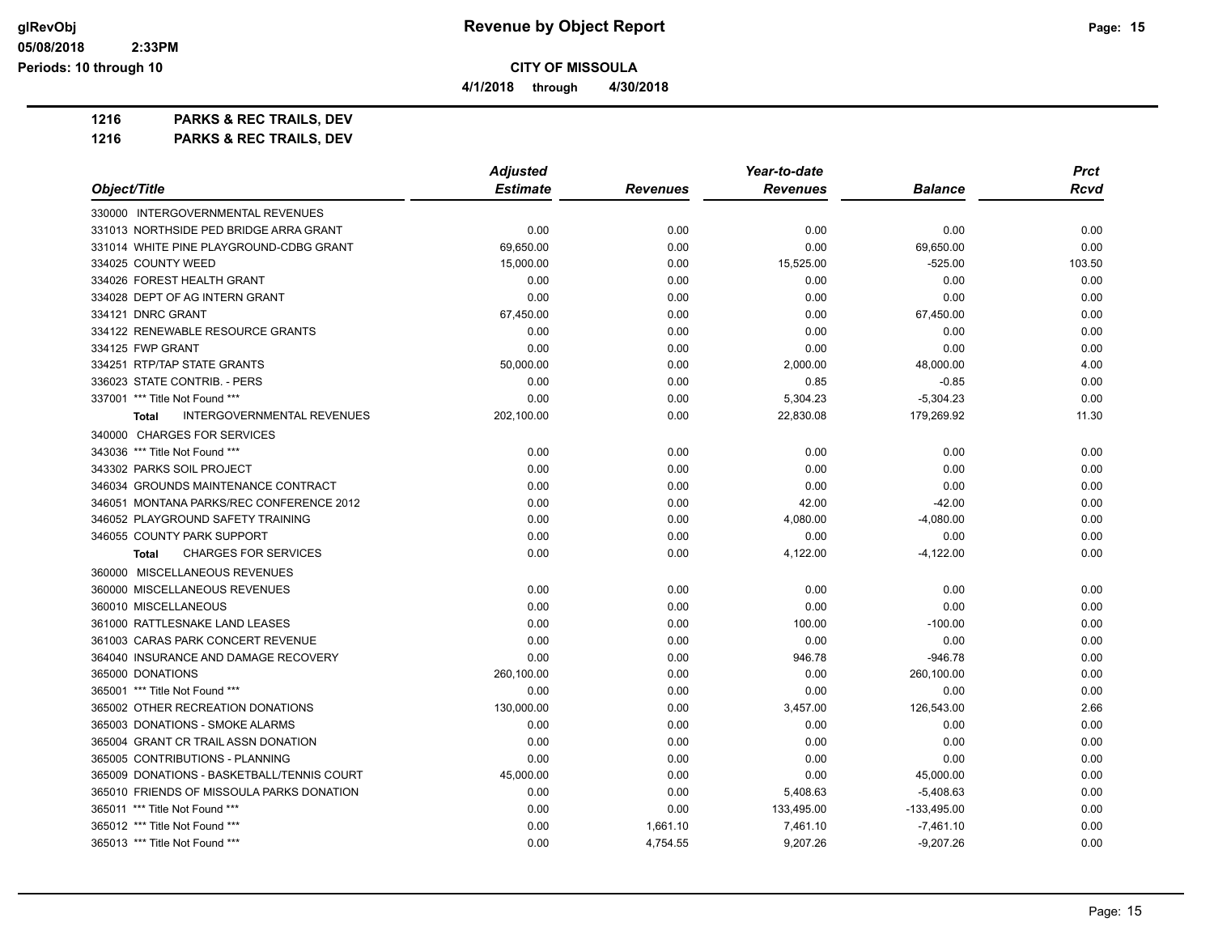# Revenue by Object Report

glRevObj
05/08/2018 2:33PM
Periods: 10 through 10

**CITY OF MISSOULA**

**4/1/2018 through 4/30/2018**

**1216 PARKS & REC TRAILS, DEV**

**1216 PARKS & REC TRAILS, DEV**

| Object/Title | Adjusted Estimate | Revenues | Year-to-date Revenues | Balance | Prct Rcvd |
|---|---|---|---|---|---|
| 330000 INTERGOVERNMENTAL REVENUES | | | | | |
| 331013 NORTHSIDE PED BRIDGE ARRA GRANT | 0.00 | 0.00 | 0.00 | 0.00 | 0.00 |
| 331014 WHITE PINE PLAYGROUND-CDBG GRANT | 69,650.00 | 0.00 | 0.00 | 69,650.00 | 0.00 |
| 334025 COUNTY WEED | 15,000.00 | 0.00 | 15,525.00 | -525.00 | 103.50 |
| 334026 FOREST HEALTH GRANT | 0.00 | 0.00 | 0.00 | 0.00 | 0.00 |
| 334028 DEPT OF AG INTERN GRANT | 0.00 | 0.00 | 0.00 | 0.00 | 0.00 |
| 334121 DNRC GRANT | 67,450.00 | 0.00 | 0.00 | 67,450.00 | 0.00 |
| 334122 RENEWABLE RESOURCE GRANTS | 0.00 | 0.00 | 0.00 | 0.00 | 0.00 |
| 334125 FWP GRANT | 0.00 | 0.00 | 0.00 | 0.00 | 0.00 |
| 334251 RTP/TAP STATE GRANTS | 50,000.00 | 0.00 | 2,000.00 | 48,000.00 | 4.00 |
| 336023 STATE CONTRIB. - PERS | 0.00 | 0.00 | 0.85 | -0.85 | 0.00 |
| 337001 *** Title Not Found *** | 0.00 | 0.00 | 5,304.23 | -5,304.23 | 0.00 |
| **Total** INTERGOVERNMENTAL REVENUES | 202,100.00 | 0.00 | 22,830.08 | 179,269.92 | 11.30 |
| 340000 CHARGES FOR SERVICES | | | | | |
| 343036 *** Title Not Found *** | 0.00 | 0.00 | 0.00 | 0.00 | 0.00 |
| 343302 PARKS SOIL PROJECT | 0.00 | 0.00 | 0.00 | 0.00 | 0.00 |
| 346034 GROUNDS MAINTENANCE CONTRACT | 0.00 | 0.00 | 0.00 | 0.00 | 0.00 |
| 346051 MONTANA PARKS/REC CONFERENCE 2012 | 0.00 | 0.00 | 42.00 | -42.00 | 0.00 |
| 346052 PLAYGROUND SAFETY TRAINING | 0.00 | 0.00 | 4,080.00 | -4,080.00 | 0.00 |
| 346055 COUNTY PARK SUPPORT | 0.00 | 0.00 | 0.00 | 0.00 | 0.00 |
| **Total** CHARGES FOR SERVICES | 0.00 | 0.00 | 4,122.00 | -4,122.00 | 0.00 |
| 360000 MISCELLANEOUS REVENUES | | | | | |
| 360000 MISCELLANEOUS REVENUES | 0.00 | 0.00 | 0.00 | 0.00 | 0.00 |
| 360010 MISCELLANEOUS | 0.00 | 0.00 | 0.00 | 0.00 | 0.00 |
| 361000 RATTLESNAKE LAND LEASES | 0.00 | 0.00 | 100.00 | -100.00 | 0.00 |
| 361003 CARAS PARK CONCERT REVENUE | 0.00 | 0.00 | 0.00 | 0.00 | 0.00 |
| 364040 INSURANCE AND DAMAGE RECOVERY | 0.00 | 0.00 | 946.78 | -946.78 | 0.00 |
| 365000 DONATIONS | 260,100.00 | 0.00 | 0.00 | 260,100.00 | 0.00 |
| 365001 *** Title Not Found *** | 0.00 | 0.00 | 0.00 | 0.00 | 0.00 |
| 365002 OTHER RECREATION DONATIONS | 130,000.00 | 0.00 | 3,457.00 | 126,543.00 | 2.66 |
| 365003 DONATIONS - SMOKE ALARMS | 0.00 | 0.00 | 0.00 | 0.00 | 0.00 |
| 365004 GRANT CR TRAIL ASSN DONATION | 0.00 | 0.00 | 0.00 | 0.00 | 0.00 |
| 365005 CONTRIBUTIONS - PLANNING | 0.00 | 0.00 | 0.00 | 0.00 | 0.00 |
| 365009 DONATIONS - BASKETBALL/TENNIS COURT | 45,000.00 | 0.00 | 0.00 | 45,000.00 | 0.00 |
| 365010 FRIENDS OF MISSOULA PARKS DONATION | 0.00 | 0.00 | 5,408.63 | -5,408.63 | 0.00 |
| 365011 *** Title Not Found *** | 0.00 | 0.00 | 133,495.00 | -133,495.00 | 0.00 |
| 365012 *** Title Not Found *** | 0.00 | 1,661.10 | 7,461.10 | -7,461.10 | 0.00 |
| 365013 *** Title Not Found *** | 0.00 | 4,754.55 | 9,207.26 | -9,207.26 | 0.00 |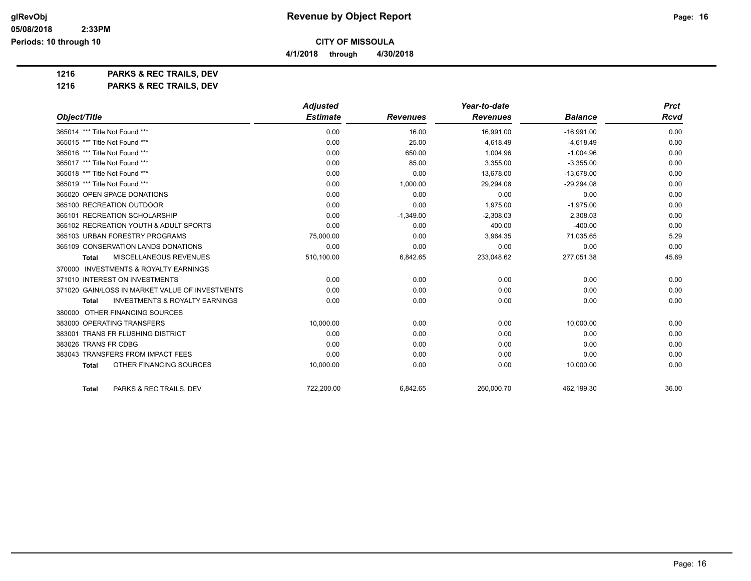**Revenue by Object Report**

**CITY OF MISSOULA**

**4/1/2018 through 4/30/2018**

glRevObj
05/08/2018 2:33PM
Periods: 10 through 10

## 1216 PARKS & REC TRAILS, DEV

### 1216 PARKS & REC TRAILS, DEV

| Object/Title | Adjusted Estimate | Revenues | Year-to-date Revenues | Balance | Prct Rcvd |
|---|---|---|---|---|---|
| 365014 *** Title Not Found *** | 0.00 | 16.00 | 16,991.00 | -16,991.00 | 0.00 |
| 365015 *** Title Not Found *** | 0.00 | 25.00 | 4,618.49 | -4,618.49 | 0.00 |
| 365016 *** Title Not Found *** | 0.00 | 650.00 | 1,004.96 | -1,004.96 | 0.00 |
| 365017 *** Title Not Found *** | 0.00 | 85.00 | 3,355.00 | -3,355.00 | 0.00 |
| 365018 *** Title Not Found *** | 0.00 | 0.00 | 13,678.00 | -13,678.00 | 0.00 |
| 365019 *** Title Not Found *** | 0.00 | 1,000.00 | 29,294.08 | -29,294.08 | 0.00 |
| 365020 OPEN SPACE DONATIONS | 0.00 | 0.00 | 0.00 | 0.00 | 0.00 |
| 365100 RECREATION OUTDOOR | 0.00 | 0.00 | 1,975.00 | -1,975.00 | 0.00 |
| 365101 RECREATION SCHOLARSHIP | 0.00 | -1,349.00 | -2,308.03 | 2,308.03 | 0.00 |
| 365102 RECREATION YOUTH & ADULT SPORTS | 0.00 | 0.00 | 400.00 | -400.00 | 0.00 |
| 365103 URBAN FORESTRY PROGRAMS | 75,000.00 | 0.00 | 3,964.35 | 71,035.65 | 5.29 |
| 365109 CONSERVATION LANDS DONATIONS | 0.00 | 0.00 | 0.00 | 0.00 | 0.00 |
| **Total** MISCELLANEOUS REVENUES | 510,100.00 | 6,842.65 | 233,048.62 | 277,051.38 | 45.69 |
| 370000 INVESTMENTS & ROYALTY EARNINGS | | | | | |
| 371010 INTEREST ON INVESTMENTS | 0.00 | 0.00 | 0.00 | 0.00 | 0.00 |
| 371020 GAIN/LOSS IN MARKET VALUE OF INVESTMENTS | 0.00 | 0.00 | 0.00 | 0.00 | 0.00 |
| **Total** INVESTMENTS & ROYALTY EARNINGS | 0.00 | 0.00 | 0.00 | 0.00 | 0.00 |
| 380000 OTHER FINANCING SOURCES | | | | | |
| 383000 OPERATING TRANSFERS | 10,000.00 | 0.00 | 0.00 | 10,000.00 | 0.00 |
| 383001 TRANS FR FLUSHING DISTRICT | 0.00 | 0.00 | 0.00 | 0.00 | 0.00 |
| 383026 TRANS FR CDBG | 0.00 | 0.00 | 0.00 | 0.00 | 0.00 |
| 383043 TRANSFERS FROM IMPACT FEES | 0.00 | 0.00 | 0.00 | 0.00 | 0.00 |
| **Total** OTHER FINANCING SOURCES | 10,000.00 | 0.00 | 0.00 | 10,000.00 | 0.00 |
| **Total** PARKS & REC TRAILS, DEV | 722,200.00 | 6,842.65 | 260,000.70 | 462,199.30 | 36.00 |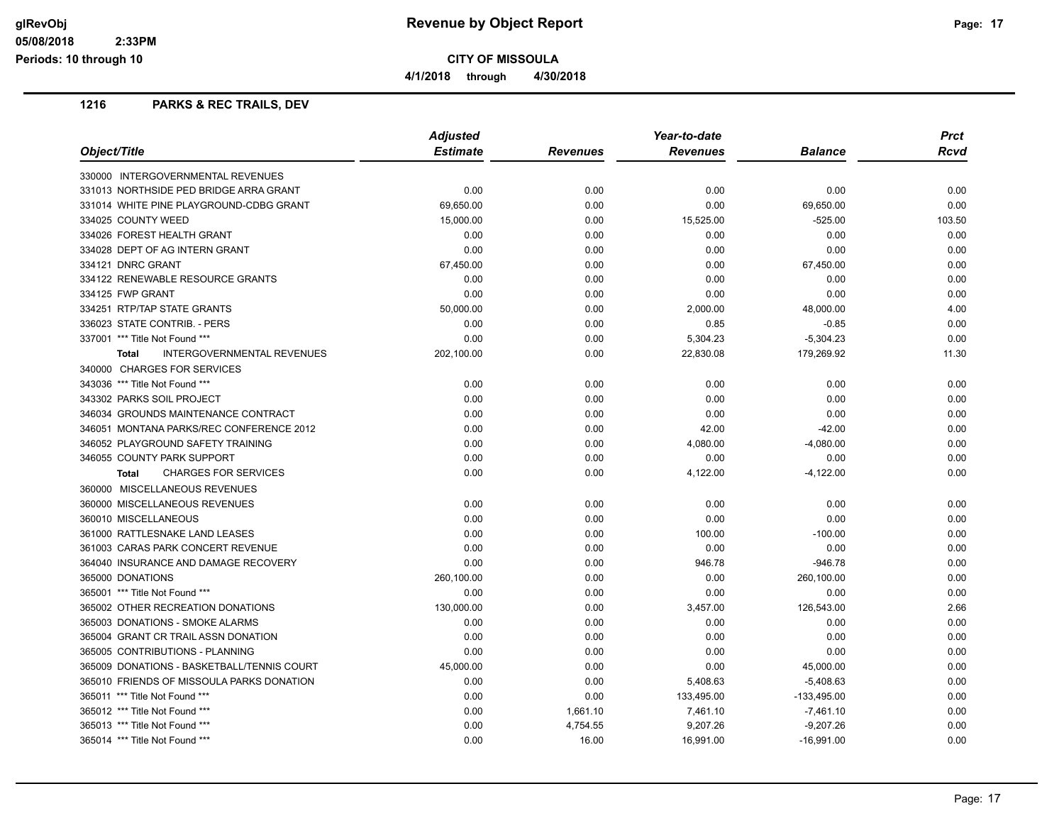# Revenue by Object Report

glRevObj
05/08/2018 2:33PM
Periods: 10 through 10

**CITY OF MISSOULA**

**4/1/2018 through 4/30/2018**

## 1216 PARKS & REC TRAILS, DEV

| Object/Title | Adjusted Estimate | Revenues | Year-to-date Revenues | Balance | Prct Rcvd |
|---|---|---|---|---|---|
| 330000 INTERGOVERNMENTAL REVENUES | | | | | |
| 331013 NORTHSIDE PED BRIDGE ARRA GRANT | 0.00 | 0.00 | 0.00 | 0.00 | 0.00 |
| 331014 WHITE PINE PLAYGROUND-CDBG GRANT | 69,650.00 | 0.00 | 0.00 | 69,650.00 | 0.00 |
| 334025 COUNTY WEED | 15,000.00 | 0.00 | 15,525.00 | -525.00 | 103.50 |
| 334026 FOREST HEALTH GRANT | 0.00 | 0.00 | 0.00 | 0.00 | 0.00 |
| 334028 DEPT OF AG INTERN GRANT | 0.00 | 0.00 | 0.00 | 0.00 | 0.00 |
| 334121 DNRC GRANT | 67,450.00 | 0.00 | 0.00 | 67,450.00 | 0.00 |
| 334122 RENEWABLE RESOURCE GRANTS | 0.00 | 0.00 | 0.00 | 0.00 | 0.00 |
| 334125 FWP GRANT | 0.00 | 0.00 | 0.00 | 0.00 | 0.00 |
| 334251 RTP/TAP STATE GRANTS | 50,000.00 | 0.00 | 2,000.00 | 48,000.00 | 4.00 |
| 336023 STATE CONTRIB. - PERS | 0.00 | 0.00 | 0.85 | -0.85 | 0.00 |
| 337001 *** Title Not Found *** | 0.00 | 0.00 | 5,304.23 | -5,304.23 | 0.00 |
| **Total** INTERGOVERNMENTAL REVENUES | 202,100.00 | 0.00 | 22,830.08 | 179,269.92 | 11.30 |
| 340000 CHARGES FOR SERVICES | | | | | |
| 343036 *** Title Not Found *** | 0.00 | 0.00 | 0.00 | 0.00 | 0.00 |
| 343302 PARKS SOIL PROJECT | 0.00 | 0.00 | 0.00 | 0.00 | 0.00 |
| 346034 GROUNDS MAINTENANCE CONTRACT | 0.00 | 0.00 | 0.00 | 0.00 | 0.00 |
| 346051 MONTANA PARKS/REC CONFERENCE 2012 | 0.00 | 0.00 | 42.00 | -42.00 | 0.00 |
| 346052 PLAYGROUND SAFETY TRAINING | 0.00 | 0.00 | 4,080.00 | -4,080.00 | 0.00 |
| 346055 COUNTY PARK SUPPORT | 0.00 | 0.00 | 0.00 | 0.00 | 0.00 |
| **Total** CHARGES FOR SERVICES | 0.00 | 0.00 | 4,122.00 | -4,122.00 | 0.00 |
| 360000 MISCELLANEOUS REVENUES | | | | | |
| 360000 MISCELLANEOUS REVENUES | 0.00 | 0.00 | 0.00 | 0.00 | 0.00 |
| 360010 MISCELLANEOUS | 0.00 | 0.00 | 0.00 | 0.00 | 0.00 |
| 361000 RATTLESNAKE LAND LEASES | 0.00 | 0.00 | 100.00 | -100.00 | 0.00 |
| 361003 CARAS PARK CONCERT REVENUE | 0.00 | 0.00 | 0.00 | 0.00 | 0.00 |
| 364040 INSURANCE AND DAMAGE RECOVERY | 0.00 | 0.00 | 946.78 | -946.78 | 0.00 |
| 365000 DONATIONS | 260,100.00 | 0.00 | 0.00 | 260,100.00 | 0.00 |
| 365001 *** Title Not Found *** | 0.00 | 0.00 | 0.00 | 0.00 | 0.00 |
| 365002 OTHER RECREATION DONATIONS | 130,000.00 | 0.00 | 3,457.00 | 126,543.00 | 2.66 |
| 365003 DONATIONS - SMOKE ALARMS | 0.00 | 0.00 | 0.00 | 0.00 | 0.00 |
| 365004 GRANT CR TRAIL ASSN DONATION | 0.00 | 0.00 | 0.00 | 0.00 | 0.00 |
| 365005 CONTRIBUTIONS - PLANNING | 0.00 | 0.00 | 0.00 | 0.00 | 0.00 |
| 365009 DONATIONS - BASKETBALL/TENNIS COURT | 45,000.00 | 0.00 | 0.00 | 45,000.00 | 0.00 |
| 365010 FRIENDS OF MISSOULA PARKS DONATION | 0.00 | 0.00 | 5,408.63 | -5,408.63 | 0.00 |
| 365011 *** Title Not Found *** | 0.00 | 0.00 | 133,495.00 | -133,495.00 | 0.00 |
| 365012 *** Title Not Found *** | 0.00 | 1,661.10 | 7,461.10 | -7,461.10 | 0.00 |
| 365013 *** Title Not Found *** | 0.00 | 4,754.55 | 9,207.26 | -9,207.26 | 0.00 |
| 365014 *** Title Not Found *** | 0.00 | 16.00 | 16,991.00 | -16,991.00 | 0.00 |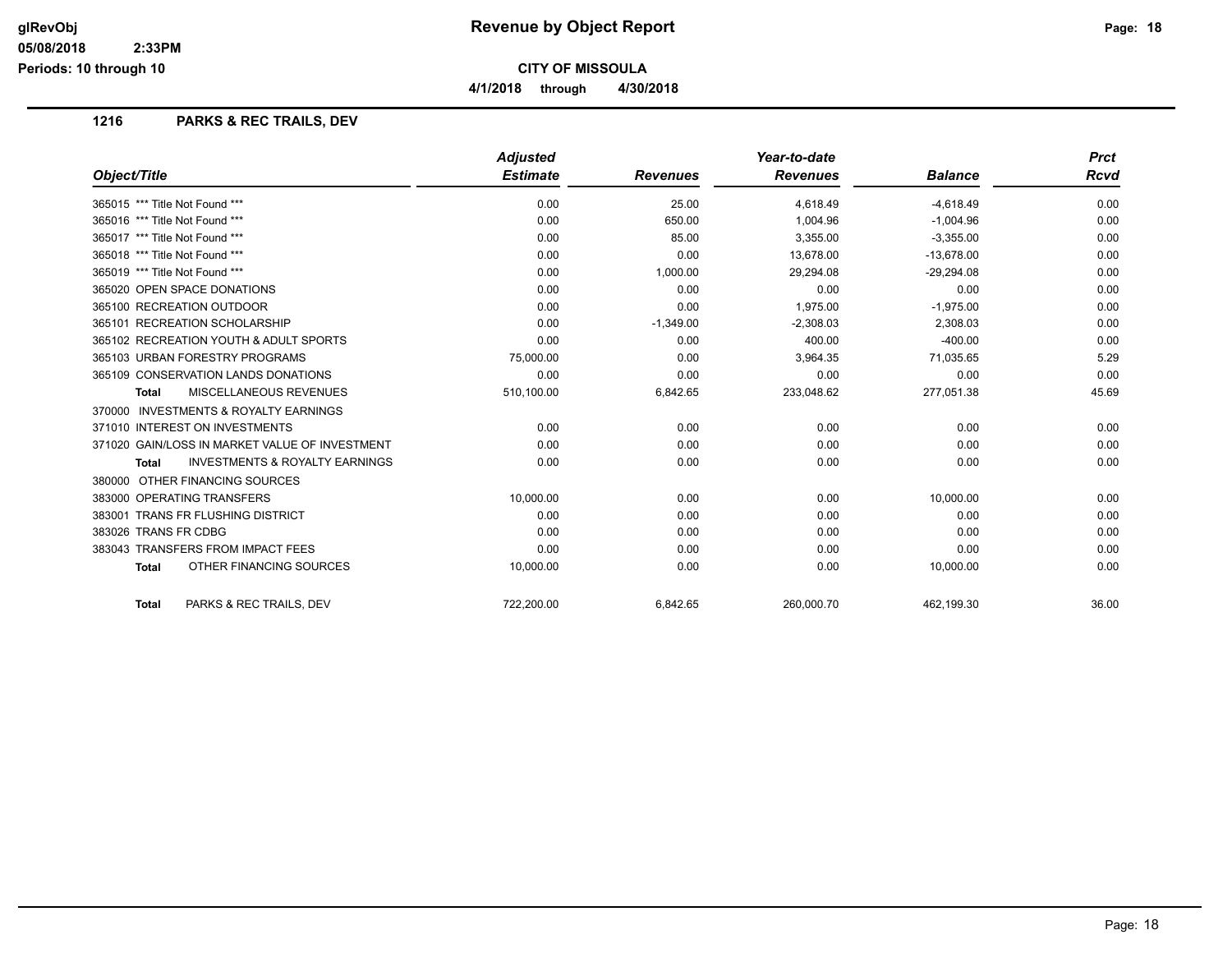**CITY OF MISSOULA**

**4/1/2018 through 4/30/2018**

## 1216 PARKS & REC TRAILS, DEV

| Object/Title | Adjusted Estimate | Revenues | Year-to-date Revenues | Balance | Prct Rcvd |
|---|---|---|---|---|---|
| 365015 *** Title Not Found *** | 0.00 | 25.00 | 4,618.49 | -4,618.49 | 0.00 |
| 365016 *** Title Not Found *** | 0.00 | 650.00 | 1,004.96 | -1,004.96 | 0.00 |
| 365017 *** Title Not Found *** | 0.00 | 85.00 | 3,355.00 | -3,355.00 | 0.00 |
| 365018 *** Title Not Found *** | 0.00 | 0.00 | 13,678.00 | -13,678.00 | 0.00 |
| 365019 *** Title Not Found *** | 0.00 | 1,000.00 | 29,294.08 | -29,294.08 | 0.00 |
| 365020 OPEN SPACE DONATIONS | 0.00 | 0.00 | 0.00 | 0.00 | 0.00 |
| 365100 RECREATION OUTDOOR | 0.00 | 0.00 | 1,975.00 | -1,975.00 | 0.00 |
| 365101 RECREATION SCHOLARSHIP | 0.00 | -1,349.00 | -2,308.03 | 2,308.03 | 0.00 |
| 365102 RECREATION YOUTH & ADULT SPORTS | 0.00 | 0.00 | 400.00 | -400.00 | 0.00 |
| 365103 URBAN FORESTRY PROGRAMS | 75,000.00 | 0.00 | 3,964.35 | 71,035.65 | 5.29 |
| 365109 CONSERVATION LANDS DONATIONS | 0.00 | 0.00 | 0.00 | 0.00 | 0.00 |
| **Total** MISCELLANEOUS REVENUES | 510,100.00 | 6,842.65 | 233,048.62 | 277,051.38 | 45.69 |
| 370000 INVESTMENTS & ROYALTY EARNINGS | | | | | |
| 371010 INTEREST ON INVESTMENTS | 0.00 | 0.00 | 0.00 | 0.00 | 0.00 |
| 371020 GAIN/LOSS IN MARKET VALUE OF INVESTMENT | 0.00 | 0.00 | 0.00 | 0.00 | 0.00 |
| **Total** INVESTMENTS & ROYALTY EARNINGS | 0.00 | 0.00 | 0.00 | 0.00 | 0.00 |
| 380000 OTHER FINANCING SOURCES | | | | | |
| 383000 OPERATING TRANSFERS | 10,000.00 | 0.00 | 0.00 | 10,000.00 | 0.00 |
| 383001 TRANS FR FLUSHING DISTRICT | 0.00 | 0.00 | 0.00 | 0.00 | 0.00 |
| 383026 TRANS FR CDBG | 0.00 | 0.00 | 0.00 | 0.00 | 0.00 |
| 383043 TRANSFERS FROM IMPACT FEES | 0.00 | 0.00 | 0.00 | 0.00 | 0.00 |
| **Total** OTHER FINANCING SOURCES | 10,000.00 | 0.00 | 0.00 | 10,000.00 | 0.00 |
| **Total** PARKS & REC TRAILS, DEV | 722,200.00 | 6,842.65 | 260,000.70 | 462,199.30 | 36.00 |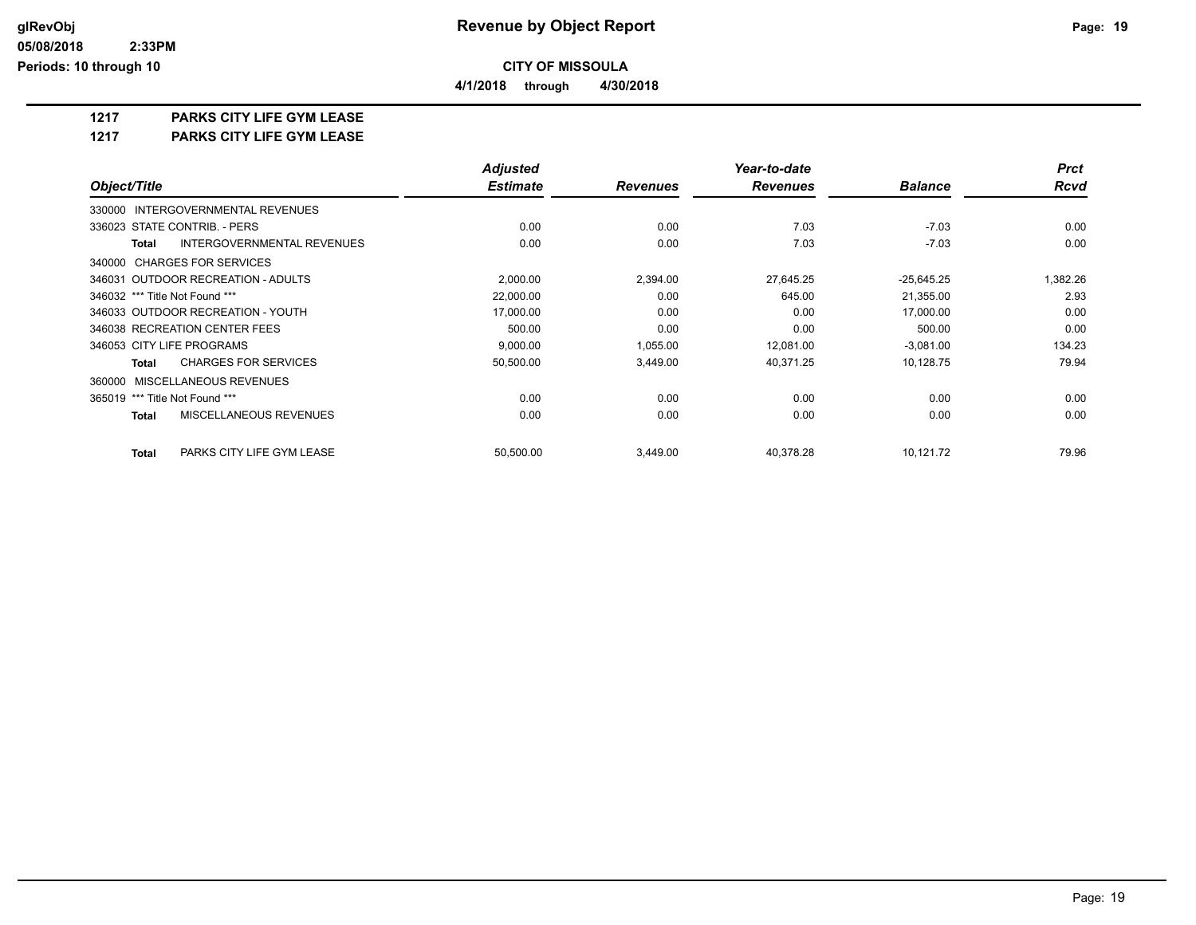# Revenue by Object Report

**CITY OF MISSOULA**

**4/1/2018 through 4/30/2018**

glRevObj
05/08/2018 2:33PM
Periods: 10 through 10

## 1217 PARKS CITY LIFE GYM LEASE

### 1217 PARKS CITY LIFE GYM LEASE

| Object/Title | Adjusted Estimate | Revenues | Year-to-date Revenues | Balance | Prct Rcvd |
|---|---|---|---|---|---|
| 330000 INTERGOVERNMENTAL REVENUES | | | | | |
| 336023 STATE CONTRIB. - PERS | 0.00 | 0.00 | 7.03 | -7.03 | 0.00 |
| **Total** INTERGOVERNMENTAL REVENUES | 0.00 | 0.00 | 7.03 | -7.03 | 0.00 |
| 340000 CHARGES FOR SERVICES | | | | | |
| 346031 OUTDOOR RECREATION - ADULTS | 2,000.00 | 2,394.00 | 27,645.25 | -25,645.25 | 1,382.26 |
| 346032 *** Title Not Found *** | 22,000.00 | 0.00 | 645.00 | 21,355.00 | 2.93 |
| 346033 OUTDOOR RECREATION - YOUTH | 17,000.00 | 0.00 | 0.00 | 17,000.00 | 0.00 |
| 346038 RECREATION CENTER FEES | 500.00 | 0.00 | 0.00 | 500.00 | 0.00 |
| 346053 CITY LIFE PROGRAMS | 9,000.00 | 1,055.00 | 12,081.00 | -3,081.00 | 134.23 |
| **Total** CHARGES FOR SERVICES | 50,500.00 | 3,449.00 | 40,371.25 | 10,128.75 | 79.94 |
| 360000 MISCELLANEOUS REVENUES | | | | | |
| 365019 *** Title Not Found *** | 0.00 | 0.00 | 0.00 | 0.00 | 0.00 |
| **Total** MISCELLANEOUS REVENUES | 0.00 | 0.00 | 0.00 | 0.00 | 0.00 |
| **Total** PARKS CITY LIFE GYM LEASE | 50,500.00 | 3,449.00 | 40,378.28 | 10,121.72 | 79.96 |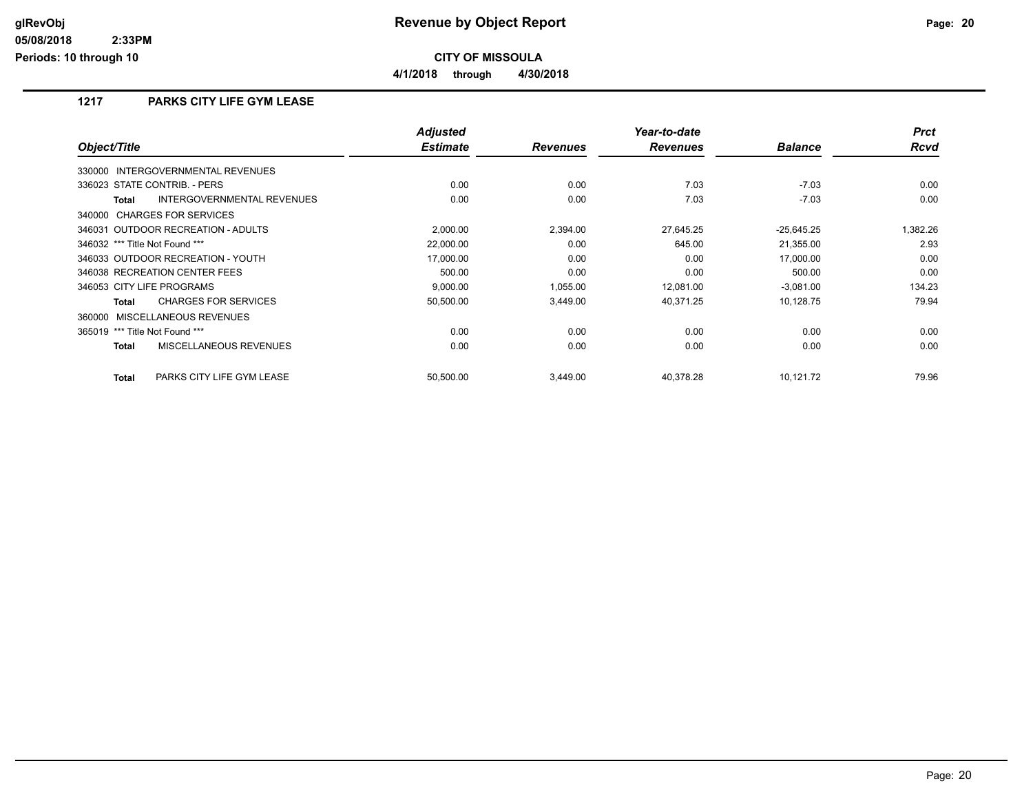# Revenue by Object Report

**CITY OF MISSOULA**

**4/1/2018 through 4/30/2018**

glRevObj
05/08/2018 2:33PM
Periods: 10 through 10

## 1217 PARKS CITY LIFE GYM LEASE

| Object/Title | Adjusted Estimate | Revenues | Year-to-date Revenues | Balance | Prct Rcvd |
|---|---|---|---|---|---|
| 330000 INTERGOVERNMENTAL REVENUES | | | | | |
| 336023 STATE CONTRIB. - PERS | 0.00 | 0.00 | 7.03 | -7.03 | 0.00 |
| **Total** INTERGOVERNMENTAL REVENUES | 0.00 | 0.00 | 7.03 | -7.03 | 0.00 |
| 340000 CHARGES FOR SERVICES | | | | | |
| 346031 OUTDOOR RECREATION - ADULTS | 2,000.00 | 2,394.00 | 27,645.25 | -25,645.25 | 1,382.26 |
| 346032 *** Title Not Found *** | 22,000.00 | 0.00 | 645.00 | 21,355.00 | 2.93 |
| 346033 OUTDOOR RECREATION - YOUTH | 17,000.00 | 0.00 | 0.00 | 17,000.00 | 0.00 |
| 346038 RECREATION CENTER FEES | 500.00 | 0.00 | 0.00 | 500.00 | 0.00 |
| 346053 CITY LIFE PROGRAMS | 9,000.00 | 1,055.00 | 12,081.00 | -3,081.00 | 134.23 |
| **Total** CHARGES FOR SERVICES | 50,500.00 | 3,449.00 | 40,371.25 | 10,128.75 | 79.94 |
| 360000 MISCELLANEOUS REVENUES | | | | | |
| 365019 *** Title Not Found *** | 0.00 | 0.00 | 0.00 | 0.00 | 0.00 |
| **Total** MISCELLANEOUS REVENUES | 0.00 | 0.00 | 0.00 | 0.00 | 0.00 |
| **Total** PARKS CITY LIFE GYM LEASE | 50,500.00 | 3,449.00 | 40,378.28 | 10,121.72 | 79.96 |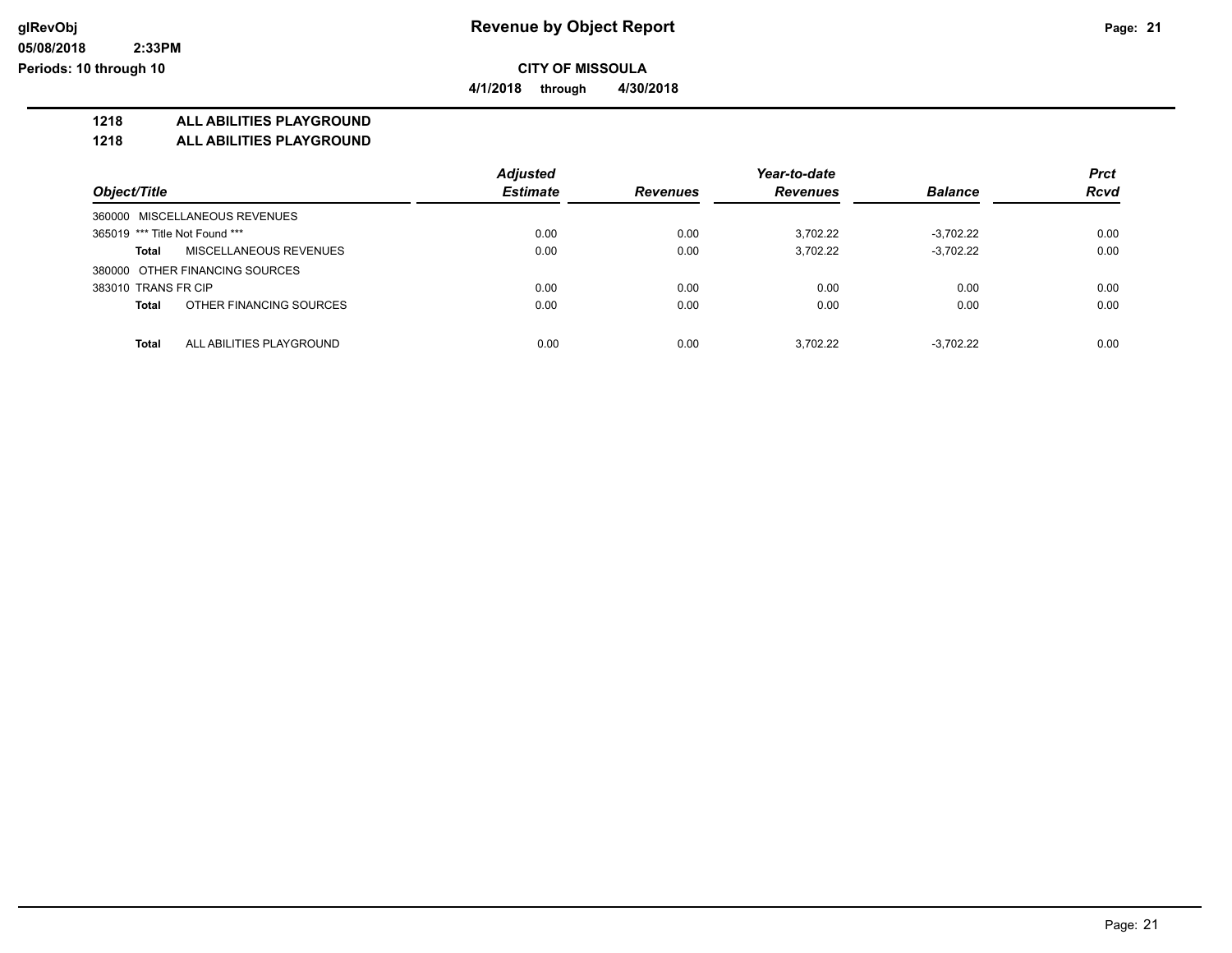**CITY OF MISSOULA**

**4/1/2018 through 4/30/2018**

**1218 ALL ABILITIES PLAYGROUND**

**1218 ALL ABILITIES PLAYGROUND**

| Object/Title | Adjusted Estimate | Revenues | Year-to-date Revenues | Balance | Prct Rcvd |
|---|---|---|---|---|---|
| 360000 MISCELLANEOUS REVENUES | | | | | |
| 365019 *** Title Not Found *** | 0.00 | 0.00 | 3,702.22 | -3,702.22 | 0.00 |
| **Total** MISCELLANEOUS REVENUES | 0.00 | 0.00 | 3,702.22 | -3,702.22 | 0.00 |
| 380000 OTHER FINANCING SOURCES | | | | | |
| 383010 TRANS FR CIP | 0.00 | 0.00 | 0.00 | 0.00 | 0.00 |
| **Total** OTHER FINANCING SOURCES | 0.00 | 0.00 | 0.00 | 0.00 | 0.00 |
| **Total** ALL ABILITIES PLAYGROUND | 0.00 | 0.00 | 3,702.22 | -3,702.22 | 0.00 |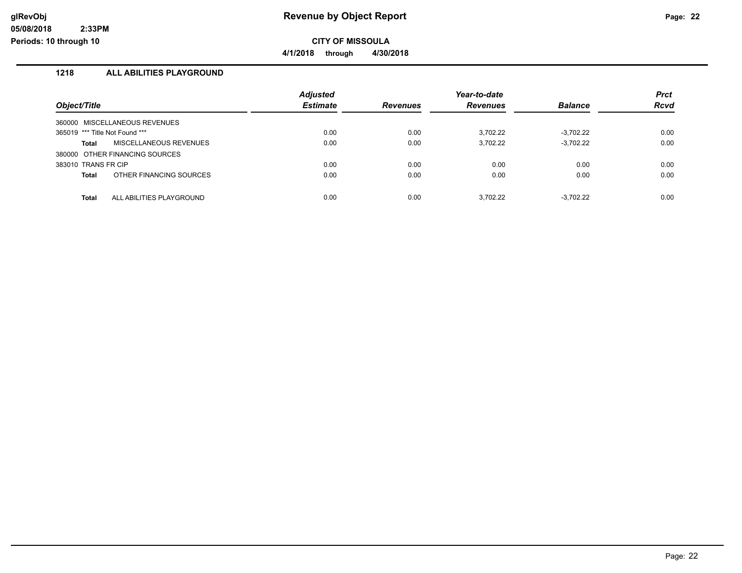**glRevObj**
**05/08/2018 2:33PM**
**Periods: 10 through 10**

# Revenue by Object Report

**CITY OF MISSOULA**

**4/1/2018 through 4/30/2018**

## 1218 ALL ABILITIES PLAYGROUND

| Object/Title | Adjusted Estimate | Revenues | Year-to-date Revenues | Balance | Prct Rcvd |
|---|---|---|---|---|---|
| 360000 MISCELLANEOUS REVENUES | | | | | |
| 365019 *** Title Not Found *** | 0.00 | 0.00 | 3,702.22 | -3,702.22 | 0.00 |
| **Total** MISCELLANEOUS REVENUES | 0.00 | 0.00 | 3,702.22 | -3,702.22 | 0.00 |
| 380000 OTHER FINANCING SOURCES | | | | | |
| 383010 TRANS FR CIP | 0.00 | 0.00 | 0.00 | 0.00 | 0.00 |
| **Total** OTHER FINANCING SOURCES | 0.00 | 0.00 | 0.00 | 0.00 | 0.00 |
| **Total** ALL ABILITIES PLAYGROUND | 0.00 | 0.00 | 3,702.22 | -3,702.22 | 0.00 |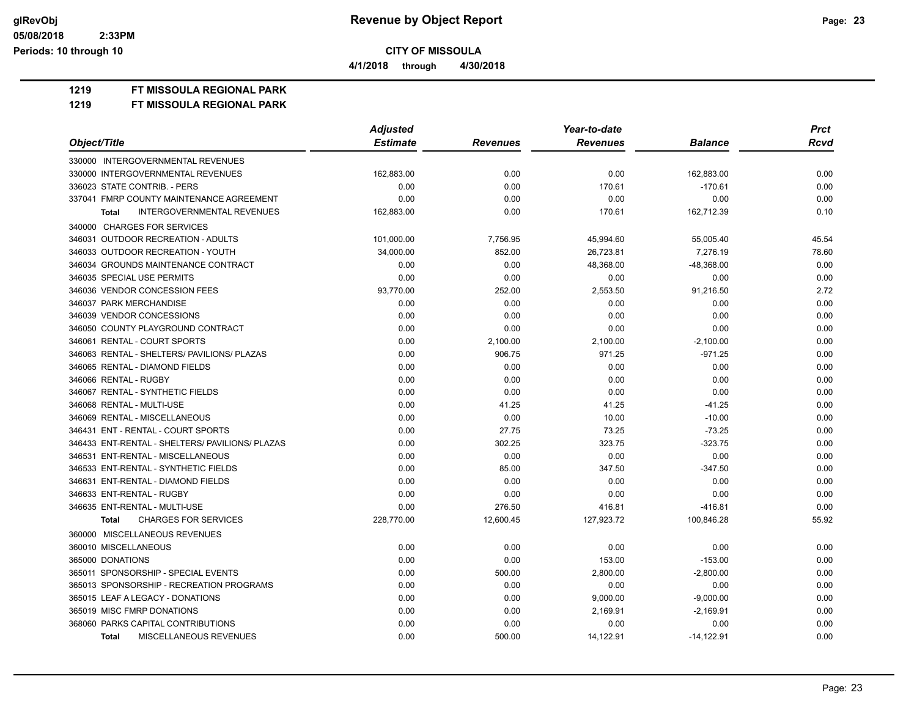# CITY OF MISSOULA

4/1/2018 through 4/30/2018

## 1219 FT MISSOULA REGIONAL PARK

### 1219 FT MISSOULA REGIONAL PARK

| Object/Title | Adjusted Estimate | Revenues | Year-to-date Revenues | Balance | Prct Rcvd |
|---|---|---|---|---|---|
| 330000 INTERGOVERNMENTAL REVENUES | | | | | |
| 330000 INTERGOVERNMENTAL REVENUES | 162,883.00 | 0.00 | 0.00 | 162,883.00 | 0.00 |
| 336023 STATE CONTRIB. - PERS | 0.00 | 0.00 | 170.61 | -170.61 | 0.00 |
| 337041 FMRP COUNTY MAINTENANCE AGREEMENT | 0.00 | 0.00 | 0.00 | 0.00 | 0.00 |
| **Total** INTERGOVERNMENTAL REVENUES | 162,883.00 | 0.00 | 170.61 | 162,712.39 | 0.10 |
| 340000 CHARGES FOR SERVICES | | | | | |
| 346031 OUTDOOR RECREATION - ADULTS | 101,000.00 | 7,756.95 | 45,994.60 | 55,005.40 | 45.54 |
| 346033 OUTDOOR RECREATION - YOUTH | 34,000.00 | 852.00 | 26,723.81 | 7,276.19 | 78.60 |
| 346034 GROUNDS MAINTENANCE CONTRACT | 0.00 | 0.00 | 48,368.00 | -48,368.00 | 0.00 |
| 346035 SPECIAL USE PERMITS | 0.00 | 0.00 | 0.00 | 0.00 | 0.00 |
| 346036 VENDOR CONCESSION FEES | 93,770.00 | 252.00 | 2,553.50 | 91,216.50 | 2.72 |
| 346037 PARK MERCHANDISE | 0.00 | 0.00 | 0.00 | 0.00 | 0.00 |
| 346039 VENDOR CONCESSIONS | 0.00 | 0.00 | 0.00 | 0.00 | 0.00 |
| 346050 COUNTY PLAYGROUND CONTRACT | 0.00 | 0.00 | 0.00 | 0.00 | 0.00 |
| 346061 RENTAL - COURT SPORTS | 0.00 | 2,100.00 | 2,100.00 | -2,100.00 | 0.00 |
| 346063 RENTAL - SHELTERS/ PAVILIONS/ PLAZAS | 0.00 | 906.75 | 971.25 | -971.25 | 0.00 |
| 346065 RENTAL - DIAMOND FIELDS | 0.00 | 0.00 | 0.00 | 0.00 | 0.00 |
| 346066 RENTAL - RUGBY | 0.00 | 0.00 | 0.00 | 0.00 | 0.00 |
| 346067 RENTAL - SYNTHETIC FIELDS | 0.00 | 0.00 | 0.00 | 0.00 | 0.00 |
| 346068 RENTAL - MULTI-USE | 0.00 | 41.25 | 41.25 | -41.25 | 0.00 |
| 346069 RENTAL - MISCELLANEOUS | 0.00 | 0.00 | 10.00 | -10.00 | 0.00 |
| 346431 ENT - RENTAL - COURT SPORTS | 0.00 | 27.75 | 73.25 | -73.25 | 0.00 |
| 346433 ENT-RENTAL - SHELTERS/ PAVILIONS/ PLAZAS | 0.00 | 302.25 | 323.75 | -323.75 | 0.00 |
| 346531 ENT-RENTAL - MISCELLANEOUS | 0.00 | 0.00 | 0.00 | 0.00 | 0.00 |
| 346533 ENT-RENTAL - SYNTHETIC FIELDS | 0.00 | 85.00 | 347.50 | -347.50 | 0.00 |
| 346631 ENT-RENTAL - DIAMOND FIELDS | 0.00 | 0.00 | 0.00 | 0.00 | 0.00 |
| 346633 ENT-RENTAL - RUGBY | 0.00 | 0.00 | 0.00 | 0.00 | 0.00 |
| 346635 ENT-RENTAL - MULTI-USE | 0.00 | 276.50 | 416.81 | -416.81 | 0.00 |
| **Total** CHARGES FOR SERVICES | 228,770.00 | 12,600.45 | 127,923.72 | 100,846.28 | 55.92 |
| 360000 MISCELLANEOUS REVENUES | | | | | |
| 360010 MISCELLANEOUS | 0.00 | 0.00 | 0.00 | 0.00 | 0.00 |
| 365000 DONATIONS | 0.00 | 0.00 | 153.00 | -153.00 | 0.00 |
| 365011 SPONSORSHIP - SPECIAL EVENTS | 0.00 | 500.00 | 2,800.00 | -2,800.00 | 0.00 |
| 365013 SPONSORSHIP - RECREATION PROGRAMS | 0.00 | 0.00 | 0.00 | 0.00 | 0.00 |
| 365015 LEAF A LEGACY - DONATIONS | 0.00 | 0.00 | 9,000.00 | -9,000.00 | 0.00 |
| 365019 MISC FMRP DONATIONS | 0.00 | 0.00 | 2,169.91 | -2,169.91 | 0.00 |
| 368060 PARKS CAPITAL CONTRIBUTIONS | 0.00 | 0.00 | 0.00 | 0.00 | 0.00 |
| **Total** MISCELLANEOUS REVENUES | 0.00 | 500.00 | 14,122.91 | -14,122.91 | 0.00 |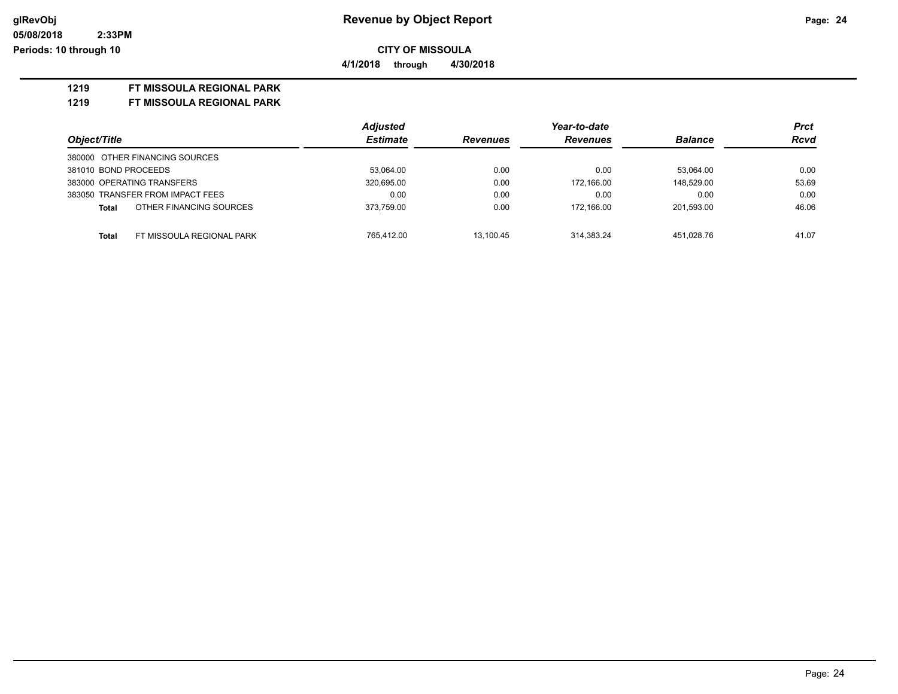**CITY OF MISSOULA**

**4/1/2018 through 4/30/2018**

**1219 FT MISSOULA REGIONAL PARK**

**1219 FT MISSOULA REGIONAL PARK**

| Object/Title | Adjusted Estimate | Revenues | Year-to-date Revenues | Balance | Prct Rcvd |
|---|---|---|---|---|---|
| 380000 OTHER FINANCING SOURCES | | | | | |
| 381010 BOND PROCEEDS | 53,064.00 | 0.00 | 0.00 | 53,064.00 | 0.00 |
| 383000 OPERATING TRANSFERS | 320,695.00 | 0.00 | 172,166.00 | 148,529.00 | 53.69 |
| 383050 TRANSFER FROM IMPACT FEES | 0.00 | 0.00 | 0.00 | 0.00 | 0.00 |
| **Total** OTHER FINANCING SOURCES | 373,759.00 | 0.00 | 172,166.00 | 201,593.00 | 46.06 |
| **Total** FT MISSOULA REGIONAL PARK | 765,412.00 | 13,100.45 | 314,383.24 | 451,028.76 | 41.07 |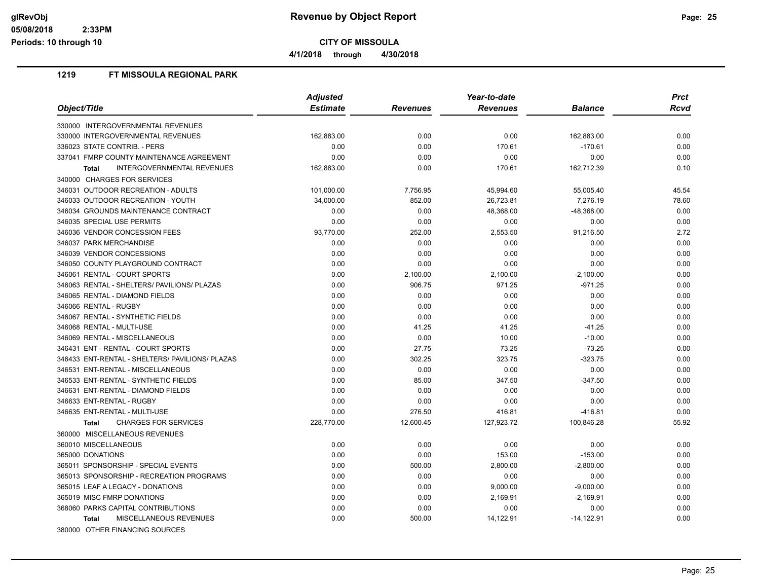# Revenue by Object Report

**CITY OF MISSOULA**

**4/1/2018 through 4/30/2018**

glRevObj
05/08/2018 2:33PM
Periods: 10 through 10

## 1219 FT MISSOULA REGIONAL PARK

| Object/Title | Adjusted Estimate | Revenues | Year-to-date Revenues | Balance | Prct Rcvd |
|---|---|---|---|---|---|
| 330000 INTERGOVERNMENTAL REVENUES | | | | | |
| 330000 INTERGOVERNMENTAL REVENUES | 162,883.00 | 0.00 | 0.00 | 162,883.00 | 0.00 |
| 336023 STATE CONTRIB. - PERS | 0.00 | 0.00 | 170.61 | -170.61 | 0.00 |
| 337041 FMRP COUNTY MAINTENANCE AGREEMENT | 0.00 | 0.00 | 0.00 | 0.00 | 0.00 |
| **Total** INTERGOVERNMENTAL REVENUES | 162,883.00 | 0.00 | 170.61 | 162,712.39 | 0.10 |
| 340000 CHARGES FOR SERVICES | | | | | |
| 346031 OUTDOOR RECREATION - ADULTS | 101,000.00 | 7,756.95 | 45,994.60 | 55,005.40 | 45.54 |
| 346033 OUTDOOR RECREATION - YOUTH | 34,000.00 | 852.00 | 26,723.81 | 7,276.19 | 78.60 |
| 346034 GROUNDS MAINTENANCE CONTRACT | 0.00 | 0.00 | 48,368.00 | -48,368.00 | 0.00 |
| 346035 SPECIAL USE PERMITS | 0.00 | 0.00 | 0.00 | 0.00 | 0.00 |
| 346036 VENDOR CONCESSION FEES | 93,770.00 | 252.00 | 2,553.50 | 91,216.50 | 2.72 |
| 346037 PARK MERCHANDISE | 0.00 | 0.00 | 0.00 | 0.00 | 0.00 |
| 346039 VENDOR CONCESSIONS | 0.00 | 0.00 | 0.00 | 0.00 | 0.00 |
| 346050 COUNTY PLAYGROUND CONTRACT | 0.00 | 0.00 | 0.00 | 0.00 | 0.00 |
| 346061 RENTAL - COURT SPORTS | 0.00 | 2,100.00 | 2,100.00 | -2,100.00 | 0.00 |
| 346063 RENTAL - SHELTERS/ PAVILIONS/ PLAZAS | 0.00 | 906.75 | 971.25 | -971.25 | 0.00 |
| 346065 RENTAL - DIAMOND FIELDS | 0.00 | 0.00 | 0.00 | 0.00 | 0.00 |
| 346066 RENTAL - RUGBY | 0.00 | 0.00 | 0.00 | 0.00 | 0.00 |
| 346067 RENTAL - SYNTHETIC FIELDS | 0.00 | 0.00 | 0.00 | 0.00 | 0.00 |
| 346068 RENTAL - MULTI-USE | 0.00 | 41.25 | 41.25 | -41.25 | 0.00 |
| 346069 RENTAL - MISCELLANEOUS | 0.00 | 0.00 | 10.00 | -10.00 | 0.00 |
| 346431 ENT - RENTAL - COURT SPORTS | 0.00 | 27.75 | 73.25 | -73.25 | 0.00 |
| 346433 ENT-RENTAL - SHELTERS/ PAVILIONS/ PLAZAS | 0.00 | 302.25 | 323.75 | -323.75 | 0.00 |
| 346531 ENT-RENTAL - MISCELLANEOUS | 0.00 | 0.00 | 0.00 | 0.00 | 0.00 |
| 346533 ENT-RENTAL - SYNTHETIC FIELDS | 0.00 | 85.00 | 347.50 | -347.50 | 0.00 |
| 346631 ENT-RENTAL - DIAMOND FIELDS | 0.00 | 0.00 | 0.00 | 0.00 | 0.00 |
| 346633 ENT-RENTAL - RUGBY | 0.00 | 0.00 | 0.00 | 0.00 | 0.00 |
| 346635 ENT-RENTAL - MULTI-USE | 0.00 | 276.50 | 416.81 | -416.81 | 0.00 |
| **Total** CHARGES FOR SERVICES | 228,770.00 | 12,600.45 | 127,923.72 | 100,846.28 | 55.92 |
| 360000 MISCELLANEOUS REVENUES | | | | | |
| 360010 MISCELLANEOUS | 0.00 | 0.00 | 0.00 | 0.00 | 0.00 |
| 365000 DONATIONS | 0.00 | 0.00 | 153.00 | -153.00 | 0.00 |
| 365011 SPONSORSHIP - SPECIAL EVENTS | 0.00 | 500.00 | 2,800.00 | -2,800.00 | 0.00 |
| 365013 SPONSORSHIP - RECREATION PROGRAMS | 0.00 | 0.00 | 0.00 | 0.00 | 0.00 |
| 365015 LEAF A LEGACY - DONATIONS | 0.00 | 0.00 | 9,000.00 | -9,000.00 | 0.00 |
| 365019 MISC FMRP DONATIONS | 0.00 | 0.00 | 2,169.91 | -2,169.91 | 0.00 |
| 368060 PARKS CAPITAL CONTRIBUTIONS | 0.00 | 0.00 | 0.00 | 0.00 | 0.00 |
| **Total** MISCELLANEOUS REVENUES | 0.00 | 500.00 | 14,122.91 | -14,122.91 | 0.00 |
| 380000 OTHER FINANCING SOURCES | | | | | |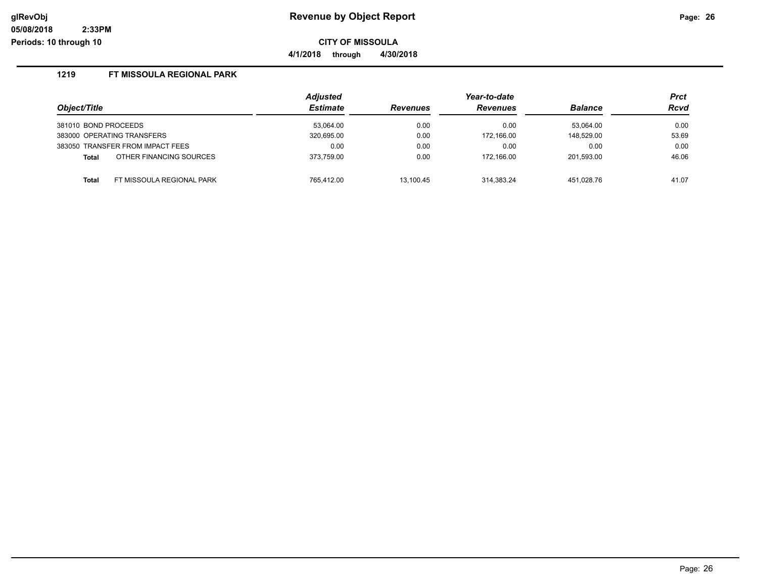# Revenue by Object Report

**CITY OF MISSOULA**

**4/1/2018 through 4/30/2018**

glRevObj
05/08/2018 2:33PM
Periods: 10 through 10

## 1219 FT MISSOULA REGIONAL PARK

| Object/Title | Adjusted Estimate | Revenues | Year-to-date Revenues | Balance | Prct Rcvd |
|---|---|---|---|---|---|
| 381010 BOND PROCEEDS | 53,064.00 | 0.00 | 0.00 | 53,064.00 | 0.00 |
| 383000 OPERATING TRANSFERS | 320,695.00 | 0.00 | 172,166.00 | 148,529.00 | 53.69 |
| 383050 TRANSFER FROM IMPACT FEES | 0.00 | 0.00 | 0.00 | 0.00 | 0.00 |
| **Total** OTHER FINANCING SOURCES | 373,759.00 | 0.00 | 172,166.00 | 201,593.00 | 46.06 |
| **Total** FT MISSOULA REGIONAL PARK | 765,412.00 | 13,100.45 | 314,383.24 | 451,028.76 | 41.07 |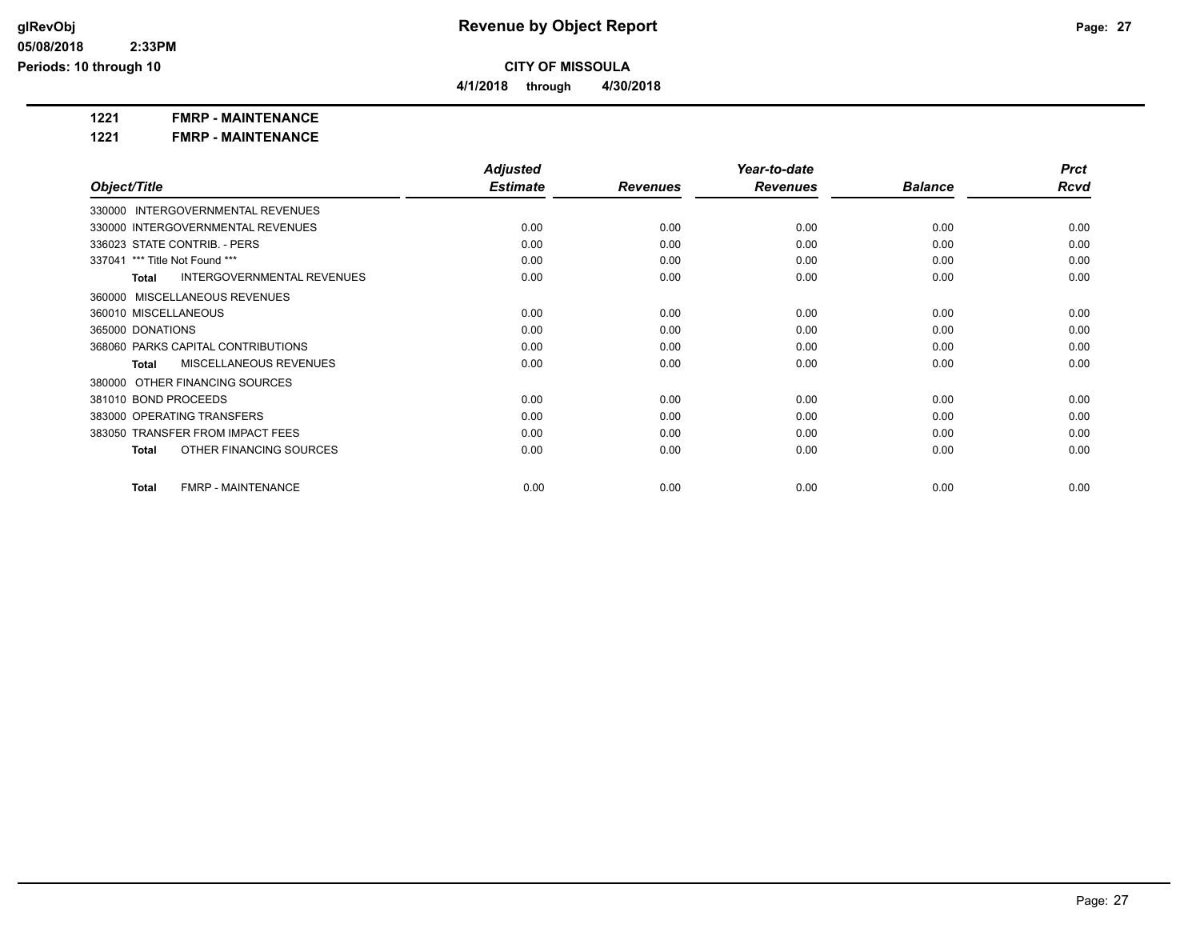# Revenue by Object Report

## CITY OF MISSOULA

**4/1/2018 through 4/30/2018**

**1221 FMRP - MAINTENANCE**

**1221 FMRP - MAINTENANCE**

| Object/Title | Adjusted Estimate | Revenues | Year-to-date Revenues | Balance | Prct Rcvd |
|---|---|---|---|---|---|
| 330000 INTERGOVERNMENTAL REVENUES | | | | | |
| 330000 INTERGOVERNMENTAL REVENUES | 0.00 | 0.00 | 0.00 | 0.00 | 0.00 |
| 336023 STATE CONTRIB. - PERS | 0.00 | 0.00 | 0.00 | 0.00 | 0.00 |
| 337041 *** Title Not Found *** | 0.00 | 0.00 | 0.00 | 0.00 | 0.00 |
| **Total** INTERGOVERNMENTAL REVENUES | 0.00 | 0.00 | 0.00 | 0.00 | 0.00 |
| 360000 MISCELLANEOUS REVENUES | | | | | |
| 360010 MISCELLANEOUS | 0.00 | 0.00 | 0.00 | 0.00 | 0.00 |
| 365000 DONATIONS | 0.00 | 0.00 | 0.00 | 0.00 | 0.00 |
| 368060 PARKS CAPITAL CONTRIBUTIONS | 0.00 | 0.00 | 0.00 | 0.00 | 0.00 |
| **Total** MISCELLANEOUS REVENUES | 0.00 | 0.00 | 0.00 | 0.00 | 0.00 |
| 380000 OTHER FINANCING SOURCES | | | | | |
| 381010 BOND PROCEEDS | 0.00 | 0.00 | 0.00 | 0.00 | 0.00 |
| 383000 OPERATING TRANSFERS | 0.00 | 0.00 | 0.00 | 0.00 | 0.00 |
| 383050 TRANSFER FROM IMPACT FEES | 0.00 | 0.00 | 0.00 | 0.00 | 0.00 |
| **Total** OTHER FINANCING SOURCES | 0.00 | 0.00 | 0.00 | 0.00 | 0.00 |
| **Total** FMRP - MAINTENANCE | 0.00 | 0.00 | 0.00 | 0.00 | 0.00 |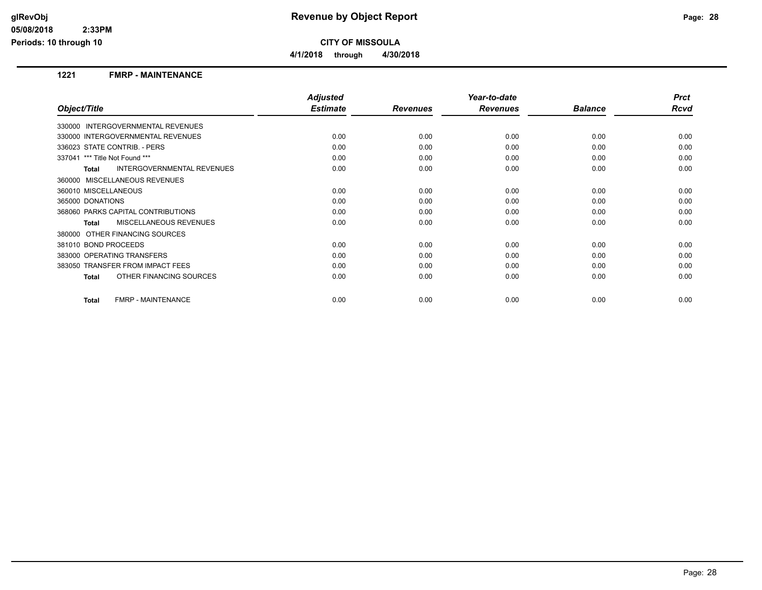**glRevObj**
**05/08/2018 2:33PM**
**Periods: 10 through 10**

# Revenue by Object Report

**CITY OF MISSOULA**

**4/1/2018 through 4/30/2018**

## 1221 FMRP - MAINTENANCE

| Object/Title | Adjusted Estimate | Revenues | Year-to-date Revenues | Balance | Prct Rcvd |
|---|---|---|---|---|---|
| 330000 INTERGOVERNMENTAL REVENUES | | | | | |
| 330000 INTERGOVERNMENTAL REVENUES | 0.00 | 0.00 | 0.00 | 0.00 | 0.00 |
| 336023 STATE CONTRIB. - PERS | 0.00 | 0.00 | 0.00 | 0.00 | 0.00 |
| 337041 *** Title Not Found *** | 0.00 | 0.00 | 0.00 | 0.00 | 0.00 |
| **Total** INTERGOVERNMENTAL REVENUES | 0.00 | 0.00 | 0.00 | 0.00 | 0.00 |
| 360000 MISCELLANEOUS REVENUES | | | | | |
| 360010 MISCELLANEOUS | 0.00 | 0.00 | 0.00 | 0.00 | 0.00 |
| 365000 DONATIONS | 0.00 | 0.00 | 0.00 | 0.00 | 0.00 |
| 368060 PARKS CAPITAL CONTRIBUTIONS | 0.00 | 0.00 | 0.00 | 0.00 | 0.00 |
| **Total** MISCELLANEOUS REVENUES | 0.00 | 0.00 | 0.00 | 0.00 | 0.00 |
| 380000 OTHER FINANCING SOURCES | | | | | |
| 381010 BOND PROCEEDS | 0.00 | 0.00 | 0.00 | 0.00 | 0.00 |
| 383000 OPERATING TRANSFERS | 0.00 | 0.00 | 0.00 | 0.00 | 0.00 |
| 383050 TRANSFER FROM IMPACT FEES | 0.00 | 0.00 | 0.00 | 0.00 | 0.00 |
| **Total** OTHER FINANCING SOURCES | 0.00 | 0.00 | 0.00 | 0.00 | 0.00 |
| **Total** FMRP - MAINTENANCE | 0.00 | 0.00 | 0.00 | 0.00 | 0.00 |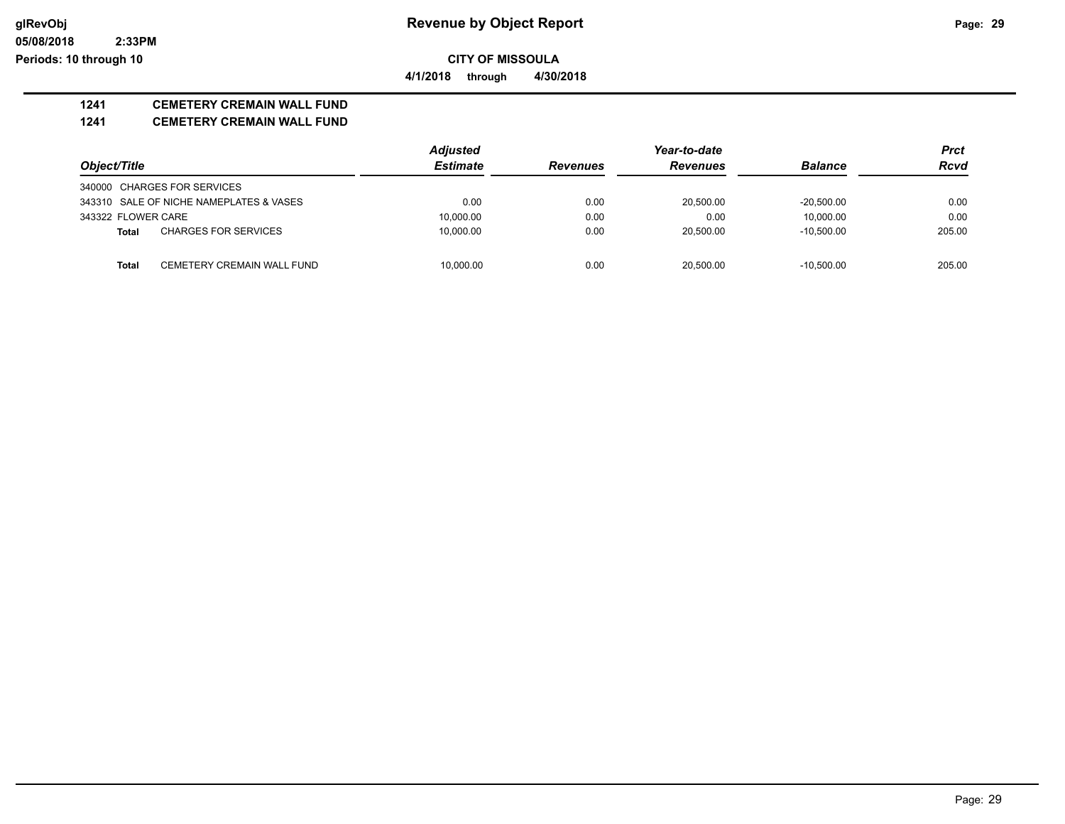# Revenue by Object Report

**CITY OF MISSOULA**

**4/1/2018 through 4/30/2018**

**1241 CEMETERY CREMAIN WALL FUND**

**1241 CEMETERY CREMAIN WALL FUND**

| Object/Title | Adjusted Estimate | Revenues | Year-to-date Revenues | Balance | Prct Rcvd |
|---|---|---|---|---|---|
| 340000 CHARGES FOR SERVICES | | | | | |
| 343310 SALE OF NICHE NAMEPLATES & VASES | 0.00 | 0.00 | 20,500.00 | -20,500.00 | 0.00 |
| 343322 FLOWER CARE | 10,000.00 | 0.00 | 0.00 | 10,000.00 | 0.00 |
| **Total** CHARGES FOR SERVICES | 10,000.00 | 0.00 | 20,500.00 | -10,500.00 | 205.00 |
| **Total** CEMETERY CREMAIN WALL FUND | 10,000.00 | 0.00 | 20,500.00 | -10,500.00 | 205.00 |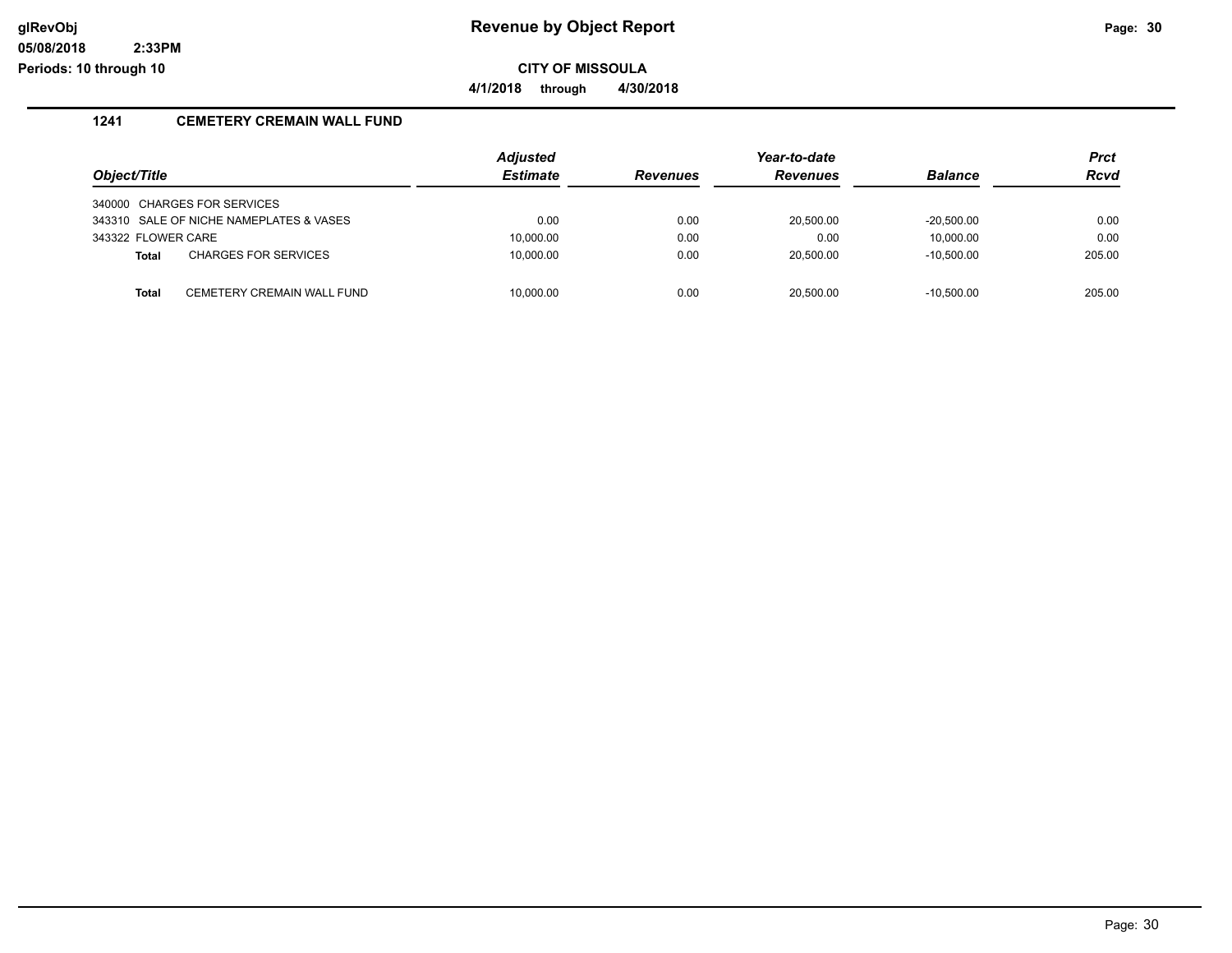**glRevObj**
**05/08/2018 2:33PM**
**Periods: 10 through 10**

# Revenue by Object Report

**CITY OF MISSOULA**

**4/1/2018 through 4/30/2018**

## 1241 CEMETERY CREMAIN WALL FUND

| Object/Title | Adjusted Estimate | Revenues | Year-to-date Revenues | Balance | Prct Rcvd |
|---|---|---|---|---|---|
| 340000 CHARGES FOR SERVICES | | | | | |
| 343310 SALE OF NICHE NAMEPLATES & VASES | 0.00 | 0.00 | 20,500.00 | -20,500.00 | 0.00 |
| 343322 FLOWER CARE | 10,000.00 | 0.00 | 0.00 | 10,000.00 | 0.00 |
| **Total** CHARGES FOR SERVICES | 10,000.00 | 0.00 | 20,500.00 | -10,500.00 | 205.00 |
| **Total** CEMETERY CREMAIN WALL FUND | 10,000.00 | 0.00 | 20,500.00 | -10,500.00 | 205.00 |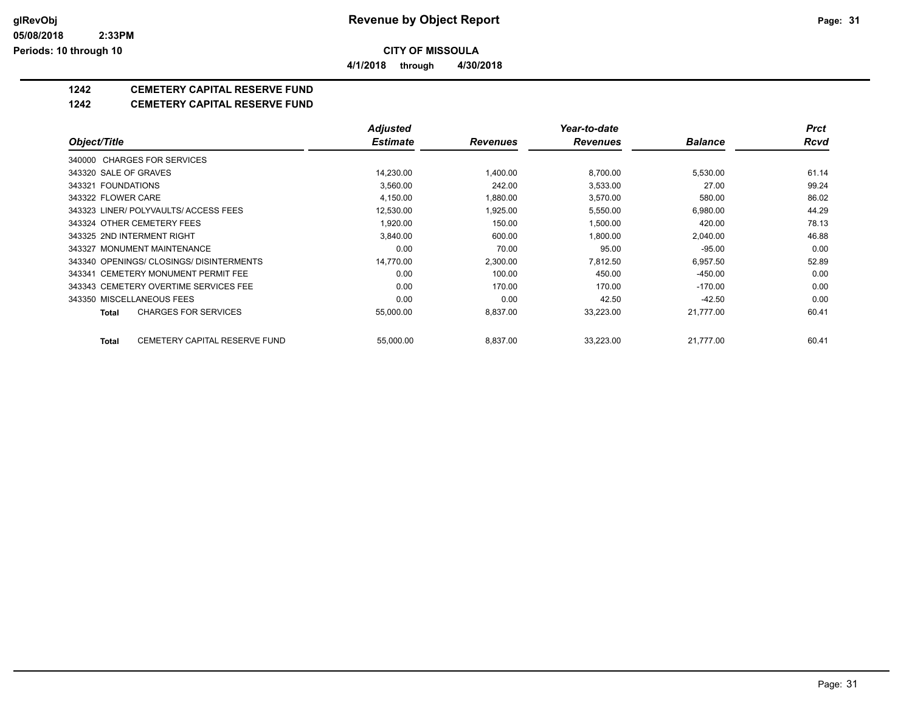# Revenue by Object Report

## CITY OF MISSOULA

**4/1/2018 through 4/30/2018**

glRevObj
05/08/2018 2:33PM
Periods: 10 through 10

### 1242 CEMETERY CAPITAL RESERVE FUND

### 1242 CEMETERY CAPITAL RESERVE FUND

| Object/Title | Adjusted Estimate | Revenues | Year-to-date Revenues | Balance | Prct Rcvd |
|---|---|---|---|---|---|
| 340000 CHARGES FOR SERVICES | | | | | |
| 343320 SALE OF GRAVES | 14,230.00 | 1,400.00 | 8,700.00 | 5,530.00 | 61.14 |
| 343321 FOUNDATIONS | 3,560.00 | 242.00 | 3,533.00 | 27.00 | 99.24 |
| 343322 FLOWER CARE | 4,150.00 | 1,880.00 | 3,570.00 | 580.00 | 86.02 |
| 343323 LINER/ POLYVAULTS/ ACCESS FEES | 12,530.00 | 1,925.00 | 5,550.00 | 6,980.00 | 44.29 |
| 343324 OTHER CEMETERY FEES | 1,920.00 | 150.00 | 1,500.00 | 420.00 | 78.13 |
| 343325 2ND INTERMENT RIGHT | 3,840.00 | 600.00 | 1,800.00 | 2,040.00 | 46.88 |
| 343327 MONUMENT MAINTENANCE | 0.00 | 70.00 | 95.00 | -95.00 | 0.00 |
| 343340 OPENINGS/ CLOSINGS/ DISINTERMENTS | 14,770.00 | 2,300.00 | 7,812.50 | 6,957.50 | 52.89 |
| 343341 CEMETERY MONUMENT PERMIT FEE | 0.00 | 100.00 | 450.00 | -450.00 | 0.00 |
| 343343 CEMETERY OVERTIME SERVICES FEE | 0.00 | 170.00 | 170.00 | -170.00 | 0.00 |
| 343350 MISCELLANEOUS FEES | 0.00 | 0.00 | 42.50 | -42.50 | 0.00 |
| **Total** CHARGES FOR SERVICES | 55,000.00 | 8,837.00 | 33,223.00 | 21,777.00 | 60.41 |
| **Total** CEMETERY CAPITAL RESERVE FUND | 55,000.00 | 8,837.00 | 33,223.00 | 21,777.00 | 60.41 |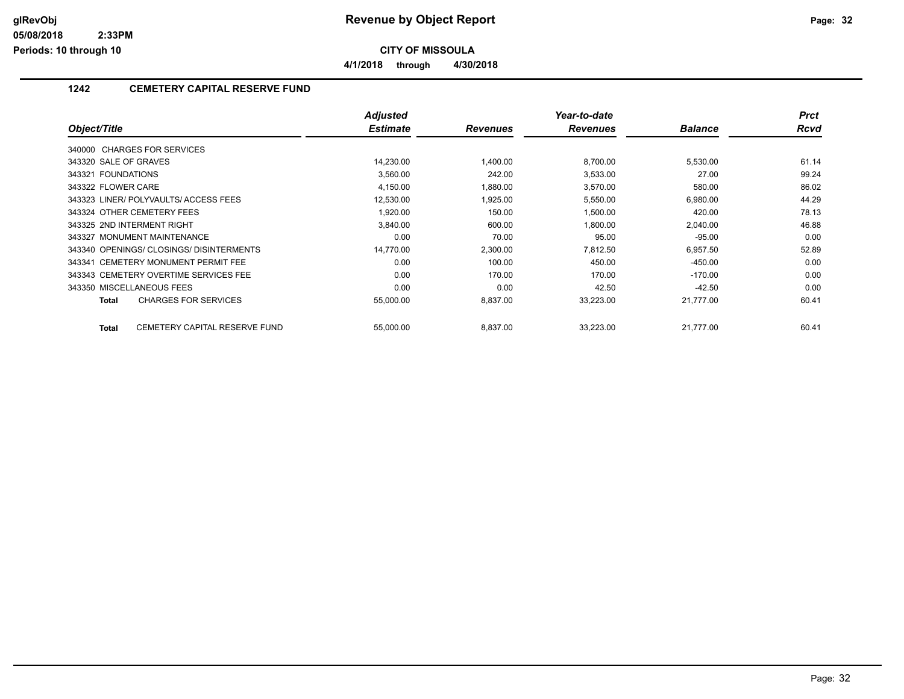# Revenue by Object Report

**CITY OF MISSOULA**

**4/1/2018 through 4/30/2018**

glRevObj
05/08/2018 2:33PM
Periods: 10 through 10

## 1242 CEMETERY CAPITAL RESERVE FUND

| Object/Title | Adjusted Estimate | Revenues | Year-to-date Revenues | Balance | Prct Rcvd |
|---|---|---|---|---|---|
| 340000 CHARGES FOR SERVICES | | | | | |
| 343320 SALE OF GRAVES | 14,230.00 | 1,400.00 | 8,700.00 | 5,530.00 | 61.14 |
| 343321 FOUNDATIONS | 3,560.00 | 242.00 | 3,533.00 | 27.00 | 99.24 |
| 343322 FLOWER CARE | 4,150.00 | 1,880.00 | 3,570.00 | 580.00 | 86.02 |
| 343323 LINER/ POLYVAULTS/ ACCESS FEES | 12,530.00 | 1,925.00 | 5,550.00 | 6,980.00 | 44.29 |
| 343324 OTHER CEMETERY FEES | 1,920.00 | 150.00 | 1,500.00 | 420.00 | 78.13 |
| 343325 2ND INTERMENT RIGHT | 3,840.00 | 600.00 | 1,800.00 | 2,040.00 | 46.88 |
| 343327 MONUMENT MAINTENANCE | 0.00 | 70.00 | 95.00 | -95.00 | 0.00 |
| 343340 OPENINGS/ CLOSINGS/ DISINTERMENTS | 14,770.00 | 2,300.00 | 7,812.50 | 6,957.50 | 52.89 |
| 343341 CEMETERY MONUMENT PERMIT FEE | 0.00 | 100.00 | 450.00 | -450.00 | 0.00 |
| 343343 CEMETERY OVERTIME SERVICES FEE | 0.00 | 170.00 | 170.00 | -170.00 | 0.00 |
| 343350 MISCELLANEOUS FEES | 0.00 | 0.00 | 42.50 | -42.50 | 0.00 |
| **Total** CHARGES FOR SERVICES | 55,000.00 | 8,837.00 | 33,223.00 | 21,777.00 | 60.41 |
| **Total** CEMETERY CAPITAL RESERVE FUND | 55,000.00 | 8,837.00 | 33,223.00 | 21,777.00 | 60.41 |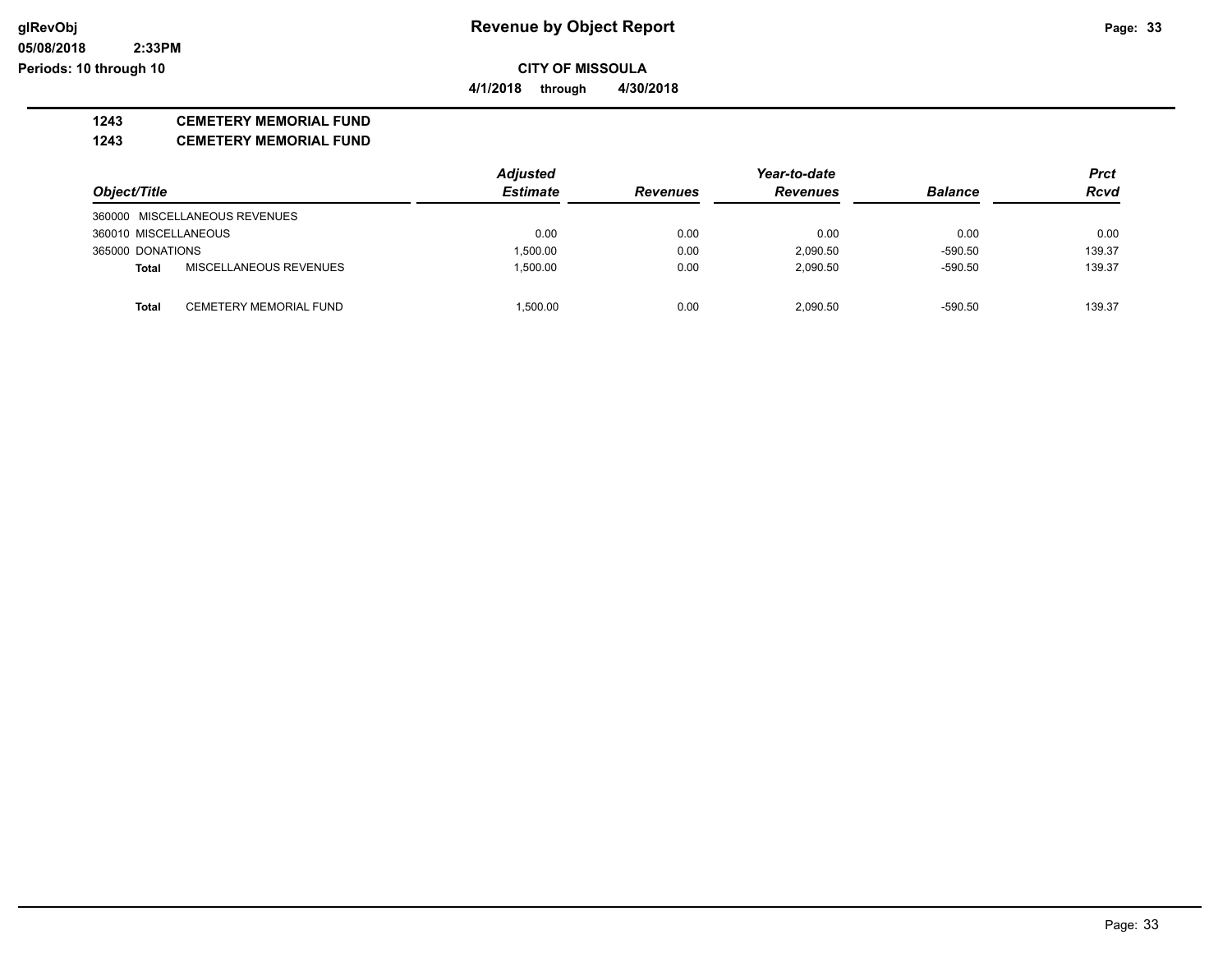**glRevObj**
**05/08/2018 2:33PM**
**Periods: 10 through 10**

# Revenue by Object Report

**CITY OF MISSOULA**

**4/1/2018 through 4/30/2018**

**1243 CEMETERY MEMORIAL FUND**

**1243 CEMETERY MEMORIAL FUND**

| *Object/Title* | *Adjusted Estimate* | *Revenues* | *Year-to-date Revenues* | *Balance* | *Prct Rcvd* |
|---|---|---|---|---|---|
| 360000 MISCELLANEOUS REVENUES | | | | | |
| 360010 MISCELLANEOUS | 0.00 | 0.00 | 0.00 | 0.00 | 0.00 |
| 365000 DONATIONS | 1,500.00 | 0.00 | 2,090.50 | -590.50 | 139.37 |
| **Total** MISCELLANEOUS REVENUES | 1,500.00 | 0.00 | 2,090.50 | -590.50 | 139.37 |
| **Total** CEMETERY MEMORIAL FUND | 1,500.00 | 0.00 | 2,090.50 | -590.50 | 139.37 |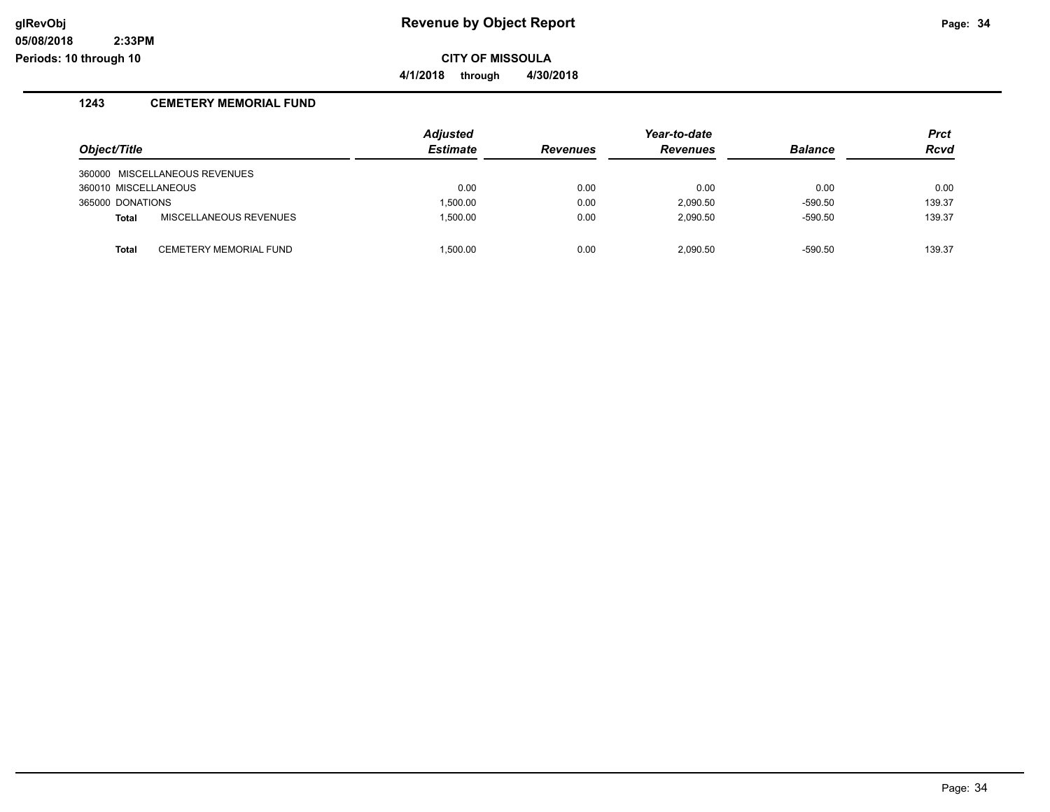**Revenue by Object Report**

**CITY OF MISSOULA**

**4/1/2018 through 4/30/2018**

glRevObj
05/08/2018 2:33PM
Periods: 10 through 10

## 1243 CEMETERY MEMORIAL FUND

| Object/Title | Adjusted Estimate | Revenues | Year-to-date Revenues | Balance | Prct Rcvd |
|---|---|---|---|---|---|
| 360000 MISCELLANEOUS REVENUES | | | | | |
| 360010 MISCELLANEOUS | 0.00 | 0.00 | 0.00 | 0.00 | 0.00 |
| 365000 DONATIONS | 1,500.00 | 0.00 | 2,090.50 | -590.50 | 139.37 |
| **Total** MISCELLANEOUS REVENUES | 1,500.00 | 0.00 | 2,090.50 | -590.50 | 139.37 |
| | | | | | |
| **Total** CEMETERY MEMORIAL FUND | 1,500.00 | 0.00 | 2,090.50 | -590.50 | 139.37 |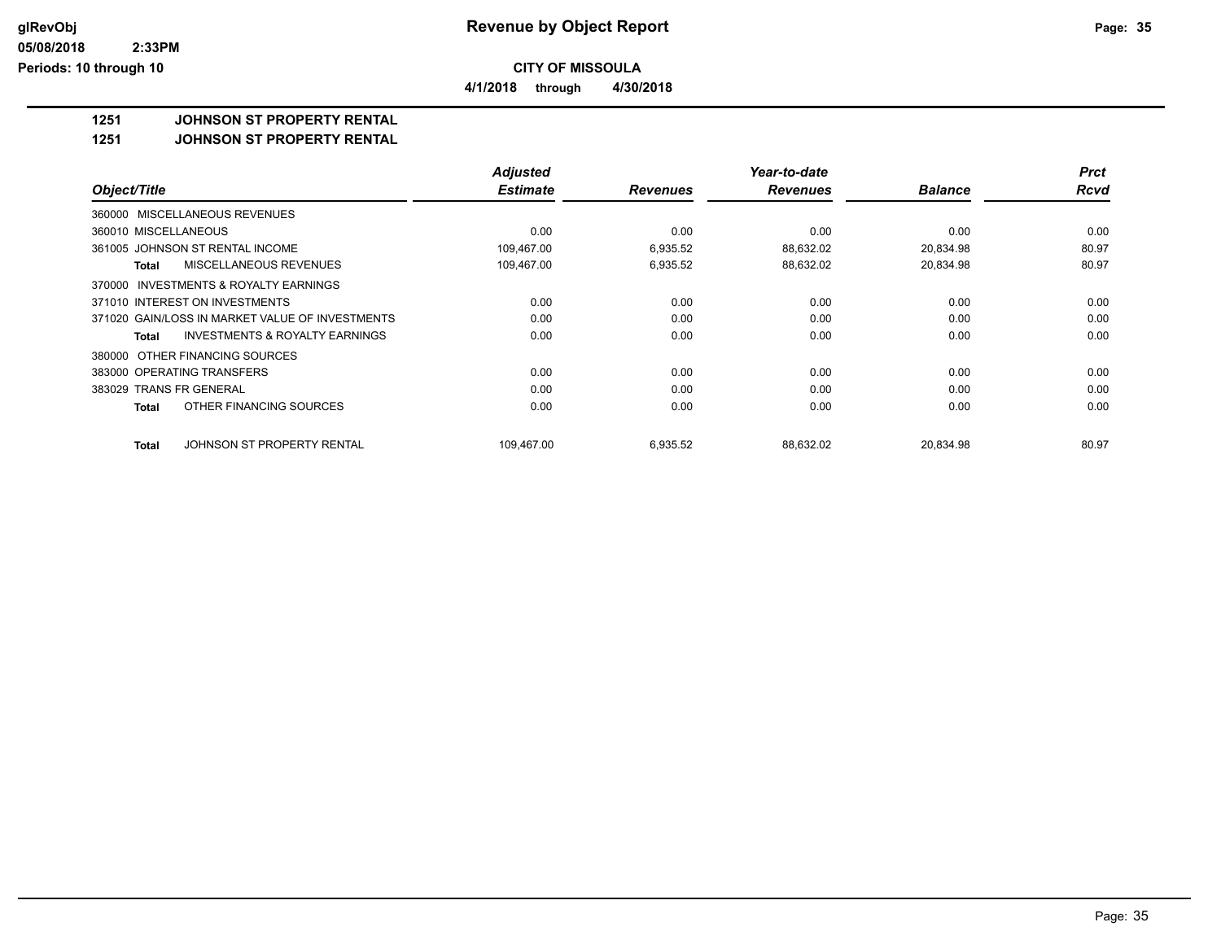# Revenue by Object Report

**CITY OF MISSOULA**

**4/1/2018 through 4/30/2018**

glRevObj
05/08/2018 2:33PM
Periods: 10 through 10

## 1251 JOHNSON ST PROPERTY RENTAL

### 1251 JOHNSON ST PROPERTY RENTAL

| Object/Title | Adjusted Estimate | Revenues | Year-to-date Revenues | Balance | Prct Rcvd |
|---|---|---|---|---|---|
| 360000 MISCELLANEOUS REVENUES | | | | | |
| 360010 MISCELLANEOUS | 0.00 | 0.00 | 0.00 | 0.00 | 0.00 |
| 361005 JOHNSON ST RENTAL INCOME | 109,467.00 | 6,935.52 | 88,632.02 | 20,834.98 | 80.97 |
| **Total** MISCELLANEOUS REVENUES | 109,467.00 | 6,935.52 | 88,632.02 | 20,834.98 | 80.97 |
| 370000 INVESTMENTS & ROYALTY EARNINGS | | | | | |
| 371010 INTEREST ON INVESTMENTS | 0.00 | 0.00 | 0.00 | 0.00 | 0.00 |
| 371020 GAIN/LOSS IN MARKET VALUE OF INVESTMENTS | 0.00 | 0.00 | 0.00 | 0.00 | 0.00 |
| **Total** INVESTMENTS & ROYALTY EARNINGS | 0.00 | 0.00 | 0.00 | 0.00 | 0.00 |
| 380000 OTHER FINANCING SOURCES | | | | | |
| 383000 OPERATING TRANSFERS | 0.00 | 0.00 | 0.00 | 0.00 | 0.00 |
| 383029 TRANS FR GENERAL | 0.00 | 0.00 | 0.00 | 0.00 | 0.00 |
| **Total** OTHER FINANCING SOURCES | 0.00 | 0.00 | 0.00 | 0.00 | 0.00 |
| **Total** JOHNSON ST PROPERTY RENTAL | 109,467.00 | 6,935.52 | 88,632.02 | 20,834.98 | 80.97 |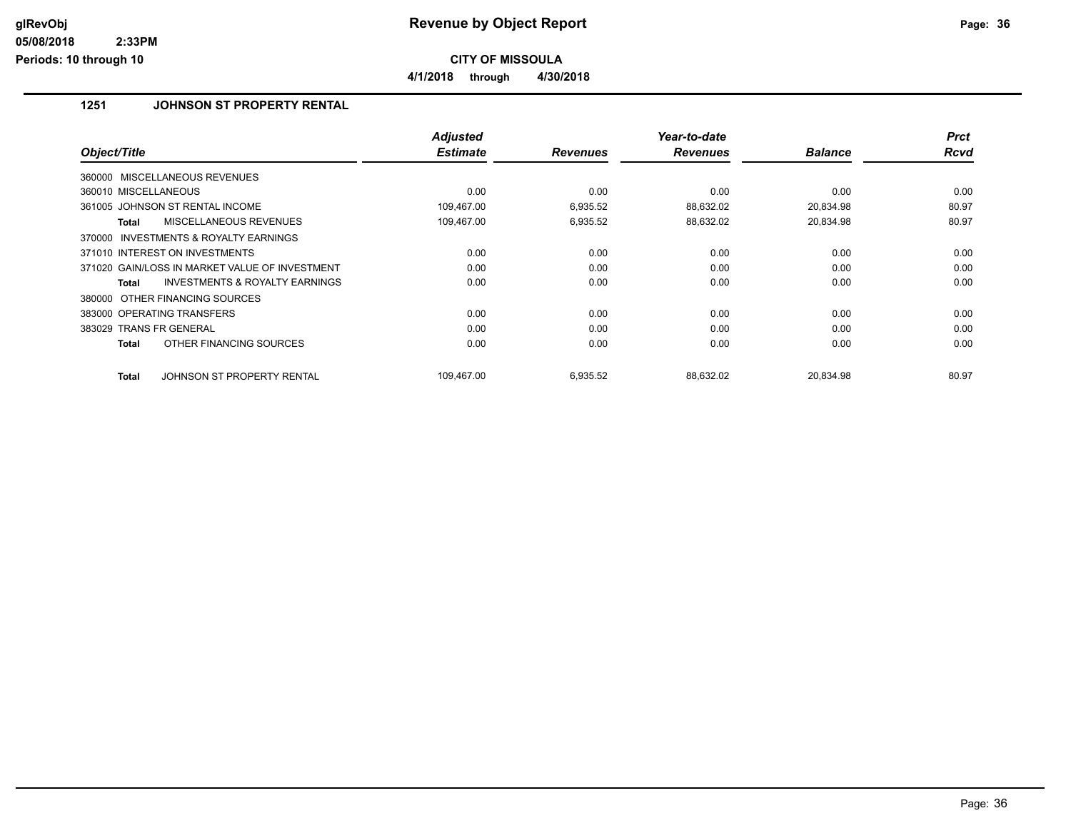# Revenue by Object Report

**CITY OF MISSOULA**

**4/1/2018 through 4/30/2018**

glRevObj
05/08/2018 2:33PM
Periods: 10 through 10

## 1251 JOHNSON ST PROPERTY RENTAL

| Object/Title | Adjusted Estimate | Revenues | Year-to-date Revenues | Balance | Prct Rcvd |
|---|---|---|---|---|---|
| 360000 MISCELLANEOUS REVENUES | | | | | |
| 360010 MISCELLANEOUS | 0.00 | 0.00 | 0.00 | 0.00 | 0.00 |
| 361005 JOHNSON ST RENTAL INCOME | 109,467.00 | 6,935.52 | 88,632.02 | 20,834.98 | 80.97 |
| **Total** MISCELLANEOUS REVENUES | 109,467.00 | 6,935.52 | 88,632.02 | 20,834.98 | 80.97 |
| 370000 INVESTMENTS & ROYALTY EARNINGS | | | | | |
| 371010 INTEREST ON INVESTMENTS | 0.00 | 0.00 | 0.00 | 0.00 | 0.00 |
| 371020 GAIN/LOSS IN MARKET VALUE OF INVESTMENT | 0.00 | 0.00 | 0.00 | 0.00 | 0.00 |
| **Total** INVESTMENTS & ROYALTY EARNINGS | 0.00 | 0.00 | 0.00 | 0.00 | 0.00 |
| 380000 OTHER FINANCING SOURCES | | | | | |
| 383000 OPERATING TRANSFERS | 0.00 | 0.00 | 0.00 | 0.00 | 0.00 |
| 383029 TRANS FR GENERAL | 0.00 | 0.00 | 0.00 | 0.00 | 0.00 |
| **Total** OTHER FINANCING SOURCES | 0.00 | 0.00 | 0.00 | 0.00 | 0.00 |
| **Total** JOHNSON ST PROPERTY RENTAL | 109,467.00 | 6,935.52 | 88,632.02 | 20,834.98 | 80.97 |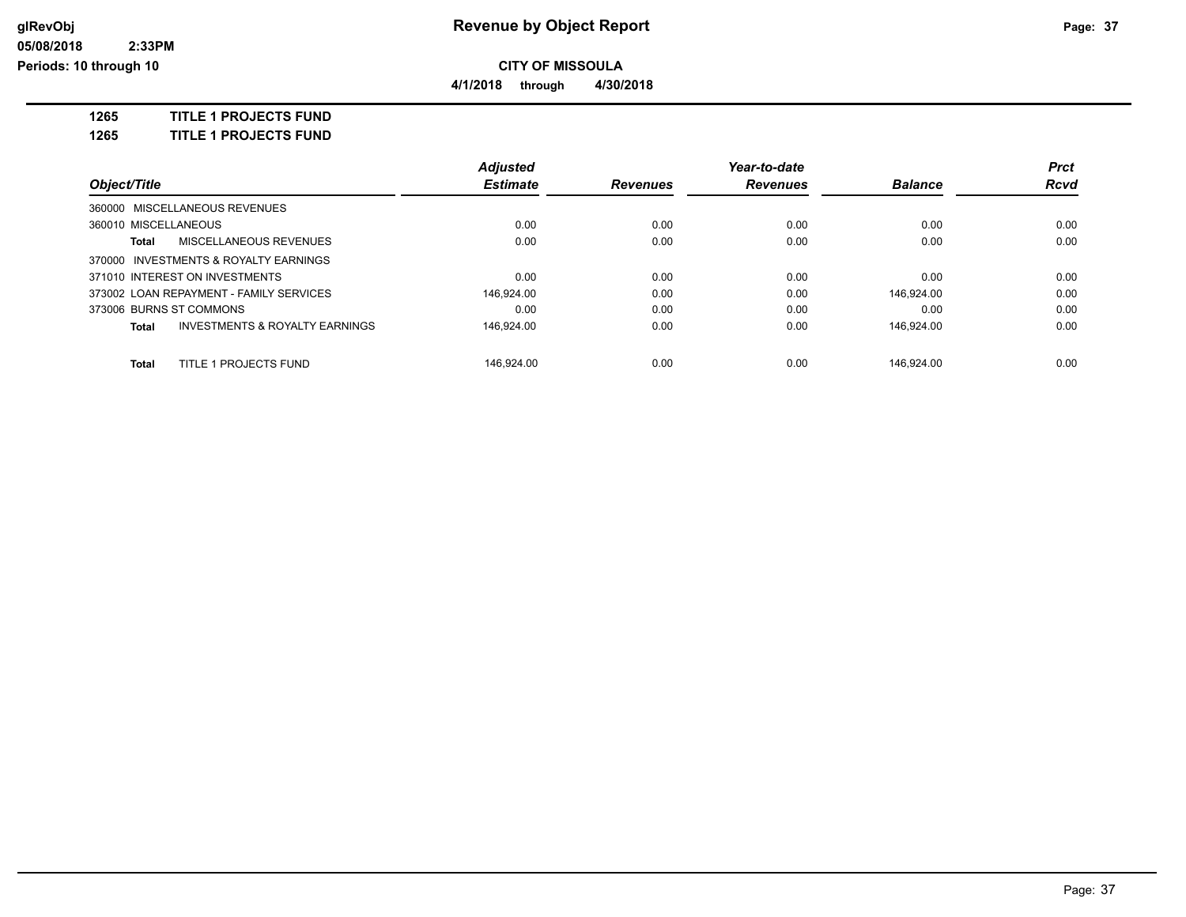# Revenue by Object Report

glRevObj
05/08/2018 2:33PM
Periods: 10 through 10

**CITY OF MISSOULA**

**4/1/2018 through 4/30/2018**

**1265 TITLE 1 PROJECTS FUND**

**1265 TITLE 1 PROJECTS FUND**

| Object/Title | Adjusted Estimate | Revenues | Year-to-date Revenues | Balance | Prct Rcvd |
|---|---|---|---|---|---|
| 360000 MISCELLANEOUS REVENUES | | | | | |
| 360010 MISCELLANEOUS | 0.00 | 0.00 | 0.00 | 0.00 | 0.00 |
| **Total** MISCELLANEOUS REVENUES | 0.00 | 0.00 | 0.00 | 0.00 | 0.00 |
| 370000 INVESTMENTS & ROYALTY EARNINGS | | | | | |
| 371010 INTEREST ON INVESTMENTS | 0.00 | 0.00 | 0.00 | 0.00 | 0.00 |
| 373002 LOAN REPAYMENT - FAMILY SERVICES | 146,924.00 | 0.00 | 0.00 | 146,924.00 | 0.00 |
| 373006 BURNS ST COMMONS | 0.00 | 0.00 | 0.00 | 0.00 | 0.00 |
| **Total** INVESTMENTS & ROYALTY EARNINGS | 146,924.00 | 0.00 | 0.00 | 146,924.00 | 0.00 |
| **Total** TITLE 1 PROJECTS FUND | 146,924.00 | 0.00 | 0.00 | 146,924.00 | 0.00 |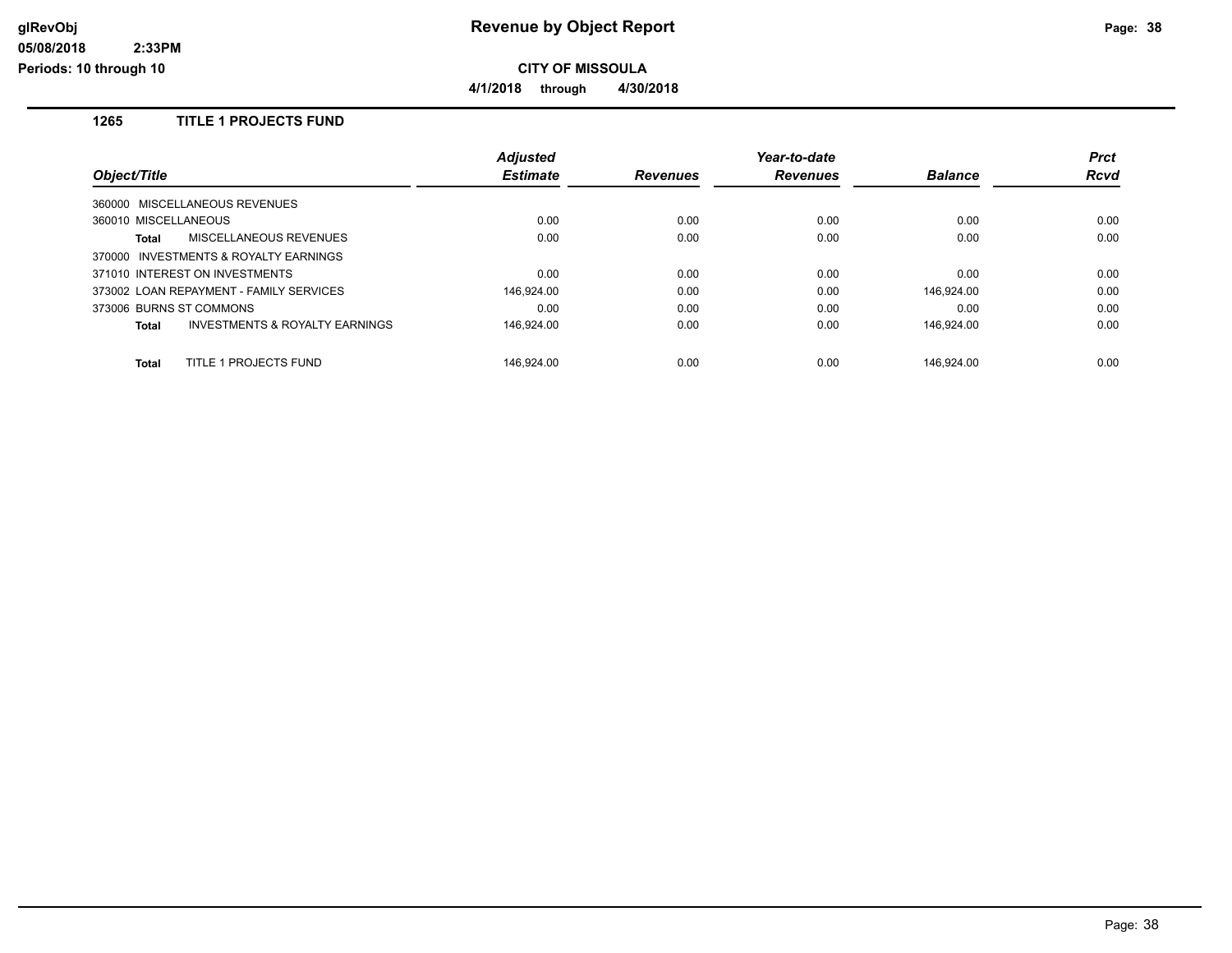# Revenue by Object Report

**CITY OF MISSOULA**

**4/1/2018 through 4/30/2018**

glRevObj
05/08/2018 2:33PM
Periods: 10 through 10

## 1265 TITLE 1 PROJECTS FUND

| Object/Title | Adjusted Estimate | Revenues | Year-to-date Revenues | Balance | Prct Rcvd |
|---|---|---|---|---|---|
| 360000 MISCELLANEOUS REVENUES | | | | | |
| 360010 MISCELLANEOUS | 0.00 | 0.00 | 0.00 | 0.00 | 0.00 |
| **Total** MISCELLANEOUS REVENUES | 0.00 | 0.00 | 0.00 | 0.00 | 0.00 |
| 370000 INVESTMENTS & ROYALTY EARNINGS | | | | | |
| 371010 INTEREST ON INVESTMENTS | 0.00 | 0.00 | 0.00 | 0.00 | 0.00 |
| 373002 LOAN REPAYMENT - FAMILY SERVICES | 146,924.00 | 0.00 | 0.00 | 146,924.00 | 0.00 |
| 373006 BURNS ST COMMONS | 0.00 | 0.00 | 0.00 | 0.00 | 0.00 |
| **Total** INVESTMENTS & ROYALTY EARNINGS | 146,924.00 | 0.00 | 0.00 | 146,924.00 | 0.00 |
| **Total** TITLE 1 PROJECTS FUND | 146,924.00 | 0.00 | 0.00 | 146,924.00 | 0.00 |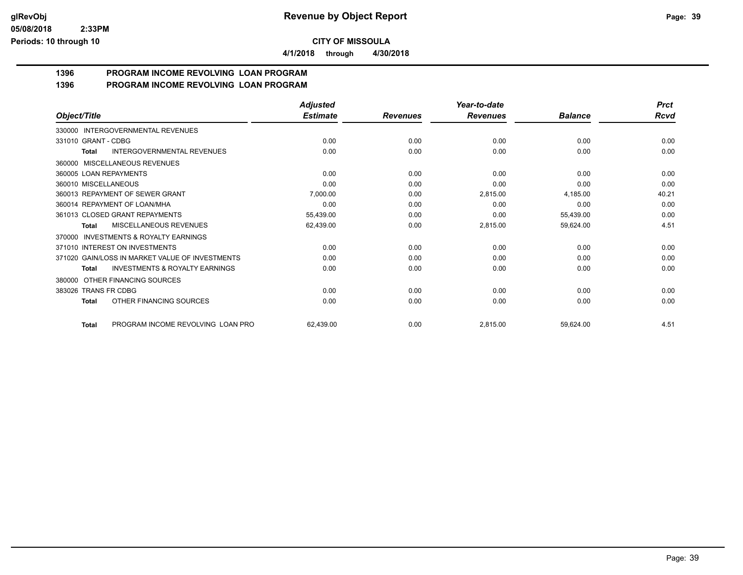**Revenue by Object Report**

**CITY OF MISSOULA**

**4/1/2018 through 4/30/2018**

## 1396 PROGRAM INCOME REVOLVING LOAN PROGRAM
## 1396 PROGRAM INCOME REVOLVING LOAN PROGRAM

| Object/Title | Adjusted Estimate | Revenues | Year-to-date Revenues | Balance | Prct Rcvd |
|---|---|---|---|---|---|
| 330000 INTERGOVERNMENTAL REVENUES | | | | | |
| 331010 GRANT - CDBG | 0.00 | 0.00 | 0.00 | 0.00 | 0.00 |
| **Total** INTERGOVERNMENTAL REVENUES | 0.00 | 0.00 | 0.00 | 0.00 | 0.00 |
| 360000 MISCELLANEOUS REVENUES | | | | | |
| 360005 LOAN REPAYMENTS | 0.00 | 0.00 | 0.00 | 0.00 | 0.00 |
| 360010 MISCELLANEOUS | 0.00 | 0.00 | 0.00 | 0.00 | 0.00 |
| 360013 REPAYMENT OF SEWER GRANT | 7,000.00 | 0.00 | 2,815.00 | 4,185.00 | 40.21 |
| 360014 REPAYMENT OF LOAN/MHA | 0.00 | 0.00 | 0.00 | 0.00 | 0.00 |
| 361013 CLOSED GRANT REPAYMENTS | 55,439.00 | 0.00 | 0.00 | 55,439.00 | 0.00 |
| **Total** MISCELLANEOUS REVENUES | 62,439.00 | 0.00 | 2,815.00 | 59,624.00 | 4.51 |
| 370000 INVESTMENTS & ROYALTY EARNINGS | | | | | |
| 371010 INTEREST ON INVESTMENTS | 0.00 | 0.00 | 0.00 | 0.00 | 0.00 |
| 371020 GAIN/LOSS IN MARKET VALUE OF INVESTMENTS | 0.00 | 0.00 | 0.00 | 0.00 | 0.00 |
| **Total** INVESTMENTS & ROYALTY EARNINGS | 0.00 | 0.00 | 0.00 | 0.00 | 0.00 |
| 380000 OTHER FINANCING SOURCES | | | | | |
| 383026 TRANS FR CDBG | 0.00 | 0.00 | 0.00 | 0.00 | 0.00 |
| **Total** OTHER FINANCING SOURCES | 0.00 | 0.00 | 0.00 | 0.00 | 0.00 |
| **Total** PROGRAM INCOME REVOLVING LOAN PRO | 62,439.00 | 0.00 | 2,815.00 | 59,624.00 | 4.51 |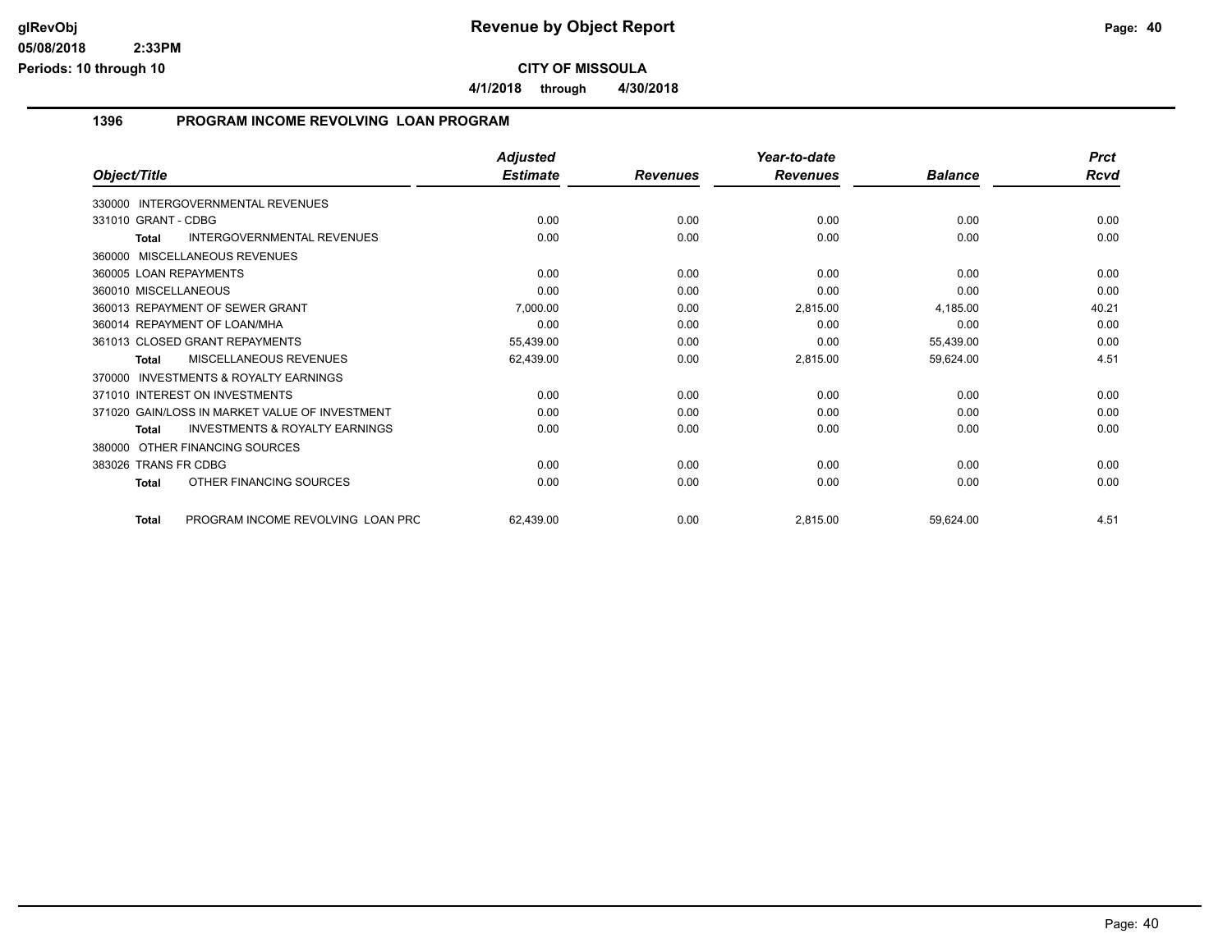## Revenue by Object Report

**CITY OF MISSOULA**

**4/1/2018 through 4/30/2018**

glRevObj
05/08/2018 2:33PM
Periods: 10 through 10

### 1396 PROGRAM INCOME REVOLVING LOAN PROGRAM

| Object/Title | Adjusted Estimate | Revenues | Year-to-date Revenues | Balance | Prct Rcvd |
|---|---|---|---|---|---|
| 330000 INTERGOVERNMENTAL REVENUES | | | | | |
| 331010 GRANT - CDBG | 0.00 | 0.00 | 0.00 | 0.00 | 0.00 |
| **Total** INTERGOVERNMENTAL REVENUES | 0.00 | 0.00 | 0.00 | 0.00 | 0.00 |
| 360000 MISCELLANEOUS REVENUES | | | | | |
| 360005 LOAN REPAYMENTS | 0.00 | 0.00 | 0.00 | 0.00 | 0.00 |
| 360010 MISCELLANEOUS | 0.00 | 0.00 | 0.00 | 0.00 | 0.00 |
| 360013 REPAYMENT OF SEWER GRANT | 7,000.00 | 0.00 | 2,815.00 | 4,185.00 | 40.21 |
| 360014 REPAYMENT OF LOAN/MHA | 0.00 | 0.00 | 0.00 | 0.00 | 0.00 |
| 361013 CLOSED GRANT REPAYMENTS | 55,439.00 | 0.00 | 0.00 | 55,439.00 | 0.00 |
| **Total** MISCELLANEOUS REVENUES | 62,439.00 | 0.00 | 2,815.00 | 59,624.00 | 4.51 |
| 370000 INVESTMENTS & ROYALTY EARNINGS | | | | | |
| 371010 INTEREST ON INVESTMENTS | 0.00 | 0.00 | 0.00 | 0.00 | 0.00 |
| 371020 GAIN/LOSS IN MARKET VALUE OF INVESTMENT | 0.00 | 0.00 | 0.00 | 0.00 | 0.00 |
| **Total** INVESTMENTS & ROYALTY EARNINGS | 0.00 | 0.00 | 0.00 | 0.00 | 0.00 |
| 380000 OTHER FINANCING SOURCES | | | | | |
| 383026 TRANS FR CDBG | 0.00 | 0.00 | 0.00 | 0.00 | 0.00 |
| **Total** OTHER FINANCING SOURCES | 0.00 | 0.00 | 0.00 | 0.00 | 0.00 |
| **Total** PROGRAM INCOME REVOLVING LOAN PRC | 62,439.00 | 0.00 | 2,815.00 | 59,624.00 | 4.51 |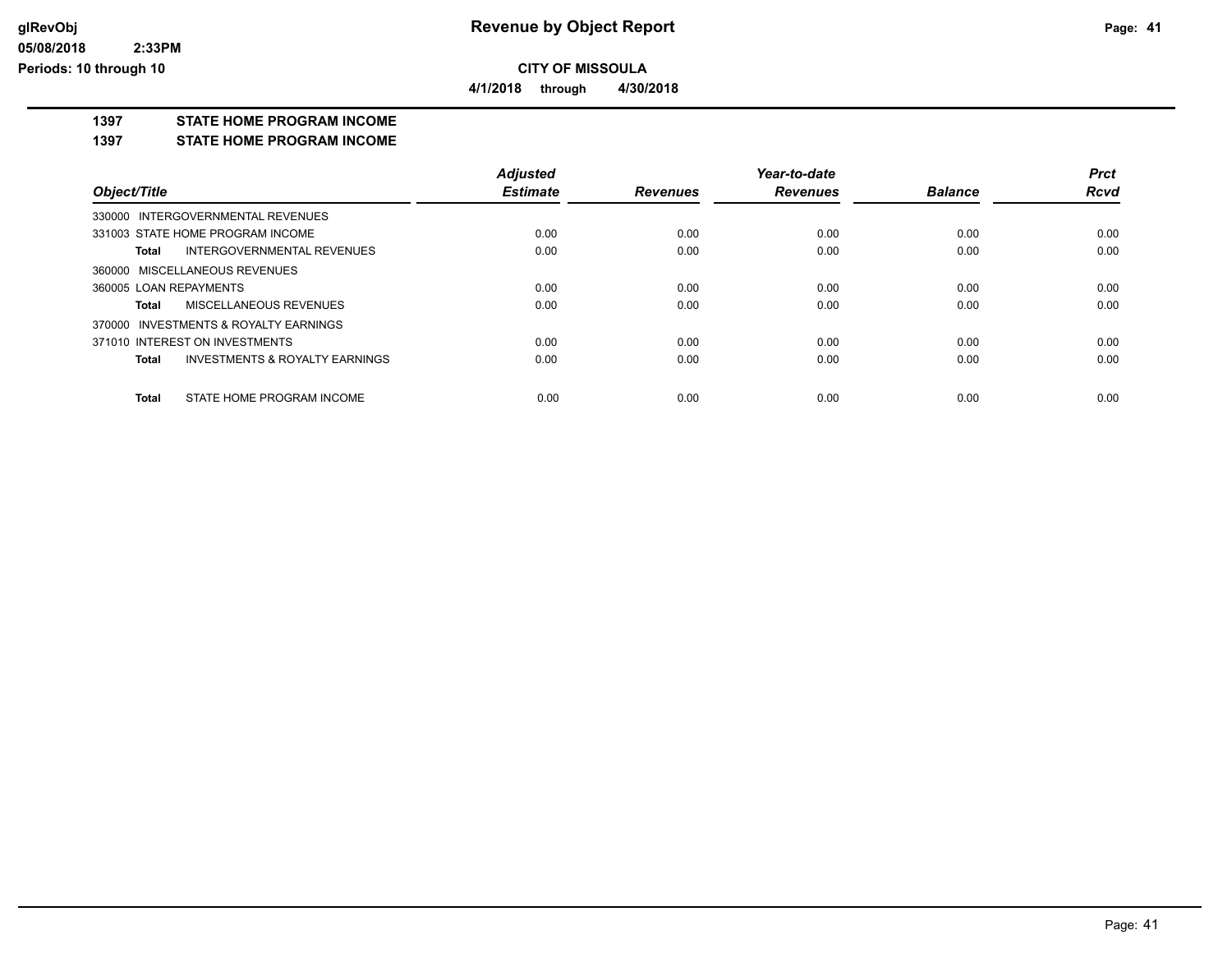**CITY OF MISSOULA**

**4/1/2018 through 4/30/2018**

**1397 STATE HOME PROGRAM INCOME**

**1397 STATE HOME PROGRAM INCOME**

| Object/Title | Adjusted Estimate | Revenues | Year-to-date Revenues | Balance | Prct Rcvd |
|---|---|---|---|---|---|
| 330000 INTERGOVERNMENTAL REVENUES | | | | | |
| 331003 STATE HOME PROGRAM INCOME | 0.00 | 0.00 | 0.00 | 0.00 | 0.00 |
| **Total** INTERGOVERNMENTAL REVENUES | 0.00 | 0.00 | 0.00 | 0.00 | 0.00 |
| 360000 MISCELLANEOUS REVENUES | | | | | |
| 360005 LOAN REPAYMENTS | 0.00 | 0.00 | 0.00 | 0.00 | 0.00 |
| **Total** MISCELLANEOUS REVENUES | 0.00 | 0.00 | 0.00 | 0.00 | 0.00 |
| 370000 INVESTMENTS & ROYALTY EARNINGS | | | | | |
| 371010 INTEREST ON INVESTMENTS | 0.00 | 0.00 | 0.00 | 0.00 | 0.00 |
| **Total** INVESTMENTS & ROYALTY EARNINGS | 0.00 | 0.00 | 0.00 | 0.00 | 0.00 |
| **Total** STATE HOME PROGRAM INCOME | 0.00 | 0.00 | 0.00 | 0.00 | 0.00 |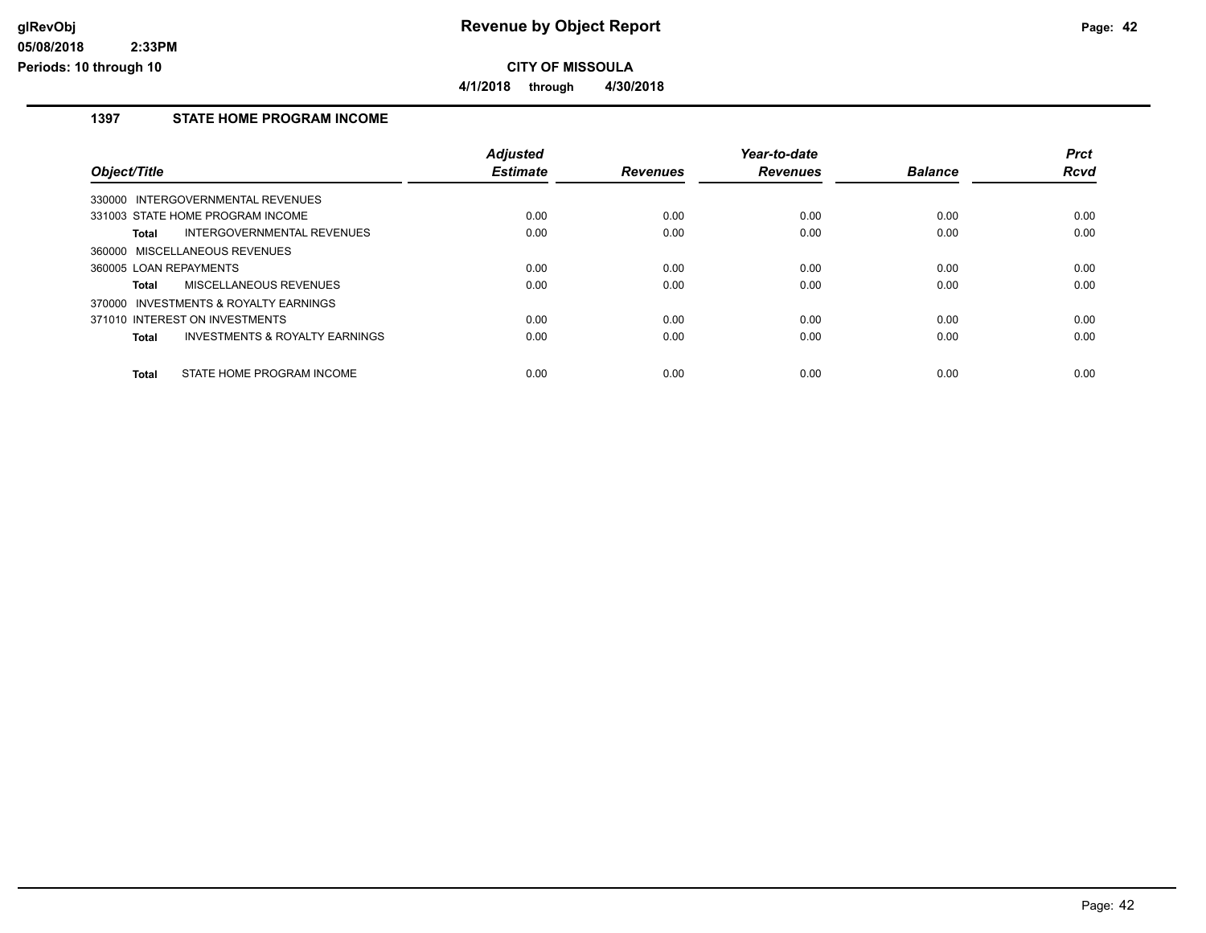# Revenue by Object Report

glRevObj
05/08/2018 2:33PM
Periods: 10 through 10

**CITY OF MISSOULA**

**4/1/2018 through 4/30/2018**

## 1397 STATE HOME PROGRAM INCOME

| Object/Title | Adjusted Estimate | Revenues | Year-to-date Revenues | Balance | Prct Rcvd |
|---|---|---|---|---|---|
| 330000 INTERGOVERNMENTAL REVENUES | | | | | |
| 331003 STATE HOME PROGRAM INCOME | 0.00 | 0.00 | 0.00 | 0.00 | 0.00 |
| **Total** INTERGOVERNMENTAL REVENUES | 0.00 | 0.00 | 0.00 | 0.00 | 0.00 |
| 360000 MISCELLANEOUS REVENUES | | | | | |
| 360005 LOAN REPAYMENTS | 0.00 | 0.00 | 0.00 | 0.00 | 0.00 |
| **Total** MISCELLANEOUS REVENUES | 0.00 | 0.00 | 0.00 | 0.00 | 0.00 |
| 370000 INVESTMENTS & ROYALTY EARNINGS | | | | | |
| 371010 INTEREST ON INVESTMENTS | 0.00 | 0.00 | 0.00 | 0.00 | 0.00 |
| **Total** INVESTMENTS & ROYALTY EARNINGS | 0.00 | 0.00 | 0.00 | 0.00 | 0.00 |
| **Total** STATE HOME PROGRAM INCOME | 0.00 | 0.00 | 0.00 | 0.00 | 0.00 |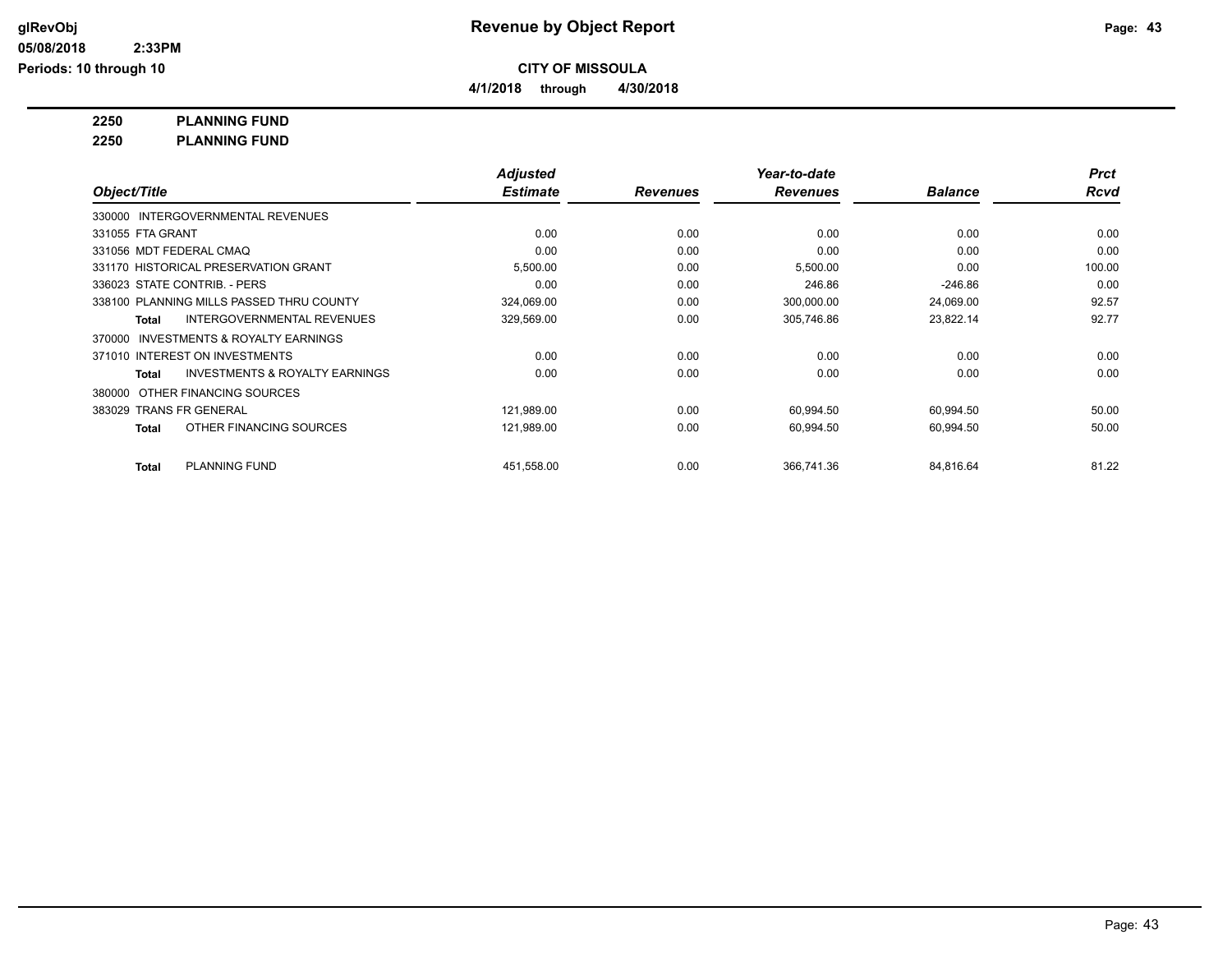# Revenue by Object Report

**CITY OF MISSOULA**

**4/1/2018 through 4/30/2018**

glRevObj
05/08/2018 2:33PM
Periods: 10 through 10

**2250 PLANNING FUND**
**2250 PLANNING FUND**

| Object/Title | Adjusted Estimate | Revenues | Year-to-date Revenues | Balance | Prct Rcvd |
|---|---|---|---|---|---|
| 330000 INTERGOVERNMENTAL REVENUES | | | | | |
| 331055 FTA GRANT | 0.00 | 0.00 | 0.00 | 0.00 | 0.00 |
| 331056 MDT FEDERAL CMAQ | 0.00 | 0.00 | 0.00 | 0.00 | 0.00 |
| 331170 HISTORICAL PRESERVATION GRANT | 5,500.00 | 0.00 | 5,500.00 | 0.00 | 100.00 |
| 336023 STATE CONTRIB. - PERS | 0.00 | 0.00 | 246.86 | -246.86 | 0.00 |
| 338100 PLANNING MILLS PASSED THRU COUNTY | 324,069.00 | 0.00 | 300,000.00 | 24,069.00 | 92.57 |
| **Total** INTERGOVERNMENTAL REVENUES | 329,569.00 | 0.00 | 305,746.86 | 23,822.14 | 92.77 |
| 370000 INVESTMENTS & ROYALTY EARNINGS | | | | | |
| 371010 INTEREST ON INVESTMENTS | 0.00 | 0.00 | 0.00 | 0.00 | 0.00 |
| **Total** INVESTMENTS & ROYALTY EARNINGS | 0.00 | 0.00 | 0.00 | 0.00 | 0.00 |
| 380000 OTHER FINANCING SOURCES | | | | | |
| 383029 TRANS FR GENERAL | 121,989.00 | 0.00 | 60,994.50 | 60,994.50 | 50.00 |
| **Total** OTHER FINANCING SOURCES | 121,989.00 | 0.00 | 60,994.50 | 60,994.50 | 50.00 |
| **Total** PLANNING FUND | 451,558.00 | 0.00 | 366,741.36 | 84,816.64 | 81.22 |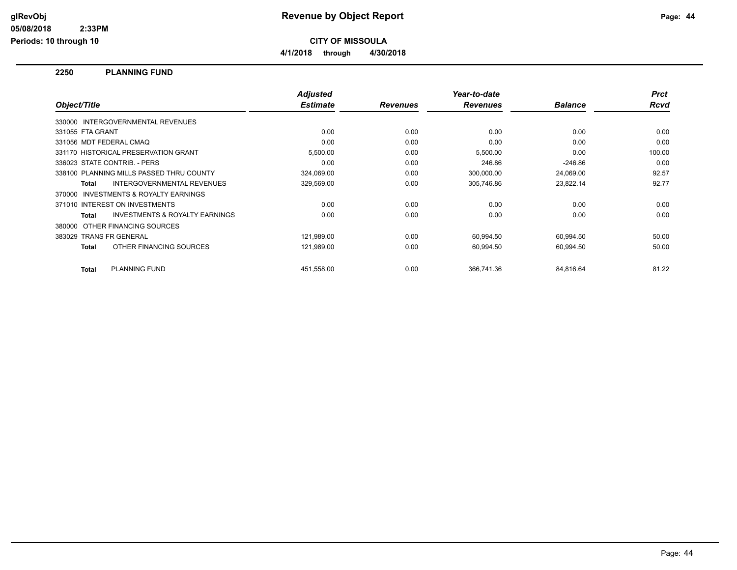# Revenue by Object Report

**CITY OF MISSOULA**

**4/1/2018 through 4/30/2018**

glRevObj
05/08/2018 2:33PM
Periods: 10 through 10

## 2250 PLANNING FUND

| Object/Title | Adjusted Estimate | Revenues | Year-to-date Revenues | Balance | Prct Rcvd |
|---|---|---|---|---|---|
| 330000 INTERGOVERNMENTAL REVENUES | | | | | |
| 331055 FTA GRANT | 0.00 | 0.00 | 0.00 | 0.00 | 0.00 |
| 331056 MDT FEDERAL CMAQ | 0.00 | 0.00 | 0.00 | 0.00 | 0.00 |
| 331170 HISTORICAL PRESERVATION GRANT | 5,500.00 | 0.00 | 5,500.00 | 0.00 | 100.00 |
| 336023 STATE CONTRIB. - PERS | 0.00 | 0.00 | 246.86 | -246.86 | 0.00 |
| 338100 PLANNING MILLS PASSED THRU COUNTY | 324,069.00 | 0.00 | 300,000.00 | 24,069.00 | 92.57 |
| **Total** INTERGOVERNMENTAL REVENUES | 329,569.00 | 0.00 | 305,746.86 | 23,822.14 | 92.77 |
| 370000 INVESTMENTS & ROYALTY EARNINGS | | | | | |
| 371010 INTEREST ON INVESTMENTS | 0.00 | 0.00 | 0.00 | 0.00 | 0.00 |
| **Total** INVESTMENTS & ROYALTY EARNINGS | 0.00 | 0.00 | 0.00 | 0.00 | 0.00 |
| 380000 OTHER FINANCING SOURCES | | | | | |
| 383029 TRANS FR GENERAL | 121,989.00 | 0.00 | 60,994.50 | 60,994.50 | 50.00 |
| **Total** OTHER FINANCING SOURCES | 121,989.00 | 0.00 | 60,994.50 | 60,994.50 | 50.00 |
| **Total** PLANNING FUND | 451,558.00 | 0.00 | 366,741.36 | 84,816.64 | 81.22 |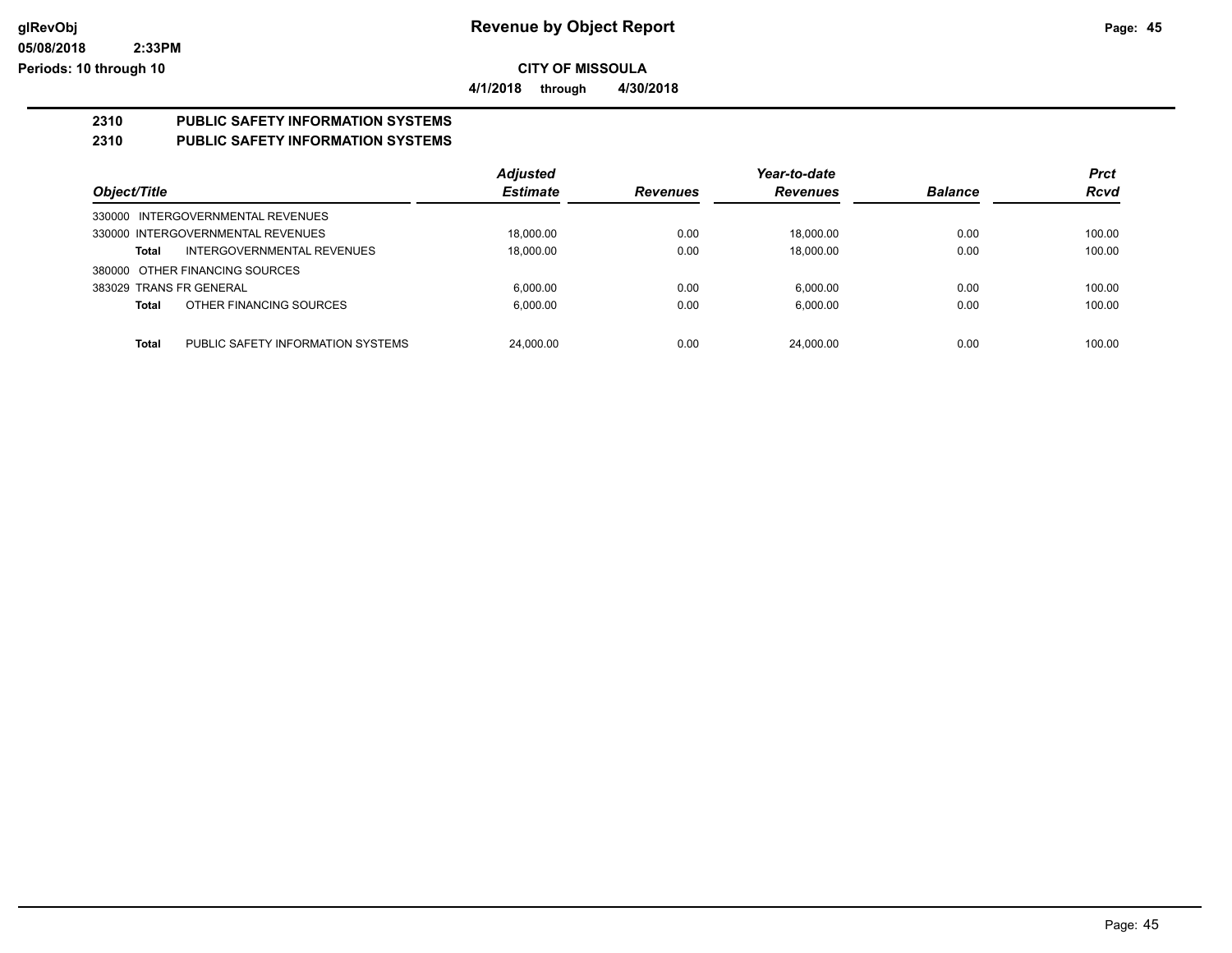**glRevObj** **Revenue by Object Report**

**05/08/2018 2:33PM**

**Periods: 10 through 10**

**CITY OF MISSOULA**

**4/1/2018 through 4/30/2018**

## 2310 PUBLIC SAFETY INFORMATION SYSTEMS

## 2310 PUBLIC SAFETY INFORMATION SYSTEMS

| Object/Title | | Adjusted Estimate | Revenues | Year-to-date Revenues | Balance | Prct Rcvd |
|---|---|---|---|---|---|---|
| 330000 INTERGOVERNMENTAL REVENUES | | | | | | |
| 330000 INTERGOVERNMENTAL REVENUES | | 18,000.00 | 0.00 | 18,000.00 | 0.00 | 100.00 |
| **Total** | INTERGOVERNMENTAL REVENUES | 18,000.00 | 0.00 | 18,000.00 | 0.00 | 100.00 |
| 380000 OTHER FINANCING SOURCES | | | | | | |
| 383029 TRANS FR GENERAL | | 6,000.00 | 0.00 | 6,000.00 | 0.00 | 100.00 |
| **Total** | OTHER FINANCING SOURCES | 6,000.00 | 0.00 | 6,000.00 | 0.00 | 100.00 |
| **Total** | PUBLIC SAFETY INFORMATION SYSTEMS | 24,000.00 | 0.00 | 24,000.00 | 0.00 | 100.00 |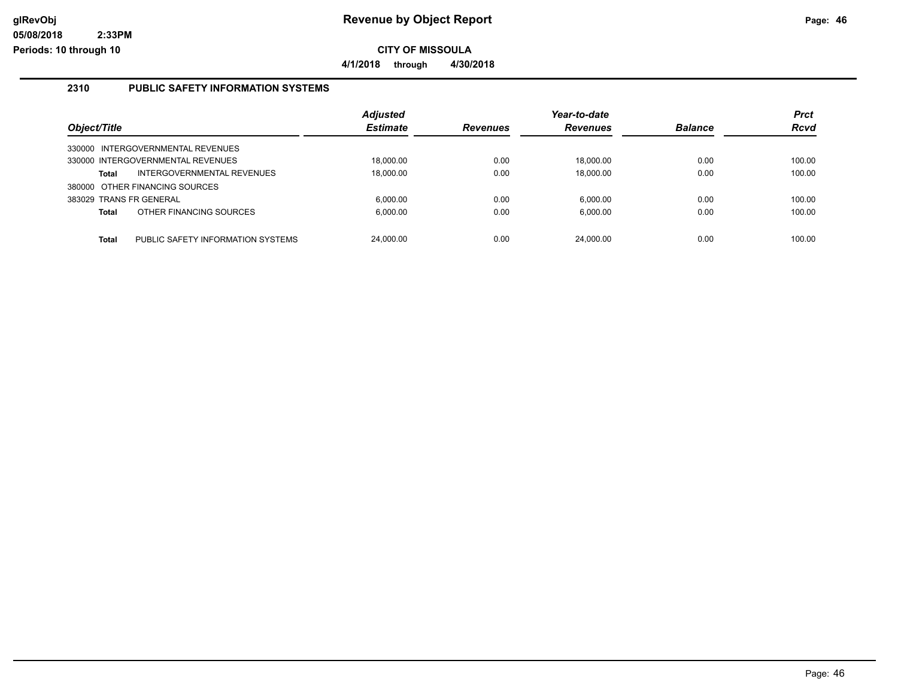## 2310 PUBLIC SAFETY INFORMATION SYSTEMS

| Object/Title | | Adjusted Estimate | Revenues | Year-to-date Revenues | Balance | Prct Rcvd |
|---|---|---|---|---|---|---|
| 330000 INTERGOVERNMENTAL REVENUES | | | | | | |
| 330000 INTERGOVERNMENTAL REVENUES | | 18,000.00 | 0.00 | 18,000.00 | 0.00 | 100.00 |
| **Total** | INTERGOVERNMENTAL REVENUES | 18,000.00 | 0.00 | 18,000.00 | 0.00 | 100.00 |
| 380000 OTHER FINANCING SOURCES | | | | | | |
| 383029 TRANS FR GENERAL | | 6,000.00 | 0.00 | 6,000.00 | 0.00 | 100.00 |
| **Total** | OTHER FINANCING SOURCES | 6,000.00 | 0.00 | 6,000.00 | 0.00 | 100.00 |
| **Total** | PUBLIC SAFETY INFORMATION SYSTEMS | 24,000.00 | 0.00 | 24,000.00 | 0.00 | 100.00 |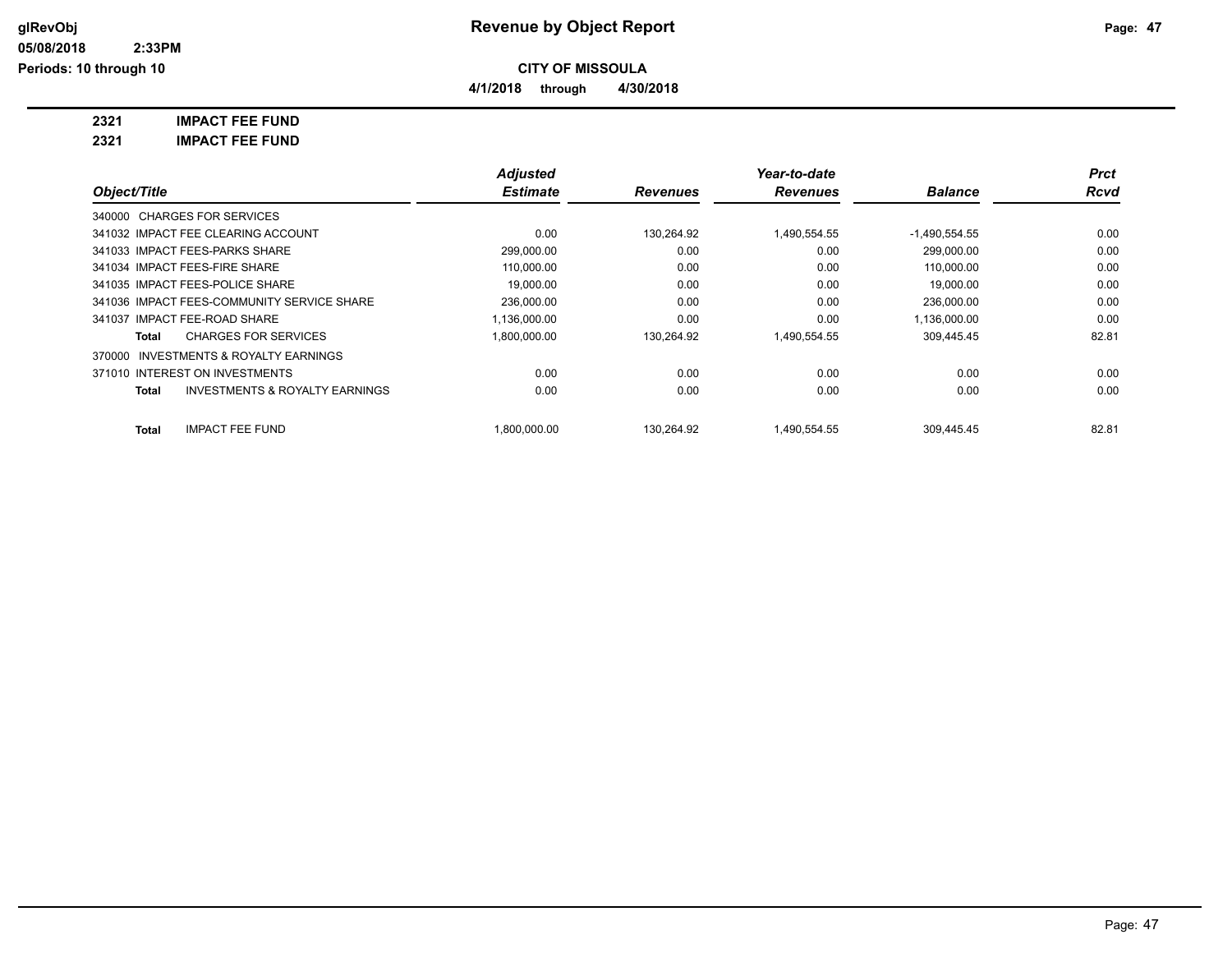**glRevObj**
**05/08/2018 2:33PM**
**Periods: 10 through 10**

# Revenue by Object Report

**CITY OF MISSOULA**

**4/1/2018 through 4/30/2018**

**2321 IMPACT FEE FUND**

**2321 IMPACT FEE FUND**

| Object/Title | Adjusted Estimate | Revenues | Year-to-date Revenues | Balance | Prct Rcvd |
|---|---|---|---|---|---|
| 340000 CHARGES FOR SERVICES | | | | | |
| 341032 IMPACT FEE CLEARING ACCOUNT | 0.00 | 130,264.92 | 1,490,554.55 | -1,490,554.55 | 0.00 |
| 341033 IMPACT FEES-PARKS SHARE | 299,000.00 | 0.00 | 0.00 | 299,000.00 | 0.00 |
| 341034 IMPACT FEES-FIRE SHARE | 110,000.00 | 0.00 | 0.00 | 110,000.00 | 0.00 |
| 341035 IMPACT FEES-POLICE SHARE | 19,000.00 | 0.00 | 0.00 | 19,000.00 | 0.00 |
| 341036 IMPACT FEES-COMMUNITY SERVICE SHARE | 236,000.00 | 0.00 | 0.00 | 236,000.00 | 0.00 |
| 341037 IMPACT FEE-ROAD SHARE | 1,136,000.00 | 0.00 | 0.00 | 1,136,000.00 | 0.00 |
| **Total** CHARGES FOR SERVICES | 1,800,000.00 | 130,264.92 | 1,490,554.55 | 309,445.45 | 82.81 |
| 370000 INVESTMENTS & ROYALTY EARNINGS | | | | | |
| 371010 INTEREST ON INVESTMENTS | 0.00 | 0.00 | 0.00 | 0.00 | 0.00 |
| **Total** INVESTMENTS & ROYALTY EARNINGS | 0.00 | 0.00 | 0.00 | 0.00 | 0.00 |
| **Total** IMPACT FEE FUND | 1,800,000.00 | 130,264.92 | 1,490,554.55 | 309,445.45 | 82.81 |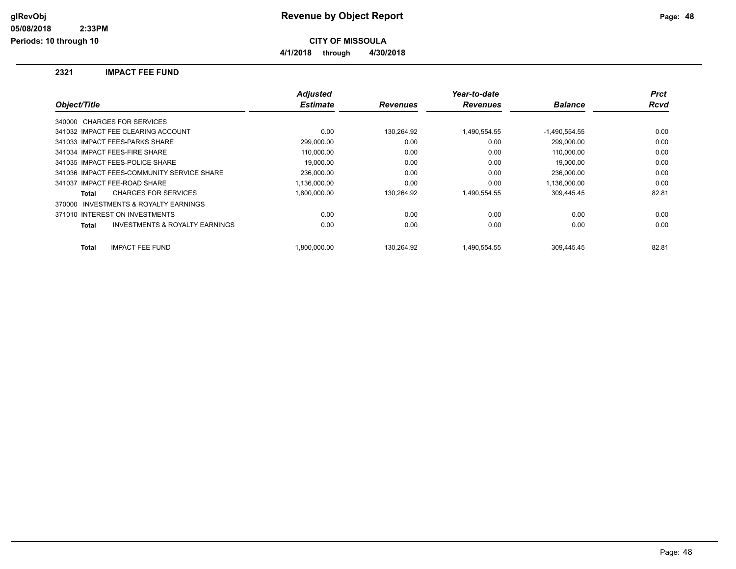# Revenue by Object Report

**CITY OF MISSOULA**

**4/1/2018 through 4/30/2018**

glRevObj
05/08/2018 2:33PM
Periods: 10 through 10

## 2321 IMPACT FEE FUND

| Object/Title | Adjusted Estimate | Revenues | Year-to-date Revenues | Balance | Prct Rcvd |
|---|---|---|---|---|---|
| 340000 CHARGES FOR SERVICES | | | | | |
| 341032 IMPACT FEE CLEARING ACCOUNT | 0.00 | 130,264.92 | 1,490,554.55 | -1,490,554.55 | 0.00 |
| 341033 IMPACT FEES-PARKS SHARE | 299,000.00 | 0.00 | 0.00 | 299,000.00 | 0.00 |
| 341034 IMPACT FEES-FIRE SHARE | 110,000.00 | 0.00 | 0.00 | 110,000.00 | 0.00 |
| 341035 IMPACT FEES-POLICE SHARE | 19,000.00 | 0.00 | 0.00 | 19,000.00 | 0.00 |
| 341036 IMPACT FEES-COMMUNITY SERVICE SHARE | 236,000.00 | 0.00 | 0.00 | 236,000.00 | 0.00 |
| 341037 IMPACT FEE-ROAD SHARE | 1,136,000.00 | 0.00 | 0.00 | 1,136,000.00 | 0.00 |
| **Total** CHARGES FOR SERVICES | 1,800,000.00 | 130,264.92 | 1,490,554.55 | 309,445.45 | 82.81 |
| 370000 INVESTMENTS & ROYALTY EARNINGS | | | | | |
| 371010 INTEREST ON INVESTMENTS | 0.00 | 0.00 | 0.00 | 0.00 | 0.00 |
| **Total** INVESTMENTS & ROYALTY EARNINGS | 0.00 | 0.00 | 0.00 | 0.00 | 0.00 |
| **Total** IMPACT FEE FUND | 1,800,000.00 | 130,264.92 | 1,490,554.55 | 309,445.45 | 82.81 |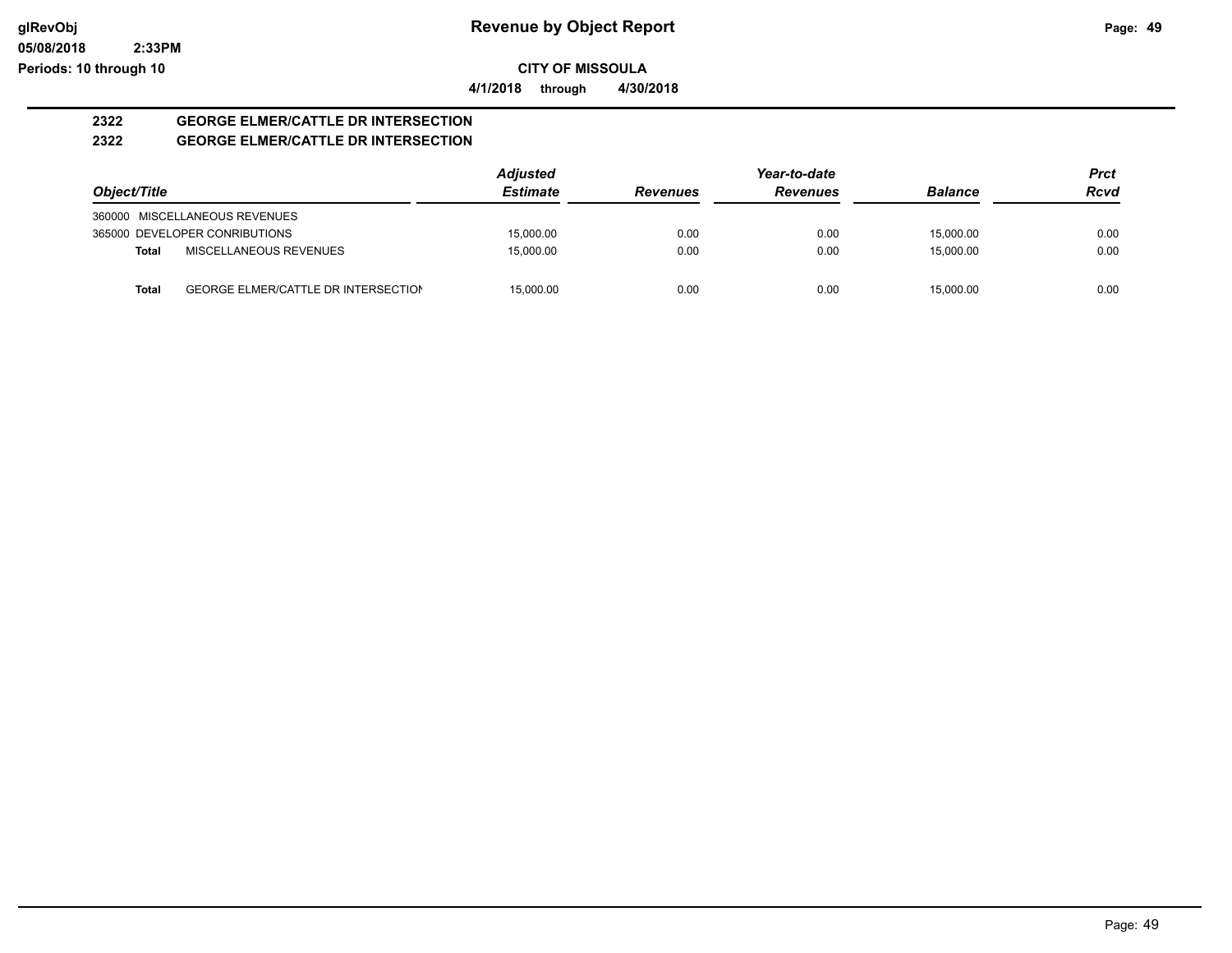# Revenue by Object Report

**CITY OF MISSOULA**

**4/1/2018 through 4/30/2018**

glRevObj
05/08/2018 2:33PM
Periods: 10 through 10

**2322 GEORGE ELMER/CATTLE DR INTERSECTION**
**2322 GEORGE ELMER/CATTLE DR INTERSECTION**

| Object/Title | | Adjusted Estimate | Revenues | Year-to-date Revenues | Balance | Prct Rcvd |
|---|---|---|---|---|---|---|
| 360000 MISCELLANEOUS REVENUES | | | | | | |
| 365000 DEVELOPER CONRIBUTIONS | | 15,000.00 | 0.00 | 0.00 | 15,000.00 | 0.00 |
| **Total** | MISCELLANEOUS REVENUES | 15,000.00 | 0.00 | 0.00 | 15,000.00 | 0.00 |
| **Total** | GEORGE ELMER/CATTLE DR INTERSECTION | 15,000.00 | 0.00 | 0.00 | 15,000.00 | 0.00 |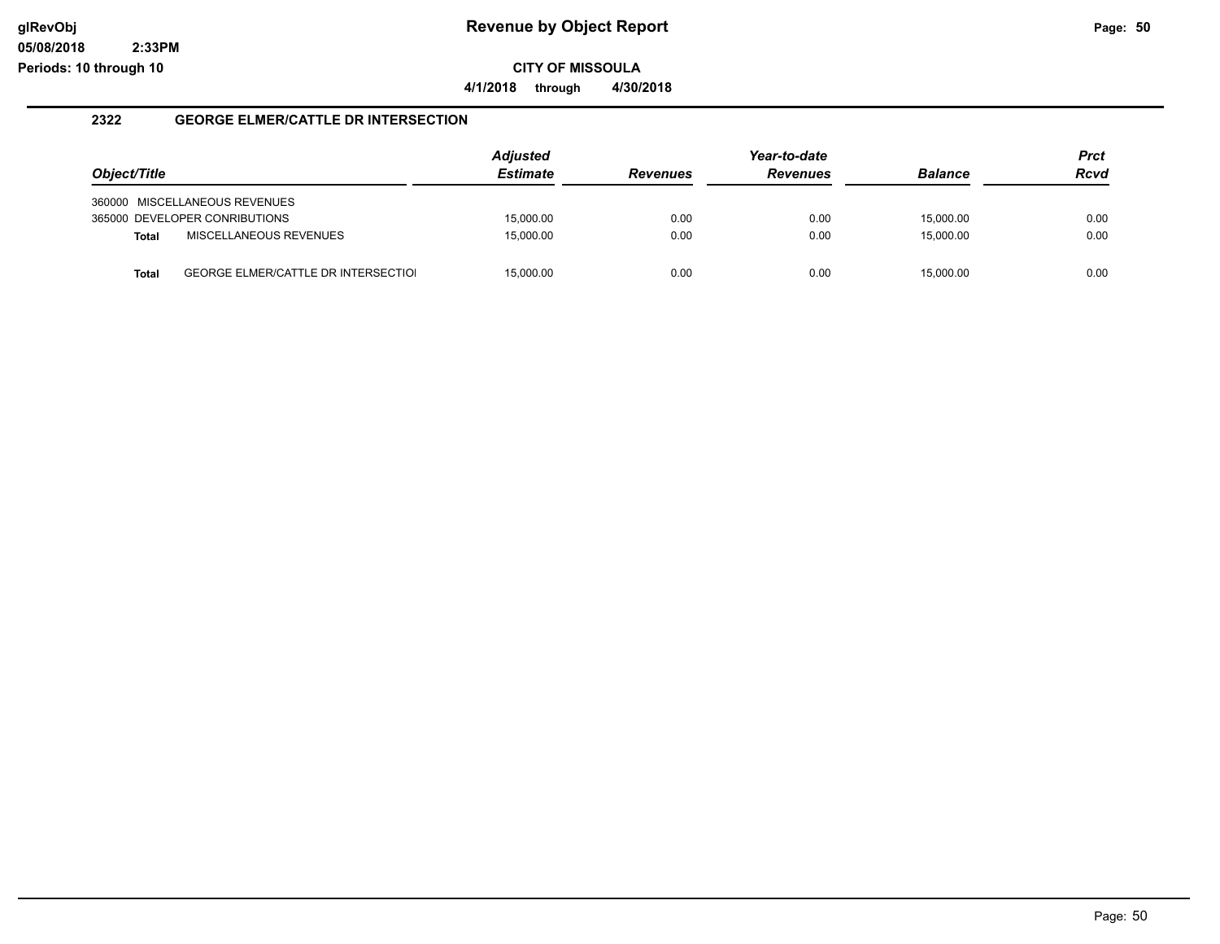# Revenue by Object Report

**CITY OF MISSOULA**

**4/1/2018 through 4/30/2018**

## 2322 GEORGE ELMER/CATTLE DR INTERSECTION

| Object/Title | | Adjusted Estimate | Revenues | Year-to-date Revenues | Balance | Prct Rcvd |
|---|---|---|---|---|---|---|
| 360000 MISCELLANEOUS REVENUES | | | | | | |
| 365000 DEVELOPER CONRIBUTIONS | | 15,000.00 | 0.00 | 0.00 | 15,000.00 | 0.00 |
| **Total** | MISCELLANEOUS REVENUES | 15,000.00 | 0.00 | 0.00 | 15,000.00 | 0.00 |
| **Total** | GEORGE ELMER/CATTLE DR INTERSECTIOI | 15,000.00 | 0.00 | 0.00 | 15,000.00 | 0.00 |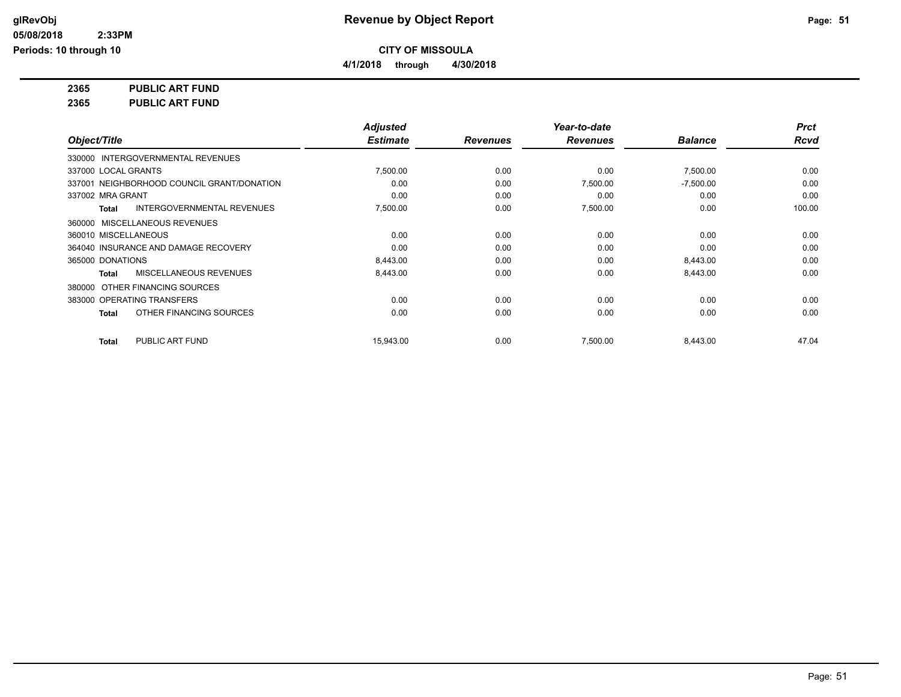**CITY OF MISSOULA**

**4/1/2018 through 4/30/2018**

**2365 PUBLIC ART FUND**

**2365 PUBLIC ART FUND**

| Object/Title | Adjusted Estimate | Revenues | Year-to-date Revenues | Balance | Prct Rcvd |
|---|---|---|---|---|---|
| 330000 INTERGOVERNMENTAL REVENUES | | | | | |
| 337000 LOCAL GRANTS | 7,500.00 | 0.00 | 0.00 | 7,500.00 | 0.00 |
| 337001 NEIGHBORHOOD COUNCIL GRANT/DONATION | 0.00 | 0.00 | 7,500.00 | -7,500.00 | 0.00 |
| 337002 MRA GRANT | 0.00 | 0.00 | 0.00 | 0.00 | 0.00 |
| **Total** INTERGOVERNMENTAL REVENUES | 7,500.00 | 0.00 | 7,500.00 | 0.00 | 100.00 |
| 360000 MISCELLANEOUS REVENUES | | | | | |
| 360010 MISCELLANEOUS | 0.00 | 0.00 | 0.00 | 0.00 | 0.00 |
| 364040 INSURANCE AND DAMAGE RECOVERY | 0.00 | 0.00 | 0.00 | 0.00 | 0.00 |
| 365000 DONATIONS | 8,443.00 | 0.00 | 0.00 | 8,443.00 | 0.00 |
| **Total** MISCELLANEOUS REVENUES | 8,443.00 | 0.00 | 0.00 | 8,443.00 | 0.00 |
| 380000 OTHER FINANCING SOURCES | | | | | |
| 383000 OPERATING TRANSFERS | 0.00 | 0.00 | 0.00 | 0.00 | 0.00 |
| **Total** OTHER FINANCING SOURCES | 0.00 | 0.00 | 0.00 | 0.00 | 0.00 |
| **Total** PUBLIC ART FUND | 15,943.00 | 0.00 | 7,500.00 | 8,443.00 | 47.04 |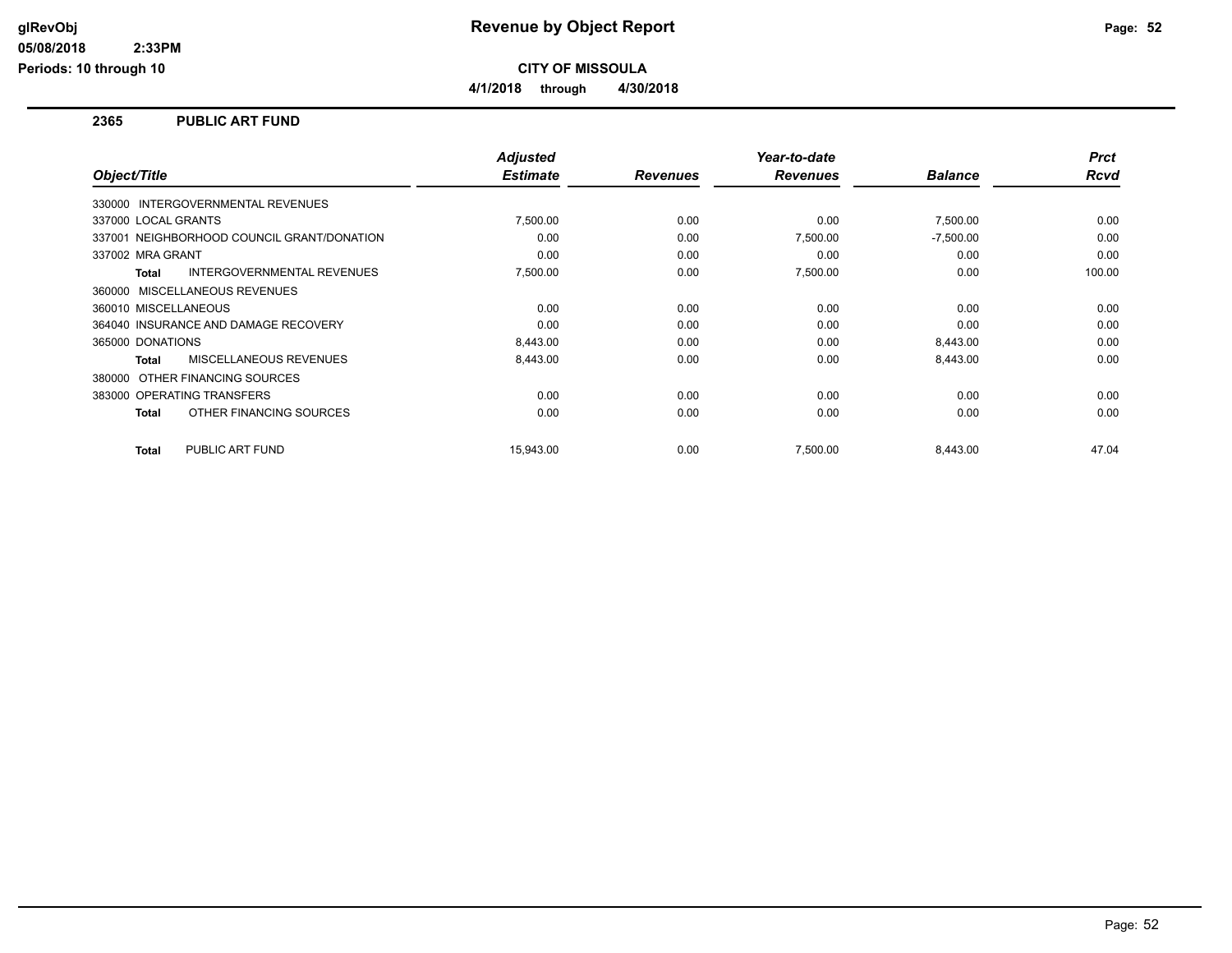# Revenue by Object Report

glRevObj
05/08/2018 2:33PM
Periods: 10 through 10

## CITY OF MISSOULA

4/1/2018 through 4/30/2018

### 2365 PUBLIC ART FUND

| Object/Title | Adjusted Estimate | Revenues | Year-to-date Revenues | Balance | Prct Rcvd |
|---|---|---|---|---|---|
| 330000 INTERGOVERNMENTAL REVENUES | | | | | |
| 337000 LOCAL GRANTS | 7,500.00 | 0.00 | 0.00 | 7,500.00 | 0.00 |
| 337001 NEIGHBORHOOD COUNCIL GRANT/DONATION | 0.00 | 0.00 | 7,500.00 | -7,500.00 | 0.00 |
| 337002 MRA GRANT | 0.00 | 0.00 | 0.00 | 0.00 | 0.00 |
| **Total** INTERGOVERNMENTAL REVENUES | 7,500.00 | 0.00 | 7,500.00 | 0.00 | 100.00 |
| 360000 MISCELLANEOUS REVENUES | | | | | |
| 360010 MISCELLANEOUS | 0.00 | 0.00 | 0.00 | 0.00 | 0.00 |
| 364040 INSURANCE AND DAMAGE RECOVERY | 0.00 | 0.00 | 0.00 | 0.00 | 0.00 |
| 365000 DONATIONS | 8,443.00 | 0.00 | 0.00 | 8,443.00 | 0.00 |
| **Total** MISCELLANEOUS REVENUES | 8,443.00 | 0.00 | 0.00 | 8,443.00 | 0.00 |
| 380000 OTHER FINANCING SOURCES | | | | | |
| 383000 OPERATING TRANSFERS | 0.00 | 0.00 | 0.00 | 0.00 | 0.00 |
| **Total** OTHER FINANCING SOURCES | 0.00 | 0.00 | 0.00 | 0.00 | 0.00 |
| **Total** PUBLIC ART FUND | 15,943.00 | 0.00 | 7,500.00 | 8,443.00 | 47.04 |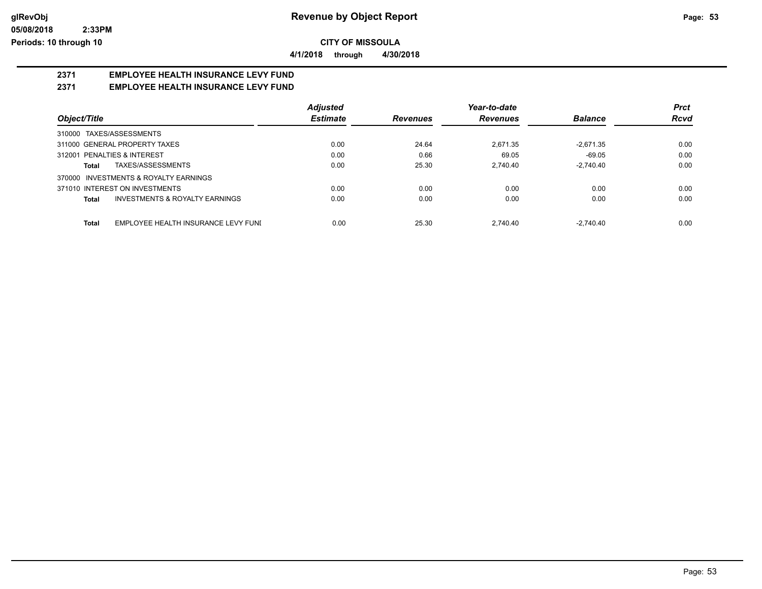**CITY OF MISSOULA**

**4/1/2018 through 4/30/2018**

## 2371 EMPLOYEE HEALTH INSURANCE LEVY FUND

## 2371 EMPLOYEE HEALTH INSURANCE LEVY FUND

| Object/Title | Adjusted Estimate | Revenues | Year-to-date Revenues | Balance | Prct Rcvd |
|---|---|---|---|---|---|
| 310000 TAXES/ASSESSMENTS | | | | | |
| 311000 GENERAL PROPERTY TAXES | 0.00 | 24.64 | 2,671.35 | -2,671.35 | 0.00 |
| 312001 PENALTIES & INTEREST | 0.00 | 0.66 | 69.05 | -69.05 | 0.00 |
| **Total** TAXES/ASSESSMENTS | 0.00 | 25.30 | 2,740.40 | -2,740.40 | 0.00 |
| 370000 INVESTMENTS & ROYALTY EARNINGS | | | | | |
| 371010 INTEREST ON INVESTMENTS | 0.00 | 0.00 | 0.00 | 0.00 | 0.00 |
| **Total** INVESTMENTS & ROYALTY EARNINGS | 0.00 | 0.00 | 0.00 | 0.00 | 0.00 |
| **Total** EMPLOYEE HEALTH INSURANCE LEVY FUNI | 0.00 | 25.30 | 2,740.40 | -2,740.40 | 0.00 |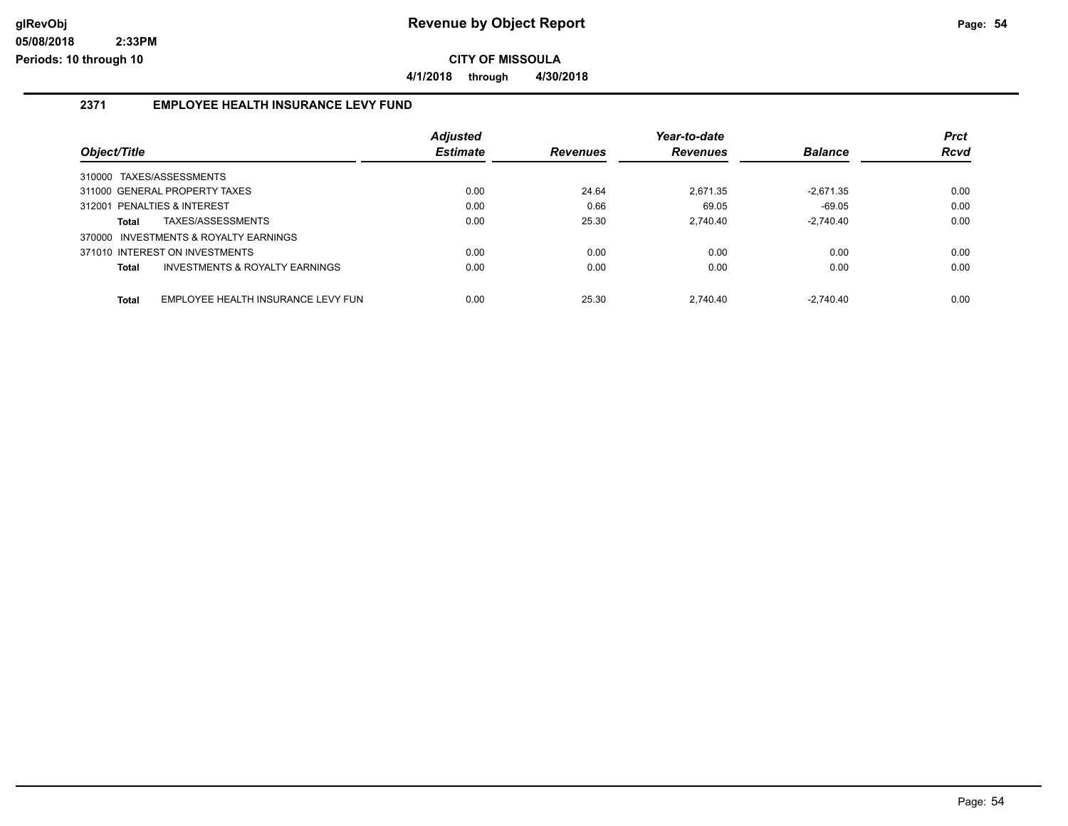**CITY OF MISSOULA**

**4/1/2018 through 4/30/2018**

## 2371 EMPLOYEE HEALTH INSURANCE LEVY FUND

| Object/Title | | Adjusted Estimate | Revenues | Year-to-date Revenues | Balance | Prct Rcvd |
|---|---|---|---|---|---|---|
| 310000 TAXES/ASSESSMENTS | | | | | | |
| 311000 GENERAL PROPERTY TAXES | | 0.00 | 24.64 | 2,671.35 | -2,671.35 | 0.00 |
| 312001 PENALTIES & INTEREST | | 0.00 | 0.66 | 69.05 | -69.05 | 0.00 |
| **Total** | TAXES/ASSESSMENTS | 0.00 | 25.30 | 2,740.40 | -2,740.40 | 0.00 |
| 370000 INVESTMENTS & ROYALTY EARNINGS | | | | | | |
| 371010 INTEREST ON INVESTMENTS | | 0.00 | 0.00 | 0.00 | 0.00 | 0.00 |
| **Total** | INVESTMENTS & ROYALTY EARNINGS | 0.00 | 0.00 | 0.00 | 0.00 | 0.00 |
| **Total** | EMPLOYEE HEALTH INSURANCE LEVY FUN | 0.00 | 25.30 | 2,740.40 | -2,740.40 | 0.00 |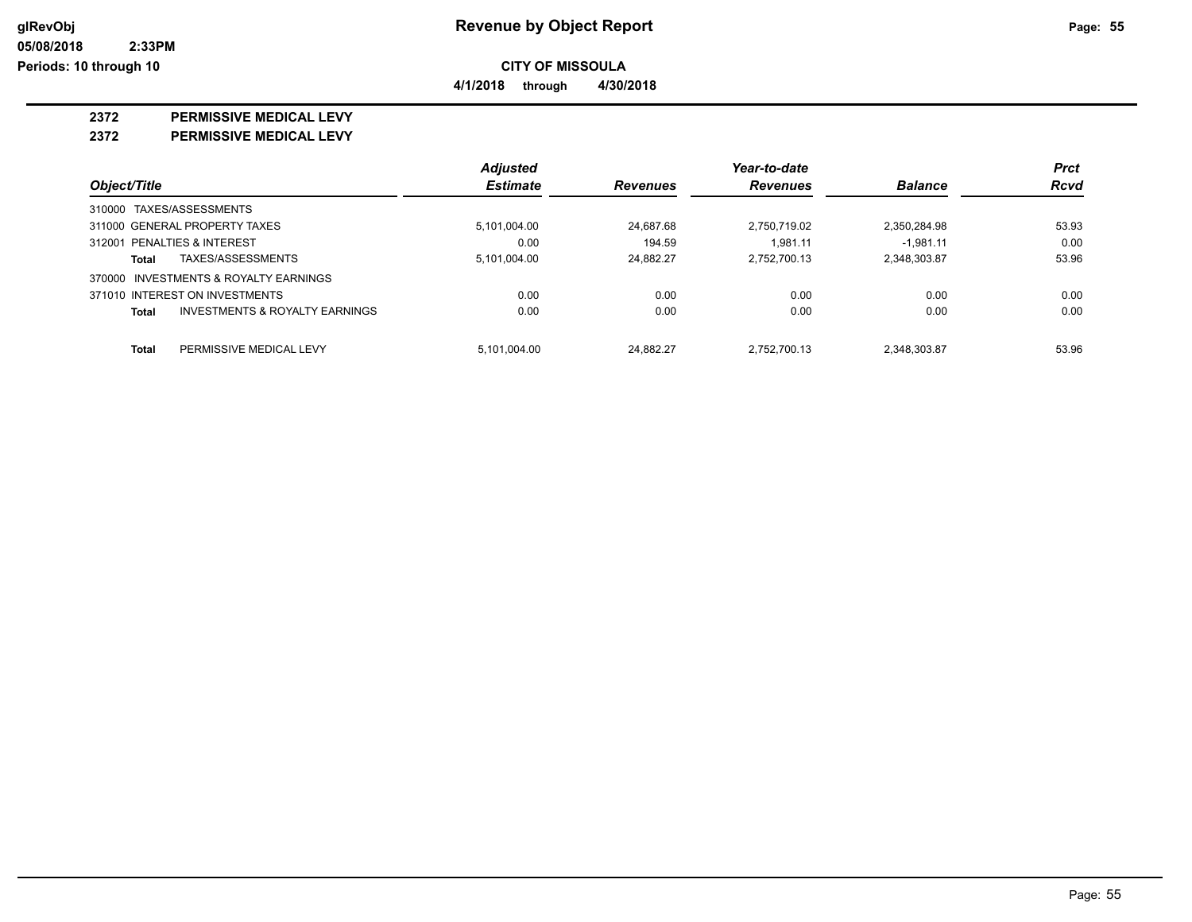# Revenue by Object Report

**CITY OF MISSOULA**

**4/1/2018 through 4/30/2018**

glRevObj
05/08/2018 2:33PM
Periods: 10 through 10

## 2372 PERMISSIVE MEDICAL LEVY

### 2372 PERMISSIVE MEDICAL LEVY

| Object/Title | | Adjusted Estimate | Revenues | Year-to-date Revenues | Balance | Prct Rcvd |
|---|---|---|---|---|---|---|
| 310000 TAXES/ASSESSMENTS | | | | | | |
| 311000 GENERAL PROPERTY TAXES | | 5,101,004.00 | 24,687.68 | 2,750,719.02 | 2,350,284.98 | 53.93 |
| 312001 PENALTIES & INTEREST | | 0.00 | 194.59 | 1,981.11 | -1,981.11 | 0.00 |
| **Total** | TAXES/ASSESSMENTS | 5,101,004.00 | 24,882.27 | 2,752,700.13 | 2,348,303.87 | 53.96 |
| 370000 INVESTMENTS & ROYALTY EARNINGS | | | | | | |
| 371010 INTEREST ON INVESTMENTS | | 0.00 | 0.00 | 0.00 | 0.00 | 0.00 |
| **Total** | INVESTMENTS & ROYALTY EARNINGS | 0.00 | 0.00 | 0.00 | 0.00 | 0.00 |
| **Total** | PERMISSIVE MEDICAL LEVY | 5,101,004.00 | 24,882.27 | 2,752,700.13 | 2,348,303.87 | 53.96 |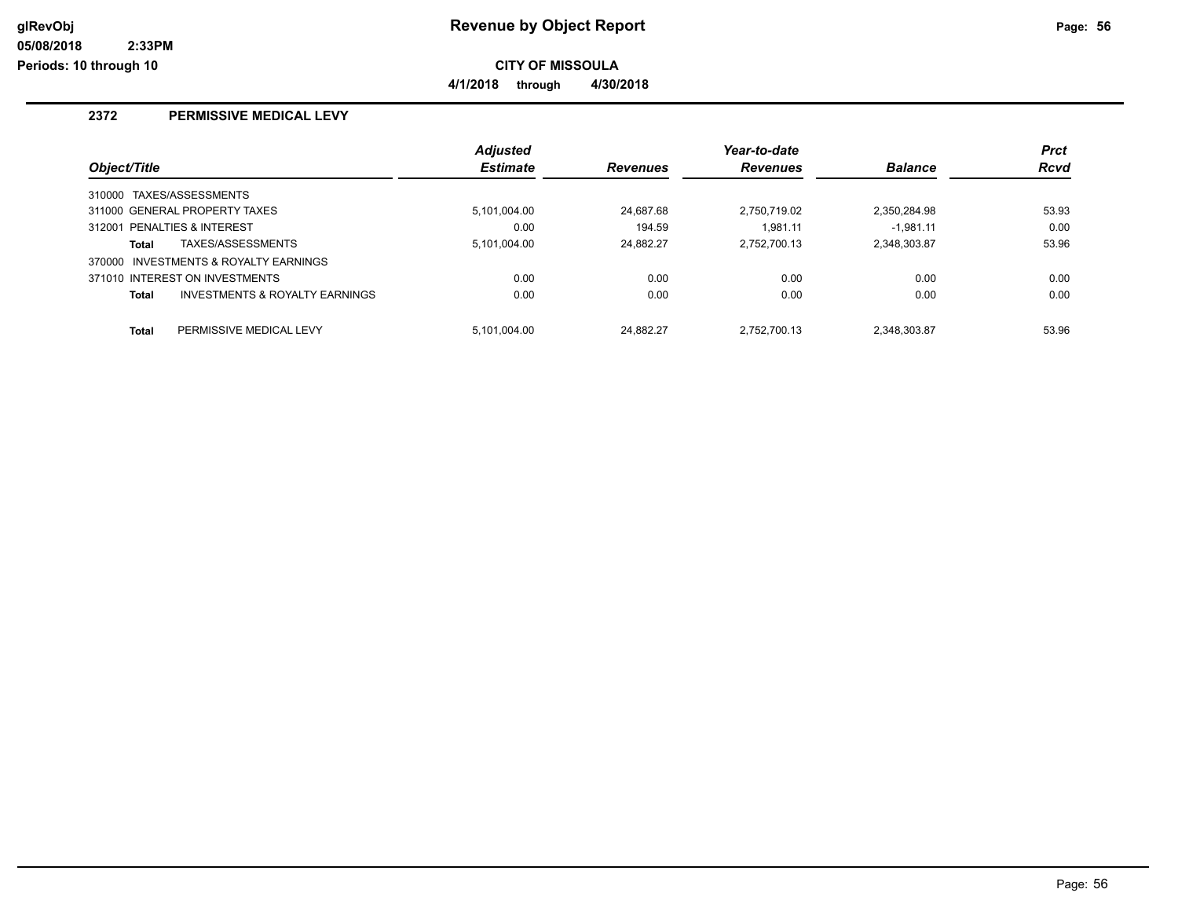# Revenue by Object Report

**CITY OF MISSOULA**

**4/1/2018 through 4/30/2018**

## 2372 PERMISSIVE MEDICAL LEVY

| Object/Title | Adjusted Estimate | Revenues | Year-to-date Revenues | Balance | Prct Rcvd |
|---|---|---|---|---|---|
| 310000 TAXES/ASSESSMENTS | | | | | |
| 311000 GENERAL PROPERTY TAXES | 5,101,004.00 | 24,687.68 | 2,750,719.02 | 2,350,284.98 | 53.93 |
| 312001 PENALTIES & INTEREST | 0.00 | 194.59 | 1,981.11 | -1,981.11 | 0.00 |
| **Total** TAXES/ASSESSMENTS | 5,101,004.00 | 24,882.27 | 2,752,700.13 | 2,348,303.87 | 53.96 |
| 370000 INVESTMENTS & ROYALTY EARNINGS | | | | | |
| 371010 INTEREST ON INVESTMENTS | 0.00 | 0.00 | 0.00 | 0.00 | 0.00 |
| **Total** INVESTMENTS & ROYALTY EARNINGS | 0.00 | 0.00 | 0.00 | 0.00 | 0.00 |
| **Total** PERMISSIVE MEDICAL LEVY | 5,101,004.00 | 24,882.27 | 2,752,700.13 | 2,348,303.87 | 53.96 |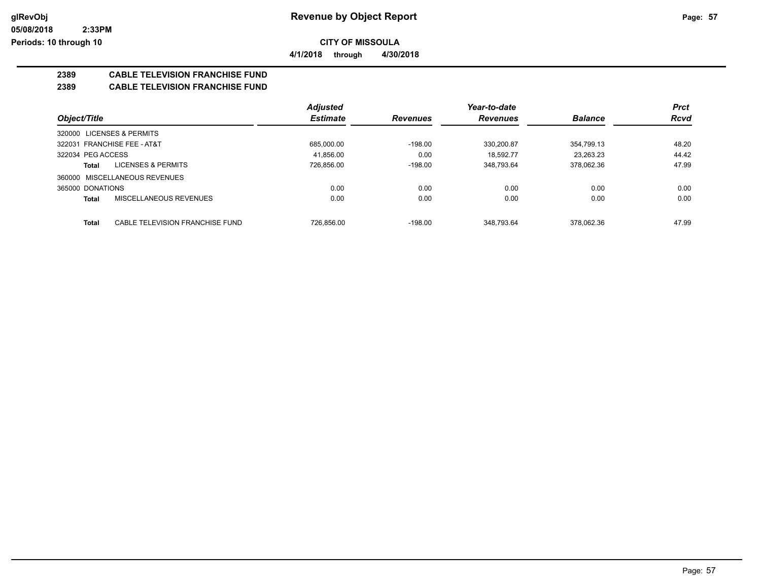**Revenue by Object Report**

**CITY OF MISSOULA**

**4/1/2018 through 4/30/2018**

glRevObj
05/08/2018 2:33PM
Periods: 10 through 10

## 2389 CABLE TELEVISION FRANCHISE FUND

## 2389 CABLE TELEVISION FRANCHISE FUND

| Object/Title | Adjusted Estimate | Revenues | Year-to-date Revenues | Balance | Prct Rcvd |
|---|---|---|---|---|---|
| 320000 LICENSES & PERMITS | | | | | |
| 322031 FRANCHISE FEE - AT&T | 685,000.00 | -198.00 | 330,200.87 | 354,799.13 | 48.20 |
| 322034 PEG ACCESS | 41,856.00 | 0.00 | 18,592.77 | 23,263.23 | 44.42 |
| **Total** LICENSES & PERMITS | 726,856.00 | -198.00 | 348,793.64 | 378,062.36 | 47.99 |
| 360000 MISCELLANEOUS REVENUES | | | | | |
| 365000 DONATIONS | 0.00 | 0.00 | 0.00 | 0.00 | 0.00 |
| **Total** MISCELLANEOUS REVENUES | 0.00 | 0.00 | 0.00 | 0.00 | 0.00 |
| **Total** CABLE TELEVISION FRANCHISE FUND | 726,856.00 | -198.00 | 348,793.64 | 378,062.36 | 47.99 |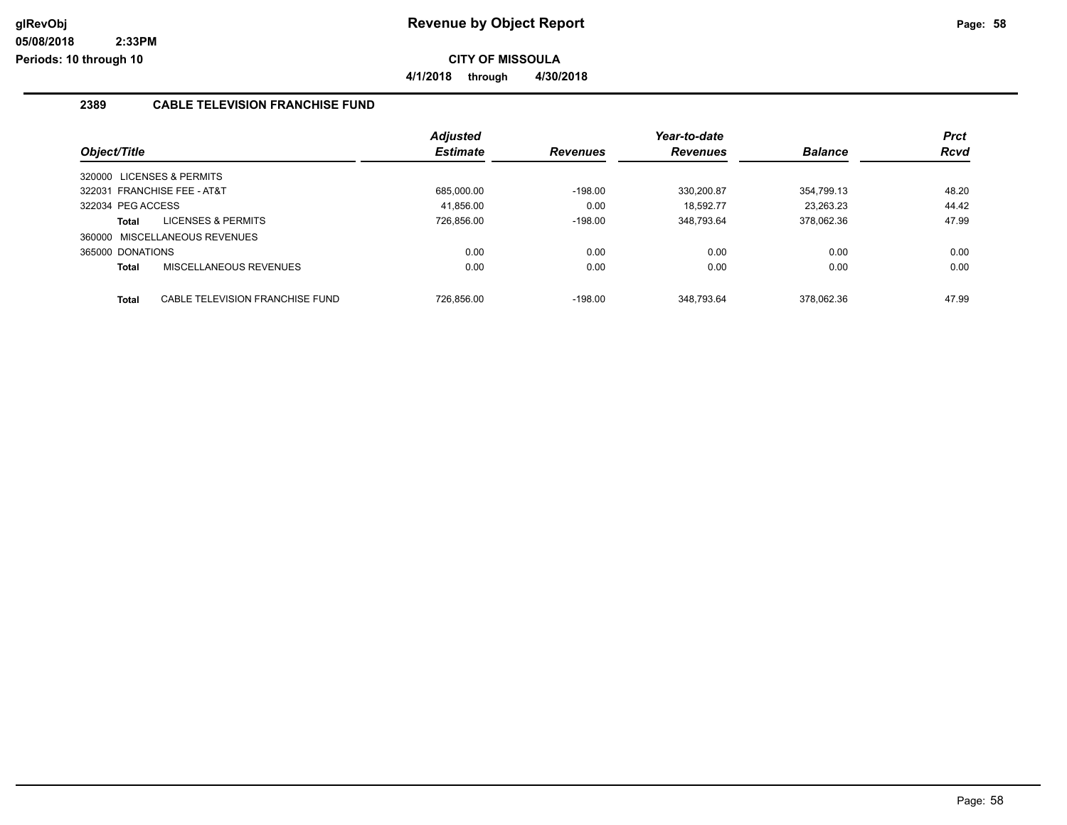# Revenue by Object Report

**CITY OF MISSOULA**

**4/1/2018 through 4/30/2018**

## 2389 CABLE TELEVISION FRANCHISE FUND

| Object/Title | Adjusted Estimate | Revenues | Year-to-date Revenues | Balance | Prct Rcvd |
|---|---|---|---|---|---|
| 320000 LICENSES & PERMITS | | | | | |
| 322031 FRANCHISE FEE - AT&T | 685,000.00 | -198.00 | 330,200.87 | 354,799.13 | 48.20 |
| 322034 PEG ACCESS | 41,856.00 | 0.00 | 18,592.77 | 23,263.23 | 44.42 |
| **Total** LICENSES & PERMITS | 726,856.00 | -198.00 | 348,793.64 | 378,062.36 | 47.99 |
| 360000 MISCELLANEOUS REVENUES | | | | | |
| 365000 DONATIONS | 0.00 | 0.00 | 0.00 | 0.00 | 0.00 |
| **Total** MISCELLANEOUS REVENUES | 0.00 | 0.00 | 0.00 | 0.00 | 0.00 |
| **Total** CABLE TELEVISION FRANCHISE FUND | 726,856.00 | -198.00 | 348,793.64 | 378,062.36 | 47.99 |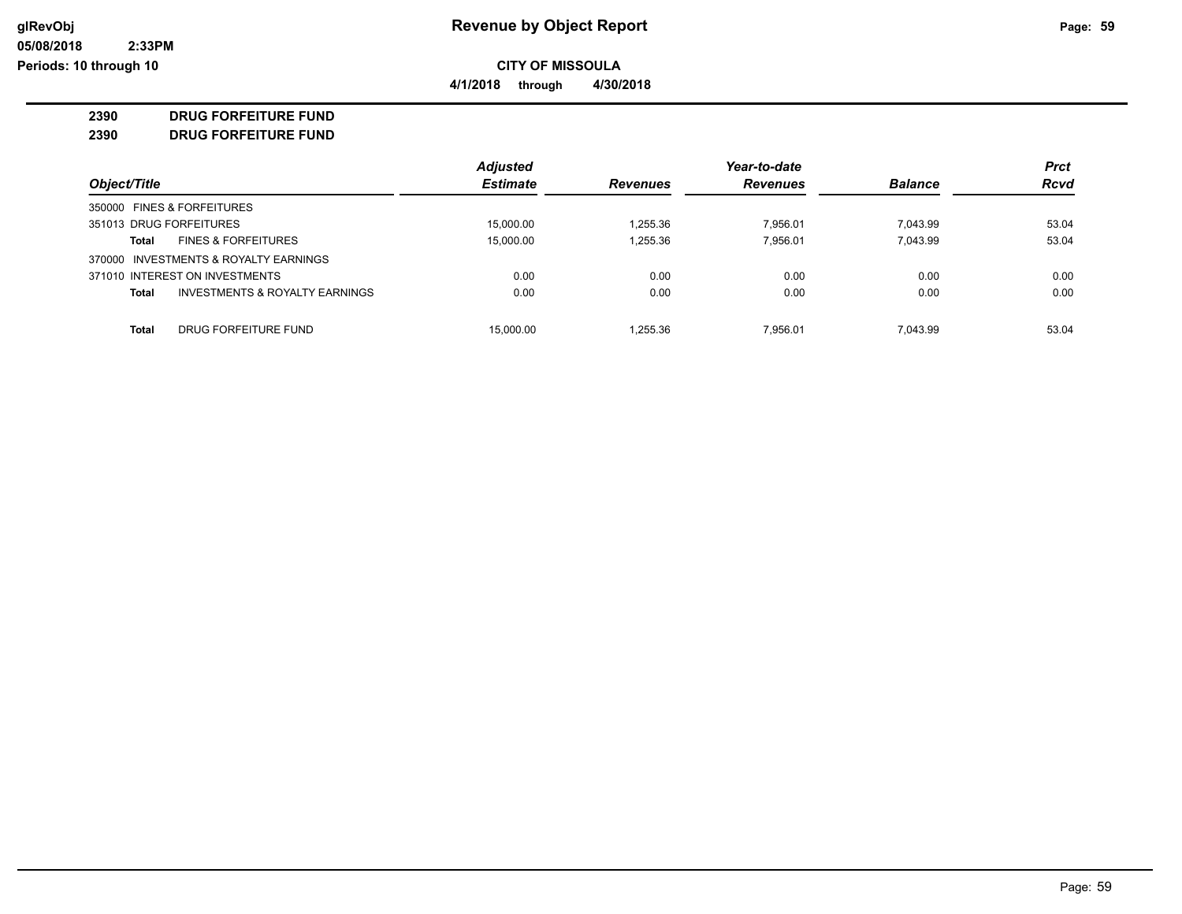**CITY OF MISSOULA**

**4/1/2018 through 4/30/2018**

**2390 DRUG FORFEITURE FUND**

**2390 DRUG FORFEITURE FUND**

| Object/Title | Adjusted Estimate | Revenues | Year-to-date Revenues | Balance | Prct Rcvd |
|---|---|---|---|---|---|
| 350000 FINES & FORFEITURES | | | | | |
| 351013 DRUG FORFEITURES | 15,000.00 | 1,255.36 | 7,956.01 | 7,043.99 | 53.04 |
| **Total** FINES & FORFEITURES | 15,000.00 | 1,255.36 | 7,956.01 | 7,043.99 | 53.04 |
| 370000 INVESTMENTS & ROYALTY EARNINGS | | | | | |
| 371010 INTEREST ON INVESTMENTS | 0.00 | 0.00 | 0.00 | 0.00 | 0.00 |
| **Total** INVESTMENTS & ROYALTY EARNINGS | 0.00 | 0.00 | 0.00 | 0.00 | 0.00 |
| **Total** DRUG FORFEITURE FUND | 15,000.00 | 1,255.36 | 7,956.01 | 7,043.99 | 53.04 |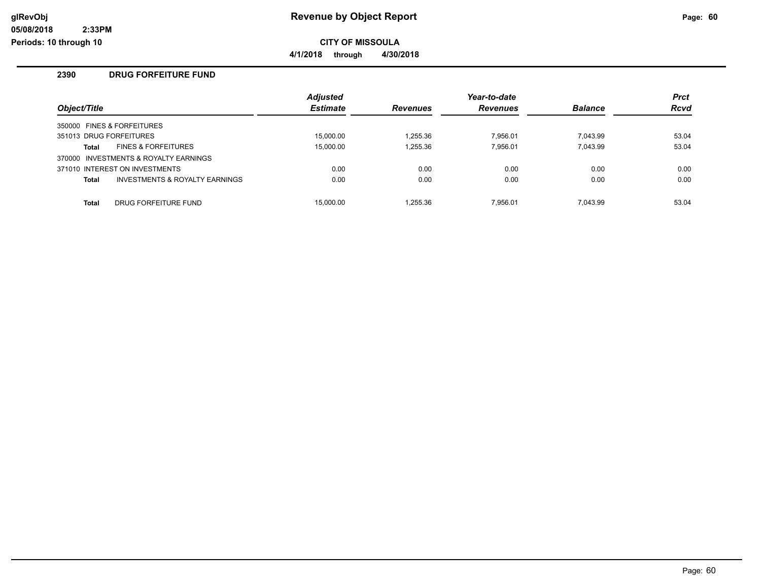# Revenue by Object Report

**CITY OF MISSOULA**

**4/1/2018 through 4/30/2018**

glRevObj
05/08/2018 2:33PM
Periods: 10 through 10

## 2390 DRUG FORFEITURE FUND

| Object/Title | | Adjusted Estimate | Revenues | Year-to-date Revenues | Balance | Prct Rcvd |
|---|---|---|---|---|---|---|
| 350000 FINES & FORFEITURES | | | | | | |
| 351013 DRUG FORFEITURES | | 15,000.00 | 1,255.36 | 7,956.01 | 7,043.99 | 53.04 |
| **Total** | FINES & FORFEITURES | 15,000.00 | 1,255.36 | 7,956.01 | 7,043.99 | 53.04 |
| 370000 INVESTMENTS & ROYALTY EARNINGS | | | | | | |
| 371010 INTEREST ON INVESTMENTS | | 0.00 | 0.00 | 0.00 | 0.00 | 0.00 |
| **Total** | INVESTMENTS & ROYALTY EARNINGS | 0.00 | 0.00 | 0.00 | 0.00 | 0.00 |
| **Total** | DRUG FORFEITURE FUND | 15,000.00 | 1,255.36 | 7,956.01 | 7,043.99 | 53.04 |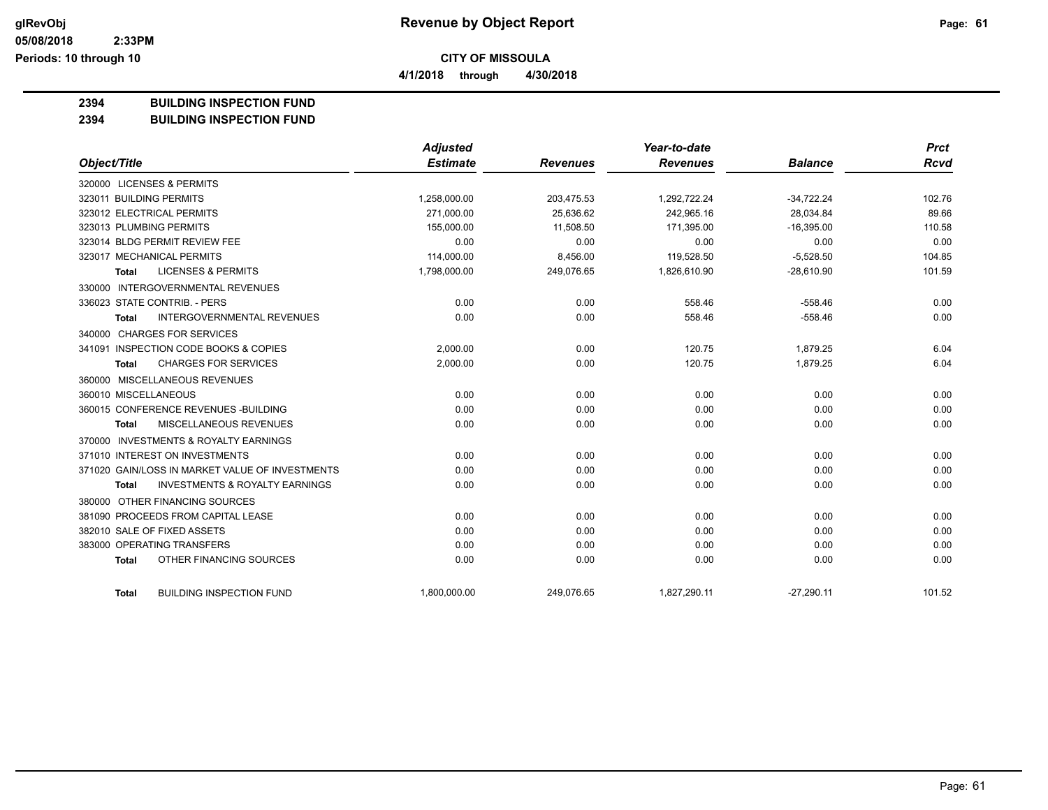**Revenue by Object Report**

**CITY OF MISSOULA**

**4/1/2018 through 4/30/2018**

## 2394 BUILDING INSPECTION FUND
## 2394 BUILDING INSPECTION FUND

| Object/Title | Adjusted Estimate | Revenues | Year-to-date Revenues | Balance | Prct Rcvd |
|---|---|---|---|---|---|
| 320000 LICENSES & PERMITS | | | | | |
| 323011 BUILDING PERMITS | 1,258,000.00 | 203,475.53 | 1,292,722.24 | -34,722.24 | 102.76 |
| 323012 ELECTRICAL PERMITS | 271,000.00 | 25,636.62 | 242,965.16 | 28,034.84 | 89.66 |
| 323013 PLUMBING PERMITS | 155,000.00 | 11,508.50 | 171,395.00 | -16,395.00 | 110.58 |
| 323014 BLDG PERMIT REVIEW FEE | 0.00 | 0.00 | 0.00 | 0.00 | 0.00 |
| 323017 MECHANICAL PERMITS | 114,000.00 | 8,456.00 | 119,528.50 | -5,528.50 | 104.85 |
| **Total** LICENSES & PERMITS | 1,798,000.00 | 249,076.65 | 1,826,610.90 | -28,610.90 | 101.59 |
| 330000 INTERGOVERNMENTAL REVENUES | | | | | |
| 336023 STATE CONTRIB. - PERS | 0.00 | 0.00 | 558.46 | -558.46 | 0.00 |
| **Total** INTERGOVERNMENTAL REVENUES | 0.00 | 0.00 | 558.46 | -558.46 | 0.00 |
| 340000 CHARGES FOR SERVICES | | | | | |
| 341091 INSPECTION CODE BOOKS & COPIES | 2,000.00 | 0.00 | 120.75 | 1,879.25 | 6.04 |
| **Total** CHARGES FOR SERVICES | 2,000.00 | 0.00 | 120.75 | 1,879.25 | 6.04 |
| 360000 MISCELLANEOUS REVENUES | | | | | |
| 360010 MISCELLANEOUS | 0.00 | 0.00 | 0.00 | 0.00 | 0.00 |
| 360015 CONFERENCE REVENUES -BUILDING | 0.00 | 0.00 | 0.00 | 0.00 | 0.00 |
| **Total** MISCELLANEOUS REVENUES | 0.00 | 0.00 | 0.00 | 0.00 | 0.00 |
| 370000 INVESTMENTS & ROYALTY EARNINGS | | | | | |
| 371010 INTEREST ON INVESTMENTS | 0.00 | 0.00 | 0.00 | 0.00 | 0.00 |
| 371020 GAIN/LOSS IN MARKET VALUE OF INVESTMENTS | 0.00 | 0.00 | 0.00 | 0.00 | 0.00 |
| **Total** INVESTMENTS & ROYALTY EARNINGS | 0.00 | 0.00 | 0.00 | 0.00 | 0.00 |
| 380000 OTHER FINANCING SOURCES | | | | | |
| 381090 PROCEEDS FROM CAPITAL LEASE | 0.00 | 0.00 | 0.00 | 0.00 | 0.00 |
| 382010 SALE OF FIXED ASSETS | 0.00 | 0.00 | 0.00 | 0.00 | 0.00 |
| 383000 OPERATING TRANSFERS | 0.00 | 0.00 | 0.00 | 0.00 | 0.00 |
| **Total** OTHER FINANCING SOURCES | 0.00 | 0.00 | 0.00 | 0.00 | 0.00 |
| **Total** BUILDING INSPECTION FUND | 1,800,000.00 | 249,076.65 | 1,827,290.11 | -27,290.11 | 101.52 |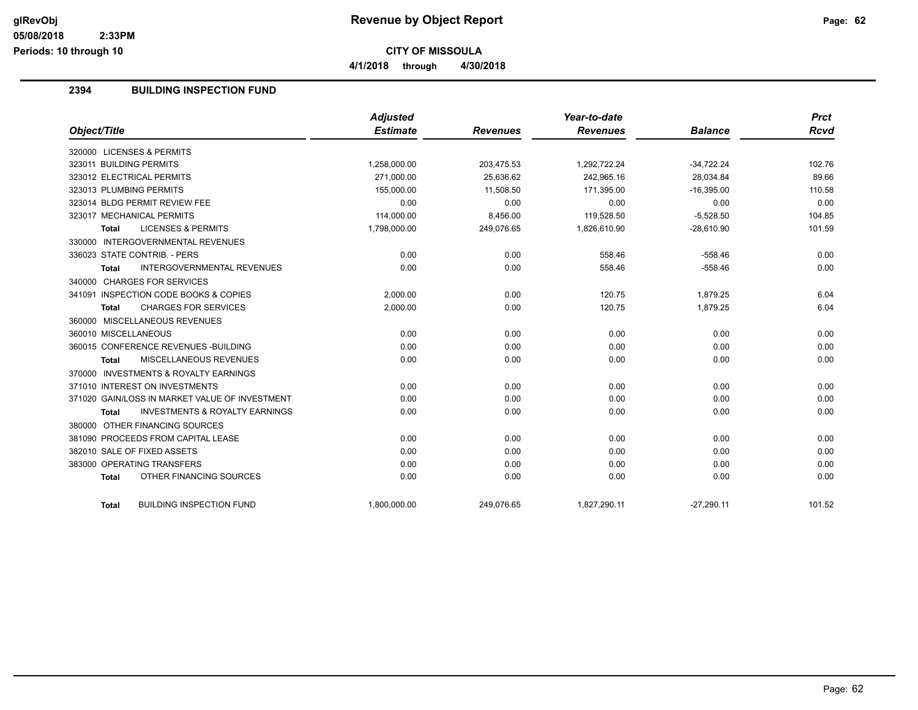# Revenue by Object Report

**CITY OF MISSOULA**

**4/1/2018 through 4/30/2018**

glRevObj
05/08/2018 2:33PM
Periods: 10 through 10

## 2394 BUILDING INSPECTION FUND

| Object/Title | Adjusted Estimate | Revenues | Year-to-date Revenues | Balance | Prct Rcvd |
|---|---|---|---|---|---|
| 320000 LICENSES & PERMITS | | | | | |
| 323011 BUILDING PERMITS | 1,258,000.00 | 203,475.53 | 1,292,722.24 | -34,722.24 | 102.76 |
| 323012 ELECTRICAL PERMITS | 271,000.00 | 25,636.62 | 242,965.16 | 28,034.84 | 89.66 |
| 323013 PLUMBING PERMITS | 155,000.00 | 11,508.50 | 171,395.00 | -16,395.00 | 110.58 |
| 323014 BLDG PERMIT REVIEW FEE | 0.00 | 0.00 | 0.00 | 0.00 | 0.00 |
| 323017 MECHANICAL PERMITS | 114,000.00 | 8,456.00 | 119,528.50 | -5,528.50 | 104.85 |
| **Total** LICENSES & PERMITS | 1,798,000.00 | 249,076.65 | 1,826,610.90 | -28,610.90 | 101.59 |
| 330000 INTERGOVERNMENTAL REVENUES | | | | | |
| 336023 STATE CONTRIB. - PERS | 0.00 | 0.00 | 558.46 | -558.46 | 0.00 |
| **Total** INTERGOVERNMENTAL REVENUES | 0.00 | 0.00 | 558.46 | -558.46 | 0.00 |
| 340000 CHARGES FOR SERVICES | | | | | |
| 341091 INSPECTION CODE BOOKS & COPIES | 2,000.00 | 0.00 | 120.75 | 1,879.25 | 6.04 |
| **Total** CHARGES FOR SERVICES | 2,000.00 | 0.00 | 120.75 | 1,879.25 | 6.04 |
| 360000 MISCELLANEOUS REVENUES | | | | | |
| 360010 MISCELLANEOUS | 0.00 | 0.00 | 0.00 | 0.00 | 0.00 |
| 360015 CONFERENCE REVENUES -BUILDING | 0.00 | 0.00 | 0.00 | 0.00 | 0.00 |
| **Total** MISCELLANEOUS REVENUES | 0.00 | 0.00 | 0.00 | 0.00 | 0.00 |
| 370000 INVESTMENTS & ROYALTY EARNINGS | | | | | |
| 371010 INTEREST ON INVESTMENTS | 0.00 | 0.00 | 0.00 | 0.00 | 0.00 |
| 371020 GAIN/LOSS IN MARKET VALUE OF INVESTMENT | 0.00 | 0.00 | 0.00 | 0.00 | 0.00 |
| **Total** INVESTMENTS & ROYALTY EARNINGS | 0.00 | 0.00 | 0.00 | 0.00 | 0.00 |
| 380000 OTHER FINANCING SOURCES | | | | | |
| 381090 PROCEEDS FROM CAPITAL LEASE | 0.00 | 0.00 | 0.00 | 0.00 | 0.00 |
| 382010 SALE OF FIXED ASSETS | 0.00 | 0.00 | 0.00 | 0.00 | 0.00 |
| 383000 OPERATING TRANSFERS | 0.00 | 0.00 | 0.00 | 0.00 | 0.00 |
| **Total** OTHER FINANCING SOURCES | 0.00 | 0.00 | 0.00 | 0.00 | 0.00 |
| **Total** BUILDING INSPECTION FUND | 1,800,000.00 | 249,076.65 | 1,827,290.11 | -27,290.11 | 101.52 |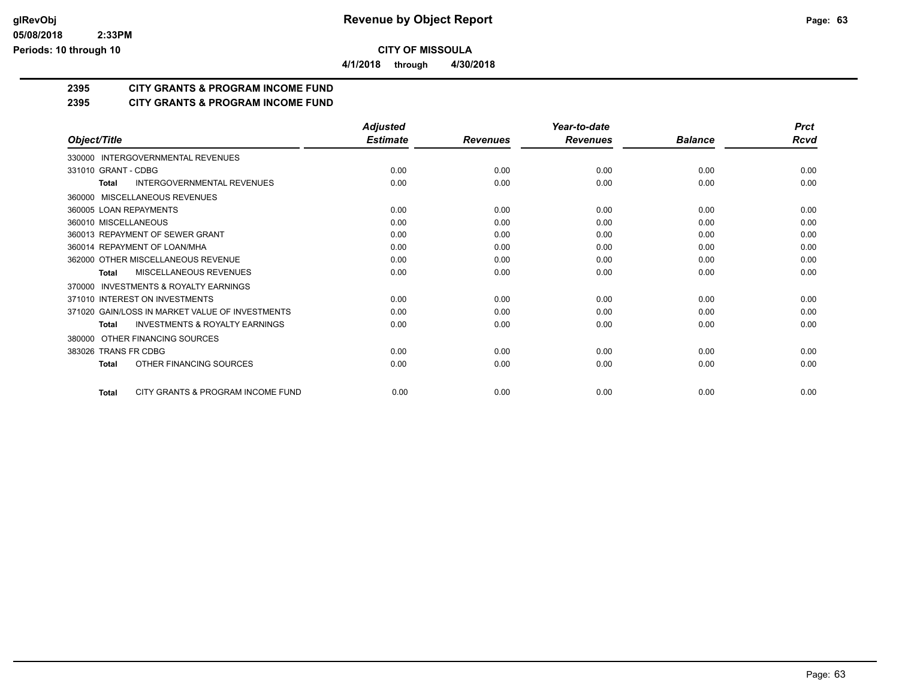# Revenue by Object Report

glRevObj
05/08/2018 2:33PM
Periods: 10 through 10

**CITY OF MISSOULA**

**4/1/2018 through 4/30/2018**

## 2395 CITY GRANTS & PROGRAM INCOME FUND

## 2395 CITY GRANTS & PROGRAM INCOME FUND

| Object/Title | Adjusted Estimate | Revenues | Year-to-date Revenues | Balance | Prct Rcvd |
|---|---|---|---|---|---|
| 330000 INTERGOVERNMENTAL REVENUES | | | | | |
| 331010 GRANT - CDBG | 0.00 | 0.00 | 0.00 | 0.00 | 0.00 |
| **Total** INTERGOVERNMENTAL REVENUES | 0.00 | 0.00 | 0.00 | 0.00 | 0.00 |
| 360000 MISCELLANEOUS REVENUES | | | | | |
| 360005 LOAN REPAYMENTS | 0.00 | 0.00 | 0.00 | 0.00 | 0.00 |
| 360010 MISCELLANEOUS | 0.00 | 0.00 | 0.00 | 0.00 | 0.00 |
| 360013 REPAYMENT OF SEWER GRANT | 0.00 | 0.00 | 0.00 | 0.00 | 0.00 |
| 360014 REPAYMENT OF LOAN/MHA | 0.00 | 0.00 | 0.00 | 0.00 | 0.00 |
| 362000 OTHER MISCELLANEOUS REVENUE | 0.00 | 0.00 | 0.00 | 0.00 | 0.00 |
| **Total** MISCELLANEOUS REVENUES | 0.00 | 0.00 | 0.00 | 0.00 | 0.00 |
| 370000 INVESTMENTS & ROYALTY EARNINGS | | | | | |
| 371010 INTEREST ON INVESTMENTS | 0.00 | 0.00 | 0.00 | 0.00 | 0.00 |
| 371020 GAIN/LOSS IN MARKET VALUE OF INVESTMENTS | 0.00 | 0.00 | 0.00 | 0.00 | 0.00 |
| **Total** INVESTMENTS & ROYALTY EARNINGS | 0.00 | 0.00 | 0.00 | 0.00 | 0.00 |
| 380000 OTHER FINANCING SOURCES | | | | | |
| 383026 TRANS FR CDBG | 0.00 | 0.00 | 0.00 | 0.00 | 0.00 |
| **Total** OTHER FINANCING SOURCES | 0.00 | 0.00 | 0.00 | 0.00 | 0.00 |
| **Total** CITY GRANTS & PROGRAM INCOME FUND | 0.00 | 0.00 | 0.00 | 0.00 | 0.00 |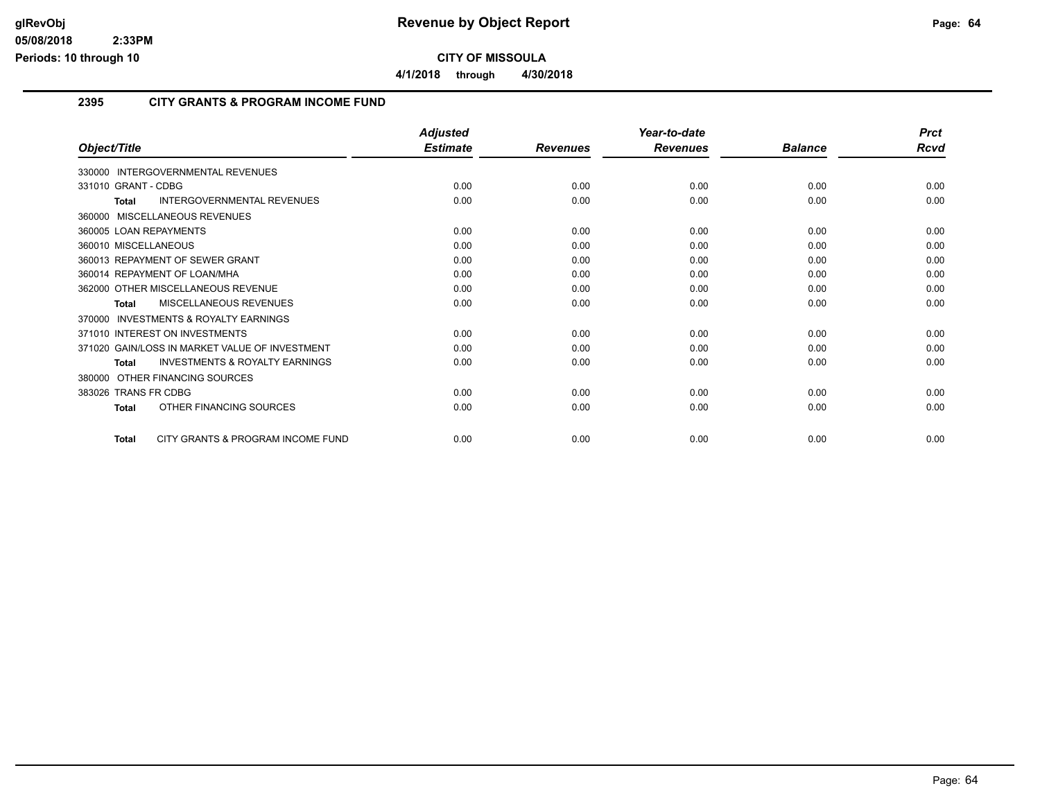# Revenue by Object Report

**CITY OF MISSOULA**

**4/1/2018 through 4/30/2018**

## 2395 CITY GRANTS & PROGRAM INCOME FUND

| Object/Title | Adjusted Estimate | Revenues | Year-to-date Revenues | Balance | Prct Rcvd |
|---|---|---|---|---|---|
| 330000 INTERGOVERNMENTAL REVENUES | | | | | |
| 331010 GRANT - CDBG | 0.00 | 0.00 | 0.00 | 0.00 | 0.00 |
| **Total** INTERGOVERNMENTAL REVENUES | 0.00 | 0.00 | 0.00 | 0.00 | 0.00 |
| 360000 MISCELLANEOUS REVENUES | | | | | |
| 360005 LOAN REPAYMENTS | 0.00 | 0.00 | 0.00 | 0.00 | 0.00 |
| 360010 MISCELLANEOUS | 0.00 | 0.00 | 0.00 | 0.00 | 0.00 |
| 360013 REPAYMENT OF SEWER GRANT | 0.00 | 0.00 | 0.00 | 0.00 | 0.00 |
| 360014 REPAYMENT OF LOAN/MHA | 0.00 | 0.00 | 0.00 | 0.00 | 0.00 |
| 362000 OTHER MISCELLANEOUS REVENUE | 0.00 | 0.00 | 0.00 | 0.00 | 0.00 |
| **Total** MISCELLANEOUS REVENUES | 0.00 | 0.00 | 0.00 | 0.00 | 0.00 |
| 370000 INVESTMENTS & ROYALTY EARNINGS | | | | | |
| 371010 INTEREST ON INVESTMENTS | 0.00 | 0.00 | 0.00 | 0.00 | 0.00 |
| 371020 GAIN/LOSS IN MARKET VALUE OF INVESTMENT | 0.00 | 0.00 | 0.00 | 0.00 | 0.00 |
| **Total** INVESTMENTS & ROYALTY EARNINGS | 0.00 | 0.00 | 0.00 | 0.00 | 0.00 |
| 380000 OTHER FINANCING SOURCES | | | | | |
| 383026 TRANS FR CDBG | 0.00 | 0.00 | 0.00 | 0.00 | 0.00 |
| **Total** OTHER FINANCING SOURCES | 0.00 | 0.00 | 0.00 | 0.00 | 0.00 |
| **Total** CITY GRANTS & PROGRAM INCOME FUND | 0.00 | 0.00 | 0.00 | 0.00 | 0.00 |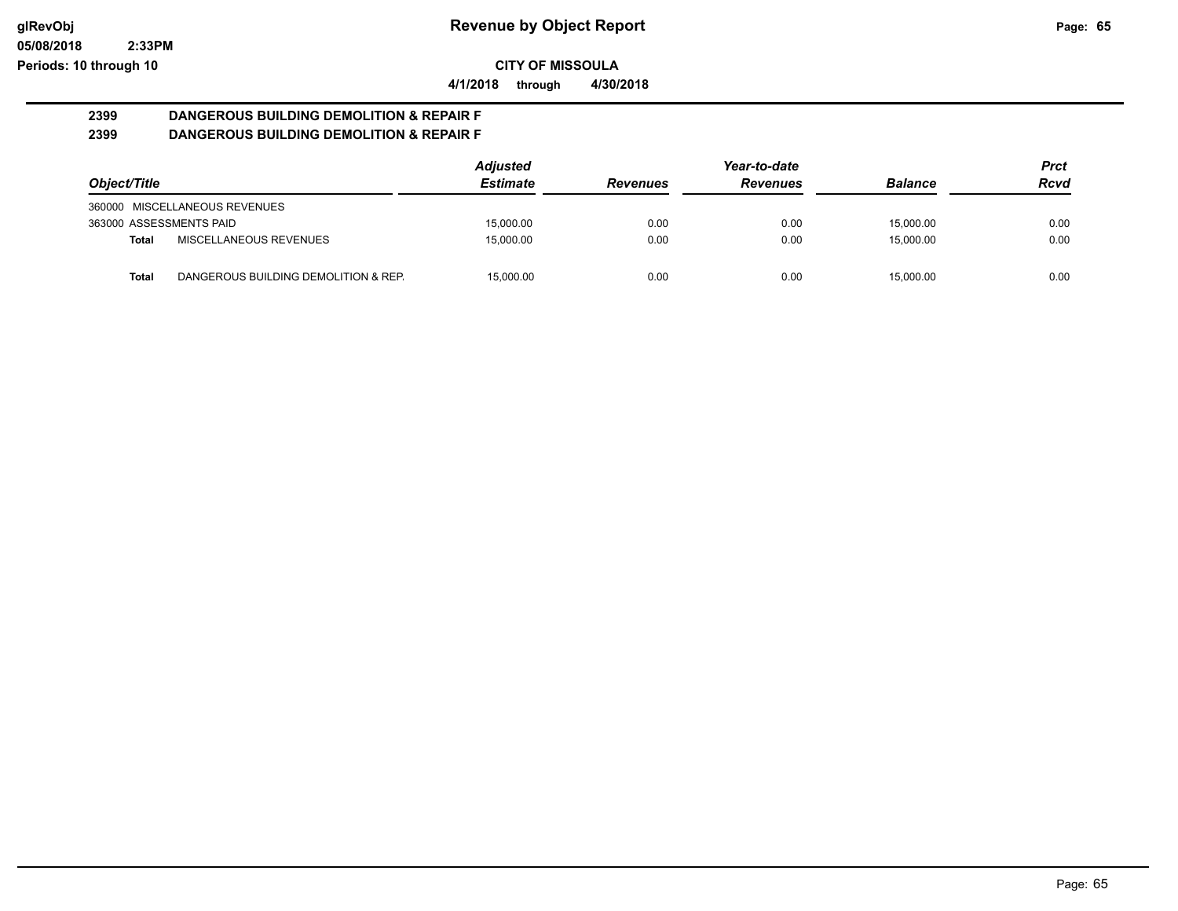## Revenue by Object Report

glRevObj
05/08/2018 2:33PM
Periods: 10 through 10

**CITY OF MISSOULA**

4/1/2018 through 4/30/2018

### 2399 DANGEROUS BUILDING DEMOLITION & REPAIR F
### 2399 DANGEROUS BUILDING DEMOLITION & REPAIR F

| Object/Title | | Adjusted Estimate | Revenues | Year-to-date Revenues | Balance | Prct Rcvd |
|---|---|---|---|---|---|---|
| 360000 MISCELLANEOUS REVENUES | | | | | | |
| 363000 ASSESSMENTS PAID | | 15,000.00 | 0.00 | 0.00 | 15,000.00 | 0.00 |
| **Total** | MISCELLANEOUS REVENUES | 15,000.00 | 0.00 | 0.00 | 15,000.00 | 0.00 |
| **Total** | DANGEROUS BUILDING DEMOLITION & REP. | 15,000.00 | 0.00 | 0.00 | 15,000.00 | 0.00 |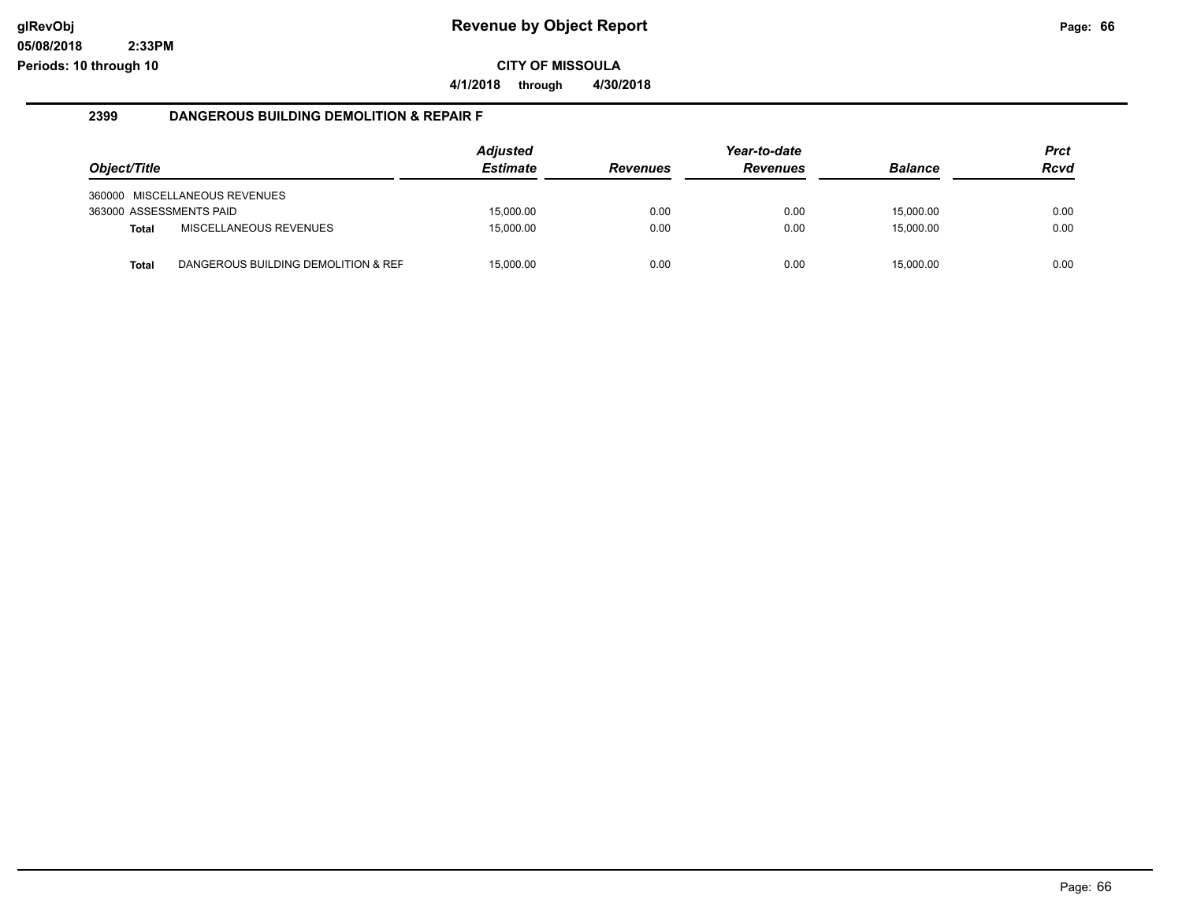**CITY OF MISSOULA**

**4/1/2018 through 4/30/2018**

## 2399 DANGEROUS BUILDING DEMOLITION & REPAIR F

| Object/Title | | Adjusted Estimate | Revenues | Year-to-date Revenues | Balance | Prct Rcvd |
|---|---|---|---|---|---|---|
| 360000 MISCELLANEOUS REVENUES | | | | | | |
| 363000 ASSESSMENTS PAID | | 15,000.00 | 0.00 | 0.00 | 15,000.00 | 0.00 |
| **Total** | MISCELLANEOUS REVENUES | 15,000.00 | 0.00 | 0.00 | 15,000.00 | 0.00 |
| **Total** | DANGEROUS BUILDING DEMOLITION & REF | 15,000.00 | 0.00 | 0.00 | 15,000.00 | 0.00 |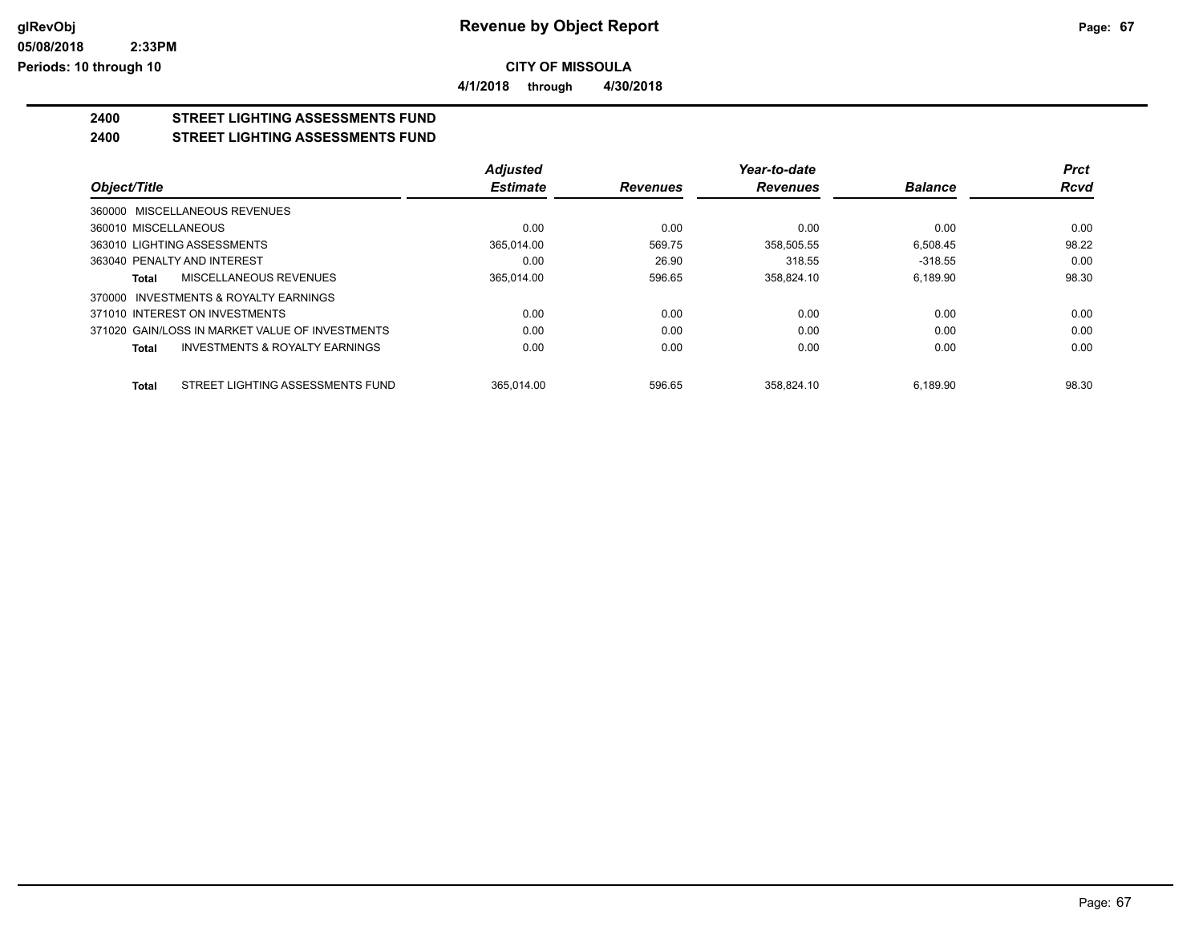**CITY OF MISSOULA**

**4/1/2018 through 4/30/2018**

## 2400 STREET LIGHTING ASSESSMENTS FUND

## 2400 STREET LIGHTING ASSESSMENTS FUND

| Object/Title | Adjusted Estimate | Revenues | Year-to-date Revenues | Balance | Prct Rcvd |
|---|---|---|---|---|---|
| 360000 MISCELLANEOUS REVENUES | | | | | |
| 360010 MISCELLANEOUS | 0.00 | 0.00 | 0.00 | 0.00 | 0.00 |
| 363010 LIGHTING ASSESSMENTS | 365,014.00 | 569.75 | 358,505.55 | 6,508.45 | 98.22 |
| 363040 PENALTY AND INTEREST | 0.00 | 26.90 | 318.55 | -318.55 | 0.00 |
| **Total** MISCELLANEOUS REVENUES | 365,014.00 | 596.65 | 358,824.10 | 6,189.90 | 98.30 |
| 370000 INVESTMENTS & ROYALTY EARNINGS | | | | | |
| 371010 INTEREST ON INVESTMENTS | 0.00 | 0.00 | 0.00 | 0.00 | 0.00 |
| 371020 GAIN/LOSS IN MARKET VALUE OF INVESTMENTS | 0.00 | 0.00 | 0.00 | 0.00 | 0.00 |
| **Total** INVESTMENTS & ROYALTY EARNINGS | 0.00 | 0.00 | 0.00 | 0.00 | 0.00 |
| **Total** STREET LIGHTING ASSESSMENTS FUND | 365,014.00 | 596.65 | 358,824.10 | 6,189.90 | 98.30 |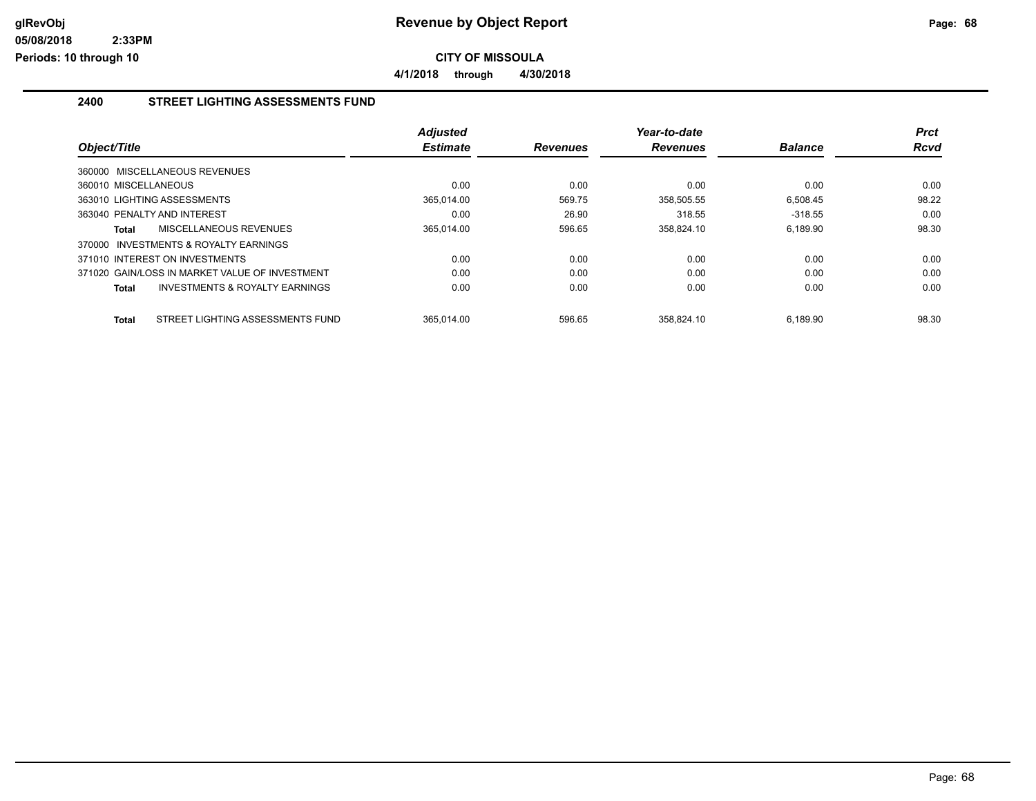# Revenue by Object Report

**CITY OF MISSOULA**

**4/1/2018 through 4/30/2018**

glRevObj
05/08/2018 2:33PM
Periods: 10 through 10

## 2400 STREET LIGHTING ASSESSMENTS FUND

| Object/Title | Adjusted Estimate | Revenues | Year-to-date Revenues | Balance | Prct Rcvd |
|---|---|---|---|---|---|
| 360000 MISCELLANEOUS REVENUES | | | | | |
| 360010 MISCELLANEOUS | 0.00 | 0.00 | 0.00 | 0.00 | 0.00 |
| 363010 LIGHTING ASSESSMENTS | 365,014.00 | 569.75 | 358,505.55 | 6,508.45 | 98.22 |
| 363040 PENALTY AND INTEREST | 0.00 | 26.90 | 318.55 | -318.55 | 0.00 |
| **Total** MISCELLANEOUS REVENUES | 365,014.00 | 596.65 | 358,824.10 | 6,189.90 | 98.30 |
| 370000 INVESTMENTS & ROYALTY EARNINGS | | | | | |
| 371010 INTEREST ON INVESTMENTS | 0.00 | 0.00 | 0.00 | 0.00 | 0.00 |
| 371020 GAIN/LOSS IN MARKET VALUE OF INVESTMENT | 0.00 | 0.00 | 0.00 | 0.00 | 0.00 |
| **Total** INVESTMENTS & ROYALTY EARNINGS | 0.00 | 0.00 | 0.00 | 0.00 | 0.00 |
| **Total** STREET LIGHTING ASSESSMENTS FUND | 365,014.00 | 596.65 | 358,824.10 | 6,189.90 | 98.30 |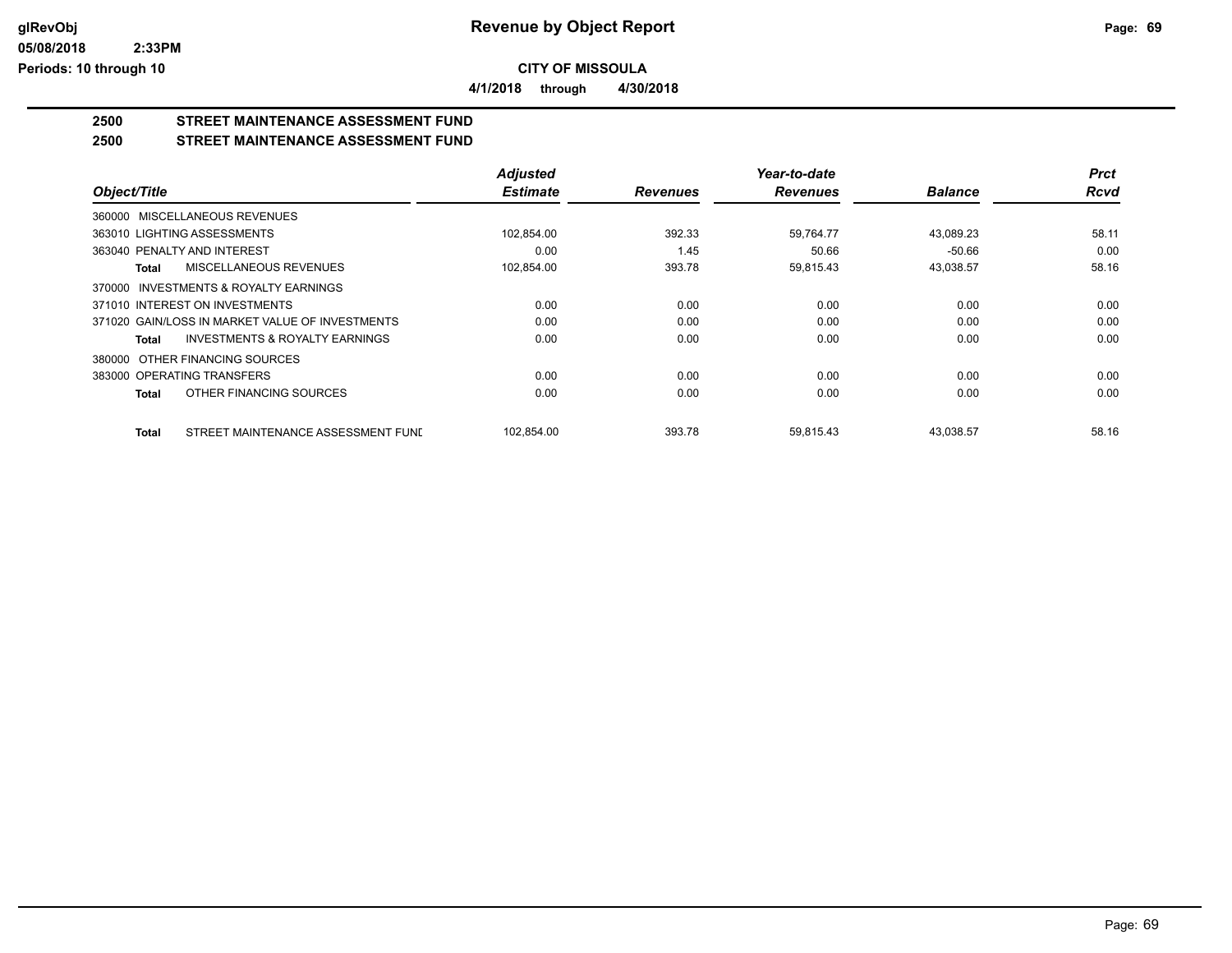# Revenue by Object Report

## CITY OF MISSOULA

4/1/2018 through 4/30/2018

### 2500 STREET MAINTENANCE ASSESSMENT FUND
### 2500 STREET MAINTENANCE ASSESSMENT FUND

| Object/Title | Adjusted Estimate | Revenues | Year-to-date Revenues | Balance | Prct Rcvd |
|---|---|---|---|---|---|
| 360000 MISCELLANEOUS REVENUES | | | | | |
| 363010 LIGHTING ASSESSMENTS | 102,854.00 | 392.33 | 59,764.77 | 43,089.23 | 58.11 |
| 363040 PENALTY AND INTEREST | 0.00 | 1.45 | 50.66 | -50.66 | 0.00 |
| **Total** MISCELLANEOUS REVENUES | 102,854.00 | 393.78 | 59,815.43 | 43,038.57 | 58.16 |
| 370000 INVESTMENTS & ROYALTY EARNINGS | | | | | |
| 371010 INTEREST ON INVESTMENTS | 0.00 | 0.00 | 0.00 | 0.00 | 0.00 |
| 371020 GAIN/LOSS IN MARKET VALUE OF INVESTMENTS | 0.00 | 0.00 | 0.00 | 0.00 | 0.00 |
| **Total** INVESTMENTS & ROYALTY EARNINGS | 0.00 | 0.00 | 0.00 | 0.00 | 0.00 |
| 380000 OTHER FINANCING SOURCES | | | | | |
| 383000 OPERATING TRANSFERS | 0.00 | 0.00 | 0.00 | 0.00 | 0.00 |
| **Total** OTHER FINANCING SOURCES | 0.00 | 0.00 | 0.00 | 0.00 | 0.00 |
| **Total** STREET MAINTENANCE ASSESSMENT FUNI | 102,854.00 | 393.78 | 59,815.43 | 43,038.57 | 58.16 |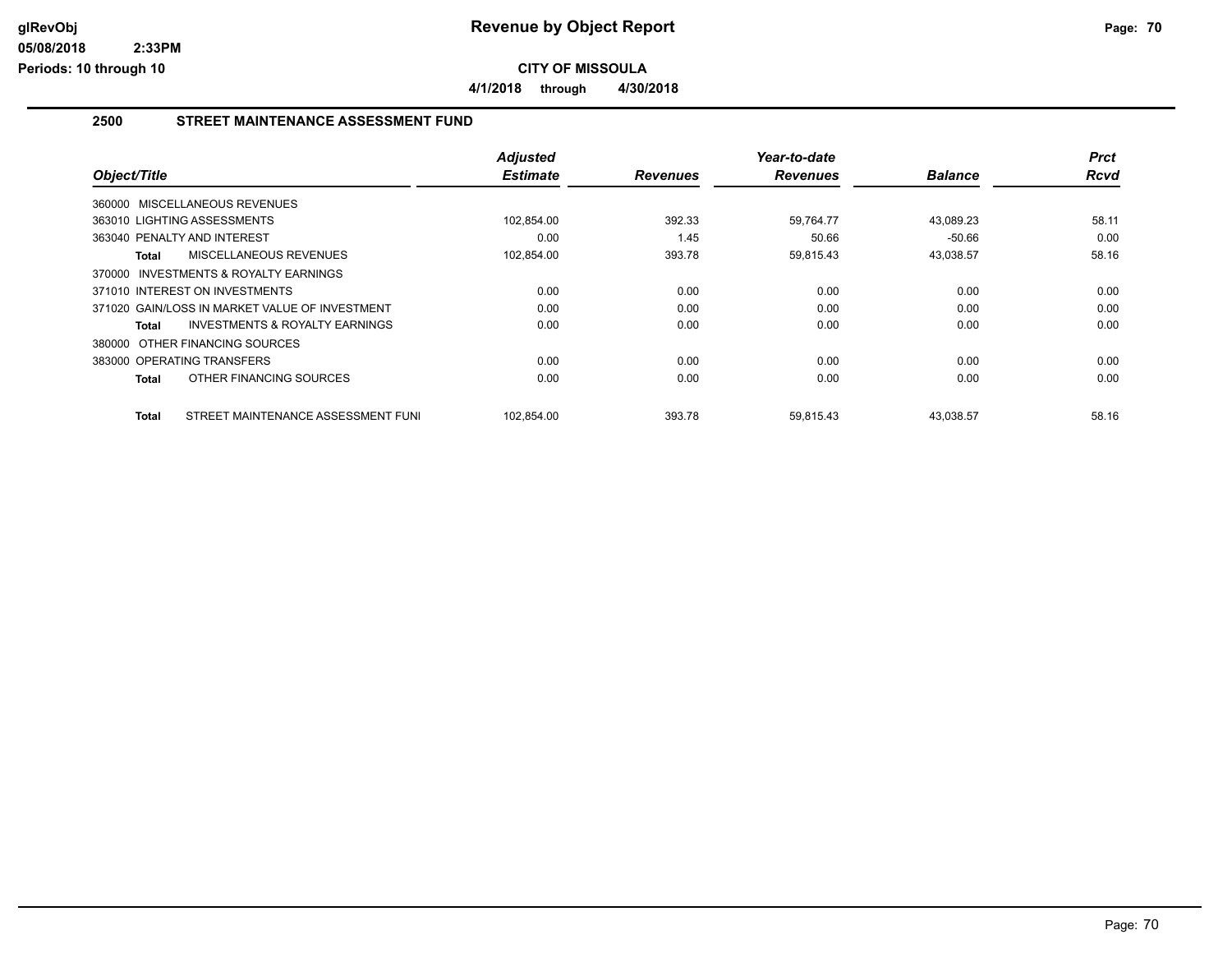glRevObj
05/08/2018 2:33PM
Periods: 10 through 10

# Revenue by Object Report

**CITY OF MISSOULA**

**4/1/2018 through 4/30/2018**

## 2500 STREET MAINTENANCE ASSESSMENT FUND

| Object/Title | Adjusted Estimate | Revenues | Year-to-date Revenues | Balance | Prct Rcvd |
|---|---|---|---|---|---|
| 360000 MISCELLANEOUS REVENUES | | | | | |
| 363010 LIGHTING ASSESSMENTS | 102,854.00 | 392.33 | 59,764.77 | 43,089.23 | 58.11 |
| 363040 PENALTY AND INTEREST | 0.00 | 1.45 | 50.66 | -50.66 | 0.00 |
| **Total** MISCELLANEOUS REVENUES | 102,854.00 | 393.78 | 59,815.43 | 43,038.57 | 58.16 |
| 370000 INVESTMENTS & ROYALTY EARNINGS | | | | | |
| 371010 INTEREST ON INVESTMENTS | 0.00 | 0.00 | 0.00 | 0.00 | 0.00 |
| 371020 GAIN/LOSS IN MARKET VALUE OF INVESTMENT | 0.00 | 0.00 | 0.00 | 0.00 | 0.00 |
| **Total** INVESTMENTS & ROYALTY EARNINGS | 0.00 | 0.00 | 0.00 | 0.00 | 0.00 |
| 380000 OTHER FINANCING SOURCES | | | | | |
| 383000 OPERATING TRANSFERS | 0.00 | 0.00 | 0.00 | 0.00 | 0.00 |
| **Total** OTHER FINANCING SOURCES | 0.00 | 0.00 | 0.00 | 0.00 | 0.00 |
| **Total** STREET MAINTENANCE ASSESSMENT FUNI | 102,854.00 | 393.78 | 59,815.43 | 43,038.57 | 58.16 |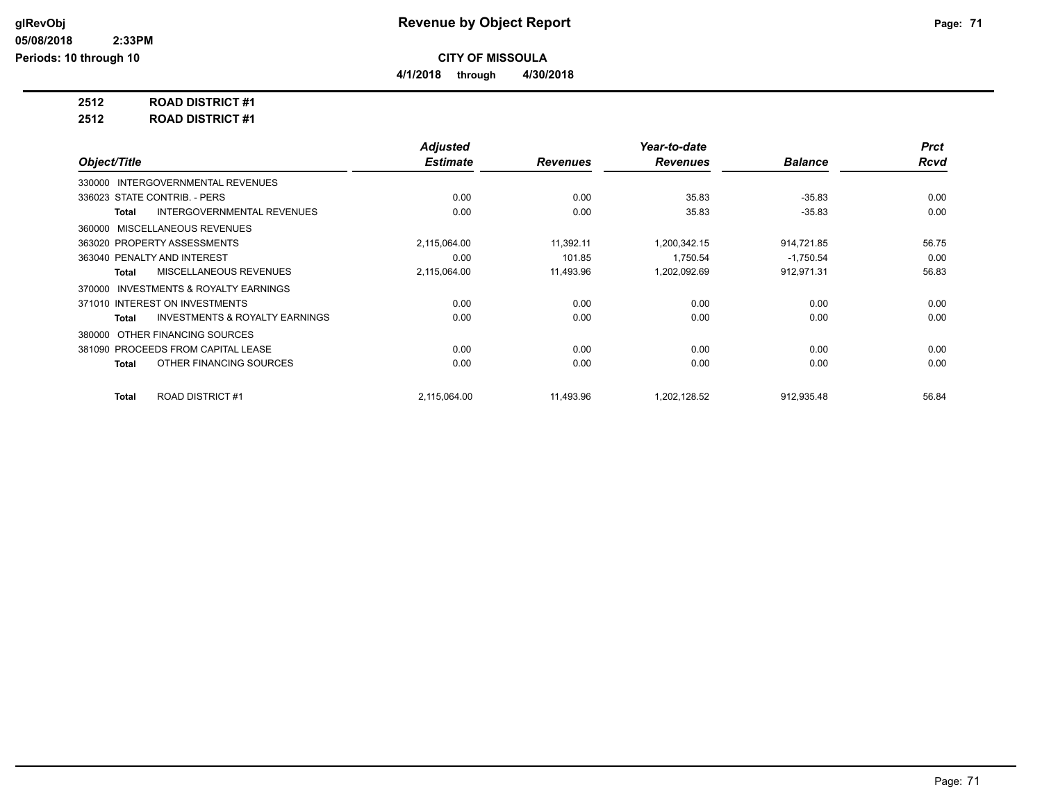# Revenue by Object Report

**CITY OF MISSOULA**

**4/1/2018 through 4/30/2018**

glRevObj
05/08/2018 2:33PM
Periods: 10 through 10

**2512 ROAD DISTRICT #1**

**2512 ROAD DISTRICT #1**

| Object/Title | Adjusted Estimate | Revenues | Year-to-date Revenues | Balance | Prct Rcvd |
|---|---|---|---|---|---|
| 330000 INTERGOVERNMENTAL REVENUES | | | | | |
| 336023 STATE CONTRIB. - PERS | 0.00 | 0.00 | 35.83 | -35.83 | 0.00 |
| **Total** INTERGOVERNMENTAL REVENUES | 0.00 | 0.00 | 35.83 | -35.83 | 0.00 |
| 360000 MISCELLANEOUS REVENUES | | | | | |
| 363020 PROPERTY ASSESSMENTS | 2,115,064.00 | 11,392.11 | 1,200,342.15 | 914,721.85 | 56.75 |
| 363040 PENALTY AND INTEREST | 0.00 | 101.85 | 1,750.54 | -1,750.54 | 0.00 |
| **Total** MISCELLANEOUS REVENUES | 2,115,064.00 | 11,493.96 | 1,202,092.69 | 912,971.31 | 56.83 |
| 370000 INVESTMENTS & ROYALTY EARNINGS | | | | | |
| 371010 INTEREST ON INVESTMENTS | 0.00 | 0.00 | 0.00 | 0.00 | 0.00 |
| **Total** INVESTMENTS & ROYALTY EARNINGS | 0.00 | 0.00 | 0.00 | 0.00 | 0.00 |
| 380000 OTHER FINANCING SOURCES | | | | | |
| 381090 PROCEEDS FROM CAPITAL LEASE | 0.00 | 0.00 | 0.00 | 0.00 | 0.00 |
| **Total** OTHER FINANCING SOURCES | 0.00 | 0.00 | 0.00 | 0.00 | 0.00 |
| **Total** ROAD DISTRICT #1 | 2,115,064.00 | 11,493.96 | 1,202,128.52 | 912,935.48 | 56.84 |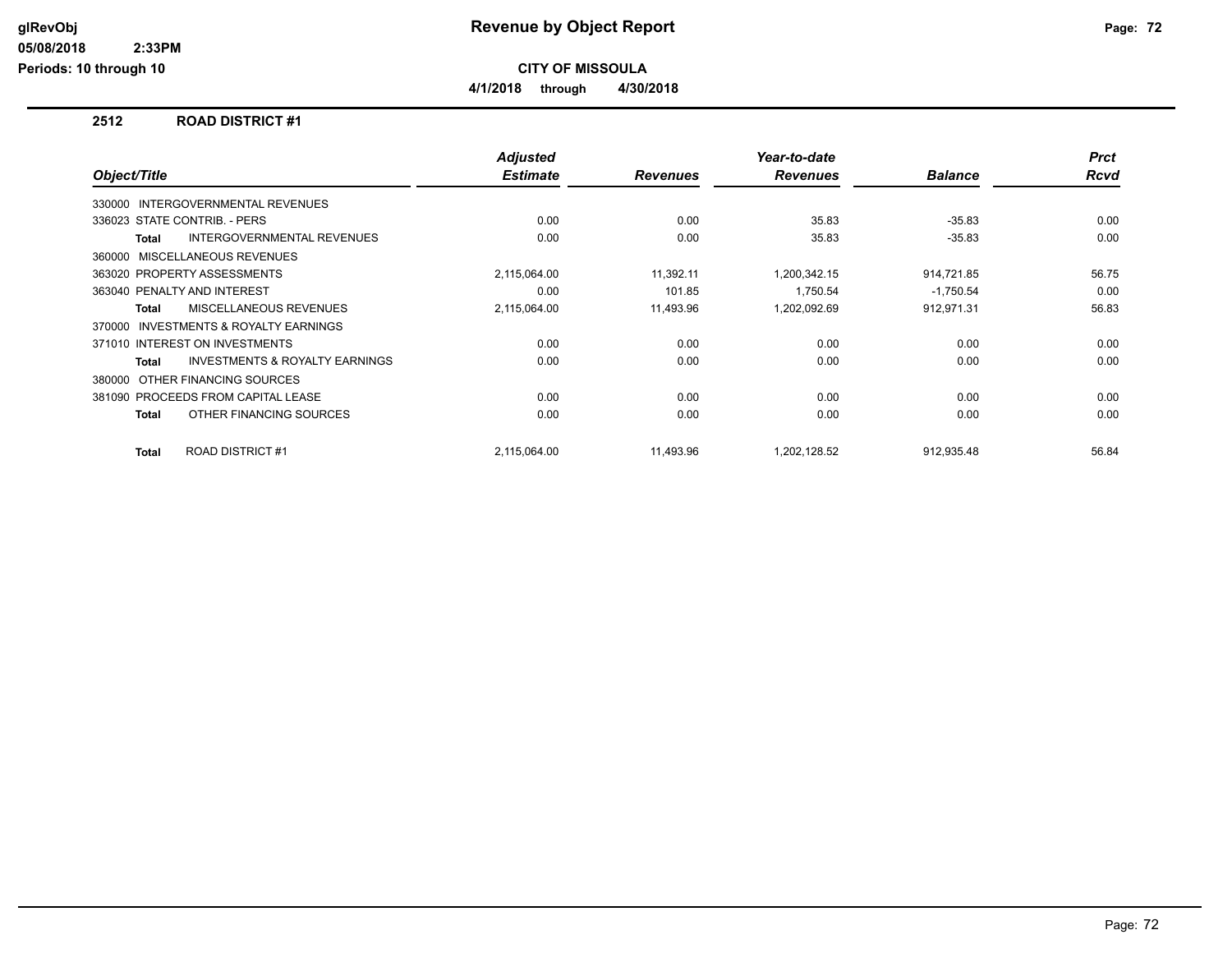**CITY OF MISSOULA**

**4/1/2018 through 4/30/2018**

## 2512 ROAD DISTRICT #1

| Object/Title | Adjusted Estimate | Revenues | Year-to-date Revenues | Balance | Prct Rcvd |
|---|---|---|---|---|---|
| 330000 INTERGOVERNMENTAL REVENUES | | | | | |
| 336023 STATE CONTRIB. - PERS | 0.00 | 0.00 | 35.83 | -35.83 | 0.00 |
| **Total** INTERGOVERNMENTAL REVENUES | 0.00 | 0.00 | 35.83 | -35.83 | 0.00 |
| 360000 MISCELLANEOUS REVENUES | | | | | |
| 363020 PROPERTY ASSESSMENTS | 2,115,064.00 | 11,392.11 | 1,200,342.15 | 914,721.85 | 56.75 |
| 363040 PENALTY AND INTEREST | 0.00 | 101.85 | 1,750.54 | -1,750.54 | 0.00 |
| **Total** MISCELLANEOUS REVENUES | 2,115,064.00 | 11,493.96 | 1,202,092.69 | 912,971.31 | 56.83 |
| 370000 INVESTMENTS & ROYALTY EARNINGS | | | | | |
| 371010 INTEREST ON INVESTMENTS | 0.00 | 0.00 | 0.00 | 0.00 | 0.00 |
| **Total** INVESTMENTS & ROYALTY EARNINGS | 0.00 | 0.00 | 0.00 | 0.00 | 0.00 |
| 380000 OTHER FINANCING SOURCES | | | | | |
| 381090 PROCEEDS FROM CAPITAL LEASE | 0.00 | 0.00 | 0.00 | 0.00 | 0.00 |
| **Total** OTHER FINANCING SOURCES | 0.00 | 0.00 | 0.00 | 0.00 | 0.00 |
| **Total** ROAD DISTRICT #1 | 2,115,064.00 | 11,493.96 | 1,202,128.52 | 912,935.48 | 56.84 |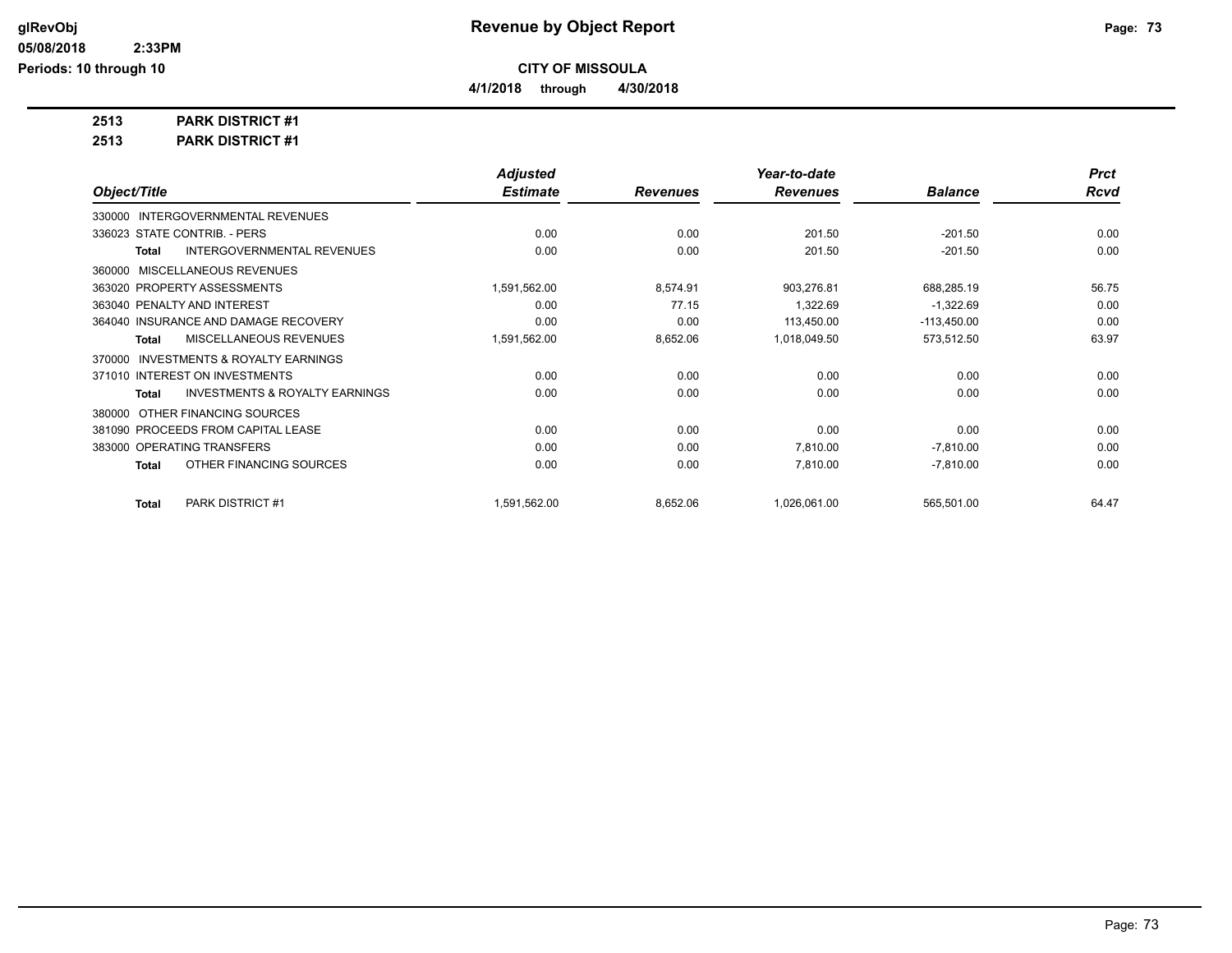**CITY OF MISSOULA**

**4/1/2018 through 4/30/2018**

**2513 PARK DISTRICT #1**

**2513 PARK DISTRICT #1**

| Object/Title | Adjusted Estimate | Revenues | Year-to-date Revenues | Balance | Prct Rcvd |
|---|---|---|---|---|---|
| 330000 INTERGOVERNMENTAL REVENUES | | | | | |
| 336023 STATE CONTRIB. - PERS | 0.00 | 0.00 | 201.50 | -201.50 | 0.00 |
| **Total** INTERGOVERNMENTAL REVENUES | 0.00 | 0.00 | 201.50 | -201.50 | 0.00 |
| 360000 MISCELLANEOUS REVENUES | | | | | |
| 363020 PROPERTY ASSESSMENTS | 1,591,562.00 | 8,574.91 | 903,276.81 | 688,285.19 | 56.75 |
| 363040 PENALTY AND INTEREST | 0.00 | 77.15 | 1,322.69 | -1,322.69 | 0.00 |
| 364040 INSURANCE AND DAMAGE RECOVERY | 0.00 | 0.00 | 113,450.00 | -113,450.00 | 0.00 |
| **Total** MISCELLANEOUS REVENUES | 1,591,562.00 | 8,652.06 | 1,018,049.50 | 573,512.50 | 63.97 |
| 370000 INVESTMENTS & ROYALTY EARNINGS | | | | | |
| 371010 INTEREST ON INVESTMENTS | 0.00 | 0.00 | 0.00 | 0.00 | 0.00 |
| **Total** INVESTMENTS & ROYALTY EARNINGS | 0.00 | 0.00 | 0.00 | 0.00 | 0.00 |
| 380000 OTHER FINANCING SOURCES | | | | | |
| 381090 PROCEEDS FROM CAPITAL LEASE | 0.00 | 0.00 | 0.00 | 0.00 | 0.00 |
| 383000 OPERATING TRANSFERS | 0.00 | 0.00 | 7,810.00 | -7,810.00 | 0.00 |
| **Total** OTHER FINANCING SOURCES | 0.00 | 0.00 | 7,810.00 | -7,810.00 | 0.00 |
| **Total** PARK DISTRICT #1 | 1,591,562.00 | 8,652.06 | 1,026,061.00 | 565,501.00 | 64.47 |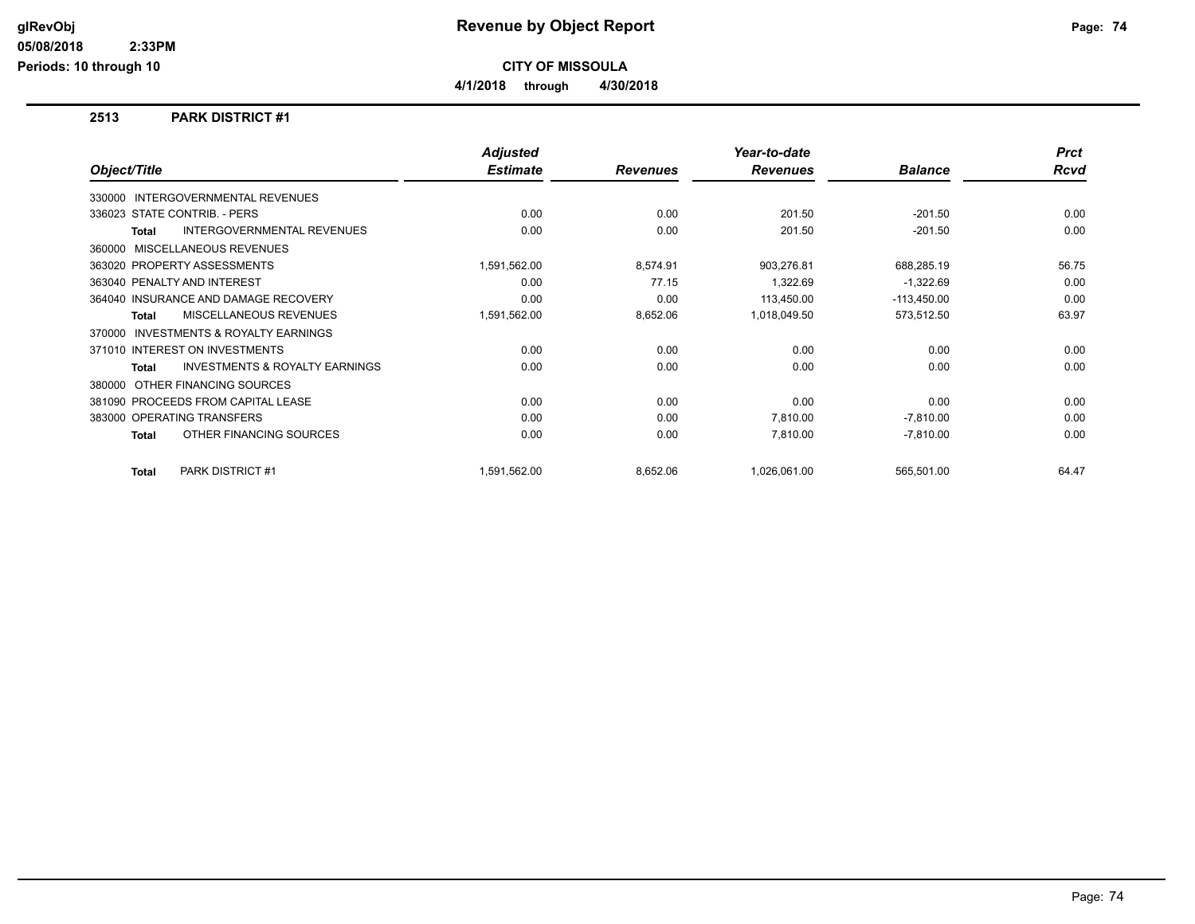# Revenue by Object Report

**CITY OF MISSOULA**

**4/1/2018 through 4/30/2018**

## 2513 PARK DISTRICT #1

| Object/Title | | Adjusted Estimate | Revenues | Year-to-date Revenues | Balance | Prct Rcvd |
|---|---|---|---|---|---|---|
| 330000 INTERGOVERNMENTAL REVENUES | | | | | | |
| 336023 STATE CONTRIB. - PERS | | 0.00 | 0.00 | 201.50 | -201.50 | 0.00 |
| **Total** | INTERGOVERNMENTAL REVENUES | 0.00 | 0.00 | 201.50 | -201.50 | 0.00 |
| 360000 MISCELLANEOUS REVENUES | | | | | | |
| 363020 PROPERTY ASSESSMENTS | | 1,591,562.00 | 8,574.91 | 903,276.81 | 688,285.19 | 56.75 |
| 363040 PENALTY AND INTEREST | | 0.00 | 77.15 | 1,322.69 | -1,322.69 | 0.00 |
| 364040 INSURANCE AND DAMAGE RECOVERY | | 0.00 | 0.00 | 113,450.00 | -113,450.00 | 0.00 |
| **Total** | MISCELLANEOUS REVENUES | 1,591,562.00 | 8,652.06 | 1,018,049.50 | 573,512.50 | 63.97 |
| 370000 INVESTMENTS & ROYALTY EARNINGS | | | | | | |
| 371010 INTEREST ON INVESTMENTS | | 0.00 | 0.00 | 0.00 | 0.00 | 0.00 |
| **Total** | INVESTMENTS & ROYALTY EARNINGS | 0.00 | 0.00 | 0.00 | 0.00 | 0.00 |
| 380000 OTHER FINANCING SOURCES | | | | | | |
| 381090 PROCEEDS FROM CAPITAL LEASE | | 0.00 | 0.00 | 0.00 | 0.00 | 0.00 |
| 383000 OPERATING TRANSFERS | | 0.00 | 0.00 | 7,810.00 | -7,810.00 | 0.00 |
| **Total** | OTHER FINANCING SOURCES | 0.00 | 0.00 | 7,810.00 | -7,810.00 | 0.00 |
| **Total** | PARK DISTRICT #1 | 1,591,562.00 | 8,652.06 | 1,026,061.00 | 565,501.00 | 64.47 |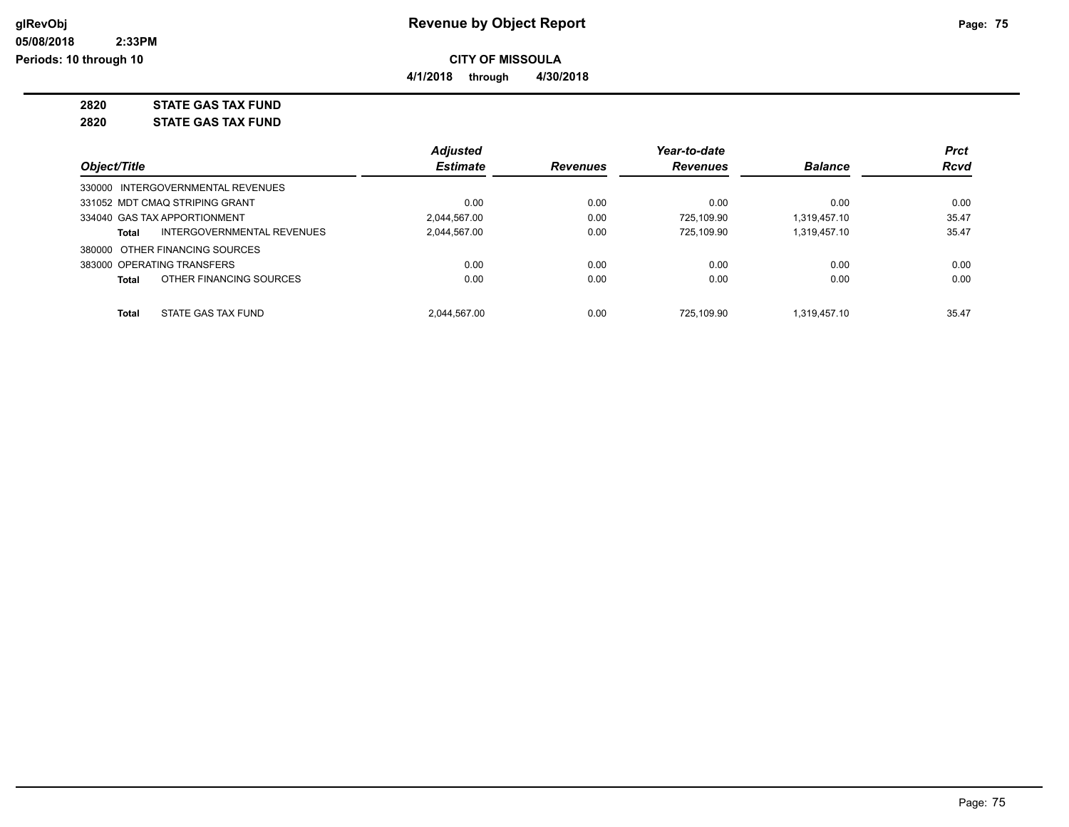**Revenue by Object Report**

**CITY OF MISSOULA**

**4/1/2018 through 4/30/2018**

glRevObj
05/08/2018 2:33PM
Periods: 10 through 10

## 2820 STATE GAS TAX FUND

## 2820 STATE GAS TAX FUND

| Object/Title | | Adjusted Estimate | Revenues | Year-to-date Revenues | Balance | Prct Rcvd |
|---|---|---|---|---|---|---|
| 330000 INTERGOVERNMENTAL REVENUES | | | | | | |
| 331052 MDT CMAQ STRIPING GRANT | | 0.00 | 0.00 | 0.00 | 0.00 | 0.00 |
| 334040 GAS TAX APPORTIONMENT | | 2,044,567.00 | 0.00 | 725,109.90 | 1,319,457.10 | 35.47 |
| **Total** | INTERGOVERNMENTAL REVENUES | 2,044,567.00 | 0.00 | 725,109.90 | 1,319,457.10 | 35.47 |
| 380000 OTHER FINANCING SOURCES | | | | | | |
| 383000 OPERATING TRANSFERS | | 0.00 | 0.00 | 0.00 | 0.00 | 0.00 |
| **Total** | OTHER FINANCING SOURCES | 0.00 | 0.00 | 0.00 | 0.00 | 0.00 |
| **Total** | STATE GAS TAX FUND | 2,044,567.00 | 0.00 | 725,109.90 | 1,319,457.10 | 35.47 |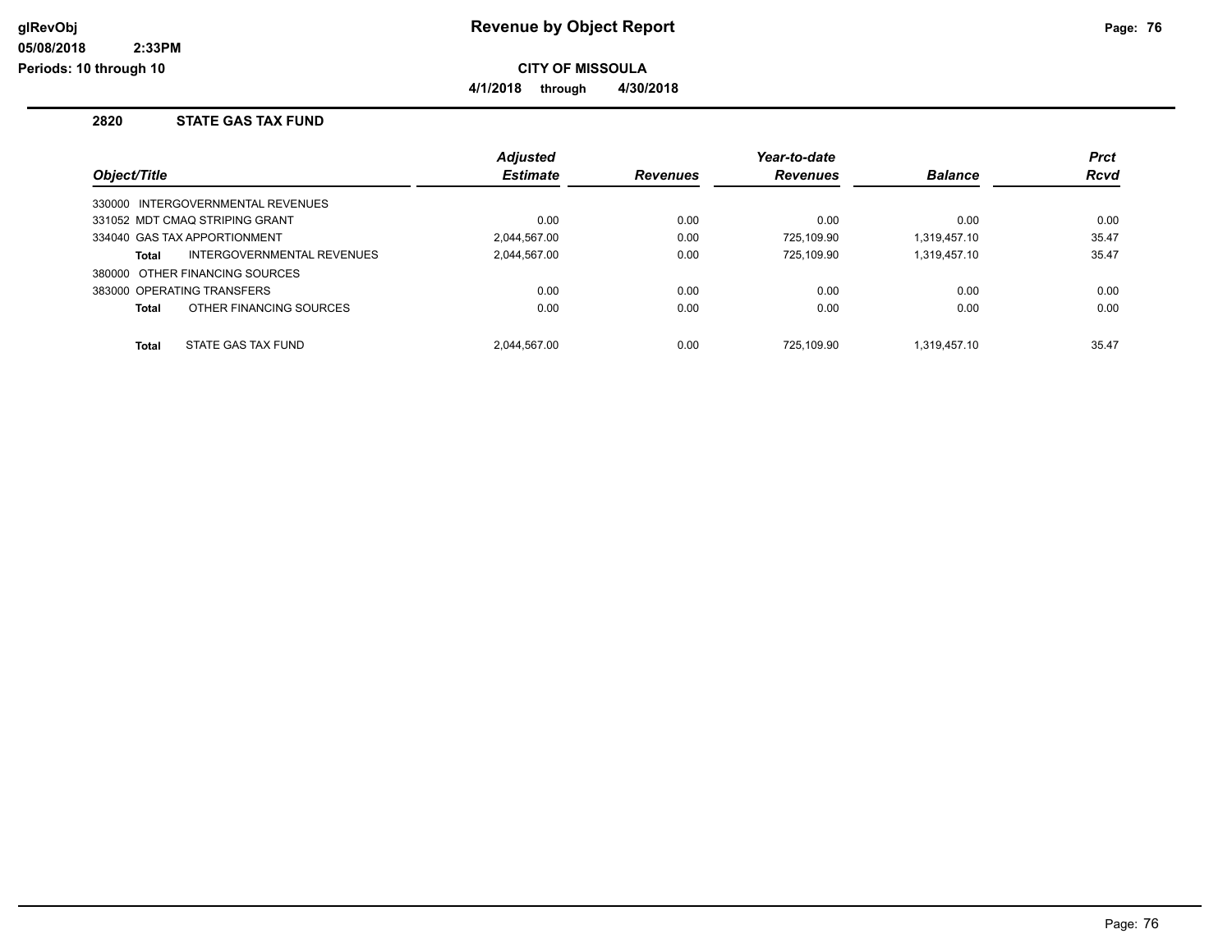# Revenue by Object Report

**CITY OF MISSOULA**

**4/1/2018 through 4/30/2018**

glRevObj
05/08/2018 2:33PM
Periods: 10 through 10

## 2820 STATE GAS TAX FUND

| Object/Title | Adjusted Estimate | Revenues | Year-to-date Revenues | Balance | Prct Rcvd |
|---|---|---|---|---|---|
| 330000 INTERGOVERNMENTAL REVENUES | | | | | |
| 331052 MDT CMAQ STRIPING GRANT | 0.00 | 0.00 | 0.00 | 0.00 | 0.00 |
| 334040 GAS TAX APPORTIONMENT | 2,044,567.00 | 0.00 | 725,109.90 | 1,319,457.10 | 35.47 |
| **Total** INTERGOVERNMENTAL REVENUES | 2,044,567.00 | 0.00 | 725,109.90 | 1,319,457.10 | 35.47 |
| 380000 OTHER FINANCING SOURCES | | | | | |
| 383000 OPERATING TRANSFERS | 0.00 | 0.00 | 0.00 | 0.00 | 0.00 |
| **Total** OTHER FINANCING SOURCES | 0.00 | 0.00 | 0.00 | 0.00 | 0.00 |
| **Total** STATE GAS TAX FUND | 2,044,567.00 | 0.00 | 725,109.90 | 1,319,457.10 | 35.47 |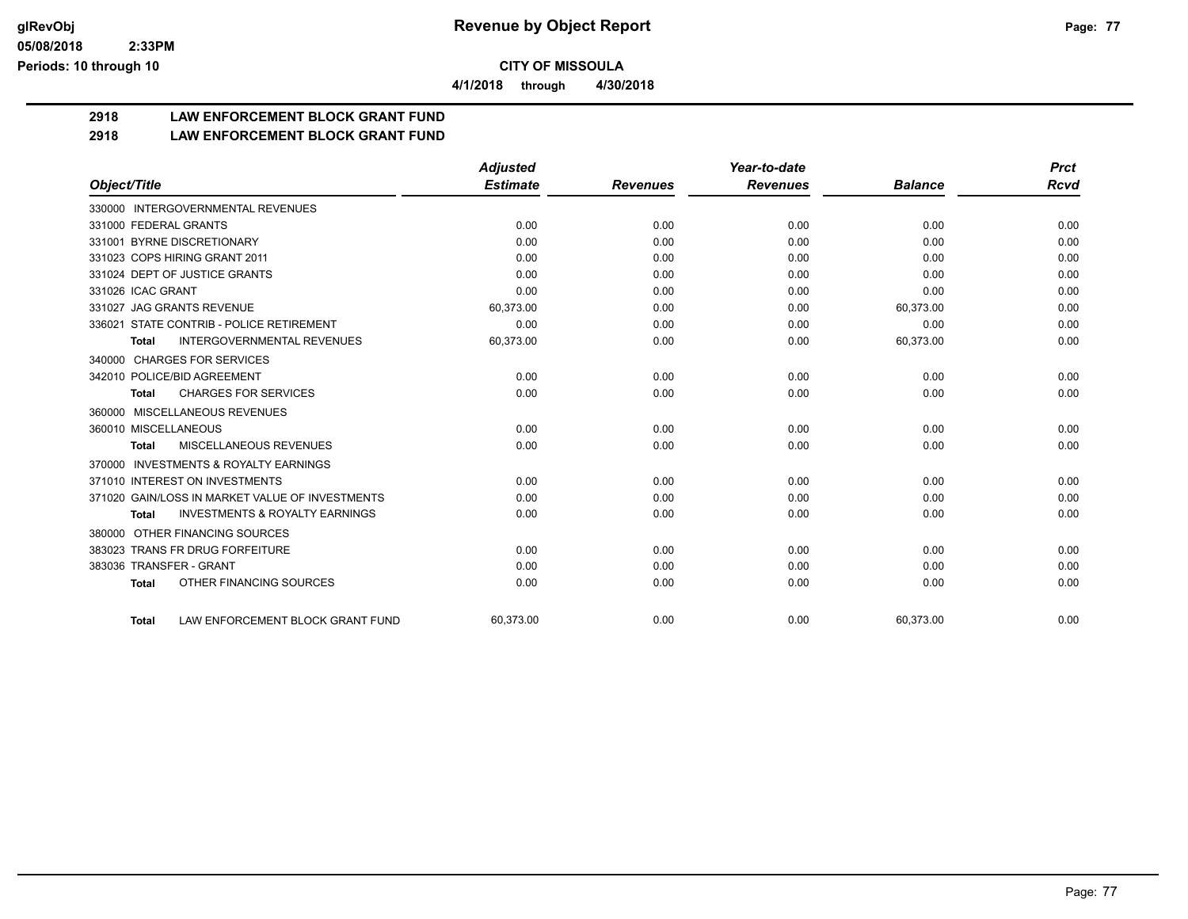# Revenue by Object Report

**CITY OF MISSOULA**

**4/1/2018 through 4/30/2018**

glRevObj
05/08/2018 2:33PM
Periods: 10 through 10

## 2918 LAW ENFORCEMENT BLOCK GRANT FUND

## 2918 LAW ENFORCEMENT BLOCK GRANT FUND

| Object/Title | Adjusted Estimate | Revenues | Year-to-date Revenues | Balance | Prct Rcvd |
|---|---|---|---|---|---|
| 330000 INTERGOVERNMENTAL REVENUES | | | | | |
| 331000 FEDERAL GRANTS | 0.00 | 0.00 | 0.00 | 0.00 | 0.00 |
| 331001 BYRNE DISCRETIONARY | 0.00 | 0.00 | 0.00 | 0.00 | 0.00 |
| 331023 COPS HIRING GRANT 2011 | 0.00 | 0.00 | 0.00 | 0.00 | 0.00 |
| 331024 DEPT OF JUSTICE GRANTS | 0.00 | 0.00 | 0.00 | 0.00 | 0.00 |
| 331026 ICAC GRANT | 0.00 | 0.00 | 0.00 | 0.00 | 0.00 |
| 331027 JAG GRANTS REVENUE | 60,373.00 | 0.00 | 0.00 | 60,373.00 | 0.00 |
| 336021 STATE CONTRIB - POLICE RETIREMENT | 0.00 | 0.00 | 0.00 | 0.00 | 0.00 |
| **Total** INTERGOVERNMENTAL REVENUES | 60,373.00 | 0.00 | 0.00 | 60,373.00 | 0.00 |
| 340000 CHARGES FOR SERVICES | | | | | |
| 342010 POLICE/BID AGREEMENT | 0.00 | 0.00 | 0.00 | 0.00 | 0.00 |
| **Total** CHARGES FOR SERVICES | 0.00 | 0.00 | 0.00 | 0.00 | 0.00 |
| 360000 MISCELLANEOUS REVENUES | | | | | |
| 360010 MISCELLANEOUS | 0.00 | 0.00 | 0.00 | 0.00 | 0.00 |
| **Total** MISCELLANEOUS REVENUES | 0.00 | 0.00 | 0.00 | 0.00 | 0.00 |
| 370000 INVESTMENTS & ROYALTY EARNINGS | | | | | |
| 371010 INTEREST ON INVESTMENTS | 0.00 | 0.00 | 0.00 | 0.00 | 0.00 |
| 371020 GAIN/LOSS IN MARKET VALUE OF INVESTMENTS | 0.00 | 0.00 | 0.00 | 0.00 | 0.00 |
| **Total** INVESTMENTS & ROYALTY EARNINGS | 0.00 | 0.00 | 0.00 | 0.00 | 0.00 |
| 380000 OTHER FINANCING SOURCES | | | | | |
| 383023 TRANS FR DRUG FORFEITURE | 0.00 | 0.00 | 0.00 | 0.00 | 0.00 |
| 383036 TRANSFER - GRANT | 0.00 | 0.00 | 0.00 | 0.00 | 0.00 |
| **Total** OTHER FINANCING SOURCES | 0.00 | 0.00 | 0.00 | 0.00 | 0.00 |
| **Total** LAW ENFORCEMENT BLOCK GRANT FUND | 60,373.00 | 0.00 | 0.00 | 60,373.00 | 0.00 |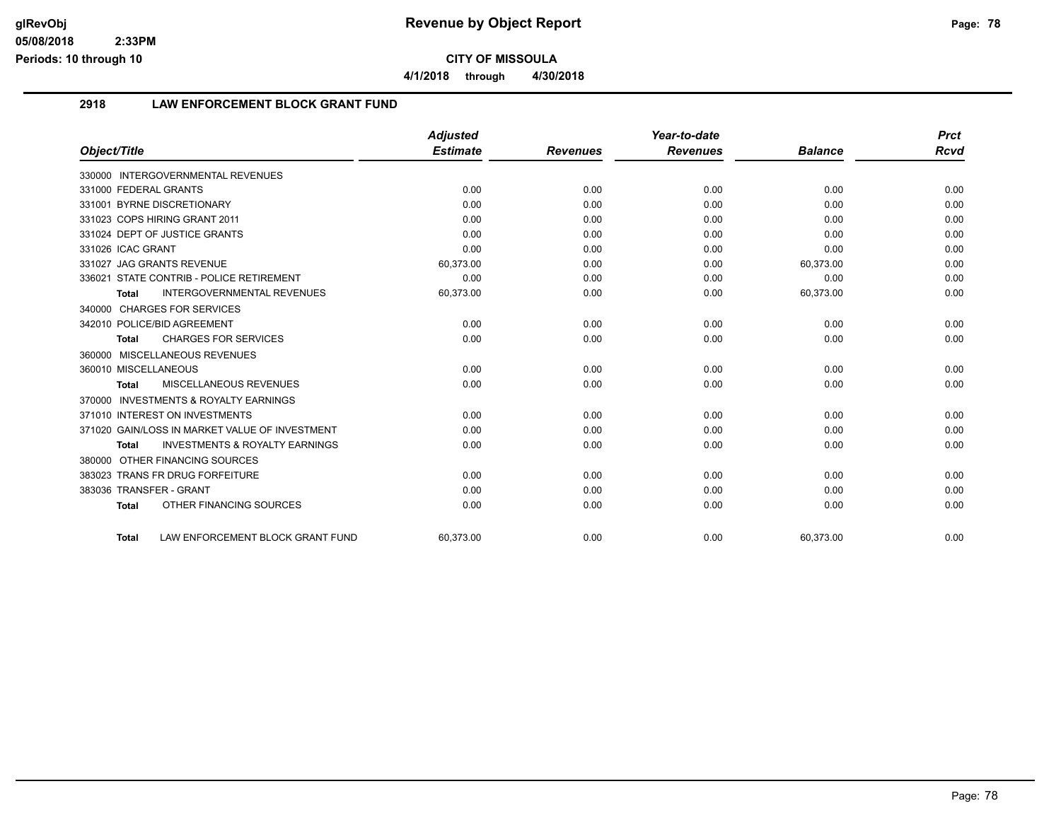**CITY OF MISSOULA**

**4/1/2018 through 4/30/2018**

## 2918 LAW ENFORCEMENT BLOCK GRANT FUND

| Object/Title | Adjusted Estimate | Revenues | Year-to-date Revenues | Balance | Prct Rcvd |
|---|---|---|---|---|---|
| 330000 INTERGOVERNMENTAL REVENUES | | | | | |
| 331000 FEDERAL GRANTS | 0.00 | 0.00 | 0.00 | 0.00 | 0.00 |
| 331001 BYRNE DISCRETIONARY | 0.00 | 0.00 | 0.00 | 0.00 | 0.00 |
| 331023 COPS HIRING GRANT 2011 | 0.00 | 0.00 | 0.00 | 0.00 | 0.00 |
| 331024 DEPT OF JUSTICE GRANTS | 0.00 | 0.00 | 0.00 | 0.00 | 0.00 |
| 331026 ICAC GRANT | 0.00 | 0.00 | 0.00 | 0.00 | 0.00 |
| 331027 JAG GRANTS REVENUE | 60,373.00 | 0.00 | 0.00 | 60,373.00 | 0.00 |
| 336021 STATE CONTRIB - POLICE RETIREMENT | 0.00 | 0.00 | 0.00 | 0.00 | 0.00 |
| **Total** INTERGOVERNMENTAL REVENUES | 60,373.00 | 0.00 | 0.00 | 60,373.00 | 0.00 |
| 340000 CHARGES FOR SERVICES | | | | | |
| 342010 POLICE/BID AGREEMENT | 0.00 | 0.00 | 0.00 | 0.00 | 0.00 |
| **Total** CHARGES FOR SERVICES | 0.00 | 0.00 | 0.00 | 0.00 | 0.00 |
| 360000 MISCELLANEOUS REVENUES | | | | | |
| 360010 MISCELLANEOUS | 0.00 | 0.00 | 0.00 | 0.00 | 0.00 |
| **Total** MISCELLANEOUS REVENUES | 0.00 | 0.00 | 0.00 | 0.00 | 0.00 |
| 370000 INVESTMENTS & ROYALTY EARNINGS | | | | | |
| 371010 INTEREST ON INVESTMENTS | 0.00 | 0.00 | 0.00 | 0.00 | 0.00 |
| 371020 GAIN/LOSS IN MARKET VALUE OF INVESTMENT | 0.00 | 0.00 | 0.00 | 0.00 | 0.00 |
| **Total** INVESTMENTS & ROYALTY EARNINGS | 0.00 | 0.00 | 0.00 | 0.00 | 0.00 |
| 380000 OTHER FINANCING SOURCES | | | | | |
| 383023 TRANS FR DRUG FORFEITURE | 0.00 | 0.00 | 0.00 | 0.00 | 0.00 |
| 383036 TRANSFER - GRANT | 0.00 | 0.00 | 0.00 | 0.00 | 0.00 |
| **Total** OTHER FINANCING SOURCES | 0.00 | 0.00 | 0.00 | 0.00 | 0.00 |
| **Total** LAW ENFORCEMENT BLOCK GRANT FUND | 60,373.00 | 0.00 | 0.00 | 60,373.00 | 0.00 |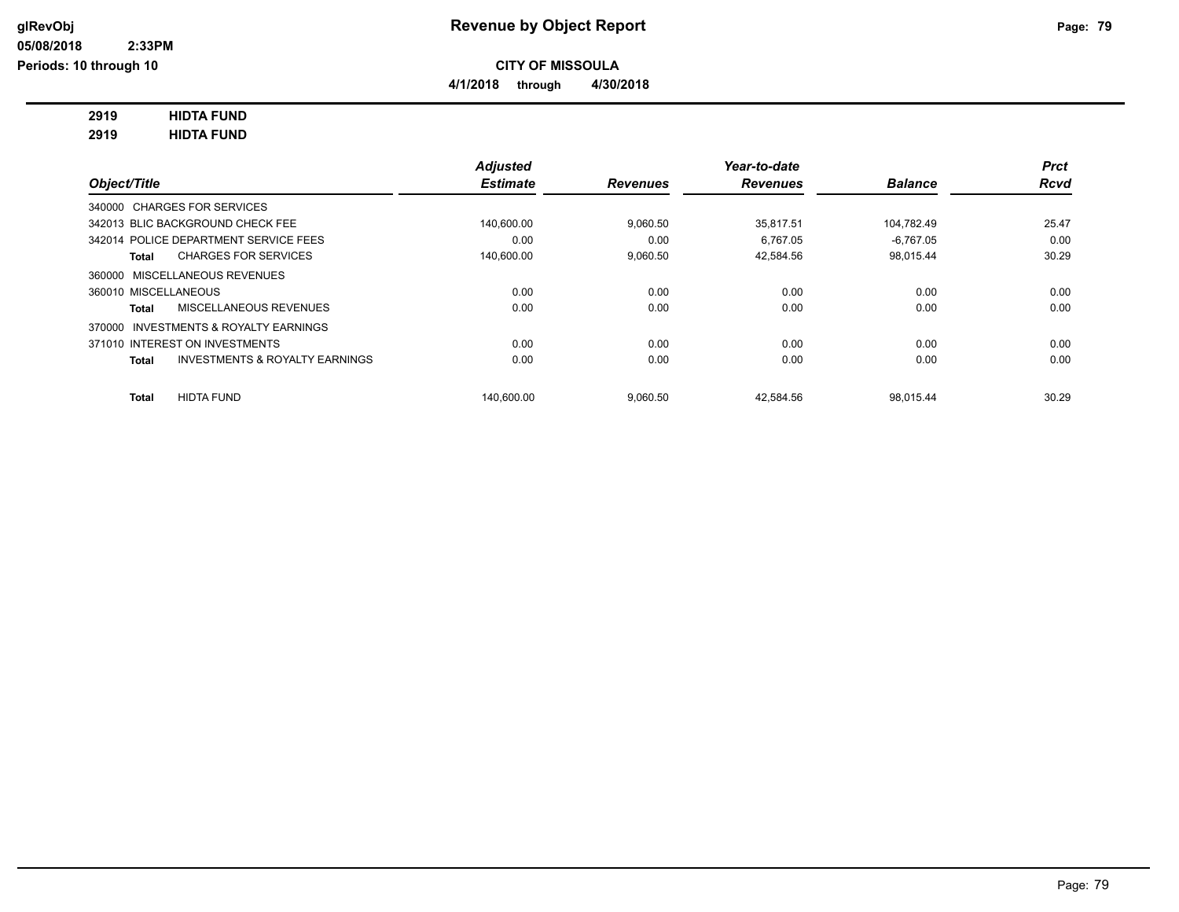# Revenue by Object Report

## CITY OF MISSOULA

**4/1/2018 through 4/30/2018**

glRevObj
05/08/2018 2:33PM
Periods: 10 through 10

**2919 HIDTA FUND**
**2919 HIDTA FUND**

| Object/Title | Adjusted Estimate | Revenues | Year-to-date Revenues | Balance | Prct Rcvd |
|---|---|---|---|---|---|
| 340000 CHARGES FOR SERVICES | | | | | |
| 342013 BLIC BACKGROUND CHECK FEE | 140,600.00 | 9,060.50 | 35,817.51 | 104,782.49 | 25.47 |
| 342014 POLICE DEPARTMENT SERVICE FEES | 0.00 | 0.00 | 6,767.05 | -6,767.05 | 0.00 |
| **Total** CHARGES FOR SERVICES | 140,600.00 | 9,060.50 | 42,584.56 | 98,015.44 | 30.29 |
| 360000 MISCELLANEOUS REVENUES | | | | | |
| 360010 MISCELLANEOUS | 0.00 | 0.00 | 0.00 | 0.00 | 0.00 |
| **Total** MISCELLANEOUS REVENUES | 0.00 | 0.00 | 0.00 | 0.00 | 0.00 |
| 370000 INVESTMENTS & ROYALTY EARNINGS | | | | | |
| 371010 INTEREST ON INVESTMENTS | 0.00 | 0.00 | 0.00 | 0.00 | 0.00 |
| **Total** INVESTMENTS & ROYALTY EARNINGS | 0.00 | 0.00 | 0.00 | 0.00 | 0.00 |
| **Total** HIDTA FUND | 140,600.00 | 9,060.50 | 42,584.56 | 98,015.44 | 30.29 |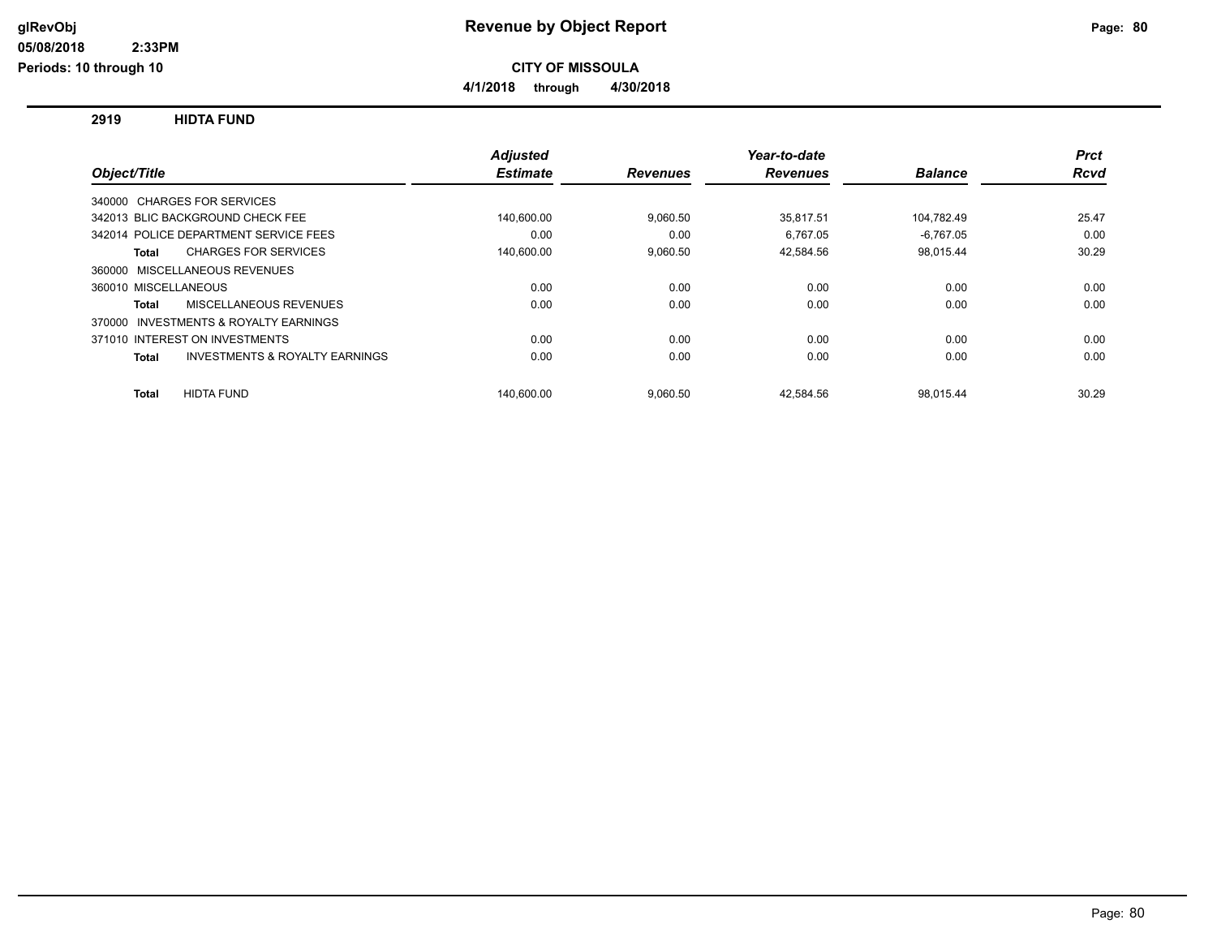# Revenue by Object Report

glRevObj
05/08/2018 2:33PM
Periods: 10 through 10

**CITY OF MISSOULA**

**4/1/2018 through 4/30/2018**

## 2919 HIDTA FUND

| Object/Title | Adjusted Estimate | Revenues | Year-to-date Revenues | Balance | Prct Rcvd |
|---|---|---|---|---|---|
| 340000 CHARGES FOR SERVICES | | | | | |
| 342013 BLIC BACKGROUND CHECK FEE | 140,600.00 | 9,060.50 | 35,817.51 | 104,782.49 | 25.47 |
| 342014 POLICE DEPARTMENT SERVICE FEES | 0.00 | 0.00 | 6,767.05 | -6,767.05 | 0.00 |
| **Total** CHARGES FOR SERVICES | 140,600.00 | 9,060.50 | 42,584.56 | 98,015.44 | 30.29 |
| 360000 MISCELLANEOUS REVENUES | | | | | |
| 360010 MISCELLANEOUS | 0.00 | 0.00 | 0.00 | 0.00 | 0.00 |
| **Total** MISCELLANEOUS REVENUES | 0.00 | 0.00 | 0.00 | 0.00 | 0.00 |
| 370000 INVESTMENTS & ROYALTY EARNINGS | | | | | |
| 371010 INTEREST ON INVESTMENTS | 0.00 | 0.00 | 0.00 | 0.00 | 0.00 |
| **Total** INVESTMENTS & ROYALTY EARNINGS | 0.00 | 0.00 | 0.00 | 0.00 | 0.00 |
| **Total** HIDTA FUND | 140,600.00 | 9,060.50 | 42,584.56 | 98,015.44 | 30.29 |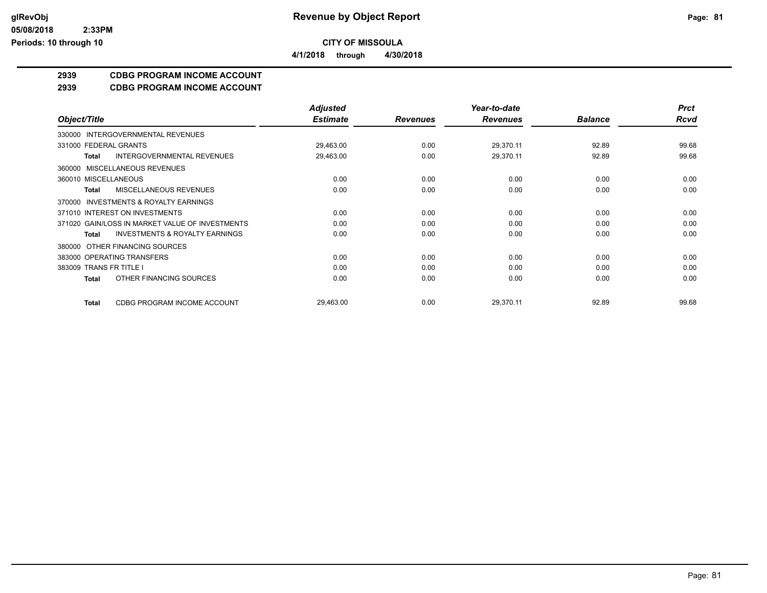**CITY OF MISSOULA**

**4/1/2018 through 4/30/2018**

# 2939 CDBG PROGRAM INCOME ACCOUNT

## 2939 CDBG PROGRAM INCOME ACCOUNT

| Object/Title | Adjusted Estimate | Revenues | Year-to-date Revenues | Balance | Prct Rcvd |
|---|---|---|---|---|---|
| 330000 INTERGOVERNMENTAL REVENUES | | | | | |
| 331000 FEDERAL GRANTS | 29,463.00 | 0.00 | 29,370.11 | 92.89 | 99.68 |
| **Total** INTERGOVERNMENTAL REVENUES | 29,463.00 | 0.00 | 29,370.11 | 92.89 | 99.68 |
| 360000 MISCELLANEOUS REVENUES | | | | | |
| 360010 MISCELLANEOUS | 0.00 | 0.00 | 0.00 | 0.00 | 0.00 |
| **Total** MISCELLANEOUS REVENUES | 0.00 | 0.00 | 0.00 | 0.00 | 0.00 |
| 370000 INVESTMENTS & ROYALTY EARNINGS | | | | | |
| 371010 INTEREST ON INVESTMENTS | 0.00 | 0.00 | 0.00 | 0.00 | 0.00 |
| 371020 GAIN/LOSS IN MARKET VALUE OF INVESTMENTS | 0.00 | 0.00 | 0.00 | 0.00 | 0.00 |
| **Total** INVESTMENTS & ROYALTY EARNINGS | 0.00 | 0.00 | 0.00 | 0.00 | 0.00 |
| 380000 OTHER FINANCING SOURCES | | | | | |
| 383000 OPERATING TRANSFERS | 0.00 | 0.00 | 0.00 | 0.00 | 0.00 |
| 383009 TRANS FR TITLE I | 0.00 | 0.00 | 0.00 | 0.00 | 0.00 |
| **Total** OTHER FINANCING SOURCES | 0.00 | 0.00 | 0.00 | 0.00 | 0.00 |
| **Total** CDBG PROGRAM INCOME ACCOUNT | 29,463.00 | 0.00 | 29,370.11 | 92.89 | 99.68 |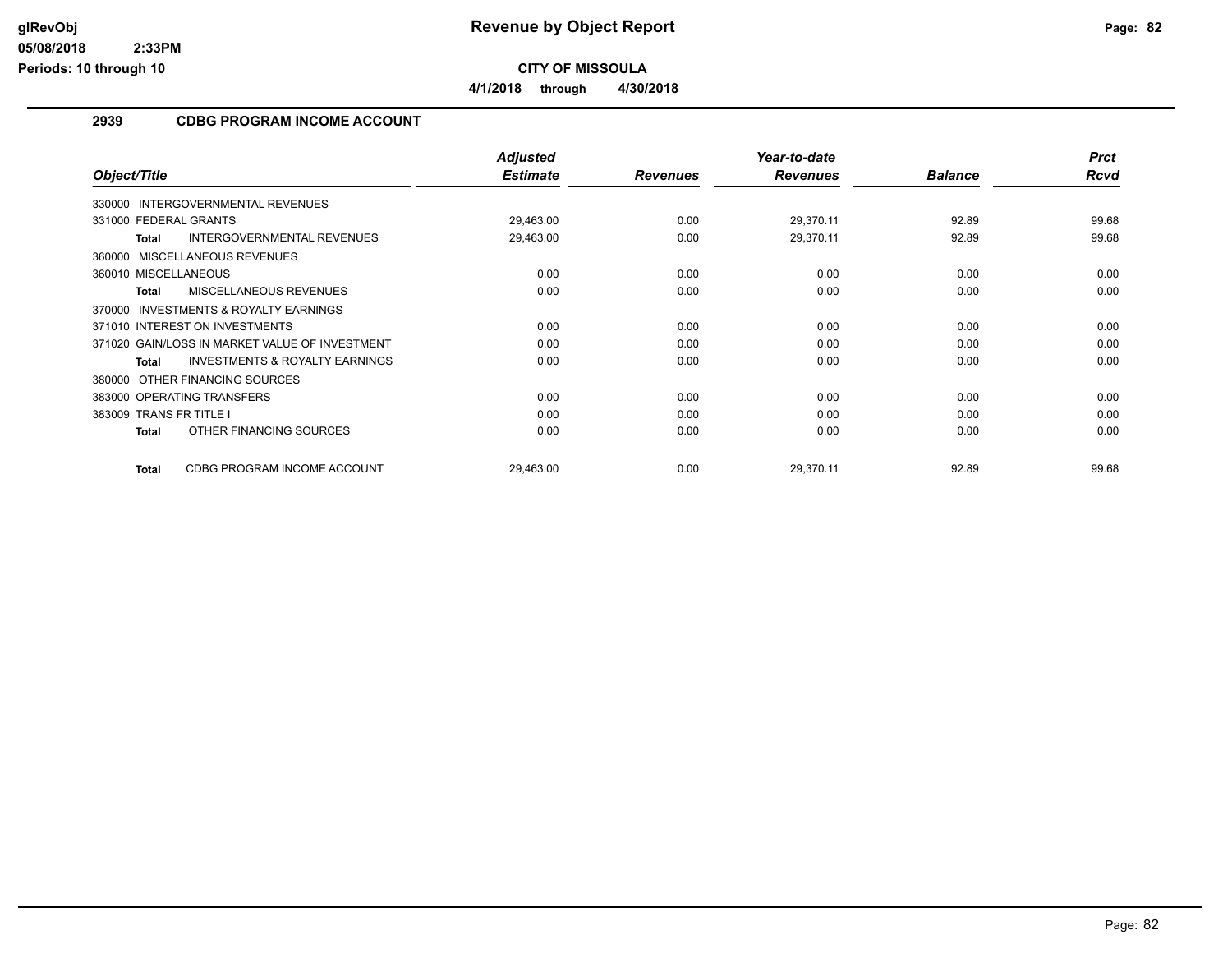# Revenue by Object Report

**CITY OF MISSOULA**

**4/1/2018 through 4/30/2018**

glRevObj
05/08/2018 2:33PM
Periods: 10 through 10

## 2939 CDBG PROGRAM INCOME ACCOUNT

| Object/Title | Adjusted Estimate | Revenues | Year-to-date Revenues | Balance | Prct Rcvd |
|---|---|---|---|---|---|
| 330000 INTERGOVERNMENTAL REVENUES | | | | | |
| 331000 FEDERAL GRANTS | 29,463.00 | 0.00 | 29,370.11 | 92.89 | 99.68 |
| **Total** INTERGOVERNMENTAL REVENUES | 29,463.00 | 0.00 | 29,370.11 | 92.89 | 99.68 |
| 360000 MISCELLANEOUS REVENUES | | | | | |
| 360010 MISCELLANEOUS | 0.00 | 0.00 | 0.00 | 0.00 | 0.00 |
| **Total** MISCELLANEOUS REVENUES | 0.00 | 0.00 | 0.00 | 0.00 | 0.00 |
| 370000 INVESTMENTS & ROYALTY EARNINGS | | | | | |
| 371010 INTEREST ON INVESTMENTS | 0.00 | 0.00 | 0.00 | 0.00 | 0.00 |
| 371020 GAIN/LOSS IN MARKET VALUE OF INVESTMENT | 0.00 | 0.00 | 0.00 | 0.00 | 0.00 |
| **Total** INVESTMENTS & ROYALTY EARNINGS | 0.00 | 0.00 | 0.00 | 0.00 | 0.00 |
| 380000 OTHER FINANCING SOURCES | | | | | |
| 383000 OPERATING TRANSFERS | 0.00 | 0.00 | 0.00 | 0.00 | 0.00 |
| 383009 TRANS FR TITLE I | 0.00 | 0.00 | 0.00 | 0.00 | 0.00 |
| **Total** OTHER FINANCING SOURCES | 0.00 | 0.00 | 0.00 | 0.00 | 0.00 |
| **Total** CDBG PROGRAM INCOME ACCOUNT | 29,463.00 | 0.00 | 29,370.11 | 92.89 | 99.68 |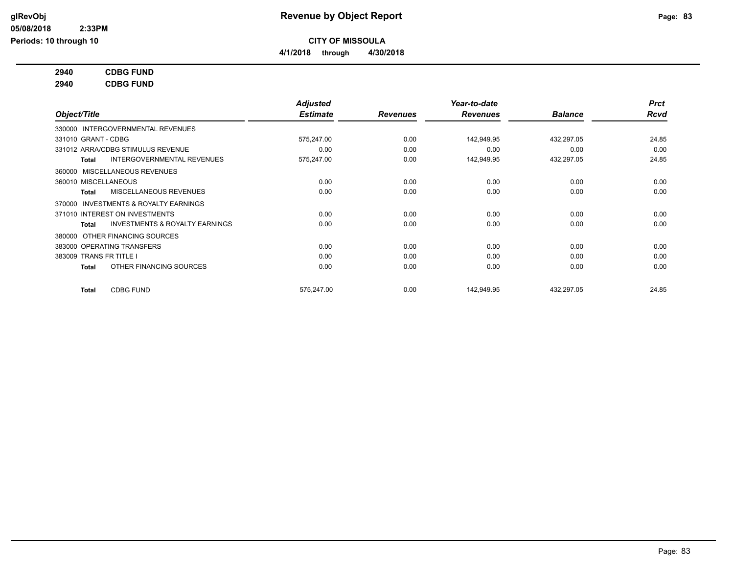glRevObj
05/08/2018 2:33PM
Periods: 10 through 10

# Revenue by Object Report

**CITY OF MISSOULA**

**4/1/2018 through 4/30/2018**

**2940 CDBG FUND**
**2940 CDBG FUND**

| Object/Title | Adjusted Estimate | Revenues | Year-to-date Revenues | Balance | Prct Rcvd |
|---|---|---|---|---|---|
| 330000 INTERGOVERNMENTAL REVENUES | | | | | |
| 331010 GRANT - CDBG | 575,247.00 | 0.00 | 142,949.95 | 432,297.05 | 24.85 |
| 331012 ARRA/CDBG STIMULUS REVENUE | 0.00 | 0.00 | 0.00 | 0.00 | 0.00 |
| **Total** INTERGOVERNMENTAL REVENUES | 575,247.00 | 0.00 | 142,949.95 | 432,297.05 | 24.85 |
| 360000 MISCELLANEOUS REVENUES | | | | | |
| 360010 MISCELLANEOUS | 0.00 | 0.00 | 0.00 | 0.00 | 0.00 |
| **Total** MISCELLANEOUS REVENUES | 0.00 | 0.00 | 0.00 | 0.00 | 0.00 |
| 370000 INVESTMENTS & ROYALTY EARNINGS | | | | | |
| 371010 INTEREST ON INVESTMENTS | 0.00 | 0.00 | 0.00 | 0.00 | 0.00 |
| **Total** INVESTMENTS & ROYALTY EARNINGS | 0.00 | 0.00 | 0.00 | 0.00 | 0.00 |
| 380000 OTHER FINANCING SOURCES | | | | | |
| 383000 OPERATING TRANSFERS | 0.00 | 0.00 | 0.00 | 0.00 | 0.00 |
| 383009 TRANS FR TITLE I | 0.00 | 0.00 | 0.00 | 0.00 | 0.00 |
| **Total** OTHER FINANCING SOURCES | 0.00 | 0.00 | 0.00 | 0.00 | 0.00 |
| **Total** CDBG FUND | 575,247.00 | 0.00 | 142,949.95 | 432,297.05 | 24.85 |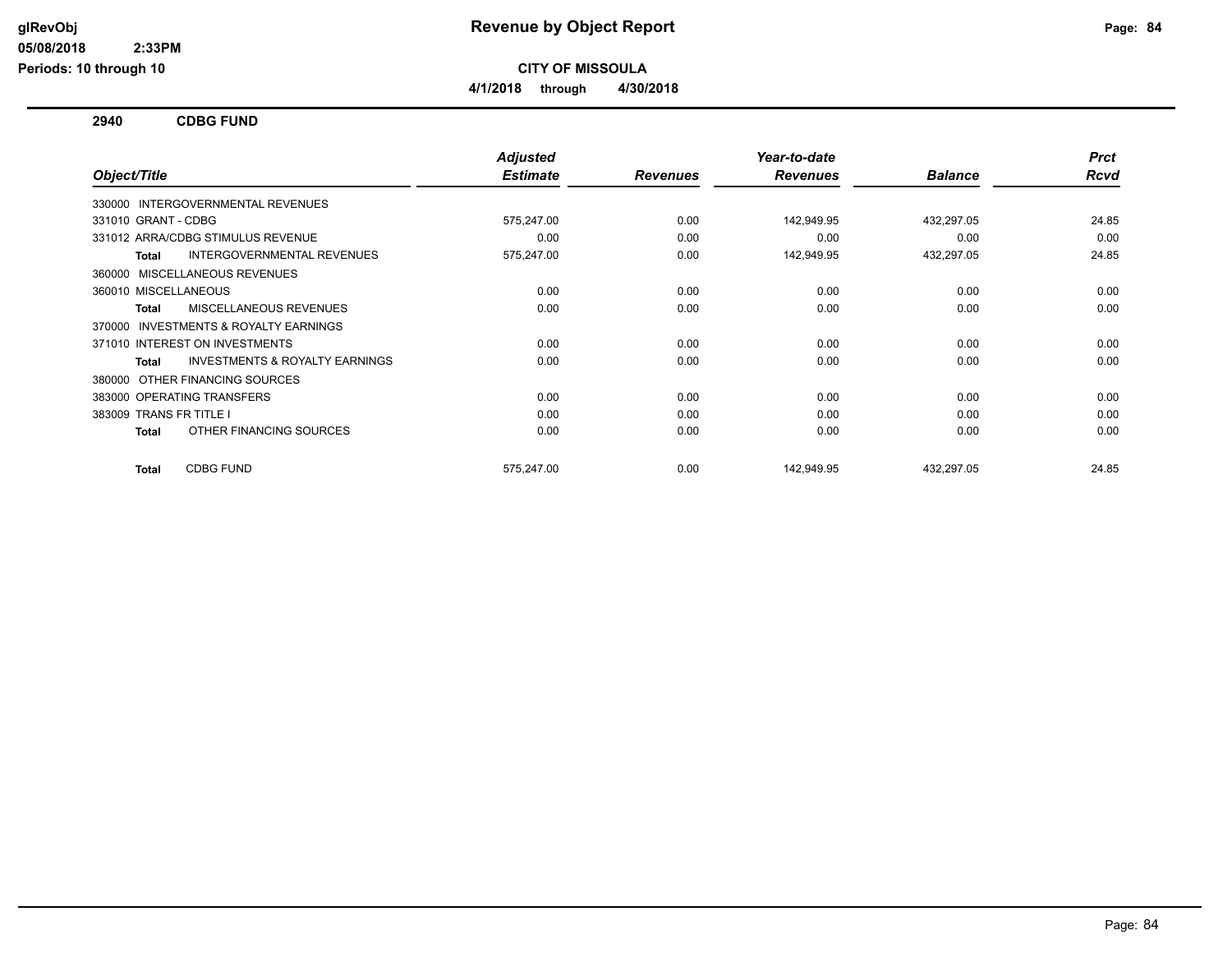# Revenue by Object Report

**CITY OF MISSOULA**

**4/1/2018 through 4/30/2018**

## 2940 CDBG FUND

| Object/Title | Adjusted Estimate | Revenues | Year-to-date Revenues | Balance | Prct Rcvd |
|---|---|---|---|---|---|
| 330000 INTERGOVERNMENTAL REVENUES | | | | | |
| 331010 GRANT - CDBG | 575,247.00 | 0.00 | 142,949.95 | 432,297.05 | 24.85 |
| 331012 ARRA/CDBG STIMULUS REVENUE | 0.00 | 0.00 | 0.00 | 0.00 | 0.00 |
| **Total** INTERGOVERNMENTAL REVENUES | 575,247.00 | 0.00 | 142,949.95 | 432,297.05 | 24.85 |
| 360000 MISCELLANEOUS REVENUES | | | | | |
| 360010 MISCELLANEOUS | 0.00 | 0.00 | 0.00 | 0.00 | 0.00 |
| **Total** MISCELLANEOUS REVENUES | 0.00 | 0.00 | 0.00 | 0.00 | 0.00 |
| 370000 INVESTMENTS & ROYALTY EARNINGS | | | | | |
| 371010 INTEREST ON INVESTMENTS | 0.00 | 0.00 | 0.00 | 0.00 | 0.00 |
| **Total** INVESTMENTS & ROYALTY EARNINGS | 0.00 | 0.00 | 0.00 | 0.00 | 0.00 |
| 380000 OTHER FINANCING SOURCES | | | | | |
| 383000 OPERATING TRANSFERS | 0.00 | 0.00 | 0.00 | 0.00 | 0.00 |
| 383009 TRANS FR TITLE I | 0.00 | 0.00 | 0.00 | 0.00 | 0.00 |
| **Total** OTHER FINANCING SOURCES | 0.00 | 0.00 | 0.00 | 0.00 | 0.00 |
| **Total** CDBG FUND | 575,247.00 | 0.00 | 142,949.95 | 432,297.05 | 24.85 |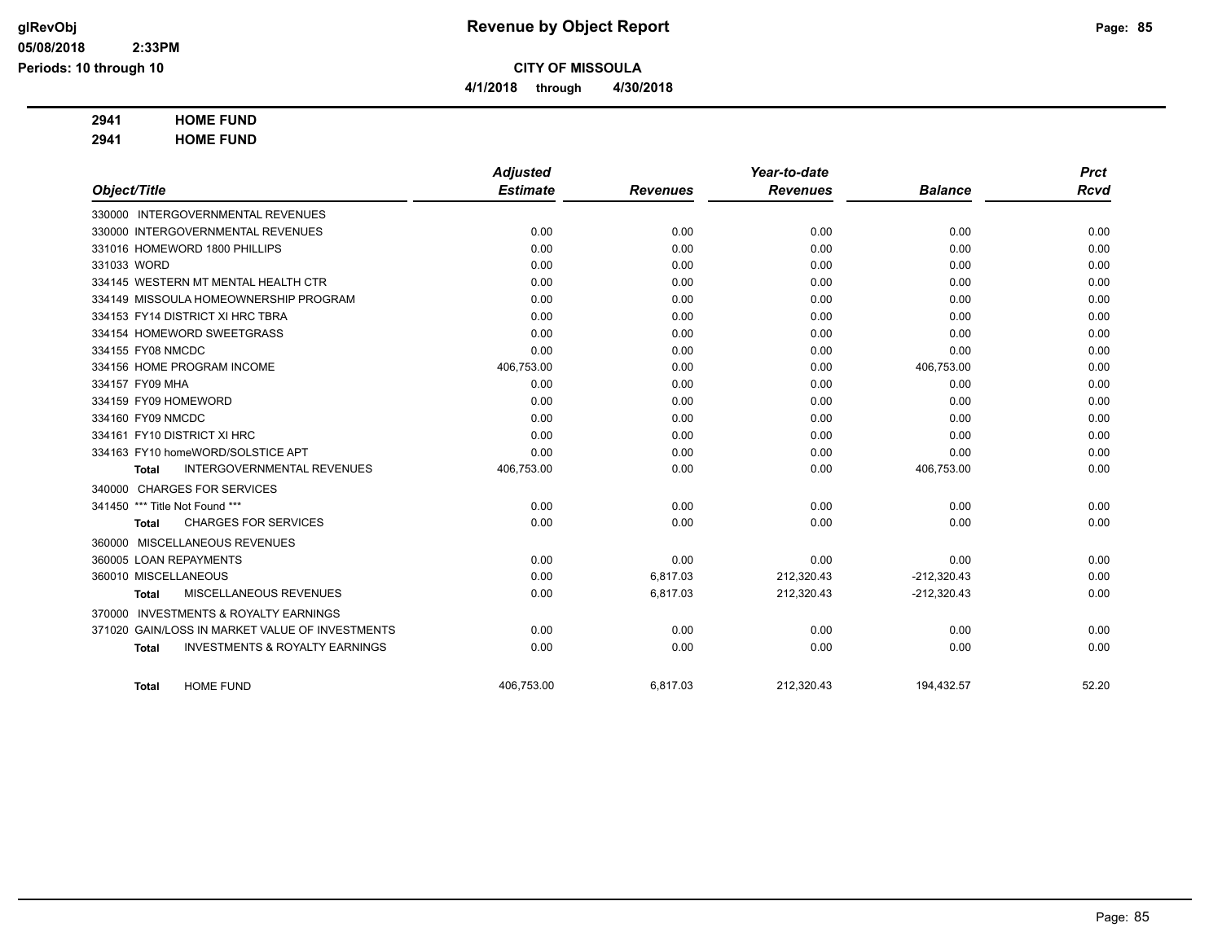# Revenue by Object Report

**CITY OF MISSOULA**

**4/1/2018 through 4/30/2018**

glRevObj
05/08/2018 2:33PM
Periods: 10 through 10

**2941 HOME FUND**

**2941 HOME FUND**

| Object/Title | Adjusted Estimate | Revenues | Year-to-date Revenues | Balance | Prct Rcvd |
|---|---|---|---|---|---|
| 330000 INTERGOVERNMENTAL REVENUES | | | | | |
| 330000 INTERGOVERNMENTAL REVENUES | 0.00 | 0.00 | 0.00 | 0.00 | 0.00 |
| 331016 HOMEWORD 1800 PHILLIPS | 0.00 | 0.00 | 0.00 | 0.00 | 0.00 |
| 331033 WORD | 0.00 | 0.00 | 0.00 | 0.00 | 0.00 |
| 334145 WESTERN MT MENTAL HEALTH CTR | 0.00 | 0.00 | 0.00 | 0.00 | 0.00 |
| 334149 MISSOULA HOMEOWNERSHIP PROGRAM | 0.00 | 0.00 | 0.00 | 0.00 | 0.00 |
| 334153 FY14 DISTRICT XI HRC TBRA | 0.00 | 0.00 | 0.00 | 0.00 | 0.00 |
| 334154 HOMEWORD SWEETGRASS | 0.00 | 0.00 | 0.00 | 0.00 | 0.00 |
| 334155 FY08 NMCDC | 0.00 | 0.00 | 0.00 | 0.00 | 0.00 |
| 334156 HOME PROGRAM INCOME | 406,753.00 | 0.00 | 0.00 | 406,753.00 | 0.00 |
| 334157 FY09 MHA | 0.00 | 0.00 | 0.00 | 0.00 | 0.00 |
| 334159 FY09 HOMEWORD | 0.00 | 0.00 | 0.00 | 0.00 | 0.00 |
| 334160 FY09 NMCDC | 0.00 | 0.00 | 0.00 | 0.00 | 0.00 |
| 334161 FY10 DISTRICT XI HRC | 0.00 | 0.00 | 0.00 | 0.00 | 0.00 |
| 334163 FY10 homeWORD/SOLSTICE APT | 0.00 | 0.00 | 0.00 | 0.00 | 0.00 |
| **Total** INTERGOVERNMENTAL REVENUES | 406,753.00 | 0.00 | 0.00 | 406,753.00 | 0.00 |
| 340000 CHARGES FOR SERVICES | | | | | |
| 341450 *** Title Not Found *** | 0.00 | 0.00 | 0.00 | 0.00 | 0.00 |
| **Total** CHARGES FOR SERVICES | 0.00 | 0.00 | 0.00 | 0.00 | 0.00 |
| 360000 MISCELLANEOUS REVENUES | | | | | |
| 360005 LOAN REPAYMENTS | 0.00 | 0.00 | 0.00 | 0.00 | 0.00 |
| 360010 MISCELLANEOUS | 0.00 | 6,817.03 | 212,320.43 | -212,320.43 | 0.00 |
| **Total** MISCELLANEOUS REVENUES | 0.00 | 6,817.03 | 212,320.43 | -212,320.43 | 0.00 |
| 370000 INVESTMENTS & ROYALTY EARNINGS | | | | | |
| 371020 GAIN/LOSS IN MARKET VALUE OF INVESTMENTS | 0.00 | 0.00 | 0.00 | 0.00 | 0.00 |
| **Total** INVESTMENTS & ROYALTY EARNINGS | 0.00 | 0.00 | 0.00 | 0.00 | 0.00 |
| **Total** HOME FUND | 406,753.00 | 6,817.03 | 212,320.43 | 194,432.57 | 52.20 |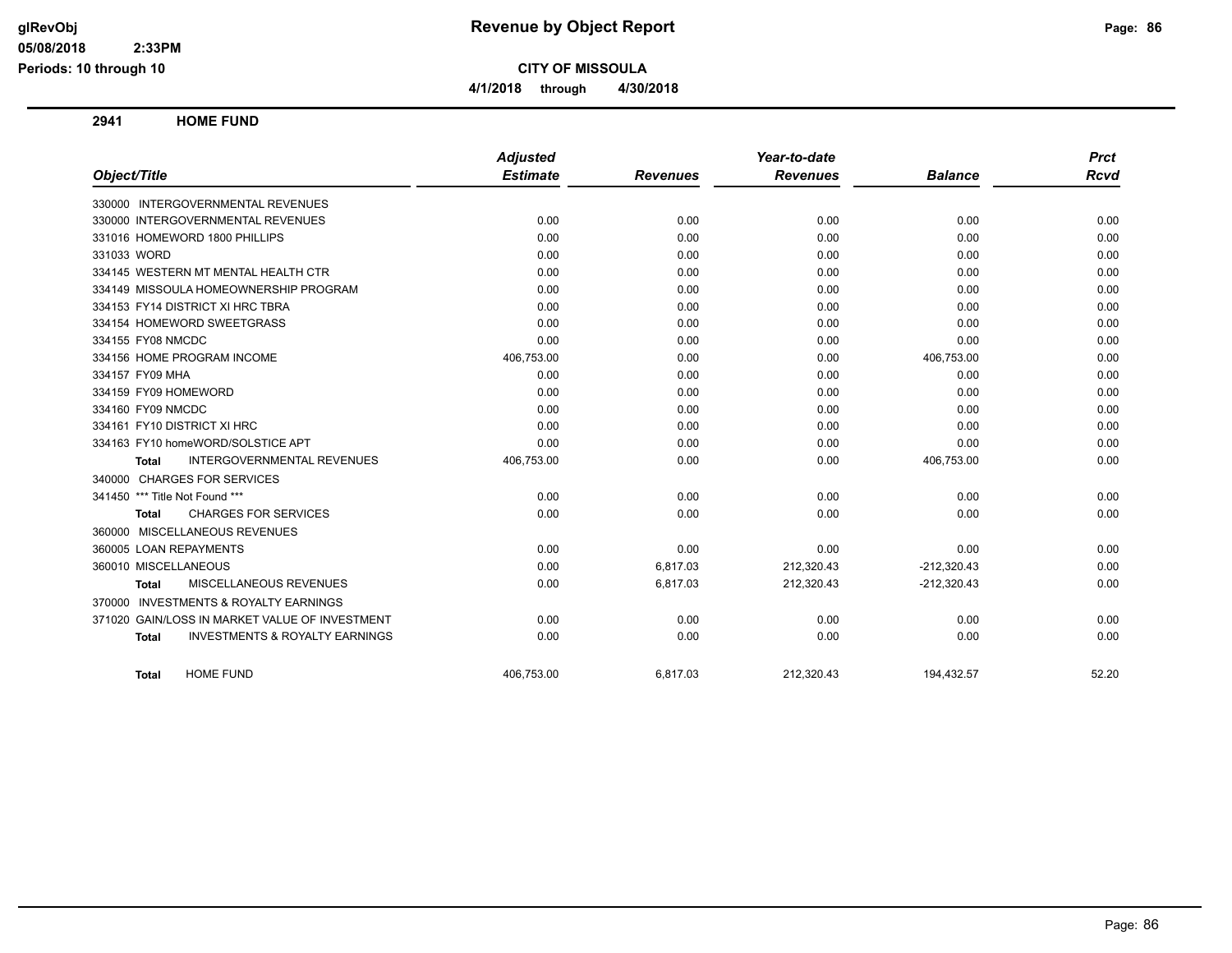# Revenue by Object Report

**CITY OF MISSOULA**

**4/1/2018 through 4/30/2018**

glRevObj
05/08/2018 2:33PM
Periods: 10 through 10

## 2941 HOME FUND

| Object/Title | Adjusted Estimate | Revenues | Year-to-date Revenues | Balance | Prct Rcvd |
|---|---|---|---|---|---|
| 330000 INTERGOVERNMENTAL REVENUES | | | | | |
| 330000 INTERGOVERNMENTAL REVENUES | 0.00 | 0.00 | 0.00 | 0.00 | 0.00 |
| 331016 HOMEWORD 1800 PHILLIPS | 0.00 | 0.00 | 0.00 | 0.00 | 0.00 |
| 331033 WORD | 0.00 | 0.00 | 0.00 | 0.00 | 0.00 |
| 334145 WESTERN MT MENTAL HEALTH CTR | 0.00 | 0.00 | 0.00 | 0.00 | 0.00 |
| 334149 MISSOULA HOMEOWNERSHIP PROGRAM | 0.00 | 0.00 | 0.00 | 0.00 | 0.00 |
| 334153 FY14 DISTRICT XI HRC TBRA | 0.00 | 0.00 | 0.00 | 0.00 | 0.00 |
| 334154 HOMEWORD SWEETGRASS | 0.00 | 0.00 | 0.00 | 0.00 | 0.00 |
| 334155 FY08 NMCDC | 0.00 | 0.00 | 0.00 | 0.00 | 0.00 |
| 334156 HOME PROGRAM INCOME | 406,753.00 | 0.00 | 0.00 | 406,753.00 | 0.00 |
| 334157 FY09 MHA | 0.00 | 0.00 | 0.00 | 0.00 | 0.00 |
| 334159 FY09 HOMEWORD | 0.00 | 0.00 | 0.00 | 0.00 | 0.00 |
| 334160 FY09 NMCDC | 0.00 | 0.00 | 0.00 | 0.00 | 0.00 |
| 334161 FY10 DISTRICT XI HRC | 0.00 | 0.00 | 0.00 | 0.00 | 0.00 |
| 334163 FY10 homeWORD/SOLSTICE APT | 0.00 | 0.00 | 0.00 | 0.00 | 0.00 |
| **Total** INTERGOVERNMENTAL REVENUES | 406,753.00 | 0.00 | 0.00 | 406,753.00 | 0.00 |
| 340000 CHARGES FOR SERVICES | | | | | |
| 341450 *** Title Not Found *** | 0.00 | 0.00 | 0.00 | 0.00 | 0.00 |
| **Total** CHARGES FOR SERVICES | 0.00 | 0.00 | 0.00 | 0.00 | 0.00 |
| 360000 MISCELLANEOUS REVENUES | | | | | |
| 360005 LOAN REPAYMENTS | 0.00 | 0.00 | 0.00 | 0.00 | 0.00 |
| 360010 MISCELLANEOUS | 0.00 | 6,817.03 | 212,320.43 | -212,320.43 | 0.00 |
| **Total** MISCELLANEOUS REVENUES | 0.00 | 6,817.03 | 212,320.43 | -212,320.43 | 0.00 |
| 370000 INVESTMENTS & ROYALTY EARNINGS | | | | | |
| 371020 GAIN/LOSS IN MARKET VALUE OF INVESTMENT | 0.00 | 0.00 | 0.00 | 0.00 | 0.00 |
| **Total** INVESTMENTS & ROYALTY EARNINGS | 0.00 | 0.00 | 0.00 | 0.00 | 0.00 |
| **Total** HOME FUND | 406,753.00 | 6,817.03 | 212,320.43 | 194,432.57 | 52.20 |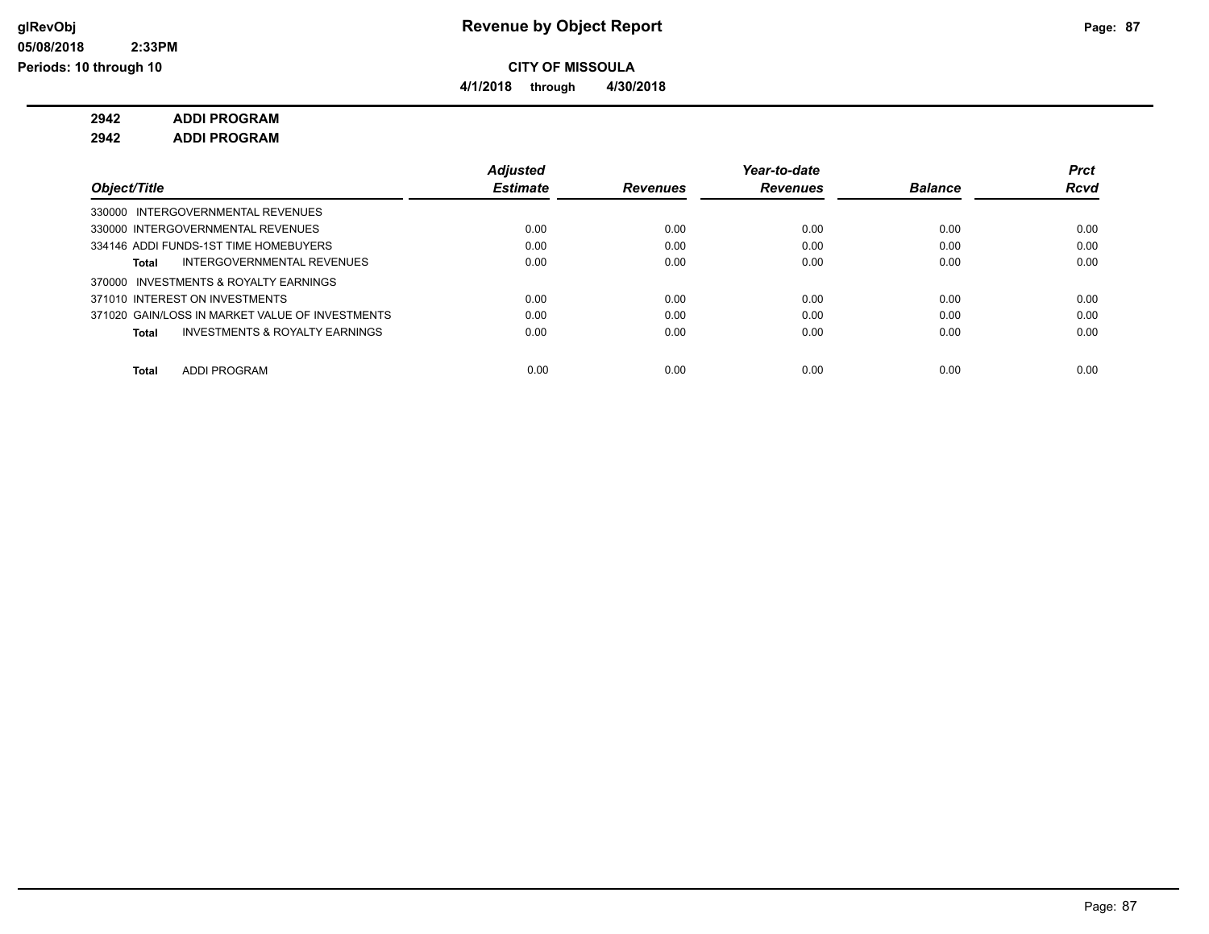**CITY OF MISSOULA**

**4/1/2018 through 4/30/2018**

**2942 ADDI PROGRAM**

**2942 ADDI PROGRAM**

| Object/Title | Adjusted Estimate | Revenues | Year-to-date Revenues | Balance | Prct Rcvd |
|---|---|---|---|---|---|
| 330000 INTERGOVERNMENTAL REVENUES | | | | | |
| 330000 INTERGOVERNMENTAL REVENUES | 0.00 | 0.00 | 0.00 | 0.00 | 0.00 |
| 334146 ADDI FUNDS-1ST TIME HOMEBUYERS | 0.00 | 0.00 | 0.00 | 0.00 | 0.00 |
| **Total** INTERGOVERNMENTAL REVENUES | 0.00 | 0.00 | 0.00 | 0.00 | 0.00 |
| 370000 INVESTMENTS & ROYALTY EARNINGS | | | | | |
| 371010 INTEREST ON INVESTMENTS | 0.00 | 0.00 | 0.00 | 0.00 | 0.00 |
| 371020 GAIN/LOSS IN MARKET VALUE OF INVESTMENTS | 0.00 | 0.00 | 0.00 | 0.00 | 0.00 |
| **Total** INVESTMENTS & ROYALTY EARNINGS | 0.00 | 0.00 | 0.00 | 0.00 | 0.00 |
| **Total** ADDI PROGRAM | 0.00 | 0.00 | 0.00 | 0.00 | 0.00 |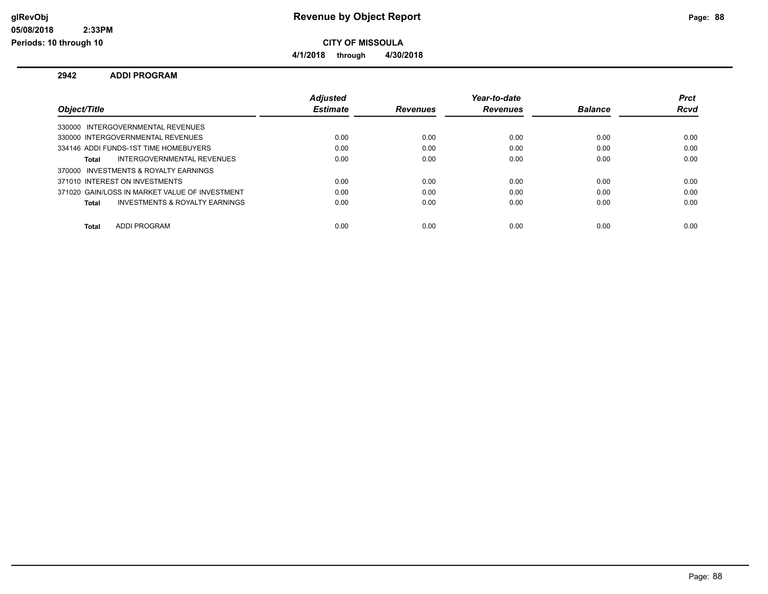# Revenue by Object Report

glRevObj
05/08/2018 2:33PM
Periods: 10 through 10

**CITY OF MISSOULA**

**4/1/2018 through 4/30/2018**

## 2942 ADDI PROGRAM

| Object/Title | Adjusted Estimate | Revenues | Year-to-date Revenues | Balance | Prct Rcvd |
|---|---|---|---|---|---|
| 330000 INTERGOVERNMENTAL REVENUES | | | | | |
| 330000 INTERGOVERNMENTAL REVENUES | 0.00 | 0.00 | 0.00 | 0.00 | 0.00 |
| 334146 ADDI FUNDS-1ST TIME HOMEBUYERS | 0.00 | 0.00 | 0.00 | 0.00 | 0.00 |
| **Total** INTERGOVERNMENTAL REVENUES | 0.00 | 0.00 | 0.00 | 0.00 | 0.00 |
| 370000 INVESTMENTS & ROYALTY EARNINGS | | | | | |
| 371010 INTEREST ON INVESTMENTS | 0.00 | 0.00 | 0.00 | 0.00 | 0.00 |
| 371020 GAIN/LOSS IN MARKET VALUE OF INVESTMENT | 0.00 | 0.00 | 0.00 | 0.00 | 0.00 |
| **Total** INVESTMENTS & ROYALTY EARNINGS | 0.00 | 0.00 | 0.00 | 0.00 | 0.00 |
| **Total** ADDI PROGRAM | 0.00 | 0.00 | 0.00 | 0.00 | 0.00 |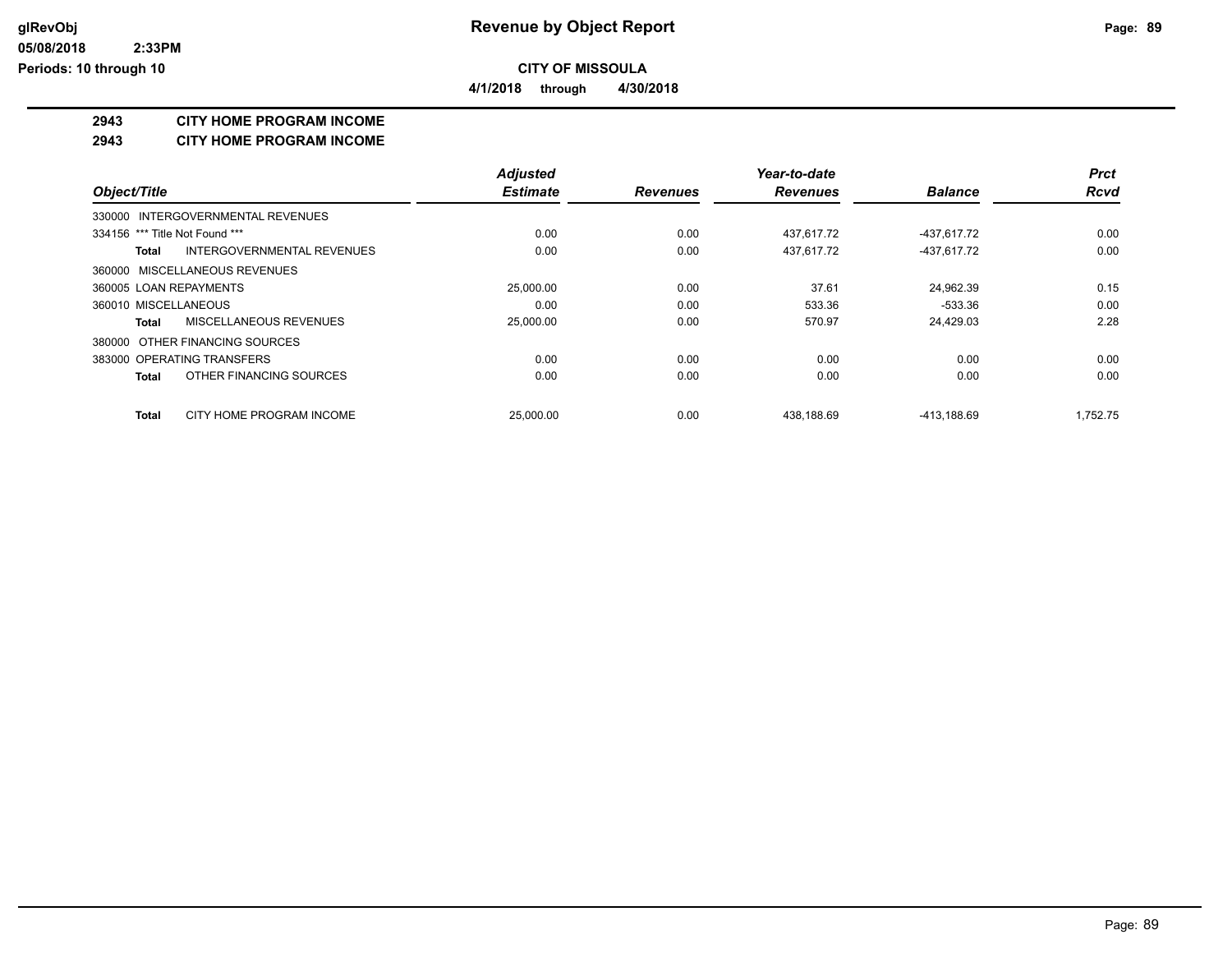**glRevObj**
**05/08/2018 2:33PM**
**Periods: 10 through 10**

# Revenue by Object Report

**CITY OF MISSOULA**

**4/1/2018 through 4/30/2018**

## 2943 CITY HOME PROGRAM INCOME

## 2943 CITY HOME PROGRAM INCOME

| Object/Title | | Adjusted Estimate | Revenues | Year-to-date Revenues | Balance | Prct Rcvd |
|---|---|---|---|---|---|---|
| 330000 INTERGOVERNMENTAL REVENUES | | | | | | |
| 334156 *** Title Not Found *** | | 0.00 | 0.00 | 437,617.72 | -437,617.72 | 0.00 |
| **Total** | INTERGOVERNMENTAL REVENUES | 0.00 | 0.00 | 437,617.72 | -437,617.72 | 0.00 |
| 360000 MISCELLANEOUS REVENUES | | | | | | |
| 360005 LOAN REPAYMENTS | | 25,000.00 | 0.00 | 37.61 | 24,962.39 | 0.15 |
| 360010 MISCELLANEOUS | | 0.00 | 0.00 | 533.36 | -533.36 | 0.00 |
| **Total** | MISCELLANEOUS REVENUES | 25,000.00 | 0.00 | 570.97 | 24,429.03 | 2.28 |
| 380000 OTHER FINANCING SOURCES | | | | | | |
| 383000 OPERATING TRANSFERS | | 0.00 | 0.00 | 0.00 | 0.00 | 0.00 |
| **Total** | OTHER FINANCING SOURCES | 0.00 | 0.00 | 0.00 | 0.00 | 0.00 |
| **Total** | CITY HOME PROGRAM INCOME | 25,000.00 | 0.00 | 438,188.69 | -413,188.69 | 1,752.75 |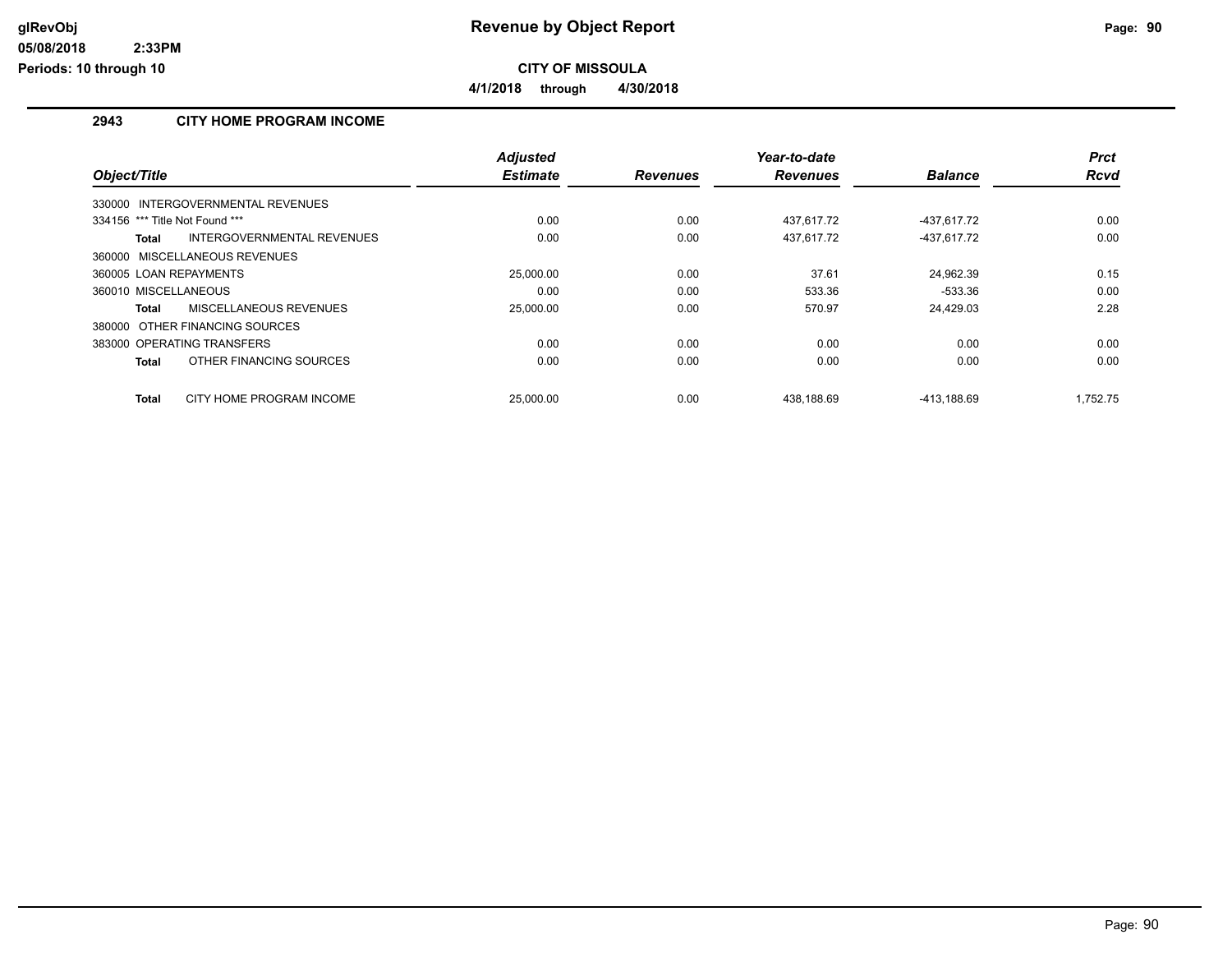**CITY OF MISSOULA**

**4/1/2018 through 4/30/2018**

## 2943 CITY HOME PROGRAM INCOME

| Object/Title | Adjusted Estimate | Revenues | Year-to-date Revenues | Balance | Prct Rcvd |
|---|---|---|---|---|---|
| 330000 INTERGOVERNMENTAL REVENUES | | | | | |
| 334156 *** Title Not Found *** | 0.00 | 0.00 | 437,617.72 | -437,617.72 | 0.00 |
| **Total** INTERGOVERNMENTAL REVENUES | 0.00 | 0.00 | 437,617.72 | -437,617.72 | 0.00 |
| 360000 MISCELLANEOUS REVENUES | | | | | |
| 360005 LOAN REPAYMENTS | 25,000.00 | 0.00 | 37.61 | 24,962.39 | 0.15 |
| 360010 MISCELLANEOUS | 0.00 | 0.00 | 533.36 | -533.36 | 0.00 |
| **Total** MISCELLANEOUS REVENUES | 25,000.00 | 0.00 | 570.97 | 24,429.03 | 2.28 |
| 380000 OTHER FINANCING SOURCES | | | | | |
| 383000 OPERATING TRANSFERS | 0.00 | 0.00 | 0.00 | 0.00 | 0.00 |
| **Total** OTHER FINANCING SOURCES | 0.00 | 0.00 | 0.00 | 0.00 | 0.00 |
| **Total** CITY HOME PROGRAM INCOME | 25,000.00 | 0.00 | 438,188.69 | -413,188.69 | 1,752.75 |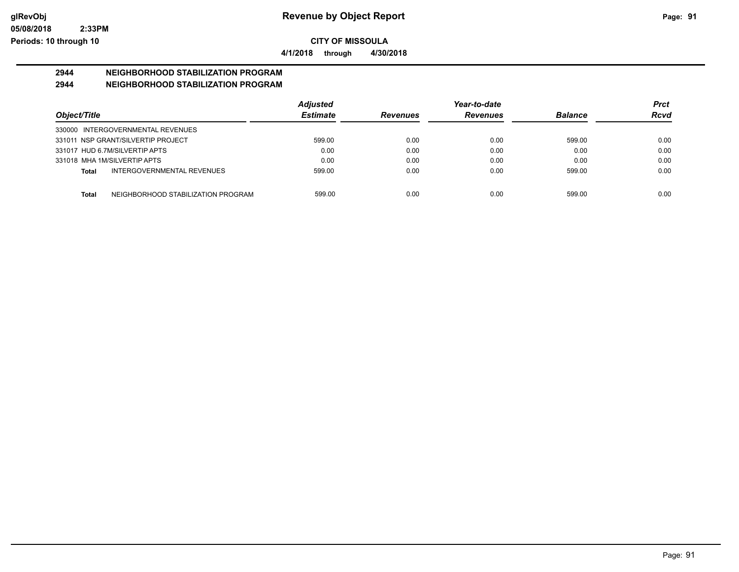# Revenue by Object Report

**CITY OF MISSOULA**

**4/1/2018 through 4/30/2018**

glRevObj
05/08/2018 2:33PM
Periods: 10 through 10

## 2944 NEIGHBORHOOD STABILIZATION PROGRAM

### 2944 NEIGHBORHOOD STABILIZATION PROGRAM

| Object/Title | | Adjusted Estimate | Revenues | Year-to-date Revenues | Balance | Prct Rcvd |
|---|---|---|---|---|---|---|
| 330000 INTERGOVERNMENTAL REVENUES | | | | | | |
| 331011 NSP GRANT/SILVERTIP PROJECT | | 599.00 | 0.00 | 0.00 | 599.00 | 0.00 |
| 331017 HUD 6.7M/SILVERTIP APTS | | 0.00 | 0.00 | 0.00 | 0.00 | 0.00 |
| 331018 MHA 1M/SILVERTIP APTS | | 0.00 | 0.00 | 0.00 | 0.00 | 0.00 |
| **Total** | INTERGOVERNMENTAL REVENUES | 599.00 | 0.00 | 0.00 | 599.00 | 0.00 |
| **Total** | NEIGHBORHOOD STABILIZATION PROGRAM | 599.00 | 0.00 | 0.00 | 599.00 | 0.00 |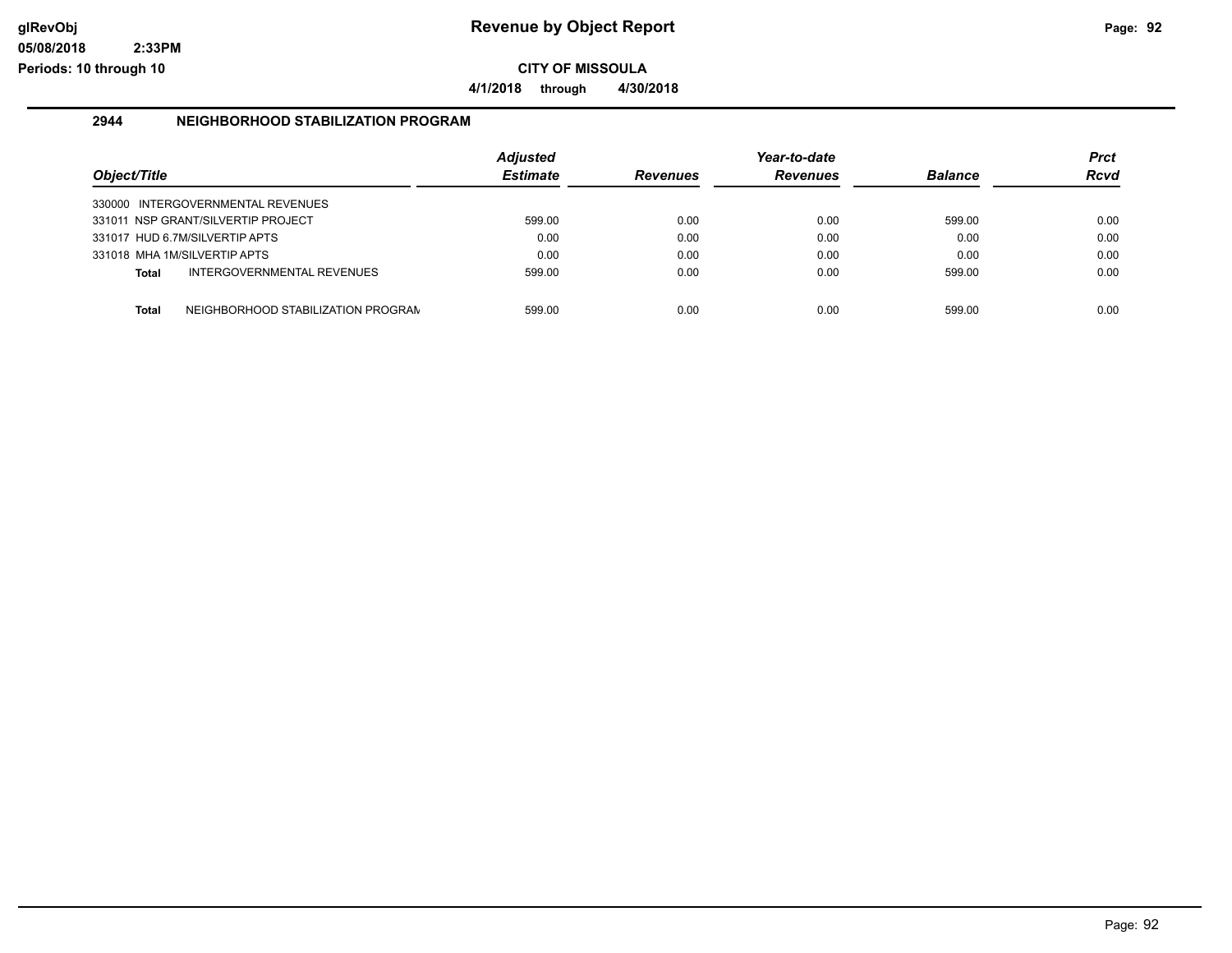# Revenue by Object Report

glRevObj
05/08/2018 2:33PM
Periods: 10 through 10

## CITY OF MISSOULA

**4/1/2018 through 4/30/2018**

### 2944 NEIGHBORHOOD STABILIZATION PROGRAM

| Object/Title | Adjusted Estimate | Revenues | Year-to-date Revenues | Balance | Prct Rcvd |
|---|---|---|---|---|---|
| 330000 INTERGOVERNMENTAL REVENUES | | | | | |
| 331011 NSP GRANT/SILVERTIP PROJECT | 599.00 | 0.00 | 0.00 | 599.00 | 0.00 |
| 331017 HUD 6.7M/SILVERTIP APTS | 0.00 | 0.00 | 0.00 | 0.00 | 0.00 |
| 331018 MHA 1M/SILVERTIP APTS | 0.00 | 0.00 | 0.00 | 0.00 | 0.00 |
| **Total** INTERGOVERNMENTAL REVENUES | 599.00 | 0.00 | 0.00 | 599.00 | 0.00 |
| | | | | | |
| **Total** NEIGHBORHOOD STABILIZATION PROGRAM | 599.00 | 0.00 | 0.00 | 599.00 | 0.00 |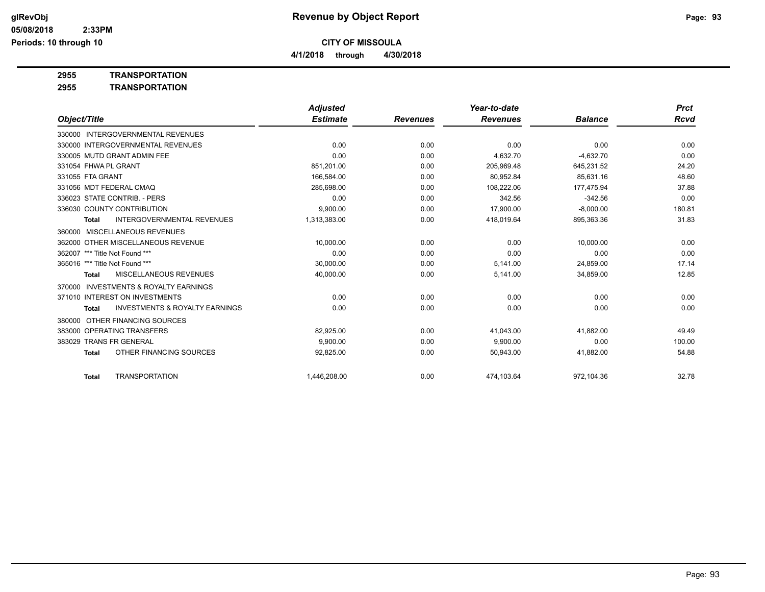# Revenue by Object Report

**CITY OF MISSOULA**

**4/1/2018 through 4/30/2018**

glRevObj
05/08/2018 2:33PM
Periods: 10 through 10

**2955 TRANSPORTATION**

**2955 TRANSPORTATION**

| Object/Title | Adjusted Estimate | Revenues | Year-to-date Revenues | Balance | Prct Rcvd |
|---|---|---|---|---|---|
| 330000 INTERGOVERNMENTAL REVENUES | | | | | |
| 330000 INTERGOVERNMENTAL REVENUES | 0.00 | 0.00 | 0.00 | 0.00 | 0.00 |
| 330005 MUTD GRANT ADMIN FEE | 0.00 | 0.00 | 4,632.70 | -4,632.70 | 0.00 |
| 331054 FHWA PL GRANT | 851,201.00 | 0.00 | 205,969.48 | 645,231.52 | 24.20 |
| 331055 FTA GRANT | 166,584.00 | 0.00 | 80,952.84 | 85,631.16 | 48.60 |
| 331056 MDT FEDERAL CMAQ | 285,698.00 | 0.00 | 108,222.06 | 177,475.94 | 37.88 |
| 336023 STATE CONTRIB. - PERS | 0.00 | 0.00 | 342.56 | -342.56 | 0.00 |
| 336030 COUNTY CONTRIBUTION | 9,900.00 | 0.00 | 17,900.00 | -8,000.00 | 180.81 |
| **Total** INTERGOVERNMENTAL REVENUES | 1,313,383.00 | 0.00 | 418,019.64 | 895,363.36 | 31.83 |
| 360000 MISCELLANEOUS REVENUES | | | | | |
| 362000 OTHER MISCELLANEOUS REVENUE | 10,000.00 | 0.00 | 0.00 | 10,000.00 | 0.00 |
| 362007 *** Title Not Found *** | 0.00 | 0.00 | 0.00 | 0.00 | 0.00 |
| 365016 *** Title Not Found *** | 30,000.00 | 0.00 | 5,141.00 | 24,859.00 | 17.14 |
| **Total** MISCELLANEOUS REVENUES | 40,000.00 | 0.00 | 5,141.00 | 34,859.00 | 12.85 |
| 370000 INVESTMENTS & ROYALTY EARNINGS | | | | | |
| 371010 INTEREST ON INVESTMENTS | 0.00 | 0.00 | 0.00 | 0.00 | 0.00 |
| **Total** INVESTMENTS & ROYALTY EARNINGS | 0.00 | 0.00 | 0.00 | 0.00 | 0.00 |
| 380000 OTHER FINANCING SOURCES | | | | | |
| 383000 OPERATING TRANSFERS | 82,925.00 | 0.00 | 41,043.00 | 41,882.00 | 49.49 |
| 383029 TRANS FR GENERAL | 9,900.00 | 0.00 | 9,900.00 | 0.00 | 100.00 |
| **Total** OTHER FINANCING SOURCES | 92,825.00 | 0.00 | 50,943.00 | 41,882.00 | 54.88 |
| **Total** TRANSPORTATION | 1,446,208.00 | 0.00 | 474,103.64 | 972,104.36 | 32.78 |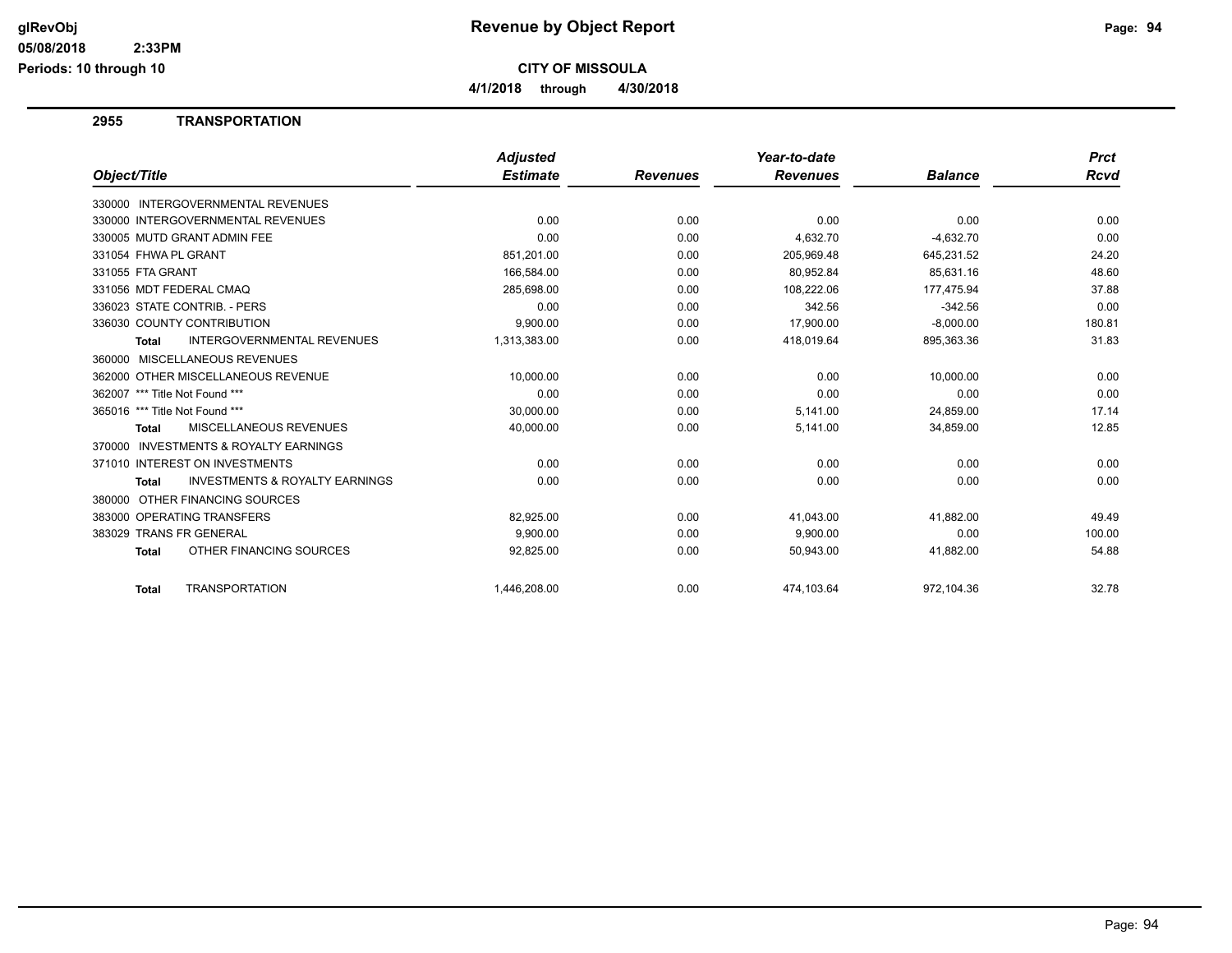# Revenue by Object Report

**CITY OF MISSOULA**

**4/1/2018 through 4/30/2018**

glRevObj
05/08/2018 2:33PM
Periods: 10 through 10

## 2955 TRANSPORTATION

| Object/Title | Adjusted Estimate | Revenues | Year-to-date Revenues | Balance | Prct Rcvd |
|---|---|---|---|---|---|
| 330000 INTERGOVERNMENTAL REVENUES | | | | | |
| 330000 INTERGOVERNMENTAL REVENUES | 0.00 | 0.00 | 0.00 | 0.00 | 0.00 |
| 330005 MUTD GRANT ADMIN FEE | 0.00 | 0.00 | 4,632.70 | -4,632.70 | 0.00 |
| 331054 FHWA PL GRANT | 851,201.00 | 0.00 | 205,969.48 | 645,231.52 | 24.20 |
| 331055 FTA GRANT | 166,584.00 | 0.00 | 80,952.84 | 85,631.16 | 48.60 |
| 331056 MDT FEDERAL CMAQ | 285,698.00 | 0.00 | 108,222.06 | 177,475.94 | 37.88 |
| 336023 STATE CONTRIB. - PERS | 0.00 | 0.00 | 342.56 | -342.56 | 0.00 |
| 336030 COUNTY CONTRIBUTION | 9,900.00 | 0.00 | 17,900.00 | -8,000.00 | 180.81 |
| **Total** INTERGOVERNMENTAL REVENUES | 1,313,383.00 | 0.00 | 418,019.64 | 895,363.36 | 31.83 |
| 360000 MISCELLANEOUS REVENUES | | | | | |
| 362000 OTHER MISCELLANEOUS REVENUE | 10,000.00 | 0.00 | 0.00 | 10,000.00 | 0.00 |
| 362007 *** Title Not Found *** | 0.00 | 0.00 | 0.00 | 0.00 | 0.00 |
| 365016 *** Title Not Found *** | 30,000.00 | 0.00 | 5,141.00 | 24,859.00 | 17.14 |
| **Total** MISCELLANEOUS REVENUES | 40,000.00 | 0.00 | 5,141.00 | 34,859.00 | 12.85 |
| 370000 INVESTMENTS & ROYALTY EARNINGS | | | | | |
| 371010 INTEREST ON INVESTMENTS | 0.00 | 0.00 | 0.00 | 0.00 | 0.00 |
| **Total** INVESTMENTS & ROYALTY EARNINGS | 0.00 | 0.00 | 0.00 | 0.00 | 0.00 |
| 380000 OTHER FINANCING SOURCES | | | | | |
| 383000 OPERATING TRANSFERS | 82,925.00 | 0.00 | 41,043.00 | 41,882.00 | 49.49 |
| 383029 TRANS FR GENERAL | 9,900.00 | 0.00 | 9,900.00 | 0.00 | 100.00 |
| **Total** OTHER FINANCING SOURCES | 92,825.00 | 0.00 | 50,943.00 | 41,882.00 | 54.88 |
| **Total** TRANSPORTATION | 1,446,208.00 | 0.00 | 474,103.64 | 972,104.36 | 32.78 |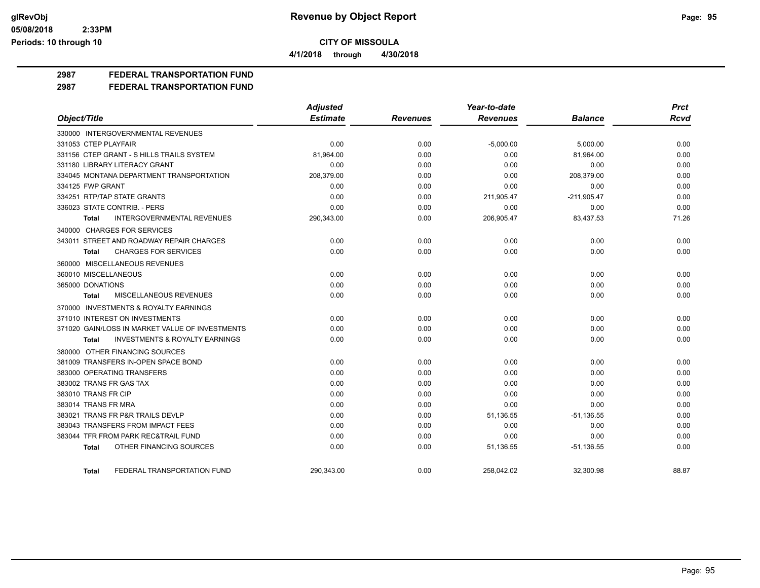**CITY OF MISSOULA**

**4/1/2018 through 4/30/2018**

## 2987 FEDERAL TRANSPORTATION FUND

## 2987 FEDERAL TRANSPORTATION FUND

| Object/Title | Adjusted Estimate | Revenues | Year-to-date Revenues | Balance | Prct Rcvd |
|---|---|---|---|---|---|
| 330000 INTERGOVERNMENTAL REVENUES | | | | | |
| 331053 CTEP PLAYFAIR | 0.00 | 0.00 | -5,000.00 | 5,000.00 | 0.00 |
| 331156 CTEP GRANT - S HILLS TRAILS SYSTEM | 81,964.00 | 0.00 | 0.00 | 81,964.00 | 0.00 |
| 331180 LIBRARY LITERACY GRANT | 0.00 | 0.00 | 0.00 | 0.00 | 0.00 |
| 334045 MONTANA DEPARTMENT TRANSPORTATION | 208,379.00 | 0.00 | 0.00 | 208,379.00 | 0.00 |
| 334125 FWP GRANT | 0.00 | 0.00 | 0.00 | 0.00 | 0.00 |
| 334251 RTP/TAP STATE GRANTS | 0.00 | 0.00 | 211,905.47 | -211,905.47 | 0.00 |
| 336023 STATE CONTRIB. - PERS | 0.00 | 0.00 | 0.00 | 0.00 | 0.00 |
| **Total** INTERGOVERNMENTAL REVENUES | 290,343.00 | 0.00 | 206,905.47 | 83,437.53 | 71.26 |
| 340000 CHARGES FOR SERVICES | | | | | |
| 343011 STREET AND ROADWAY REPAIR CHARGES | 0.00 | 0.00 | 0.00 | 0.00 | 0.00 |
| **Total** CHARGES FOR SERVICES | 0.00 | 0.00 | 0.00 | 0.00 | 0.00 |
| 360000 MISCELLANEOUS REVENUES | | | | | |
| 360010 MISCELLANEOUS | 0.00 | 0.00 | 0.00 | 0.00 | 0.00 |
| 365000 DONATIONS | 0.00 | 0.00 | 0.00 | 0.00 | 0.00 |
| **Total** MISCELLANEOUS REVENUES | 0.00 | 0.00 | 0.00 | 0.00 | 0.00 |
| 370000 INVESTMENTS & ROYALTY EARNINGS | | | | | |
| 371010 INTEREST ON INVESTMENTS | 0.00 | 0.00 | 0.00 | 0.00 | 0.00 |
| 371020 GAIN/LOSS IN MARKET VALUE OF INVESTMENTS | 0.00 | 0.00 | 0.00 | 0.00 | 0.00 |
| **Total** INVESTMENTS & ROYALTY EARNINGS | 0.00 | 0.00 | 0.00 | 0.00 | 0.00 |
| 380000 OTHER FINANCING SOURCES | | | | | |
| 381009 TRANSFERS IN-OPEN SPACE BOND | 0.00 | 0.00 | 0.00 | 0.00 | 0.00 |
| 383000 OPERATING TRANSFERS | 0.00 | 0.00 | 0.00 | 0.00 | 0.00 |
| 383002 TRANS FR GAS TAX | 0.00 | 0.00 | 0.00 | 0.00 | 0.00 |
| 383010 TRANS FR CIP | 0.00 | 0.00 | 0.00 | 0.00 | 0.00 |
| 383014 TRANS FR MRA | 0.00 | 0.00 | 0.00 | 0.00 | 0.00 |
| 383021 TRANS FR P&R TRAILS DEVLP | 0.00 | 0.00 | 51,136.55 | -51,136.55 | 0.00 |
| 383043 TRANSFERS FROM IMPACT FEES | 0.00 | 0.00 | 0.00 | 0.00 | 0.00 |
| 383044 TFR FROM PARK REC&TRAIL FUND | 0.00 | 0.00 | 0.00 | 0.00 | 0.00 |
| **Total** OTHER FINANCING SOURCES | 0.00 | 0.00 | 51,136.55 | -51,136.55 | 0.00 |
| **Total** FEDERAL TRANSPORTATION FUND | 290,343.00 | 0.00 | 258,042.02 | 32,300.98 | 88.87 |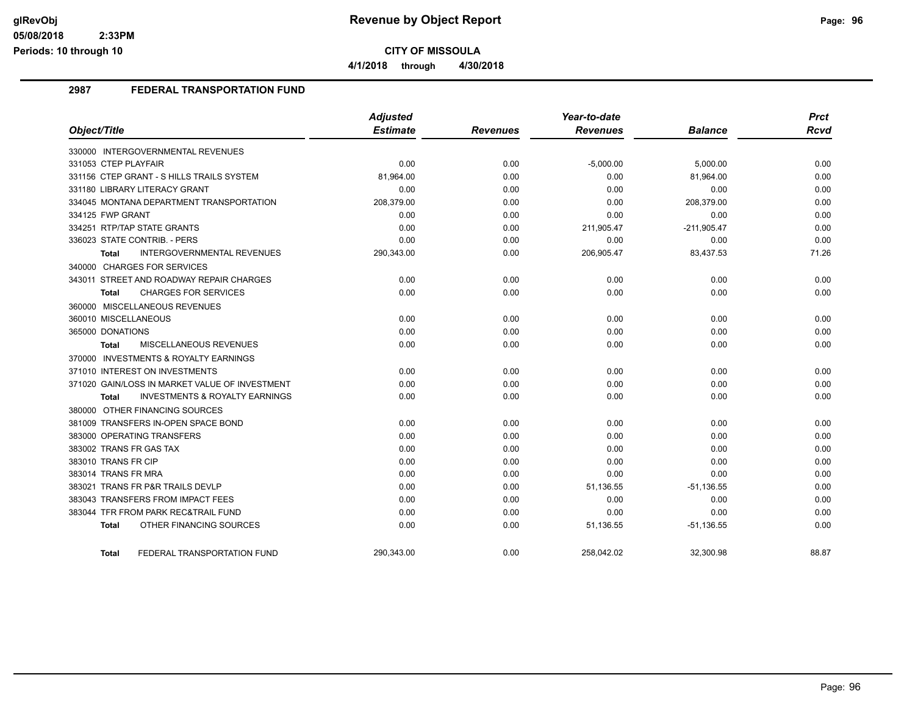# Revenue by Object Report

**CITY OF MISSOULA**

**4/1/2018 through 4/30/2018**

glRevObj
05/08/2018 2:33PM
Periods: 10 through 10

## 2987 FEDERAL TRANSPORTATION FUND

| Object/Title | Adjusted Estimate | Revenues | Year-to-date Revenues | Balance | Prct Rcvd |
|---|---|---|---|---|---|
| 330000 INTERGOVERNMENTAL REVENUES | | | | | |
| 331053 CTEP PLAYFAIR | 0.00 | 0.00 | -5,000.00 | 5,000.00 | 0.00 |
| 331156 CTEP GRANT - S HILLS TRAILS SYSTEM | 81,964.00 | 0.00 | 0.00 | 81,964.00 | 0.00 |
| 331180 LIBRARY LITERACY GRANT | 0.00 | 0.00 | 0.00 | 0.00 | 0.00 |
| 334045 MONTANA DEPARTMENT TRANSPORTATION | 208,379.00 | 0.00 | 0.00 | 208,379.00 | 0.00 |
| 334125 FWP GRANT | 0.00 | 0.00 | 0.00 | 0.00 | 0.00 |
| 334251 RTP/TAP STATE GRANTS | 0.00 | 0.00 | 211,905.47 | -211,905.47 | 0.00 |
| 336023 STATE CONTRIB. - PERS | 0.00 | 0.00 | 0.00 | 0.00 | 0.00 |
| **Total** INTERGOVERNMENTAL REVENUES | 290,343.00 | 0.00 | 206,905.47 | 83,437.53 | 71.26 |
| 340000 CHARGES FOR SERVICES | | | | | |
| 343011 STREET AND ROADWAY REPAIR CHARGES | 0.00 | 0.00 | 0.00 | 0.00 | 0.00 |
| **Total** CHARGES FOR SERVICES | 0.00 | 0.00 | 0.00 | 0.00 | 0.00 |
| 360000 MISCELLANEOUS REVENUES | | | | | |
| 360010 MISCELLANEOUS | 0.00 | 0.00 | 0.00 | 0.00 | 0.00 |
| 365000 DONATIONS | 0.00 | 0.00 | 0.00 | 0.00 | 0.00 |
| **Total** MISCELLANEOUS REVENUES | 0.00 | 0.00 | 0.00 | 0.00 | 0.00 |
| 370000 INVESTMENTS & ROYALTY EARNINGS | | | | | |
| 371010 INTEREST ON INVESTMENTS | 0.00 | 0.00 | 0.00 | 0.00 | 0.00 |
| 371020 GAIN/LOSS IN MARKET VALUE OF INVESTMENT | 0.00 | 0.00 | 0.00 | 0.00 | 0.00 |
| **Total** INVESTMENTS & ROYALTY EARNINGS | 0.00 | 0.00 | 0.00 | 0.00 | 0.00 |
| 380000 OTHER FINANCING SOURCES | | | | | |
| 381009 TRANSFERS IN-OPEN SPACE BOND | 0.00 | 0.00 | 0.00 | 0.00 | 0.00 |
| 383000 OPERATING TRANSFERS | 0.00 | 0.00 | 0.00 | 0.00 | 0.00 |
| 383002 TRANS FR GAS TAX | 0.00 | 0.00 | 0.00 | 0.00 | 0.00 |
| 383010 TRANS FR CIP | 0.00 | 0.00 | 0.00 | 0.00 | 0.00 |
| 383014 TRANS FR MRA | 0.00 | 0.00 | 0.00 | 0.00 | 0.00 |
| 383021 TRANS FR P&R TRAILS DEVLP | 0.00 | 0.00 | 51,136.55 | -51,136.55 | 0.00 |
| 383043 TRANSFERS FROM IMPACT FEES | 0.00 | 0.00 | 0.00 | 0.00 | 0.00 |
| 383044 TFR FROM PARK REC&TRAIL FUND | 0.00 | 0.00 | 0.00 | 0.00 | 0.00 |
| **Total** OTHER FINANCING SOURCES | 0.00 | 0.00 | 51,136.55 | -51,136.55 | 0.00 |
| **Total** FEDERAL TRANSPORTATION FUND | 290,343.00 | 0.00 | 258,042.02 | 32,300.98 | 88.87 |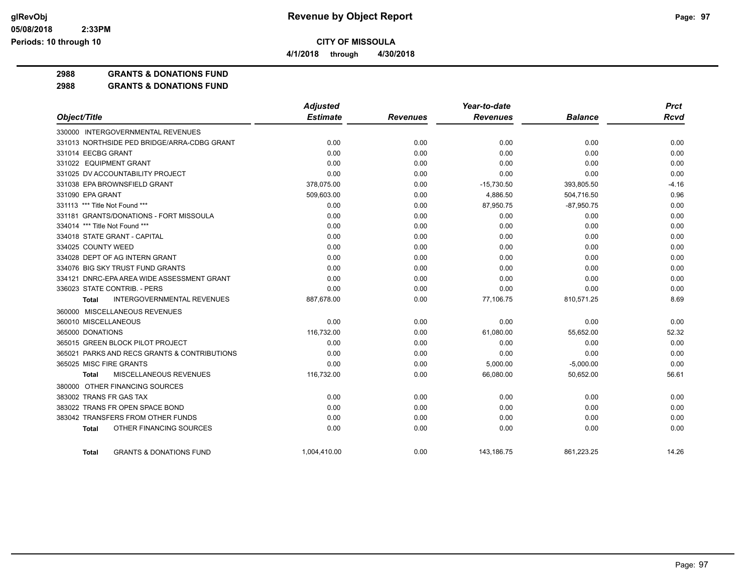**CITY OF MISSOULA**

**4/1/2018 through 4/30/2018**

**Revenue by Object Report**

glRevObj
05/08/2018 2:33PM
Periods: 10 through 10

## 2988 GRANTS & DONATIONS FUND

## 2988 GRANTS & DONATIONS FUND

| Object/Title | Adjusted Estimate | Revenues | Year-to-date Revenues | Balance | Prct Rcvd |
|---|---|---|---|---|---|
| 330000 INTERGOVERNMENTAL REVENUES | | | | | |
| 331013 NORTHSIDE PED BRIDGE/ARRA-CDBG GRANT | 0.00 | 0.00 | 0.00 | 0.00 | 0.00 |
| 331014 EECBG GRANT | 0.00 | 0.00 | 0.00 | 0.00 | 0.00 |
| 331022 EQUIPMENT GRANT | 0.00 | 0.00 | 0.00 | 0.00 | 0.00 |
| 331025 DV ACCOUNTABILITY PROJECT | 0.00 | 0.00 | 0.00 | 0.00 | 0.00 |
| 331038 EPA BROWNSFIELD GRANT | 378,075.00 | 0.00 | -15,730.50 | 393,805.50 | -4.16 |
| 331090 EPA GRANT | 509,603.00 | 0.00 | 4,886.50 | 504,716.50 | 0.96 |
| 331113 *** Title Not Found *** | 0.00 | 0.00 | 87,950.75 | -87,950.75 | 0.00 |
| 331181 GRANTS/DONATIONS - FORT MISSOULA | 0.00 | 0.00 | 0.00 | 0.00 | 0.00 |
| 334014 *** Title Not Found *** | 0.00 | 0.00 | 0.00 | 0.00 | 0.00 |
| 334018 STATE GRANT - CAPITAL | 0.00 | 0.00 | 0.00 | 0.00 | 0.00 |
| 334025 COUNTY WEED | 0.00 | 0.00 | 0.00 | 0.00 | 0.00 |
| 334028 DEPT OF AG INTERN GRANT | 0.00 | 0.00 | 0.00 | 0.00 | 0.00 |
| 334076 BIG SKY TRUST FUND GRANTS | 0.00 | 0.00 | 0.00 | 0.00 | 0.00 |
| 334121 DNRC-EPA AREA WIDE ASSESSMENT GRANT | 0.00 | 0.00 | 0.00 | 0.00 | 0.00 |
| 336023 STATE CONTRIB. - PERS | 0.00 | 0.00 | 0.00 | 0.00 | 0.00 |
| **Total** INTERGOVERNMENTAL REVENUES | 887,678.00 | 0.00 | 77,106.75 | 810,571.25 | 8.69 |
| 360000 MISCELLANEOUS REVENUES | | | | | |
| 360010 MISCELLANEOUS | 0.00 | 0.00 | 0.00 | 0.00 | 0.00 |
| 365000 DONATIONS | 116,732.00 | 0.00 | 61,080.00 | 55,652.00 | 52.32 |
| 365015 GREEN BLOCK PILOT PROJECT | 0.00 | 0.00 | 0.00 | 0.00 | 0.00 |
| 365021 PARKS AND RECS GRANTS & CONTRIBUTIONS | 0.00 | 0.00 | 0.00 | 0.00 | 0.00 |
| 365025 MISC FIRE GRANTS | 0.00 | 0.00 | 5,000.00 | -5,000.00 | 0.00 |
| **Total** MISCELLANEOUS REVENUES | 116,732.00 | 0.00 | 66,080.00 | 50,652.00 | 56.61 |
| 380000 OTHER FINANCING SOURCES | | | | | |
| 383002 TRANS FR GAS TAX | 0.00 | 0.00 | 0.00 | 0.00 | 0.00 |
| 383022 TRANS FR OPEN SPACE BOND | 0.00 | 0.00 | 0.00 | 0.00 | 0.00 |
| 383042 TRANSFERS FROM OTHER FUNDS | 0.00 | 0.00 | 0.00 | 0.00 | 0.00 |
| **Total** OTHER FINANCING SOURCES | 0.00 | 0.00 | 0.00 | 0.00 | 0.00 |
| **Total** GRANTS & DONATIONS FUND | 1,004,410.00 | 0.00 | 143,186.75 | 861,223.25 | 14.26 |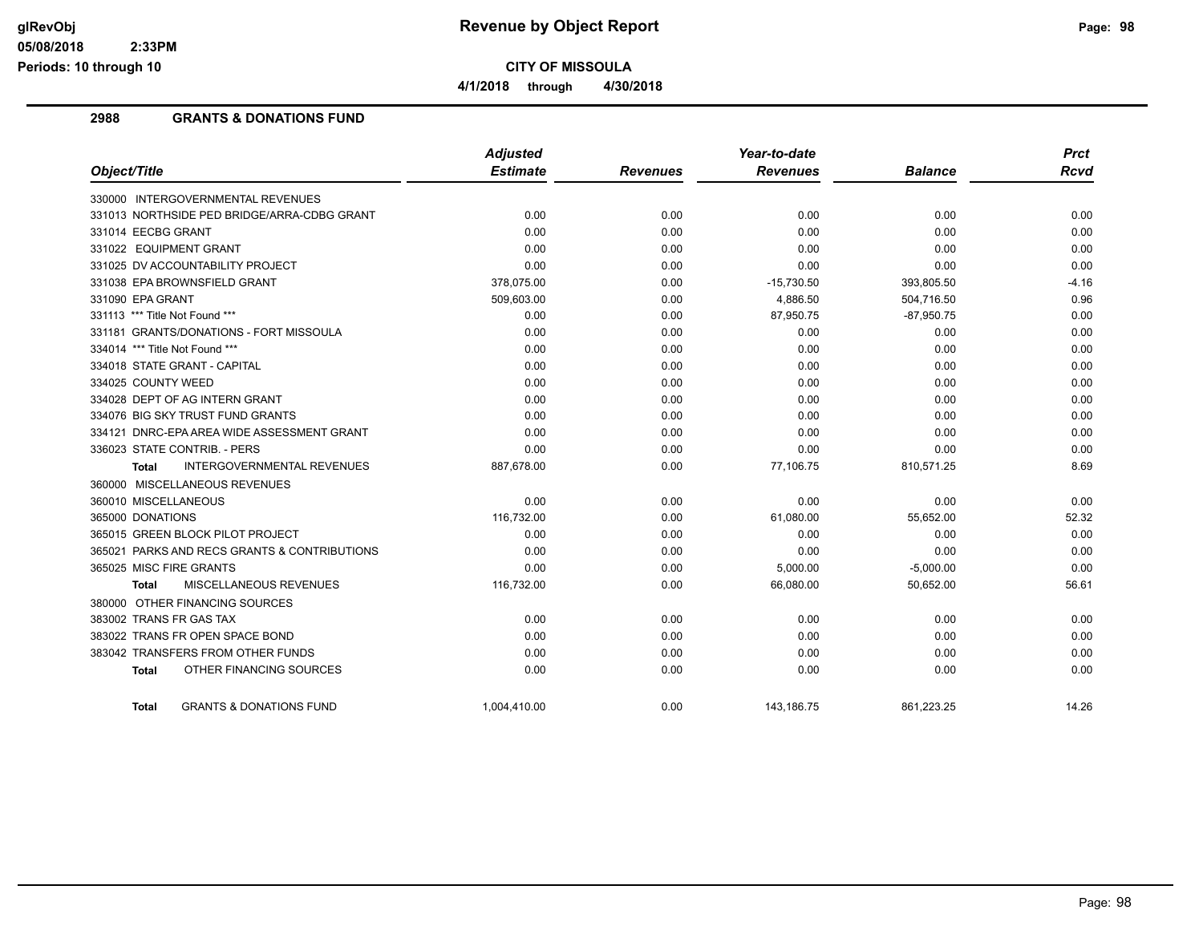# Revenue by Object Report

**CITY OF MISSOULA**

**4/1/2018 through 4/30/2018**

glRevObj
05/08/2018 2:33PM
Periods: 10 through 10

## 2988 GRANTS & DONATIONS FUND

| Object/Title | Adjusted Estimate | Revenues | Year-to-date Revenues | Balance | Prct Rcvd |
|---|---|---|---|---|---|
| 330000 INTERGOVERNMENTAL REVENUES | | | | | |
| 331013 NORTHSIDE PED BRIDGE/ARRA-CDBG GRANT | 0.00 | 0.00 | 0.00 | 0.00 | 0.00 |
| 331014 EECBG GRANT | 0.00 | 0.00 | 0.00 | 0.00 | 0.00 |
| 331022 EQUIPMENT GRANT | 0.00 | 0.00 | 0.00 | 0.00 | 0.00 |
| 331025 DV ACCOUNTABILITY PROJECT | 0.00 | 0.00 | 0.00 | 0.00 | 0.00 |
| 331038 EPA BROWNSFIELD GRANT | 378,075.00 | 0.00 | -15,730.50 | 393,805.50 | -4.16 |
| 331090 EPA GRANT | 509,603.00 | 0.00 | 4,886.50 | 504,716.50 | 0.96 |
| 331113 *** Title Not Found *** | 0.00 | 0.00 | 87,950.75 | -87,950.75 | 0.00 |
| 331181 GRANTS/DONATIONS - FORT MISSOULA | 0.00 | 0.00 | 0.00 | 0.00 | 0.00 |
| 334014 *** Title Not Found *** | 0.00 | 0.00 | 0.00 | 0.00 | 0.00 |
| 334018 STATE GRANT - CAPITAL | 0.00 | 0.00 | 0.00 | 0.00 | 0.00 |
| 334025 COUNTY WEED | 0.00 | 0.00 | 0.00 | 0.00 | 0.00 |
| 334028 DEPT OF AG INTERN GRANT | 0.00 | 0.00 | 0.00 | 0.00 | 0.00 |
| 334076 BIG SKY TRUST FUND GRANTS | 0.00 | 0.00 | 0.00 | 0.00 | 0.00 |
| 334121 DNRC-EPA AREA WIDE ASSESSMENT GRANT | 0.00 | 0.00 | 0.00 | 0.00 | 0.00 |
| 336023 STATE CONTRIB. - PERS | 0.00 | 0.00 | 0.00 | 0.00 | 0.00 |
| **Total** INTERGOVERNMENTAL REVENUES | 887,678.00 | 0.00 | 77,106.75 | 810,571.25 | 8.69 |
| 360000 MISCELLANEOUS REVENUES | | | | | |
| 360010 MISCELLANEOUS | 0.00 | 0.00 | 0.00 | 0.00 | 0.00 |
| 365000 DONATIONS | 116,732.00 | 0.00 | 61,080.00 | 55,652.00 | 52.32 |
| 365015 GREEN BLOCK PILOT PROJECT | 0.00 | 0.00 | 0.00 | 0.00 | 0.00 |
| 365021 PARKS AND RECS GRANTS & CONTRIBUTIONS | 0.00 | 0.00 | 0.00 | 0.00 | 0.00 |
| 365025 MISC FIRE GRANTS | 0.00 | 0.00 | 5,000.00 | -5,000.00 | 0.00 |
| **Total** MISCELLANEOUS REVENUES | 116,732.00 | 0.00 | 66,080.00 | 50,652.00 | 56.61 |
| 380000 OTHER FINANCING SOURCES | | | | | |
| 383002 TRANS FR GAS TAX | 0.00 | 0.00 | 0.00 | 0.00 | 0.00 |
| 383022 TRANS FR OPEN SPACE BOND | 0.00 | 0.00 | 0.00 | 0.00 | 0.00 |
| 383042 TRANSFERS FROM OTHER FUNDS | 0.00 | 0.00 | 0.00 | 0.00 | 0.00 |
| **Total** OTHER FINANCING SOURCES | 0.00 | 0.00 | 0.00 | 0.00 | 0.00 |
| **Total** GRANTS & DONATIONS FUND | 1,004,410.00 | 0.00 | 143,186.75 | 861,223.25 | 14.26 |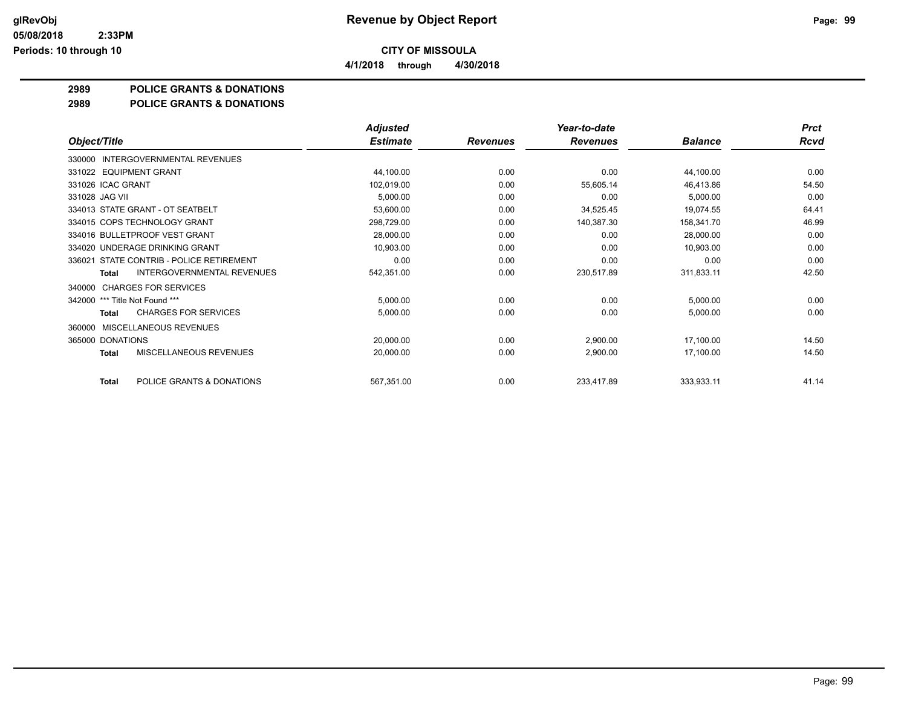**CITY OF MISSOULA**

**4/1/2018 through 4/30/2018**

**2989 POLICE GRANTS & DONATIONS**

**2989 POLICE GRANTS & DONATIONS**

| Object/Title | Adjusted Estimate | Revenues | Year-to-date Revenues | Balance | Prct Rcvd |
|---|---|---|---|---|---|
| 330000 INTERGOVERNMENTAL REVENUES | | | | | |
| 331022 EQUIPMENT GRANT | 44,100.00 | 0.00 | 0.00 | 44,100.00 | 0.00 |
| 331026 ICAC GRANT | 102,019.00 | 0.00 | 55,605.14 | 46,413.86 | 54.50 |
| 331028 JAG VII | 5,000.00 | 0.00 | 0.00 | 5,000.00 | 0.00 |
| 334013 STATE GRANT - OT SEATBELT | 53,600.00 | 0.00 | 34,525.45 | 19,074.55 | 64.41 |
| 334015 COPS TECHNOLOGY GRANT | 298,729.00 | 0.00 | 140,387.30 | 158,341.70 | 46.99 |
| 334016 BULLETPROOF VEST GRANT | 28,000.00 | 0.00 | 0.00 | 28,000.00 | 0.00 |
| 334020 UNDERAGE DRINKING GRANT | 10,903.00 | 0.00 | 0.00 | 10,903.00 | 0.00 |
| 336021 STATE CONTRIB - POLICE RETIREMENT | 0.00 | 0.00 | 0.00 | 0.00 | 0.00 |
| **Total** INTERGOVERNMENTAL REVENUES | 542,351.00 | 0.00 | 230,517.89 | 311,833.11 | 42.50 |
| 340000 CHARGES FOR SERVICES | | | | | |
| 342000 *** Title Not Found *** | 5,000.00 | 0.00 | 0.00 | 5,000.00 | 0.00 |
| **Total** CHARGES FOR SERVICES | 5,000.00 | 0.00 | 0.00 | 5,000.00 | 0.00 |
| 360000 MISCELLANEOUS REVENUES | | | | | |
| 365000 DONATIONS | 20,000.00 | 0.00 | 2,900.00 | 17,100.00 | 14.50 |
| **Total** MISCELLANEOUS REVENUES | 20,000.00 | 0.00 | 2,900.00 | 17,100.00 | 14.50 |
| **Total** POLICE GRANTS & DONATIONS | 567,351.00 | 0.00 | 233,417.89 | 333,933.11 | 41.14 |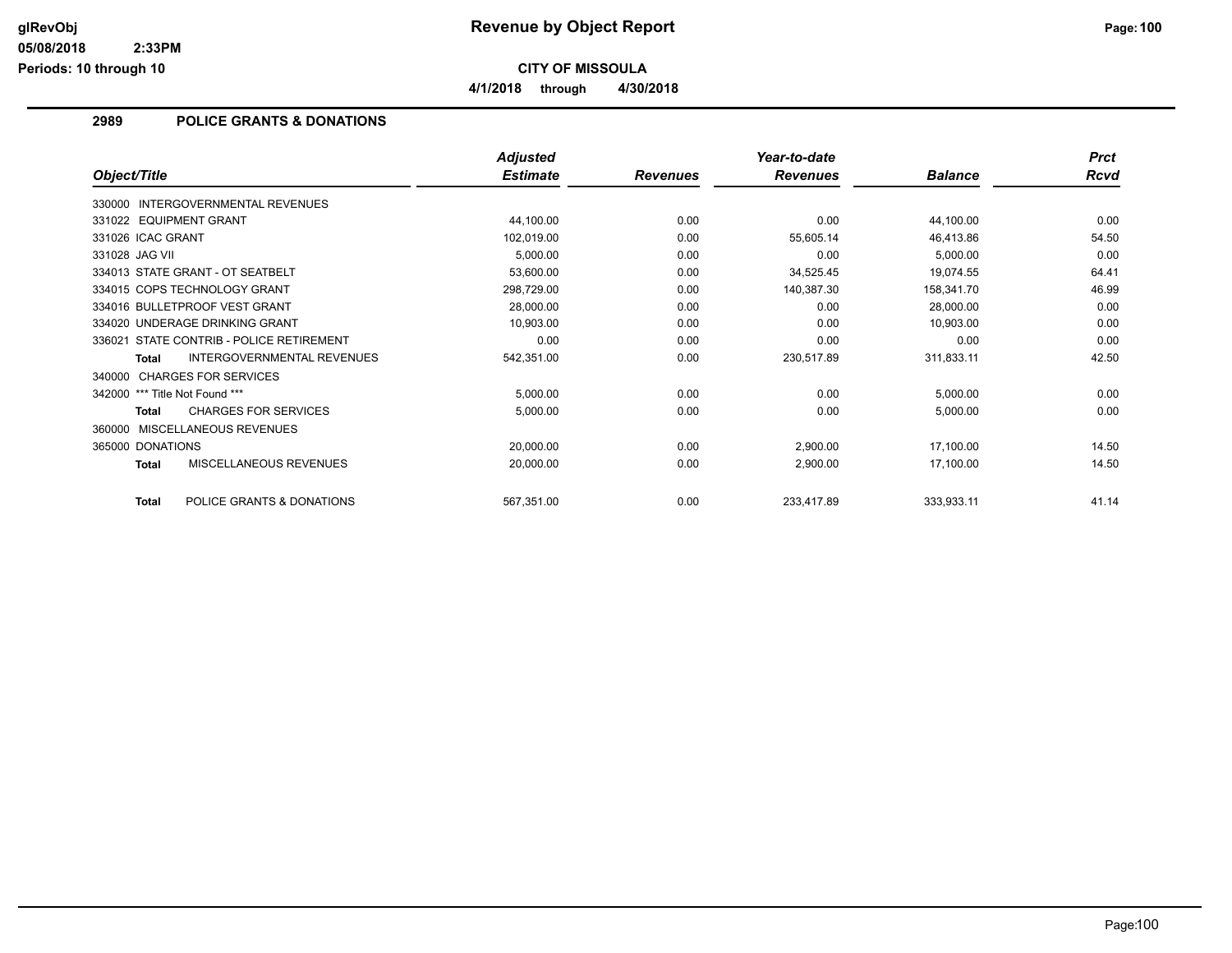**Revenue by Object Report**

**CITY OF MISSOULA**

**4/1/2018 through 4/30/2018**

glRevObj
05/08/2018 2:33PM
Periods: 10 through 10

## 2989 POLICE GRANTS & DONATIONS

| Object/Title | Adjusted Estimate | Revenues | Year-to-date Revenues | Balance | Prct Rcvd |
|---|---|---|---|---|---|
| 330000 INTERGOVERNMENTAL REVENUES | | | | | |
| 331022 EQUIPMENT GRANT | 44,100.00 | 0.00 | 0.00 | 44,100.00 | 0.00 |
| 331026 ICAC GRANT | 102,019.00 | 0.00 | 55,605.14 | 46,413.86 | 54.50 |
| 331028 JAG VII | 5,000.00 | 0.00 | 0.00 | 5,000.00 | 0.00 |
| 334013 STATE GRANT - OT SEATBELT | 53,600.00 | 0.00 | 34,525.45 | 19,074.55 | 64.41 |
| 334015 COPS TECHNOLOGY GRANT | 298,729.00 | 0.00 | 140,387.30 | 158,341.70 | 46.99 |
| 334016 BULLETPROOF VEST GRANT | 28,000.00 | 0.00 | 0.00 | 28,000.00 | 0.00 |
| 334020 UNDERAGE DRINKING GRANT | 10,903.00 | 0.00 | 0.00 | 10,903.00 | 0.00 |
| 336021 STATE CONTRIB - POLICE RETIREMENT | 0.00 | 0.00 | 0.00 | 0.00 | 0.00 |
| **Total** INTERGOVERNMENTAL REVENUES | 542,351.00 | 0.00 | 230,517.89 | 311,833.11 | 42.50 |
| 340000 CHARGES FOR SERVICES | | | | | |
| 342000 *** Title Not Found *** | 5,000.00 | 0.00 | 0.00 | 5,000.00 | 0.00 |
| **Total** CHARGES FOR SERVICES | 5,000.00 | 0.00 | 0.00 | 5,000.00 | 0.00 |
| 360000 MISCELLANEOUS REVENUES | | | | | |
| 365000 DONATIONS | 20,000.00 | 0.00 | 2,900.00 | 17,100.00 | 14.50 |
| **Total** MISCELLANEOUS REVENUES | 20,000.00 | 0.00 | 2,900.00 | 17,100.00 | 14.50 |
| **Total** POLICE GRANTS & DONATIONS | 567,351.00 | 0.00 | 233,417.89 | 333,933.11 | 41.14 |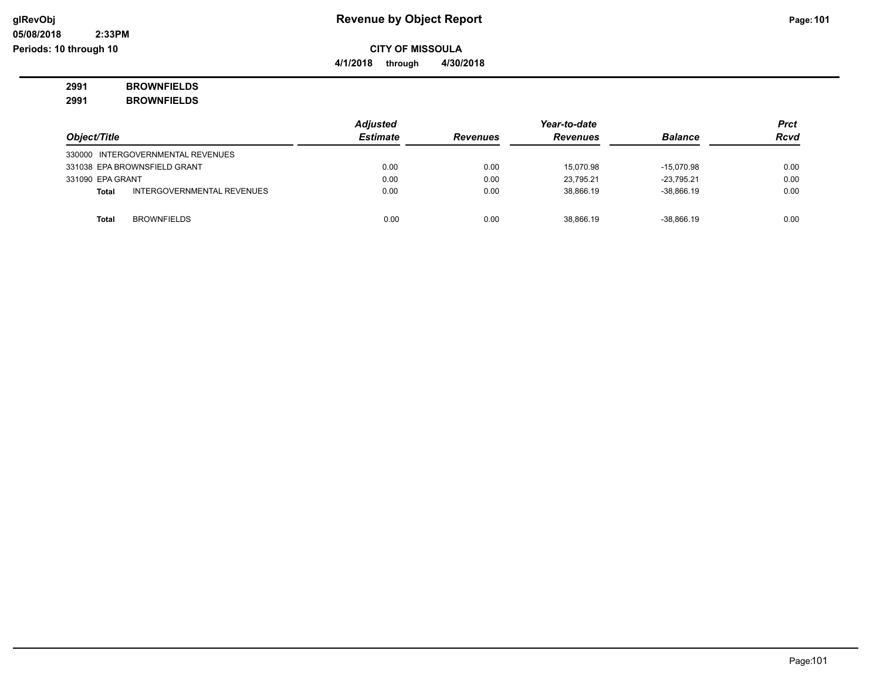**Revenue by Object Report**

**CITY OF MISSOULA**

**4/1/2018 through 4/30/2018**

**2991 BROWNFIELDS**

**2991 BROWNFIELDS**

| Object/Title | Adjusted Estimate | Revenues | Year-to-date Revenues | Balance | Prct Rcvd |
|---|---|---|---|---|---|
| 330000 INTERGOVERNMENTAL REVENUES | | | | | |
| 331038 EPA BROWNSFIELD GRANT | 0.00 | 0.00 | 15,070.98 | -15,070.98 | 0.00 |
| 331090 EPA GRANT | 0.00 | 0.00 | 23,795.21 | -23,795.21 | 0.00 |
| **Total** INTERGOVERNMENTAL REVENUES | 0.00 | 0.00 | 38,866.19 | -38,866.19 | 0.00 |
| **Total** BROWNFIELDS | 0.00 | 0.00 | 38,866.19 | -38,866.19 | 0.00 |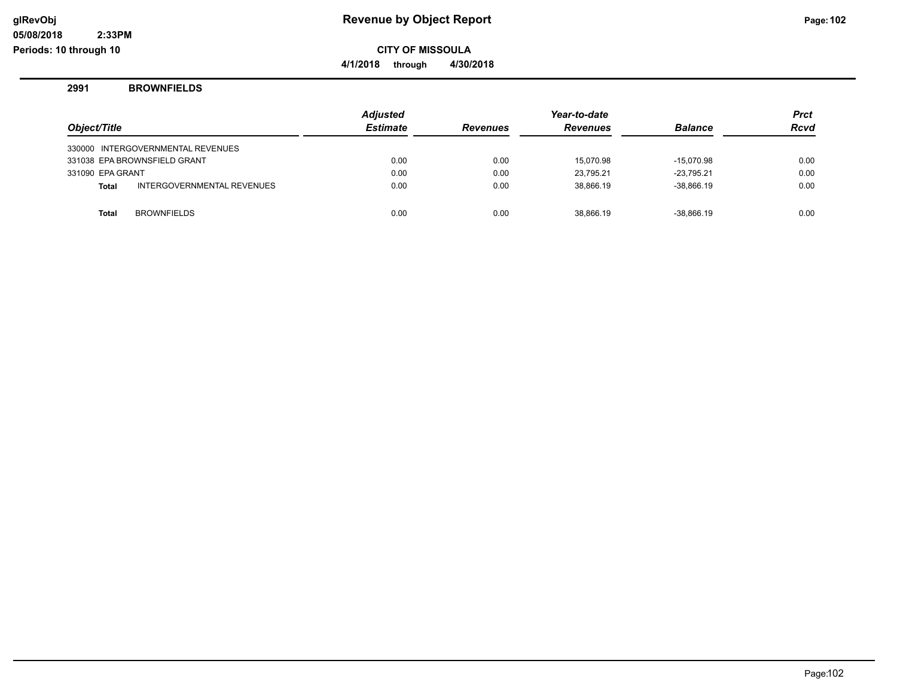# Revenue by Object Report

**CITY OF MISSOULA**

**4/1/2018 through 4/30/2018**

glRevObj
05/08/2018 2:33PM
Periods: 10 through 10

## 2991 BROWNFIELDS

| Object/Title | Adjusted Estimate | Revenues | Year-to-date Revenues | Balance | Prct Rcvd |
|---|---|---|---|---|---|
| 330000 INTERGOVERNMENTAL REVENUES | | | | | |
| 331038 EPA BROWNSFIELD GRANT | 0.00 | 0.00 | 15,070.98 | -15,070.98 | 0.00 |
| 331090 EPA GRANT | 0.00 | 0.00 | 23,795.21 | -23,795.21 | 0.00 |
| **Total** INTERGOVERNMENTAL REVENUES | 0.00 | 0.00 | 38,866.19 | -38,866.19 | 0.00 |
| **Total** BROWNFIELDS | 0.00 | 0.00 | 38,866.19 | -38,866.19 | 0.00 |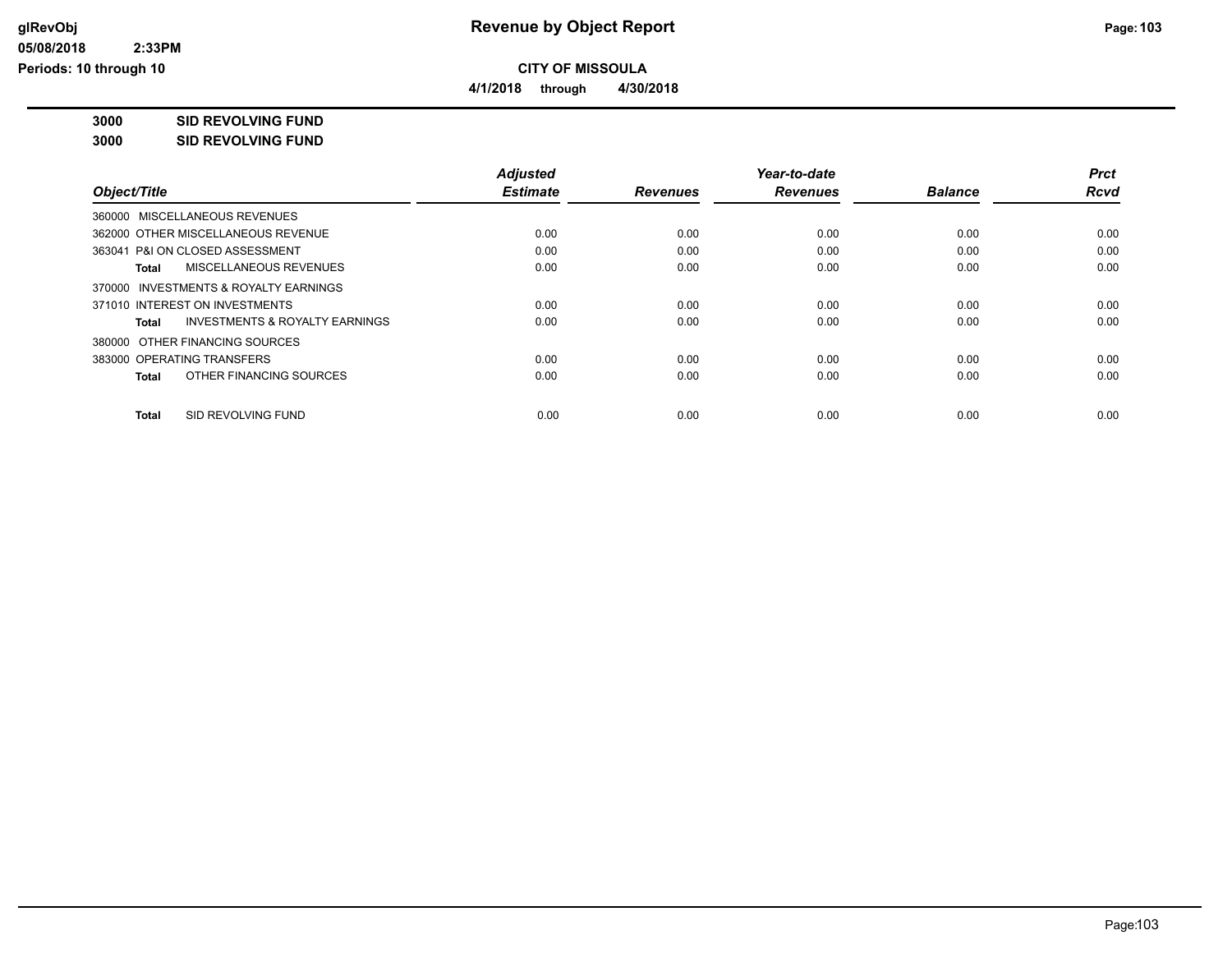# CITY OF MISSOULA

**4/1/2018 through 4/30/2018**

**3000 SID REVOLVING FUND**

**3000 SID REVOLVING FUND**

| Object/Title | Adjusted Estimate | Revenues | Year-to-date Revenues | Balance | Prct Rcvd |
|---|---|---|---|---|---|
| 360000 MISCELLANEOUS REVENUES | | | | | |
| 362000 OTHER MISCELLANEOUS REVENUE | 0.00 | 0.00 | 0.00 | 0.00 | 0.00 |
| 363041 P&I ON CLOSED ASSESSMENT | 0.00 | 0.00 | 0.00 | 0.00 | 0.00 |
| **Total** MISCELLANEOUS REVENUES | 0.00 | 0.00 | 0.00 | 0.00 | 0.00 |
| 370000 INVESTMENTS & ROYALTY EARNINGS | | | | | |
| 371010 INTEREST ON INVESTMENTS | 0.00 | 0.00 | 0.00 | 0.00 | 0.00 |
| **Total** INVESTMENTS & ROYALTY EARNINGS | 0.00 | 0.00 | 0.00 | 0.00 | 0.00 |
| 380000 OTHER FINANCING SOURCES | | | | | |
| 383000 OPERATING TRANSFERS | 0.00 | 0.00 | 0.00 | 0.00 | 0.00 |
| **Total** OTHER FINANCING SOURCES | 0.00 | 0.00 | 0.00 | 0.00 | 0.00 |
| **Total** SID REVOLVING FUND | 0.00 | 0.00 | 0.00 | 0.00 | 0.00 |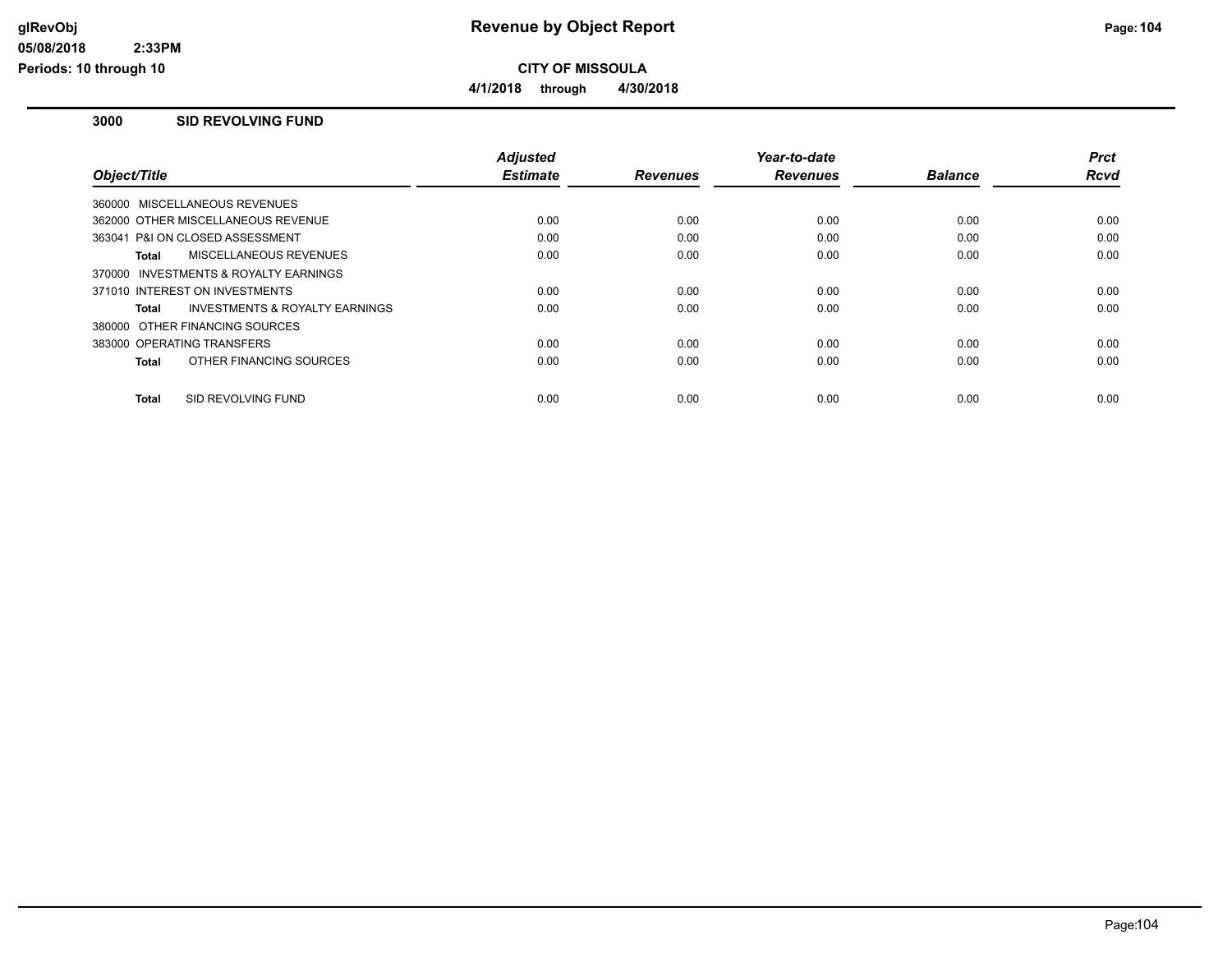# Revenue by Object Report

glRevObj
05/08/2018 2:33PM
Periods: 10 through 10

**CITY OF MISSOULA**

**4/1/2018 through 4/30/2018**

## 3000 SID REVOLVING FUND

| Object/Title | Adjusted Estimate | Revenues | Year-to-date Revenues | Balance | Prct Rcvd |
|---|---|---|---|---|---|
| 360000 MISCELLANEOUS REVENUES | | | | | |
| 362000 OTHER MISCELLANEOUS REVENUE | 0.00 | 0.00 | 0.00 | 0.00 | 0.00 |
| 363041 P&I ON CLOSED ASSESSMENT | 0.00 | 0.00 | 0.00 | 0.00 | 0.00 |
| **Total** MISCELLANEOUS REVENUES | 0.00 | 0.00 | 0.00 | 0.00 | 0.00 |
| 370000 INVESTMENTS & ROYALTY EARNINGS | | | | | |
| 371010 INTEREST ON INVESTMENTS | 0.00 | 0.00 | 0.00 | 0.00 | 0.00 |
| **Total** INVESTMENTS & ROYALTY EARNINGS | 0.00 | 0.00 | 0.00 | 0.00 | 0.00 |
| 380000 OTHER FINANCING SOURCES | | | | | |
| 383000 OPERATING TRANSFERS | 0.00 | 0.00 | 0.00 | 0.00 | 0.00 |
| **Total** OTHER FINANCING SOURCES | 0.00 | 0.00 | 0.00 | 0.00 | 0.00 |
| **Total** SID REVOLVING FUND | 0.00 | 0.00 | 0.00 | 0.00 | 0.00 |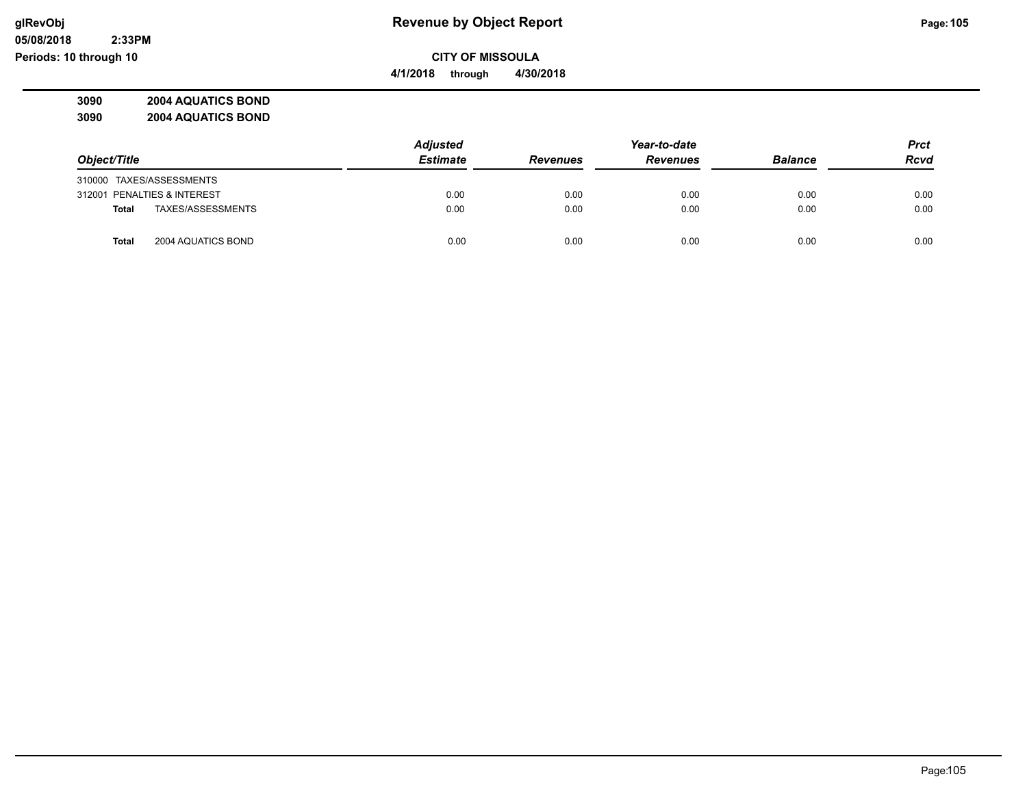**CITY OF MISSOULA**

**4/1/2018 through 4/30/2018**

**3090 2004 AQUATICS BOND**

**3090 2004 AQUATICS BOND**

| Object/Title | Adjusted Estimate | Revenues | Year-to-date Revenues | Balance | Prct Rcvd |
|---|---|---|---|---|---|
| 310000 TAXES/ASSESSMENTS | | | | | |
| 312001 PENALTIES & INTEREST | 0.00 | 0.00 | 0.00 | 0.00 | 0.00 |
| **Total** TAXES/ASSESSMENTS | 0.00 | 0.00 | 0.00 | 0.00 | 0.00 |
| | | | | | |
| **Total** 2004 AQUATICS BOND | 0.00 | 0.00 | 0.00 | 0.00 | 0.00 |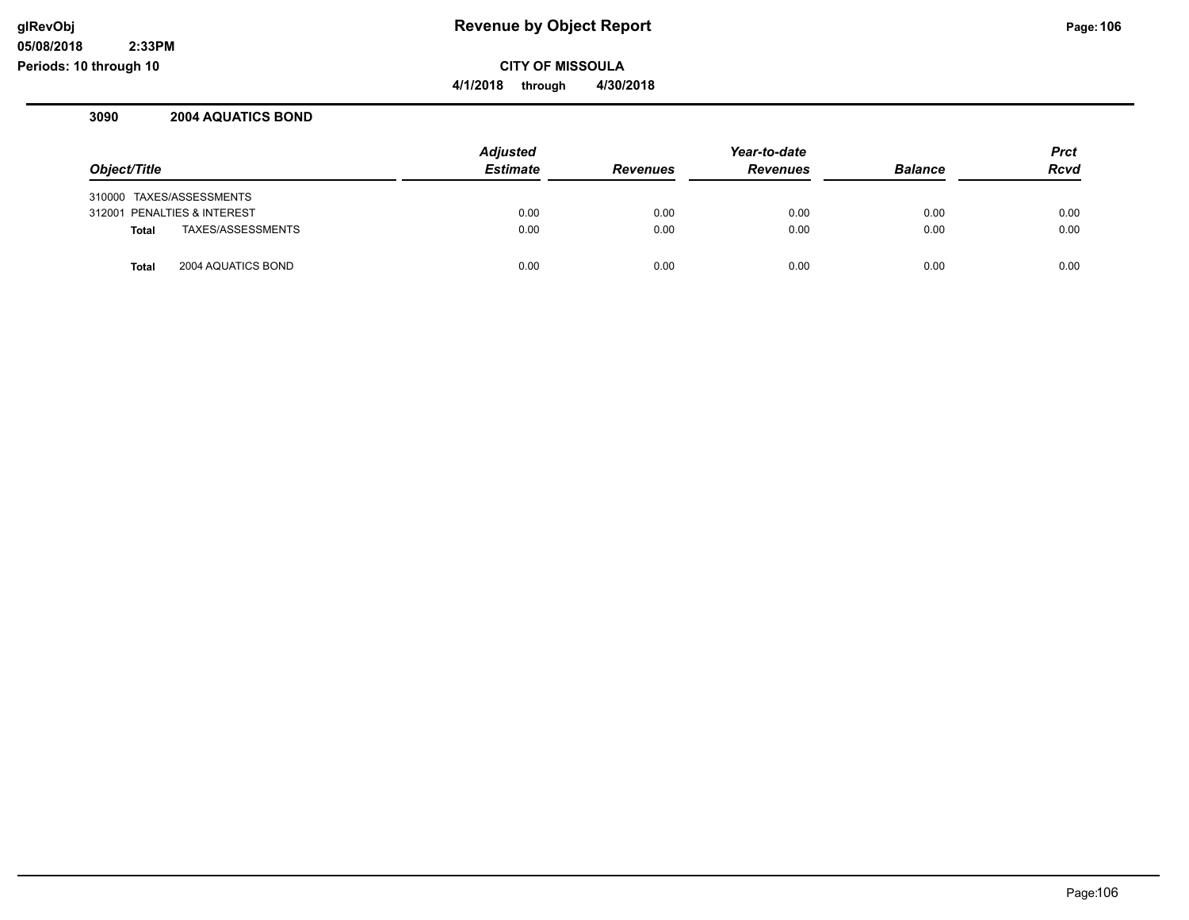**Revenue by Object Report**

**CITY OF MISSOULA**

**4/1/2018 through 4/30/2018**

glRevObj
05/08/2018 2:33PM
Periods: 10 through 10

### 3090 2004 AQUATICS BOND

| Object/Title | Adjusted Estimate | Revenues | Year-to-date Revenues | Balance | Prct Rcvd |
|---|---|---|---|---|---|
| 310000 TAXES/ASSESSMENTS | | | | | |
| 312001 PENALTIES & INTEREST | 0.00 | 0.00 | 0.00 | 0.00 | 0.00 |
| **Total** TAXES/ASSESSMENTS | 0.00 | 0.00 | 0.00 | 0.00 | 0.00 |
| **Total** 2004 AQUATICS BOND | 0.00 | 0.00 | 0.00 | 0.00 | 0.00 |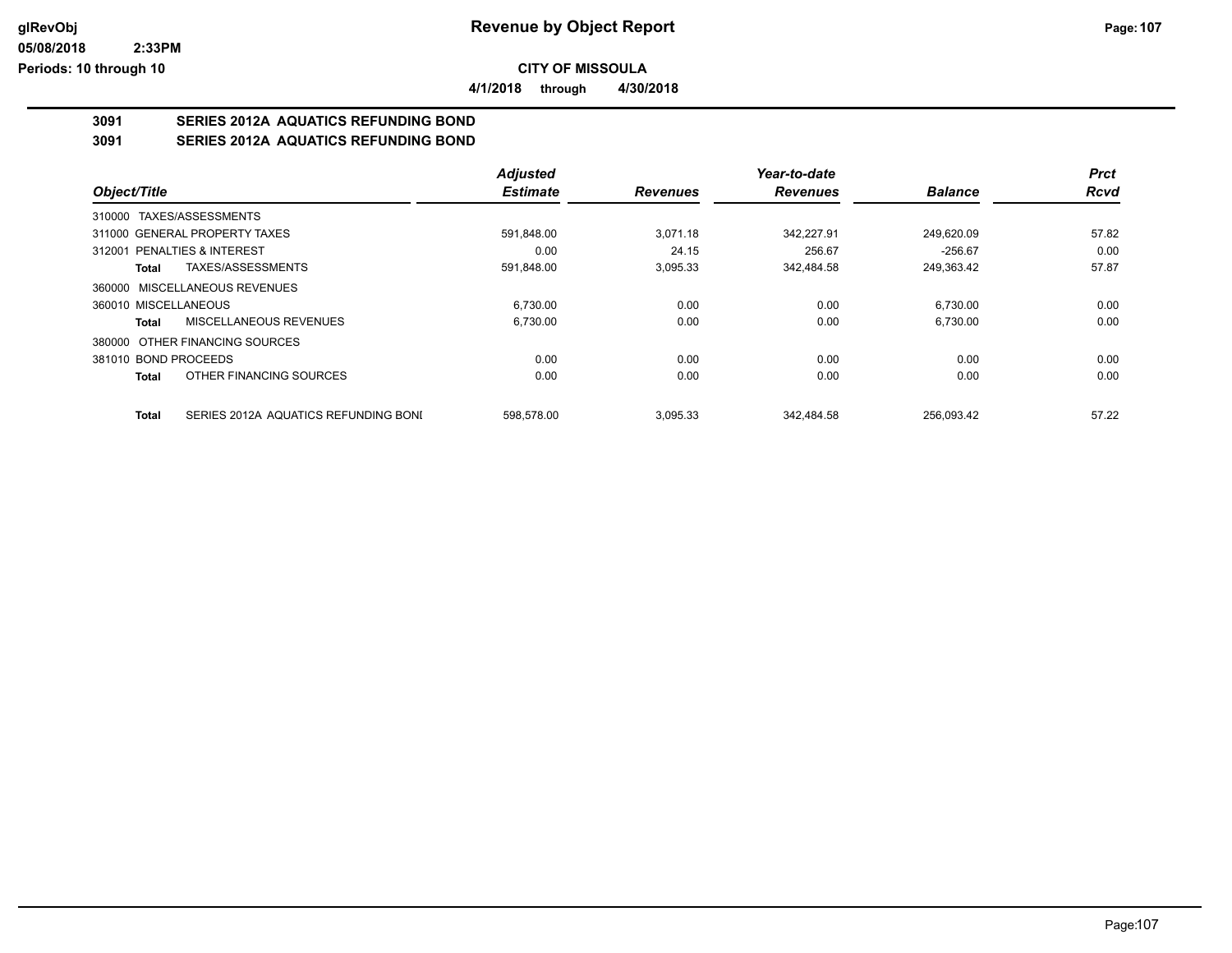glRevObj
05/08/2018 2:33PM
Periods: 10 through 10

# Revenue by Object Report

**CITY OF MISSOULA**

**4/1/2018 through 4/30/2018**

## 3091 SERIES 2012A AQUATICS REFUNDING BOND

## 3091 SERIES 2012A AQUATICS REFUNDING BOND

| Object/Title | Adjusted Estimate | Revenues | Year-to-date Revenues | Balance | Prct Rcvd |
|---|---|---|---|---|---|
| 310000 TAXES/ASSESSMENTS | | | | | |
| 311000 GENERAL PROPERTY TAXES | 591,848.00 | 3,071.18 | 342,227.91 | 249,620.09 | 57.82 |
| 312001 PENALTIES & INTEREST | 0.00 | 24.15 | 256.67 | -256.67 | 0.00 |
| **Total** TAXES/ASSESSMENTS | 591,848.00 | 3,095.33 | 342,484.58 | 249,363.42 | 57.87 |
| 360000 MISCELLANEOUS REVENUES | | | | | |
| 360010 MISCELLANEOUS | 6,730.00 | 0.00 | 0.00 | 6,730.00 | 0.00 |
| **Total** MISCELLANEOUS REVENUES | 6,730.00 | 0.00 | 0.00 | 6,730.00 | 0.00 |
| 380000 OTHER FINANCING SOURCES | | | | | |
| 381010 BOND PROCEEDS | 0.00 | 0.00 | 0.00 | 0.00 | 0.00 |
| **Total** OTHER FINANCING SOURCES | 0.00 | 0.00 | 0.00 | 0.00 | 0.00 |
| **Total** SERIES 2012A AQUATICS REFUNDING BONI | 598,578.00 | 3,095.33 | 342,484.58 | 256,093.42 | 57.22 |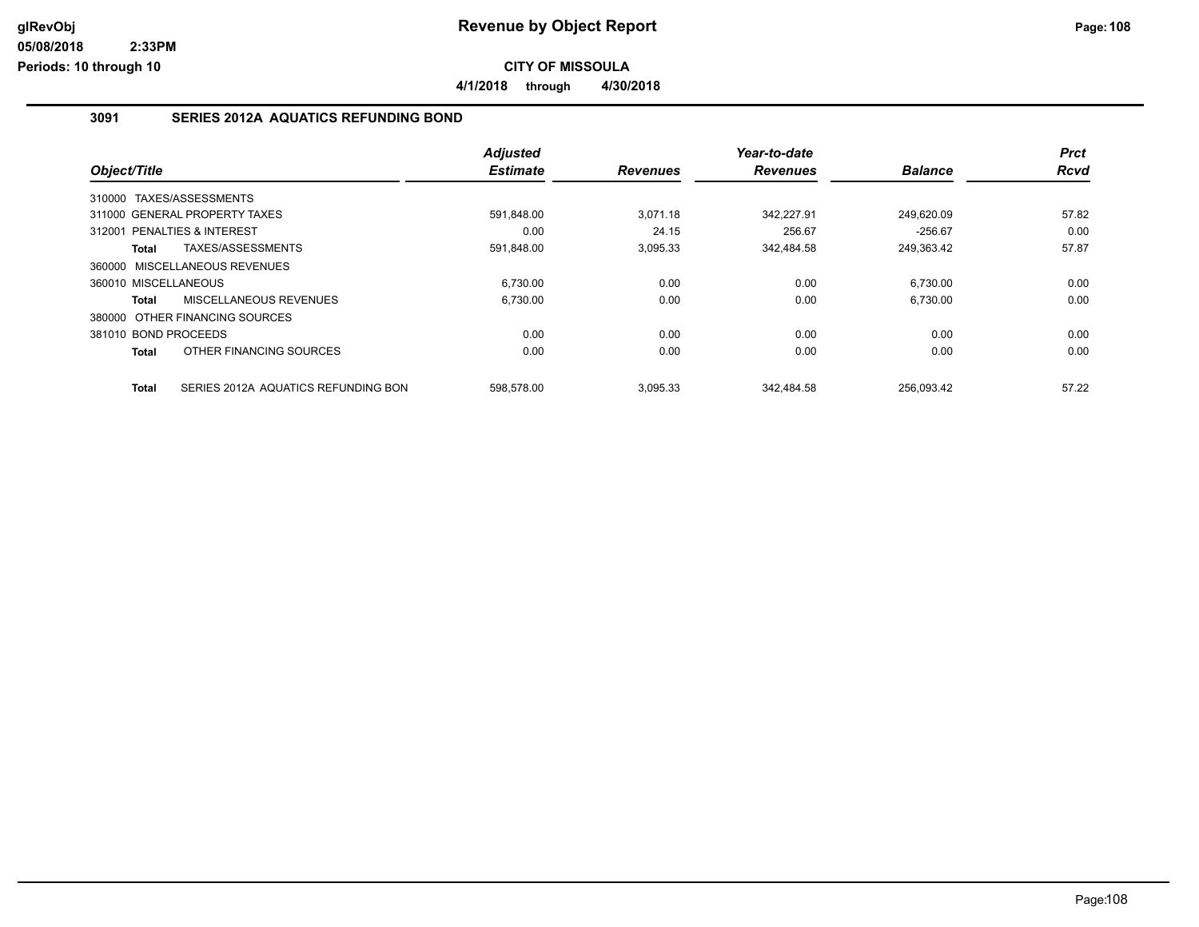# Revenue by Object Report

**CITY OF MISSOULA**

**4/1/2018 through 4/30/2018**

glRevObj
05/08/2018 2:33PM
Periods: 10 through 10

## 3091 SERIES 2012A AQUATICS REFUNDING BOND

| Object/Title | Adjusted Estimate | Revenues | Year-to-date Revenues | Balance | Prct Rcvd |
|---|---|---|---|---|---|
| 310000 TAXES/ASSESSMENTS | | | | | |
| 311000 GENERAL PROPERTY TAXES | 591,848.00 | 3,071.18 | 342,227.91 | 249,620.09 | 57.82 |
| 312001 PENALTIES & INTEREST | 0.00 | 24.15 | 256.67 | -256.67 | 0.00 |
| **Total** TAXES/ASSESSMENTS | 591,848.00 | 3,095.33 | 342,484.58 | 249,363.42 | 57.87 |
| 360000 MISCELLANEOUS REVENUES | | | | | |
| 360010 MISCELLANEOUS | 6,730.00 | 0.00 | 0.00 | 6,730.00 | 0.00 |
| **Total** MISCELLANEOUS REVENUES | 6,730.00 | 0.00 | 0.00 | 6,730.00 | 0.00 |
| 380000 OTHER FINANCING SOURCES | | | | | |
| 381010 BOND PROCEEDS | 0.00 | 0.00 | 0.00 | 0.00 | 0.00 |
| **Total** OTHER FINANCING SOURCES | 0.00 | 0.00 | 0.00 | 0.00 | 0.00 |
| **Total** SERIES 2012A AQUATICS REFUNDING BON | 598,578.00 | 3,095.33 | 342,484.58 | 256,093.42 | 57.22 |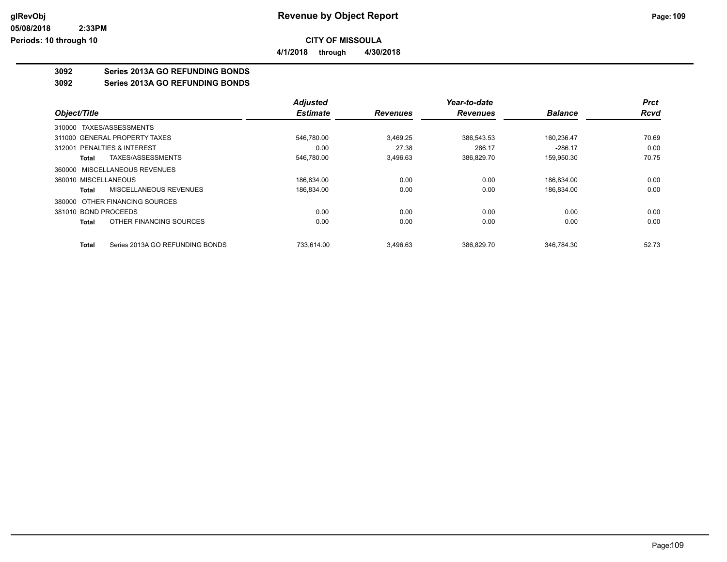## CITY OF MISSOULA

**4/1/2018 through 4/30/2018**

### 3092 Series 2013A GO REFUNDING BONDS
### 3092 Series 2013A GO REFUNDING BONDS

| Object/Title | | Adjusted Estimate | Revenues | Year-to-date Revenues | Balance | Prct Rcvd |
|---|---|---|---|---|---|---|
| 310000 TAXES/ASSESSMENTS | | | | | | |
| 311000 GENERAL PROPERTY TAXES | | 546,780.00 | 3,469.25 | 386,543.53 | 160,236.47 | 70.69 |
| 312001 PENALTIES & INTEREST | | 0.00 | 27.38 | 286.17 | -286.17 | 0.00 |
| Total | TAXES/ASSESSMENTS | 546,780.00 | 3,496.63 | 386,829.70 | 159,950.30 | 70.75 |
| 360000 MISCELLANEOUS REVENUES | | | | | | |
| 360010 MISCELLANEOUS | | 186,834.00 | 0.00 | 0.00 | 186,834.00 | 0.00 |
| Total | MISCELLANEOUS REVENUES | 186,834.00 | 0.00 | 0.00 | 186,834.00 | 0.00 |
| 380000 OTHER FINANCING SOURCES | | | | | | |
| 381010 BOND PROCEEDS | | 0.00 | 0.00 | 0.00 | 0.00 | 0.00 |
| Total | OTHER FINANCING SOURCES | 0.00 | 0.00 | 0.00 | 0.00 | 0.00 |
| Total | Series 2013A GO REFUNDING BONDS | 733,614.00 | 3,496.63 | 386,829.70 | 346,784.30 | 52.73 |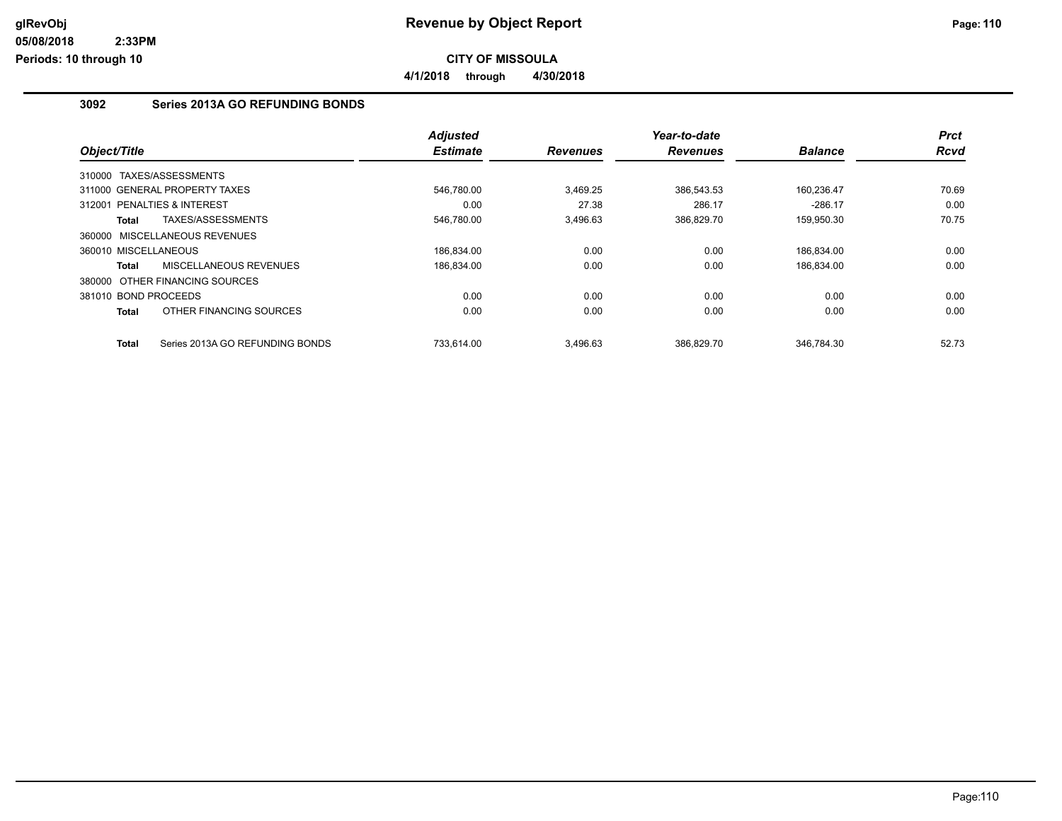# Revenue by Object Report

**CITY OF MISSOULA**

**4/1/2018 through 4/30/2018**

glRevObj
05/08/2018 2:33PM
Periods: 10 through 10

## 3092 Series 2013A GO REFUNDING BONDS

| Object/Title | | Adjusted Estimate | Revenues | Year-to-date Revenues | Balance | Prct Rcvd |
|---|---|---|---|---|---|---|
| 310000 TAXES/ASSESSMENTS | | | | | | |
| 311000 GENERAL PROPERTY TAXES | | 546,780.00 | 3,469.25 | 386,543.53 | 160,236.47 | 70.69 |
| 312001 PENALTIES & INTEREST | | 0.00 | 27.38 | 286.17 | -286.17 | 0.00 |
| **Total** | TAXES/ASSESSMENTS | 546,780.00 | 3,496.63 | 386,829.70 | 159,950.30 | 70.75 |
| 360000 MISCELLANEOUS REVENUES | | | | | | |
| 360010 MISCELLANEOUS | | 186,834.00 | 0.00 | 0.00 | 186,834.00 | 0.00 |
| **Total** | MISCELLANEOUS REVENUES | 186,834.00 | 0.00 | 0.00 | 186,834.00 | 0.00 |
| 380000 OTHER FINANCING SOURCES | | | | | | |
| 381010 BOND PROCEEDS | | 0.00 | 0.00 | 0.00 | 0.00 | 0.00 |
| **Total** | OTHER FINANCING SOURCES | 0.00 | 0.00 | 0.00 | 0.00 | 0.00 |
| **Total** | Series 2013A GO REFUNDING BONDS | 733,614.00 | 3,496.63 | 386,829.70 | 346,784.30 | 52.73 |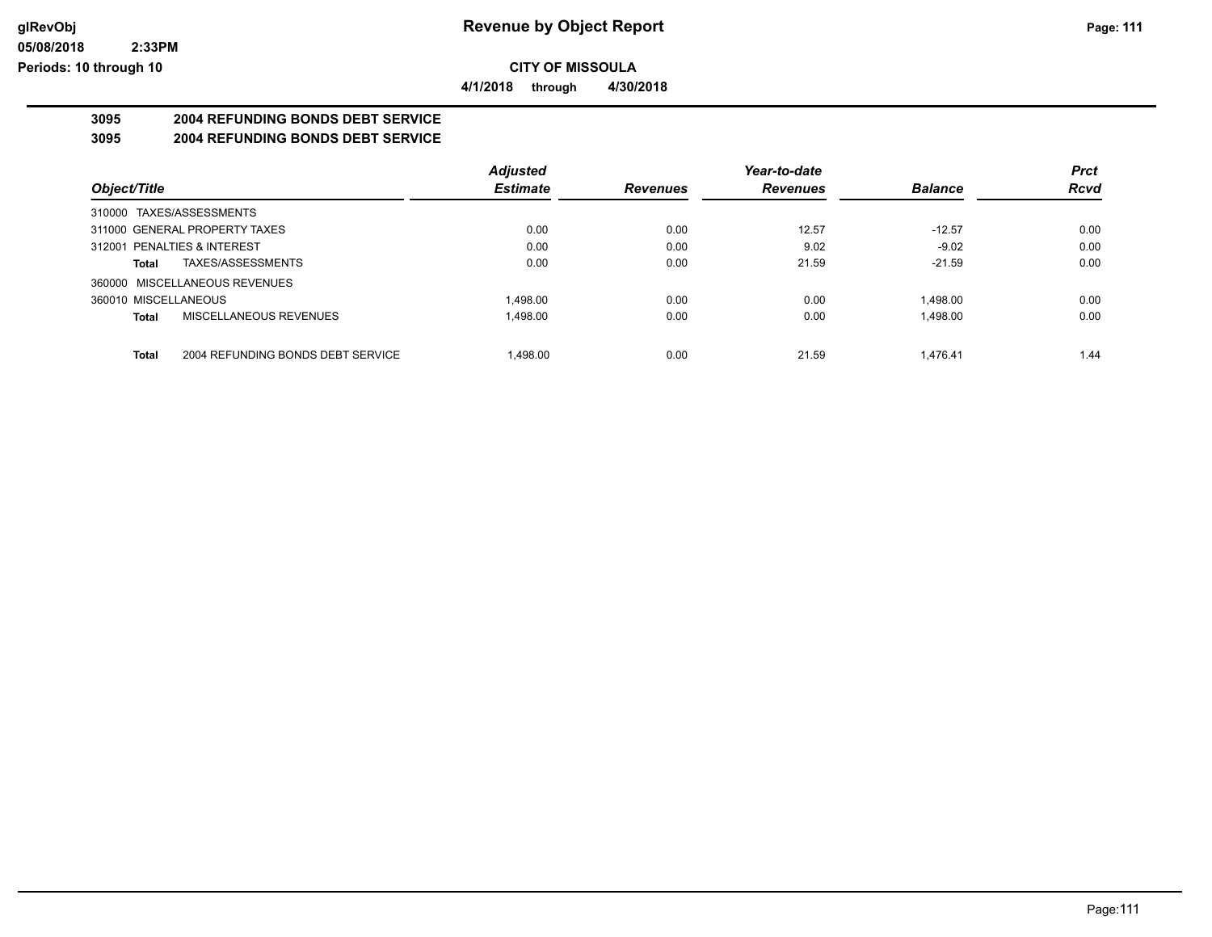**CITY OF MISSOULA**

**4/1/2018 through 4/30/2018**

## 3095 2004 REFUNDING BONDS DEBT SERVICE

## 3095 2004 REFUNDING BONDS DEBT SERVICE

| Object/Title | | Adjusted Estimate | Revenues | Year-to-date Revenues | Balance | Prct Rcvd |
|---|---|---|---|---|---|---|
| 310000 TAXES/ASSESSMENTS | | | | | | |
| 311000 GENERAL PROPERTY TAXES | | 0.00 | 0.00 | 12.57 | -12.57 | 0.00 |
| 312001 PENALTIES & INTEREST | | 0.00 | 0.00 | 9.02 | -9.02 | 0.00 |
| **Total** | TAXES/ASSESSMENTS | 0.00 | 0.00 | 21.59 | -21.59 | 0.00 |
| 360000 MISCELLANEOUS REVENUES | | | | | | |
| 360010 MISCELLANEOUS | | 1,498.00 | 0.00 | 0.00 | 1,498.00 | 0.00 |
| **Total** | MISCELLANEOUS REVENUES | 1,498.00 | 0.00 | 0.00 | 1,498.00 | 0.00 |
| **Total** | 2004 REFUNDING BONDS DEBT SERVICE | 1,498.00 | 0.00 | 21.59 | 1,476.41 | 1.44 |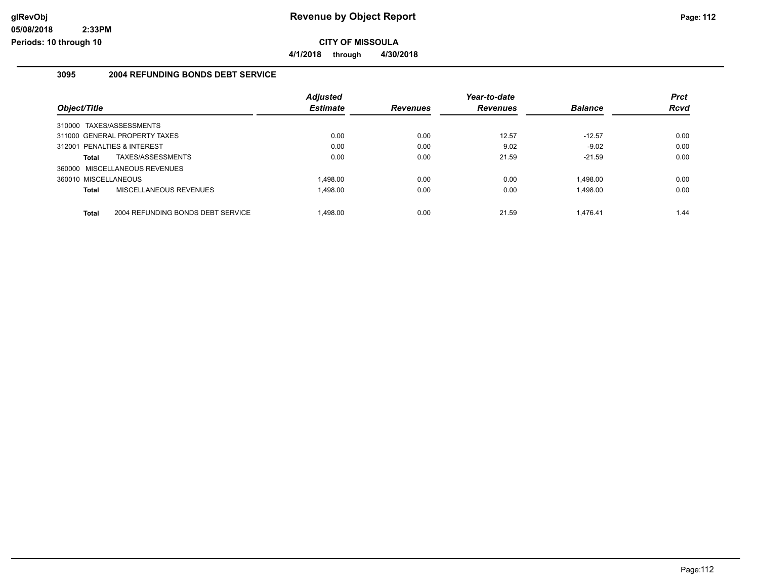**Revenue by Object Report**

**CITY OF MISSOULA**

**4/1/2018 through 4/30/2018**

glRevObj
05/08/2018 2:33PM
Periods: 10 through 10

## 3095 2004 REFUNDING BONDS DEBT SERVICE

| Object/Title | Adjusted Estimate | Revenues | Year-to-date Revenues | Balance | Prct Rcvd |
|---|---|---|---|---|---|
| 310000 TAXES/ASSESSMENTS | | | | | |
| 311000 GENERAL PROPERTY TAXES | 0.00 | 0.00 | 12.57 | -12.57 | 0.00 |
| 312001 PENALTIES & INTEREST | 0.00 | 0.00 | 9.02 | -9.02 | 0.00 |
| **Total** TAXES/ASSESSMENTS | 0.00 | 0.00 | 21.59 | -21.59 | 0.00 |
| 360000 MISCELLANEOUS REVENUES | | | | | |
| 360010 MISCELLANEOUS | 1,498.00 | 0.00 | 0.00 | 1,498.00 | 0.00 |
| **Total** MISCELLANEOUS REVENUES | 1,498.00 | 0.00 | 0.00 | 1,498.00 | 0.00 |
| **Total** 2004 REFUNDING BONDS DEBT SERVICE | 1,498.00 | 0.00 | 21.59 | 1,476.41 | 1.44 |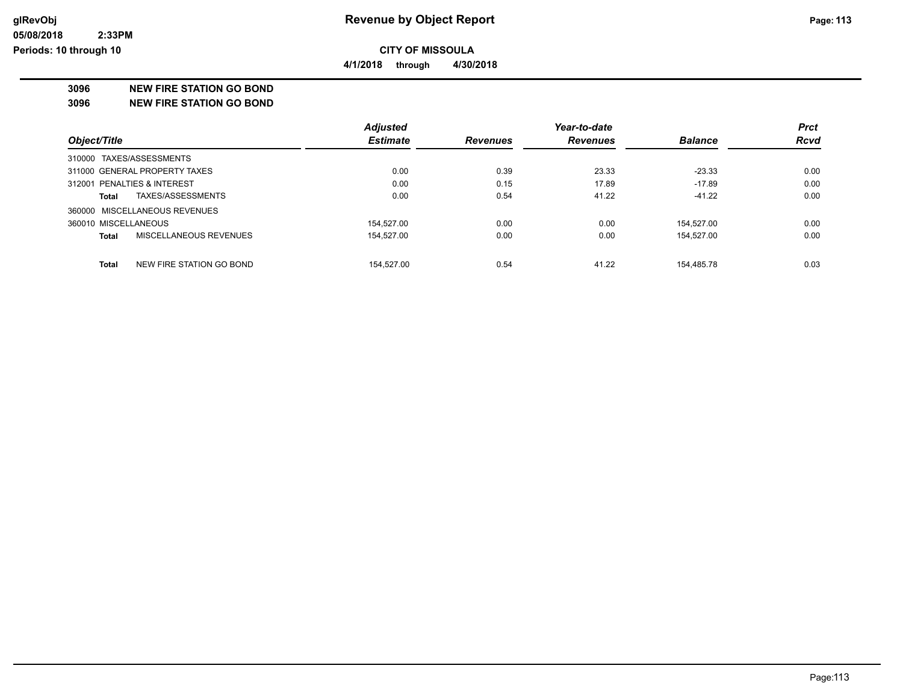# Revenue by Object Report

glRevObj
05/08/2018 2:33PM
Periods: 10 through 10

**CITY OF MISSOULA**

**4/1/2018 through 4/30/2018**

## 3096 NEW FIRE STATION GO BOND

## 3096 NEW FIRE STATION GO BOND

| Object/Title | | Adjusted Estimate | Revenues | Year-to-date Revenues | Balance | Prct Rcvd |
|---|---|---|---|---|---|---|
| 310000 TAXES/ASSESSMENTS | | | | | | |
| 311000 GENERAL PROPERTY TAXES | | 0.00 | 0.39 | 23.33 | -23.33 | 0.00 |
| 312001 PENALTIES & INTEREST | | 0.00 | 0.15 | 17.89 | -17.89 | 0.00 |
| **Total** | TAXES/ASSESSMENTS | 0.00 | 0.54 | 41.22 | -41.22 | 0.00 |
| 360000 MISCELLANEOUS REVENUES | | | | | | |
| 360010 MISCELLANEOUS | | 154,527.00 | 0.00 | 0.00 | 154,527.00 | 0.00 |
| **Total** | MISCELLANEOUS REVENUES | 154,527.00 | 0.00 | 0.00 | 154,527.00 | 0.00 |
| **Total** | NEW FIRE STATION GO BOND | 154,527.00 | 0.54 | 41.22 | 154,485.78 | 0.03 |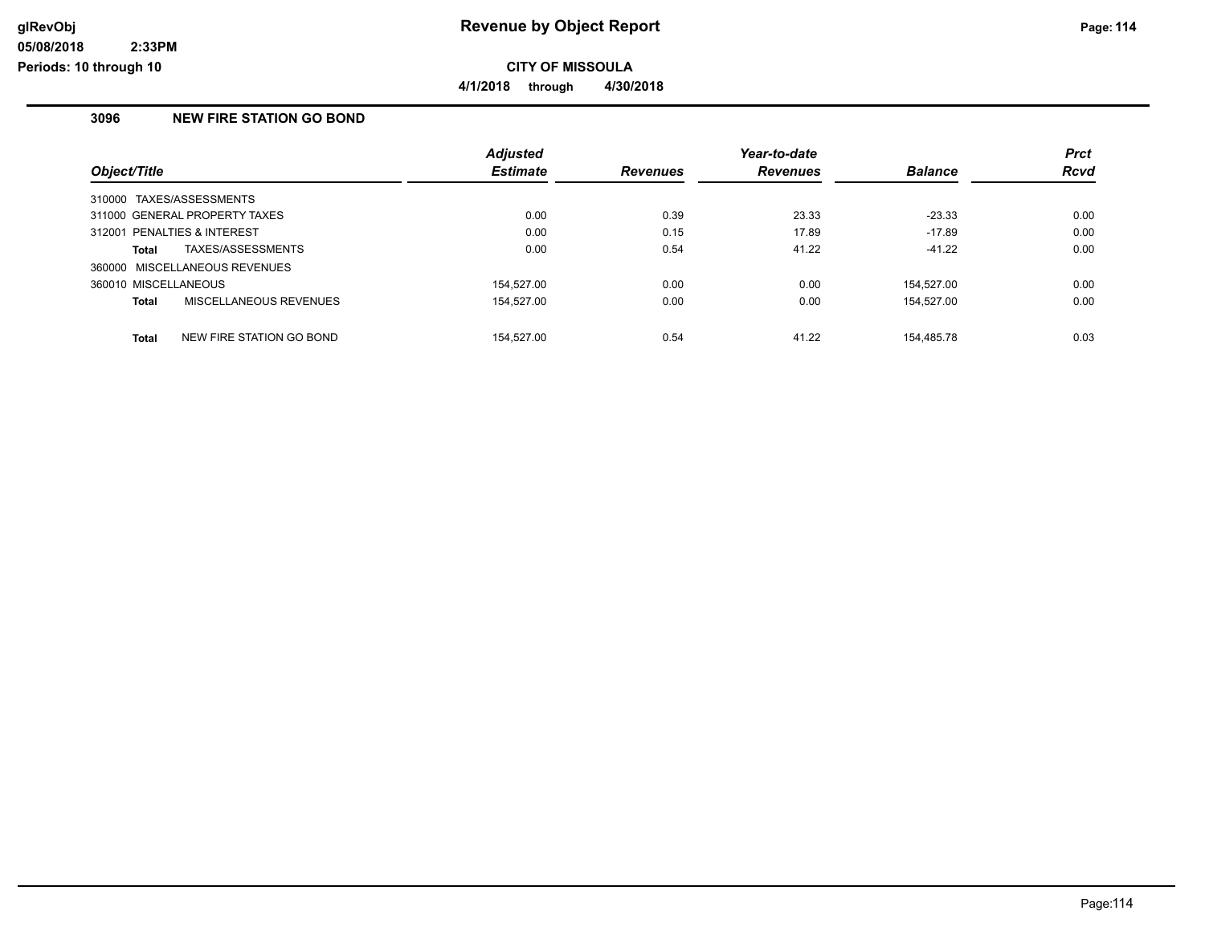**Revenue by Object Report**

**CITY OF MISSOULA**

**4/1/2018 through 4/30/2018**

glRevObj
05/08/2018 2:33PM
Periods: 10 through 10

### 3096 NEW FIRE STATION GO BOND

| Object/Title | Adjusted Estimate | Revenues | Year-to-date Revenues | Balance | Prct Rcvd |
|---|---|---|---|---|---|
| 310000 TAXES/ASSESSMENTS | | | | | |
| 311000 GENERAL PROPERTY TAXES | 0.00 | 0.39 | 23.33 | -23.33 | 0.00 |
| 312001 PENALTIES & INTEREST | 0.00 | 0.15 | 17.89 | -17.89 | 0.00 |
| **Total** TAXES/ASSESSMENTS | 0.00 | 0.54 | 41.22 | -41.22 | 0.00 |
| 360000 MISCELLANEOUS REVENUES | | | | | |
| 360010 MISCELLANEOUS | 154,527.00 | 0.00 | 0.00 | 154,527.00 | 0.00 |
| **Total** MISCELLANEOUS REVENUES | 154,527.00 | 0.00 | 0.00 | 154,527.00 | 0.00 |
| **Total** NEW FIRE STATION GO BOND | 154,527.00 | 0.54 | 41.22 | 154,485.78 | 0.03 |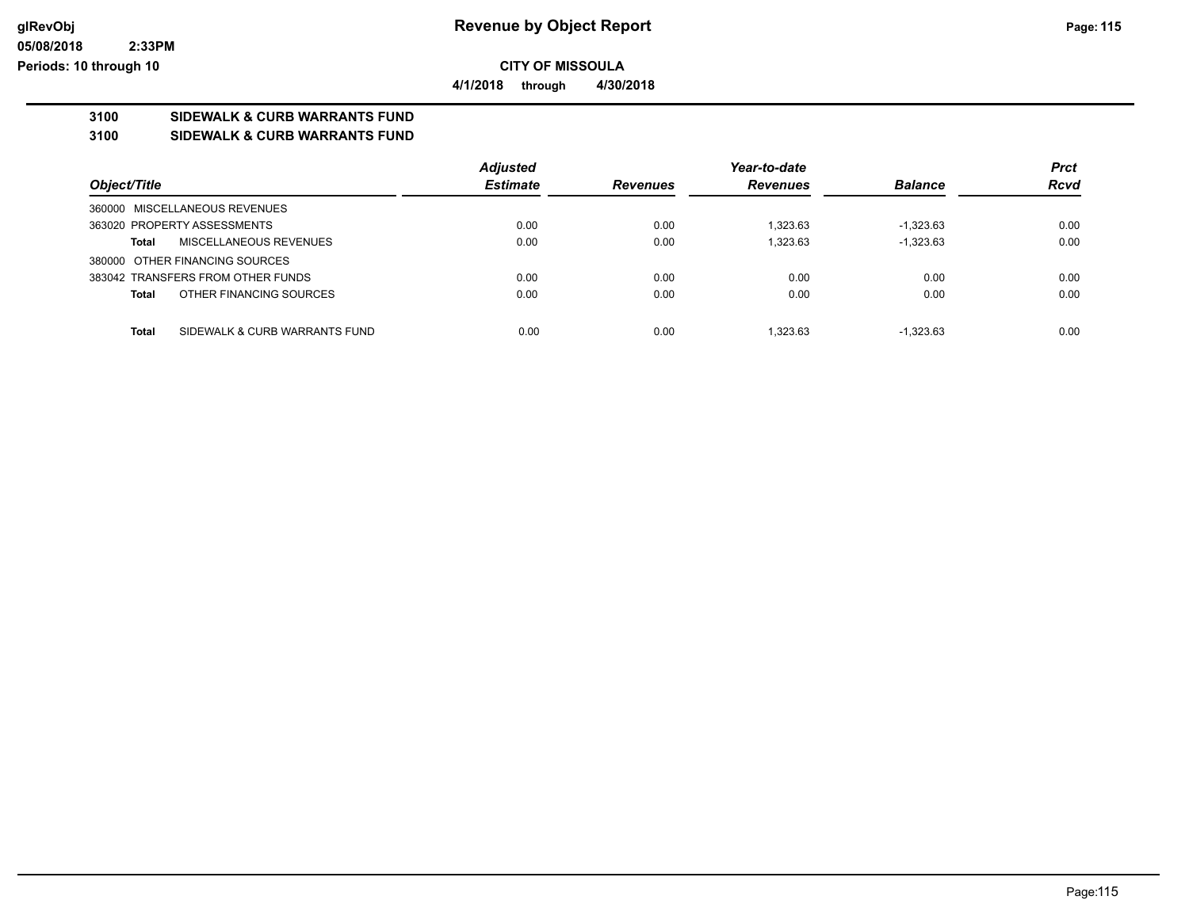# Revenue by Object Report

**CITY OF MISSOULA**

**4/1/2018 through 4/30/2018**

glRevObj
05/08/2018 2:33PM
Periods: 10 through 10

## 3100 SIDEWALK & CURB WARRANTS FUND

## 3100 SIDEWALK & CURB WARRANTS FUND

| Object/Title | Adjusted Estimate | Revenues | Year-to-date Revenues | Balance | Prct Rcvd |
|---|---|---|---|---|---|
| 360000 MISCELLANEOUS REVENUES | | | | | |
| 363020 PROPERTY ASSESSMENTS | 0.00 | 0.00 | 1,323.63 | -1,323.63 | 0.00 |
| **Total** MISCELLANEOUS REVENUES | 0.00 | 0.00 | 1,323.63 | -1,323.63 | 0.00 |
| 380000 OTHER FINANCING SOURCES | | | | | |
| 383042 TRANSFERS FROM OTHER FUNDS | 0.00 | 0.00 | 0.00 | 0.00 | 0.00 |
| **Total** OTHER FINANCING SOURCES | 0.00 | 0.00 | 0.00 | 0.00 | 0.00 |
| **Total** SIDEWALK & CURB WARRANTS FUND | 0.00 | 0.00 | 1,323.63 | -1,323.63 | 0.00 |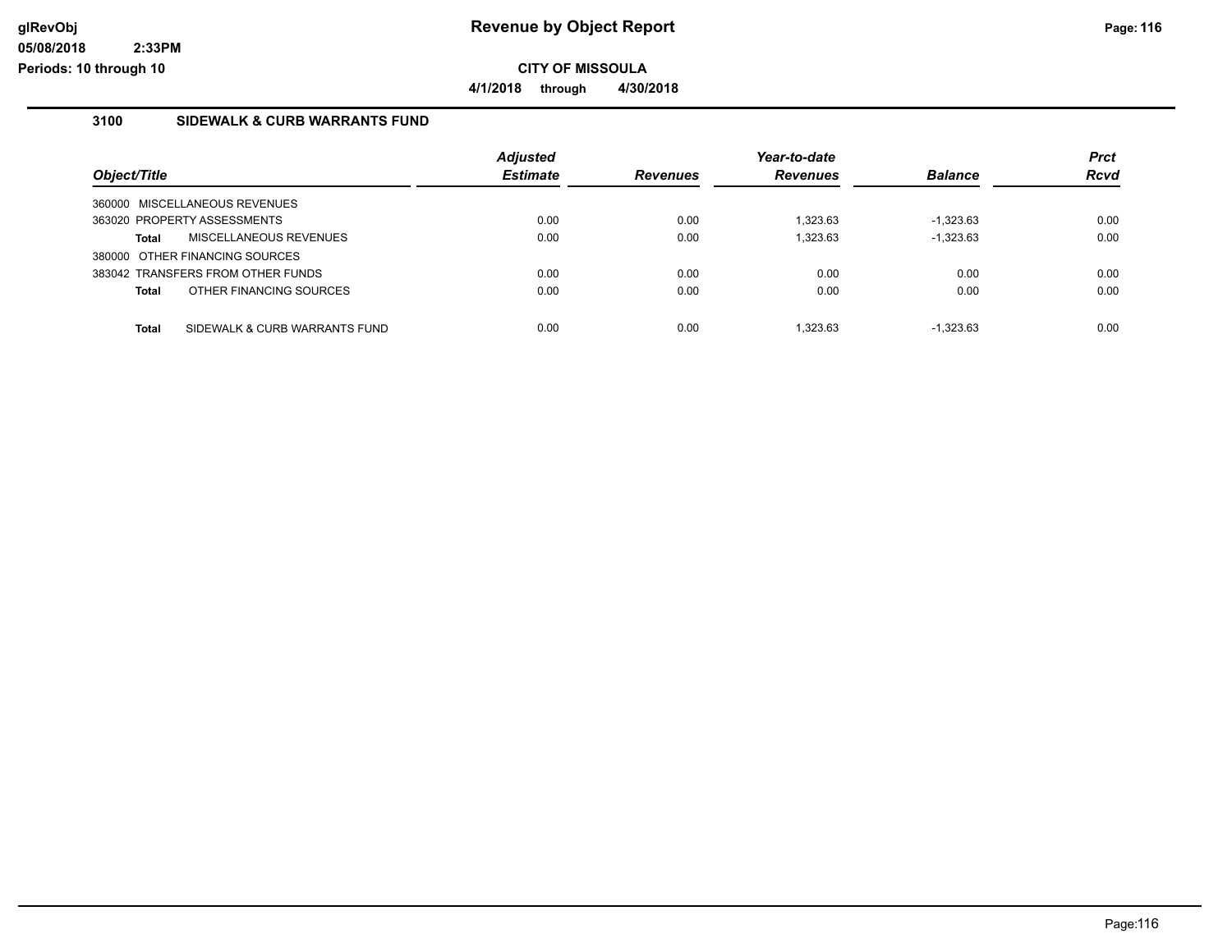# Revenue by Object Report

**CITY OF MISSOULA**

**4/1/2018 through 4/30/2018**

## 3100 SIDEWALK & CURB WARRANTS FUND

| Object/Title | Adjusted Estimate | Revenues | Year-to-date Revenues | Balance | Prct Rcvd |
|---|---|---|---|---|---|
| 360000 MISCELLANEOUS REVENUES | | | | | |
| 363020 PROPERTY ASSESSMENTS | 0.00 | 0.00 | 1,323.63 | -1,323.63 | 0.00 |
| **Total** MISCELLANEOUS REVENUES | 0.00 | 0.00 | 1,323.63 | -1,323.63 | 0.00 |
| 380000 OTHER FINANCING SOURCES | | | | | |
| 383042 TRANSFERS FROM OTHER FUNDS | 0.00 | 0.00 | 0.00 | 0.00 | 0.00 |
| **Total** OTHER FINANCING SOURCES | 0.00 | 0.00 | 0.00 | 0.00 | 0.00 |
| **Total** SIDEWALK & CURB WARRANTS FUND | 0.00 | 0.00 | 1,323.63 | -1,323.63 | 0.00 |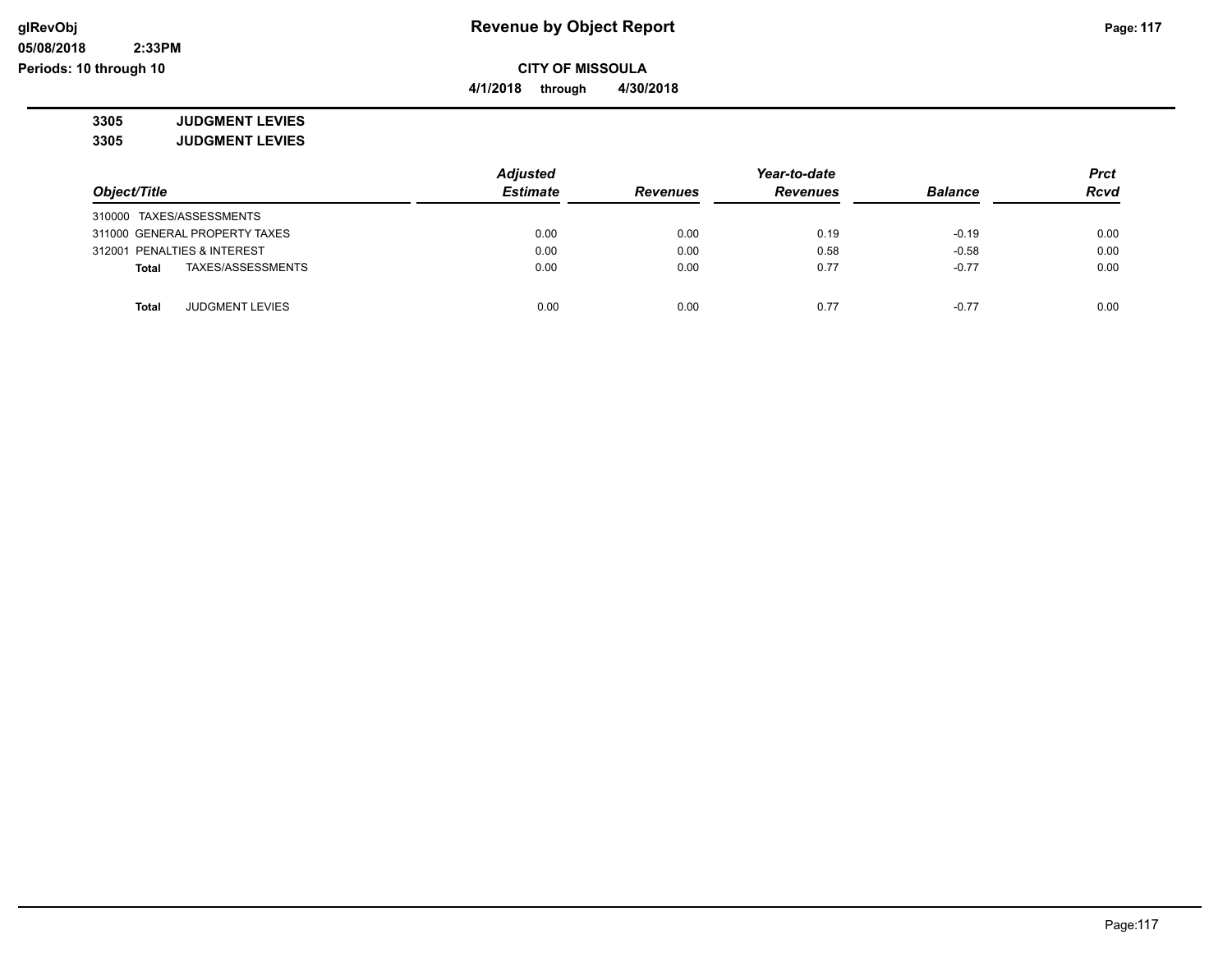**CITY OF MISSOULA**

**4/1/2018 through 4/30/2018**

**3305 JUDGMENT LEVIES**

**3305 JUDGMENT LEVIES**

| Object/Title | Adjusted Estimate | Revenues | Year-to-date Revenues | Balance | Prct Rcvd |
|---|---|---|---|---|---|
| 310000 TAXES/ASSESSMENTS | | | | | |
| 311000 GENERAL PROPERTY TAXES | 0.00 | 0.00 | 0.19 | -0.19 | 0.00 |
| 312001 PENALTIES & INTEREST | 0.00 | 0.00 | 0.58 | -0.58 | 0.00 |
| **Total** TAXES/ASSESSMENTS | 0.00 | 0.00 | 0.77 | -0.77 | 0.00 |
| **Total** JUDGMENT LEVIES | 0.00 | 0.00 | 0.77 | -0.77 | 0.00 |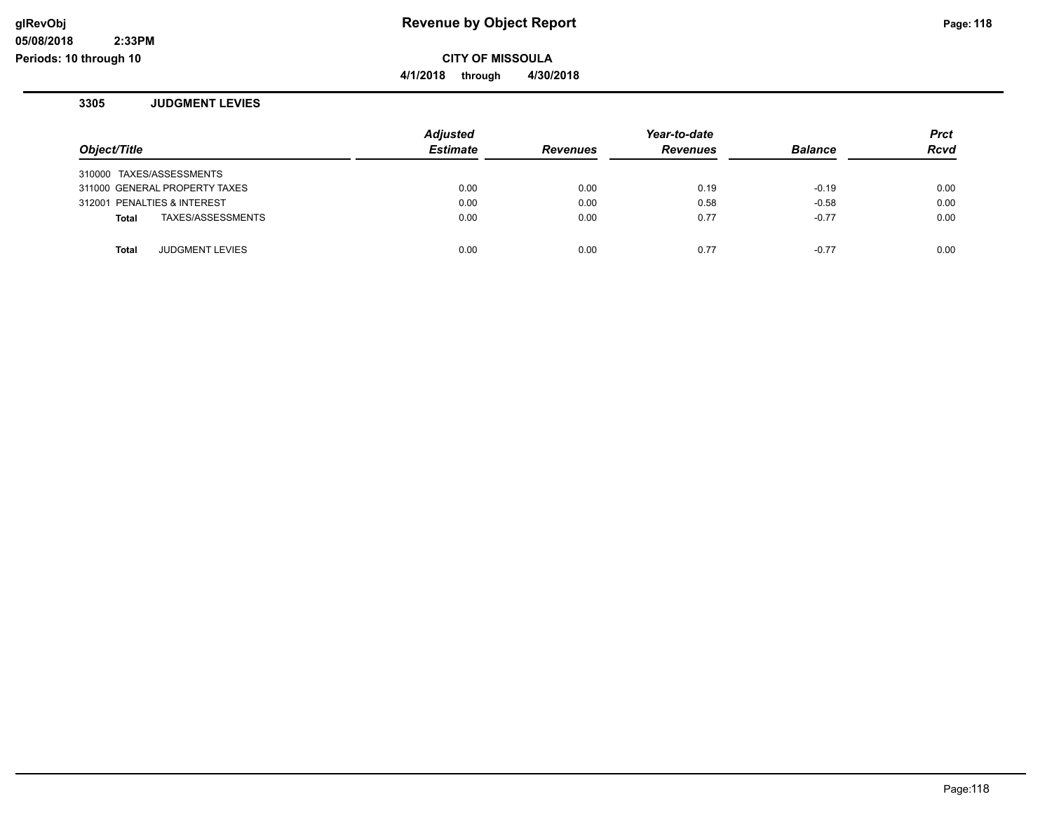# Revenue by Object Report

glRevObj
05/08/2018 2:33PM
Periods: 10 through 10

**CITY OF MISSOULA**

**4/1/2018 through 4/30/2018**

## 3305 JUDGMENT LEVIES

| Object/Title | Adjusted Estimate | Revenues | Year-to-date Revenues | Balance | Prct Rcvd |
|---|---|---|---|---|---|
| 310000 TAXES/ASSESSMENTS | | | | | |
| 311000 GENERAL PROPERTY TAXES | 0.00 | 0.00 | 0.19 | -0.19 | 0.00 |
| 312001 PENALTIES & INTEREST | 0.00 | 0.00 | 0.58 | -0.58 | 0.00 |
| **Total** TAXES/ASSESSMENTS | 0.00 | 0.00 | 0.77 | -0.77 | 0.00 |
| **Total** JUDGMENT LEVIES | 0.00 | 0.00 | 0.77 | -0.77 | 0.00 |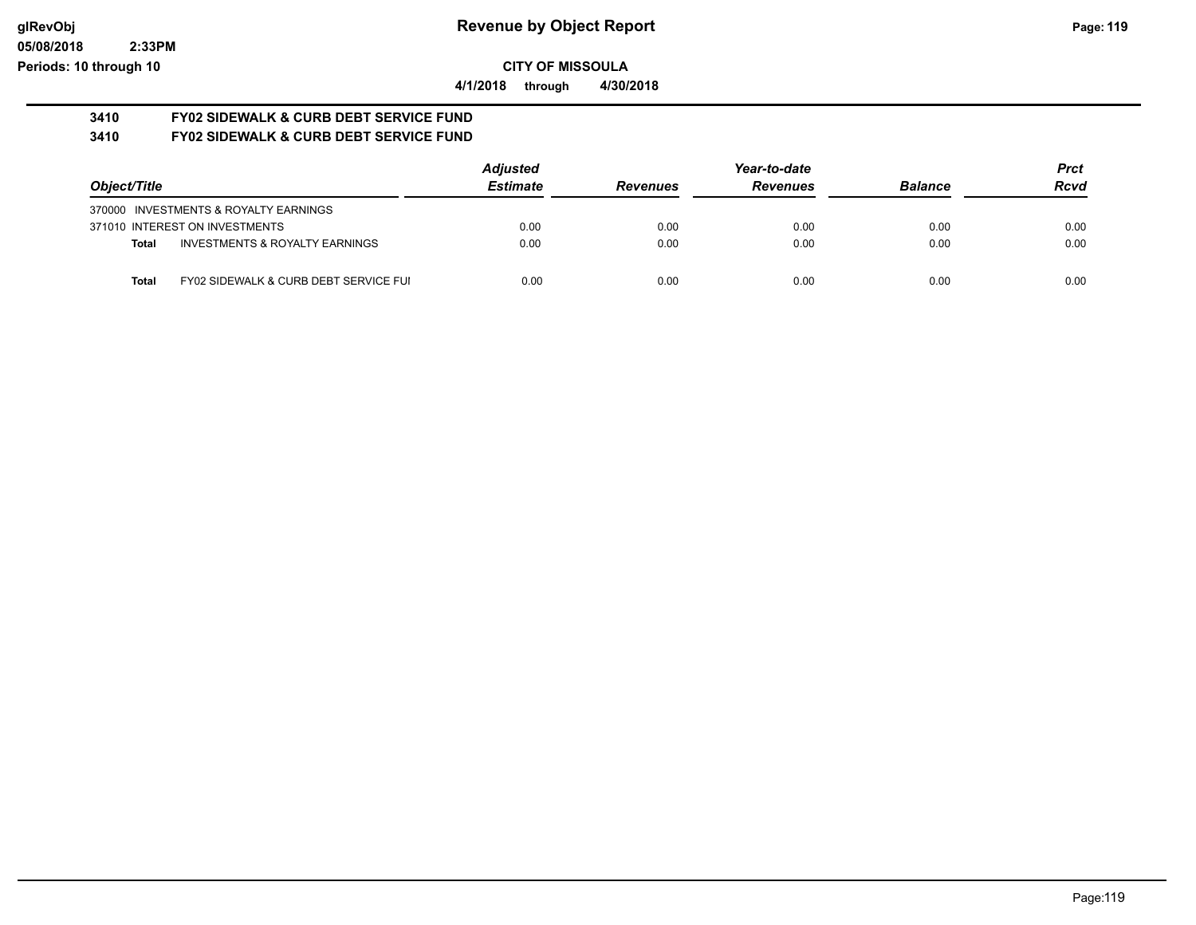**glRevObj**
**05/08/2018 2:33PM**
**Periods: 10 through 10**

# Revenue by Object Report

**CITY OF MISSOULA**

**4/1/2018 through 4/30/2018**

## 3410 FY02 SIDEWALK & CURB DEBT SERVICE FUND
## 3410 FY02 SIDEWALK & CURB DEBT SERVICE FUND

| Object/Title | | Adjusted Estimate | Revenues | Year-to-date Revenues | Balance | Prct Rcvd |
|---|---|---|---|---|---|---|
| 370000 INVESTMENTS & ROYALTY EARNINGS | | | | | | |
| 371010 INTEREST ON INVESTMENTS | | 0.00 | 0.00 | 0.00 | 0.00 | 0.00 |
| **Total** | INVESTMENTS & ROYALTY EARNINGS | 0.00 | 0.00 | 0.00 | 0.00 | 0.00 |
| **Total** | FY02 SIDEWALK & CURB DEBT SERVICE FUI | 0.00 | 0.00 | 0.00 | 0.00 | 0.00 |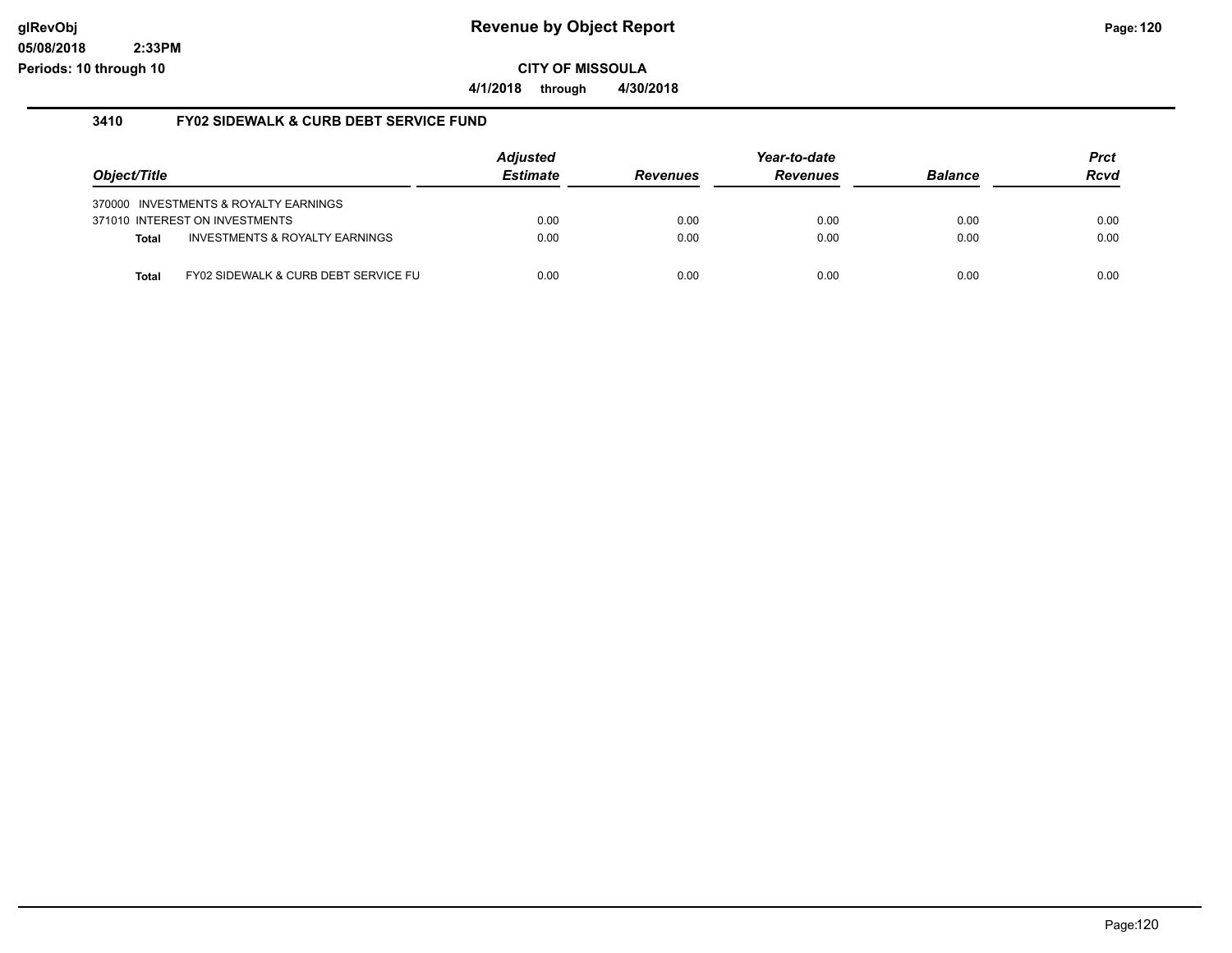# Revenue by Object Report

**CITY OF MISSOULA**

**4/1/2018 through 4/30/2018**

## 3410 FY02 SIDEWALK & CURB DEBT SERVICE FUND

| Object/Title | Adjusted Estimate | Revenues | Year-to-date Revenues | Balance | Prct Rcvd |
|---|---|---|---|---|---|
| 370000 INVESTMENTS & ROYALTY EARNINGS | | | | | |
| 371010 INTEREST ON INVESTMENTS | 0.00 | 0.00 | 0.00 | 0.00 | 0.00 |
| **Total** INVESTMENTS & ROYALTY EARNINGS | 0.00 | 0.00 | 0.00 | 0.00 | 0.00 |
| **Total** FY02 SIDEWALK & CURB DEBT SERVICE FU | 0.00 | 0.00 | 0.00 | 0.00 | 0.00 |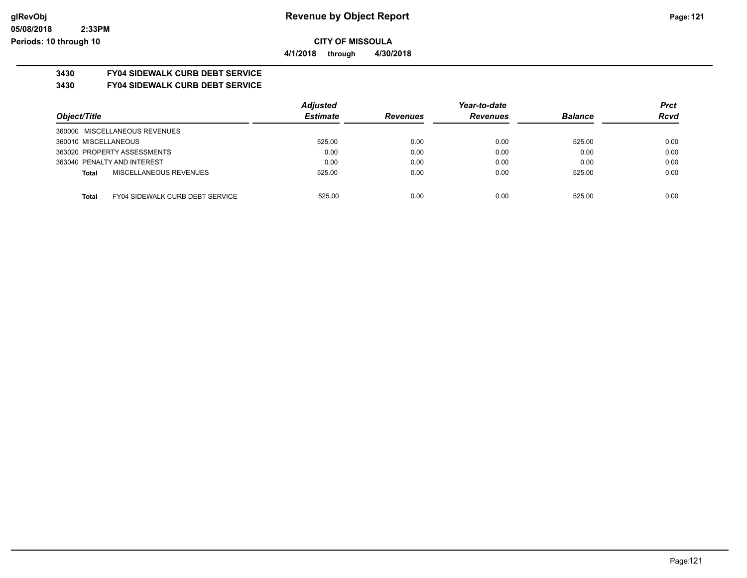# Revenue by Object Report

**CITY OF MISSOULA**

**4/1/2018 through 4/30/2018**

glRevObj
05/08/2018 2:33PM
Periods: 10 through 10

## 3430 FY04 SIDEWALK CURB DEBT SERVICE

### 3430 FY04 SIDEWALK CURB DEBT SERVICE

| Object/Title | | Adjusted Estimate | Revenues | Year-to-date Revenues | Balance | Prct Rcvd |
|---|---|---|---|---|---|---|
| 360000 MISCELLANEOUS REVENUES | | | | | | |
| 360010 MISCELLANEOUS | | 525.00 | 0.00 | 0.00 | 525.00 | 0.00 |
| 363020 PROPERTY ASSESSMENTS | | 0.00 | 0.00 | 0.00 | 0.00 | 0.00 |
| 363040 PENALTY AND INTEREST | | 0.00 | 0.00 | 0.00 | 0.00 | 0.00 |
| **Total** | MISCELLANEOUS REVENUES | 525.00 | 0.00 | 0.00 | 525.00 | 0.00 |
| **Total** | FY04 SIDEWALK CURB DEBT SERVICE | 525.00 | 0.00 | 0.00 | 525.00 | 0.00 |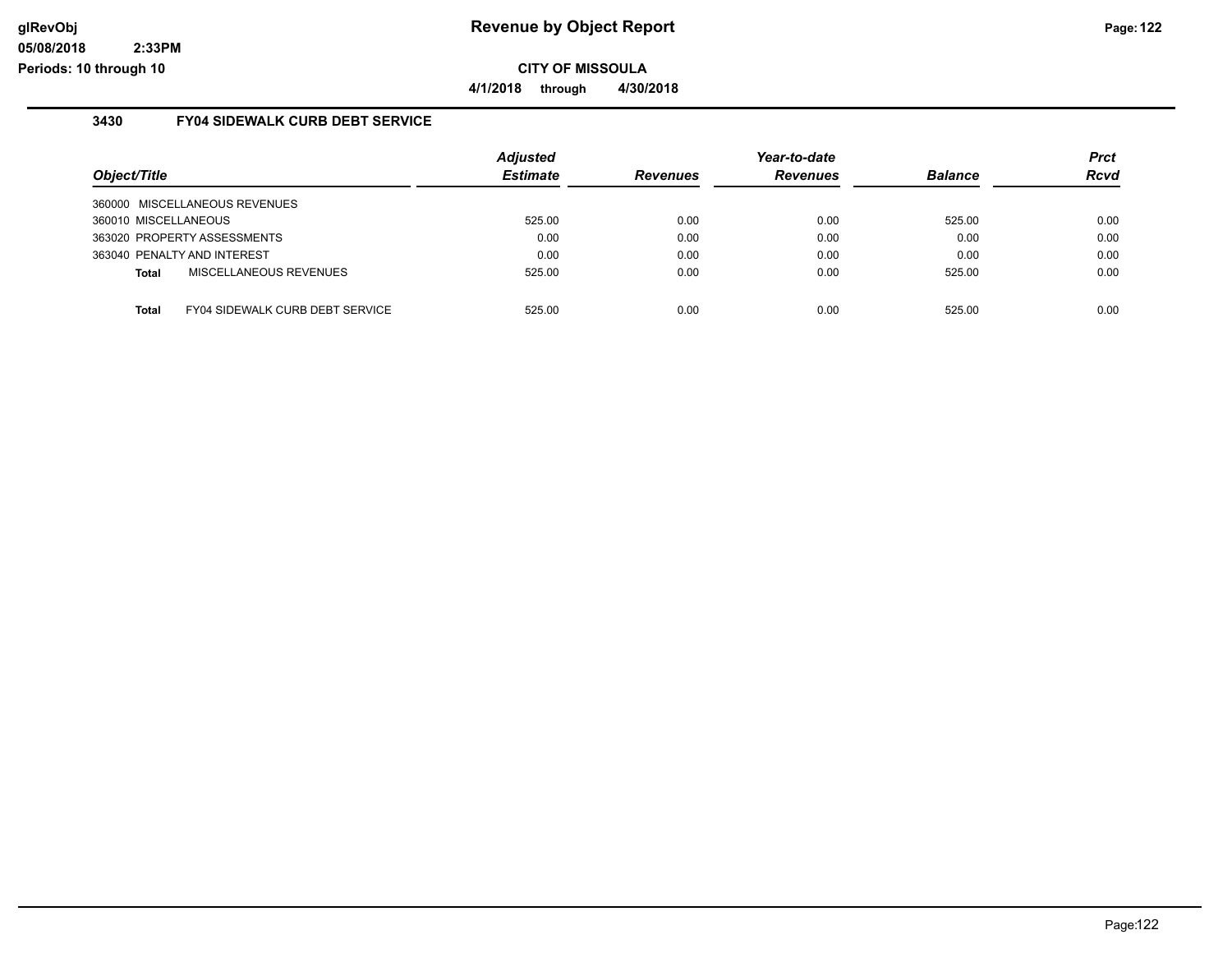**glRevObj**
**05/08/2018 2:33PM**
**Periods: 10 through 10**

# Revenue by Object Report

**CITY OF MISSOULA**

**4/1/2018 through 4/30/2018**

## 3430 FY04 SIDEWALK CURB DEBT SERVICE

| Object/Title | Adjusted Estimate | Revenues | Year-to-date Revenues | Balance | Prct Rcvd |
|---|---|---|---|---|---|
| 360000 MISCELLANEOUS REVENUES | | | | | |
| 360010 MISCELLANEOUS | 525.00 | 0.00 | 0.00 | 525.00 | 0.00 |
| 363020 PROPERTY ASSESSMENTS | 0.00 | 0.00 | 0.00 | 0.00 | 0.00 |
| 363040 PENALTY AND INTEREST | 0.00 | 0.00 | 0.00 | 0.00 | 0.00 |
| **Total** MISCELLANEOUS REVENUES | 525.00 | 0.00 | 0.00 | 525.00 | 0.00 |
| **Total** FY04 SIDEWALK CURB DEBT SERVICE | 525.00 | 0.00 | 0.00 | 525.00 | 0.00 |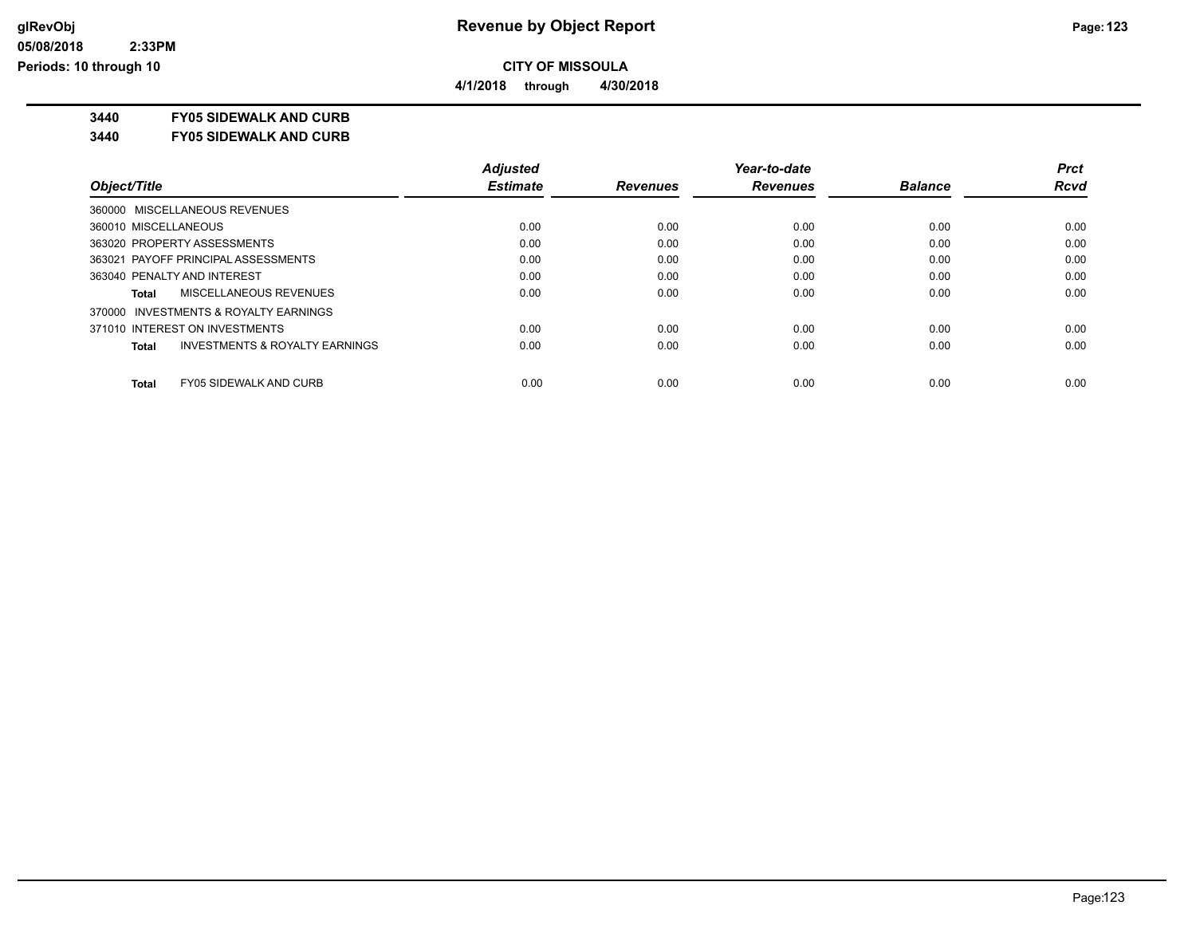**CITY OF MISSOULA**

**4/1/2018 through 4/30/2018**

**3440 FY05 SIDEWALK AND CURB**

**3440 FY05 SIDEWALK AND CURB**

| Object/Title | Adjusted Estimate | Revenues | Year-to-date Revenues | Balance | Prct Rcvd |
|---|---|---|---|---|---|
| 360000 MISCELLANEOUS REVENUES | | | | | |
| 360010 MISCELLANEOUS | 0.00 | 0.00 | 0.00 | 0.00 | 0.00 |
| 363020 PROPERTY ASSESSMENTS | 0.00 | 0.00 | 0.00 | 0.00 | 0.00 |
| 363021 PAYOFF PRINCIPAL ASSESSMENTS | 0.00 | 0.00 | 0.00 | 0.00 | 0.00 |
| 363040 PENALTY AND INTEREST | 0.00 | 0.00 | 0.00 | 0.00 | 0.00 |
| **Total** MISCELLANEOUS REVENUES | 0.00 | 0.00 | 0.00 | 0.00 | 0.00 |
| 370000 INVESTMENTS & ROYALTY EARNINGS | | | | | |
| 371010 INTEREST ON INVESTMENTS | 0.00 | 0.00 | 0.00 | 0.00 | 0.00 |
| **Total** INVESTMENTS & ROYALTY EARNINGS | 0.00 | 0.00 | 0.00 | 0.00 | 0.00 |
| **Total** FY05 SIDEWALK AND CURB | 0.00 | 0.00 | 0.00 | 0.00 | 0.00 |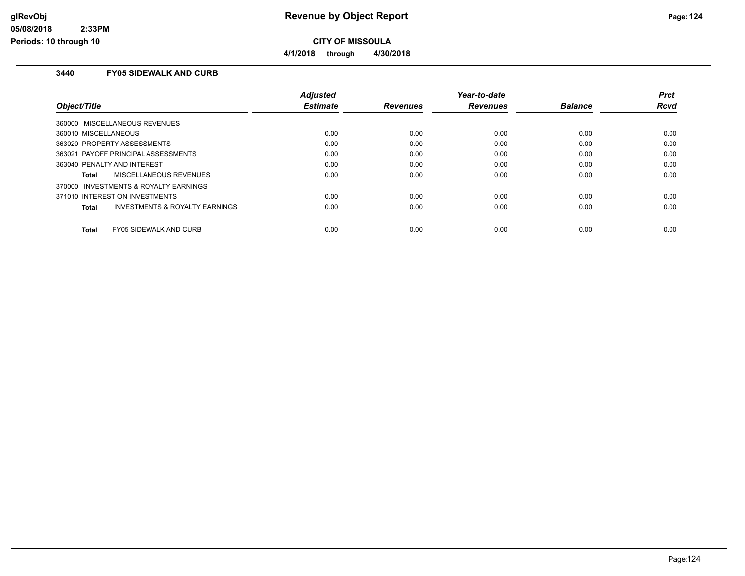# Revenue by Object Report

**CITY OF MISSOULA**

**4/1/2018 through 4/30/2018**

glRevObj
05/08/2018 2:33PM
Periods: 10 through 10

## 3440 FY05 SIDEWALK AND CURB

| Object/Title | Adjusted Estimate | Revenues | Year-to-date Revenues | Balance | Prct Rcvd |
|---|---|---|---|---|---|
| 360000 MISCELLANEOUS REVENUES | | | | | |
| 360010 MISCELLANEOUS | 0.00 | 0.00 | 0.00 | 0.00 | 0.00 |
| 363020 PROPERTY ASSESSMENTS | 0.00 | 0.00 | 0.00 | 0.00 | 0.00 |
| 363021 PAYOFF PRINCIPAL ASSESSMENTS | 0.00 | 0.00 | 0.00 | 0.00 | 0.00 |
| 363040 PENALTY AND INTEREST | 0.00 | 0.00 | 0.00 | 0.00 | 0.00 |
| **Total** MISCELLANEOUS REVENUES | 0.00 | 0.00 | 0.00 | 0.00 | 0.00 |
| 370000 INVESTMENTS & ROYALTY EARNINGS | | | | | |
| 371010 INTEREST ON INVESTMENTS | 0.00 | 0.00 | 0.00 | 0.00 | 0.00 |
| **Total** INVESTMENTS & ROYALTY EARNINGS | 0.00 | 0.00 | 0.00 | 0.00 | 0.00 |
| **Total** FY05 SIDEWALK AND CURB | 0.00 | 0.00 | 0.00 | 0.00 | 0.00 |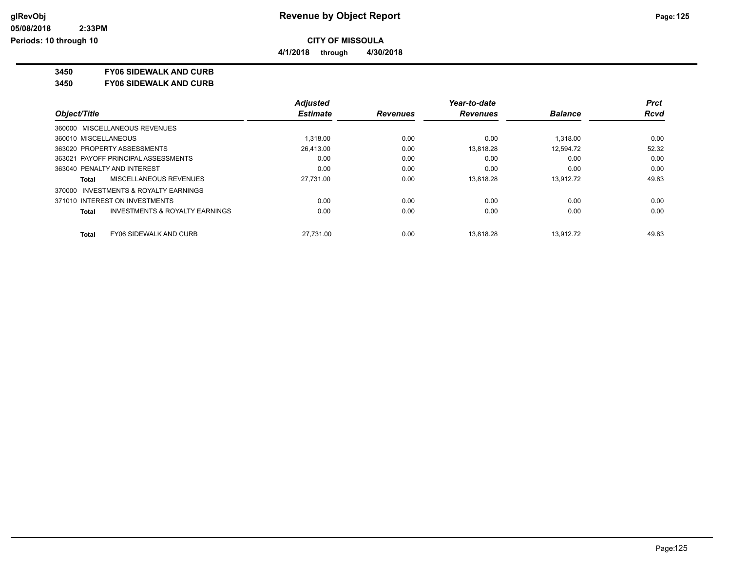# Revenue by Object Report

**CITY OF MISSOULA**

**4/1/2018 through 4/30/2018**

**3450 FY06 SIDEWALK AND CURB**

**3450 FY06 SIDEWALK AND CURB**

| Object/Title | Adjusted Estimate | Revenues | Year-to-date Revenues | Balance | Prct Rcvd |
|---|---|---|---|---|---|
| 360000 MISCELLANEOUS REVENUES | | | | | |
| 360010 MISCELLANEOUS | 1,318.00 | 0.00 | 0.00 | 1,318.00 | 0.00 |
| 363020 PROPERTY ASSESSMENTS | 26,413.00 | 0.00 | 13,818.28 | 12,594.72 | 52.32 |
| 363021 PAYOFF PRINCIPAL ASSESSMENTS | 0.00 | 0.00 | 0.00 | 0.00 | 0.00 |
| 363040 PENALTY AND INTEREST | 0.00 | 0.00 | 0.00 | 0.00 | 0.00 |
| **Total** MISCELLANEOUS REVENUES | 27,731.00 | 0.00 | 13,818.28 | 13,912.72 | 49.83 |
| 370000 INVESTMENTS & ROYALTY EARNINGS | | | | | |
| 371010 INTEREST ON INVESTMENTS | 0.00 | 0.00 | 0.00 | 0.00 | 0.00 |
| **Total** INVESTMENTS & ROYALTY EARNINGS | 0.00 | 0.00 | 0.00 | 0.00 | 0.00 |
| **Total** FY06 SIDEWALK AND CURB | 27,731.00 | 0.00 | 13,818.28 | 13,912.72 | 49.83 |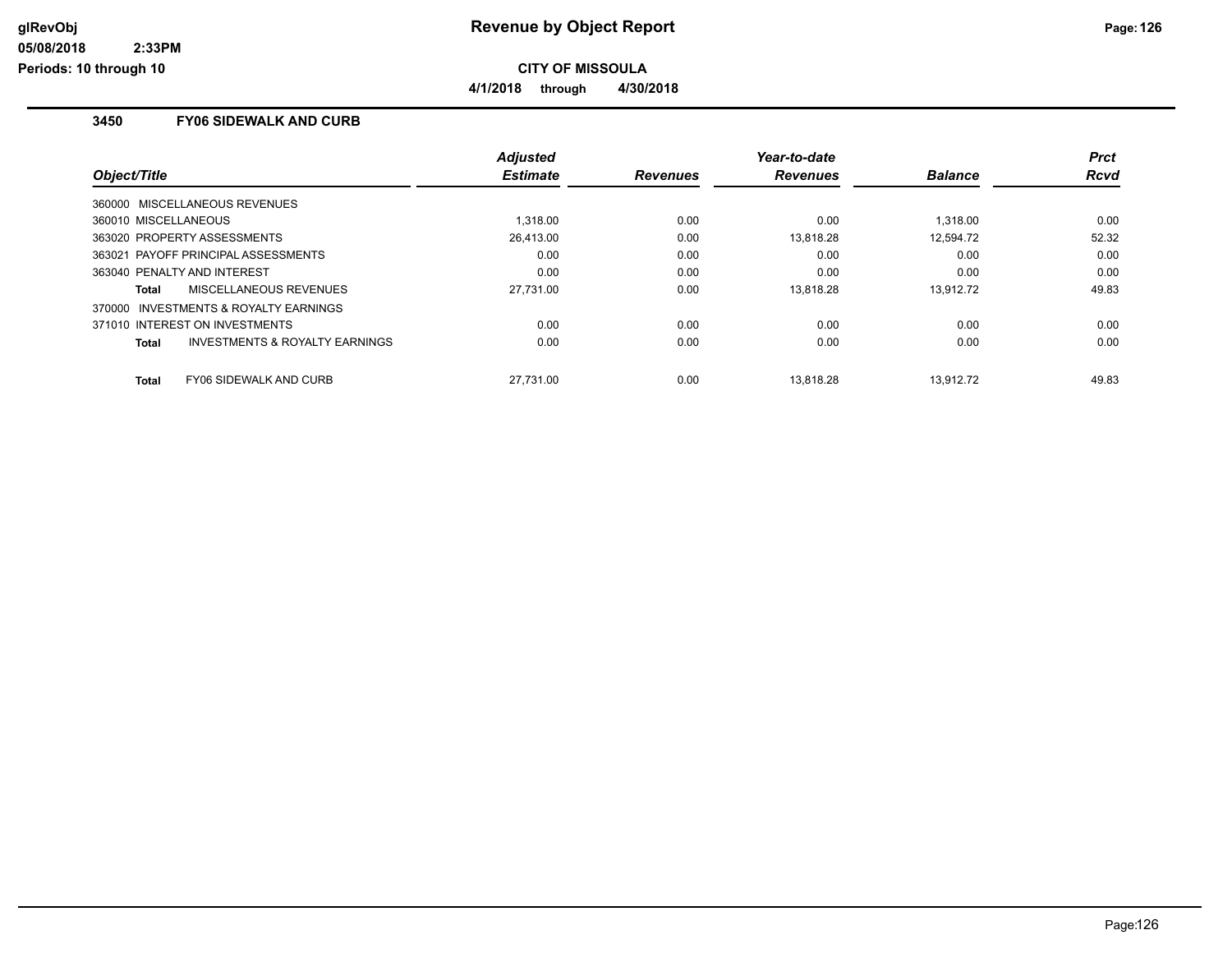# Revenue by Object Report

**CITY OF MISSOULA**

**4/1/2018 through 4/30/2018**

glRevObj
05/08/2018 2:33PM
Periods: 10 through 10

## 3450 FY06 SIDEWALK AND CURB

| Object/Title | Adjusted Estimate | Revenues | Year-to-date Revenues | Balance | Prct Rcvd |
|---|---|---|---|---|---|
| 360000 MISCELLANEOUS REVENUES | | | | | |
| 360010 MISCELLANEOUS | 1,318.00 | 0.00 | 0.00 | 1,318.00 | 0.00 |
| 363020 PROPERTY ASSESSMENTS | 26,413.00 | 0.00 | 13,818.28 | 12,594.72 | 52.32 |
| 363021 PAYOFF PRINCIPAL ASSESSMENTS | 0.00 | 0.00 | 0.00 | 0.00 | 0.00 |
| 363040 PENALTY AND INTEREST | 0.00 | 0.00 | 0.00 | 0.00 | 0.00 |
| **Total** MISCELLANEOUS REVENUES | 27,731.00 | 0.00 | 13,818.28 | 13,912.72 | 49.83 |
| 370000 INVESTMENTS & ROYALTY EARNINGS | | | | | |
| 371010 INTEREST ON INVESTMENTS | 0.00 | 0.00 | 0.00 | 0.00 | 0.00 |
| **Total** INVESTMENTS & ROYALTY EARNINGS | 0.00 | 0.00 | 0.00 | 0.00 | 0.00 |
| **Total** FY06 SIDEWALK AND CURB | 27,731.00 | 0.00 | 13,818.28 | 13,912.72 | 49.83 |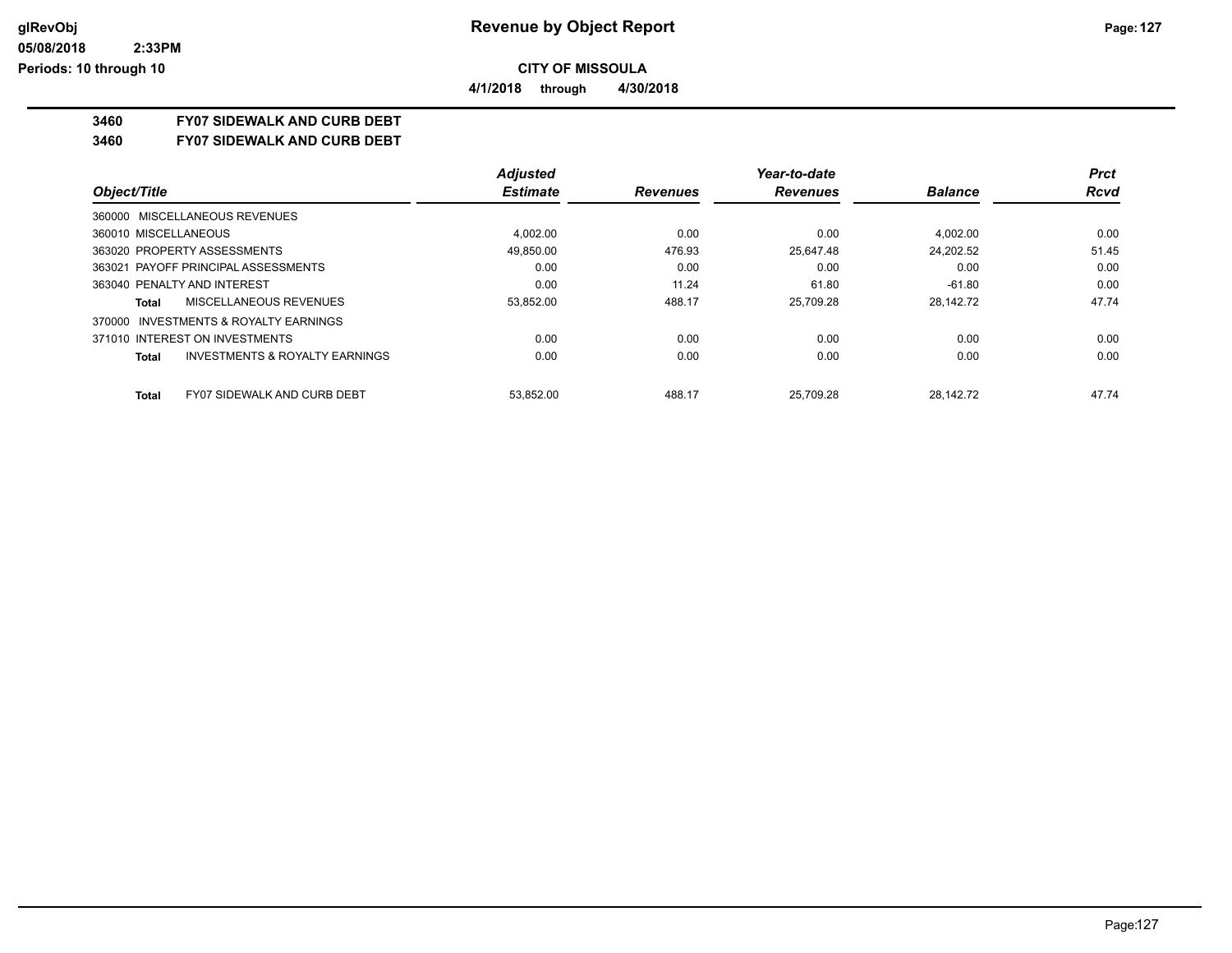# CITY OF MISSOULA

**4/1/2018 through 4/30/2018**

## 3460 FY07 SIDEWALK AND CURB DEBT

## 3460 FY07 SIDEWALK AND CURB DEBT

| Object/Title | Adjusted Estimate | Revenues | Year-to-date Revenues | Balance | Prct Rcvd |
|---|---|---|---|---|---|
| 360000 MISCELLANEOUS REVENUES | | | | | |
| 360010 MISCELLANEOUS | 4,002.00 | 0.00 | 0.00 | 4,002.00 | 0.00 |
| 363020 PROPERTY ASSESSMENTS | 49,850.00 | 476.93 | 25,647.48 | 24,202.52 | 51.45 |
| 363021 PAYOFF PRINCIPAL ASSESSMENTS | 0.00 | 0.00 | 0.00 | 0.00 | 0.00 |
| 363040 PENALTY AND INTEREST | 0.00 | 11.24 | 61.80 | -61.80 | 0.00 |
| **Total** MISCELLANEOUS REVENUES | 53,852.00 | 488.17 | 25,709.28 | 28,142.72 | 47.74 |
| 370000 INVESTMENTS & ROYALTY EARNINGS | | | | | |
| 371010 INTEREST ON INVESTMENTS | 0.00 | 0.00 | 0.00 | 0.00 | 0.00 |
| **Total** INVESTMENTS & ROYALTY EARNINGS | 0.00 | 0.00 | 0.00 | 0.00 | 0.00 |
| **Total** FY07 SIDEWALK AND CURB DEBT | 53,852.00 | 488.17 | 25,709.28 | 28,142.72 | 47.74 |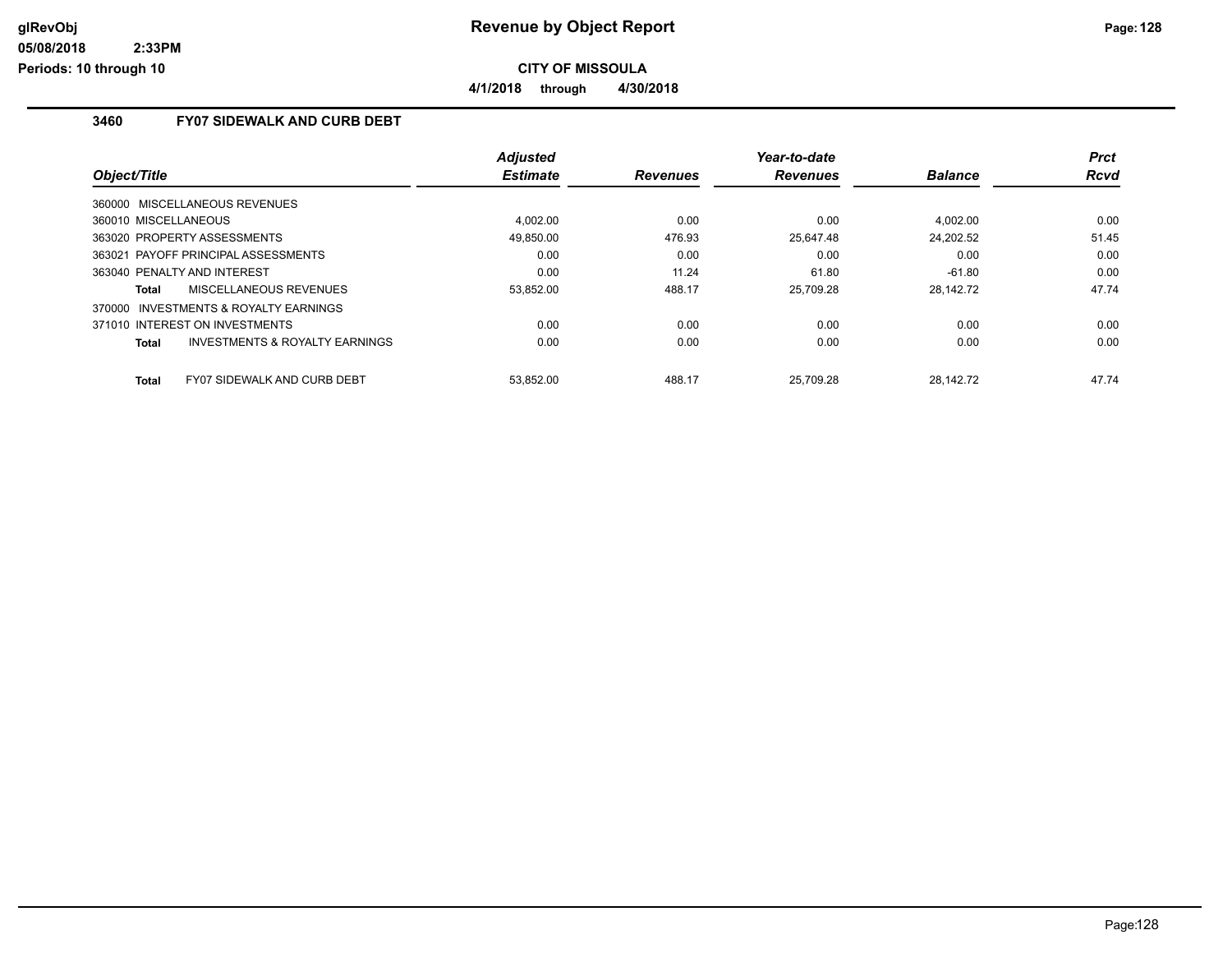# Revenue by Object Report

**CITY OF MISSOULA**

**4/1/2018 through 4/30/2018**

## 3460 FY07 SIDEWALK AND CURB DEBT

| Object/Title | Adjusted Estimate | Revenues | Year-to-date Revenues | Balance | Prct Rcvd |
|---|---|---|---|---|---|
| 360000 MISCELLANEOUS REVENUES | | | | | |
| 360010 MISCELLANEOUS | 4,002.00 | 0.00 | 0.00 | 4,002.00 | 0.00 |
| 363020 PROPERTY ASSESSMENTS | 49,850.00 | 476.93 | 25,647.48 | 24,202.52 | 51.45 |
| 363021 PAYOFF PRINCIPAL ASSESSMENTS | 0.00 | 0.00 | 0.00 | 0.00 | 0.00 |
| 363040 PENALTY AND INTEREST | 0.00 | 11.24 | 61.80 | -61.80 | 0.00 |
| **Total** MISCELLANEOUS REVENUES | 53,852.00 | 488.17 | 25,709.28 | 28,142.72 | 47.74 |
| 370000 INVESTMENTS & ROYALTY EARNINGS | | | | | |
| 371010 INTEREST ON INVESTMENTS | 0.00 | 0.00 | 0.00 | 0.00 | 0.00 |
| **Total** INVESTMENTS & ROYALTY EARNINGS | 0.00 | 0.00 | 0.00 | 0.00 | 0.00 |
| **Total** FY07 SIDEWALK AND CURB DEBT | 53,852.00 | 488.17 | 25,709.28 | 28,142.72 | 47.74 |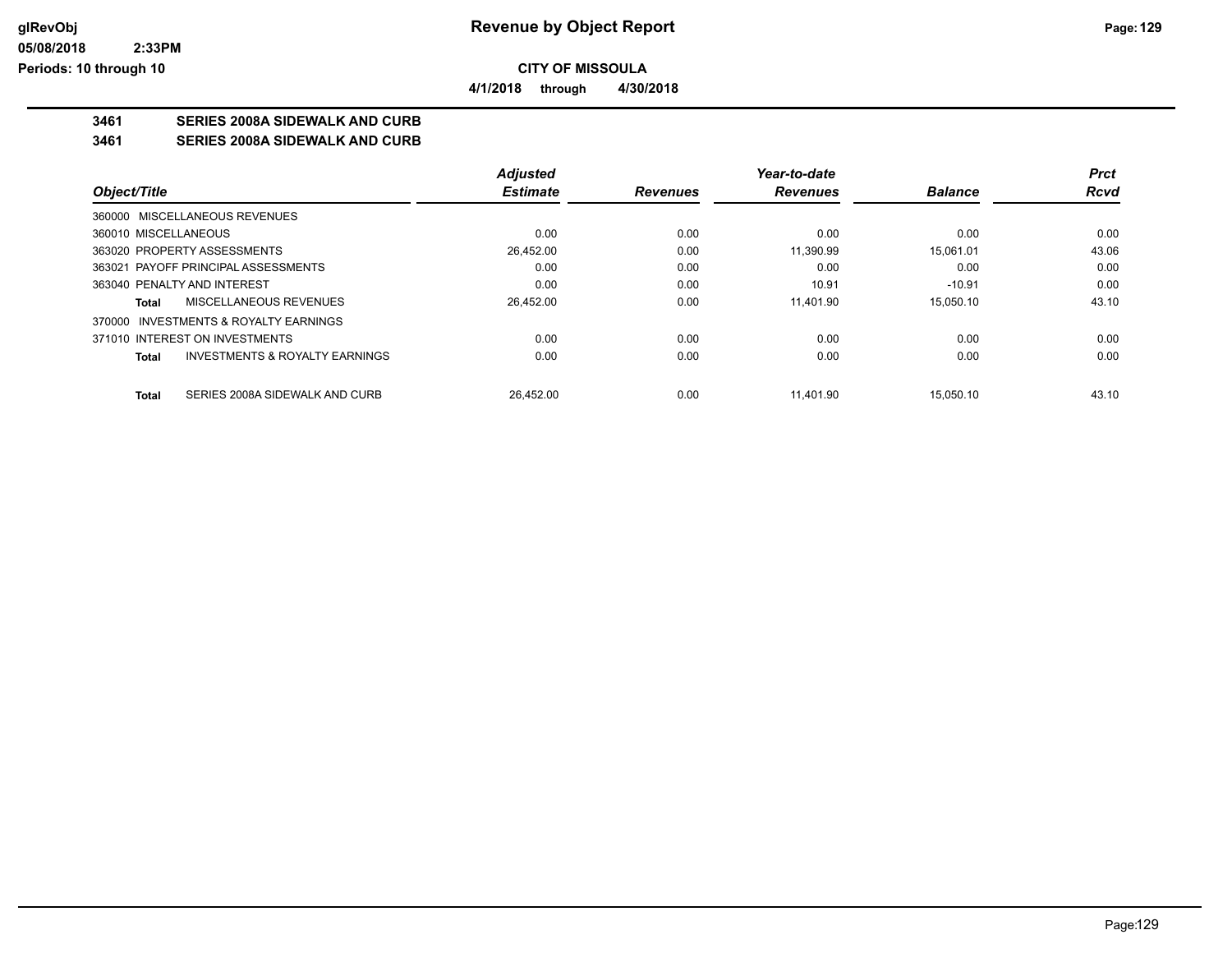**CITY OF MISSOULA**

**4/1/2018 through 4/30/2018**

**3461 SERIES 2008A SIDEWALK AND CURB**

**3461 SERIES 2008A SIDEWALK AND CURB**

| Object/Title | Adjusted Estimate | Revenues | Year-to-date Revenues | Balance | Prct Rcvd |
|---|---|---|---|---|---|
| 360000 MISCELLANEOUS REVENUES | | | | | |
| 360010 MISCELLANEOUS | 0.00 | 0.00 | 0.00 | 0.00 | 0.00 |
| 363020 PROPERTY ASSESSMENTS | 26,452.00 | 0.00 | 11,390.99 | 15,061.01 | 43.06 |
| 363021 PAYOFF PRINCIPAL ASSESSMENTS | 0.00 | 0.00 | 0.00 | 0.00 | 0.00 |
| 363040 PENALTY AND INTEREST | 0.00 | 0.00 | 10.91 | -10.91 | 0.00 |
| **Total** MISCELLANEOUS REVENUES | 26,452.00 | 0.00 | 11,401.90 | 15,050.10 | 43.10 |
| 370000 INVESTMENTS & ROYALTY EARNINGS | | | | | |
| 371010 INTEREST ON INVESTMENTS | 0.00 | 0.00 | 0.00 | 0.00 | 0.00 |
| **Total** INVESTMENTS & ROYALTY EARNINGS | 0.00 | 0.00 | 0.00 | 0.00 | 0.00 |
| **Total** SERIES 2008A SIDEWALK AND CURB | 26,452.00 | 0.00 | 11,401.90 | 15,050.10 | 43.10 |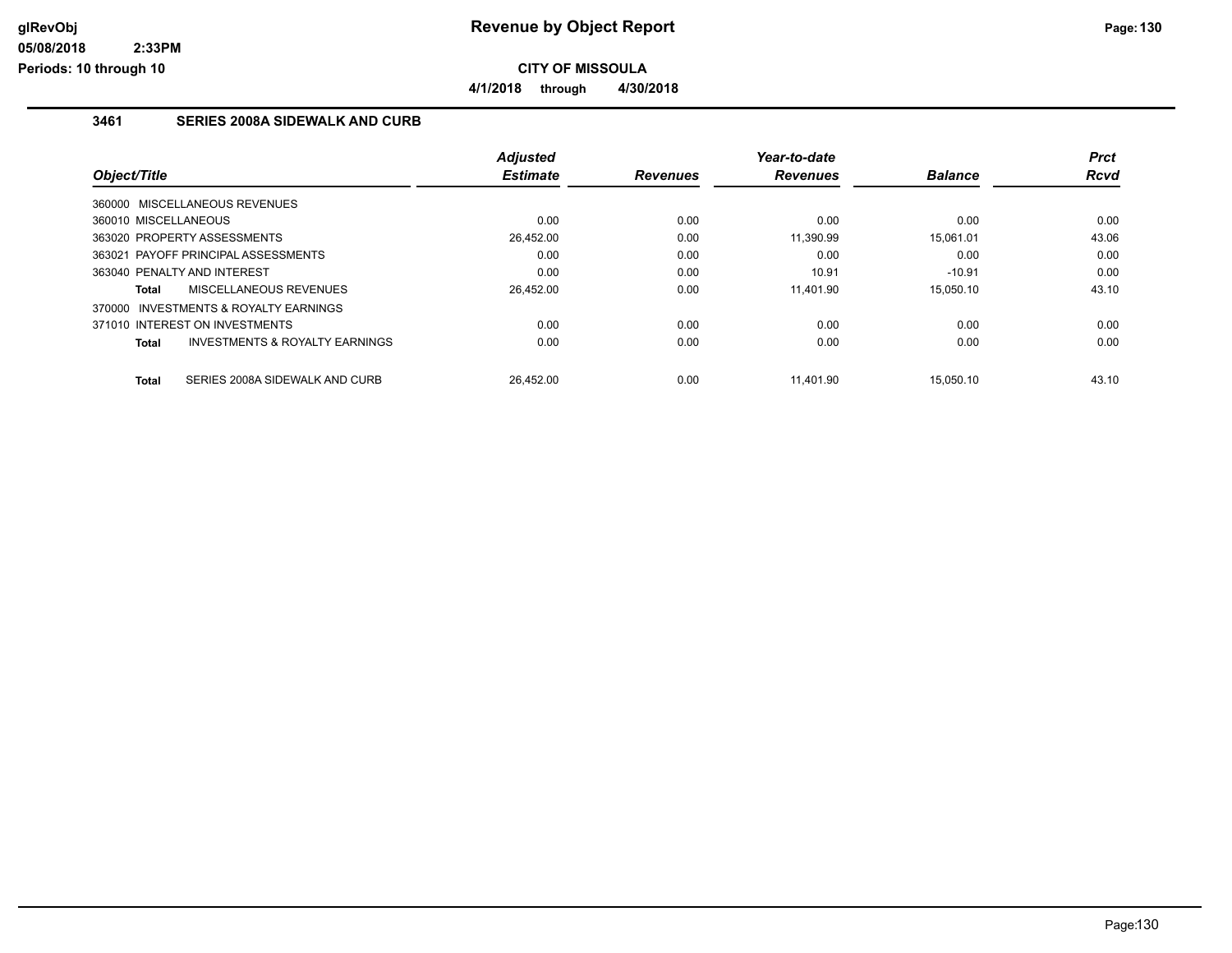# Revenue by Object Report

**CITY OF MISSOULA**

**4/1/2018 through 4/30/2018**

glRevObj
05/08/2018 2:33PM
Periods: 10 through 10

## 3461 SERIES 2008A SIDEWALK AND CURB

| Object/Title | Adjusted Estimate | Revenues | Year-to-date Revenues | Balance | Prct Rcvd |
|---|---|---|---|---|---|
| 360000 MISCELLANEOUS REVENUES | | | | | |
| 360010 MISCELLANEOUS | 0.00 | 0.00 | 0.00 | 0.00 | 0.00 |
| 363020 PROPERTY ASSESSMENTS | 26,452.00 | 0.00 | 11,390.99 | 15,061.01 | 43.06 |
| 363021 PAYOFF PRINCIPAL ASSESSMENTS | 0.00 | 0.00 | 0.00 | 0.00 | 0.00 |
| 363040 PENALTY AND INTEREST | 0.00 | 0.00 | 10.91 | -10.91 | 0.00 |
| **Total** MISCELLANEOUS REVENUES | 26,452.00 | 0.00 | 11,401.90 | 15,050.10 | 43.10 |
| 370000 INVESTMENTS & ROYALTY EARNINGS | | | | | |
| 371010 INTEREST ON INVESTMENTS | 0.00 | 0.00 | 0.00 | 0.00 | 0.00 |
| **Total** INVESTMENTS & ROYALTY EARNINGS | 0.00 | 0.00 | 0.00 | 0.00 | 0.00 |
| **Total** SERIES 2008A SIDEWALK AND CURB | 26,452.00 | 0.00 | 11,401.90 | 15,050.10 | 43.10 |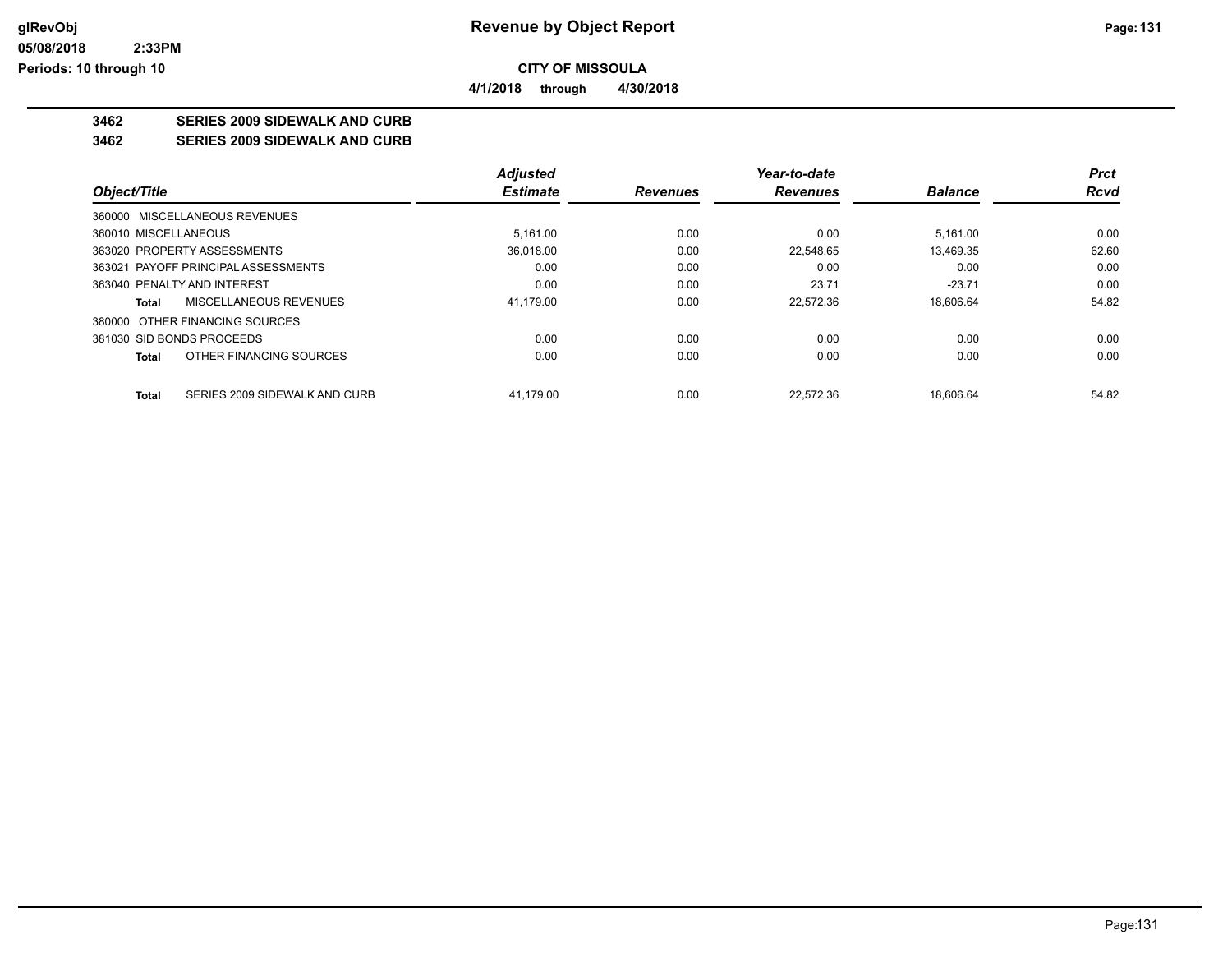**CITY OF MISSOULA**

**4/1/2018 through 4/30/2018**

## 3462 SERIES 2009 SIDEWALK AND CURB

## 3462 SERIES 2009 SIDEWALK AND CURB

| Object/Title | Adjusted Estimate | Revenues | Year-to-date Revenues | Balance | Prct Rcvd |
|---|---|---|---|---|---|
| 360000 MISCELLANEOUS REVENUES | | | | | |
| 360010 MISCELLANEOUS | 5,161.00 | 0.00 | 0.00 | 5,161.00 | 0.00 |
| 363020 PROPERTY ASSESSMENTS | 36,018.00 | 0.00 | 22,548.65 | 13,469.35 | 62.60 |
| 363021 PAYOFF PRINCIPAL ASSESSMENTS | 0.00 | 0.00 | 0.00 | 0.00 | 0.00 |
| 363040 PENALTY AND INTEREST | 0.00 | 0.00 | 23.71 | -23.71 | 0.00 |
| **Total** MISCELLANEOUS REVENUES | 41,179.00 | 0.00 | 22,572.36 | 18,606.64 | 54.82 |
| 380000 OTHER FINANCING SOURCES | | | | | |
| 381030 SID BONDS PROCEEDS | 0.00 | 0.00 | 0.00 | 0.00 | 0.00 |
| **Total** OTHER FINANCING SOURCES | 0.00 | 0.00 | 0.00 | 0.00 | 0.00 |
| **Total** SERIES 2009 SIDEWALK AND CURB | 41,179.00 | 0.00 | 22,572.36 | 18,606.64 | 54.82 |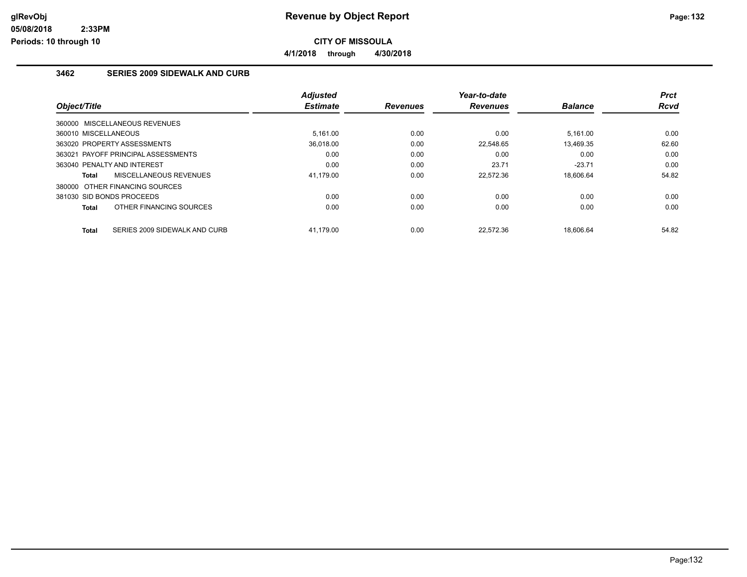# Revenue by Object Report

**CITY OF MISSOULA**

**4/1/2018 through 4/30/2018**

glRevObj
05/08/2018 2:33PM
Periods: 10 through 10

## 3462 SERIES 2009 SIDEWALK AND CURB

| Object/Title | Adjusted Estimate | Revenues | Year-to-date Revenues | Balance | Prct Rcvd |
|---|---|---|---|---|---|
| 360000 MISCELLANEOUS REVENUES | | | | | |
| 360010 MISCELLANEOUS | 5,161.00 | 0.00 | 0.00 | 5,161.00 | 0.00 |
| 363020 PROPERTY ASSESSMENTS | 36,018.00 | 0.00 | 22,548.65 | 13,469.35 | 62.60 |
| 363021 PAYOFF PRINCIPAL ASSESSMENTS | 0.00 | 0.00 | 0.00 | 0.00 | 0.00 |
| 363040 PENALTY AND INTEREST | 0.00 | 0.00 | 23.71 | -23.71 | 0.00 |
| **Total** MISCELLANEOUS REVENUES | 41,179.00 | 0.00 | 22,572.36 | 18,606.64 | 54.82 |
| 380000 OTHER FINANCING SOURCES | | | | | |
| 381030 SID BONDS PROCEEDS | 0.00 | 0.00 | 0.00 | 0.00 | 0.00 |
| **Total** OTHER FINANCING SOURCES | 0.00 | 0.00 | 0.00 | 0.00 | 0.00 |
| **Total** SERIES 2009 SIDEWALK AND CURB | 41,179.00 | 0.00 | 22,572.36 | 18,606.64 | 54.82 |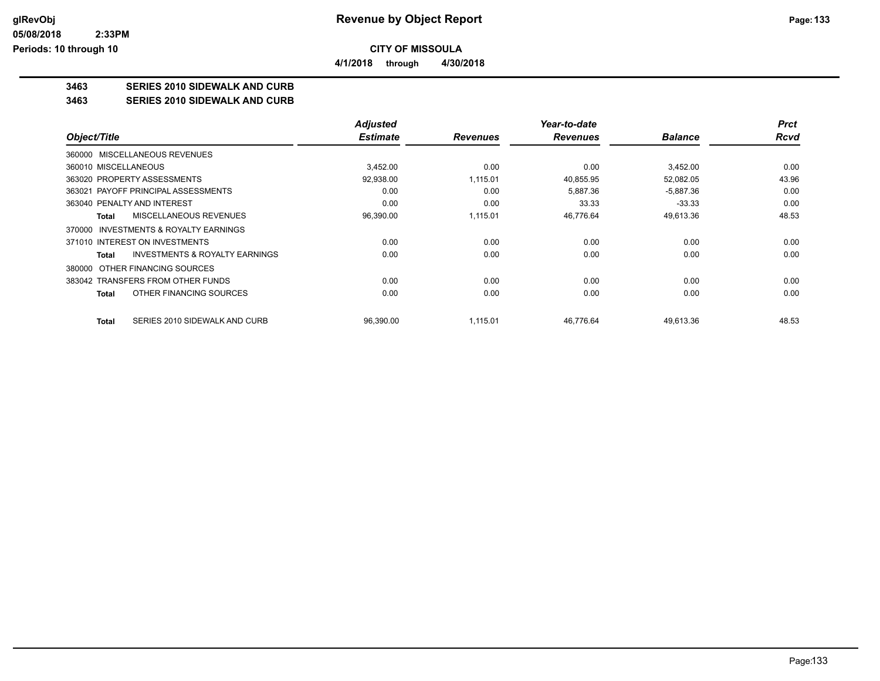# CITY OF MISSOULA

**4/1/2018 through 4/30/2018**

## 3463 SERIES 2010 SIDEWALK AND CURB

## 3463 SERIES 2010 SIDEWALK AND CURB

| Object/Title | Adjusted Estimate | Revenues | Year-to-date Revenues | Balance | Prct Rcvd |
|---|---|---|---|---|---|
| 360000 MISCELLANEOUS REVENUES | | | | | |
| 360010 MISCELLANEOUS | 3,452.00 | 0.00 | 0.00 | 3,452.00 | 0.00 |
| 363020 PROPERTY ASSESSMENTS | 92,938.00 | 1,115.01 | 40,855.95 | 52,082.05 | 43.96 |
| 363021 PAYOFF PRINCIPAL ASSESSMENTS | 0.00 | 0.00 | 5,887.36 | -5,887.36 | 0.00 |
| 363040 PENALTY AND INTEREST | 0.00 | 0.00 | 33.33 | -33.33 | 0.00 |
| **Total** MISCELLANEOUS REVENUES | 96,390.00 | 1,115.01 | 46,776.64 | 49,613.36 | 48.53 |
| 370000 INVESTMENTS & ROYALTY EARNINGS | | | | | |
| 371010 INTEREST ON INVESTMENTS | 0.00 | 0.00 | 0.00 | 0.00 | 0.00 |
| **Total** INVESTMENTS & ROYALTY EARNINGS | 0.00 | 0.00 | 0.00 | 0.00 | 0.00 |
| 380000 OTHER FINANCING SOURCES | | | | | |
| 383042 TRANSFERS FROM OTHER FUNDS | 0.00 | 0.00 | 0.00 | 0.00 | 0.00 |
| **Total** OTHER FINANCING SOURCES | 0.00 | 0.00 | 0.00 | 0.00 | 0.00 |
| **Total** SERIES 2010 SIDEWALK AND CURB | 96,390.00 | 1,115.01 | 46,776.64 | 49,613.36 | 48.53 |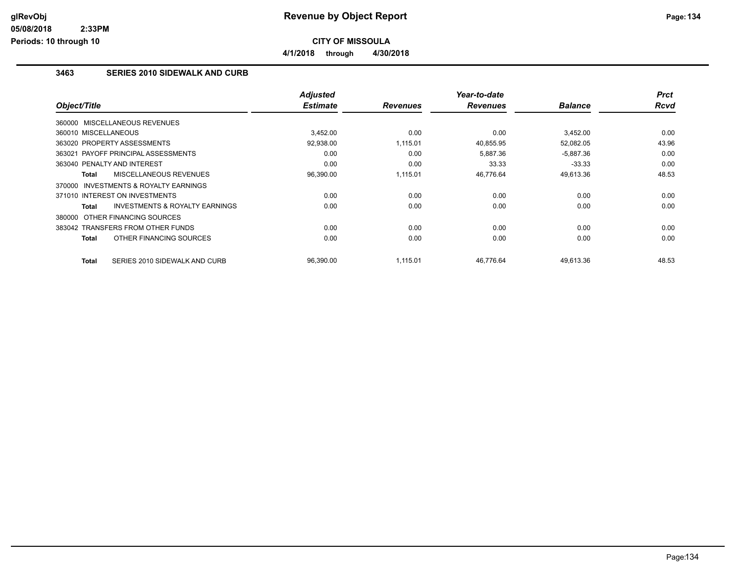**CITY OF MISSOULA**

**4/1/2018 through 4/30/2018**

### 3463 SERIES 2010 SIDEWALK AND CURB

| Object/Title | Adjusted Estimate | Revenues | Year-to-date Revenues | Balance | Prct Rcvd |
|---|---|---|---|---|---|
| 360000 MISCELLANEOUS REVENUES | | | | | |
| 360010 MISCELLANEOUS | 3,452.00 | 0.00 | 0.00 | 3,452.00 | 0.00 |
| 363020 PROPERTY ASSESSMENTS | 92,938.00 | 1,115.01 | 40,855.95 | 52,082.05 | 43.96 |
| 363021 PAYOFF PRINCIPAL ASSESSMENTS | 0.00 | 0.00 | 5,887.36 | -5,887.36 | 0.00 |
| 363040 PENALTY AND INTEREST | 0.00 | 0.00 | 33.33 | -33.33 | 0.00 |
| **Total** MISCELLANEOUS REVENUES | 96,390.00 | 1,115.01 | 46,776.64 | 49,613.36 | 48.53 |
| 370000 INVESTMENTS & ROYALTY EARNINGS | | | | | |
| 371010 INTEREST ON INVESTMENTS | 0.00 | 0.00 | 0.00 | 0.00 | 0.00 |
| **Total** INVESTMENTS & ROYALTY EARNINGS | 0.00 | 0.00 | 0.00 | 0.00 | 0.00 |
| 380000 OTHER FINANCING SOURCES | | | | | |
| 383042 TRANSFERS FROM OTHER FUNDS | 0.00 | 0.00 | 0.00 | 0.00 | 0.00 |
| **Total** OTHER FINANCING SOURCES | 0.00 | 0.00 | 0.00 | 0.00 | 0.00 |
| **Total** SERIES 2010 SIDEWALK AND CURB | 96,390.00 | 1,115.01 | 46,776.64 | 49,613.36 | 48.53 |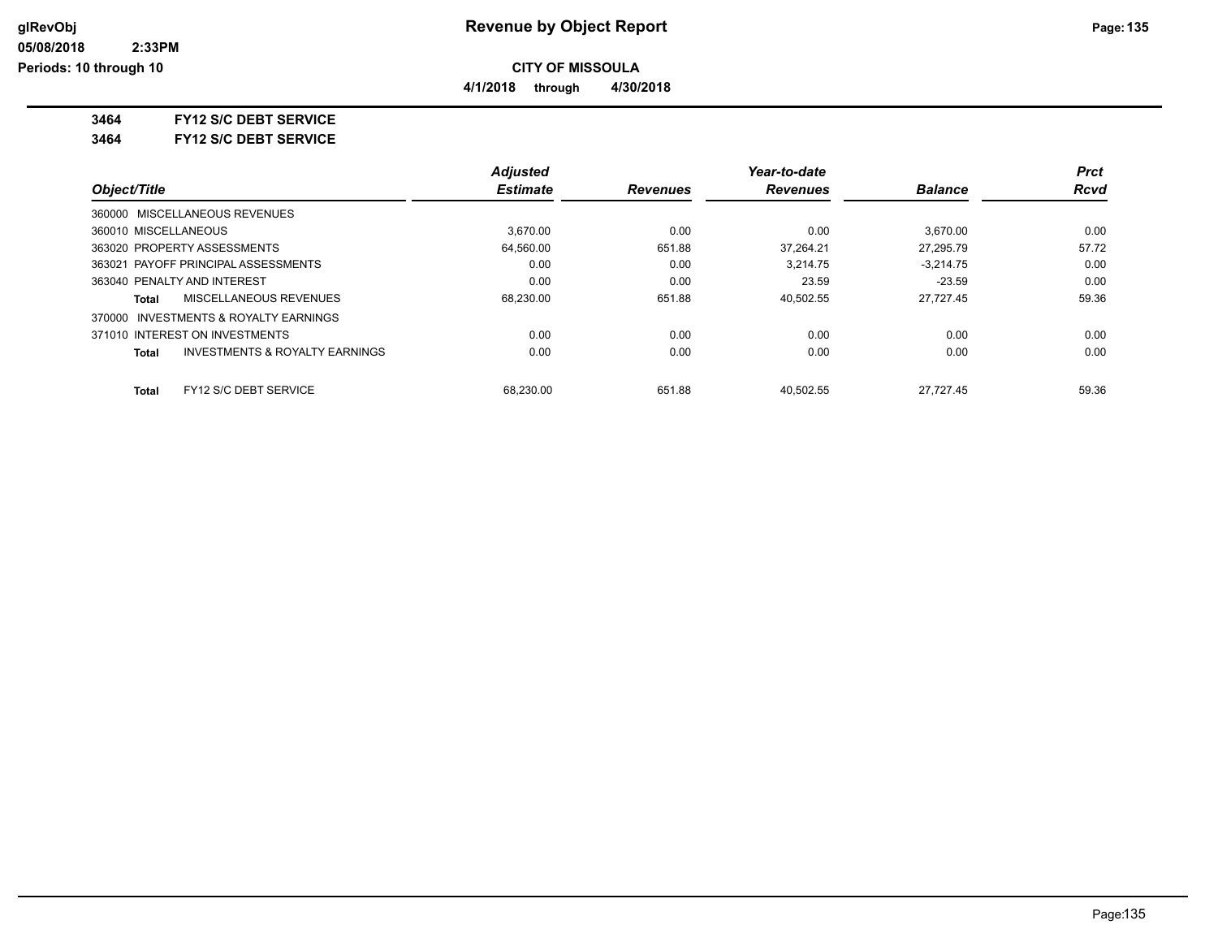**CITY OF MISSOULA**

**4/1/2018 through 4/30/2018**

**3464 FY12 S/C DEBT SERVICE**

**3464 FY12 S/C DEBT SERVICE**

| Object/Title | Adjusted Estimate | Revenues | Year-to-date Revenues | Balance | Prct Rcvd |
|---|---|---|---|---|---|
| 360000 MISCELLANEOUS REVENUES | | | | | |
| 360010 MISCELLANEOUS | 3,670.00 | 0.00 | 0.00 | 3,670.00 | 0.00 |
| 363020 PROPERTY ASSESSMENTS | 64,560.00 | 651.88 | 37,264.21 | 27,295.79 | 57.72 |
| 363021 PAYOFF PRINCIPAL ASSESSMENTS | 0.00 | 0.00 | 3,214.75 | -3,214.75 | 0.00 |
| 363040 PENALTY AND INTEREST | 0.00 | 0.00 | 23.59 | -23.59 | 0.00 |
| **Total** MISCELLANEOUS REVENUES | 68,230.00 | 651.88 | 40,502.55 | 27,727.45 | 59.36 |
| 370000 INVESTMENTS & ROYALTY EARNINGS | | | | | |
| 371010 INTEREST ON INVESTMENTS | 0.00 | 0.00 | 0.00 | 0.00 | 0.00 |
| **Total** INVESTMENTS & ROYALTY EARNINGS | 0.00 | 0.00 | 0.00 | 0.00 | 0.00 |
| **Total** FY12 S/C DEBT SERVICE | 68,230.00 | 651.88 | 40,502.55 | 27,727.45 | 59.36 |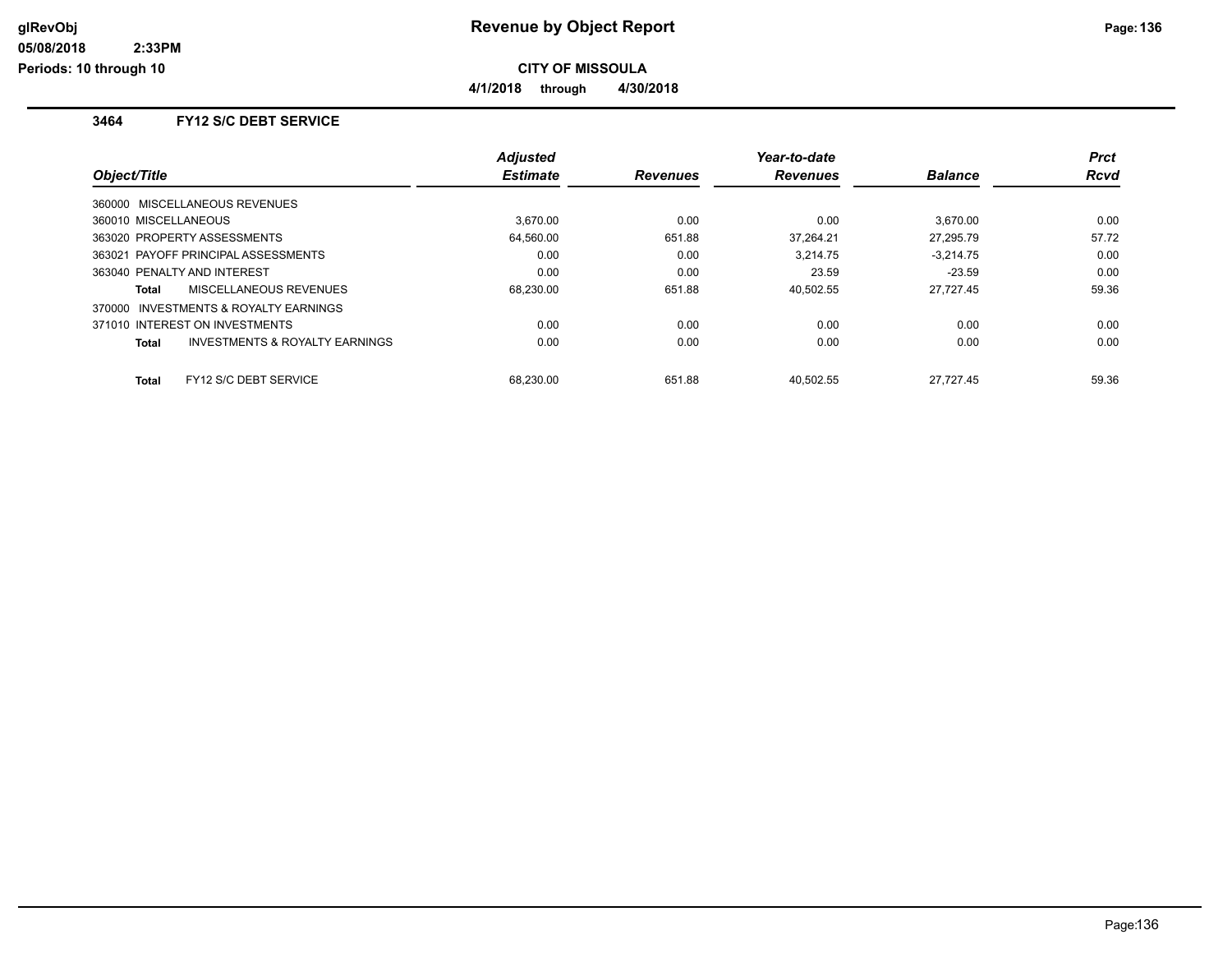# Revenue by Object Report

**CITY OF MISSOULA**

**4/1/2018 through 4/30/2018**

glRevObj
05/08/2018 2:33PM
Periods: 10 through 10

### 3464 FY12 S/C DEBT SERVICE

| Object/Title | Adjusted Estimate | Revenues | Year-to-date Revenues | Balance | Prct Rcvd |
|---|---|---|---|---|---|
| 360000 MISCELLANEOUS REVENUES | | | | | |
| 360010 MISCELLANEOUS | 3,670.00 | 0.00 | 0.00 | 3,670.00 | 0.00 |
| 363020 PROPERTY ASSESSMENTS | 64,560.00 | 651.88 | 37,264.21 | 27,295.79 | 57.72 |
| 363021 PAYOFF PRINCIPAL ASSESSMENTS | 0.00 | 0.00 | 3,214.75 | -3,214.75 | 0.00 |
| 363040 PENALTY AND INTEREST | 0.00 | 0.00 | 23.59 | -23.59 | 0.00 |
| **Total** MISCELLANEOUS REVENUES | 68,230.00 | 651.88 | 40,502.55 | 27,727.45 | 59.36 |
| 370000 INVESTMENTS & ROYALTY EARNINGS | | | | | |
| 371010 INTEREST ON INVESTMENTS | 0.00 | 0.00 | 0.00 | 0.00 | 0.00 |
| **Total** INVESTMENTS & ROYALTY EARNINGS | 0.00 | 0.00 | 0.00 | 0.00 | 0.00 |
| **Total** FY12 S/C DEBT SERVICE | 68,230.00 | 651.88 | 40,502.55 | 27,727.45 | 59.36 |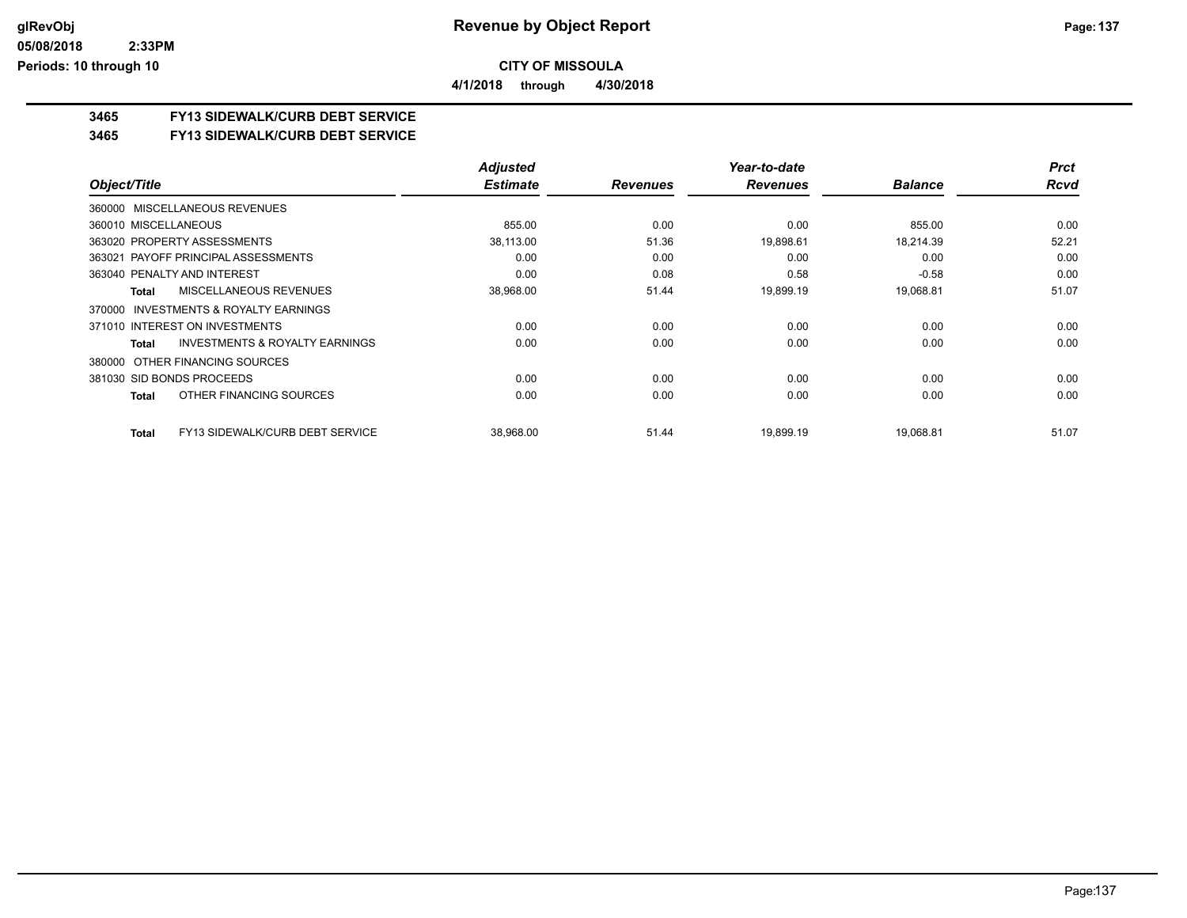**CITY OF MISSOULA**

**4/1/2018 through 4/30/2018**

## 3465 FY13 SIDEWALK/CURB DEBT SERVICE

## 3465 FY13 SIDEWALK/CURB DEBT SERVICE

| Object/Title | Adjusted Estimate | Revenues | Year-to-date Revenues | Balance | Prct Rcvd |
|---|---|---|---|---|---|
| 360000 MISCELLANEOUS REVENUES | | | | | |
| 360010 MISCELLANEOUS | 855.00 | 0.00 | 0.00 | 855.00 | 0.00 |
| 363020 PROPERTY ASSESSMENTS | 38,113.00 | 51.36 | 19,898.61 | 18,214.39 | 52.21 |
| 363021 PAYOFF PRINCIPAL ASSESSMENTS | 0.00 | 0.00 | 0.00 | 0.00 | 0.00 |
| 363040 PENALTY AND INTEREST | 0.00 | 0.08 | 0.58 | -0.58 | 0.00 |
| **Total** MISCELLANEOUS REVENUES | 38,968.00 | 51.44 | 19,899.19 | 19,068.81 | 51.07 |
| 370000 INVESTMENTS & ROYALTY EARNINGS | | | | | |
| 371010 INTEREST ON INVESTMENTS | 0.00 | 0.00 | 0.00 | 0.00 | 0.00 |
| **Total** INVESTMENTS & ROYALTY EARNINGS | 0.00 | 0.00 | 0.00 | 0.00 | 0.00 |
| 380000 OTHER FINANCING SOURCES | | | | | |
| 381030 SID BONDS PROCEEDS | 0.00 | 0.00 | 0.00 | 0.00 | 0.00 |
| **Total** OTHER FINANCING SOURCES | 0.00 | 0.00 | 0.00 | 0.00 | 0.00 |
| **Total** FY13 SIDEWALK/CURB DEBT SERVICE | 38,968.00 | 51.44 | 19,899.19 | 19,068.81 | 51.07 |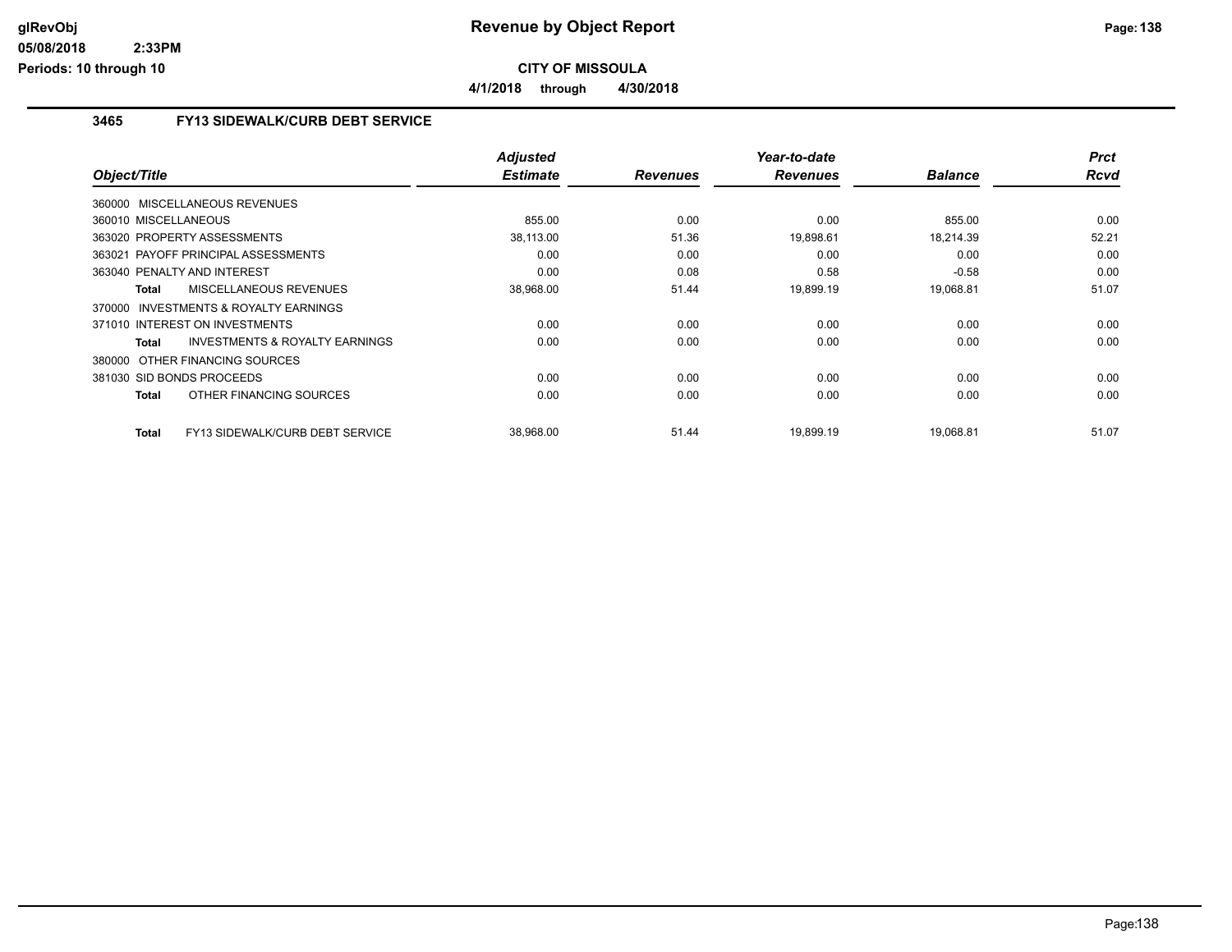# Revenue by Object Report

**CITY OF MISSOULA**

**4/1/2018 through 4/30/2018**

glRevObj
05/08/2018 2:33PM
Periods: 10 through 10

## 3465 FY13 SIDEWALK/CURB DEBT SERVICE

| Object/Title | Adjusted Estimate | Revenues | Year-to-date Revenues | Balance | Prct Rcvd |
|---|---|---|---|---|---|
| 360000 MISCELLANEOUS REVENUES | | | | | |
| 360010 MISCELLANEOUS | 855.00 | 0.00 | 0.00 | 855.00 | 0.00 |
| 363020 PROPERTY ASSESSMENTS | 38,113.00 | 51.36 | 19,898.61 | 18,214.39 | 52.21 |
| 363021 PAYOFF PRINCIPAL ASSESSMENTS | 0.00 | 0.00 | 0.00 | 0.00 | 0.00 |
| 363040 PENALTY AND INTEREST | 0.00 | 0.08 | 0.58 | -0.58 | 0.00 |
| **Total** MISCELLANEOUS REVENUES | 38,968.00 | 51.44 | 19,899.19 | 19,068.81 | 51.07 |
| 370000 INVESTMENTS & ROYALTY EARNINGS | | | | | |
| 371010 INTEREST ON INVESTMENTS | 0.00 | 0.00 | 0.00 | 0.00 | 0.00 |
| **Total** INVESTMENTS & ROYALTY EARNINGS | 0.00 | 0.00 | 0.00 | 0.00 | 0.00 |
| 380000 OTHER FINANCING SOURCES | | | | | |
| 381030 SID BONDS PROCEEDS | 0.00 | 0.00 | 0.00 | 0.00 | 0.00 |
| **Total** OTHER FINANCING SOURCES | 0.00 | 0.00 | 0.00 | 0.00 | 0.00 |
| **Total** FY13 SIDEWALK/CURB DEBT SERVICE | 38,968.00 | 51.44 | 19,899.19 | 19,068.81 | 51.07 |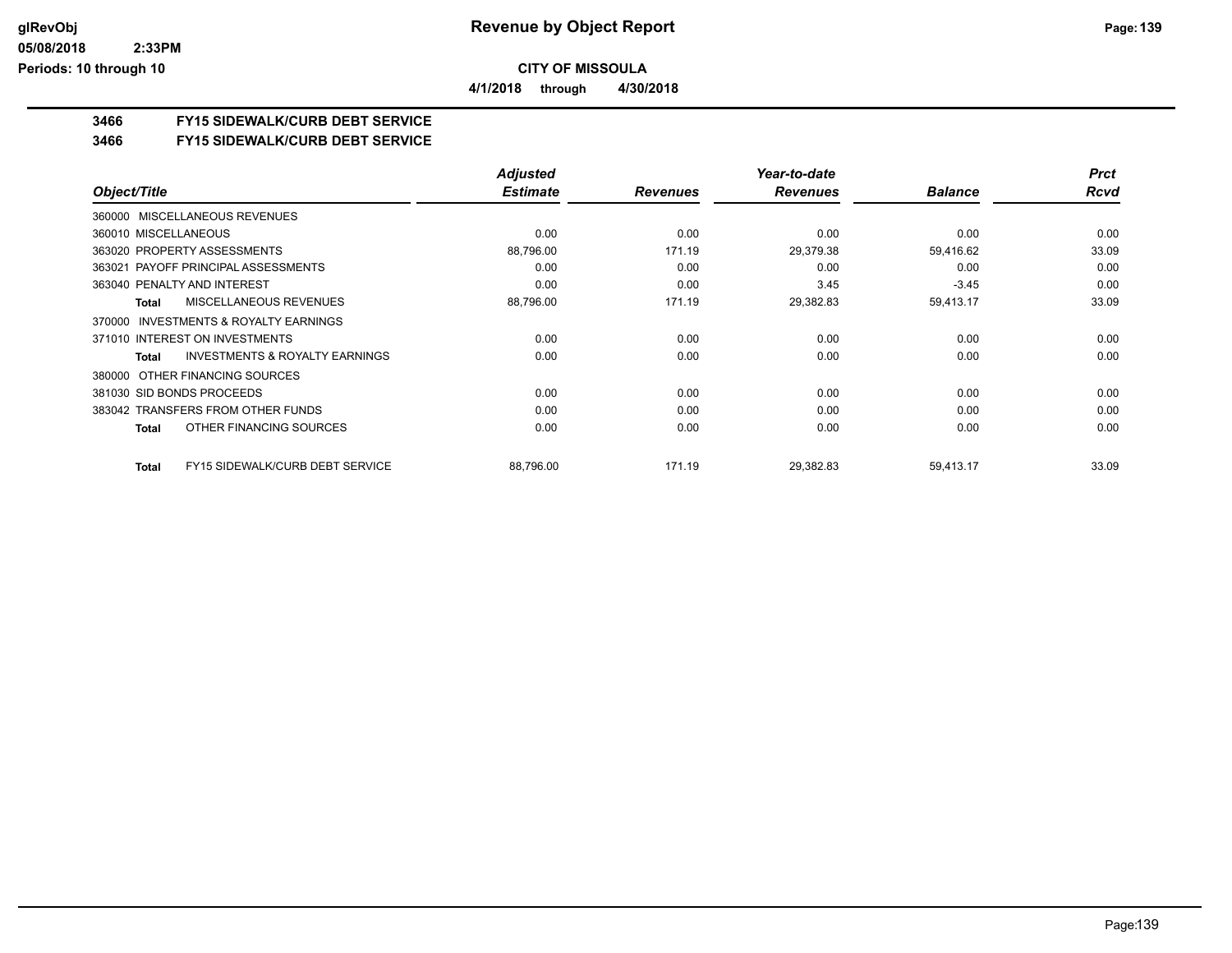**CITY OF MISSOULA**

**4/1/2018 through 4/30/2018**

**3466 FY15 SIDEWALK/CURB DEBT SERVICE**

**3466 FY15 SIDEWALK/CURB DEBT SERVICE**

| Object/Title | | Adjusted Estimate | Revenues | Year-to-date Revenues | Balance | Prct Rcvd |
|---|---|---|---|---|---|---|
| 360000 MISCELLANEOUS REVENUES | | | | | | |
| 360010 MISCELLANEOUS | | 0.00 | 0.00 | 0.00 | 0.00 | 0.00 |
| 363020 PROPERTY ASSESSMENTS | | 88,796.00 | 171.19 | 29,379.38 | 59,416.62 | 33.09 |
| 363021 PAYOFF PRINCIPAL ASSESSMENTS | | 0.00 | 0.00 | 0.00 | 0.00 | 0.00 |
| 363040 PENALTY AND INTEREST | | 0.00 | 0.00 | 3.45 | -3.45 | 0.00 |
| Total | MISCELLANEOUS REVENUES | 88,796.00 | 171.19 | 29,382.83 | 59,413.17 | 33.09 |
| 370000 INVESTMENTS & ROYALTY EARNINGS | | | | | | |
| 371010 INTEREST ON INVESTMENTS | | 0.00 | 0.00 | 0.00 | 0.00 | 0.00 |
| Total | INVESTMENTS & ROYALTY EARNINGS | 0.00 | 0.00 | 0.00 | 0.00 | 0.00 |
| 380000 OTHER FINANCING SOURCES | | | | | | |
| 381030 SID BONDS PROCEEDS | | 0.00 | 0.00 | 0.00 | 0.00 | 0.00 |
| 383042 TRANSFERS FROM OTHER FUNDS | | 0.00 | 0.00 | 0.00 | 0.00 | 0.00 |
| Total | OTHER FINANCING SOURCES | 0.00 | 0.00 | 0.00 | 0.00 | 0.00 |
| Total | FY15 SIDEWALK/CURB DEBT SERVICE | 88,796.00 | 171.19 | 29,382.83 | 59,413.17 | 33.09 |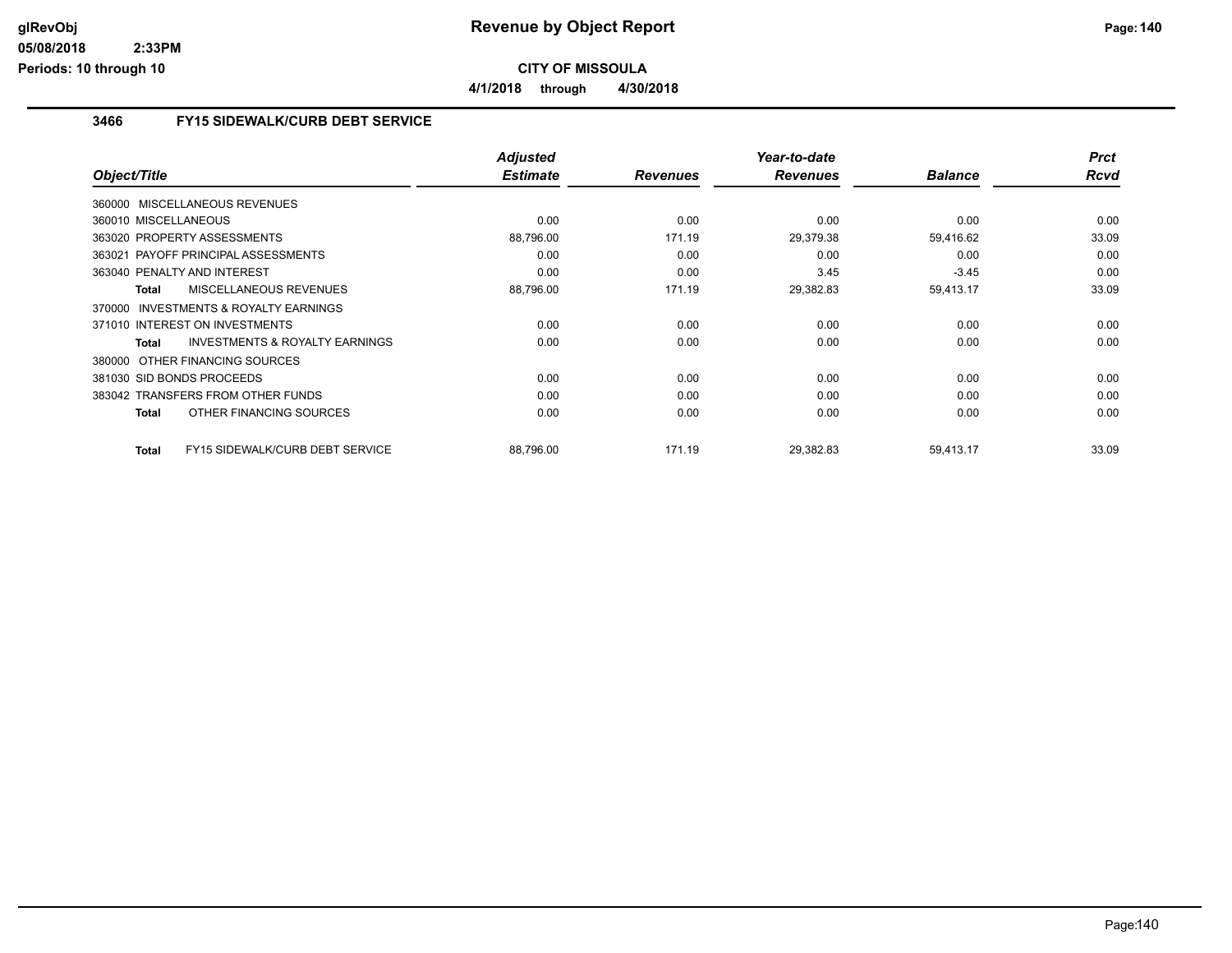**Revenue by Object Report**

**CITY OF MISSOULA**

**4/1/2018 through 4/30/2018**

glRevObj
05/08/2018 2:33PM
Periods: 10 through 10

## 3466 FY15 SIDEWALK/CURB DEBT SERVICE

| Object/Title | Adjusted Estimate | Revenues | Year-to-date Revenues | Balance | Prct Rcvd |
|---|---|---|---|---|---|
| 360000 MISCELLANEOUS REVENUES | | | | | |
| 360010 MISCELLANEOUS | 0.00 | 0.00 | 0.00 | 0.00 | 0.00 |
| 363020 PROPERTY ASSESSMENTS | 88,796.00 | 171.19 | 29,379.38 | 59,416.62 | 33.09 |
| 363021 PAYOFF PRINCIPAL ASSESSMENTS | 0.00 | 0.00 | 0.00 | 0.00 | 0.00 |
| 363040 PENALTY AND INTEREST | 0.00 | 0.00 | 3.45 | -3.45 | 0.00 |
| **Total** MISCELLANEOUS REVENUES | 88,796.00 | 171.19 | 29,382.83 | 59,413.17 | 33.09 |
| 370000 INVESTMENTS & ROYALTY EARNINGS | | | | | |
| 371010 INTEREST ON INVESTMENTS | 0.00 | 0.00 | 0.00 | 0.00 | 0.00 |
| **Total** INVESTMENTS & ROYALTY EARNINGS | 0.00 | 0.00 | 0.00 | 0.00 | 0.00 |
| 380000 OTHER FINANCING SOURCES | | | | | |
| 381030 SID BONDS PROCEEDS | 0.00 | 0.00 | 0.00 | 0.00 | 0.00 |
| 383042 TRANSFERS FROM OTHER FUNDS | 0.00 | 0.00 | 0.00 | 0.00 | 0.00 |
| **Total** OTHER FINANCING SOURCES | 0.00 | 0.00 | 0.00 | 0.00 | 0.00 |
| **Total** FY15 SIDEWALK/CURB DEBT SERVICE | 88,796.00 | 171.19 | 29,382.83 | 59,413.17 | 33.09 |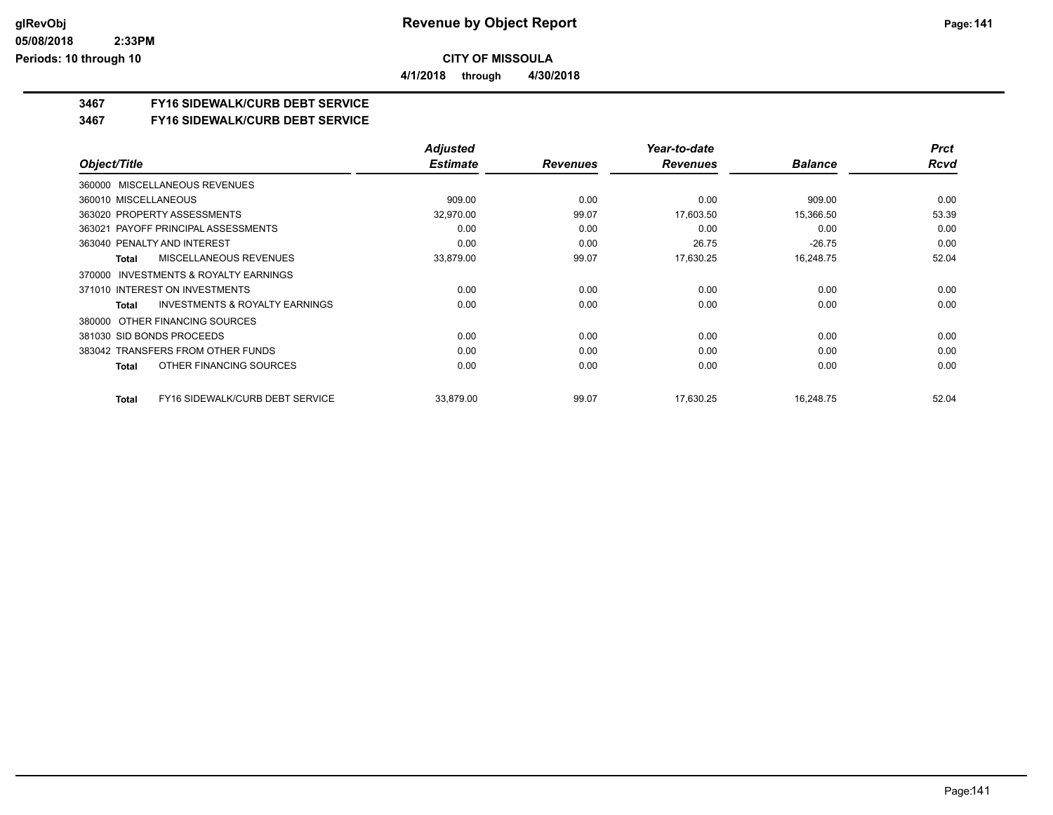**CITY OF MISSOULA**

**4/1/2018 through 4/30/2018**

**3467 FY16 SIDEWALK/CURB DEBT SERVICE**

**3467 FY16 SIDEWALK/CURB DEBT SERVICE**

| Object/Title | Adjusted Estimate | Revenues | Year-to-date Revenues | Balance | Prct Rcvd |
|---|---|---|---|---|---|
| 360000 MISCELLANEOUS REVENUES | | | | | |
| 360010 MISCELLANEOUS | 909.00 | 0.00 | 0.00 | 909.00 | 0.00 |
| 363020 PROPERTY ASSESSMENTS | 32,970.00 | 99.07 | 17,603.50 | 15,366.50 | 53.39 |
| 363021 PAYOFF PRINCIPAL ASSESSMENTS | 0.00 | 0.00 | 0.00 | 0.00 | 0.00 |
| 363040 PENALTY AND INTEREST | 0.00 | 0.00 | 26.75 | -26.75 | 0.00 |
| **Total** MISCELLANEOUS REVENUES | 33,879.00 | 99.07 | 17,630.25 | 16,248.75 | 52.04 |
| 370000 INVESTMENTS & ROYALTY EARNINGS | | | | | |
| 371010 INTEREST ON INVESTMENTS | 0.00 | 0.00 | 0.00 | 0.00 | 0.00 |
| **Total** INVESTMENTS & ROYALTY EARNINGS | 0.00 | 0.00 | 0.00 | 0.00 | 0.00 |
| 380000 OTHER FINANCING SOURCES | | | | | |
| 381030 SID BONDS PROCEEDS | 0.00 | 0.00 | 0.00 | 0.00 | 0.00 |
| 383042 TRANSFERS FROM OTHER FUNDS | 0.00 | 0.00 | 0.00 | 0.00 | 0.00 |
| **Total** OTHER FINANCING SOURCES | 0.00 | 0.00 | 0.00 | 0.00 | 0.00 |
| **Total** FY16 SIDEWALK/CURB DEBT SERVICE | 33,879.00 | 99.07 | 17,630.25 | 16,248.75 | 52.04 |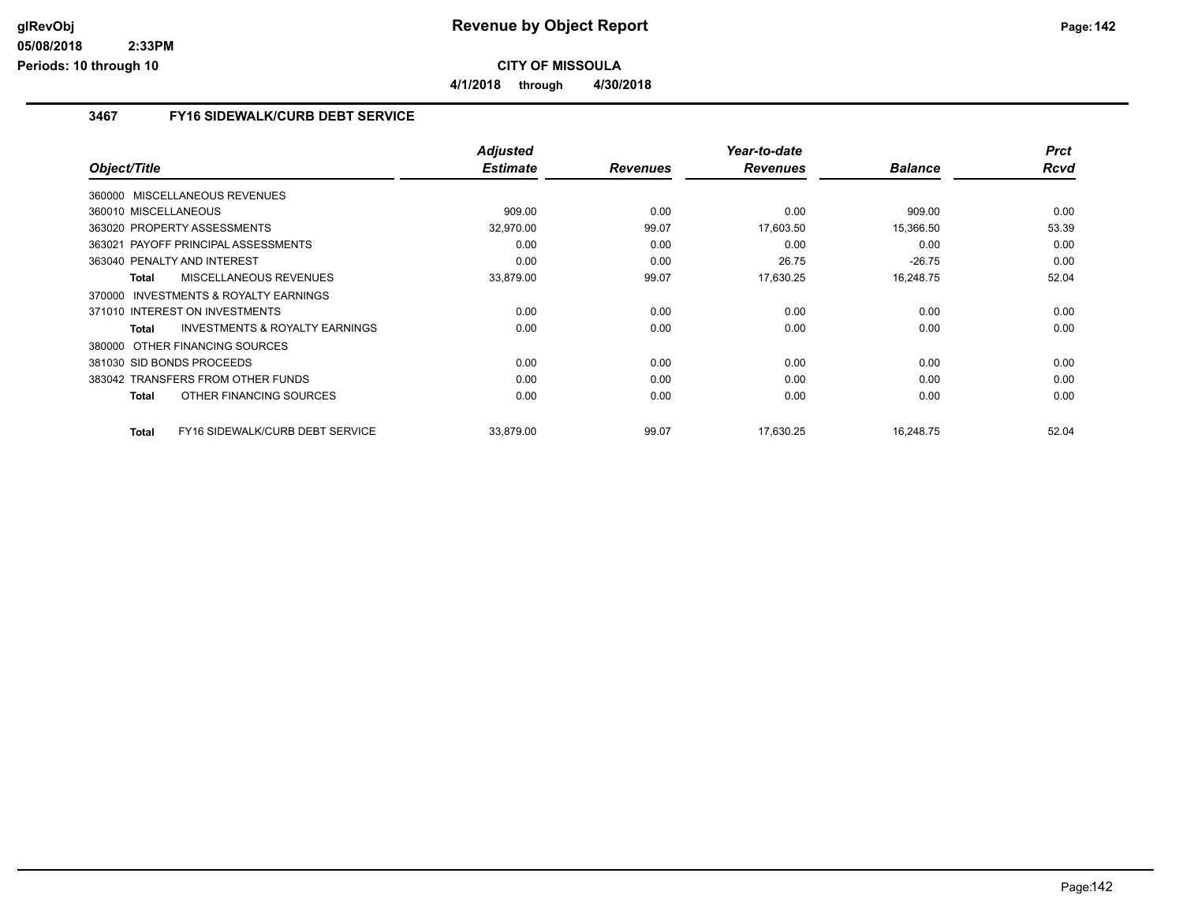# Revenue by Object Report

**CITY OF MISSOULA**

**4/1/2018 through 4/30/2018**

### 3467 FY16 SIDEWALK/CURB DEBT SERVICE

| Object/Title | Adjusted Estimate | Revenues | Year-to-date Revenues | Balance | Prct Rcvd |
|---|---|---|---|---|---|
| 360000 MISCELLANEOUS REVENUES | | | | | |
| 360010 MISCELLANEOUS | 909.00 | 0.00 | 0.00 | 909.00 | 0.00 |
| 363020 PROPERTY ASSESSMENTS | 32,970.00 | 99.07 | 17,603.50 | 15,366.50 | 53.39 |
| 363021 PAYOFF PRINCIPAL ASSESSMENTS | 0.00 | 0.00 | 0.00 | 0.00 | 0.00 |
| 363040 PENALTY AND INTEREST | 0.00 | 0.00 | 26.75 | -26.75 | 0.00 |
| **Total** MISCELLANEOUS REVENUES | 33,879.00 | 99.07 | 17,630.25 | 16,248.75 | 52.04 |
| 370000 INVESTMENTS & ROYALTY EARNINGS | | | | | |
| 371010 INTEREST ON INVESTMENTS | 0.00 | 0.00 | 0.00 | 0.00 | 0.00 |
| **Total** INVESTMENTS & ROYALTY EARNINGS | 0.00 | 0.00 | 0.00 | 0.00 | 0.00 |
| 380000 OTHER FINANCING SOURCES | | | | | |
| 381030 SID BONDS PROCEEDS | 0.00 | 0.00 | 0.00 | 0.00 | 0.00 |
| 383042 TRANSFERS FROM OTHER FUNDS | 0.00 | 0.00 | 0.00 | 0.00 | 0.00 |
| **Total** OTHER FINANCING SOURCES | 0.00 | 0.00 | 0.00 | 0.00 | 0.00 |
| **Total** FY16 SIDEWALK/CURB DEBT SERVICE | 33,879.00 | 99.07 | 17,630.25 | 16,248.75 | 52.04 |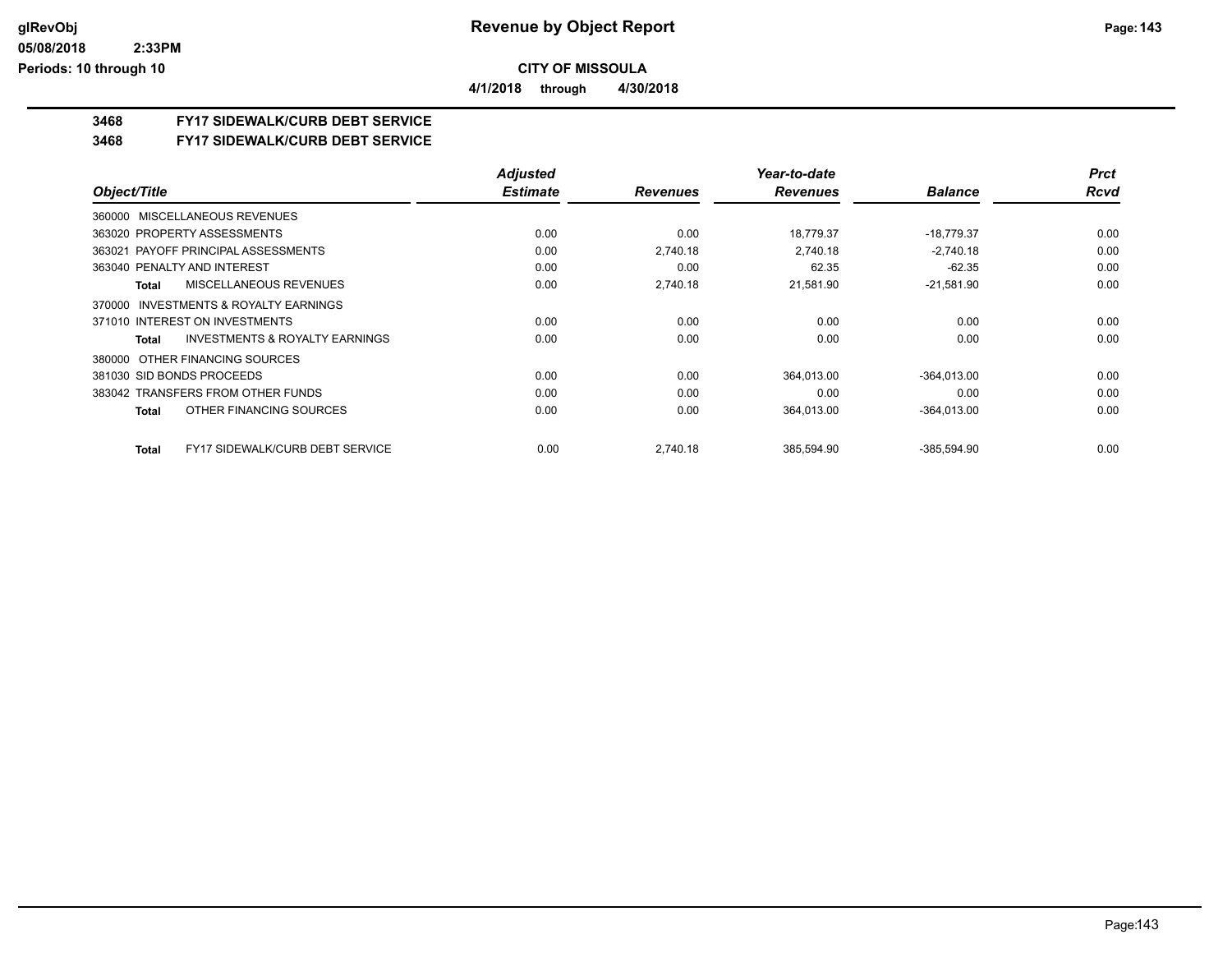# Revenue by Object Report

## CITY OF MISSOULA

**4/1/2018 through 4/30/2018**

### 3468 FY17 SIDEWALK/CURB DEBT SERVICE
### 3468 FY17 SIDEWALK/CURB DEBT SERVICE

| Object/Title | Adjusted Estimate | Revenues | Year-to-date Revenues | Balance | Prct Rcvd |
|---|---|---|---|---|---|
| 360000 MISCELLANEOUS REVENUES | | | | | |
| 363020 PROPERTY ASSESSMENTS | 0.00 | 0.00 | 18,779.37 | -18,779.37 | 0.00 |
| 363021 PAYOFF PRINCIPAL ASSESSMENTS | 0.00 | 2,740.18 | 2,740.18 | -2,740.18 | 0.00 |
| 363040 PENALTY AND INTEREST | 0.00 | 0.00 | 62.35 | -62.35 | 0.00 |
| **Total** MISCELLANEOUS REVENUES | 0.00 | 2,740.18 | 21,581.90 | -21,581.90 | 0.00 |
| 370000 INVESTMENTS & ROYALTY EARNINGS | | | | | |
| 371010 INTEREST ON INVESTMENTS | 0.00 | 0.00 | 0.00 | 0.00 | 0.00 |
| **Total** INVESTMENTS & ROYALTY EARNINGS | 0.00 | 0.00 | 0.00 | 0.00 | 0.00 |
| 380000 OTHER FINANCING SOURCES | | | | | |
| 381030 SID BONDS PROCEEDS | 0.00 | 0.00 | 364,013.00 | -364,013.00 | 0.00 |
| 383042 TRANSFERS FROM OTHER FUNDS | 0.00 | 0.00 | 0.00 | 0.00 | 0.00 |
| **Total** OTHER FINANCING SOURCES | 0.00 | 0.00 | 364,013.00 | -364,013.00 | 0.00 |
| **Total** FY17 SIDEWALK/CURB DEBT SERVICE | 0.00 | 2,740.18 | 385,594.90 | -385,594.90 | 0.00 |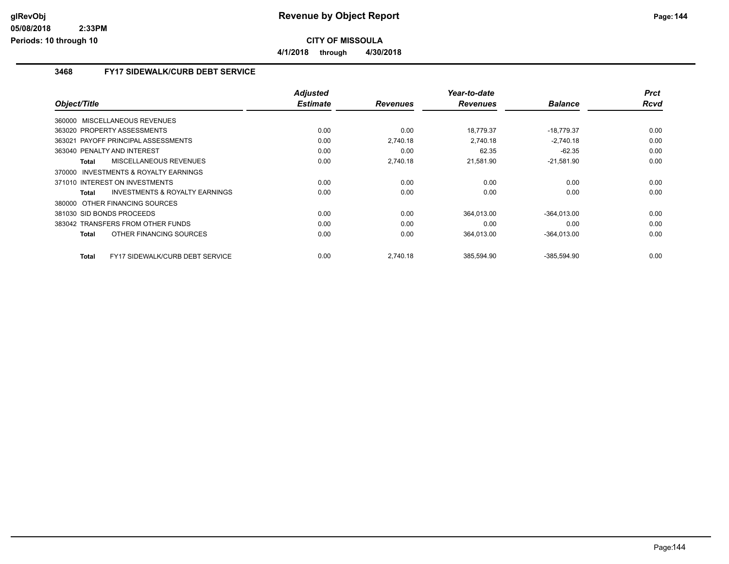# Revenue by Object Report

**CITY OF MISSOULA**

**4/1/2018 through 4/30/2018**

glRevObj
05/08/2018 2:33PM
Periods: 10 through 10

## 3468 FY17 SIDEWALK/CURB DEBT SERVICE

| Object/Title | Adjusted Estimate | Revenues | Year-to-date Revenues | Balance | Prct Rcvd |
|---|---|---|---|---|---|
| 360000 MISCELLANEOUS REVENUES | | | | | |
| 363020 PROPERTY ASSESSMENTS | 0.00 | 0.00 | 18,779.37 | -18,779.37 | 0.00 |
| 363021 PAYOFF PRINCIPAL ASSESSMENTS | 0.00 | 2,740.18 | 2,740.18 | -2,740.18 | 0.00 |
| 363040 PENALTY AND INTEREST | 0.00 | 0.00 | 62.35 | -62.35 | 0.00 |
| **Total** MISCELLANEOUS REVENUES | 0.00 | 2,740.18 | 21,581.90 | -21,581.90 | 0.00 |
| 370000 INVESTMENTS & ROYALTY EARNINGS | | | | | |
| 371010 INTEREST ON INVESTMENTS | 0.00 | 0.00 | 0.00 | 0.00 | 0.00 |
| **Total** INVESTMENTS & ROYALTY EARNINGS | 0.00 | 0.00 | 0.00 | 0.00 | 0.00 |
| 380000 OTHER FINANCING SOURCES | | | | | |
| 381030 SID BONDS PROCEEDS | 0.00 | 0.00 | 364,013.00 | -364,013.00 | 0.00 |
| 383042 TRANSFERS FROM OTHER FUNDS | 0.00 | 0.00 | 0.00 | 0.00 | 0.00 |
| **Total** OTHER FINANCING SOURCES | 0.00 | 0.00 | 364,013.00 | -364,013.00 | 0.00 |
| **Total** FY17 SIDEWALK/CURB DEBT SERVICE | 0.00 | 2,740.18 | 385,594.90 | -385,594.90 | 0.00 |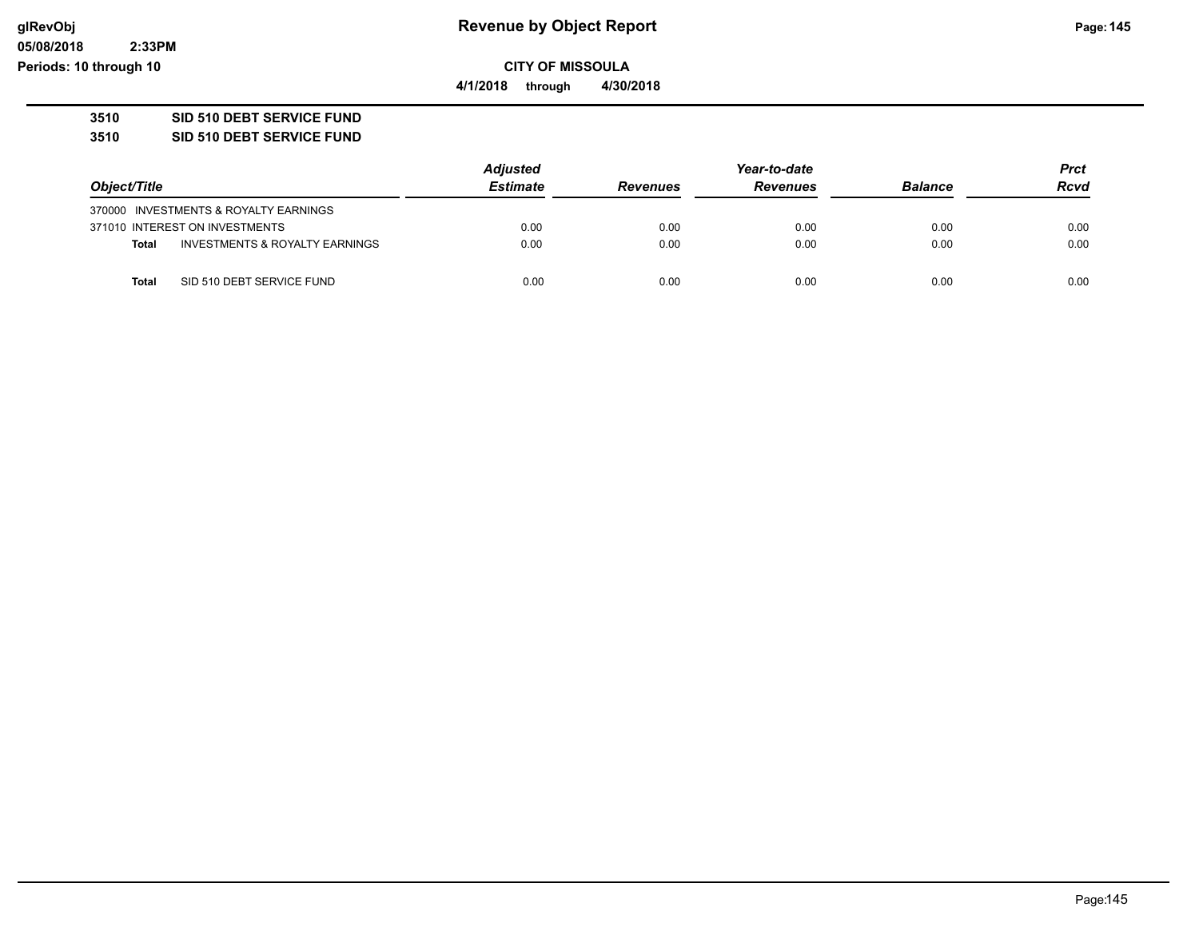**CITY OF MISSOULA**

**4/1/2018 through 4/30/2018**

**3510 SID 510 DEBT SERVICE FUND**

**3510 SID 510 DEBT SERVICE FUND**

| Object/Title | Adjusted Estimate | Revenues | Year-to-date Revenues | Balance | Prct Rcvd |
|---|---|---|---|---|---|
| 370000 INVESTMENTS & ROYALTY EARNINGS | | | | | |
| 371010 INTEREST ON INVESTMENTS | 0.00 | 0.00 | 0.00 | 0.00 | 0.00 |
| **Total** INVESTMENTS & ROYALTY EARNINGS | 0.00 | 0.00 | 0.00 | 0.00 | 0.00 |
| **Total** SID 510 DEBT SERVICE FUND | 0.00 | 0.00 | 0.00 | 0.00 | 0.00 |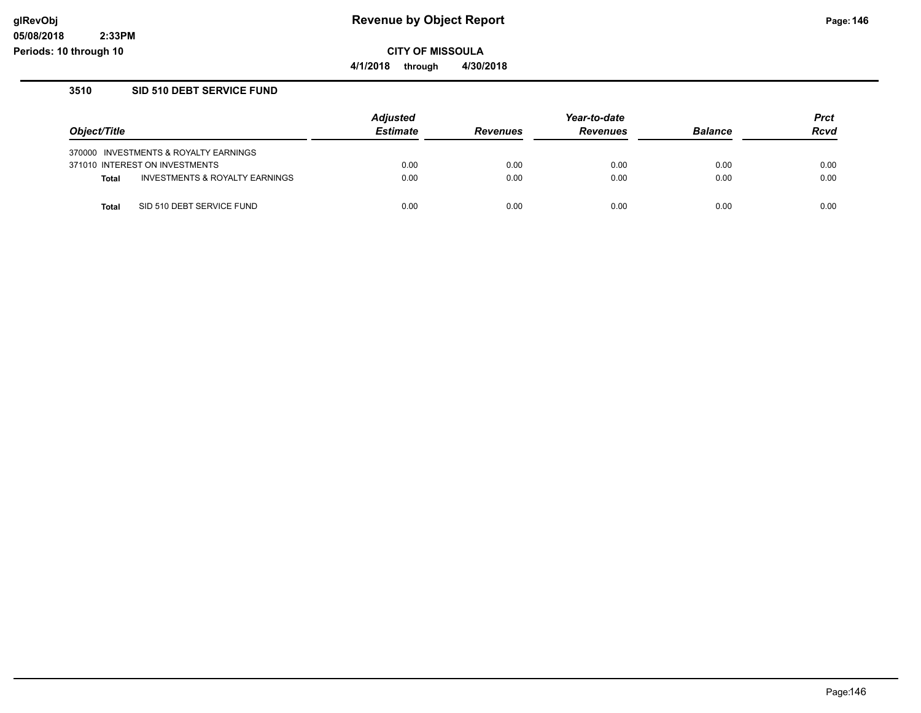# Revenue by Object Report

**CITY OF MISSOULA**

**4/1/2018 through 4/30/2018**

glRevObj
05/08/2018 2:33PM
Periods: 10 through 10

## 3510 SID 510 DEBT SERVICE FUND

| Object/Title | | Adjusted Estimate | Revenues | Year-to-date Revenues | Balance | Prct Rcvd |
|---|---|---|---|---|---|---|
| 370000 INVESTMENTS & ROYALTY EARNINGS | | | | | | |
| 371010 INTEREST ON INVESTMENTS | | 0.00 | 0.00 | 0.00 | 0.00 | 0.00 |
| **Total** | INVESTMENTS & ROYALTY EARNINGS | 0.00 | 0.00 | 0.00 | 0.00 | 0.00 |
| **Total** | SID 510 DEBT SERVICE FUND | 0.00 | 0.00 | 0.00 | 0.00 | 0.00 |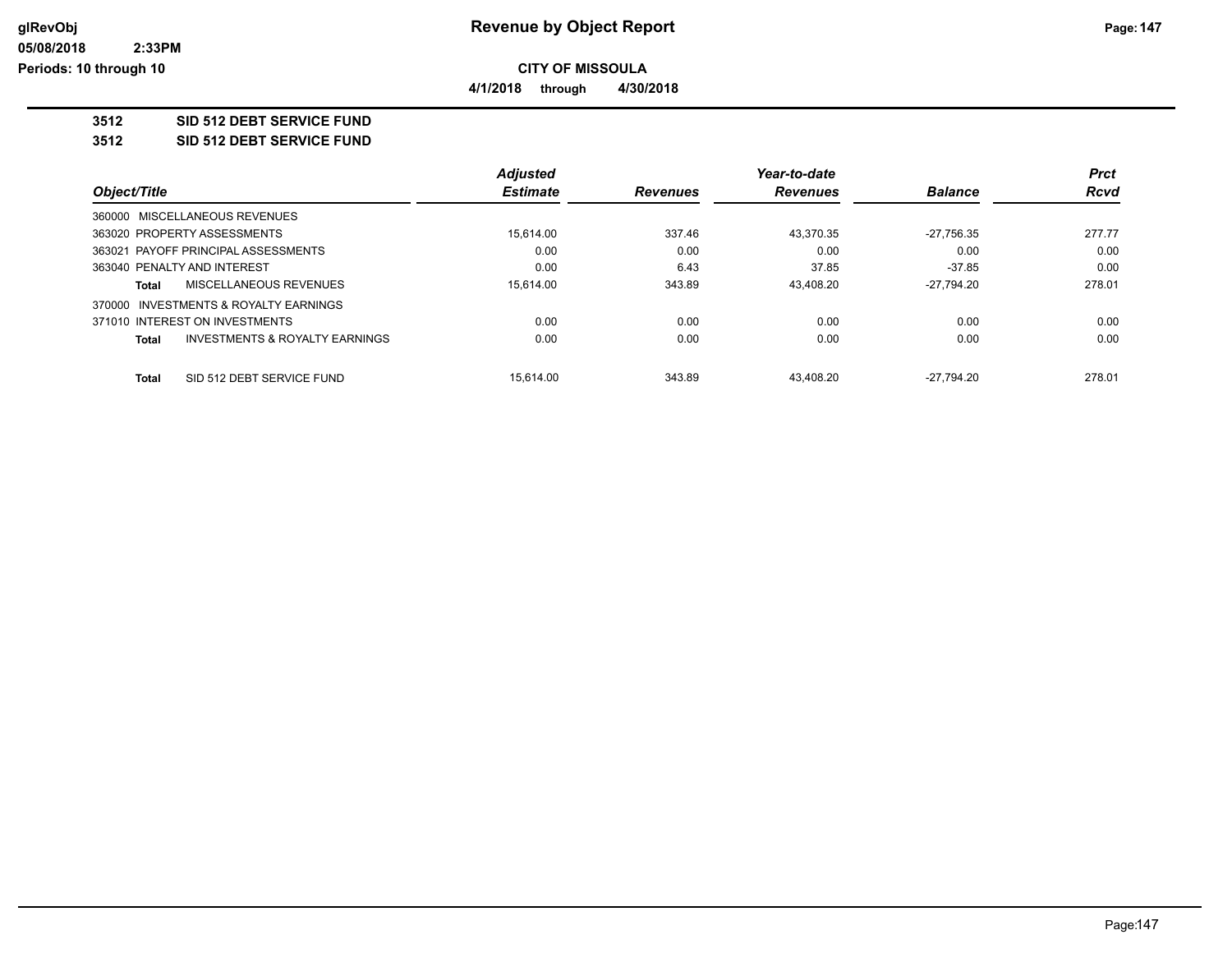**CITY OF MISSOULA**

**4/1/2018 through 4/30/2018**

**3512 SID 512 DEBT SERVICE FUND**

**3512 SID 512 DEBT SERVICE FUND**

| Object/Title | Adjusted Estimate | Revenues | Year-to-date Revenues | Balance | Prct Rcvd |
|---|---|---|---|---|---|
| 360000 MISCELLANEOUS REVENUES | | | | | |
| 363020 PROPERTY ASSESSMENTS | 15,614.00 | 337.46 | 43,370.35 | -27,756.35 | 277.77 |
| 363021 PAYOFF PRINCIPAL ASSESSMENTS | 0.00 | 0.00 | 0.00 | 0.00 | 0.00 |
| 363040 PENALTY AND INTEREST | 0.00 | 6.43 | 37.85 | -37.85 | 0.00 |
| **Total** MISCELLANEOUS REVENUES | 15,614.00 | 343.89 | 43,408.20 | -27,794.20 | 278.01 |
| 370000 INVESTMENTS & ROYALTY EARNINGS | | | | | |
| 371010 INTEREST ON INVESTMENTS | 0.00 | 0.00 | 0.00 | 0.00 | 0.00 |
| **Total** INVESTMENTS & ROYALTY EARNINGS | 0.00 | 0.00 | 0.00 | 0.00 | 0.00 |
| **Total** SID 512 DEBT SERVICE FUND | 15,614.00 | 343.89 | 43,408.20 | -27,794.20 | 278.01 |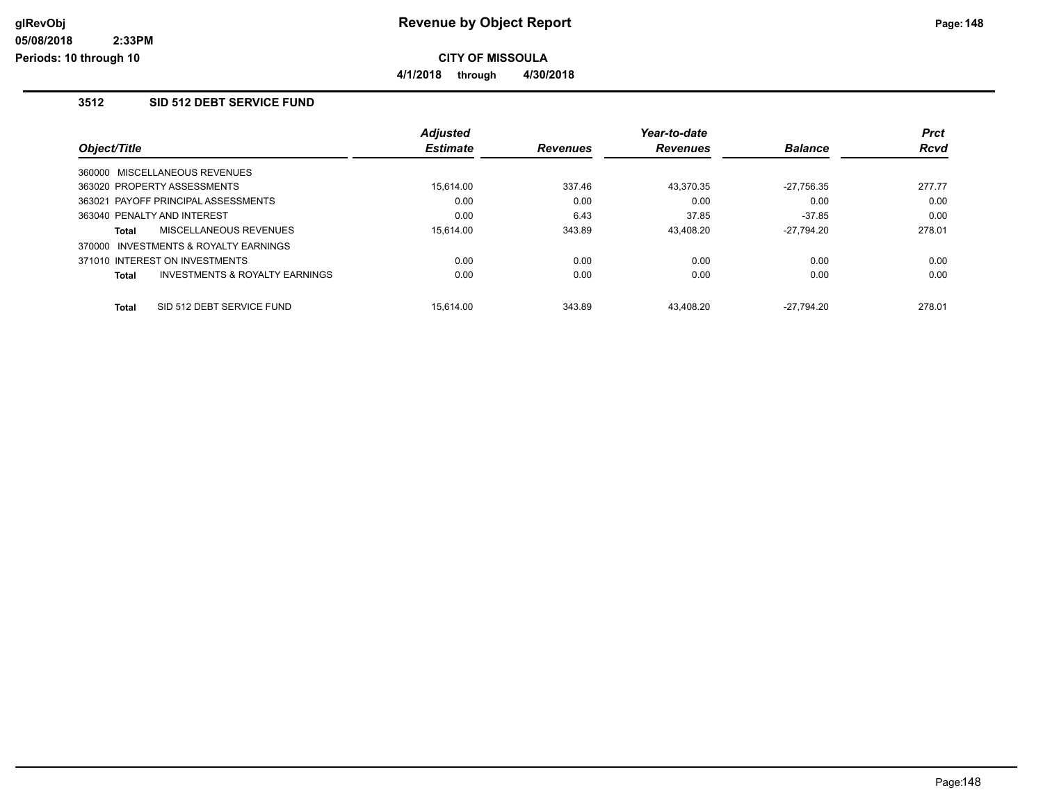# CITY OF MISSOULA

**4/1/2018 through 4/30/2018**

## 3512 SID 512 DEBT SERVICE FUND

| Object/Title | Adjusted Estimate | Revenues | Year-to-date Revenues | Balance | Prct Rcvd |
|---|---|---|---|---|---|
| 360000 MISCELLANEOUS REVENUES | | | | | |
| 363020 PROPERTY ASSESSMENTS | 15,614.00 | 337.46 | 43,370.35 | -27,756.35 | 277.77 |
| 363021 PAYOFF PRINCIPAL ASSESSMENTS | 0.00 | 0.00 | 0.00 | 0.00 | 0.00 |
| 363040 PENALTY AND INTEREST | 0.00 | 6.43 | 37.85 | -37.85 | 0.00 |
| **Total** MISCELLANEOUS REVENUES | 15,614.00 | 343.89 | 43,408.20 | -27,794.20 | 278.01 |
| 370000 INVESTMENTS & ROYALTY EARNINGS | | | | | |
| 371010 INTEREST ON INVESTMENTS | 0.00 | 0.00 | 0.00 | 0.00 | 0.00 |
| **Total** INVESTMENTS & ROYALTY EARNINGS | 0.00 | 0.00 | 0.00 | 0.00 | 0.00 |
| **Total** SID 512 DEBT SERVICE FUND | 15,614.00 | 343.89 | 43,408.20 | -27,794.20 | 278.01 |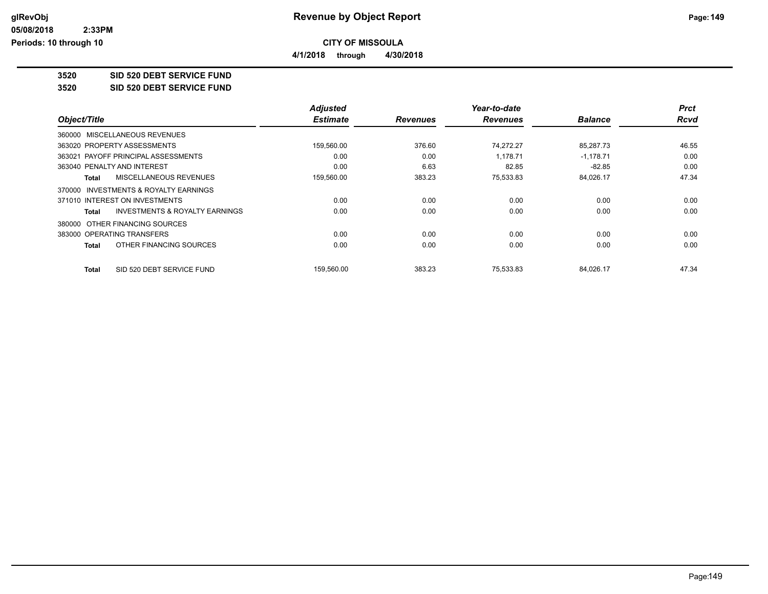**Revenue by Object Report**

**CITY OF MISSOULA**

**4/1/2018 through 4/30/2018**

**3520 SID 520 DEBT SERVICE FUND**

**3520 SID 520 DEBT SERVICE FUND**

| Object/Title | Adjusted Estimate | Revenues | Year-to-date Revenues | Balance | Prct Rcvd |
|---|---|---|---|---|---|
| 360000 MISCELLANEOUS REVENUES | | | | | |
| 363020 PROPERTY ASSESSMENTS | 159,560.00 | 376.60 | 74,272.27 | 85,287.73 | 46.55 |
| 363021 PAYOFF PRINCIPAL ASSESSMENTS | 0.00 | 0.00 | 1,178.71 | -1,178.71 | 0.00 |
| 363040 PENALTY AND INTEREST | 0.00 | 6.63 | 82.85 | -82.85 | 0.00 |
| **Total** MISCELLANEOUS REVENUES | 159,560.00 | 383.23 | 75,533.83 | 84,026.17 | 47.34 |
| 370000 INVESTMENTS & ROYALTY EARNINGS | | | | | |
| 371010 INTEREST ON INVESTMENTS | 0.00 | 0.00 | 0.00 | 0.00 | 0.00 |
| **Total** INVESTMENTS & ROYALTY EARNINGS | 0.00 | 0.00 | 0.00 | 0.00 | 0.00 |
| 380000 OTHER FINANCING SOURCES | | | | | |
| 383000 OPERATING TRANSFERS | 0.00 | 0.00 | 0.00 | 0.00 | 0.00 |
| **Total** OTHER FINANCING SOURCES | 0.00 | 0.00 | 0.00 | 0.00 | 0.00 |
| **Total** SID 520 DEBT SERVICE FUND | 159,560.00 | 383.23 | 75,533.83 | 84,026.17 | 47.34 |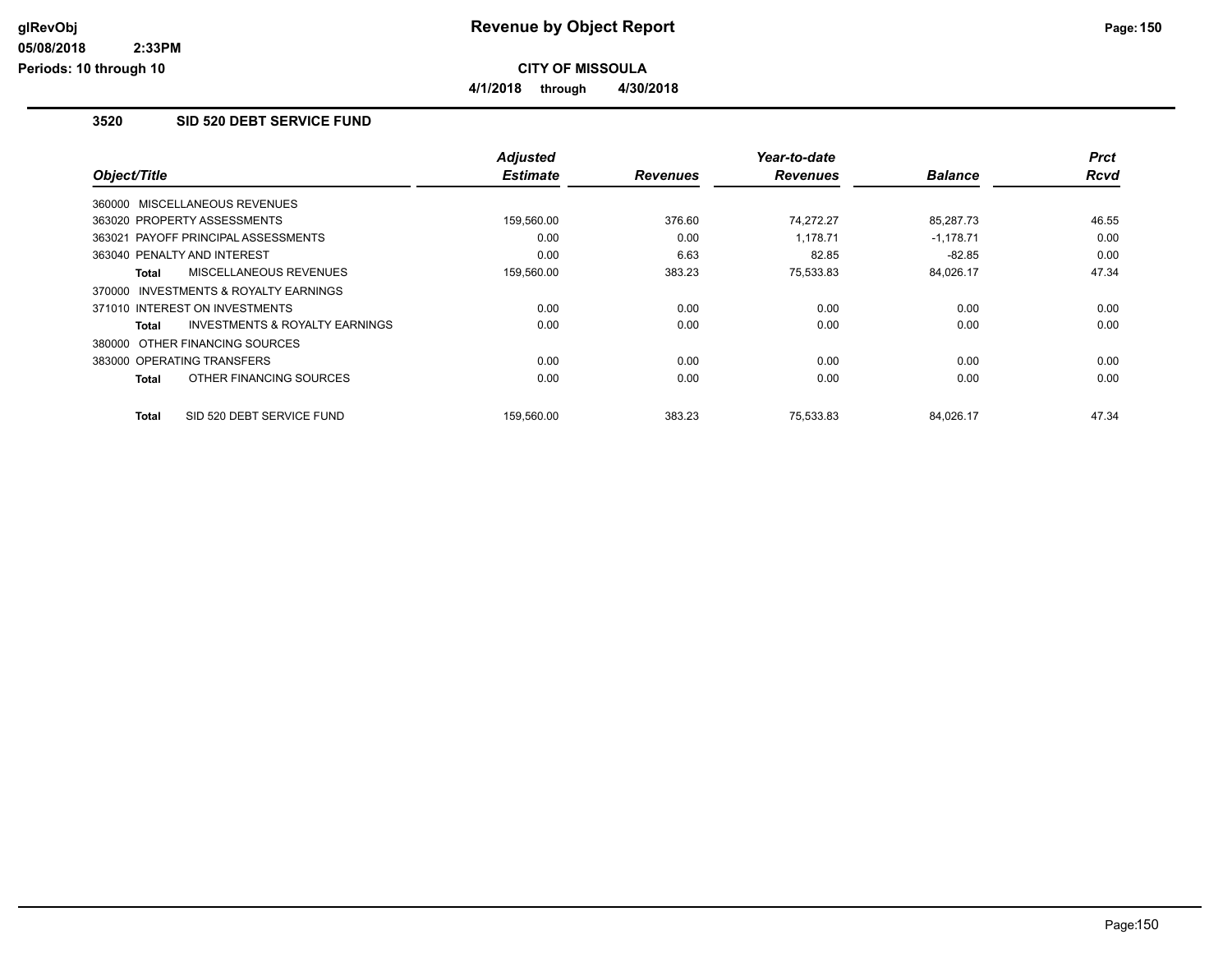# Revenue by Object Report

**CITY OF MISSOULA**

**4/1/2018 through 4/30/2018**

glRevObj
05/08/2018 2:33PM
Periods: 10 through 10

## 3520 SID 520 DEBT SERVICE FUND

| Object/Title | Adjusted Estimate | Revenues | Year-to-date Revenues | Balance | Prct Rcvd |
|---|---|---|---|---|---|
| 360000 MISCELLANEOUS REVENUES | | | | | |
| 363020 PROPERTY ASSESSMENTS | 159,560.00 | 376.60 | 74,272.27 | 85,287.73 | 46.55 |
| 363021 PAYOFF PRINCIPAL ASSESSMENTS | 0.00 | 0.00 | 1,178.71 | -1,178.71 | 0.00 |
| 363040 PENALTY AND INTEREST | 0.00 | 6.63 | 82.85 | -82.85 | 0.00 |
| **Total** MISCELLANEOUS REVENUES | 159,560.00 | 383.23 | 75,533.83 | 84,026.17 | 47.34 |
| 370000 INVESTMENTS & ROYALTY EARNINGS | | | | | |
| 371010 INTEREST ON INVESTMENTS | 0.00 | 0.00 | 0.00 | 0.00 | 0.00 |
| **Total** INVESTMENTS & ROYALTY EARNINGS | 0.00 | 0.00 | 0.00 | 0.00 | 0.00 |
| 380000 OTHER FINANCING SOURCES | | | | | |
| 383000 OPERATING TRANSFERS | 0.00 | 0.00 | 0.00 | 0.00 | 0.00 |
| **Total** OTHER FINANCING SOURCES | 0.00 | 0.00 | 0.00 | 0.00 | 0.00 |
| **Total** SID 520 DEBT SERVICE FUND | 159,560.00 | 383.23 | 75,533.83 | 84,026.17 | 47.34 |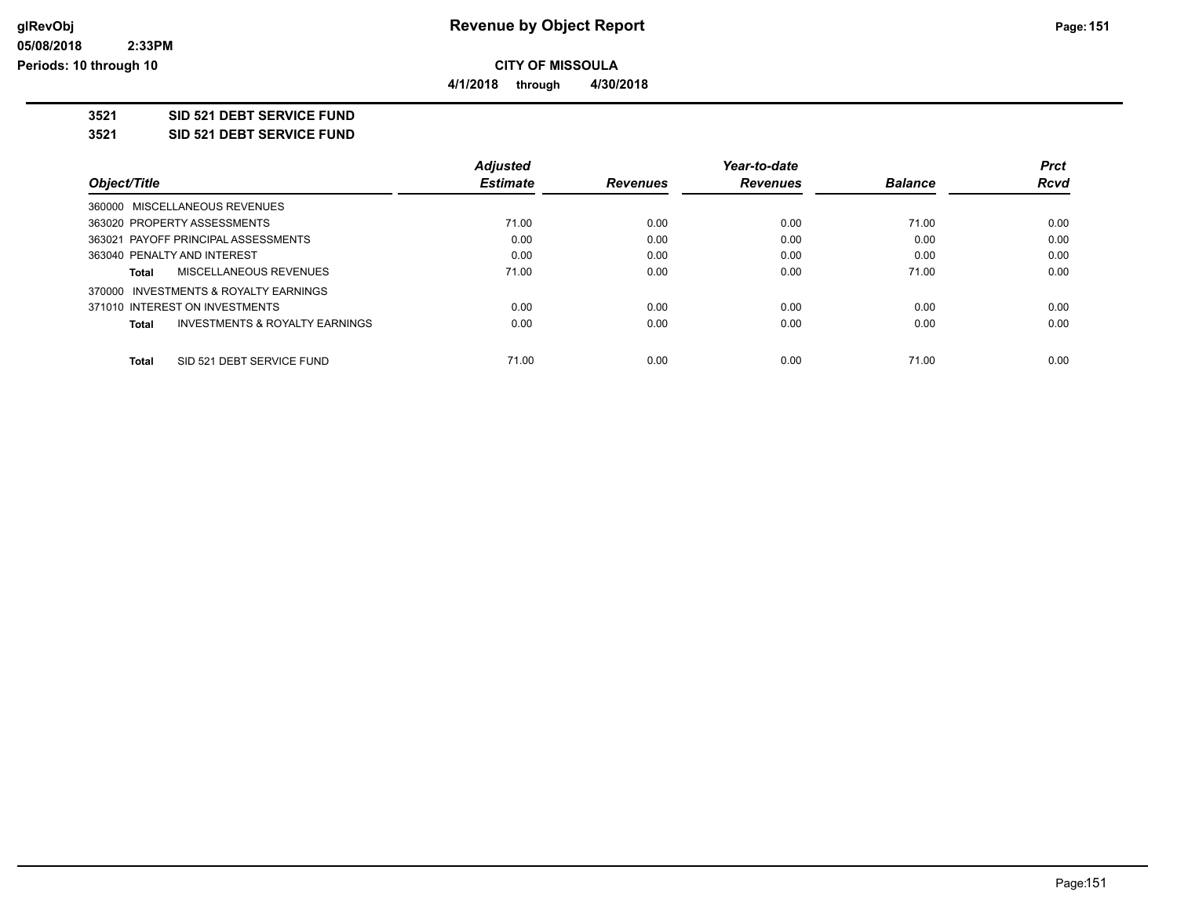**CITY OF MISSOULA**

**4/1/2018 through 4/30/2018**

**Revenue by Object Report**

## 3521 SID 521 DEBT SERVICE FUND

## 3521 SID 521 DEBT SERVICE FUND

| Object/Title | Adjusted Estimate | Revenues | Year-to-date Revenues | Balance | Prct Rcvd |
|---|---|---|---|---|---|
| 360000 MISCELLANEOUS REVENUES | | | | | |
| 363020 PROPERTY ASSESSMENTS | 71.00 | 0.00 | 0.00 | 71.00 | 0.00 |
| 363021 PAYOFF PRINCIPAL ASSESSMENTS | 0.00 | 0.00 | 0.00 | 0.00 | 0.00 |
| 363040 PENALTY AND INTEREST | 0.00 | 0.00 | 0.00 | 0.00 | 0.00 |
| **Total** MISCELLANEOUS REVENUES | 71.00 | 0.00 | 0.00 | 71.00 | 0.00 |
| 370000 INVESTMENTS & ROYALTY EARNINGS | | | | | |
| 371010 INTEREST ON INVESTMENTS | 0.00 | 0.00 | 0.00 | 0.00 | 0.00 |
| **Total** INVESTMENTS & ROYALTY EARNINGS | 0.00 | 0.00 | 0.00 | 0.00 | 0.00 |
| **Total** SID 521 DEBT SERVICE FUND | 71.00 | 0.00 | 0.00 | 71.00 | 0.00 |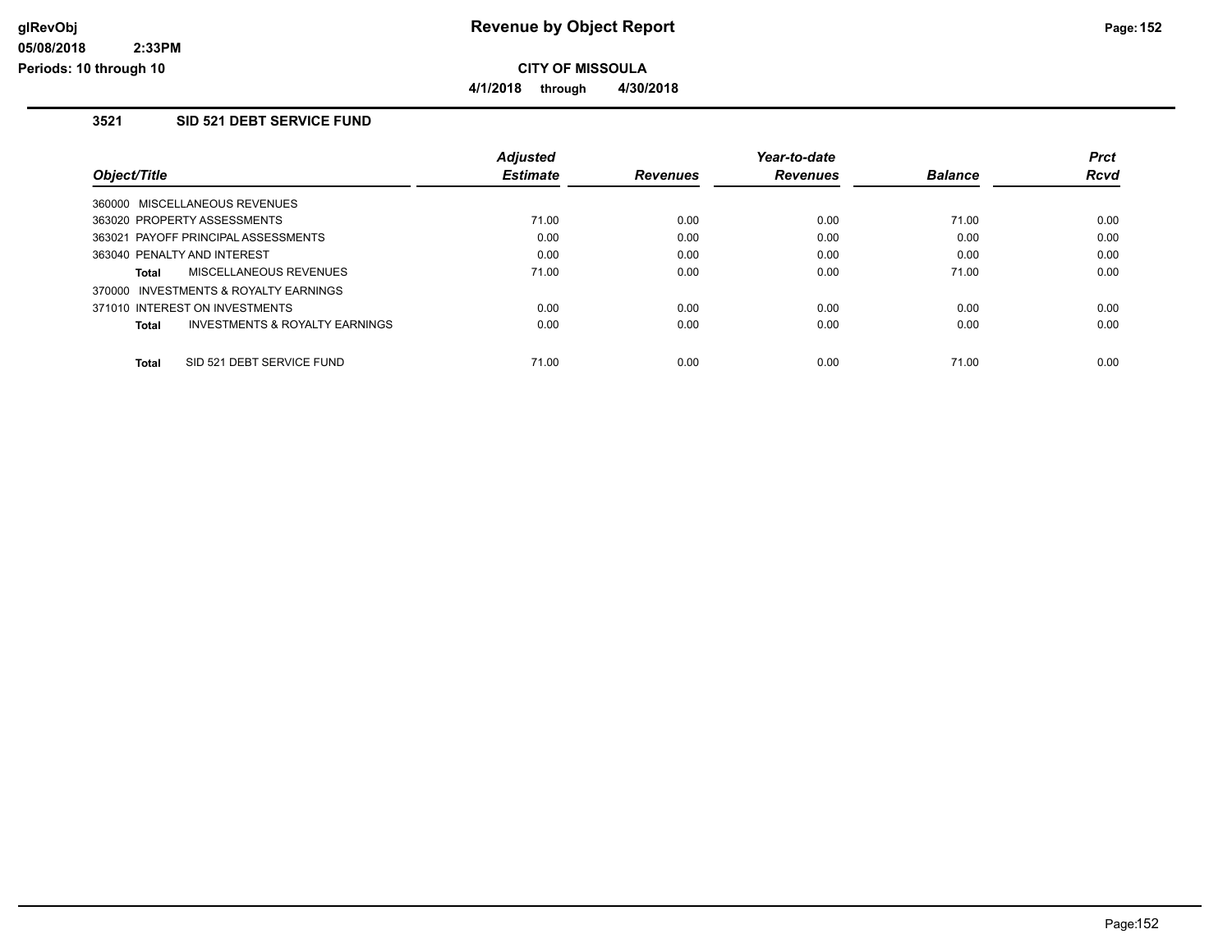# Revenue by Object Report

**CITY OF MISSOULA**

**4/1/2018 through 4/30/2018**

glRevObj
05/08/2018 2:33PM
Periods: 10 through 10

## 3521 SID 521 DEBT SERVICE FUND

| Object/Title | Adjusted Estimate | Revenues | Year-to-date Revenues | Balance | Prct Rcvd |
|---|---|---|---|---|---|
| 360000 MISCELLANEOUS REVENUES | | | | | |
| 363020 PROPERTY ASSESSMENTS | 71.00 | 0.00 | 0.00 | 71.00 | 0.00 |
| 363021 PAYOFF PRINCIPAL ASSESSMENTS | 0.00 | 0.00 | 0.00 | 0.00 | 0.00 |
| 363040 PENALTY AND INTEREST | 0.00 | 0.00 | 0.00 | 0.00 | 0.00 |
| **Total** MISCELLANEOUS REVENUES | 71.00 | 0.00 | 0.00 | 71.00 | 0.00 |
| 370000 INVESTMENTS & ROYALTY EARNINGS | | | | | |
| 371010 INTEREST ON INVESTMENTS | 0.00 | 0.00 | 0.00 | 0.00 | 0.00 |
| **Total** INVESTMENTS & ROYALTY EARNINGS | 0.00 | 0.00 | 0.00 | 0.00 | 0.00 |
| **Total** SID 521 DEBT SERVICE FUND | 71.00 | 0.00 | 0.00 | 71.00 | 0.00 |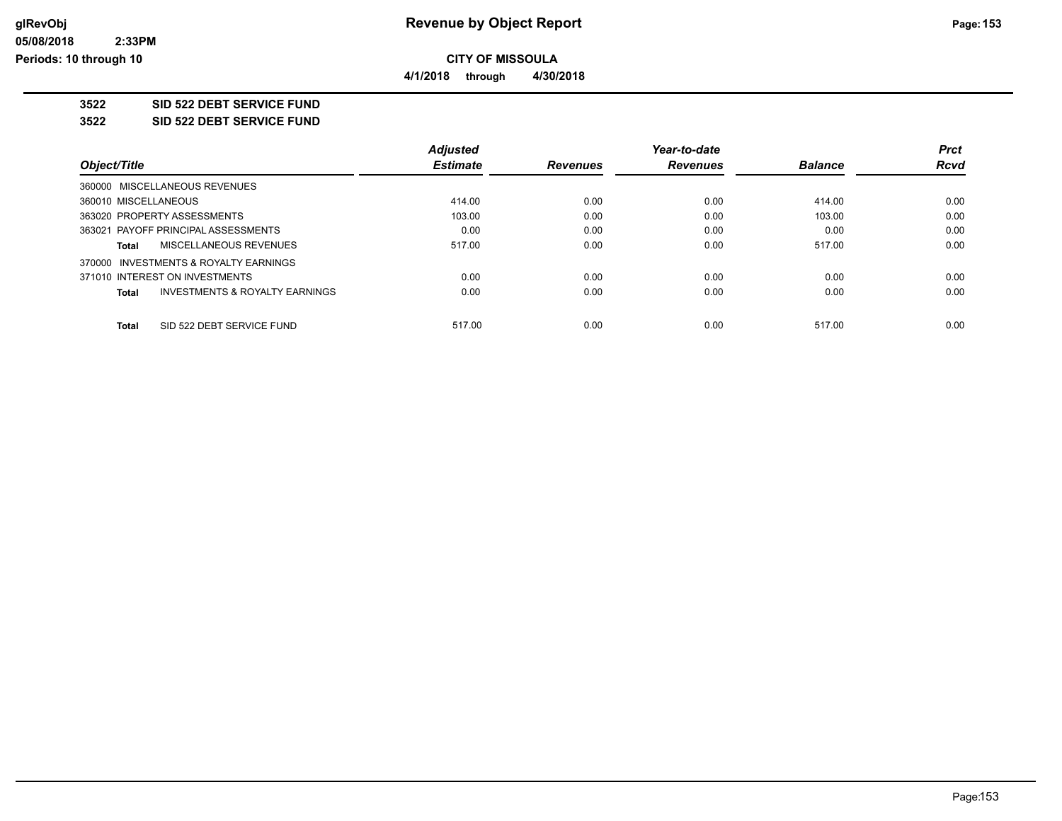**glRevObj**
**05/08/2018 2:33PM**
**Periods: 10 through 10**

# Revenue by Object Report

**CITY OF MISSOULA**

**4/1/2018 through 4/30/2018**

## 3522 SID 522 DEBT SERVICE FUND

## 3522 SID 522 DEBT SERVICE FUND

| Object/Title | Adjusted Estimate | Revenues | Year-to-date Revenues | Balance | Prct Rcvd |
|---|---|---|---|---|---|
| 360000 MISCELLANEOUS REVENUES | | | | | |
| 360010 MISCELLANEOUS | 414.00 | 0.00 | 0.00 | 414.00 | 0.00 |
| 363020 PROPERTY ASSESSMENTS | 103.00 | 0.00 | 0.00 | 103.00 | 0.00 |
| 363021 PAYOFF PRINCIPAL ASSESSMENTS | 0.00 | 0.00 | 0.00 | 0.00 | 0.00 |
| **Total** MISCELLANEOUS REVENUES | 517.00 | 0.00 | 0.00 | 517.00 | 0.00 |
| 370000 INVESTMENTS & ROYALTY EARNINGS | | | | | |
| 371010 INTEREST ON INVESTMENTS | 0.00 | 0.00 | 0.00 | 0.00 | 0.00 |
| **Total** INVESTMENTS & ROYALTY EARNINGS | 0.00 | 0.00 | 0.00 | 0.00 | 0.00 |
| **Total** SID 522 DEBT SERVICE FUND | 517.00 | 0.00 | 0.00 | 517.00 | 0.00 |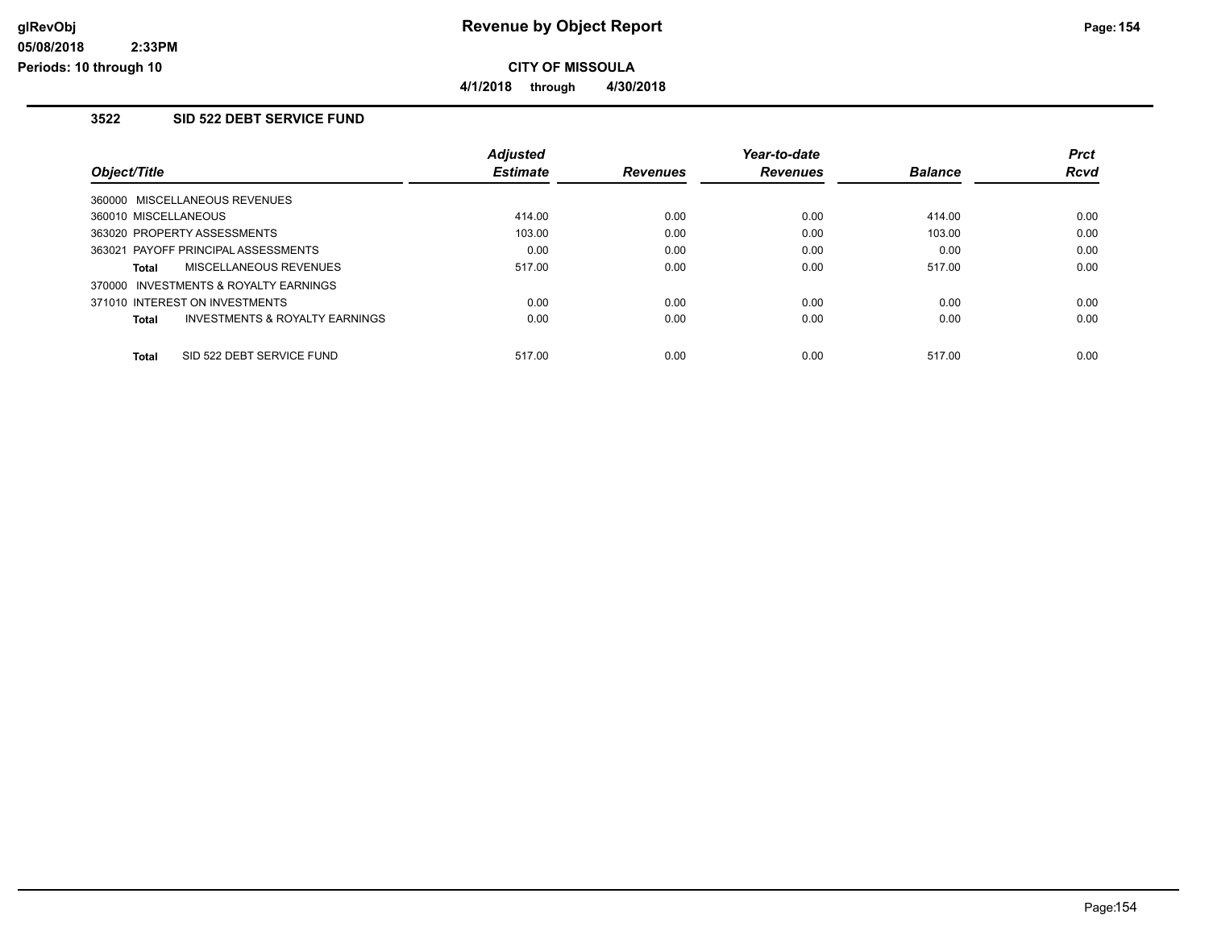# Revenue by Object Report

**CITY OF MISSOULA**

**4/1/2018 through 4/30/2018**

glRevObj
05/08/2018 2:33PM
Periods: 10 through 10

### 3522 SID 522 DEBT SERVICE FUND

| Object/Title | Adjusted Estimate | Revenues | Year-to-date Revenues | Balance | Prct Rcvd |
|---|---|---|---|---|---|
| 360000 MISCELLANEOUS REVENUES | | | | | |
| 360010 MISCELLANEOUS | 414.00 | 0.00 | 0.00 | 414.00 | 0.00 |
| 363020 PROPERTY ASSESSMENTS | 103.00 | 0.00 | 0.00 | 103.00 | 0.00 |
| 363021 PAYOFF PRINCIPAL ASSESSMENTS | 0.00 | 0.00 | 0.00 | 0.00 | 0.00 |
| **Total** MISCELLANEOUS REVENUES | 517.00 | 0.00 | 0.00 | 517.00 | 0.00 |
| 370000 INVESTMENTS & ROYALTY EARNINGS | | | | | |
| 371010 INTEREST ON INVESTMENTS | 0.00 | 0.00 | 0.00 | 0.00 | 0.00 |
| **Total** INVESTMENTS & ROYALTY EARNINGS | 0.00 | 0.00 | 0.00 | 0.00 | 0.00 |
| **Total** SID 522 DEBT SERVICE FUND | 517.00 | 0.00 | 0.00 | 517.00 | 0.00 |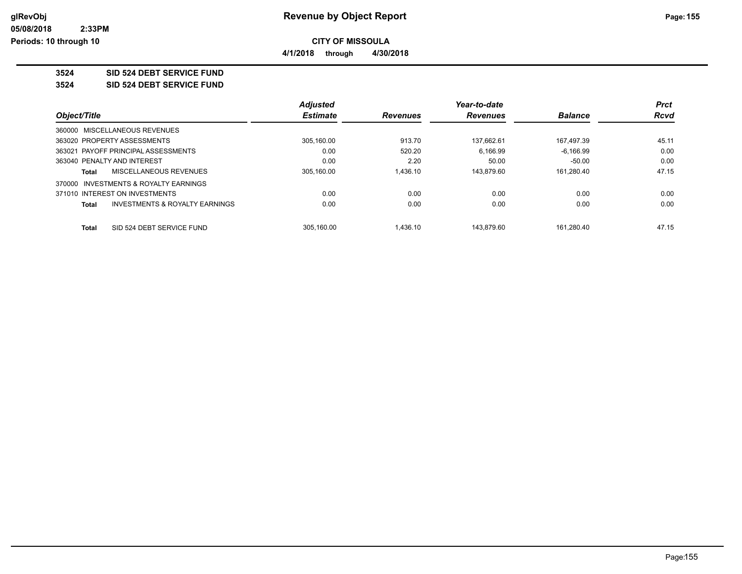**CITY OF MISSOULA**

**4/1/2018 through 4/30/2018**

**3524 SID 524 DEBT SERVICE FUND**

**3524 SID 524 DEBT SERVICE FUND**

| Object/Title | Adjusted Estimate | Revenues | Year-to-date Revenues | Balance | Prct Rcvd |
|---|---|---|---|---|---|
| 360000 MISCELLANEOUS REVENUES | | | | | |
| 363020 PROPERTY ASSESSMENTS | 305,160.00 | 913.70 | 137,662.61 | 167,497.39 | 45.11 |
| 363021 PAYOFF PRINCIPAL ASSESSMENTS | 0.00 | 520.20 | 6,166.99 | -6,166.99 | 0.00 |
| 363040 PENALTY AND INTEREST | 0.00 | 2.20 | 50.00 | -50.00 | 0.00 |
| **Total** MISCELLANEOUS REVENUES | 305,160.00 | 1,436.10 | 143,879.60 | 161,280.40 | 47.15 |
| 370000 INVESTMENTS & ROYALTY EARNINGS | | | | | |
| 371010 INTEREST ON INVESTMENTS | 0.00 | 0.00 | 0.00 | 0.00 | 0.00 |
| **Total** INVESTMENTS & ROYALTY EARNINGS | 0.00 | 0.00 | 0.00 | 0.00 | 0.00 |
| **Total** SID 524 DEBT SERVICE FUND | 305,160.00 | 1,436.10 | 143,879.60 | 161,280.40 | 47.15 |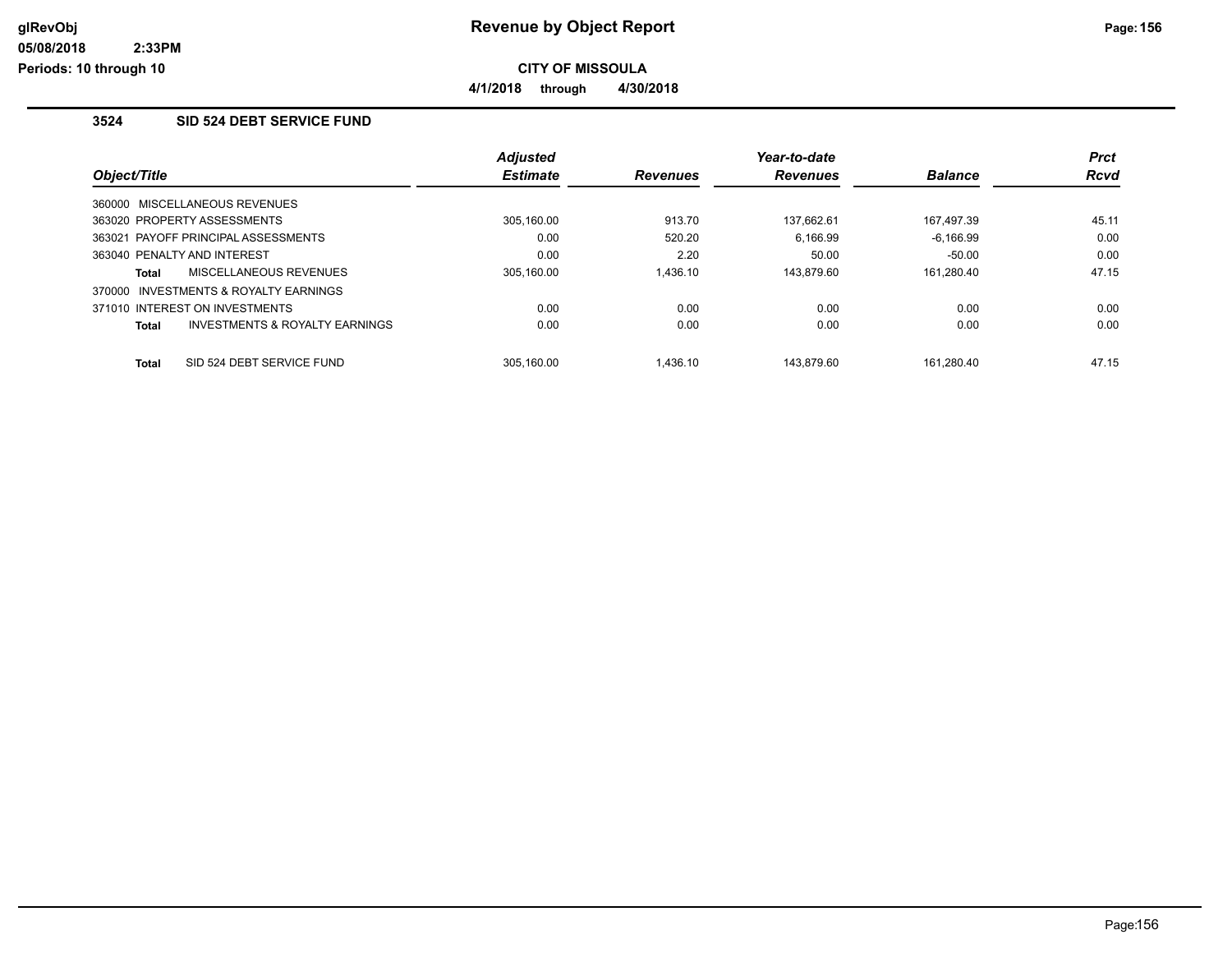**Revenue by Object Report**

**CITY OF MISSOULA**

**4/1/2018 through 4/30/2018**

glRevObj
05/08/2018 2:33PM
Periods: 10 through 10

### 3524 SID 524 DEBT SERVICE FUND

| Object/Title | Adjusted Estimate | Revenues | Year-to-date Revenues | Balance | Prct Rcvd |
|---|---|---|---|---|---|
| 360000 MISCELLANEOUS REVENUES | | | | | |
| 363020 PROPERTY ASSESSMENTS | 305,160.00 | 913.70 | 137,662.61 | 167,497.39 | 45.11 |
| 363021 PAYOFF PRINCIPAL ASSESSMENTS | 0.00 | 520.20 | 6,166.99 | -6,166.99 | 0.00 |
| 363040 PENALTY AND INTEREST | 0.00 | 2.20 | 50.00 | -50.00 | 0.00 |
| **Total** MISCELLANEOUS REVENUES | 305,160.00 | 1,436.10 | 143,879.60 | 161,280.40 | 47.15 |
| 370000 INVESTMENTS & ROYALTY EARNINGS | | | | | |
| 371010 INTEREST ON INVESTMENTS | 0.00 | 0.00 | 0.00 | 0.00 | 0.00 |
| **Total** INVESTMENTS & ROYALTY EARNINGS | 0.00 | 0.00 | 0.00 | 0.00 | 0.00 |
| **Total** SID 524 DEBT SERVICE FUND | 305,160.00 | 1,436.10 | 143,879.60 | 161,280.40 | 47.15 |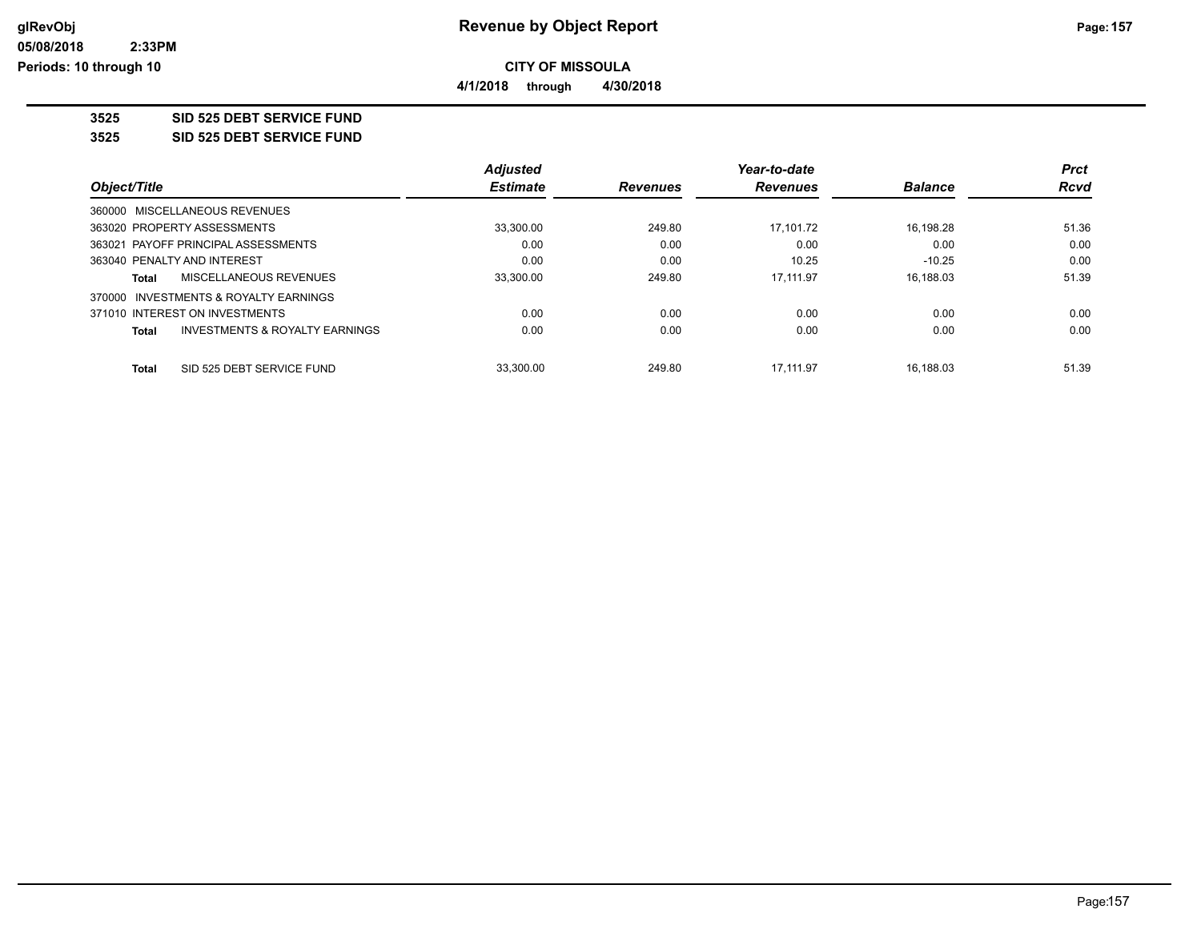# Revenue by Object Report

**CITY OF MISSOULA**

**4/1/2018 through 4/30/2018**

glRevObj
05/08/2018 2:33PM
Periods: 10 through 10

## 3525 SID 525 DEBT SERVICE FUND

## 3525 SID 525 DEBT SERVICE FUND

| Object/Title | Adjusted Estimate | Revenues | Year-to-date Revenues | Balance | Prct Rcvd |
|---|---|---|---|---|---|
| 360000 MISCELLANEOUS REVENUES | | | | | |
| 363020 PROPERTY ASSESSMENTS | 33,300.00 | 249.80 | 17,101.72 | 16,198.28 | 51.36 |
| 363021 PAYOFF PRINCIPAL ASSESSMENTS | 0.00 | 0.00 | 0.00 | 0.00 | 0.00 |
| 363040 PENALTY AND INTEREST | 0.00 | 0.00 | 10.25 | -10.25 | 0.00 |
| **Total** MISCELLANEOUS REVENUES | 33,300.00 | 249.80 | 17,111.97 | 16,188.03 | 51.39 |
| 370000 INVESTMENTS & ROYALTY EARNINGS | | | | | |
| 371010 INTEREST ON INVESTMENTS | 0.00 | 0.00 | 0.00 | 0.00 | 0.00 |
| **Total** INVESTMENTS & ROYALTY EARNINGS | 0.00 | 0.00 | 0.00 | 0.00 | 0.00 |
| **Total** SID 525 DEBT SERVICE FUND | 33,300.00 | 249.80 | 17,111.97 | 16,188.03 | 51.39 |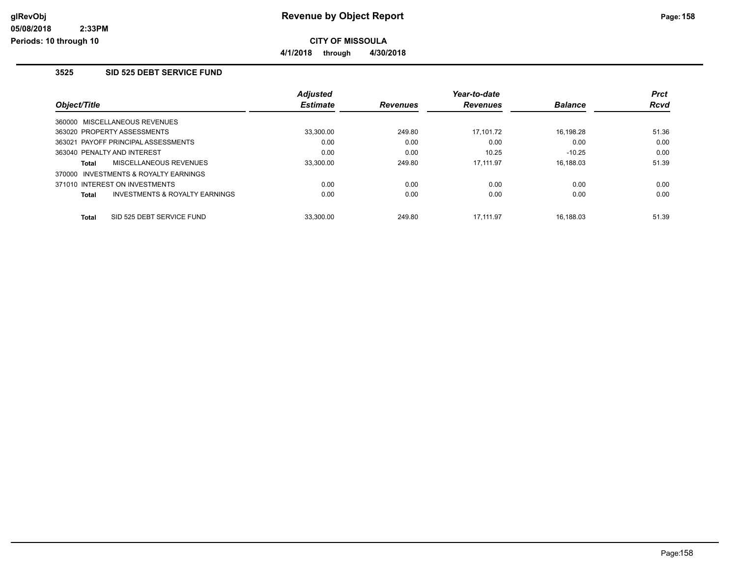# Revenue by Object Report

**CITY OF MISSOULA**

**4/1/2018 through 4/30/2018**

glRevObj
05/08/2018 2:33PM
Periods: 10 through 10

## 3525 SID 525 DEBT SERVICE FUND

| Object/Title | Adjusted Estimate | Revenues | Year-to-date Revenues | Balance | Prct Rcvd |
|---|---|---|---|---|---|
| 360000 MISCELLANEOUS REVENUES | | | | | |
| 363020 PROPERTY ASSESSMENTS | 33,300.00 | 249.80 | 17,101.72 | 16,198.28 | 51.36 |
| 363021 PAYOFF PRINCIPAL ASSESSMENTS | 0.00 | 0.00 | 0.00 | 0.00 | 0.00 |
| 363040 PENALTY AND INTEREST | 0.00 | 0.00 | 10.25 | -10.25 | 0.00 |
| **Total** MISCELLANEOUS REVENUES | 33,300.00 | 249.80 | 17,111.97 | 16,188.03 | 51.39 |
| 370000 INVESTMENTS & ROYALTY EARNINGS | | | | | |
| 371010 INTEREST ON INVESTMENTS | 0.00 | 0.00 | 0.00 | 0.00 | 0.00 |
| **Total** INVESTMENTS & ROYALTY EARNINGS | 0.00 | 0.00 | 0.00 | 0.00 | 0.00 |
| **Total** SID 525 DEBT SERVICE FUND | 33,300.00 | 249.80 | 17,111.97 | 16,188.03 | 51.39 |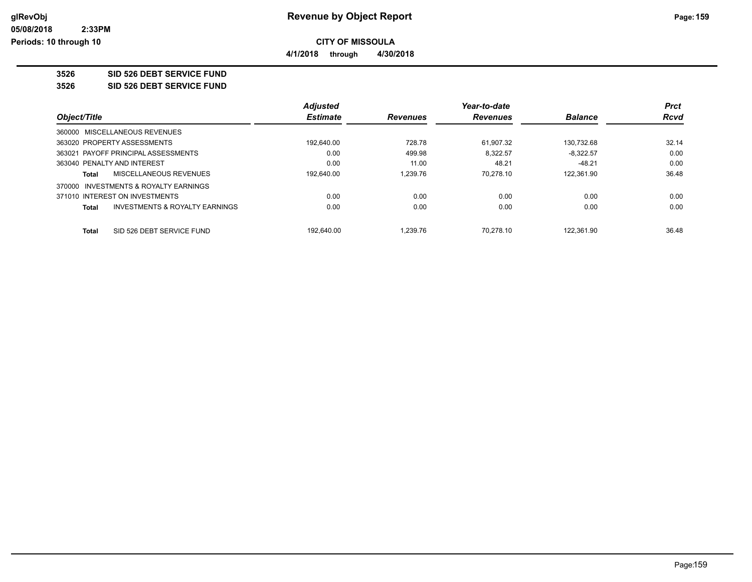# Revenue by Object Report

**CITY OF MISSOULA**

**4/1/2018 through 4/30/2018**

glRevObj
05/08/2018 2:33PM
Periods: 10 through 10

## 3526 SID 526 DEBT SERVICE FUND

### 3526 SID 526 DEBT SERVICE FUND

| Object/Title | | Adjusted Estimate | Revenues | Year-to-date Revenues | Balance | Prct Rcvd |
|---|---|---|---|---|---|---|
| 360000 MISCELLANEOUS REVENUES | | | | | | |
| 363020 PROPERTY ASSESSMENTS | | 192,640.00 | 728.78 | 61,907.32 | 130,732.68 | 32.14 |
| 363021 PAYOFF PRINCIPAL ASSESSMENTS | | 0.00 | 499.98 | 8,322.57 | -8,322.57 | 0.00 |
| 363040 PENALTY AND INTEREST | | 0.00 | 11.00 | 48.21 | -48.21 | 0.00 |
| **Total** | MISCELLANEOUS REVENUES | 192,640.00 | 1,239.76 | 70,278.10 | 122,361.90 | 36.48 |
| 370000 INVESTMENTS & ROYALTY EARNINGS | | | | | | |
| 371010 INTEREST ON INVESTMENTS | | 0.00 | 0.00 | 0.00 | 0.00 | 0.00 |
| **Total** | INVESTMENTS & ROYALTY EARNINGS | 0.00 | 0.00 | 0.00 | 0.00 | 0.00 |
| **Total** | SID 526 DEBT SERVICE FUND | 192,640.00 | 1,239.76 | 70,278.10 | 122,361.90 | 36.48 |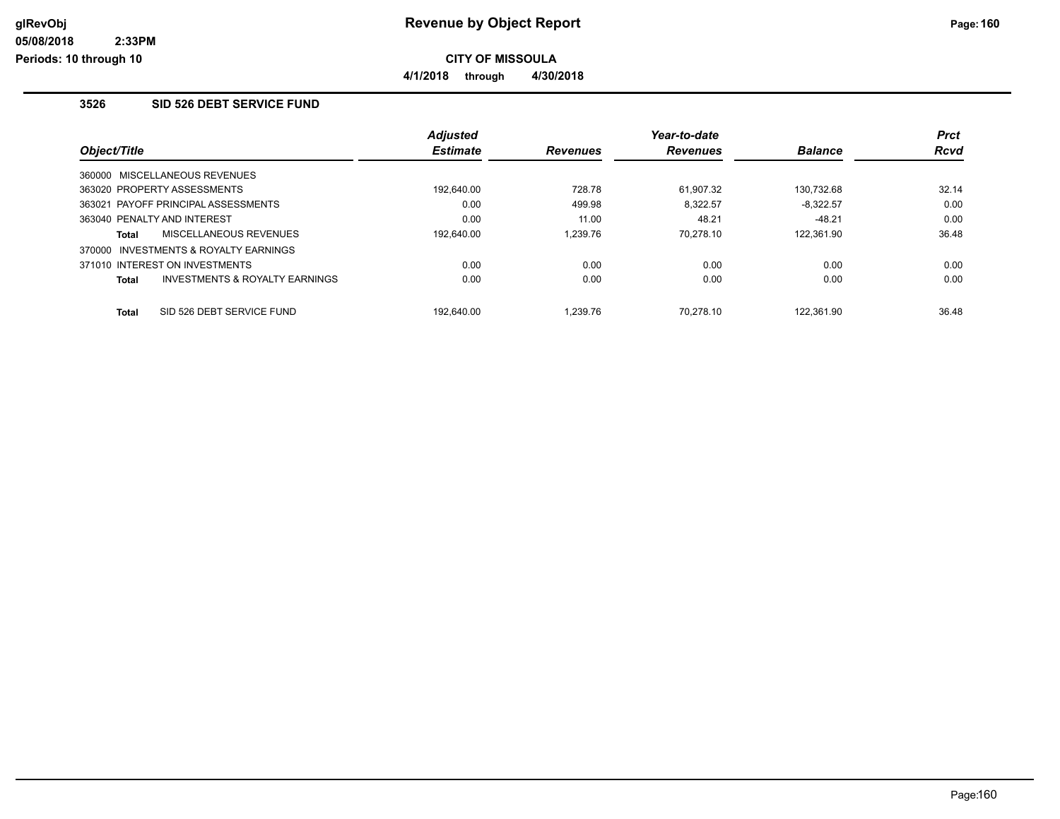# Revenue by Object Report

glRevObj
05/08/2018 2:33PM
Periods: 10 through 10

**CITY OF MISSOULA**

**4/1/2018 through 4/30/2018**

## 3526 SID 526 DEBT SERVICE FUND

| Object/Title | Adjusted Estimate | Revenues | Year-to-date Revenues | Balance | Prct Rcvd |
|---|---|---|---|---|---|
| 360000 MISCELLANEOUS REVENUES | | | | | |
| 363020 PROPERTY ASSESSMENTS | 192,640.00 | 728.78 | 61,907.32 | 130,732.68 | 32.14 |
| 363021 PAYOFF PRINCIPAL ASSESSMENTS | 0.00 | 499.98 | 8,322.57 | -8,322.57 | 0.00 |
| 363040 PENALTY AND INTEREST | 0.00 | 11.00 | 48.21 | -48.21 | 0.00 |
| **Total** MISCELLANEOUS REVENUES | 192,640.00 | 1,239.76 | 70,278.10 | 122,361.90 | 36.48 |
| 370000 INVESTMENTS & ROYALTY EARNINGS | | | | | |
| 371010 INTEREST ON INVESTMENTS | 0.00 | 0.00 | 0.00 | 0.00 | 0.00 |
| **Total** INVESTMENTS & ROYALTY EARNINGS | 0.00 | 0.00 | 0.00 | 0.00 | 0.00 |
| **Total** SID 526 DEBT SERVICE FUND | 192,640.00 | 1,239.76 | 70,278.10 | 122,361.90 | 36.48 |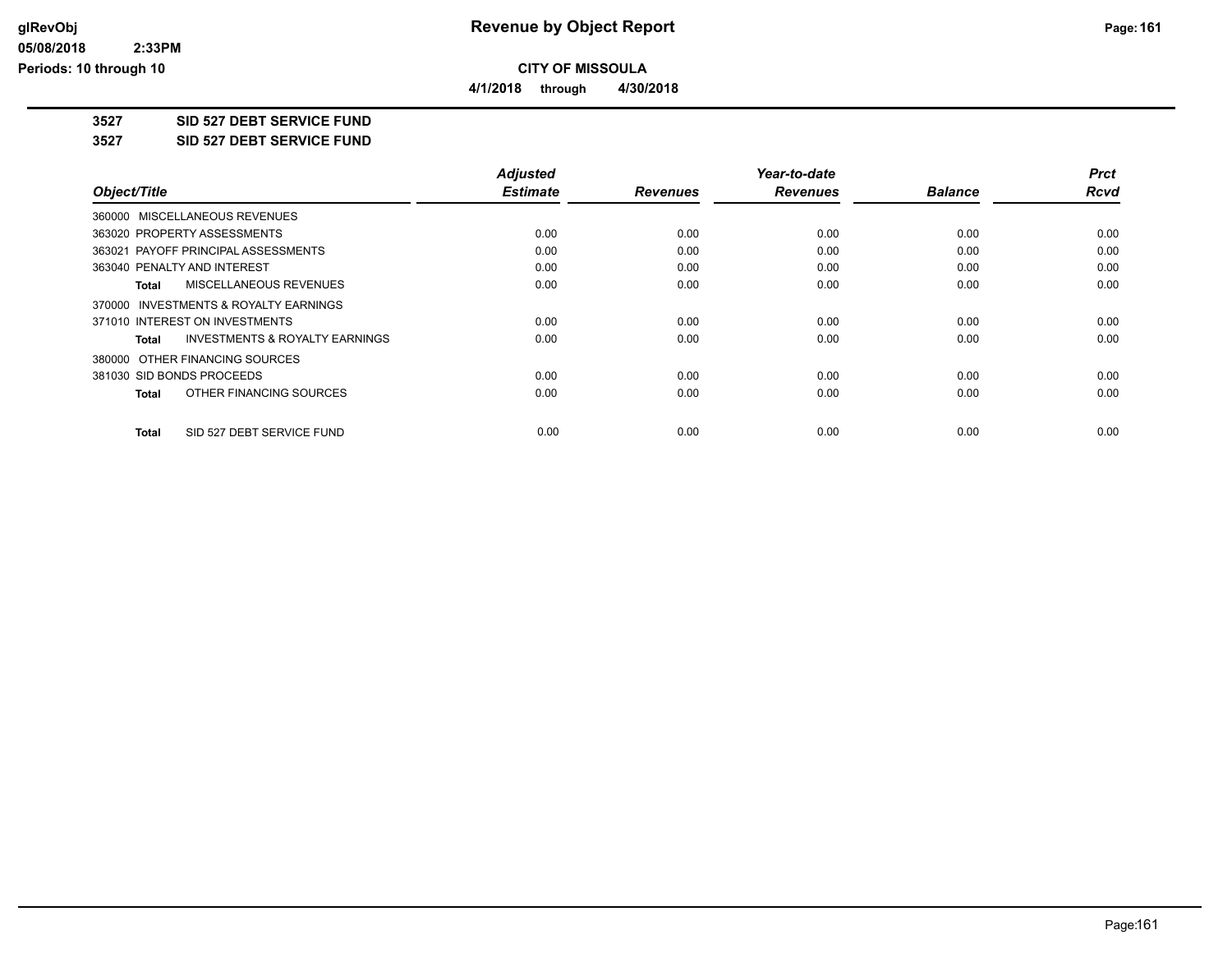# Revenue by Object Report

**CITY OF MISSOULA**

**4/1/2018 through 4/30/2018**

glRevObj
05/08/2018 2:33PM
Periods: 10 through 10

**3527 SID 527 DEBT SERVICE FUND**

**3527 SID 527 DEBT SERVICE FUND**

| Object/Title | Adjusted Estimate | Revenues | Year-to-date Revenues | Balance | Prct Rcvd |
|---|---|---|---|---|---|
| 360000 MISCELLANEOUS REVENUES | | | | | |
| 363020 PROPERTY ASSESSMENTS | 0.00 | 0.00 | 0.00 | 0.00 | 0.00 |
| 363021 PAYOFF PRINCIPAL ASSESSMENTS | 0.00 | 0.00 | 0.00 | 0.00 | 0.00 |
| 363040 PENALTY AND INTEREST | 0.00 | 0.00 | 0.00 | 0.00 | 0.00 |
| **Total** MISCELLANEOUS REVENUES | 0.00 | 0.00 | 0.00 | 0.00 | 0.00 |
| 370000 INVESTMENTS & ROYALTY EARNINGS | | | | | |
| 371010 INTEREST ON INVESTMENTS | 0.00 | 0.00 | 0.00 | 0.00 | 0.00 |
| **Total** INVESTMENTS & ROYALTY EARNINGS | 0.00 | 0.00 | 0.00 | 0.00 | 0.00 |
| 380000 OTHER FINANCING SOURCES | | | | | |
| 381030 SID BONDS PROCEEDS | 0.00 | 0.00 | 0.00 | 0.00 | 0.00 |
| **Total** OTHER FINANCING SOURCES | 0.00 | 0.00 | 0.00 | 0.00 | 0.00 |
| **Total** SID 527 DEBT SERVICE FUND | 0.00 | 0.00 | 0.00 | 0.00 | 0.00 |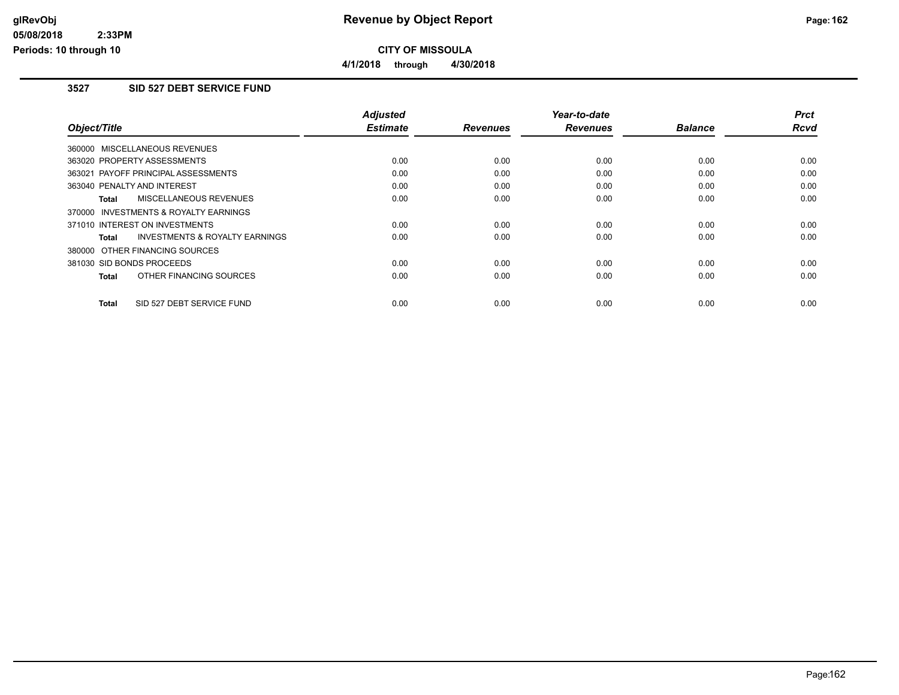**CITY OF MISSOULA**

**4/1/2018 through 4/30/2018**

### 3527 SID 527 DEBT SERVICE FUND

| Object/Title | Adjusted Estimate | Revenues | Year-to-date Revenues | Balance | Prct Rcvd |
|---|---|---|---|---|---|
| 360000 MISCELLANEOUS REVENUES | | | | | |
| 363020 PROPERTY ASSESSMENTS | 0.00 | 0.00 | 0.00 | 0.00 | 0.00 |
| 363021 PAYOFF PRINCIPAL ASSESSMENTS | 0.00 | 0.00 | 0.00 | 0.00 | 0.00 |
| 363040 PENALTY AND INTEREST | 0.00 | 0.00 | 0.00 | 0.00 | 0.00 |
| **Total** MISCELLANEOUS REVENUES | 0.00 | 0.00 | 0.00 | 0.00 | 0.00 |
| 370000 INVESTMENTS & ROYALTY EARNINGS | | | | | |
| 371010 INTEREST ON INVESTMENTS | 0.00 | 0.00 | 0.00 | 0.00 | 0.00 |
| **Total** INVESTMENTS & ROYALTY EARNINGS | 0.00 | 0.00 | 0.00 | 0.00 | 0.00 |
| 380000 OTHER FINANCING SOURCES | | | | | |
| 381030 SID BONDS PROCEEDS | 0.00 | 0.00 | 0.00 | 0.00 | 0.00 |
| **Total** OTHER FINANCING SOURCES | 0.00 | 0.00 | 0.00 | 0.00 | 0.00 |
| **Total** SID 527 DEBT SERVICE FUND | 0.00 | 0.00 | 0.00 | 0.00 | 0.00 |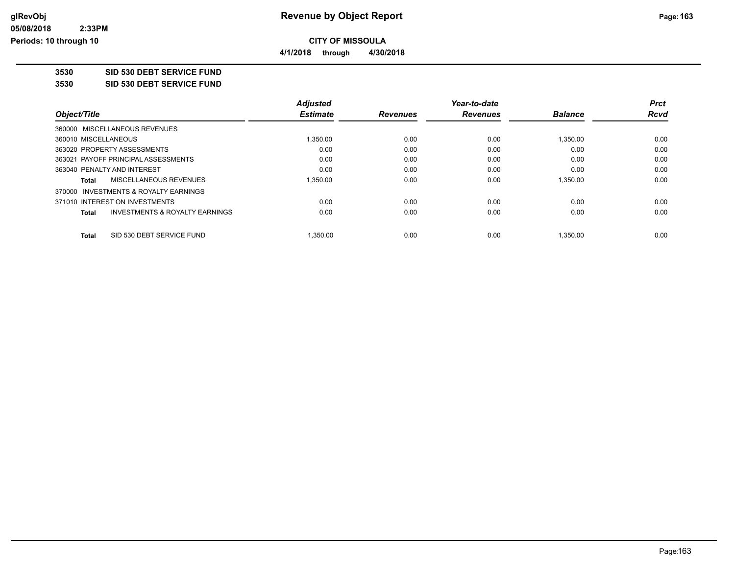**CITY OF MISSOULA**

**4/1/2018 through 4/30/2018**

## 3530 SID 530 DEBT SERVICE FUND

## 3530 SID 530 DEBT SERVICE FUND

| Object/Title | Adjusted Estimate | Revenues | Year-to-date Revenues | Balance | Prct Rcvd |
|---|---|---|---|---|---|
| 360000 MISCELLANEOUS REVENUES | | | | | |
| 360010 MISCELLANEOUS | 1,350.00 | 0.00 | 0.00 | 1,350.00 | 0.00 |
| 363020 PROPERTY ASSESSMENTS | 0.00 | 0.00 | 0.00 | 0.00 | 0.00 |
| 363021 PAYOFF PRINCIPAL ASSESSMENTS | 0.00 | 0.00 | 0.00 | 0.00 | 0.00 |
| 363040 PENALTY AND INTEREST | 0.00 | 0.00 | 0.00 | 0.00 | 0.00 |
| **Total** MISCELLANEOUS REVENUES | 1,350.00 | 0.00 | 0.00 | 1,350.00 | 0.00 |
| 370000 INVESTMENTS & ROYALTY EARNINGS | | | | | |
| 371010 INTEREST ON INVESTMENTS | 0.00 | 0.00 | 0.00 | 0.00 | 0.00 |
| **Total** INVESTMENTS & ROYALTY EARNINGS | 0.00 | 0.00 | 0.00 | 0.00 | 0.00 |
| **Total** SID 530 DEBT SERVICE FUND | 1,350.00 | 0.00 | 0.00 | 1,350.00 | 0.00 |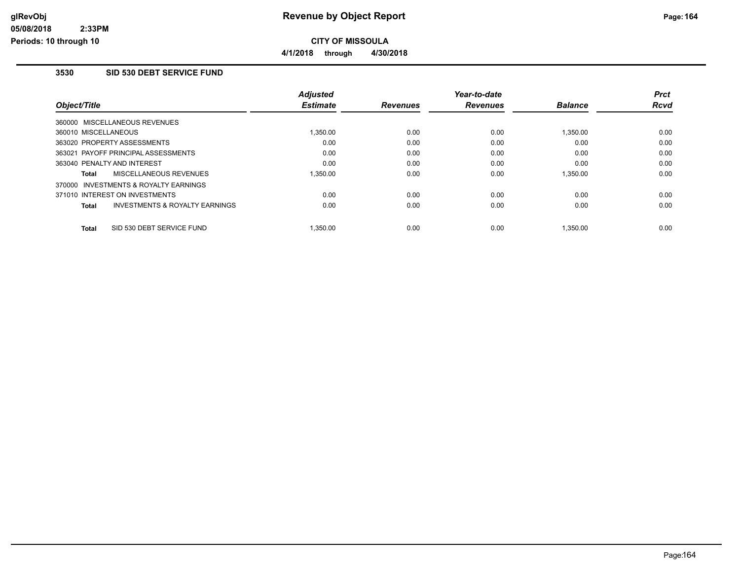**CITY OF MISSOULA**

**4/1/2018 through 4/30/2018**

### 3530 SID 530 DEBT SERVICE FUND

| Object/Title | Adjusted Estimate | Revenues | Year-to-date Revenues | Balance | Prct Rcvd |
|---|---|---|---|---|---|
| 360000 MISCELLANEOUS REVENUES | | | | | |
| 360010 MISCELLANEOUS | 1,350.00 | 0.00 | 0.00 | 1,350.00 | 0.00 |
| 363020 PROPERTY ASSESSMENTS | 0.00 | 0.00 | 0.00 | 0.00 | 0.00 |
| 363021 PAYOFF PRINCIPAL ASSESSMENTS | 0.00 | 0.00 | 0.00 | 0.00 | 0.00 |
| 363040 PENALTY AND INTEREST | 0.00 | 0.00 | 0.00 | 0.00 | 0.00 |
| **Total** MISCELLANEOUS REVENUES | 1,350.00 | 0.00 | 0.00 | 1,350.00 | 0.00 |
| 370000 INVESTMENTS & ROYALTY EARNINGS | | | | | |
| 371010 INTEREST ON INVESTMENTS | 0.00 | 0.00 | 0.00 | 0.00 | 0.00 |
| **Total** INVESTMENTS & ROYALTY EARNINGS | 0.00 | 0.00 | 0.00 | 0.00 | 0.00 |
| **Total** SID 530 DEBT SERVICE FUND | 1,350.00 | 0.00 | 0.00 | 1,350.00 | 0.00 |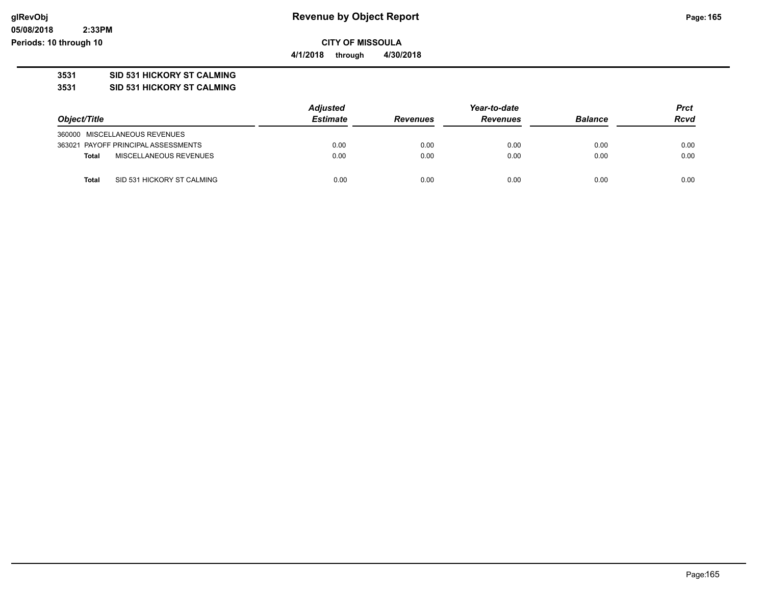**CITY OF MISSOULA**

**4/1/2018 through 4/30/2018**

**3531 SID 531 HICKORY ST CALMING**

**3531 SID 531 HICKORY ST CALMING**

| Object/Title | | Adjusted Estimate | Revenues | Year-to-date Revenues | Balance | Prct Rcvd |
|---|---|---|---|---|---|---|
| 360000 MISCELLANEOUS REVENUES | | | | | | |
| 363021 PAYOFF PRINCIPAL ASSESSMENTS | | 0.00 | 0.00 | 0.00 | 0.00 | 0.00 |
| **Total** | MISCELLANEOUS REVENUES | 0.00 | 0.00 | 0.00 | 0.00 | 0.00 |
| **Total** | SID 531 HICKORY ST CALMING | 0.00 | 0.00 | 0.00 | 0.00 | 0.00 |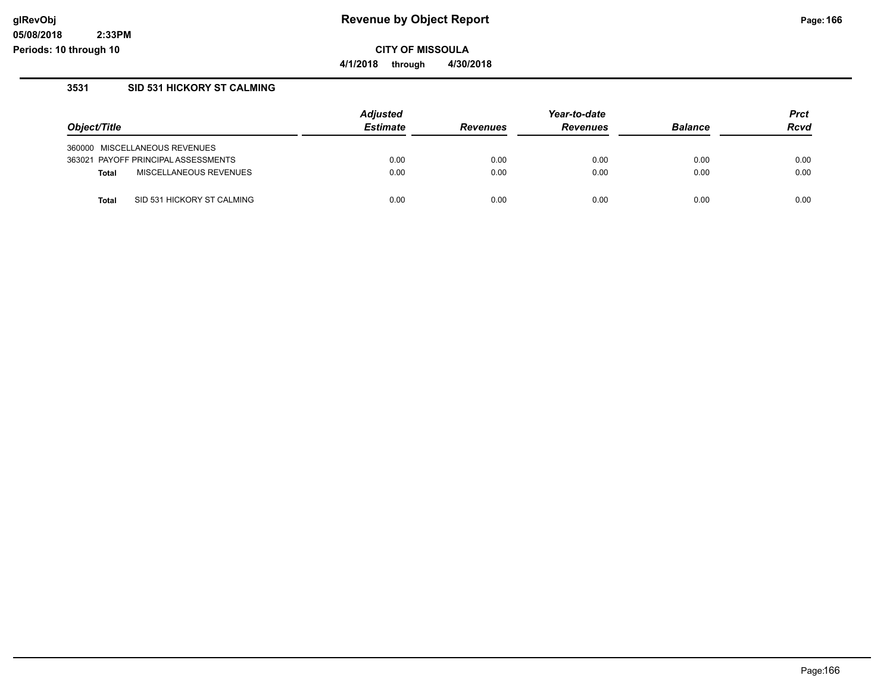**CITY OF MISSOULA**

**4/1/2018 through 4/30/2018**

### 3531 SID 531 HICKORY ST CALMING

| Object/Title | Adjusted Estimate | Revenues | Year-to-date Revenues | Balance | Prct Rcvd |
|---|---|---|---|---|---|
| 360000 MISCELLANEOUS REVENUES | | | | | |
| 363021 PAYOFF PRINCIPAL ASSESSMENTS | 0.00 | 0.00 | 0.00 | 0.00 | 0.00 |
| **Total** MISCELLANEOUS REVENUES | 0.00 | 0.00 | 0.00 | 0.00 | 0.00 |
| **Total** SID 531 HICKORY ST CALMING | 0.00 | 0.00 | 0.00 | 0.00 | 0.00 |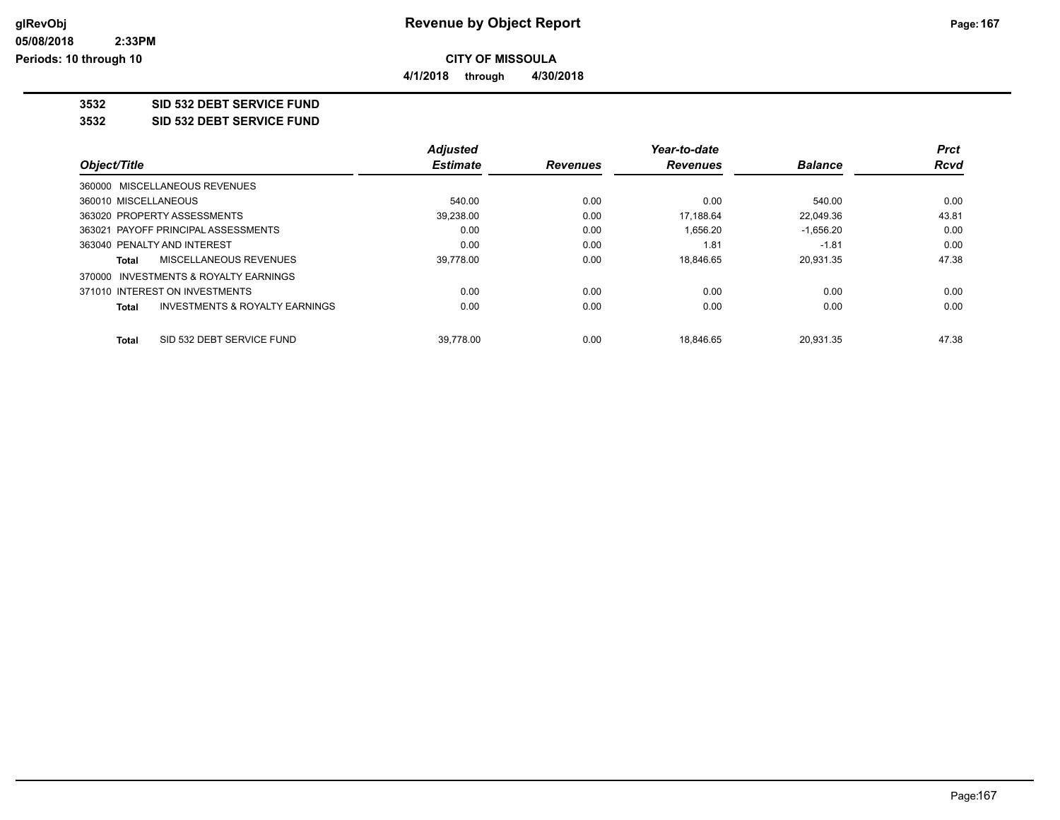**CITY OF MISSOULA**

**4/1/2018 through 4/30/2018**

## 3532 SID 532 DEBT SERVICE FUND

## 3532 SID 532 DEBT SERVICE FUND

| Object/Title | | Adjusted Estimate | Revenues | Year-to-date Revenues | Balance | Prct Rcvd |
|---|---|---|---|---|---|---|
| 360000 MISCELLANEOUS REVENUES | | | | | | |
| 360010 MISCELLANEOUS | | 540.00 | 0.00 | 0.00 | 540.00 | 0.00 |
| 363020 PROPERTY ASSESSMENTS | | 39,238.00 | 0.00 | 17,188.64 | 22,049.36 | 43.81 |
| 363021 PAYOFF PRINCIPAL ASSESSMENTS | | 0.00 | 0.00 | 1,656.20 | -1,656.20 | 0.00 |
| 363040 PENALTY AND INTEREST | | 0.00 | 0.00 | 1.81 | -1.81 | 0.00 |
| **Total** | MISCELLANEOUS REVENUES | 39,778.00 | 0.00 | 18,846.65 | 20,931.35 | 47.38 |
| 370000 INVESTMENTS & ROYALTY EARNINGS | | | | | | |
| 371010 INTEREST ON INVESTMENTS | | 0.00 | 0.00 | 0.00 | 0.00 | 0.00 |
| **Total** | INVESTMENTS & ROYALTY EARNINGS | 0.00 | 0.00 | 0.00 | 0.00 | 0.00 |
| **Total** | SID 532 DEBT SERVICE FUND | 39,778.00 | 0.00 | 18,846.65 | 20,931.35 | 47.38 |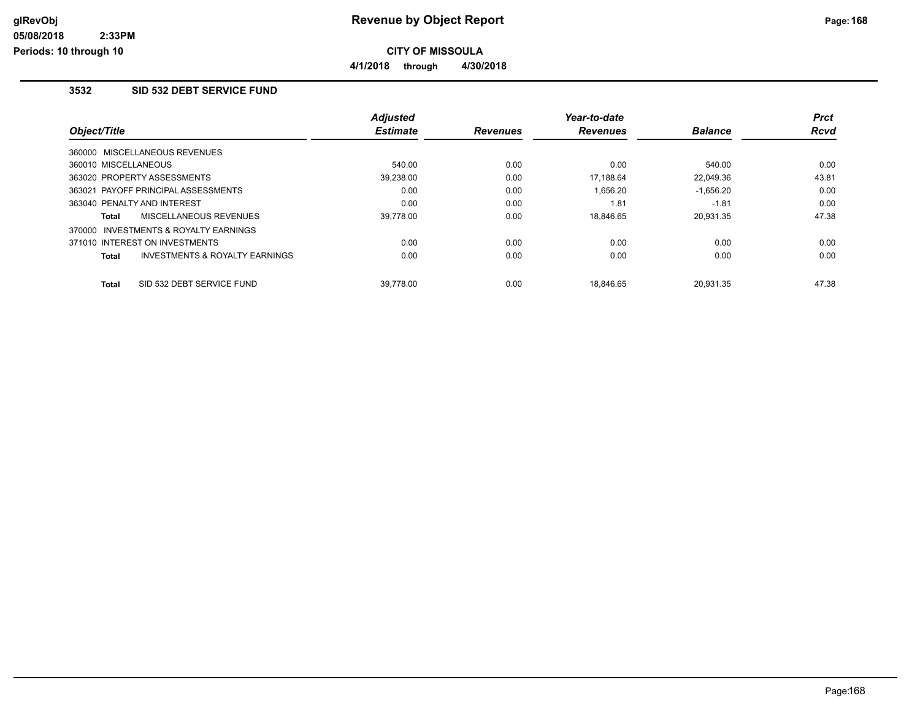# Revenue by Object Report

**CITY OF MISSOULA**

**4/1/2018 through 4/30/2018**

glRevObj
05/08/2018 2:33PM
Periods: 10 through 10

## 3532 SID 532 DEBT SERVICE FUND

| Object/Title | Adjusted Estimate | Revenues | Year-to-date Revenues | Balance | Prct Rcvd |
|---|---|---|---|---|---|
| 360000 MISCELLANEOUS REVENUES | | | | | |
| 360010 MISCELLANEOUS | 540.00 | 0.00 | 0.00 | 540.00 | 0.00 |
| 363020 PROPERTY ASSESSMENTS | 39,238.00 | 0.00 | 17,188.64 | 22,049.36 | 43.81 |
| 363021 PAYOFF PRINCIPAL ASSESSMENTS | 0.00 | 0.00 | 1,656.20 | -1,656.20 | 0.00 |
| 363040 PENALTY AND INTEREST | 0.00 | 0.00 | 1.81 | -1.81 | 0.00 |
| **Total** MISCELLANEOUS REVENUES | 39,778.00 | 0.00 | 18,846.65 | 20,931.35 | 47.38 |
| 370000 INVESTMENTS & ROYALTY EARNINGS | | | | | |
| 371010 INTEREST ON INVESTMENTS | 0.00 | 0.00 | 0.00 | 0.00 | 0.00 |
| **Total** INVESTMENTS & ROYALTY EARNINGS | 0.00 | 0.00 | 0.00 | 0.00 | 0.00 |
| **Total** SID 532 DEBT SERVICE FUND | 39,778.00 | 0.00 | 18,846.65 | 20,931.35 | 47.38 |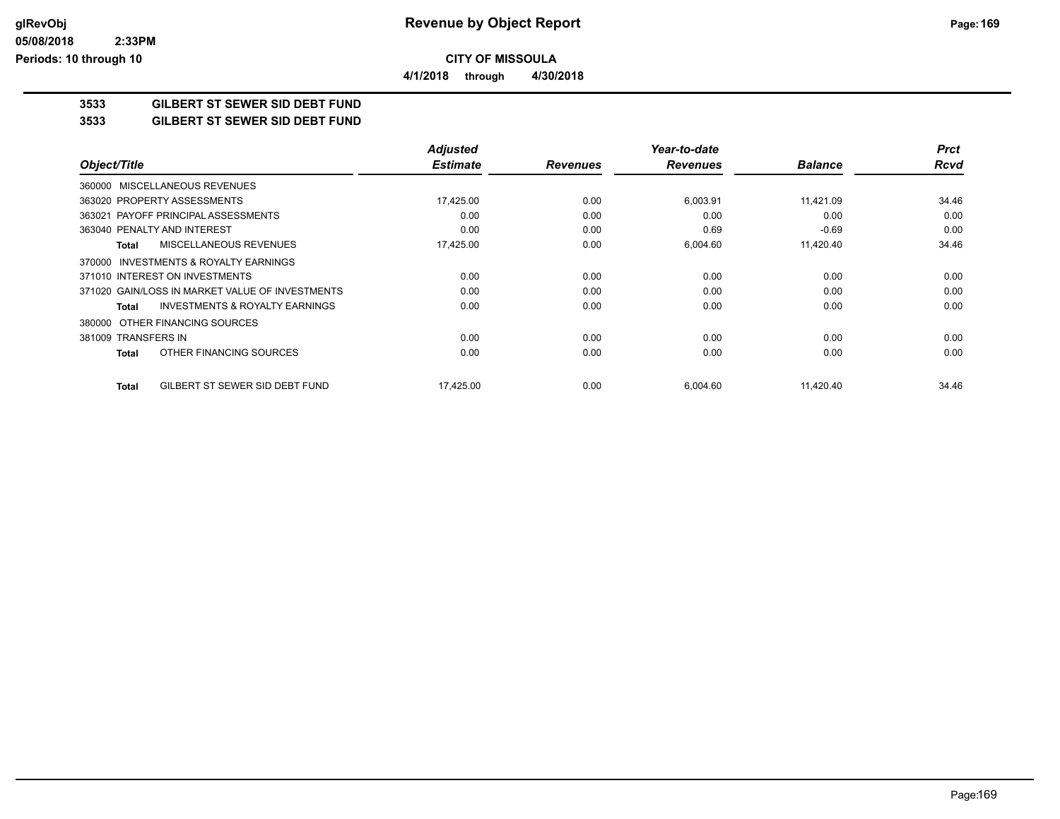**CITY OF MISSOULA**

**4/1/2018 through 4/30/2018**

## 3533 GILBERT ST SEWER SID DEBT FUND

## 3533 GILBERT ST SEWER SID DEBT FUND

| Object/Title | Adjusted Estimate | Revenues | Year-to-date Revenues | Balance | Prct Rcvd |
|---|---|---|---|---|---|
| 360000 MISCELLANEOUS REVENUES | | | | | |
| 363020 PROPERTY ASSESSMENTS | 17,425.00 | 0.00 | 6,003.91 | 11,421.09 | 34.46 |
| 363021 PAYOFF PRINCIPAL ASSESSMENTS | 0.00 | 0.00 | 0.00 | 0.00 | 0.00 |
| 363040 PENALTY AND INTEREST | 0.00 | 0.00 | 0.69 | -0.69 | 0.00 |
| **Total** MISCELLANEOUS REVENUES | 17,425.00 | 0.00 | 6,004.60 | 11,420.40 | 34.46 |
| 370000 INVESTMENTS & ROYALTY EARNINGS | | | | | |
| 371010 INTEREST ON INVESTMENTS | 0.00 | 0.00 | 0.00 | 0.00 | 0.00 |
| 371020 GAIN/LOSS IN MARKET VALUE OF INVESTMENTS | 0.00 | 0.00 | 0.00 | 0.00 | 0.00 |
| **Total** INVESTMENTS & ROYALTY EARNINGS | 0.00 | 0.00 | 0.00 | 0.00 | 0.00 |
| 380000 OTHER FINANCING SOURCES | | | | | |
| 381009 TRANSFERS IN | 0.00 | 0.00 | 0.00 | 0.00 | 0.00 |
| **Total** OTHER FINANCING SOURCES | 0.00 | 0.00 | 0.00 | 0.00 | 0.00 |
| **Total** GILBERT ST SEWER SID DEBT FUND | 17,425.00 | 0.00 | 6,004.60 | 11,420.40 | 34.46 |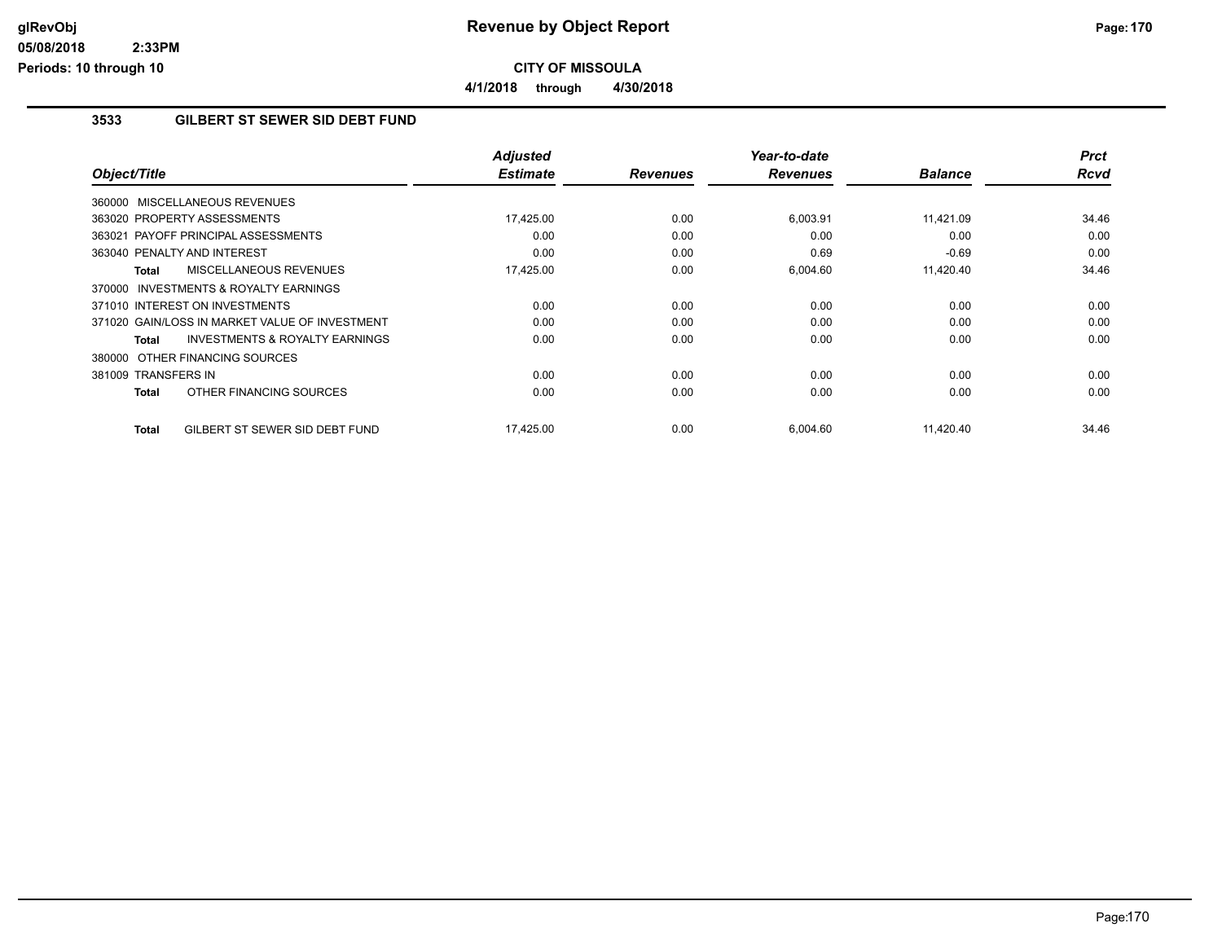# Revenue by Object Report

**CITY OF MISSOULA**

**4/1/2018 through 4/30/2018**

glRevObj
05/08/2018 2:33PM
Periods: 10 through 10

## 3533 GILBERT ST SEWER SID DEBT FUND

| Object/Title | Adjusted Estimate | Revenues | Year-to-date Revenues | Balance | Prct Rcvd |
|---|---|---|---|---|---|
| 360000 MISCELLANEOUS REVENUES | | | | | |
| 363020 PROPERTY ASSESSMENTS | 17,425.00 | 0.00 | 6,003.91 | 11,421.09 | 34.46 |
| 363021 PAYOFF PRINCIPAL ASSESSMENTS | 0.00 | 0.00 | 0.00 | 0.00 | 0.00 |
| 363040 PENALTY AND INTEREST | 0.00 | 0.00 | 0.69 | -0.69 | 0.00 |
| **Total** MISCELLANEOUS REVENUES | 17,425.00 | 0.00 | 6,004.60 | 11,420.40 | 34.46 |
| 370000 INVESTMENTS & ROYALTY EARNINGS | | | | | |
| 371010 INTEREST ON INVESTMENTS | 0.00 | 0.00 | 0.00 | 0.00 | 0.00 |
| 371020 GAIN/LOSS IN MARKET VALUE OF INVESTMENT | 0.00 | 0.00 | 0.00 | 0.00 | 0.00 |
| **Total** INVESTMENTS & ROYALTY EARNINGS | 0.00 | 0.00 | 0.00 | 0.00 | 0.00 |
| 380000 OTHER FINANCING SOURCES | | | | | |
| 381009 TRANSFERS IN | 0.00 | 0.00 | 0.00 | 0.00 | 0.00 |
| **Total** OTHER FINANCING SOURCES | 0.00 | 0.00 | 0.00 | 0.00 | 0.00 |
| **Total** GILBERT ST SEWER SID DEBT FUND | 17,425.00 | 0.00 | 6,004.60 | 11,420.40 | 34.46 |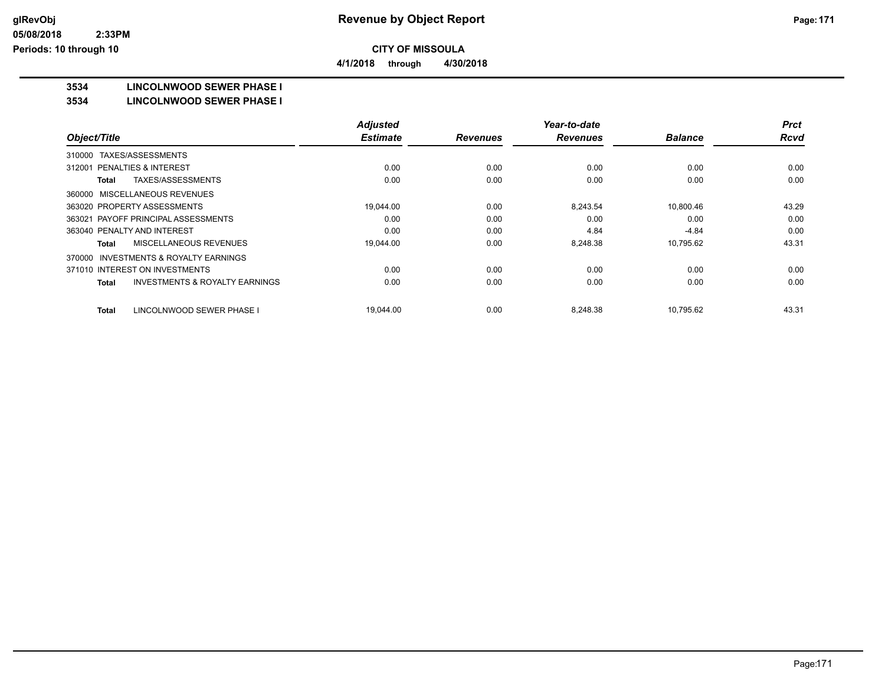# Revenue by Object Report

**CITY OF MISSOULA**

**4/1/2018 through 4/30/2018**

**3534 LINCOLNWOOD SEWER PHASE I**

**3534 LINCOLNWOOD SEWER PHASE I**

| Object/Title | Adjusted Estimate | Revenues | Year-to-date Revenues | Balance | Prct Rcvd |
|---|---|---|---|---|---|
| 310000 TAXES/ASSESSMENTS | | | | | |
| 312001 PENALTIES & INTEREST | 0.00 | 0.00 | 0.00 | 0.00 | 0.00 |
| **Total** TAXES/ASSESSMENTS | 0.00 | 0.00 | 0.00 | 0.00 | 0.00 |
| 360000 MISCELLANEOUS REVENUES | | | | | |
| 363020 PROPERTY ASSESSMENTS | 19,044.00 | 0.00 | 8,243.54 | 10,800.46 | 43.29 |
| 363021 PAYOFF PRINCIPAL ASSESSMENTS | 0.00 | 0.00 | 0.00 | 0.00 | 0.00 |
| 363040 PENALTY AND INTEREST | 0.00 | 0.00 | 4.84 | -4.84 | 0.00 |
| **Total** MISCELLANEOUS REVENUES | 19,044.00 | 0.00 | 8,248.38 | 10,795.62 | 43.31 |
| 370000 INVESTMENTS & ROYALTY EARNINGS | | | | | |
| 371010 INTEREST ON INVESTMENTS | 0.00 | 0.00 | 0.00 | 0.00 | 0.00 |
| **Total** INVESTMENTS & ROYALTY EARNINGS | 0.00 | 0.00 | 0.00 | 0.00 | 0.00 |
| **Total** LINCOLNWOOD SEWER PHASE I | 19,044.00 | 0.00 | 8,248.38 | 10,795.62 | 43.31 |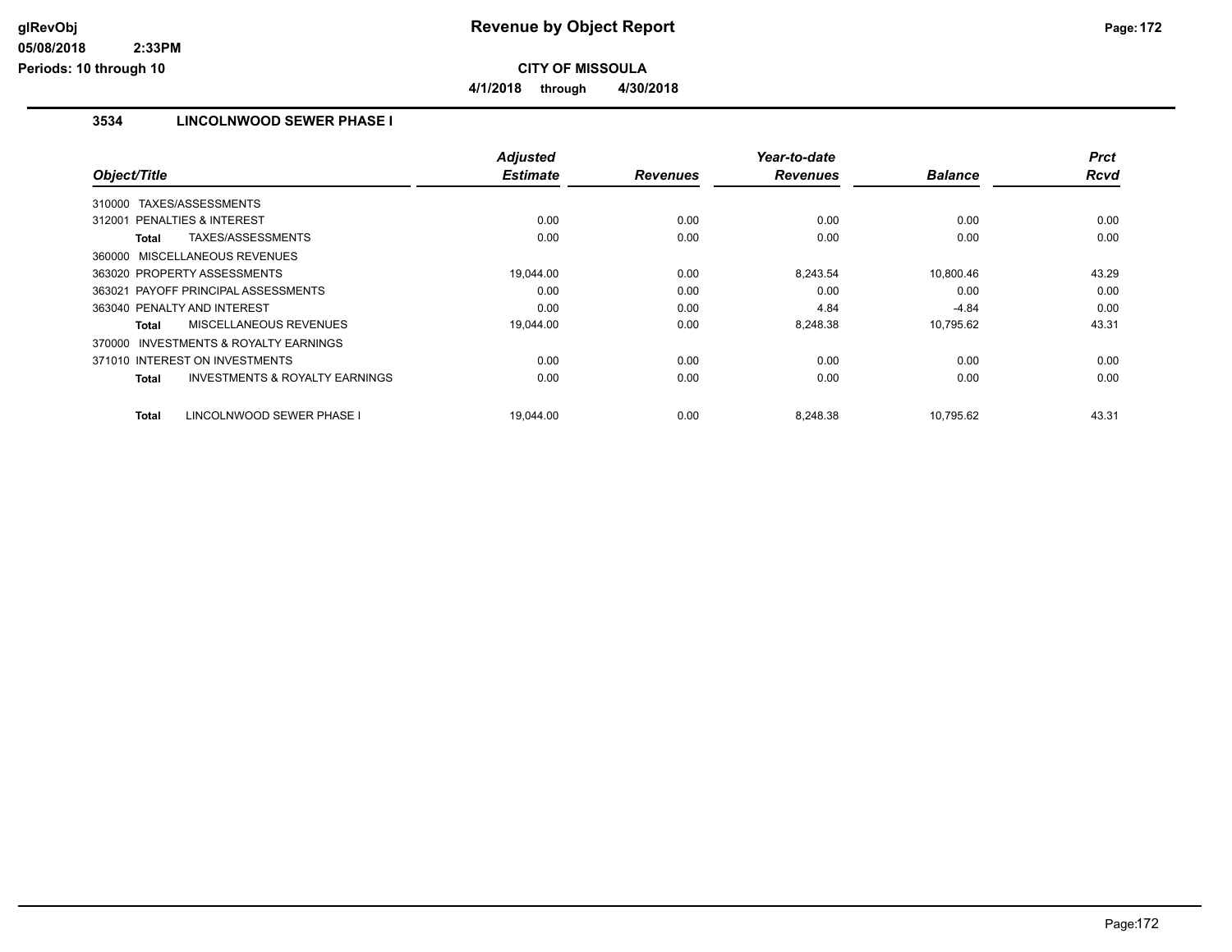**glRevObj**
**05/08/2018 2:33PM**
**Periods: 10 through 10**

# Revenue by Object Report

**CITY OF MISSOULA**

**4/1/2018 through 4/30/2018**

## 3534 LINCOLNWOOD SEWER PHASE I

| Object/Title | Adjusted Estimate | Revenues | Year-to-date Revenues | Balance | Prct Rcvd |
|---|---|---|---|---|---|
| 310000 TAXES/ASSESSMENTS | | | | | |
| 312001 PENALTIES & INTEREST | 0.00 | 0.00 | 0.00 | 0.00 | 0.00 |
| **Total** TAXES/ASSESSMENTS | 0.00 | 0.00 | 0.00 | 0.00 | 0.00 |
| 360000 MISCELLANEOUS REVENUES | | | | | |
| 363020 PROPERTY ASSESSMENTS | 19,044.00 | 0.00 | 8,243.54 | 10,800.46 | 43.29 |
| 363021 PAYOFF PRINCIPAL ASSESSMENTS | 0.00 | 0.00 | 0.00 | 0.00 | 0.00 |
| 363040 PENALTY AND INTEREST | 0.00 | 0.00 | 4.84 | -4.84 | 0.00 |
| **Total** MISCELLANEOUS REVENUES | 19,044.00 | 0.00 | 8,248.38 | 10,795.62 | 43.31 |
| 370000 INVESTMENTS & ROYALTY EARNINGS | | | | | |
| 371010 INTEREST ON INVESTMENTS | 0.00 | 0.00 | 0.00 | 0.00 | 0.00 |
| **Total** INVESTMENTS & ROYALTY EARNINGS | 0.00 | 0.00 | 0.00 | 0.00 | 0.00 |
| **Total** LINCOLNWOOD SEWER PHASE I | 19,044.00 | 0.00 | 8,248.38 | 10,795.62 | 43.31 |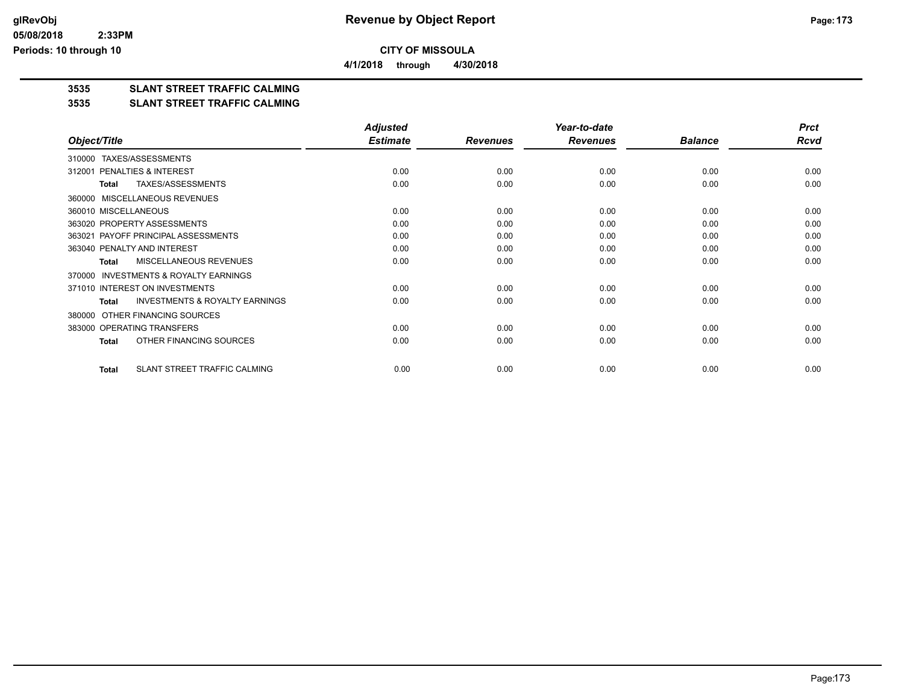**CITY OF MISSOULA**

**4/1/2018 through 4/30/2018**

## 3535 SLANT STREET TRAFFIC CALMING

## 3535 SLANT STREET TRAFFIC CALMING

| Object/Title | Adjusted Estimate | Revenues | Year-to-date Revenues | Balance | Prct Rcvd |
|---|---|---|---|---|---|
| 310000 TAXES/ASSESSMENTS | | | | | |
| 312001 PENALTIES & INTEREST | 0.00 | 0.00 | 0.00 | 0.00 | 0.00 |
| **Total** TAXES/ASSESSMENTS | 0.00 | 0.00 | 0.00 | 0.00 | 0.00 |
| 360000 MISCELLANEOUS REVENUES | | | | | |
| 360010 MISCELLANEOUS | 0.00 | 0.00 | 0.00 | 0.00 | 0.00 |
| 363020 PROPERTY ASSESSMENTS | 0.00 | 0.00 | 0.00 | 0.00 | 0.00 |
| 363021 PAYOFF PRINCIPAL ASSESSMENTS | 0.00 | 0.00 | 0.00 | 0.00 | 0.00 |
| 363040 PENALTY AND INTEREST | 0.00 | 0.00 | 0.00 | 0.00 | 0.00 |
| **Total** MISCELLANEOUS REVENUES | 0.00 | 0.00 | 0.00 | 0.00 | 0.00 |
| 370000 INVESTMENTS & ROYALTY EARNINGS | | | | | |
| 371010 INTEREST ON INVESTMENTS | 0.00 | 0.00 | 0.00 | 0.00 | 0.00 |
| **Total** INVESTMENTS & ROYALTY EARNINGS | 0.00 | 0.00 | 0.00 | 0.00 | 0.00 |
| 380000 OTHER FINANCING SOURCES | | | | | |
| 383000 OPERATING TRANSFERS | 0.00 | 0.00 | 0.00 | 0.00 | 0.00 |
| **Total** OTHER FINANCING SOURCES | 0.00 | 0.00 | 0.00 | 0.00 | 0.00 |
| **Total** SLANT STREET TRAFFIC CALMING | 0.00 | 0.00 | 0.00 | 0.00 | 0.00 |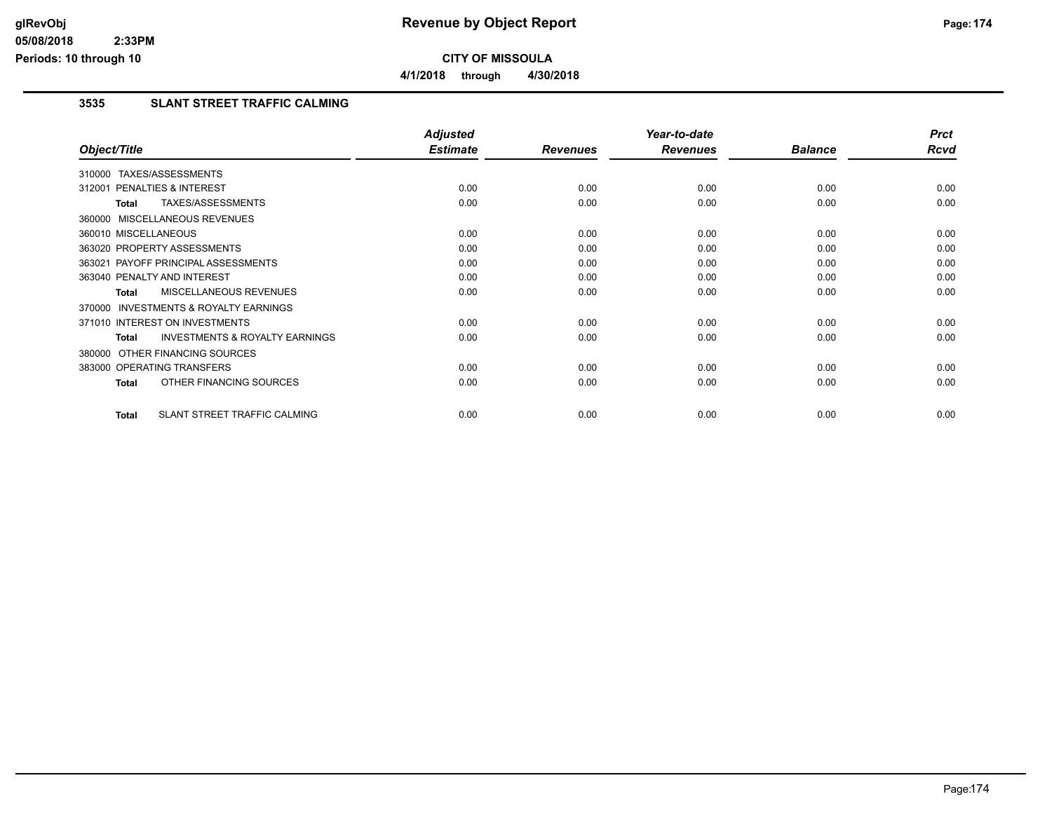**Revenue by Object Report**

**CITY OF MISSOULA**

**4/1/2018 through 4/30/2018**

glRevObj
05/08/2018 2:33PM
Periods: 10 through 10

## 3535 SLANT STREET TRAFFIC CALMING

| Object/Title | Adjusted Estimate | Revenues | Year-to-date Revenues | Balance | Prct Rcvd |
|---|---|---|---|---|---|
| 310000 TAXES/ASSESSMENTS | | | | | |
| 312001 PENALTIES & INTEREST | 0.00 | 0.00 | 0.00 | 0.00 | 0.00 |
| **Total** TAXES/ASSESSMENTS | 0.00 | 0.00 | 0.00 | 0.00 | 0.00 |
| 360000 MISCELLANEOUS REVENUES | | | | | |
| 360010 MISCELLANEOUS | 0.00 | 0.00 | 0.00 | 0.00 | 0.00 |
| 363020 PROPERTY ASSESSMENTS | 0.00 | 0.00 | 0.00 | 0.00 | 0.00 |
| 363021 PAYOFF PRINCIPAL ASSESSMENTS | 0.00 | 0.00 | 0.00 | 0.00 | 0.00 |
| 363040 PENALTY AND INTEREST | 0.00 | 0.00 | 0.00 | 0.00 | 0.00 |
| **Total** MISCELLANEOUS REVENUES | 0.00 | 0.00 | 0.00 | 0.00 | 0.00 |
| 370000 INVESTMENTS & ROYALTY EARNINGS | | | | | |
| 371010 INTEREST ON INVESTMENTS | 0.00 | 0.00 | 0.00 | 0.00 | 0.00 |
| **Total** INVESTMENTS & ROYALTY EARNINGS | 0.00 | 0.00 | 0.00 | 0.00 | 0.00 |
| 380000 OTHER FINANCING SOURCES | | | | | |
| 383000 OPERATING TRANSFERS | 0.00 | 0.00 | 0.00 | 0.00 | 0.00 |
| **Total** OTHER FINANCING SOURCES | 0.00 | 0.00 | 0.00 | 0.00 | 0.00 |
| **Total** SLANT STREET TRAFFIC CALMING | 0.00 | 0.00 | 0.00 | 0.00 | 0.00 |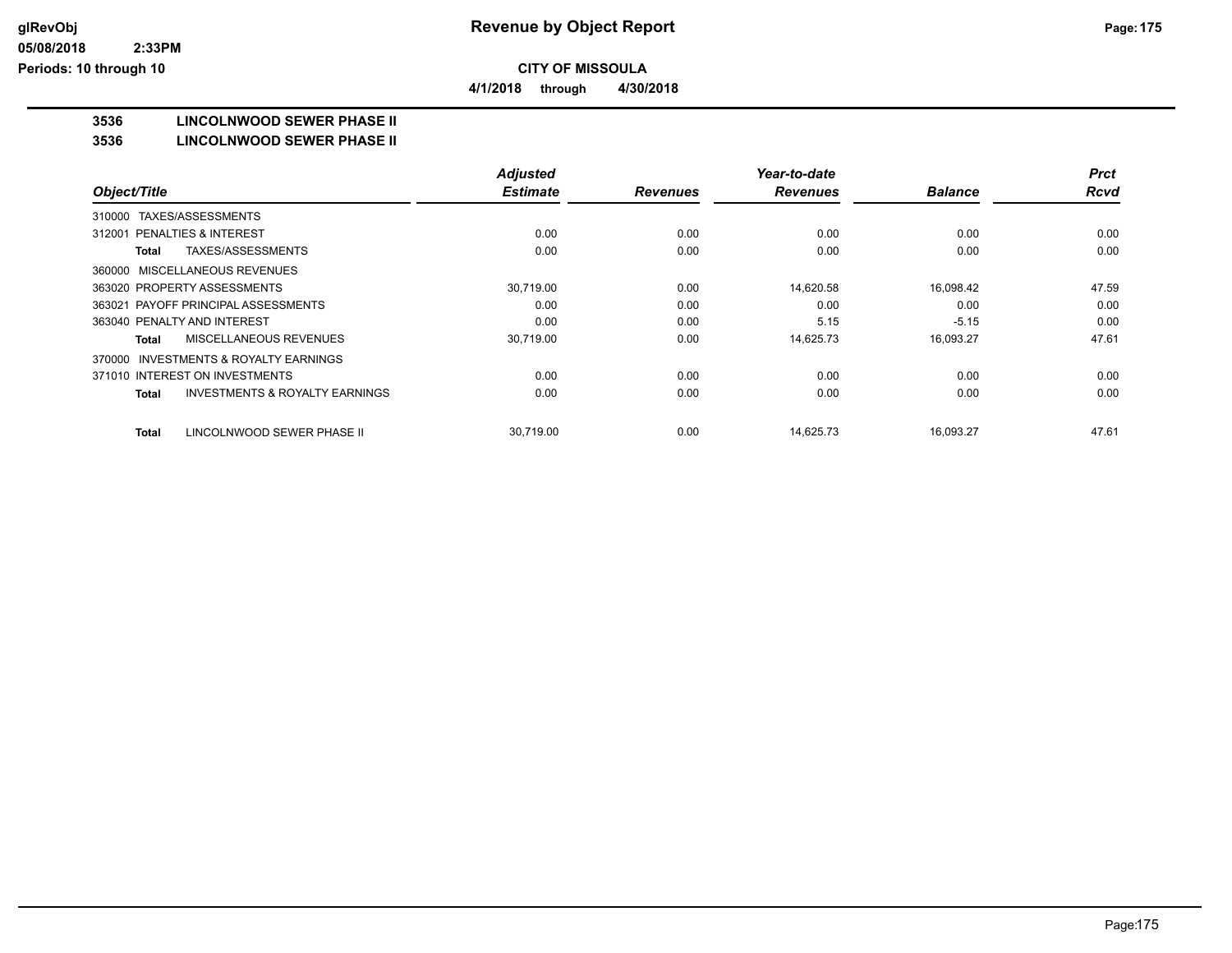**CITY OF MISSOULA**

**4/1/2018 through 4/30/2018**

## 3536 LINCOLNWOOD SEWER PHASE II

## 3536 LINCOLNWOOD SEWER PHASE II

| Object/Title | Adjusted Estimate | Revenues | Year-to-date Revenues | Balance | Prct Rcvd |
|---|---|---|---|---|---|
| 310000 TAXES/ASSESSMENTS | | | | | |
| 312001 PENALTIES & INTEREST | 0.00 | 0.00 | 0.00 | 0.00 | 0.00 |
| **Total** TAXES/ASSESSMENTS | 0.00 | 0.00 | 0.00 | 0.00 | 0.00 |
| 360000 MISCELLANEOUS REVENUES | | | | | |
| 363020 PROPERTY ASSESSMENTS | 30,719.00 | 0.00 | 14,620.58 | 16,098.42 | 47.59 |
| 363021 PAYOFF PRINCIPAL ASSESSMENTS | 0.00 | 0.00 | 0.00 | 0.00 | 0.00 |
| 363040 PENALTY AND INTEREST | 0.00 | 0.00 | 5.15 | -5.15 | 0.00 |
| **Total** MISCELLANEOUS REVENUES | 30,719.00 | 0.00 | 14,625.73 | 16,093.27 | 47.61 |
| 370000 INVESTMENTS & ROYALTY EARNINGS | | | | | |
| 371010 INTEREST ON INVESTMENTS | 0.00 | 0.00 | 0.00 | 0.00 | 0.00 |
| **Total** INVESTMENTS & ROYALTY EARNINGS | 0.00 | 0.00 | 0.00 | 0.00 | 0.00 |
| **Total** LINCOLNWOOD SEWER PHASE II | 30,719.00 | 0.00 | 14,625.73 | 16,093.27 | 47.61 |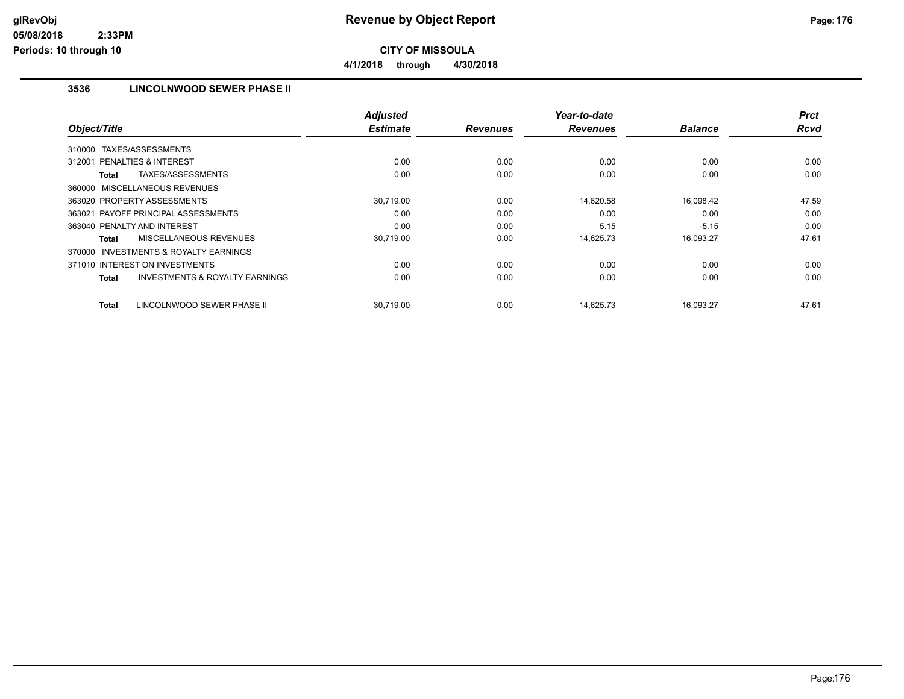# Revenue by Object Report

**CITY OF MISSOULA**

4/1/2018 through 4/30/2018

glRevObj
05/08/2018 2:33PM
Periods: 10 through 10

## 3536 LINCOLNWOOD SEWER PHASE II

| Object/Title | Adjusted Estimate | Revenues | Year-to-date Revenues | Balance | Prct Rcvd |
|---|---|---|---|---|---|
| 310000 TAXES/ASSESSMENTS | | | | | |
| 312001 PENALTIES & INTEREST | 0.00 | 0.00 | 0.00 | 0.00 | 0.00 |
| **Total** TAXES/ASSESSMENTS | 0.00 | 0.00 | 0.00 | 0.00 | 0.00 |
| 360000 MISCELLANEOUS REVENUES | | | | | |
| 363020 PROPERTY ASSESSMENTS | 30,719.00 | 0.00 | 14,620.58 | 16,098.42 | 47.59 |
| 363021 PAYOFF PRINCIPAL ASSESSMENTS | 0.00 | 0.00 | 0.00 | 0.00 | 0.00 |
| 363040 PENALTY AND INTEREST | 0.00 | 0.00 | 5.15 | -5.15 | 0.00 |
| **Total** MISCELLANEOUS REVENUES | 30,719.00 | 0.00 | 14,625.73 | 16,093.27 | 47.61 |
| 370000 INVESTMENTS & ROYALTY EARNINGS | | | | | |
| 371010 INTEREST ON INVESTMENTS | 0.00 | 0.00 | 0.00 | 0.00 | 0.00 |
| **Total** INVESTMENTS & ROYALTY EARNINGS | 0.00 | 0.00 | 0.00 | 0.00 | 0.00 |
| **Total** LINCOLNWOOD SEWER PHASE II | 30,719.00 | 0.00 | 14,625.73 | 16,093.27 | 47.61 |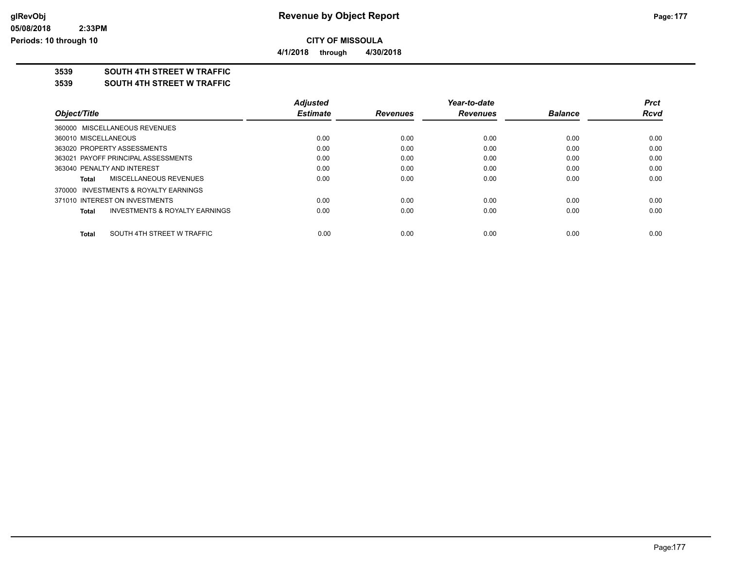# Revenue by Object Report

**CITY OF MISSOULA**

**4/1/2018 through 4/30/2018**

**3539 SOUTH 4TH STREET W TRAFFIC**

**3539 SOUTH 4TH STREET W TRAFFIC**

| Object/Title | Adjusted Estimate | Revenues | Year-to-date Revenues | Balance | Prct Rcvd |
|---|---|---|---|---|---|
| 360000 MISCELLANEOUS REVENUES | | | | | |
| 360010 MISCELLANEOUS | 0.00 | 0.00 | 0.00 | 0.00 | 0.00 |
| 363020 PROPERTY ASSESSMENTS | 0.00 | 0.00 | 0.00 | 0.00 | 0.00 |
| 363021 PAYOFF PRINCIPAL ASSESSMENTS | 0.00 | 0.00 | 0.00 | 0.00 | 0.00 |
| 363040 PENALTY AND INTEREST | 0.00 | 0.00 | 0.00 | 0.00 | 0.00 |
| **Total** MISCELLANEOUS REVENUES | 0.00 | 0.00 | 0.00 | 0.00 | 0.00 |
| 370000 INVESTMENTS & ROYALTY EARNINGS | | | | | |
| 371010 INTEREST ON INVESTMENTS | 0.00 | 0.00 | 0.00 | 0.00 | 0.00 |
| **Total** INVESTMENTS & ROYALTY EARNINGS | 0.00 | 0.00 | 0.00 | 0.00 | 0.00 |
| **Total** SOUTH 4TH STREET W TRAFFIC | 0.00 | 0.00 | 0.00 | 0.00 | 0.00 |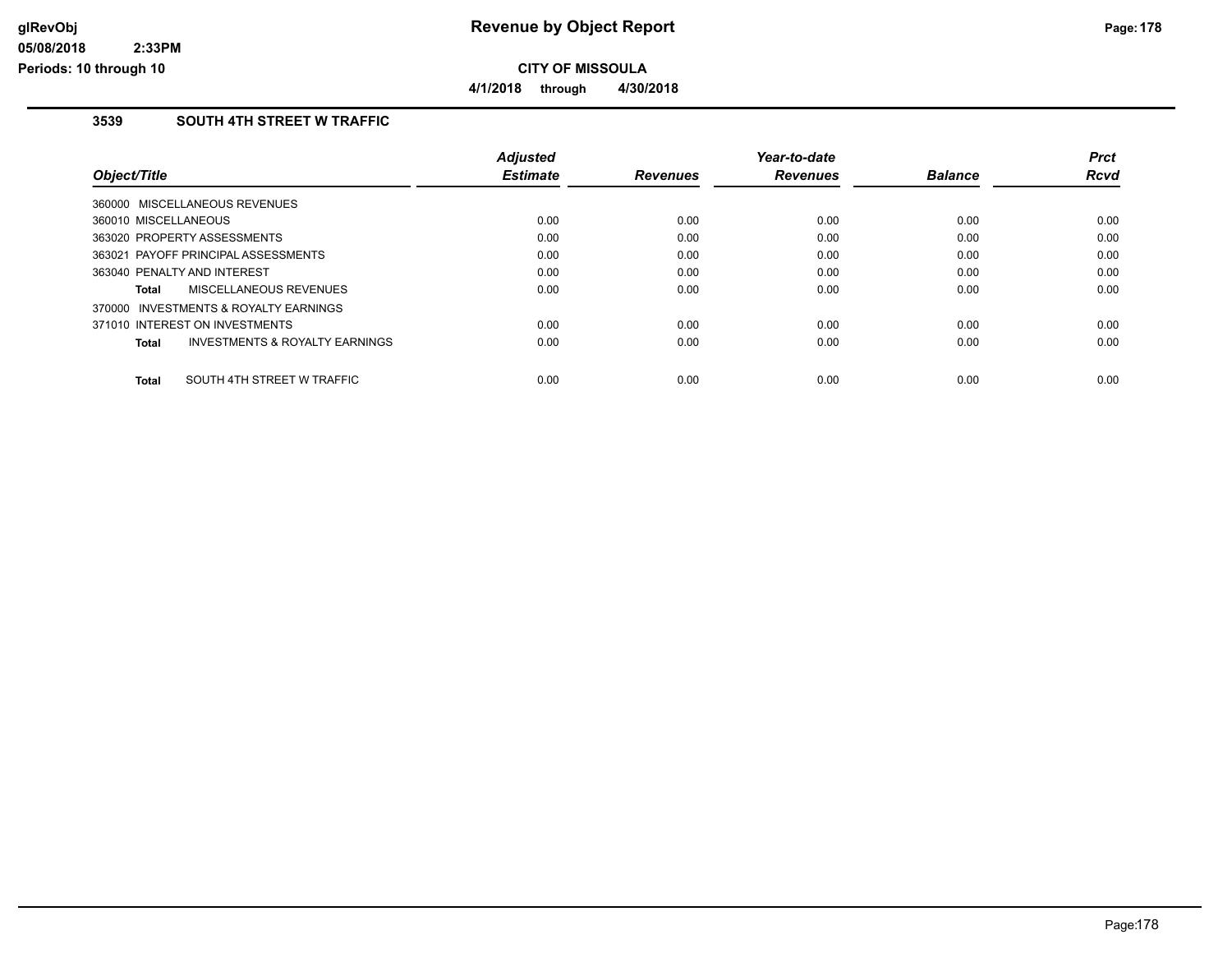## 3539 SOUTH 4TH STREET W TRAFFIC

| Object/Title | Adjusted Estimate | Revenues | Year-to-date Revenues | Balance | Prct Rcvd |
|---|---|---|---|---|---|
| 360000 MISCELLANEOUS REVENUES | | | | | |
| 360010 MISCELLANEOUS | 0.00 | 0.00 | 0.00 | 0.00 | 0.00 |
| 363020 PROPERTY ASSESSMENTS | 0.00 | 0.00 | 0.00 | 0.00 | 0.00 |
| 363021 PAYOFF PRINCIPAL ASSESSMENTS | 0.00 | 0.00 | 0.00 | 0.00 | 0.00 |
| 363040 PENALTY AND INTEREST | 0.00 | 0.00 | 0.00 | 0.00 | 0.00 |
| **Total** MISCELLANEOUS REVENUES | 0.00 | 0.00 | 0.00 | 0.00 | 0.00 |
| 370000 INVESTMENTS & ROYALTY EARNINGS | | | | | |
| 371010 INTEREST ON INVESTMENTS | 0.00 | 0.00 | 0.00 | 0.00 | 0.00 |
| **Total** INVESTMENTS & ROYALTY EARNINGS | 0.00 | 0.00 | 0.00 | 0.00 | 0.00 |
| **Total** SOUTH 4TH STREET W TRAFFIC | 0.00 | 0.00 | 0.00 | 0.00 | 0.00 |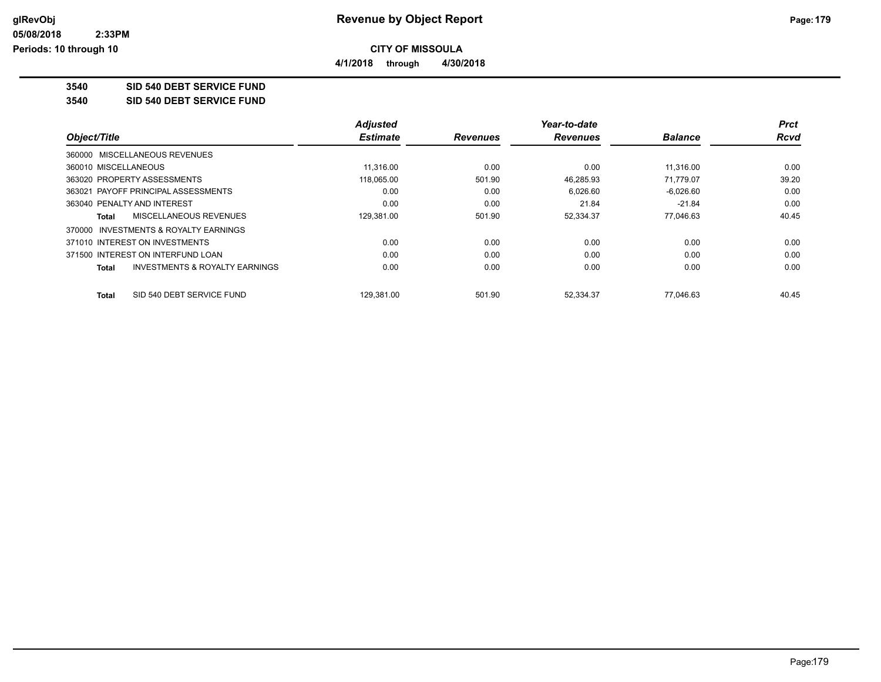**Revenue by Object Report**

**CITY OF MISSOULA**

**4/1/2018 through 4/30/2018**

glRevObj
05/08/2018 2:33PM
Periods: 10 through 10

**3540 SID 540 DEBT SERVICE FUND**

**3540 SID 540 DEBT SERVICE FUND**

| Object/Title | Adjusted Estimate | Revenues | Year-to-date Revenues | Balance | Prct Rcvd |
|---|---|---|---|---|---|
| 360000 MISCELLANEOUS REVENUES | | | | | |
| 360010 MISCELLANEOUS | 11,316.00 | 0.00 | 0.00 | 11,316.00 | 0.00 |
| 363020 PROPERTY ASSESSMENTS | 118,065.00 | 501.90 | 46,285.93 | 71,779.07 | 39.20 |
| 363021 PAYOFF PRINCIPAL ASSESSMENTS | 0.00 | 0.00 | 6,026.60 | -6,026.60 | 0.00 |
| 363040 PENALTY AND INTEREST | 0.00 | 0.00 | 21.84 | -21.84 | 0.00 |
| **Total** MISCELLANEOUS REVENUES | 129,381.00 | 501.90 | 52,334.37 | 77,046.63 | 40.45 |
| 370000 INVESTMENTS & ROYALTY EARNINGS | | | | | |
| 371010 INTEREST ON INVESTMENTS | 0.00 | 0.00 | 0.00 | 0.00 | 0.00 |
| 371500 INTEREST ON INTERFUND LOAN | 0.00 | 0.00 | 0.00 | 0.00 | 0.00 |
| **Total** INVESTMENTS & ROYALTY EARNINGS | 0.00 | 0.00 | 0.00 | 0.00 | 0.00 |
| **Total** SID 540 DEBT SERVICE FUND | 129,381.00 | 501.90 | 52,334.37 | 77,046.63 | 40.45 |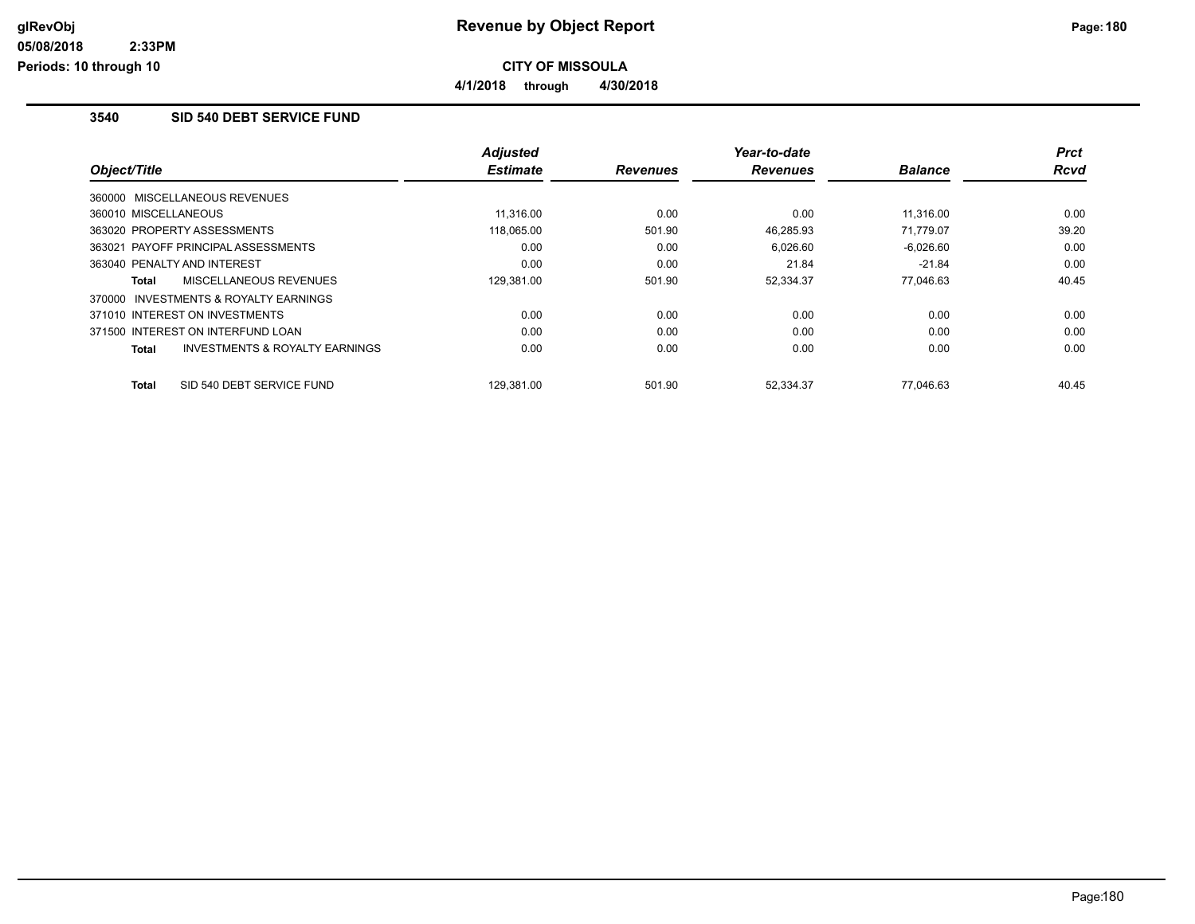# Revenue by Object Report

**CITY OF MISSOULA**

**4/1/2018 through 4/30/2018**

glRevObj
05/08/2018 2:33PM
Periods: 10 through 10

## 3540 SID 540 DEBT SERVICE FUND

| Object/Title | Adjusted Estimate | Revenues | Year-to-date Revenues | Balance | Prct Rcvd |
|---|---|---|---|---|---|
| 360000 MISCELLANEOUS REVENUES | | | | | |
| 360010 MISCELLANEOUS | 11,316.00 | 0.00 | 0.00 | 11,316.00 | 0.00 |
| 363020 PROPERTY ASSESSMENTS | 118,065.00 | 501.90 | 46,285.93 | 71,779.07 | 39.20 |
| 363021 PAYOFF PRINCIPAL ASSESSMENTS | 0.00 | 0.00 | 6,026.60 | -6,026.60 | 0.00 |
| 363040 PENALTY AND INTEREST | 0.00 | 0.00 | 21.84 | -21.84 | 0.00 |
| **Total** MISCELLANEOUS REVENUES | 129,381.00 | 501.90 | 52,334.37 | 77,046.63 | 40.45 |
| 370000 INVESTMENTS & ROYALTY EARNINGS | | | | | |
| 371010 INTEREST ON INVESTMENTS | 0.00 | 0.00 | 0.00 | 0.00 | 0.00 |
| 371500 INTEREST ON INTERFUND LOAN | 0.00 | 0.00 | 0.00 | 0.00 | 0.00 |
| **Total** INVESTMENTS & ROYALTY EARNINGS | 0.00 | 0.00 | 0.00 | 0.00 | 0.00 |
| **Total** SID 540 DEBT SERVICE FUND | 129,381.00 | 501.90 | 52,334.37 | 77,046.63 | 40.45 |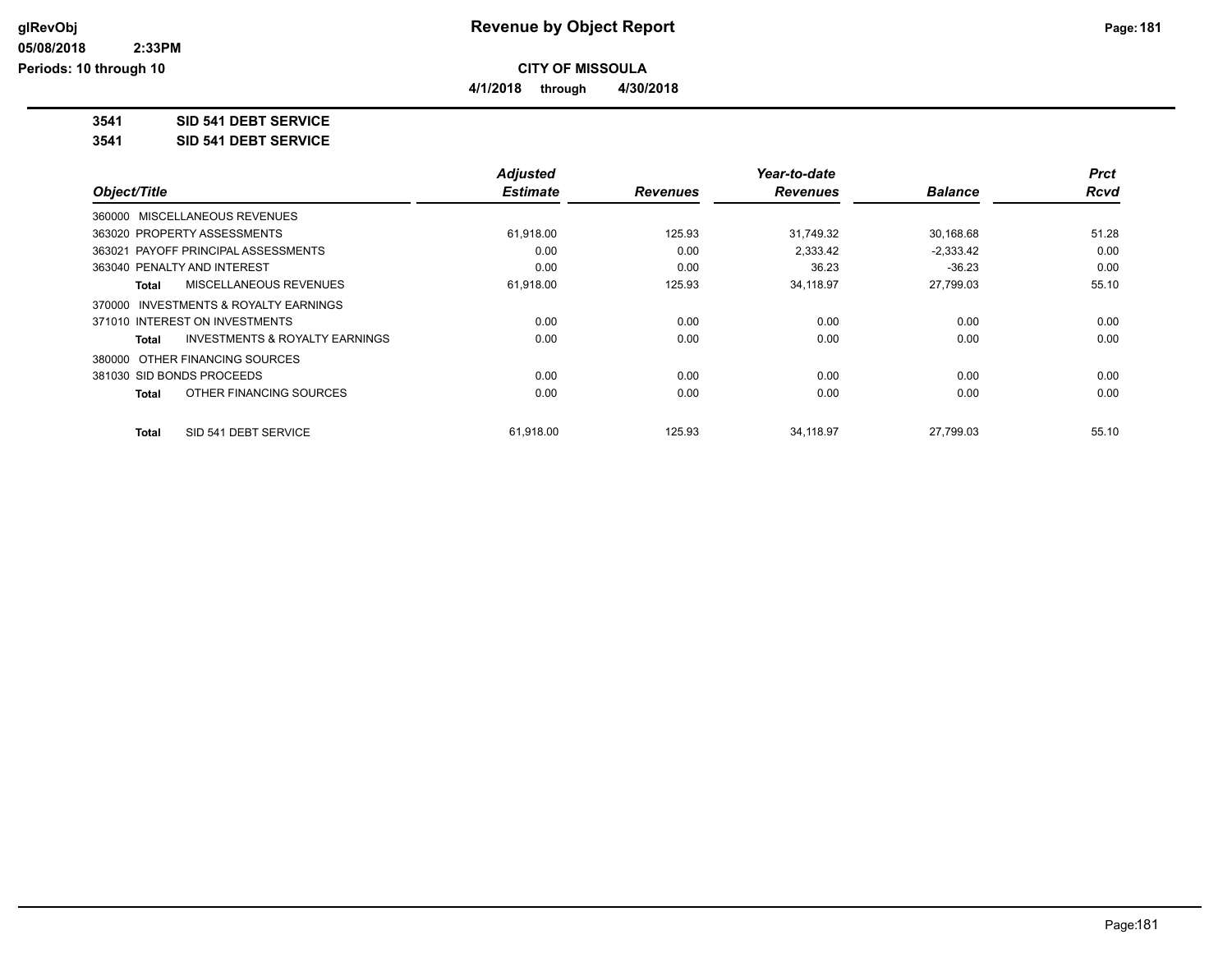# Revenue by Object Report

**CITY OF MISSOULA**

**4/1/2018 through 4/30/2018**

glRevObj
05/08/2018 2:33PM
Periods: 10 through 10

**3541 SID 541 DEBT SERVICE**

**3541 SID 541 DEBT SERVICE**

| Object/Title | Adjusted Estimate | Revenues | Year-to-date Revenues | Balance | Prct Rcvd |
|---|---|---|---|---|---|
| 360000 MISCELLANEOUS REVENUES | | | | | |
| 363020 PROPERTY ASSESSMENTS | 61,918.00 | 125.93 | 31,749.32 | 30,168.68 | 51.28 |
| 363021 PAYOFF PRINCIPAL ASSESSMENTS | 0.00 | 0.00 | 2,333.42 | -2,333.42 | 0.00 |
| 363040 PENALTY AND INTEREST | 0.00 | 0.00 | 36.23 | -36.23 | 0.00 |
| **Total** MISCELLANEOUS REVENUES | 61,918.00 | 125.93 | 34,118.97 | 27,799.03 | 55.10 |
| 370000 INVESTMENTS & ROYALTY EARNINGS | | | | | |
| 371010 INTEREST ON INVESTMENTS | 0.00 | 0.00 | 0.00 | 0.00 | 0.00 |
| **Total** INVESTMENTS & ROYALTY EARNINGS | 0.00 | 0.00 | 0.00 | 0.00 | 0.00 |
| 380000 OTHER FINANCING SOURCES | | | | | |
| 381030 SID BONDS PROCEEDS | 0.00 | 0.00 | 0.00 | 0.00 | 0.00 |
| **Total** OTHER FINANCING SOURCES | 0.00 | 0.00 | 0.00 | 0.00 | 0.00 |
| **Total** SID 541 DEBT SERVICE | 61,918.00 | 125.93 | 34,118.97 | 27,799.03 | 55.10 |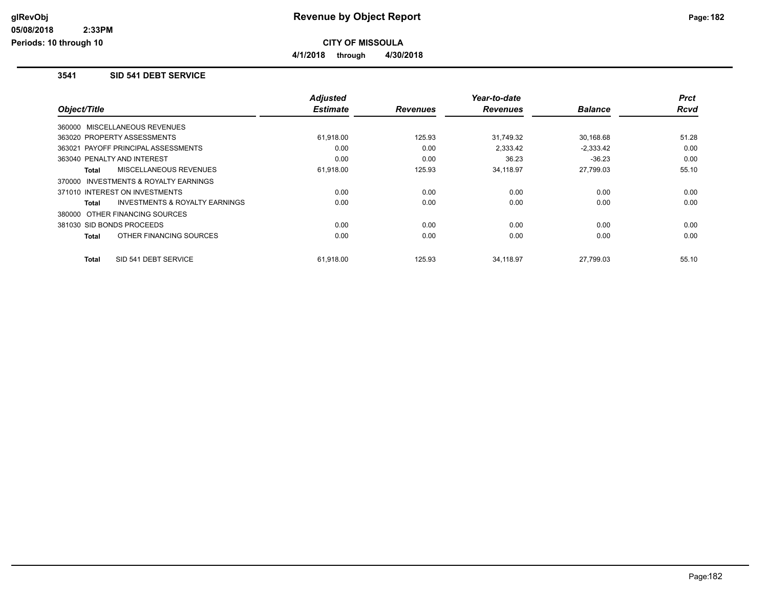**Revenue by Object Report**

**CITY OF MISSOULA**

**4/1/2018 through 4/30/2018**

glRevObj
05/08/2018 2:33PM
Periods: 10 through 10

## 3541 SID 541 DEBT SERVICE

| Object/Title | Adjusted Estimate | Revenues | Year-to-date Revenues | Balance | Prct Rcvd |
|---|---|---|---|---|---|
| 360000 MISCELLANEOUS REVENUES | | | | | |
| 363020 PROPERTY ASSESSMENTS | 61,918.00 | 125.93 | 31,749.32 | 30,168.68 | 51.28 |
| 363021 PAYOFF PRINCIPAL ASSESSMENTS | 0.00 | 0.00 | 2,333.42 | -2,333.42 | 0.00 |
| 363040 PENALTY AND INTEREST | 0.00 | 0.00 | 36.23 | -36.23 | 0.00 |
| **Total** MISCELLANEOUS REVENUES | 61,918.00 | 125.93 | 34,118.97 | 27,799.03 | 55.10 |
| 370000 INVESTMENTS & ROYALTY EARNINGS | | | | | |
| 371010 INTEREST ON INVESTMENTS | 0.00 | 0.00 | 0.00 | 0.00 | 0.00 |
| **Total** INVESTMENTS & ROYALTY EARNINGS | 0.00 | 0.00 | 0.00 | 0.00 | 0.00 |
| 380000 OTHER FINANCING SOURCES | | | | | |
| 381030 SID BONDS PROCEEDS | 0.00 | 0.00 | 0.00 | 0.00 | 0.00 |
| **Total** OTHER FINANCING SOURCES | 0.00 | 0.00 | 0.00 | 0.00 | 0.00 |
| **Total** SID 541 DEBT SERVICE | 61,918.00 | 125.93 | 34,118.97 | 27,799.03 | 55.10 |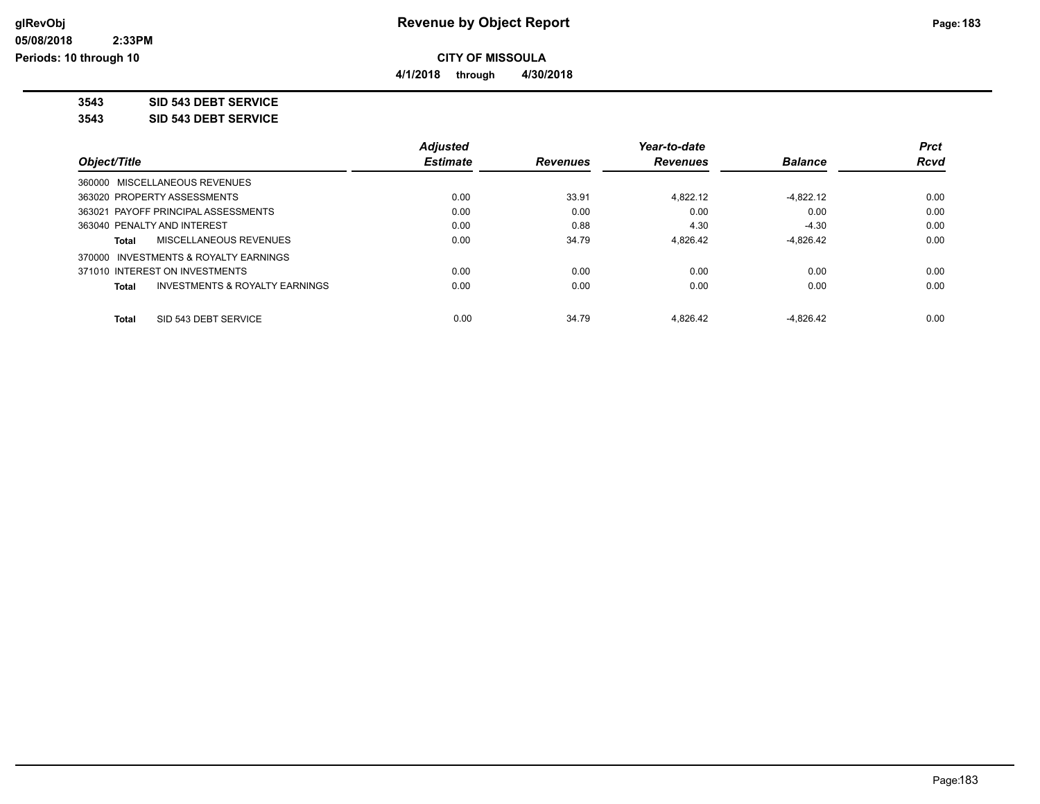# Revenue by Object Report

glRevObj
05/08/2018 2:33PM
Periods: 10 through 10

**CITY OF MISSOULA**

**4/1/2018 through 4/30/2018**

**3543 SID 543 DEBT SERVICE**

**3543 SID 543 DEBT SERVICE**

| Object/Title | | Adjusted Estimate | Revenues | Year-to-date Revenues | Balance | Prct Rcvd |
|---|---|---|---|---|---|---|
| 360000 MISCELLANEOUS REVENUES | | | | | | |
| 363020 PROPERTY ASSESSMENTS | | 0.00 | 33.91 | 4,822.12 | -4,822.12 | 0.00 |
| 363021 PAYOFF PRINCIPAL ASSESSMENTS | | 0.00 | 0.00 | 0.00 | 0.00 | 0.00 |
| 363040 PENALTY AND INTEREST | | 0.00 | 0.88 | 4.30 | -4.30 | 0.00 |
| **Total** | MISCELLANEOUS REVENUES | 0.00 | 34.79 | 4,826.42 | -4,826.42 | 0.00 |
| 370000 INVESTMENTS & ROYALTY EARNINGS | | | | | | |
| 371010 INTEREST ON INVESTMENTS | | 0.00 | 0.00 | 0.00 | 0.00 | 0.00 |
| **Total** | INVESTMENTS & ROYALTY EARNINGS | 0.00 | 0.00 | 0.00 | 0.00 | 0.00 |
| **Total** | SID 543 DEBT SERVICE | 0.00 | 34.79 | 4,826.42 | -4,826.42 | 0.00 |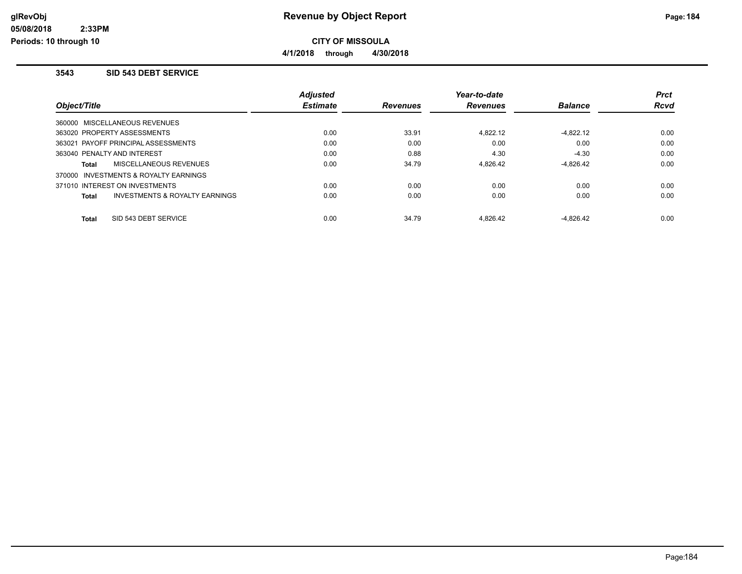# Revenue by Object Report

**CITY OF MISSOULA**

**4/1/2018 through 4/30/2018**

glRevObj
05/08/2018 2:33PM
Periods: 10 through 10

### 3543 SID 543 DEBT SERVICE

| Object/Title | Adjusted Estimate | Revenues | Year-to-date Revenues | Balance | Prct Rcvd |
|---|---|---|---|---|---|
| 360000 MISCELLANEOUS REVENUES | | | | | |
| 363020 PROPERTY ASSESSMENTS | 0.00 | 33.91 | 4,822.12 | -4,822.12 | 0.00 |
| 363021 PAYOFF PRINCIPAL ASSESSMENTS | 0.00 | 0.00 | 0.00 | 0.00 | 0.00 |
| 363040 PENALTY AND INTEREST | 0.00 | 0.88 | 4.30 | -4.30 | 0.00 |
| **Total** MISCELLANEOUS REVENUES | 0.00 | 34.79 | 4,826.42 | -4,826.42 | 0.00 |
| 370000 INVESTMENTS & ROYALTY EARNINGS | | | | | |
| 371010 INTEREST ON INVESTMENTS | 0.00 | 0.00 | 0.00 | 0.00 | 0.00 |
| **Total** INVESTMENTS & ROYALTY EARNINGS | 0.00 | 0.00 | 0.00 | 0.00 | 0.00 |
| **Total** SID 543 DEBT SERVICE | 0.00 | 34.79 | 4,826.42 | -4,826.42 | 0.00 |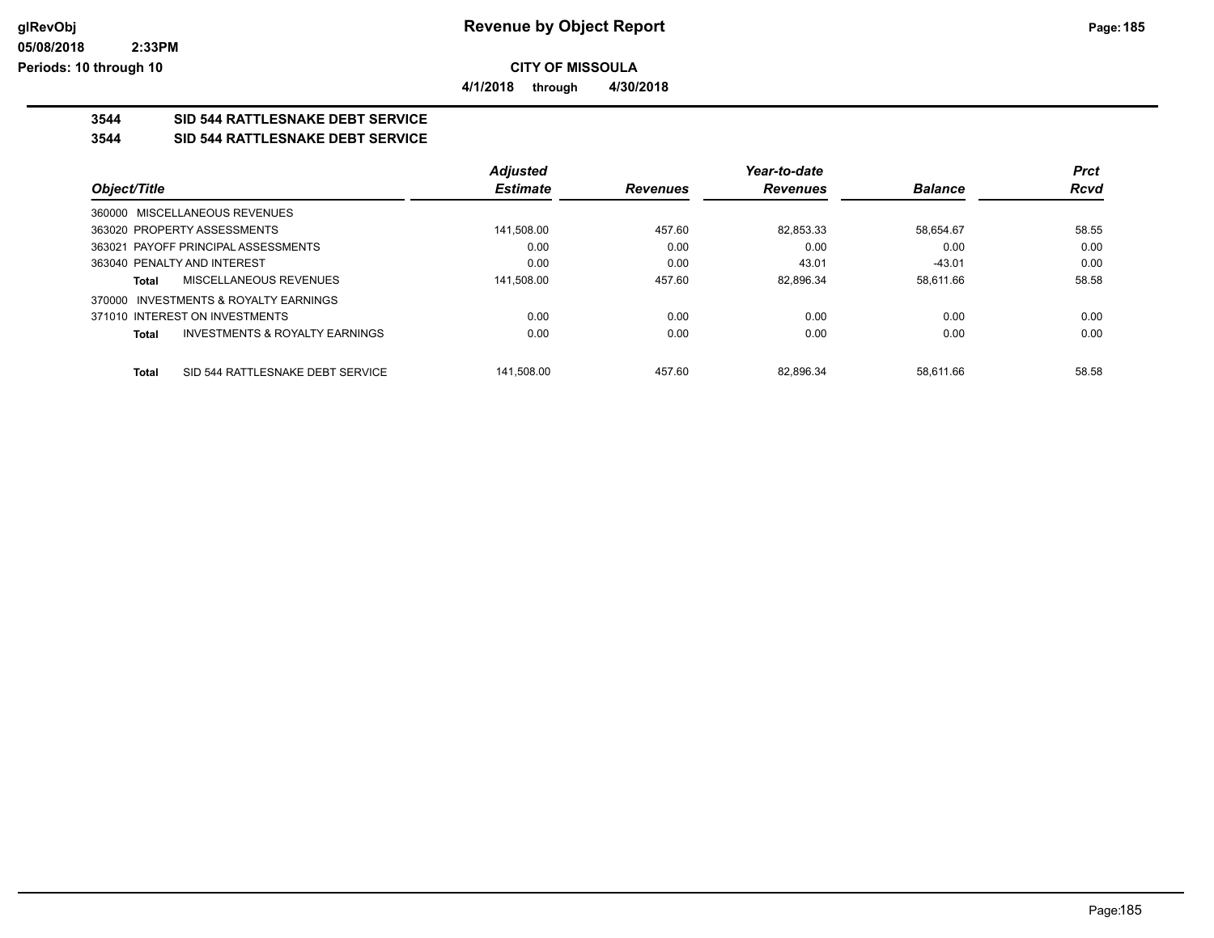**CITY OF MISSOULA**

**4/1/2018 through 4/30/2018**

**Revenue by Object Report**

## 3544 SID 544 RATTLESNAKE DEBT SERVICE

## 3544 SID 544 RATTLESNAKE DEBT SERVICE

| Object/Title | Adjusted Estimate | Revenues | Year-to-date Revenues | Balance | Prct Rcvd |
|---|---|---|---|---|---|
| 360000 MISCELLANEOUS REVENUES | | | | | |
| 363020 PROPERTY ASSESSMENTS | 141,508.00 | 457.60 | 82,853.33 | 58,654.67 | 58.55 |
| 363021 PAYOFF PRINCIPAL ASSESSMENTS | 0.00 | 0.00 | 0.00 | 0.00 | 0.00 |
| 363040 PENALTY AND INTEREST | 0.00 | 0.00 | 43.01 | -43.01 | 0.00 |
| **Total** MISCELLANEOUS REVENUES | 141,508.00 | 457.60 | 82,896.34 | 58,611.66 | 58.58 |
| 370000 INVESTMENTS & ROYALTY EARNINGS | | | | | |
| 371010 INTEREST ON INVESTMENTS | 0.00 | 0.00 | 0.00 | 0.00 | 0.00 |
| **Total** INVESTMENTS & ROYALTY EARNINGS | 0.00 | 0.00 | 0.00 | 0.00 | 0.00 |
| **Total** SID 544 RATTLESNAKE DEBT SERVICE | 141,508.00 | 457.60 | 82,896.34 | 58,611.66 | 58.58 |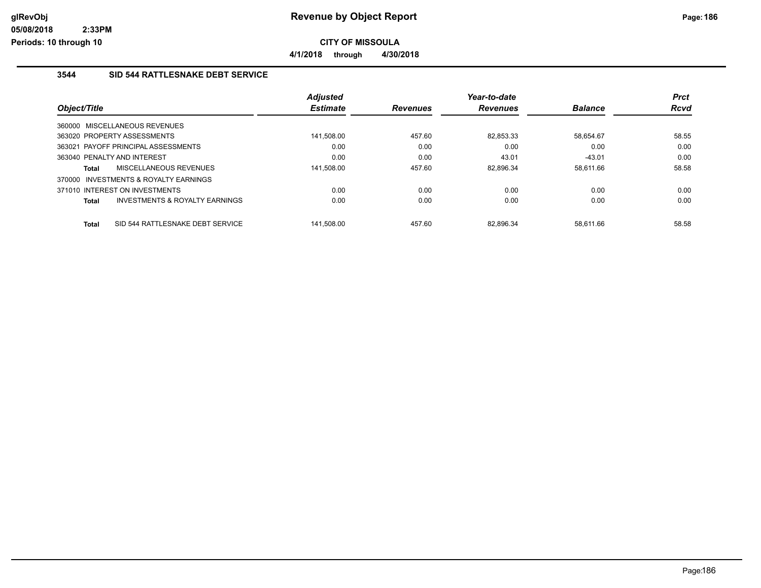# Revenue by Object Report

glRevObj
05/08/2018 2:33PM
Periods: 10 through 10

**CITY OF MISSOULA**

**4/1/2018 through 4/30/2018**

## 3544 SID 544 RATTLESNAKE DEBT SERVICE

| Object/Title | Adjusted Estimate | Revenues | Year-to-date Revenues | Balance | Prct Rcvd |
|---|---|---|---|---|---|
| 360000 MISCELLANEOUS REVENUES | | | | | |
| 363020 PROPERTY ASSESSMENTS | 141,508.00 | 457.60 | 82,853.33 | 58,654.67 | 58.55 |
| 363021 PAYOFF PRINCIPAL ASSESSMENTS | 0.00 | 0.00 | 0.00 | 0.00 | 0.00 |
| 363040 PENALTY AND INTEREST | 0.00 | 0.00 | 43.01 | -43.01 | 0.00 |
| **Total** MISCELLANEOUS REVENUES | 141,508.00 | 457.60 | 82,896.34 | 58,611.66 | 58.58 |
| 370000 INVESTMENTS & ROYALTY EARNINGS | | | | | |
| 371010 INTEREST ON INVESTMENTS | 0.00 | 0.00 | 0.00 | 0.00 | 0.00 |
| **Total** INVESTMENTS & ROYALTY EARNINGS | 0.00 | 0.00 | 0.00 | 0.00 | 0.00 |
| **Total** SID 544 RATTLESNAKE DEBT SERVICE | 141,508.00 | 457.60 | 82,896.34 | 58,611.66 | 58.58 |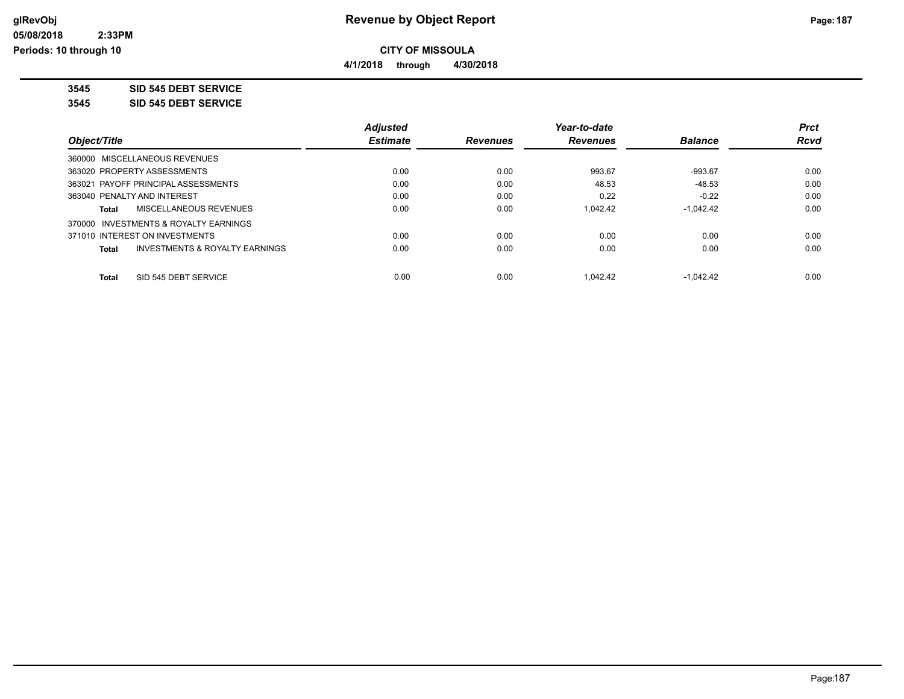**CITY OF MISSOULA**

**4/1/2018 through 4/30/2018**

**3545 SID 545 DEBT SERVICE**

**3545 SID 545 DEBT SERVICE**

| Object/Title | Adjusted Estimate | Revenues | Year-to-date Revenues | Balance | Prct Rcvd |
|---|---|---|---|---|---|
| 360000 MISCELLANEOUS REVENUES | | | | | |
| 363020 PROPERTY ASSESSMENTS | 0.00 | 0.00 | 993.67 | -993.67 | 0.00 |
| 363021 PAYOFF PRINCIPAL ASSESSMENTS | 0.00 | 0.00 | 48.53 | -48.53 | 0.00 |
| 363040 PENALTY AND INTEREST | 0.00 | 0.00 | 0.22 | -0.22 | 0.00 |
| **Total** MISCELLANEOUS REVENUES | 0.00 | 0.00 | 1,042.42 | -1,042.42 | 0.00 |
| 370000 INVESTMENTS & ROYALTY EARNINGS | | | | | |
| 371010 INTEREST ON INVESTMENTS | 0.00 | 0.00 | 0.00 | 0.00 | 0.00 |
| **Total** INVESTMENTS & ROYALTY EARNINGS | 0.00 | 0.00 | 0.00 | 0.00 | 0.00 |
| **Total** SID 545 DEBT SERVICE | 0.00 | 0.00 | 1,042.42 | -1,042.42 | 0.00 |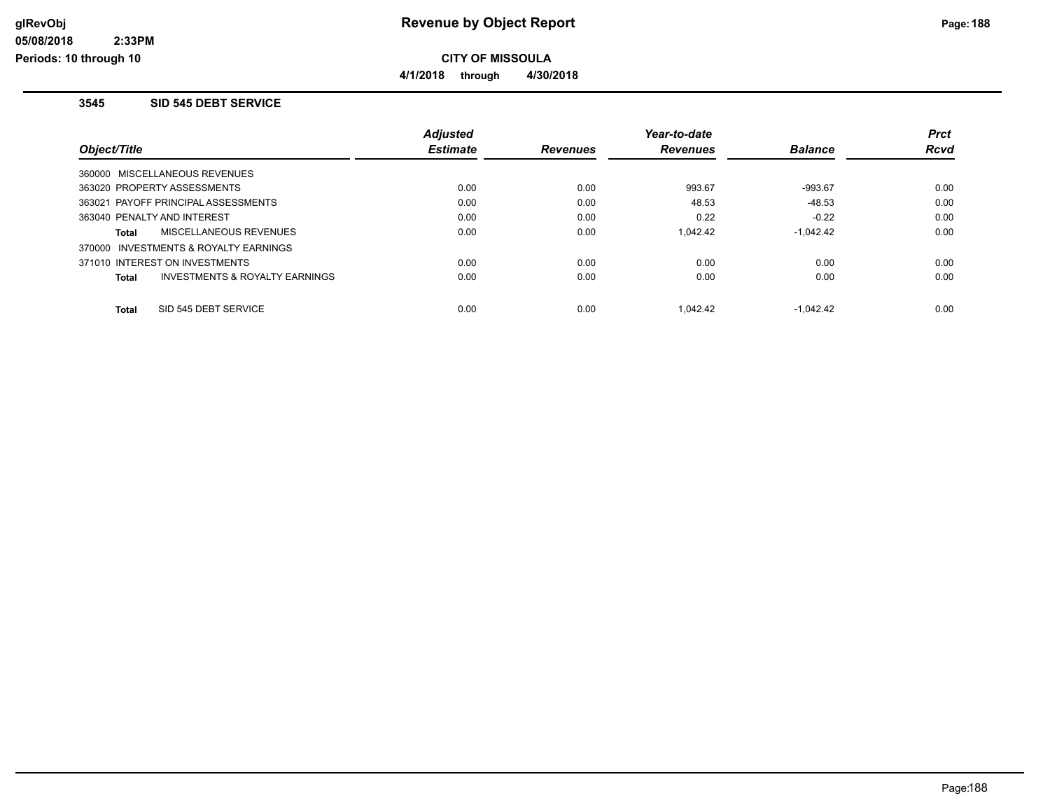# Revenue by Object Report

**CITY OF MISSOULA**

**4/1/2018 through 4/30/2018**

glRevObj
05/08/2018 2:33PM
Periods: 10 through 10

## 3545 SID 545 DEBT SERVICE

| Object/Title | Adjusted Estimate | Revenues | Year-to-date Revenues | Balance | Prct Rcvd |
|---|---|---|---|---|---|
| 360000 MISCELLANEOUS REVENUES | | | | | |
| 363020 PROPERTY ASSESSMENTS | 0.00 | 0.00 | 993.67 | -993.67 | 0.00 |
| 363021 PAYOFF PRINCIPAL ASSESSMENTS | 0.00 | 0.00 | 48.53 | -48.53 | 0.00 |
| 363040 PENALTY AND INTEREST | 0.00 | 0.00 | 0.22 | -0.22 | 0.00 |
| **Total** MISCELLANEOUS REVENUES | 0.00 | 0.00 | 1,042.42 | -1,042.42 | 0.00 |
| 370000 INVESTMENTS & ROYALTY EARNINGS | | | | | |
| 371010 INTEREST ON INVESTMENTS | 0.00 | 0.00 | 0.00 | 0.00 | 0.00 |
| **Total** INVESTMENTS & ROYALTY EARNINGS | 0.00 | 0.00 | 0.00 | 0.00 | 0.00 |
| **Total** SID 545 DEBT SERVICE | 0.00 | 0.00 | 1,042.42 | -1,042.42 | 0.00 |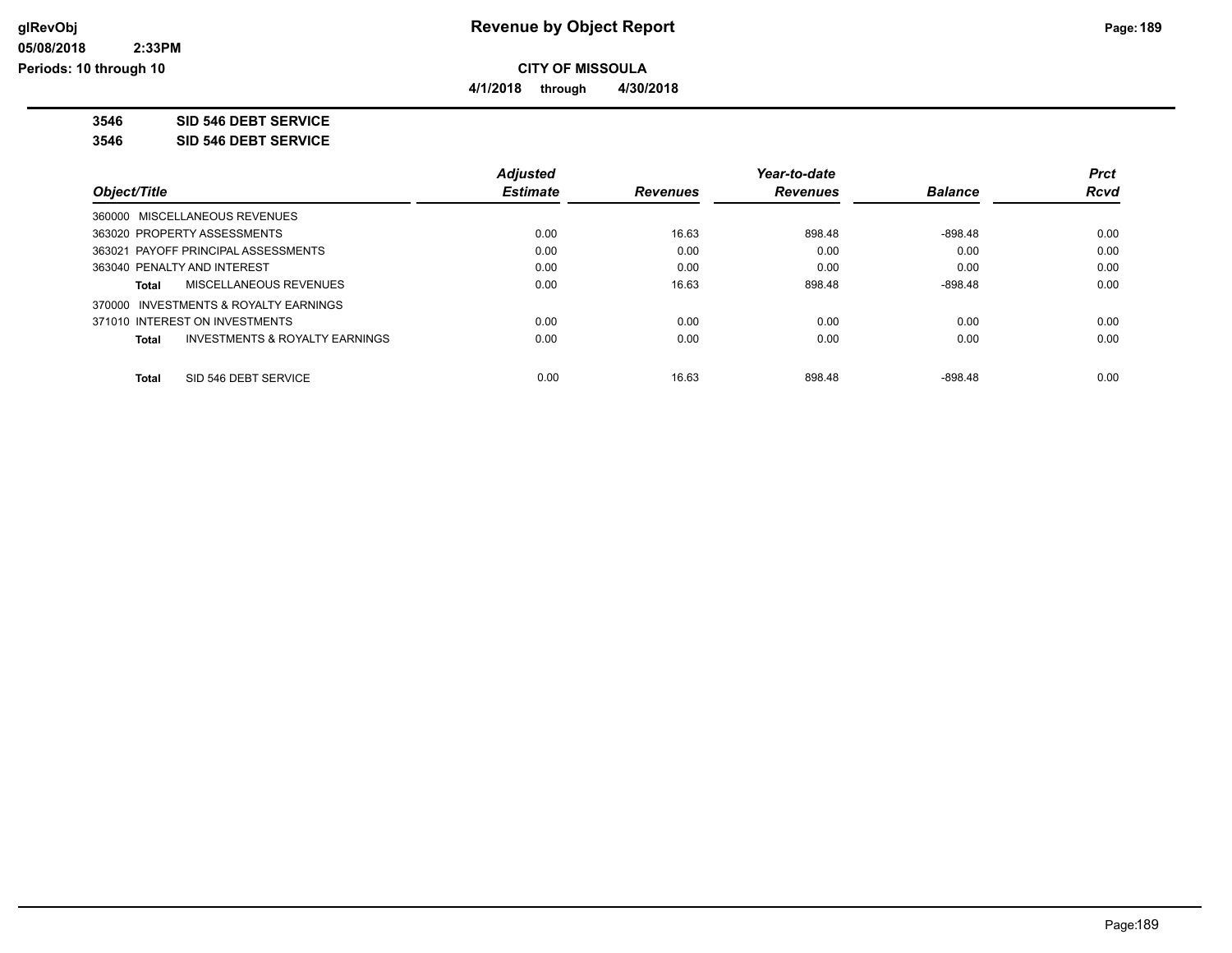**CITY OF MISSOULA**

**4/1/2018 through 4/30/2018**

**3546 SID 546 DEBT SERVICE**

**3546 SID 546 DEBT SERVICE**

| Object/Title | Adjusted Estimate | Revenues | Year-to-date Revenues | Balance | Prct Rcvd |
|---|---|---|---|---|---|
| 360000 MISCELLANEOUS REVENUES | | | | | |
| 363020 PROPERTY ASSESSMENTS | 0.00 | 16.63 | 898.48 | -898.48 | 0.00 |
| 363021 PAYOFF PRINCIPAL ASSESSMENTS | 0.00 | 0.00 | 0.00 | 0.00 | 0.00 |
| 363040 PENALTY AND INTEREST | 0.00 | 0.00 | 0.00 | 0.00 | 0.00 |
| **Total** MISCELLANEOUS REVENUES | 0.00 | 16.63 | 898.48 | -898.48 | 0.00 |
| 370000 INVESTMENTS & ROYALTY EARNINGS | | | | | |
| 371010 INTEREST ON INVESTMENTS | 0.00 | 0.00 | 0.00 | 0.00 | 0.00 |
| **Total** INVESTMENTS & ROYALTY EARNINGS | 0.00 | 0.00 | 0.00 | 0.00 | 0.00 |
| **Total** SID 546 DEBT SERVICE | 0.00 | 16.63 | 898.48 | -898.48 | 0.00 |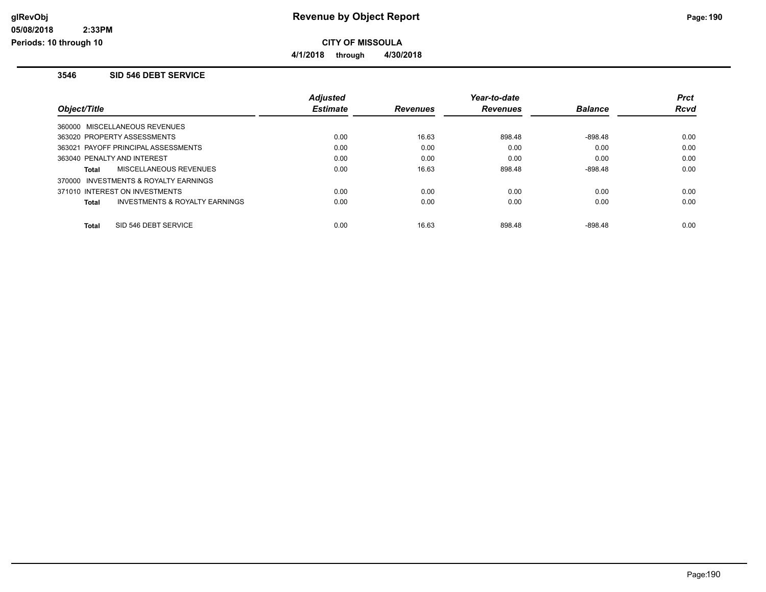**CITY OF MISSOULA**

**4/1/2018 through 4/30/2018**

### 3546 SID 546 DEBT SERVICE

| Object/Title | Adjusted Estimate | Revenues | Year-to-date Revenues | Balance | Prct Rcvd |
|---|---|---|---|---|---|
| 360000 MISCELLANEOUS REVENUES | | | | | |
| 363020 PROPERTY ASSESSMENTS | 0.00 | 16.63 | 898.48 | -898.48 | 0.00 |
| 363021 PAYOFF PRINCIPAL ASSESSMENTS | 0.00 | 0.00 | 0.00 | 0.00 | 0.00 |
| 363040 PENALTY AND INTEREST | 0.00 | 0.00 | 0.00 | 0.00 | 0.00 |
| **Total** MISCELLANEOUS REVENUES | 0.00 | 16.63 | 898.48 | -898.48 | 0.00 |
| 370000 INVESTMENTS & ROYALTY EARNINGS | | | | | |
| 371010 INTEREST ON INVESTMENTS | 0.00 | 0.00 | 0.00 | 0.00 | 0.00 |
| **Total** INVESTMENTS & ROYALTY EARNINGS | 0.00 | 0.00 | 0.00 | 0.00 | 0.00 |
| **Total** SID 546 DEBT SERVICE | 0.00 | 16.63 | 898.48 | -898.48 | 0.00 |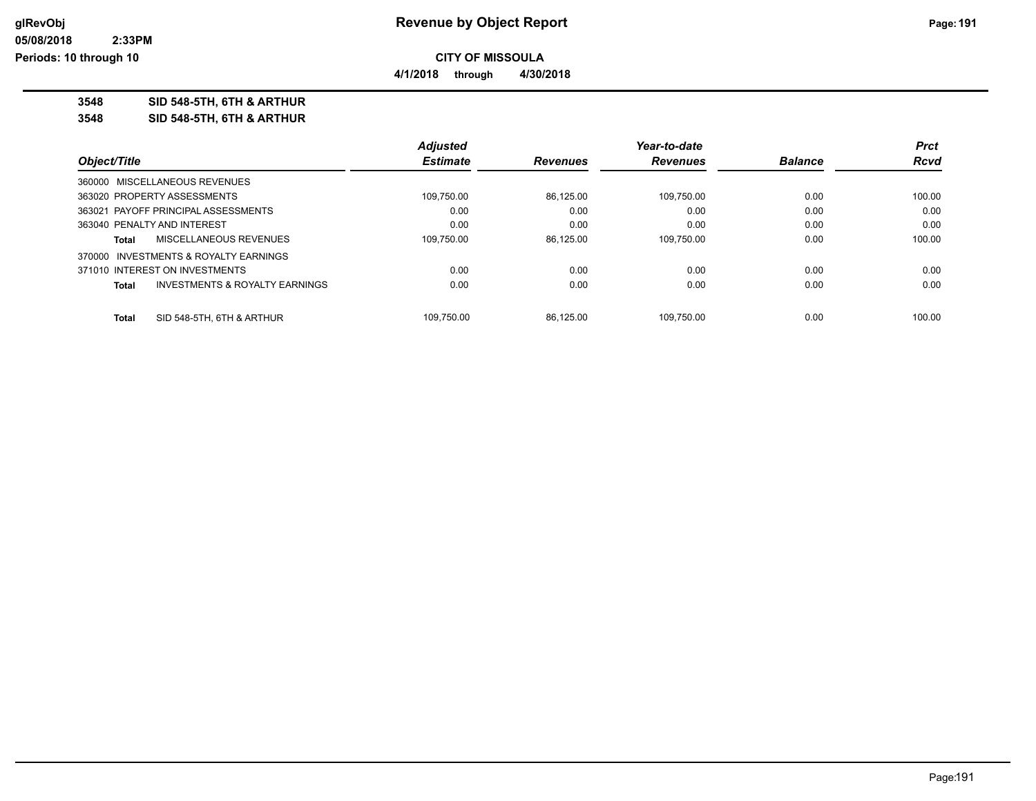**CITY OF MISSOULA**

**4/1/2018 through 4/30/2018**

**3548 SID 548-5TH, 6TH & ARTHUR**

**3548 SID 548-5TH, 6TH & ARTHUR**

| Object/Title | | Adjusted Estimate | Revenues | Year-to-date Revenues | Balance | Prct Rcvd |
|---|---|---|---|---|---|---|
| 360000 MISCELLANEOUS REVENUES | | | | | | |
| 363020 PROPERTY ASSESSMENTS | | 109,750.00 | 86,125.00 | 109,750.00 | 0.00 | 100.00 |
| 363021 PAYOFF PRINCIPAL ASSESSMENTS | | 0.00 | 0.00 | 0.00 | 0.00 | 0.00 |
| 363040 PENALTY AND INTEREST | | 0.00 | 0.00 | 0.00 | 0.00 | 0.00 |
| **Total** | MISCELLANEOUS REVENUES | 109,750.00 | 86,125.00 | 109,750.00 | 0.00 | 100.00 |
| 370000 INVESTMENTS & ROYALTY EARNINGS | | | | | | |
| 371010 INTEREST ON INVESTMENTS | | 0.00 | 0.00 | 0.00 | 0.00 | 0.00 |
| **Total** | INVESTMENTS & ROYALTY EARNINGS | 0.00 | 0.00 | 0.00 | 0.00 | 0.00 |
| **Total** | SID 548-5TH, 6TH & ARTHUR | 109,750.00 | 86,125.00 | 109,750.00 | 0.00 | 100.00 |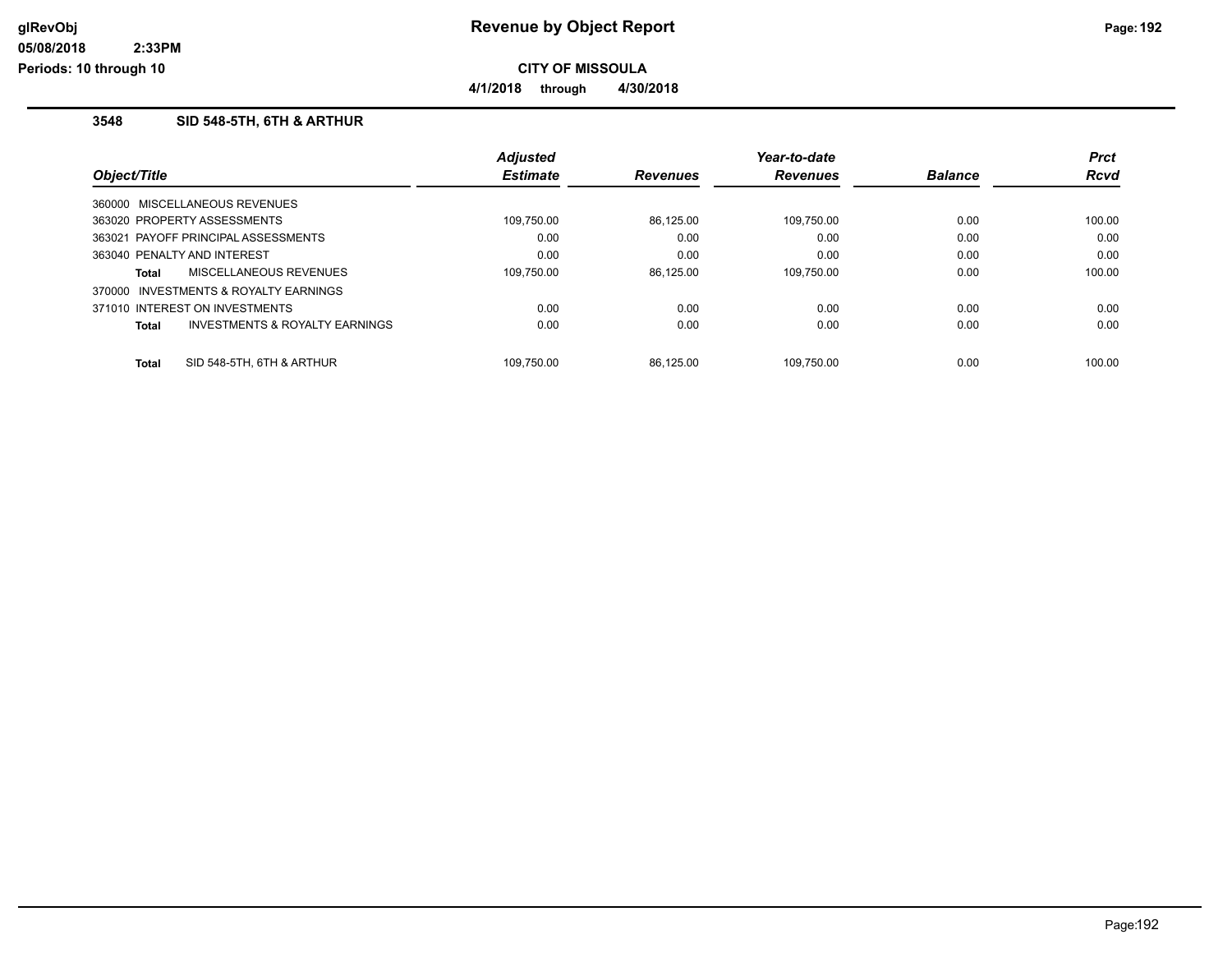**CITY OF MISSOULA**

**4/1/2018 through 4/30/2018**

### 3548 SID 548-5TH, 6TH & ARTHUR

| Object/Title | Adjusted Estimate | Revenues | Year-to-date Revenues | Balance | Prct Rcvd |
|---|---|---|---|---|---|
| 360000 MISCELLANEOUS REVENUES | | | | | |
| 363020 PROPERTY ASSESSMENTS | 109,750.00 | 86,125.00 | 109,750.00 | 0.00 | 100.00 |
| 363021 PAYOFF PRINCIPAL ASSESSMENTS | 0.00 | 0.00 | 0.00 | 0.00 | 0.00 |
| 363040 PENALTY AND INTEREST | 0.00 | 0.00 | 0.00 | 0.00 | 0.00 |
| **Total** MISCELLANEOUS REVENUES | 109,750.00 | 86,125.00 | 109,750.00 | 0.00 | 100.00 |
| 370000 INVESTMENTS & ROYALTY EARNINGS | | | | | |
| 371010 INTEREST ON INVESTMENTS | 0.00 | 0.00 | 0.00 | 0.00 | 0.00 |
| **Total** INVESTMENTS & ROYALTY EARNINGS | 0.00 | 0.00 | 0.00 | 0.00 | 0.00 |
| **Total** SID 548-5TH, 6TH & ARTHUR | 109,750.00 | 86,125.00 | 109,750.00 | 0.00 | 100.00 |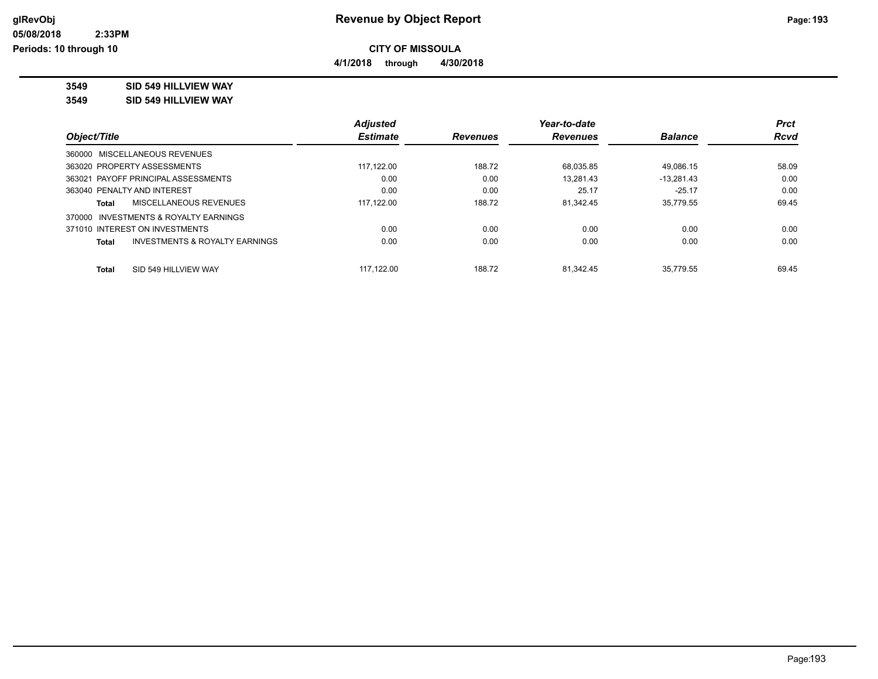# Revenue by Object Report

**CITY OF MISSOULA**

**4/1/2018 through 4/30/2018**

glRevObj
05/08/2018 2:33PM
Periods: 10 through 10

**3549 SID 549 HILLVIEW WAY**

**3549 SID 549 HILLVIEW WAY**

| Object/Title | Adjusted Estimate | Revenues | Year-to-date Revenues | Balance | Prct Rcvd |
|---|---|---|---|---|---|
| 360000 MISCELLANEOUS REVENUES | | | | | |
| 363020 PROPERTY ASSESSMENTS | 117,122.00 | 188.72 | 68,035.85 | 49,086.15 | 58.09 |
| 363021 PAYOFF PRINCIPAL ASSESSMENTS | 0.00 | 0.00 | 13,281.43 | -13,281.43 | 0.00 |
| 363040 PENALTY AND INTEREST | 0.00 | 0.00 | 25.17 | -25.17 | 0.00 |
| **Total** MISCELLANEOUS REVENUES | 117,122.00 | 188.72 | 81,342.45 | 35,779.55 | 69.45 |
| 370000 INVESTMENTS & ROYALTY EARNINGS | | | | | |
| 371010 INTEREST ON INVESTMENTS | 0.00 | 0.00 | 0.00 | 0.00 | 0.00 |
| **Total** INVESTMENTS & ROYALTY EARNINGS | 0.00 | 0.00 | 0.00 | 0.00 | 0.00 |
| **Total** SID 549 HILLVIEW WAY | 117,122.00 | 188.72 | 81,342.45 | 35,779.55 | 69.45 |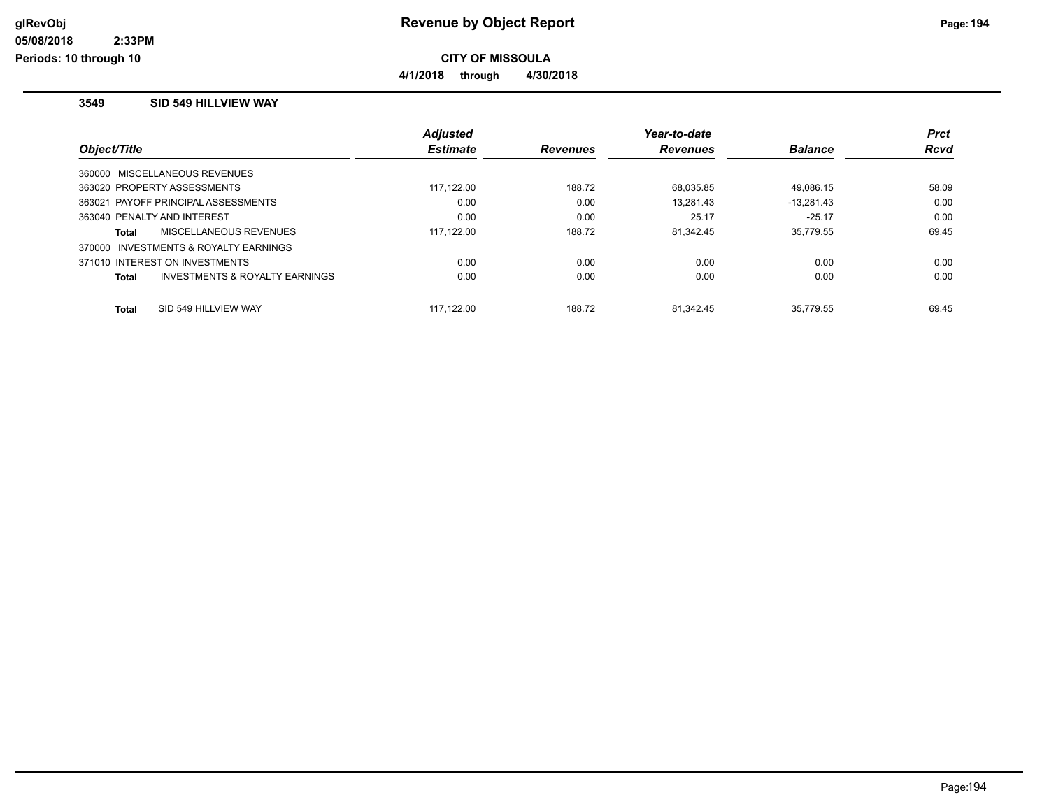# Revenue by Object Report

**CITY OF MISSOULA**

**4/1/2018 through 4/30/2018**

glRevObj
05/08/2018 2:33PM
Periods: 10 through 10

### 3549 SID 549 HILLVIEW WAY

| Object/Title | Adjusted Estimate | Revenues | Year-to-date Revenues | Balance | Prct Rcvd |
|---|---|---|---|---|---|
| 360000 MISCELLANEOUS REVENUES | | | | | |
| 363020 PROPERTY ASSESSMENTS | 117,122.00 | 188.72 | 68,035.85 | 49,086.15 | 58.09 |
| 363021 PAYOFF PRINCIPAL ASSESSMENTS | 0.00 | 0.00 | 13,281.43 | -13,281.43 | 0.00 |
| 363040 PENALTY AND INTEREST | 0.00 | 0.00 | 25.17 | -25.17 | 0.00 |
| **Total** MISCELLANEOUS REVENUES | 117,122.00 | 188.72 | 81,342.45 | 35,779.55 | 69.45 |
| 370000 INVESTMENTS & ROYALTY EARNINGS | | | | | |
| 371010 INTEREST ON INVESTMENTS | 0.00 | 0.00 | 0.00 | 0.00 | 0.00 |
| **Total** INVESTMENTS & ROYALTY EARNINGS | 0.00 | 0.00 | 0.00 | 0.00 | 0.00 |
| **Total** SID 549 HILLVIEW WAY | 117,122.00 | 188.72 | 81,342.45 | 35,779.55 | 69.45 |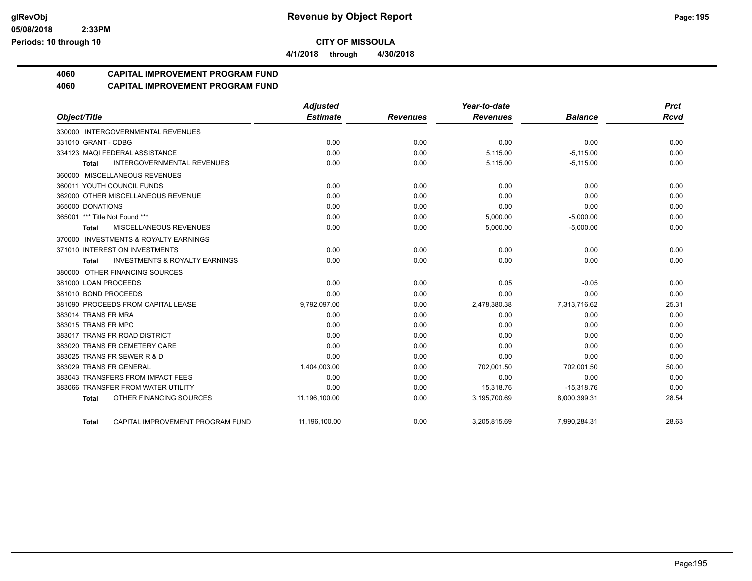**glRevObj** | **Revenue by Object Report** | **Page: 195**

**05/08/2018 2:33PM**

**Periods: 10 through 10**

**CITY OF MISSOULA**

**4/1/2018 through 4/30/2018**

## 4060 CAPITAL IMPROVEMENT PROGRAM FUND

## 4060 CAPITAL IMPROVEMENT PROGRAM FUND

| Object/Title | Adjusted Estimate | Revenues | Year-to-date Revenues | Balance | Prct Rcvd |
|---|---|---|---|---|---|
| 330000 INTERGOVERNMENTAL REVENUES | | | | | |
| 331010 GRANT - CDBG | 0.00 | 0.00 | 0.00 | 0.00 | 0.00 |
| 334123 MAQI FEDERAL ASSISTANCE | 0.00 | 0.00 | 5,115.00 | -5,115.00 | 0.00 |
| **Total** INTERGOVERNMENTAL REVENUES | 0.00 | 0.00 | 5,115.00 | -5,115.00 | 0.00 |
| 360000 MISCELLANEOUS REVENUES | | | | | |
| 360011 YOUTH COUNCIL FUNDS | 0.00 | 0.00 | 0.00 | 0.00 | 0.00 |
| 362000 OTHER MISCELLANEOUS REVENUE | 0.00 | 0.00 | 0.00 | 0.00 | 0.00 |
| 365000 DONATIONS | 0.00 | 0.00 | 0.00 | 0.00 | 0.00 |
| 365001 *** Title Not Found *** | 0.00 | 0.00 | 5,000.00 | -5,000.00 | 0.00 |
| **Total** MISCELLANEOUS REVENUES | 0.00 | 0.00 | 5,000.00 | -5,000.00 | 0.00 |
| 370000 INVESTMENTS & ROYALTY EARNINGS | | | | | |
| 371010 INTEREST ON INVESTMENTS | 0.00 | 0.00 | 0.00 | 0.00 | 0.00 |
| **Total** INVESTMENTS & ROYALTY EARNINGS | 0.00 | 0.00 | 0.00 | 0.00 | 0.00 |
| 380000 OTHER FINANCING SOURCES | | | | | |
| 381000 LOAN PROCEEDS | 0.00 | 0.00 | 0.05 | -0.05 | 0.00 |
| 381010 BOND PROCEEDS | 0.00 | 0.00 | 0.00 | 0.00 | 0.00 |
| 381090 PROCEEDS FROM CAPITAL LEASE | 9,792,097.00 | 0.00 | 2,478,380.38 | 7,313,716.62 | 25.31 |
| 383014 TRANS FR MRA | 0.00 | 0.00 | 0.00 | 0.00 | 0.00 |
| 383015 TRANS FR MPC | 0.00 | 0.00 | 0.00 | 0.00 | 0.00 |
| 383017 TRANS FR ROAD DISTRICT | 0.00 | 0.00 | 0.00 | 0.00 | 0.00 |
| 383020 TRANS FR CEMETERY CARE | 0.00 | 0.00 | 0.00 | 0.00 | 0.00 |
| 383025 TRANS FR SEWER R & D | 0.00 | 0.00 | 0.00 | 0.00 | 0.00 |
| 383029 TRANS FR GENERAL | 1,404,003.00 | 0.00 | 702,001.50 | 702,001.50 | 50.00 |
| 383043 TRANSFERS FROM IMPACT FEES | 0.00 | 0.00 | 0.00 | 0.00 | 0.00 |
| 383066 TRANSFER FROM WATER UTILITY | 0.00 | 0.00 | 15,318.76 | -15,318.76 | 0.00 |
| **Total** OTHER FINANCING SOURCES | 11,196,100.00 | 0.00 | 3,195,700.69 | 8,000,399.31 | 28.54 |
| **Total** CAPITAL IMPROVEMENT PROGRAM FUND | 11,196,100.00 | 0.00 | 3,205,815.69 | 7,990,284.31 | 28.63 |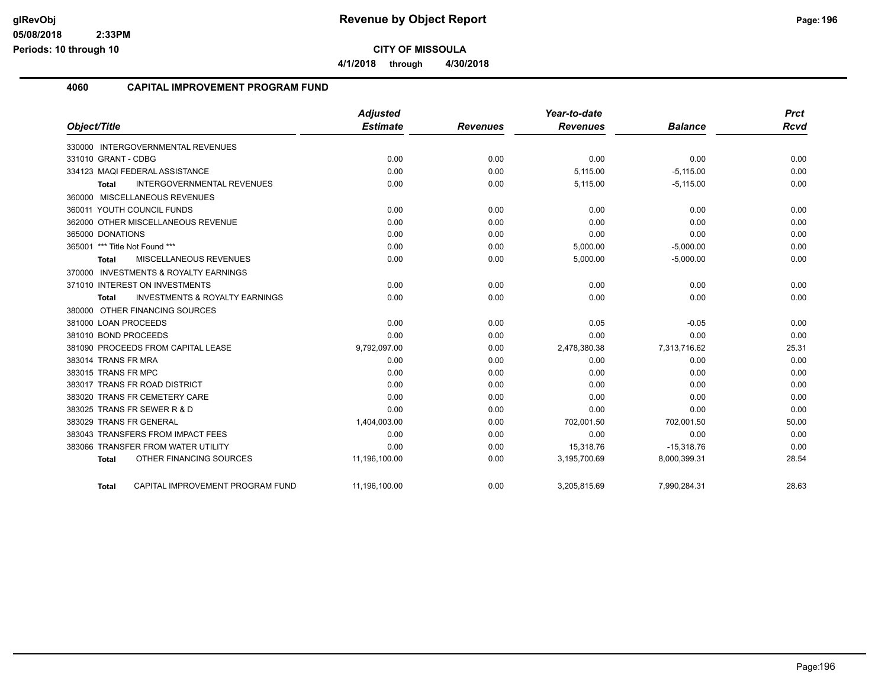**CITY OF MISSOULA**

**4/1/2018 through 4/30/2018**

## 4060 CAPITAL IMPROVEMENT PROGRAM FUND

| Object/Title | Adjusted Estimate | Revenues | Year-to-date Revenues | Balance | Prct Rcvd |
|---|---|---|---|---|---|
| 330000 INTERGOVERNMENTAL REVENUES | | | | | |
| 331010 GRANT - CDBG | 0.00 | 0.00 | 0.00 | 0.00 | 0.00 |
| 334123 MAQI FEDERAL ASSISTANCE | 0.00 | 0.00 | 5,115.00 | -5,115.00 | 0.00 |
| **Total** INTERGOVERNMENTAL REVENUES | 0.00 | 0.00 | 5,115.00 | -5,115.00 | 0.00 |
| 360000 MISCELLANEOUS REVENUES | | | | | |
| 360011 YOUTH COUNCIL FUNDS | 0.00 | 0.00 | 0.00 | 0.00 | 0.00 |
| 362000 OTHER MISCELLANEOUS REVENUE | 0.00 | 0.00 | 0.00 | 0.00 | 0.00 |
| 365000 DONATIONS | 0.00 | 0.00 | 0.00 | 0.00 | 0.00 |
| 365001 *** Title Not Found *** | 0.00 | 0.00 | 5,000.00 | -5,000.00 | 0.00 |
| **Total** MISCELLANEOUS REVENUES | 0.00 | 0.00 | 5,000.00 | -5,000.00 | 0.00 |
| 370000 INVESTMENTS & ROYALTY EARNINGS | | | | | |
| 371010 INTEREST ON INVESTMENTS | 0.00 | 0.00 | 0.00 | 0.00 | 0.00 |
| **Total** INVESTMENTS & ROYALTY EARNINGS | 0.00 | 0.00 | 0.00 | 0.00 | 0.00 |
| 380000 OTHER FINANCING SOURCES | | | | | |
| 381000 LOAN PROCEEDS | 0.00 | 0.00 | 0.05 | -0.05 | 0.00 |
| 381010 BOND PROCEEDS | 0.00 | 0.00 | 0.00 | 0.00 | 0.00 |
| 381090 PROCEEDS FROM CAPITAL LEASE | 9,792,097.00 | 0.00 | 2,478,380.38 | 7,313,716.62 | 25.31 |
| 383014 TRANS FR MRA | 0.00 | 0.00 | 0.00 | 0.00 | 0.00 |
| 383015 TRANS FR MPC | 0.00 | 0.00 | 0.00 | 0.00 | 0.00 |
| 383017 TRANS FR ROAD DISTRICT | 0.00 | 0.00 | 0.00 | 0.00 | 0.00 |
| 383020 TRANS FR CEMETERY CARE | 0.00 | 0.00 | 0.00 | 0.00 | 0.00 |
| 383025 TRANS FR SEWER R & D | 0.00 | 0.00 | 0.00 | 0.00 | 0.00 |
| 383029 TRANS FR GENERAL | 1,404,003.00 | 0.00 | 702,001.50 | 702,001.50 | 50.00 |
| 383043 TRANSFERS FROM IMPACT FEES | 0.00 | 0.00 | 0.00 | 0.00 | 0.00 |
| 383066 TRANSFER FROM WATER UTILITY | 0.00 | 0.00 | 15,318.76 | -15,318.76 | 0.00 |
| **Total** OTHER FINANCING SOURCES | 11,196,100.00 | 0.00 | 3,195,700.69 | 8,000,399.31 | 28.54 |
| **Total** CAPITAL IMPROVEMENT PROGRAM FUND | 11,196,100.00 | 0.00 | 3,205,815.69 | 7,990,284.31 | 28.63 |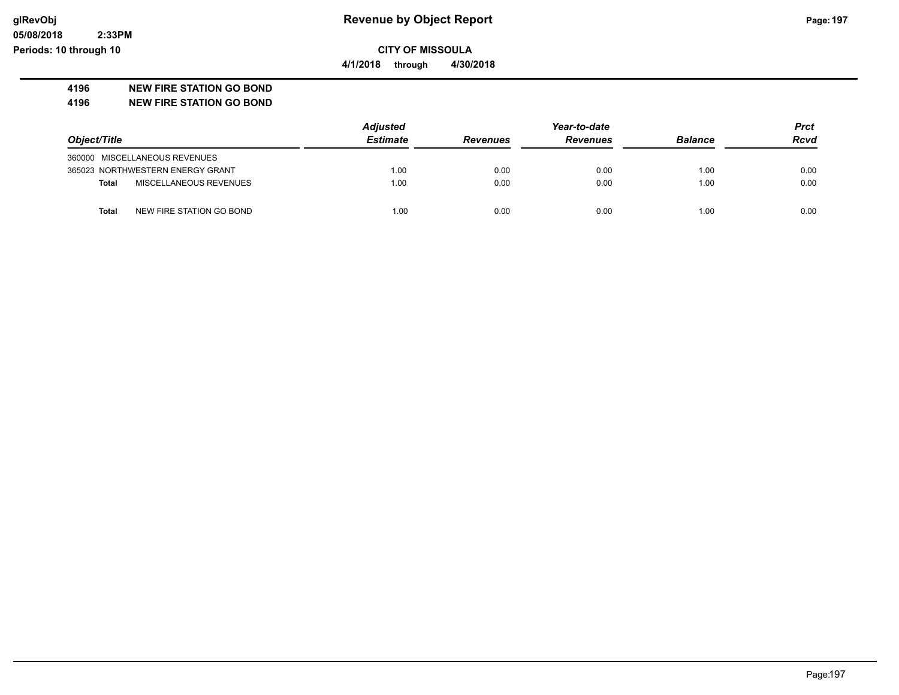# Revenue by Object Report

## CITY OF MISSOULA

4/1/2018 through 4/30/2018

glRevObj
05/08/2018 2:33PM
Periods: 10 through 10

### 4196 NEW FIRE STATION GO BOND
### 4196 NEW FIRE STATION GO BOND

| Object/Title | Adjusted Estimate | Revenues | Year-to-date Revenues | Balance | Prct Rcvd |
|---|---|---|---|---|---|
| 360000 MISCELLANEOUS REVENUES | | | | | |
| 365023 NORTHWESTERN ENERGY GRANT | 1.00 | 0.00 | 0.00 | 1.00 | 0.00 |
| **Total** MISCELLANEOUS REVENUES | 1.00 | 0.00 | 0.00 | 1.00 | 0.00 |
| **Total** NEW FIRE STATION GO BOND | 1.00 | 0.00 | 0.00 | 1.00 | 0.00 |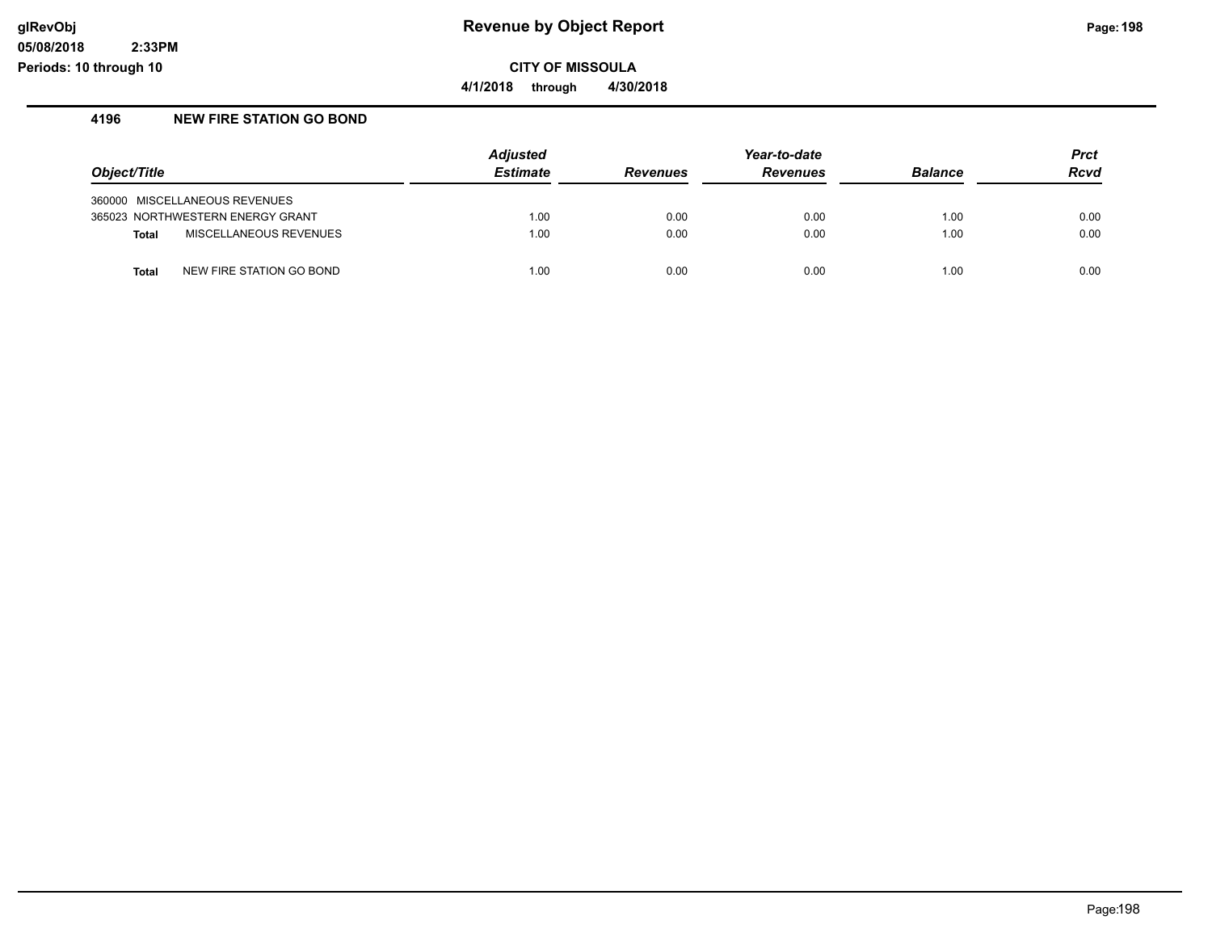# Revenue by Object Report

glRevObj
05/08/2018 2:33PM
Periods: 10 through 10

**CITY OF MISSOULA**

**4/1/2018 through 4/30/2018**

## 4196 NEW FIRE STATION GO BOND

| Object/Title | Adjusted Estimate | Revenues | Year-to-date Revenues | Balance | Prct Rcvd |
|---|---|---|---|---|---|
| 360000 MISCELLANEOUS REVENUES | | | | | |
| 365023 NORTHWESTERN ENERGY GRANT | 1.00 | 0.00 | 0.00 | 1.00 | 0.00 |
| **Total** MISCELLANEOUS REVENUES | 1.00 | 0.00 | 0.00 | 1.00 | 0.00 |
| **Total** NEW FIRE STATION GO BOND | 1.00 | 0.00 | 0.00 | 1.00 | 0.00 |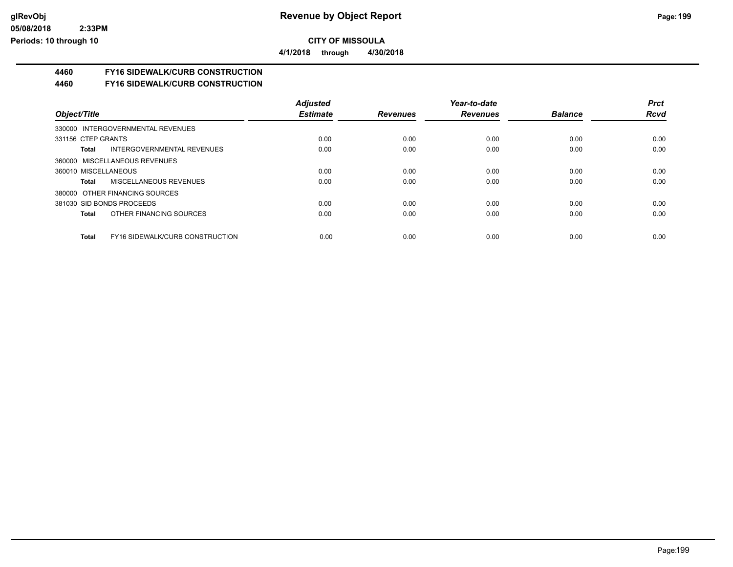**CITY OF MISSOULA**

**4/1/2018 through 4/30/2018**

## 4460 FY16 SIDEWALK/CURB CONSTRUCTION

## 4460 FY16 SIDEWALK/CURB CONSTRUCTION

| Object/Title | Adjusted Estimate | Revenues | Year-to-date Revenues | Balance | Prct Rcvd |
|---|---|---|---|---|---|
| 330000 INTERGOVERNMENTAL REVENUES | | | | | |
| 331156 CTEP GRANTS | 0.00 | 0.00 | 0.00 | 0.00 | 0.00 |
| **Total** INTERGOVERNMENTAL REVENUES | 0.00 | 0.00 | 0.00 | 0.00 | 0.00 |
| 360000 MISCELLANEOUS REVENUES | | | | | |
| 360010 MISCELLANEOUS | 0.00 | 0.00 | 0.00 | 0.00 | 0.00 |
| **Total** MISCELLANEOUS REVENUES | 0.00 | 0.00 | 0.00 | 0.00 | 0.00 |
| 380000 OTHER FINANCING SOURCES | | | | | |
| 381030 SID BONDS PROCEEDS | 0.00 | 0.00 | 0.00 | 0.00 | 0.00 |
| **Total** OTHER FINANCING SOURCES | 0.00 | 0.00 | 0.00 | 0.00 | 0.00 |
| **Total** FY16 SIDEWALK/CURB CONSTRUCTION | 0.00 | 0.00 | 0.00 | 0.00 | 0.00 |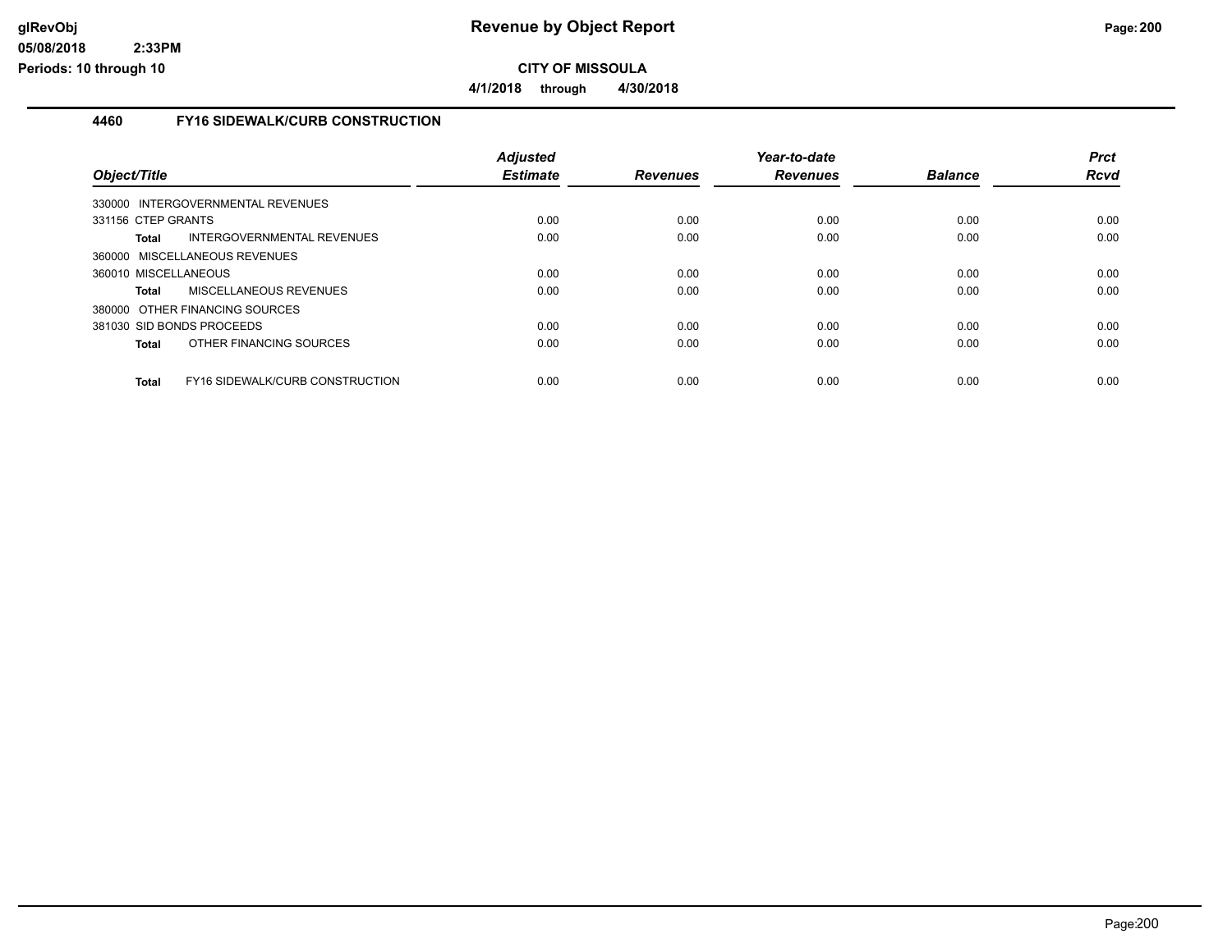# CITY OF MISSOULA

**4/1/2018 through 4/30/2018**

## 4460 FY16 SIDEWALK/CURB CONSTRUCTION

| Object/Title | Adjusted Estimate | Revenues | Year-to-date Revenues | Balance | Prct Rcvd |
|---|---|---|---|---|---|
| 330000 INTERGOVERNMENTAL REVENUES | | | | | |
| 331156 CTEP GRANTS | 0.00 | 0.00 | 0.00 | 0.00 | 0.00 |
| **Total** INTERGOVERNMENTAL REVENUES | 0.00 | 0.00 | 0.00 | 0.00 | 0.00 |
| 360000 MISCELLANEOUS REVENUES | | | | | |
| 360010 MISCELLANEOUS | 0.00 | 0.00 | 0.00 | 0.00 | 0.00 |
| **Total** MISCELLANEOUS REVENUES | 0.00 | 0.00 | 0.00 | 0.00 | 0.00 |
| 380000 OTHER FINANCING SOURCES | | | | | |
| 381030 SID BONDS PROCEEDS | 0.00 | 0.00 | 0.00 | 0.00 | 0.00 |
| **Total** OTHER FINANCING SOURCES | 0.00 | 0.00 | 0.00 | 0.00 | 0.00 |
| **Total** FY16 SIDEWALK/CURB CONSTRUCTION | 0.00 | 0.00 | 0.00 | 0.00 | 0.00 |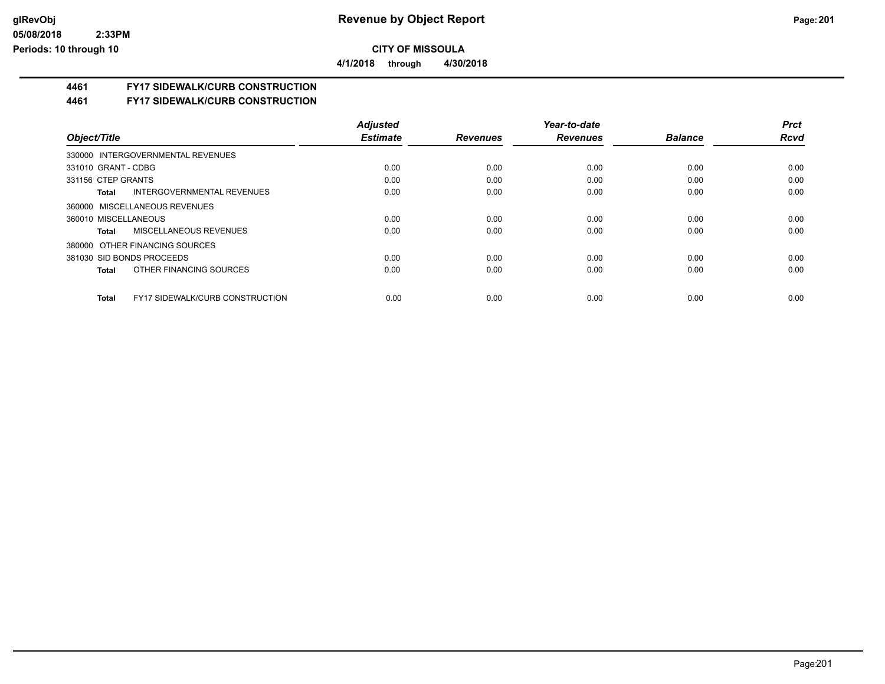**CITY OF MISSOULA**

**4/1/2018 through 4/30/2018**

## 4461 FY17 SIDEWALK/CURB CONSTRUCTION

## 4461 FY17 SIDEWALK/CURB CONSTRUCTION

| Object/Title | Adjusted Estimate | Revenues | Year-to-date Revenues | Balance | Prct Rcvd |
|---|---|---|---|---|---|
| 330000 INTERGOVERNMENTAL REVENUES | | | | | |
| 331010 GRANT - CDBG | 0.00 | 0.00 | 0.00 | 0.00 | 0.00 |
| 331156 CTEP GRANTS | 0.00 | 0.00 | 0.00 | 0.00 | 0.00 |
| **Total** INTERGOVERNMENTAL REVENUES | 0.00 | 0.00 | 0.00 | 0.00 | 0.00 |
| 360000 MISCELLANEOUS REVENUES | | | | | |
| 360010 MISCELLANEOUS | 0.00 | 0.00 | 0.00 | 0.00 | 0.00 |
| **Total** MISCELLANEOUS REVENUES | 0.00 | 0.00 | 0.00 | 0.00 | 0.00 |
| 380000 OTHER FINANCING SOURCES | | | | | |
| 381030 SID BONDS PROCEEDS | 0.00 | 0.00 | 0.00 | 0.00 | 0.00 |
| **Total** OTHER FINANCING SOURCES | 0.00 | 0.00 | 0.00 | 0.00 | 0.00 |
| **Total** FY17 SIDEWALK/CURB CONSTRUCTION | 0.00 | 0.00 | 0.00 | 0.00 | 0.00 |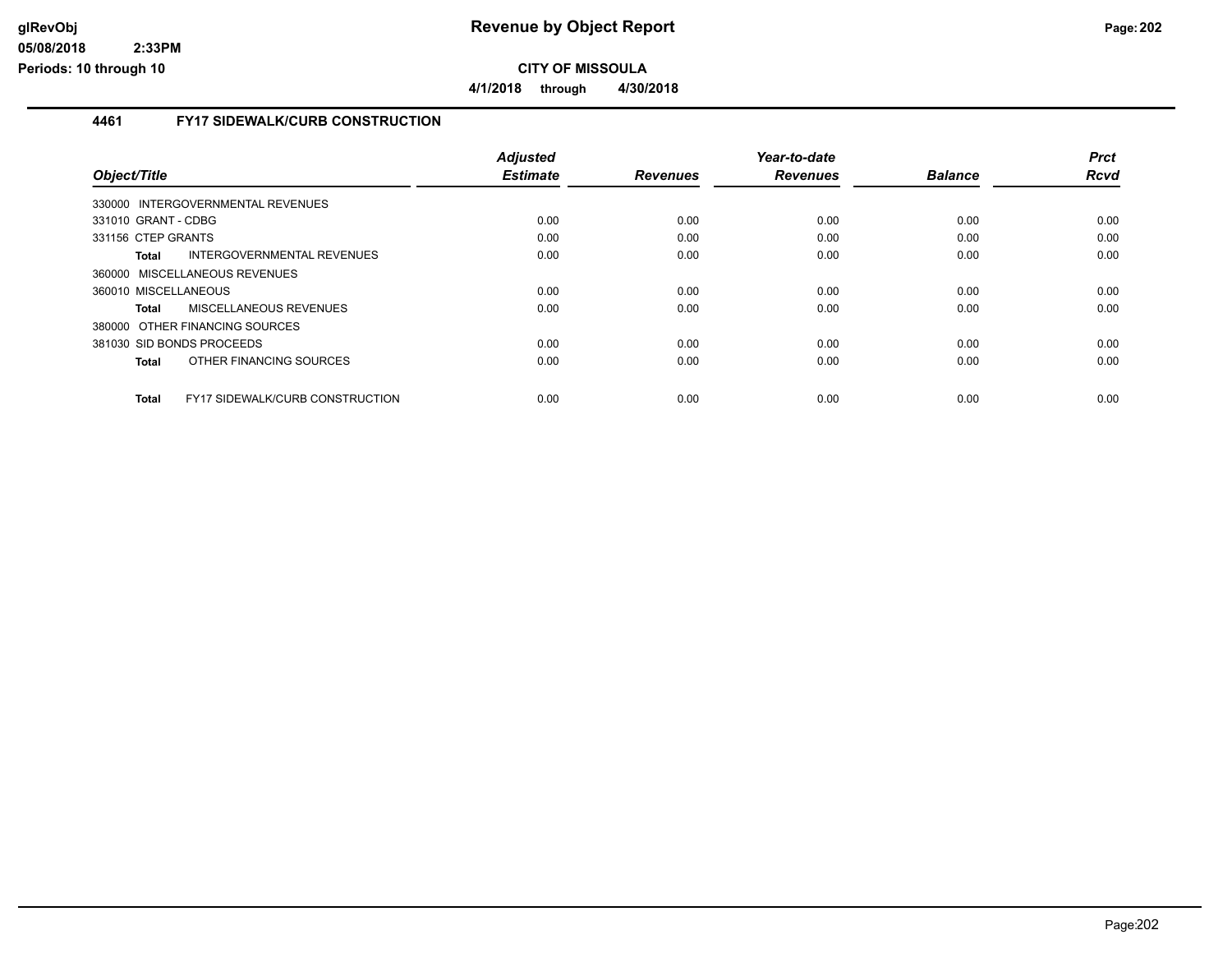glRevObj
05/08/2018 2:33PM
Periods: 10 through 10

# Revenue by Object Report

**CITY OF MISSOULA**

**4/1/2018 through 4/30/2018**

## 4461 FY17 SIDEWALK/CURB CONSTRUCTION

| Object/Title | Adjusted Estimate | Revenues | Year-to-date Revenues | Balance | Prct Rcvd |
|---|---|---|---|---|---|
| 330000 INTERGOVERNMENTAL REVENUES | | | | | |
| 331010 GRANT - CDBG | 0.00 | 0.00 | 0.00 | 0.00 | 0.00 |
| 331156 CTEP GRANTS | 0.00 | 0.00 | 0.00 | 0.00 | 0.00 |
| **Total** INTERGOVERNMENTAL REVENUES | 0.00 | 0.00 | 0.00 | 0.00 | 0.00 |
| 360000 MISCELLANEOUS REVENUES | | | | | |
| 360010 MISCELLANEOUS | 0.00 | 0.00 | 0.00 | 0.00 | 0.00 |
| **Total** MISCELLANEOUS REVENUES | 0.00 | 0.00 | 0.00 | 0.00 | 0.00 |
| 380000 OTHER FINANCING SOURCES | | | | | |
| 381030 SID BONDS PROCEEDS | 0.00 | 0.00 | 0.00 | 0.00 | 0.00 |
| **Total** OTHER FINANCING SOURCES | 0.00 | 0.00 | 0.00 | 0.00 | 0.00 |
| **Total** FY17 SIDEWALK/CURB CONSTRUCTION | 0.00 | 0.00 | 0.00 | 0.00 | 0.00 |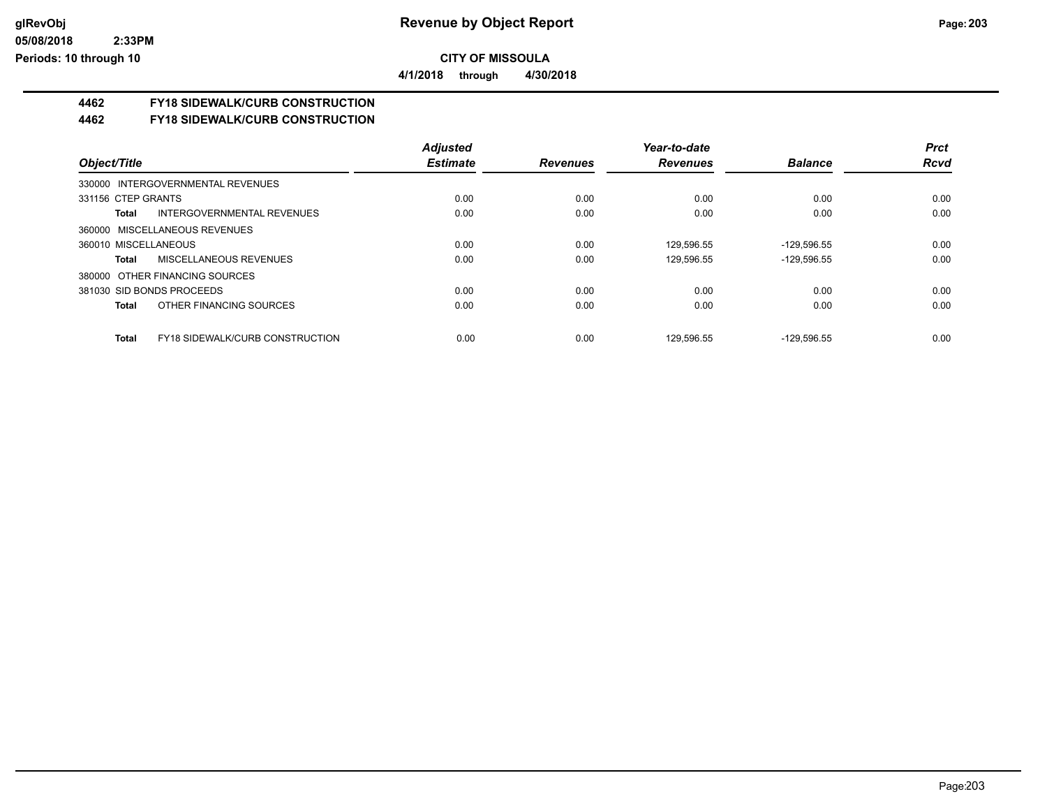**CITY OF MISSOULA**

**4/1/2018 through 4/30/2018**

## 4462 FY18 SIDEWALK/CURB CONSTRUCTION

## 4462 FY18 SIDEWALK/CURB CONSTRUCTION

| Object/Title | Adjusted Estimate | Revenues | Year-to-date Revenues | Balance | Prct Rcvd |
|---|---|---|---|---|---|
| 330000 INTERGOVERNMENTAL REVENUES | | | | | |
| 331156 CTEP GRANTS | 0.00 | 0.00 | 0.00 | 0.00 | 0.00 |
| **Total** INTERGOVERNMENTAL REVENUES | 0.00 | 0.00 | 0.00 | 0.00 | 0.00 |
| 360000 MISCELLANEOUS REVENUES | | | | | |
| 360010 MISCELLANEOUS | 0.00 | 0.00 | 129,596.55 | -129,596.55 | 0.00 |
| **Total** MISCELLANEOUS REVENUES | 0.00 | 0.00 | 129,596.55 | -129,596.55 | 0.00 |
| 380000 OTHER FINANCING SOURCES | | | | | |
| 381030 SID BONDS PROCEEDS | 0.00 | 0.00 | 0.00 | 0.00 | 0.00 |
| **Total** OTHER FINANCING SOURCES | 0.00 | 0.00 | 0.00 | 0.00 | 0.00 |
| **Total** FY18 SIDEWALK/CURB CONSTRUCTION | 0.00 | 0.00 | 129,596.55 | -129,596.55 | 0.00 |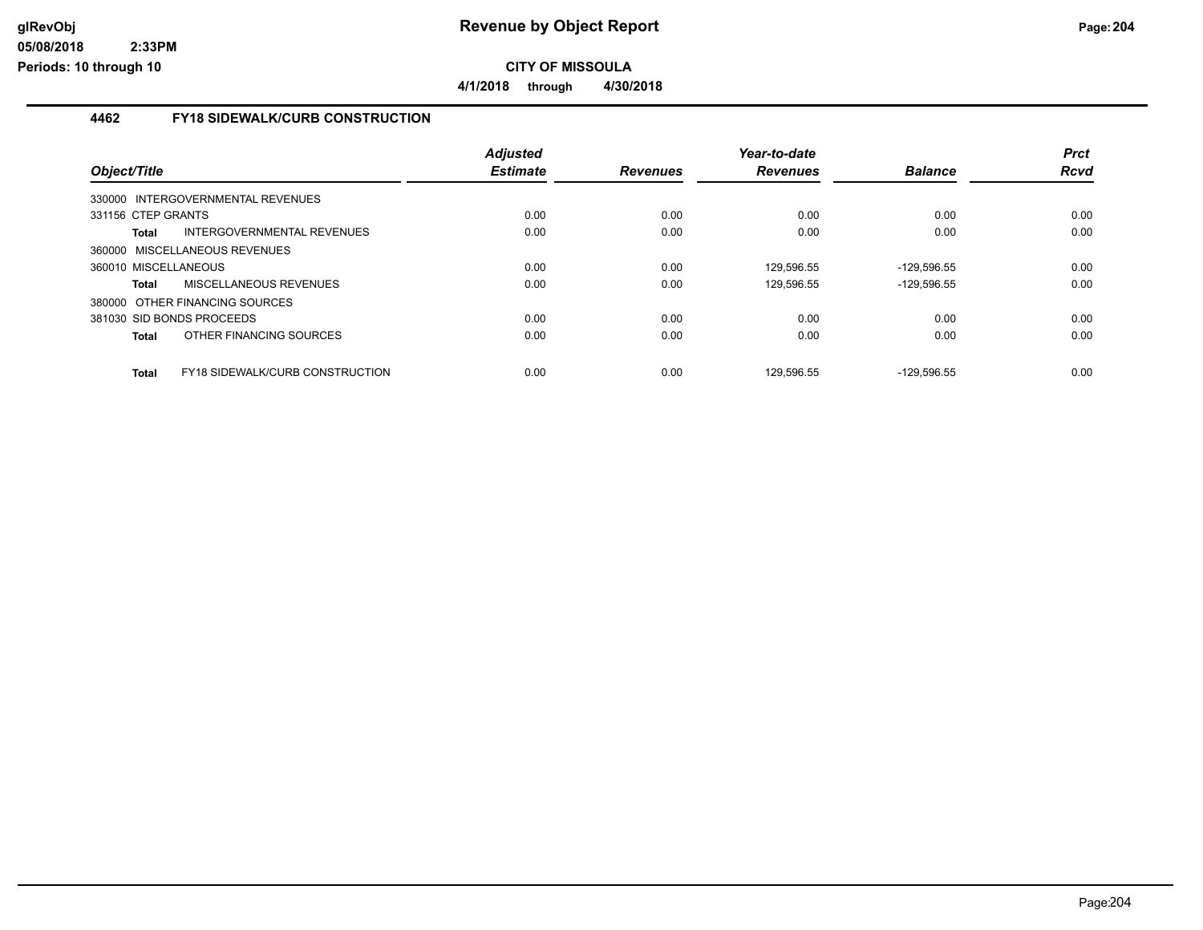**CITY OF MISSOULA**

**4/1/2018 through 4/30/2018**

### 4462 FY18 SIDEWALK/CURB CONSTRUCTION

| Object/Title | Adjusted Estimate | Revenues | Year-to-date Revenues | Balance | Prct Rcvd |
|---|---|---|---|---|---|
| 330000 INTERGOVERNMENTAL REVENUES | | | | | |
| 331156 CTEP GRANTS | 0.00 | 0.00 | 0.00 | 0.00 | 0.00 |
| **Total** INTERGOVERNMENTAL REVENUES | 0.00 | 0.00 | 0.00 | 0.00 | 0.00 |
| 360000 MISCELLANEOUS REVENUES | | | | | |
| 360010 MISCELLANEOUS | 0.00 | 0.00 | 129,596.55 | -129,596.55 | 0.00 |
| **Total** MISCELLANEOUS REVENUES | 0.00 | 0.00 | 129,596.55 | -129,596.55 | 0.00 |
| 380000 OTHER FINANCING SOURCES | | | | | |
| 381030 SID BONDS PROCEEDS | 0.00 | 0.00 | 0.00 | 0.00 | 0.00 |
| **Total** OTHER FINANCING SOURCES | 0.00 | 0.00 | 0.00 | 0.00 | 0.00 |
| **Total** FY18 SIDEWALK/CURB CONSTRUCTION | 0.00 | 0.00 | 129,596.55 | -129,596.55 | 0.00 |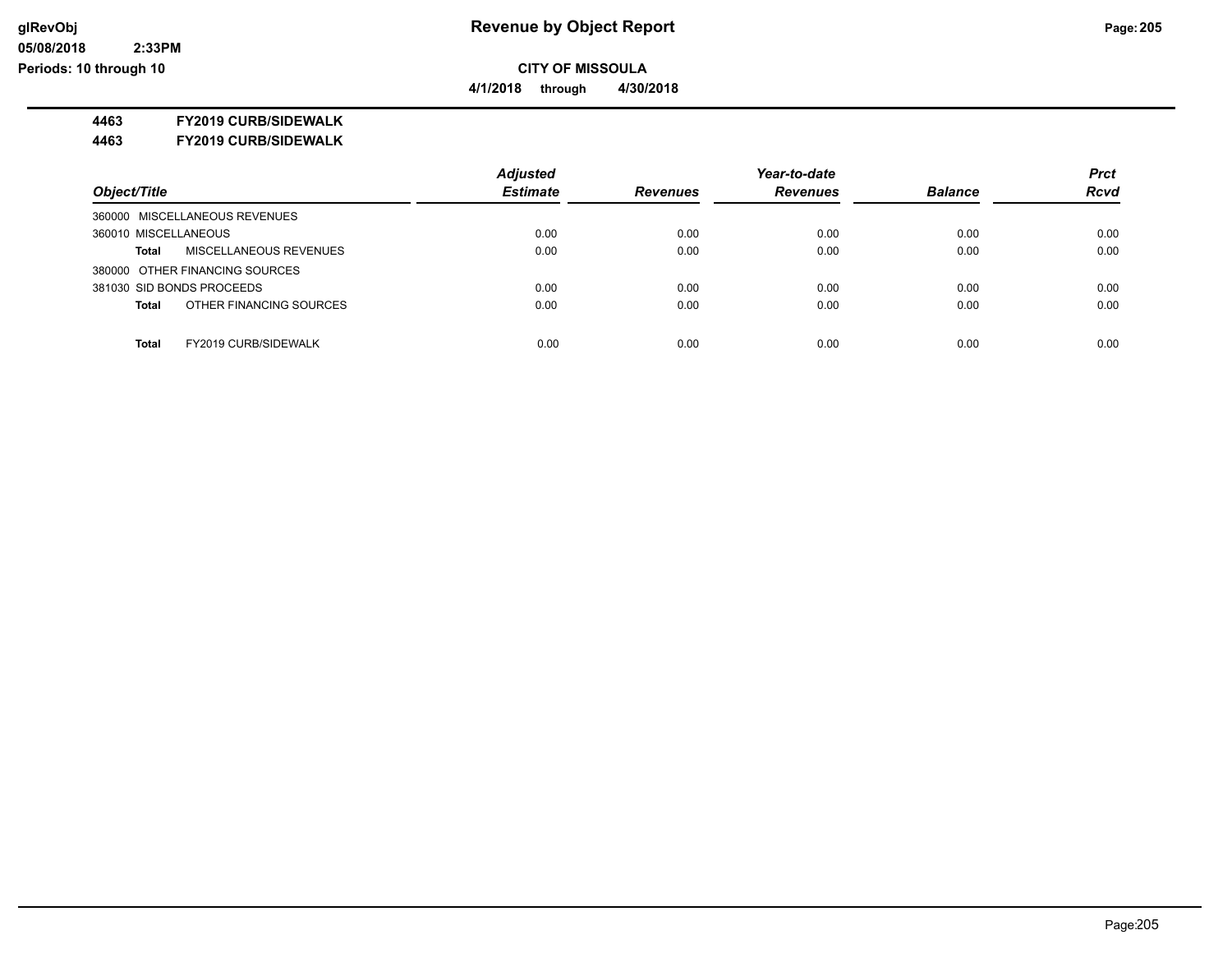**CITY OF MISSOULA**

**4/1/2018 through 4/30/2018**

**4463 FY2019 CURB/SIDEWALK**

**4463 FY2019 CURB/SIDEWALK**

| Object/Title | Adjusted Estimate | Revenues | Year-to-date Revenues | Balance | Prct Rcvd |
|---|---|---|---|---|---|
| 360000 MISCELLANEOUS REVENUES | | | | | |
| 360010 MISCELLANEOUS | 0.00 | 0.00 | 0.00 | 0.00 | 0.00 |
| **Total** MISCELLANEOUS REVENUES | 0.00 | 0.00 | 0.00 | 0.00 | 0.00 |
| 380000 OTHER FINANCING SOURCES | | | | | |
| 381030 SID BONDS PROCEEDS | 0.00 | 0.00 | 0.00 | 0.00 | 0.00 |
| **Total** OTHER FINANCING SOURCES | 0.00 | 0.00 | 0.00 | 0.00 | 0.00 |
| **Total** FY2019 CURB/SIDEWALK | 0.00 | 0.00 | 0.00 | 0.00 | 0.00 |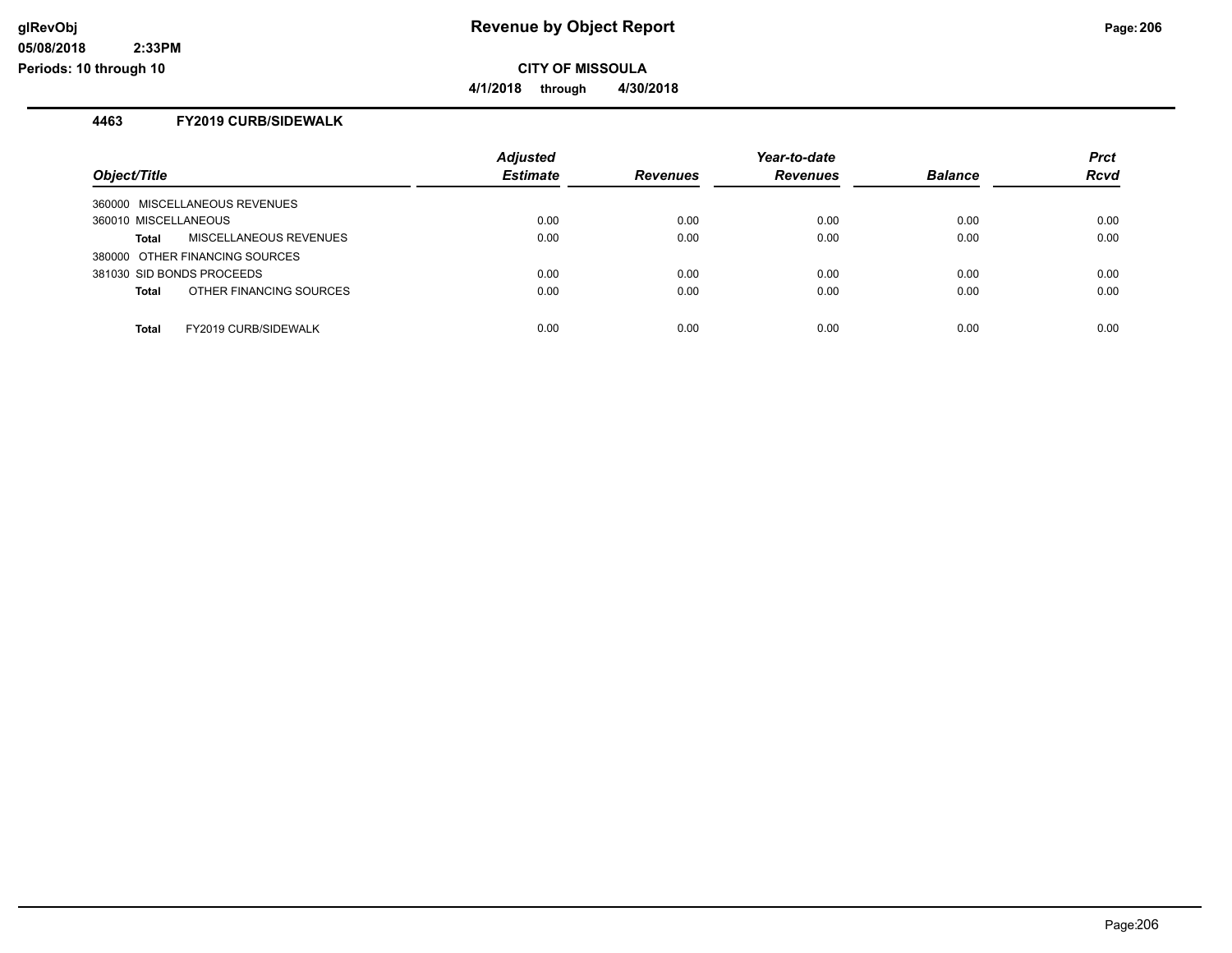# Revenue by Object Report

## CITY OF MISSOULA

**4/1/2018 through 4/30/2018**

glRevObj
05/08/2018 2:33PM
Periods: 10 through 10

### 4463 FY2019 CURB/SIDEWALK

| Object/Title | Adjusted Estimate | Revenues | Year-to-date Revenues | Balance | Prct Rcvd |
|---|---|---|---|---|---|
| 360000 MISCELLANEOUS REVENUES | | | | | |
| 360010 MISCELLANEOUS | 0.00 | 0.00 | 0.00 | 0.00 | 0.00 |
| **Total** MISCELLANEOUS REVENUES | 0.00 | 0.00 | 0.00 | 0.00 | 0.00 |
| 380000 OTHER FINANCING SOURCES | | | | | |
| 381030 SID BONDS PROCEEDS | 0.00 | 0.00 | 0.00 | 0.00 | 0.00 |
| **Total** OTHER FINANCING SOURCES | 0.00 | 0.00 | 0.00 | 0.00 | 0.00 |
| **Total** FY2019 CURB/SIDEWALK | 0.00 | 0.00 | 0.00 | 0.00 | 0.00 |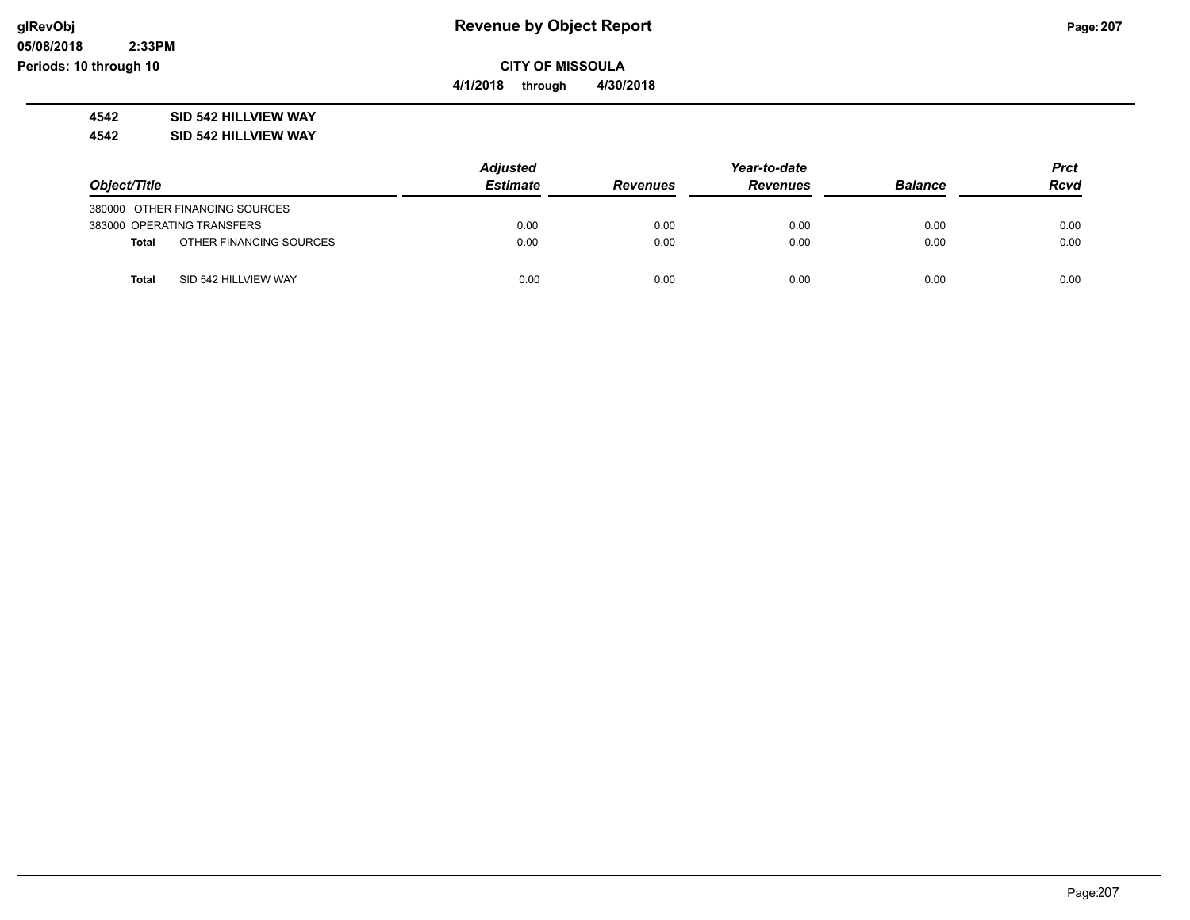# Revenue by Object Report

glRevObj
05/08/2018 2:33PM
Periods: 10 through 10

**CITY OF MISSOULA**

**4/1/2018 through 4/30/2018**

**4542 SID 542 HILLVIEW WAY**
**4542 SID 542 HILLVIEW WAY**

| Object/Title | | Adjusted Estimate | Revenues | Year-to-date Revenues | Balance | Prct Rcvd |
|---|---|---|---|---|---|---|
| 380000 OTHER FINANCING SOURCES | | | | | | |
| 383000 OPERATING TRANSFERS | | 0.00 | 0.00 | 0.00 | 0.00 | 0.00 |
| **Total** | OTHER FINANCING SOURCES | 0.00 | 0.00 | 0.00 | 0.00 | 0.00 |
| **Total** | SID 542 HILLVIEW WAY | 0.00 | 0.00 | 0.00 | 0.00 | 0.00 |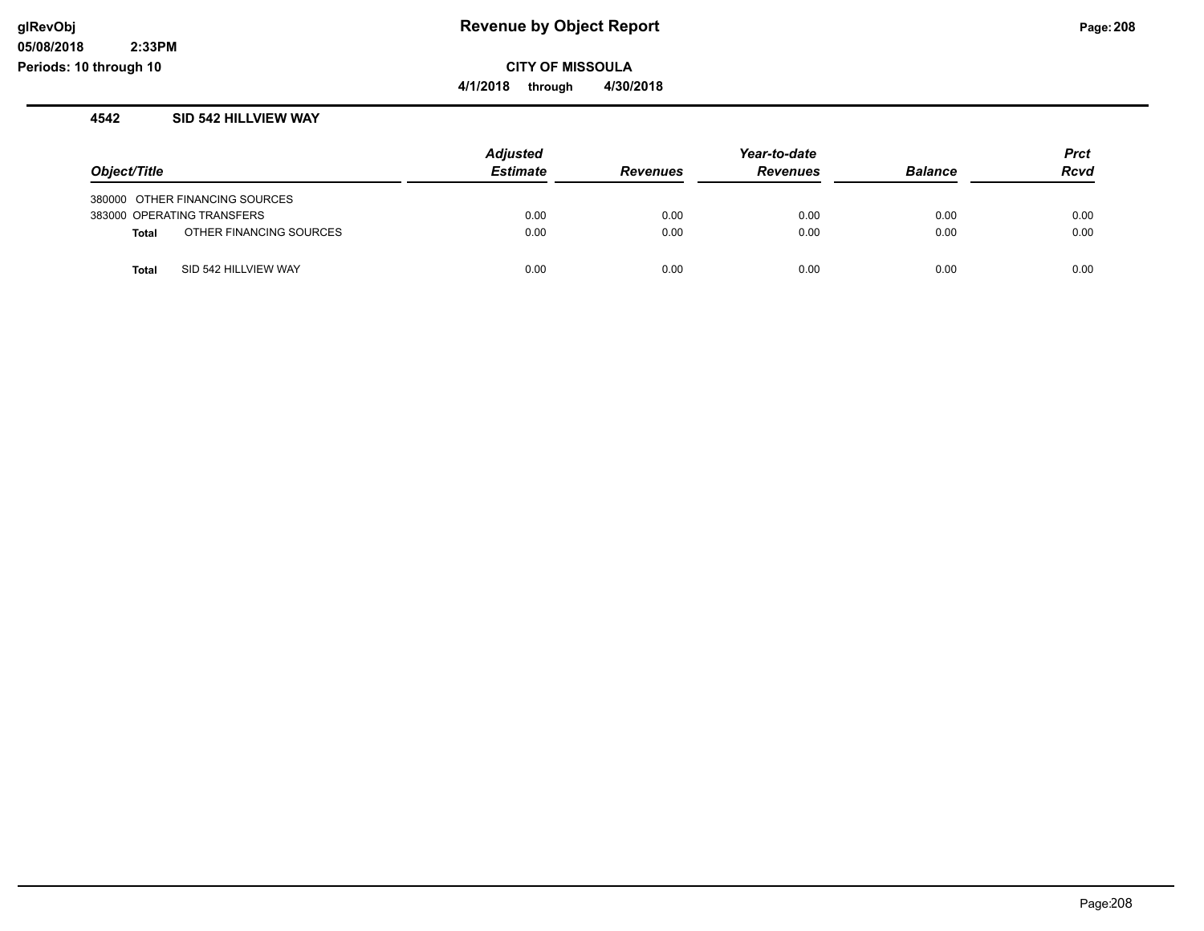# Revenue by Object Report

glRevObj
05/08/2018 2:33PM
Periods: 10 through 10

**CITY OF MISSOULA**

**4/1/2018 through 4/30/2018**

## 4542 SID 542 HILLVIEW WAY

| Object/Title | Adjusted Estimate | Revenues | Year-to-date Revenues | Balance | Prct Rcvd |
|---|---|---|---|---|---|
| 380000 OTHER FINANCING SOURCES | | | | | |
| 383000 OPERATING TRANSFERS | 0.00 | 0.00 | 0.00 | 0.00 | 0.00 |
| **Total** OTHER FINANCING SOURCES | 0.00 | 0.00 | 0.00 | 0.00 | 0.00 |
| **Total** SID 542 HILLVIEW WAY | 0.00 | 0.00 | 0.00 | 0.00 | 0.00 |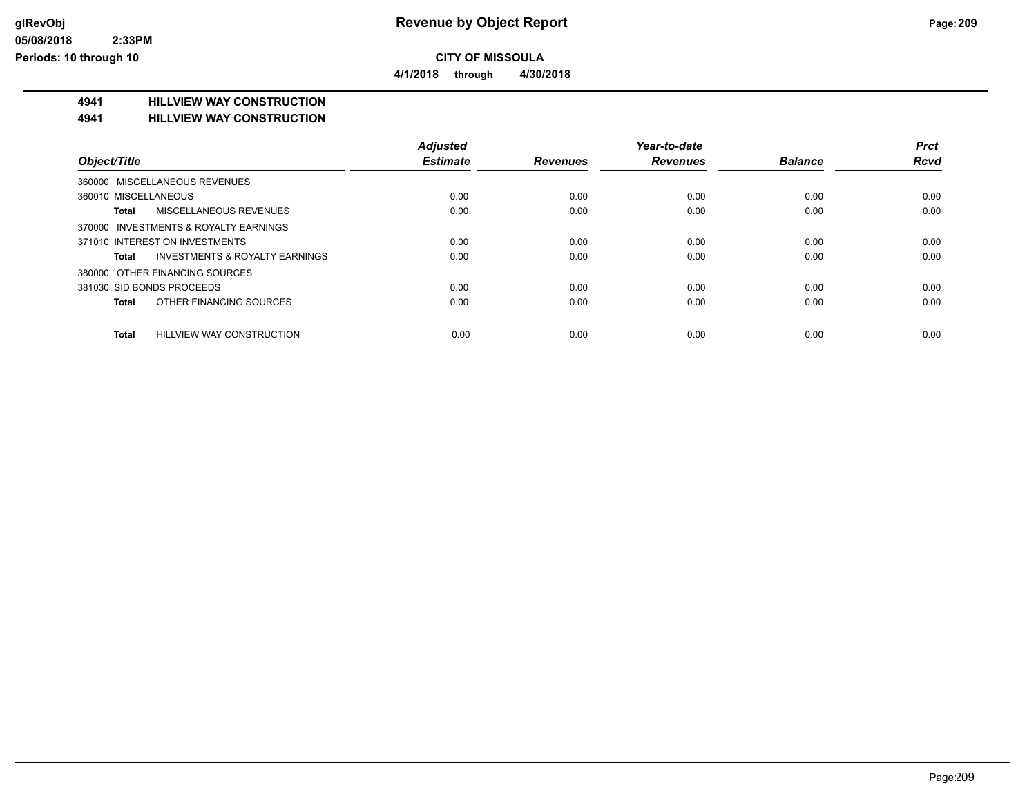**CITY OF MISSOULA**

**4/1/2018 through 4/30/2018**

## 4941 HILLVIEW WAY CONSTRUCTION

## 4941 HILLVIEW WAY CONSTRUCTION

| Object/Title | Adjusted Estimate | Revenues | Year-to-date Revenues | Balance | Prct Rcvd |
|---|---|---|---|---|---|
| 360000 MISCELLANEOUS REVENUES | | | | | |
| 360010 MISCELLANEOUS | 0.00 | 0.00 | 0.00 | 0.00 | 0.00 |
| **Total** MISCELLANEOUS REVENUES | 0.00 | 0.00 | 0.00 | 0.00 | 0.00 |
| 370000 INVESTMENTS & ROYALTY EARNINGS | | | | | |
| 371010 INTEREST ON INVESTMENTS | 0.00 | 0.00 | 0.00 | 0.00 | 0.00 |
| **Total** INVESTMENTS & ROYALTY EARNINGS | 0.00 | 0.00 | 0.00 | 0.00 | 0.00 |
| 380000 OTHER FINANCING SOURCES | | | | | |
| 381030 SID BONDS PROCEEDS | 0.00 | 0.00 | 0.00 | 0.00 | 0.00 |
| **Total** OTHER FINANCING SOURCES | 0.00 | 0.00 | 0.00 | 0.00 | 0.00 |
| **Total** HILLVIEW WAY CONSTRUCTION | 0.00 | 0.00 | 0.00 | 0.00 | 0.00 |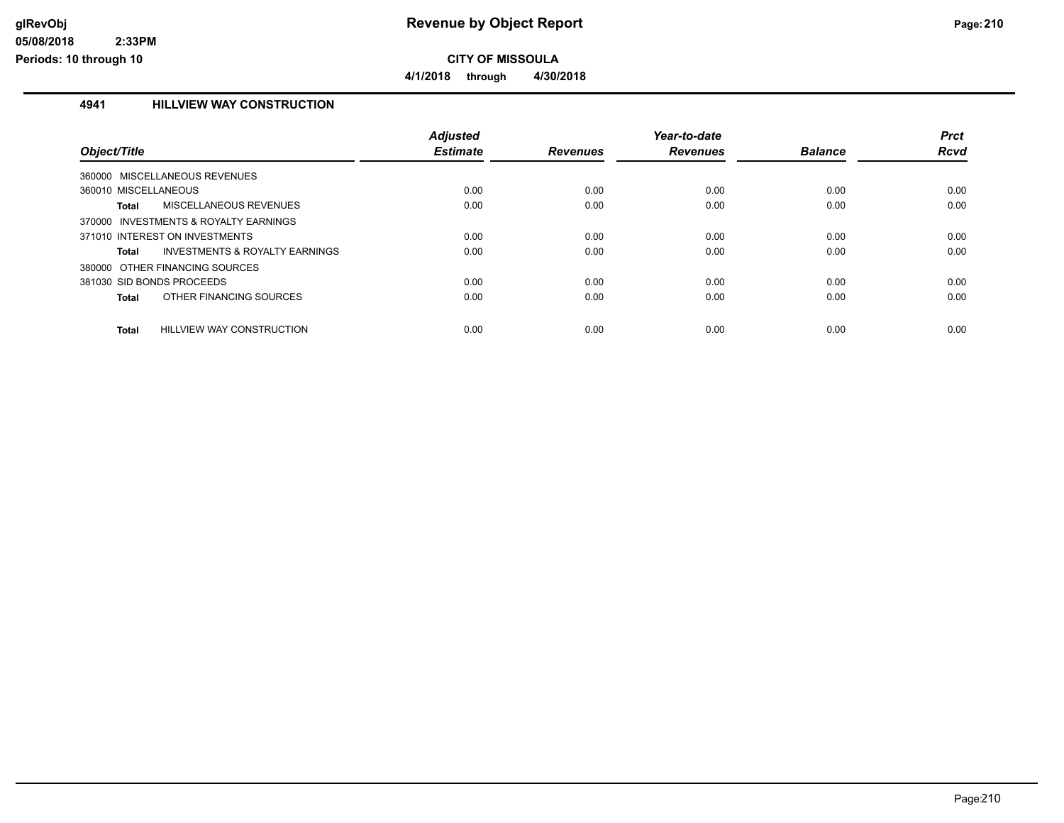# Revenue by Object Report

## CITY OF MISSOULA

**4/1/2018 through 4/30/2018**

### 4941 HILLVIEW WAY CONSTRUCTION

| Object/Title | Adjusted Estimate | Revenues | Year-to-date Revenues | Balance | Prct Rcvd |
|---|---|---|---|---|---|
| 360000 MISCELLANEOUS REVENUES | | | | | |
| 360010 MISCELLANEOUS | 0.00 | 0.00 | 0.00 | 0.00 | 0.00 |
| **Total** MISCELLANEOUS REVENUES | 0.00 | 0.00 | 0.00 | 0.00 | 0.00 |
| 370000 INVESTMENTS & ROYALTY EARNINGS | | | | | |
| 371010 INTEREST ON INVESTMENTS | 0.00 | 0.00 | 0.00 | 0.00 | 0.00 |
| **Total** INVESTMENTS & ROYALTY EARNINGS | 0.00 | 0.00 | 0.00 | 0.00 | 0.00 |
| 380000 OTHER FINANCING SOURCES | | | | | |
| 381030 SID BONDS PROCEEDS | 0.00 | 0.00 | 0.00 | 0.00 | 0.00 |
| **Total** OTHER FINANCING SOURCES | 0.00 | 0.00 | 0.00 | 0.00 | 0.00 |
| **Total** HILLVIEW WAY CONSTRUCTION | 0.00 | 0.00 | 0.00 | 0.00 | 0.00 |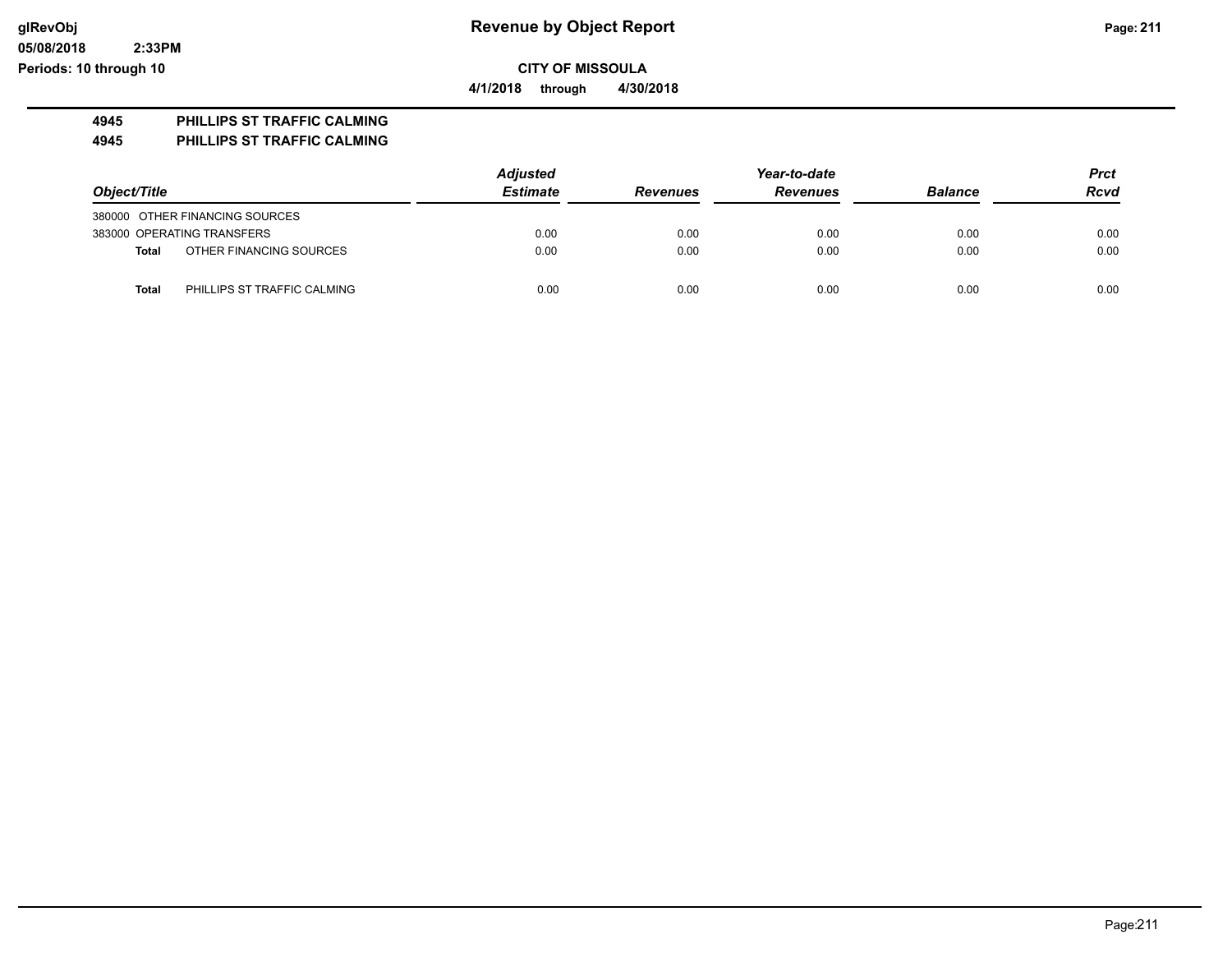**CITY OF MISSOULA**

**4/1/2018 through 4/30/2018**

**4945 PHILLIPS ST TRAFFIC CALMING**

**4945 PHILLIPS ST TRAFFIC CALMING**

| Object/Title | Adjusted Estimate | Revenues | Year-to-date Revenues | Balance | Prct Rcvd |
|---|---|---|---|---|---|
| 380000 OTHER FINANCING SOURCES | | | | | |
| 383000 OPERATING TRANSFERS | 0.00 | 0.00 | 0.00 | 0.00 | 0.00 |
| **Total** OTHER FINANCING SOURCES | 0.00 | 0.00 | 0.00 | 0.00 | 0.00 |
| **Total** PHILLIPS ST TRAFFIC CALMING | 0.00 | 0.00 | 0.00 | 0.00 | 0.00 |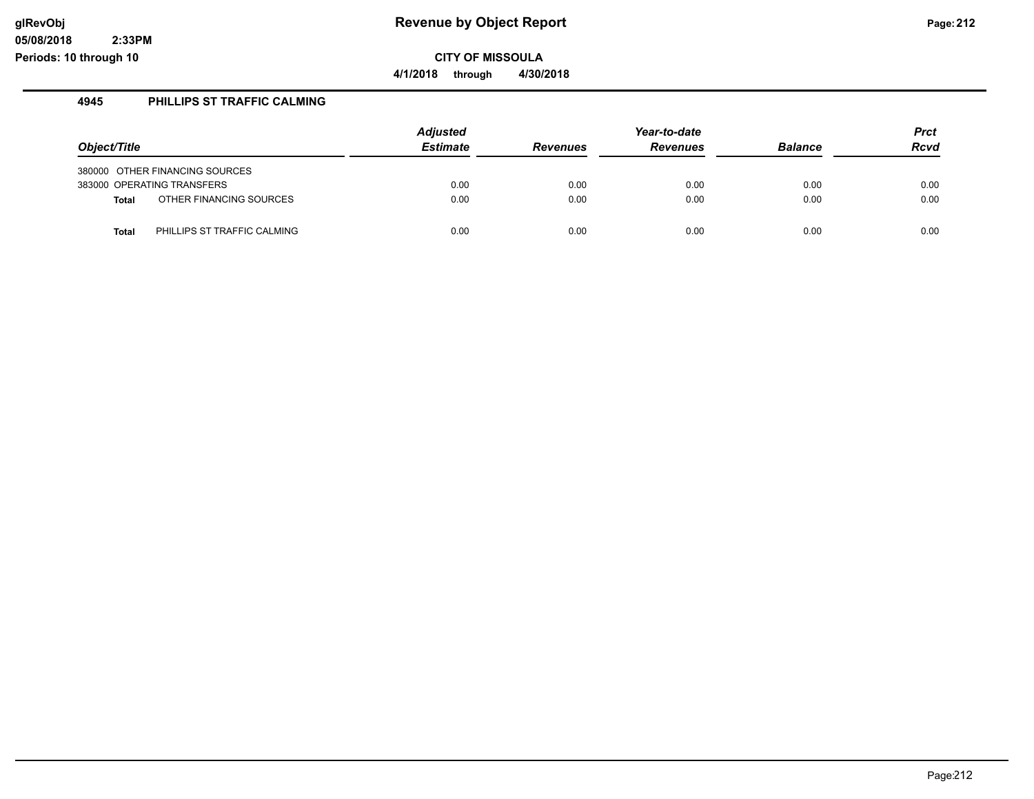# Revenue by Object Report

**CITY OF MISSOULA**

**4/1/2018 through 4/30/2018**

## 4945 PHILLIPS ST TRAFFIC CALMING

| Object/Title | Adjusted Estimate | Revenues | Year-to-date Revenues | Balance | Prct Rcvd |
|---|---|---|---|---|---|
| 380000 OTHER FINANCING SOURCES | | | | | |
| 383000 OPERATING TRANSFERS | 0.00 | 0.00 | 0.00 | 0.00 | 0.00 |
| **Total** OTHER FINANCING SOURCES | 0.00 | 0.00 | 0.00 | 0.00 | 0.00 |
| **Total** PHILLIPS ST TRAFFIC CALMING | 0.00 | 0.00 | 0.00 | 0.00 | 0.00 |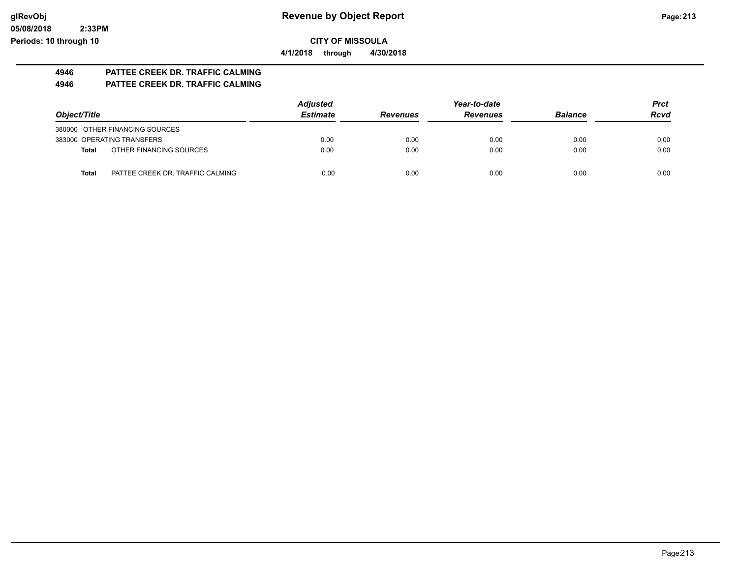# Revenue by Object Report

glRevObj
05/08/2018 2:33PM
Periods: 10 through 10

**CITY OF MISSOULA**

**4/1/2018 through 4/30/2018**

**4946 PATTEE CREEK DR. TRAFFIC CALMING**

**4946 PATTEE CREEK DR. TRAFFIC CALMING**

| Object/Title | Adjusted Estimate | Revenues | Year-to-date Revenues | Balance | Prct Rcvd |
|---|---|---|---|---|---|
| 380000 OTHER FINANCING SOURCES | | | | | |
| 383000 OPERATING TRANSFERS | 0.00 | 0.00 | 0.00 | 0.00 | 0.00 |
| **Total** OTHER FINANCING SOURCES | 0.00 | 0.00 | 0.00 | 0.00 | 0.00 |
| **Total** PATTEE CREEK DR. TRAFFIC CALMING | 0.00 | 0.00 | 0.00 | 0.00 | 0.00 |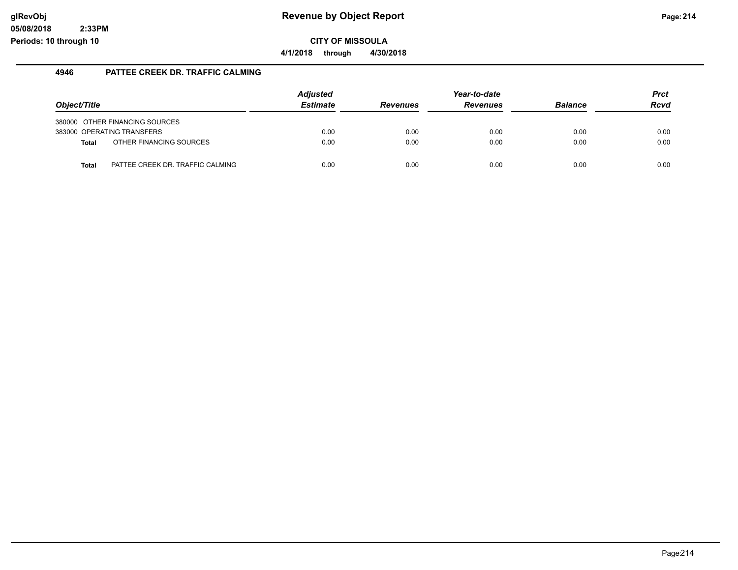# Revenue by Object Report

glRevObj
05/08/2018 2:33PM
Periods: 10 through 10

**CITY OF MISSOULA**

**4/1/2018 through 4/30/2018**

## 4946 PATTEE CREEK DR. TRAFFIC CALMING

| Object/Title | Adjusted Estimate | Revenues | Year-to-date Revenues | Balance | Prct Rcvd |
|---|---|---|---|---|---|
| 380000 OTHER FINANCING SOURCES | | | | | |
| 383000 OPERATING TRANSFERS | 0.00 | 0.00 | 0.00 | 0.00 | 0.00 |
| **Total** OTHER FINANCING SOURCES | 0.00 | 0.00 | 0.00 | 0.00 | 0.00 |
| **Total** PATTEE CREEK DR. TRAFFIC CALMING | 0.00 | 0.00 | 0.00 | 0.00 | 0.00 |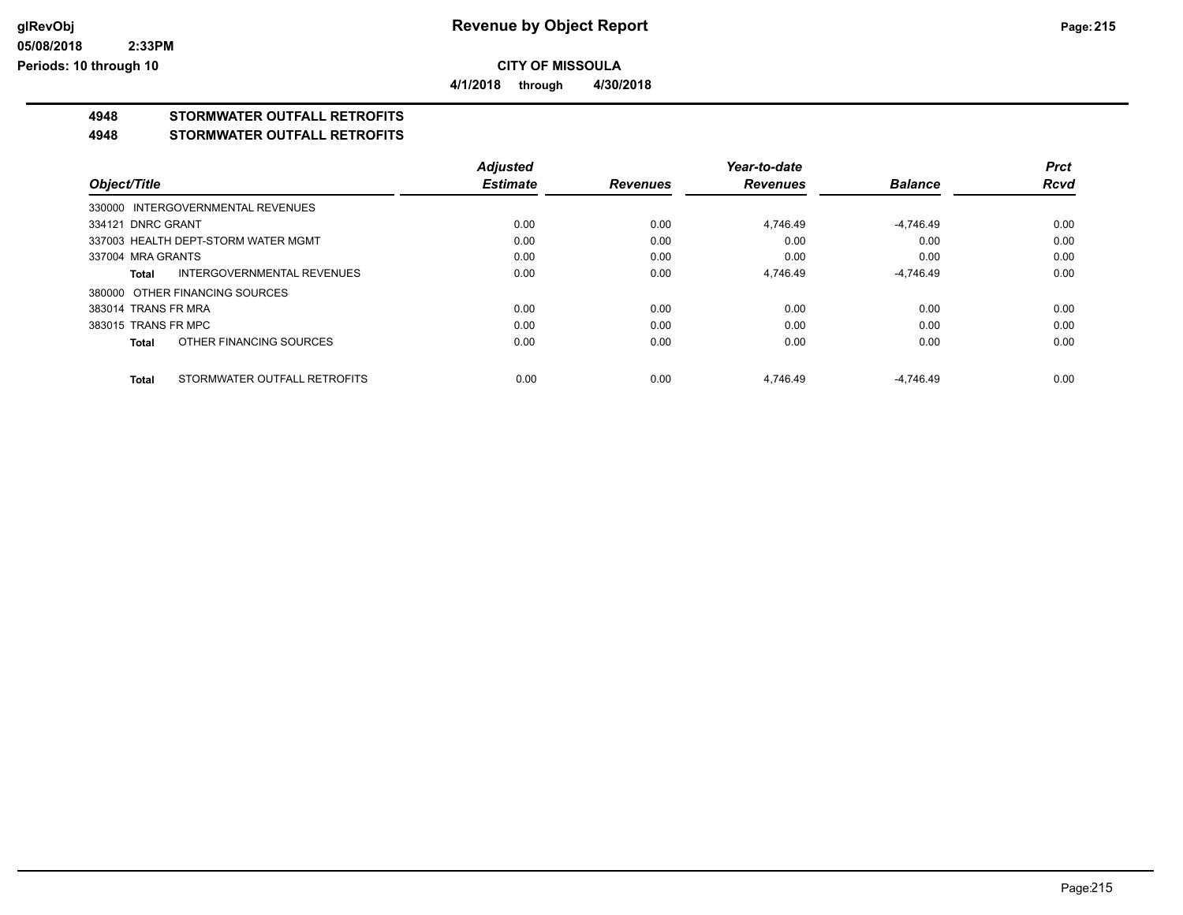**CITY OF MISSOULA**

**4/1/2018 through 4/30/2018**

## 4948 STORMWATER OUTFALL RETROFITS

## 4948 STORMWATER OUTFALL RETROFITS

| Object/Title | Adjusted Estimate | Revenues | Year-to-date Revenues | Balance | Prct Rcvd |
|---|---|---|---|---|---|
| 330000 INTERGOVERNMENTAL REVENUES | | | | | |
| 334121 DNRC GRANT | 0.00 | 0.00 | 4,746.49 | -4,746.49 | 0.00 |
| 337003 HEALTH DEPT-STORM WATER MGMT | 0.00 | 0.00 | 0.00 | 0.00 | 0.00 |
| 337004 MRA GRANTS | 0.00 | 0.00 | 0.00 | 0.00 | 0.00 |
| **Total** INTERGOVERNMENTAL REVENUES | 0.00 | 0.00 | 4,746.49 | -4,746.49 | 0.00 |
| 380000 OTHER FINANCING SOURCES | | | | | |
| 383014 TRANS FR MRA | 0.00 | 0.00 | 0.00 | 0.00 | 0.00 |
| 383015 TRANS FR MPC | 0.00 | 0.00 | 0.00 | 0.00 | 0.00 |
| **Total** OTHER FINANCING SOURCES | 0.00 | 0.00 | 0.00 | 0.00 | 0.00 |
| **Total** STORMWATER OUTFALL RETROFITS | 0.00 | 0.00 | 4,746.49 | -4,746.49 | 0.00 |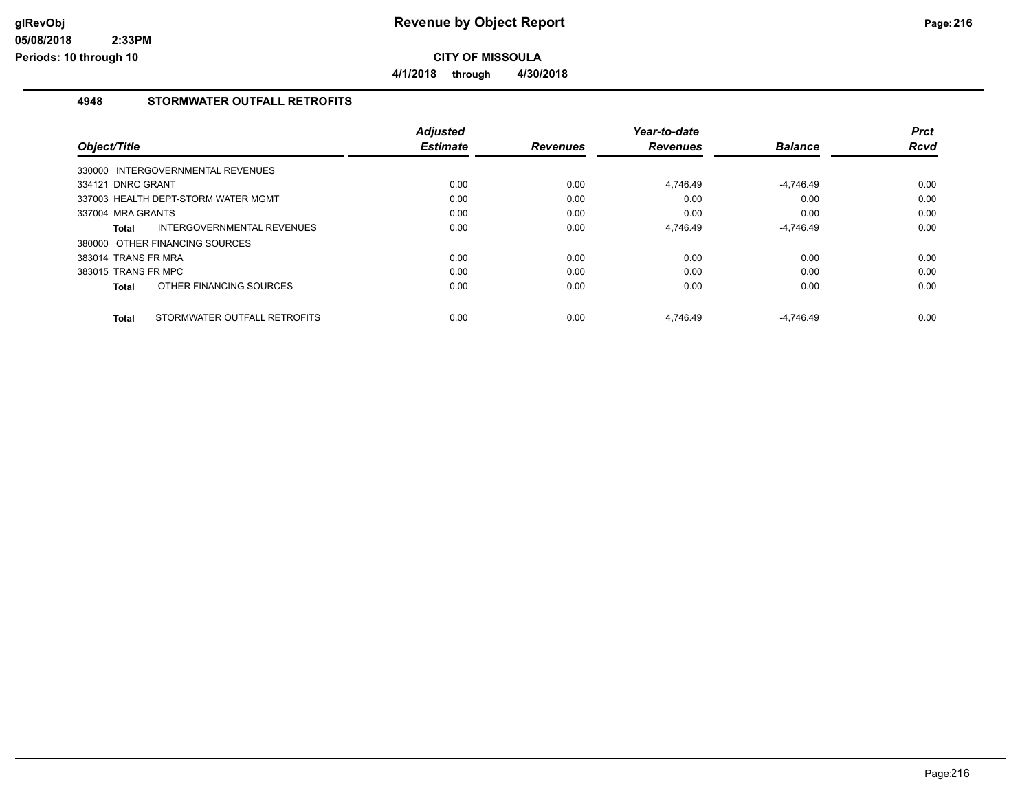# Revenue by Object Report

**CITY OF MISSOULA**

**4/1/2018 through 4/30/2018**

glRevObj
05/08/2018 2:33PM
Periods: 10 through 10

## 4948 STORMWATER OUTFALL RETROFITS

| Object/Title | Adjusted Estimate | Revenues | Year-to-date Revenues | Balance | Prct Rcvd |
|---|---|---|---|---|---|
| 330000 INTERGOVERNMENTAL REVENUES | | | | | |
| 334121 DNRC GRANT | 0.00 | 0.00 | 4,746.49 | -4,746.49 | 0.00 |
| 337003 HEALTH DEPT-STORM WATER MGMT | 0.00 | 0.00 | 0.00 | 0.00 | 0.00 |
| 337004 MRA GRANTS | 0.00 | 0.00 | 0.00 | 0.00 | 0.00 |
| **Total** INTERGOVERNMENTAL REVENUES | 0.00 | 0.00 | 4,746.49 | -4,746.49 | 0.00 |
| 380000 OTHER FINANCING SOURCES | | | | | |
| 383014 TRANS FR MRA | 0.00 | 0.00 | 0.00 | 0.00 | 0.00 |
| 383015 TRANS FR MPC | 0.00 | 0.00 | 0.00 | 0.00 | 0.00 |
| **Total** OTHER FINANCING SOURCES | 0.00 | 0.00 | 0.00 | 0.00 | 0.00 |
| **Total** STORMWATER OUTFALL RETROFITS | 0.00 | 0.00 | 4,746.49 | -4,746.49 | 0.00 |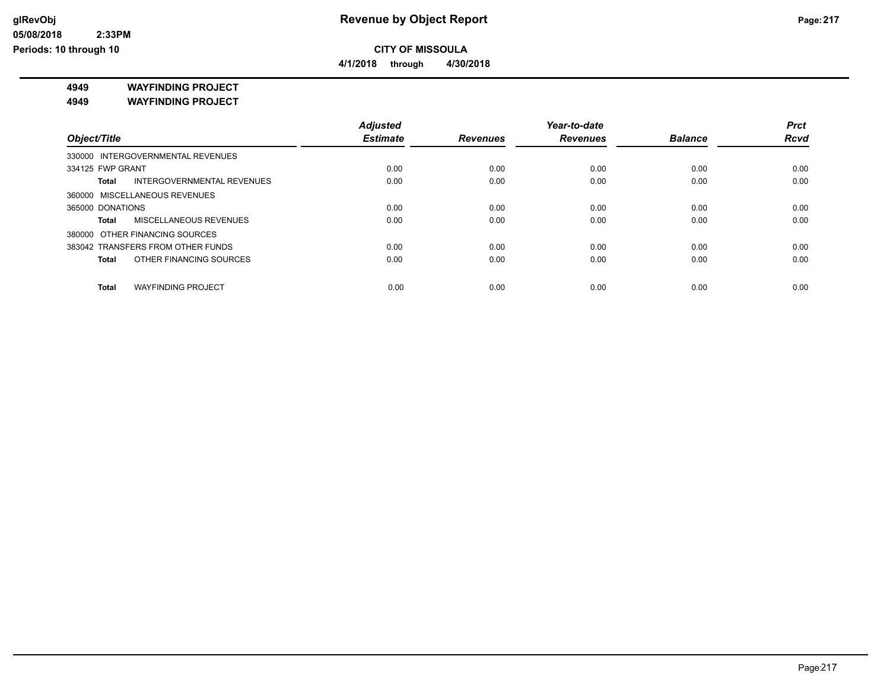**Revenue by Object Report**

**CITY OF MISSOULA**

**4/1/2018 through 4/30/2018**

glRevObj
05/08/2018 2:33PM
Periods: 10 through 10

## 4949 WAYFINDING PROJECT

### 4949 WAYFINDING PROJECT

| Object/Title | Adjusted Estimate | Revenues | Year-to-date Revenues | Balance | Prct Rcvd |
|---|---|---|---|---|---|
| 330000 INTERGOVERNMENTAL REVENUES | | | | | |
| 334125 FWP GRANT | 0.00 | 0.00 | 0.00 | 0.00 | 0.00 |
| **Total** INTERGOVERNMENTAL REVENUES | 0.00 | 0.00 | 0.00 | 0.00 | 0.00 |
| 360000 MISCELLANEOUS REVENUES | | | | | |
| 365000 DONATIONS | 0.00 | 0.00 | 0.00 | 0.00 | 0.00 |
| **Total** MISCELLANEOUS REVENUES | 0.00 | 0.00 | 0.00 | 0.00 | 0.00 |
| 380000 OTHER FINANCING SOURCES | | | | | |
| 383042 TRANSFERS FROM OTHER FUNDS | 0.00 | 0.00 | 0.00 | 0.00 | 0.00 |
| **Total** OTHER FINANCING SOURCES | 0.00 | 0.00 | 0.00 | 0.00 | 0.00 |
| **Total** WAYFINDING PROJECT | 0.00 | 0.00 | 0.00 | 0.00 | 0.00 |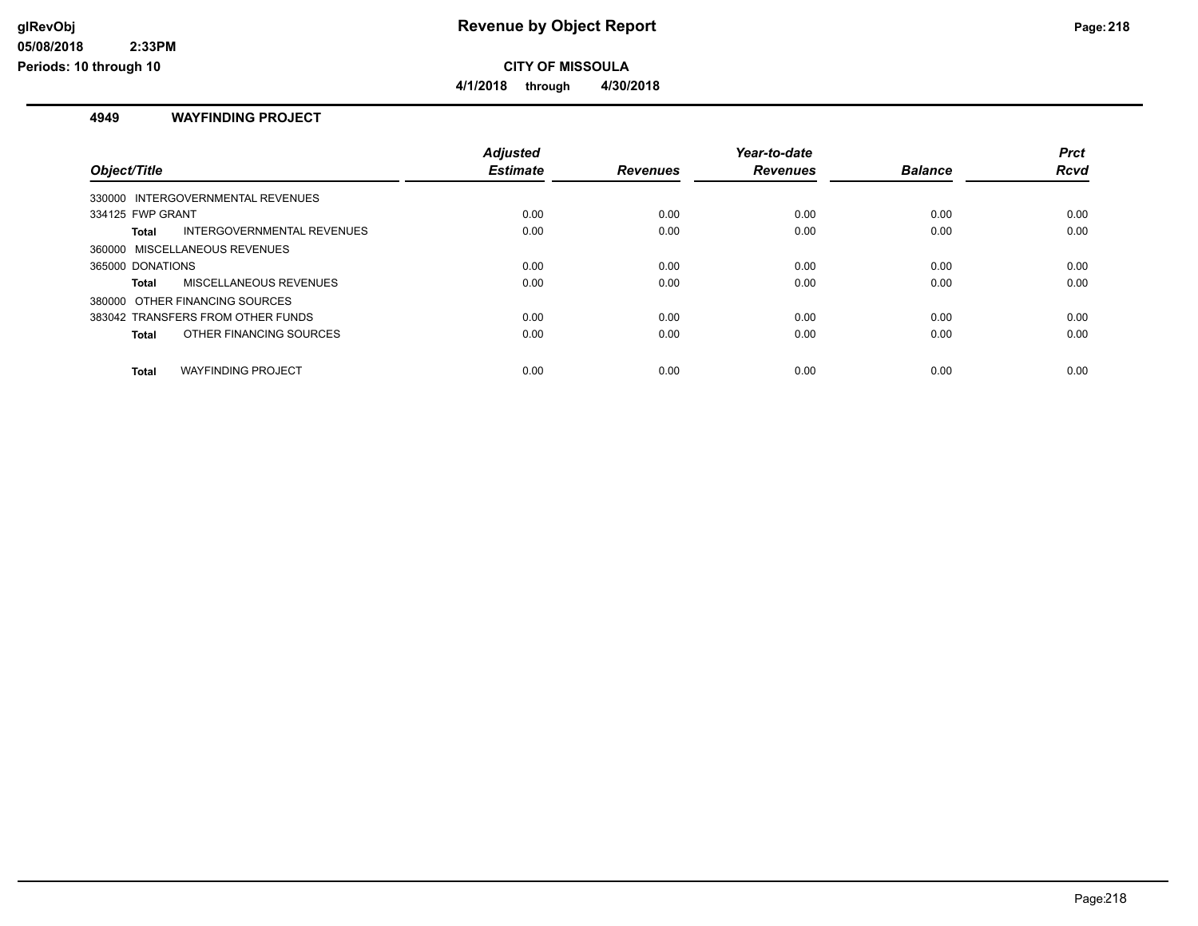# Revenue by Object Report

## CITY OF MISSOULA

**4/1/2018 through 4/30/2018**

glRevObj
05/08/2018 2:33PM
Periods: 10 through 10

### 4949 WAYFINDING PROJECT

| Object/Title | | Adjusted Estimate | Revenues | Year-to-date Revenues | Balance | Prct Rcvd |
|---|---|---|---|---|---|---|
| 330000 INTERGOVERNMENTAL REVENUES | | | | | | |
| 334125 FWP GRANT | | 0.00 | 0.00 | 0.00 | 0.00 | 0.00 |
| **Total** | INTERGOVERNMENTAL REVENUES | 0.00 | 0.00 | 0.00 | 0.00 | 0.00 |
| 360000 MISCELLANEOUS REVENUES | | | | | | |
| 365000 DONATIONS | | 0.00 | 0.00 | 0.00 | 0.00 | 0.00 |
| **Total** | MISCELLANEOUS REVENUES | 0.00 | 0.00 | 0.00 | 0.00 | 0.00 |
| 380000 OTHER FINANCING SOURCES | | | | | | |
| 383042 TRANSFERS FROM OTHER FUNDS | | 0.00 | 0.00 | 0.00 | 0.00 | 0.00 |
| **Total** | OTHER FINANCING SOURCES | 0.00 | 0.00 | 0.00 | 0.00 | 0.00 |
| **Total** | WAYFINDING PROJECT | 0.00 | 0.00 | 0.00 | 0.00 | 0.00 |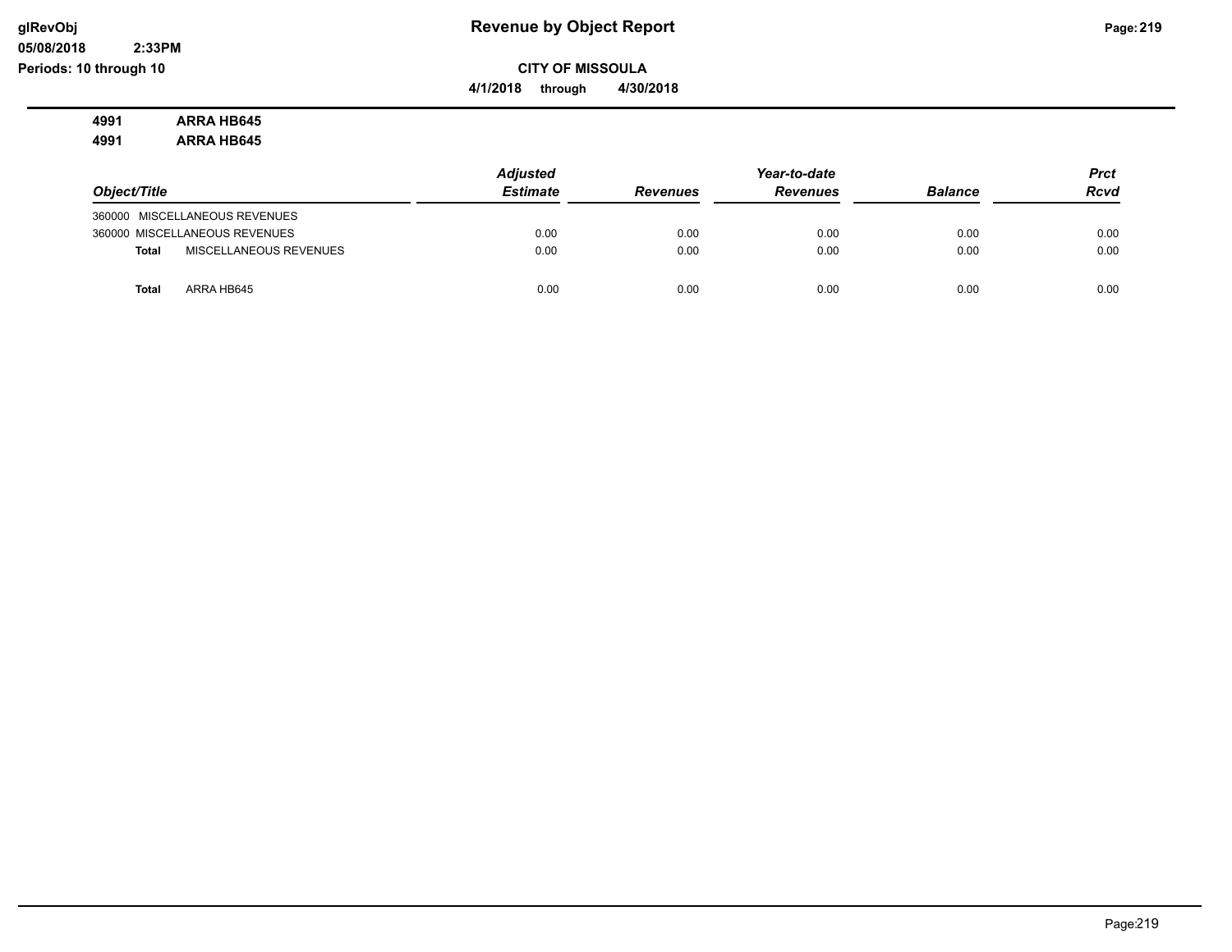**4991 ARRA HB645**

**4991 ARRA HB645**

| Object/Title | Adjusted Estimate | Revenues | Year-to-date Revenues | Balance | Prct Rcvd |
|---|---|---|---|---|---|
| 360000 MISCELLANEOUS REVENUES | | | | | |
| 360000 MISCELLANEOUS REVENUES | 0.00 | 0.00 | 0.00 | 0.00 | 0.00 |
| **Total** MISCELLANEOUS REVENUES | 0.00 | 0.00 | 0.00 | 0.00 | 0.00 |
| **Total** ARRA HB645 | 0.00 | 0.00 | 0.00 | 0.00 | 0.00 |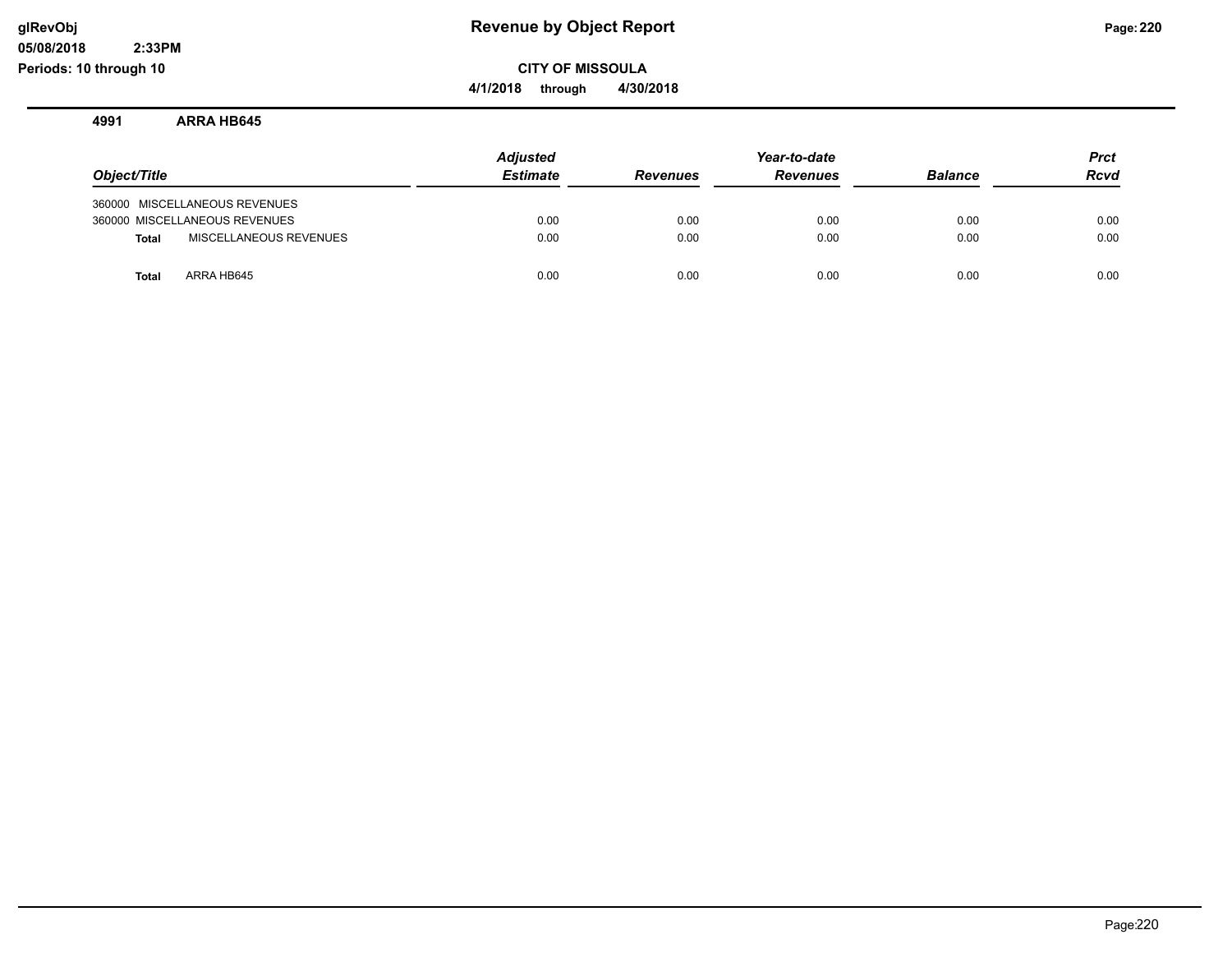# Revenue by Object Report

**CITY OF MISSOULA**

**4/1/2018 through 4/30/2018**

glRevObj
05/08/2018 2:33PM
Periods: 10 through 10

### 4991 ARRA HB645

| Object/Title | Adjusted Estimate | Revenues | Year-to-date Revenues | Balance | Prct Rcvd |
|---|---|---|---|---|---|
| 360000 MISCELLANEOUS REVENUES | | | | | |
| 360000 MISCELLANEOUS REVENUES | 0.00 | 0.00 | 0.00 | 0.00 | 0.00 |
| **Total** MISCELLANEOUS REVENUES | 0.00 | 0.00 | 0.00 | 0.00 | 0.00 |
| **Total** ARRA HB645 | 0.00 | 0.00 | 0.00 | 0.00 | 0.00 |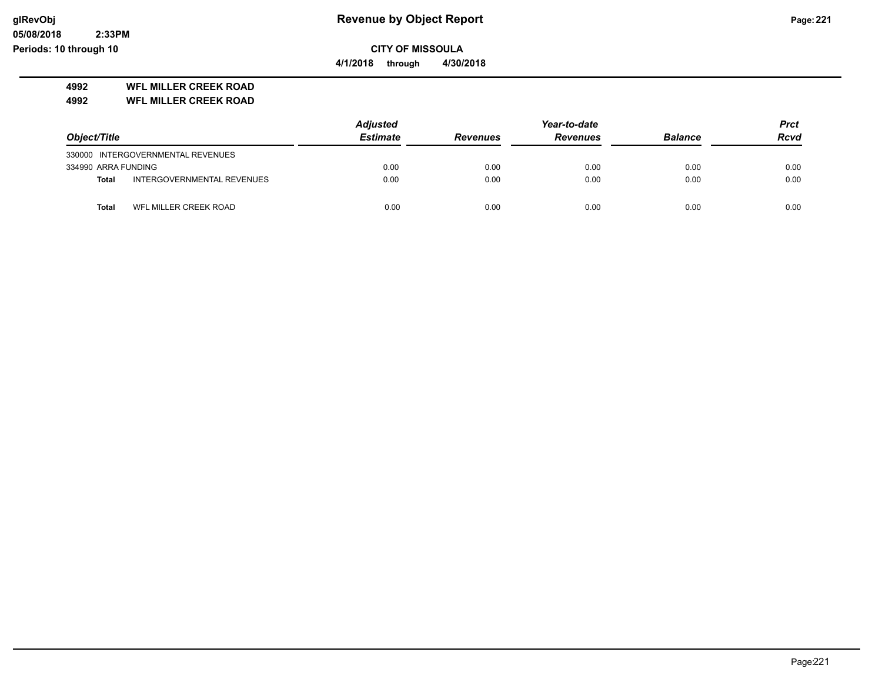**CITY OF MISSOULA**

**4/1/2018 through 4/30/2018**

**4992 WFL MILLER CREEK ROAD**

**4992 WFL MILLER CREEK ROAD**

| Object/Title | | Adjusted Estimate | Revenues | Year-to-date Revenues | Balance | Prct Rcvd |
|---|---|---|---|---|---|---|
| 330000 INTERGOVERNMENTAL REVENUES | | | | | | |
| 334990 ARRA FUNDING | | 0.00 | 0.00 | 0.00 | 0.00 | 0.00 |
| **Total** | INTERGOVERNMENTAL REVENUES | 0.00 | 0.00 | 0.00 | 0.00 | 0.00 |
| **Total** | WFL MILLER CREEK ROAD | 0.00 | 0.00 | 0.00 | 0.00 | 0.00 |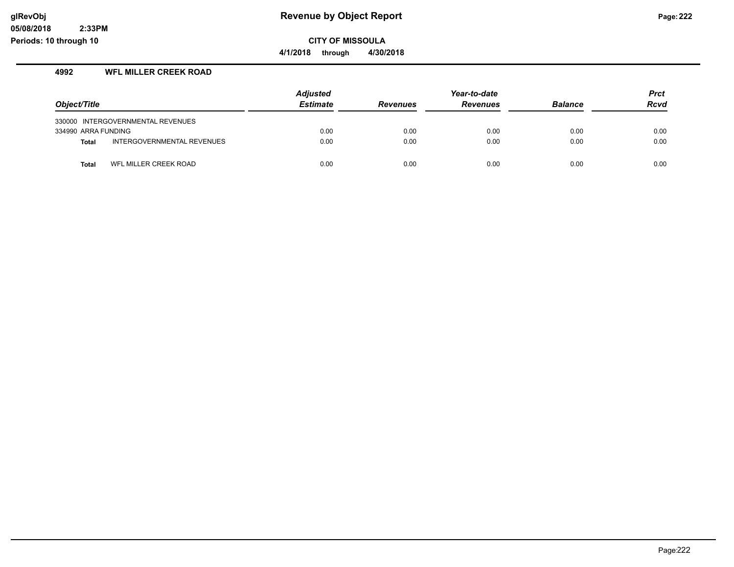# Revenue by Object Report

glRevObj
05/08/2018 2:33PM
Periods: 10 through 10

**CITY OF MISSOULA**

**4/1/2018 through 4/30/2018**

## 4992 WFL MILLER CREEK ROAD

| Object/Title | Adjusted Estimate | Revenues | Year-to-date Revenues | Balance | Prct Rcvd |
|---|---|---|---|---|---|
| 330000 INTERGOVERNMENTAL REVENUES | | | | | |
| 334990 ARRA FUNDING | 0.00 | 0.00 | 0.00 | 0.00 | 0.00 |
| **Total** INTERGOVERNMENTAL REVENUES | 0.00 | 0.00 | 0.00 | 0.00 | 0.00 |
| **Total** WFL MILLER CREEK ROAD | 0.00 | 0.00 | 0.00 | 0.00 | 0.00 |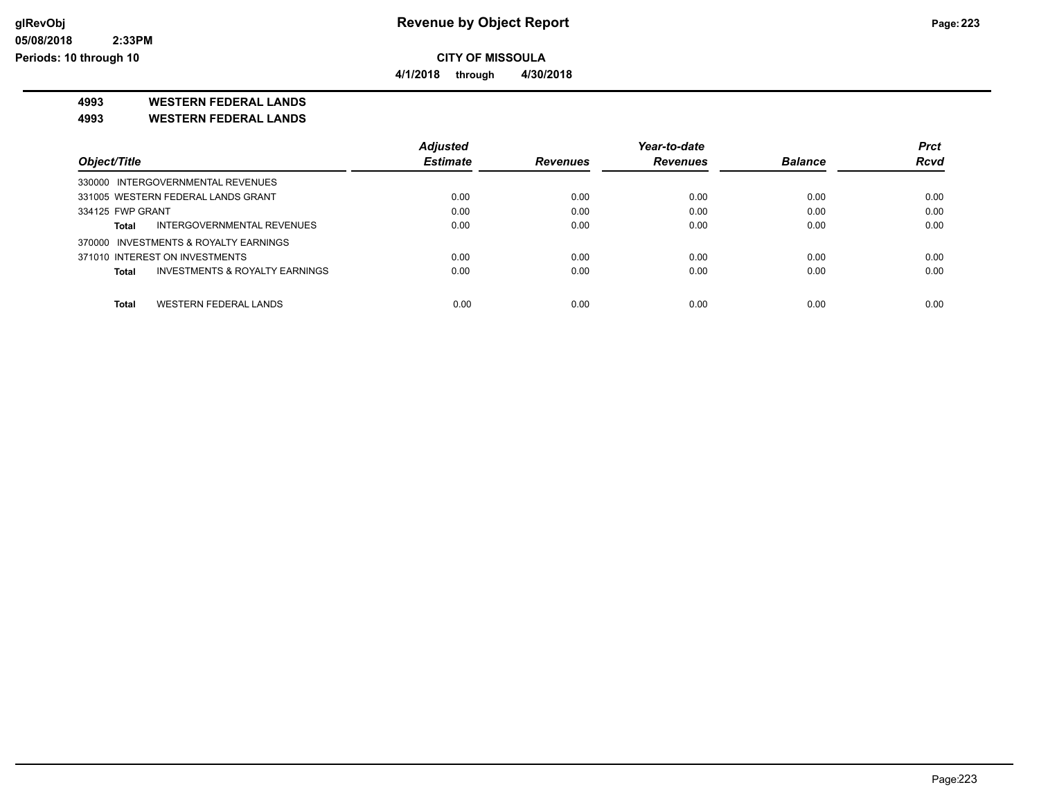**CITY OF MISSOULA**

**4/1/2018 through 4/30/2018**

**4993 WESTERN FEDERAL LANDS**

**4993 WESTERN FEDERAL LANDS**

| Object/Title | Adjusted Estimate | Revenues | Year-to-date Revenues | Balance | Prct Rcvd |
|---|---|---|---|---|---|
| 330000 INTERGOVERNMENTAL REVENUES | | | | | |
| 331005 WESTERN FEDERAL LANDS GRANT | 0.00 | 0.00 | 0.00 | 0.00 | 0.00 |
| 334125 FWP GRANT | 0.00 | 0.00 | 0.00 | 0.00 | 0.00 |
| **Total** INTERGOVERNMENTAL REVENUES | 0.00 | 0.00 | 0.00 | 0.00 | 0.00 |
| 370000 INVESTMENTS & ROYALTY EARNINGS | | | | | |
| 371010 INTEREST ON INVESTMENTS | 0.00 | 0.00 | 0.00 | 0.00 | 0.00 |
| **Total** INVESTMENTS & ROYALTY EARNINGS | 0.00 | 0.00 | 0.00 | 0.00 | 0.00 |
| **Total** WESTERN FEDERAL LANDS | 0.00 | 0.00 | 0.00 | 0.00 | 0.00 |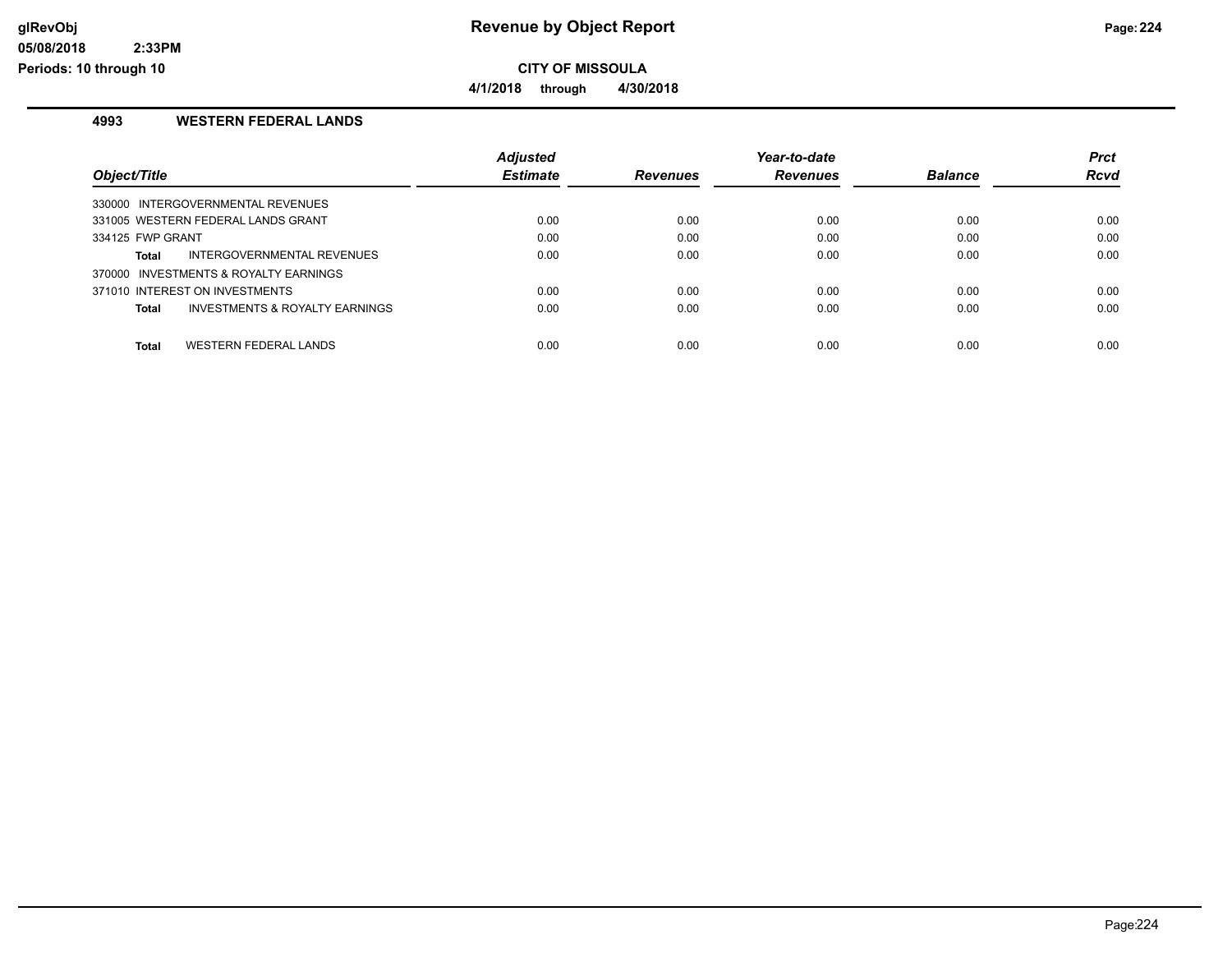**Revenue by Object Report**

**CITY OF MISSOULA**

**4/1/2018 through 4/30/2018**

glRevObj
05/08/2018 2:33PM
Periods: 10 through 10

### 4993 WESTERN FEDERAL LANDS

| Object/Title | Adjusted Estimate | Revenues | Year-to-date Revenues | Balance | Prct Rcvd |
|---|---|---|---|---|---|
| 330000 INTERGOVERNMENTAL REVENUES | | | | | |
| 331005 WESTERN FEDERAL LANDS GRANT | 0.00 | 0.00 | 0.00 | 0.00 | 0.00 |
| 334125 FWP GRANT | 0.00 | 0.00 | 0.00 | 0.00 | 0.00 |
| **Total** INTERGOVERNMENTAL REVENUES | 0.00 | 0.00 | 0.00 | 0.00 | 0.00 |
| 370000 INVESTMENTS & ROYALTY EARNINGS | | | | | |
| 371010 INTEREST ON INVESTMENTS | 0.00 | 0.00 | 0.00 | 0.00 | 0.00 |
| **Total** INVESTMENTS & ROYALTY EARNINGS | 0.00 | 0.00 | 0.00 | 0.00 | 0.00 |
| **Total** WESTERN FEDERAL LANDS | 0.00 | 0.00 | 0.00 | 0.00 | 0.00 |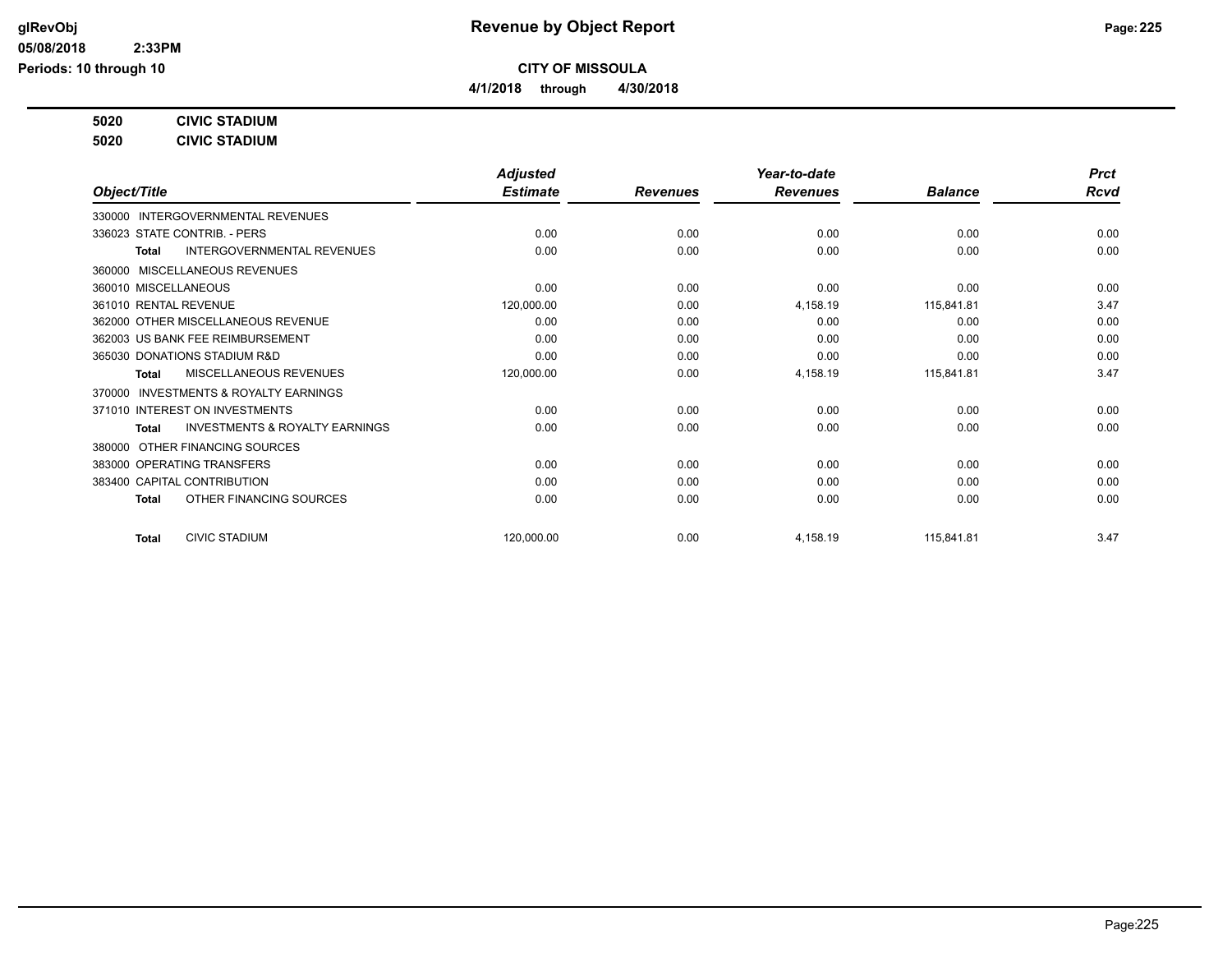# Revenue by Object Report

**CITY OF MISSOULA**

**4/1/2018 through 4/30/2018**

glRevObj
05/08/2018 2:33PM
Periods: 10 through 10

**5020 CIVIC STADIUM**

**5020 CIVIC STADIUM**

| Object/Title | Adjusted Estimate | Revenues | Year-to-date Revenues | Balance | Prct Rcvd |
|---|---|---|---|---|---|
| 330000 INTERGOVERNMENTAL REVENUES | | | | | |
| 336023 STATE CONTRIB. - PERS | 0.00 | 0.00 | 0.00 | 0.00 | 0.00 |
| **Total** INTERGOVERNMENTAL REVENUES | 0.00 | 0.00 | 0.00 | 0.00 | 0.00 |
| 360000 MISCELLANEOUS REVENUES | | | | | |
| 360010 MISCELLANEOUS | 0.00 | 0.00 | 0.00 | 0.00 | 0.00 |
| 361010 RENTAL REVENUE | 120,000.00 | 0.00 | 4,158.19 | 115,841.81 | 3.47 |
| 362000 OTHER MISCELLANEOUS REVENUE | 0.00 | 0.00 | 0.00 | 0.00 | 0.00 |
| 362003 US BANK FEE REIMBURSEMENT | 0.00 | 0.00 | 0.00 | 0.00 | 0.00 |
| 365030 DONATIONS STADIUM R&D | 0.00 | 0.00 | 0.00 | 0.00 | 0.00 |
| **Total** MISCELLANEOUS REVENUES | 120,000.00 | 0.00 | 4,158.19 | 115,841.81 | 3.47 |
| 370000 INVESTMENTS & ROYALTY EARNINGS | | | | | |
| 371010 INTEREST ON INVESTMENTS | 0.00 | 0.00 | 0.00 | 0.00 | 0.00 |
| **Total** INVESTMENTS & ROYALTY EARNINGS | 0.00 | 0.00 | 0.00 | 0.00 | 0.00 |
| 380000 OTHER FINANCING SOURCES | | | | | |
| 383000 OPERATING TRANSFERS | 0.00 | 0.00 | 0.00 | 0.00 | 0.00 |
| 383400 CAPITAL CONTRIBUTION | 0.00 | 0.00 | 0.00 | 0.00 | 0.00 |
| **Total** OTHER FINANCING SOURCES | 0.00 | 0.00 | 0.00 | 0.00 | 0.00 |
| **Total** CIVIC STADIUM | 120,000.00 | 0.00 | 4,158.19 | 115,841.81 | 3.47 |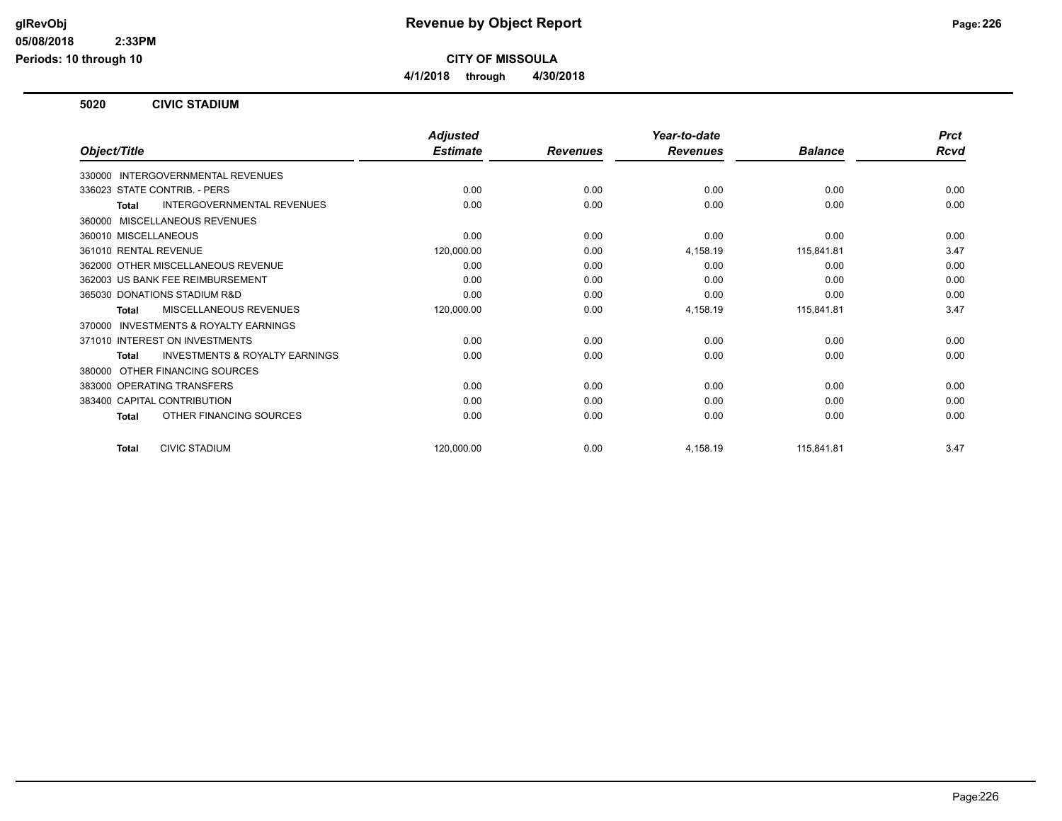glRevObj
05/08/2018 2:33PM
Periods: 10 through 10

# Revenue by Object Report

**CITY OF MISSOULA**

**4/1/2018 through 4/30/2018**

## 5020 CIVIC STADIUM

| Object/Title | Adjusted Estimate | Revenues | Year-to-date Revenues | Balance | Prct Rcvd |
|---|---|---|---|---|---|
| 330000 INTERGOVERNMENTAL REVENUES | | | | | |
| 336023 STATE CONTRIB. - PERS | 0.00 | 0.00 | 0.00 | 0.00 | 0.00 |
| **Total** INTERGOVERNMENTAL REVENUES | 0.00 | 0.00 | 0.00 | 0.00 | 0.00 |
| 360000 MISCELLANEOUS REVENUES | | | | | |
| 360010 MISCELLANEOUS | 0.00 | 0.00 | 0.00 | 0.00 | 0.00 |
| 361010 RENTAL REVENUE | 120,000.00 | 0.00 | 4,158.19 | 115,841.81 | 3.47 |
| 362000 OTHER MISCELLANEOUS REVENUE | 0.00 | 0.00 | 0.00 | 0.00 | 0.00 |
| 362003 US BANK FEE REIMBURSEMENT | 0.00 | 0.00 | 0.00 | 0.00 | 0.00 |
| 365030 DONATIONS STADIUM R&D | 0.00 | 0.00 | 0.00 | 0.00 | 0.00 |
| **Total** MISCELLANEOUS REVENUES | 120,000.00 | 0.00 | 4,158.19 | 115,841.81 | 3.47 |
| 370000 INVESTMENTS & ROYALTY EARNINGS | | | | | |
| 371010 INTEREST ON INVESTMENTS | 0.00 | 0.00 | 0.00 | 0.00 | 0.00 |
| **Total** INVESTMENTS & ROYALTY EARNINGS | 0.00 | 0.00 | 0.00 | 0.00 | 0.00 |
| 380000 OTHER FINANCING SOURCES | | | | | |
| 383000 OPERATING TRANSFERS | 0.00 | 0.00 | 0.00 | 0.00 | 0.00 |
| 383400 CAPITAL CONTRIBUTION | 0.00 | 0.00 | 0.00 | 0.00 | 0.00 |
| **Total** OTHER FINANCING SOURCES | 0.00 | 0.00 | 0.00 | 0.00 | 0.00 |
| **Total** CIVIC STADIUM | 120,000.00 | 0.00 | 4,158.19 | 115,841.81 | 3.47 |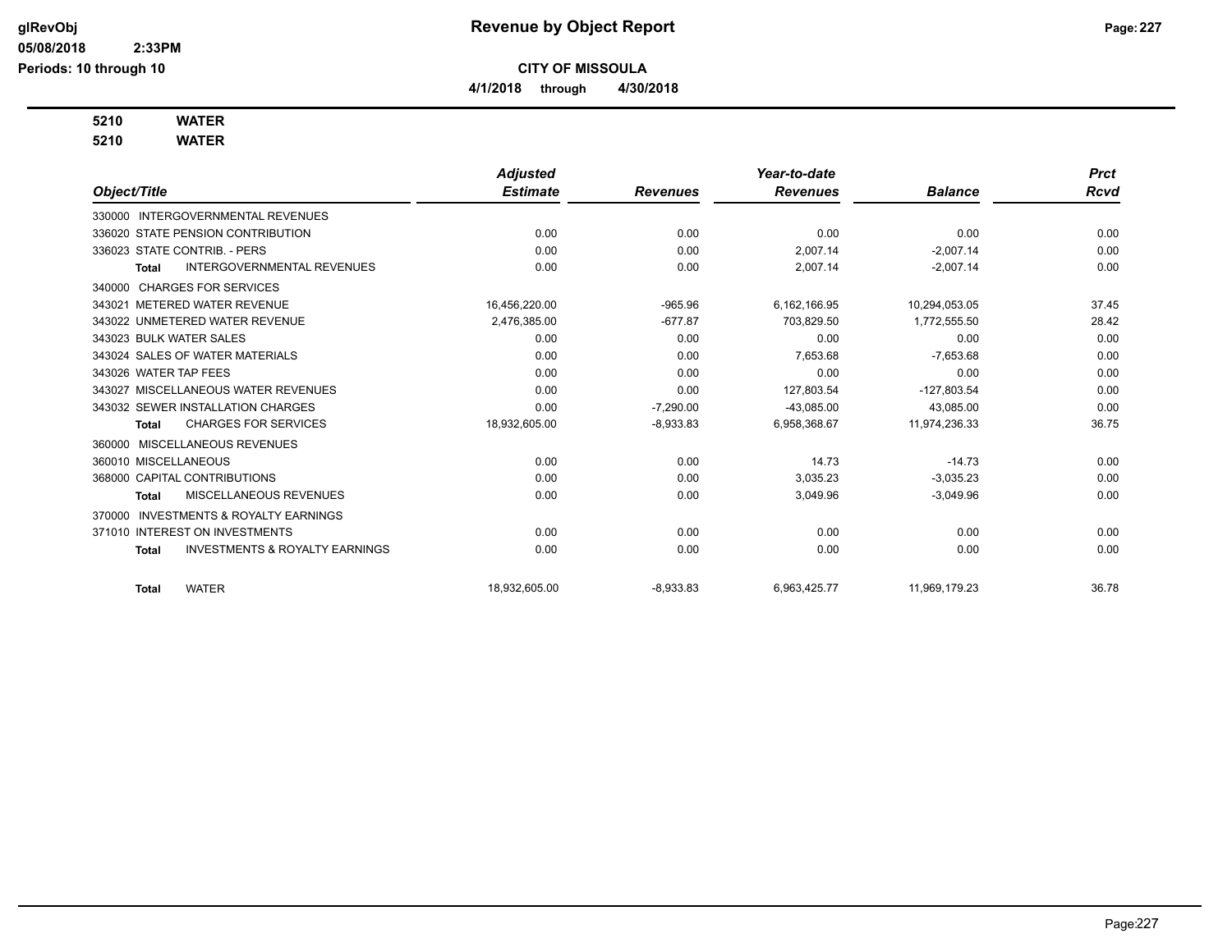# Revenue by Object Report

**CITY OF MISSOULA**

**4/1/2018 through 4/30/2018**

glRevObj
05/08/2018 2:33PM
Periods: 10 through 10

**5210 WATER**
**5210 WATER**

| Object/Title | Adjusted Estimate | Revenues | Year-to-date Revenues | Balance | Prct Rcvd |
|---|---|---|---|---|---|
| 330000 INTERGOVERNMENTAL REVENUES | | | | | |
| 336020 STATE PENSION CONTRIBUTION | 0.00 | 0.00 | 0.00 | 0.00 | 0.00 |
| 336023 STATE CONTRIB. - PERS | 0.00 | 0.00 | 2,007.14 | -2,007.14 | 0.00 |
| **Total** INTERGOVERNMENTAL REVENUES | 0.00 | 0.00 | 2,007.14 | -2,007.14 | 0.00 |
| 340000 CHARGES FOR SERVICES | | | | | |
| 343021 METERED WATER REVENUE | 16,456,220.00 | -965.96 | 6,162,166.95 | 10,294,053.05 | 37.45 |
| 343022 UNMETERED WATER REVENUE | 2,476,385.00 | -677.87 | 703,829.50 | 1,772,555.50 | 28.42 |
| 343023 BULK WATER SALES | 0.00 | 0.00 | 0.00 | 0.00 | 0.00 |
| 343024 SALES OF WATER MATERIALS | 0.00 | 0.00 | 7,653.68 | -7,653.68 | 0.00 |
| 343026 WATER TAP FEES | 0.00 | 0.00 | 0.00 | 0.00 | 0.00 |
| 343027 MISCELLANEOUS WATER REVENUES | 0.00 | 0.00 | 127,803.54 | -127,803.54 | 0.00 |
| 343032 SEWER INSTALLATION CHARGES | 0.00 | -7,290.00 | -43,085.00 | 43,085.00 | 0.00 |
| **Total** CHARGES FOR SERVICES | 18,932,605.00 | -8,933.83 | 6,958,368.67 | 11,974,236.33 | 36.75 |
| 360000 MISCELLANEOUS REVENUES | | | | | |
| 360010 MISCELLANEOUS | 0.00 | 0.00 | 14.73 | -14.73 | 0.00 |
| 368000 CAPITAL CONTRIBUTIONS | 0.00 | 0.00 | 3,035.23 | -3,035.23 | 0.00 |
| **Total** MISCELLANEOUS REVENUES | 0.00 | 0.00 | 3,049.96 | -3,049.96 | 0.00 |
| 370000 INVESTMENTS & ROYALTY EARNINGS | | | | | |
| 371010 INTEREST ON INVESTMENTS | 0.00 | 0.00 | 0.00 | 0.00 | 0.00 |
| **Total** INVESTMENTS & ROYALTY EARNINGS | 0.00 | 0.00 | 0.00 | 0.00 | 0.00 |
| **Total** WATER | 18,932,605.00 | -8,933.83 | 6,963,425.77 | 11,969,179.23 | 36.78 |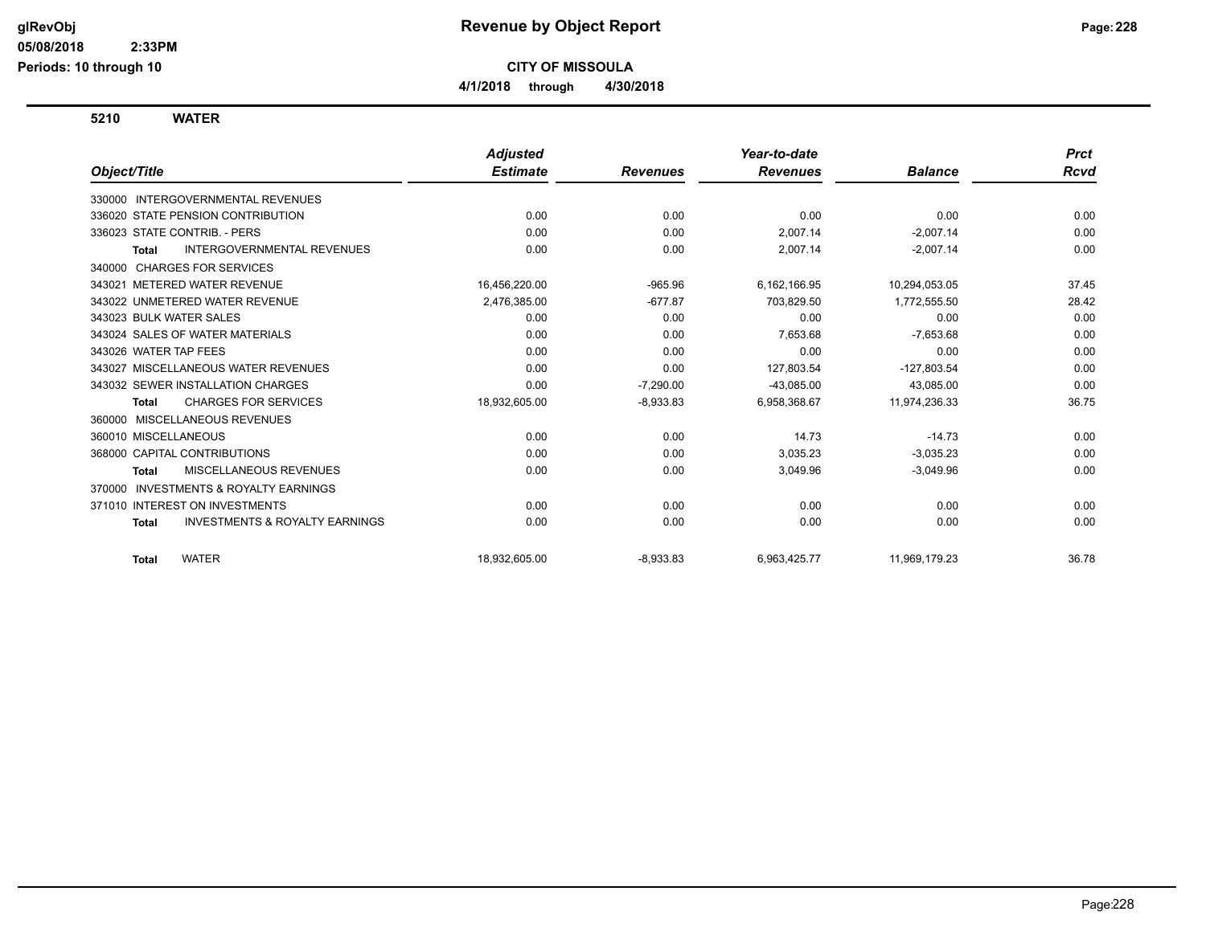# CITY OF MISSOULA

**Revenue by Object Report**

**4/1/2018 through 4/30/2018**

glRevObj
05/08/2018 2:33PM
Periods: 10 through 10

## 5210 WATER

| Object/Title | Adjusted Estimate | Revenues | Year-to-date Revenues | Balance | Prct Rcvd |
|---|---|---|---|---|---|
| 330000 INTERGOVERNMENTAL REVENUES | | | | | |
| 336020 STATE PENSION CONTRIBUTION | 0.00 | 0.00 | 0.00 | 0.00 | 0.00 |
| 336023 STATE CONTRIB. - PERS | 0.00 | 0.00 | 2,007.14 | -2,007.14 | 0.00 |
| **Total** INTERGOVERNMENTAL REVENUES | 0.00 | 0.00 | 2,007.14 | -2,007.14 | 0.00 |
| 340000 CHARGES FOR SERVICES | | | | | |
| 343021 METERED WATER REVENUE | 16,456,220.00 | -965.96 | 6,162,166.95 | 10,294,053.05 | 37.45 |
| 343022 UNMETERED WATER REVENUE | 2,476,385.00 | -677.87 | 703,829.50 | 1,772,555.50 | 28.42 |
| 343023 BULK WATER SALES | 0.00 | 0.00 | 0.00 | 0.00 | 0.00 |
| 343024 SALES OF WATER MATERIALS | 0.00 | 0.00 | 7,653.68 | -7,653.68 | 0.00 |
| 343026 WATER TAP FEES | 0.00 | 0.00 | 0.00 | 0.00 | 0.00 |
| 343027 MISCELLANEOUS WATER REVENUES | 0.00 | 0.00 | 127,803.54 | -127,803.54 | 0.00 |
| 343032 SEWER INSTALLATION CHARGES | 0.00 | -7,290.00 | -43,085.00 | 43,085.00 | 0.00 |
| **Total** CHARGES FOR SERVICES | 18,932,605.00 | -8,933.83 | 6,958,368.67 | 11,974,236.33 | 36.75 |
| 360000 MISCELLANEOUS REVENUES | | | | | |
| 360010 MISCELLANEOUS | 0.00 | 0.00 | 14.73 | -14.73 | 0.00 |
| 368000 CAPITAL CONTRIBUTIONS | 0.00 | 0.00 | 3,035.23 | -3,035.23 | 0.00 |
| **Total** MISCELLANEOUS REVENUES | 0.00 | 0.00 | 3,049.96 | -3,049.96 | 0.00 |
| 370000 INVESTMENTS & ROYALTY EARNINGS | | | | | |
| 371010 INTEREST ON INVESTMENTS | 0.00 | 0.00 | 0.00 | 0.00 | 0.00 |
| **Total** INVESTMENTS & ROYALTY EARNINGS | 0.00 | 0.00 | 0.00 | 0.00 | 0.00 |
| **Total** WATER | 18,932,605.00 | -8,933.83 | 6,963,425.77 | 11,969,179.23 | 36.78 |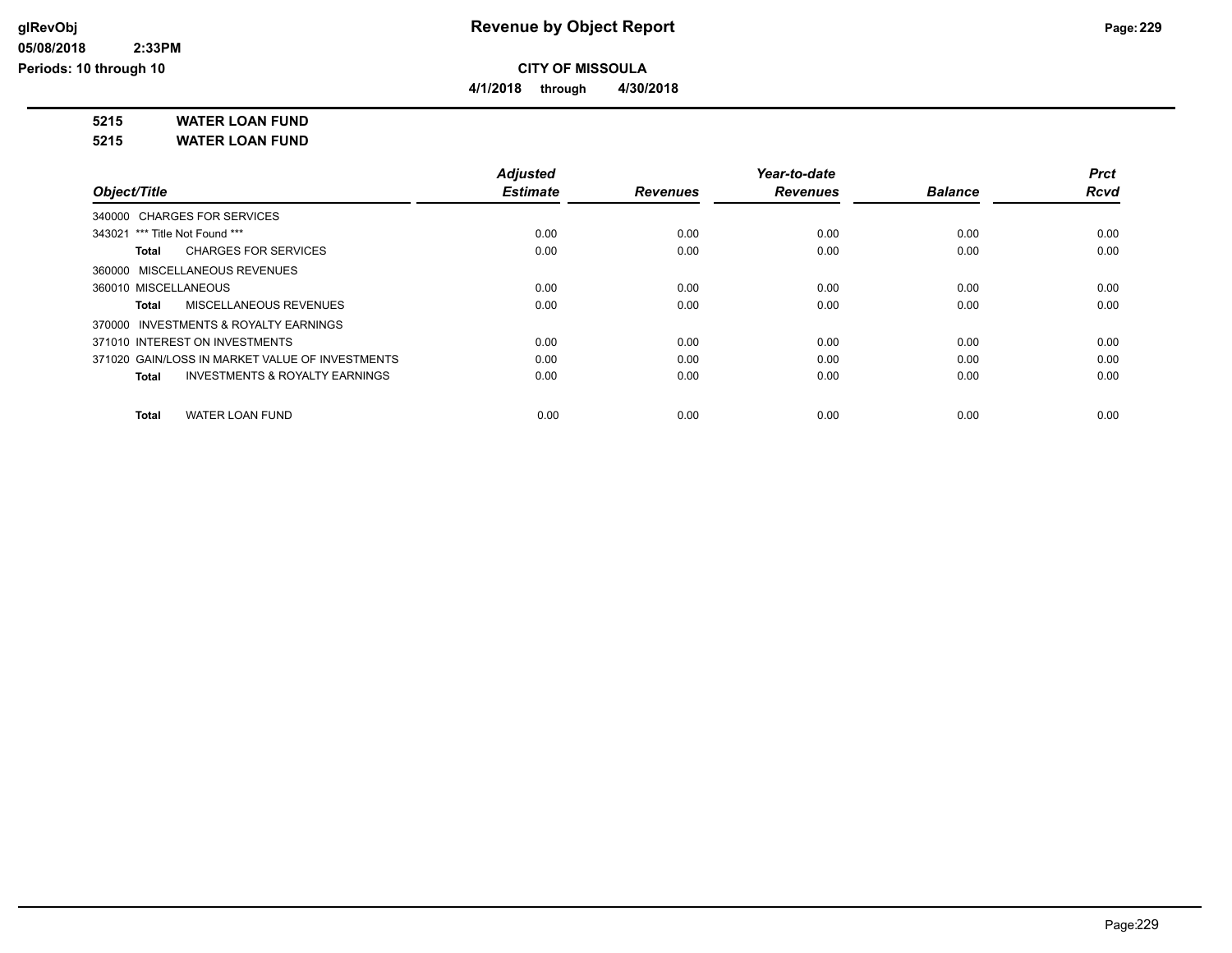# Revenue by Object Report

**CITY OF MISSOULA**

**4/1/2018 through 4/30/2018**

glRevObj
05/08/2018 2:33PM
Periods: 10 through 10

**5215 WATER LOAN FUND**

**5215 WATER LOAN FUND**

| Object/Title | Adjusted Estimate | Revenues | Year-to-date Revenues | Balance | Prct Rcvd |
|---|---|---|---|---|---|
| 340000 CHARGES FOR SERVICES | | | | | |
| 343021 *** Title Not Found *** | 0.00 | 0.00 | 0.00 | 0.00 | 0.00 |
| **Total** CHARGES FOR SERVICES | 0.00 | 0.00 | 0.00 | 0.00 | 0.00 |
| 360000 MISCELLANEOUS REVENUES | | | | | |
| 360010 MISCELLANEOUS | 0.00 | 0.00 | 0.00 | 0.00 | 0.00 |
| **Total** MISCELLANEOUS REVENUES | 0.00 | 0.00 | 0.00 | 0.00 | 0.00 |
| 370000 INVESTMENTS & ROYALTY EARNINGS | | | | | |
| 371010 INTEREST ON INVESTMENTS | 0.00 | 0.00 | 0.00 | 0.00 | 0.00 |
| 371020 GAIN/LOSS IN MARKET VALUE OF INVESTMENTS | 0.00 | 0.00 | 0.00 | 0.00 | 0.00 |
| **Total** INVESTMENTS & ROYALTY EARNINGS | 0.00 | 0.00 | 0.00 | 0.00 | 0.00 |
| **Total** WATER LOAN FUND | 0.00 | 0.00 | 0.00 | 0.00 | 0.00 |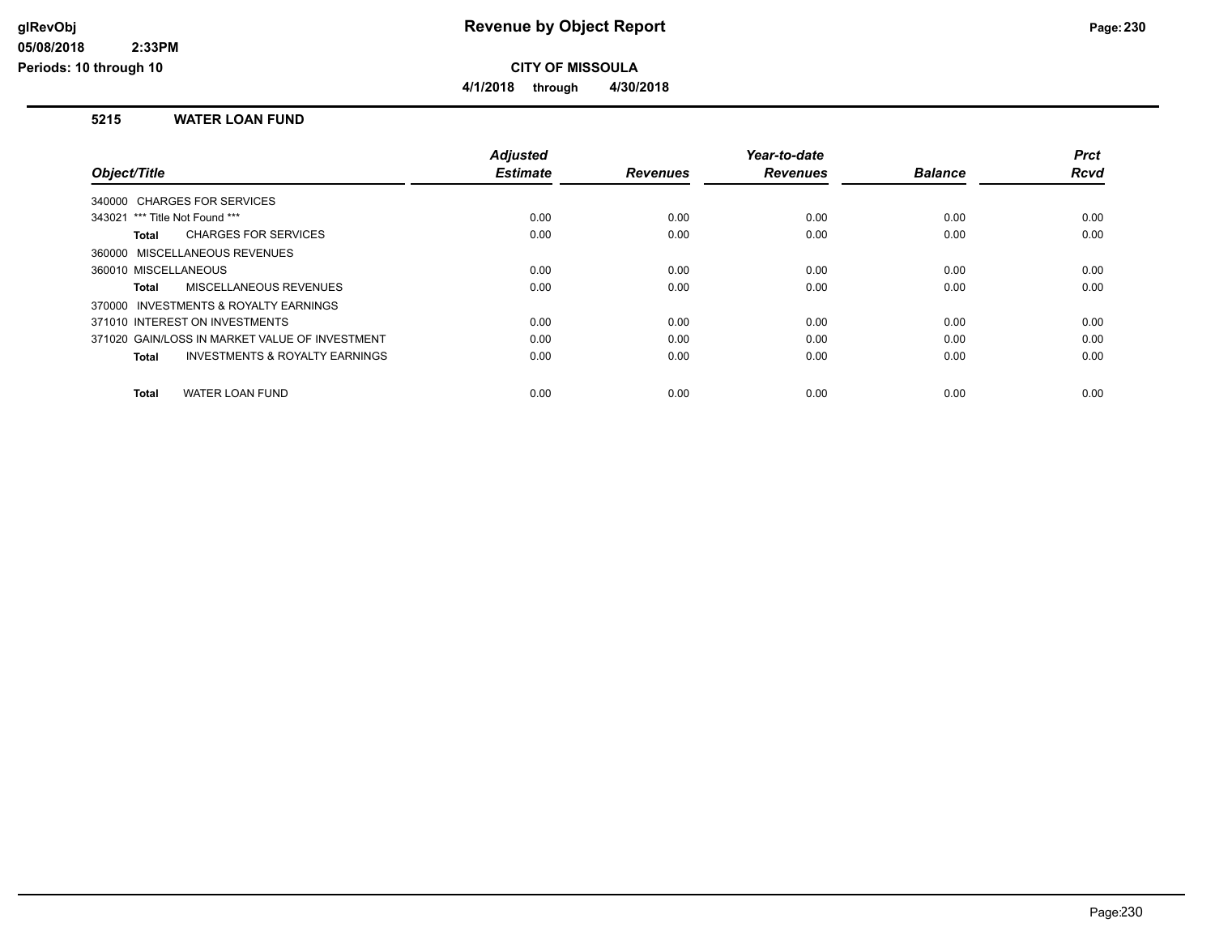**Revenue by Object Report**

**CITY OF MISSOULA**

**4/1/2018 through 4/30/2018**

glRevObj
05/08/2018 2:33PM
Periods: 10 through 10

## 5215 WATER LOAN FUND

| Object/Title | Adjusted Estimate | Revenues | Year-to-date Revenues | Balance | Prct Rcvd |
|---|---|---|---|---|---|
| 340000 CHARGES FOR SERVICES | | | | | |
| 343021 *** Title Not Found *** | 0.00 | 0.00 | 0.00 | 0.00 | 0.00 |
| **Total** CHARGES FOR SERVICES | 0.00 | 0.00 | 0.00 | 0.00 | 0.00 |
| 360000 MISCELLANEOUS REVENUES | | | | | |
| 360010 MISCELLANEOUS | 0.00 | 0.00 | 0.00 | 0.00 | 0.00 |
| **Total** MISCELLANEOUS REVENUES | 0.00 | 0.00 | 0.00 | 0.00 | 0.00 |
| 370000 INVESTMENTS & ROYALTY EARNINGS | | | | | |
| 371010 INTEREST ON INVESTMENTS | 0.00 | 0.00 | 0.00 | 0.00 | 0.00 |
| 371020 GAIN/LOSS IN MARKET VALUE OF INVESTMENT | 0.00 | 0.00 | 0.00 | 0.00 | 0.00 |
| **Total** INVESTMENTS & ROYALTY EARNINGS | 0.00 | 0.00 | 0.00 | 0.00 | 0.00 |
| **Total** WATER LOAN FUND | 0.00 | 0.00 | 0.00 | 0.00 | 0.00 |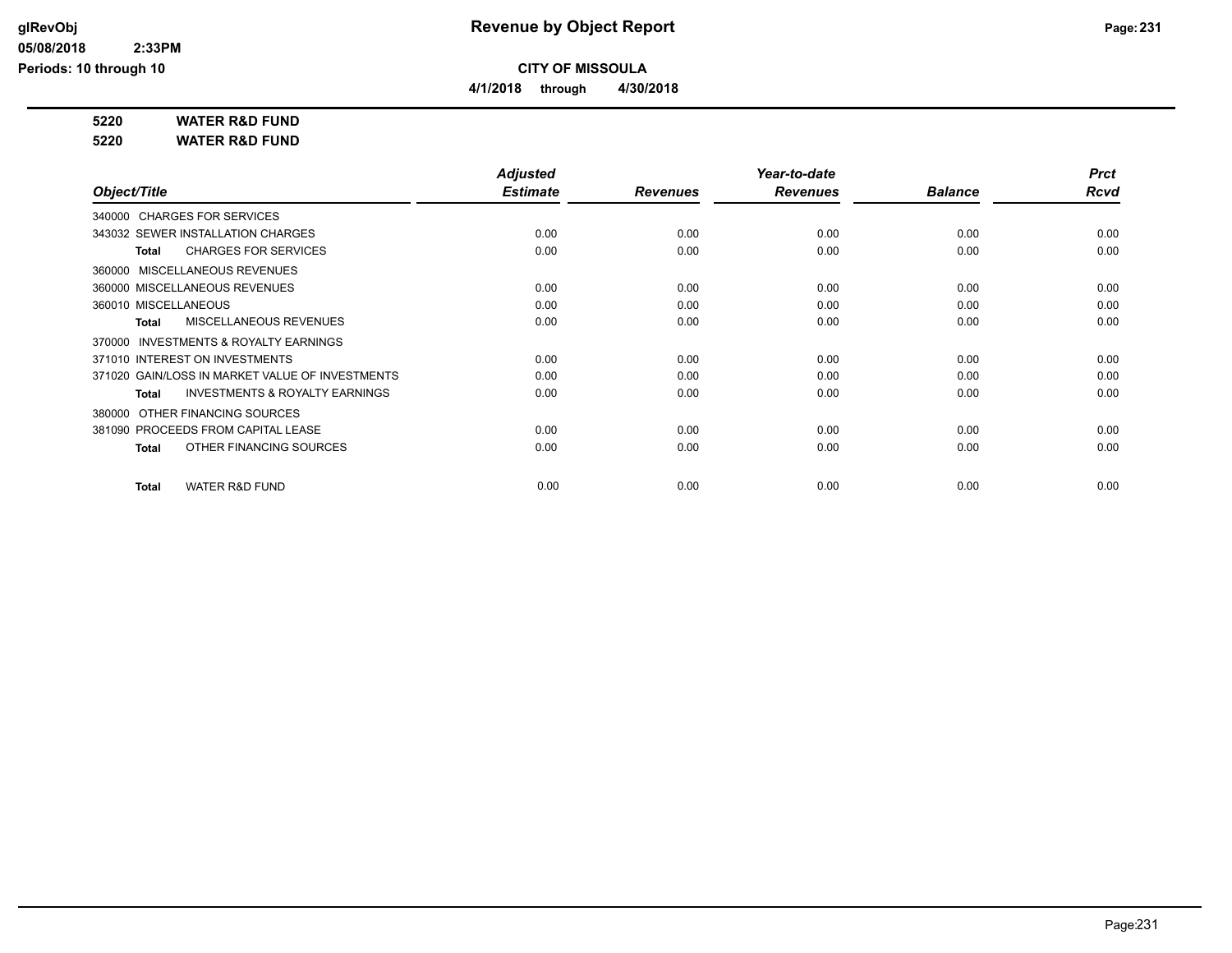# Revenue by Object Report

**CITY OF MISSOULA**

**4/1/2018 through 4/30/2018**

**5220 WATER R&D FUND**

**5220 WATER R&D FUND**

| Object/Title | Adjusted Estimate | Revenues | Year-to-date Revenues | Balance | Prct Rcvd |
|---|---|---|---|---|---|
| 340000 CHARGES FOR SERVICES | | | | | |
| 343032 SEWER INSTALLATION CHARGES | 0.00 | 0.00 | 0.00 | 0.00 | 0.00 |
| **Total** CHARGES FOR SERVICES | 0.00 | 0.00 | 0.00 | 0.00 | 0.00 |
| 360000 MISCELLANEOUS REVENUES | | | | | |
| 360000 MISCELLANEOUS REVENUES | 0.00 | 0.00 | 0.00 | 0.00 | 0.00 |
| 360010 MISCELLANEOUS | 0.00 | 0.00 | 0.00 | 0.00 | 0.00 |
| **Total** MISCELLANEOUS REVENUES | 0.00 | 0.00 | 0.00 | 0.00 | 0.00 |
| 370000 INVESTMENTS & ROYALTY EARNINGS | | | | | |
| 371010 INTEREST ON INVESTMENTS | 0.00 | 0.00 | 0.00 | 0.00 | 0.00 |
| 371020 GAIN/LOSS IN MARKET VALUE OF INVESTMENTS | 0.00 | 0.00 | 0.00 | 0.00 | 0.00 |
| **Total** INVESTMENTS & ROYALTY EARNINGS | 0.00 | 0.00 | 0.00 | 0.00 | 0.00 |
| 380000 OTHER FINANCING SOURCES | | | | | |
| 381090 PROCEEDS FROM CAPITAL LEASE | 0.00 | 0.00 | 0.00 | 0.00 | 0.00 |
| **Total** OTHER FINANCING SOURCES | 0.00 | 0.00 | 0.00 | 0.00 | 0.00 |
| **Total** WATER R&D FUND | 0.00 | 0.00 | 0.00 | 0.00 | 0.00 |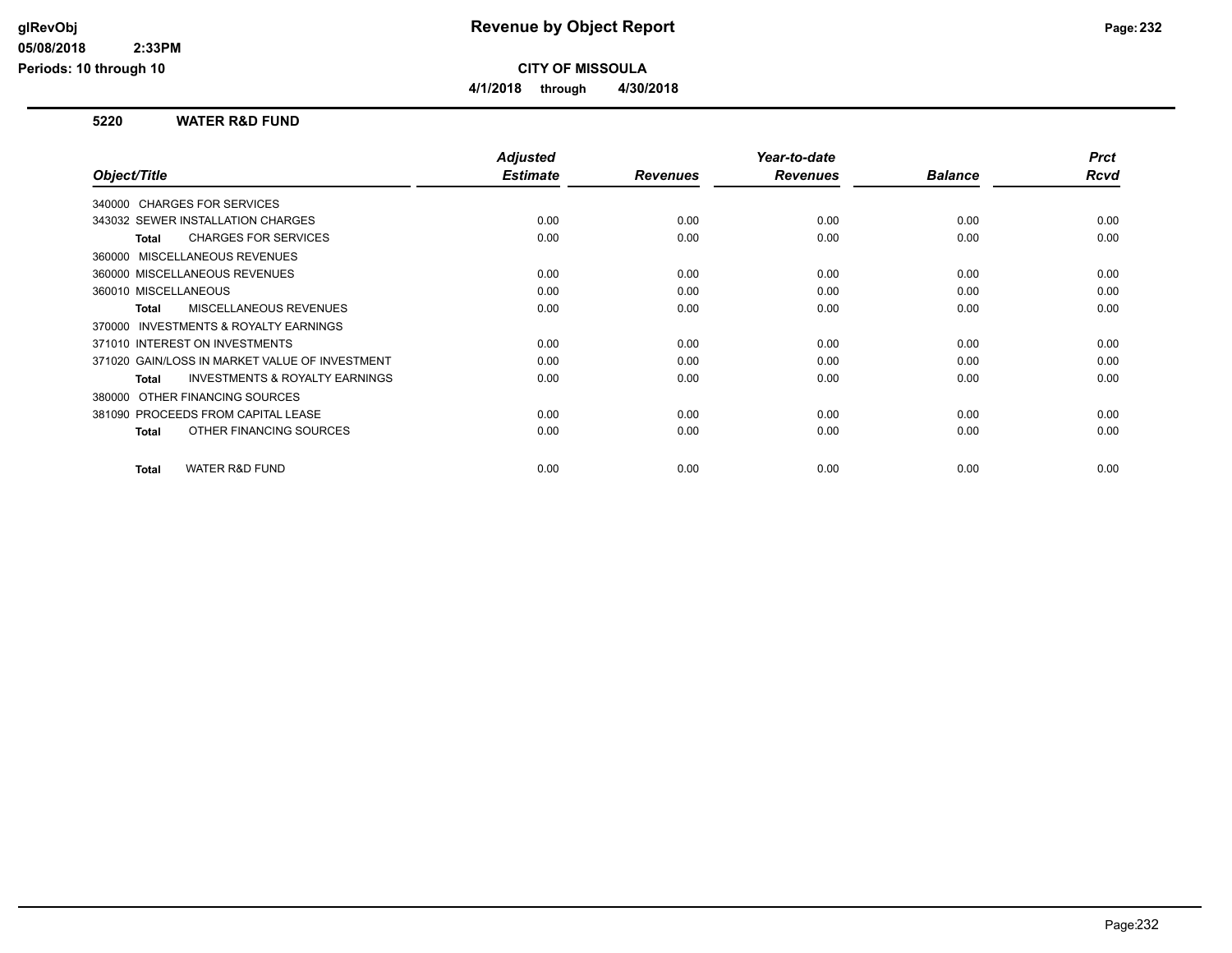**CITY OF MISSOULA**

**4/1/2018 through 4/30/2018**

### 5220 WATER R&D FUND

| Object/Title | Adjusted Estimate | Revenues | Year-to-date Revenues | Balance | Prct Rcvd |
|---|---|---|---|---|---|
| 340000 CHARGES FOR SERVICES | | | | | |
| 343032 SEWER INSTALLATION CHARGES | 0.00 | 0.00 | 0.00 | 0.00 | 0.00 |
| **Total** CHARGES FOR SERVICES | 0.00 | 0.00 | 0.00 | 0.00 | 0.00 |
| 360000 MISCELLANEOUS REVENUES | | | | | |
| 360000 MISCELLANEOUS REVENUES | 0.00 | 0.00 | 0.00 | 0.00 | 0.00 |
| 360010 MISCELLANEOUS | 0.00 | 0.00 | 0.00 | 0.00 | 0.00 |
| **Total** MISCELLANEOUS REVENUES | 0.00 | 0.00 | 0.00 | 0.00 | 0.00 |
| 370000 INVESTMENTS & ROYALTY EARNINGS | | | | | |
| 371010 INTEREST ON INVESTMENTS | 0.00 | 0.00 | 0.00 | 0.00 | 0.00 |
| 371020 GAIN/LOSS IN MARKET VALUE OF INVESTMENT | 0.00 | 0.00 | 0.00 | 0.00 | 0.00 |
| **Total** INVESTMENTS & ROYALTY EARNINGS | 0.00 | 0.00 | 0.00 | 0.00 | 0.00 |
| 380000 OTHER FINANCING SOURCES | | | | | |
| 381090 PROCEEDS FROM CAPITAL LEASE | 0.00 | 0.00 | 0.00 | 0.00 | 0.00 |
| **Total** OTHER FINANCING SOURCES | 0.00 | 0.00 | 0.00 | 0.00 | 0.00 |
| **Total** WATER R&D FUND | 0.00 | 0.00 | 0.00 | 0.00 | 0.00 |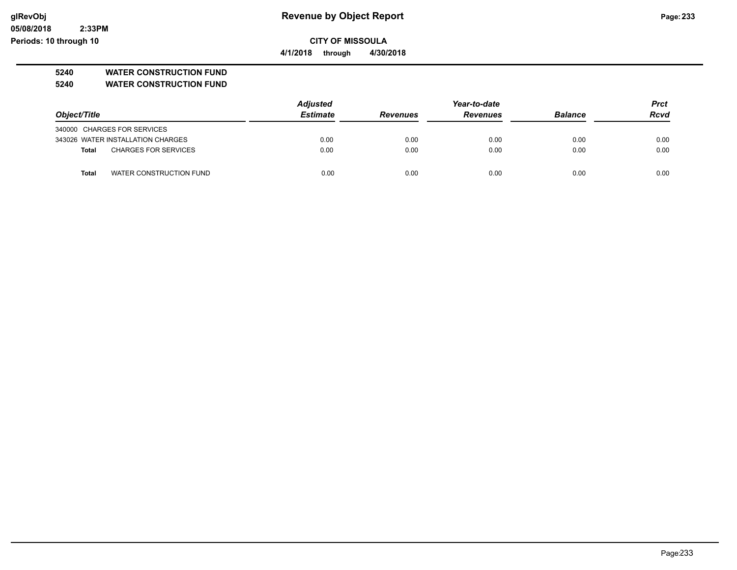# Revenue by Object Report

**glRevObj**
**05/08/2018 2:33PM**
**Periods: 10 through 10**

**CITY OF MISSOULA**

**4/1/2018 through 4/30/2018**

**5240 WATER CONSTRUCTION FUND**

**5240 WATER CONSTRUCTION FUND**

| Object/Title | | Adjusted Estimate | Revenues | Year-to-date Revenues | Balance | Prct Rcvd |
|---|---|---|---|---|---|---|
| 340000 | CHARGES FOR SERVICES | | | | | |
| 343026 | WATER INSTALLATION CHARGES | 0.00 | 0.00 | 0.00 | 0.00 | 0.00 |
| **Total** | CHARGES FOR SERVICES | 0.00 | 0.00 | 0.00 | 0.00 | 0.00 |
| | | | | | | |
| **Total** | WATER CONSTRUCTION FUND | 0.00 | 0.00 | 0.00 | 0.00 | 0.00 |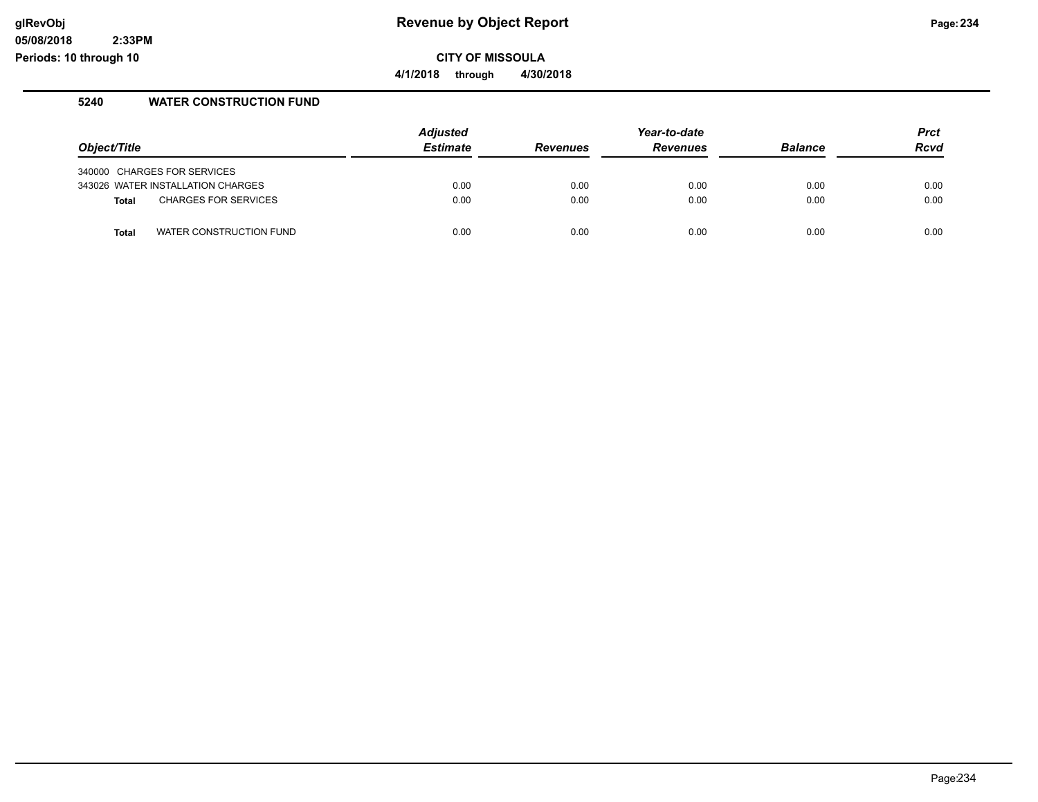# Revenue by Object Report

**CITY OF MISSOULA**

**4/1/2018 through 4/30/2018**

**glRevObj**
**05/08/2018 2:33PM**
**Periods: 10 through 10**

## 5240 WATER CONSTRUCTION FUND

| Object/Title | | Adjusted Estimate | Revenues | Year-to-date Revenues | Balance | Prct Rcvd |
|---|---|---|---|---|---|---|
| 340000 CHARGES FOR SERVICES | | | | | | |
| 343026 WATER INSTALLATION CHARGES | | 0.00 | 0.00 | 0.00 | 0.00 | 0.00 |
| **Total** | CHARGES FOR SERVICES | 0.00 | 0.00 | 0.00 | 0.00 | 0.00 |
| **Total** | WATER CONSTRUCTION FUND | 0.00 | 0.00 | 0.00 | 0.00 | 0.00 |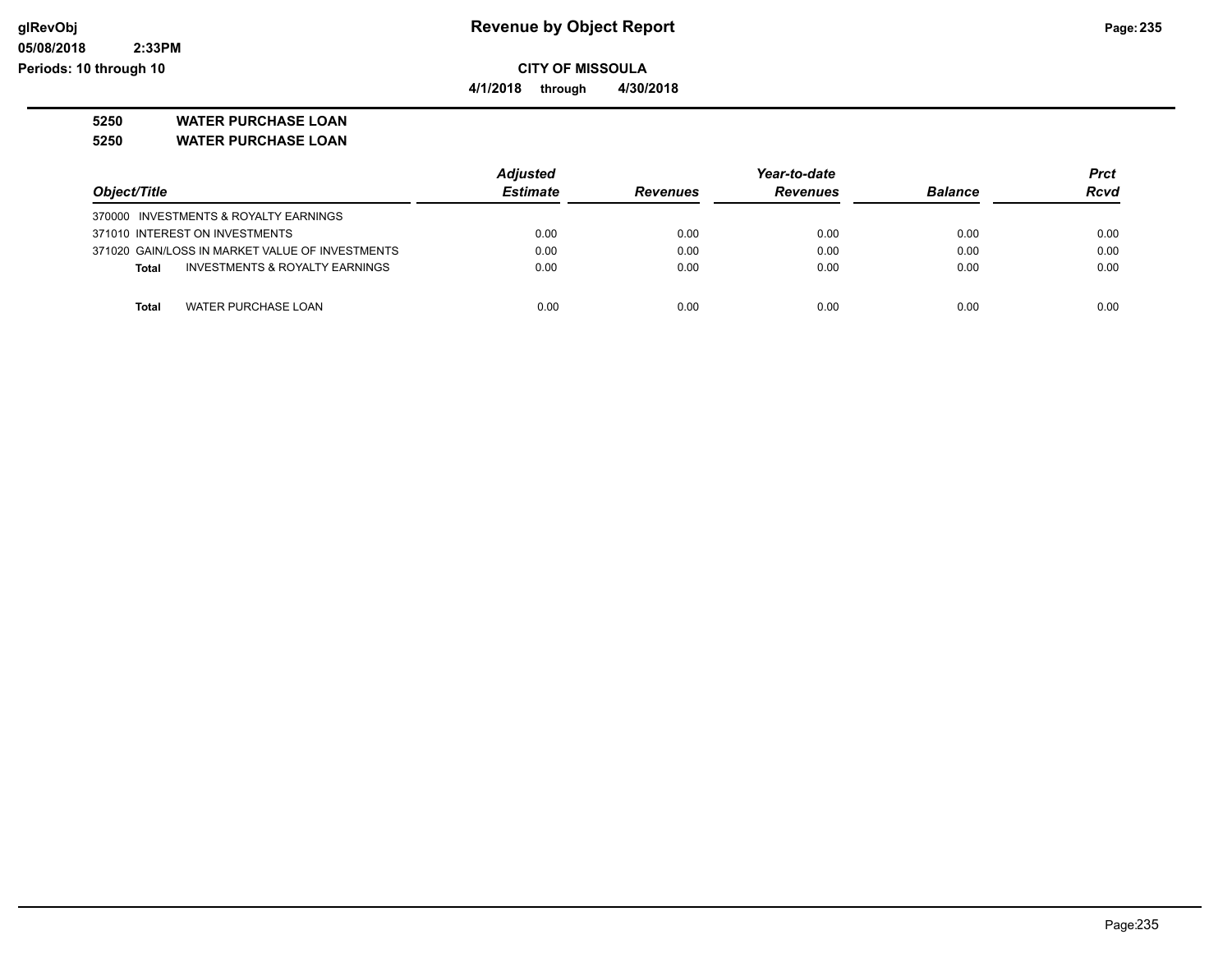**CITY OF MISSOULA**

**4/1/2018 through 4/30/2018**

**5250 WATER PURCHASE LOAN**

**5250 WATER PURCHASE LOAN**

| Object/Title | Adjusted Estimate | Revenues | Year-to-date Revenues | Balance | Prct Rcvd |
|---|---|---|---|---|---|
| 370000 INVESTMENTS & ROYALTY EARNINGS | | | | | |
| 371010 INTEREST ON INVESTMENTS | 0.00 | 0.00 | 0.00 | 0.00 | 0.00 |
| 371020 GAIN/LOSS IN MARKET VALUE OF INVESTMENTS | 0.00 | 0.00 | 0.00 | 0.00 | 0.00 |
| **Total** INVESTMENTS & ROYALTY EARNINGS | 0.00 | 0.00 | 0.00 | 0.00 | 0.00 |
| **Total** WATER PURCHASE LOAN | 0.00 | 0.00 | 0.00 | 0.00 | 0.00 |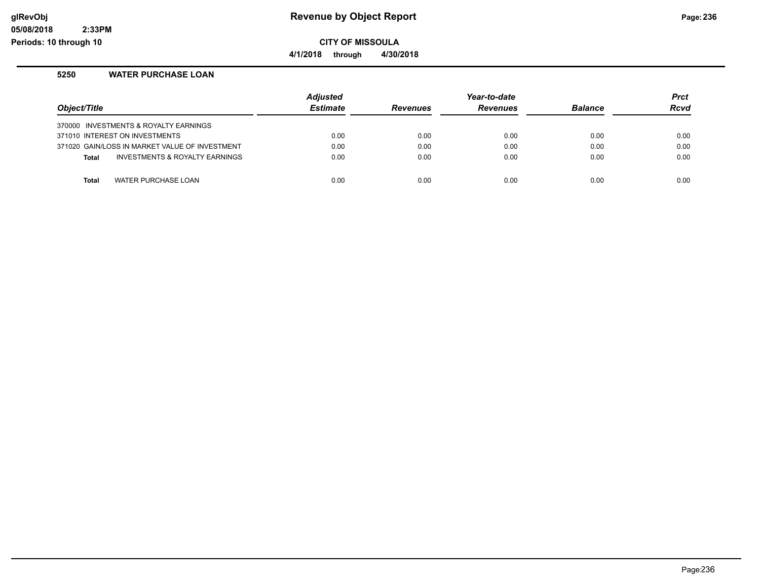## Revenue by Object Report

**CITY OF MISSOULA**

**4/1/2018 through 4/30/2018**

glRevObj
05/08/2018 2:33PM
Periods: 10 through 10

### 5250 WATER PURCHASE LOAN

| Object/Title | Adjusted Estimate | Revenues | Year-to-date Revenues | Balance | Prct Rcvd |
|---|---|---|---|---|---|
| 370000 INVESTMENTS & ROYALTY EARNINGS | | | | | |
| 371010 INTEREST ON INVESTMENTS | 0.00 | 0.00 | 0.00 | 0.00 | 0.00 |
| 371020 GAIN/LOSS IN MARKET VALUE OF INVESTMENT | 0.00 | 0.00 | 0.00 | 0.00 | 0.00 |
| **Total** INVESTMENTS & ROYALTY EARNINGS | 0.00 | 0.00 | 0.00 | 0.00 | 0.00 |
| **Total** WATER PURCHASE LOAN | 0.00 | 0.00 | 0.00 | 0.00 | 0.00 |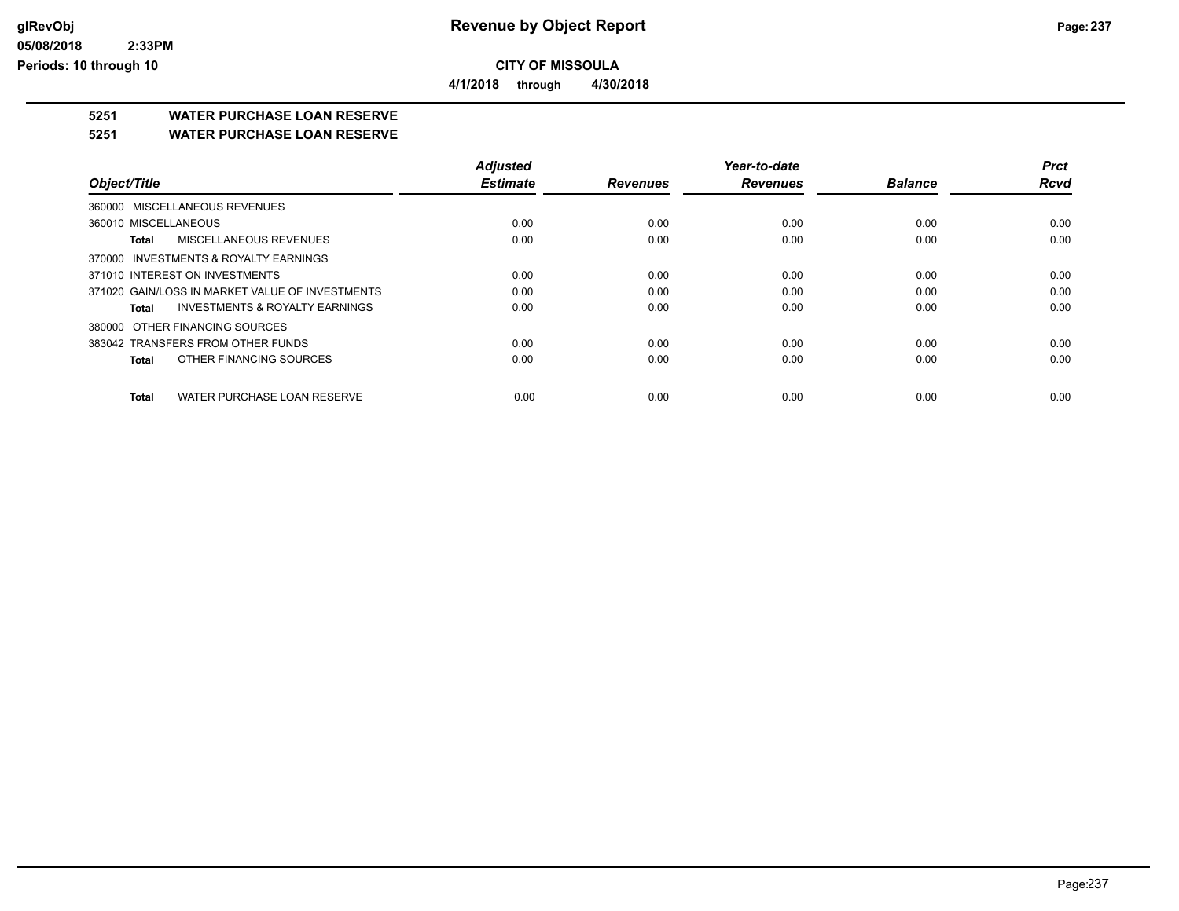# Revenue by Object Report

**CITY OF MISSOULA**

**4/1/2018 through 4/30/2018**

glRevObj
05/08/2018 2:33PM
Periods: 10 through 10

## 5251 WATER PURCHASE LOAN RESERVE

### 5251 WATER PURCHASE LOAN RESERVE

| Object/Title | Adjusted Estimate | Revenues | Year-to-date Revenues | Balance | Prct Rcvd |
|---|---|---|---|---|---|
| 360000 MISCELLANEOUS REVENUES | | | | | |
| 360010 MISCELLANEOUS | 0.00 | 0.00 | 0.00 | 0.00 | 0.00 |
| **Total** MISCELLANEOUS REVENUES | 0.00 | 0.00 | 0.00 | 0.00 | 0.00 |
| 370000 INVESTMENTS & ROYALTY EARNINGS | | | | | |
| 371010 INTEREST ON INVESTMENTS | 0.00 | 0.00 | 0.00 | 0.00 | 0.00 |
| 371020 GAIN/LOSS IN MARKET VALUE OF INVESTMENTS | 0.00 | 0.00 | 0.00 | 0.00 | 0.00 |
| **Total** INVESTMENTS & ROYALTY EARNINGS | 0.00 | 0.00 | 0.00 | 0.00 | 0.00 |
| 380000 OTHER FINANCING SOURCES | | | | | |
| 383042 TRANSFERS FROM OTHER FUNDS | 0.00 | 0.00 | 0.00 | 0.00 | 0.00 |
| **Total** OTHER FINANCING SOURCES | 0.00 | 0.00 | 0.00 | 0.00 | 0.00 |
| **Total** WATER PURCHASE LOAN RESERVE | 0.00 | 0.00 | 0.00 | 0.00 | 0.00 |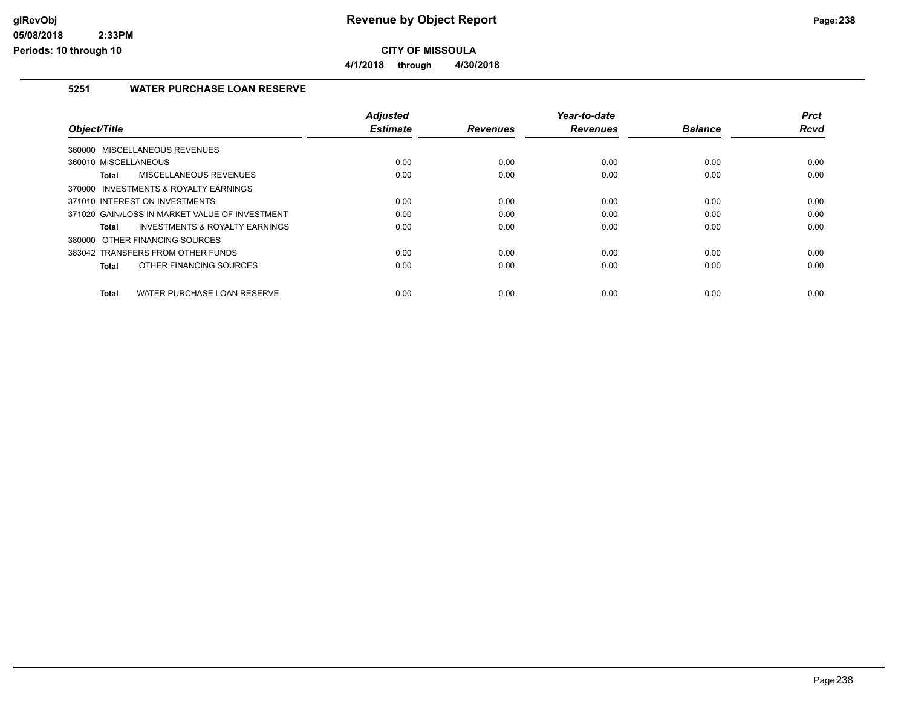# Revenue by Object Report

**CITY OF MISSOULA**

**4/1/2018 through 4/30/2018**

glRevObj
05/08/2018 2:33PM
Periods: 10 through 10

### 5251 WATER PURCHASE LOAN RESERVE

| Object/Title | Adjusted Estimate | Revenues | Year-to-date Revenues | Balance | Prct Rcvd |
|---|---|---|---|---|---|
| 360000 MISCELLANEOUS REVENUES | | | | | |
| 360010 MISCELLANEOUS | 0.00 | 0.00 | 0.00 | 0.00 | 0.00 |
| **Total** MISCELLANEOUS REVENUES | 0.00 | 0.00 | 0.00 | 0.00 | 0.00 |
| 370000 INVESTMENTS & ROYALTY EARNINGS | | | | | |
| 371010 INTEREST ON INVESTMENTS | 0.00 | 0.00 | 0.00 | 0.00 | 0.00 |
| 371020 GAIN/LOSS IN MARKET VALUE OF INVESTMENT | 0.00 | 0.00 | 0.00 | 0.00 | 0.00 |
| **Total** INVESTMENTS & ROYALTY EARNINGS | 0.00 | 0.00 | 0.00 | 0.00 | 0.00 |
| 380000 OTHER FINANCING SOURCES | | | | | |
| 383042 TRANSFERS FROM OTHER FUNDS | 0.00 | 0.00 | 0.00 | 0.00 | 0.00 |
| **Total** OTHER FINANCING SOURCES | 0.00 | 0.00 | 0.00 | 0.00 | 0.00 |
| **Total** WATER PURCHASE LOAN RESERVE | 0.00 | 0.00 | 0.00 | 0.00 | 0.00 |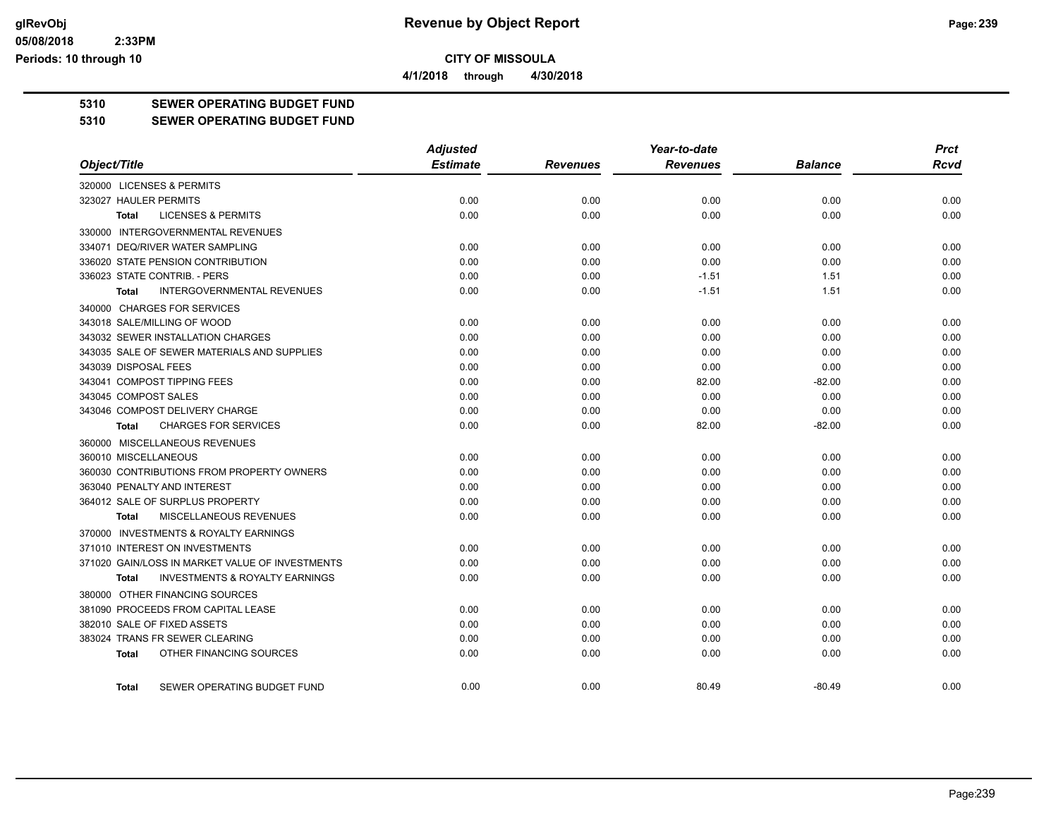# Revenue by Object Report

**CITY OF MISSOULA**

**4/1/2018 through 4/30/2018**

**5310 SEWER OPERATING BUDGET FUND**

**5310 SEWER OPERATING BUDGET FUND**

| Object/Title | Adjusted Estimate | Revenues | Year-to-date Revenues | Balance | Prct Rcvd |
|---|---|---|---|---|---|
| 320000 LICENSES & PERMITS | | | | | |
| 323027 HAULER PERMITS | 0.00 | 0.00 | 0.00 | 0.00 | 0.00 |
| Total LICENSES & PERMITS | 0.00 | 0.00 | 0.00 | 0.00 | 0.00 |
| 330000 INTERGOVERNMENTAL REVENUES | | | | | |
| 334071 DEQ/RIVER WATER SAMPLING | 0.00 | 0.00 | 0.00 | 0.00 | 0.00 |
| 336020 STATE PENSION CONTRIBUTION | 0.00 | 0.00 | 0.00 | 0.00 | 0.00 |
| 336023 STATE CONTRIB. - PERS | 0.00 | 0.00 | -1.51 | 1.51 | 0.00 |
| Total INTERGOVERNMENTAL REVENUES | 0.00 | 0.00 | -1.51 | 1.51 | 0.00 |
| 340000 CHARGES FOR SERVICES | | | | | |
| 343018 SALE/MILLING OF WOOD | 0.00 | 0.00 | 0.00 | 0.00 | 0.00 |
| 343032 SEWER INSTALLATION CHARGES | 0.00 | 0.00 | 0.00 | 0.00 | 0.00 |
| 343035 SALE OF SEWER MATERIALS AND SUPPLIES | 0.00 | 0.00 | 0.00 | 0.00 | 0.00 |
| 343039 DISPOSAL FEES | 0.00 | 0.00 | 0.00 | 0.00 | 0.00 |
| 343041 COMPOST TIPPING FEES | 0.00 | 0.00 | 82.00 | -82.00 | 0.00 |
| 343045 COMPOST SALES | 0.00 | 0.00 | 0.00 | 0.00 | 0.00 |
| 343046 COMPOST DELIVERY CHARGE | 0.00 | 0.00 | 0.00 | 0.00 | 0.00 |
| Total CHARGES FOR SERVICES | 0.00 | 0.00 | 82.00 | -82.00 | 0.00 |
| 360000 MISCELLANEOUS REVENUES | | | | | |
| 360010 MISCELLANEOUS | 0.00 | 0.00 | 0.00 | 0.00 | 0.00 |
| 360030 CONTRIBUTIONS FROM PROPERTY OWNERS | 0.00 | 0.00 | 0.00 | 0.00 | 0.00 |
| 363040 PENALTY AND INTEREST | 0.00 | 0.00 | 0.00 | 0.00 | 0.00 |
| 364012 SALE OF SURPLUS PROPERTY | 0.00 | 0.00 | 0.00 | 0.00 | 0.00 |
| Total MISCELLANEOUS REVENUES | 0.00 | 0.00 | 0.00 | 0.00 | 0.00 |
| 370000 INVESTMENTS & ROYALTY EARNINGS | | | | | |
| 371010 INTEREST ON INVESTMENTS | 0.00 | 0.00 | 0.00 | 0.00 | 0.00 |
| 371020 GAIN/LOSS IN MARKET VALUE OF INVESTMENTS | 0.00 | 0.00 | 0.00 | 0.00 | 0.00 |
| Total INVESTMENTS & ROYALTY EARNINGS | 0.00 | 0.00 | 0.00 | 0.00 | 0.00 |
| 380000 OTHER FINANCING SOURCES | | | | | |
| 381090 PROCEEDS FROM CAPITAL LEASE | 0.00 | 0.00 | 0.00 | 0.00 | 0.00 |
| 382010 SALE OF FIXED ASSETS | 0.00 | 0.00 | 0.00 | 0.00 | 0.00 |
| 383024 TRANS FR SEWER CLEARING | 0.00 | 0.00 | 0.00 | 0.00 | 0.00 |
| Total OTHER FINANCING SOURCES | 0.00 | 0.00 | 0.00 | 0.00 | 0.00 |
| Total SEWER OPERATING BUDGET FUND | 0.00 | 0.00 | 80.49 | -80.49 | 0.00 |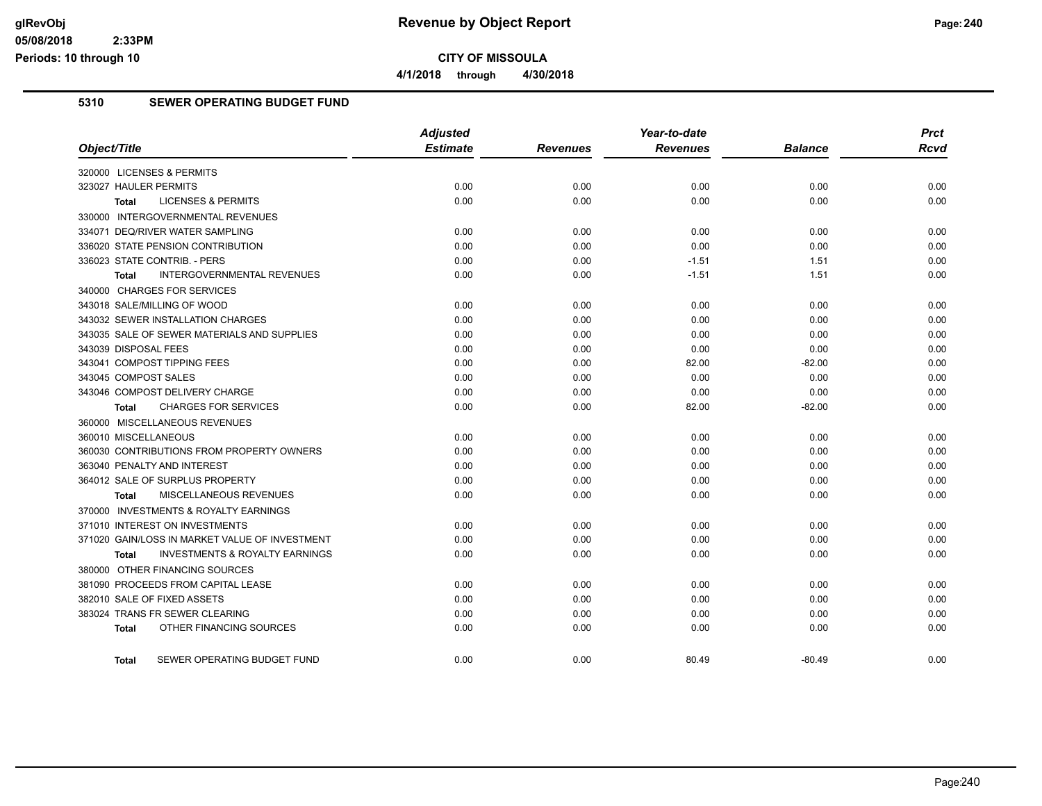# Revenue by Object Report

**CITY OF MISSOULA**

**4/1/2018 through 4/30/2018**

glRevObj
05/08/2018 2:33PM
Periods: 10 through 10

## 5310 SEWER OPERATING BUDGET FUND

| Object/Title | Adjusted Estimate | Revenues | Year-to-date Revenues | Balance | Prct Rcvd |
|---|---|---|---|---|---|
| 320000 LICENSES & PERMITS | | | | | |
| 323027 HAULER PERMITS | 0.00 | 0.00 | 0.00 | 0.00 | 0.00 |
| **Total** LICENSES & PERMITS | 0.00 | 0.00 | 0.00 | 0.00 | 0.00 |
| 330000 INTERGOVERNMENTAL REVENUES | | | | | |
| 334071 DEQ/RIVER WATER SAMPLING | 0.00 | 0.00 | 0.00 | 0.00 | 0.00 |
| 336020 STATE PENSION CONTRIBUTION | 0.00 | 0.00 | 0.00 | 0.00 | 0.00 |
| 336023 STATE CONTRIB. - PERS | 0.00 | 0.00 | -1.51 | 1.51 | 0.00 |
| **Total** INTERGOVERNMENTAL REVENUES | 0.00 | 0.00 | -1.51 | 1.51 | 0.00 |
| 340000 CHARGES FOR SERVICES | | | | | |
| 343018 SALE/MILLING OF WOOD | 0.00 | 0.00 | 0.00 | 0.00 | 0.00 |
| 343032 SEWER INSTALLATION CHARGES | 0.00 | 0.00 | 0.00 | 0.00 | 0.00 |
| 343035 SALE OF SEWER MATERIALS AND SUPPLIES | 0.00 | 0.00 | 0.00 | 0.00 | 0.00 |
| 343039 DISPOSAL FEES | 0.00 | 0.00 | 0.00 | 0.00 | 0.00 |
| 343041 COMPOST TIPPING FEES | 0.00 | 0.00 | 82.00 | -82.00 | 0.00 |
| 343045 COMPOST SALES | 0.00 | 0.00 | 0.00 | 0.00 | 0.00 |
| 343046 COMPOST DELIVERY CHARGE | 0.00 | 0.00 | 0.00 | 0.00 | 0.00 |
| **Total** CHARGES FOR SERVICES | 0.00 | 0.00 | 82.00 | -82.00 | 0.00 |
| 360000 MISCELLANEOUS REVENUES | | | | | |
| 360010 MISCELLANEOUS | 0.00 | 0.00 | 0.00 | 0.00 | 0.00 |
| 360030 CONTRIBUTIONS FROM PROPERTY OWNERS | 0.00 | 0.00 | 0.00 | 0.00 | 0.00 |
| 363040 PENALTY AND INTEREST | 0.00 | 0.00 | 0.00 | 0.00 | 0.00 |
| 364012 SALE OF SURPLUS PROPERTY | 0.00 | 0.00 | 0.00 | 0.00 | 0.00 |
| **Total** MISCELLANEOUS REVENUES | 0.00 | 0.00 | 0.00 | 0.00 | 0.00 |
| 370000 INVESTMENTS & ROYALTY EARNINGS | | | | | |
| 371010 INTEREST ON INVESTMENTS | 0.00 | 0.00 | 0.00 | 0.00 | 0.00 |
| 371020 GAIN/LOSS IN MARKET VALUE OF INVESTMENT | 0.00 | 0.00 | 0.00 | 0.00 | 0.00 |
| **Total** INVESTMENTS & ROYALTY EARNINGS | 0.00 | 0.00 | 0.00 | 0.00 | 0.00 |
| 380000 OTHER FINANCING SOURCES | | | | | |
| 381090 PROCEEDS FROM CAPITAL LEASE | 0.00 | 0.00 | 0.00 | 0.00 | 0.00 |
| 382010 SALE OF FIXED ASSETS | 0.00 | 0.00 | 0.00 | 0.00 | 0.00 |
| 383024 TRANS FR SEWER CLEARING | 0.00 | 0.00 | 0.00 | 0.00 | 0.00 |
| **Total** OTHER FINANCING SOURCES | 0.00 | 0.00 | 0.00 | 0.00 | 0.00 |
| **Total** SEWER OPERATING BUDGET FUND | 0.00 | 0.00 | 80.49 | -80.49 | 0.00 |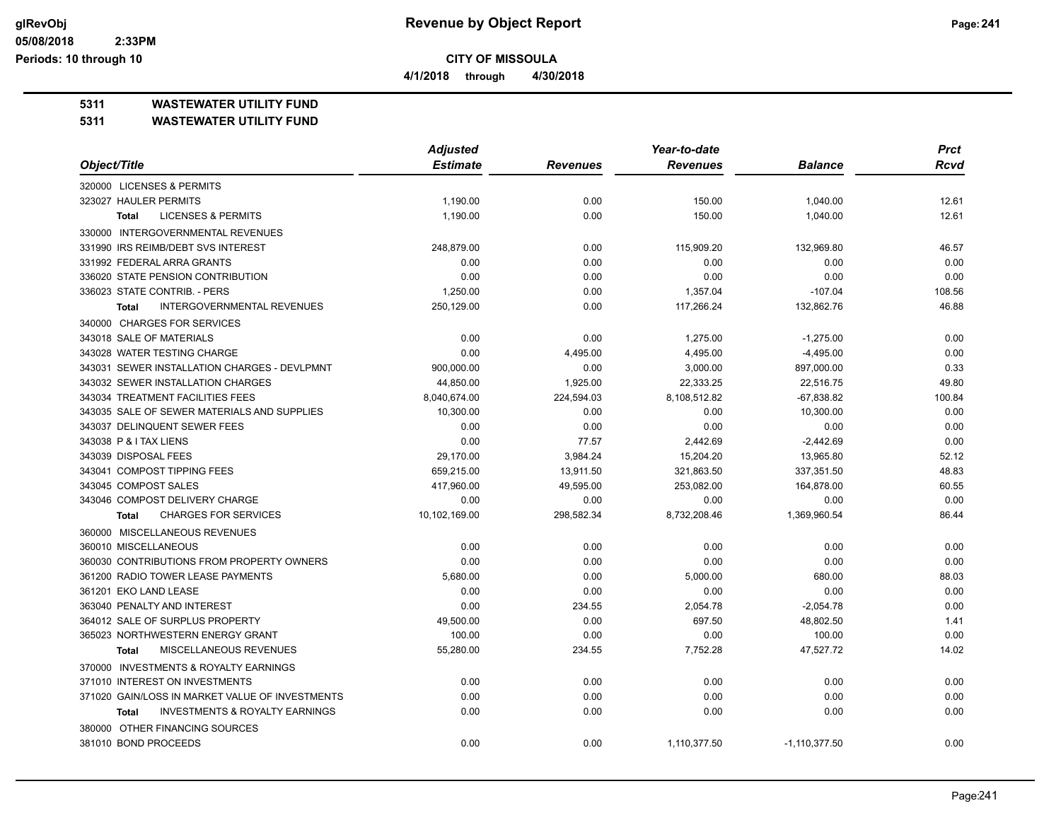**Revenue by Object Report**

**CITY OF MISSOULA**

**4/1/2018 through 4/30/2018**

glRevObj
05/08/2018 2:33PM
Periods: 10 through 10

**5311 WASTEWATER UTILITY FUND**

**5311 WASTEWATER UTILITY FUND**

| Object/Title | Adjusted Estimate | Revenues | Year-to-date Revenues | Balance | Prct Rcvd |
|---|---|---|---|---|---|
| 320000 LICENSES & PERMITS | | | | | |
| 323027 HAULER PERMITS | 1,190.00 | 0.00 | 150.00 | 1,040.00 | 12.61 |
| **Total** LICENSES & PERMITS | 1,190.00 | 0.00 | 150.00 | 1,040.00 | 12.61 |
| 330000 INTERGOVERNMENTAL REVENUES | | | | | |
| 331990 IRS REIMB/DEBT SVS INTEREST | 248,879.00 | 0.00 | 115,909.20 | 132,969.80 | 46.57 |
| 331992 FEDERAL ARRA GRANTS | 0.00 | 0.00 | 0.00 | 0.00 | 0.00 |
| 336020 STATE PENSION CONTRIBUTION | 0.00 | 0.00 | 0.00 | 0.00 | 0.00 |
| 336023 STATE CONTRIB. - PERS | 1,250.00 | 0.00 | 1,357.04 | -107.04 | 108.56 |
| **Total** INTERGOVERNMENTAL REVENUES | 250,129.00 | 0.00 | 117,266.24 | 132,862.76 | 46.88 |
| 340000 CHARGES FOR SERVICES | | | | | |
| 343018 SALE OF MATERIALS | 0.00 | 0.00 | 1,275.00 | -1,275.00 | 0.00 |
| 343028 WATER TESTING CHARGE | 0.00 | 4,495.00 | 4,495.00 | -4,495.00 | 0.00 |
| 343031 SEWER INSTALLATION CHARGES - DEVLPMNT | 900,000.00 | 0.00 | 3,000.00 | 897,000.00 | 0.33 |
| 343032 SEWER INSTALLATION CHARGES | 44,850.00 | 1,925.00 | 22,333.25 | 22,516.75 | 49.80 |
| 343034 TREATMENT FACILITIES FEES | 8,040,674.00 | 224,594.03 | 8,108,512.82 | -67,838.82 | 100.84 |
| 343035 SALE OF SEWER MATERIALS AND SUPPLIES | 10,300.00 | 0.00 | 0.00 | 10,300.00 | 0.00 |
| 343037 DELINQUENT SEWER FEES | 0.00 | 0.00 | 0.00 | 0.00 | 0.00 |
| 343038 P & I TAX LIENS | 0.00 | 77.57 | 2,442.69 | -2,442.69 | 0.00 |
| 343039 DISPOSAL FEES | 29,170.00 | 3,984.24 | 15,204.20 | 13,965.80 | 52.12 |
| 343041 COMPOST TIPPING FEES | 659,215.00 | 13,911.50 | 321,863.50 | 337,351.50 | 48.83 |
| 343045 COMPOST SALES | 417,960.00 | 49,595.00 | 253,082.00 | 164,878.00 | 60.55 |
| 343046 COMPOST DELIVERY CHARGE | 0.00 | 0.00 | 0.00 | 0.00 | 0.00 |
| **Total** CHARGES FOR SERVICES | 10,102,169.00 | 298,582.34 | 8,732,208.46 | 1,369,960.54 | 86.44 |
| 360000 MISCELLANEOUS REVENUES | | | | | |
| 360010 MISCELLANEOUS | 0.00 | 0.00 | 0.00 | 0.00 | 0.00 |
| 360030 CONTRIBUTIONS FROM PROPERTY OWNERS | 0.00 | 0.00 | 0.00 | 0.00 | 0.00 |
| 361200 RADIO TOWER LEASE PAYMENTS | 5,680.00 | 0.00 | 5,000.00 | 680.00 | 88.03 |
| 361201 EKO LAND LEASE | 0.00 | 0.00 | 0.00 | 0.00 | 0.00 |
| 363040 PENALTY AND INTEREST | 0.00 | 234.55 | 2,054.78 | -2,054.78 | 0.00 |
| 364012 SALE OF SURPLUS PROPERTY | 49,500.00 | 0.00 | 697.50 | 48,802.50 | 1.41 |
| 365023 NORTHWESTERN ENERGY GRANT | 100.00 | 0.00 | 0.00 | 100.00 | 0.00 |
| **Total** MISCELLANEOUS REVENUES | 55,280.00 | 234.55 | 7,752.28 | 47,527.72 | 14.02 |
| 370000 INVESTMENTS & ROYALTY EARNINGS | | | | | |
| 371010 INTEREST ON INVESTMENTS | 0.00 | 0.00 | 0.00 | 0.00 | 0.00 |
| 371020 GAIN/LOSS IN MARKET VALUE OF INVESTMENTS | 0.00 | 0.00 | 0.00 | 0.00 | 0.00 |
| **Total** INVESTMENTS & ROYALTY EARNINGS | 0.00 | 0.00 | 0.00 | 0.00 | 0.00 |
| 380000 OTHER FINANCING SOURCES | | | | | |
| 381010 BOND PROCEEDS | 0.00 | 0.00 | 1,110,377.50 | -1,110,377.50 | 0.00 |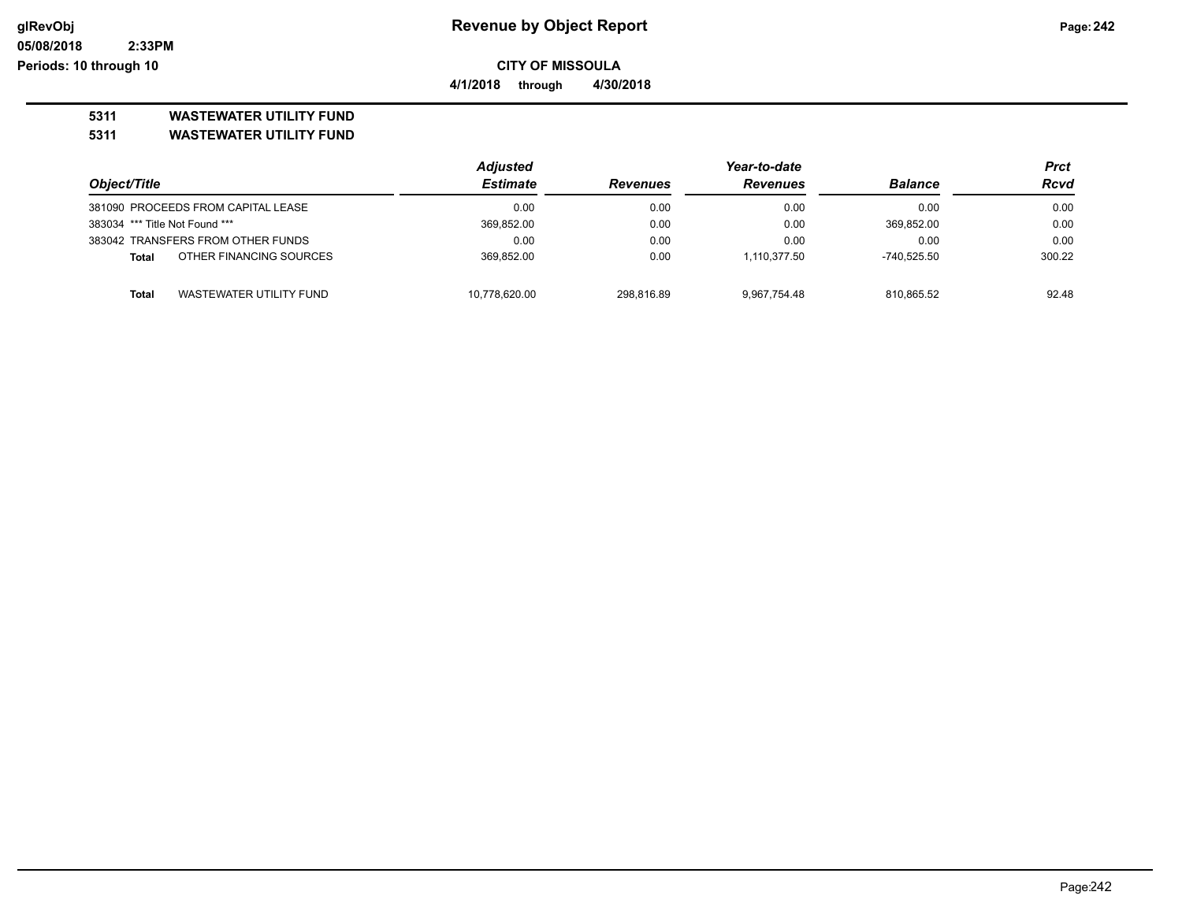**Revenue by Object Report**

**CITY OF MISSOULA**

**4/1/2018 through 4/30/2018**

**5311 WASTEWATER UTILITY FUND**

**5311 WASTEWATER UTILITY FUND**

| Object/Title | Adjusted Estimate | Revenues | Year-to-date Revenues | Balance | Prct Rcvd |
|---|---|---|---|---|---|
| 381090 PROCEEDS FROM CAPITAL LEASE | 0.00 | 0.00 | 0.00 | 0.00 | 0.00 |
| 383034 *** Title Not Found *** | 369,852.00 | 0.00 | 0.00 | 369,852.00 | 0.00 |
| 383042 TRANSFERS FROM OTHER FUNDS | 0.00 | 0.00 | 0.00 | 0.00 | 0.00 |
| **Total** OTHER FINANCING SOURCES | 369,852.00 | 0.00 | 1,110,377.50 | -740,525.50 | 300.22 |
| | | | | | |
| **Total** WASTEWATER UTILITY FUND | 10,778,620.00 | 298,816.89 | 9,967,754.48 | 810,865.52 | 92.48 |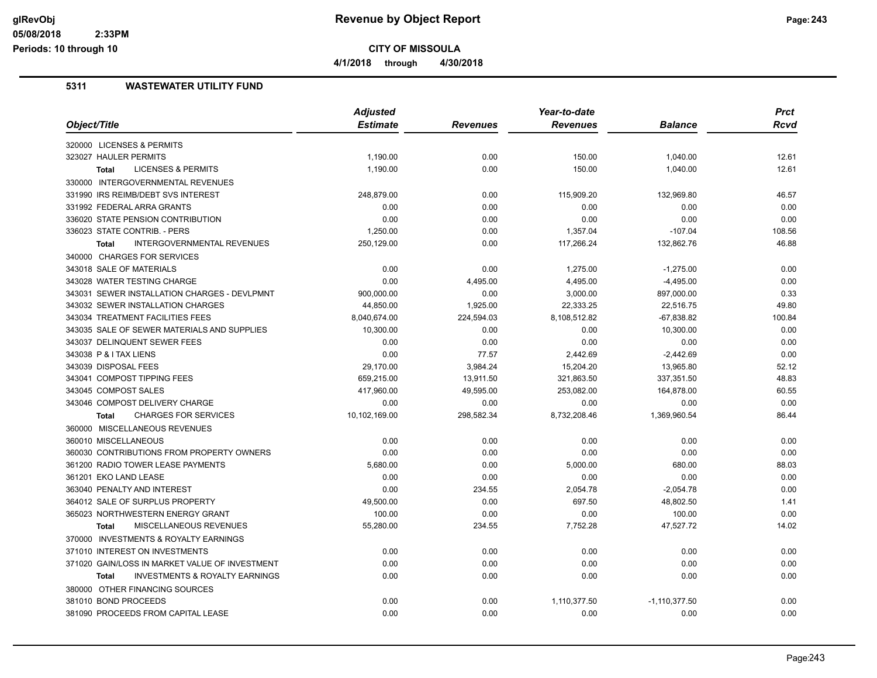# Revenue by Object Report

**CITY OF MISSOULA**

**4/1/2018 through 4/30/2018**

glRevObj
05/08/2018 2:33PM
Periods: 10 through 10

## 5311 WASTEWATER UTILITY FUND

| Object/Title | Adjusted Estimate | Revenues | Year-to-date Revenues | Balance | Prct Rcvd |
|---|---|---|---|---|---|
| 320000 LICENSES & PERMITS | | | | | |
| 323027 HAULER PERMITS | 1,190.00 | 0.00 | 150.00 | 1,040.00 | 12.61 |
| **Total** LICENSES & PERMITS | 1,190.00 | 0.00 | 150.00 | 1,040.00 | 12.61 |
| 330000 INTERGOVERNMENTAL REVENUES | | | | | |
| 331990 IRS REIMB/DEBT SVS INTEREST | 248,879.00 | 0.00 | 115,909.20 | 132,969.80 | 46.57 |
| 331992 FEDERAL ARRA GRANTS | 0.00 | 0.00 | 0.00 | 0.00 | 0.00 |
| 336020 STATE PENSION CONTRIBUTION | 0.00 | 0.00 | 0.00 | 0.00 | 0.00 |
| 336023 STATE CONTRIB. - PERS | 1,250.00 | 0.00 | 1,357.04 | -107.04 | 108.56 |
| **Total** INTERGOVERNMENTAL REVENUES | 250,129.00 | 0.00 | 117,266.24 | 132,862.76 | 46.88 |
| 340000 CHARGES FOR SERVICES | | | | | |
| 343018 SALE OF MATERIALS | 0.00 | 0.00 | 1,275.00 | -1,275.00 | 0.00 |
| 343028 WATER TESTING CHARGE | 0.00 | 4,495.00 | 4,495.00 | -4,495.00 | 0.00 |
| 343031 SEWER INSTALLATION CHARGES - DEVLPMNT | 900,000.00 | 0.00 | 3,000.00 | 897,000.00 | 0.33 |
| 343032 SEWER INSTALLATION CHARGES | 44,850.00 | 1,925.00 | 22,333.25 | 22,516.75 | 49.80 |
| 343034 TREATMENT FACILITIES FEES | 8,040,674.00 | 224,594.03 | 8,108,512.82 | -67,838.82 | 100.84 |
| 343035 SALE OF SEWER MATERIALS AND SUPPLIES | 10,300.00 | 0.00 | 0.00 | 10,300.00 | 0.00 |
| 343037 DELINQUENT SEWER FEES | 0.00 | 0.00 | 0.00 | 0.00 | 0.00 |
| 343038 P & I TAX LIENS | 0.00 | 77.57 | 2,442.69 | -2,442.69 | 0.00 |
| 343039 DISPOSAL FEES | 29,170.00 | 3,984.24 | 15,204.20 | 13,965.80 | 52.12 |
| 343041 COMPOST TIPPING FEES | 659,215.00 | 13,911.50 | 321,863.50 | 337,351.50 | 48.83 |
| 343045 COMPOST SALES | 417,960.00 | 49,595.00 | 253,082.00 | 164,878.00 | 60.55 |
| 343046 COMPOST DELIVERY CHARGE | 0.00 | 0.00 | 0.00 | 0.00 | 0.00 |
| **Total** CHARGES FOR SERVICES | 10,102,169.00 | 298,582.34 | 8,732,208.46 | 1,369,960.54 | 86.44 |
| 360000 MISCELLANEOUS REVENUES | | | | | |
| 360010 MISCELLANEOUS | 0.00 | 0.00 | 0.00 | 0.00 | 0.00 |
| 360030 CONTRIBUTIONS FROM PROPERTY OWNERS | 0.00 | 0.00 | 0.00 | 0.00 | 0.00 |
| 361200 RADIO TOWER LEASE PAYMENTS | 5,680.00 | 0.00 | 5,000.00 | 680.00 | 88.03 |
| 361201 EKO LAND LEASE | 0.00 | 0.00 | 0.00 | 0.00 | 0.00 |
| 363040 PENALTY AND INTEREST | 0.00 | 234.55 | 2,054.78 | -2,054.78 | 0.00 |
| 364012 SALE OF SURPLUS PROPERTY | 49,500.00 | 0.00 | 697.50 | 48,802.50 | 1.41 |
| 365023 NORTHWESTERN ENERGY GRANT | 100.00 | 0.00 | 0.00 | 100.00 | 0.00 |
| **Total** MISCELLANEOUS REVENUES | 55,280.00 | 234.55 | 7,752.28 | 47,527.72 | 14.02 |
| 370000 INVESTMENTS & ROYALTY EARNINGS | | | | | |
| 371010 INTEREST ON INVESTMENTS | 0.00 | 0.00 | 0.00 | 0.00 | 0.00 |
| 371020 GAIN/LOSS IN MARKET VALUE OF INVESTMENT | 0.00 | 0.00 | 0.00 | 0.00 | 0.00 |
| **Total** INVESTMENTS & ROYALTY EARNINGS | 0.00 | 0.00 | 0.00 | 0.00 | 0.00 |
| 380000 OTHER FINANCING SOURCES | | | | | |
| 381010 BOND PROCEEDS | 0.00 | 0.00 | 1,110,377.50 | -1,110,377.50 | 0.00 |
| 381090 PROCEEDS FROM CAPITAL LEASE | 0.00 | 0.00 | 0.00 | 0.00 | 0.00 |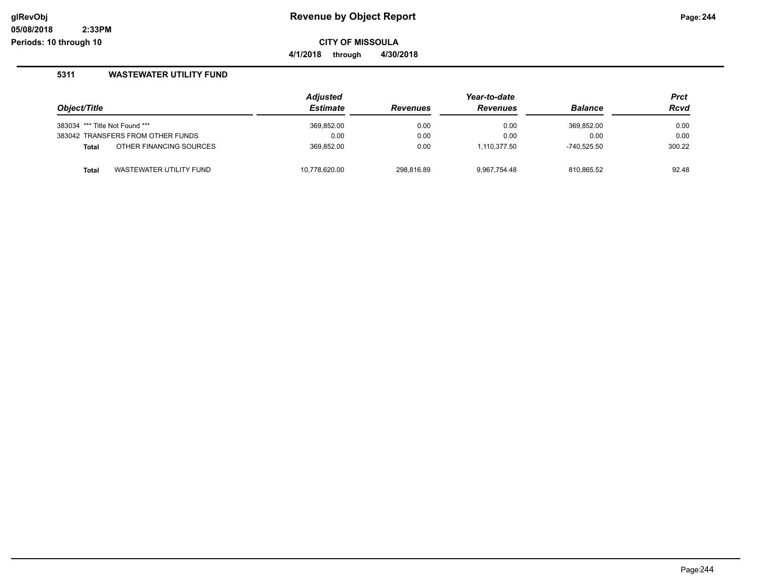# Revenue by Object Report

## CITY OF MISSOULA

**4/1/2018 through 4/30/2018**

### 5311 WASTEWATER UTILITY FUND

| Object/Title | | Adjusted Estimate | Revenues | Year-to-date Revenues | Balance | Prct Rcvd |
|---|---|---|---|---|---|---|
| 383034 | *** Title Not Found *** | 369,852.00 | 0.00 | 0.00 | 369,852.00 | 0.00 |
| 383042 | TRANSFERS FROM OTHER FUNDS | 0.00 | 0.00 | 0.00 | 0.00 | 0.00 |
| **Total** | OTHER FINANCING SOURCES | 369,852.00 | 0.00 | 1,110,377.50 | -740,525.50 | 300.22 |
| **Total** | WASTEWATER UTILITY FUND | 10,778,620.00 | 298,816.89 | 9,967,754.48 | 810,865.52 | 92.48 |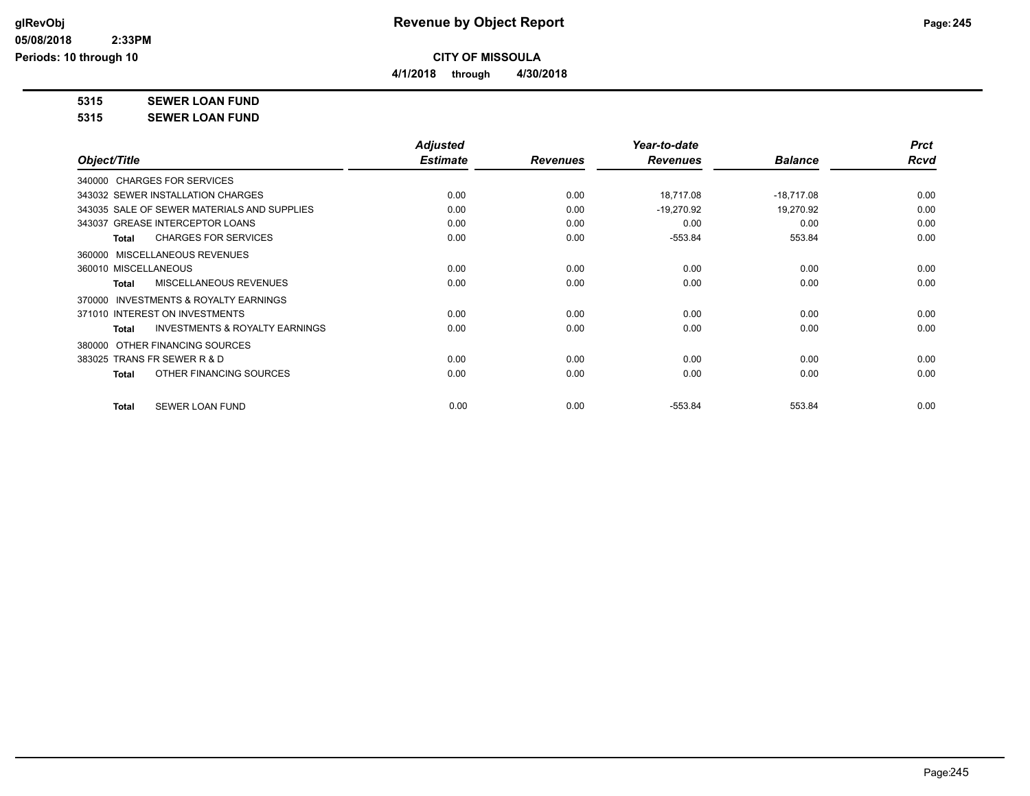# Revenue by Object Report

**CITY OF MISSOULA**

**4/1/2018 through 4/30/2018**

glRevObj
05/08/2018 2:33PM
Periods: 10 through 10

## 5315 SEWER LOAN FUND

## 5315 SEWER LOAN FUND

| Object/Title | Adjusted Estimate | Revenues | Year-to-date Revenues | Balance | Prct Rcvd |
|---|---|---|---|---|---|
| 340000 CHARGES FOR SERVICES | | | | | |
| 343032 SEWER INSTALLATION CHARGES | 0.00 | 0.00 | 18,717.08 | -18,717.08 | 0.00 |
| 343035 SALE OF SEWER MATERIALS AND SUPPLIES | 0.00 | 0.00 | -19,270.92 | 19,270.92 | 0.00 |
| 343037 GREASE INTERCEPTOR LOANS | 0.00 | 0.00 | 0.00 | 0.00 | 0.00 |
| **Total** CHARGES FOR SERVICES | 0.00 | 0.00 | -553.84 | 553.84 | 0.00 |
| 360000 MISCELLANEOUS REVENUES | | | | | |
| 360010 MISCELLANEOUS | 0.00 | 0.00 | 0.00 | 0.00 | 0.00 |
| **Total** MISCELLANEOUS REVENUES | 0.00 | 0.00 | 0.00 | 0.00 | 0.00 |
| 370000 INVESTMENTS & ROYALTY EARNINGS | | | | | |
| 371010 INTEREST ON INVESTMENTS | 0.00 | 0.00 | 0.00 | 0.00 | 0.00 |
| **Total** INVESTMENTS & ROYALTY EARNINGS | 0.00 | 0.00 | 0.00 | 0.00 | 0.00 |
| 380000 OTHER FINANCING SOURCES | | | | | |
| 383025 TRANS FR SEWER R & D | 0.00 | 0.00 | 0.00 | 0.00 | 0.00 |
| **Total** OTHER FINANCING SOURCES | 0.00 | 0.00 | 0.00 | 0.00 | 0.00 |
| **Total** SEWER LOAN FUND | 0.00 | 0.00 | -553.84 | 553.84 | 0.00 |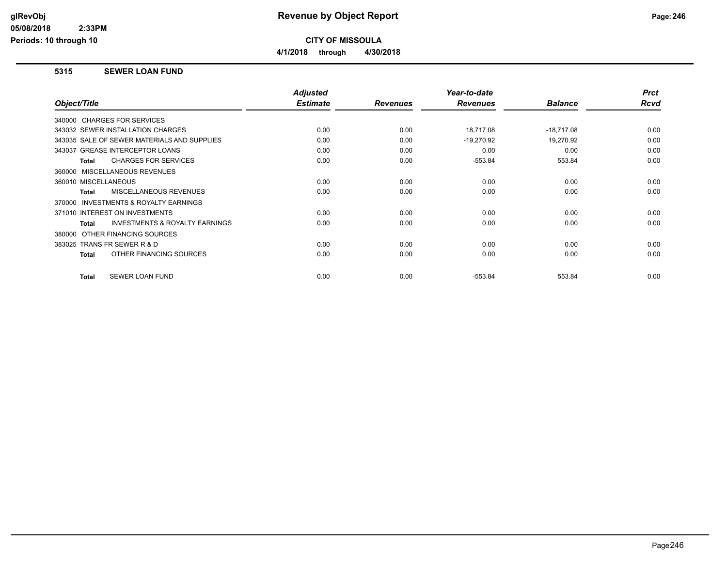# Revenue by Object Report

**CITY OF MISSOULA**

**4/1/2018 through 4/30/2018**

glRevObj
05/08/2018 2:33PM
Periods: 10 through 10

## 5315 SEWER LOAN FUND

| Object/Title | Adjusted Estimate | Revenues | Year-to-date Revenues | Balance | Prct Rcvd |
|---|---|---|---|---|---|
| 340000 CHARGES FOR SERVICES | | | | | |
| 343032 SEWER INSTALLATION CHARGES | 0.00 | 0.00 | 18,717.08 | -18,717.08 | 0.00 |
| 343035 SALE OF SEWER MATERIALS AND SUPPLIES | 0.00 | 0.00 | -19,270.92 | 19,270.92 | 0.00 |
| 343037 GREASE INTERCEPTOR LOANS | 0.00 | 0.00 | 0.00 | 0.00 | 0.00 |
| **Total** CHARGES FOR SERVICES | 0.00 | 0.00 | -553.84 | 553.84 | 0.00 |
| 360000 MISCELLANEOUS REVENUES | | | | | |
| 360010 MISCELLANEOUS | 0.00 | 0.00 | 0.00 | 0.00 | 0.00 |
| **Total** MISCELLANEOUS REVENUES | 0.00 | 0.00 | 0.00 | 0.00 | 0.00 |
| 370000 INVESTMENTS & ROYALTY EARNINGS | | | | | |
| 371010 INTEREST ON INVESTMENTS | 0.00 | 0.00 | 0.00 | 0.00 | 0.00 |
| **Total** INVESTMENTS & ROYALTY EARNINGS | 0.00 | 0.00 | 0.00 | 0.00 | 0.00 |
| 380000 OTHER FINANCING SOURCES | | | | | |
| 383025 TRANS FR SEWER R & D | 0.00 | 0.00 | 0.00 | 0.00 | 0.00 |
| **Total** OTHER FINANCING SOURCES | 0.00 | 0.00 | 0.00 | 0.00 | 0.00 |
| **Total** SEWER LOAN FUND | 0.00 | 0.00 | -553.84 | 553.84 | 0.00 |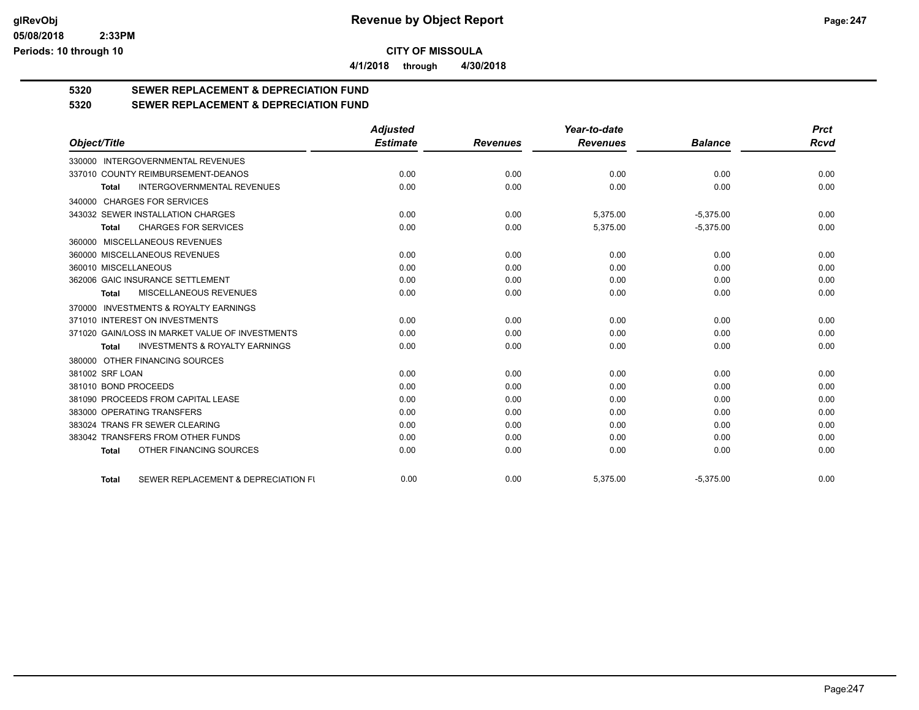# Revenue by Object Report

**CITY OF MISSOULA**

**4/1/2018 through 4/30/2018**

glRevObj
05/08/2018 2:33PM
Periods: 10 through 10

## 5320 SEWER REPLACEMENT & DEPRECIATION FUND

## 5320 SEWER REPLACEMENT & DEPRECIATION FUND

| Object/Title | Adjusted Estimate | Revenues | Year-to-date Revenues | Balance | Prct Rcvd |
|---|---|---|---|---|---|
| 330000 INTERGOVERNMENTAL REVENUES | | | | | |
| 337010 COUNTY REIMBURSEMENT-DEANOS | 0.00 | 0.00 | 0.00 | 0.00 | 0.00 |
| **Total** INTERGOVERNMENTAL REVENUES | 0.00 | 0.00 | 0.00 | 0.00 | 0.00 |
| 340000 CHARGES FOR SERVICES | | | | | |
| 343032 SEWER INSTALLATION CHARGES | 0.00 | 0.00 | 5,375.00 | -5,375.00 | 0.00 |
| **Total** CHARGES FOR SERVICES | 0.00 | 0.00 | 5,375.00 | -5,375.00 | 0.00 |
| 360000 MISCELLANEOUS REVENUES | | | | | |
| 360000 MISCELLANEOUS REVENUES | 0.00 | 0.00 | 0.00 | 0.00 | 0.00 |
| 360010 MISCELLANEOUS | 0.00 | 0.00 | 0.00 | 0.00 | 0.00 |
| 362006 GAIC INSURANCE SETTLEMENT | 0.00 | 0.00 | 0.00 | 0.00 | 0.00 |
| **Total** MISCELLANEOUS REVENUES | 0.00 | 0.00 | 0.00 | 0.00 | 0.00 |
| 370000 INVESTMENTS & ROYALTY EARNINGS | | | | | |
| 371010 INTEREST ON INVESTMENTS | 0.00 | 0.00 | 0.00 | 0.00 | 0.00 |
| 371020 GAIN/LOSS IN MARKET VALUE OF INVESTMENTS | 0.00 | 0.00 | 0.00 | 0.00 | 0.00 |
| **Total** INVESTMENTS & ROYALTY EARNINGS | 0.00 | 0.00 | 0.00 | 0.00 | 0.00 |
| 380000 OTHER FINANCING SOURCES | | | | | |
| 381002 SRF LOAN | 0.00 | 0.00 | 0.00 | 0.00 | 0.00 |
| 381010 BOND PROCEEDS | 0.00 | 0.00 | 0.00 | 0.00 | 0.00 |
| 381090 PROCEEDS FROM CAPITAL LEASE | 0.00 | 0.00 | 0.00 | 0.00 | 0.00 |
| 383000 OPERATING TRANSFERS | 0.00 | 0.00 | 0.00 | 0.00 | 0.00 |
| 383024 TRANS FR SEWER CLEARING | 0.00 | 0.00 | 0.00 | 0.00 | 0.00 |
| 383042 TRANSFERS FROM OTHER FUNDS | 0.00 | 0.00 | 0.00 | 0.00 | 0.00 |
| **Total** OTHER FINANCING SOURCES | 0.00 | 0.00 | 0.00 | 0.00 | 0.00 |
| **Total** SEWER REPLACEMENT & DEPRECIATION FU | 0.00 | 0.00 | 5,375.00 | -5,375.00 | 0.00 |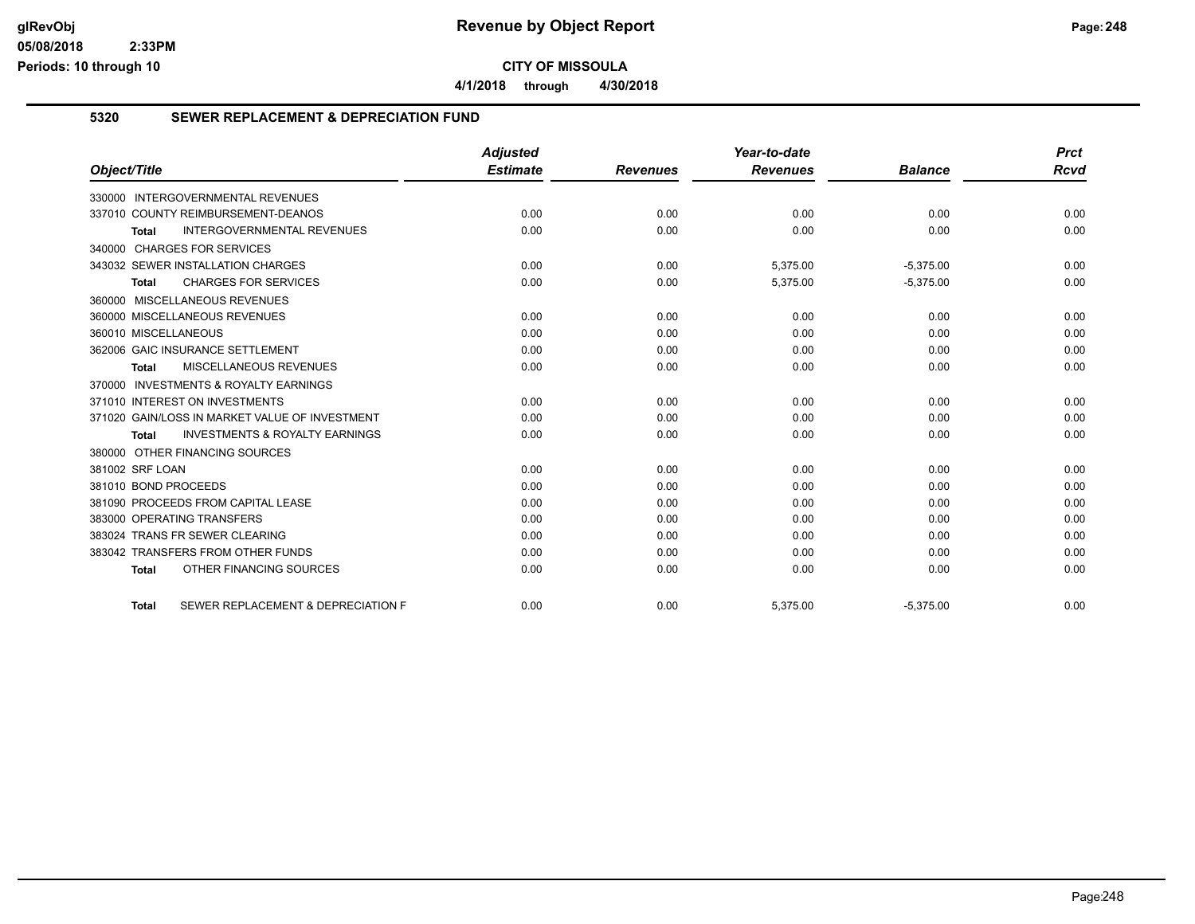# Revenue by Object Report

**CITY OF MISSOULA**

**4/1/2018 through 4/30/2018**

## 5320 SEWER REPLACEMENT & DEPRECIATION FUND

| Object/Title | Adjusted Estimate | Revenues | Year-to-date Revenues | Balance | Prct Rcvd |
|---|---|---|---|---|---|
| 330000 INTERGOVERNMENTAL REVENUES | | | | | |
| 337010 COUNTY REIMBURSEMENT-DEANOS | 0.00 | 0.00 | 0.00 | 0.00 | 0.00 |
| **Total** INTERGOVERNMENTAL REVENUES | 0.00 | 0.00 | 0.00 | 0.00 | 0.00 |
| 340000 CHARGES FOR SERVICES | | | | | |
| 343032 SEWER INSTALLATION CHARGES | 0.00 | 0.00 | 5,375.00 | -5,375.00 | 0.00 |
| **Total** CHARGES FOR SERVICES | 0.00 | 0.00 | 5,375.00 | -5,375.00 | 0.00 |
| 360000 MISCELLANEOUS REVENUES | | | | | |
| 360000 MISCELLANEOUS REVENUES | 0.00 | 0.00 | 0.00 | 0.00 | 0.00 |
| 360010 MISCELLANEOUS | 0.00 | 0.00 | 0.00 | 0.00 | 0.00 |
| 362006 GAIC INSURANCE SETTLEMENT | 0.00 | 0.00 | 0.00 | 0.00 | 0.00 |
| **Total** MISCELLANEOUS REVENUES | 0.00 | 0.00 | 0.00 | 0.00 | 0.00 |
| 370000 INVESTMENTS & ROYALTY EARNINGS | | | | | |
| 371010 INTEREST ON INVESTMENTS | 0.00 | 0.00 | 0.00 | 0.00 | 0.00 |
| 371020 GAIN/LOSS IN MARKET VALUE OF INVESTMENT | 0.00 | 0.00 | 0.00 | 0.00 | 0.00 |
| **Total** INVESTMENTS & ROYALTY EARNINGS | 0.00 | 0.00 | 0.00 | 0.00 | 0.00 |
| 380000 OTHER FINANCING SOURCES | | | | | |
| 381002 SRF LOAN | 0.00 | 0.00 | 0.00 | 0.00 | 0.00 |
| 381010 BOND PROCEEDS | 0.00 | 0.00 | 0.00 | 0.00 | 0.00 |
| 381090 PROCEEDS FROM CAPITAL LEASE | 0.00 | 0.00 | 0.00 | 0.00 | 0.00 |
| 383000 OPERATING TRANSFERS | 0.00 | 0.00 | 0.00 | 0.00 | 0.00 |
| 383024 TRANS FR SEWER CLEARING | 0.00 | 0.00 | 0.00 | 0.00 | 0.00 |
| 383042 TRANSFERS FROM OTHER FUNDS | 0.00 | 0.00 | 0.00 | 0.00 | 0.00 |
| **Total** OTHER FINANCING SOURCES | 0.00 | 0.00 | 0.00 | 0.00 | 0.00 |
| **Total** SEWER REPLACEMENT & DEPRECIATION F | 0.00 | 0.00 | 5,375.00 | -5,375.00 | 0.00 |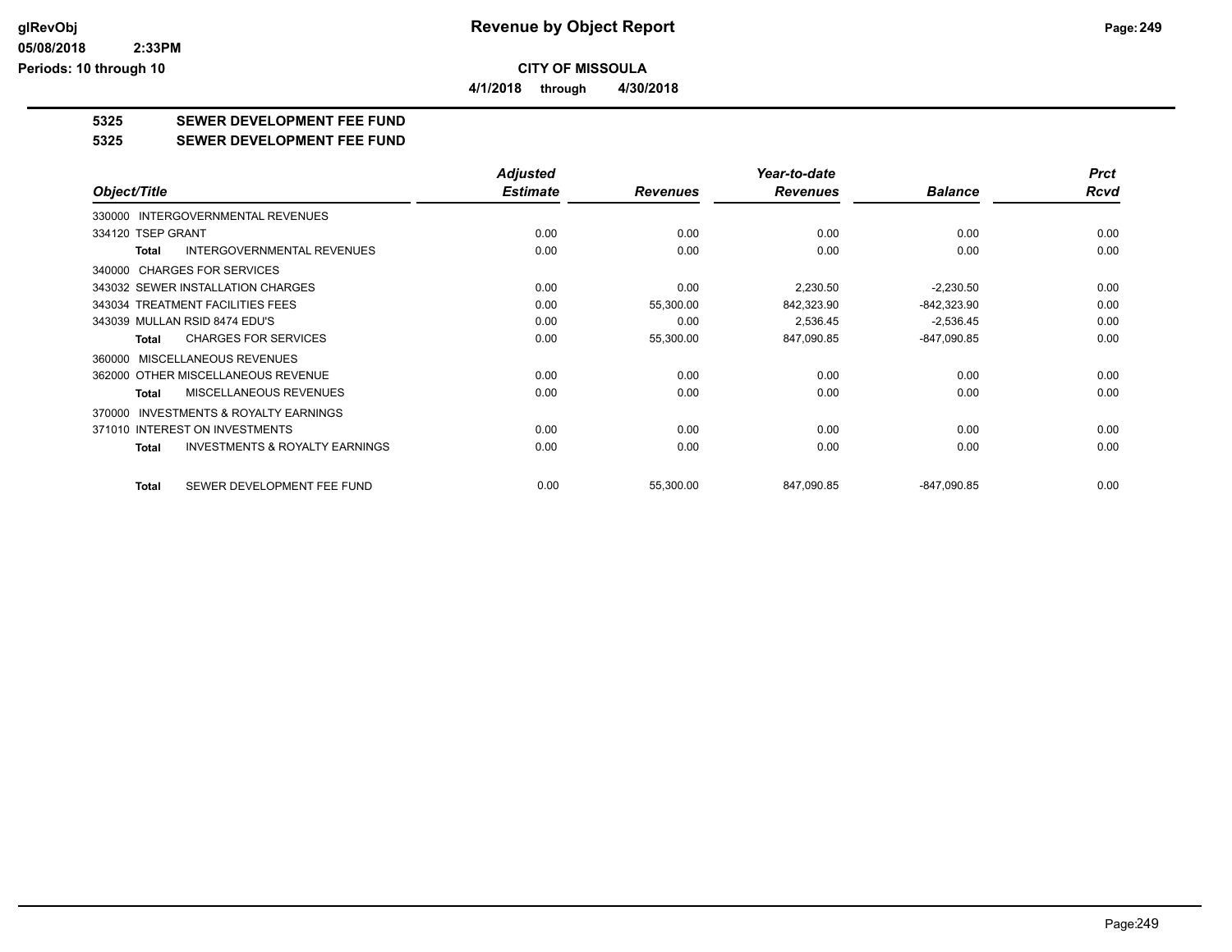**CITY OF MISSOULA**

**4/1/2018 through 4/30/2018**

## 5325 SEWER DEVELOPMENT FEE FUND

## 5325 SEWER DEVELOPMENT FEE FUND

| Object/Title | Adjusted Estimate | Revenues | Year-to-date Revenues | Balance | Prct Rcvd |
|---|---|---|---|---|---|
| 330000 INTERGOVERNMENTAL REVENUES | | | | | |
| 334120 TSEP GRANT | 0.00 | 0.00 | 0.00 | 0.00 | 0.00 |
| **Total** INTERGOVERNMENTAL REVENUES | 0.00 | 0.00 | 0.00 | 0.00 | 0.00 |
| 340000 CHARGES FOR SERVICES | | | | | |
| 343032 SEWER INSTALLATION CHARGES | 0.00 | 0.00 | 2,230.50 | -2,230.50 | 0.00 |
| 343034 TREATMENT FACILITIES FEES | 0.00 | 55,300.00 | 842,323.90 | -842,323.90 | 0.00 |
| 343039 MULLAN RSID 8474 EDU'S | 0.00 | 0.00 | 2,536.45 | -2,536.45 | 0.00 |
| **Total** CHARGES FOR SERVICES | 0.00 | 55,300.00 | 847,090.85 | -847,090.85 | 0.00 |
| 360000 MISCELLANEOUS REVENUES | | | | | |
| 362000 OTHER MISCELLANEOUS REVENUE | 0.00 | 0.00 | 0.00 | 0.00 | 0.00 |
| **Total** MISCELLANEOUS REVENUES | 0.00 | 0.00 | 0.00 | 0.00 | 0.00 |
| 370000 INVESTMENTS & ROYALTY EARNINGS | | | | | |
| 371010 INTEREST ON INVESTMENTS | 0.00 | 0.00 | 0.00 | 0.00 | 0.00 |
| **Total** INVESTMENTS & ROYALTY EARNINGS | 0.00 | 0.00 | 0.00 | 0.00 | 0.00 |
| **Total** SEWER DEVELOPMENT FEE FUND | 0.00 | 55,300.00 | 847,090.85 | -847,090.85 | 0.00 |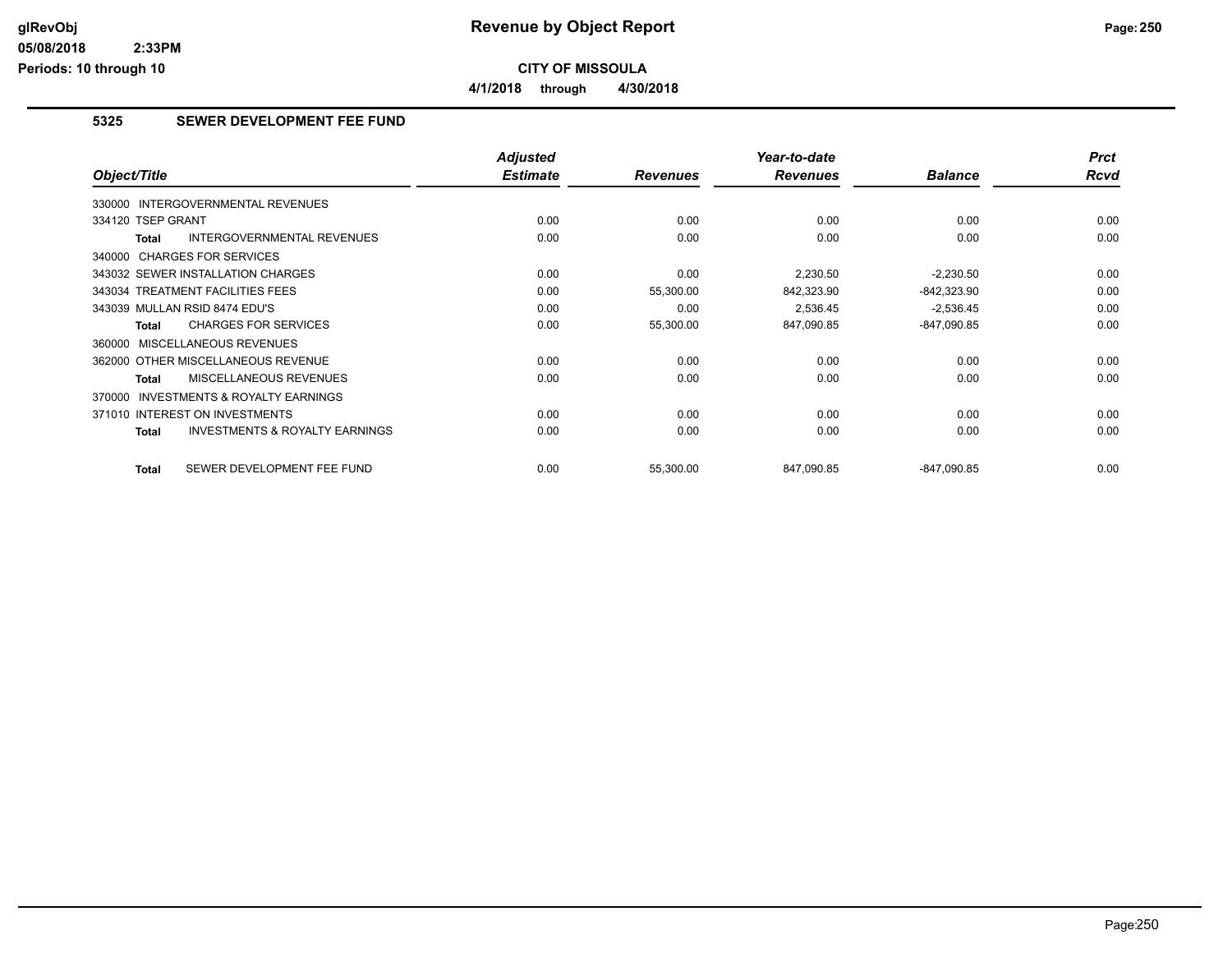## CITY OF MISSOULA

**4/1/2018 through 4/30/2018**

### 5325 SEWER DEVELOPMENT FEE FUND

| Object/Title | Adjusted Estimate | Revenues | Year-to-date Revenues | Balance | Prct Rcvd |
|---|---|---|---|---|---|
| 330000 INTERGOVERNMENTAL REVENUES | | | | | |
| 334120 TSEP GRANT | 0.00 | 0.00 | 0.00 | 0.00 | 0.00 |
| **Total** INTERGOVERNMENTAL REVENUES | 0.00 | 0.00 | 0.00 | 0.00 | 0.00 |
| 340000 CHARGES FOR SERVICES | | | | | |
| 343032 SEWER INSTALLATION CHARGES | 0.00 | 0.00 | 2,230.50 | -2,230.50 | 0.00 |
| 343034 TREATMENT FACILITIES FEES | 0.00 | 55,300.00 | 842,323.90 | -842,323.90 | 0.00 |
| 343039 MULLAN RSID 8474 EDU'S | 0.00 | 0.00 | 2,536.45 | -2,536.45 | 0.00 |
| **Total** CHARGES FOR SERVICES | 0.00 | 55,300.00 | 847,090.85 | -847,090.85 | 0.00 |
| 360000 MISCELLANEOUS REVENUES | | | | | |
| 362000 OTHER MISCELLANEOUS REVENUE | 0.00 | 0.00 | 0.00 | 0.00 | 0.00 |
| **Total** MISCELLANEOUS REVENUES | 0.00 | 0.00 | 0.00 | 0.00 | 0.00 |
| 370000 INVESTMENTS & ROYALTY EARNINGS | | | | | |
| 371010 INTEREST ON INVESTMENTS | 0.00 | 0.00 | 0.00 | 0.00 | 0.00 |
| **Total** INVESTMENTS & ROYALTY EARNINGS | 0.00 | 0.00 | 0.00 | 0.00 | 0.00 |
| **Total** SEWER DEVELOPMENT FEE FUND | 0.00 | 55,300.00 | 847,090.85 | -847,090.85 | 0.00 |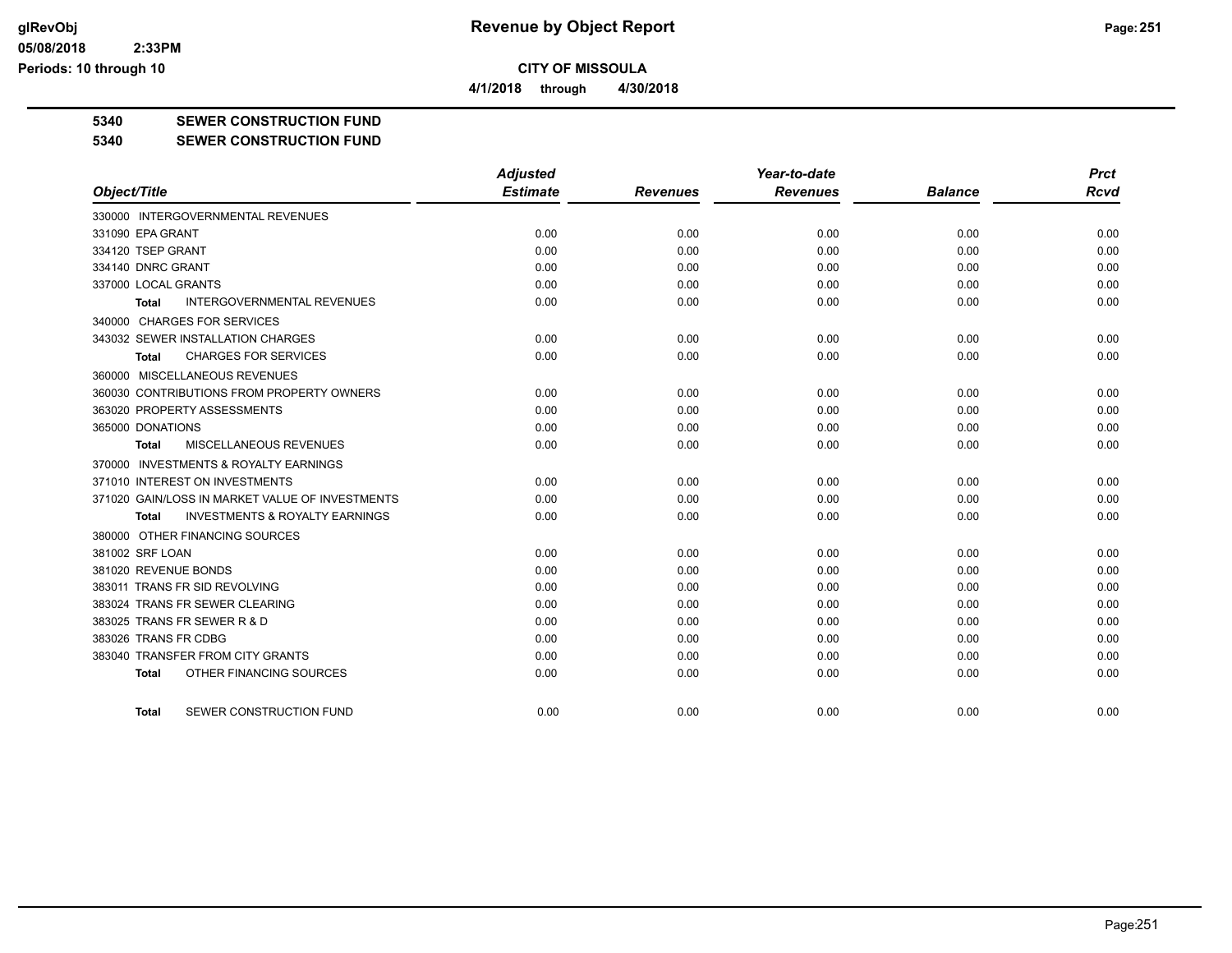**CITY OF MISSOULA**

**4/1/2018 through 4/30/2018**

**5340 SEWER CONSTRUCTION FUND**

**5340 SEWER CONSTRUCTION FUND**

| Object/Title | Adjusted Estimate | Revenues | Year-to-date Revenues | Balance | Prct Rcvd |
|---|---|---|---|---|---|
| 330000 INTERGOVERNMENTAL REVENUES | | | | | |
| 331090 EPA GRANT | 0.00 | 0.00 | 0.00 | 0.00 | 0.00 |
| 334120 TSEP GRANT | 0.00 | 0.00 | 0.00 | 0.00 | 0.00 |
| 334140 DNRC GRANT | 0.00 | 0.00 | 0.00 | 0.00 | 0.00 |
| 337000 LOCAL GRANTS | 0.00 | 0.00 | 0.00 | 0.00 | 0.00 |
| **Total** INTERGOVERNMENTAL REVENUES | 0.00 | 0.00 | 0.00 | 0.00 | 0.00 |
| 340000 CHARGES FOR SERVICES | | | | | |
| 343032 SEWER INSTALLATION CHARGES | 0.00 | 0.00 | 0.00 | 0.00 | 0.00 |
| **Total** CHARGES FOR SERVICES | 0.00 | 0.00 | 0.00 | 0.00 | 0.00 |
| 360000 MISCELLANEOUS REVENUES | | | | | |
| 360030 CONTRIBUTIONS FROM PROPERTY OWNERS | 0.00 | 0.00 | 0.00 | 0.00 | 0.00 |
| 363020 PROPERTY ASSESSMENTS | 0.00 | 0.00 | 0.00 | 0.00 | 0.00 |
| 365000 DONATIONS | 0.00 | 0.00 | 0.00 | 0.00 | 0.00 |
| **Total** MISCELLANEOUS REVENUES | 0.00 | 0.00 | 0.00 | 0.00 | 0.00 |
| 370000 INVESTMENTS & ROYALTY EARNINGS | | | | | |
| 371010 INTEREST ON INVESTMENTS | 0.00 | 0.00 | 0.00 | 0.00 | 0.00 |
| 371020 GAIN/LOSS IN MARKET VALUE OF INVESTMENTS | 0.00 | 0.00 | 0.00 | 0.00 | 0.00 |
| **Total** INVESTMENTS & ROYALTY EARNINGS | 0.00 | 0.00 | 0.00 | 0.00 | 0.00 |
| 380000 OTHER FINANCING SOURCES | | | | | |
| 381002 SRF LOAN | 0.00 | 0.00 | 0.00 | 0.00 | 0.00 |
| 381020 REVENUE BONDS | 0.00 | 0.00 | 0.00 | 0.00 | 0.00 |
| 383011 TRANS FR SID REVOLVING | 0.00 | 0.00 | 0.00 | 0.00 | 0.00 |
| 383024 TRANS FR SEWER CLEARING | 0.00 | 0.00 | 0.00 | 0.00 | 0.00 |
| 383025 TRANS FR SEWER R & D | 0.00 | 0.00 | 0.00 | 0.00 | 0.00 |
| 383026 TRANS FR CDBG | 0.00 | 0.00 | 0.00 | 0.00 | 0.00 |
| 383040 TRANSFER FROM CITY GRANTS | 0.00 | 0.00 | 0.00 | 0.00 | 0.00 |
| **Total** OTHER FINANCING SOURCES | 0.00 | 0.00 | 0.00 | 0.00 | 0.00 |
| **Total** SEWER CONSTRUCTION FUND | 0.00 | 0.00 | 0.00 | 0.00 | 0.00 |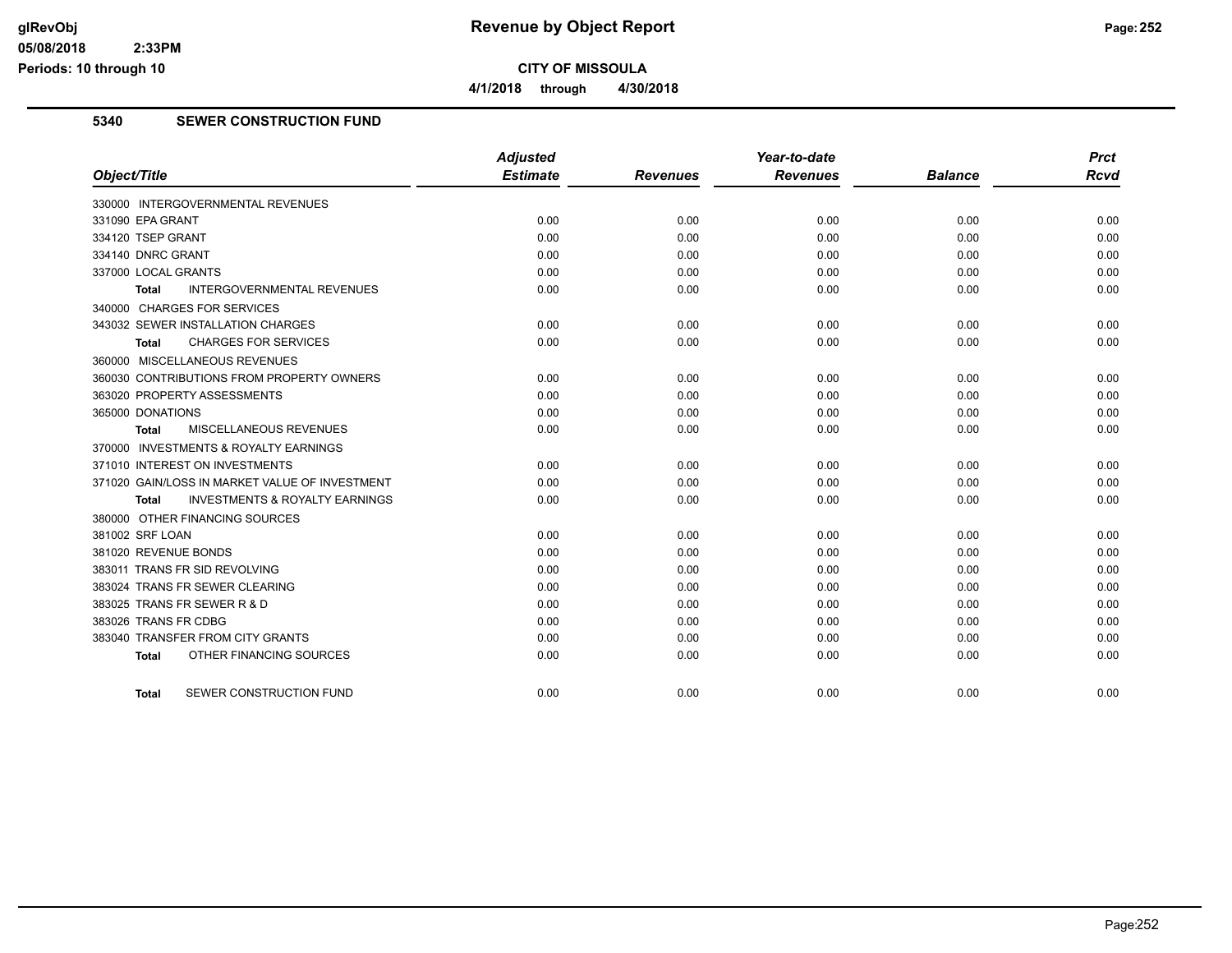# Revenue by Object Report

**CITY OF MISSOULA**

**4/1/2018 through 4/30/2018**

glRevObj
05/08/2018 2:33PM
Periods: 10 through 10

## 5340 SEWER CONSTRUCTION FUND

| Object/Title | Adjusted Estimate | Revenues | Year-to-date Revenues | Balance | Prct Rcvd |
|---|---|---|---|---|---|
| 330000 INTERGOVERNMENTAL REVENUES | | | | | |
| 331090 EPA GRANT | 0.00 | 0.00 | 0.00 | 0.00 | 0.00 |
| 334120 TSEP GRANT | 0.00 | 0.00 | 0.00 | 0.00 | 0.00 |
| 334140 DNRC GRANT | 0.00 | 0.00 | 0.00 | 0.00 | 0.00 |
| 337000 LOCAL GRANTS | 0.00 | 0.00 | 0.00 | 0.00 | 0.00 |
| **Total** INTERGOVERNMENTAL REVENUES | 0.00 | 0.00 | 0.00 | 0.00 | 0.00 |
| 340000 CHARGES FOR SERVICES | | | | | |
| 343032 SEWER INSTALLATION CHARGES | 0.00 | 0.00 | 0.00 | 0.00 | 0.00 |
| **Total** CHARGES FOR SERVICES | 0.00 | 0.00 | 0.00 | 0.00 | 0.00 |
| 360000 MISCELLANEOUS REVENUES | | | | | |
| 360030 CONTRIBUTIONS FROM PROPERTY OWNERS | 0.00 | 0.00 | 0.00 | 0.00 | 0.00 |
| 363020 PROPERTY ASSESSMENTS | 0.00 | 0.00 | 0.00 | 0.00 | 0.00 |
| 365000 DONATIONS | 0.00 | 0.00 | 0.00 | 0.00 | 0.00 |
| **Total** MISCELLANEOUS REVENUES | 0.00 | 0.00 | 0.00 | 0.00 | 0.00 |
| 370000 INVESTMENTS & ROYALTY EARNINGS | | | | | |
| 371010 INTEREST ON INVESTMENTS | 0.00 | 0.00 | 0.00 | 0.00 | 0.00 |
| 371020 GAIN/LOSS IN MARKET VALUE OF INVESTMENT | 0.00 | 0.00 | 0.00 | 0.00 | 0.00 |
| **Total** INVESTMENTS & ROYALTY EARNINGS | 0.00 | 0.00 | 0.00 | 0.00 | 0.00 |
| 380000 OTHER FINANCING SOURCES | | | | | |
| 381002 SRF LOAN | 0.00 | 0.00 | 0.00 | 0.00 | 0.00 |
| 381020 REVENUE BONDS | 0.00 | 0.00 | 0.00 | 0.00 | 0.00 |
| 383011 TRANS FR SID REVOLVING | 0.00 | 0.00 | 0.00 | 0.00 | 0.00 |
| 383024 TRANS FR SEWER CLEARING | 0.00 | 0.00 | 0.00 | 0.00 | 0.00 |
| 383025 TRANS FR SEWER R & D | 0.00 | 0.00 | 0.00 | 0.00 | 0.00 |
| 383026 TRANS FR CDBG | 0.00 | 0.00 | 0.00 | 0.00 | 0.00 |
| 383040 TRANSFER FROM CITY GRANTS | 0.00 | 0.00 | 0.00 | 0.00 | 0.00 |
| **Total** OTHER FINANCING SOURCES | 0.00 | 0.00 | 0.00 | 0.00 | 0.00 |
| **Total** SEWER CONSTRUCTION FUND | 0.00 | 0.00 | 0.00 | 0.00 | 0.00 |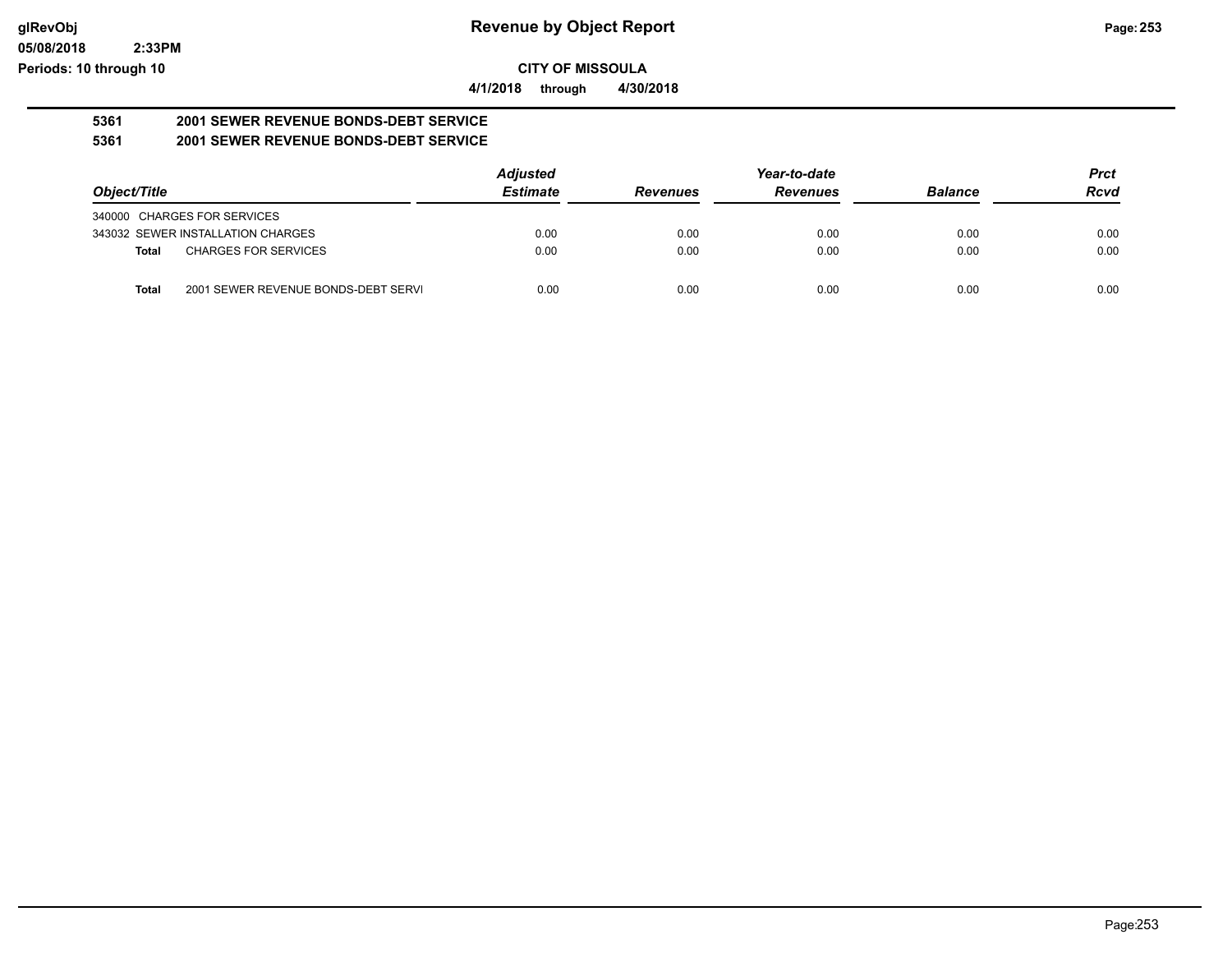**glRevObj**
**05/08/2018 2:33PM**
**Periods: 10 through 10**

# Revenue by Object Report

**CITY OF MISSOULA**

**4/1/2018 through 4/30/2018**

**5361 2001 SEWER REVENUE BONDS-DEBT SERVICE**

**5361 2001 SEWER REVENUE BONDS-DEBT SERVICE**

| Object/Title | | *Adjusted Estimate* | *Revenues* | *Year-to-date Revenues* | *Balance* | *Prct Rcvd* |
|---|---|---|---|---|---|---|
| 340000 CHARGES FOR SERVICES | | | | | | |
| 343032 SEWER INSTALLATION CHARGES | | 0.00 | 0.00 | 0.00 | 0.00 | 0.00 |
| **Total** | CHARGES FOR SERVICES | 0.00 | 0.00 | 0.00 | 0.00 | 0.00 |
| **Total** | 2001 SEWER REVENUE BONDS-DEBT SERVI | 0.00 | 0.00 | 0.00 | 0.00 | 0.00 |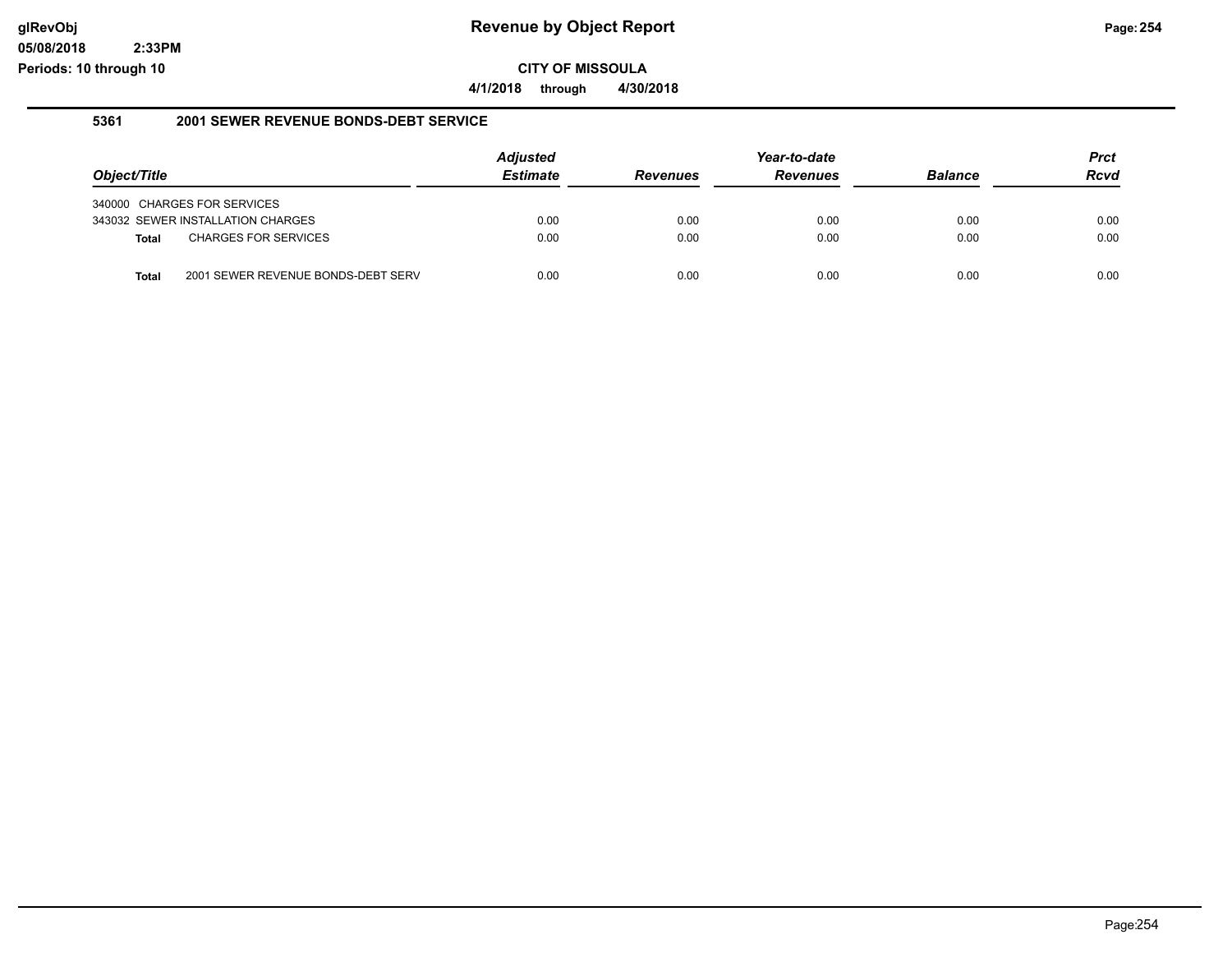# Revenue by Object Report

glRevObj
05/08/2018 2:33PM
Periods: 10 through 10

**CITY OF MISSOULA**

**4/1/2018 through 4/30/2018**

## 5361 2001 SEWER REVENUE BONDS-DEBT SERVICE

| Object/Title | Adjusted Estimate | Revenues | Year-to-date Revenues | Balance | Prct Rcvd |
|---|---|---|---|---|---|
| 340000 CHARGES FOR SERVICES | | | | | |
| 343032 SEWER INSTALLATION CHARGES | 0.00 | 0.00 | 0.00 | 0.00 | 0.00 |
| **Total** CHARGES FOR SERVICES | 0.00 | 0.00 | 0.00 | 0.00 | 0.00 |
| **Total** 2001 SEWER REVENUE BONDS-DEBT SERV | 0.00 | 0.00 | 0.00 | 0.00 | 0.00 |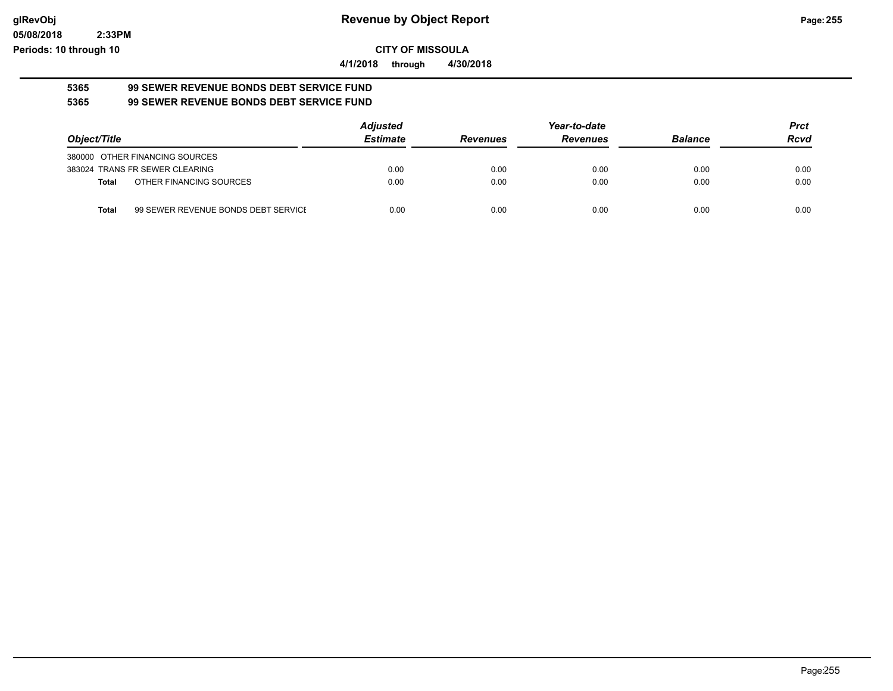**CITY OF MISSOULA**

**4/1/2018 through 4/30/2018**

**5365 99 SEWER REVENUE BONDS DEBT SERVICE FUND**

**5365 99 SEWER REVENUE BONDS DEBT SERVICE FUND**

| Object/Title | | Adjusted Estimate | Revenues | Year-to-date Revenues | Balance | Prct Rcvd |
|---|---|---|---|---|---|---|
| 380000 OTHER FINANCING SOURCES | | | | | | |
| 383024 TRANS FR SEWER CLEARING | | 0.00 | 0.00 | 0.00 | 0.00 | 0.00 |
| **Total** | OTHER FINANCING SOURCES | 0.00 | 0.00 | 0.00 | 0.00 | 0.00 |
| **Total** | 99 SEWER REVENUE BONDS DEBT SERVICE | 0.00 | 0.00 | 0.00 | 0.00 | 0.00 |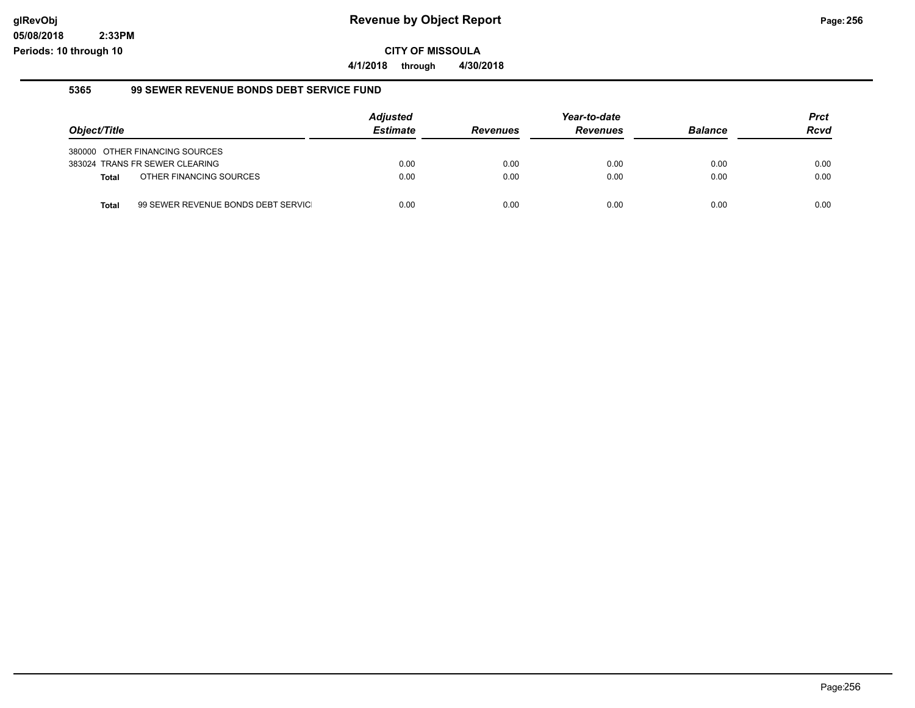# Revenue by Object Report

**CITY OF MISSOULA**

**4/1/2018 through 4/30/2018**

### 5365 99 SEWER REVENUE BONDS DEBT SERVICE FUND

| Object/Title | Adjusted Estimate | Revenues | Year-to-date Revenues | Balance | Prct Rcvd |
|---|---|---|---|---|---|
| 380000 OTHER FINANCING SOURCES | | | | | |
| 383024 TRANS FR SEWER CLEARING | 0.00 | 0.00 | 0.00 | 0.00 | 0.00 |
| **Total** OTHER FINANCING SOURCES | 0.00 | 0.00 | 0.00 | 0.00 | 0.00 |
| **Total** 99 SEWER REVENUE BONDS DEBT SERVIC | 0.00 | 0.00 | 0.00 | 0.00 | 0.00 |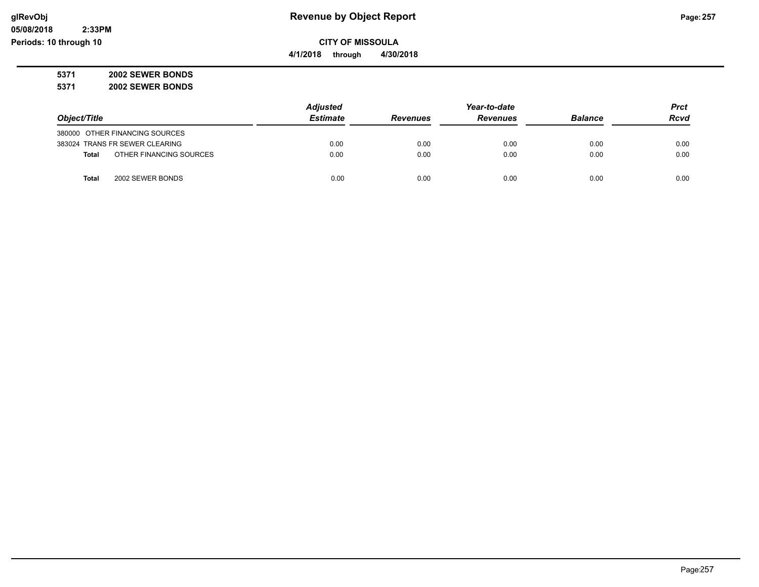**glRevObj**
**05/08/2018 2:33PM**
**Periods: 10 through 10**

# Revenue by Object Report

**CITY OF MISSOULA**

**4/1/2018 through 4/30/2018**

**5371 2002 SEWER BONDS**
**5371 2002 SEWER BONDS**

| Object/Title | Adjusted Estimate | Revenues | Year-to-date Revenues | Balance | Prct Rcvd |
|---|---|---|---|---|---|
| 380000 OTHER FINANCING SOURCES | | | | | |
| 383024 TRANS FR SEWER CLEARING | 0.00 | 0.00 | 0.00 | 0.00 | 0.00 |
| **Total** OTHER FINANCING SOURCES | 0.00 | 0.00 | 0.00 | 0.00 | 0.00 |
| **Total** 2002 SEWER BONDS | 0.00 | 0.00 | 0.00 | 0.00 | 0.00 |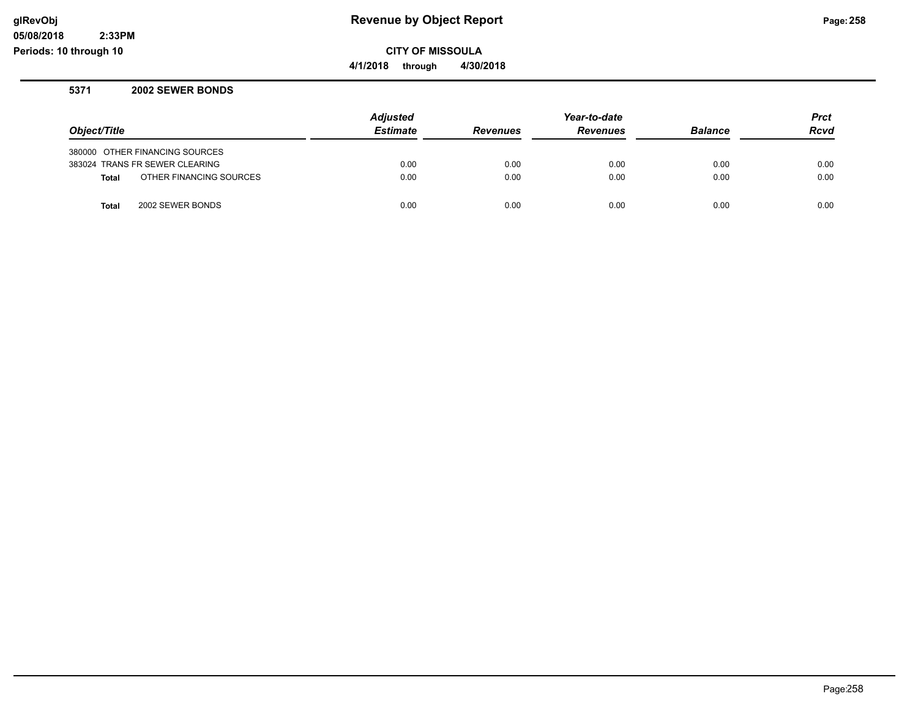# Revenue by Object Report

**CITY OF MISSOULA**

**4/1/2018 through 4/30/2018**

glRevObj
05/08/2018 2:33PM
Periods: 10 through 10

### 5371 2002 SEWER BONDS

| Object/Title | Adjusted Estimate | Revenues | Year-to-date Revenues | Balance | Prct Rcvd |
|---|---|---|---|---|---|
| 380000 OTHER FINANCING SOURCES | | | | | |
| 383024 TRANS FR SEWER CLEARING | 0.00 | 0.00 | 0.00 | 0.00 | 0.00 |
| **Total** OTHER FINANCING SOURCES | 0.00 | 0.00 | 0.00 | 0.00 | 0.00 |
| **Total** 2002 SEWER BONDS | 0.00 | 0.00 | 0.00 | 0.00 | 0.00 |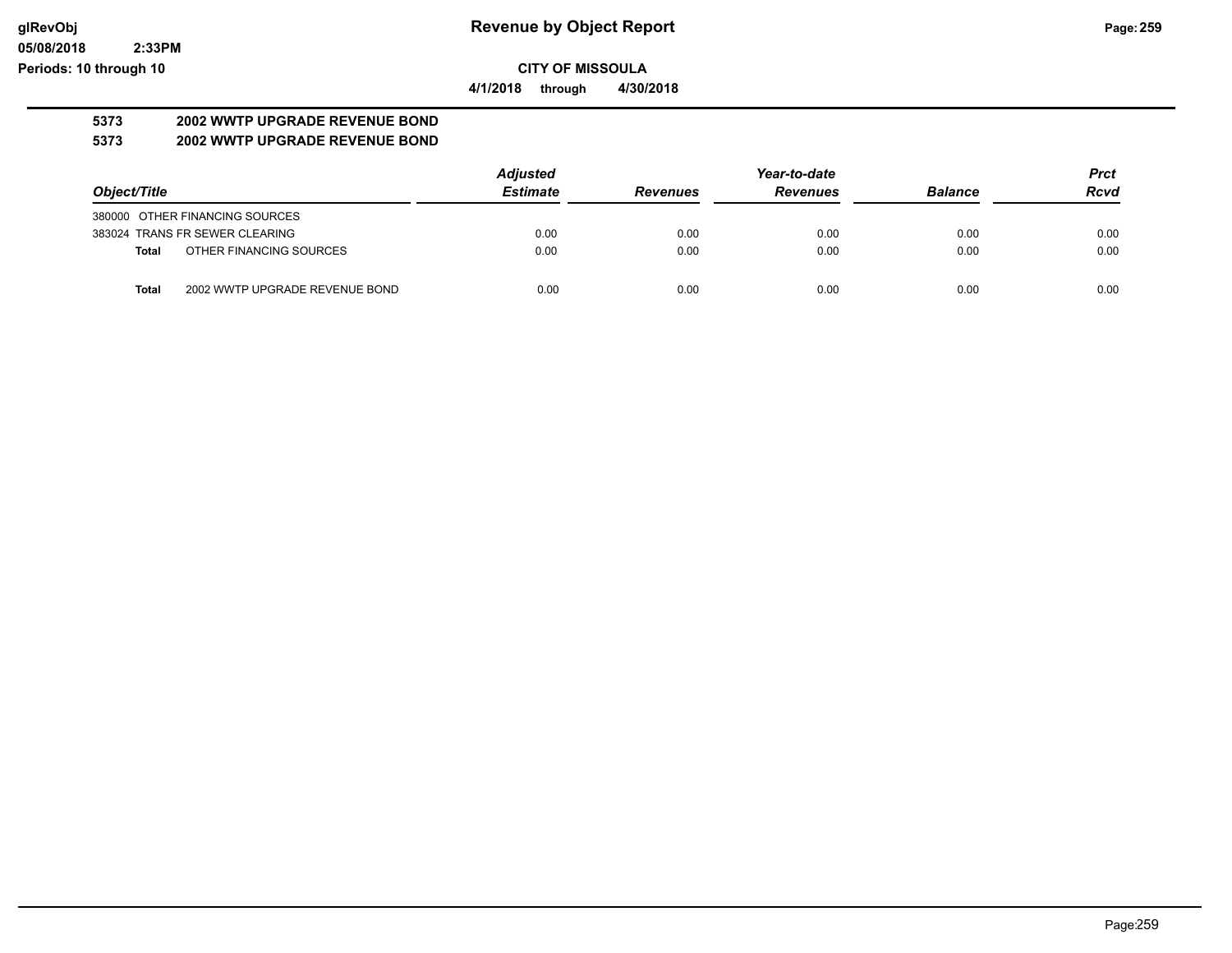**glRevObj**
**05/08/2018 2:33PM**
**Periods: 10 through 10**

# Revenue by Object Report

**CITY OF MISSOULA**

**4/1/2018 through 4/30/2018**

**5373 2002 WWTP UPGRADE REVENUE BOND**
**5373 2002 WWTP UPGRADE REVENUE BOND**

| Object/Title | | *Adjusted Estimate* | *Revenues* | *Year-to-date Revenues* | *Balance* | *Prct Rcvd* |
|---|---|---|---|---|---|---|
| 380000 OTHER FINANCING SOURCES | | | | | | |
| 383024 TRANS FR SEWER CLEARING | | 0.00 | 0.00 | 0.00 | 0.00 | 0.00 |
| **Total** | OTHER FINANCING SOURCES | 0.00 | 0.00 | 0.00 | 0.00 | 0.00 |
| **Total** | 2002 WWTP UPGRADE REVENUE BOND | 0.00 | 0.00 | 0.00 | 0.00 | 0.00 |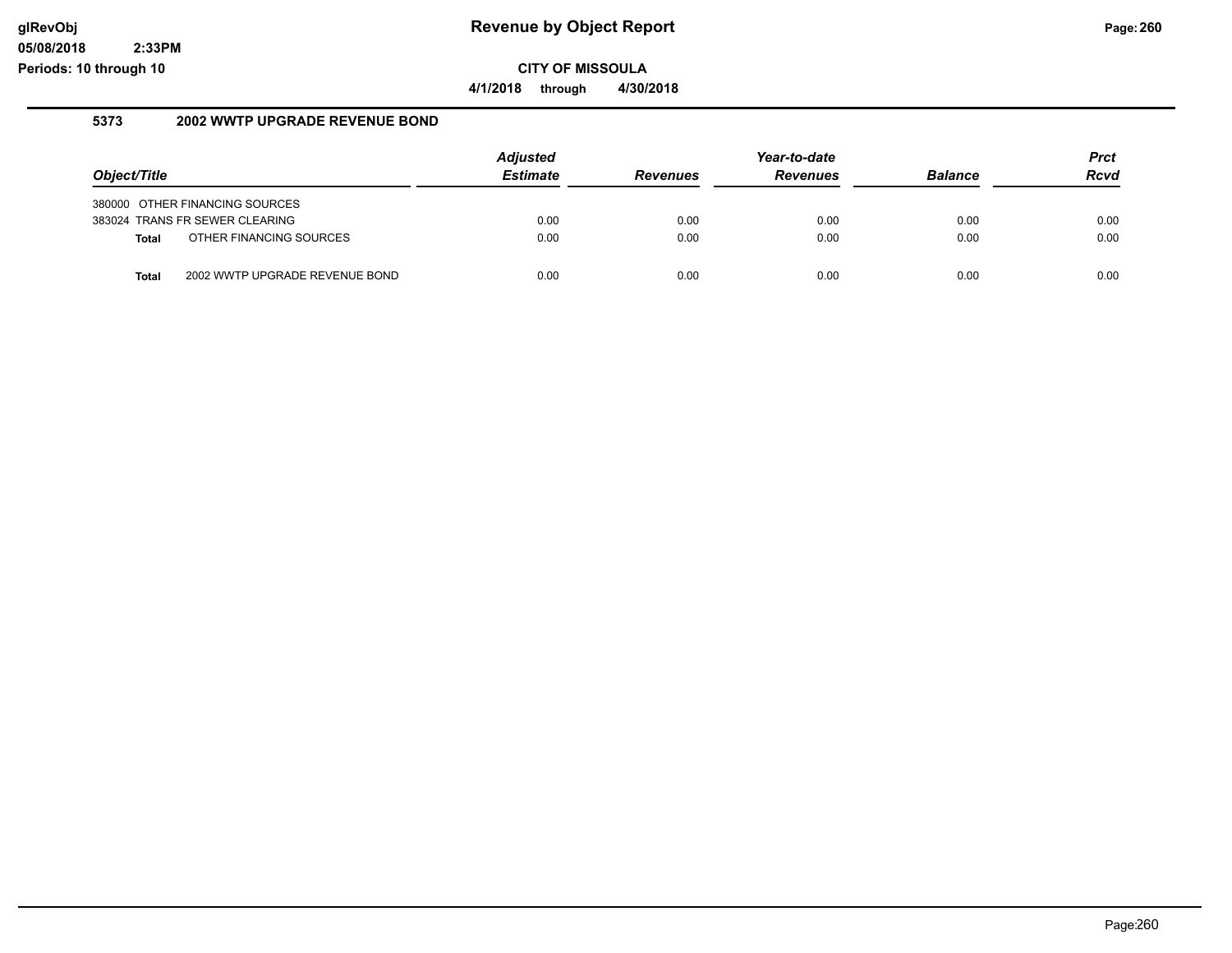**CITY OF MISSOULA**

**4/1/2018 through 4/30/2018**

### 5373 2002 WWTP UPGRADE REVENUE BOND

| Object/Title | | Adjusted Estimate | Revenues | Year-to-date Revenues | Balance | Prct Rcvd |
|---|---|---|---|---|---|---|
| 380000 | OTHER FINANCING SOURCES | | | | | |
| 383024 | TRANS FR SEWER CLEARING | 0.00 | 0.00 | 0.00 | 0.00 | 0.00 |
| **Total** | OTHER FINANCING SOURCES | 0.00 | 0.00 | 0.00 | 0.00 | 0.00 |
| **Total** | 2002 WWTP UPGRADE REVENUE BOND | 0.00 | 0.00 | 0.00 | 0.00 | 0.00 |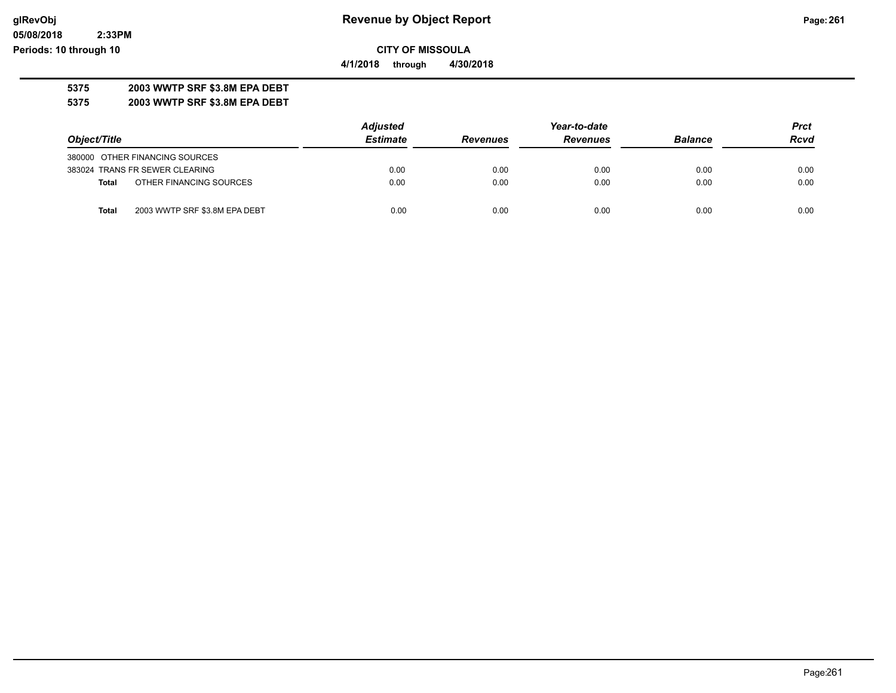**Revenue by Object Report**

**CITY OF MISSOULA**

**4/1/2018 through 4/30/2018**

glRevObj
05/08/2018 2:33PM
Periods: 10 through 10

**5375 2003 WWTP SRF $3.8M EPA DEBT**

**5375 2003 WWTP SRF $3.8M EPA DEBT**

| Object/Title | Adjusted Estimate | Revenues | Year-to-date Revenues | Balance | Prct Rcvd |
|---|---|---|---|---|---|
| 380000 OTHER FINANCING SOURCES | | | | | |
| 383024 TRANS FR SEWER CLEARING | 0.00 | 0.00 | 0.00 | 0.00 | 0.00 |
| **Total** OTHER FINANCING SOURCES | 0.00 | 0.00 | 0.00 | 0.00 | 0.00 |
| **Total** 2003 WWTP SRF $3.8M EPA DEBT | 0.00 | 0.00 | 0.00 | 0.00 | 0.00 |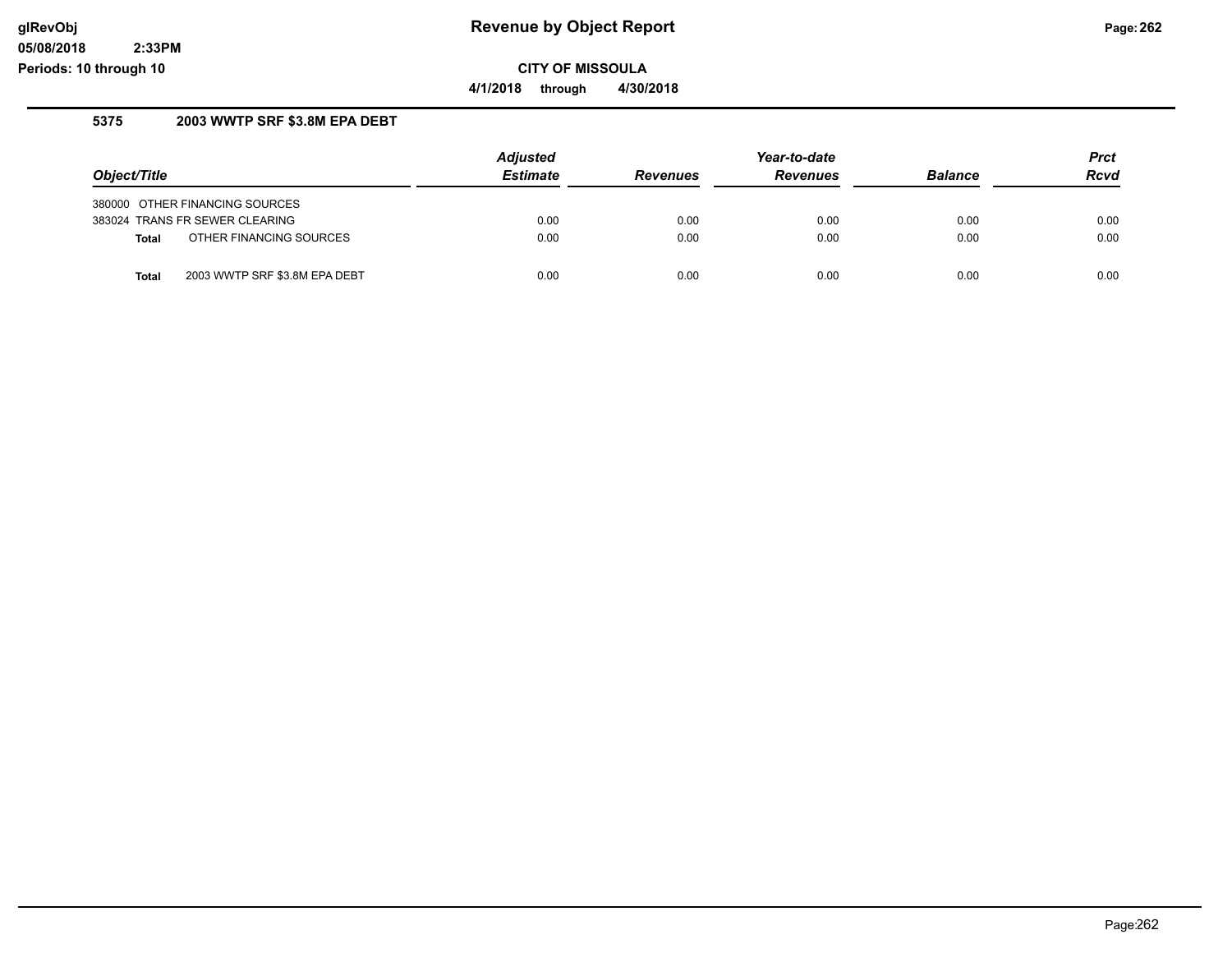# Revenue by Object Report

## CITY OF MISSOULA

**4/1/2018 through 4/30/2018**

glRevObj
05/08/2018 2:33PM
Periods: 10 through 10

### 5375 2003 WWTP SRF $3.8M EPA DEBT

| Object/Title | Adjusted Estimate | Revenues | Year-to-date Revenues | Balance | Prct Rcvd |
|---|---|---|---|---|---|
| 380000 OTHER FINANCING SOURCES | | | | | |
| 383024 TRANS FR SEWER CLEARING | 0.00 | 0.00 | 0.00 | 0.00 | 0.00 |
| **Total** OTHER FINANCING SOURCES | 0.00 | 0.00 | 0.00 | 0.00 | 0.00 |
| **Total** 2003 WWTP SRF $3.8M EPA DEBT | 0.00 | 0.00 | 0.00 | 0.00 | 0.00 |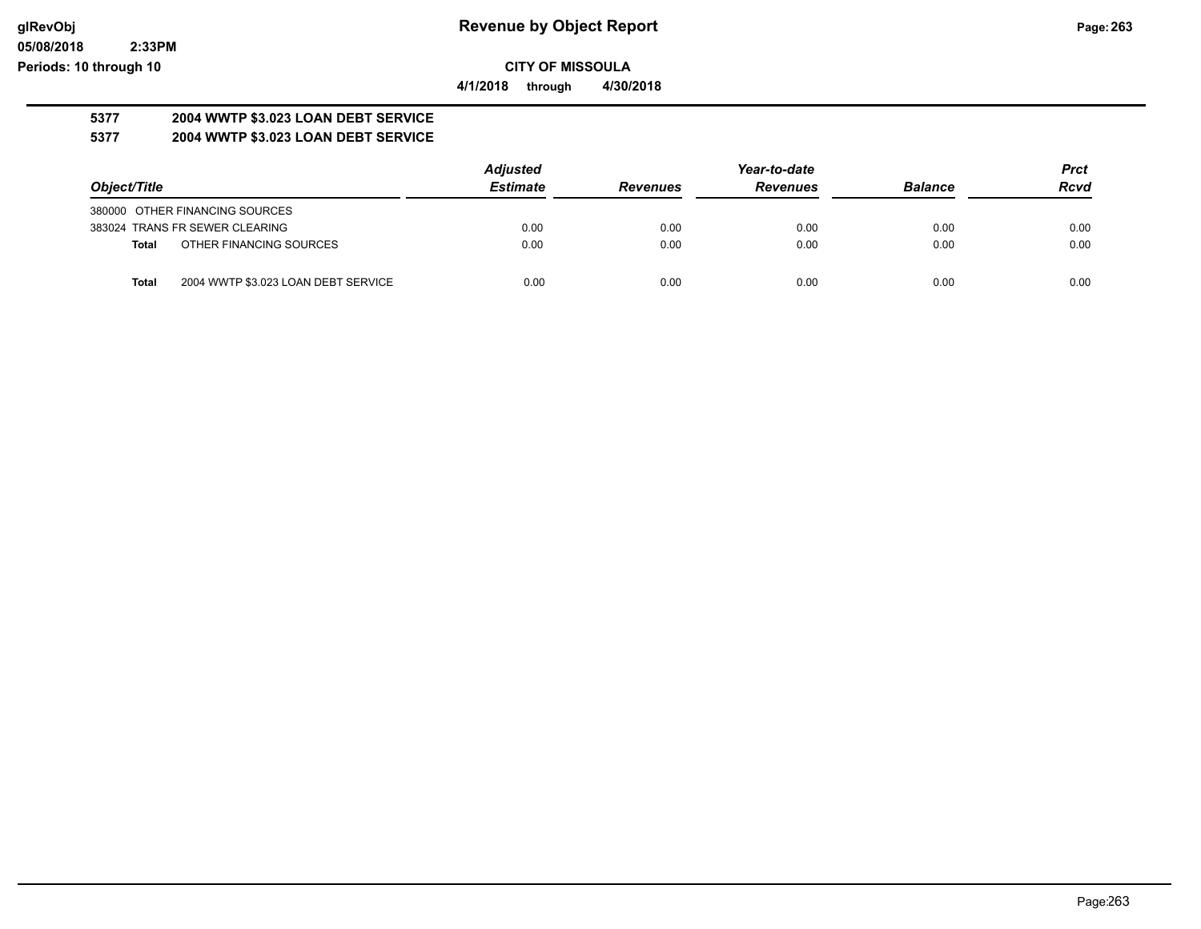**CITY OF MISSOULA**

**4/1/2018 through 4/30/2018**

**5377 2004 WWTP $3.023 LOAN DEBT SERVICE**

**5377 2004 WWTP $3.023 LOAN DEBT SERVICE**

| Object/Title | | Adjusted Estimate | Revenues | Year-to-date Revenues | Balance | Prct Rcvd |
|---|---|---|---|---|---|---|
| 380000 OTHER FINANCING SOURCES | | | | | | |
| 383024 TRANS FR SEWER CLEARING | | 0.00 | 0.00 | 0.00 | 0.00 | 0.00 |
| **Total** | OTHER FINANCING SOURCES | 0.00 | 0.00 | 0.00 | 0.00 | 0.00 |
| **Total** | 2004 WWTP $3.023 LOAN DEBT SERVICE | 0.00 | 0.00 | 0.00 | 0.00 | 0.00 |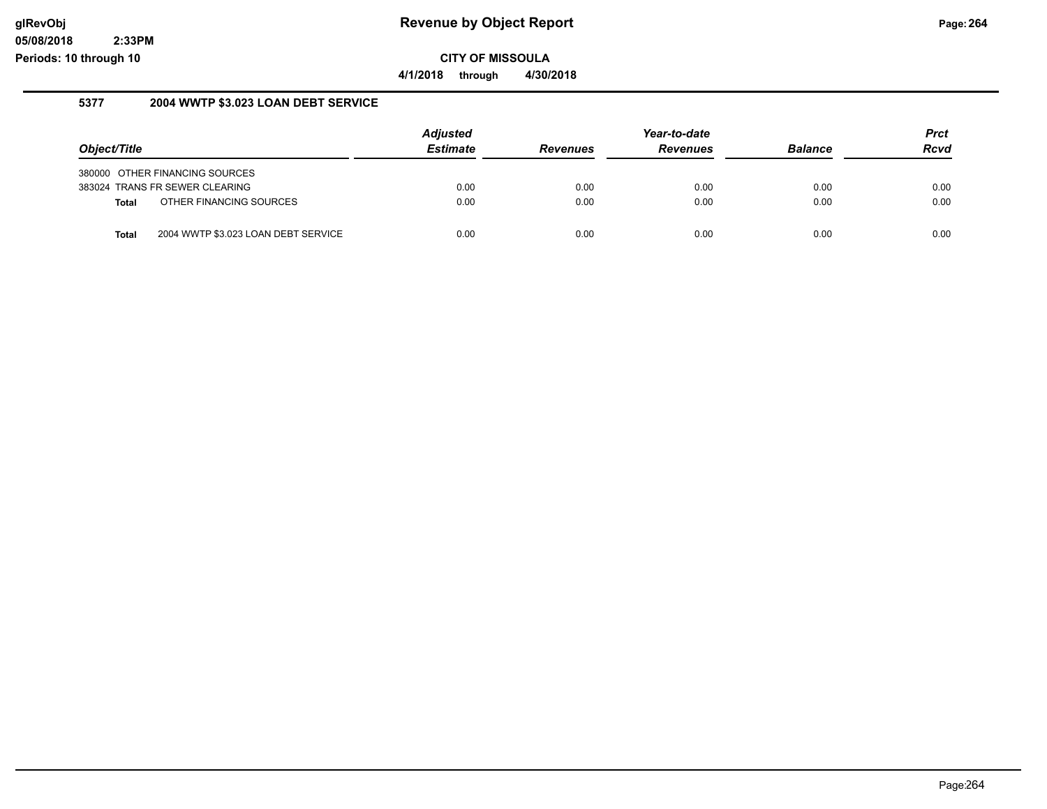# Revenue by Object Report

## CITY OF MISSOULA

**4/1/2018 through 4/30/2018**

### 5377 2004 WWTP $3.023 LOAN DEBT SERVICE

| Object/Title | | Adjusted Estimate | Revenues | Year-to-date Revenues | Balance | Prct Rcvd |
|---|---|---|---|---|---|---|
| 380000 | OTHER FINANCING SOURCES | | | | | |
| 383024 | TRANS FR SEWER CLEARING | 0.00 | 0.00 | 0.00 | 0.00 | 0.00 |
| **Total** | OTHER FINANCING SOURCES | 0.00 | 0.00 | 0.00 | 0.00 | 0.00 |
| **Total** | 2004 WWTP $3.023 LOAN DEBT SERVICE | 0.00 | 0.00 | 0.00 | 0.00 | 0.00 |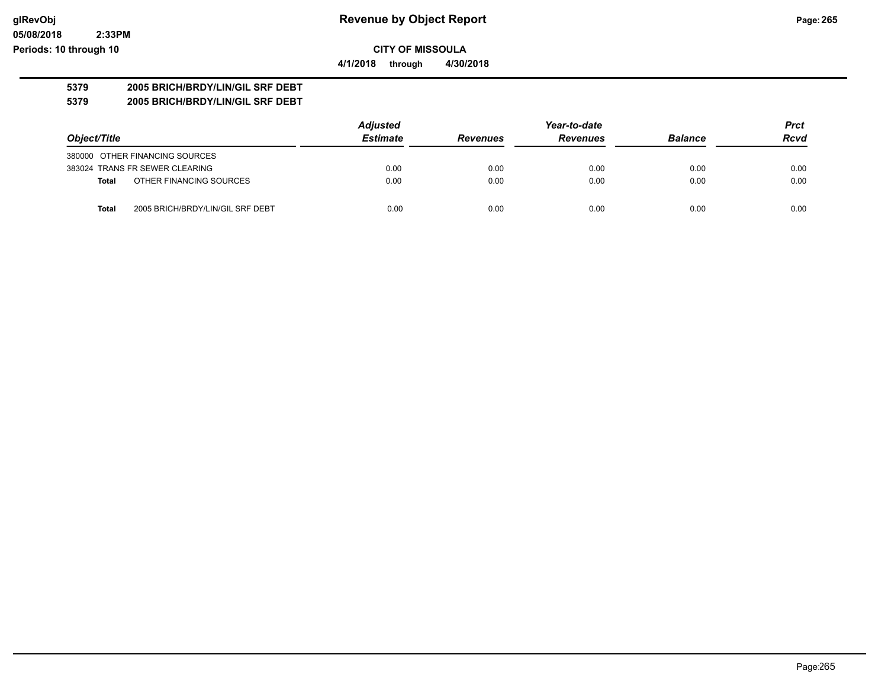# Revenue by Object Report

glRevObj
05/08/2018 2:33PM
Periods: 10 through 10

**CITY OF MISSOULA**

**4/1/2018 through 4/30/2018**

**5379 2005 BRICH/BRDY/LIN/GIL SRF DEBT**

**5379 2005 BRICH/BRDY/LIN/GIL SRF DEBT**

| Object/Title | Adjusted Estimate | Revenues | Year-to-date Revenues | Balance | Prct Rcvd |
|---|---|---|---|---|---|
| 380000 OTHER FINANCING SOURCES | | | | | |
| 383024 TRANS FR SEWER CLEARING | 0.00 | 0.00 | 0.00 | 0.00 | 0.00 |
| **Total** OTHER FINANCING SOURCES | 0.00 | 0.00 | 0.00 | 0.00 | 0.00 |
| **Total** 2005 BRICH/BRDY/LIN/GIL SRF DEBT | 0.00 | 0.00 | 0.00 | 0.00 | 0.00 |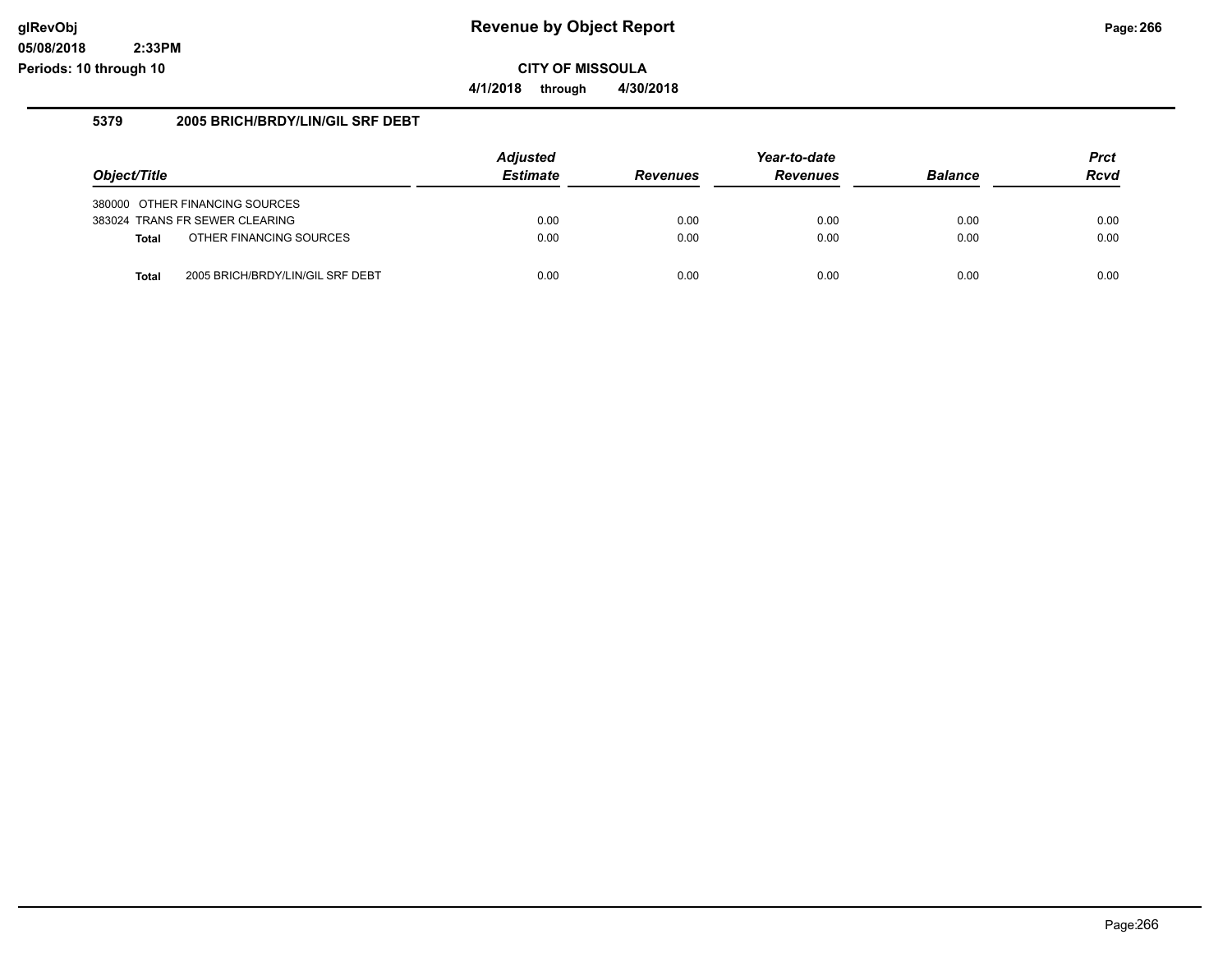# Revenue by Object Report

glRevObj
05/08/2018 2:33PM
Periods: 10 through 10

**CITY OF MISSOULA**

**4/1/2018 through 4/30/2018**

## 5379 2005 BRICH/BRDY/LIN/GIL SRF DEBT

| Object/Title | Adjusted Estimate | Revenues | Year-to-date Revenues | Balance | Prct Rcvd |
|---|---|---|---|---|---|
| 380000 OTHER FINANCING SOURCES | | | | | |
| 383024 TRANS FR SEWER CLEARING | 0.00 | 0.00 | 0.00 | 0.00 | 0.00 |
| **Total** OTHER FINANCING SOURCES | 0.00 | 0.00 | 0.00 | 0.00 | 0.00 |
| **Total** 2005 BRICH/BRDY/LIN/GIL SRF DEBT | 0.00 | 0.00 | 0.00 | 0.00 | 0.00 |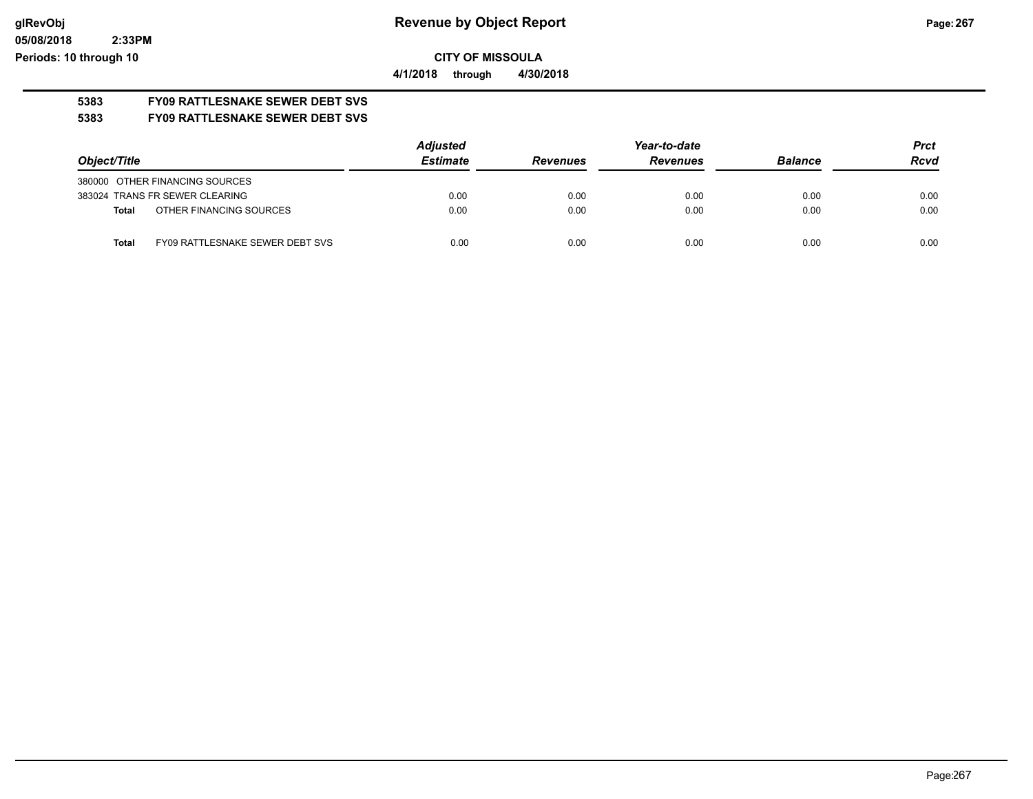**CITY OF MISSOULA**

**4/1/2018 through 4/30/2018**

## 5383 FY09 RATTLESNAKE SEWER DEBT SVS

## 5383 FY09 RATTLESNAKE SEWER DEBT SVS

| Object/Title | | Adjusted Estimate | Revenues | Year-to-date Revenues | Balance | Prct Rcvd |
|---|---|---|---|---|---|---|
| 380000 OTHER FINANCING SOURCES | | | | | | |
| 383024 TRANS FR SEWER CLEARING | | 0.00 | 0.00 | 0.00 | 0.00 | 0.00 |
| **Total** | OTHER FINANCING SOURCES | 0.00 | 0.00 | 0.00 | 0.00 | 0.00 |
| **Total** | FY09 RATTLESNAKE SEWER DEBT SVS | 0.00 | 0.00 | 0.00 | 0.00 | 0.00 |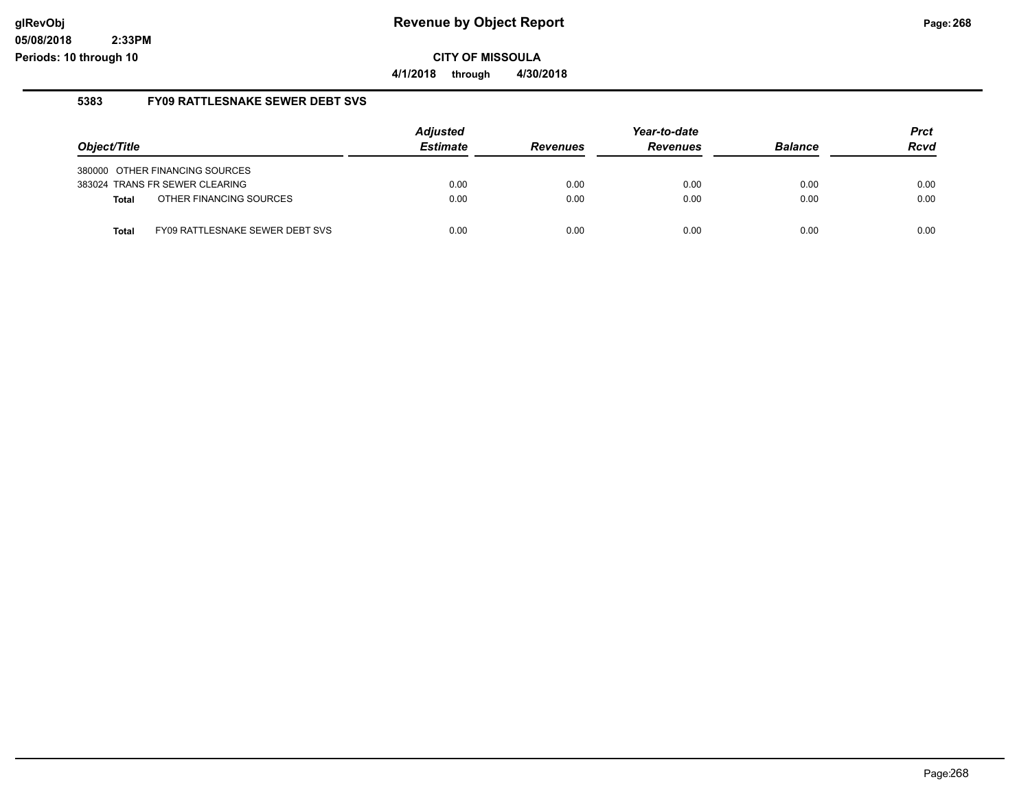# Revenue by Object Report

**CITY OF MISSOULA**

**4/1/2018 through 4/30/2018**

glRevObj
05/08/2018 2:33PM
Periods: 10 through 10

### 5383 FY09 RATTLESNAKE SEWER DEBT SVS

| Object/Title | Adjusted Estimate | Revenues | Year-to-date Revenues | Balance | Prct Rcvd |
|---|---|---|---|---|---|
| 380000 OTHER FINANCING SOURCES | | | | | |
| 383024 TRANS FR SEWER CLEARING | 0.00 | 0.00 | 0.00 | 0.00 | 0.00 |
| **Total** OTHER FINANCING SOURCES | 0.00 | 0.00 | 0.00 | 0.00 | 0.00 |
| **Total** FY09 RATTLESNAKE SEWER DEBT SVS | 0.00 | 0.00 | 0.00 | 0.00 | 0.00 |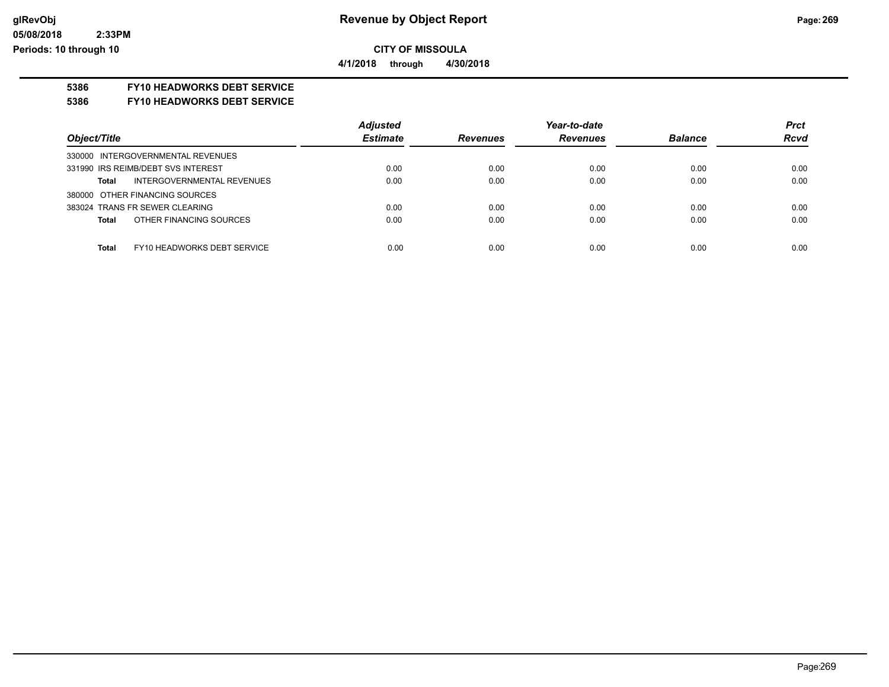**CITY OF MISSOULA**

**4/1/2018 through 4/30/2018**

## 5386 FY10 HEADWORKS DEBT SERVICE

## 5386 FY10 HEADWORKS DEBT SERVICE

| Object/Title | Adjusted Estimate | Revenues | Year-to-date Revenues | Balance | Prct Rcvd |
|---|---|---|---|---|---|
| 330000 INTERGOVERNMENTAL REVENUES | | | | | |
| 331990 IRS REIMB/DEBT SVS INTEREST | 0.00 | 0.00 | 0.00 | 0.00 | 0.00 |
| **Total** INTERGOVERNMENTAL REVENUES | 0.00 | 0.00 | 0.00 | 0.00 | 0.00 |
| 380000 OTHER FINANCING SOURCES | | | | | |
| 383024 TRANS FR SEWER CLEARING | 0.00 | 0.00 | 0.00 | 0.00 | 0.00 |
| **Total** OTHER FINANCING SOURCES | 0.00 | 0.00 | 0.00 | 0.00 | 0.00 |
| **Total** FY10 HEADWORKS DEBT SERVICE | 0.00 | 0.00 | 0.00 | 0.00 | 0.00 |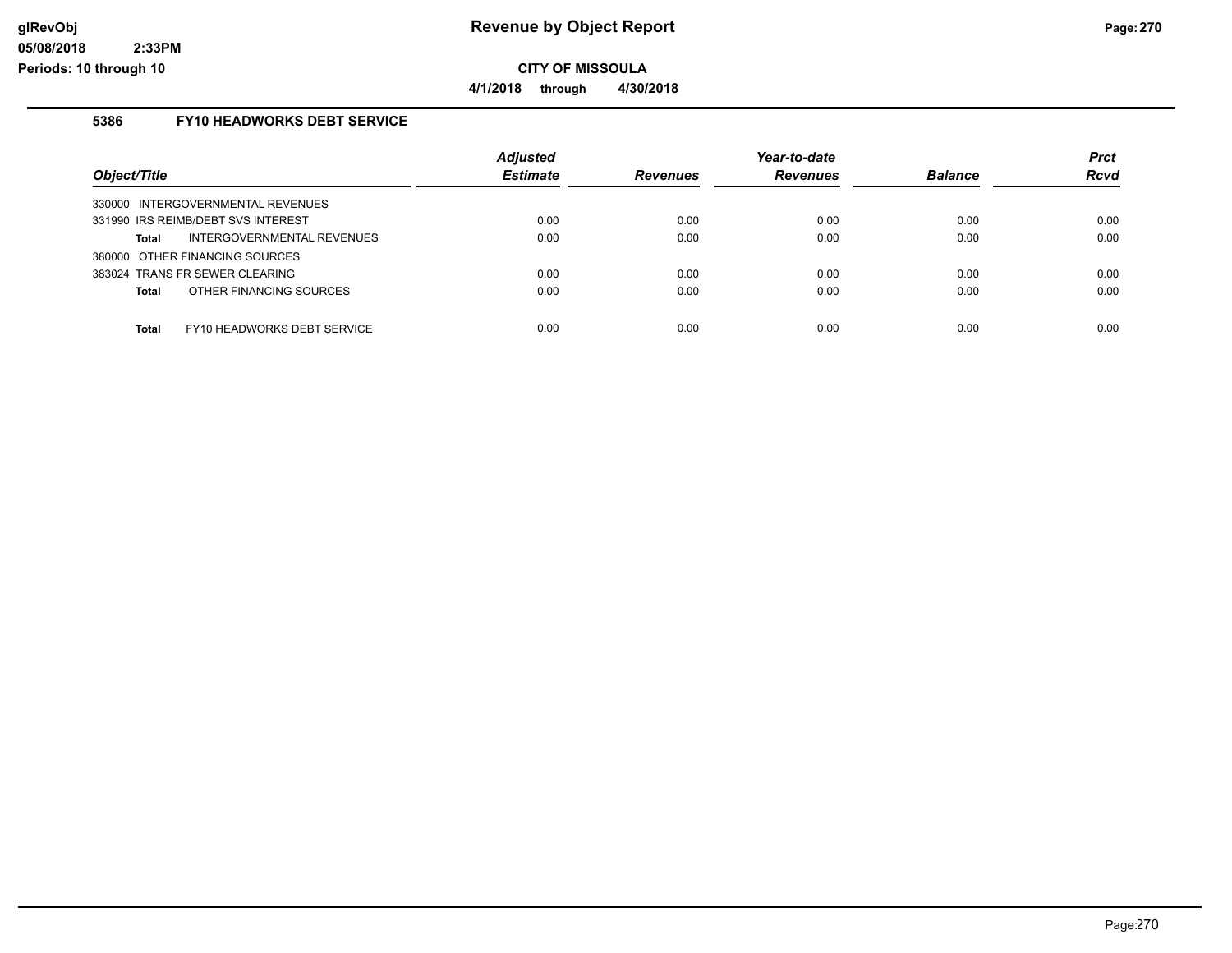# Revenue by Object Report

**CITY OF MISSOULA**

**4/1/2018 through 4/30/2018**

glRevObj
05/08/2018 2:33PM
Periods: 10 through 10

### 5386 FY10 HEADWORKS DEBT SERVICE

| Object/Title | Adjusted Estimate | Revenues | Year-to-date Revenues | Balance | Prct Rcvd |
|---|---|---|---|---|---|
| 330000 INTERGOVERNMENTAL REVENUES | | | | | |
| 331990 IRS REIMB/DEBT SVS INTEREST | 0.00 | 0.00 | 0.00 | 0.00 | 0.00 |
| **Total** INTERGOVERNMENTAL REVENUES | 0.00 | 0.00 | 0.00 | 0.00 | 0.00 |
| 380000 OTHER FINANCING SOURCES | | | | | |
| 383024 TRANS FR SEWER CLEARING | 0.00 | 0.00 | 0.00 | 0.00 | 0.00 |
| **Total** OTHER FINANCING SOURCES | 0.00 | 0.00 | 0.00 | 0.00 | 0.00 |
| **Total** FY10 HEADWORKS DEBT SERVICE | 0.00 | 0.00 | 0.00 | 0.00 | 0.00 |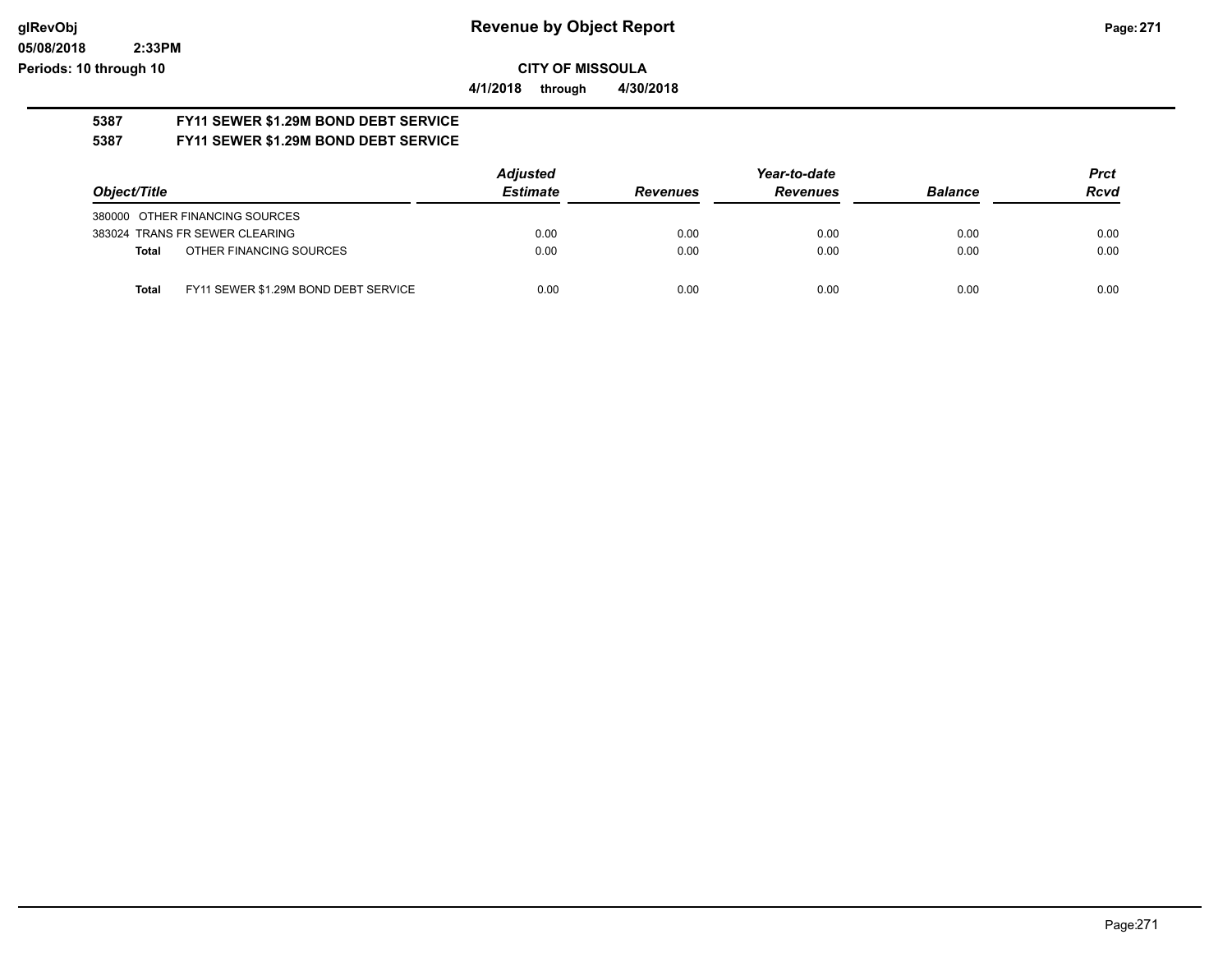**CITY OF MISSOULA**

**4/1/2018 through 4/30/2018**

**5387 FY11 SEWER $1.29M BOND DEBT SERVICE**

**5387 FY11 SEWER $1.29M BOND DEBT SERVICE**

| Object/Title | Adjusted Estimate | Revenues | Year-to-date Revenues | Balance | Prct Rcvd |
|---|---|---|---|---|---|
| 380000 OTHER FINANCING SOURCES | | | | | |
| 383024 TRANS FR SEWER CLEARING | 0.00 | 0.00 | 0.00 | 0.00 | 0.00 |
| **Total** OTHER FINANCING SOURCES | 0.00 | 0.00 | 0.00 | 0.00 | 0.00 |
| **Total** FY11 SEWER $1.29M BOND DEBT SERVICE | 0.00 | 0.00 | 0.00 | 0.00 | 0.00 |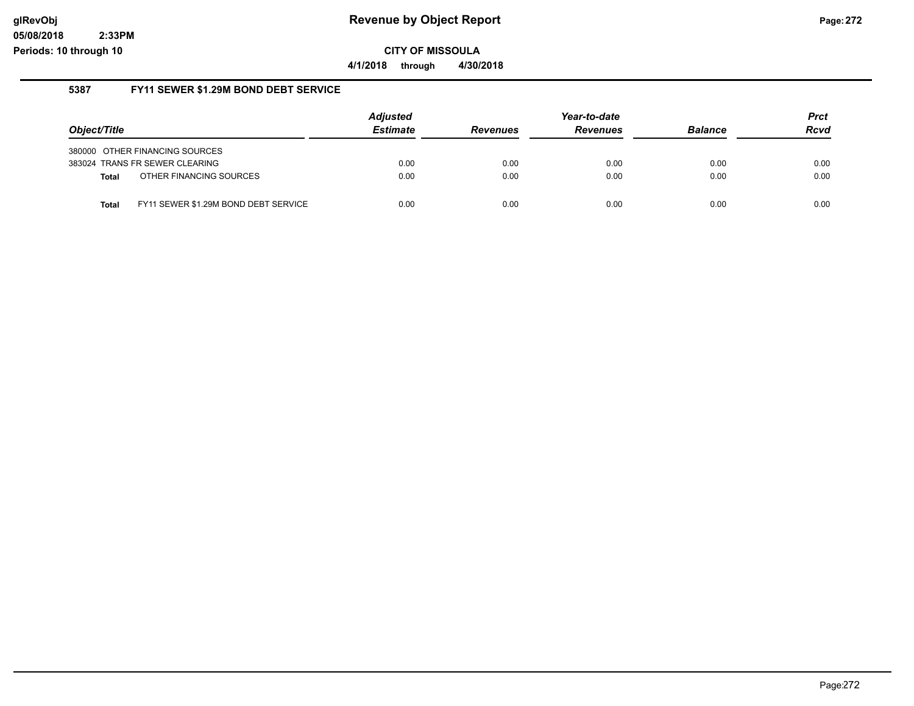# Revenue by Object Report

glRevObj
05/08/2018 2:33PM
Periods: 10 through 10

## CITY OF MISSOULA

**4/1/2018 through 4/30/2018**

### 5387 FY11 SEWER $1.29M BOND DEBT SERVICE

| Object/Title | Adjusted Estimate | Revenues | Year-to-date Revenues | Balance | Prct Rcvd |
|---|---|---|---|---|---|
| 380000 OTHER FINANCING SOURCES | | | | | |
| 383024 TRANS FR SEWER CLEARING | 0.00 | 0.00 | 0.00 | 0.00 | 0.00 |
| **Total** OTHER FINANCING SOURCES | 0.00 | 0.00 | 0.00 | 0.00 | 0.00 |
| **Total** FY11 SEWER $1.29M BOND DEBT SERVICE | 0.00 | 0.00 | 0.00 | 0.00 | 0.00 |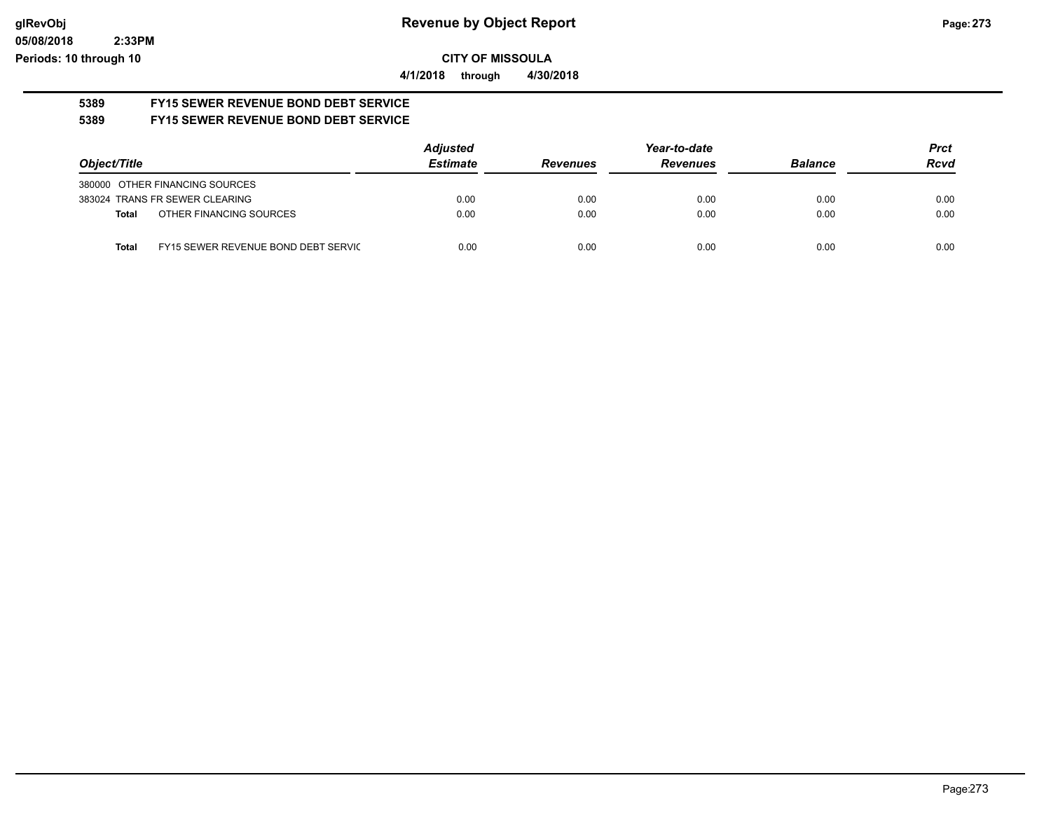**CITY OF MISSOULA**

**4/1/2018 through 4/30/2018**

**5389 FY15 SEWER REVENUE BOND DEBT SERVICE**

**5389 FY15 SEWER REVENUE BOND DEBT SERVICE**

| Object/Title | Adjusted Estimate | Revenues | Year-to-date Revenues | Balance | Prct Rcvd |
|---|---|---|---|---|---|
| 380000 OTHER FINANCING SOURCES | | | | | |
| 383024 TRANS FR SEWER CLEARING | 0.00 | 0.00 | 0.00 | 0.00 | 0.00 |
| **Total** OTHER FINANCING SOURCES | 0.00 | 0.00 | 0.00 | 0.00 | 0.00 |
| **Total** FY15 SEWER REVENUE BOND DEBT SERVIC | 0.00 | 0.00 | 0.00 | 0.00 | 0.00 |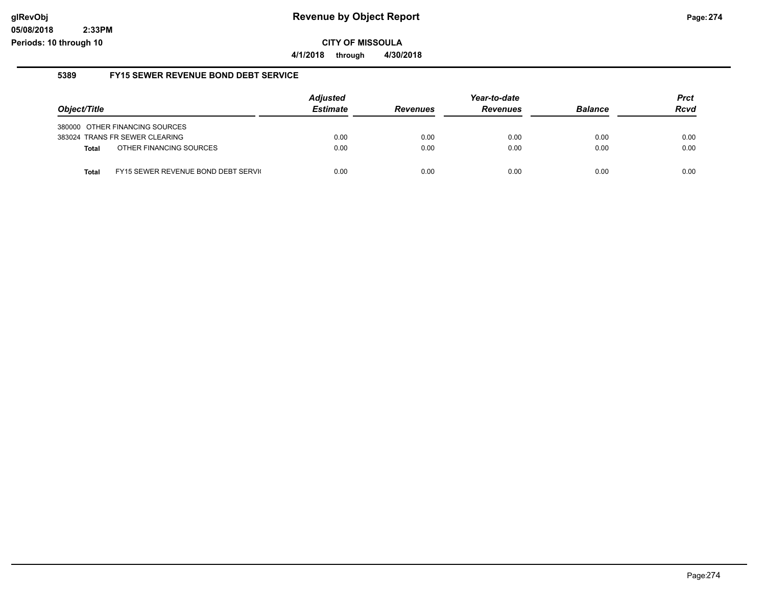# Revenue by Object Report

**CITY OF MISSOULA**

**4/1/2018 through 4/30/2018**

glRevObj
05/08/2018 2:33PM
Periods: 10 through 10

## 5389 FY15 SEWER REVENUE BOND DEBT SERVICE

| Object/Title | Adjusted Estimate | Revenues | Year-to-date Revenues | Balance | Prct Rcvd |
|---|---|---|---|---|---|
| 380000 OTHER FINANCING SOURCES | | | | | |
| 383024 TRANS FR SEWER CLEARING | 0.00 | 0.00 | 0.00 | 0.00 | 0.00 |
| **Total** OTHER FINANCING SOURCES | 0.00 | 0.00 | 0.00 | 0.00 | 0.00 |
| **Total** FY15 SEWER REVENUE BOND DEBT SERVI( | 0.00 | 0.00 | 0.00 | 0.00 | 0.00 |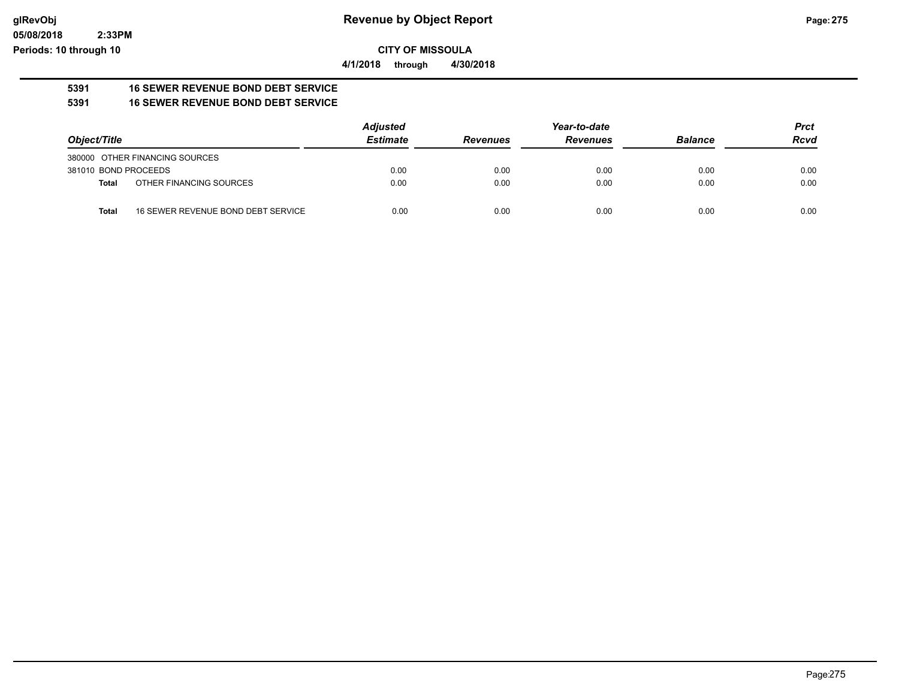**Revenue by Object Report**

**CITY OF MISSOULA**

**4/1/2018 through 4/30/2018**

**5391 16 SEWER REVENUE BOND DEBT SERVICE**

**5391 16 SEWER REVENUE BOND DEBT SERVICE**

| Object/Title | | Adjusted Estimate | Revenues | Year-to-date Revenues | Balance | Prct Rcvd |
|---|---|---|---|---|---|---|
| 380000 OTHER FINANCING SOURCES | | | | | | |
| 381010 BOND PROCEEDS | | 0.00 | 0.00 | 0.00 | 0.00 | 0.00 |
| **Total** | OTHER FINANCING SOURCES | 0.00 | 0.00 | 0.00 | 0.00 | 0.00 |
| **Total** | 16 SEWER REVENUE BOND DEBT SERVICE | 0.00 | 0.00 | 0.00 | 0.00 | 0.00 |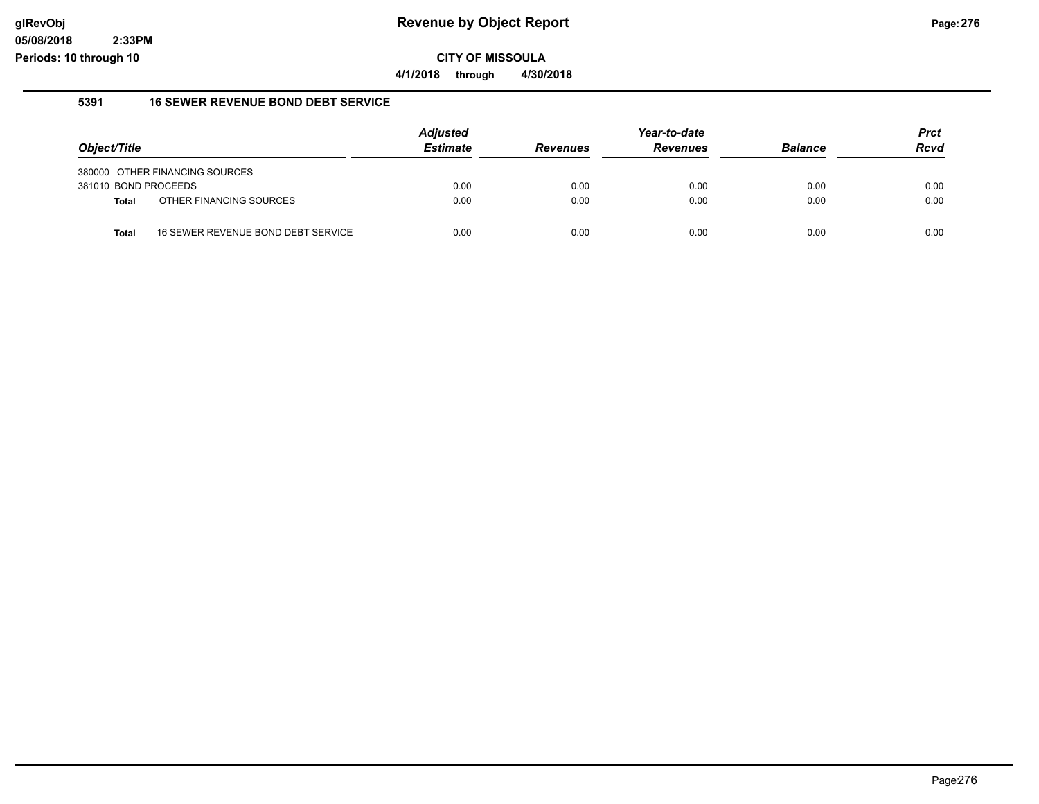# Revenue by Object Report

glRevObj
05/08/2018 2:33PM
Periods: 10 through 10

**CITY OF MISSOULA**

**4/1/2018 through 4/30/2018**

## 5391 16 SEWER REVENUE BOND DEBT SERVICE

| Object/Title | | Adjusted Estimate | Revenues | Year-to-date Revenues | Balance | Prct Rcvd |
|---|---|---|---|---|---|---|
| 380000 OTHER FINANCING SOURCES | | | | | | |
| 381010 BOND PROCEEDS | | 0.00 | 0.00 | 0.00 | 0.00 | 0.00 |
| **Total** | OTHER FINANCING SOURCES | 0.00 | 0.00 | 0.00 | 0.00 | 0.00 |
| **Total** | 16 SEWER REVENUE BOND DEBT SERVICE | 0.00 | 0.00 | 0.00 | 0.00 | 0.00 |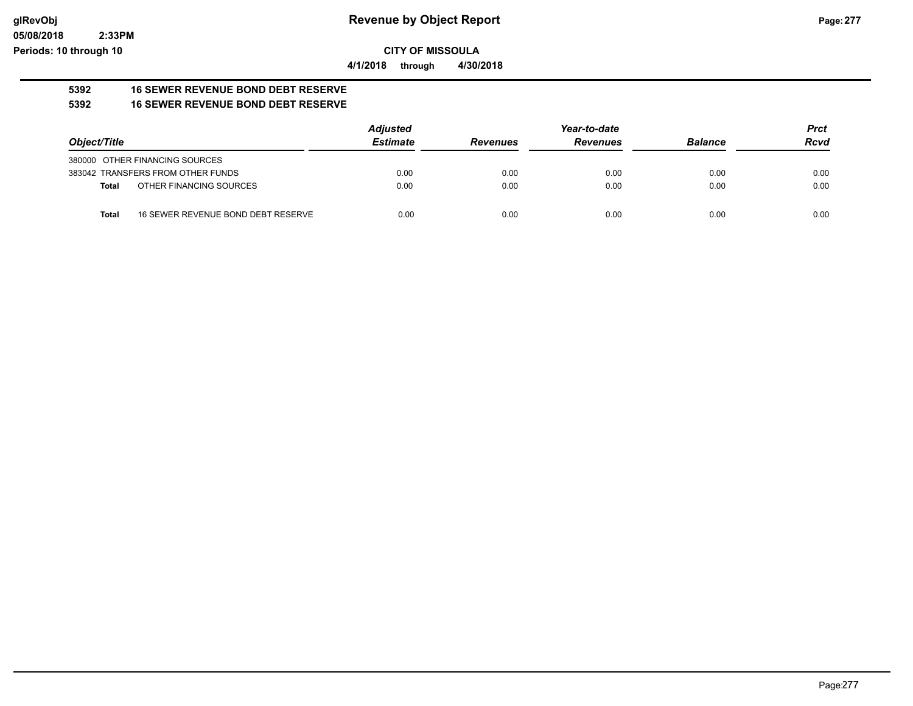**Revenue by Object Report**

**CITY OF MISSOULA**

**4/1/2018 through 4/30/2018**

glRevObj
05/08/2018 2:33PM
Periods: 10 through 10

## 5392 16 SEWER REVENUE BOND DEBT RESERVE

## 5392 16 SEWER REVENUE BOND DEBT RESERVE

| Object/Title | Adjusted Estimate | Revenues | Year-to-date Revenues | Balance | Prct Rcvd |
|---|---|---|---|---|---|
| 380000 OTHER FINANCING SOURCES | | | | | |
| 383042 TRANSFERS FROM OTHER FUNDS | 0.00 | 0.00 | 0.00 | 0.00 | 0.00 |
| **Total** OTHER FINANCING SOURCES | 0.00 | 0.00 | 0.00 | 0.00 | 0.00 |
| **Total** 16 SEWER REVENUE BOND DEBT RESERVE | 0.00 | 0.00 | 0.00 | 0.00 | 0.00 |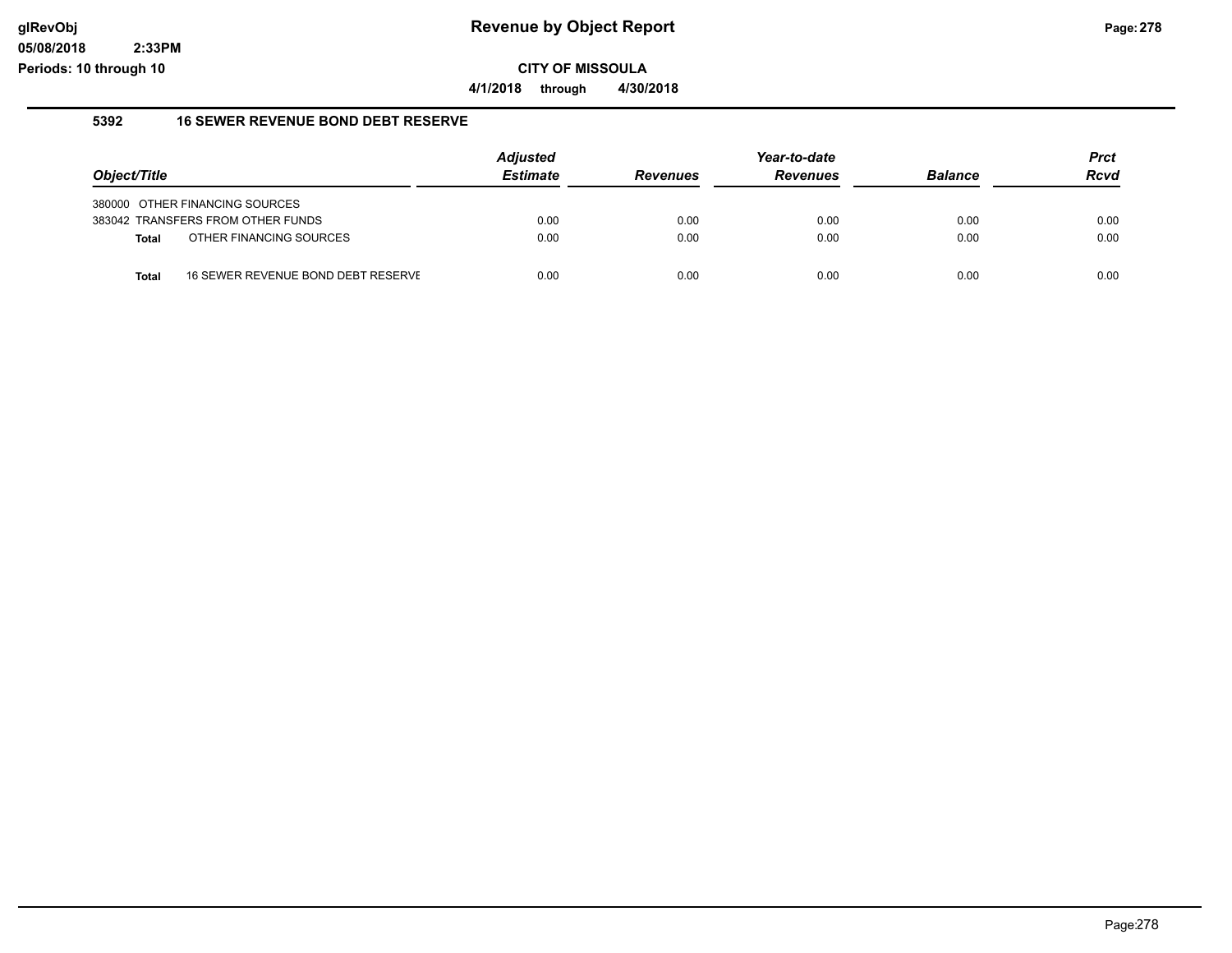**CITY OF MISSOULA**

**4/1/2018 through 4/30/2018**

### 5392 16 SEWER REVENUE BOND DEBT RESERVE

| Object/Title | | Adjusted Estimate | Revenues | Year-to-date Revenues | Balance | Prct Rcvd |
|---|---|---|---|---|---|---|
| 380000 OTHER FINANCING SOURCES | | | | | | |
| 383042 TRANSFERS FROM OTHER FUNDS | | 0.00 | 0.00 | 0.00 | 0.00 | 0.00 |
| **Total** | OTHER FINANCING SOURCES | 0.00 | 0.00 | 0.00 | 0.00 | 0.00 |
| **Total** | 16 SEWER REVENUE BOND DEBT RESERVE | 0.00 | 0.00 | 0.00 | 0.00 | 0.00 |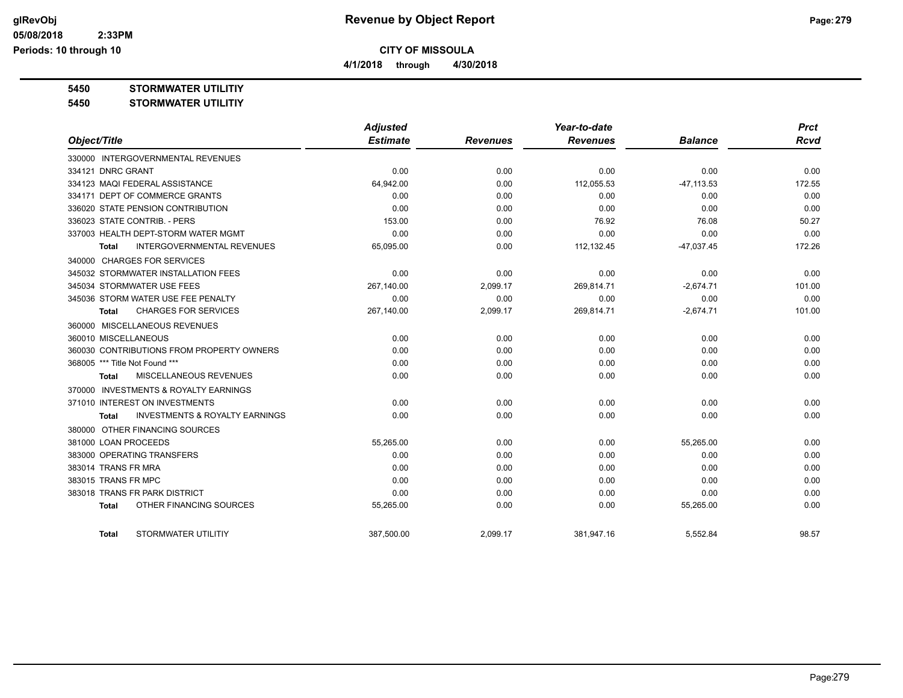# Revenue by Object Report

**CITY OF MISSOULA**

**4/1/2018 through 4/30/2018**

glRevObj
05/08/2018 2:33PM
Periods: 10 through 10

**5450 STORMWATER UTILITIY**

**5450 STORMWATER UTILITIY**

| Object/Title | Adjusted Estimate | Revenues | Year-to-date Revenues | Balance | Prct Rcvd |
|---|---|---|---|---|---|
| 330000 INTERGOVERNMENTAL REVENUES | | | | | |
| 334121 DNRC GRANT | 0.00 | 0.00 | 0.00 | 0.00 | 0.00 |
| 334123 MAQI FEDERAL ASSISTANCE | 64,942.00 | 0.00 | 112,055.53 | -47,113.53 | 172.55 |
| 334171 DEPT OF COMMERCE GRANTS | 0.00 | 0.00 | 0.00 | 0.00 | 0.00 |
| 336020 STATE PENSION CONTRIBUTION | 0.00 | 0.00 | 0.00 | 0.00 | 0.00 |
| 336023 STATE CONTRIB. - PERS | 153.00 | 0.00 | 76.92 | 76.08 | 50.27 |
| 337003 HEALTH DEPT-STORM WATER MGMT | 0.00 | 0.00 | 0.00 | 0.00 | 0.00 |
| **Total** INTERGOVERNMENTAL REVENUES | 65,095.00 | 0.00 | 112,132.45 | -47,037.45 | 172.26 |
| 340000 CHARGES FOR SERVICES | | | | | |
| 345032 STORMWATER INSTALLATION FEES | 0.00 | 0.00 | 0.00 | 0.00 | 0.00 |
| 345034 STORMWATER USE FEES | 267,140.00 | 2,099.17 | 269,814.71 | -2,674.71 | 101.00 |
| 345036 STORM WATER USE FEE PENALTY | 0.00 | 0.00 | 0.00 | 0.00 | 0.00 |
| **Total** CHARGES FOR SERVICES | 267,140.00 | 2,099.17 | 269,814.71 | -2,674.71 | 101.00 |
| 360000 MISCELLANEOUS REVENUES | | | | | |
| 360010 MISCELLANEOUS | 0.00 | 0.00 | 0.00 | 0.00 | 0.00 |
| 360030 CONTRIBUTIONS FROM PROPERTY OWNERS | 0.00 | 0.00 | 0.00 | 0.00 | 0.00 |
| 368005 *** Title Not Found *** | 0.00 | 0.00 | 0.00 | 0.00 | 0.00 |
| **Total** MISCELLANEOUS REVENUES | 0.00 | 0.00 | 0.00 | 0.00 | 0.00 |
| 370000 INVESTMENTS & ROYALTY EARNINGS | | | | | |
| 371010 INTEREST ON INVESTMENTS | 0.00 | 0.00 | 0.00 | 0.00 | 0.00 |
| **Total** INVESTMENTS & ROYALTY EARNINGS | 0.00 | 0.00 | 0.00 | 0.00 | 0.00 |
| 380000 OTHER FINANCING SOURCES | | | | | |
| 381000 LOAN PROCEEDS | 55,265.00 | 0.00 | 0.00 | 55,265.00 | 0.00 |
| 383000 OPERATING TRANSFERS | 0.00 | 0.00 | 0.00 | 0.00 | 0.00 |
| 383014 TRANS FR MRA | 0.00 | 0.00 | 0.00 | 0.00 | 0.00 |
| 383015 TRANS FR MPC | 0.00 | 0.00 | 0.00 | 0.00 | 0.00 |
| 383018 TRANS FR PARK DISTRICT | 0.00 | 0.00 | 0.00 | 0.00 | 0.00 |
| **Total** OTHER FINANCING SOURCES | 55,265.00 | 0.00 | 0.00 | 55,265.00 | 0.00 |
| **Total** STORMWATER UTILITIY | 387,500.00 | 2,099.17 | 381,947.16 | 5,552.84 | 98.57 |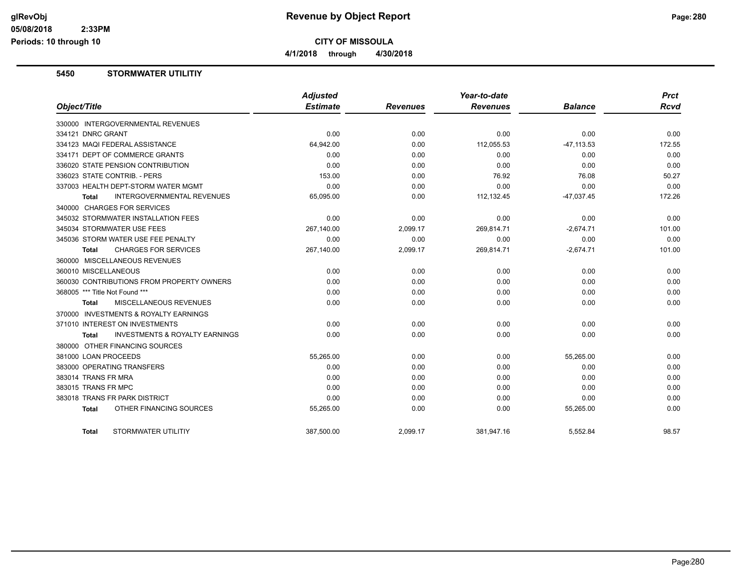# Revenue by Object Report

**CITY OF MISSOULA**

**4/1/2018 through 4/30/2018**

glRevObj
05/08/2018 2:33PM
Periods: 10 through 10

## 5450 STORMWATER UTILITIY

| Object/Title | Adjusted Estimate | Revenues | Year-to-date Revenues | Balance | Prct Rcvd |
|---|---|---|---|---|---|
| 330000 INTERGOVERNMENTAL REVENUES | | | | | |
| 334121 DNRC GRANT | 0.00 | 0.00 | 0.00 | 0.00 | 0.00 |
| 334123 MAQI FEDERAL ASSISTANCE | 64,942.00 | 0.00 | 112,055.53 | -47,113.53 | 172.55 |
| 334171 DEPT OF COMMERCE GRANTS | 0.00 | 0.00 | 0.00 | 0.00 | 0.00 |
| 336020 STATE PENSION CONTRIBUTION | 0.00 | 0.00 | 0.00 | 0.00 | 0.00 |
| 336023 STATE CONTRIB. - PERS | 153.00 | 0.00 | 76.92 | 76.08 | 50.27 |
| 337003 HEALTH DEPT-STORM WATER MGMT | 0.00 | 0.00 | 0.00 | 0.00 | 0.00 |
| **Total** INTERGOVERNMENTAL REVENUES | 65,095.00 | 0.00 | 112,132.45 | -47,037.45 | 172.26 |
| 340000 CHARGES FOR SERVICES | | | | | |
| 345032 STORMWATER INSTALLATION FEES | 0.00 | 0.00 | 0.00 | 0.00 | 0.00 |
| 345034 STORMWATER USE FEES | 267,140.00 | 2,099.17 | 269,814.71 | -2,674.71 | 101.00 |
| 345036 STORM WATER USE FEE PENALTY | 0.00 | 0.00 | 0.00 | 0.00 | 0.00 |
| **Total** CHARGES FOR SERVICES | 267,140.00 | 2,099.17 | 269,814.71 | -2,674.71 | 101.00 |
| 360000 MISCELLANEOUS REVENUES | | | | | |
| 360010 MISCELLANEOUS | 0.00 | 0.00 | 0.00 | 0.00 | 0.00 |
| 360030 CONTRIBUTIONS FROM PROPERTY OWNERS | 0.00 | 0.00 | 0.00 | 0.00 | 0.00 |
| 368005 *** Title Not Found *** | 0.00 | 0.00 | 0.00 | 0.00 | 0.00 |
| **Total** MISCELLANEOUS REVENUES | 0.00 | 0.00 | 0.00 | 0.00 | 0.00 |
| 370000 INVESTMENTS & ROYALTY EARNINGS | | | | | |
| 371010 INTEREST ON INVESTMENTS | 0.00 | 0.00 | 0.00 | 0.00 | 0.00 |
| **Total** INVESTMENTS & ROYALTY EARNINGS | 0.00 | 0.00 | 0.00 | 0.00 | 0.00 |
| 380000 OTHER FINANCING SOURCES | | | | | |
| 381000 LOAN PROCEEDS | 55,265.00 | 0.00 | 0.00 | 55,265.00 | 0.00 |
| 383000 OPERATING TRANSFERS | 0.00 | 0.00 | 0.00 | 0.00 | 0.00 |
| 383014 TRANS FR MRA | 0.00 | 0.00 | 0.00 | 0.00 | 0.00 |
| 383015 TRANS FR MPC | 0.00 | 0.00 | 0.00 | 0.00 | 0.00 |
| 383018 TRANS FR PARK DISTRICT | 0.00 | 0.00 | 0.00 | 0.00 | 0.00 |
| **Total** OTHER FINANCING SOURCES | 55,265.00 | 0.00 | 0.00 | 55,265.00 | 0.00 |
| **Total** STORMWATER UTILITIY | 387,500.00 | 2,099.17 | 381,947.16 | 5,552.84 | 98.57 |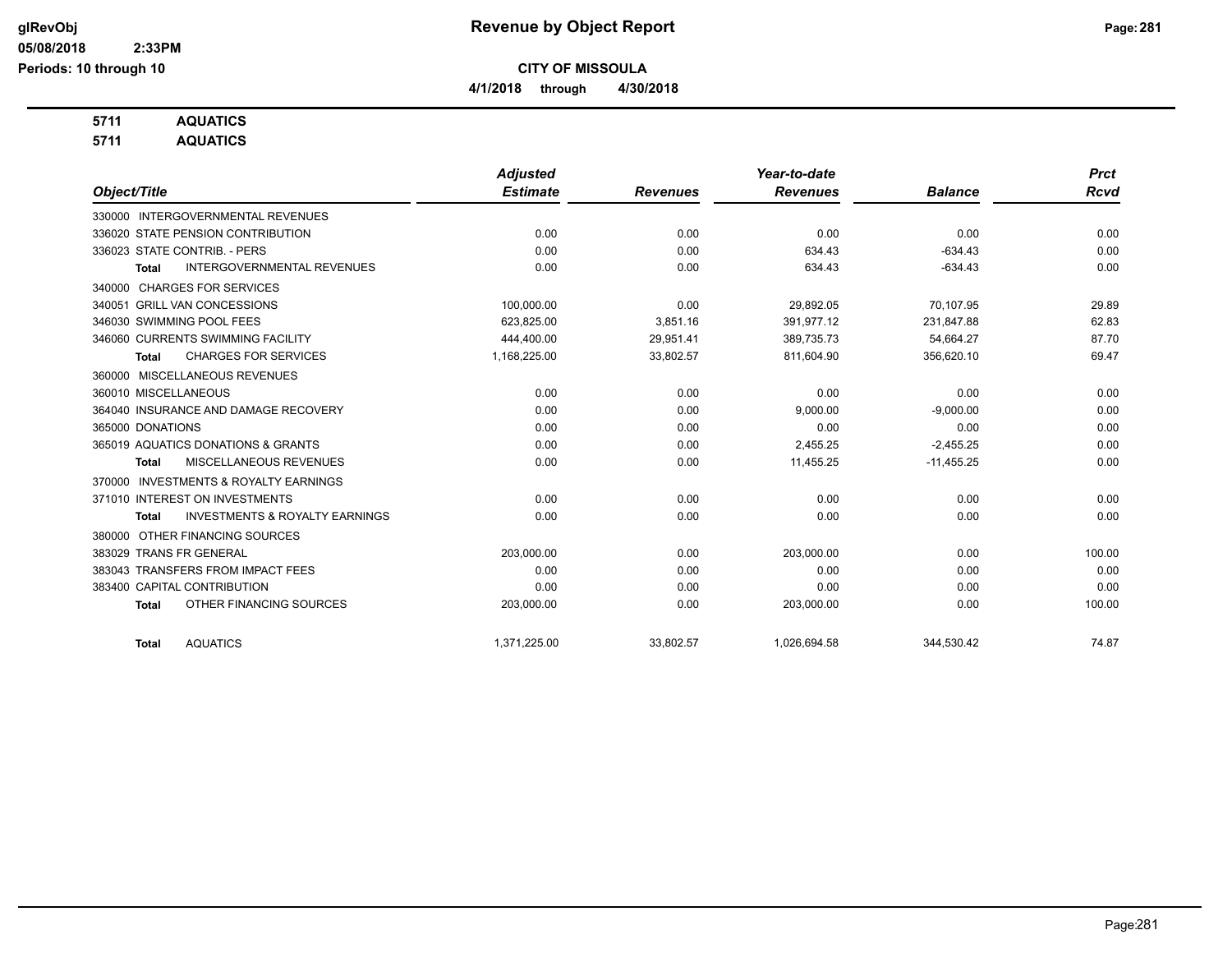# Revenue by Object Report

## CITY OF MISSOULA

**4/1/2018 through 4/30/2018**

**5711 AQUATICS**

**5711 AQUATICS**

| Object/Title | Adjusted Estimate | Revenues | Year-to-date Revenues | Balance | Prct Rcvd |
|---|---|---|---|---|---|
| 330000 INTERGOVERNMENTAL REVENUES | | | | | |
| 336020 STATE PENSION CONTRIBUTION | 0.00 | 0.00 | 0.00 | 0.00 | 0.00 |
| 336023 STATE CONTRIB. - PERS | 0.00 | 0.00 | 634.43 | -634.43 | 0.00 |
| **Total** INTERGOVERNMENTAL REVENUES | 0.00 | 0.00 | 634.43 | -634.43 | 0.00 |
| 340000 CHARGES FOR SERVICES | | | | | |
| 340051 GRILL VAN CONCESSIONS | 100,000.00 | 0.00 | 29,892.05 | 70,107.95 | 29.89 |
| 346030 SWIMMING POOL FEES | 623,825.00 | 3,851.16 | 391,977.12 | 231,847.88 | 62.83 |
| 346060 CURRENTS SWIMMING FACILITY | 444,400.00 | 29,951.41 | 389,735.73 | 54,664.27 | 87.70 |
| **Total** CHARGES FOR SERVICES | 1,168,225.00 | 33,802.57 | 811,604.90 | 356,620.10 | 69.47 |
| 360000 MISCELLANEOUS REVENUES | | | | | |
| 360010 MISCELLANEOUS | 0.00 | 0.00 | 0.00 | 0.00 | 0.00 |
| 364040 INSURANCE AND DAMAGE RECOVERY | 0.00 | 0.00 | 9,000.00 | -9,000.00 | 0.00 |
| 365000 DONATIONS | 0.00 | 0.00 | 0.00 | 0.00 | 0.00 |
| 365019 AQUATICS DONATIONS & GRANTS | 0.00 | 0.00 | 2,455.25 | -2,455.25 | 0.00 |
| **Total** MISCELLANEOUS REVENUES | 0.00 | 0.00 | 11,455.25 | -11,455.25 | 0.00 |
| 370000 INVESTMENTS & ROYALTY EARNINGS | | | | | |
| 371010 INTEREST ON INVESTMENTS | 0.00 | 0.00 | 0.00 | 0.00 | 0.00 |
| **Total** INVESTMENTS & ROYALTY EARNINGS | 0.00 | 0.00 | 0.00 | 0.00 | 0.00 |
| 380000 OTHER FINANCING SOURCES | | | | | |
| 383029 TRANS FR GENERAL | 203,000.00 | 0.00 | 203,000.00 | 0.00 | 100.00 |
| 383043 TRANSFERS FROM IMPACT FEES | 0.00 | 0.00 | 0.00 | 0.00 | 0.00 |
| 383400 CAPITAL CONTRIBUTION | 0.00 | 0.00 | 0.00 | 0.00 | 0.00 |
| **Total** OTHER FINANCING SOURCES | 203,000.00 | 0.00 | 203,000.00 | 0.00 | 100.00 |
| **Total** AQUATICS | 1,371,225.00 | 33,802.57 | 1,026,694.58 | 344,530.42 | 74.87 |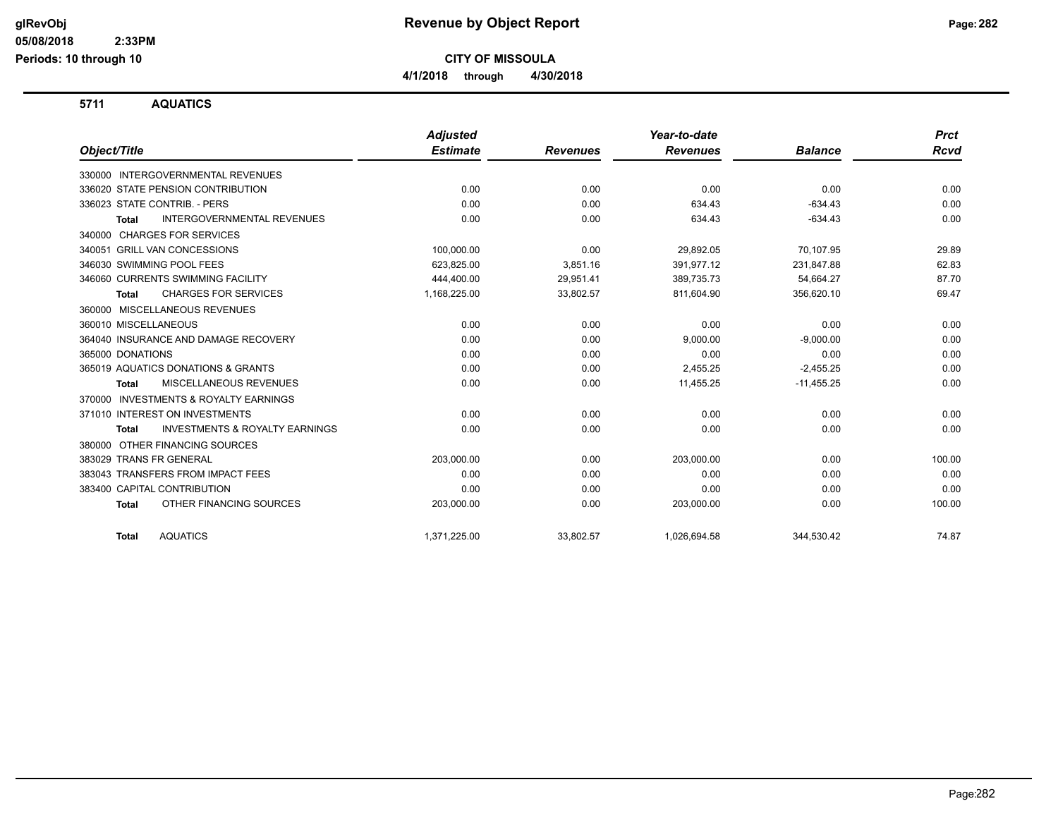# CITY OF MISSOULA

**4/1/2018 through 4/30/2018**

## 5711 AQUATICS

| Object/Title | Adjusted Estimate | Revenues | Year-to-date Revenues | Balance | Prct Rcvd |
|---|---|---|---|---|---|
| 330000 INTERGOVERNMENTAL REVENUES | | | | | |
| 336020 STATE PENSION CONTRIBUTION | 0.00 | 0.00 | 0.00 | 0.00 | 0.00 |
| 336023 STATE CONTRIB. - PERS | 0.00 | 0.00 | 634.43 | -634.43 | 0.00 |
| **Total** INTERGOVERNMENTAL REVENUES | 0.00 | 0.00 | 634.43 | -634.43 | 0.00 |
| 340000 CHARGES FOR SERVICES | | | | | |
| 340051 GRILL VAN CONCESSIONS | 100,000.00 | 0.00 | 29,892.05 | 70,107.95 | 29.89 |
| 346030 SWIMMING POOL FEES | 623,825.00 | 3,851.16 | 391,977.12 | 231,847.88 | 62.83 |
| 346060 CURRENTS SWIMMING FACILITY | 444,400.00 | 29,951.41 | 389,735.73 | 54,664.27 | 87.70 |
| **Total** CHARGES FOR SERVICES | 1,168,225.00 | 33,802.57 | 811,604.90 | 356,620.10 | 69.47 |
| 360000 MISCELLANEOUS REVENUES | | | | | |
| 360010 MISCELLANEOUS | 0.00 | 0.00 | 0.00 | 0.00 | 0.00 |
| 364040 INSURANCE AND DAMAGE RECOVERY | 0.00 | 0.00 | 9,000.00 | -9,000.00 | 0.00 |
| 365000 DONATIONS | 0.00 | 0.00 | 0.00 | 0.00 | 0.00 |
| 365019 AQUATICS DONATIONS & GRANTS | 0.00 | 0.00 | 2,455.25 | -2,455.25 | 0.00 |
| **Total** MISCELLANEOUS REVENUES | 0.00 | 0.00 | 11,455.25 | -11,455.25 | 0.00 |
| 370000 INVESTMENTS & ROYALTY EARNINGS | | | | | |
| 371010 INTEREST ON INVESTMENTS | 0.00 | 0.00 | 0.00 | 0.00 | 0.00 |
| **Total** INVESTMENTS & ROYALTY EARNINGS | 0.00 | 0.00 | 0.00 | 0.00 | 0.00 |
| 380000 OTHER FINANCING SOURCES | | | | | |
| 383029 TRANS FR GENERAL | 203,000.00 | 0.00 | 203,000.00 | 0.00 | 100.00 |
| 383043 TRANSFERS FROM IMPACT FEES | 0.00 | 0.00 | 0.00 | 0.00 | 0.00 |
| 383400 CAPITAL CONTRIBUTION | 0.00 | 0.00 | 0.00 | 0.00 | 0.00 |
| **Total** OTHER FINANCING SOURCES | 203,000.00 | 0.00 | 203,000.00 | 0.00 | 100.00 |
| **Total** AQUATICS | 1,371,225.00 | 33,802.57 | 1,026,694.58 | 344,530.42 | 74.87 |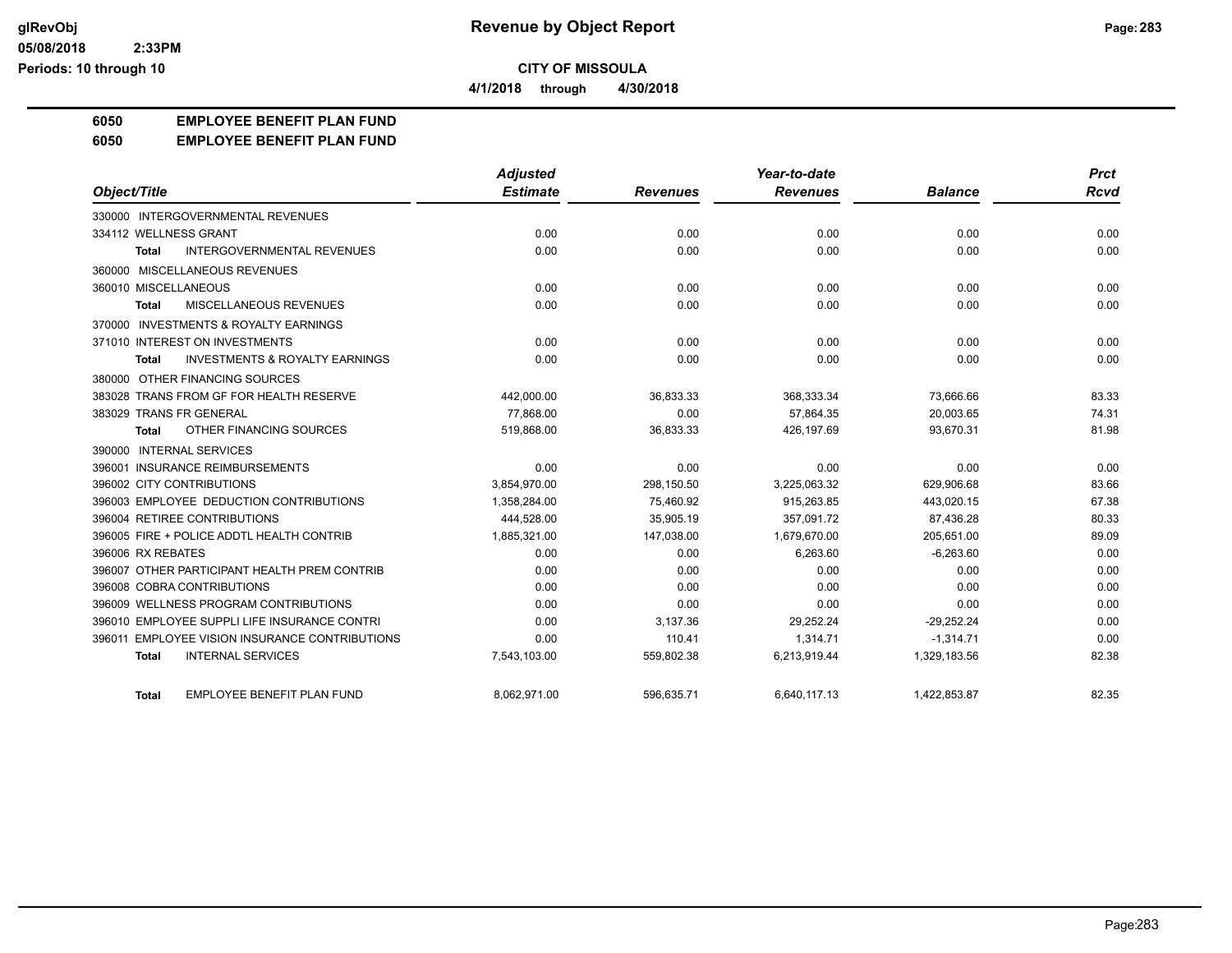# CITY OF MISSOULA

**4/1/2018 through 4/30/2018**

## 6050 EMPLOYEE BENEFIT PLAN FUND
## 6050 EMPLOYEE BENEFIT PLAN FUND

| Object/Title | Adjusted Estimate | Revenues | Year-to-date Revenues | Balance | Prct Rcvd |
|---|---|---|---|---|---|
| 330000 INTERGOVERNMENTAL REVENUES | | | | | |
| 334112 WELLNESS GRANT | 0.00 | 0.00 | 0.00 | 0.00 | 0.00 |
| **Total** INTERGOVERNMENTAL REVENUES | 0.00 | 0.00 | 0.00 | 0.00 | 0.00 |
| 360000 MISCELLANEOUS REVENUES | | | | | |
| 360010 MISCELLANEOUS | 0.00 | 0.00 | 0.00 | 0.00 | 0.00 |
| **Total** MISCELLANEOUS REVENUES | 0.00 | 0.00 | 0.00 | 0.00 | 0.00 |
| 370000 INVESTMENTS & ROYALTY EARNINGS | | | | | |
| 371010 INTEREST ON INVESTMENTS | 0.00 | 0.00 | 0.00 | 0.00 | 0.00 |
| **Total** INVESTMENTS & ROYALTY EARNINGS | 0.00 | 0.00 | 0.00 | 0.00 | 0.00 |
| 380000 OTHER FINANCING SOURCES | | | | | |
| 383028 TRANS FROM GF FOR HEALTH RESERVE | 442,000.00 | 36,833.33 | 368,333.34 | 73,666.66 | 83.33 |
| 383029 TRANS FR GENERAL | 77,868.00 | 0.00 | 57,864.35 | 20,003.65 | 74.31 |
| **Total** OTHER FINANCING SOURCES | 519,868.00 | 36,833.33 | 426,197.69 | 93,670.31 | 81.98 |
| 390000 INTERNAL SERVICES | | | | | |
| 396001 INSURANCE REIMBURSEMENTS | 0.00 | 0.00 | 0.00 | 0.00 | 0.00 |
| 396002 CITY CONTRIBUTIONS | 3,854,970.00 | 298,150.50 | 3,225,063.32 | 629,906.68 | 83.66 |
| 396003 EMPLOYEE DEDUCTION CONTRIBUTIONS | 1,358,284.00 | 75,460.92 | 915,263.85 | 443,020.15 | 67.38 |
| 396004 RETIREE CONTRIBUTIONS | 444,528.00 | 35,905.19 | 357,091.72 | 87,436.28 | 80.33 |
| 396005 FIRE + POLICE ADDTL HEALTH CONTRIB | 1,885,321.00 | 147,038.00 | 1,679,670.00 | 205,651.00 | 89.09 |
| 396006 RX REBATES | 0.00 | 0.00 | 6,263.60 | -6,263.60 | 0.00 |
| 396007 OTHER PARTICIPANT HEALTH PREM CONTRIB | 0.00 | 0.00 | 0.00 | 0.00 | 0.00 |
| 396008 COBRA CONTRIBUTIONS | 0.00 | 0.00 | 0.00 | 0.00 | 0.00 |
| 396009 WELLNESS PROGRAM CONTRIBUTIONS | 0.00 | 0.00 | 0.00 | 0.00 | 0.00 |
| 396010 EMPLOYEE SUPPLI LIFE INSURANCE CONTRI | 0.00 | 3,137.36 | 29,252.24 | -29,252.24 | 0.00 |
| 396011 EMPLOYEE VISION INSURANCE CONTRIBUTIONS | 0.00 | 110.41 | 1,314.71 | -1,314.71 | 0.00 |
| **Total** INTERNAL SERVICES | 7,543,103.00 | 559,802.38 | 6,213,919.44 | 1,329,183.56 | 82.38 |
| **Total** EMPLOYEE BENEFIT PLAN FUND | 8,062,971.00 | 596,635.71 | 6,640,117.13 | 1,422,853.87 | 82.35 |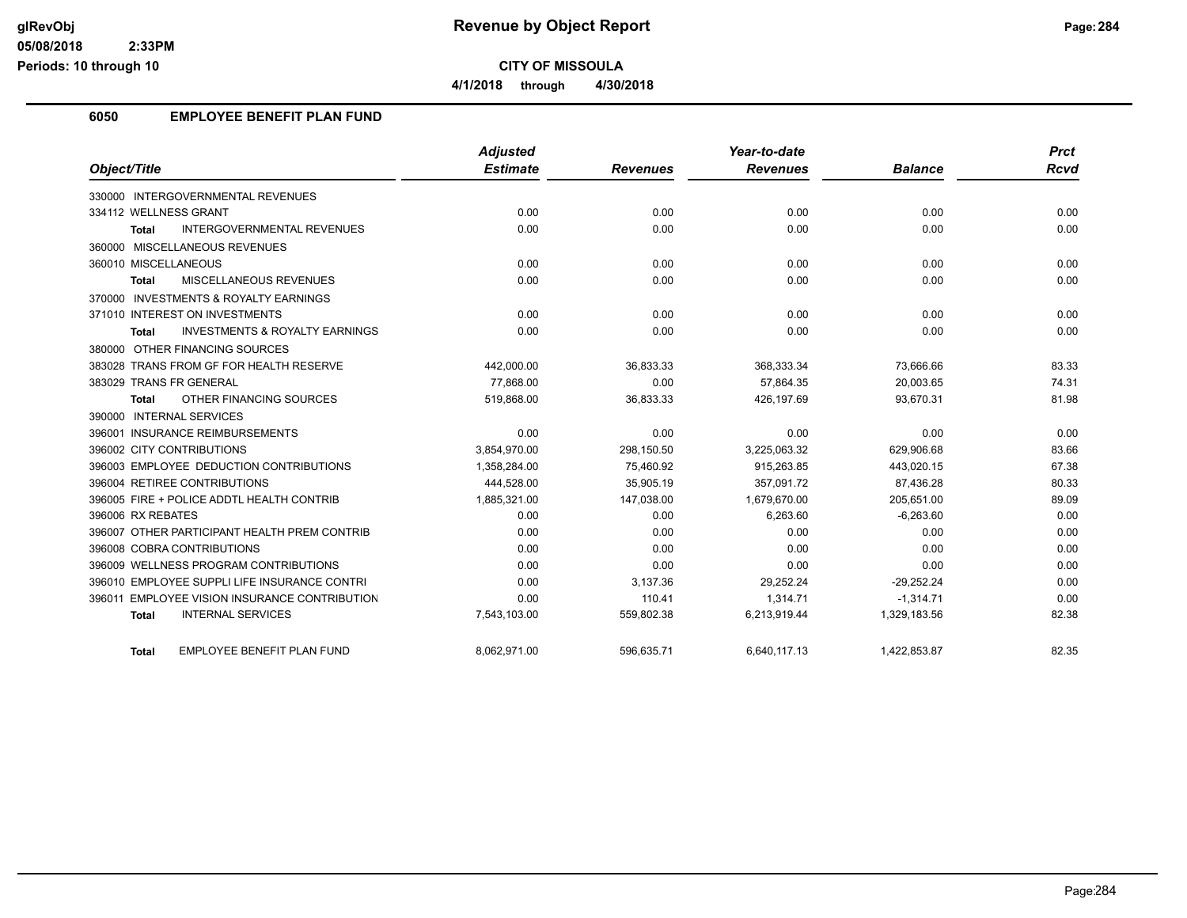## CITY OF MISSOULA

**4/1/2018 through 4/30/2018**

### 6050 EMPLOYEE BENEFIT PLAN FUND

| Object/Title | Adjusted Estimate | Revenues | Year-to-date Revenues | Balance | Prct Rcvd |
|---|---|---|---|---|---|
| 330000 INTERGOVERNMENTAL REVENUES | | | | | |
| 334112 WELLNESS GRANT | 0.00 | 0.00 | 0.00 | 0.00 | 0.00 |
| **Total** INTERGOVERNMENTAL REVENUES | 0.00 | 0.00 | 0.00 | 0.00 | 0.00 |
| 360000 MISCELLANEOUS REVENUES | | | | | |
| 360010 MISCELLANEOUS | 0.00 | 0.00 | 0.00 | 0.00 | 0.00 |
| **Total** MISCELLANEOUS REVENUES | 0.00 | 0.00 | 0.00 | 0.00 | 0.00 |
| 370000 INVESTMENTS & ROYALTY EARNINGS | | | | | |
| 371010 INTEREST ON INVESTMENTS | 0.00 | 0.00 | 0.00 | 0.00 | 0.00 |
| **Total** INVESTMENTS & ROYALTY EARNINGS | 0.00 | 0.00 | 0.00 | 0.00 | 0.00 |
| 380000 OTHER FINANCING SOURCES | | | | | |
| 383028 TRANS FROM GF FOR HEALTH RESERVE | 442,000.00 | 36,833.33 | 368,333.34 | 73,666.66 | 83.33 |
| 383029 TRANS FR GENERAL | 77,868.00 | 0.00 | 57,864.35 | 20,003.65 | 74.31 |
| **Total** OTHER FINANCING SOURCES | 519,868.00 | 36,833.33 | 426,197.69 | 93,670.31 | 81.98 |
| 390000 INTERNAL SERVICES | | | | | |
| 396001 INSURANCE REIMBURSEMENTS | 0.00 | 0.00 | 0.00 | 0.00 | 0.00 |
| 396002 CITY CONTRIBUTIONS | 3,854,970.00 | 298,150.50 | 3,225,063.32 | 629,906.68 | 83.66 |
| 396003 EMPLOYEE DEDUCTION CONTRIBUTIONS | 1,358,284.00 | 75,460.92 | 915,263.85 | 443,020.15 | 67.38 |
| 396004 RETIREE CONTRIBUTIONS | 444,528.00 | 35,905.19 | 357,091.72 | 87,436.28 | 80.33 |
| 396005 FIRE + POLICE ADDTL HEALTH CONTRIB | 1,885,321.00 | 147,038.00 | 1,679,670.00 | 205,651.00 | 89.09 |
| 396006 RX REBATES | 0.00 | 0.00 | 6,263.60 | -6,263.60 | 0.00 |
| 396007 OTHER PARTICIPANT HEALTH PREM CONTRIB | 0.00 | 0.00 | 0.00 | 0.00 | 0.00 |
| 396008 COBRA CONTRIBUTIONS | 0.00 | 0.00 | 0.00 | 0.00 | 0.00 |
| 396009 WELLNESS PROGRAM CONTRIBUTIONS | 0.00 | 0.00 | 0.00 | 0.00 | 0.00 |
| 396010 EMPLOYEE SUPPLI LIFE INSURANCE CONTRI | 0.00 | 3,137.36 | 29,252.24 | -29,252.24 | 0.00 |
| 396011 EMPLOYEE VISION INSURANCE CONTRIBUTION | 0.00 | 110.41 | 1,314.71 | -1,314.71 | 0.00 |
| **Total** INTERNAL SERVICES | 7,543,103.00 | 559,802.38 | 6,213,919.44 | 1,329,183.56 | 82.38 |
| **Total** EMPLOYEE BENEFIT PLAN FUND | 8,062,971.00 | 596,635.71 | 6,640,117.13 | 1,422,853.87 | 82.35 |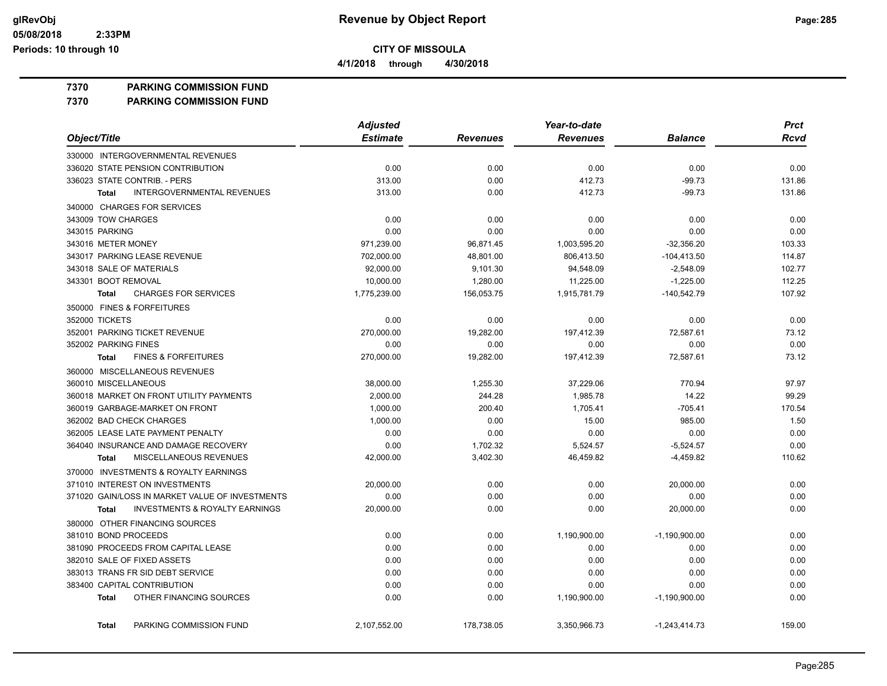# CITY OF MISSOULA

**Revenue by Object Report**

4/1/2018 through 4/30/2018

glRevObj
05/08/2018 2:33PM
Periods: 10 through 10

**7370 PARKING COMMISSION FUND**
**7370 PARKING COMMISSION FUND**

| Object/Title | Adjusted Estimate | Revenues | Year-to-date Revenues | Balance | Prct Rcvd |
|---|---|---|---|---|---|
| 330000 INTERGOVERNMENTAL REVENUES | | | | | |
| 336020 STATE PENSION CONTRIBUTION | 0.00 | 0.00 | 0.00 | 0.00 | 0.00 |
| 336023 STATE CONTRIB. - PERS | 313.00 | 0.00 | 412.73 | -99.73 | 131.86 |
| **Total** INTERGOVERNMENTAL REVENUES | 313.00 | 0.00 | 412.73 | -99.73 | 131.86 |
| 340000 CHARGES FOR SERVICES | | | | | |
| 343009 TOW CHARGES | 0.00 | 0.00 | 0.00 | 0.00 | 0.00 |
| 343015 PARKING | 0.00 | 0.00 | 0.00 | 0.00 | 0.00 |
| 343016 METER MONEY | 971,239.00 | 96,871.45 | 1,003,595.20 | -32,356.20 | 103.33 |
| 343017 PARKING LEASE REVENUE | 702,000.00 | 48,801.00 | 806,413.50 | -104,413.50 | 114.87 |
| 343018 SALE OF MATERIALS | 92,000.00 | 9,101.30 | 94,548.09 | -2,548.09 | 102.77 |
| 343301 BOOT REMOVAL | 10,000.00 | 1,280.00 | 11,225.00 | -1,225.00 | 112.25 |
| **Total** CHARGES FOR SERVICES | 1,775,239.00 | 156,053.75 | 1,915,781.79 | -140,542.79 | 107.92 |
| 350000 FINES & FORFEITURES | | | | | |
| 352000 TICKETS | 0.00 | 0.00 | 0.00 | 0.00 | 0.00 |
| 352001 PARKING TICKET REVENUE | 270,000.00 | 19,282.00 | 197,412.39 | 72,587.61 | 73.12 |
| 352002 PARKING FINES | 0.00 | 0.00 | 0.00 | 0.00 | 0.00 |
| **Total** FINES & FORFEITURES | 270,000.00 | 19,282.00 | 197,412.39 | 72,587.61 | 73.12 |
| 360000 MISCELLANEOUS REVENUES | | | | | |
| 360010 MISCELLANEOUS | 38,000.00 | 1,255.30 | 37,229.06 | 770.94 | 97.97 |
| 360018 MARKET ON FRONT UTILITY PAYMENTS | 2,000.00 | 244.28 | 1,985.78 | 14.22 | 99.29 |
| 360019 GARBAGE-MARKET ON FRONT | 1,000.00 | 200.40 | 1,705.41 | -705.41 | 170.54 |
| 362002 BAD CHECK CHARGES | 1,000.00 | 0.00 | 15.00 | 985.00 | 1.50 |
| 362005 LEASE LATE PAYMENT PENALTY | 0.00 | 0.00 | 0.00 | 0.00 | 0.00 |
| 364040 INSURANCE AND DAMAGE RECOVERY | 0.00 | 1,702.32 | 5,524.57 | -5,524.57 | 0.00 |
| **Total** MISCELLANEOUS REVENUES | 42,000.00 | 3,402.30 | 46,459.82 | -4,459.82 | 110.62 |
| 370000 INVESTMENTS & ROYALTY EARNINGS | | | | | |
| 371010 INTEREST ON INVESTMENTS | 20,000.00 | 0.00 | 0.00 | 20,000.00 | 0.00 |
| 371020 GAIN/LOSS IN MARKET VALUE OF INVESTMENTS | 0.00 | 0.00 | 0.00 | 0.00 | 0.00 |
| **Total** INVESTMENTS & ROYALTY EARNINGS | 20,000.00 | 0.00 | 0.00 | 20,000.00 | 0.00 |
| 380000 OTHER FINANCING SOURCES | | | | | |
| 381010 BOND PROCEEDS | 0.00 | 0.00 | 1,190,900.00 | -1,190,900.00 | 0.00 |
| 381090 PROCEEDS FROM CAPITAL LEASE | 0.00 | 0.00 | 0.00 | 0.00 | 0.00 |
| 382010 SALE OF FIXED ASSETS | 0.00 | 0.00 | 0.00 | 0.00 | 0.00 |
| 383013 TRANS FR SID DEBT SERVICE | 0.00 | 0.00 | 0.00 | 0.00 | 0.00 |
| 383400 CAPITAL CONTRIBUTION | 0.00 | 0.00 | 0.00 | 0.00 | 0.00 |
| **Total** OTHER FINANCING SOURCES | 0.00 | 0.00 | 1,190,900.00 | -1,190,900.00 | 0.00 |
| **Total** PARKING COMMISSION FUND | 2,107,552.00 | 178,738.05 | 3,350,966.73 | -1,243,414.73 | 159.00 |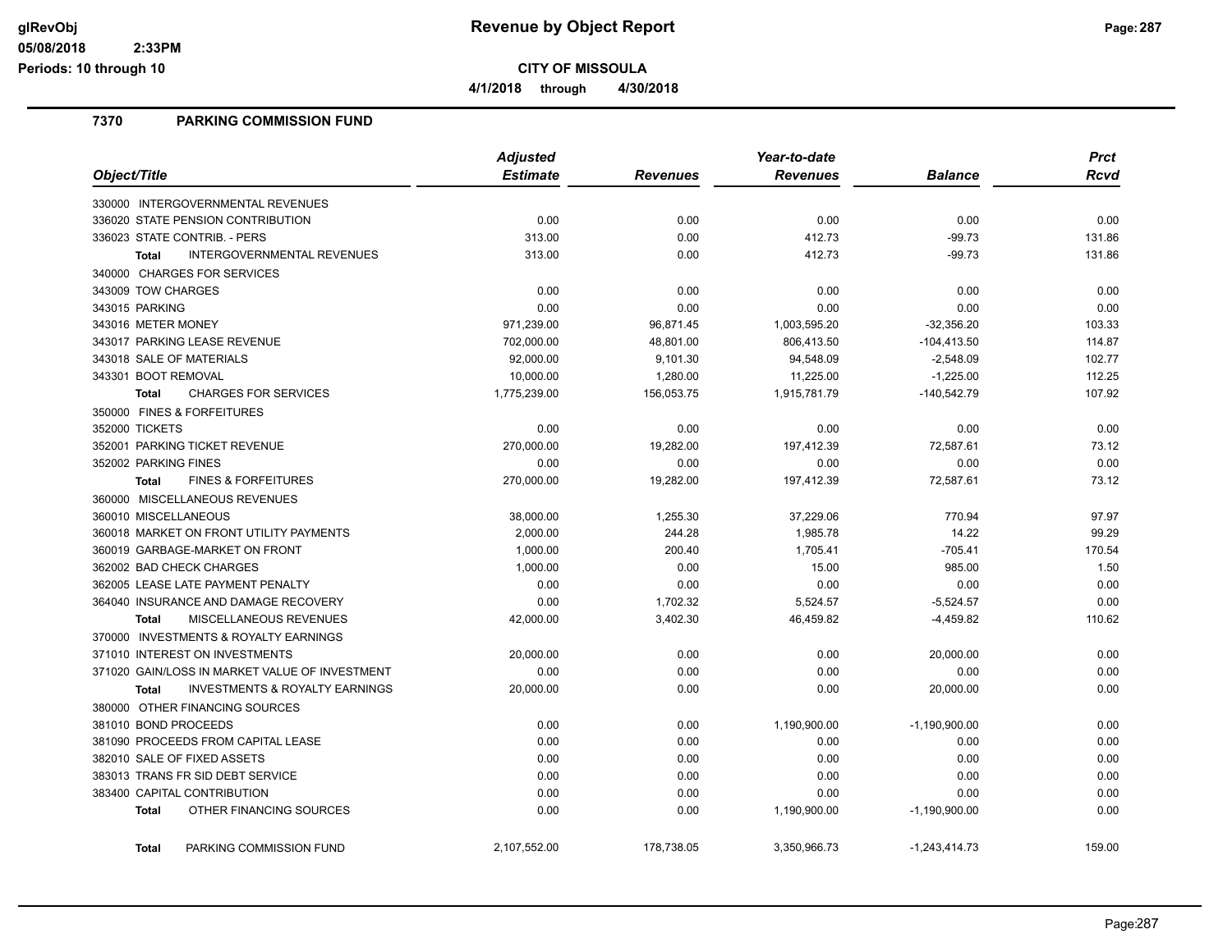# Revenue by Object Report

**CITY OF MISSOULA**

**4/1/2018 through 4/30/2018**

glRevObj
05/08/2018 2:33PM
Periods: 10 through 10

## 7370 PARKING COMMISSION FUND

| Object/Title | Adjusted Estimate | Revenues | Year-to-date Revenues | Balance | Prct Rcvd |
|---|---|---|---|---|---|
| 330000 INTERGOVERNMENTAL REVENUES | | | | | |
| 336020 STATE PENSION CONTRIBUTION | 0.00 | 0.00 | 0.00 | 0.00 | 0.00 |
| 336023 STATE CONTRIB. - PERS | 313.00 | 0.00 | 412.73 | -99.73 | 131.86 |
| **Total** INTERGOVERNMENTAL REVENUES | 313.00 | 0.00 | 412.73 | -99.73 | 131.86 |
| 340000 CHARGES FOR SERVICES | | | | | |
| 343009 TOW CHARGES | 0.00 | 0.00 | 0.00 | 0.00 | 0.00 |
| 343015 PARKING | 0.00 | 0.00 | 0.00 | 0.00 | 0.00 |
| 343016 METER MONEY | 971,239.00 | 96,871.45 | 1,003,595.20 | -32,356.20 | 103.33 |
| 343017 PARKING LEASE REVENUE | 702,000.00 | 48,801.00 | 806,413.50 | -104,413.50 | 114.87 |
| 343018 SALE OF MATERIALS | 92,000.00 | 9,101.30 | 94,548.09 | -2,548.09 | 102.77 |
| 343301 BOOT REMOVAL | 10,000.00 | 1,280.00 | 11,225.00 | -1,225.00 | 112.25 |
| **Total** CHARGES FOR SERVICES | 1,775,239.00 | 156,053.75 | 1,915,781.79 | -140,542.79 | 107.92 |
| 350000 FINES & FORFEITURES | | | | | |
| 352000 TICKETS | 0.00 | 0.00 | 0.00 | 0.00 | 0.00 |
| 352001 PARKING TICKET REVENUE | 270,000.00 | 19,282.00 | 197,412.39 | 72,587.61 | 73.12 |
| 352002 PARKING FINES | 0.00 | 0.00 | 0.00 | 0.00 | 0.00 |
| **Total** FINES & FORFEITURES | 270,000.00 | 19,282.00 | 197,412.39 | 72,587.61 | 73.12 |
| 360000 MISCELLANEOUS REVENUES | | | | | |
| 360010 MISCELLANEOUS | 38,000.00 | 1,255.30 | 37,229.06 | 770.94 | 97.97 |
| 360018 MARKET ON FRONT UTILITY PAYMENTS | 2,000.00 | 244.28 | 1,985.78 | 14.22 | 99.29 |
| 360019 GARBAGE-MARKET ON FRONT | 1,000.00 | 200.40 | 1,705.41 | -705.41 | 170.54 |
| 362002 BAD CHECK CHARGES | 1,000.00 | 0.00 | 15.00 | 985.00 | 1.50 |
| 362005 LEASE LATE PAYMENT PENALTY | 0.00 | 0.00 | 0.00 | 0.00 | 0.00 |
| 364040 INSURANCE AND DAMAGE RECOVERY | 0.00 | 1,702.32 | 5,524.57 | -5,524.57 | 0.00 |
| **Total** MISCELLANEOUS REVENUES | 42,000.00 | 3,402.30 | 46,459.82 | -4,459.82 | 110.62 |
| 370000 INVESTMENTS & ROYALTY EARNINGS | | | | | |
| 371010 INTEREST ON INVESTMENTS | 20,000.00 | 0.00 | 0.00 | 20,000.00 | 0.00 |
| 371020 GAIN/LOSS IN MARKET VALUE OF INVESTMENT | 0.00 | 0.00 | 0.00 | 0.00 | 0.00 |
| **Total** INVESTMENTS & ROYALTY EARNINGS | 20,000.00 | 0.00 | 0.00 | 20,000.00 | 0.00 |
| 380000 OTHER FINANCING SOURCES | | | | | |
| 381010 BOND PROCEEDS | 0.00 | 0.00 | 1,190,900.00 | -1,190,900.00 | 0.00 |
| 381090 PROCEEDS FROM CAPITAL LEASE | 0.00 | 0.00 | 0.00 | 0.00 | 0.00 |
| 382010 SALE OF FIXED ASSETS | 0.00 | 0.00 | 0.00 | 0.00 | 0.00 |
| 383013 TRANS FR SID DEBT SERVICE | 0.00 | 0.00 | 0.00 | 0.00 | 0.00 |
| 383400 CAPITAL CONTRIBUTION | 0.00 | 0.00 | 0.00 | 0.00 | 0.00 |
| **Total** OTHER FINANCING SOURCES | 0.00 | 0.00 | 1,190,900.00 | -1,190,900.00 | 0.00 |
| **Total** PARKING COMMISSION FUND | 2,107,552.00 | 178,738.05 | 3,350,966.73 | -1,243,414.73 | 159.00 |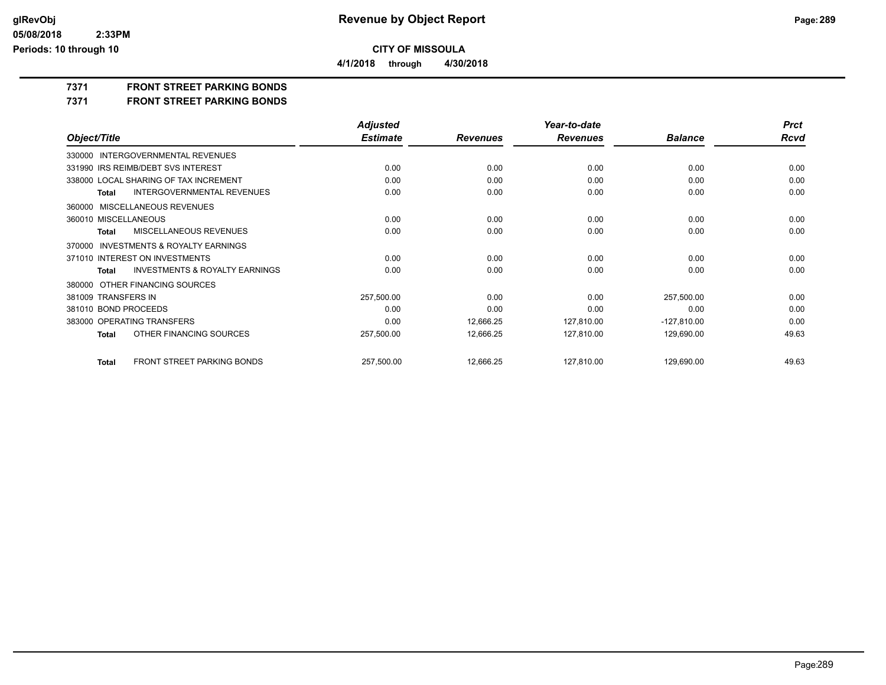**CITY OF MISSOULA**

**4/1/2018 through 4/30/2018**

# 7371 FRONT STREET PARKING BONDS

## 7371 FRONT STREET PARKING BONDS

| Object/Title | Adjusted Estimate | Revenues | Year-to-date Revenues | Balance | Prct Rcvd |
|---|---|---|---|---|---|
| 330000 INTERGOVERNMENTAL REVENUES | | | | | |
| 331990 IRS REIMB/DEBT SVS INTEREST | 0.00 | 0.00 | 0.00 | 0.00 | 0.00 |
| 338000 LOCAL SHARING OF TAX INCREMENT | 0.00 | 0.00 | 0.00 | 0.00 | 0.00 |
| **Total** INTERGOVERNMENTAL REVENUES | 0.00 | 0.00 | 0.00 | 0.00 | 0.00 |
| 360000 MISCELLANEOUS REVENUES | | | | | |
| 360010 MISCELLANEOUS | 0.00 | 0.00 | 0.00 | 0.00 | 0.00 |
| **Total** MISCELLANEOUS REVENUES | 0.00 | 0.00 | 0.00 | 0.00 | 0.00 |
| 370000 INVESTMENTS & ROYALTY EARNINGS | | | | | |
| 371010 INTEREST ON INVESTMENTS | 0.00 | 0.00 | 0.00 | 0.00 | 0.00 |
| **Total** INVESTMENTS & ROYALTY EARNINGS | 0.00 | 0.00 | 0.00 | 0.00 | 0.00 |
| 380000 OTHER FINANCING SOURCES | | | | | |
| 381009 TRANSFERS IN | 257,500.00 | 0.00 | 0.00 | 257,500.00 | 0.00 |
| 381010 BOND PROCEEDS | 0.00 | 0.00 | 0.00 | 0.00 | 0.00 |
| 383000 OPERATING TRANSFERS | 0.00 | 12,666.25 | 127,810.00 | -127,810.00 | 0.00 |
| **Total** OTHER FINANCING SOURCES | 257,500.00 | 12,666.25 | 127,810.00 | 129,690.00 | 49.63 |
| **Total** FRONT STREET PARKING BONDS | 257,500.00 | 12,666.25 | 127,810.00 | 129,690.00 | 49.63 |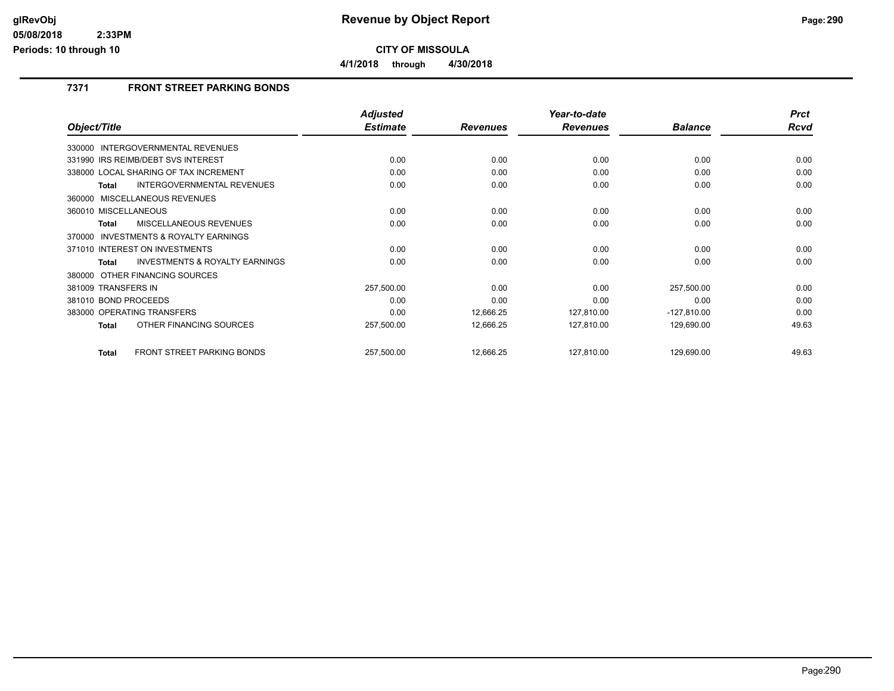# Revenue by Object Report

**CITY OF MISSOULA**

**4/1/2018 through 4/30/2018**

glRevObj
05/08/2018 2:33PM
Periods: 10 through 10

### 7371 FRONT STREET PARKING BONDS

| Object/Title | Adjusted Estimate | Revenues | Year-to-date Revenues | Balance | Prct Rcvd |
|---|---|---|---|---|---|
| 330000 INTERGOVERNMENTAL REVENUES | | | | | |
| 331990 IRS REIMB/DEBT SVS INTEREST | 0.00 | 0.00 | 0.00 | 0.00 | 0.00 |
| 338000 LOCAL SHARING OF TAX INCREMENT | 0.00 | 0.00 | 0.00 | 0.00 | 0.00 |
| **Total** INTERGOVERNMENTAL REVENUES | 0.00 | 0.00 | 0.00 | 0.00 | 0.00 |
| 360000 MISCELLANEOUS REVENUES | | | | | |
| 360010 MISCELLANEOUS | 0.00 | 0.00 | 0.00 | 0.00 | 0.00 |
| **Total** MISCELLANEOUS REVENUES | 0.00 | 0.00 | 0.00 | 0.00 | 0.00 |
| 370000 INVESTMENTS & ROYALTY EARNINGS | | | | | |
| 371010 INTEREST ON INVESTMENTS | 0.00 | 0.00 | 0.00 | 0.00 | 0.00 |
| **Total** INVESTMENTS & ROYALTY EARNINGS | 0.00 | 0.00 | 0.00 | 0.00 | 0.00 |
| 380000 OTHER FINANCING SOURCES | | | | | |
| 381009 TRANSFERS IN | 257,500.00 | 0.00 | 0.00 | 257,500.00 | 0.00 |
| 381010 BOND PROCEEDS | 0.00 | 0.00 | 0.00 | 0.00 | 0.00 |
| 383000 OPERATING TRANSFERS | 0.00 | 12,666.25 | 127,810.00 | -127,810.00 | 0.00 |
| **Total** OTHER FINANCING SOURCES | 257,500.00 | 12,666.25 | 127,810.00 | 129,690.00 | 49.63 |
| **Total** FRONT STREET PARKING BONDS | 257,500.00 | 12,666.25 | 127,810.00 | 129,690.00 | 49.63 |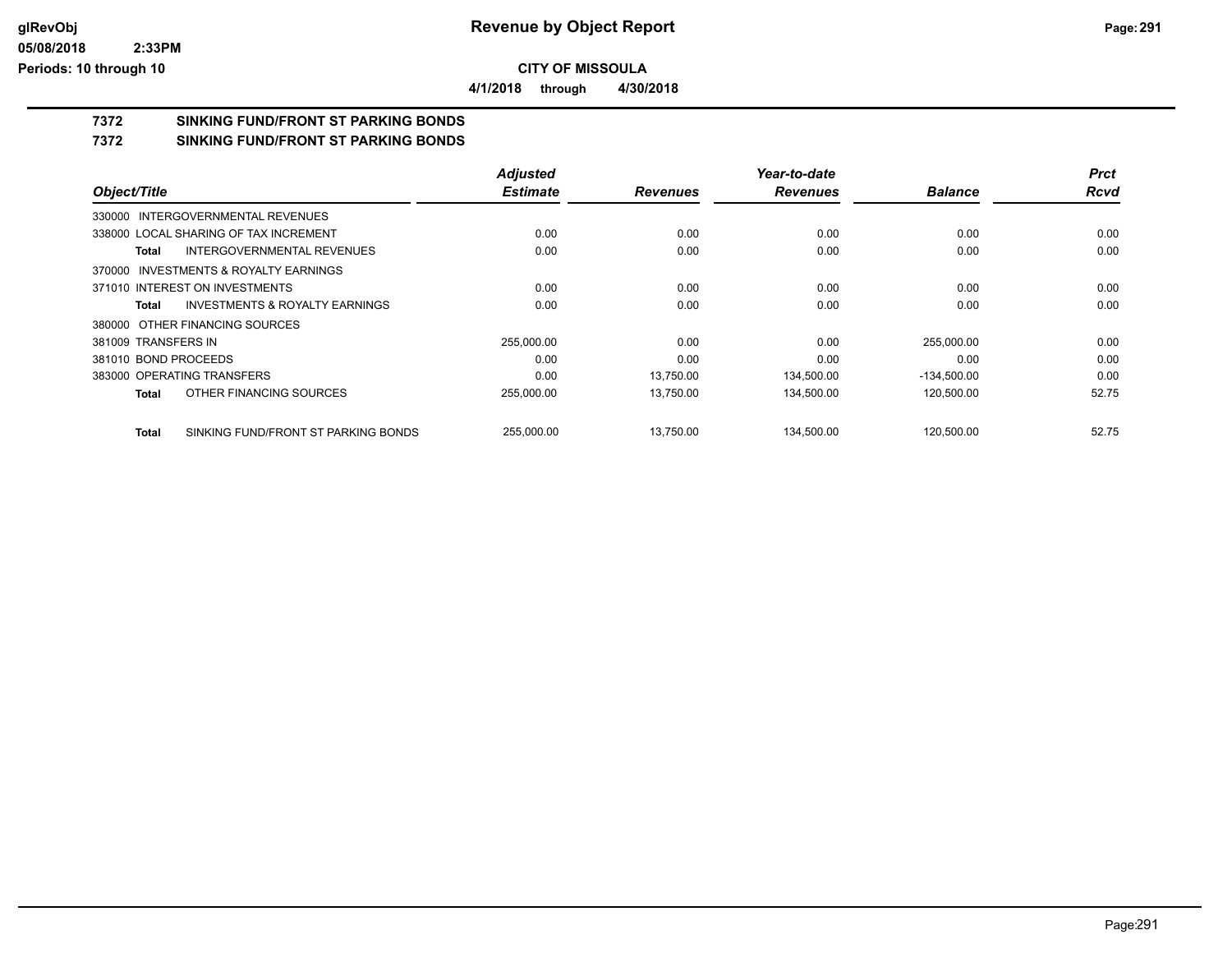# CITY OF MISSOULA

**4/1/2018 through 4/30/2018**

## 7372 SINKING FUND/FRONT ST PARKING BONDS

## 7372 SINKING FUND/FRONT ST PARKING BONDS

| Object/Title | Adjusted Estimate | Revenues | Year-to-date Revenues | Balance | Prct Rcvd |
|---|---|---|---|---|---|
| 330000 INTERGOVERNMENTAL REVENUES | | | | | |
| 338000 LOCAL SHARING OF TAX INCREMENT | 0.00 | 0.00 | 0.00 | 0.00 | 0.00 |
| **Total** INTERGOVERNMENTAL REVENUES | 0.00 | 0.00 | 0.00 | 0.00 | 0.00 |
| 370000 INVESTMENTS & ROYALTY EARNINGS | | | | | |
| 371010 INTEREST ON INVESTMENTS | 0.00 | 0.00 | 0.00 | 0.00 | 0.00 |
| **Total** INVESTMENTS & ROYALTY EARNINGS | 0.00 | 0.00 | 0.00 | 0.00 | 0.00 |
| 380000 OTHER FINANCING SOURCES | | | | | |
| 381009 TRANSFERS IN | 255,000.00 | 0.00 | 0.00 | 255,000.00 | 0.00 |
| 381010 BOND PROCEEDS | 0.00 | 0.00 | 0.00 | 0.00 | 0.00 |
| 383000 OPERATING TRANSFERS | 0.00 | 13,750.00 | 134,500.00 | -134,500.00 | 0.00 |
| **Total** OTHER FINANCING SOURCES | 255,000.00 | 13,750.00 | 134,500.00 | 120,500.00 | 52.75 |
| **Total** SINKING FUND/FRONT ST PARKING BONDS | 255,000.00 | 13,750.00 | 134,500.00 | 120,500.00 | 52.75 |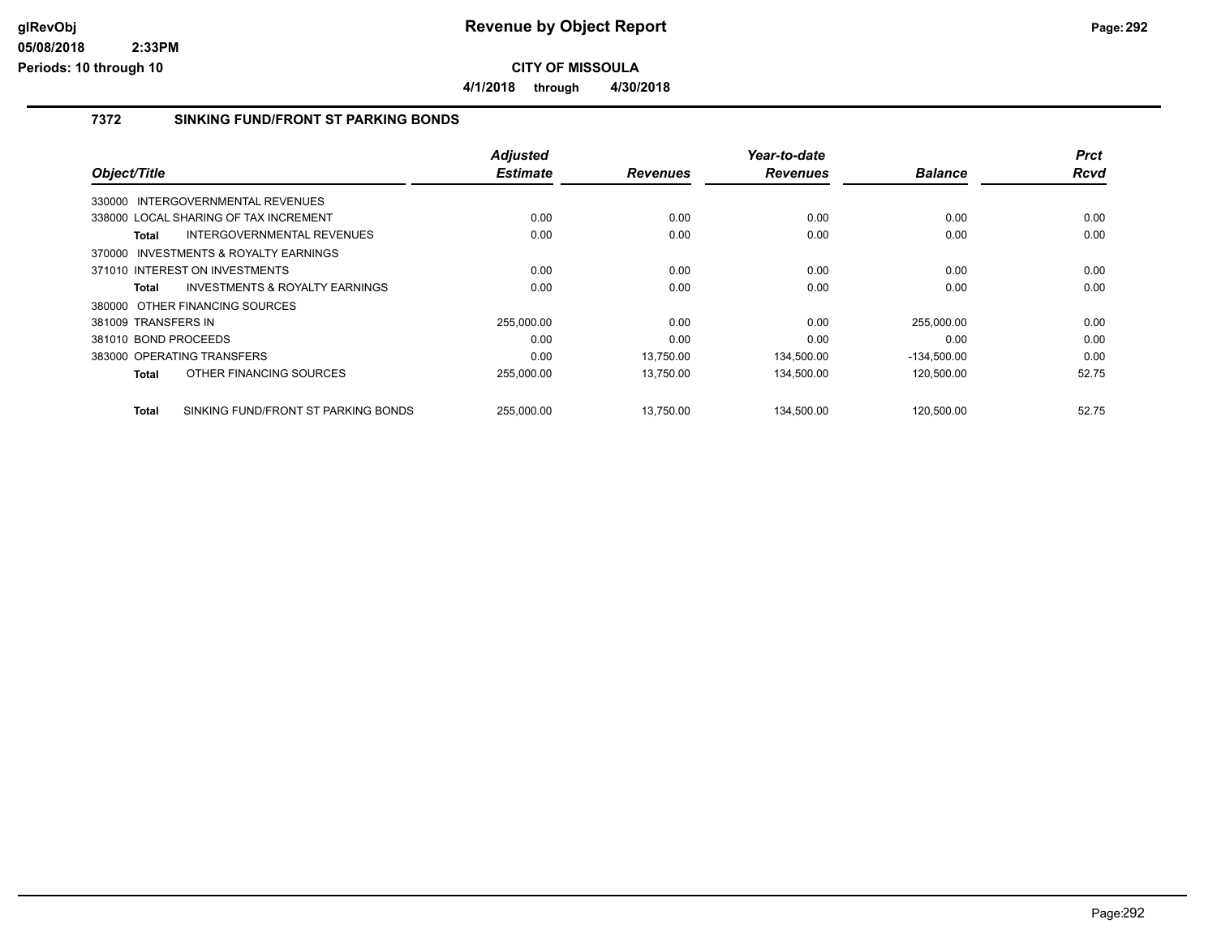# Revenue by Object Report

**CITY OF MISSOULA**

**4/1/2018 through 4/30/2018**

### 7372 SINKING FUND/FRONT ST PARKING BONDS

| Object/Title | Adjusted Estimate | Revenues | Year-to-date Revenues | Balance | Prct Rcvd |
|---|---|---|---|---|---|
| 330000 INTERGOVERNMENTAL REVENUES | | | | | |
| 338000 LOCAL SHARING OF TAX INCREMENT | 0.00 | 0.00 | 0.00 | 0.00 | 0.00 |
| **Total** INTERGOVERNMENTAL REVENUES | 0.00 | 0.00 | 0.00 | 0.00 | 0.00 |
| 370000 INVESTMENTS & ROYALTY EARNINGS | | | | | |
| 371010 INTEREST ON INVESTMENTS | 0.00 | 0.00 | 0.00 | 0.00 | 0.00 |
| **Total** INVESTMENTS & ROYALTY EARNINGS | 0.00 | 0.00 | 0.00 | 0.00 | 0.00 |
| 380000 OTHER FINANCING SOURCES | | | | | |
| 381009 TRANSFERS IN | 255,000.00 | 0.00 | 0.00 | 255,000.00 | 0.00 |
| 381010 BOND PROCEEDS | 0.00 | 0.00 | 0.00 | 0.00 | 0.00 |
| 383000 OPERATING TRANSFERS | 0.00 | 13,750.00 | 134,500.00 | -134,500.00 | 0.00 |
| **Total** OTHER FINANCING SOURCES | 255,000.00 | 13,750.00 | 134,500.00 | 120,500.00 | 52.75 |
| **Total** SINKING FUND/FRONT ST PARKING BONDS | 255,000.00 | 13,750.00 | 134,500.00 | 120,500.00 | 52.75 |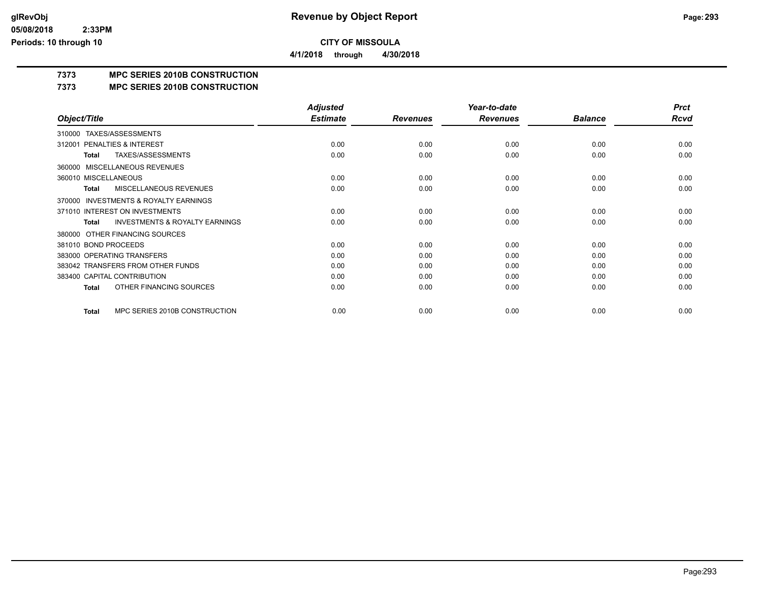**CITY OF MISSOULA**

**4/1/2018 through 4/30/2018**

## 7373 MPC SERIES 2010B CONSTRUCTION

## 7373 MPC SERIES 2010B CONSTRUCTION

| Object/Title | Adjusted Estimate | Revenues | Year-to-date Revenues | Balance | Prct Rcvd |
|---|---|---|---|---|---|
| 310000 TAXES/ASSESSMENTS | | | | | |
| 312001 PENALTIES & INTEREST | 0.00 | 0.00 | 0.00 | 0.00 | 0.00 |
| **Total** TAXES/ASSESSMENTS | 0.00 | 0.00 | 0.00 | 0.00 | 0.00 |
| 360000 MISCELLANEOUS REVENUES | | | | | |
| 360010 MISCELLANEOUS | 0.00 | 0.00 | 0.00 | 0.00 | 0.00 |
| **Total** MISCELLANEOUS REVENUES | 0.00 | 0.00 | 0.00 | 0.00 | 0.00 |
| 370000 INVESTMENTS & ROYALTY EARNINGS | | | | | |
| 371010 INTEREST ON INVESTMENTS | 0.00 | 0.00 | 0.00 | 0.00 | 0.00 |
| **Total** INVESTMENTS & ROYALTY EARNINGS | 0.00 | 0.00 | 0.00 | 0.00 | 0.00 |
| 380000 OTHER FINANCING SOURCES | | | | | |
| 381010 BOND PROCEEDS | 0.00 | 0.00 | 0.00 | 0.00 | 0.00 |
| 383000 OPERATING TRANSFERS | 0.00 | 0.00 | 0.00 | 0.00 | 0.00 |
| 383042 TRANSFERS FROM OTHER FUNDS | 0.00 | 0.00 | 0.00 | 0.00 | 0.00 |
| 383400 CAPITAL CONTRIBUTION | 0.00 | 0.00 | 0.00 | 0.00 | 0.00 |
| **Total** OTHER FINANCING SOURCES | 0.00 | 0.00 | 0.00 | 0.00 | 0.00 |
| **Total** MPC SERIES 2010B CONSTRUCTION | 0.00 | 0.00 | 0.00 | 0.00 | 0.00 |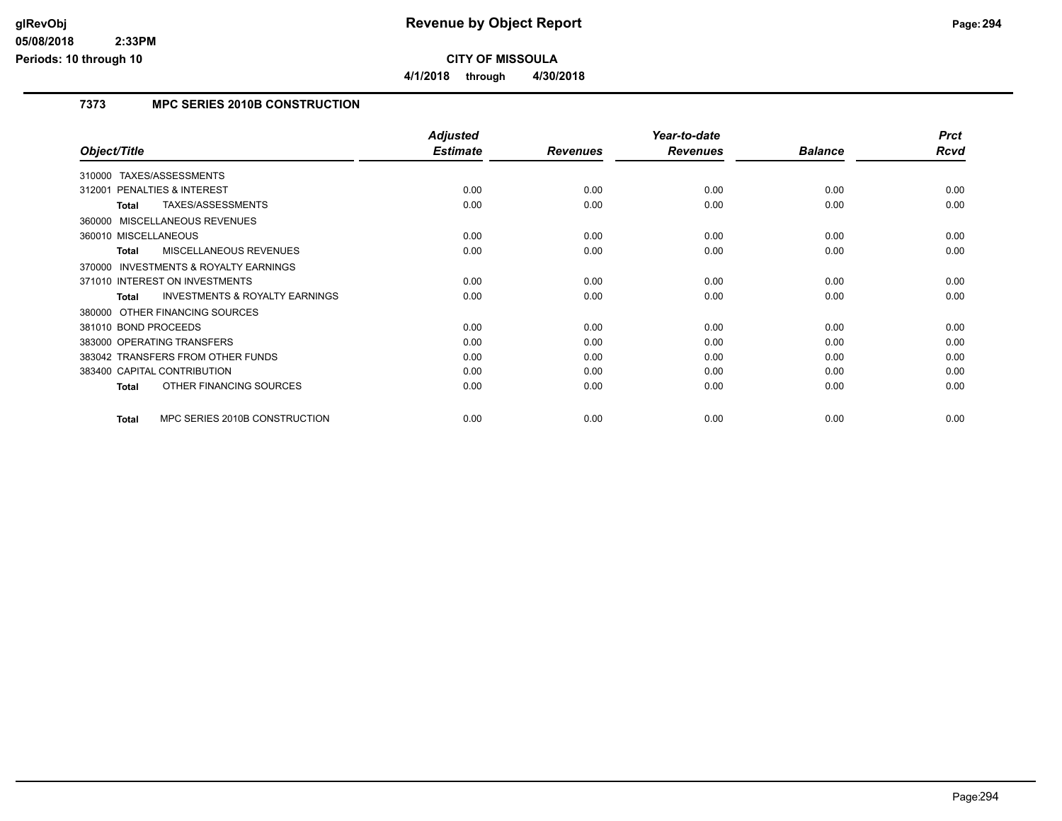**CITY OF MISSOULA**

**4/1/2018 through 4/30/2018**

## 7373 MPC SERIES 2010B CONSTRUCTION

| Object/Title | Adjusted Estimate | Revenues | Year-to-date Revenues | Balance | Prct Rcvd |
|---|---|---|---|---|---|
| 310000 TAXES/ASSESSMENTS | | | | | |
| 312001 PENALTIES & INTEREST | 0.00 | 0.00 | 0.00 | 0.00 | 0.00 |
| **Total** TAXES/ASSESSMENTS | 0.00 | 0.00 | 0.00 | 0.00 | 0.00 |
| 360000 MISCELLANEOUS REVENUES | | | | | |
| 360010 MISCELLANEOUS | 0.00 | 0.00 | 0.00 | 0.00 | 0.00 |
| **Total** MISCELLANEOUS REVENUES | 0.00 | 0.00 | 0.00 | 0.00 | 0.00 |
| 370000 INVESTMENTS & ROYALTY EARNINGS | | | | | |
| 371010 INTEREST ON INVESTMENTS | 0.00 | 0.00 | 0.00 | 0.00 | 0.00 |
| **Total** INVESTMENTS & ROYALTY EARNINGS | 0.00 | 0.00 | 0.00 | 0.00 | 0.00 |
| 380000 OTHER FINANCING SOURCES | | | | | |
| 381010 BOND PROCEEDS | 0.00 | 0.00 | 0.00 | 0.00 | 0.00 |
| 383000 OPERATING TRANSFERS | 0.00 | 0.00 | 0.00 | 0.00 | 0.00 |
| 383042 TRANSFERS FROM OTHER FUNDS | 0.00 | 0.00 | 0.00 | 0.00 | 0.00 |
| 383400 CAPITAL CONTRIBUTION | 0.00 | 0.00 | 0.00 | 0.00 | 0.00 |
| **Total** OTHER FINANCING SOURCES | 0.00 | 0.00 | 0.00 | 0.00 | 0.00 |
| **Total** MPC SERIES 2010B CONSTRUCTION | 0.00 | 0.00 | 0.00 | 0.00 | 0.00 |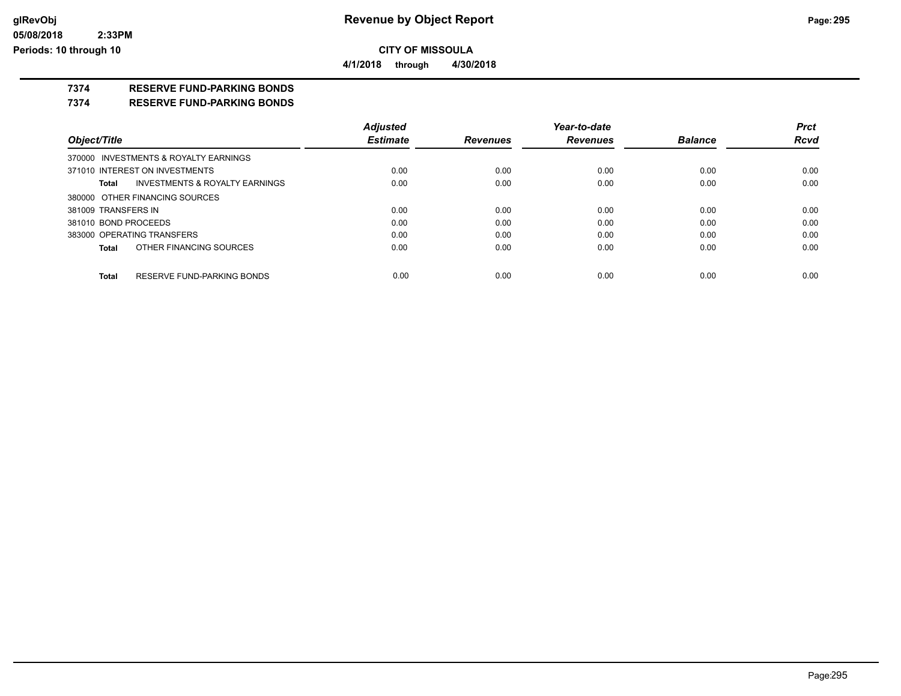**CITY OF MISSOULA**

**4/1/2018 through 4/30/2018**

**7374 RESERVE FUND-PARKING BONDS**

**7374 RESERVE FUND-PARKING BONDS**

| Object/Title | Adjusted Estimate | Revenues | Year-to-date Revenues | Balance | Prct Rcvd |
|---|---|---|---|---|---|
| 370000 INVESTMENTS & ROYALTY EARNINGS | | | | | |
| 371010 INTEREST ON INVESTMENTS | 0.00 | 0.00 | 0.00 | 0.00 | 0.00 |
| **Total** INVESTMENTS & ROYALTY EARNINGS | 0.00 | 0.00 | 0.00 | 0.00 | 0.00 |
| 380000 OTHER FINANCING SOURCES | | | | | |
| 381009 TRANSFERS IN | 0.00 | 0.00 | 0.00 | 0.00 | 0.00 |
| 381010 BOND PROCEEDS | 0.00 | 0.00 | 0.00 | 0.00 | 0.00 |
| 383000 OPERATING TRANSFERS | 0.00 | 0.00 | 0.00 | 0.00 | 0.00 |
| **Total** OTHER FINANCING SOURCES | 0.00 | 0.00 | 0.00 | 0.00 | 0.00 |
| **Total** RESERVE FUND-PARKING BONDS | 0.00 | 0.00 | 0.00 | 0.00 | 0.00 |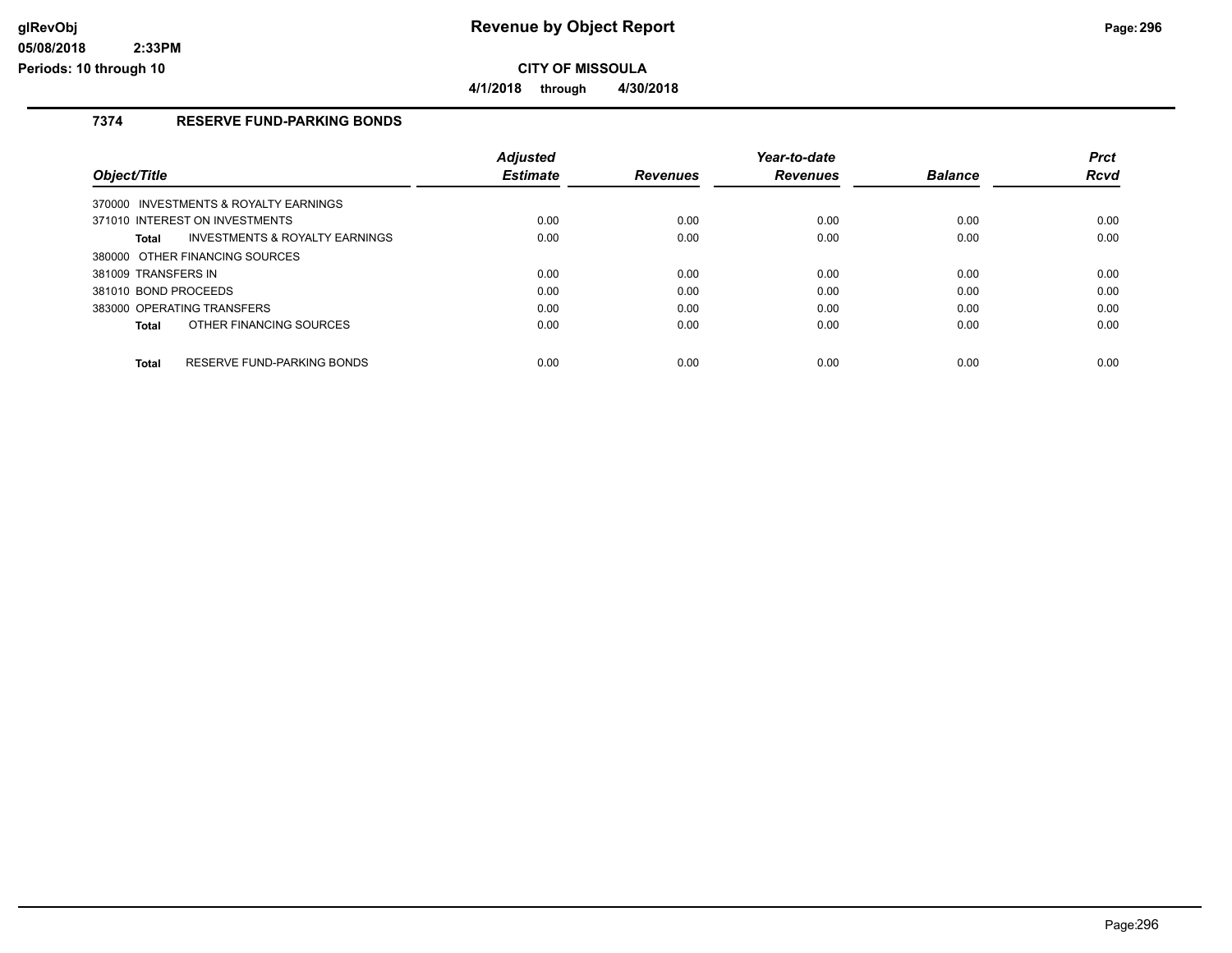# Revenue by Object Report

**CITY OF MISSOULA**

**4/1/2018 through 4/30/2018**

glRevObj
05/08/2018 2:33PM
Periods: 10 through 10

## 7374 RESERVE FUND-PARKING BONDS

| Object/Title | Adjusted Estimate | Revenues | Year-to-date Revenues | Balance | Prct Rcvd |
|---|---|---|---|---|---|
| 370000 INVESTMENTS & ROYALTY EARNINGS | | | | | |
| 371010 INTEREST ON INVESTMENTS | 0.00 | 0.00 | 0.00 | 0.00 | 0.00 |
| **Total** INVESTMENTS & ROYALTY EARNINGS | 0.00 | 0.00 | 0.00 | 0.00 | 0.00 |
| 380000 OTHER FINANCING SOURCES | | | | | |
| 381009 TRANSFERS IN | 0.00 | 0.00 | 0.00 | 0.00 | 0.00 |
| 381010 BOND PROCEEDS | 0.00 | 0.00 | 0.00 | 0.00 | 0.00 |
| 383000 OPERATING TRANSFERS | 0.00 | 0.00 | 0.00 | 0.00 | 0.00 |
| **Total** OTHER FINANCING SOURCES | 0.00 | 0.00 | 0.00 | 0.00 | 0.00 |
| **Total** RESERVE FUND-PARKING BONDS | 0.00 | 0.00 | 0.00 | 0.00 | 0.00 |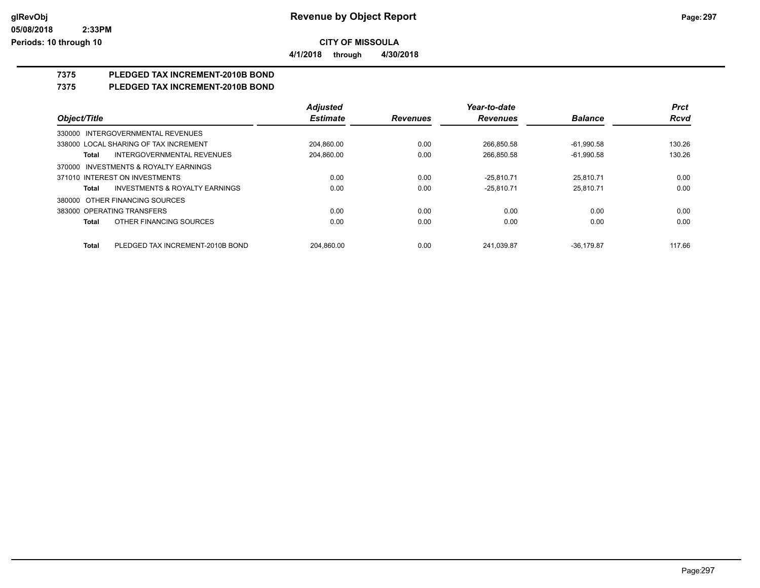# Revenue by Object Report

**CITY OF MISSOULA**

**4/1/2018 through 4/30/2018**

glRevObj
05/08/2018 2:33PM
Periods: 10 through 10

## 7375 PLEDGED TAX INCREMENT-2010B BOND
## 7375 PLEDGED TAX INCREMENT-2010B BOND

| Object/Title | Adjusted Estimate | Revenues | Year-to-date Revenues | Balance | Prct Rcvd |
|---|---|---|---|---|---|
| 330000 INTERGOVERNMENTAL REVENUES | | | | | |
| 338000 LOCAL SHARING OF TAX INCREMENT | 204,860.00 | 0.00 | 266,850.58 | -61,990.58 | 130.26 |
| **Total** INTERGOVERNMENTAL REVENUES | 204,860.00 | 0.00 | 266,850.58 | -61,990.58 | 130.26 |
| 370000 INVESTMENTS & ROYALTY EARNINGS | | | | | |
| 371010 INTEREST ON INVESTMENTS | 0.00 | 0.00 | -25,810.71 | 25,810.71 | 0.00 |
| **Total** INVESTMENTS & ROYALTY EARNINGS | 0.00 | 0.00 | -25,810.71 | 25,810.71 | 0.00 |
| 380000 OTHER FINANCING SOURCES | | | | | |
| 383000 OPERATING TRANSFERS | 0.00 | 0.00 | 0.00 | 0.00 | 0.00 |
| **Total** OTHER FINANCING SOURCES | 0.00 | 0.00 | 0.00 | 0.00 | 0.00 |
| **Total** PLEDGED TAX INCREMENT-2010B BOND | 204,860.00 | 0.00 | 241,039.87 | -36,179.87 | 117.66 |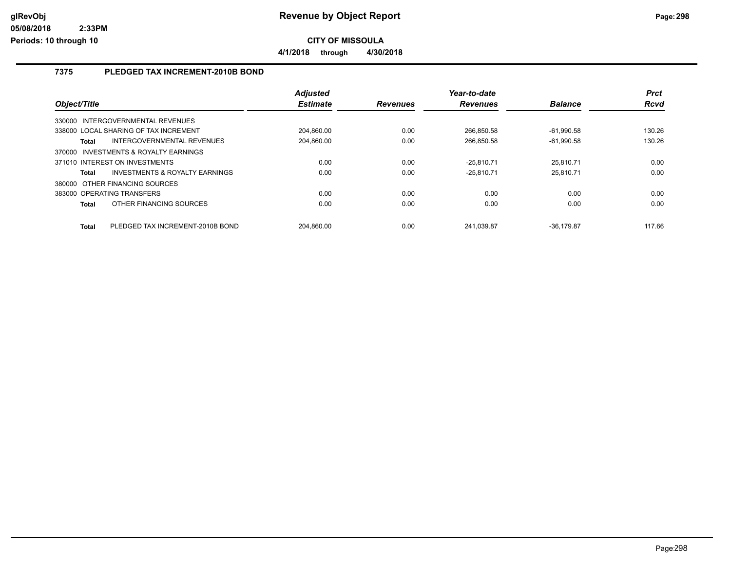# Revenue by Object Report

**CITY OF MISSOULA**

**4/1/2018 through 4/30/2018**

glRevObj
05/08/2018 2:33PM
Periods: 10 through 10

## 7375 PLEDGED TAX INCREMENT-2010B BOND

| Object/Title | | Adjusted Estimate | Revenues | Year-to-date Revenues | Balance | Prct Rcvd |
|---|---|---|---|---|---|---|
| 330000 INTERGOVERNMENTAL REVENUES | | | | | | |
| 338000 LOCAL SHARING OF TAX INCREMENT | | 204,860.00 | 0.00 | 266,850.58 | -61,990.58 | 130.26 |
| **Total** | INTERGOVERNMENTAL REVENUES | 204,860.00 | 0.00 | 266,850.58 | -61,990.58 | 130.26 |
| 370000 INVESTMENTS & ROYALTY EARNINGS | | | | | | |
| 371010 INTEREST ON INVESTMENTS | | 0.00 | 0.00 | -25,810.71 | 25,810.71 | 0.00 |
| **Total** | INVESTMENTS & ROYALTY EARNINGS | 0.00 | 0.00 | -25,810.71 | 25,810.71 | 0.00 |
| 380000 OTHER FINANCING SOURCES | | | | | | |
| 383000 OPERATING TRANSFERS | | 0.00 | 0.00 | 0.00 | 0.00 | 0.00 |
| **Total** | OTHER FINANCING SOURCES | 0.00 | 0.00 | 0.00 | 0.00 | 0.00 |
| **Total** | PLEDGED TAX INCREMENT-2010B BOND | 204,860.00 | 0.00 | 241,039.87 | -36,179.87 | 117.66 |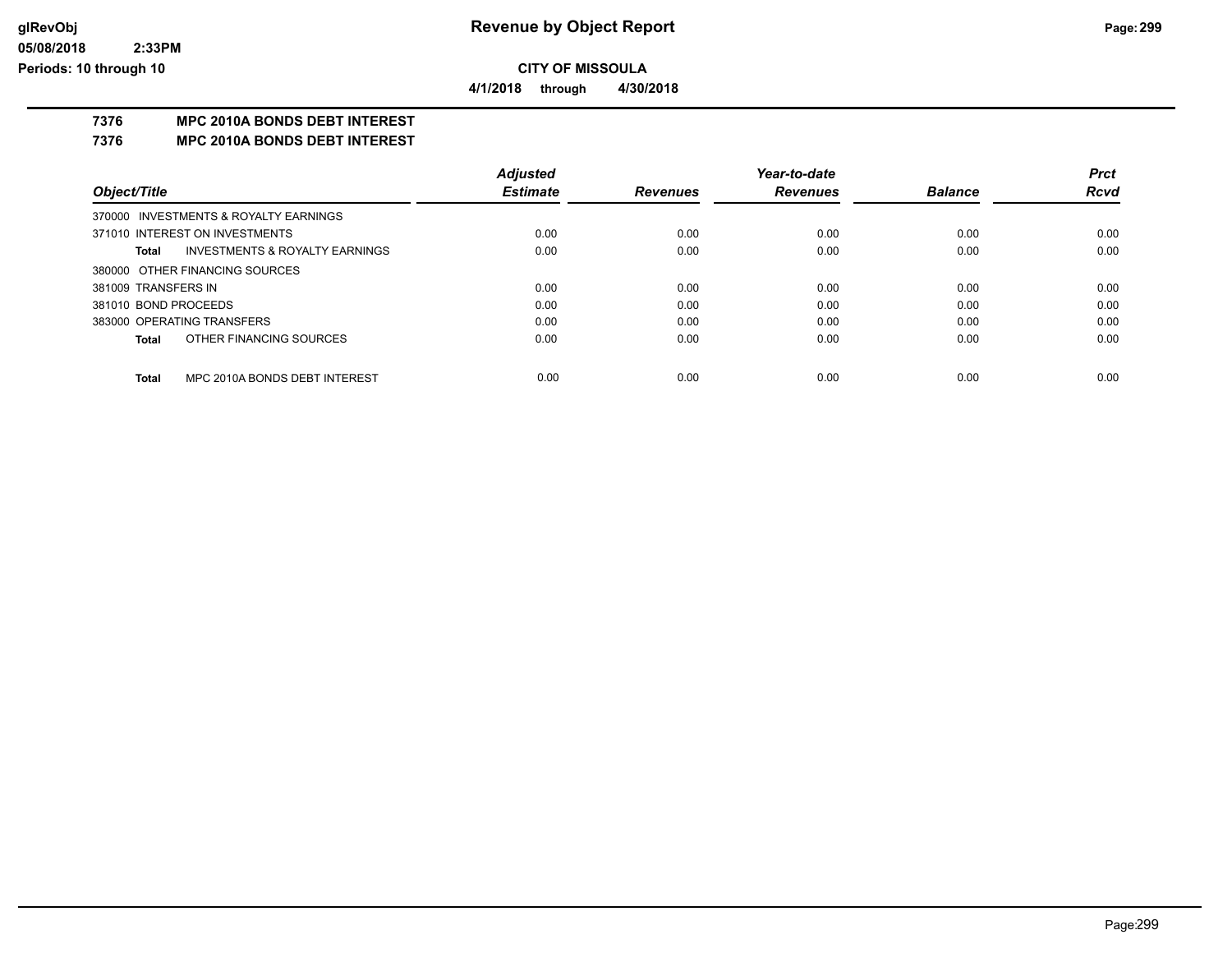## CITY OF MISSOULA

**4/1/2018 through 4/30/2018**

### 7376 MPC 2010A BONDS DEBT INTEREST
### 7376 MPC 2010A BONDS DEBT INTEREST

| Object/Title | Adjusted Estimate | Revenues | Year-to-date Revenues | Balance | Prct Rcvd |
|---|---|---|---|---|---|
| 370000 INVESTMENTS & ROYALTY EARNINGS | | | | | |
| 371010 INTEREST ON INVESTMENTS | 0.00 | 0.00 | 0.00 | 0.00 | 0.00 |
| **Total** INVESTMENTS & ROYALTY EARNINGS | 0.00 | 0.00 | 0.00 | 0.00 | 0.00 |
| 380000 OTHER FINANCING SOURCES | | | | | |
| 381009 TRANSFERS IN | 0.00 | 0.00 | 0.00 | 0.00 | 0.00 |
| 381010 BOND PROCEEDS | 0.00 | 0.00 | 0.00 | 0.00 | 0.00 |
| 383000 OPERATING TRANSFERS | 0.00 | 0.00 | 0.00 | 0.00 | 0.00 |
| **Total** OTHER FINANCING SOURCES | 0.00 | 0.00 | 0.00 | 0.00 | 0.00 |
| **Total** MPC 2010A BONDS DEBT INTEREST | 0.00 | 0.00 | 0.00 | 0.00 | 0.00 |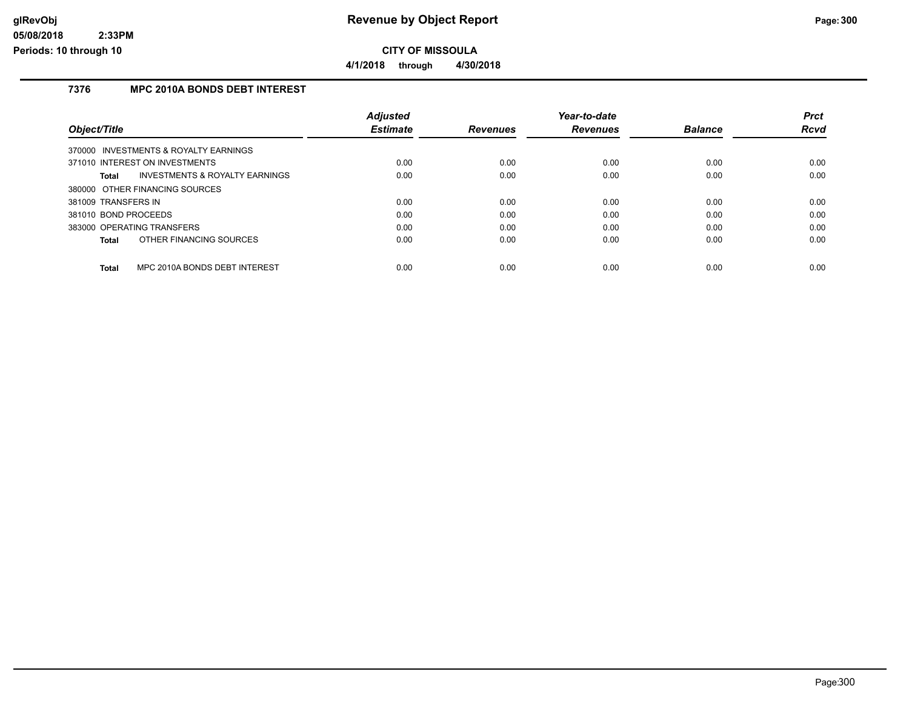# Revenue by Object Report

## CITY OF MISSOULA

**4/1/2018 through 4/30/2018**

### 7376 MPC 2010A BONDS DEBT INTEREST

| Object/Title | Adjusted Estimate | Revenues | Year-to-date Revenues | Balance | Prct Rcvd |
|---|---|---|---|---|---|
| 370000 INVESTMENTS & ROYALTY EARNINGS | | | | | |
| 371010 INTEREST ON INVESTMENTS | 0.00 | 0.00 | 0.00 | 0.00 | 0.00 |
| **Total** INVESTMENTS & ROYALTY EARNINGS | 0.00 | 0.00 | 0.00 | 0.00 | 0.00 |
| 380000 OTHER FINANCING SOURCES | | | | | |
| 381009 TRANSFERS IN | 0.00 | 0.00 | 0.00 | 0.00 | 0.00 |
| 381010 BOND PROCEEDS | 0.00 | 0.00 | 0.00 | 0.00 | 0.00 |
| 383000 OPERATING TRANSFERS | 0.00 | 0.00 | 0.00 | 0.00 | 0.00 |
| **Total** OTHER FINANCING SOURCES | 0.00 | 0.00 | 0.00 | 0.00 | 0.00 |
| **Total** MPC 2010A BONDS DEBT INTEREST | 0.00 | 0.00 | 0.00 | 0.00 | 0.00 |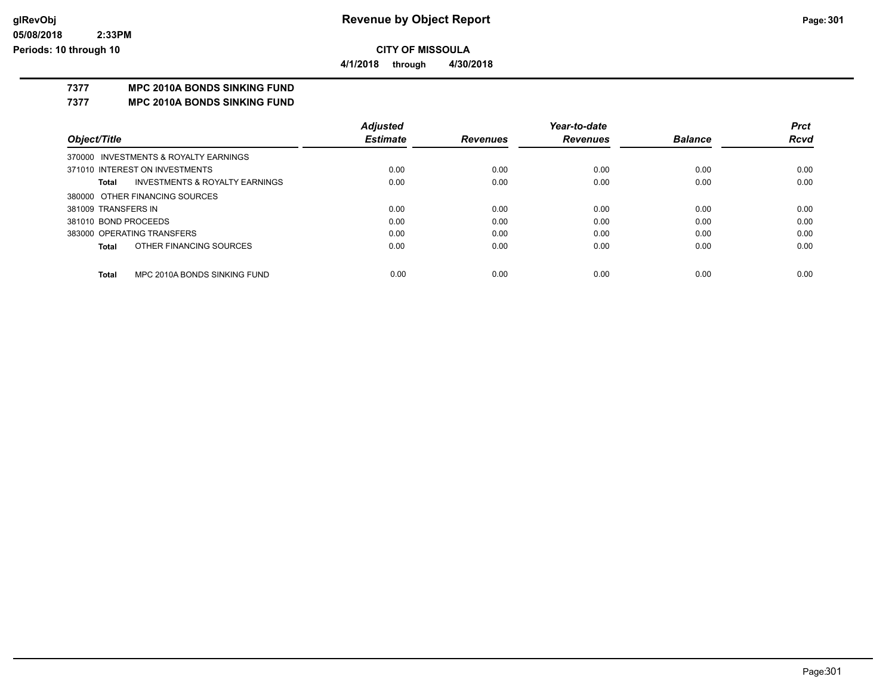**CITY OF MISSOULA**

**4/1/2018 through 4/30/2018**

## 7377 MPC 2010A BONDS SINKING FUND

## 7377 MPC 2010A BONDS SINKING FUND

| Object/Title | Adjusted Estimate | Revenues | Year-to-date Revenues | Balance | Prct Rcvd |
|---|---|---|---|---|---|
| 370000 INVESTMENTS & ROYALTY EARNINGS | | | | | |
| 371010 INTEREST ON INVESTMENTS | 0.00 | 0.00 | 0.00 | 0.00 | 0.00 |
| **Total** INVESTMENTS & ROYALTY EARNINGS | 0.00 | 0.00 | 0.00 | 0.00 | 0.00 |
| 380000 OTHER FINANCING SOURCES | | | | | |
| 381009 TRANSFERS IN | 0.00 | 0.00 | 0.00 | 0.00 | 0.00 |
| 381010 BOND PROCEEDS | 0.00 | 0.00 | 0.00 | 0.00 | 0.00 |
| 383000 OPERATING TRANSFERS | 0.00 | 0.00 | 0.00 | 0.00 | 0.00 |
| **Total** OTHER FINANCING SOURCES | 0.00 | 0.00 | 0.00 | 0.00 | 0.00 |
| **Total** MPC 2010A BONDS SINKING FUND | 0.00 | 0.00 | 0.00 | 0.00 | 0.00 |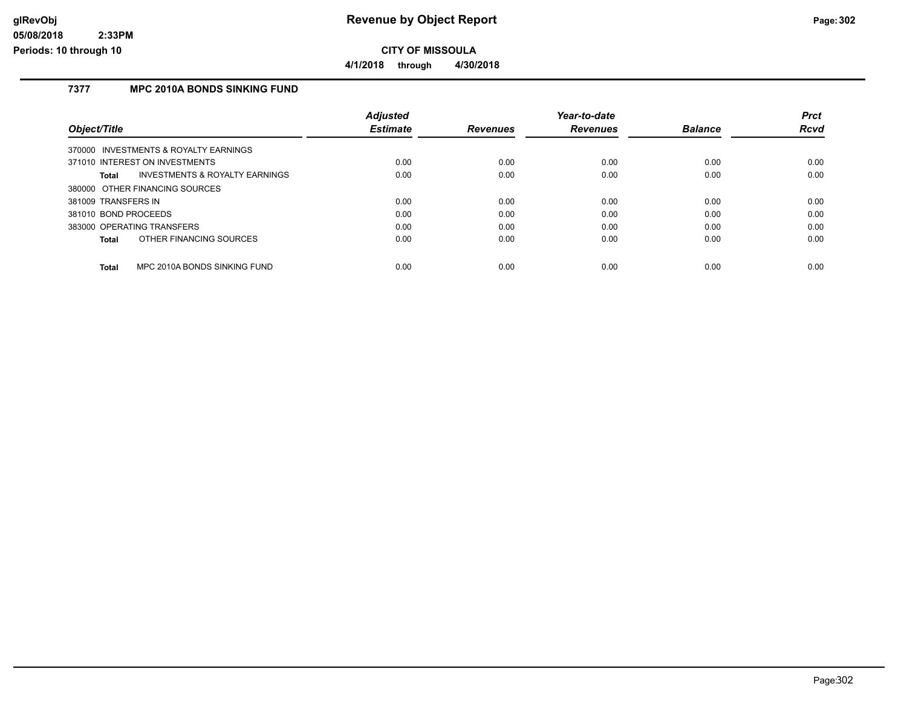# Revenue by Object Report

glRevObj
05/08/2018 2:33PM
Periods: 10 through 10

**CITY OF MISSOULA**

**4/1/2018 through 4/30/2018**

## 7377 MPC 2010A BONDS SINKING FUND

| Object/Title | Adjusted Estimate | Revenues | Year-to-date Revenues | Balance | Prct Rcvd |
|---|---|---|---|---|---|
| 370000 INVESTMENTS & ROYALTY EARNINGS | | | | | |
| 371010 INTEREST ON INVESTMENTS | 0.00 | 0.00 | 0.00 | 0.00 | 0.00 |
| **Total** INVESTMENTS & ROYALTY EARNINGS | 0.00 | 0.00 | 0.00 | 0.00 | 0.00 |
| 380000 OTHER FINANCING SOURCES | | | | | |
| 381009 TRANSFERS IN | 0.00 | 0.00 | 0.00 | 0.00 | 0.00 |
| 381010 BOND PROCEEDS | 0.00 | 0.00 | 0.00 | 0.00 | 0.00 |
| 383000 OPERATING TRANSFERS | 0.00 | 0.00 | 0.00 | 0.00 | 0.00 |
| **Total** OTHER FINANCING SOURCES | 0.00 | 0.00 | 0.00 | 0.00 | 0.00 |
| **Total** MPC 2010A BONDS SINKING FUND | 0.00 | 0.00 | 0.00 | 0.00 | 0.00 |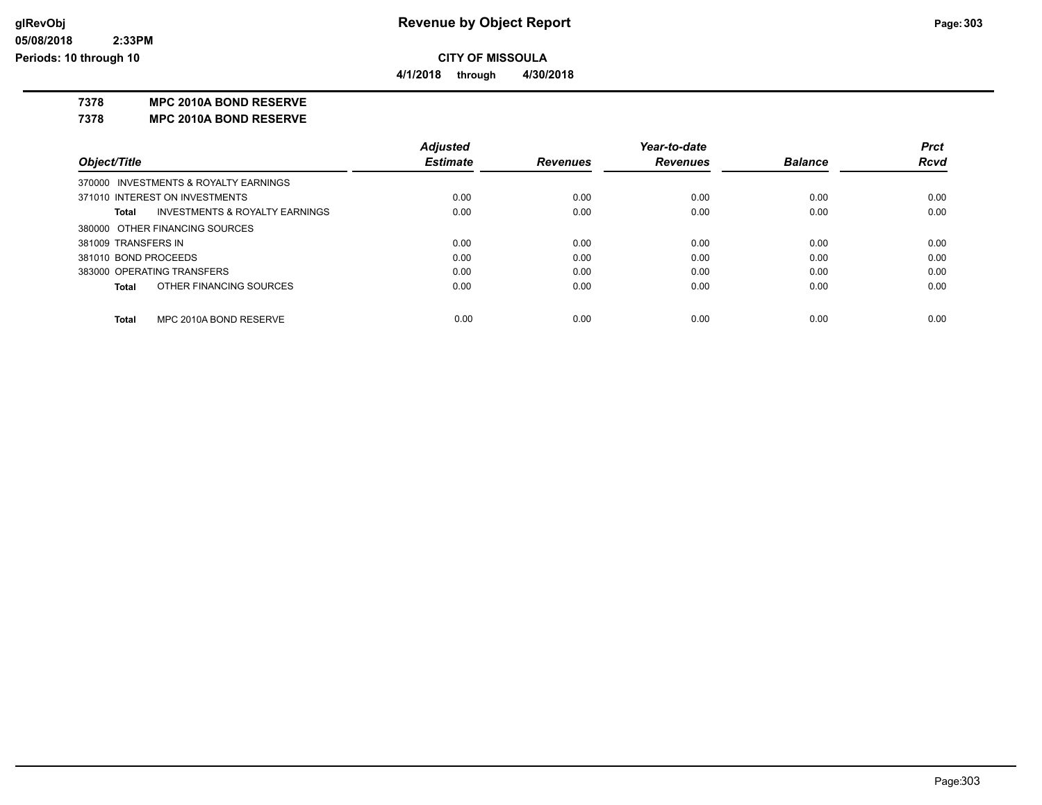**CITY OF MISSOULA**

**4/1/2018 through 4/30/2018**

**7378 MPC 2010A BOND RESERVE**

**7378 MPC 2010A BOND RESERVE**

| *Object/Title* | *Adjusted Estimate* | *Revenues* | *Year-to-date Revenues* | *Balance* | *Prct Rcvd* |
|---|---|---|---|---|---|
| 370000 INVESTMENTS & ROYALTY EARNINGS | | | | | |
| 371010 INTEREST ON INVESTMENTS | 0.00 | 0.00 | 0.00 | 0.00 | 0.00 |
| **Total** INVESTMENTS & ROYALTY EARNINGS | 0.00 | 0.00 | 0.00 | 0.00 | 0.00 |
| 380000 OTHER FINANCING SOURCES | | | | | |
| 381009 TRANSFERS IN | 0.00 | 0.00 | 0.00 | 0.00 | 0.00 |
| 381010 BOND PROCEEDS | 0.00 | 0.00 | 0.00 | 0.00 | 0.00 |
| 383000 OPERATING TRANSFERS | 0.00 | 0.00 | 0.00 | 0.00 | 0.00 |
| **Total** OTHER FINANCING SOURCES | 0.00 | 0.00 | 0.00 | 0.00 | 0.00 |
| **Total** MPC 2010A BOND RESERVE | 0.00 | 0.00 | 0.00 | 0.00 | 0.00 |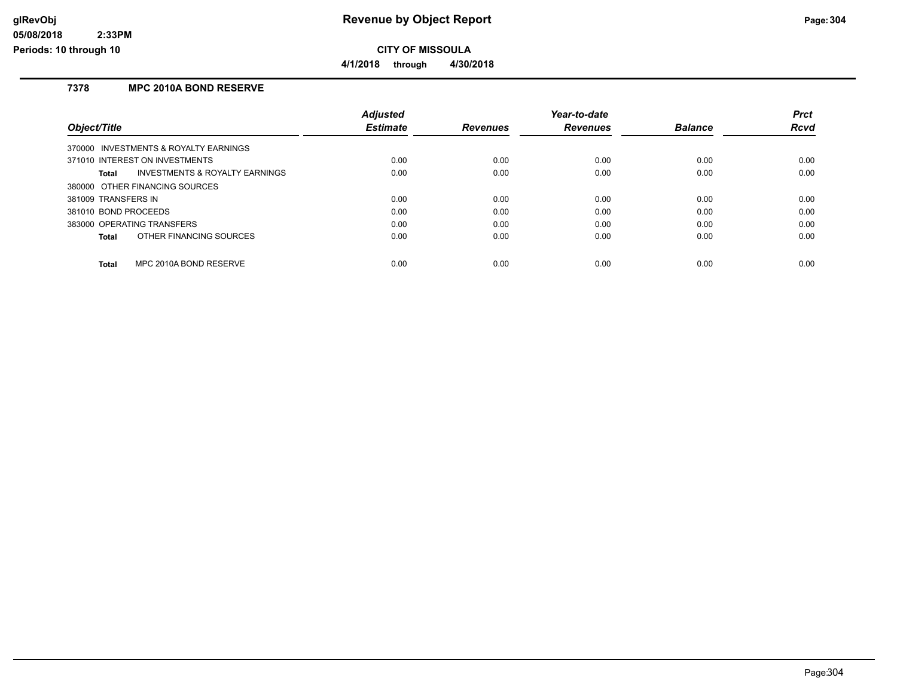# Revenue by Object Report

**CITY OF MISSOULA**

**4/1/2018 through 4/30/2018**

glRevObj
05/08/2018 2:33PM
Periods: 10 through 10

## 7378 MPC 2010A BOND RESERVE

| Object/Title | Adjusted Estimate | Revenues | Year-to-date Revenues | Balance | Prct Rcvd |
|---|---|---|---|---|---|
| 370000 INVESTMENTS & ROYALTY EARNINGS | | | | | |
| 371010 INTEREST ON INVESTMENTS | 0.00 | 0.00 | 0.00 | 0.00 | 0.00 |
| **Total** INVESTMENTS & ROYALTY EARNINGS | 0.00 | 0.00 | 0.00 | 0.00 | 0.00 |
| 380000 OTHER FINANCING SOURCES | | | | | |
| 381009 TRANSFERS IN | 0.00 | 0.00 | 0.00 | 0.00 | 0.00 |
| 381010 BOND PROCEEDS | 0.00 | 0.00 | 0.00 | 0.00 | 0.00 |
| 383000 OPERATING TRANSFERS | 0.00 | 0.00 | 0.00 | 0.00 | 0.00 |
| **Total** OTHER FINANCING SOURCES | 0.00 | 0.00 | 0.00 | 0.00 | 0.00 |
| **Total** MPC 2010A BOND RESERVE | 0.00 | 0.00 | 0.00 | 0.00 | 0.00 |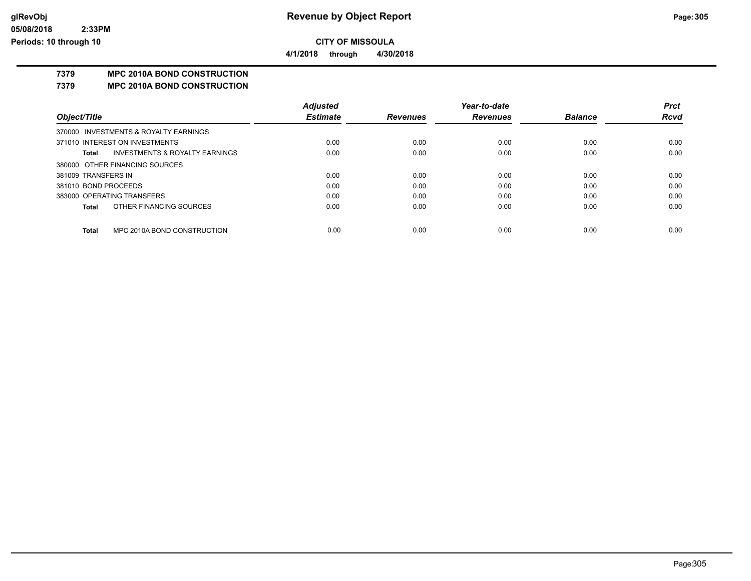**CITY OF MISSOULA**

**4/1/2018 through 4/30/2018**

## 7379 MPC 2010A BOND CONSTRUCTION

## 7379 MPC 2010A BOND CONSTRUCTION

| Object/Title | Adjusted Estimate | Revenues | Year-to-date Revenues | Balance | Prct Rcvd |
|---|---|---|---|---|---|
| 370000 INVESTMENTS & ROYALTY EARNINGS | | | | | |
| 371010 INTEREST ON INVESTMENTS | 0.00 | 0.00 | 0.00 | 0.00 | 0.00 |
| **Total** INVESTMENTS & ROYALTY EARNINGS | 0.00 | 0.00 | 0.00 | 0.00 | 0.00 |
| 380000 OTHER FINANCING SOURCES | | | | | |
| 381009 TRANSFERS IN | 0.00 | 0.00 | 0.00 | 0.00 | 0.00 |
| 381010 BOND PROCEEDS | 0.00 | 0.00 | 0.00 | 0.00 | 0.00 |
| 383000 OPERATING TRANSFERS | 0.00 | 0.00 | 0.00 | 0.00 | 0.00 |
| **Total** OTHER FINANCING SOURCES | 0.00 | 0.00 | 0.00 | 0.00 | 0.00 |
| **Total** MPC 2010A BOND CONSTRUCTION | 0.00 | 0.00 | 0.00 | 0.00 | 0.00 |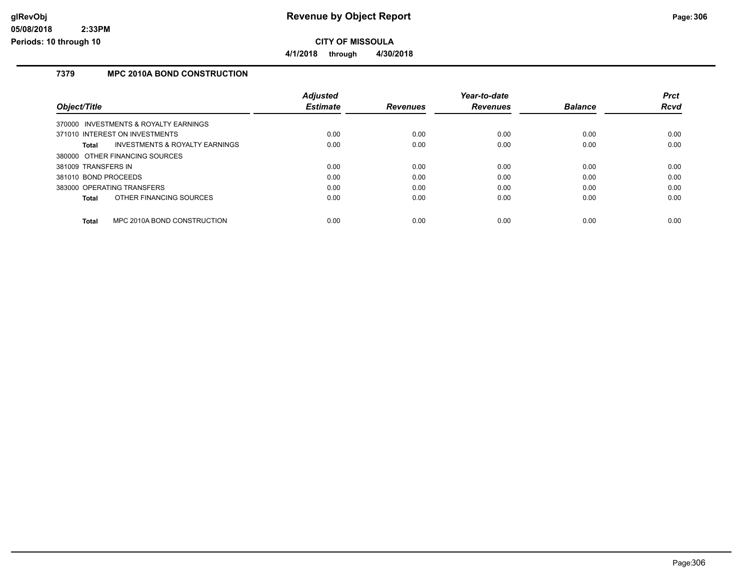# Revenue by Object Report

**CITY OF MISSOULA**

**4/1/2018 through 4/30/2018**

glRevObj
05/08/2018 2:33PM
Periods: 10 through 10

## 7379 MPC 2010A BOND CONSTRUCTION

| Object/Title | Adjusted Estimate | Revenues | Year-to-date Revenues | Balance | Prct Rcvd |
|---|---|---|---|---|---|
| 370000 INVESTMENTS & ROYALTY EARNINGS | | | | | |
| 371010 INTEREST ON INVESTMENTS | 0.00 | 0.00 | 0.00 | 0.00 | 0.00 |
| **Total** INVESTMENTS & ROYALTY EARNINGS | 0.00 | 0.00 | 0.00 | 0.00 | 0.00 |
| 380000 OTHER FINANCING SOURCES | | | | | |
| 381009 TRANSFERS IN | 0.00 | 0.00 | 0.00 | 0.00 | 0.00 |
| 381010 BOND PROCEEDS | 0.00 | 0.00 | 0.00 | 0.00 | 0.00 |
| 383000 OPERATING TRANSFERS | 0.00 | 0.00 | 0.00 | 0.00 | 0.00 |
| **Total** OTHER FINANCING SOURCES | 0.00 | 0.00 | 0.00 | 0.00 | 0.00 |
| **Total** MPC 2010A BOND CONSTRUCTION | 0.00 | 0.00 | 0.00 | 0.00 | 0.00 |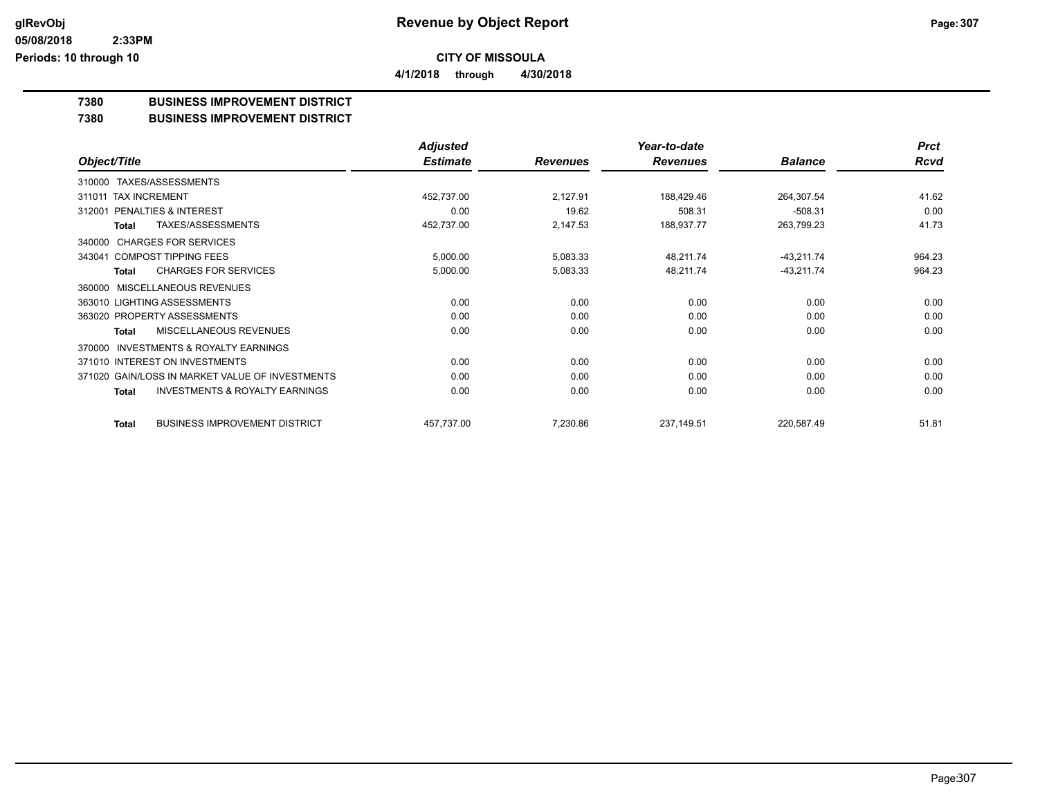**CITY OF MISSOULA**

**4/1/2018 through 4/30/2018**

## 7380 BUSINESS IMPROVEMENT DISTRICT

## 7380 BUSINESS IMPROVEMENT DISTRICT

| Object/Title | | Adjusted Estimate | Revenues | Year-to-date Revenues | Balance | Prct Rcvd |
|---|---|---|---|---|---|---|
| 310000 TAXES/ASSESSMENTS | | | | | | |
| 311011 TAX INCREMENT | | 452,737.00 | 2,127.91 | 188,429.46 | 264,307.54 | 41.62 |
| 312001 PENALTIES & INTEREST | | 0.00 | 19.62 | 508.31 | -508.31 | 0.00 |
| **Total** | TAXES/ASSESSMENTS | 452,737.00 | 2,147.53 | 188,937.77 | 263,799.23 | 41.73 |
| 340000 CHARGES FOR SERVICES | | | | | | |
| 343041 COMPOST TIPPING FEES | | 5,000.00 | 5,083.33 | 48,211.74 | -43,211.74 | 964.23 |
| **Total** | CHARGES FOR SERVICES | 5,000.00 | 5,083.33 | 48,211.74 | -43,211.74 | 964.23 |
| 360000 MISCELLANEOUS REVENUES | | | | | | |
| 363010 LIGHTING ASSESSMENTS | | 0.00 | 0.00 | 0.00 | 0.00 | 0.00 |
| 363020 PROPERTY ASSESSMENTS | | 0.00 | 0.00 | 0.00 | 0.00 | 0.00 |
| **Total** | MISCELLANEOUS REVENUES | 0.00 | 0.00 | 0.00 | 0.00 | 0.00 |
| 370000 INVESTMENTS & ROYALTY EARNINGS | | | | | | |
| 371010 INTEREST ON INVESTMENTS | | 0.00 | 0.00 | 0.00 | 0.00 | 0.00 |
| 371020 GAIN/LOSS IN MARKET VALUE OF INVESTMENTS | | 0.00 | 0.00 | 0.00 | 0.00 | 0.00 |
| **Total** | INVESTMENTS & ROYALTY EARNINGS | 0.00 | 0.00 | 0.00 | 0.00 | 0.00 |
| **Total** | BUSINESS IMPROVEMENT DISTRICT | 457,737.00 | 7,230.86 | 237,149.51 | 220,587.49 | 51.81 |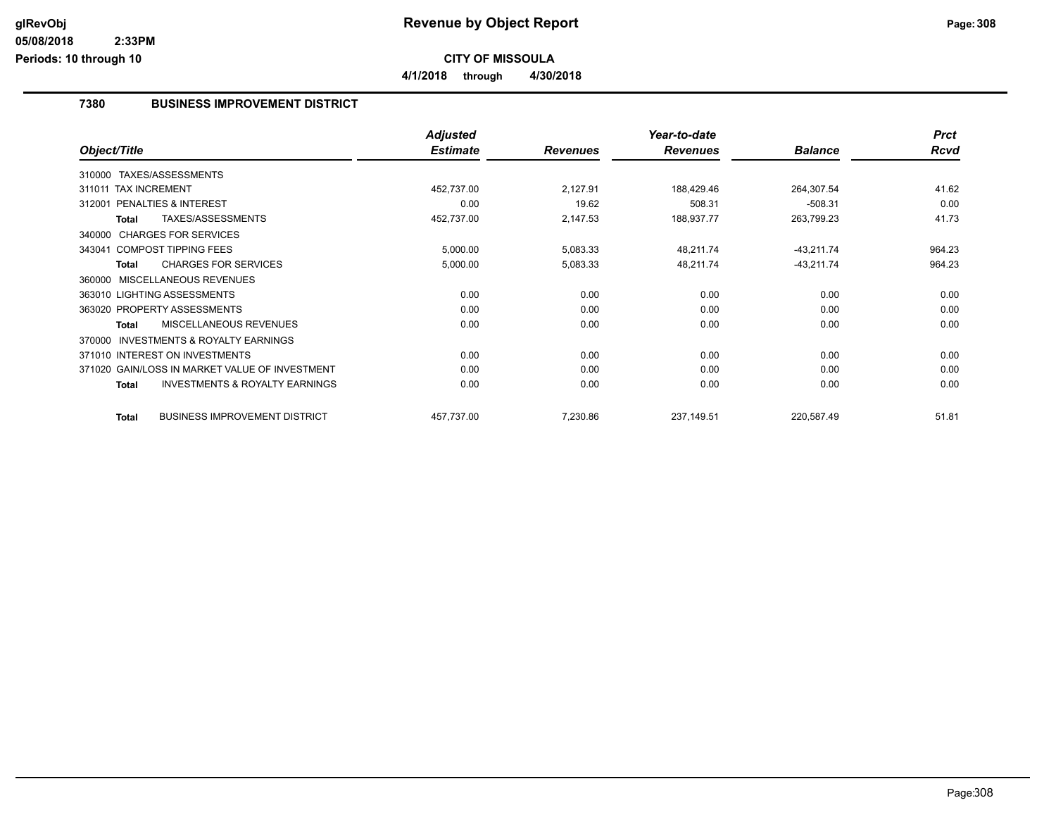# Revenue by Object Report

**CITY OF MISSOULA**

**4/1/2018 through 4/30/2018**

glRevObj
05/08/2018 2:33PM
Periods: 10 through 10

## 7380 BUSINESS IMPROVEMENT DISTRICT

| Object/Title | Adjusted Estimate | Revenues | Year-to-date Revenues | Balance | Prct Rcvd |
|---|---|---|---|---|---|
| 310000 TAXES/ASSESSMENTS | | | | | |
| 311011 TAX INCREMENT | 452,737.00 | 2,127.91 | 188,429.46 | 264,307.54 | 41.62 |
| 312001 PENALTIES & INTEREST | 0.00 | 19.62 | 508.31 | -508.31 | 0.00 |
| **Total** TAXES/ASSESSMENTS | 452,737.00 | 2,147.53 | 188,937.77 | 263,799.23 | 41.73 |
| 340000 CHARGES FOR SERVICES | | | | | |
| 343041 COMPOST TIPPING FEES | 5,000.00 | 5,083.33 | 48,211.74 | -43,211.74 | 964.23 |
| **Total** CHARGES FOR SERVICES | 5,000.00 | 5,083.33 | 48,211.74 | -43,211.74 | 964.23 |
| 360000 MISCELLANEOUS REVENUES | | | | | |
| 363010 LIGHTING ASSESSMENTS | 0.00 | 0.00 | 0.00 | 0.00 | 0.00 |
| 363020 PROPERTY ASSESSMENTS | 0.00 | 0.00 | 0.00 | 0.00 | 0.00 |
| **Total** MISCELLANEOUS REVENUES | 0.00 | 0.00 | 0.00 | 0.00 | 0.00 |
| 370000 INVESTMENTS & ROYALTY EARNINGS | | | | | |
| 371010 INTEREST ON INVESTMENTS | 0.00 | 0.00 | 0.00 | 0.00 | 0.00 |
| 371020 GAIN/LOSS IN MARKET VALUE OF INVESTMENT | 0.00 | 0.00 | 0.00 | 0.00 | 0.00 |
| **Total** INVESTMENTS & ROYALTY EARNINGS | 0.00 | 0.00 | 0.00 | 0.00 | 0.00 |
| **Total** BUSINESS IMPROVEMENT DISTRICT | 457,737.00 | 7,230.86 | 237,149.51 | 220,587.49 | 51.81 |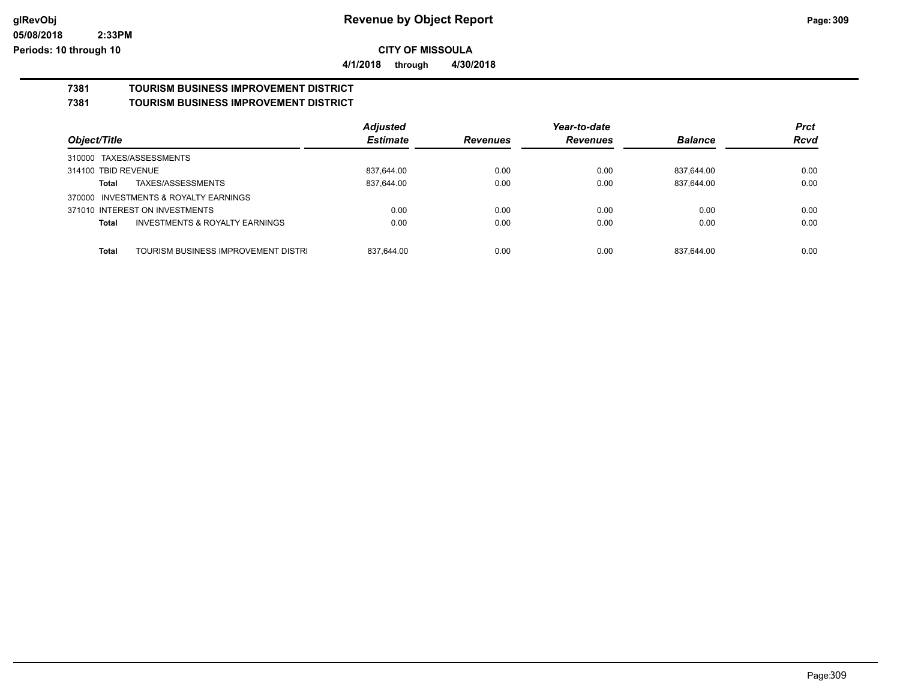# Revenue by Object Report

**CITY OF MISSOULA**

**4/1/2018 through 4/30/2018**

glRevObj
05/08/2018 2:33PM
Periods: 10 through 10

## 7381 TOURISM BUSINESS IMPROVEMENT DISTRICT
## 7381 TOURISM BUSINESS IMPROVEMENT DISTRICT

| Object/Title | | Adjusted Estimate | Revenues | Year-to-date Revenues | Balance | Prct Rcvd |
|---|---|---|---|---|---|---|
| 310000 TAXES/ASSESSMENTS | | | | | | |
| 314100 TBID REVENUE | | 837,644.00 | 0.00 | 0.00 | 837,644.00 | 0.00 |
| **Total** | TAXES/ASSESSMENTS | 837,644.00 | 0.00 | 0.00 | 837,644.00 | 0.00 |
| 370000 INVESTMENTS & ROYALTY EARNINGS | | | | | | |
| 371010 INTEREST ON INVESTMENTS | | 0.00 | 0.00 | 0.00 | 0.00 | 0.00 |
| **Total** | INVESTMENTS & ROYALTY EARNINGS | 0.00 | 0.00 | 0.00 | 0.00 | 0.00 |
| **Total** | TOURISM BUSINESS IMPROVEMENT DISTRI | 837,644.00 | 0.00 | 0.00 | 837,644.00 | 0.00 |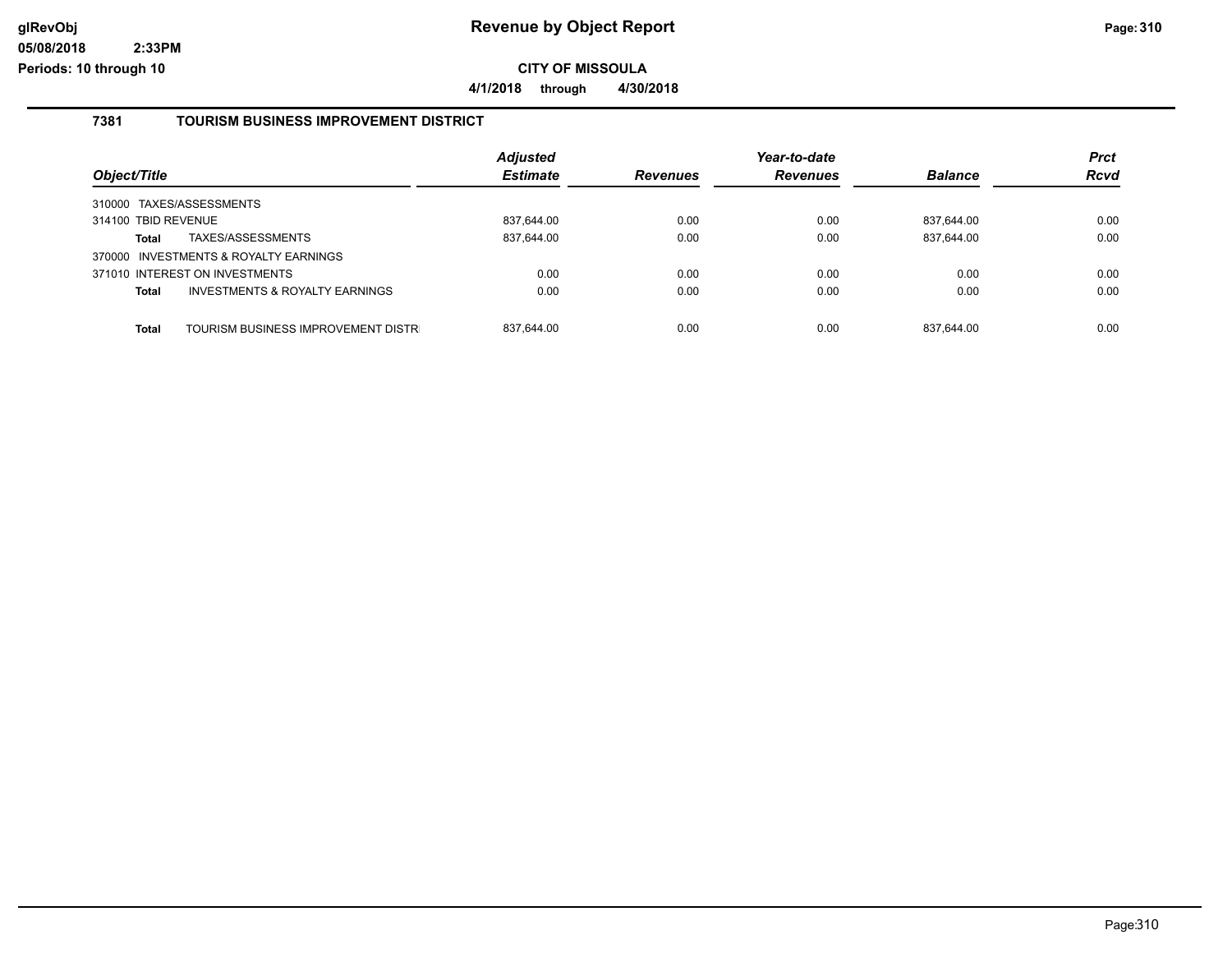**Revenue by Object Report**

**CITY OF MISSOULA**

**4/1/2018 through 4/30/2018**

glRevObj
05/08/2018 2:33PM
Periods: 10 through 10

## 7381 TOURISM BUSINESS IMPROVEMENT DISTRICT

| Object/Title | | Adjusted Estimate | Revenues | Year-to-date Revenues | Balance | Prct Rcvd |
|---|---|---|---|---|---|---|
| 310000 TAXES/ASSESSMENTS | | | | | | |
| 314100 TBID REVENUE | | 837,644.00 | 0.00 | 0.00 | 837,644.00 | 0.00 |
| **Total** | TAXES/ASSESSMENTS | 837,644.00 | 0.00 | 0.00 | 837,644.00 | 0.00 |
| 370000 INVESTMENTS & ROYALTY EARNINGS | | | | | | |
| 371010 INTEREST ON INVESTMENTS | | 0.00 | 0.00 | 0.00 | 0.00 | 0.00 |
| **Total** | INVESTMENTS & ROYALTY EARNINGS | 0.00 | 0.00 | 0.00 | 0.00 | 0.00 |
| **Total** | TOURISM BUSINESS IMPROVEMENT DISTR | 837,644.00 | 0.00 | 0.00 | 837,644.00 | 0.00 |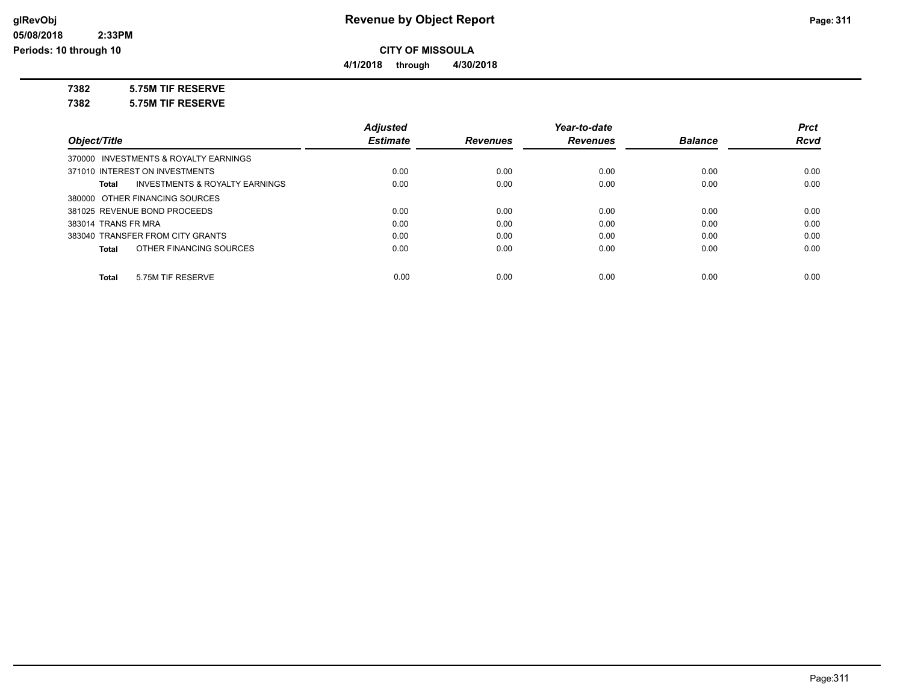# Revenue by Object Report

## CITY OF MISSOULA

**4/1/2018 through 4/30/2018**

glRevObj
05/08/2018 2:33PM
Periods: 10 through 10

**7382 5.75M TIF RESERVE**

**7382 5.75M TIF RESERVE**

| Object/Title | Adjusted Estimate | Revenues | Year-to-date Revenues | Balance | Prct Rcvd |
|---|---|---|---|---|---|
| 370000 INVESTMENTS & ROYALTY EARNINGS | | | | | |
| 371010 INTEREST ON INVESTMENTS | 0.00 | 0.00 | 0.00 | 0.00 | 0.00 |
| **Total** INVESTMENTS & ROYALTY EARNINGS | 0.00 | 0.00 | 0.00 | 0.00 | 0.00 |
| 380000 OTHER FINANCING SOURCES | | | | | |
| 381025 REVENUE BOND PROCEEDS | 0.00 | 0.00 | 0.00 | 0.00 | 0.00 |
| 383014 TRANS FR MRA | 0.00 | 0.00 | 0.00 | 0.00 | 0.00 |
| 383040 TRANSFER FROM CITY GRANTS | 0.00 | 0.00 | 0.00 | 0.00 | 0.00 |
| **Total** OTHER FINANCING SOURCES | 0.00 | 0.00 | 0.00 | 0.00 | 0.00 |
| **Total** 5.75M TIF RESERVE | 0.00 | 0.00 | 0.00 | 0.00 | 0.00 |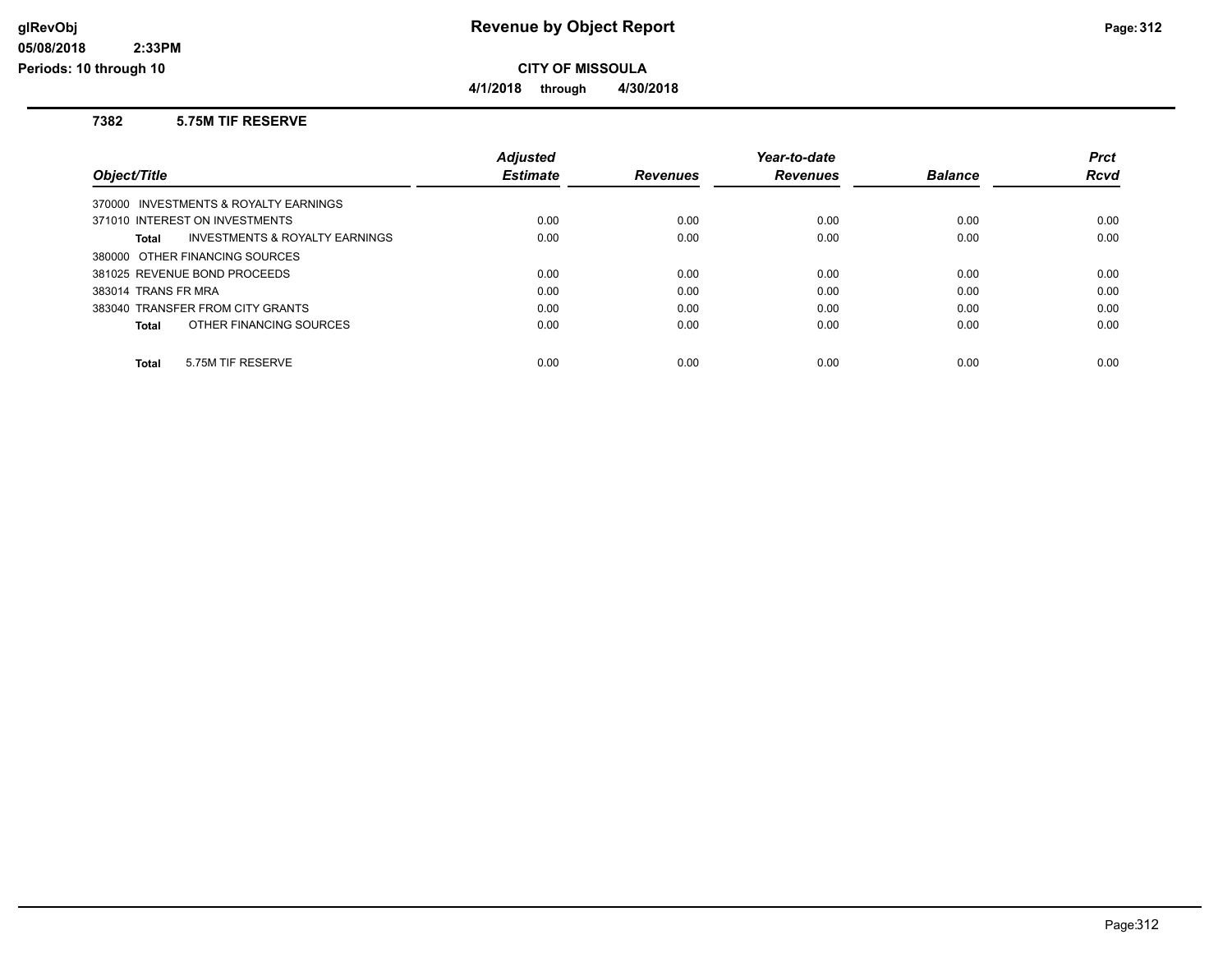# Revenue by Object Report

**CITY OF MISSOULA**

**4/1/2018 through 4/30/2018**

glRevObj
05/08/2018 2:33PM
Periods: 10 through 10

### 7382 5.75M TIF RESERVE

| Object/Title | Adjusted Estimate | Revenues | Year-to-date Revenues | Balance | Prct Rcvd |
|---|---|---|---|---|---|
| 370000 INVESTMENTS & ROYALTY EARNINGS | | | | | |
| 371010 INTEREST ON INVESTMENTS | 0.00 | 0.00 | 0.00 | 0.00 | 0.00 |
| **Total** INVESTMENTS & ROYALTY EARNINGS | 0.00 | 0.00 | 0.00 | 0.00 | 0.00 |
| 380000 OTHER FINANCING SOURCES | | | | | |
| 381025 REVENUE BOND PROCEEDS | 0.00 | 0.00 | 0.00 | 0.00 | 0.00 |
| 383014 TRANS FR MRA | 0.00 | 0.00 | 0.00 | 0.00 | 0.00 |
| 383040 TRANSFER FROM CITY GRANTS | 0.00 | 0.00 | 0.00 | 0.00 | 0.00 |
| **Total** OTHER FINANCING SOURCES | 0.00 | 0.00 | 0.00 | 0.00 | 0.00 |
| **Total** 5.75M TIF RESERVE | 0.00 | 0.00 | 0.00 | 0.00 | 0.00 |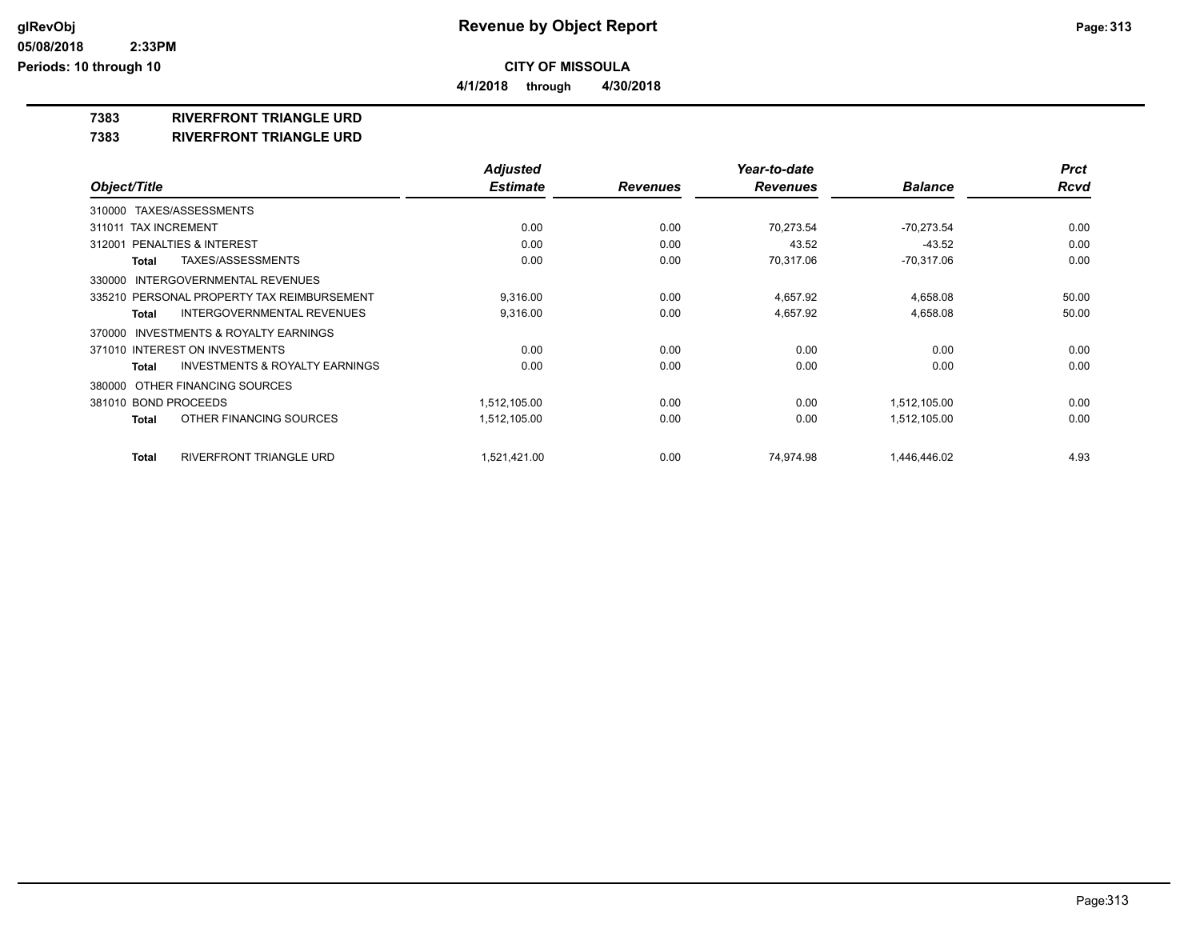**CITY OF MISSOULA**

**4/1/2018 through 4/30/2018**

**7383 RIVERFRONT TRIANGLE URD**

**7383 RIVERFRONT TRIANGLE URD**

| Object/Title | Adjusted Estimate | Revenues | Year-to-date Revenues | Balance | Prct Rcvd |
|---|---|---|---|---|---|
| 310000 TAXES/ASSESSMENTS | | | | | |
| 311011 TAX INCREMENT | 0.00 | 0.00 | 70,273.54 | -70,273.54 | 0.00 |
| 312001 PENALTIES & INTEREST | 0.00 | 0.00 | 43.52 | -43.52 | 0.00 |
| **Total** TAXES/ASSESSMENTS | 0.00 | 0.00 | 70,317.06 | -70,317.06 | 0.00 |
| 330000 INTERGOVERNMENTAL REVENUES | | | | | |
| 335210 PERSONAL PROPERTY TAX REIMBURSEMENT | 9,316.00 | 0.00 | 4,657.92 | 4,658.08 | 50.00 |
| **Total** INTERGOVERNMENTAL REVENUES | 9,316.00 | 0.00 | 4,657.92 | 4,658.08 | 50.00 |
| 370000 INVESTMENTS & ROYALTY EARNINGS | | | | | |
| 371010 INTEREST ON INVESTMENTS | 0.00 | 0.00 | 0.00 | 0.00 | 0.00 |
| **Total** INVESTMENTS & ROYALTY EARNINGS | 0.00 | 0.00 | 0.00 | 0.00 | 0.00 |
| 380000 OTHER FINANCING SOURCES | | | | | |
| 381010 BOND PROCEEDS | 1,512,105.00 | 0.00 | 0.00 | 1,512,105.00 | 0.00 |
| **Total** OTHER FINANCING SOURCES | 1,512,105.00 | 0.00 | 0.00 | 1,512,105.00 | 0.00 |
| **Total** RIVERFRONT TRIANGLE URD | 1,521,421.00 | 0.00 | 74,974.98 | 1,446,446.02 | 4.93 |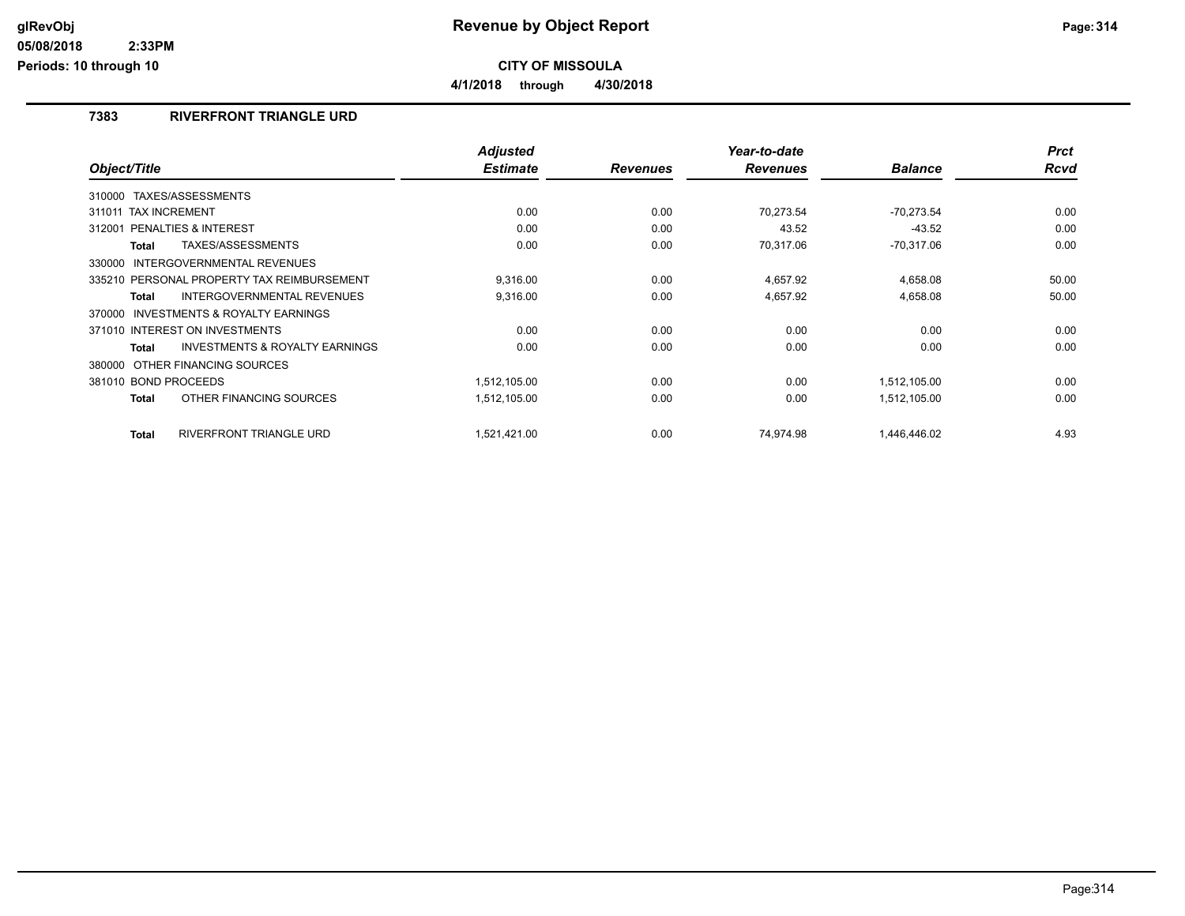# Revenue by Object Report

glRevObj
05/08/2018 2:33PM
Periods: 10 through 10

**CITY OF MISSOULA**

**4/1/2018 through 4/30/2018**

## 7383 RIVERFRONT TRIANGLE URD

| Object/Title | Adjusted Estimate | Revenues | Year-to-date Revenues | Balance | Prct Rcvd |
|---|---|---|---|---|---|
| 310000 TAXES/ASSESSMENTS | | | | | |
| 311011 TAX INCREMENT | 0.00 | 0.00 | 70,273.54 | -70,273.54 | 0.00 |
| 312001 PENALTIES & INTEREST | 0.00 | 0.00 | 43.52 | -43.52 | 0.00 |
| **Total** TAXES/ASSESSMENTS | 0.00 | 0.00 | 70,317.06 | -70,317.06 | 0.00 |
| 330000 INTERGOVERNMENTAL REVENUES | | | | | |
| 335210 PERSONAL PROPERTY TAX REIMBURSEMENT | 9,316.00 | 0.00 | 4,657.92 | 4,658.08 | 50.00 |
| **Total** INTERGOVERNMENTAL REVENUES | 9,316.00 | 0.00 | 4,657.92 | 4,658.08 | 50.00 |
| 370000 INVESTMENTS & ROYALTY EARNINGS | | | | | |
| 371010 INTEREST ON INVESTMENTS | 0.00 | 0.00 | 0.00 | 0.00 | 0.00 |
| **Total** INVESTMENTS & ROYALTY EARNINGS | 0.00 | 0.00 | 0.00 | 0.00 | 0.00 |
| 380000 OTHER FINANCING SOURCES | | | | | |
| 381010 BOND PROCEEDS | 1,512,105.00 | 0.00 | 0.00 | 1,512,105.00 | 0.00 |
| **Total** OTHER FINANCING SOURCES | 1,512,105.00 | 0.00 | 0.00 | 1,512,105.00 | 0.00 |
| **Total** RIVERFRONT TRIANGLE URD | 1,521,421.00 | 0.00 | 74,974.98 | 1,446,446.02 | 4.93 |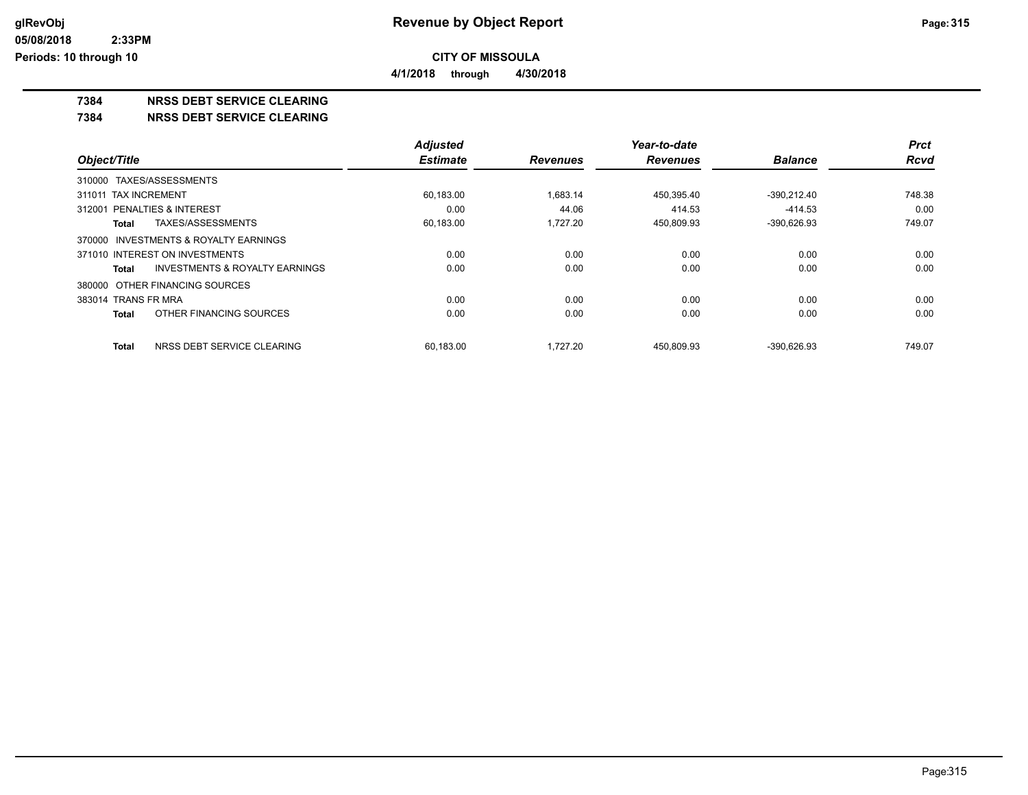**CITY OF MISSOULA**

**4/1/2018 through 4/30/2018**

## 7384 NRSS DEBT SERVICE CLEARING

## 7384 NRSS DEBT SERVICE CLEARING

| Object/Title | Adjusted Estimate | Revenues | Year-to-date Revenues | Balance | Prct Rcvd |
|---|---|---|---|---|---|
| 310000 TAXES/ASSESSMENTS | | | | | |
| 311011 TAX INCREMENT | 60,183.00 | 1,683.14 | 450,395.40 | -390,212.40 | 748.38 |
| 312001 PENALTIES & INTEREST | 0.00 | 44.06 | 414.53 | -414.53 | 0.00 |
| **Total** TAXES/ASSESSMENTS | 60,183.00 | 1,727.20 | 450,809.93 | -390,626.93 | 749.07 |
| 370000 INVESTMENTS & ROYALTY EARNINGS | | | | | |
| 371010 INTEREST ON INVESTMENTS | 0.00 | 0.00 | 0.00 | 0.00 | 0.00 |
| **Total** INVESTMENTS & ROYALTY EARNINGS | 0.00 | 0.00 | 0.00 | 0.00 | 0.00 |
| 380000 OTHER FINANCING SOURCES | | | | | |
| 383014 TRANS FR MRA | 0.00 | 0.00 | 0.00 | 0.00 | 0.00 |
| **Total** OTHER FINANCING SOURCES | 0.00 | 0.00 | 0.00 | 0.00 | 0.00 |
| **Total** NRSS DEBT SERVICE CLEARING | 60,183.00 | 1,727.20 | 450,809.93 | -390,626.93 | 749.07 |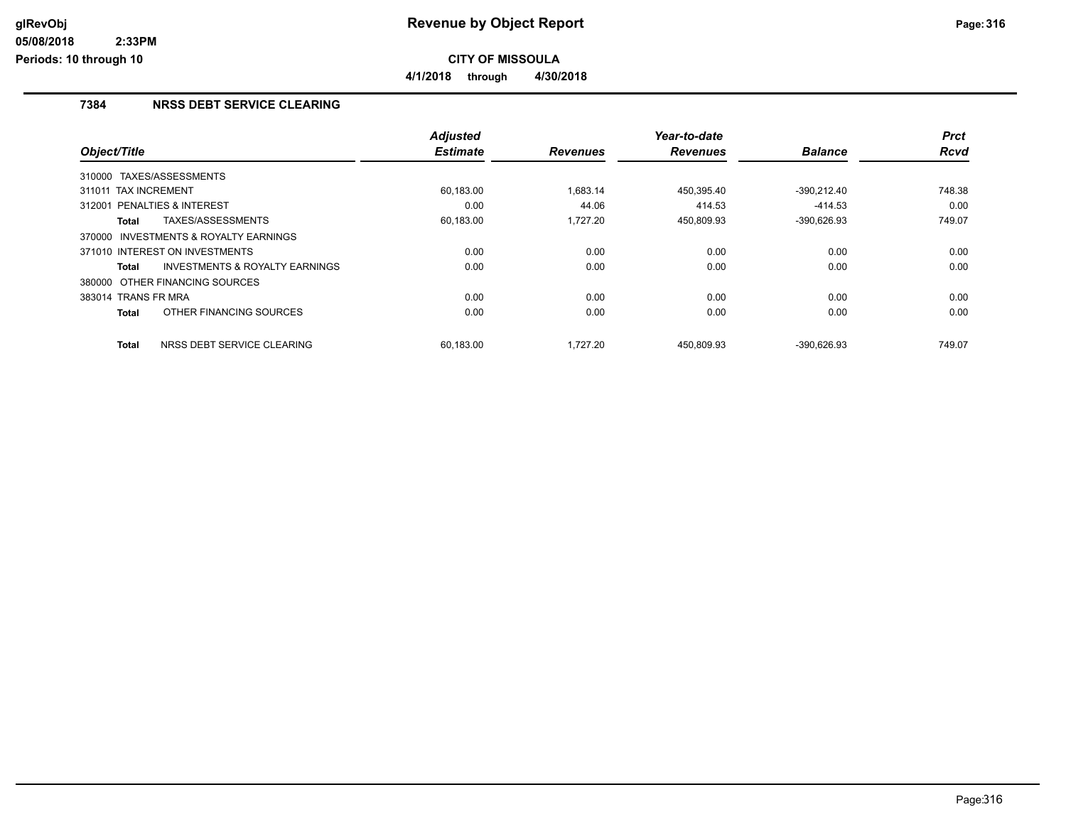# Revenue by Object Report

**CITY OF MISSOULA**

**4/1/2018 through 4/30/2018**

glRevObj
05/08/2018 2:33PM
Periods: 10 through 10

## 7384 NRSS DEBT SERVICE CLEARING

| Object/Title | Adjusted Estimate | Revenues | Year-to-date Revenues | Balance | Prct Rcvd |
|---|---|---|---|---|---|
| 310000 TAXES/ASSESSMENTS | | | | | |
| 311011 TAX INCREMENT | 60,183.00 | 1,683.14 | 450,395.40 | -390,212.40 | 748.38 |
| 312001 PENALTIES & INTEREST | 0.00 | 44.06 | 414.53 | -414.53 | 0.00 |
| **Total** TAXES/ASSESSMENTS | 60,183.00 | 1,727.20 | 450,809.93 | -390,626.93 | 749.07 |
| 370000 INVESTMENTS & ROYALTY EARNINGS | | | | | |
| 371010 INTEREST ON INVESTMENTS | 0.00 | 0.00 | 0.00 | 0.00 | 0.00 |
| **Total** INVESTMENTS & ROYALTY EARNINGS | 0.00 | 0.00 | 0.00 | 0.00 | 0.00 |
| 380000 OTHER FINANCING SOURCES | | | | | |
| 383014 TRANS FR MRA | 0.00 | 0.00 | 0.00 | 0.00 | 0.00 |
| **Total** OTHER FINANCING SOURCES | 0.00 | 0.00 | 0.00 | 0.00 | 0.00 |
| **Total** NRSS DEBT SERVICE CLEARING | 60,183.00 | 1,727.20 | 450,809.93 | -390,626.93 | 749.07 |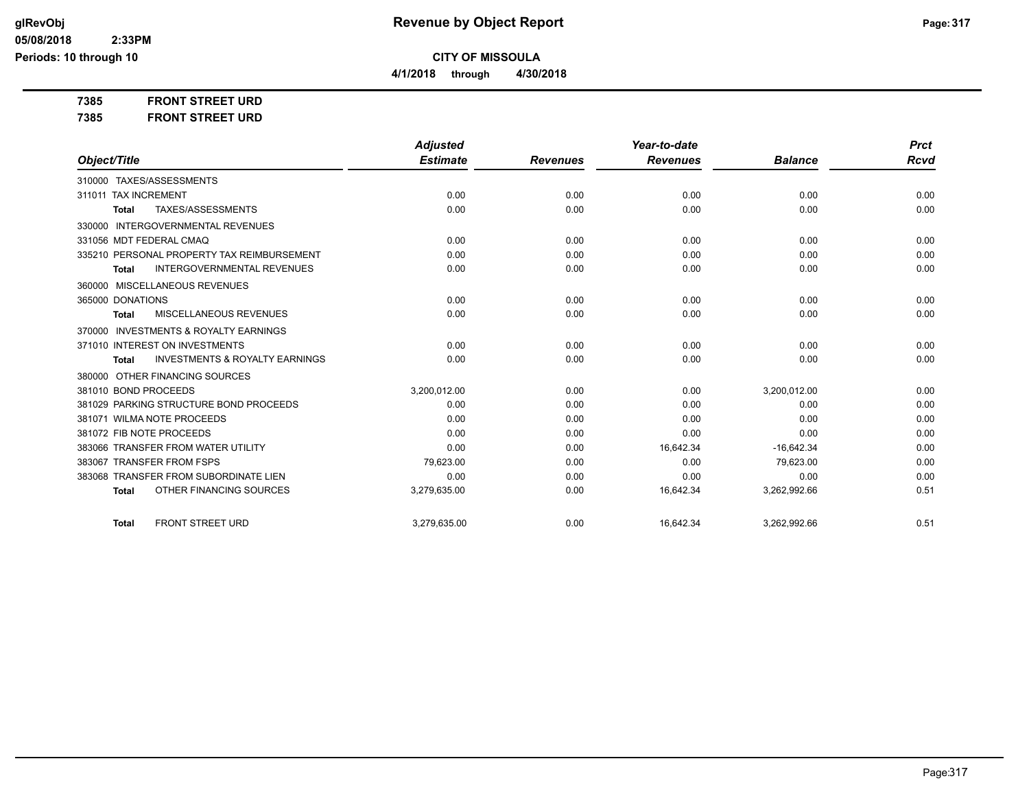# Revenue by Object Report

**CITY OF MISSOULA**

**4/1/2018 through 4/30/2018**

glRevObj
05/08/2018 2:33PM
Periods: 10 through 10

**7385 FRONT STREET URD**

**7385 FRONT STREET URD**

| Object/Title | Adjusted Estimate | Revenues | Year-to-date Revenues | Balance | Prct Rcvd |
|---|---|---|---|---|---|
| 310000 TAXES/ASSESSMENTS | | | | | |
| 311011 TAX INCREMENT | 0.00 | 0.00 | 0.00 | 0.00 | 0.00 |
| **Total** TAXES/ASSESSMENTS | 0.00 | 0.00 | 0.00 | 0.00 | 0.00 |
| 330000 INTERGOVERNMENTAL REVENUES | | | | | |
| 331056 MDT FEDERAL CMAQ | 0.00 | 0.00 | 0.00 | 0.00 | 0.00 |
| 335210 PERSONAL PROPERTY TAX REIMBURSEMENT | 0.00 | 0.00 | 0.00 | 0.00 | 0.00 |
| **Total** INTERGOVERNMENTAL REVENUES | 0.00 | 0.00 | 0.00 | 0.00 | 0.00 |
| 360000 MISCELLANEOUS REVENUES | | | | | |
| 365000 DONATIONS | 0.00 | 0.00 | 0.00 | 0.00 | 0.00 |
| **Total** MISCELLANEOUS REVENUES | 0.00 | 0.00 | 0.00 | 0.00 | 0.00 |
| 370000 INVESTMENTS & ROYALTY EARNINGS | | | | | |
| 371010 INTEREST ON INVESTMENTS | 0.00 | 0.00 | 0.00 | 0.00 | 0.00 |
| **Total** INVESTMENTS & ROYALTY EARNINGS | 0.00 | 0.00 | 0.00 | 0.00 | 0.00 |
| 380000 OTHER FINANCING SOURCES | | | | | |
| 381010 BOND PROCEEDS | 3,200,012.00 | 0.00 | 0.00 | 3,200,012.00 | 0.00 |
| 381029 PARKING STRUCTURE BOND PROCEEDS | 0.00 | 0.00 | 0.00 | 0.00 | 0.00 |
| 381071 WILMA NOTE PROCEEDS | 0.00 | 0.00 | 0.00 | 0.00 | 0.00 |
| 381072 FIB NOTE PROCEEDS | 0.00 | 0.00 | 0.00 | 0.00 | 0.00 |
| 383066 TRANSFER FROM WATER UTILITY | 0.00 | 0.00 | 16,642.34 | -16,642.34 | 0.00 |
| 383067 TRANSFER FROM FSPS | 79,623.00 | 0.00 | 0.00 | 79,623.00 | 0.00 |
| 383068 TRANSFER FROM SUBORDINATE LIEN | 0.00 | 0.00 | 0.00 | 0.00 | 0.00 |
| **Total** OTHER FINANCING SOURCES | 3,279,635.00 | 0.00 | 16,642.34 | 3,262,992.66 | 0.51 |
| **Total** FRONT STREET URD | 3,279,635.00 | 0.00 | 16,642.34 | 3,262,992.66 | 0.51 |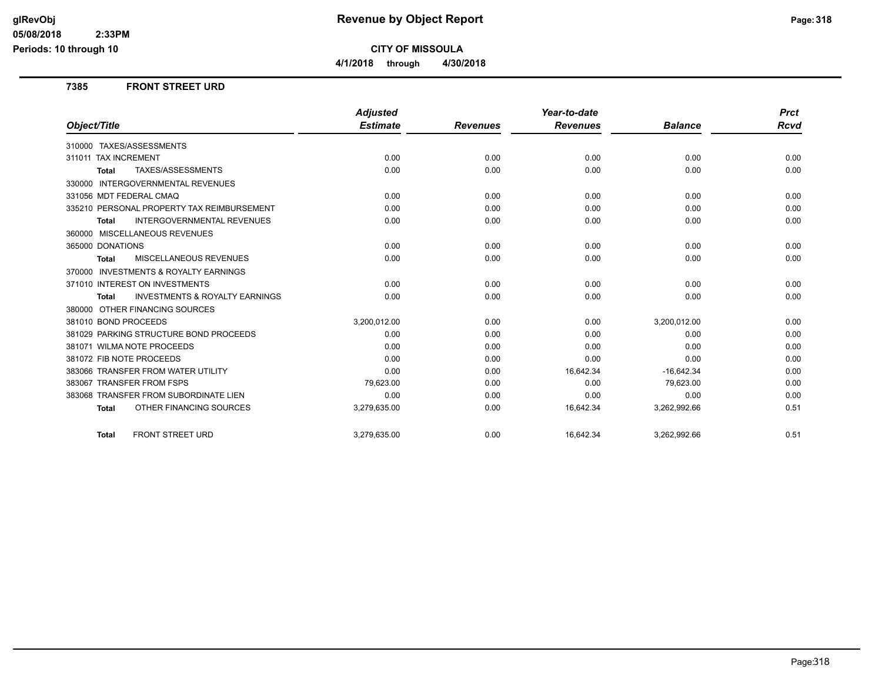# CITY OF MISSOULA

**4/1/2018 through 4/30/2018**

## 7385 FRONT STREET URD

| Object/Title | Adjusted Estimate | Revenues | Year-to-date Revenues | Balance | Prct Rcvd |
|---|---|---|---|---|---|
| 310000 TAXES/ASSESSMENTS | | | | | |
| 311011 TAX INCREMENT | 0.00 | 0.00 | 0.00 | 0.00 | 0.00 |
| **Total** TAXES/ASSESSMENTS | 0.00 | 0.00 | 0.00 | 0.00 | 0.00 |
| 330000 INTERGOVERNMENTAL REVENUES | | | | | |
| 331056 MDT FEDERAL CMAQ | 0.00 | 0.00 | 0.00 | 0.00 | 0.00 |
| 335210 PERSONAL PROPERTY TAX REIMBURSEMENT | 0.00 | 0.00 | 0.00 | 0.00 | 0.00 |
| **Total** INTERGOVERNMENTAL REVENUES | 0.00 | 0.00 | 0.00 | 0.00 | 0.00 |
| 360000 MISCELLANEOUS REVENUES | | | | | |
| 365000 DONATIONS | 0.00 | 0.00 | 0.00 | 0.00 | 0.00 |
| **Total** MISCELLANEOUS REVENUES | 0.00 | 0.00 | 0.00 | 0.00 | 0.00 |
| 370000 INVESTMENTS & ROYALTY EARNINGS | | | | | |
| 371010 INTEREST ON INVESTMENTS | 0.00 | 0.00 | 0.00 | 0.00 | 0.00 |
| **Total** INVESTMENTS & ROYALTY EARNINGS | 0.00 | 0.00 | 0.00 | 0.00 | 0.00 |
| 380000 OTHER FINANCING SOURCES | | | | | |
| 381010 BOND PROCEEDS | 3,200,012.00 | 0.00 | 0.00 | 3,200,012.00 | 0.00 |
| 381029 PARKING STRUCTURE BOND PROCEEDS | 0.00 | 0.00 | 0.00 | 0.00 | 0.00 |
| 381071 WILMA NOTE PROCEEDS | 0.00 | 0.00 | 0.00 | 0.00 | 0.00 |
| 381072 FIB NOTE PROCEEDS | 0.00 | 0.00 | 0.00 | 0.00 | 0.00 |
| 383066 TRANSFER FROM WATER UTILITY | 0.00 | 0.00 | 16,642.34 | -16,642.34 | 0.00 |
| 383067 TRANSFER FROM FSPS | 79,623.00 | 0.00 | 0.00 | 79,623.00 | 0.00 |
| 383068 TRANSFER FROM SUBORDINATE LIEN | 0.00 | 0.00 | 0.00 | 0.00 | 0.00 |
| **Total** OTHER FINANCING SOURCES | 3,279,635.00 | 0.00 | 16,642.34 | 3,262,992.66 | 0.51 |
| **Total** FRONT STREET URD | 3,279,635.00 | 0.00 | 16,642.34 | 3,262,992.66 | 0.51 |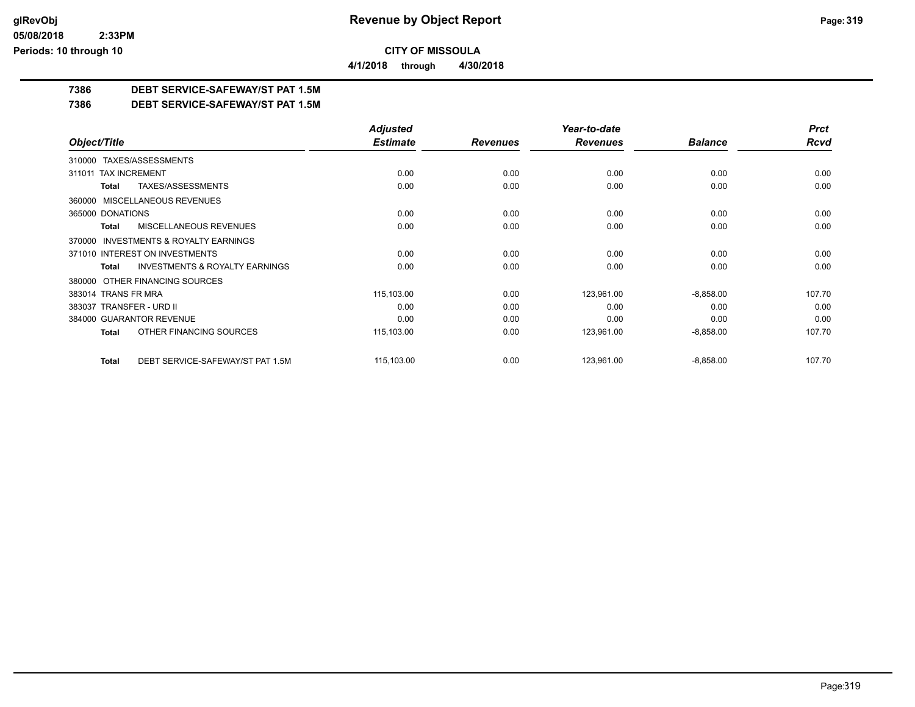**CITY OF MISSOULA**

**4/1/2018 through 4/30/2018**

## 7386 DEBT SERVICE-SAFEWAY/ST PAT 1.5M

## 7386 DEBT SERVICE-SAFEWAY/ST PAT 1.5M

| Object/Title | Adjusted Estimate | Revenues | Year-to-date Revenues | Balance | Prct Rcvd |
|---|---|---|---|---|---|
| 310000 TAXES/ASSESSMENTS | | | | | |
| 311011 TAX INCREMENT | 0.00 | 0.00 | 0.00 | 0.00 | 0.00 |
| **Total** TAXES/ASSESSMENTS | 0.00 | 0.00 | 0.00 | 0.00 | 0.00 |
| 360000 MISCELLANEOUS REVENUES | | | | | |
| 365000 DONATIONS | 0.00 | 0.00 | 0.00 | 0.00 | 0.00 |
| **Total** MISCELLANEOUS REVENUES | 0.00 | 0.00 | 0.00 | 0.00 | 0.00 |
| 370000 INVESTMENTS & ROYALTY EARNINGS | | | | | |
| 371010 INTEREST ON INVESTMENTS | 0.00 | 0.00 | 0.00 | 0.00 | 0.00 |
| **Total** INVESTMENTS & ROYALTY EARNINGS | 0.00 | 0.00 | 0.00 | 0.00 | 0.00 |
| 380000 OTHER FINANCING SOURCES | | | | | |
| 383014 TRANS FR MRA | 115,103.00 | 0.00 | 123,961.00 | -8,858.00 | 107.70 |
| 383037 TRANSFER - URD II | 0.00 | 0.00 | 0.00 | 0.00 | 0.00 |
| 384000 GUARANTOR REVENUE | 0.00 | 0.00 | 0.00 | 0.00 | 0.00 |
| **Total** OTHER FINANCING SOURCES | 115,103.00 | 0.00 | 123,961.00 | -8,858.00 | 107.70 |
| **Total** DEBT SERVICE-SAFEWAY/ST PAT 1.5M | 115,103.00 | 0.00 | 123,961.00 | -8,858.00 | 107.70 |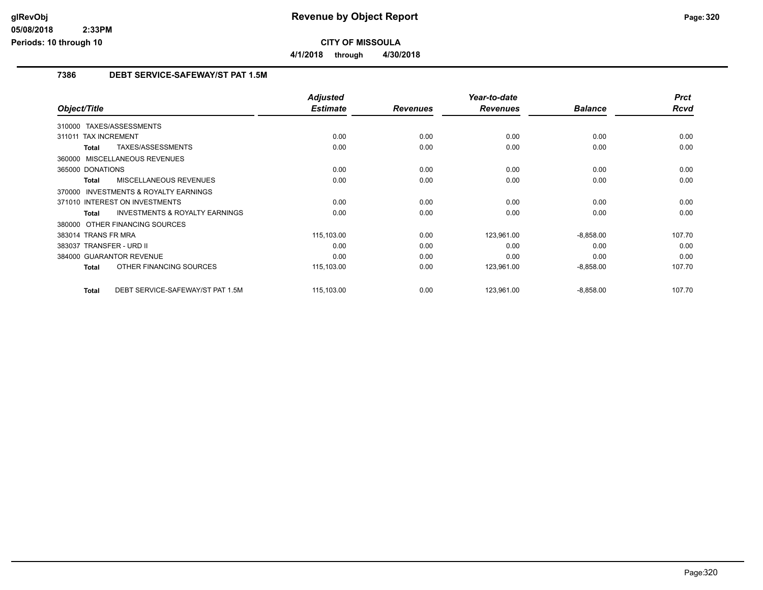# Revenue by Object Report

**CITY OF MISSOULA**

**4/1/2018 through 4/30/2018**

glRevObj
05/08/2018 2:33PM
Periods: 10 through 10

## 7386 DEBT SERVICE-SAFEWAY/ST PAT 1.5M

| Object/Title | Adjusted Estimate | Revenues | Year-to-date Revenues | Balance | Prct Rcvd |
|---|---|---|---|---|---|
| 310000 TAXES/ASSESSMENTS | | | | | |
| 311011 TAX INCREMENT | 0.00 | 0.00 | 0.00 | 0.00 | 0.00 |
| **Total** TAXES/ASSESSMENTS | 0.00 | 0.00 | 0.00 | 0.00 | 0.00 |
| 360000 MISCELLANEOUS REVENUES | | | | | |
| 365000 DONATIONS | 0.00 | 0.00 | 0.00 | 0.00 | 0.00 |
| **Total** MISCELLANEOUS REVENUES | 0.00 | 0.00 | 0.00 | 0.00 | 0.00 |
| 370000 INVESTMENTS & ROYALTY EARNINGS | | | | | |
| 371010 INTEREST ON INVESTMENTS | 0.00 | 0.00 | 0.00 | 0.00 | 0.00 |
| **Total** INVESTMENTS & ROYALTY EARNINGS | 0.00 | 0.00 | 0.00 | 0.00 | 0.00 |
| 380000 OTHER FINANCING SOURCES | | | | | |
| 383014 TRANS FR MRA | 115,103.00 | 0.00 | 123,961.00 | -8,858.00 | 107.70 |
| 383037 TRANSFER - URD II | 0.00 | 0.00 | 0.00 | 0.00 | 0.00 |
| 384000 GUARANTOR REVENUE | 0.00 | 0.00 | 0.00 | 0.00 | 0.00 |
| **Total** OTHER FINANCING SOURCES | 115,103.00 | 0.00 | 123,961.00 | -8,858.00 | 107.70 |
| **Total** DEBT SERVICE-SAFEWAY/ST PAT 1.5M | 115,103.00 | 0.00 | 123,961.00 | -8,858.00 | 107.70 |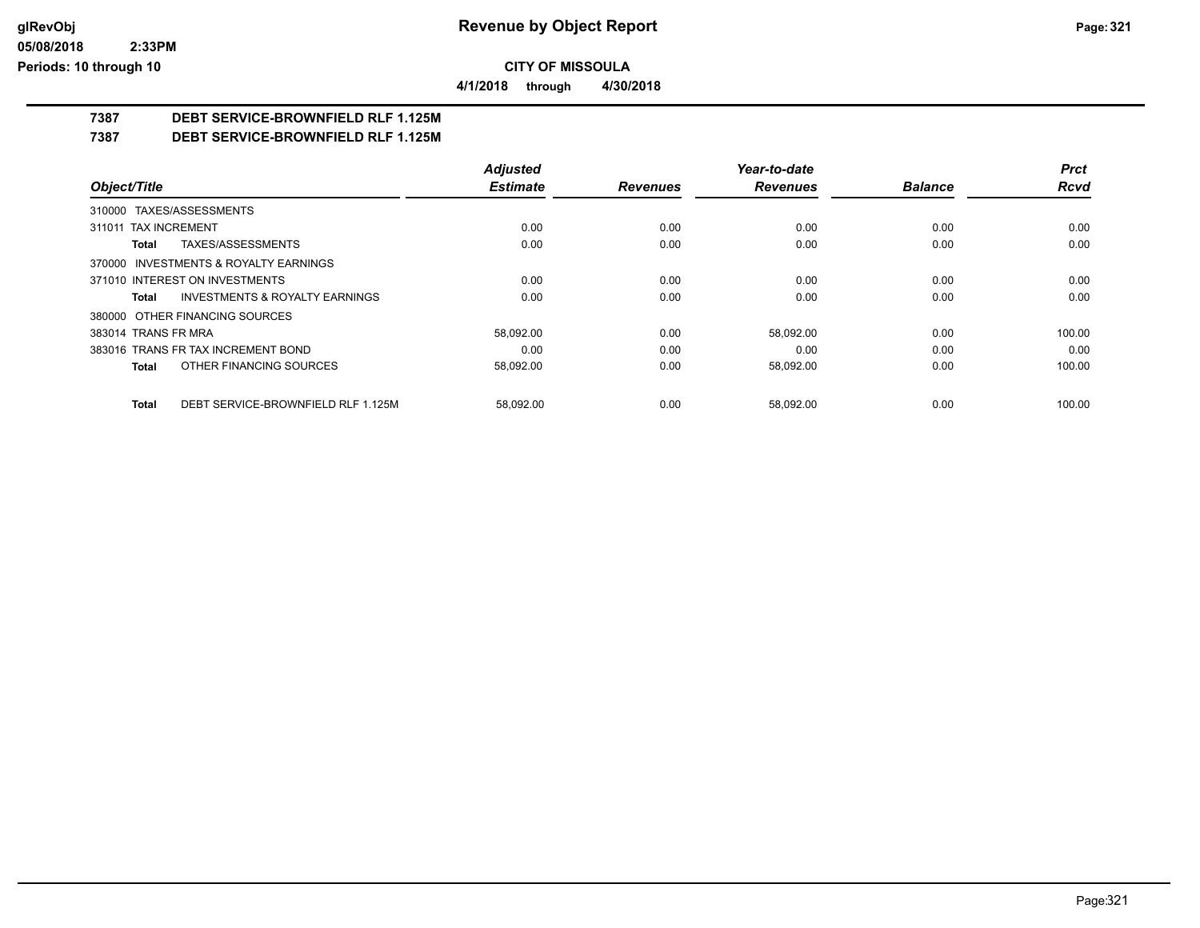**CITY OF MISSOULA**

**4/1/2018 through 4/30/2018**

**7387 DEBT SERVICE-BROWNFIELD RLF 1.125M**

**7387 DEBT SERVICE-BROWNFIELD RLF 1.125M**

| Object/Title | Adjusted Estimate | Revenues | Year-to-date Revenues | Balance | Prct Rcvd |
|---|---|---|---|---|---|
| 310000 TAXES/ASSESSMENTS | | | | | |
| 311011 TAX INCREMENT | 0.00 | 0.00 | 0.00 | 0.00 | 0.00 |
| **Total** TAXES/ASSESSMENTS | 0.00 | 0.00 | 0.00 | 0.00 | 0.00 |
| 370000 INVESTMENTS & ROYALTY EARNINGS | | | | | |
| 371010 INTEREST ON INVESTMENTS | 0.00 | 0.00 | 0.00 | 0.00 | 0.00 |
| **Total** INVESTMENTS & ROYALTY EARNINGS | 0.00 | 0.00 | 0.00 | 0.00 | 0.00 |
| 380000 OTHER FINANCING SOURCES | | | | | |
| 383014 TRANS FR MRA | 58,092.00 | 0.00 | 58,092.00 | 0.00 | 100.00 |
| 383016 TRANS FR TAX INCREMENT BOND | 0.00 | 0.00 | 0.00 | 0.00 | 0.00 |
| **Total** OTHER FINANCING SOURCES | 58,092.00 | 0.00 | 58,092.00 | 0.00 | 100.00 |
| **Total** DEBT SERVICE-BROWNFIELD RLF 1.125M | 58,092.00 | 0.00 | 58,092.00 | 0.00 | 100.00 |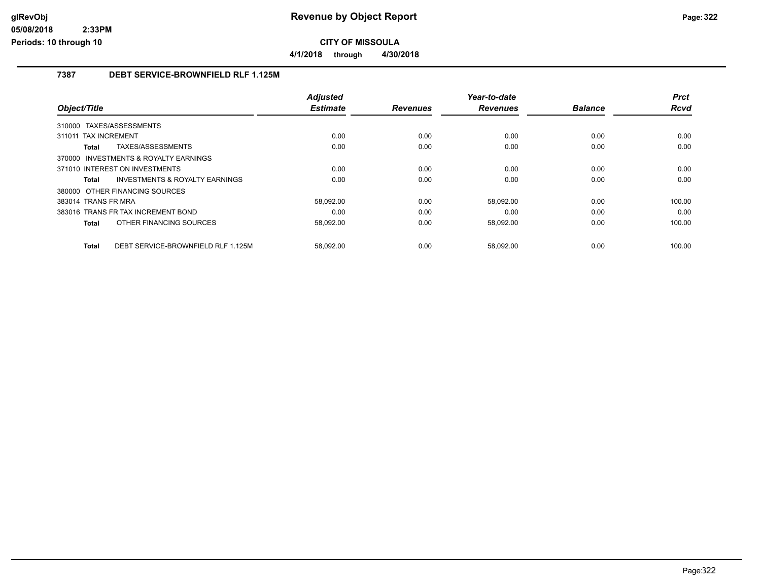**CITY OF MISSOULA**

**4/1/2018 through 4/30/2018**

## Revenue by Object Report

**glRevObj**
**05/08/2018 2:33PM**
**Periods: 10 through 10**

### 7387 DEBT SERVICE-BROWNFIELD RLF 1.125M

| Object/Title | Adjusted Estimate | Revenues | Year-to-date Revenues | Balance | Prct Rcvd |
|---|---|---|---|---|---|
| 310000 TAXES/ASSESSMENTS | | | | | |
| 311011 TAX INCREMENT | 0.00 | 0.00 | 0.00 | 0.00 | 0.00 |
| **Total** TAXES/ASSESSMENTS | 0.00 | 0.00 | 0.00 | 0.00 | 0.00 |
| 370000 INVESTMENTS & ROYALTY EARNINGS | | | | | |
| 371010 INTEREST ON INVESTMENTS | 0.00 | 0.00 | 0.00 | 0.00 | 0.00 |
| **Total** INVESTMENTS & ROYALTY EARNINGS | 0.00 | 0.00 | 0.00 | 0.00 | 0.00 |
| 380000 OTHER FINANCING SOURCES | | | | | |
| 383014 TRANS FR MRA | 58,092.00 | 0.00 | 58,092.00 | 0.00 | 100.00 |
| 383016 TRANS FR TAX INCREMENT BOND | 0.00 | 0.00 | 0.00 | 0.00 | 0.00 |
| **Total** OTHER FINANCING SOURCES | 58,092.00 | 0.00 | 58,092.00 | 0.00 | 100.00 |
| **Total** DEBT SERVICE-BROWNFIELD RLF 1.125M | 58,092.00 | 0.00 | 58,092.00 | 0.00 | 100.00 |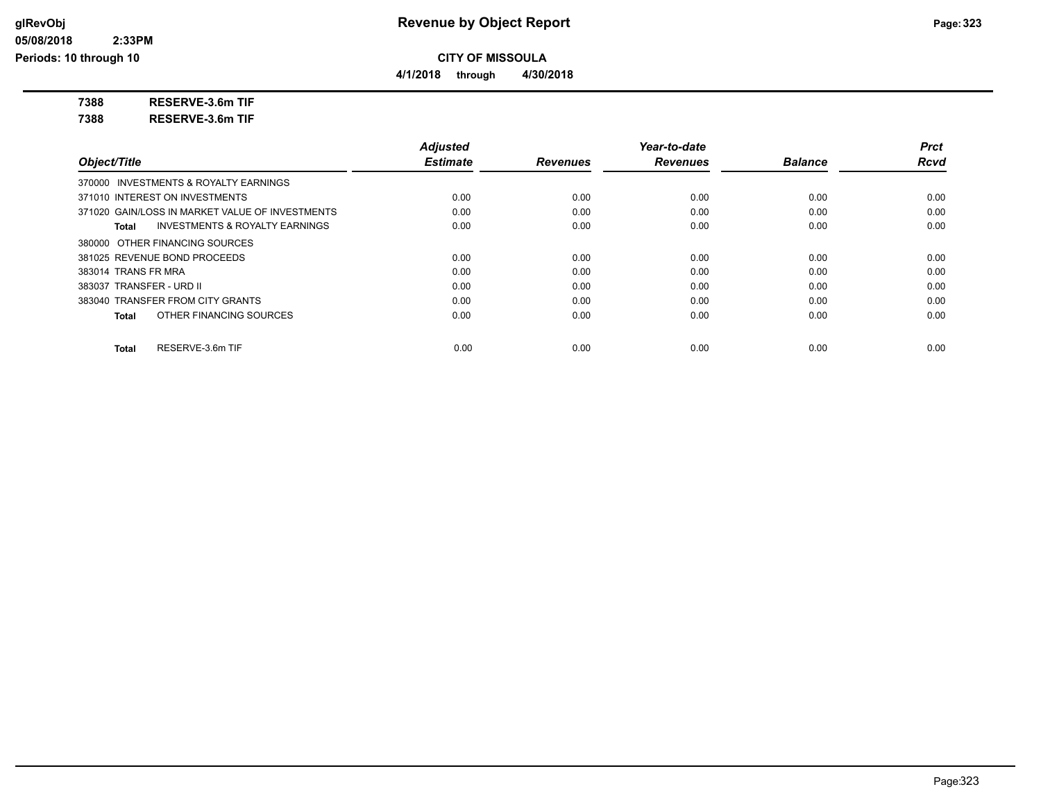# Revenue by Object Report

**CITY OF MISSOULA**

**4/1/2018 through 4/30/2018**

**7388 RESERVE-3.6m TIF**

**7388 RESERVE-3.6m TIF**

| Object/Title | Adjusted Estimate | Revenues | Year-to-date Revenues | Balance | Prct Rcvd |
|---|---|---|---|---|---|
| 370000 INVESTMENTS & ROYALTY EARNINGS | | | | | |
| 371010 INTEREST ON INVESTMENTS | 0.00 | 0.00 | 0.00 | 0.00 | 0.00 |
| 371020 GAIN/LOSS IN MARKET VALUE OF INVESTMENTS | 0.00 | 0.00 | 0.00 | 0.00 | 0.00 |
| **Total** INVESTMENTS & ROYALTY EARNINGS | 0.00 | 0.00 | 0.00 | 0.00 | 0.00 |
| 380000 OTHER FINANCING SOURCES | | | | | |
| 381025 REVENUE BOND PROCEEDS | 0.00 | 0.00 | 0.00 | 0.00 | 0.00 |
| 383014 TRANS FR MRA | 0.00 | 0.00 | 0.00 | 0.00 | 0.00 |
| 383037 TRANSFER - URD II | 0.00 | 0.00 | 0.00 | 0.00 | 0.00 |
| 383040 TRANSFER FROM CITY GRANTS | 0.00 | 0.00 | 0.00 | 0.00 | 0.00 |
| **Total** OTHER FINANCING SOURCES | 0.00 | 0.00 | 0.00 | 0.00 | 0.00 |
| **Total** RESERVE-3.6m TIF | 0.00 | 0.00 | 0.00 | 0.00 | 0.00 |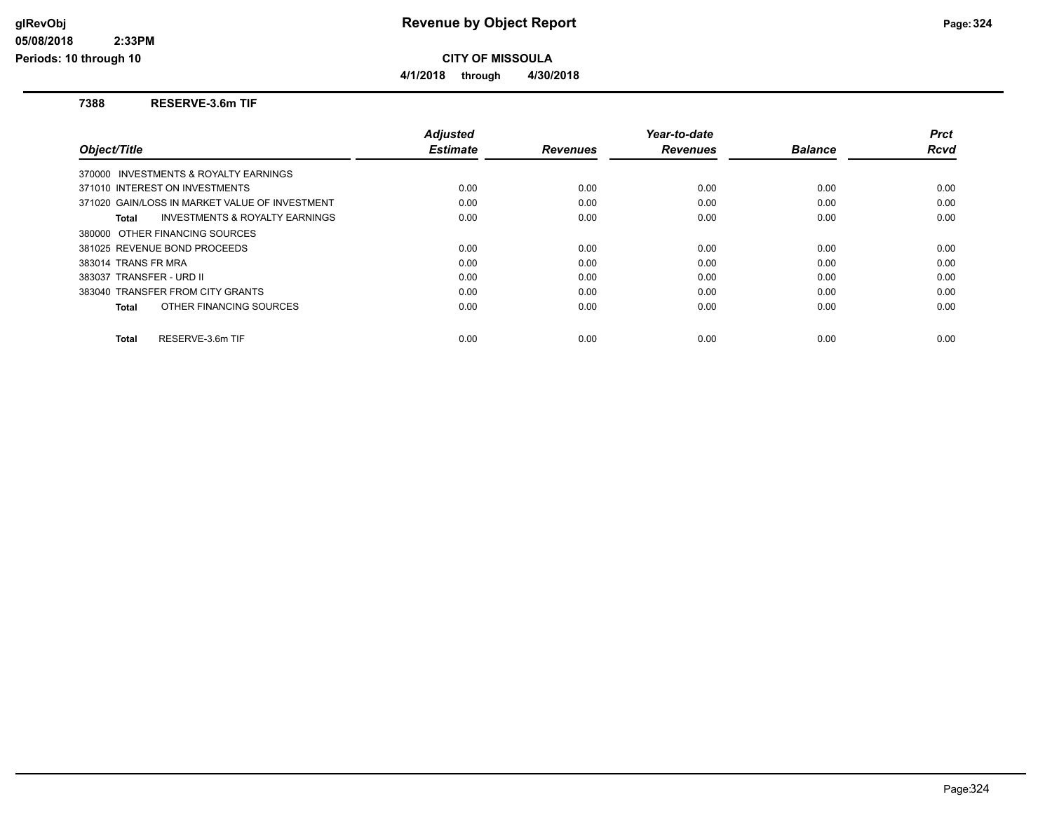# Revenue by Object Report

**CITY OF MISSOULA**

**4/1/2018 through 4/30/2018**

glRevObj
05/08/2018 2:33PM
Periods: 10 through 10

## 7388 RESERVE-3.6m TIF

| Object/Title | Adjusted Estimate | Revenues | Year-to-date Revenues | Balance | Prct Rcvd |
|---|---|---|---|---|---|
| 370000 INVESTMENTS & ROYALTY EARNINGS | | | | | |
| 371010 INTEREST ON INVESTMENTS | 0.00 | 0.00 | 0.00 | 0.00 | 0.00 |
| 371020 GAIN/LOSS IN MARKET VALUE OF INVESTMENT | 0.00 | 0.00 | 0.00 | 0.00 | 0.00 |
| **Total** INVESTMENTS & ROYALTY EARNINGS | 0.00 | 0.00 | 0.00 | 0.00 | 0.00 |
| 380000 OTHER FINANCING SOURCES | | | | | |
| 381025 REVENUE BOND PROCEEDS | 0.00 | 0.00 | 0.00 | 0.00 | 0.00 |
| 383014 TRANS FR MRA | 0.00 | 0.00 | 0.00 | 0.00 | 0.00 |
| 383037 TRANSFER - URD II | 0.00 | 0.00 | 0.00 | 0.00 | 0.00 |
| 383040 TRANSFER FROM CITY GRANTS | 0.00 | 0.00 | 0.00 | 0.00 | 0.00 |
| **Total** OTHER FINANCING SOURCES | 0.00 | 0.00 | 0.00 | 0.00 | 0.00 |
| **Total** RESERVE-3.6m TIF | 0.00 | 0.00 | 0.00 | 0.00 | 0.00 |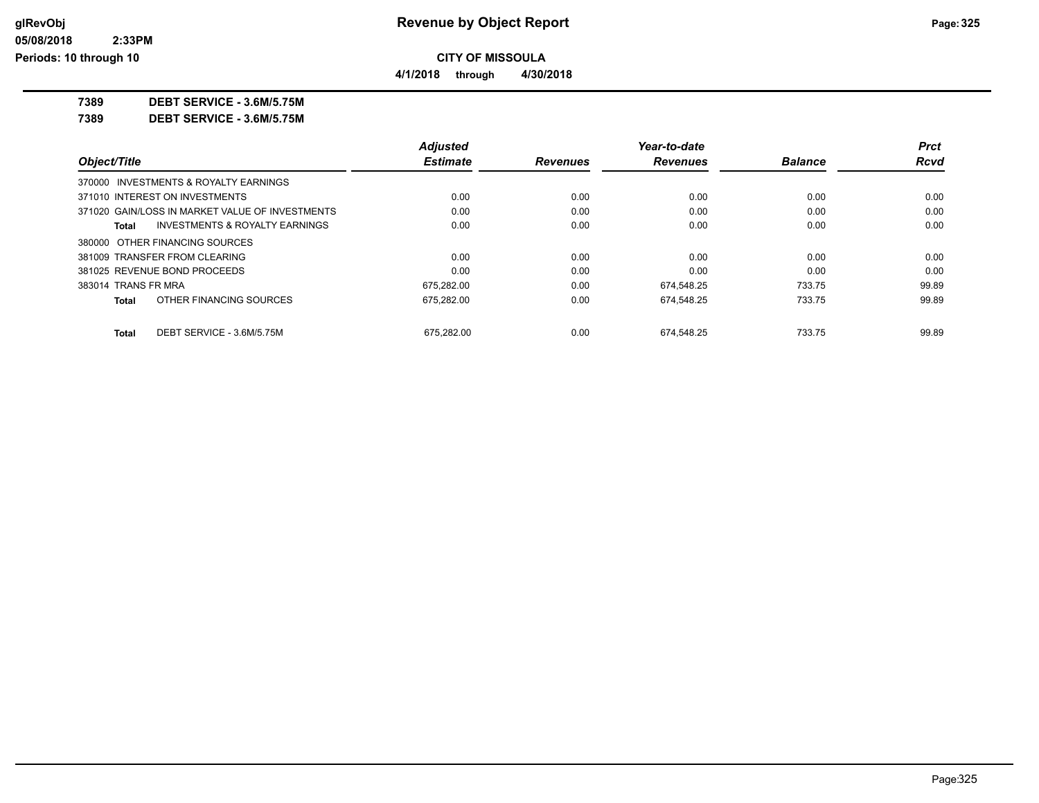# Revenue by Object Report

**CITY OF MISSOULA**

**4/1/2018 through 4/30/2018**

glRevObj
05/08/2018 2:33PM
Periods: 10 through 10

**7389 DEBT SERVICE - 3.6M/5.75M**

**7389 DEBT SERVICE - 3.6M/5.75M**

| Object/Title | Adjusted Estimate | Revenues | Year-to-date Revenues | Balance | Prct Rcvd |
|---|---|---|---|---|---|
| 370000 INVESTMENTS & ROYALTY EARNINGS | | | | | |
| 371010 INTEREST ON INVESTMENTS | 0.00 | 0.00 | 0.00 | 0.00 | 0.00 |
| 371020 GAIN/LOSS IN MARKET VALUE OF INVESTMENTS | 0.00 | 0.00 | 0.00 | 0.00 | 0.00 |
| **Total** INVESTMENTS & ROYALTY EARNINGS | 0.00 | 0.00 | 0.00 | 0.00 | 0.00 |
| 380000 OTHER FINANCING SOURCES | | | | | |
| 381009 TRANSFER FROM CLEARING | 0.00 | 0.00 | 0.00 | 0.00 | 0.00 |
| 381025 REVENUE BOND PROCEEDS | 0.00 | 0.00 | 0.00 | 0.00 | 0.00 |
| 383014 TRANS FR MRA | 675,282.00 | 0.00 | 674,548.25 | 733.75 | 99.89 |
| **Total** OTHER FINANCING SOURCES | 675,282.00 | 0.00 | 674,548.25 | 733.75 | 99.89 |
| **Total** DEBT SERVICE - 3.6M/5.75M | 675,282.00 | 0.00 | 674,548.25 | 733.75 | 99.89 |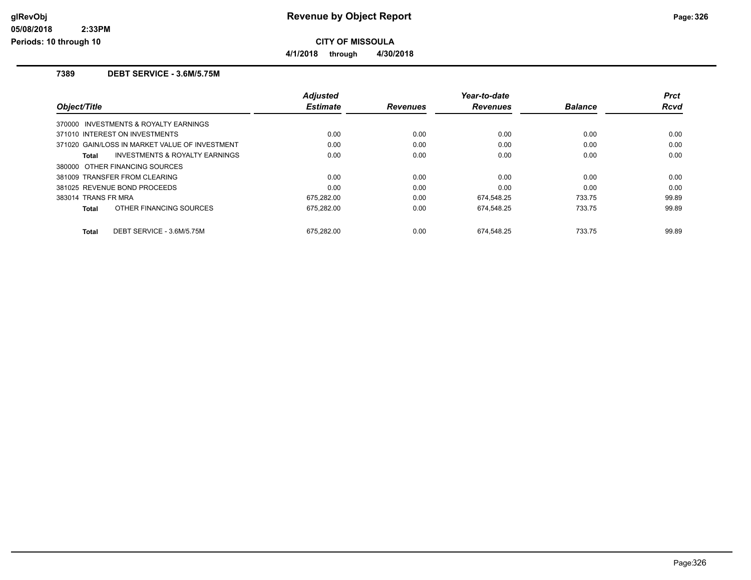# Revenue by Object Report

**CITY OF MISSOULA**

**4/1/2018 through 4/30/2018**

glRevObj
05/08/2018 2:33PM
Periods: 10 through 10

## 7389 DEBT SERVICE - 3.6M/5.75M

| Object/Title | Adjusted Estimate | Revenues | Year-to-date Revenues | Balance | Prct Rcvd |
|---|---|---|---|---|---|
| 370000 INVESTMENTS & ROYALTY EARNINGS | | | | | |
| 371010 INTEREST ON INVESTMENTS | 0.00 | 0.00 | 0.00 | 0.00 | 0.00 |
| 371020 GAIN/LOSS IN MARKET VALUE OF INVESTMENT | 0.00 | 0.00 | 0.00 | 0.00 | 0.00 |
| **Total** INVESTMENTS & ROYALTY EARNINGS | 0.00 | 0.00 | 0.00 | 0.00 | 0.00 |
| 380000 OTHER FINANCING SOURCES | | | | | |
| 381009 TRANSFER FROM CLEARING | 0.00 | 0.00 | 0.00 | 0.00 | 0.00 |
| 381025 REVENUE BOND PROCEEDS | 0.00 | 0.00 | 0.00 | 0.00 | 0.00 |
| 383014 TRANS FR MRA | 675,282.00 | 0.00 | 674,548.25 | 733.75 | 99.89 |
| **Total** OTHER FINANCING SOURCES | 675,282.00 | 0.00 | 674,548.25 | 733.75 | 99.89 |
| **Total** DEBT SERVICE - 3.6M/5.75M | 675,282.00 | 0.00 | 674,548.25 | 733.75 | 99.89 |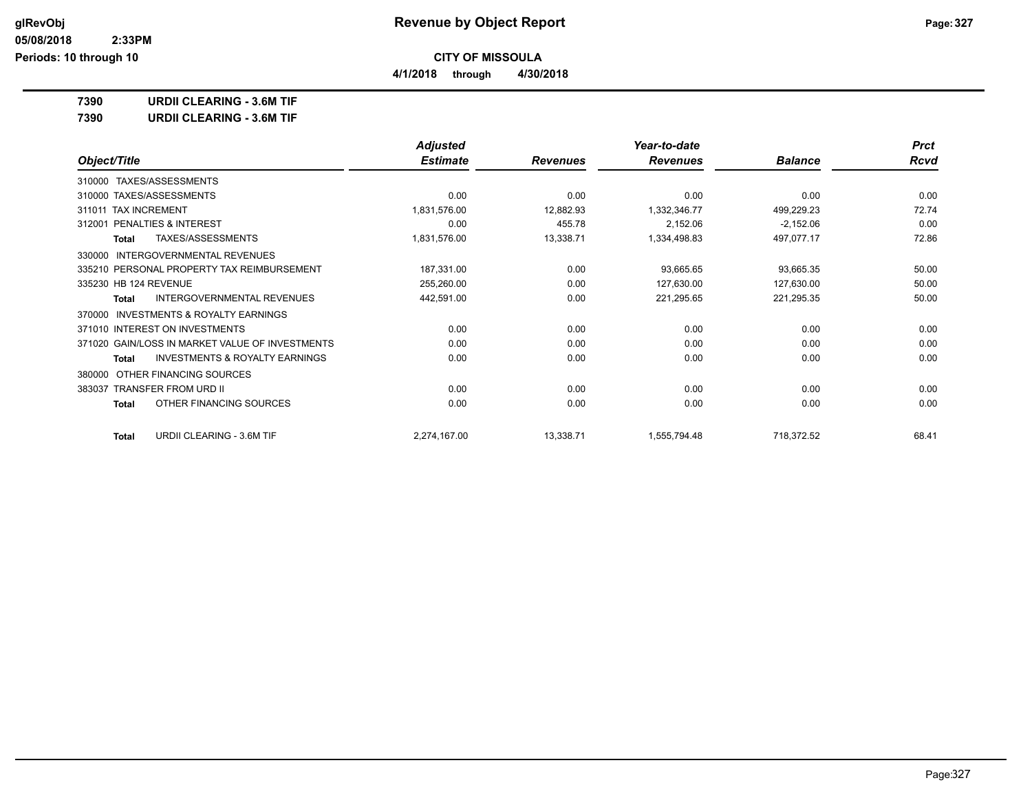# Revenue by Object Report

**CITY OF MISSOULA**

**4/1/2018 through 4/30/2018**

glRevObj
05/08/2018 2:33PM
Periods: 10 through 10

**7390 URDII CLEARING - 3.6M TIF**

**7390 URDII CLEARING - 3.6M TIF**

| Object/Title | Adjusted Estimate | Revenues | Year-to-date Revenues | Balance | Prct Rcvd |
|---|---|---|---|---|---|
| 310000 TAXES/ASSESSMENTS | | | | | |
| 310000 TAXES/ASSESSMENTS | 0.00 | 0.00 | 0.00 | 0.00 | 0.00 |
| 311011 TAX INCREMENT | 1,831,576.00 | 12,882.93 | 1,332,346.77 | 499,229.23 | 72.74 |
| 312001 PENALTIES & INTEREST | 0.00 | 455.78 | 2,152.06 | -2,152.06 | 0.00 |
| **Total** TAXES/ASSESSMENTS | 1,831,576.00 | 13,338.71 | 1,334,498.83 | 497,077.17 | 72.86 |
| 330000 INTERGOVERNMENTAL REVENUES | | | | | |
| 335210 PERSONAL PROPERTY TAX REIMBURSEMENT | 187,331.00 | 0.00 | 93,665.65 | 93,665.35 | 50.00 |
| 335230 HB 124 REVENUE | 255,260.00 | 0.00 | 127,630.00 | 127,630.00 | 50.00 |
| **Total** INTERGOVERNMENTAL REVENUES | 442,591.00 | 0.00 | 221,295.65 | 221,295.35 | 50.00 |
| 370000 INVESTMENTS & ROYALTY EARNINGS | | | | | |
| 371010 INTEREST ON INVESTMENTS | 0.00 | 0.00 | 0.00 | 0.00 | 0.00 |
| 371020 GAIN/LOSS IN MARKET VALUE OF INVESTMENTS | 0.00 | 0.00 | 0.00 | 0.00 | 0.00 |
| **Total** INVESTMENTS & ROYALTY EARNINGS | 0.00 | 0.00 | 0.00 | 0.00 | 0.00 |
| 380000 OTHER FINANCING SOURCES | | | | | |
| 383037 TRANSFER FROM URD II | 0.00 | 0.00 | 0.00 | 0.00 | 0.00 |
| **Total** OTHER FINANCING SOURCES | 0.00 | 0.00 | 0.00 | 0.00 | 0.00 |
| **Total** URDII CLEARING - 3.6M TIF | 2,274,167.00 | 13,338.71 | 1,555,794.48 | 718,372.52 | 68.41 |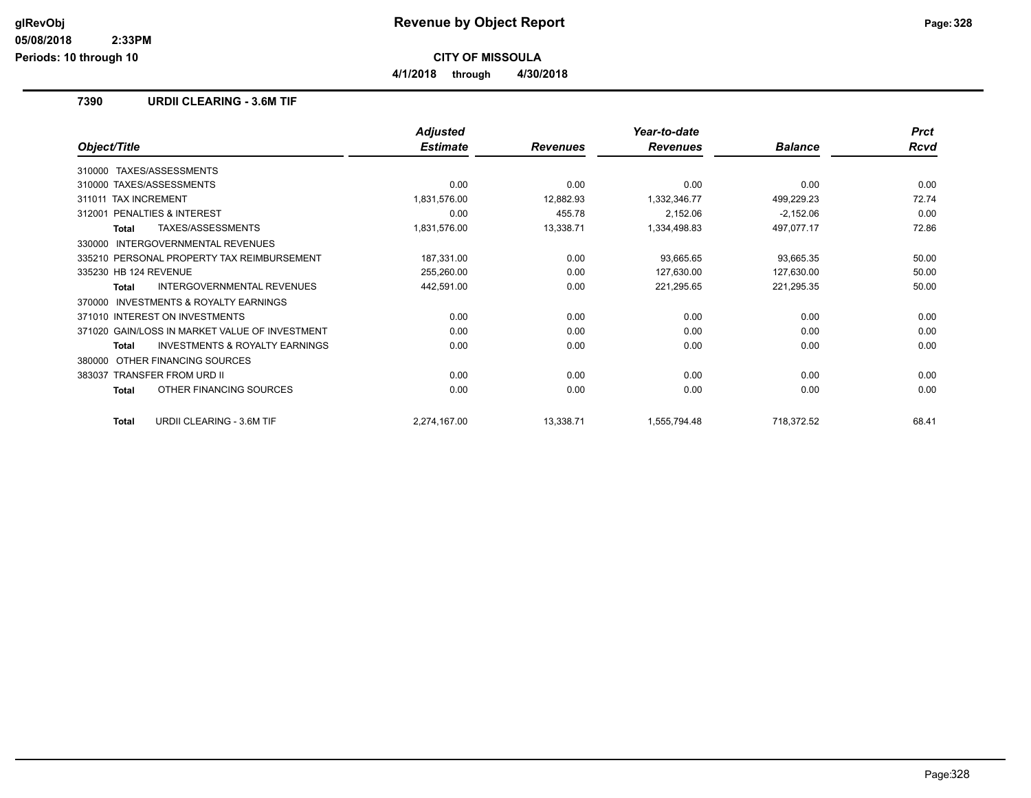# CITY OF MISSOULA

**4/1/2018 through 4/30/2018**

## 7390 URDII CLEARING - 3.6M TIF

| Object/Title | Adjusted Estimate | Revenues | Year-to-date Revenues | Balance | Prct Rcvd |
|---|---|---|---|---|---|
| 310000 TAXES/ASSESSMENTS | | | | | |
| 310000 TAXES/ASSESSMENTS | 0.00 | 0.00 | 0.00 | 0.00 | 0.00 |
| 311011 TAX INCREMENT | 1,831,576.00 | 12,882.93 | 1,332,346.77 | 499,229.23 | 72.74 |
| 312001 PENALTIES & INTEREST | 0.00 | 455.78 | 2,152.06 | -2,152.06 | 0.00 |
| **Total** TAXES/ASSESSMENTS | 1,831,576.00 | 13,338.71 | 1,334,498.83 | 497,077.17 | 72.86 |
| 330000 INTERGOVERNMENTAL REVENUES | | | | | |
| 335210 PERSONAL PROPERTY TAX REIMBURSEMENT | 187,331.00 | 0.00 | 93,665.65 | 93,665.35 | 50.00 |
| 335230 HB 124 REVENUE | 255,260.00 | 0.00 | 127,630.00 | 127,630.00 | 50.00 |
| **Total** INTERGOVERNMENTAL REVENUES | 442,591.00 | 0.00 | 221,295.65 | 221,295.35 | 50.00 |
| 370000 INVESTMENTS & ROYALTY EARNINGS | | | | | |
| 371010 INTEREST ON INVESTMENTS | 0.00 | 0.00 | 0.00 | 0.00 | 0.00 |
| 371020 GAIN/LOSS IN MARKET VALUE OF INVESTMENT | 0.00 | 0.00 | 0.00 | 0.00 | 0.00 |
| **Total** INVESTMENTS & ROYALTY EARNINGS | 0.00 | 0.00 | 0.00 | 0.00 | 0.00 |
| 380000 OTHER FINANCING SOURCES | | | | | |
| 383037 TRANSFER FROM URD II | 0.00 | 0.00 | 0.00 | 0.00 | 0.00 |
| **Total** OTHER FINANCING SOURCES | 0.00 | 0.00 | 0.00 | 0.00 | 0.00 |
| **Total** URDII CLEARING - 3.6M TIF | 2,274,167.00 | 13,338.71 | 1,555,794.48 | 718,372.52 | 68.41 |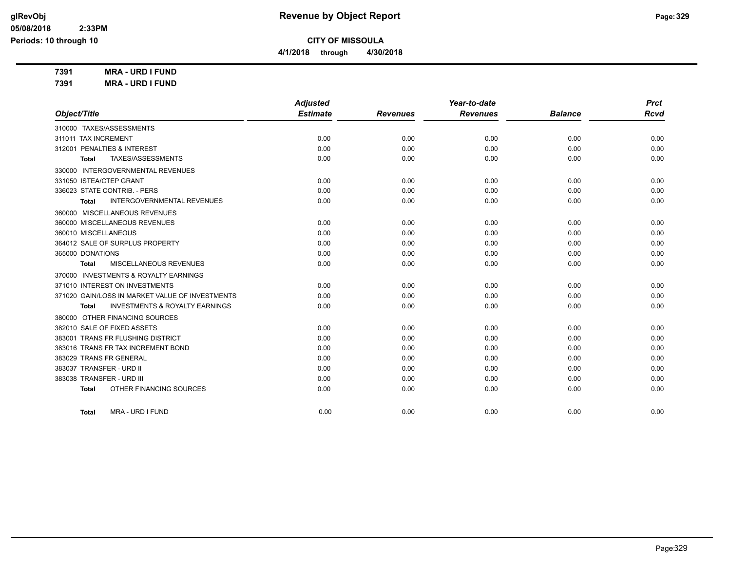**CITY OF MISSOULA**

**4/1/2018 through 4/30/2018**

**7391 MRA - URD I FUND**

**7391 MRA - URD I FUND**

| Object/Title | Adjusted Estimate | Revenues | Year-to-date Revenues | Balance | Prct Rcvd |
|---|---|---|---|---|---|
| 310000 TAXES/ASSESSMENTS | | | | | |
| 311011 TAX INCREMENT | 0.00 | 0.00 | 0.00 | 0.00 | 0.00 |
| 312001 PENALTIES & INTEREST | 0.00 | 0.00 | 0.00 | 0.00 | 0.00 |
| **Total** TAXES/ASSESSMENTS | 0.00 | 0.00 | 0.00 | 0.00 | 0.00 |
| 330000 INTERGOVERNMENTAL REVENUES | | | | | |
| 331050 ISTEA/CTEP GRANT | 0.00 | 0.00 | 0.00 | 0.00 | 0.00 |
| 336023 STATE CONTRIB. - PERS | 0.00 | 0.00 | 0.00 | 0.00 | 0.00 |
| **Total** INTERGOVERNMENTAL REVENUES | 0.00 | 0.00 | 0.00 | 0.00 | 0.00 |
| 360000 MISCELLANEOUS REVENUES | | | | | |
| 360000 MISCELLANEOUS REVENUES | 0.00 | 0.00 | 0.00 | 0.00 | 0.00 |
| 360010 MISCELLANEOUS | 0.00 | 0.00 | 0.00 | 0.00 | 0.00 |
| 364012 SALE OF SURPLUS PROPERTY | 0.00 | 0.00 | 0.00 | 0.00 | 0.00 |
| 365000 DONATIONS | 0.00 | 0.00 | 0.00 | 0.00 | 0.00 |
| **Total** MISCELLANEOUS REVENUES | 0.00 | 0.00 | 0.00 | 0.00 | 0.00 |
| 370000 INVESTMENTS & ROYALTY EARNINGS | | | | | |
| 371010 INTEREST ON INVESTMENTS | 0.00 | 0.00 | 0.00 | 0.00 | 0.00 |
| 371020 GAIN/LOSS IN MARKET VALUE OF INVESTMENTS | 0.00 | 0.00 | 0.00 | 0.00 | 0.00 |
| **Total** INVESTMENTS & ROYALTY EARNINGS | 0.00 | 0.00 | 0.00 | 0.00 | 0.00 |
| 380000 OTHER FINANCING SOURCES | | | | | |
| 382010 SALE OF FIXED ASSETS | 0.00 | 0.00 | 0.00 | 0.00 | 0.00 |
| 383001 TRANS FR FLUSHING DISTRICT | 0.00 | 0.00 | 0.00 | 0.00 | 0.00 |
| 383016 TRANS FR TAX INCREMENT BOND | 0.00 | 0.00 | 0.00 | 0.00 | 0.00 |
| 383029 TRANS FR GENERAL | 0.00 | 0.00 | 0.00 | 0.00 | 0.00 |
| 383037 TRANSFER - URD II | 0.00 | 0.00 | 0.00 | 0.00 | 0.00 |
| 383038 TRANSFER - URD III | 0.00 | 0.00 | 0.00 | 0.00 | 0.00 |
| **Total** OTHER FINANCING SOURCES | 0.00 | 0.00 | 0.00 | 0.00 | 0.00 |
| **Total** MRA - URD I FUND | 0.00 | 0.00 | 0.00 | 0.00 | 0.00 |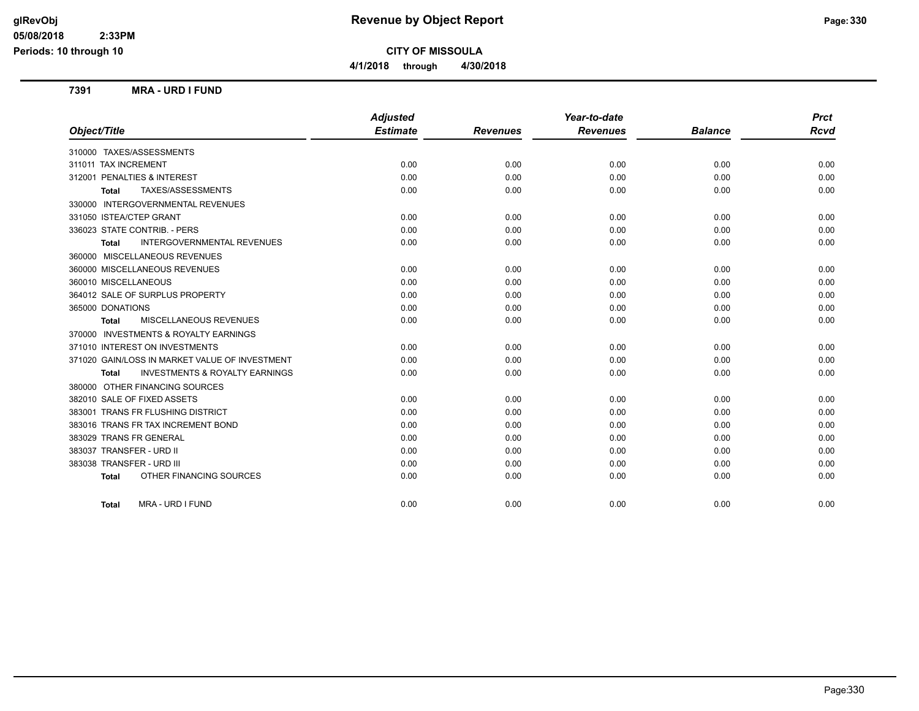# Revenue by Object Report

**CITY OF MISSOULA**

**4/1/2018 through 4/30/2018**

glRevObj
05/08/2018 2:33PM
Periods: 10 through 10

## 7391 MRA - URD I FUND

| Object/Title | Adjusted Estimate | Revenues | Year-to-date Revenues | Balance | Prct Rcvd |
|---|---|---|---|---|---|
| 310000 TAXES/ASSESSMENTS | | | | | |
| 311011 TAX INCREMENT | 0.00 | 0.00 | 0.00 | 0.00 | 0.00 |
| 312001 PENALTIES & INTEREST | 0.00 | 0.00 | 0.00 | 0.00 | 0.00 |
| **Total** TAXES/ASSESSMENTS | 0.00 | 0.00 | 0.00 | 0.00 | 0.00 |
| 330000 INTERGOVERNMENTAL REVENUES | | | | | |
| 331050 ISTEA/CTEP GRANT | 0.00 | 0.00 | 0.00 | 0.00 | 0.00 |
| 336023 STATE CONTRIB. - PERS | 0.00 | 0.00 | 0.00 | 0.00 | 0.00 |
| **Total** INTERGOVERNMENTAL REVENUES | 0.00 | 0.00 | 0.00 | 0.00 | 0.00 |
| 360000 MISCELLANEOUS REVENUES | | | | | |
| 360000 MISCELLANEOUS REVENUES | 0.00 | 0.00 | 0.00 | 0.00 | 0.00 |
| 360010 MISCELLANEOUS | 0.00 | 0.00 | 0.00 | 0.00 | 0.00 |
| 364012 SALE OF SURPLUS PROPERTY | 0.00 | 0.00 | 0.00 | 0.00 | 0.00 |
| 365000 DONATIONS | 0.00 | 0.00 | 0.00 | 0.00 | 0.00 |
| **Total** MISCELLANEOUS REVENUES | 0.00 | 0.00 | 0.00 | 0.00 | 0.00 |
| 370000 INVESTMENTS & ROYALTY EARNINGS | | | | | |
| 371010 INTEREST ON INVESTMENTS | 0.00 | 0.00 | 0.00 | 0.00 | 0.00 |
| 371020 GAIN/LOSS IN MARKET VALUE OF INVESTMENT | 0.00 | 0.00 | 0.00 | 0.00 | 0.00 |
| **Total** INVESTMENTS & ROYALTY EARNINGS | 0.00 | 0.00 | 0.00 | 0.00 | 0.00 |
| 380000 OTHER FINANCING SOURCES | | | | | |
| 382010 SALE OF FIXED ASSETS | 0.00 | 0.00 | 0.00 | 0.00 | 0.00 |
| 383001 TRANS FR FLUSHING DISTRICT | 0.00 | 0.00 | 0.00 | 0.00 | 0.00 |
| 383016 TRANS FR TAX INCREMENT BOND | 0.00 | 0.00 | 0.00 | 0.00 | 0.00 |
| 383029 TRANS FR GENERAL | 0.00 | 0.00 | 0.00 | 0.00 | 0.00 |
| 383037 TRANSFER - URD II | 0.00 | 0.00 | 0.00 | 0.00 | 0.00 |
| 383038 TRANSFER - URD III | 0.00 | 0.00 | 0.00 | 0.00 | 0.00 |
| **Total** OTHER FINANCING SOURCES | 0.00 | 0.00 | 0.00 | 0.00 | 0.00 |
| **Total** MRA - URD I FUND | 0.00 | 0.00 | 0.00 | 0.00 | 0.00 |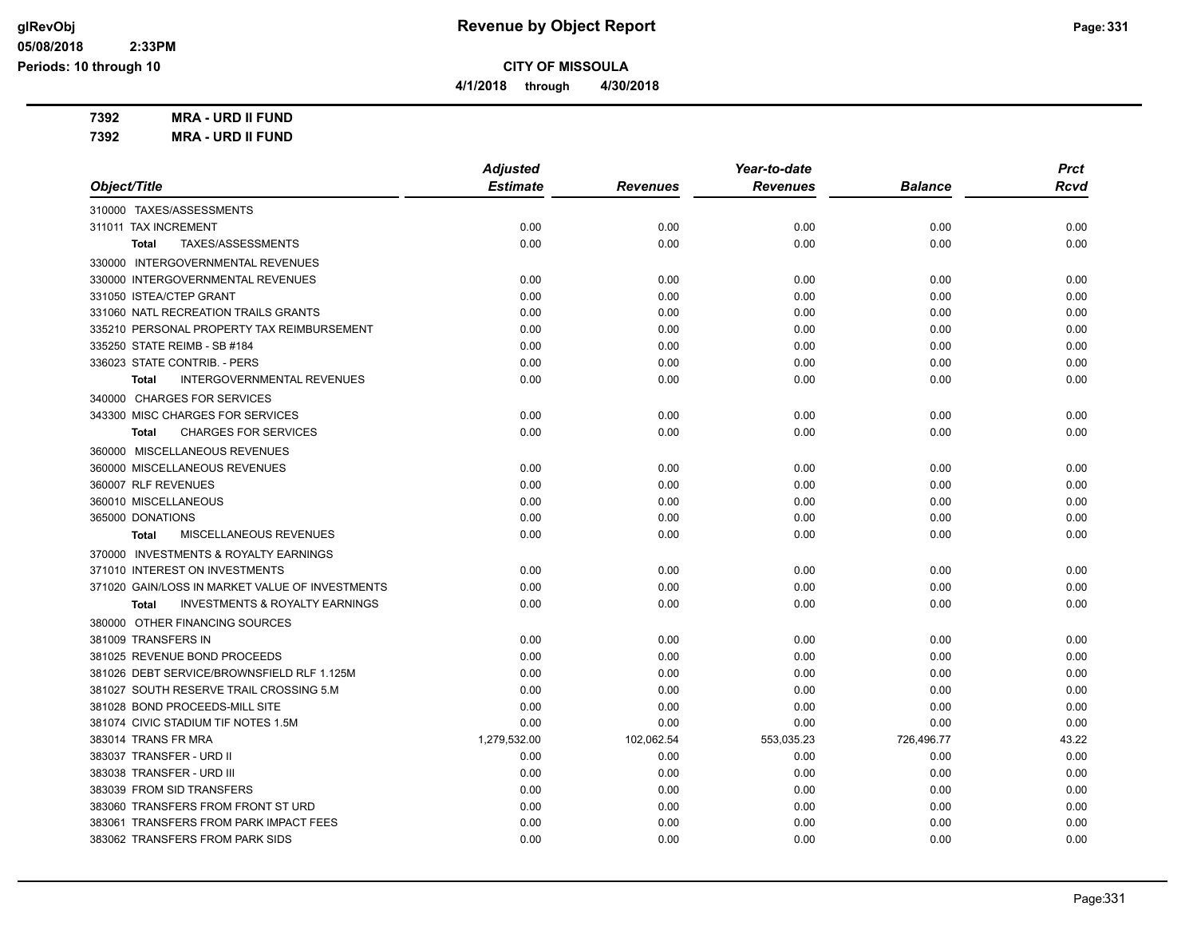# Revenue by Object Report

**CITY OF MISSOULA**

**4/1/2018 through 4/30/2018**

glRevObj
05/08/2018 2:33PM
Periods: 10 through 10

**7392 MRA - URD II FUND**

**7392 MRA - URD II FUND**

| Object/Title | Adjusted Estimate | Revenues | Year-to-date Revenues | Balance | Prct Rcvd |
|---|---|---|---|---|---|
| 310000 TAXES/ASSESSMENTS | | | | | |
| 311011 TAX INCREMENT | 0.00 | 0.00 | 0.00 | 0.00 | 0.00 |
| **Total** TAXES/ASSESSMENTS | 0.00 | 0.00 | 0.00 | 0.00 | 0.00 |
| 330000 INTERGOVERNMENTAL REVENUES | | | | | |
| 330000 INTERGOVERNMENTAL REVENUES | 0.00 | 0.00 | 0.00 | 0.00 | 0.00 |
| 331050 ISTEA/CTEP GRANT | 0.00 | 0.00 | 0.00 | 0.00 | 0.00 |
| 331060 NATL RECREATION TRAILS GRANTS | 0.00 | 0.00 | 0.00 | 0.00 | 0.00 |
| 335210 PERSONAL PROPERTY TAX REIMBURSEMENT | 0.00 | 0.00 | 0.00 | 0.00 | 0.00 |
| 335250 STATE REIMB - SB #184 | 0.00 | 0.00 | 0.00 | 0.00 | 0.00 |
| 336023 STATE CONTRIB. - PERS | 0.00 | 0.00 | 0.00 | 0.00 | 0.00 |
| **Total** INTERGOVERNMENTAL REVENUES | 0.00 | 0.00 | 0.00 | 0.00 | 0.00 |
| 340000 CHARGES FOR SERVICES | | | | | |
| 343300 MISC CHARGES FOR SERVICES | 0.00 | 0.00 | 0.00 | 0.00 | 0.00 |
| **Total** CHARGES FOR SERVICES | 0.00 | 0.00 | 0.00 | 0.00 | 0.00 |
| 360000 MISCELLANEOUS REVENUES | | | | | |
| 360000 MISCELLANEOUS REVENUES | 0.00 | 0.00 | 0.00 | 0.00 | 0.00 |
| 360007 RLF REVENUES | 0.00 | 0.00 | 0.00 | 0.00 | 0.00 |
| 360010 MISCELLANEOUS | 0.00 | 0.00 | 0.00 | 0.00 | 0.00 |
| 365000 DONATIONS | 0.00 | 0.00 | 0.00 | 0.00 | 0.00 |
| **Total** MISCELLANEOUS REVENUES | 0.00 | 0.00 | 0.00 | 0.00 | 0.00 |
| 370000 INVESTMENTS & ROYALTY EARNINGS | | | | | |
| 371010 INTEREST ON INVESTMENTS | 0.00 | 0.00 | 0.00 | 0.00 | 0.00 |
| 371020 GAIN/LOSS IN MARKET VALUE OF INVESTMENTS | 0.00 | 0.00 | 0.00 | 0.00 | 0.00 |
| **Total** INVESTMENTS & ROYALTY EARNINGS | 0.00 | 0.00 | 0.00 | 0.00 | 0.00 |
| 380000 OTHER FINANCING SOURCES | | | | | |
| 381009 TRANSFERS IN | 0.00 | 0.00 | 0.00 | 0.00 | 0.00 |
| 381025 REVENUE BOND PROCEEDS | 0.00 | 0.00 | 0.00 | 0.00 | 0.00 |
| 381026 DEBT SERVICE/BROWNSFIELD RLF 1.125M | 0.00 | 0.00 | 0.00 | 0.00 | 0.00 |
| 381027 SOUTH RESERVE TRAIL CROSSING 5.M | 0.00 | 0.00 | 0.00 | 0.00 | 0.00 |
| 381028 BOND PROCEEDS-MILL SITE | 0.00 | 0.00 | 0.00 | 0.00 | 0.00 |
| 381074 CIVIC STADIUM TIF NOTES 1.5M | 0.00 | 0.00 | 0.00 | 0.00 | 0.00 |
| 383014 TRANS FR MRA | 1,279,532.00 | 102,062.54 | 553,035.23 | 726,496.77 | 43.22 |
| 383037 TRANSFER - URD II | 0.00 | 0.00 | 0.00 | 0.00 | 0.00 |
| 383038 TRANSFER - URD III | 0.00 | 0.00 | 0.00 | 0.00 | 0.00 |
| 383039 FROM SID TRANSFERS | 0.00 | 0.00 | 0.00 | 0.00 | 0.00 |
| 383060 TRANSFERS FROM FRONT ST URD | 0.00 | 0.00 | 0.00 | 0.00 | 0.00 |
| 383061 TRANSFERS FROM PARK IMPACT FEES | 0.00 | 0.00 | 0.00 | 0.00 | 0.00 |
| 383062 TRANSFERS FROM PARK SIDS | 0.00 | 0.00 | 0.00 | 0.00 | 0.00 |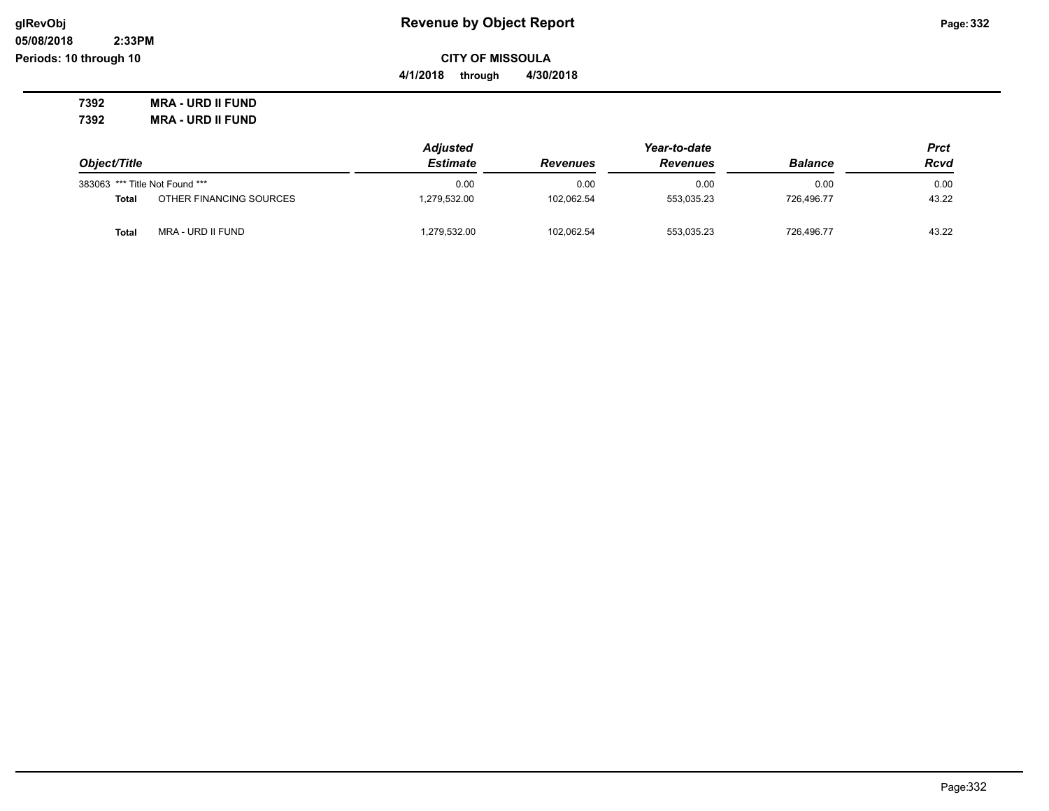**CITY OF MISSOULA**

**4/1/2018 through 4/30/2018**

**7392 MRA - URD II FUND**

**7392 MRA - URD II FUND**

| Object/Title | | Adjusted Estimate | Revenues | Year-to-date Revenues | Balance | Prct Rcvd |
|---|---|---|---|---|---|---|
| 383063 | *** Title Not Found *** | 0.00 | 0.00 | 0.00 | 0.00 | 0.00 |
| Total | OTHER FINANCING SOURCES | 1,279,532.00 | 102,062.54 | 553,035.23 | 726,496.77 | 43.22 |
| Total | MRA - URD II FUND | 1,279,532.00 | 102,062.54 | 553,035.23 | 726,496.77 | 43.22 |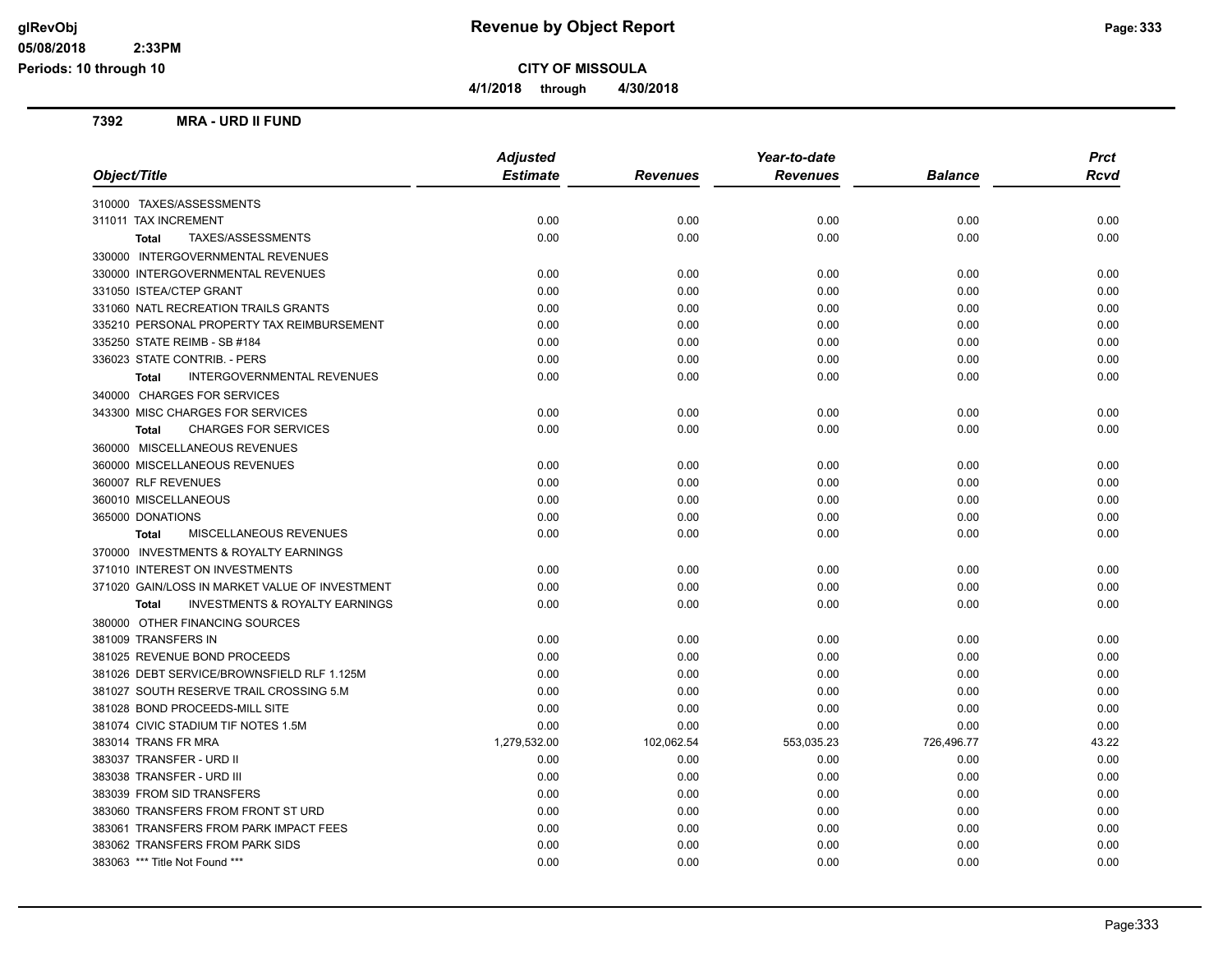**Revenue by Object Report**

**CITY OF MISSOULA**

**4/1/2018 through 4/30/2018**

glRevObj
05/08/2018 2:33PM
Periods: 10 through 10

## 7392 MRA - URD II FUND

| Object/Title | Adjusted Estimate | Revenues | Year-to-date Revenues | Balance | Prct Rcvd |
|---|---|---|---|---|---|
| 310000 TAXES/ASSESSMENTS | | | | | |
| 311011 TAX INCREMENT | 0.00 | 0.00 | 0.00 | 0.00 | 0.00 |
| **Total** TAXES/ASSESSMENTS | 0.00 | 0.00 | 0.00 | 0.00 | 0.00 |
| 330000 INTERGOVERNMENTAL REVENUES | | | | | |
| 330000 INTERGOVERNMENTAL REVENUES | 0.00 | 0.00 | 0.00 | 0.00 | 0.00 |
| 331050 ISTEA/CTEP GRANT | 0.00 | 0.00 | 0.00 | 0.00 | 0.00 |
| 331060 NATL RECREATION TRAILS GRANTS | 0.00 | 0.00 | 0.00 | 0.00 | 0.00 |
| 335210 PERSONAL PROPERTY TAX REIMBURSEMENT | 0.00 | 0.00 | 0.00 | 0.00 | 0.00 |
| 335250 STATE REIMB - SB #184 | 0.00 | 0.00 | 0.00 | 0.00 | 0.00 |
| 336023 STATE CONTRIB. - PERS | 0.00 | 0.00 | 0.00 | 0.00 | 0.00 |
| **Total** INTERGOVERNMENTAL REVENUES | 0.00 | 0.00 | 0.00 | 0.00 | 0.00 |
| 340000 CHARGES FOR SERVICES | | | | | |
| 343300 MISC CHARGES FOR SERVICES | 0.00 | 0.00 | 0.00 | 0.00 | 0.00 |
| **Total** CHARGES FOR SERVICES | 0.00 | 0.00 | 0.00 | 0.00 | 0.00 |
| 360000 MISCELLANEOUS REVENUES | | | | | |
| 360000 MISCELLANEOUS REVENUES | 0.00 | 0.00 | 0.00 | 0.00 | 0.00 |
| 360007 RLF REVENUES | 0.00 | 0.00 | 0.00 | 0.00 | 0.00 |
| 360010 MISCELLANEOUS | 0.00 | 0.00 | 0.00 | 0.00 | 0.00 |
| 365000 DONATIONS | 0.00 | 0.00 | 0.00 | 0.00 | 0.00 |
| **Total** MISCELLANEOUS REVENUES | 0.00 | 0.00 | 0.00 | 0.00 | 0.00 |
| 370000 INVESTMENTS & ROYALTY EARNINGS | | | | | |
| 371010 INTEREST ON INVESTMENTS | 0.00 | 0.00 | 0.00 | 0.00 | 0.00 |
| 371020 GAIN/LOSS IN MARKET VALUE OF INVESTMENT | 0.00 | 0.00 | 0.00 | 0.00 | 0.00 |
| **Total** INVESTMENTS & ROYALTY EARNINGS | 0.00 | 0.00 | 0.00 | 0.00 | 0.00 |
| 380000 OTHER FINANCING SOURCES | | | | | |
| 381009 TRANSFERS IN | 0.00 | 0.00 | 0.00 | 0.00 | 0.00 |
| 381025 REVENUE BOND PROCEEDS | 0.00 | 0.00 | 0.00 | 0.00 | 0.00 |
| 381026 DEBT SERVICE/BROWNSFIELD RLF 1.125M | 0.00 | 0.00 | 0.00 | 0.00 | 0.00 |
| 381027 SOUTH RESERVE TRAIL CROSSING 5.M | 0.00 | 0.00 | 0.00 | 0.00 | 0.00 |
| 381028 BOND PROCEEDS-MILL SITE | 0.00 | 0.00 | 0.00 | 0.00 | 0.00 |
| 381074 CIVIC STADIUM TIF NOTES 1.5M | 0.00 | 0.00 | 0.00 | 0.00 | 0.00 |
| 383014 TRANS FR MRA | 1,279,532.00 | 102,062.54 | 553,035.23 | 726,496.77 | 43.22 |
| 383037 TRANSFER - URD II | 0.00 | 0.00 | 0.00 | 0.00 | 0.00 |
| 383038 TRANSFER - URD III | 0.00 | 0.00 | 0.00 | 0.00 | 0.00 |
| 383039 FROM SID TRANSFERS | 0.00 | 0.00 | 0.00 | 0.00 | 0.00 |
| 383060 TRANSFERS FROM FRONT ST URD | 0.00 | 0.00 | 0.00 | 0.00 | 0.00 |
| 383061 TRANSFERS FROM PARK IMPACT FEES | 0.00 | 0.00 | 0.00 | 0.00 | 0.00 |
| 383062 TRANSFERS FROM PARK SIDS | 0.00 | 0.00 | 0.00 | 0.00 | 0.00 |
| 383063 *** Title Not Found *** | 0.00 | 0.00 | 0.00 | 0.00 | 0.00 |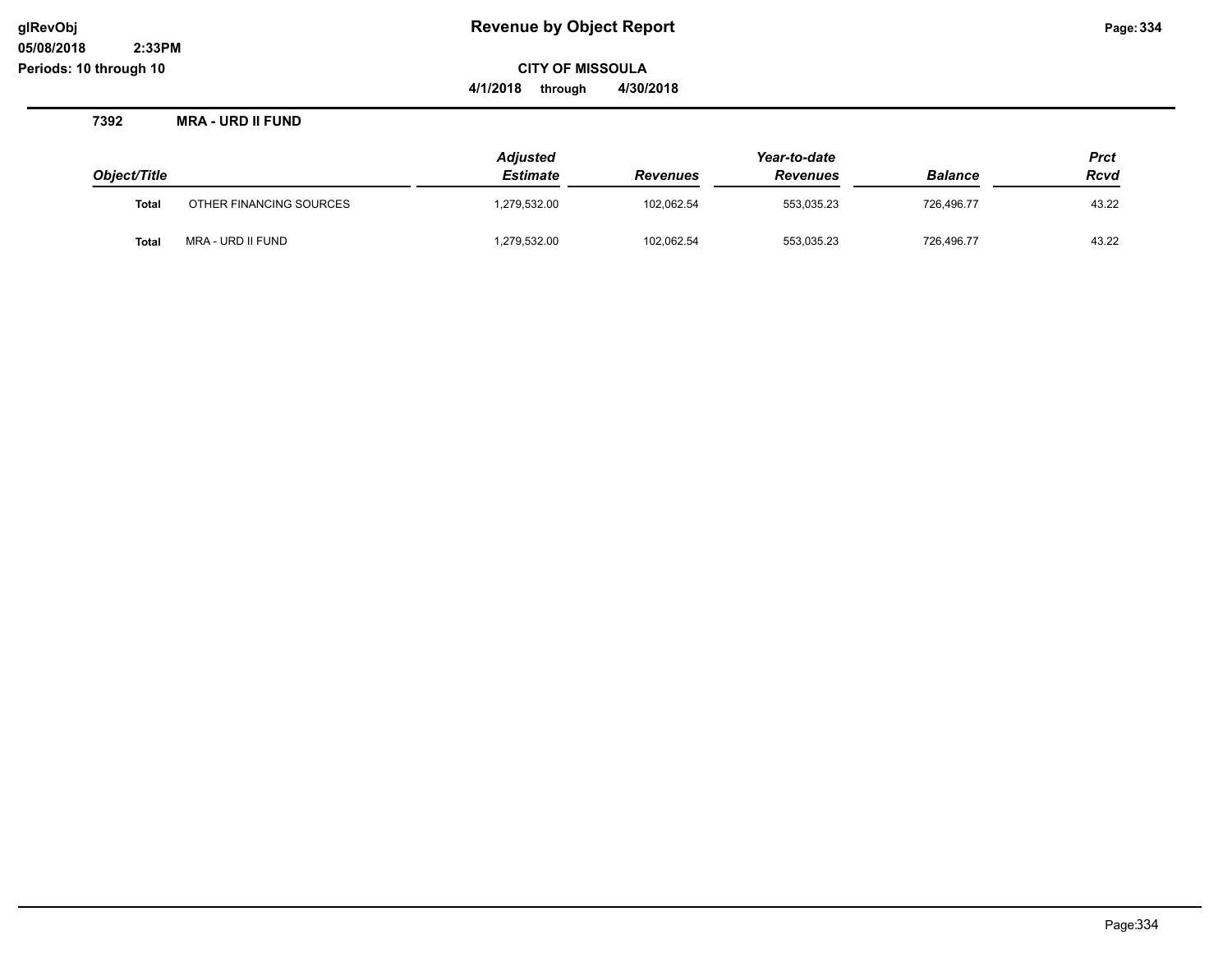**Revenue by Object Report**

**CITY OF MISSOULA**

**4/1/2018 through 4/30/2018**

glRevObj
05/08/2018 2:33PM
Periods: 10 through 10

**7392 MRA - URD II FUND**

| Object/Title | | Adjusted Estimate | Revenues | Year-to-date Revenues | Balance | Prct Rcvd |
|---|---|---|---|---|---|---|
| **Total** | OTHER FINANCING SOURCES | 1,279,532.00 | 102,062.54 | 553,035.23 | 726,496.77 | 43.22 |
| **Total** | MRA - URD II FUND | 1,279,532.00 | 102,062.54 | 553,035.23 | 726,496.77 | 43.22 |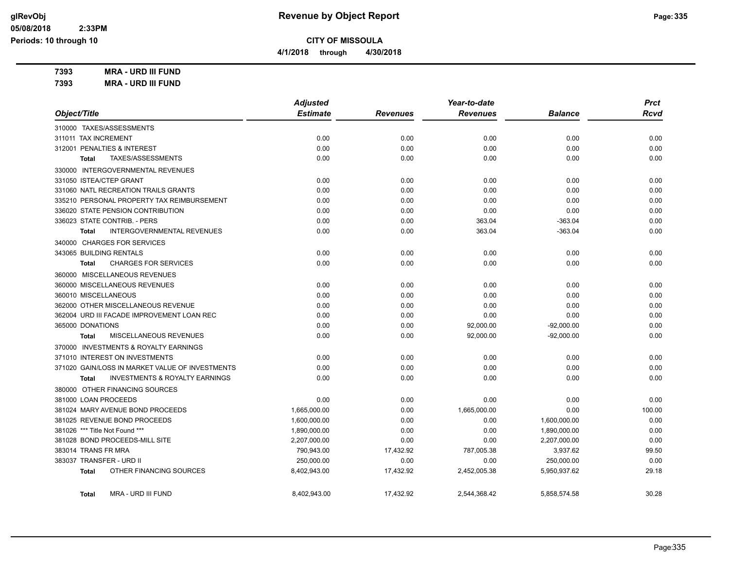**glRevObj**
**05/08/2018 2:33PM**
**Periods: 10 through 10**

# Revenue by Object Report

**CITY OF MISSOULA**

**4/1/2018 through 4/30/2018**

**7393 MRA - URD III FUND**
**7393 MRA - URD III FUND**

| Object/Title | Adjusted Estimate | Revenues | Year-to-date Revenues | Balance | Prct Rcvd |
|---|---|---|---|---|---|
| 310000 TAXES/ASSESSMENTS | | | | | |
| 311011 TAX INCREMENT | 0.00 | 0.00 | 0.00 | 0.00 | 0.00 |
| 312001 PENALTIES & INTEREST | 0.00 | 0.00 | 0.00 | 0.00 | 0.00 |
| **Total** TAXES/ASSESSMENTS | 0.00 | 0.00 | 0.00 | 0.00 | 0.00 |
| 330000 INTERGOVERNMENTAL REVENUES | | | | | |
| 331050 ISTEA/CTEP GRANT | 0.00 | 0.00 | 0.00 | 0.00 | 0.00 |
| 331060 NATL RECREATION TRAILS GRANTS | 0.00 | 0.00 | 0.00 | 0.00 | 0.00 |
| 335210 PERSONAL PROPERTY TAX REIMBURSEMENT | 0.00 | 0.00 | 0.00 | 0.00 | 0.00 |
| 336020 STATE PENSION CONTRIBUTION | 0.00 | 0.00 | 0.00 | 0.00 | 0.00 |
| 336023 STATE CONTRIB. - PERS | 0.00 | 0.00 | 363.04 | -363.04 | 0.00 |
| **Total** INTERGOVERNMENTAL REVENUES | 0.00 | 0.00 | 363.04 | -363.04 | 0.00 |
| 340000 CHARGES FOR SERVICES | | | | | |
| 343065 BUILDING RENTALS | 0.00 | 0.00 | 0.00 | 0.00 | 0.00 |
| **Total** CHARGES FOR SERVICES | 0.00 | 0.00 | 0.00 | 0.00 | 0.00 |
| 360000 MISCELLANEOUS REVENUES | | | | | |
| 360000 MISCELLANEOUS REVENUES | 0.00 | 0.00 | 0.00 | 0.00 | 0.00 |
| 360010 MISCELLANEOUS | 0.00 | 0.00 | 0.00 | 0.00 | 0.00 |
| 362000 OTHER MISCELLANEOUS REVENUE | 0.00 | 0.00 | 0.00 | 0.00 | 0.00 |
| 362004 URD III FACADE IMPROVEMENT LOAN REC | 0.00 | 0.00 | 0.00 | 0.00 | 0.00 |
| 365000 DONATIONS | 0.00 | 0.00 | 92,000.00 | -92,000.00 | 0.00 |
| **Total** MISCELLANEOUS REVENUES | 0.00 | 0.00 | 92,000.00 | -92,000.00 | 0.00 |
| 370000 INVESTMENTS & ROYALTY EARNINGS | | | | | |
| 371010 INTEREST ON INVESTMENTS | 0.00 | 0.00 | 0.00 | 0.00 | 0.00 |
| 371020 GAIN/LOSS IN MARKET VALUE OF INVESTMENTS | 0.00 | 0.00 | 0.00 | 0.00 | 0.00 |
| **Total** INVESTMENTS & ROYALTY EARNINGS | 0.00 | 0.00 | 0.00 | 0.00 | 0.00 |
| 380000 OTHER FINANCING SOURCES | | | | | |
| 381000 LOAN PROCEEDS | 0.00 | 0.00 | 0.00 | 0.00 | 0.00 |
| 381024 MARY AVENUE BOND PROCEEDS | 1,665,000.00 | 0.00 | 1,665,000.00 | 0.00 | 100.00 |
| 381025 REVENUE BOND PROCEEDS | 1,600,000.00 | 0.00 | 0.00 | 1,600,000.00 | 0.00 |
| 381026 *** Title Not Found *** | 1,890,000.00 | 0.00 | 0.00 | 1,890,000.00 | 0.00 |
| 381028 BOND PROCEEDS-MILL SITE | 2,207,000.00 | 0.00 | 0.00 | 2,207,000.00 | 0.00 |
| 383014 TRANS FR MRA | 790,943.00 | 17,432.92 | 787,005.38 | 3,937.62 | 99.50 |
| 383037 TRANSFER - URD II | 250,000.00 | 0.00 | 0.00 | 250,000.00 | 0.00 |
| **Total** OTHER FINANCING SOURCES | 8,402,943.00 | 17,432.92 | 2,452,005.38 | 5,950,937.62 | 29.18 |
| **Total** MRA - URD III FUND | 8,402,943.00 | 17,432.92 | 2,544,368.42 | 5,858,574.58 | 30.28 |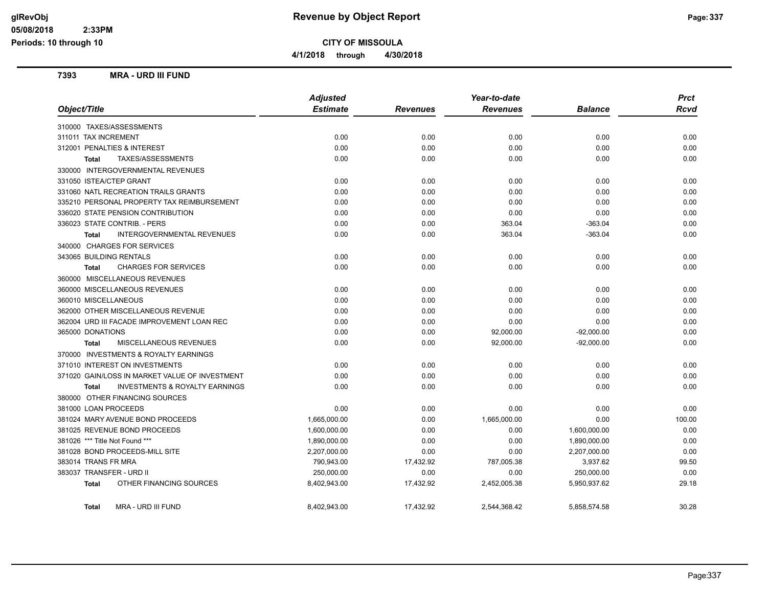**glRevObj**
**05/08/2018 2:33PM**
**Periods: 10 through 10**

# Revenue by Object Report

**CITY OF MISSOULA**

**4/1/2018 through 4/30/2018**

## 7393 MRA - URD III FUND

| Object/Title | Adjusted Estimate | Revenues | Year-to-date Revenues | Balance | Prct Rcvd |
|---|---|---|---|---|---|
| 310000 TAXES/ASSESSMENTS | | | | | |
| 311011 TAX INCREMENT | 0.00 | 0.00 | 0.00 | 0.00 | 0.00 |
| 312001 PENALTIES & INTEREST | 0.00 | 0.00 | 0.00 | 0.00 | 0.00 |
| **Total** TAXES/ASSESSMENTS | 0.00 | 0.00 | 0.00 | 0.00 | 0.00 |
| 330000 INTERGOVERNMENTAL REVENUES | | | | | |
| 331050 ISTEA/CTEP GRANT | 0.00 | 0.00 | 0.00 | 0.00 | 0.00 |
| 331060 NATL RECREATION TRAILS GRANTS | 0.00 | 0.00 | 0.00 | 0.00 | 0.00 |
| 335210 PERSONAL PROPERTY TAX REIMBURSEMENT | 0.00 | 0.00 | 0.00 | 0.00 | 0.00 |
| 336020 STATE PENSION CONTRIBUTION | 0.00 | 0.00 | 0.00 | 0.00 | 0.00 |
| 336023 STATE CONTRIB. - PERS | 0.00 | 0.00 | 363.04 | -363.04 | 0.00 |
| **Total** INTERGOVERNMENTAL REVENUES | 0.00 | 0.00 | 363.04 | -363.04 | 0.00 |
| 340000 CHARGES FOR SERVICES | | | | | |
| 343065 BUILDING RENTALS | 0.00 | 0.00 | 0.00 | 0.00 | 0.00 |
| **Total** CHARGES FOR SERVICES | 0.00 | 0.00 | 0.00 | 0.00 | 0.00 |
| 360000 MISCELLANEOUS REVENUES | | | | | |
| 360000 MISCELLANEOUS REVENUES | 0.00 | 0.00 | 0.00 | 0.00 | 0.00 |
| 360010 MISCELLANEOUS | 0.00 | 0.00 | 0.00 | 0.00 | 0.00 |
| 362000 OTHER MISCELLANEOUS REVENUE | 0.00 | 0.00 | 0.00 | 0.00 | 0.00 |
| 362004 URD III FACADE IMPROVEMENT LOAN REC | 0.00 | 0.00 | 0.00 | 0.00 | 0.00 |
| 365000 DONATIONS | 0.00 | 0.00 | 92,000.00 | -92,000.00 | 0.00 |
| **Total** MISCELLANEOUS REVENUES | 0.00 | 0.00 | 92,000.00 | -92,000.00 | 0.00 |
| 370000 INVESTMENTS & ROYALTY EARNINGS | | | | | |
| 371010 INTEREST ON INVESTMENTS | 0.00 | 0.00 | 0.00 | 0.00 | 0.00 |
| 371020 GAIN/LOSS IN MARKET VALUE OF INVESTMENT | 0.00 | 0.00 | 0.00 | 0.00 | 0.00 |
| **Total** INVESTMENTS & ROYALTY EARNINGS | 0.00 | 0.00 | 0.00 | 0.00 | 0.00 |
| 380000 OTHER FINANCING SOURCES | | | | | |
| 381000 LOAN PROCEEDS | 0.00 | 0.00 | 0.00 | 0.00 | 0.00 |
| 381024 MARY AVENUE BOND PROCEEDS | 1,665,000.00 | 0.00 | 1,665,000.00 | 0.00 | 100.00 |
| 381025 REVENUE BOND PROCEEDS | 1,600,000.00 | 0.00 | 0.00 | 1,600,000.00 | 0.00 |
| 381026 *** Title Not Found *** | 1,890,000.00 | 0.00 | 0.00 | 1,890,000.00 | 0.00 |
| 381028 BOND PROCEEDS-MILL SITE | 2,207,000.00 | 0.00 | 0.00 | 2,207,000.00 | 0.00 |
| 383014 TRANS FR MRA | 790,943.00 | 17,432.92 | 787,005.38 | 3,937.62 | 99.50 |
| 383037 TRANSFER - URD II | 250,000.00 | 0.00 | 0.00 | 250,000.00 | 0.00 |
| **Total** OTHER FINANCING SOURCES | 8,402,943.00 | 17,432.92 | 2,452,005.38 | 5,950,937.62 | 29.18 |
| **Total** MRA - URD III FUND | 8,402,943.00 | 17,432.92 | 2,544,368.42 | 5,858,574.58 | 30.28 |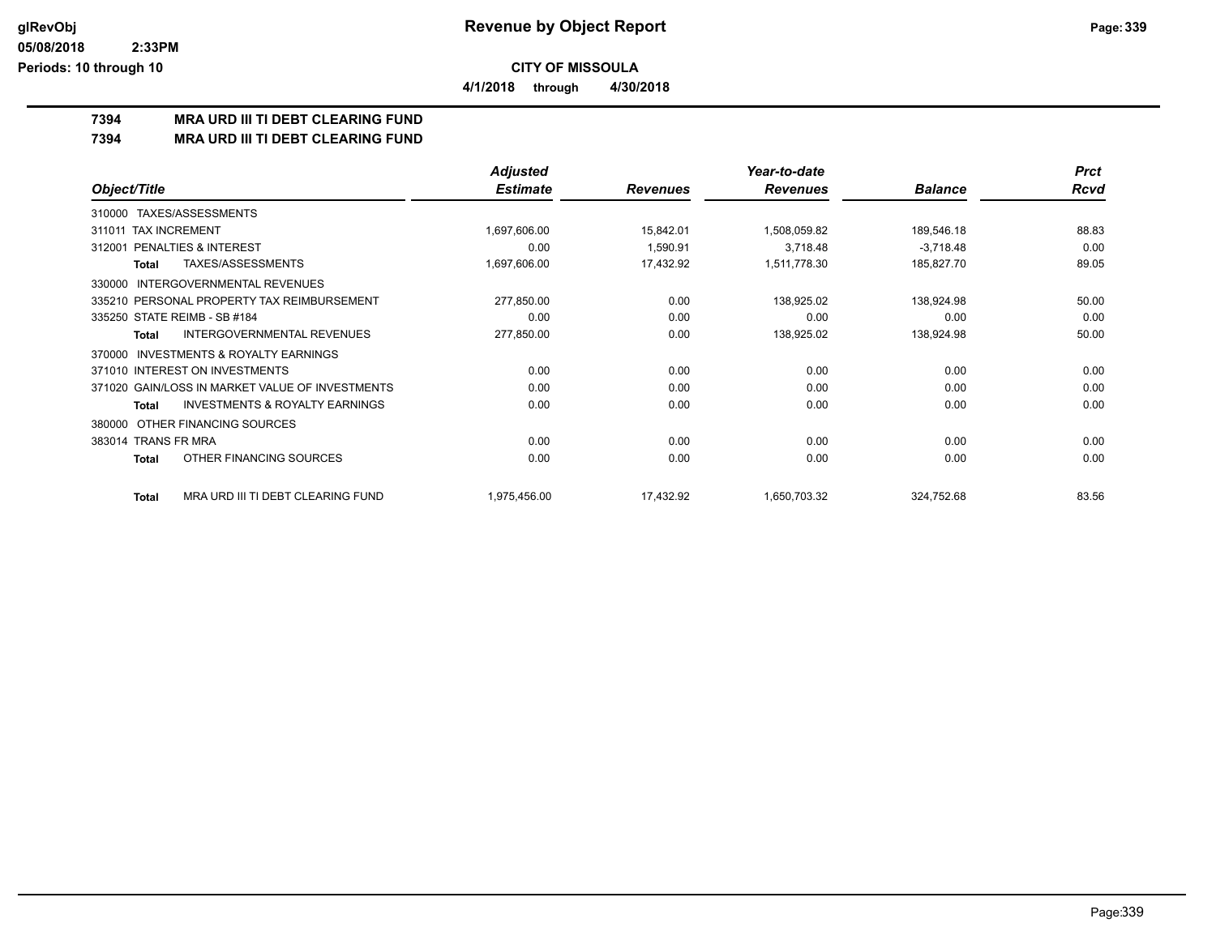**CITY OF MISSOULA**

**4/1/2018 through 4/30/2018**

**7394 MRA URD III TI DEBT CLEARING FUND**

**7394 MRA URD III TI DEBT CLEARING FUND**

| Object/Title | Adjusted Estimate | Revenues | Year-to-date Revenues | Balance | Prct Rcvd |
|---|---|---|---|---|---|
| 310000 TAXES/ASSESSMENTS | | | | | |
| 311011 TAX INCREMENT | 1,697,606.00 | 15,842.01 | 1,508,059.82 | 189,546.18 | 88.83 |
| 312001 PENALTIES & INTEREST | 0.00 | 1,590.91 | 3,718.48 | -3,718.48 | 0.00 |
| **Total** TAXES/ASSESSMENTS | 1,697,606.00 | 17,432.92 | 1,511,778.30 | 185,827.70 | 89.05 |
| 330000 INTERGOVERNMENTAL REVENUES | | | | | |
| 335210 PERSONAL PROPERTY TAX REIMBURSEMENT | 277,850.00 | 0.00 | 138,925.02 | 138,924.98 | 50.00 |
| 335250 STATE REIMB - SB #184 | 0.00 | 0.00 | 0.00 | 0.00 | 0.00 |
| **Total** INTERGOVERNMENTAL REVENUES | 277,850.00 | 0.00 | 138,925.02 | 138,924.98 | 50.00 |
| 370000 INVESTMENTS & ROYALTY EARNINGS | | | | | |
| 371010 INTEREST ON INVESTMENTS | 0.00 | 0.00 | 0.00 | 0.00 | 0.00 |
| 371020 GAIN/LOSS IN MARKET VALUE OF INVESTMENTS | 0.00 | 0.00 | 0.00 | 0.00 | 0.00 |
| **Total** INVESTMENTS & ROYALTY EARNINGS | 0.00 | 0.00 | 0.00 | 0.00 | 0.00 |
| 380000 OTHER FINANCING SOURCES | | | | | |
| 383014 TRANS FR MRA | 0.00 | 0.00 | 0.00 | 0.00 | 0.00 |
| **Total** OTHER FINANCING SOURCES | 0.00 | 0.00 | 0.00 | 0.00 | 0.00 |
| **Total** MRA URD III TI DEBT CLEARING FUND | 1,975,456.00 | 17,432.92 | 1,650,703.32 | 324,752.68 | 83.56 |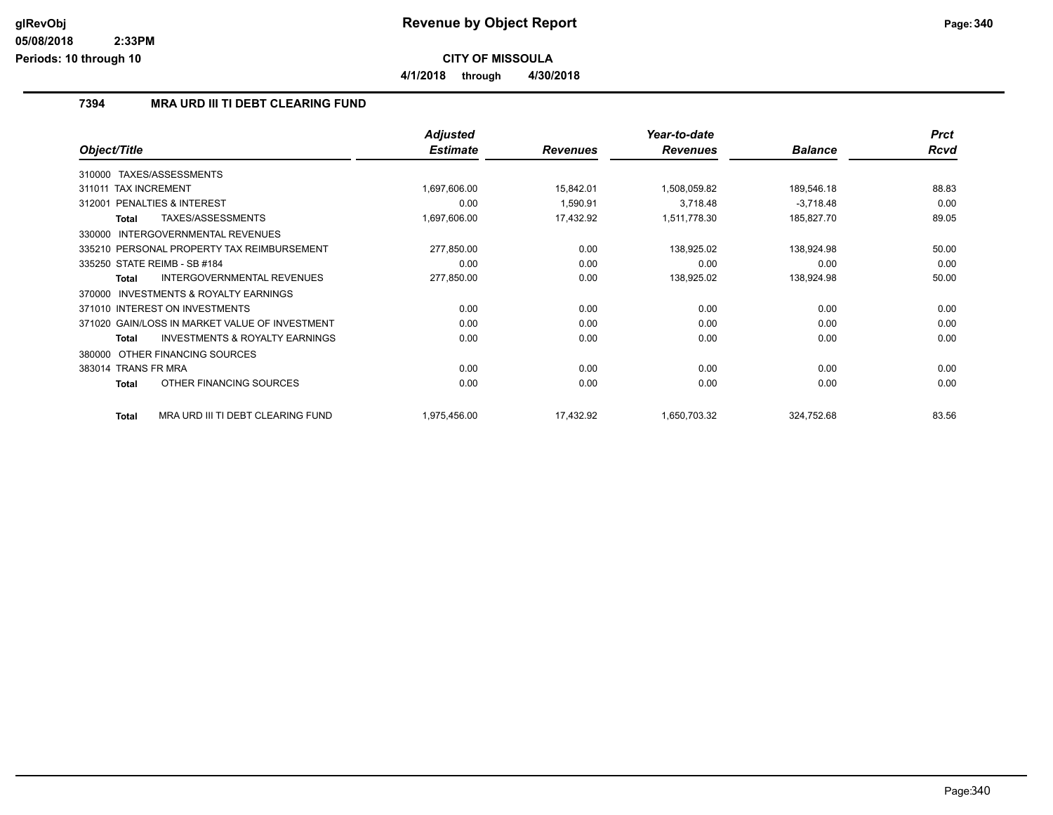**CITY OF MISSOULA**

**4/1/2018 through 4/30/2018**

### 7394 MRA URD III TI DEBT CLEARING FUND

| Object/Title | Adjusted Estimate | Revenues | Year-to-date Revenues | Balance | Prct Rcvd |
|---|---|---|---|---|---|
| 310000 TAXES/ASSESSMENTS | | | | | |
| 311011 TAX INCREMENT | 1,697,606.00 | 15,842.01 | 1,508,059.82 | 189,546.18 | 88.83 |
| 312001 PENALTIES & INTEREST | 0.00 | 1,590.91 | 3,718.48 | -3,718.48 | 0.00 |
| **Total** TAXES/ASSESSMENTS | 1,697,606.00 | 17,432.92 | 1,511,778.30 | 185,827.70 | 89.05 |
| 330000 INTERGOVERNMENTAL REVENUES | | | | | |
| 335210 PERSONAL PROPERTY TAX REIMBURSEMENT | 277,850.00 | 0.00 | 138,925.02 | 138,924.98 | 50.00 |
| 335250 STATE REIMB - SB #184 | 0.00 | 0.00 | 0.00 | 0.00 | 0.00 |
| **Total** INTERGOVERNMENTAL REVENUES | 277,850.00 | 0.00 | 138,925.02 | 138,924.98 | 50.00 |
| 370000 INVESTMENTS & ROYALTY EARNINGS | | | | | |
| 371010 INTEREST ON INVESTMENTS | 0.00 | 0.00 | 0.00 | 0.00 | 0.00 |
| 371020 GAIN/LOSS IN MARKET VALUE OF INVESTMENT | 0.00 | 0.00 | 0.00 | 0.00 | 0.00 |
| **Total** INVESTMENTS & ROYALTY EARNINGS | 0.00 | 0.00 | 0.00 | 0.00 | 0.00 |
| 380000 OTHER FINANCING SOURCES | | | | | |
| 383014 TRANS FR MRA | 0.00 | 0.00 | 0.00 | 0.00 | 0.00 |
| **Total** OTHER FINANCING SOURCES | 0.00 | 0.00 | 0.00 | 0.00 | 0.00 |
| **Total** MRA URD III TI DEBT CLEARING FUND | 1,975,456.00 | 17,432.92 | 1,650,703.32 | 324,752.68 | 83.56 |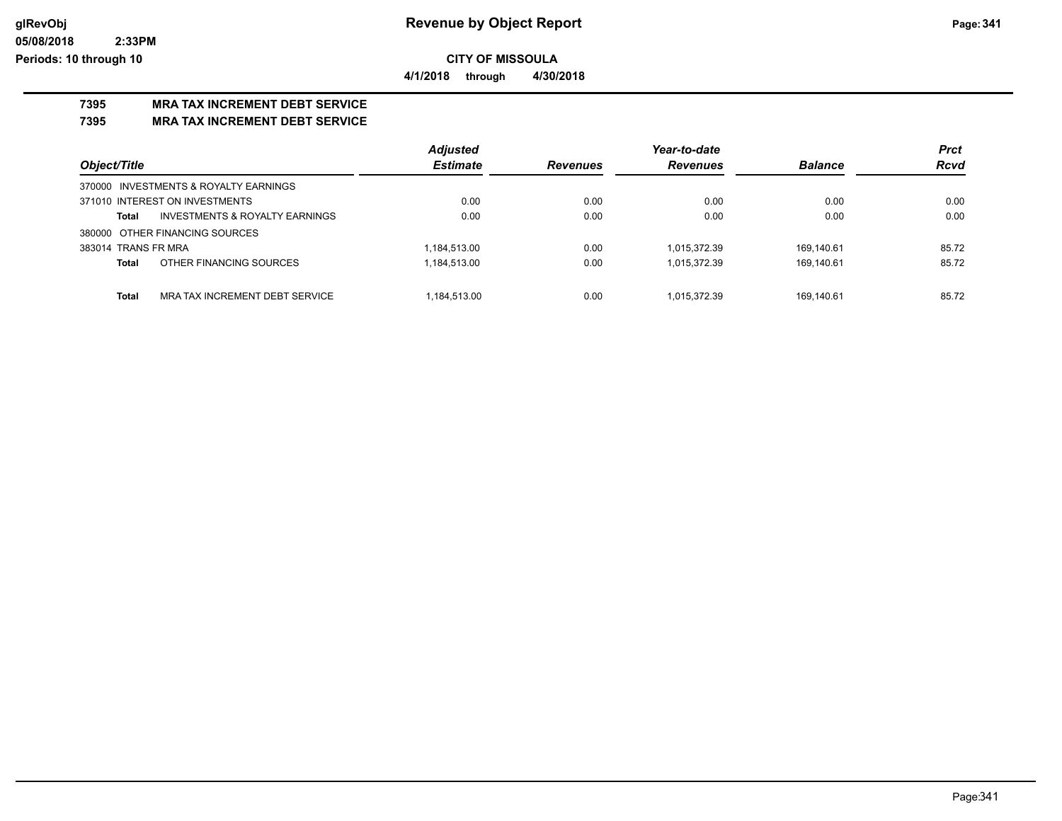glRevObj
05/08/2018 2:33PM
Periods: 10 through 10

# Revenue by Object Report

**CITY OF MISSOULA**

**4/1/2018 through 4/30/2018**

## 7395 MRA TAX INCREMENT DEBT SERVICE

## 7395 MRA TAX INCREMENT DEBT SERVICE

| Object/Title | | Adjusted Estimate | Revenues | Year-to-date Revenues | Balance | Prct Rcvd |
|---|---|---|---|---|---|---|
| 370000 INVESTMENTS & ROYALTY EARNINGS | | | | | | |
| 371010 INTEREST ON INVESTMENTS | | 0.00 | 0.00 | 0.00 | 0.00 | 0.00 |
| **Total** | INVESTMENTS & ROYALTY EARNINGS | 0.00 | 0.00 | 0.00 | 0.00 | 0.00 |
| 380000 OTHER FINANCING SOURCES | | | | | | |
| 383014 TRANS FR MRA | | 1,184,513.00 | 0.00 | 1,015,372.39 | 169,140.61 | 85.72 |
| **Total** | OTHER FINANCING SOURCES | 1,184,513.00 | 0.00 | 1,015,372.39 | 169,140.61 | 85.72 |
| **Total** | MRA TAX INCREMENT DEBT SERVICE | 1,184,513.00 | 0.00 | 1,015,372.39 | 169,140.61 | 85.72 |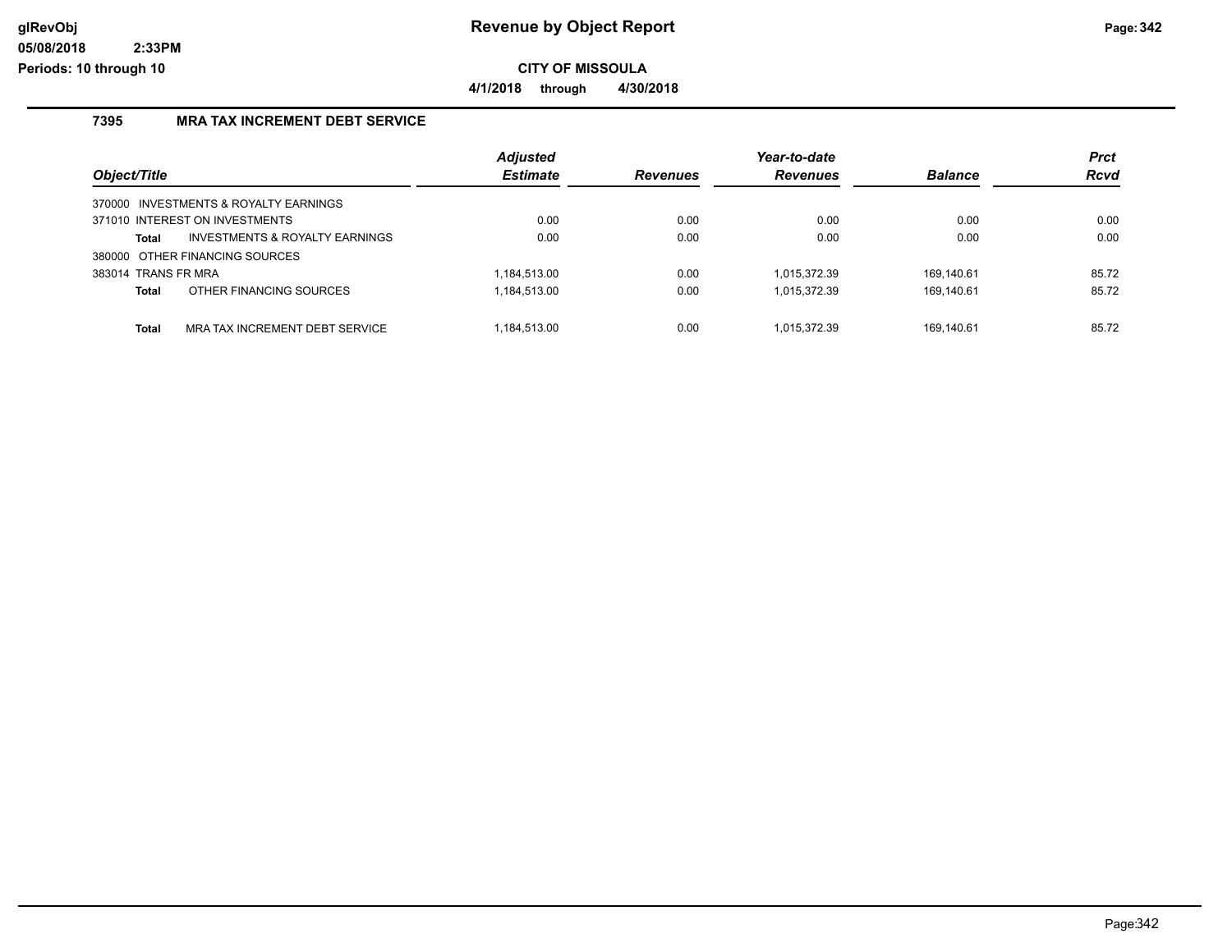# Revenue by Object Report

**CITY OF MISSOULA**

**4/1/2018 through 4/30/2018**

## 7395 MRA TAX INCREMENT DEBT SERVICE

| Object/Title | Adjusted Estimate | Revenues | Year-to-date Revenues | Balance | Prct Rcvd |
|---|---|---|---|---|---|
| 370000 INVESTMENTS & ROYALTY EARNINGS | | | | | |
| 371010 INTEREST ON INVESTMENTS | 0.00 | 0.00 | 0.00 | 0.00 | 0.00 |
| **Total** INVESTMENTS & ROYALTY EARNINGS | 0.00 | 0.00 | 0.00 | 0.00 | 0.00 |
| 380000 OTHER FINANCING SOURCES | | | | | |
| 383014 TRANS FR MRA | 1,184,513.00 | 0.00 | 1,015,372.39 | 169,140.61 | 85.72 |
| **Total** OTHER FINANCING SOURCES | 1,184,513.00 | 0.00 | 1,015,372.39 | 169,140.61 | 85.72 |
| **Total** MRA TAX INCREMENT DEBT SERVICE | 1,184,513.00 | 0.00 | 1,015,372.39 | 169,140.61 | 85.72 |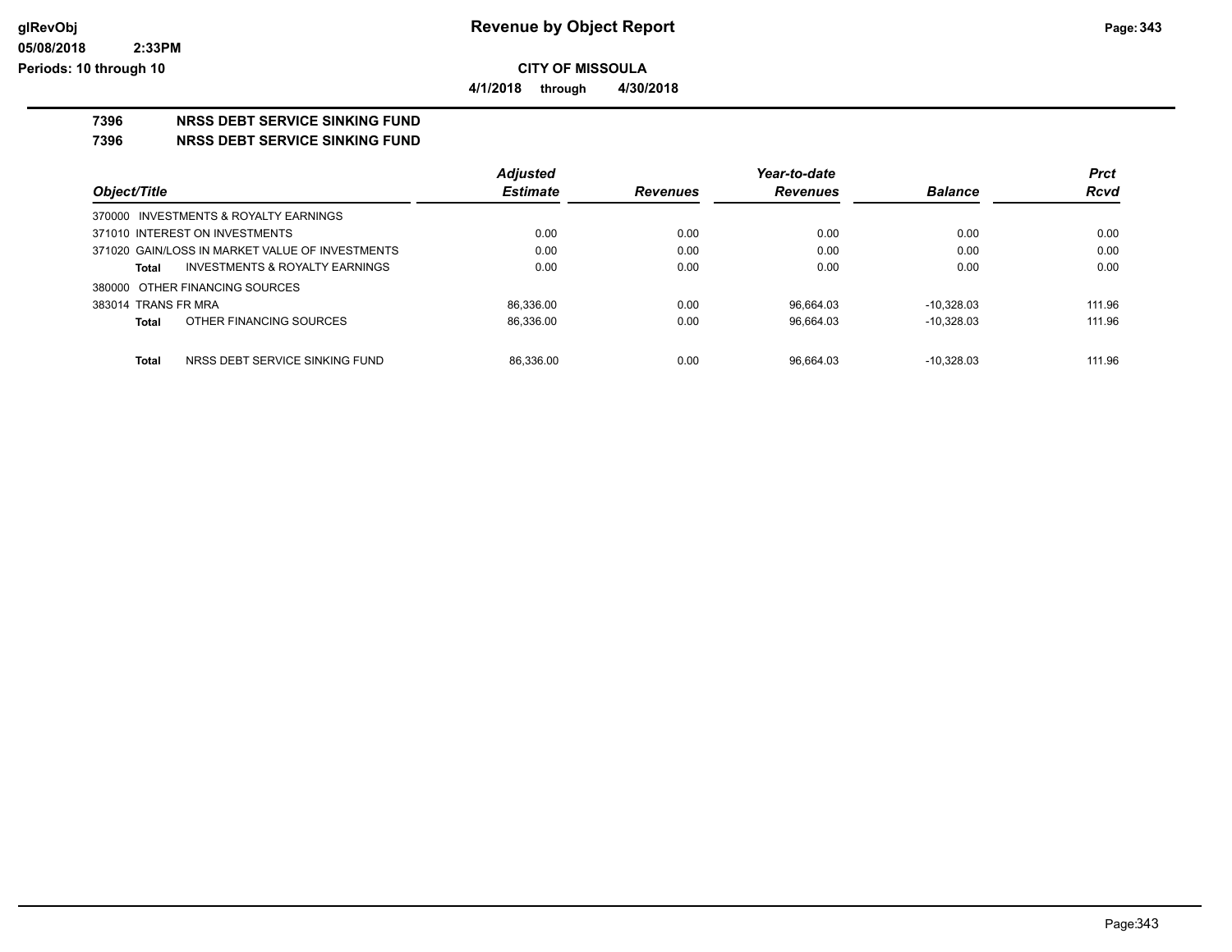# Revenue by Object Report

## CITY OF MISSOULA

**4/1/2018 through 4/30/2018**

glRevObj
05/08/2018 2:33PM
Periods: 10 through 10

### 7396 NRSS DEBT SERVICE SINKING FUND
### 7396 NRSS DEBT SERVICE SINKING FUND

| Object/Title | Adjusted Estimate | Revenues | Year-to-date Revenues | Balance | Prct Rcvd |
|---|---|---|---|---|---|
| 370000 INVESTMENTS & ROYALTY EARNINGS | | | | | |
| 371010 INTEREST ON INVESTMENTS | 0.00 | 0.00 | 0.00 | 0.00 | 0.00 |
| 371020 GAIN/LOSS IN MARKET VALUE OF INVESTMENTS | 0.00 | 0.00 | 0.00 | 0.00 | 0.00 |
| **Total** INVESTMENTS & ROYALTY EARNINGS | 0.00 | 0.00 | 0.00 | 0.00 | 0.00 |
| 380000 OTHER FINANCING SOURCES | | | | | |
| 383014 TRANS FR MRA | 86,336.00 | 0.00 | 96,664.03 | -10,328.03 | 111.96 |
| **Total** OTHER FINANCING SOURCES | 86,336.00 | 0.00 | 96,664.03 | -10,328.03 | 111.96 |
| **Total** NRSS DEBT SERVICE SINKING FUND | 86,336.00 | 0.00 | 96,664.03 | -10,328.03 | 111.96 |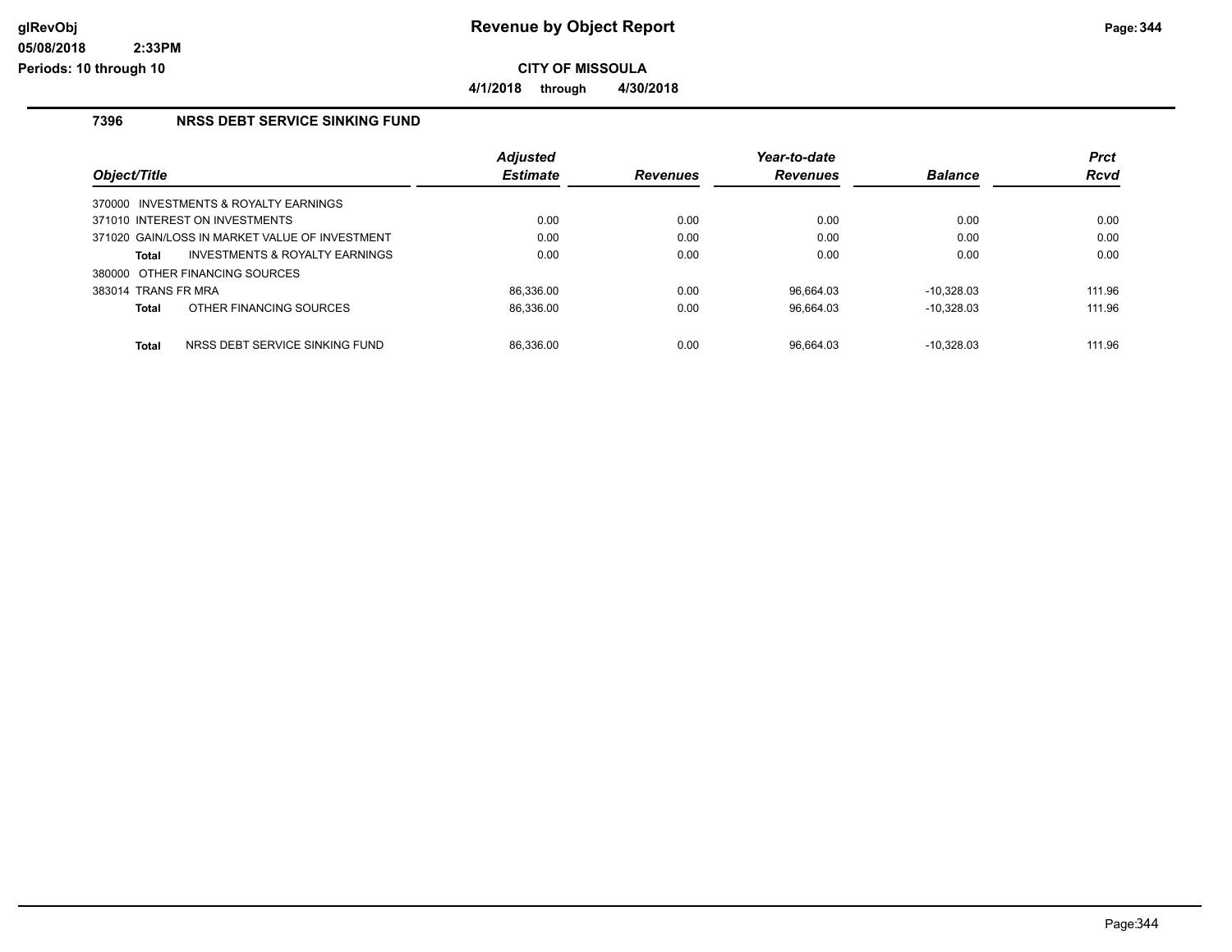# Revenue by Object Report

**CITY OF MISSOULA**

**4/1/2018 through 4/30/2018**

## 7396 NRSS DEBT SERVICE SINKING FUND

| Object/Title | Adjusted Estimate | Revenues | Year-to-date Revenues | Balance | Prct Rcvd |
|---|---|---|---|---|---|
| 370000 INVESTMENTS & ROYALTY EARNINGS | | | | | |
| 371010 INTEREST ON INVESTMENTS | 0.00 | 0.00 | 0.00 | 0.00 | 0.00 |
| 371020 GAIN/LOSS IN MARKET VALUE OF INVESTMENT | 0.00 | 0.00 | 0.00 | 0.00 | 0.00 |
| **Total** INVESTMENTS & ROYALTY EARNINGS | 0.00 | 0.00 | 0.00 | 0.00 | 0.00 |
| 380000 OTHER FINANCING SOURCES | | | | | |
| 383014 TRANS FR MRA | 86,336.00 | 0.00 | 96,664.03 | -10,328.03 | 111.96 |
| **Total** OTHER FINANCING SOURCES | 86,336.00 | 0.00 | 96,664.03 | -10,328.03 | 111.96 |
| **Total** NRSS DEBT SERVICE SINKING FUND | 86,336.00 | 0.00 | 96,664.03 | -10,328.03 | 111.96 |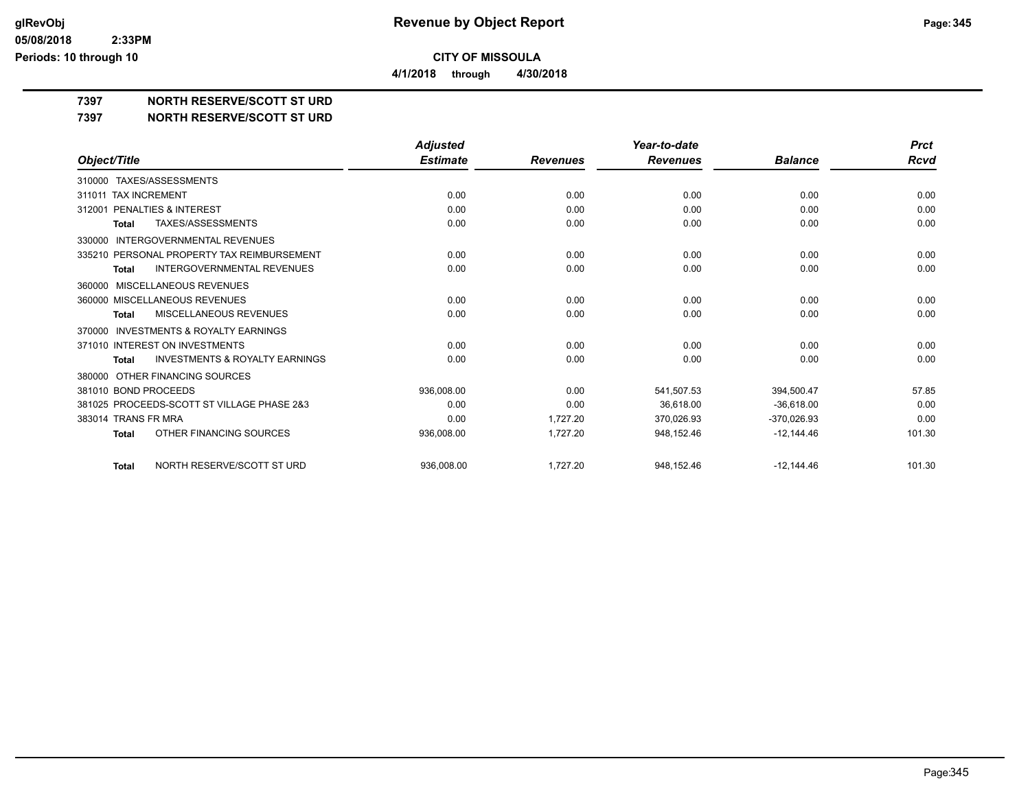**CITY OF MISSOULA**

**4/1/2018 through 4/30/2018**

**7397 NORTH RESERVE/SCOTT ST URD**

**7397 NORTH RESERVE/SCOTT ST URD**

| Object/Title | Adjusted Estimate | Revenues | Year-to-date Revenues | Balance | Prct Rcvd |
|---|---|---|---|---|---|
| 310000 TAXES/ASSESSMENTS | | | | | |
| 311011 TAX INCREMENT | 0.00 | 0.00 | 0.00 | 0.00 | 0.00 |
| 312001 PENALTIES & INTEREST | 0.00 | 0.00 | 0.00 | 0.00 | 0.00 |
| **Total** TAXES/ASSESSMENTS | 0.00 | 0.00 | 0.00 | 0.00 | 0.00 |
| 330000 INTERGOVERNMENTAL REVENUES | | | | | |
| 335210 PERSONAL PROPERTY TAX REIMBURSEMENT | 0.00 | 0.00 | 0.00 | 0.00 | 0.00 |
| **Total** INTERGOVERNMENTAL REVENUES | 0.00 | 0.00 | 0.00 | 0.00 | 0.00 |
| 360000 MISCELLANEOUS REVENUES | | | | | |
| 360000 MISCELLANEOUS REVENUES | 0.00 | 0.00 | 0.00 | 0.00 | 0.00 |
| **Total** MISCELLANEOUS REVENUES | 0.00 | 0.00 | 0.00 | 0.00 | 0.00 |
| 370000 INVESTMENTS & ROYALTY EARNINGS | | | | | |
| 371010 INTEREST ON INVESTMENTS | 0.00 | 0.00 | 0.00 | 0.00 | 0.00 |
| **Total** INVESTMENTS & ROYALTY EARNINGS | 0.00 | 0.00 | 0.00 | 0.00 | 0.00 |
| 380000 OTHER FINANCING SOURCES | | | | | |
| 381010 BOND PROCEEDS | 936,008.00 | 0.00 | 541,507.53 | 394,500.47 | 57.85 |
| 381025 PROCEEDS-SCOTT ST VILLAGE PHASE 2&3 | 0.00 | 0.00 | 36,618.00 | -36,618.00 | 0.00 |
| 383014 TRANS FR MRA | 0.00 | 1,727.20 | 370,026.93 | -370,026.93 | 0.00 |
| **Total** OTHER FINANCING SOURCES | 936,008.00 | 1,727.20 | 948,152.46 | -12,144.46 | 101.30 |
| **Total** NORTH RESERVE/SCOTT ST URD | 936,008.00 | 1,727.20 | 948,152.46 | -12,144.46 | 101.30 |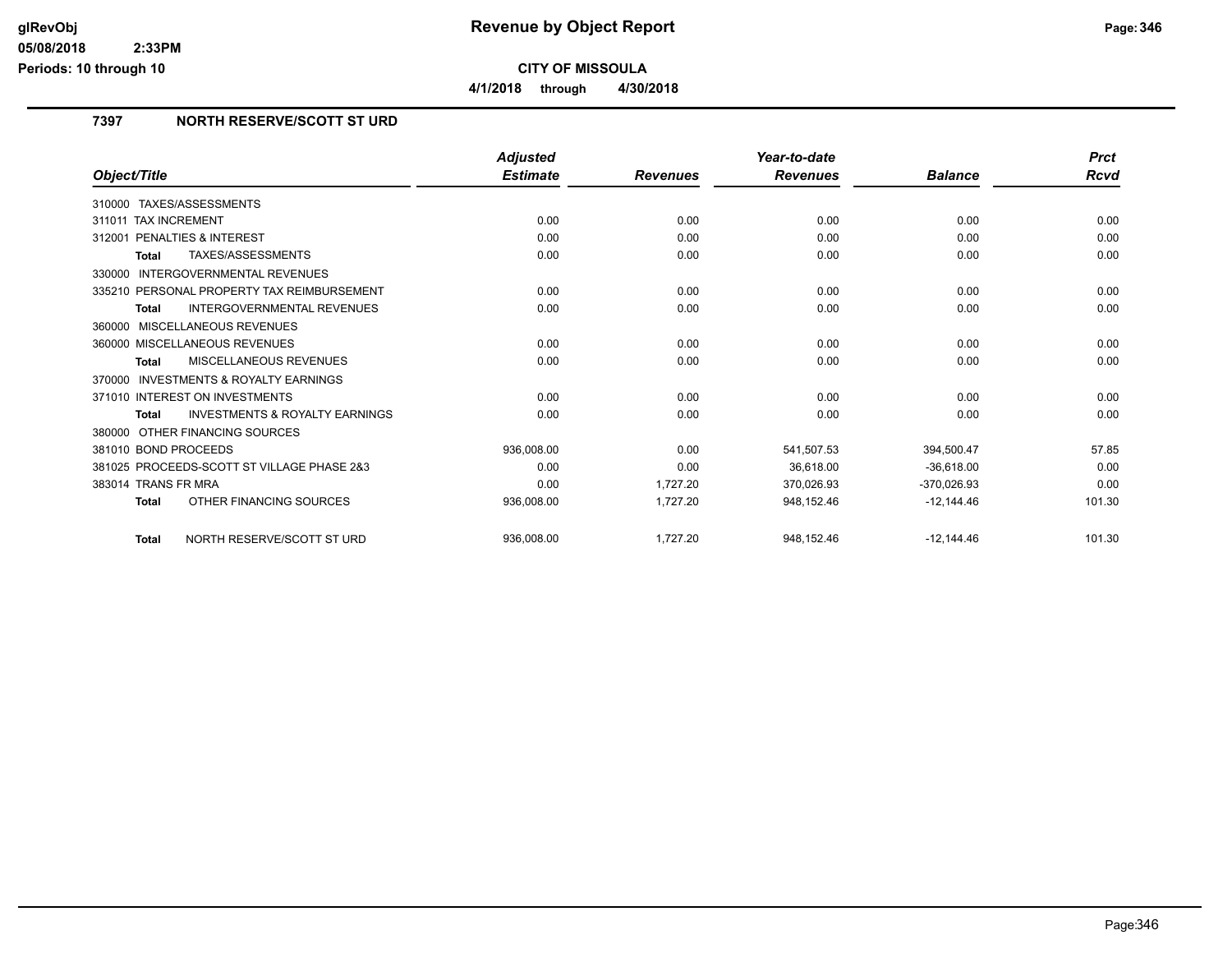# Revenue by Object Report

**CITY OF MISSOULA**

**4/1/2018 through 4/30/2018**

## 7397 NORTH RESERVE/SCOTT ST URD

| Object/Title | Adjusted Estimate | Revenues | Year-to-date Revenues | Balance | Prct Rcvd |
|---|---|---|---|---|---|
| 310000 TAXES/ASSESSMENTS | | | | | |
| 311011 TAX INCREMENT | 0.00 | 0.00 | 0.00 | 0.00 | 0.00 |
| 312001 PENALTIES & INTEREST | 0.00 | 0.00 | 0.00 | 0.00 | 0.00 |
| **Total** TAXES/ASSESSMENTS | 0.00 | 0.00 | 0.00 | 0.00 | 0.00 |
| 330000 INTERGOVERNMENTAL REVENUES | | | | | |
| 335210 PERSONAL PROPERTY TAX REIMBURSEMENT | 0.00 | 0.00 | 0.00 | 0.00 | 0.00 |
| **Total** INTERGOVERNMENTAL REVENUES | 0.00 | 0.00 | 0.00 | 0.00 | 0.00 |
| 360000 MISCELLANEOUS REVENUES | | | | | |
| 360000 MISCELLANEOUS REVENUES | 0.00 | 0.00 | 0.00 | 0.00 | 0.00 |
| **Total** MISCELLANEOUS REVENUES | 0.00 | 0.00 | 0.00 | 0.00 | 0.00 |
| 370000 INVESTMENTS & ROYALTY EARNINGS | | | | | |
| 371010 INTEREST ON INVESTMENTS | 0.00 | 0.00 | 0.00 | 0.00 | 0.00 |
| **Total** INVESTMENTS & ROYALTY EARNINGS | 0.00 | 0.00 | 0.00 | 0.00 | 0.00 |
| 380000 OTHER FINANCING SOURCES | | | | | |
| 381010 BOND PROCEEDS | 936,008.00 | 0.00 | 541,507.53 | 394,500.47 | 57.85 |
| 381025 PROCEEDS-SCOTT ST VILLAGE PHASE 2&3 | 0.00 | 0.00 | 36,618.00 | -36,618.00 | 0.00 |
| 383014 TRANS FR MRA | 0.00 | 1,727.20 | 370,026.93 | -370,026.93 | 0.00 |
| **Total** OTHER FINANCING SOURCES | 936,008.00 | 1,727.20 | 948,152.46 | -12,144.46 | 101.30 |
| **Total** NORTH RESERVE/SCOTT ST URD | 936,008.00 | 1,727.20 | 948,152.46 | -12,144.46 | 101.30 |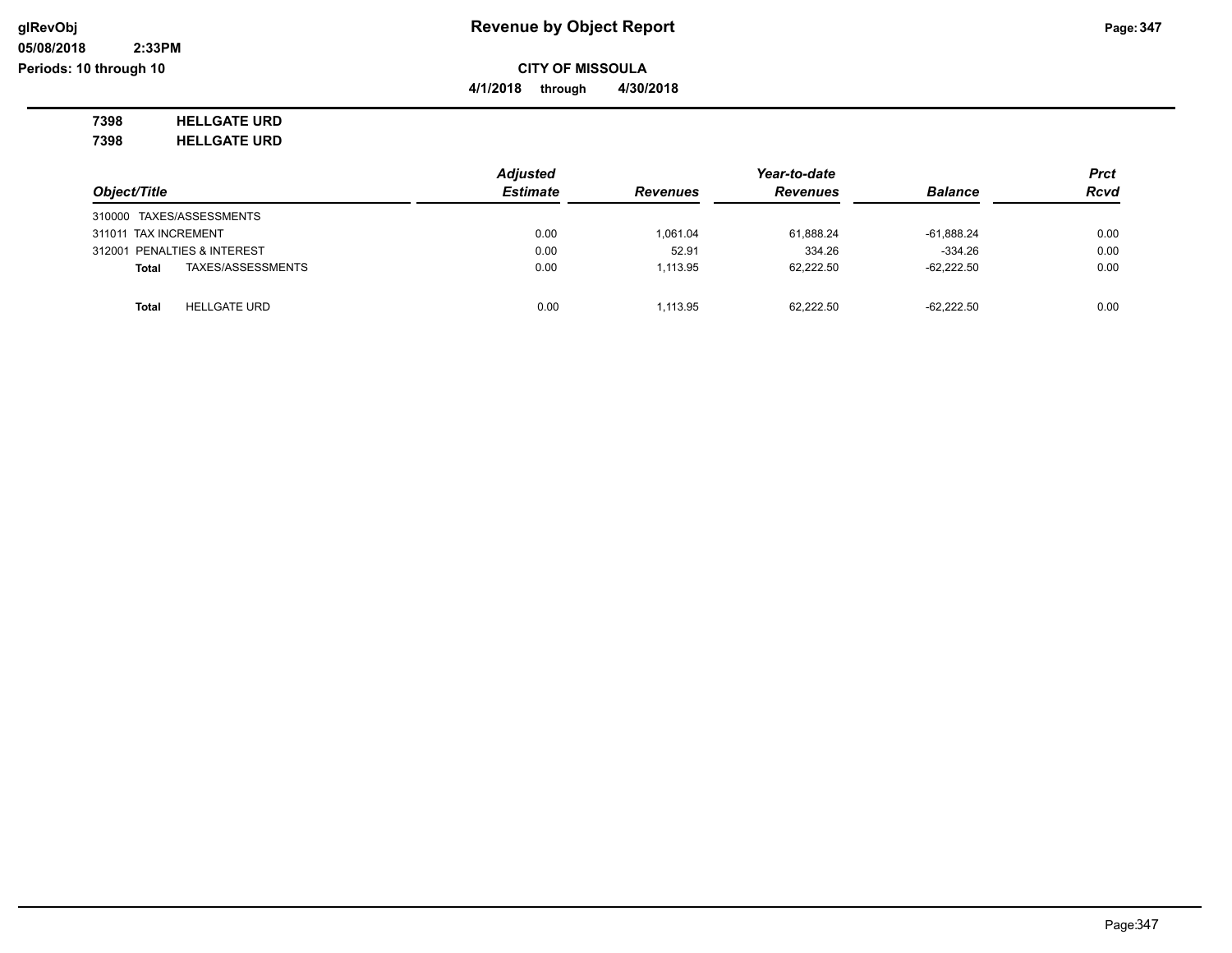**CITY OF MISSOULA**

**4/1/2018 through 4/30/2018**

**7398 HELLGATE URD**

**7398 HELLGATE URD**

| Object/Title | Adjusted Estimate | Revenues | Year-to-date Revenues | Balance | Prct Rcvd |
|---|---|---|---|---|---|
| 310000 TAXES/ASSESSMENTS | | | | | |
| 311011 TAX INCREMENT | 0.00 | 1,061.04 | 61,888.24 | -61,888.24 | 0.00 |
| 312001 PENALTIES & INTEREST | 0.00 | 52.91 | 334.26 | -334.26 | 0.00 |
| **Total** TAXES/ASSESSMENTS | 0.00 | 1,113.95 | 62,222.50 | -62,222.50 | 0.00 |
| | | | | | |
| **Total** HELLGATE URD | 0.00 | 1,113.95 | 62,222.50 | -62,222.50 | 0.00 |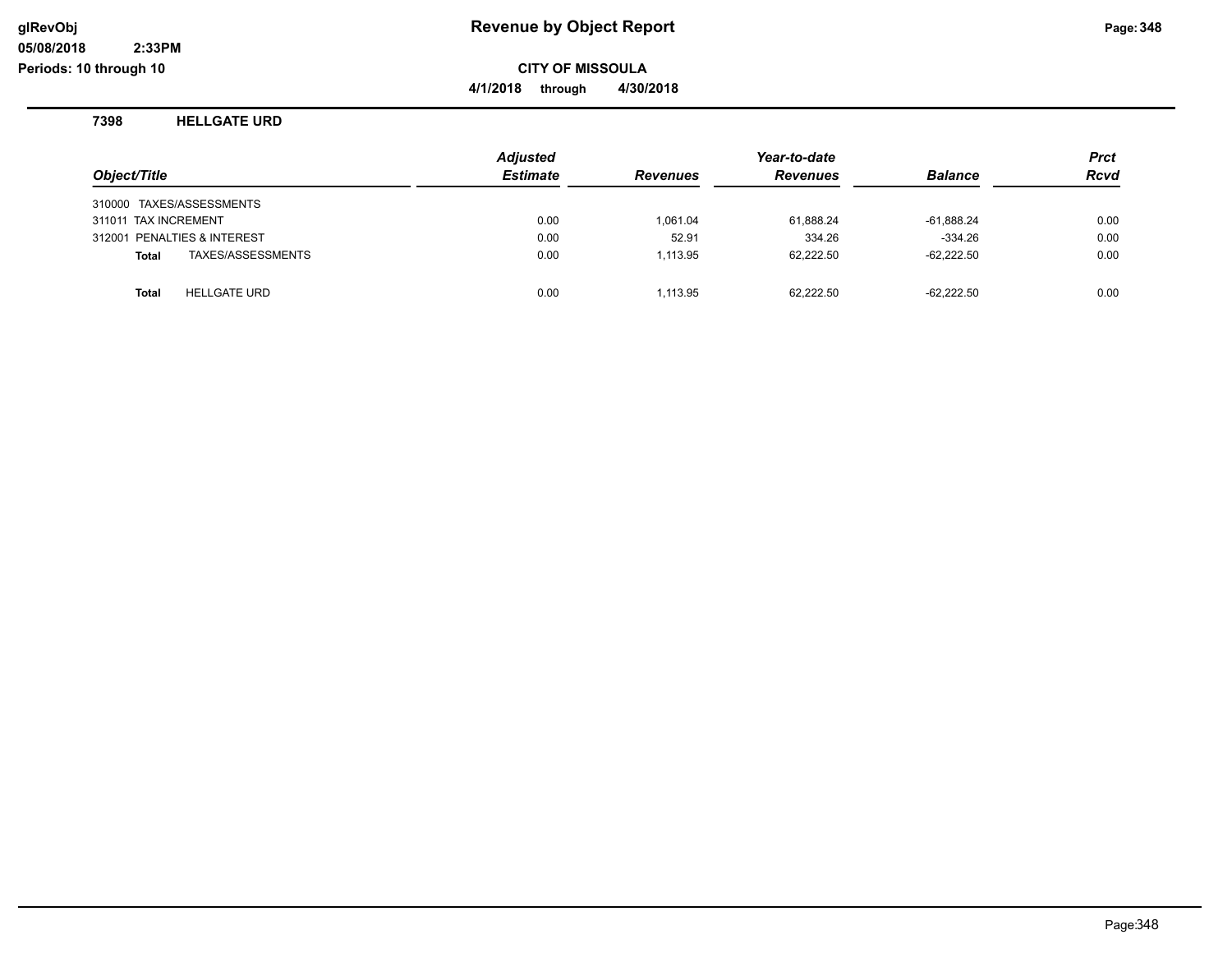**glRevObj**
**05/08/2018 2:33PM**
**Periods: 10 through 10**

# Revenue by Object Report

**CITY OF MISSOULA**

**4/1/2018 through 4/30/2018**

## 7398 HELLGATE URD

| Object/Title | Adjusted Estimate | Revenues | Year-to-date Revenues | Balance | Prct Rcvd |
|---|---|---|---|---|---|
| 310000 TAXES/ASSESSMENTS | | | | | |
| 311011 TAX INCREMENT | 0.00 | 1,061.04 | 61,888.24 | -61,888.24 | 0.00 |
| 312001 PENALTIES & INTEREST | 0.00 | 52.91 | 334.26 | -334.26 | 0.00 |
| **Total** TAXES/ASSESSMENTS | 0.00 | 1,113.95 | 62,222.50 | -62,222.50 | 0.00 |
| **Total** HELLGATE URD | 0.00 | 1,113.95 | 62,222.50 | -62,222.50 | 0.00 |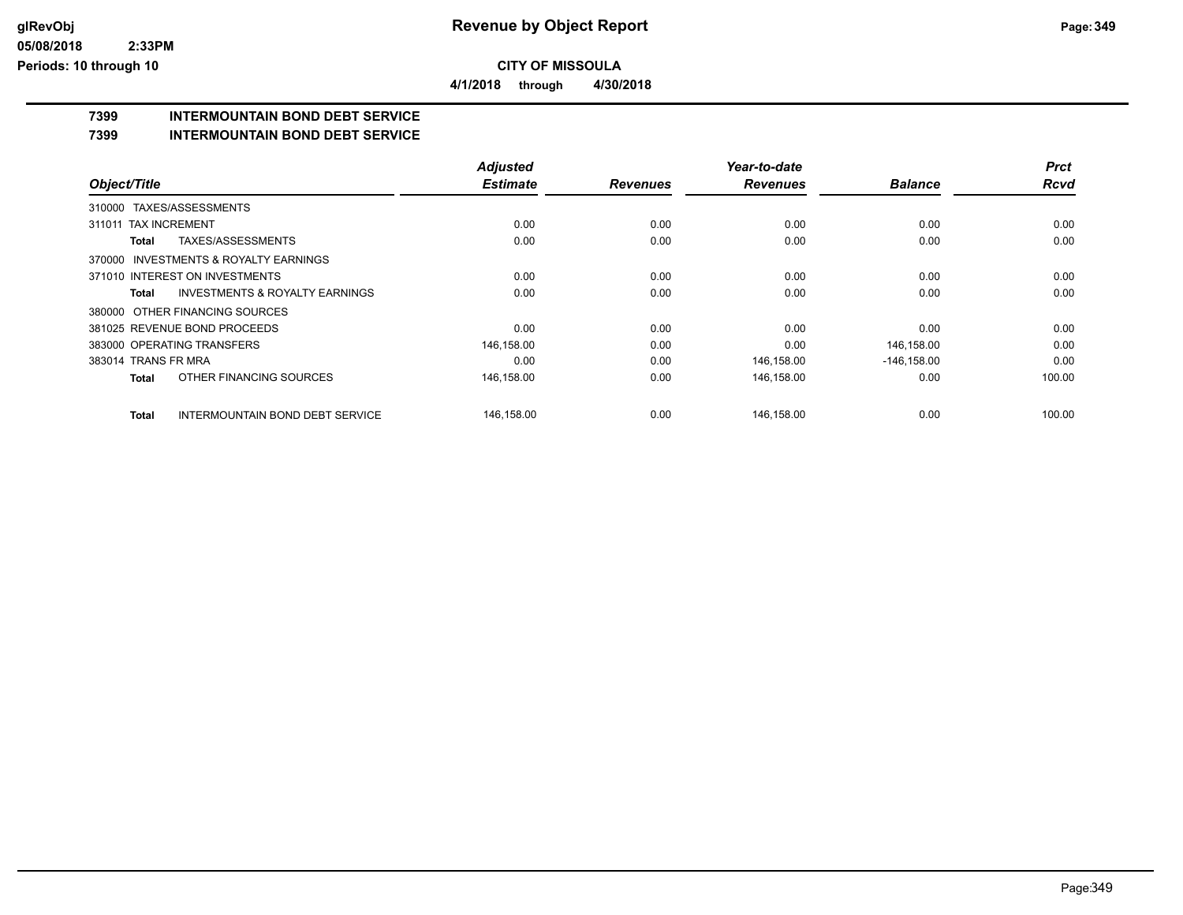# CITY OF MISSOULA

**Revenue by Object Report**

**4/1/2018 through 4/30/2018**

## 7399 INTERMOUNTAIN BOND DEBT SERVICE

## 7399 INTERMOUNTAIN BOND DEBT SERVICE

| Object/Title | Adjusted Estimate | Revenues | Year-to-date Revenues | Balance | Prct Rcvd |
|---|---|---|---|---|---|
| 310000 TAXES/ASSESSMENTS | | | | | |
| 311011 TAX INCREMENT | 0.00 | 0.00 | 0.00 | 0.00 | 0.00 |
| **Total** TAXES/ASSESSMENTS | 0.00 | 0.00 | 0.00 | 0.00 | 0.00 |
| 370000 INVESTMENTS & ROYALTY EARNINGS | | | | | |
| 371010 INTEREST ON INVESTMENTS | 0.00 | 0.00 | 0.00 | 0.00 | 0.00 |
| **Total** INVESTMENTS & ROYALTY EARNINGS | 0.00 | 0.00 | 0.00 | 0.00 | 0.00 |
| 380000 OTHER FINANCING SOURCES | | | | | |
| 381025 REVENUE BOND PROCEEDS | 0.00 | 0.00 | 0.00 | 0.00 | 0.00 |
| 383000 OPERATING TRANSFERS | 146,158.00 | 0.00 | 0.00 | 146,158.00 | 0.00 |
| 383014 TRANS FR MRA | 0.00 | 0.00 | 146,158.00 | -146,158.00 | 0.00 |
| **Total** OTHER FINANCING SOURCES | 146,158.00 | 0.00 | 146,158.00 | 0.00 | 100.00 |
| **Total** INTERMOUNTAIN BOND DEBT SERVICE | 146,158.00 | 0.00 | 146,158.00 | 0.00 | 100.00 |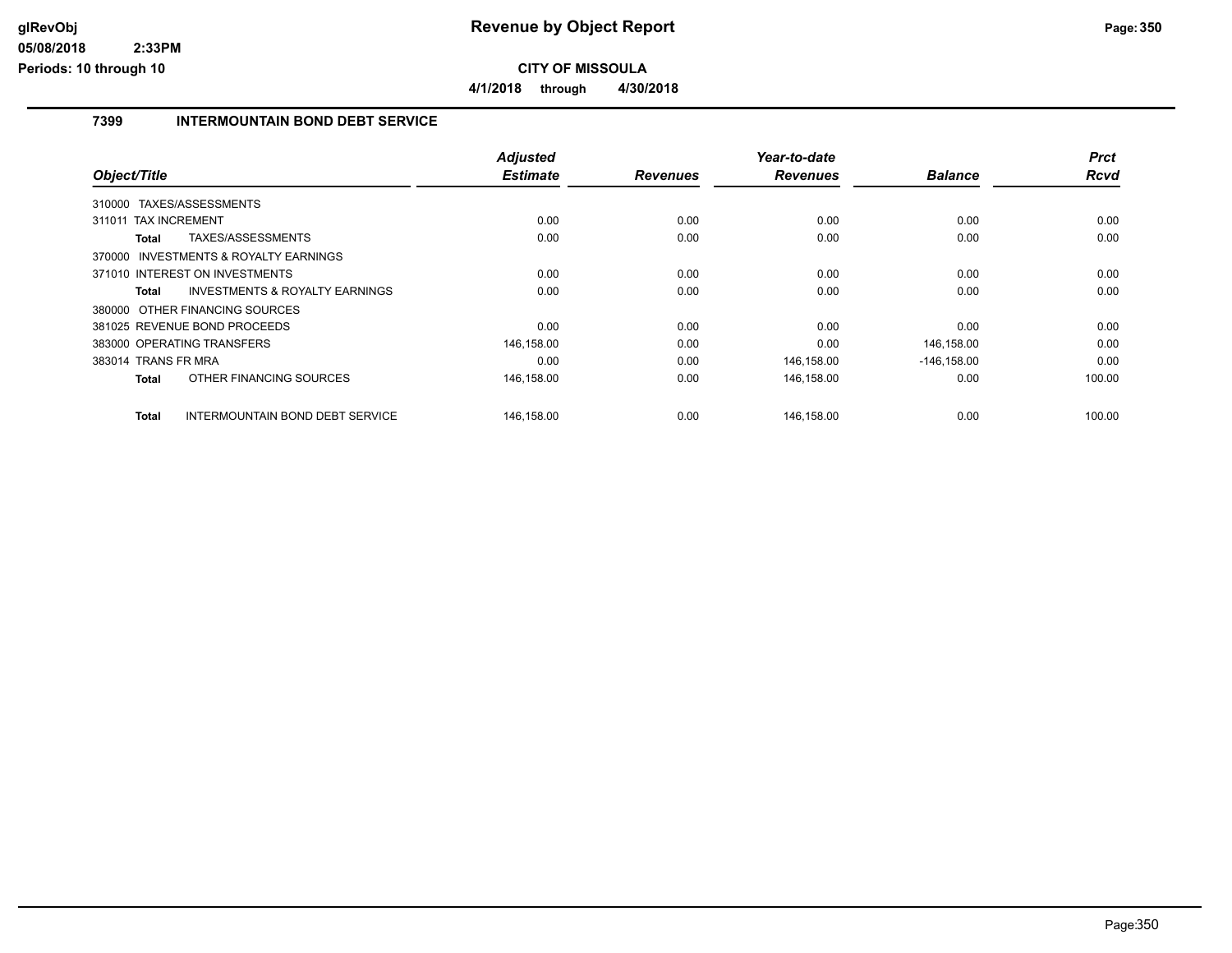# Revenue by Object Report

## CITY OF MISSOULA

**4/1/2018 through 4/30/2018**

### 7399 INTERMOUNTAIN BOND DEBT SERVICE

| Object/Title | Adjusted Estimate | Revenues | Year-to-date Revenues | Balance | Prct Rcvd |
|---|---|---|---|---|---|
| 310000 TAXES/ASSESSMENTS | | | | | |
| 311011 TAX INCREMENT | 0.00 | 0.00 | 0.00 | 0.00 | 0.00 |
| **Total** TAXES/ASSESSMENTS | 0.00 | 0.00 | 0.00 | 0.00 | 0.00 |
| 370000 INVESTMENTS & ROYALTY EARNINGS | | | | | |
| 371010 INTEREST ON INVESTMENTS | 0.00 | 0.00 | 0.00 | 0.00 | 0.00 |
| **Total** INVESTMENTS & ROYALTY EARNINGS | 0.00 | 0.00 | 0.00 | 0.00 | 0.00 |
| 380000 OTHER FINANCING SOURCES | | | | | |
| 381025 REVENUE BOND PROCEEDS | 0.00 | 0.00 | 0.00 | 0.00 | 0.00 |
| 383000 OPERATING TRANSFERS | 146,158.00 | 0.00 | 0.00 | 146,158.00 | 0.00 |
| 383014 TRANS FR MRA | 0.00 | 0.00 | 146,158.00 | -146,158.00 | 0.00 |
| **Total** OTHER FINANCING SOURCES | 146,158.00 | 0.00 | 146,158.00 | 0.00 | 100.00 |
| **Total** INTERMOUNTAIN BOND DEBT SERVICE | 146,158.00 | 0.00 | 146,158.00 | 0.00 | 100.00 |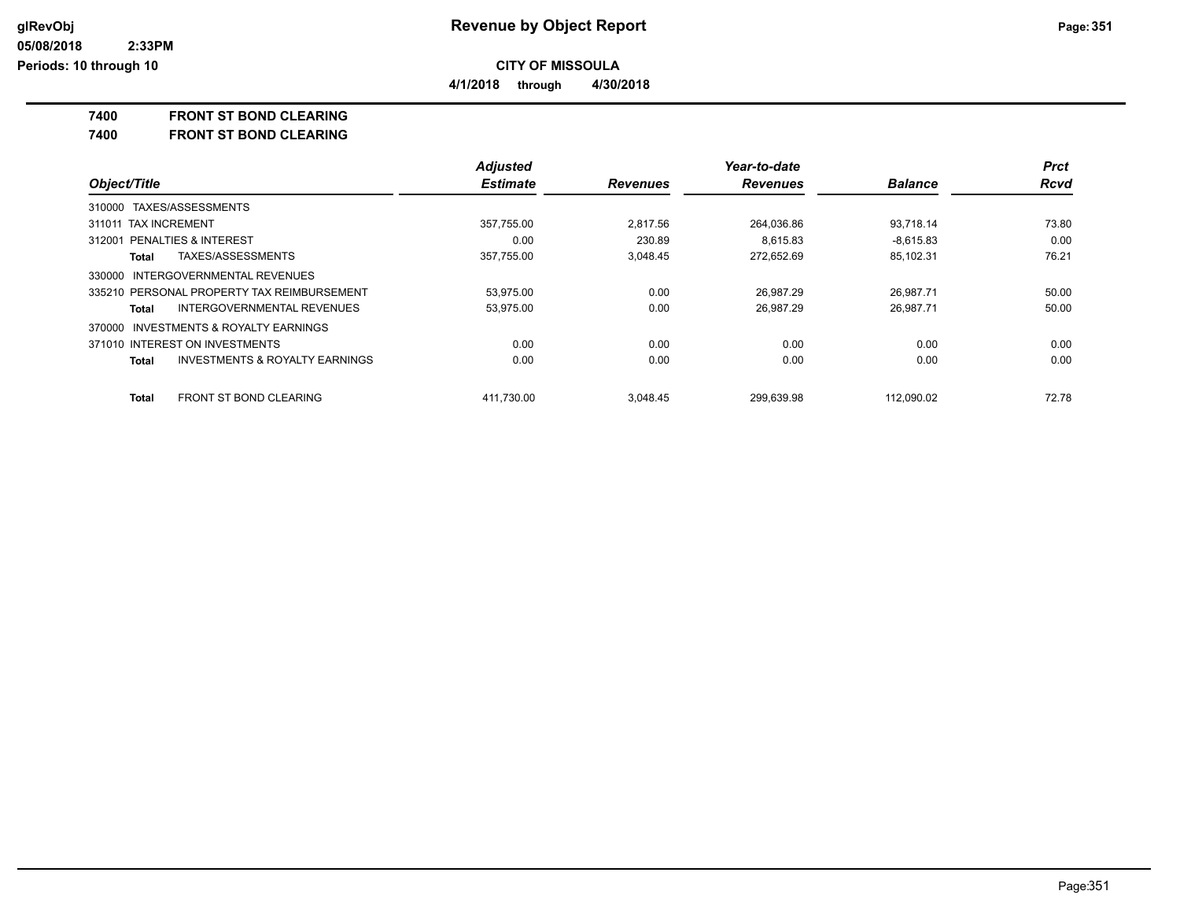**CITY OF MISSOULA**

**4/1/2018 through 4/30/2018**

**7400 FRONT ST BOND CLEARING**

**7400 FRONT ST BOND CLEARING**

| Object/Title | Adjusted Estimate | Revenues | Year-to-date Revenues | Balance | Prct Rcvd |
|---|---|---|---|---|---|
| 310000 TAXES/ASSESSMENTS | | | | | |
| 311011 TAX INCREMENT | 357,755.00 | 2,817.56 | 264,036.86 | 93,718.14 | 73.80 |
| 312001 PENALTIES & INTEREST | 0.00 | 230.89 | 8,615.83 | -8,615.83 | 0.00 |
| **Total** TAXES/ASSESSMENTS | 357,755.00 | 3,048.45 | 272,652.69 | 85,102.31 | 76.21 |
| 330000 INTERGOVERNMENTAL REVENUES | | | | | |
| 335210 PERSONAL PROPERTY TAX REIMBURSEMENT | 53,975.00 | 0.00 | 26,987.29 | 26,987.71 | 50.00 |
| **Total** INTERGOVERNMENTAL REVENUES | 53,975.00 | 0.00 | 26,987.29 | 26,987.71 | 50.00 |
| 370000 INVESTMENTS & ROYALTY EARNINGS | | | | | |
| 371010 INTEREST ON INVESTMENTS | 0.00 | 0.00 | 0.00 | 0.00 | 0.00 |
| **Total** INVESTMENTS & ROYALTY EARNINGS | 0.00 | 0.00 | 0.00 | 0.00 | 0.00 |
| **Total** FRONT ST BOND CLEARING | 411,730.00 | 3,048.45 | 299,639.98 | 112,090.02 | 72.78 |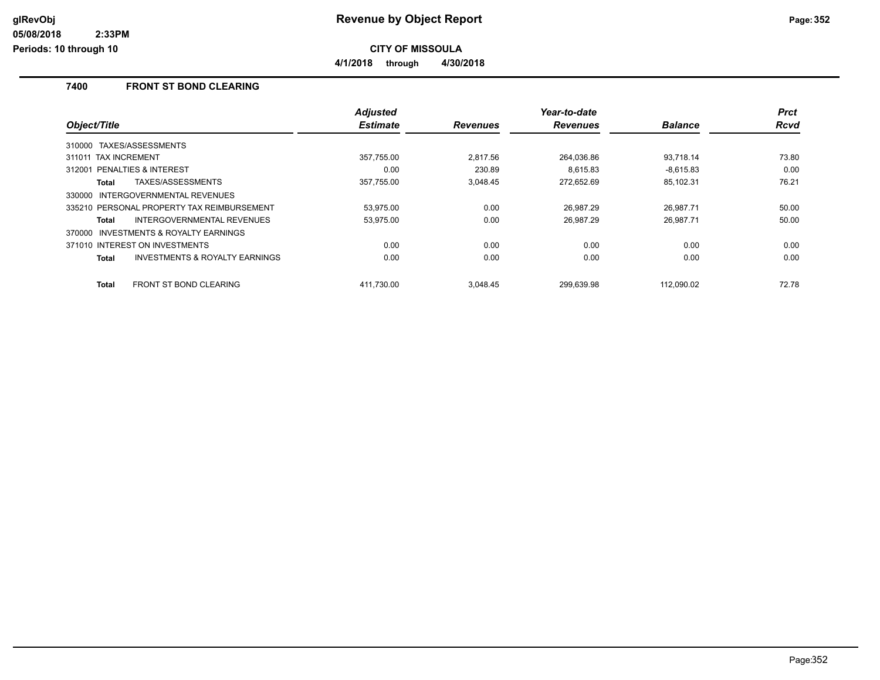# Revenue by Object Report

**CITY OF MISSOULA**

**4/1/2018 through 4/30/2018**

glRevObj
05/08/2018 2:33PM
Periods: 10 through 10

## 7400 FRONT ST BOND CLEARING

| Object/Title | Adjusted Estimate | Revenues | Year-to-date Revenues | Balance | Prct Rcvd |
|---|---|---|---|---|---|
| 310000 TAXES/ASSESSMENTS | | | | | |
| 311011 TAX INCREMENT | 357,755.00 | 2,817.56 | 264,036.86 | 93,718.14 | 73.80 |
| 312001 PENALTIES & INTEREST | 0.00 | 230.89 | 8,615.83 | -8,615.83 | 0.00 |
| **Total** TAXES/ASSESSMENTS | 357,755.00 | 3,048.45 | 272,652.69 | 85,102.31 | 76.21 |
| 330000 INTERGOVERNMENTAL REVENUES | | | | | |
| 335210 PERSONAL PROPERTY TAX REIMBURSEMENT | 53,975.00 | 0.00 | 26,987.29 | 26,987.71 | 50.00 |
| **Total** INTERGOVERNMENTAL REVENUES | 53,975.00 | 0.00 | 26,987.29 | 26,987.71 | 50.00 |
| 370000 INVESTMENTS & ROYALTY EARNINGS | | | | | |
| 371010 INTEREST ON INVESTMENTS | 0.00 | 0.00 | 0.00 | 0.00 | 0.00 |
| **Total** INVESTMENTS & ROYALTY EARNINGS | 0.00 | 0.00 | 0.00 | 0.00 | 0.00 |
| **Total** FRONT ST BOND CLEARING | 411,730.00 | 3,048.45 | 299,639.98 | 112,090.02 | 72.78 |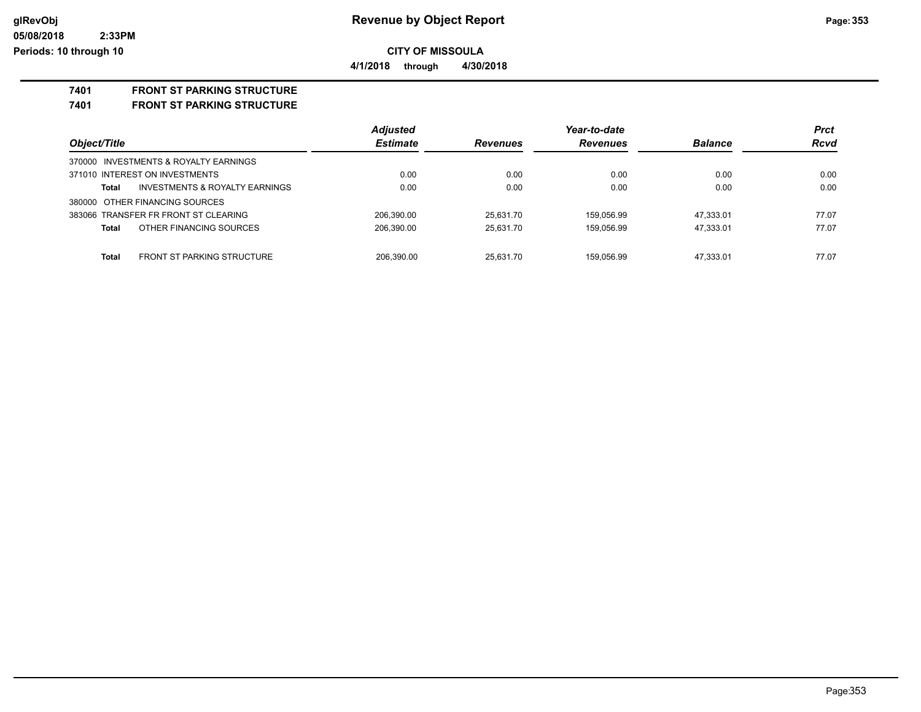**CITY OF MISSOULA**

**4/1/2018 through 4/30/2018**

**7401 FRONT ST PARKING STRUCTURE**

**7401 FRONT ST PARKING STRUCTURE**

| Object/Title | Adjusted Estimate | Revenues | Year-to-date Revenues | Balance | Prct Rcvd |
|---|---|---|---|---|---|
| 370000 INVESTMENTS & ROYALTY EARNINGS | | | | | |
| 371010 INTEREST ON INVESTMENTS | 0.00 | 0.00 | 0.00 | 0.00 | 0.00 |
| **Total** INVESTMENTS & ROYALTY EARNINGS | 0.00 | 0.00 | 0.00 | 0.00 | 0.00 |
| 380000 OTHER FINANCING SOURCES | | | | | |
| 383066 TRANSFER FR FRONT ST CLEARING | 206,390.00 | 25,631.70 | 159,056.99 | 47,333.01 | 77.07 |
| **Total** OTHER FINANCING SOURCES | 206,390.00 | 25,631.70 | 159,056.99 | 47,333.01 | 77.07 |
| **Total** FRONT ST PARKING STRUCTURE | 206,390.00 | 25,631.70 | 159,056.99 | 47,333.01 | 77.07 |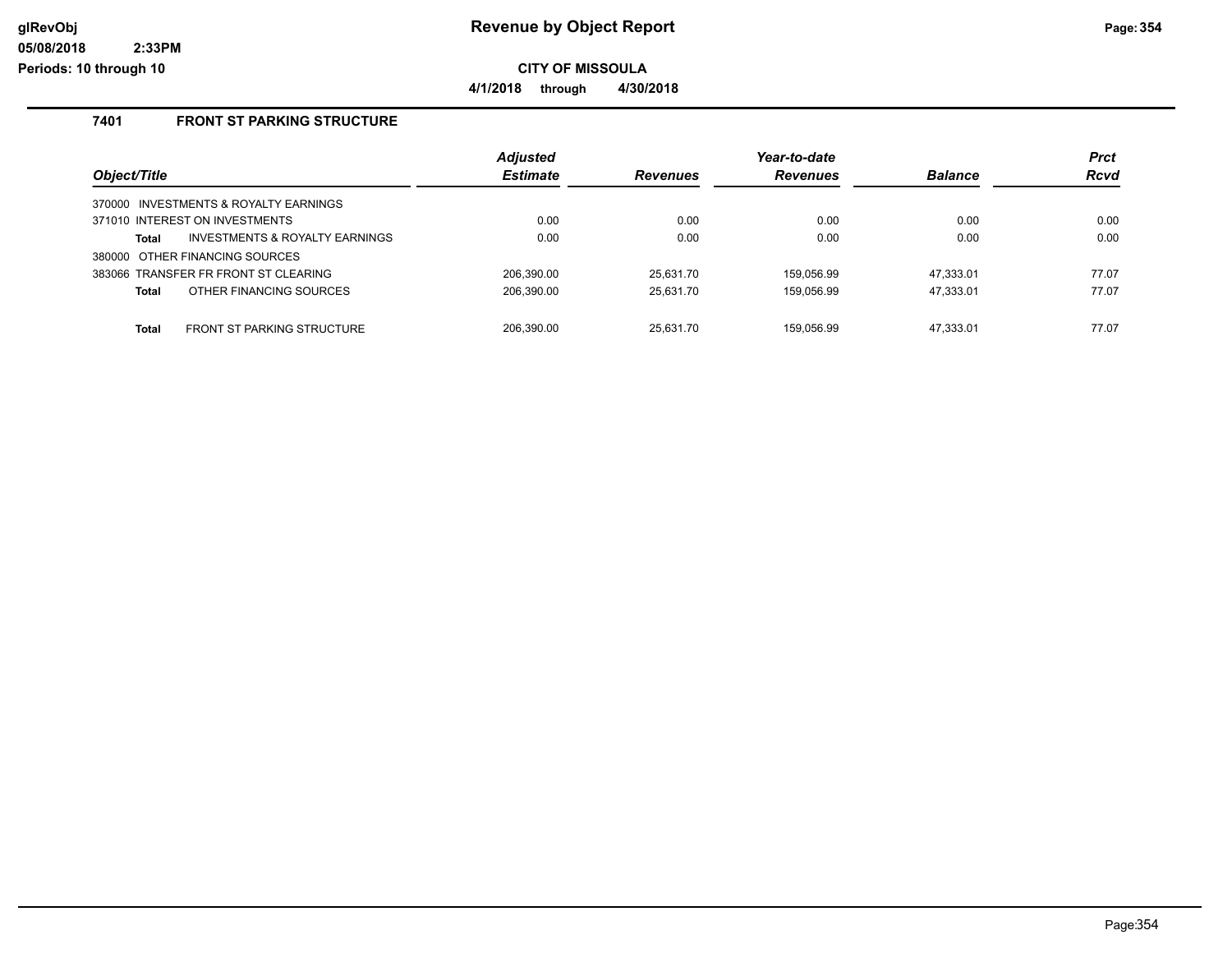# Revenue by Object Report

## CITY OF MISSOULA

**4/1/2018 through 4/30/2018**

### 7401 FRONT ST PARKING STRUCTURE

| Object/Title | Adjusted Estimate | Revenues | Year-to-date Revenues | Balance | Prct Rcvd |
|---|---|---|---|---|---|
| 370000 INVESTMENTS & ROYALTY EARNINGS | | | | | |
| 371010 INTEREST ON INVESTMENTS | 0.00 | 0.00 | 0.00 | 0.00 | 0.00 |
| **Total** INVESTMENTS & ROYALTY EARNINGS | 0.00 | 0.00 | 0.00 | 0.00 | 0.00 |
| 380000 OTHER FINANCING SOURCES | | | | | |
| 383066 TRANSFER FR FRONT ST CLEARING | 206,390.00 | 25,631.70 | 159,056.99 | 47,333.01 | 77.07 |
| **Total** OTHER FINANCING SOURCES | 206,390.00 | 25,631.70 | 159,056.99 | 47,333.01 | 77.07 |
| **Total** FRONT ST PARKING STRUCTURE | 206,390.00 | 25,631.70 | 159,056.99 | 47,333.01 | 77.07 |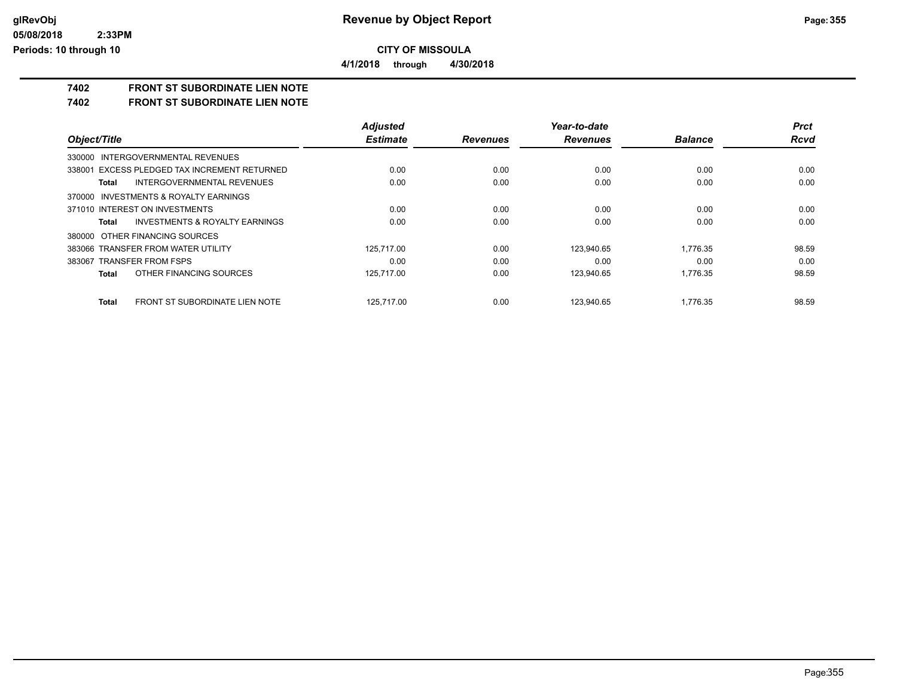**CITY OF MISSOULA**

**4/1/2018 through 4/30/2018**

## 7402 FRONT ST SUBORDINATE LIEN NOTE

## 7402 FRONT ST SUBORDINATE LIEN NOTE

| Object/Title | Adjusted Estimate | Revenues | Year-to-date Revenues | Balance | Prct Rcvd |
|---|---|---|---|---|---|
| 330000 INTERGOVERNMENTAL REVENUES | | | | | |
| 338001 EXCESS PLEDGED TAX INCREMENT RETURNED | 0.00 | 0.00 | 0.00 | 0.00 | 0.00 |
| **Total** INTERGOVERNMENTAL REVENUES | 0.00 | 0.00 | 0.00 | 0.00 | 0.00 |
| 370000 INVESTMENTS & ROYALTY EARNINGS | | | | | |
| 371010 INTEREST ON INVESTMENTS | 0.00 | 0.00 | 0.00 | 0.00 | 0.00 |
| **Total** INVESTMENTS & ROYALTY EARNINGS | 0.00 | 0.00 | 0.00 | 0.00 | 0.00 |
| 380000 OTHER FINANCING SOURCES | | | | | |
| 383066 TRANSFER FROM WATER UTILITY | 125,717.00 | 0.00 | 123,940.65 | 1,776.35 | 98.59 |
| 383067 TRANSFER FROM FSPS | 0.00 | 0.00 | 0.00 | 0.00 | 0.00 |
| **Total** OTHER FINANCING SOURCES | 125,717.00 | 0.00 | 123,940.65 | 1,776.35 | 98.59 |
| **Total** FRONT ST SUBORDINATE LIEN NOTE | 125,717.00 | 0.00 | 123,940.65 | 1,776.35 | 98.59 |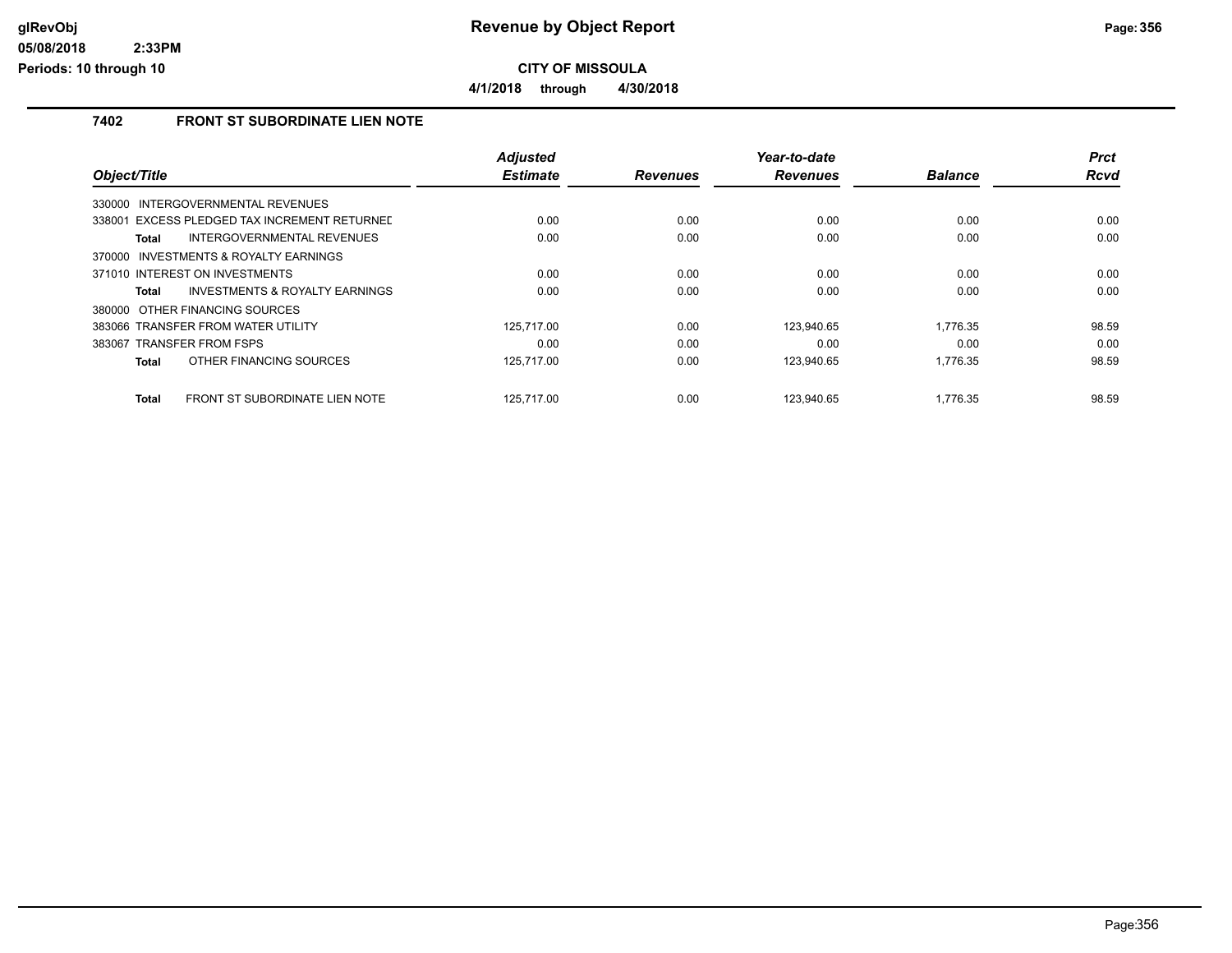# CITY OF MISSOULA

**4/1/2018 through 4/30/2018**

## 7402 FRONT ST SUBORDINATE LIEN NOTE

| Object/Title | Adjusted Estimate | Revenues | Year-to-date Revenues | Balance | Prct Rcvd |
|---|---|---|---|---|---|
| 330000 INTERGOVERNMENTAL REVENUES | | | | | |
| 338001 EXCESS PLEDGED TAX INCREMENT RETURNED | 0.00 | 0.00 | 0.00 | 0.00 | 0.00 |
| **Total** INTERGOVERNMENTAL REVENUES | 0.00 | 0.00 | 0.00 | 0.00 | 0.00 |
| 370000 INVESTMENTS & ROYALTY EARNINGS | | | | | |
| 371010 INTEREST ON INVESTMENTS | 0.00 | 0.00 | 0.00 | 0.00 | 0.00 |
| **Total** INVESTMENTS & ROYALTY EARNINGS | 0.00 | 0.00 | 0.00 | 0.00 | 0.00 |
| 380000 OTHER FINANCING SOURCES | | | | | |
| 383066 TRANSFER FROM WATER UTILITY | 125,717.00 | 0.00 | 123,940.65 | 1,776.35 | 98.59 |
| 383067 TRANSFER FROM FSPS | 0.00 | 0.00 | 0.00 | 0.00 | 0.00 |
| **Total** OTHER FINANCING SOURCES | 125,717.00 | 0.00 | 123,940.65 | 1,776.35 | 98.59 |
| **Total** FRONT ST SUBORDINATE LIEN NOTE | 125,717.00 | 0.00 | 123,940.65 | 1,776.35 | 98.59 |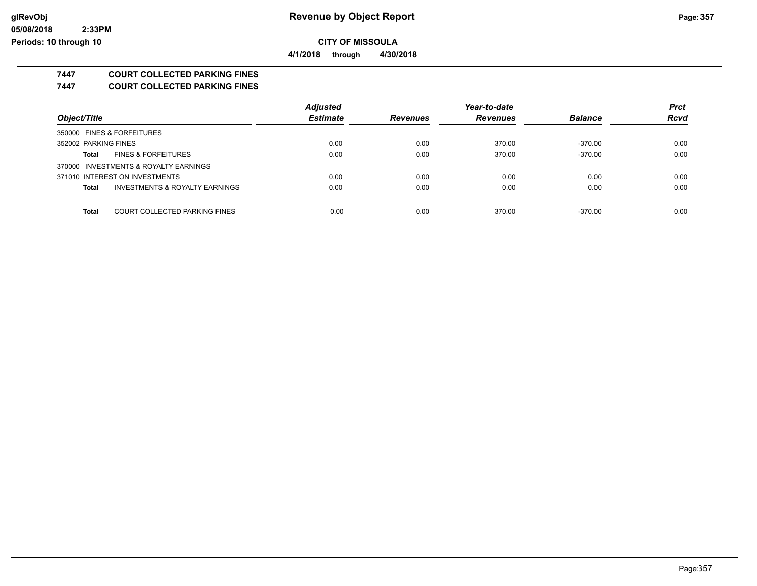# CITY OF MISSOULA

**4/1/2018 through 4/30/2018**

## 7447 COURT COLLECTED PARKING FINES

## 7447 COURT COLLECTED PARKING FINES

| Object/Title | | Adjusted Estimate | Revenues | Year-to-date Revenues | Balance | Prct Rcvd |
|---|---|---|---|---|---|---|
| 350000 FINES & FORFEITURES | | | | | | |
| 352002 PARKING FINES | | 0.00 | 0.00 | 370.00 | -370.00 | 0.00 |
| **Total** | FINES & FORFEITURES | 0.00 | 0.00 | 370.00 | -370.00 | 0.00 |
| 370000 INVESTMENTS & ROYALTY EARNINGS | | | | | | |
| 371010 INTEREST ON INVESTMENTS | | 0.00 | 0.00 | 0.00 | 0.00 | 0.00 |
| **Total** | INVESTMENTS & ROYALTY EARNINGS | 0.00 | 0.00 | 0.00 | 0.00 | 0.00 |
| **Total** | COURT COLLECTED PARKING FINES | 0.00 | 0.00 | 370.00 | -370.00 | 0.00 |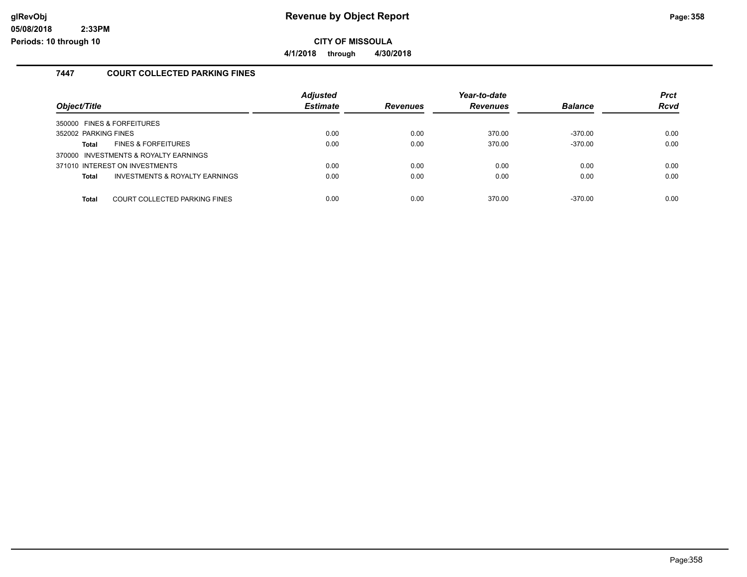# Revenue by Object Report

**CITY OF MISSOULA**

**4/1/2018 through 4/30/2018**

glRevObj
05/08/2018 2:33PM
Periods: 10 through 10

## 7447 COURT COLLECTED PARKING FINES

| Object/Title | | Adjusted Estimate | Revenues | Year-to-date Revenues | Balance | Prct Rcvd |
|---|---|---|---|---|---|---|
| 350000 FINES & FORFEITURES | | | | | | |
| 352002 PARKING FINES | | 0.00 | 0.00 | 370.00 | -370.00 | 0.00 |
| **Total** | FINES & FORFEITURES | 0.00 | 0.00 | 370.00 | -370.00 | 0.00 |
| 370000 INVESTMENTS & ROYALTY EARNINGS | | | | | | |
| 371010 INTEREST ON INVESTMENTS | | 0.00 | 0.00 | 0.00 | 0.00 | 0.00 |
| **Total** | INVESTMENTS & ROYALTY EARNINGS | 0.00 | 0.00 | 0.00 | 0.00 | 0.00 |
| **Total** | COURT COLLECTED PARKING FINES | 0.00 | 0.00 | 370.00 | -370.00 | 0.00 |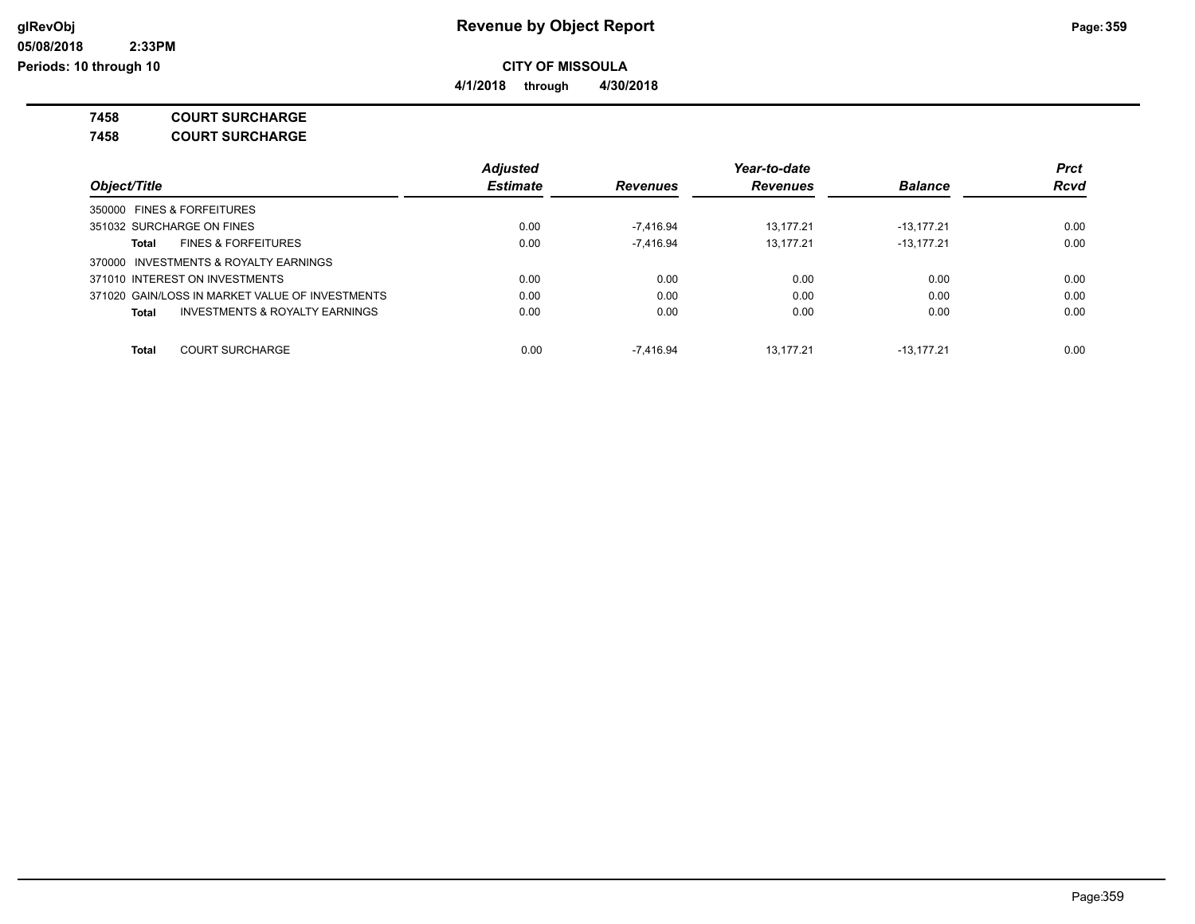**CITY OF MISSOULA**

**4/1/2018 through 4/30/2018**

**7458 COURT SURCHARGE**

**7458 COURT SURCHARGE**

| Object/Title | Adjusted Estimate | Revenues | Year-to-date Revenues | Balance | Prct Rcvd |
|---|---|---|---|---|---|
| 350000 FINES & FORFEITURES | | | | | |
| 351032 SURCHARGE ON FINES | 0.00 | -7,416.94 | 13,177.21 | -13,177.21 | 0.00 |
| **Total** FINES & FORFEITURES | 0.00 | -7,416.94 | 13,177.21 | -13,177.21 | 0.00 |
| 370000 INVESTMENTS & ROYALTY EARNINGS | | | | | |
| 371010 INTEREST ON INVESTMENTS | 0.00 | 0.00 | 0.00 | 0.00 | 0.00 |
| 371020 GAIN/LOSS IN MARKET VALUE OF INVESTMENTS | 0.00 | 0.00 | 0.00 | 0.00 | 0.00 |
| **Total** INVESTMENTS & ROYALTY EARNINGS | 0.00 | 0.00 | 0.00 | 0.00 | 0.00 |
| **Total** COURT SURCHARGE | 0.00 | -7,416.94 | 13,177.21 | -13,177.21 | 0.00 |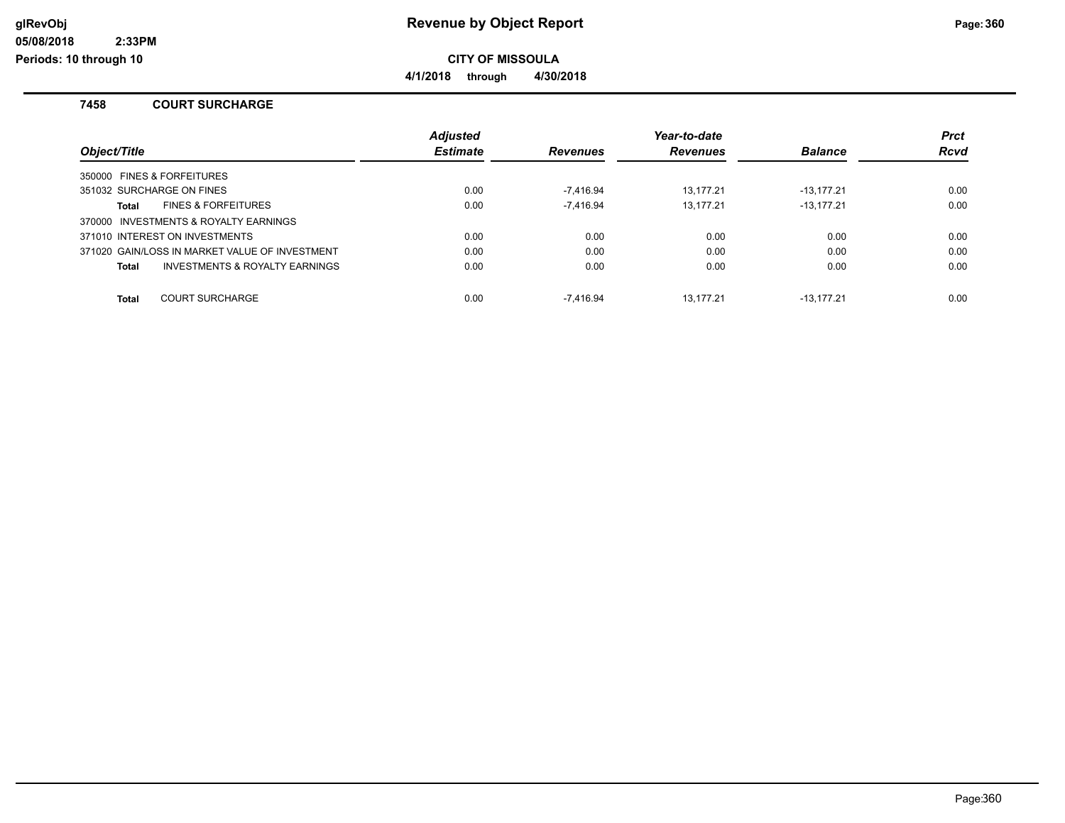# Revenue by Object Report

**CITY OF MISSOULA**

**4/1/2018 through 4/30/2018**

glRevObj
05/08/2018 2:33PM
Periods: 10 through 10

## 7458 COURT SURCHARGE

| Object/Title | Adjusted Estimate | Revenues | Year-to-date Revenues | Balance | Prct Rcvd |
|---|---|---|---|---|---|
| 350000 FINES & FORFEITURES | | | | | |
| 351032 SURCHARGE ON FINES | 0.00 | -7,416.94 | 13,177.21 | -13,177.21 | 0.00 |
| **Total** FINES & FORFEITURES | 0.00 | -7,416.94 | 13,177.21 | -13,177.21 | 0.00 |
| 370000 INVESTMENTS & ROYALTY EARNINGS | | | | | |
| 371010 INTEREST ON INVESTMENTS | 0.00 | 0.00 | 0.00 | 0.00 | 0.00 |
| 371020 GAIN/LOSS IN MARKET VALUE OF INVESTMENT | 0.00 | 0.00 | 0.00 | 0.00 | 0.00 |
| **Total** INVESTMENTS & ROYALTY EARNINGS | 0.00 | 0.00 | 0.00 | 0.00 | 0.00 |
| **Total** COURT SURCHARGE | 0.00 | -7,416.94 | 13,177.21 | -13,177.21 | 0.00 |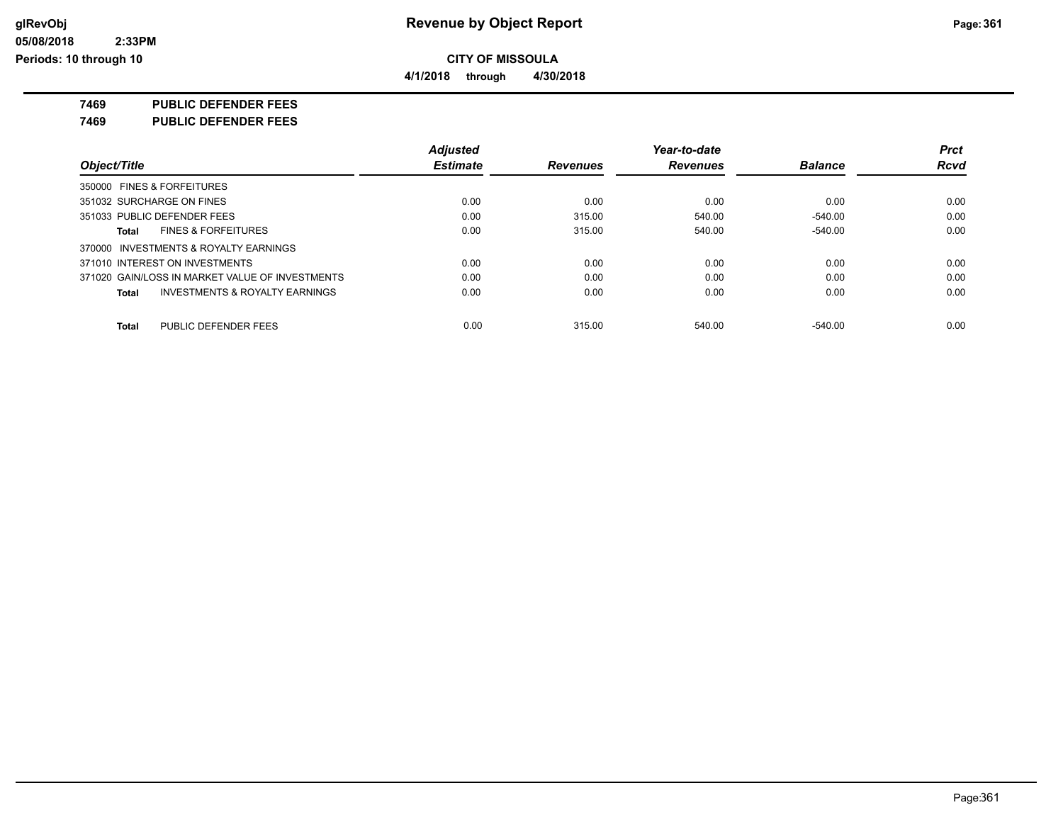# Revenue by Object Report

**CITY OF MISSOULA**

**4/1/2018 through 4/30/2018**

glRevObj
05/08/2018 2:33PM
Periods: 10 through 10

**7469 PUBLIC DEFENDER FEES**

**7469 PUBLIC DEFENDER FEES**

| Object/Title | Adjusted Estimate | Revenues | Year-to-date Revenues | Balance | Prct Rcvd |
|---|---|---|---|---|---|
| 350000 FINES & FORFEITURES | | | | | |
| 351032 SURCHARGE ON FINES | 0.00 | 0.00 | 0.00 | 0.00 | 0.00 |
| 351033 PUBLIC DEFENDER FEES | 0.00 | 315.00 | 540.00 | -540.00 | 0.00 |
| **Total** FINES & FORFEITURES | 0.00 | 315.00 | 540.00 | -540.00 | 0.00 |
| 370000 INVESTMENTS & ROYALTY EARNINGS | | | | | |
| 371010 INTEREST ON INVESTMENTS | 0.00 | 0.00 | 0.00 | 0.00 | 0.00 |
| 371020 GAIN/LOSS IN MARKET VALUE OF INVESTMENTS | 0.00 | 0.00 | 0.00 | 0.00 | 0.00 |
| **Total** INVESTMENTS & ROYALTY EARNINGS | 0.00 | 0.00 | 0.00 | 0.00 | 0.00 |
| **Total** PUBLIC DEFENDER FEES | 0.00 | 315.00 | 540.00 | -540.00 | 0.00 |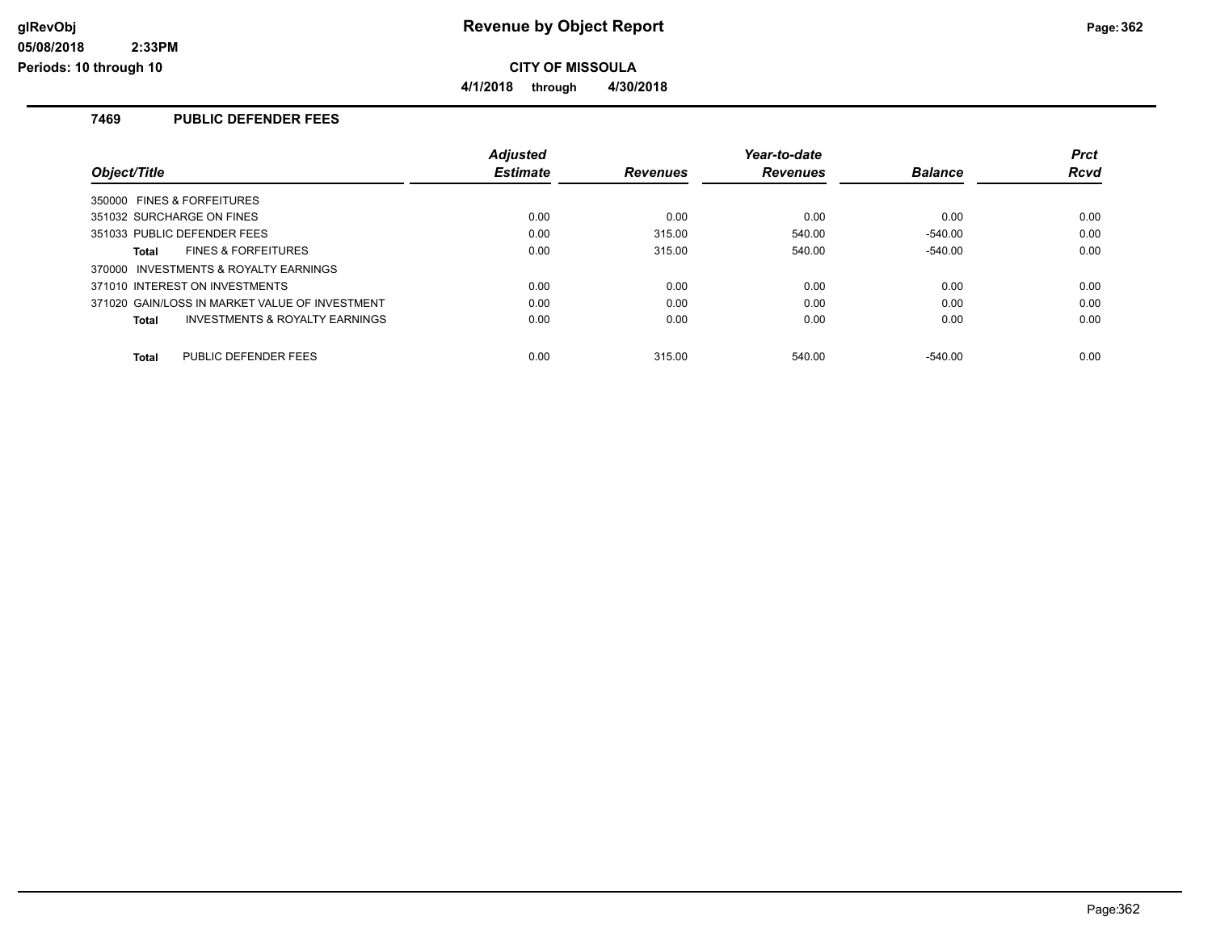**glRevObj**
**05/08/2018 2:33PM**
**Periods: 10 through 10**

# Revenue by Object Report

**CITY OF MISSOULA**

**4/1/2018 through 4/30/2018**

### 7469 PUBLIC DEFENDER FEES

| Object/Title | Adjusted Estimate | Revenues | Year-to-date Revenues | Balance | Prct Rcvd |
|---|---|---|---|---|---|
| 350000 FINES & FORFEITURES | | | | | |
| 351032 SURCHARGE ON FINES | 0.00 | 0.00 | 0.00 | 0.00 | 0.00 |
| 351033 PUBLIC DEFENDER FEES | 0.00 | 315.00 | 540.00 | -540.00 | 0.00 |
| **Total** FINES & FORFEITURES | 0.00 | 315.00 | 540.00 | -540.00 | 0.00 |
| 370000 INVESTMENTS & ROYALTY EARNINGS | | | | | |
| 371010 INTEREST ON INVESTMENTS | 0.00 | 0.00 | 0.00 | 0.00 | 0.00 |
| 371020 GAIN/LOSS IN MARKET VALUE OF INVESTMENT | 0.00 | 0.00 | 0.00 | 0.00 | 0.00 |
| **Total** INVESTMENTS & ROYALTY EARNINGS | 0.00 | 0.00 | 0.00 | 0.00 | 0.00 |
| **Total** PUBLIC DEFENDER FEES | 0.00 | 315.00 | 540.00 | -540.00 | 0.00 |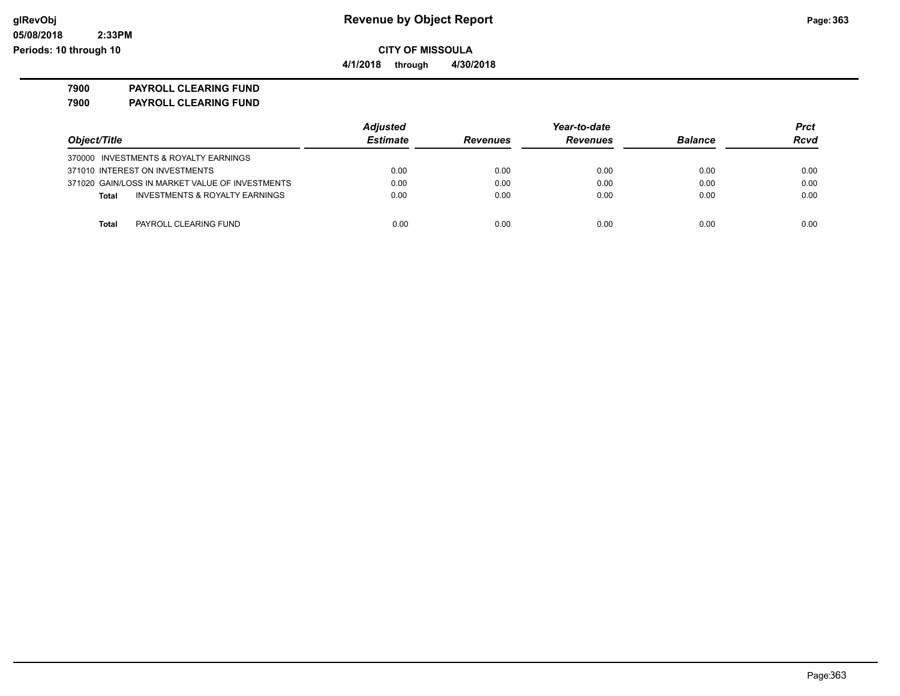# Revenue by Object Report

**CITY OF MISSOULA**

**4/1/2018 through 4/30/2018**

**7900 PAYROLL CLEARING FUND**

**7900 PAYROLL CLEARING FUND**

| Object/Title | Adjusted Estimate | Revenues | Year-to-date Revenues | Balance | Prct Rcvd |
|---|---|---|---|---|---|
| 370000 INVESTMENTS & ROYALTY EARNINGS | | | | | |
| 371010 INTEREST ON INVESTMENTS | 0.00 | 0.00 | 0.00 | 0.00 | 0.00 |
| 371020 GAIN/LOSS IN MARKET VALUE OF INVESTMENTS | 0.00 | 0.00 | 0.00 | 0.00 | 0.00 |
| **Total** INVESTMENTS & ROYALTY EARNINGS | 0.00 | 0.00 | 0.00 | 0.00 | 0.00 |
| **Total** PAYROLL CLEARING FUND | 0.00 | 0.00 | 0.00 | 0.00 | 0.00 |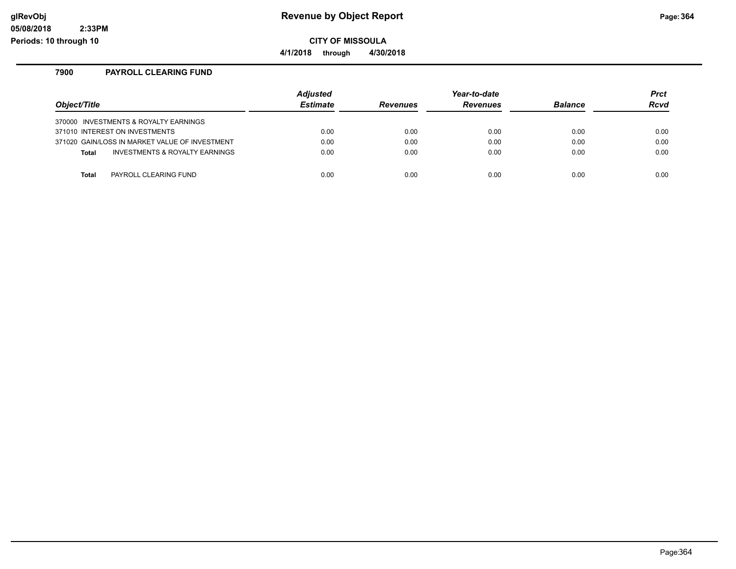# Revenue by Object Report

**CITY OF MISSOULA**

**4/1/2018 through 4/30/2018**

glRevObj
05/08/2018 2:33PM
Periods: 10 through 10

## 7900 PAYROLL CLEARING FUND

| Object/Title | Adjusted Estimate | Revenues | Year-to-date Revenues | Balance | Prct Rcvd |
|---|---|---|---|---|---|
| 370000 INVESTMENTS & ROYALTY EARNINGS | | | | | |
| 371010 INTEREST ON INVESTMENTS | 0.00 | 0.00 | 0.00 | 0.00 | 0.00 |
| 371020 GAIN/LOSS IN MARKET VALUE OF INVESTMENT | 0.00 | 0.00 | 0.00 | 0.00 | 0.00 |
| **Total** INVESTMENTS & ROYALTY EARNINGS | 0.00 | 0.00 | 0.00 | 0.00 | 0.00 |
| **Total** PAYROLL CLEARING FUND | 0.00 | 0.00 | 0.00 | 0.00 | 0.00 |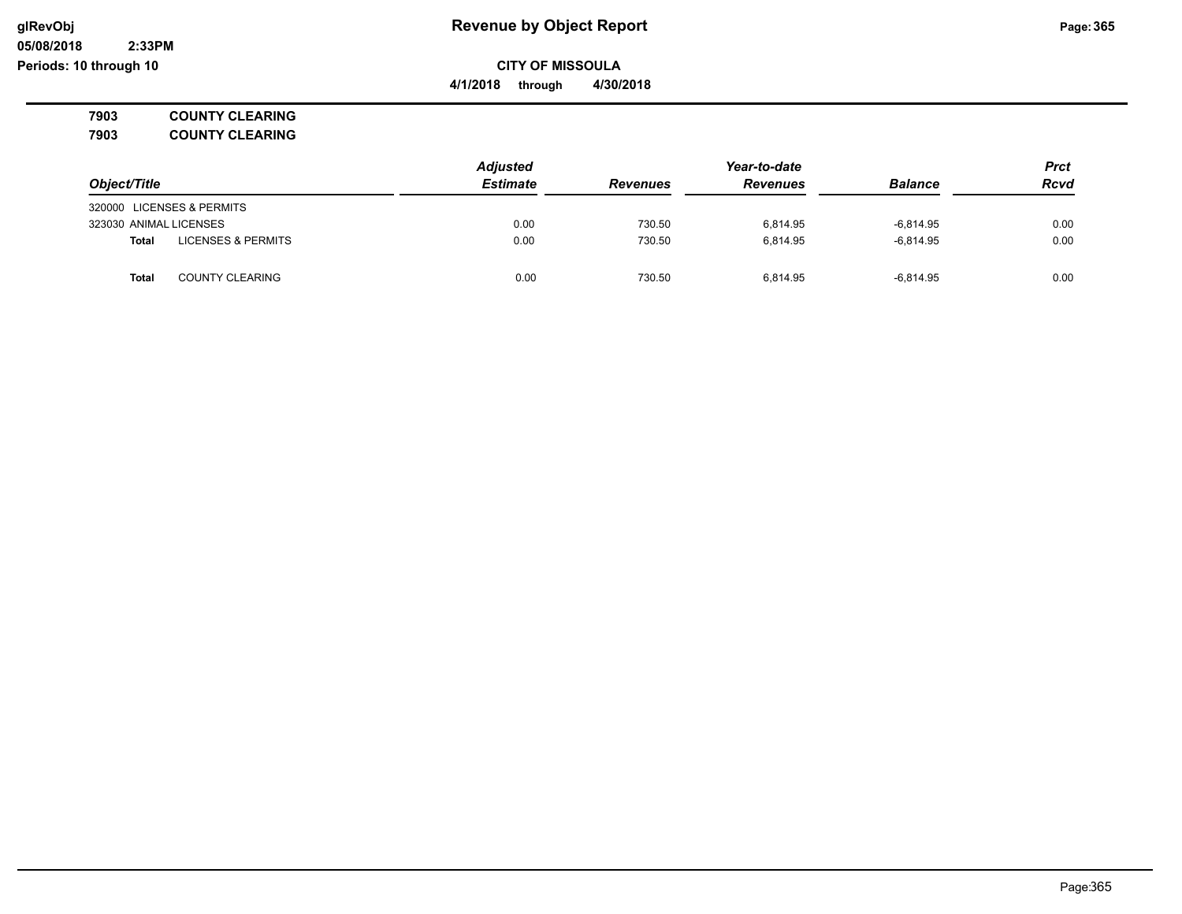# Revenue by Object Report

## CITY OF MISSOULA

**4/1/2018 through 4/30/2018**

glRevObj
05/08/2018 2:33PM
Periods: 10 through 10

**7903 COUNTY CLEARING**

**7903 COUNTY CLEARING**

| Object/Title | | Adjusted Estimate | Revenues | Year-to-date Revenues | Balance | Prct Rcvd |
|---|---|---|---|---|---|---|
| 320000 LICENSES & PERMITS | | | | | | |
| 323030 ANIMAL LICENSES | | 0.00 | 730.50 | 6,814.95 | -6,814.95 | 0.00 |
| **Total** | LICENSES & PERMITS | 0.00 | 730.50 | 6,814.95 | -6,814.95 | 0.00 |
| **Total** | COUNTY CLEARING | 0.00 | 730.50 | 6,814.95 | -6,814.95 | 0.00 |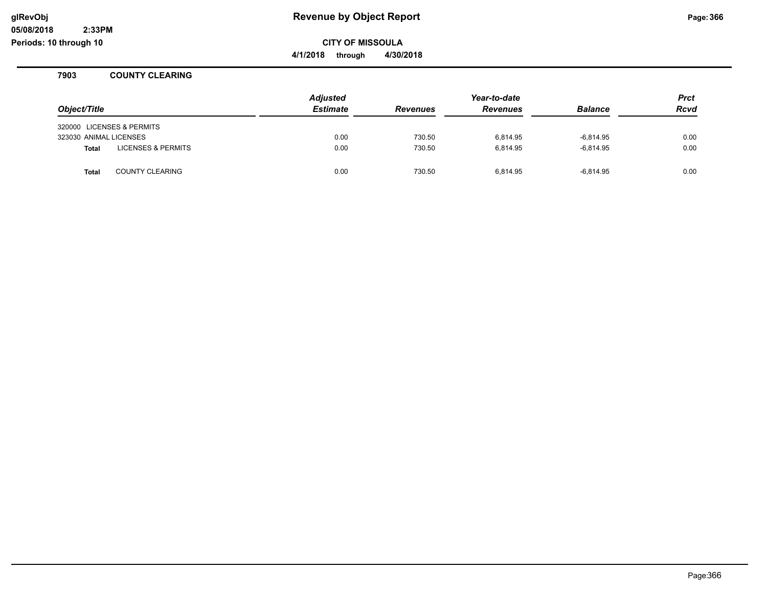# Revenue by Object Report

**CITY OF MISSOULA**

**4/1/2018 through 4/30/2018**

glRevObj
05/08/2018 2:33PM
Periods: 10 through 10

## 7903 COUNTY CLEARING

| Object/Title | Adjusted Estimate | Revenues | Year-to-date Revenues | Balance | Prct Rcvd |
|---|---|---|---|---|---|
| 320000 LICENSES & PERMITS | | | | | |
| 323030 ANIMAL LICENSES | 0.00 | 730.50 | 6,814.95 | -6,814.95 | 0.00 |
| **Total** LICENSES & PERMITS | 0.00 | 730.50 | 6,814.95 | -6,814.95 | 0.00 |
| | | | | | |
| **Total** COUNTY CLEARING | 0.00 | 730.50 | 6,814.95 | -6,814.95 | 0.00 |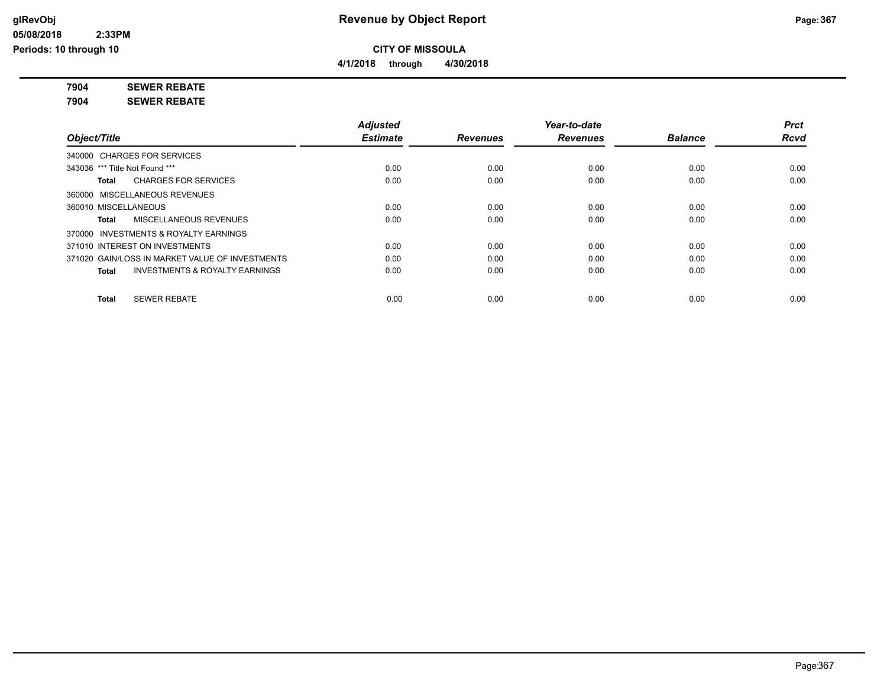**CITY OF MISSOULA**

**4/1/2018 through 4/30/2018**

**7904 SEWER REBATE**

**7904 SEWER REBATE**

| Object/Title | Adjusted Estimate | Revenues | Year-to-date Revenues | Balance | Prct Rcvd |
|---|---|---|---|---|---|
| 340000 CHARGES FOR SERVICES | | | | | |
| 343036 *** Title Not Found *** | 0.00 | 0.00 | 0.00 | 0.00 | 0.00 |
| **Total** CHARGES FOR SERVICES | 0.00 | 0.00 | 0.00 | 0.00 | 0.00 |
| 360000 MISCELLANEOUS REVENUES | | | | | |
| 360010 MISCELLANEOUS | 0.00 | 0.00 | 0.00 | 0.00 | 0.00 |
| **Total** MISCELLANEOUS REVENUES | 0.00 | 0.00 | 0.00 | 0.00 | 0.00 |
| 370000 INVESTMENTS & ROYALTY EARNINGS | | | | | |
| 371010 INTEREST ON INVESTMENTS | 0.00 | 0.00 | 0.00 | 0.00 | 0.00 |
| 371020 GAIN/LOSS IN MARKET VALUE OF INVESTMENTS | 0.00 | 0.00 | 0.00 | 0.00 | 0.00 |
| **Total** INVESTMENTS & ROYALTY EARNINGS | 0.00 | 0.00 | 0.00 | 0.00 | 0.00 |
| **Total** SEWER REBATE | 0.00 | 0.00 | 0.00 | 0.00 | 0.00 |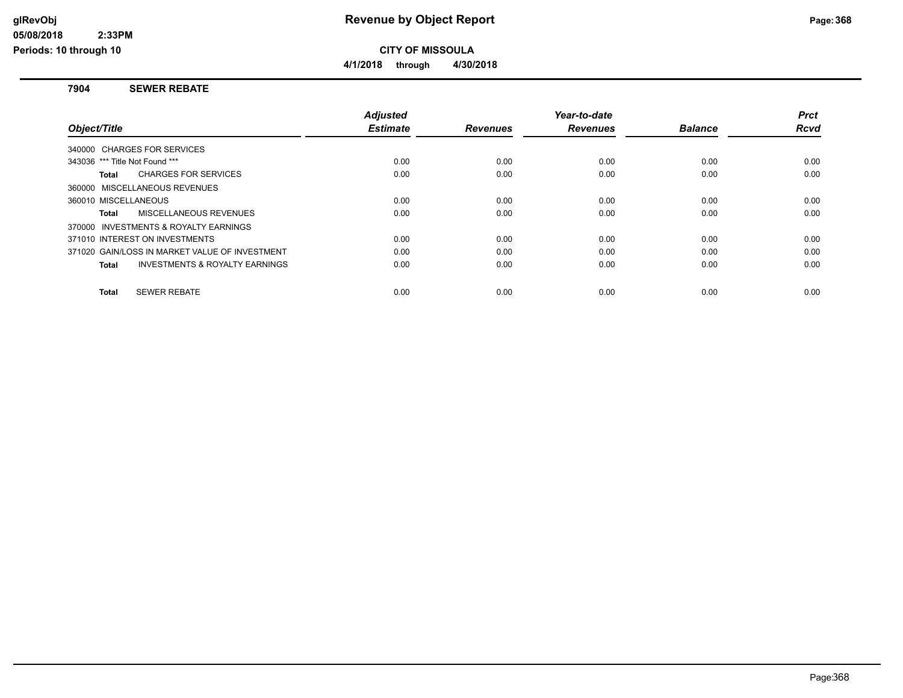# Revenue by Object Report

**CITY OF MISSOULA**

**4/1/2018 through 4/30/2018**

glRevObj
05/08/2018 2:33PM
Periods: 10 through 10

## 7904 SEWER REBATE

| Object/Title | | Adjusted Estimate | Revenues | Year-to-date Revenues | Balance | Prct Rcvd |
|---|---|---|---|---|---|---|
| 340000 CHARGES FOR SERVICES | | | | | | |
| 343036 *** Title Not Found *** | | 0.00 | 0.00 | 0.00 | 0.00 | 0.00 |
| **Total** | CHARGES FOR SERVICES | 0.00 | 0.00 | 0.00 | 0.00 | 0.00 |
| 360000 MISCELLANEOUS REVENUES | | | | | | |
| 360010 MISCELLANEOUS | | 0.00 | 0.00 | 0.00 | 0.00 | 0.00 |
| **Total** | MISCELLANEOUS REVENUES | 0.00 | 0.00 | 0.00 | 0.00 | 0.00 |
| 370000 INVESTMENTS & ROYALTY EARNINGS | | | | | | |
| 371010 INTEREST ON INVESTMENTS | | 0.00 | 0.00 | 0.00 | 0.00 | 0.00 |
| 371020 GAIN/LOSS IN MARKET VALUE OF INVESTMENT | | 0.00 | 0.00 | 0.00 | 0.00 | 0.00 |
| **Total** | INVESTMENTS & ROYALTY EARNINGS | 0.00 | 0.00 | 0.00 | 0.00 | 0.00 |
| **Total** | SEWER REBATE | 0.00 | 0.00 | 0.00 | 0.00 | 0.00 |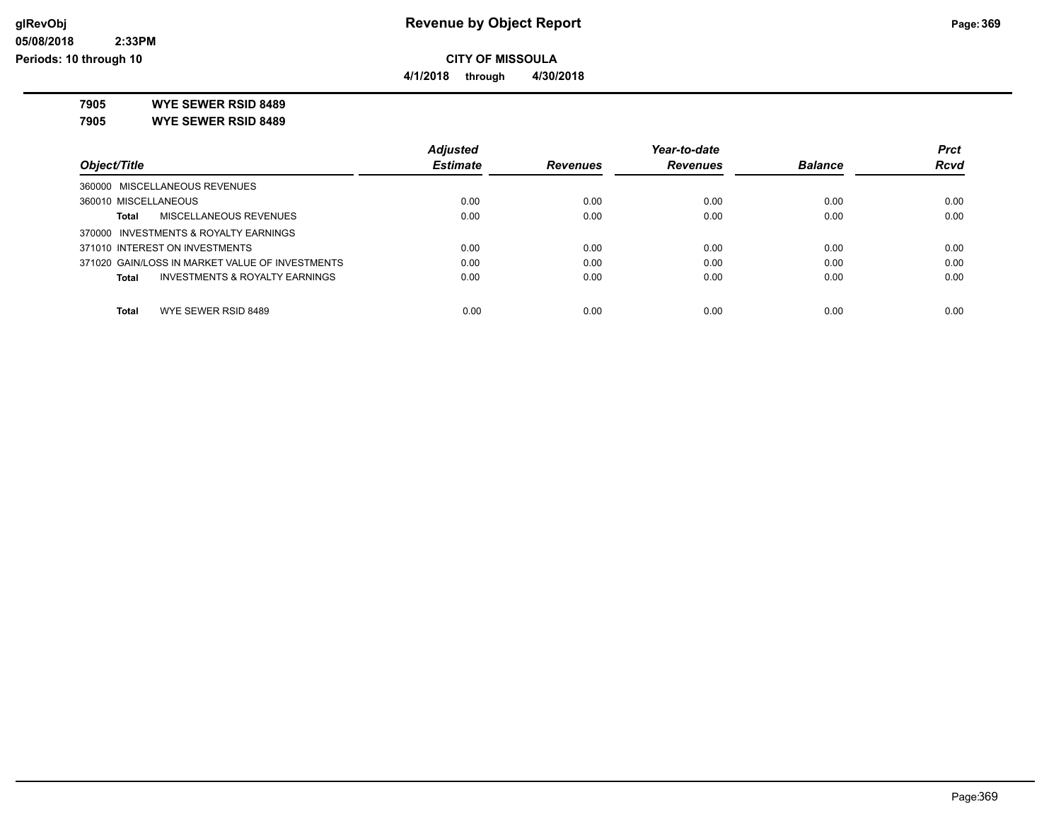**CITY OF MISSOULA**

**4/1/2018 through 4/30/2018**

**7905 WYE SEWER RSID 8489**

**7905 WYE SEWER RSID 8489**

| Object/Title | Adjusted Estimate | Revenues | Year-to-date Revenues | Balance | Prct Rcvd |
|---|---|---|---|---|---|
| 360000 MISCELLANEOUS REVENUES | | | | | |
| 360010 MISCELLANEOUS | 0.00 | 0.00 | 0.00 | 0.00 | 0.00 |
| **Total** MISCELLANEOUS REVENUES | 0.00 | 0.00 | 0.00 | 0.00 | 0.00 |
| 370000 INVESTMENTS & ROYALTY EARNINGS | | | | | |
| 371010 INTEREST ON INVESTMENTS | 0.00 | 0.00 | 0.00 | 0.00 | 0.00 |
| 371020 GAIN/LOSS IN MARKET VALUE OF INVESTMENTS | 0.00 | 0.00 | 0.00 | 0.00 | 0.00 |
| **Total** INVESTMENTS & ROYALTY EARNINGS | 0.00 | 0.00 | 0.00 | 0.00 | 0.00 |
| **Total** WYE SEWER RSID 8489 | 0.00 | 0.00 | 0.00 | 0.00 | 0.00 |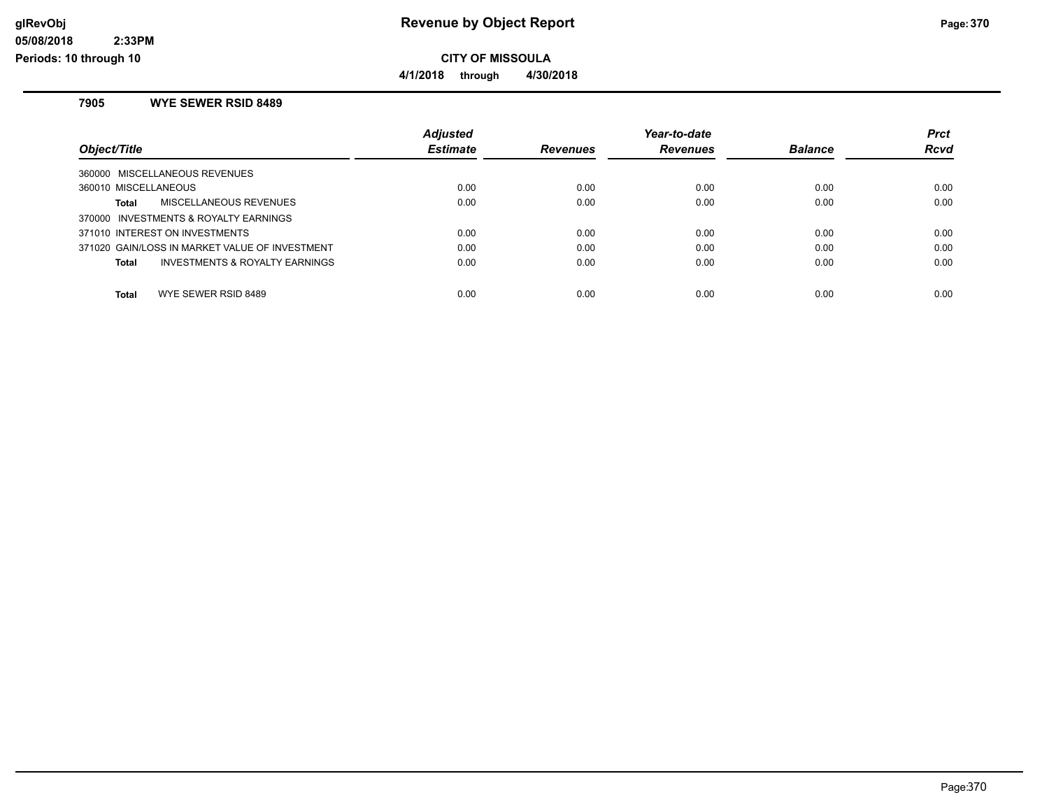# Revenue by Object Report

## CITY OF MISSOULA

**4/1/2018 through 4/30/2018**

### 7905 WYE SEWER RSID 8489

| Object/Title | Adjusted Estimate | Revenues | Year-to-date Revenues | Balance | Prct Rcvd |
|---|---|---|---|---|---|
| 360000 MISCELLANEOUS REVENUES | | | | | |
| 360010 MISCELLANEOUS | 0.00 | 0.00 | 0.00 | 0.00 | 0.00 |
| **Total** MISCELLANEOUS REVENUES | 0.00 | 0.00 | 0.00 | 0.00 | 0.00 |
| 370000 INVESTMENTS & ROYALTY EARNINGS | | | | | |
| 371010 INTEREST ON INVESTMENTS | 0.00 | 0.00 | 0.00 | 0.00 | 0.00 |
| 371020 GAIN/LOSS IN MARKET VALUE OF INVESTMENT | 0.00 | 0.00 | 0.00 | 0.00 | 0.00 |
| **Total** INVESTMENTS & ROYALTY EARNINGS | 0.00 | 0.00 | 0.00 | 0.00 | 0.00 |
| **Total** WYE SEWER RSID 8489 | 0.00 | 0.00 | 0.00 | 0.00 | 0.00 |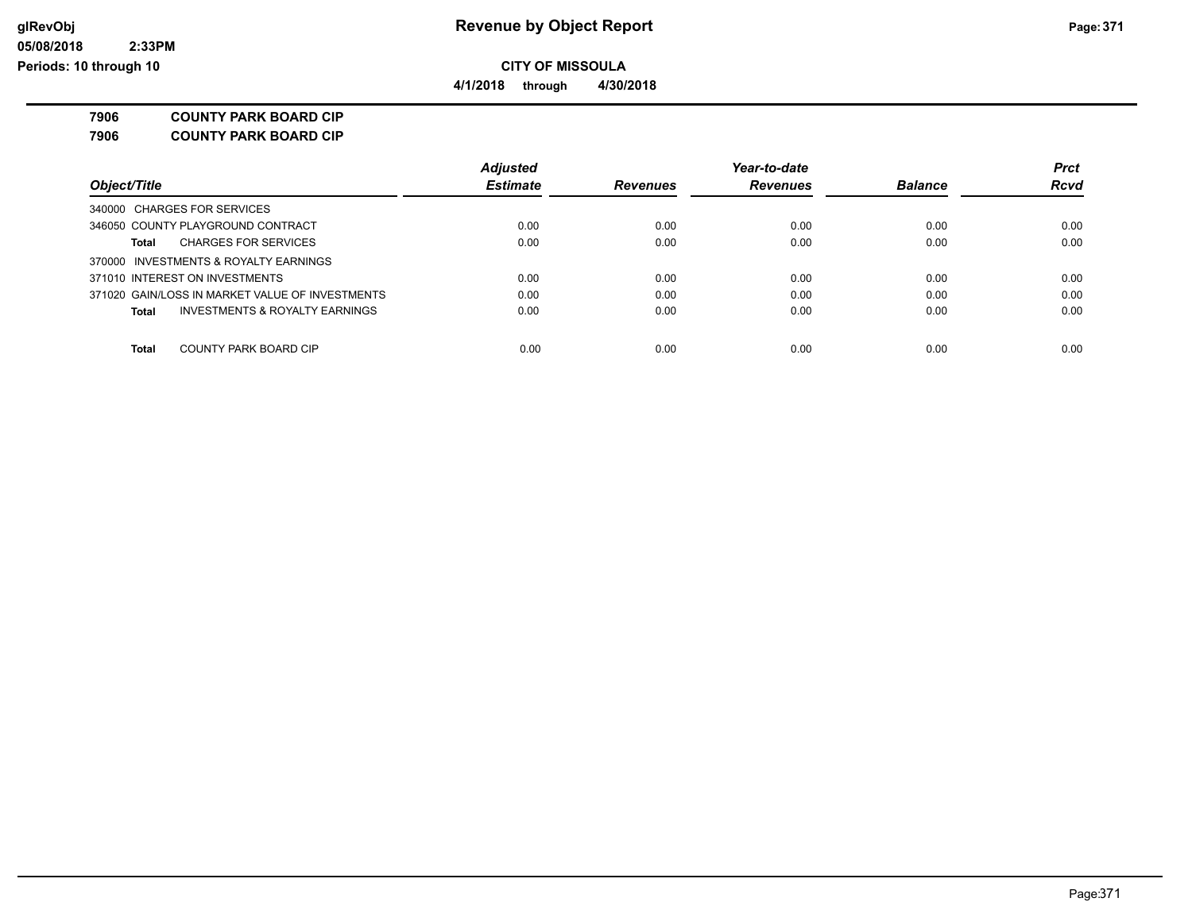**CITY OF MISSOULA**

**4/1/2018 through 4/30/2018**

**7906 COUNTY PARK BOARD CIP**

**7906 COUNTY PARK BOARD CIP**

| Object/Title | Adjusted Estimate | Revenues | Year-to-date Revenues | Balance | Prct Rcvd |
|---|---|---|---|---|---|
| 340000 CHARGES FOR SERVICES | | | | | |
| 346050 COUNTY PLAYGROUND CONTRACT | 0.00 | 0.00 | 0.00 | 0.00 | 0.00 |
| **Total** CHARGES FOR SERVICES | 0.00 | 0.00 | 0.00 | 0.00 | 0.00 |
| 370000 INVESTMENTS & ROYALTY EARNINGS | | | | | |
| 371010 INTEREST ON INVESTMENTS | 0.00 | 0.00 | 0.00 | 0.00 | 0.00 |
| 371020 GAIN/LOSS IN MARKET VALUE OF INVESTMENTS | 0.00 | 0.00 | 0.00 | 0.00 | 0.00 |
| **Total** INVESTMENTS & ROYALTY EARNINGS | 0.00 | 0.00 | 0.00 | 0.00 | 0.00 |
| **Total** COUNTY PARK BOARD CIP | 0.00 | 0.00 | 0.00 | 0.00 | 0.00 |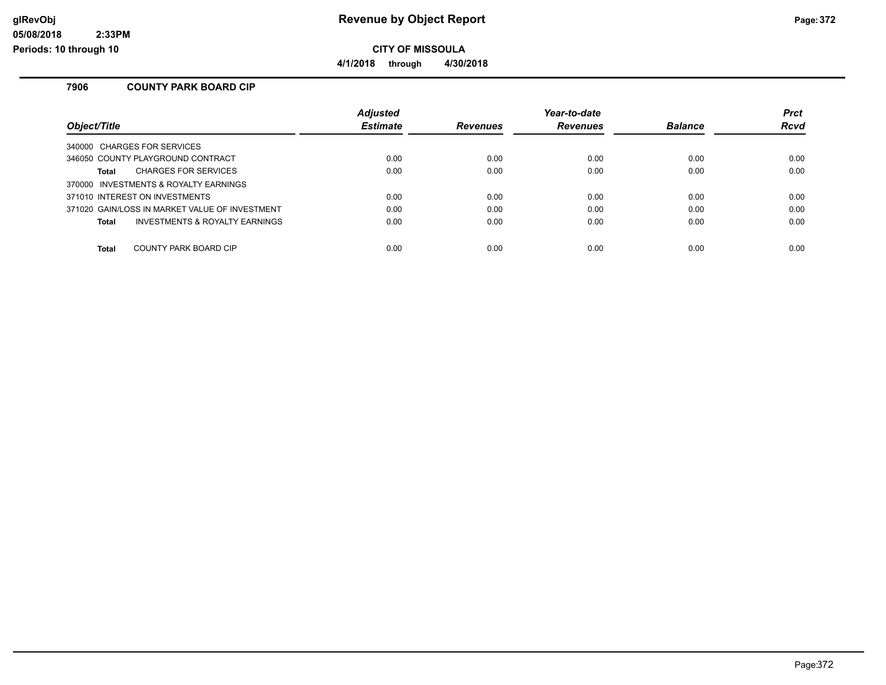# Revenue by Object Report

**CITY OF MISSOULA**

**4/1/2018 through 4/30/2018**

glRevObj
05/08/2018 2:33PM
Periods: 10 through 10

### 7906 COUNTY PARK BOARD CIP

| Object/Title | Adjusted Estimate | Revenues | Year-to-date Revenues | Balance | Prct Rcvd |
|---|---|---|---|---|---|
| 340000 CHARGES FOR SERVICES | | | | | |
| 346050 COUNTY PLAYGROUND CONTRACT | 0.00 | 0.00 | 0.00 | 0.00 | 0.00 |
| **Total** CHARGES FOR SERVICES | 0.00 | 0.00 | 0.00 | 0.00 | 0.00 |
| 370000 INVESTMENTS & ROYALTY EARNINGS | | | | | |
| 371010 INTEREST ON INVESTMENTS | 0.00 | 0.00 | 0.00 | 0.00 | 0.00 |
| 371020 GAIN/LOSS IN MARKET VALUE OF INVESTMENT | 0.00 | 0.00 | 0.00 | 0.00 | 0.00 |
| **Total** INVESTMENTS & ROYALTY EARNINGS | 0.00 | 0.00 | 0.00 | 0.00 | 0.00 |
| **Total** COUNTY PARK BOARD CIP | 0.00 | 0.00 | 0.00 | 0.00 | 0.00 |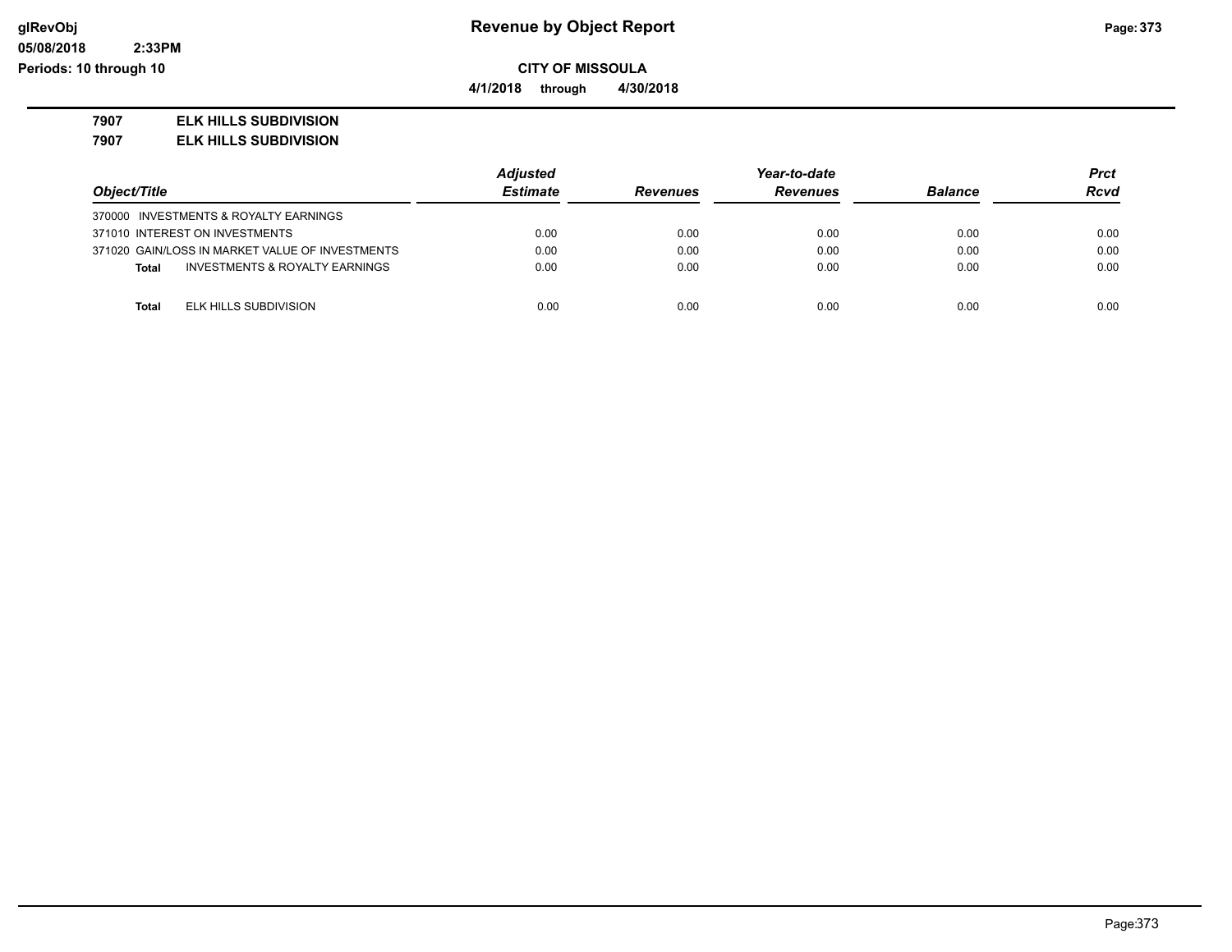**Revenue by Object Report**

**CITY OF MISSOULA**

**4/1/2018 through 4/30/2018**

glRevObj
05/08/2018 2:33PM
Periods: 10 through 10

**7907 ELK HILLS SUBDIVISION**

**7907 ELK HILLS SUBDIVISION**

| Object/Title | Adjusted Estimate | Revenues | Year-to-date Revenues | Balance | Prct Rcvd |
|---|---|---|---|---|---|
| 370000 INVESTMENTS & ROYALTY EARNINGS | | | | | |
| 371010 INTEREST ON INVESTMENTS | 0.00 | 0.00 | 0.00 | 0.00 | 0.00 |
| 371020 GAIN/LOSS IN MARKET VALUE OF INVESTMENTS | 0.00 | 0.00 | 0.00 | 0.00 | 0.00 |
| **Total** INVESTMENTS & ROYALTY EARNINGS | 0.00 | 0.00 | 0.00 | 0.00 | 0.00 |
| **Total** ELK HILLS SUBDIVISION | 0.00 | 0.00 | 0.00 | 0.00 | 0.00 |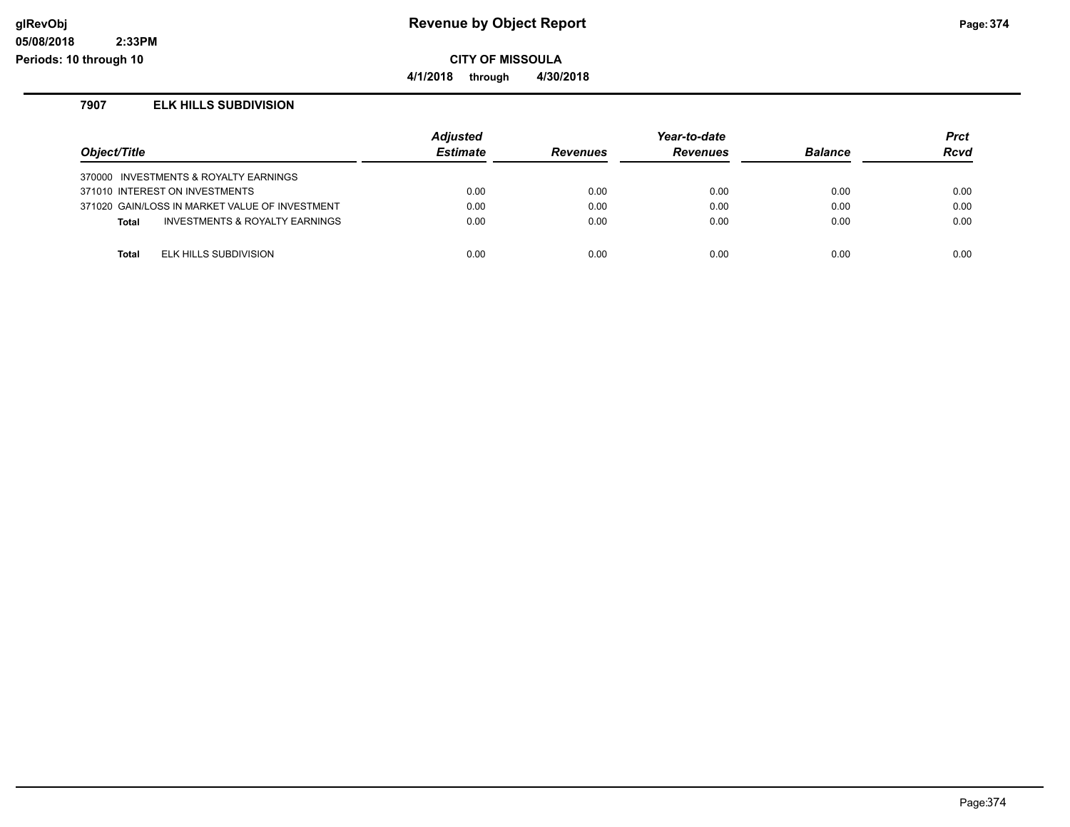**Revenue by Object Report**

**CITY OF MISSOULA**

**4/1/2018 through 4/30/2018**

glRevObj
05/08/2018 2:33PM
Periods: 10 through 10

### 7907 ELK HILLS SUBDIVISION

| Object/Title | Adjusted Estimate | Revenues | Year-to-date Revenues | Balance | Prct Rcvd |
|---|---|---|---|---|---|
| 370000 INVESTMENTS & ROYALTY EARNINGS | | | | | |
| 371010 INTEREST ON INVESTMENTS | 0.00 | 0.00 | 0.00 | 0.00 | 0.00 |
| 371020 GAIN/LOSS IN MARKET VALUE OF INVESTMENT | 0.00 | 0.00 | 0.00 | 0.00 | 0.00 |
| **Total** INVESTMENTS & ROYALTY EARNINGS | 0.00 | 0.00 | 0.00 | 0.00 | 0.00 |
| **Total** ELK HILLS SUBDIVISION | 0.00 | 0.00 | 0.00 | 0.00 | 0.00 |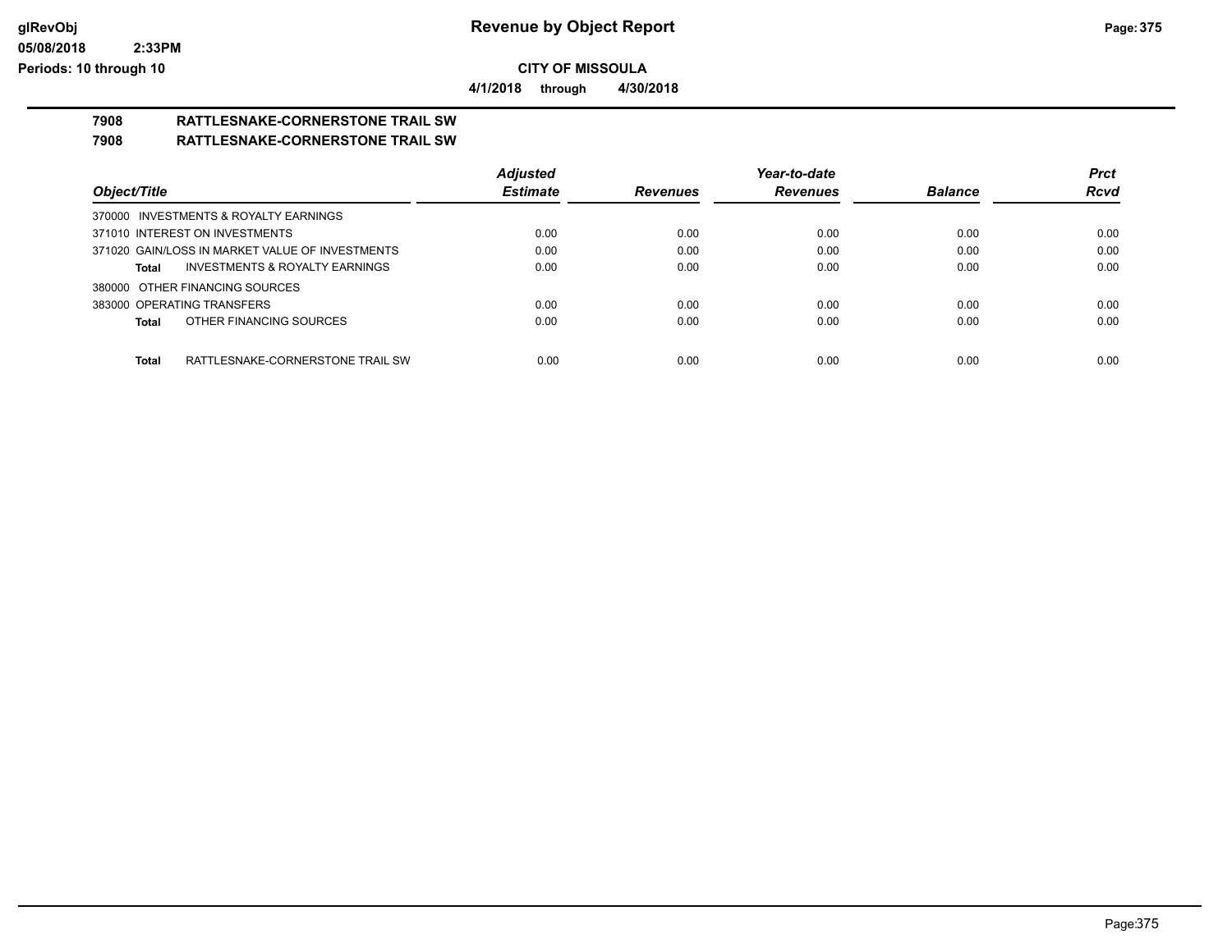**CITY OF MISSOULA**

**4/1/2018 through 4/30/2018**

# 7908 RATTLESNAKE-CORNERSTONE TRAIL SW

## 7908 RATTLESNAKE-CORNERSTONE TRAIL SW

| Object/Title | Adjusted Estimate | Revenues | Year-to-date Revenues | Balance | Prct Rcvd |
|---|---|---|---|---|---|
| 370000 INVESTMENTS & ROYALTY EARNINGS | | | | | |
| 371010 INTEREST ON INVESTMENTS | 0.00 | 0.00 | 0.00 | 0.00 | 0.00 |
| 371020 GAIN/LOSS IN MARKET VALUE OF INVESTMENTS | 0.00 | 0.00 | 0.00 | 0.00 | 0.00 |
| **Total** INVESTMENTS & ROYALTY EARNINGS | 0.00 | 0.00 | 0.00 | 0.00 | 0.00 |
| 380000 OTHER FINANCING SOURCES | | | | | |
| 383000 OPERATING TRANSFERS | 0.00 | 0.00 | 0.00 | 0.00 | 0.00 |
| **Total** OTHER FINANCING SOURCES | 0.00 | 0.00 | 0.00 | 0.00 | 0.00 |
| **Total** RATTLESNAKE-CORNERSTONE TRAIL SW | 0.00 | 0.00 | 0.00 | 0.00 | 0.00 |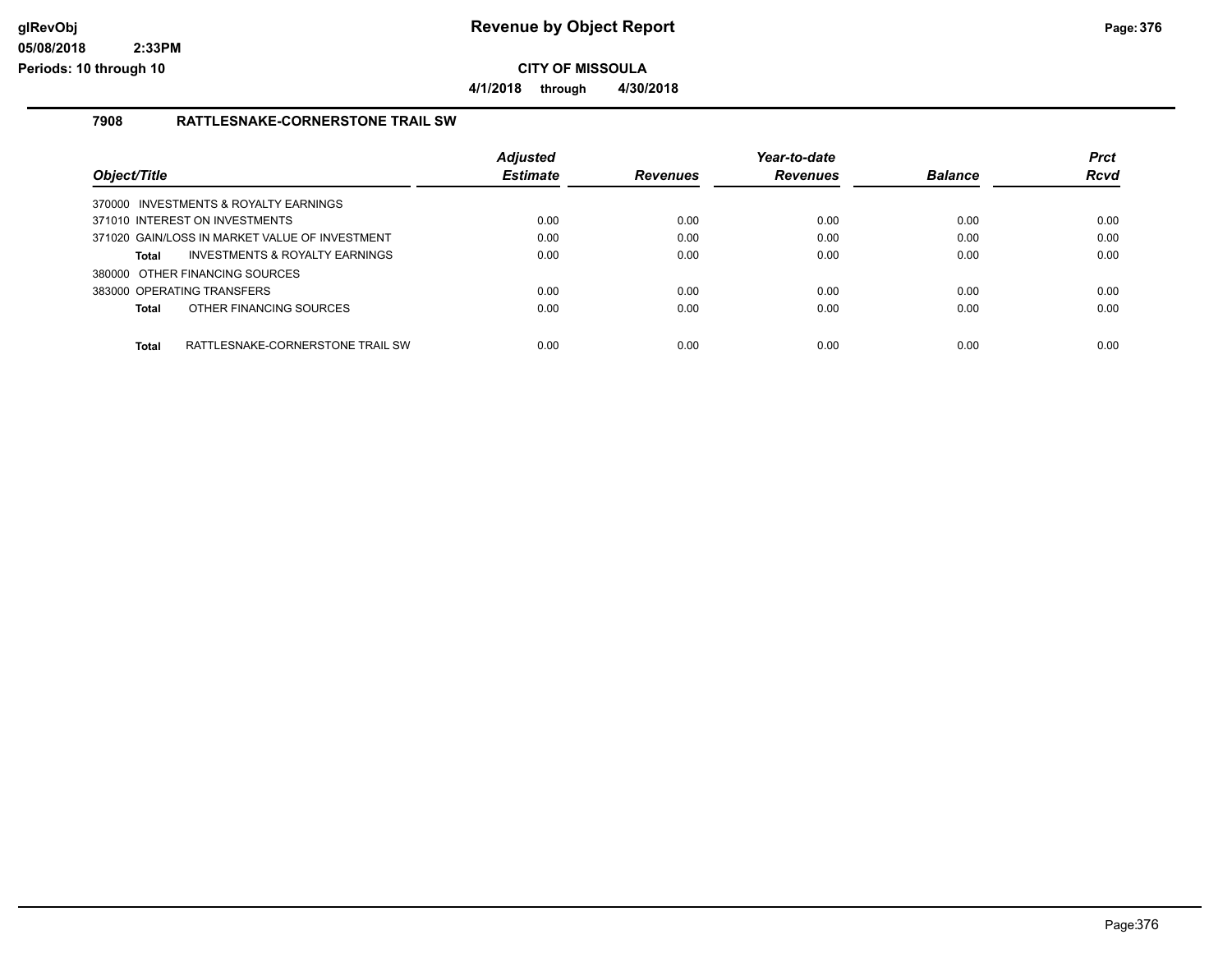**CITY OF MISSOULA**

**4/1/2018 through 4/30/2018**

### 7908 RATTLESNAKE-CORNERSTONE TRAIL SW

| Object/Title | Adjusted Estimate | Revenues | Year-to-date Revenues | Balance | Prct Rcvd |
|---|---|---|---|---|---|
| 370000 INVESTMENTS & ROYALTY EARNINGS | | | | | |
| 371010 INTEREST ON INVESTMENTS | 0.00 | 0.00 | 0.00 | 0.00 | 0.00 |
| 371020 GAIN/LOSS IN MARKET VALUE OF INVESTMENT | 0.00 | 0.00 | 0.00 | 0.00 | 0.00 |
| **Total** INVESTMENTS & ROYALTY EARNINGS | 0.00 | 0.00 | 0.00 | 0.00 | 0.00 |
| 380000 OTHER FINANCING SOURCES | | | | | |
| 383000 OPERATING TRANSFERS | 0.00 | 0.00 | 0.00 | 0.00 | 0.00 |
| **Total** OTHER FINANCING SOURCES | 0.00 | 0.00 | 0.00 | 0.00 | 0.00 |
| **Total** RATTLESNAKE-CORNERSTONE TRAIL SW | 0.00 | 0.00 | 0.00 | 0.00 | 0.00 |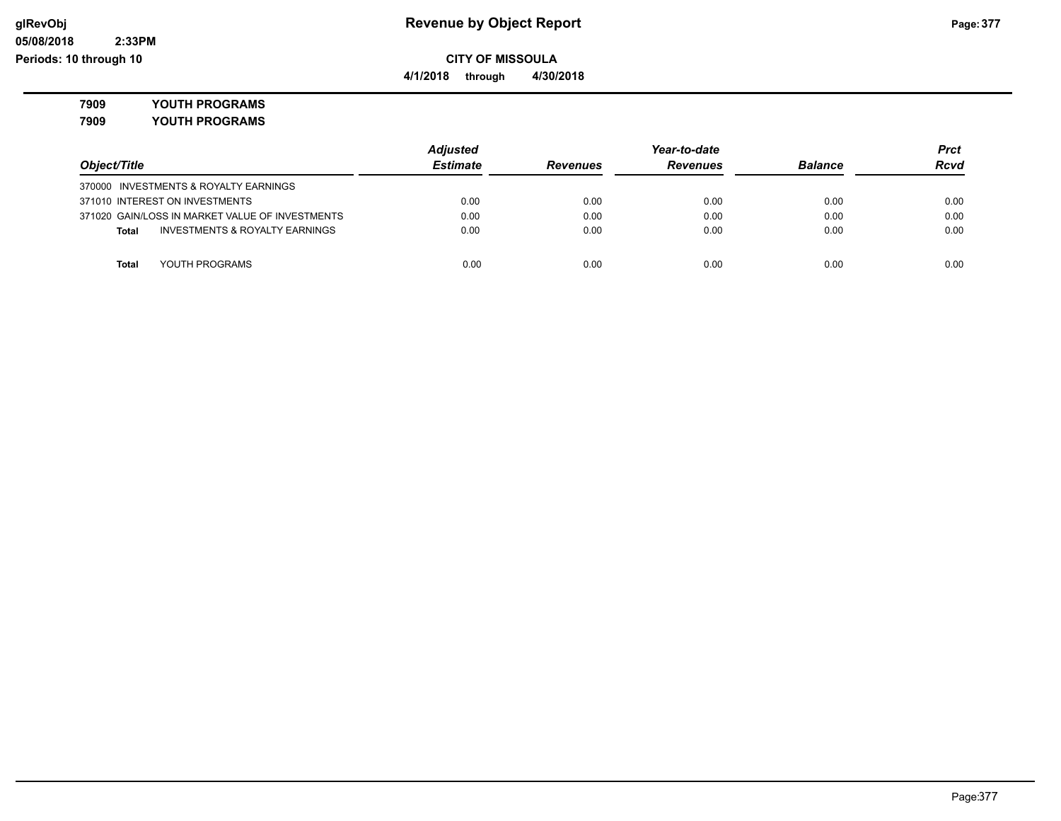# Revenue by Object Report

glRevObj
05/08/2018 2:33PM
Periods: 10 through 10

**CITY OF MISSOULA**

**4/1/2018 through 4/30/2018**

**7909 YOUTH PROGRAMS**

**7909 YOUTH PROGRAMS**

| Object/Title | Adjusted Estimate | Revenues | Year-to-date Revenues | Balance | Prct Rcvd |
|---|---|---|---|---|---|
| 370000 INVESTMENTS & ROYALTY EARNINGS | | | | | |
| 371010 INTEREST ON INVESTMENTS | 0.00 | 0.00 | 0.00 | 0.00 | 0.00 |
| 371020 GAIN/LOSS IN MARKET VALUE OF INVESTMENTS | 0.00 | 0.00 | 0.00 | 0.00 | 0.00 |
| **Total** INVESTMENTS & ROYALTY EARNINGS | 0.00 | 0.00 | 0.00 | 0.00 | 0.00 |
| **Total** YOUTH PROGRAMS | 0.00 | 0.00 | 0.00 | 0.00 | 0.00 |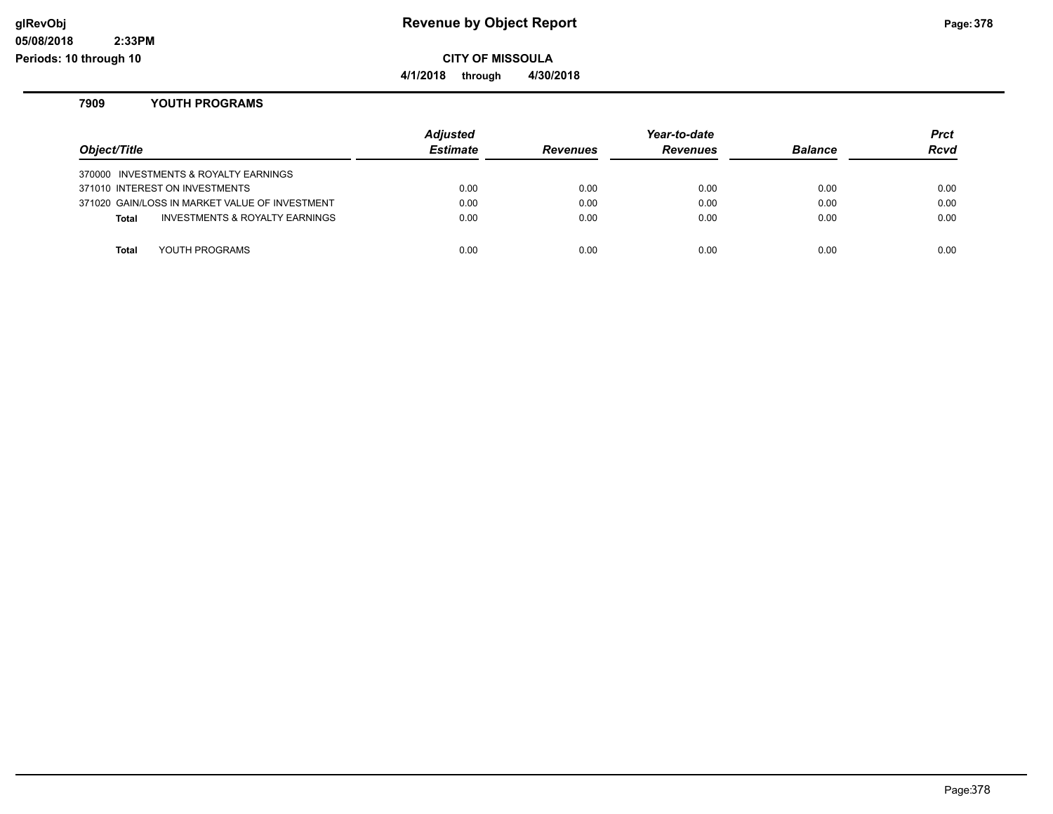# Revenue by Object Report

**CITY OF MISSOULA**

**4/1/2018 through 4/30/2018**

glRevObj
05/08/2018 2:33PM
Periods: 10 through 10

## 7909 YOUTH PROGRAMS

| Object/Title | Adjusted Estimate | Revenues | Year-to-date Revenues | Balance | Prct Rcvd |
|---|---|---|---|---|---|
| 370000 INVESTMENTS & ROYALTY EARNINGS | | | | | |
| 371010 INTEREST ON INVESTMENTS | 0.00 | 0.00 | 0.00 | 0.00 | 0.00 |
| 371020 GAIN/LOSS IN MARKET VALUE OF INVESTMENT | 0.00 | 0.00 | 0.00 | 0.00 | 0.00 |
| **Total** INVESTMENTS & ROYALTY EARNINGS | 0.00 | 0.00 | 0.00 | 0.00 | 0.00 |
| **Total** YOUTH PROGRAMS | 0.00 | 0.00 | 0.00 | 0.00 | 0.00 |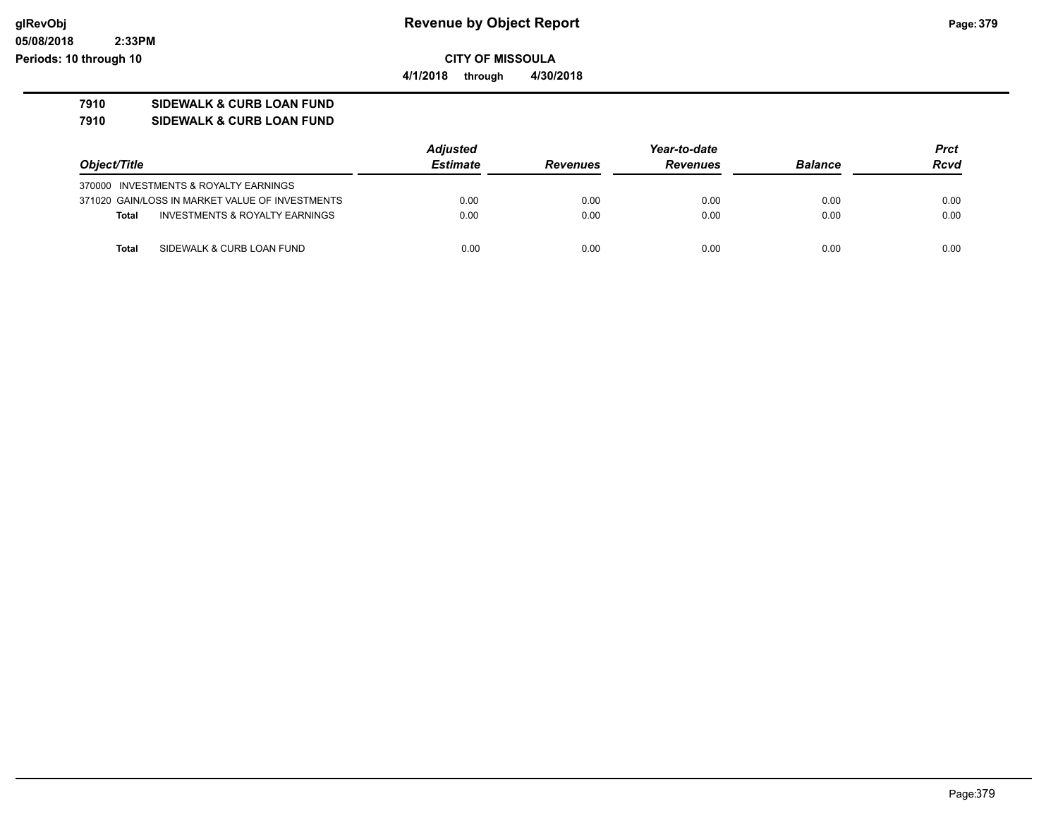# Revenue by Object Report

glRevObj
05/08/2018 2:33PM
Periods: 10 through 10

**CITY OF MISSOULA**

**4/1/2018 through 4/30/2018**

**7910 SIDEWALK & CURB LOAN FUND**
**7910 SIDEWALK & CURB LOAN FUND**

| Object/Title | Adjusted Estimate | Revenues | Year-to-date Revenues | Balance | Prct Rcvd |
|---|---|---|---|---|---|
| 370000 INVESTMENTS & ROYALTY EARNINGS | | | | | |
| 371020 GAIN/LOSS IN MARKET VALUE OF INVESTMENTS | 0.00 | 0.00 | 0.00 | 0.00 | 0.00 |
| **Total** INVESTMENTS & ROYALTY EARNINGS | 0.00 | 0.00 | 0.00 | 0.00 | 0.00 |
| **Total** SIDEWALK & CURB LOAN FUND | 0.00 | 0.00 | 0.00 | 0.00 | 0.00 |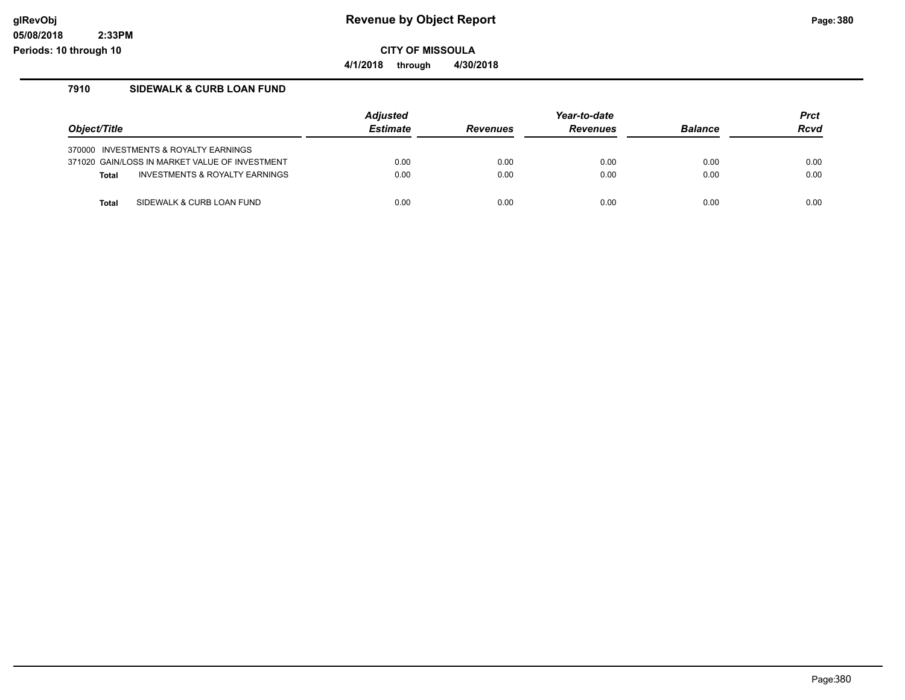# Revenue by Object Report

**CITY OF MISSOULA**

**4/1/2018 through 4/30/2018**

glRevObj
05/08/2018 2:33PM
Periods: 10 through 10

## 7910 SIDEWALK & CURB LOAN FUND

| Object/Title | Adjusted Estimate | Revenues | Year-to-date Revenues | Balance | Prct Rcvd |
|---|---|---|---|---|---|
| 370000 INVESTMENTS & ROYALTY EARNINGS | | | | | |
| 371020 GAIN/LOSS IN MARKET VALUE OF INVESTMENT | 0.00 | 0.00 | 0.00 | 0.00 | 0.00 |
| **Total** INVESTMENTS & ROYALTY EARNINGS | 0.00 | 0.00 | 0.00 | 0.00 | 0.00 |
| **Total** SIDEWALK & CURB LOAN FUND | 0.00 | 0.00 | 0.00 | 0.00 | 0.00 |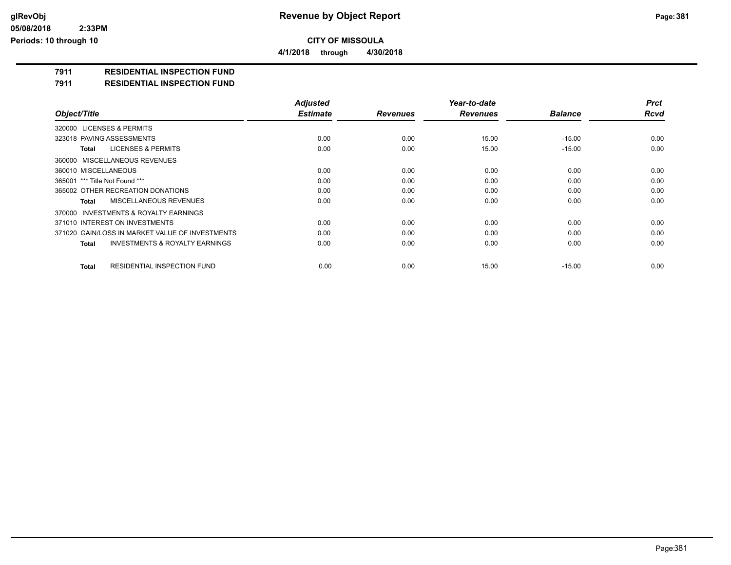**Revenue by Object Report**

**CITY OF MISSOULA**

**4/1/2018 through 4/30/2018**

glRevObj
05/08/2018 2:33PM
Periods: 10 through 10

## 7911 RESIDENTIAL INSPECTION FUND

## 7911 RESIDENTIAL INSPECTION FUND

| Object/Title | Adjusted Estimate | Revenues | Year-to-date Revenues | Balance | Prct Rcvd |
|---|---|---|---|---|---|
| 320000 LICENSES & PERMITS | | | | | |
| 323018 PAVING ASSESSMENTS | 0.00 | 0.00 | 15.00 | -15.00 | 0.00 |
| **Total** LICENSES & PERMITS | 0.00 | 0.00 | 15.00 | -15.00 | 0.00 |
| 360000 MISCELLANEOUS REVENUES | | | | | |
| 360010 MISCELLANEOUS | 0.00 | 0.00 | 0.00 | 0.00 | 0.00 |
| 365001 *** Title Not Found *** | 0.00 | 0.00 | 0.00 | 0.00 | 0.00 |
| 365002 OTHER RECREATION DONATIONS | 0.00 | 0.00 | 0.00 | 0.00 | 0.00 |
| **Total** MISCELLANEOUS REVENUES | 0.00 | 0.00 | 0.00 | 0.00 | 0.00 |
| 370000 INVESTMENTS & ROYALTY EARNINGS | | | | | |
| 371010 INTEREST ON INVESTMENTS | 0.00 | 0.00 | 0.00 | 0.00 | 0.00 |
| 371020 GAIN/LOSS IN MARKET VALUE OF INVESTMENTS | 0.00 | 0.00 | 0.00 | 0.00 | 0.00 |
| **Total** INVESTMENTS & ROYALTY EARNINGS | 0.00 | 0.00 | 0.00 | 0.00 | 0.00 |
| **Total** RESIDENTIAL INSPECTION FUND | 0.00 | 0.00 | 15.00 | -15.00 | 0.00 |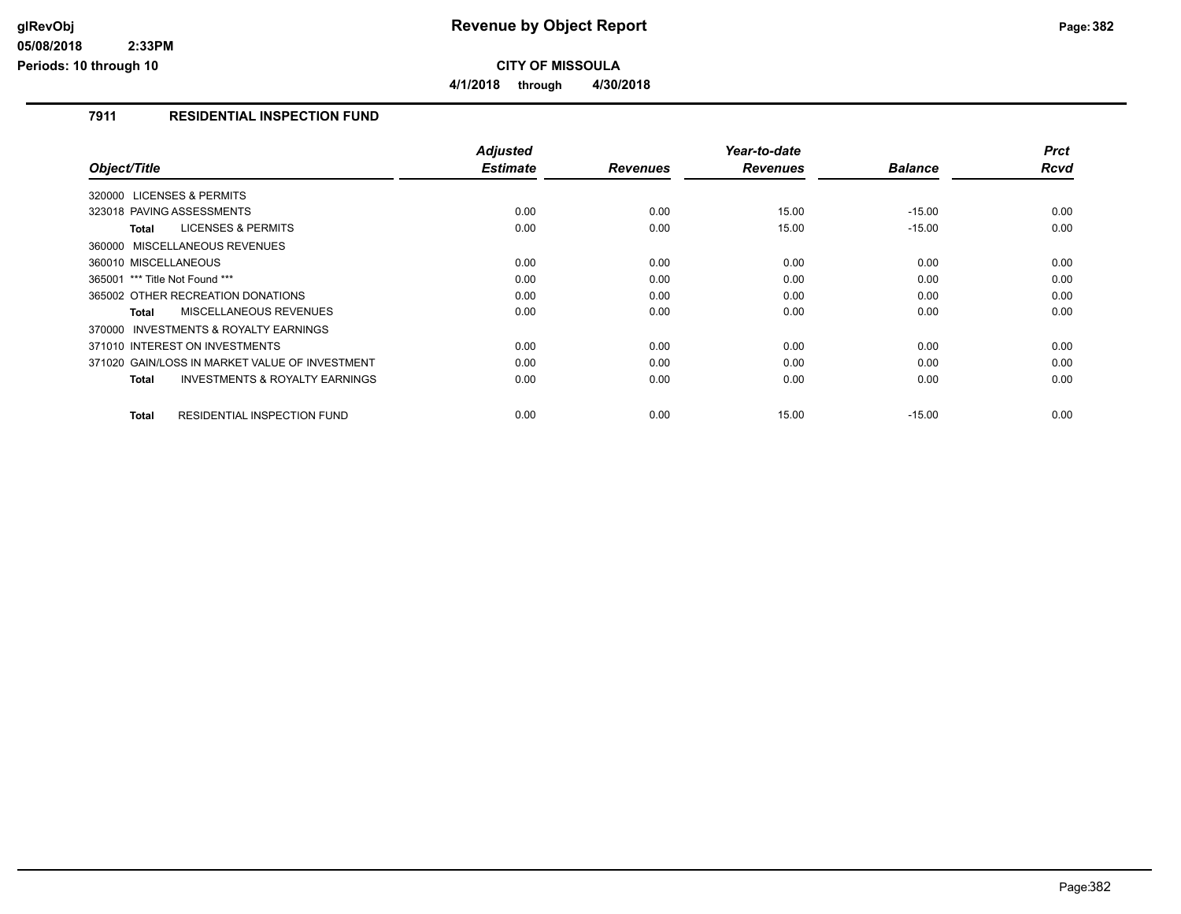# Revenue by Object Report

**CITY OF MISSOULA**

**4/1/2018 through 4/30/2018**

glRevObj
05/08/2018 2:33PM
Periods: 10 through 10

## 7911 RESIDENTIAL INSPECTION FUND

| Object/Title | Adjusted Estimate | Revenues | Year-to-date Revenues | Balance | Prct Rcvd |
|---|---|---|---|---|---|
| 320000 LICENSES & PERMITS | | | | | |
| 323018 PAVING ASSESSMENTS | 0.00 | 0.00 | 15.00 | -15.00 | 0.00 |
| **Total** LICENSES & PERMITS | 0.00 | 0.00 | 15.00 | -15.00 | 0.00 |
| 360000 MISCELLANEOUS REVENUES | | | | | |
| 360010 MISCELLANEOUS | 0.00 | 0.00 | 0.00 | 0.00 | 0.00 |
| 365001 *** Title Not Found *** | 0.00 | 0.00 | 0.00 | 0.00 | 0.00 |
| 365002 OTHER RECREATION DONATIONS | 0.00 | 0.00 | 0.00 | 0.00 | 0.00 |
| **Total** MISCELLANEOUS REVENUES | 0.00 | 0.00 | 0.00 | 0.00 | 0.00 |
| 370000 INVESTMENTS & ROYALTY EARNINGS | | | | | |
| 371010 INTEREST ON INVESTMENTS | 0.00 | 0.00 | 0.00 | 0.00 | 0.00 |
| 371020 GAIN/LOSS IN MARKET VALUE OF INVESTMENT | 0.00 | 0.00 | 0.00 | 0.00 | 0.00 |
| **Total** INVESTMENTS & ROYALTY EARNINGS | 0.00 | 0.00 | 0.00 | 0.00 | 0.00 |
| **Total** RESIDENTIAL INSPECTION FUND | 0.00 | 0.00 | 15.00 | -15.00 | 0.00 |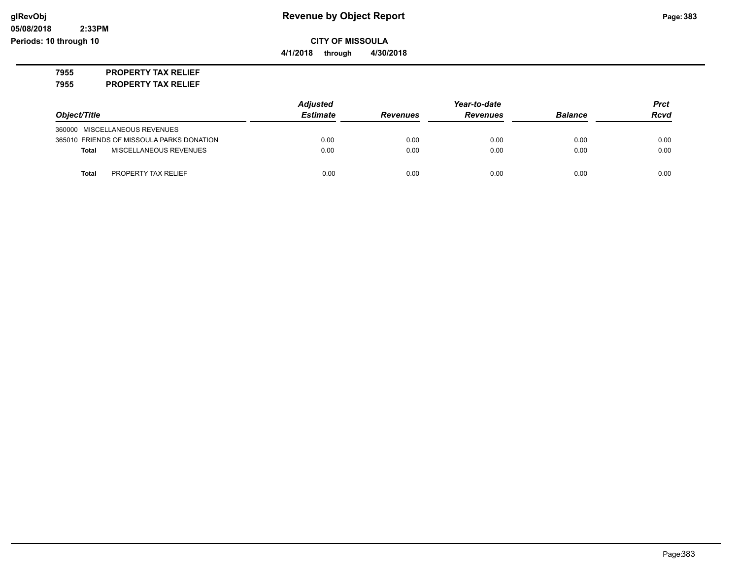**glRevObj**
**05/08/2018 2:33PM**
**Periods: 10 through 10**

# Revenue by Object Report

**CITY OF MISSOULA**

**4/1/2018 through 4/30/2018**

## 7955 PROPERTY TAX RELIEF
## 7955 PROPERTY TAX RELIEF

| *Object/Title* | *Adjusted Estimate* | *Revenues* | *Year-to-date Revenues* | *Balance* | *Prct Rcvd* |
|---|---|---|---|---|---|
| 360000 MISCELLANEOUS REVENUES | | | | | |
| 365010 FRIENDS OF MISSOULA PARKS DONATION | 0.00 | 0.00 | 0.00 | 0.00 | 0.00 |
| **Total** MISCELLANEOUS REVENUES | 0.00 | 0.00 | 0.00 | 0.00 | 0.00 |
| **Total** PROPERTY TAX RELIEF | 0.00 | 0.00 | 0.00 | 0.00 | 0.00 |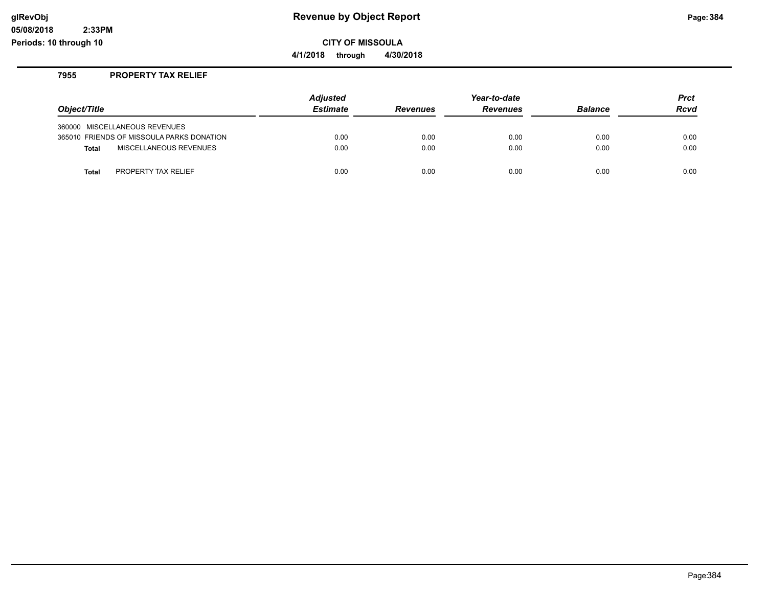**Revenue by Object Report**

**CITY OF MISSOULA**

**4/1/2018 through 4/30/2018**

glRevObj
05/08/2018 2:33PM
Periods: 10 through 10

## 7955 PROPERTY TAX RELIEF

| Object/Title | Adjusted Estimate | Revenues | Year-to-date Revenues | Balance | Prct Rcvd |
|---|---|---|---|---|---|
| 360000 MISCELLANEOUS REVENUES | | | | | |
| 365010 FRIENDS OF MISSOULA PARKS DONATION | 0.00 | 0.00 | 0.00 | 0.00 | 0.00 |
| **Total** MISCELLANEOUS REVENUES | 0.00 | 0.00 | 0.00 | 0.00 | 0.00 |
| **Total** PROPERTY TAX RELIEF | 0.00 | 0.00 | 0.00 | 0.00 | 0.00 |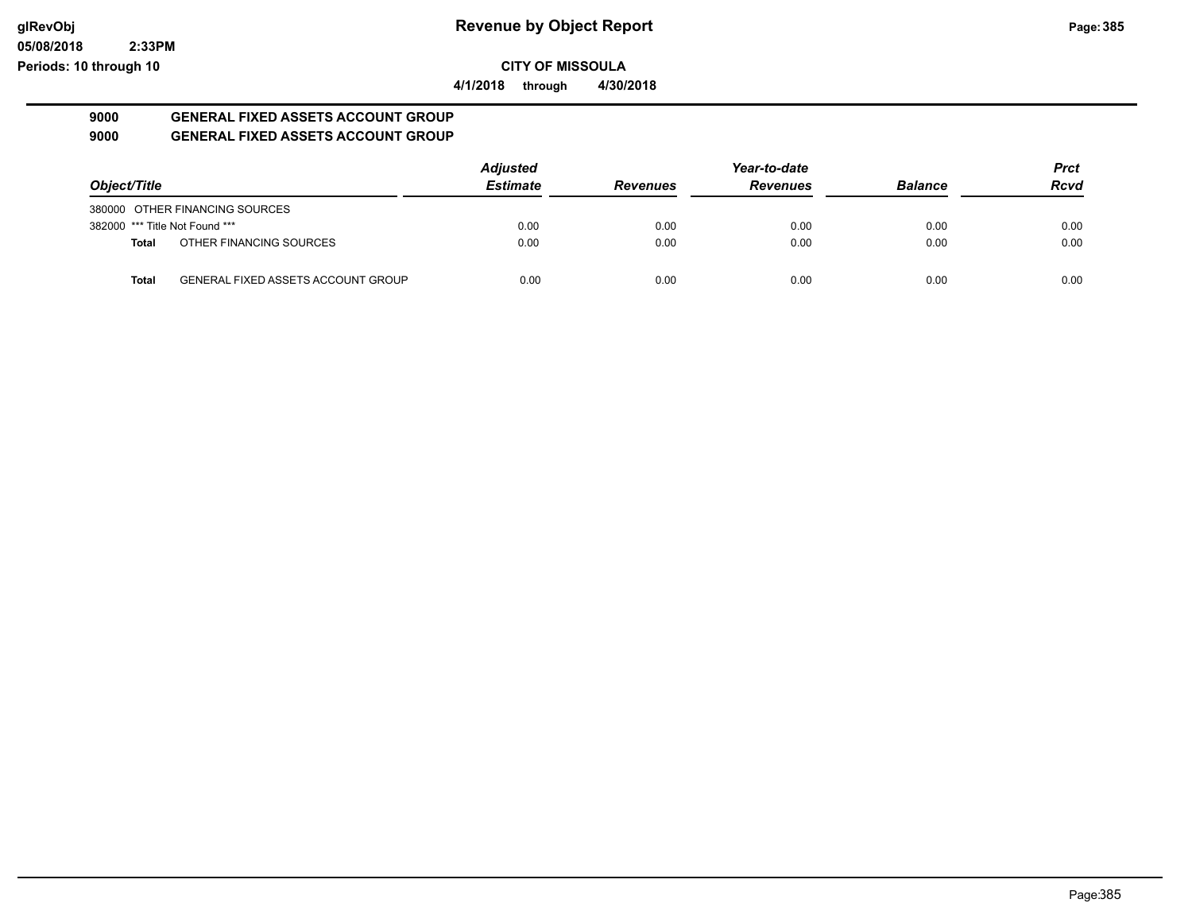## 9000 GENERAL FIXED ASSETS ACCOUNT GROUP

## 9000 GENERAL FIXED ASSETS ACCOUNT GROUP

| Object/Title | | Adjusted Estimate | Revenues | Year-to-date Revenues | Balance | Prct Rcvd |
|---|---|---|---|---|---|---|
| 380000 OTHER FINANCING SOURCES | | | | | | |
| 382000 *** Title Not Found *** | | 0.00 | 0.00 | 0.00 | 0.00 | 0.00 |
| **Total** | OTHER FINANCING SOURCES | 0.00 | 0.00 | 0.00 | 0.00 | 0.00 |
| **Total** | GENERAL FIXED ASSETS ACCOUNT GROUP | 0.00 | 0.00 | 0.00 | 0.00 | 0.00 |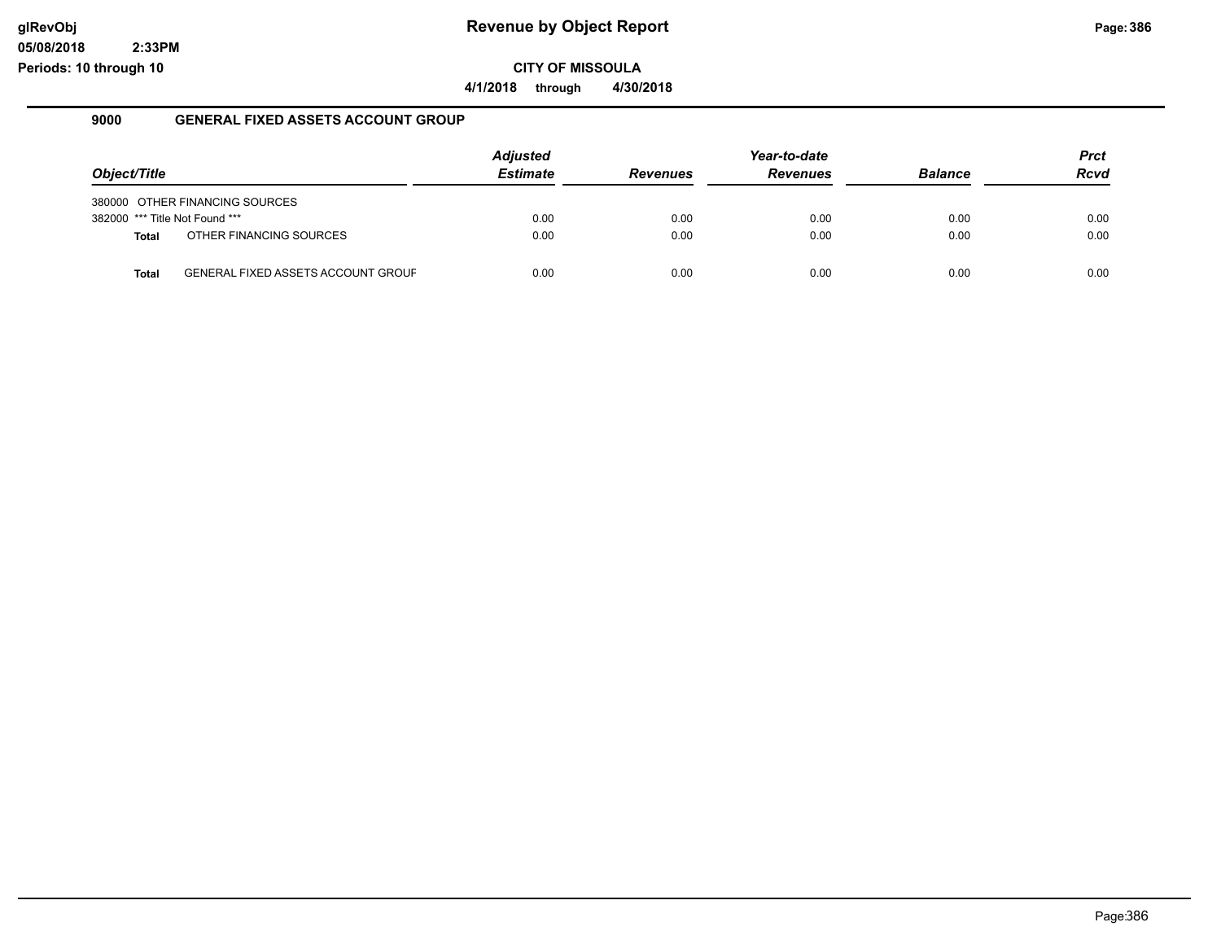# Revenue by Object Report

**CITY OF MISSOULA**

**4/1/2018 through 4/30/2018**

glRevObj
05/08/2018 2:33PM
Periods: 10 through 10

## 9000 GENERAL FIXED ASSETS ACCOUNT GROUP

| Object/Title | Adjusted Estimate | Revenues | Year-to-date Revenues | Balance | Prct Rcvd |
|---|---|---|---|---|---|
| 380000 OTHER FINANCING SOURCES | | | | | |
| 382000 *** Title Not Found *** | 0.00 | 0.00 | 0.00 | 0.00 | 0.00 |
| **Total** OTHER FINANCING SOURCES | 0.00 | 0.00 | 0.00 | 0.00 | 0.00 |
| **Total** GENERAL FIXED ASSETS ACCOUNT GROUF | 0.00 | 0.00 | 0.00 | 0.00 | 0.00 |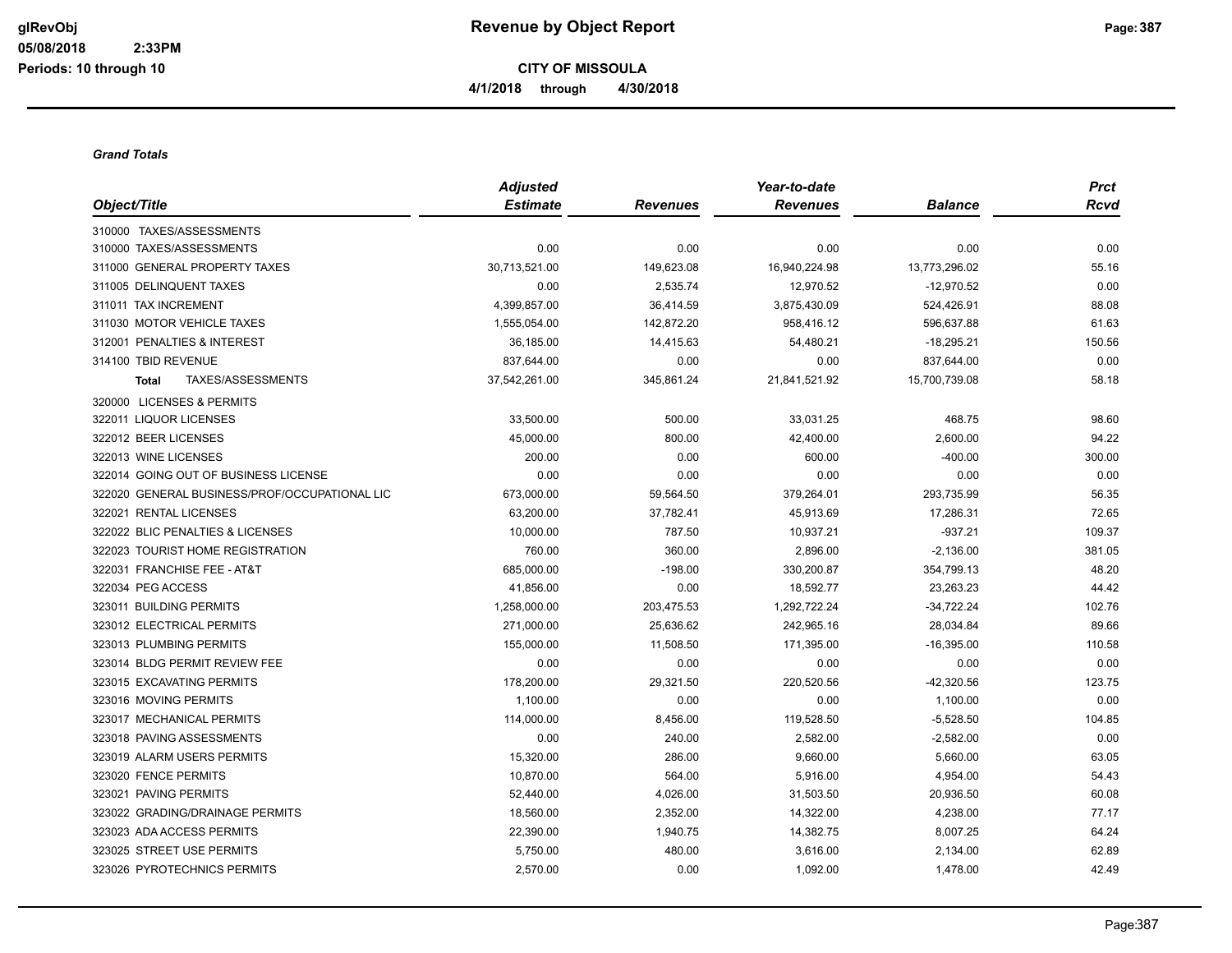**Revenue by Object Report**

**CITY OF MISSOULA**

**4/1/2018 through 4/30/2018**

***Grand Totals***

| Object/Title | Adjusted Estimate | Revenues | Year-to-date Revenues | Balance | Prct Rcvd |
|---|---|---|---|---|---|
| 310000 TAXES/ASSESSMENTS | | | | | |
| 310000 TAXES/ASSESSMENTS | 0.00 | 0.00 | 0.00 | 0.00 | 0.00 |
| 311000 GENERAL PROPERTY TAXES | 30,713,521.00 | 149,623.08 | 16,940,224.98 | 13,773,296.02 | 55.16 |
| 311005 DELINQUENT TAXES | 0.00 | 2,535.74 | 12,970.52 | -12,970.52 | 0.00 |
| 311011 TAX INCREMENT | 4,399,857.00 | 36,414.59 | 3,875,430.09 | 524,426.91 | 88.08 |
| 311030 MOTOR VEHICLE TAXES | 1,555,054.00 | 142,872.20 | 958,416.12 | 596,637.88 | 61.63 |
| 312001 PENALTIES & INTEREST | 36,185.00 | 14,415.63 | 54,480.21 | -18,295.21 | 150.56 |
| 314100 TBID REVENUE | 837,644.00 | 0.00 | 0.00 | 837,644.00 | 0.00 |
| **Total** TAXES/ASSESSMENTS | 37,542,261.00 | 345,861.24 | 21,841,521.92 | 15,700,739.08 | 58.18 |
| 320000 LICENSES & PERMITS | | | | | |
| 322011 LIQUOR LICENSES | 33,500.00 | 500.00 | 33,031.25 | 468.75 | 98.60 |
| 322012 BEER LICENSES | 45,000.00 | 800.00 | 42,400.00 | 2,600.00 | 94.22 |
| 322013 WINE LICENSES | 200.00 | 0.00 | 600.00 | -400.00 | 300.00 |
| 322014 GOING OUT OF BUSINESS LICENSE | 0.00 | 0.00 | 0.00 | 0.00 | 0.00 |
| 322020 GENERAL BUSINESS/PROF/OCCUPATIONAL LIC | 673,000.00 | 59,564.50 | 379,264.01 | 293,735.99 | 56.35 |
| 322021 RENTAL LICENSES | 63,200.00 | 37,782.41 | 45,913.69 | 17,286.31 | 72.65 |
| 322022 BLIC PENALTIES & LICENSES | 10,000.00 | 787.50 | 10,937.21 | -937.21 | 109.37 |
| 322023 TOURIST HOME REGISTRATION | 760.00 | 360.00 | 2,896.00 | -2,136.00 | 381.05 |
| 322031 FRANCHISE FEE - AT&T | 685,000.00 | -198.00 | 330,200.87 | 354,799.13 | 48.20 |
| 322034 PEG ACCESS | 41,856.00 | 0.00 | 18,592.77 | 23,263.23 | 44.42 |
| 323011 BUILDING PERMITS | 1,258,000.00 | 203,475.53 | 1,292,722.24 | -34,722.24 | 102.76 |
| 323012 ELECTRICAL PERMITS | 271,000.00 | 25,636.62 | 242,965.16 | 28,034.84 | 89.66 |
| 323013 PLUMBING PERMITS | 155,000.00 | 11,508.50 | 171,395.00 | -16,395.00 | 110.58 |
| 323014 BLDG PERMIT REVIEW FEE | 0.00 | 0.00 | 0.00 | 0.00 | 0.00 |
| 323015 EXCAVATING PERMITS | 178,200.00 | 29,321.50 | 220,520.56 | -42,320.56 | 123.75 |
| 323016 MOVING PERMITS | 1,100.00 | 0.00 | 0.00 | 1,100.00 | 0.00 |
| 323017 MECHANICAL PERMITS | 114,000.00 | 8,456.00 | 119,528.50 | -5,528.50 | 104.85 |
| 323018 PAVING ASSESSMENTS | 0.00 | 240.00 | 2,582.00 | -2,582.00 | 0.00 |
| 323019 ALARM USERS PERMITS | 15,320.00 | 286.00 | 9,660.00 | 5,660.00 | 63.05 |
| 323020 FENCE PERMITS | 10,870.00 | 564.00 | 5,916.00 | 4,954.00 | 54.43 |
| 323021 PAVING PERMITS | 52,440.00 | 4,026.00 | 31,503.50 | 20,936.50 | 60.08 |
| 323022 GRADING/DRAINAGE PERMITS | 18,560.00 | 2,352.00 | 14,322.00 | 4,238.00 | 77.17 |
| 323023 ADA ACCESS PERMITS | 22,390.00 | 1,940.75 | 14,382.75 | 8,007.25 | 64.24 |
| 323025 STREET USE PERMITS | 5,750.00 | 480.00 | 3,616.00 | 2,134.00 | 62.89 |
| 323026 PYROTECHNICS PERMITS | 2,570.00 | 0.00 | 1,092.00 | 1,478.00 | 42.49 |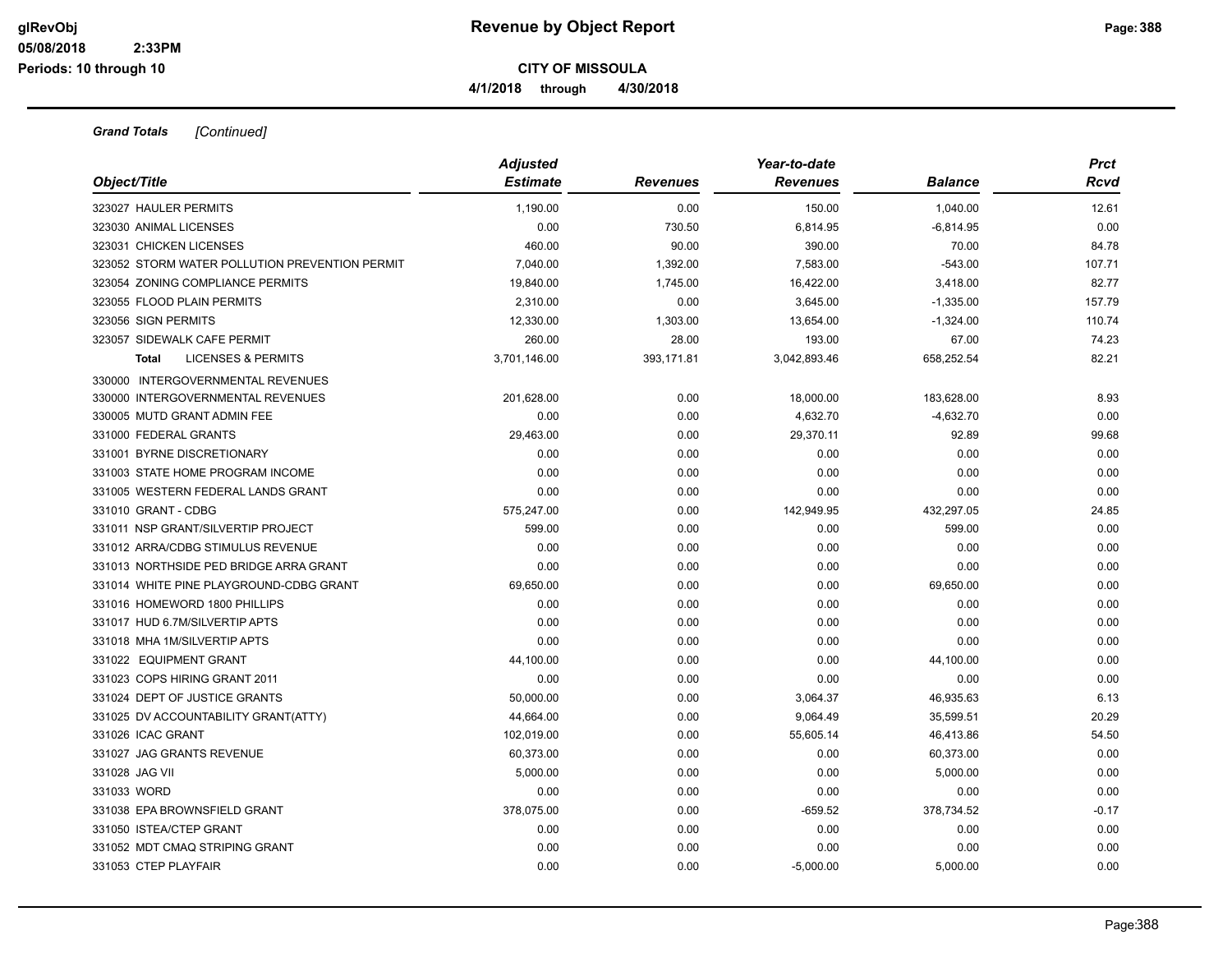**Revenue by Object Report**

**CITY OF MISSOULA**

**4/1/2018 through 4/30/2018**

*Grand Totals [Continued]*

| Object/Title | Adjusted Estimate | Revenues | Year-to-date Revenues | Balance | Prct Rcvd |
|---|---|---|---|---|---|
| 323027 HAULER PERMITS | 1,190.00 | 0.00 | 150.00 | 1,040.00 | 12.61 |
| 323030 ANIMAL LICENSES | 0.00 | 730.50 | 6,814.95 | -6,814.95 | 0.00 |
| 323031 CHICKEN LICENSES | 460.00 | 90.00 | 390.00 | 70.00 | 84.78 |
| 323052 STORM WATER POLLUTION PREVENTION PERMIT | 7,040.00 | 1,392.00 | 7,583.00 | -543.00 | 107.71 |
| 323054 ZONING COMPLIANCE PERMITS | 19,840.00 | 1,745.00 | 16,422.00 | 3,418.00 | 82.77 |
| 323055 FLOOD PLAIN PERMITS | 2,310.00 | 0.00 | 3,645.00 | -1,335.00 | 157.79 |
| 323056 SIGN PERMITS | 12,330.00 | 1,303.00 | 13,654.00 | -1,324.00 | 110.74 |
| 323057 SIDEWALK CAFE PERMIT | 260.00 | 28.00 | 193.00 | 67.00 | 74.23 |
| **Total** LICENSES & PERMITS | 3,701,146.00 | 393,171.81 | 3,042,893.46 | 658,252.54 | 82.21 |
| 330000 INTERGOVERNMENTAL REVENUES | | | | | |
| 330000 INTERGOVERNMENTAL REVENUES | 201,628.00 | 0.00 | 18,000.00 | 183,628.00 | 8.93 |
| 330005 MUTD GRANT ADMIN FEE | 0.00 | 0.00 | 4,632.70 | -4,632.70 | 0.00 |
| 331000 FEDERAL GRANTS | 29,463.00 | 0.00 | 29,370.11 | 92.89 | 99.68 |
| 331001 BYRNE DISCRETIONARY | 0.00 | 0.00 | 0.00 | 0.00 | 0.00 |
| 331003 STATE HOME PROGRAM INCOME | 0.00 | 0.00 | 0.00 | 0.00 | 0.00 |
| 331005 WESTERN FEDERAL LANDS GRANT | 0.00 | 0.00 | 0.00 | 0.00 | 0.00 |
| 331010 GRANT - CDBG | 575,247.00 | 0.00 | 142,949.95 | 432,297.05 | 24.85 |
| 331011 NSP GRANT/SILVERTIP PROJECT | 599.00 | 0.00 | 0.00 | 599.00 | 0.00 |
| 331012 ARRA/CDBG STIMULUS REVENUE | 0.00 | 0.00 | 0.00 | 0.00 | 0.00 |
| 331013 NORTHSIDE PED BRIDGE ARRA GRANT | 0.00 | 0.00 | 0.00 | 0.00 | 0.00 |
| 331014 WHITE PINE PLAYGROUND-CDBG GRANT | 69,650.00 | 0.00 | 0.00 | 69,650.00 | 0.00 |
| 331016 HOMEWORD 1800 PHILLIPS | 0.00 | 0.00 | 0.00 | 0.00 | 0.00 |
| 331017 HUD 6.7M/SILVERTIP APTS | 0.00 | 0.00 | 0.00 | 0.00 | 0.00 |
| 331018 MHA 1M/SILVERTIP APTS | 0.00 | 0.00 | 0.00 | 0.00 | 0.00 |
| 331022 EQUIPMENT GRANT | 44,100.00 | 0.00 | 0.00 | 44,100.00 | 0.00 |
| 331023 COPS HIRING GRANT 2011 | 0.00 | 0.00 | 0.00 | 0.00 | 0.00 |
| 331024 DEPT OF JUSTICE GRANTS | 50,000.00 | 0.00 | 3,064.37 | 46,935.63 | 6.13 |
| 331025 DV ACCOUNTABILITY GRANT(ATTY) | 44,664.00 | 0.00 | 9,064.49 | 35,599.51 | 20.29 |
| 331026 ICAC GRANT | 102,019.00 | 0.00 | 55,605.14 | 46,413.86 | 54.50 |
| 331027 JAG GRANTS REVENUE | 60,373.00 | 0.00 | 0.00 | 60,373.00 | 0.00 |
| 331028 JAG VII | 5,000.00 | 0.00 | 0.00 | 5,000.00 | 0.00 |
| 331033 WORD | 0.00 | 0.00 | 0.00 | 0.00 | 0.00 |
| 331038 EPA BROWNSFIELD GRANT | 378,075.00 | 0.00 | -659.52 | 378,734.52 | -0.17 |
| 331050 ISTEA/CTEP GRANT | 0.00 | 0.00 | 0.00 | 0.00 | 0.00 |
| 331052 MDT CMAQ STRIPING GRANT | 0.00 | 0.00 | 0.00 | 0.00 | 0.00 |
| 331053 CTEP PLAYFAIR | 0.00 | 0.00 | -5,000.00 | 5,000.00 | 0.00 |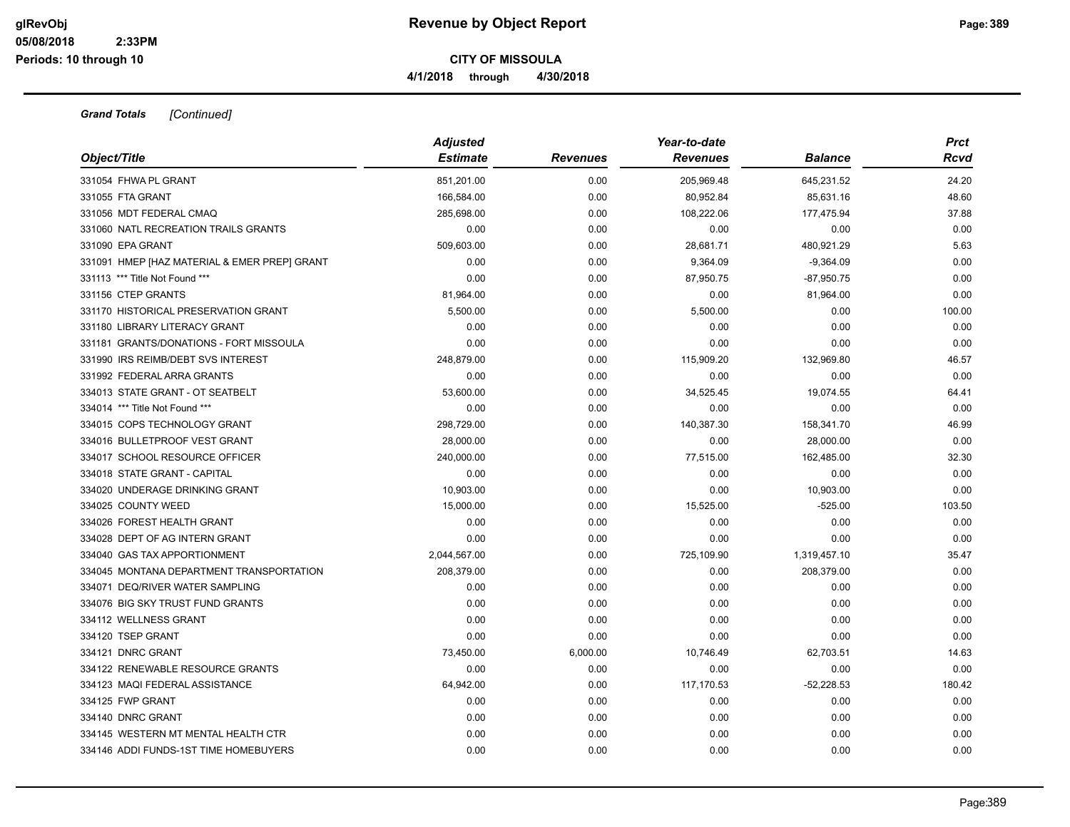# Revenue by Object Report

**CITY OF MISSOULA**

**4/1/2018 through 4/30/2018**

*Grand Totals [Continued]*

| Object/Title | Adjusted Estimate | Revenues | Year-to-date Revenues | Balance | Prct Rcvd |
|---|---|---|---|---|---|
| 331054 FHWA PL GRANT | 851,201.00 | 0.00 | 205,969.48 | 645,231.52 | 24.20 |
| 331055 FTA GRANT | 166,584.00 | 0.00 | 80,952.84 | 85,631.16 | 48.60 |
| 331056 MDT FEDERAL CMAQ | 285,698.00 | 0.00 | 108,222.06 | 177,475.94 | 37.88 |
| 331060 NATL RECREATION TRAILS GRANTS | 0.00 | 0.00 | 0.00 | 0.00 | 0.00 |
| 331090 EPA GRANT | 509,603.00 | 0.00 | 28,681.71 | 480,921.29 | 5.63 |
| 331091 HMEP [HAZ MATERIAL & EMER PREP] GRANT | 0.00 | 0.00 | 9,364.09 | -9,364.09 | 0.00 |
| 331113 *** Title Not Found *** | 0.00 | 0.00 | 87,950.75 | -87,950.75 | 0.00 |
| 331156 CTEP GRANTS | 81,964.00 | 0.00 | 0.00 | 81,964.00 | 0.00 |
| 331170 HISTORICAL PRESERVATION GRANT | 5,500.00 | 0.00 | 5,500.00 | 0.00 | 100.00 |
| 331180 LIBRARY LITERACY GRANT | 0.00 | 0.00 | 0.00 | 0.00 | 0.00 |
| 331181 GRANTS/DONATIONS - FORT MISSOULA | 0.00 | 0.00 | 0.00 | 0.00 | 0.00 |
| 331990 IRS REIMB/DEBT SVS INTEREST | 248,879.00 | 0.00 | 115,909.20 | 132,969.80 | 46.57 |
| 331992 FEDERAL ARRA GRANTS | 0.00 | 0.00 | 0.00 | 0.00 | 0.00 |
| 334013 STATE GRANT - OT SEATBELT | 53,600.00 | 0.00 | 34,525.45 | 19,074.55 | 64.41 |
| 334014 *** Title Not Found *** | 0.00 | 0.00 | 0.00 | 0.00 | 0.00 |
| 334015 COPS TECHNOLOGY GRANT | 298,729.00 | 0.00 | 140,387.30 | 158,341.70 | 46.99 |
| 334016 BULLETPROOF VEST GRANT | 28,000.00 | 0.00 | 0.00 | 28,000.00 | 0.00 |
| 334017 SCHOOL RESOURCE OFFICER | 240,000.00 | 0.00 | 77,515.00 | 162,485.00 | 32.30 |
| 334018 STATE GRANT - CAPITAL | 0.00 | 0.00 | 0.00 | 0.00 | 0.00 |
| 334020 UNDERAGE DRINKING GRANT | 10,903.00 | 0.00 | 0.00 | 10,903.00 | 0.00 |
| 334025 COUNTY WEED | 15,000.00 | 0.00 | 15,525.00 | -525.00 | 103.50 |
| 334026 FOREST HEALTH GRANT | 0.00 | 0.00 | 0.00 | 0.00 | 0.00 |
| 334028 DEPT OF AG INTERN GRANT | 0.00 | 0.00 | 0.00 | 0.00 | 0.00 |
| 334040 GAS TAX APPORTIONMENT | 2,044,567.00 | 0.00 | 725,109.90 | 1,319,457.10 | 35.47 |
| 334045 MONTANA DEPARTMENT TRANSPORTATION | 208,379.00 | 0.00 | 0.00 | 208,379.00 | 0.00 |
| 334071 DEQ/RIVER WATER SAMPLING | 0.00 | 0.00 | 0.00 | 0.00 | 0.00 |
| 334076 BIG SKY TRUST FUND GRANTS | 0.00 | 0.00 | 0.00 | 0.00 | 0.00 |
| 334112 WELLNESS GRANT | 0.00 | 0.00 | 0.00 | 0.00 | 0.00 |
| 334120 TSEP GRANT | 0.00 | 0.00 | 0.00 | 0.00 | 0.00 |
| 334121 DNRC GRANT | 73,450.00 | 6,000.00 | 10,746.49 | 62,703.51 | 14.63 |
| 334122 RENEWABLE RESOURCE GRANTS | 0.00 | 0.00 | 0.00 | 0.00 | 0.00 |
| 334123 MAQI FEDERAL ASSISTANCE | 64,942.00 | 0.00 | 117,170.53 | -52,228.53 | 180.42 |
| 334125 FWP GRANT | 0.00 | 0.00 | 0.00 | 0.00 | 0.00 |
| 334140 DNRC GRANT | 0.00 | 0.00 | 0.00 | 0.00 | 0.00 |
| 334145 WESTERN MT MENTAL HEALTH CTR | 0.00 | 0.00 | 0.00 | 0.00 | 0.00 |
| 334146 ADDI FUNDS-1ST TIME HOMEBUYERS | 0.00 | 0.00 | 0.00 | 0.00 | 0.00 |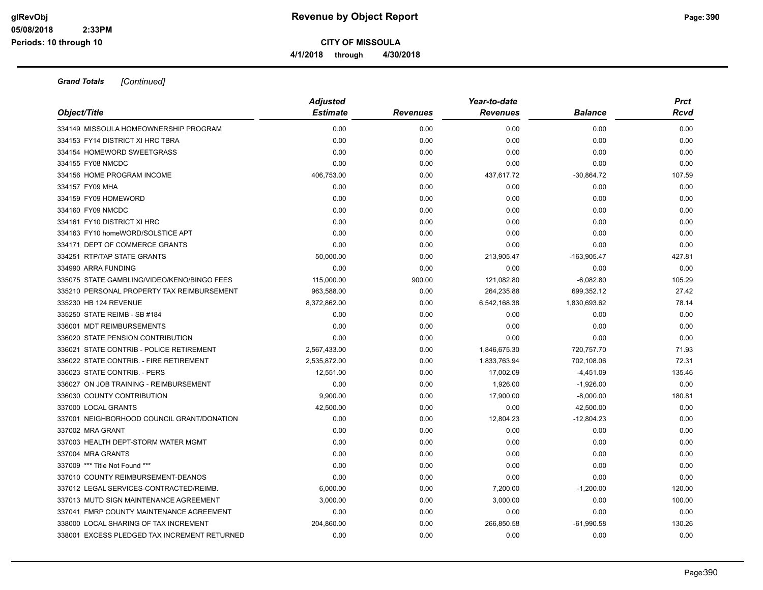**Revenue by Object Report**

**CITY OF MISSOULA**

**4/1/2018 through 4/30/2018**

***Grand Totals*** *[Continued]*

| Object/Title | Adjusted Estimate | Revenues | Year-to-date Revenues | Balance | Prct Rcvd |
|---|---|---|---|---|---|
| 334149 MISSOULA HOMEOWNERSHIP PROGRAM | 0.00 | 0.00 | 0.00 | 0.00 | 0.00 |
| 334153 FY14 DISTRICT XI HRC TBRA | 0.00 | 0.00 | 0.00 | 0.00 | 0.00 |
| 334154 HOMEWORD SWEETGRASS | 0.00 | 0.00 | 0.00 | 0.00 | 0.00 |
| 334155 FY08 NMCDC | 0.00 | 0.00 | 0.00 | 0.00 | 0.00 |
| 334156 HOME PROGRAM INCOME | 406,753.00 | 0.00 | 437,617.72 | -30,864.72 | 107.59 |
| 334157 FY09 MHA | 0.00 | 0.00 | 0.00 | 0.00 | 0.00 |
| 334159 FY09 HOMEWORD | 0.00 | 0.00 | 0.00 | 0.00 | 0.00 |
| 334160 FY09 NMCDC | 0.00 | 0.00 | 0.00 | 0.00 | 0.00 |
| 334161 FY10 DISTRICT XI HRC | 0.00 | 0.00 | 0.00 | 0.00 | 0.00 |
| 334163 FY10 homeWORD/SOLSTICE APT | 0.00 | 0.00 | 0.00 | 0.00 | 0.00 |
| 334171 DEPT OF COMMERCE GRANTS | 0.00 | 0.00 | 0.00 | 0.00 | 0.00 |
| 334251 RTP/TAP STATE GRANTS | 50,000.00 | 0.00 | 213,905.47 | -163,905.47 | 427.81 |
| 334990 ARRA FUNDING | 0.00 | 0.00 | 0.00 | 0.00 | 0.00 |
| 335075 STATE GAMBLING/VIDEO/KENO/BINGO FEES | 115,000.00 | 900.00 | 121,082.80 | -6,082.80 | 105.29 |
| 335210 PERSONAL PROPERTY TAX REIMBURSEMENT | 963,588.00 | 0.00 | 264,235.88 | 699,352.12 | 27.42 |
| 335230 HB 124 REVENUE | 8,372,862.00 | 0.00 | 6,542,168.38 | 1,830,693.62 | 78.14 |
| 335250 STATE REIMB - SB #184 | 0.00 | 0.00 | 0.00 | 0.00 | 0.00 |
| 336001 MDT REIMBURSEMENTS | 0.00 | 0.00 | 0.00 | 0.00 | 0.00 |
| 336020 STATE PENSION CONTRIBUTION | 0.00 | 0.00 | 0.00 | 0.00 | 0.00 |
| 336021 STATE CONTRIB - POLICE RETIREMENT | 2,567,433.00 | 0.00 | 1,846,675.30 | 720,757.70 | 71.93 |
| 336022 STATE CONTRIB. - FIRE RETIREMENT | 2,535,872.00 | 0.00 | 1,833,763.94 | 702,108.06 | 72.31 |
| 336023 STATE CONTRIB. - PERS | 12,551.00 | 0.00 | 17,002.09 | -4,451.09 | 135.46 |
| 336027 ON JOB TRAINING - REIMBURSEMENT | 0.00 | 0.00 | 1,926.00 | -1,926.00 | 0.00 |
| 336030 COUNTY CONTRIBUTION | 9,900.00 | 0.00 | 17,900.00 | -8,000.00 | 180.81 |
| 337000 LOCAL GRANTS | 42,500.00 | 0.00 | 0.00 | 42,500.00 | 0.00 |
| 337001 NEIGHBORHOOD COUNCIL GRANT/DONATION | 0.00 | 0.00 | 12,804.23 | -12,804.23 | 0.00 |
| 337002 MRA GRANT | 0.00 | 0.00 | 0.00 | 0.00 | 0.00 |
| 337003 HEALTH DEPT-STORM WATER MGMT | 0.00 | 0.00 | 0.00 | 0.00 | 0.00 |
| 337004 MRA GRANTS | 0.00 | 0.00 | 0.00 | 0.00 | 0.00 |
| 337009 *** Title Not Found *** | 0.00 | 0.00 | 0.00 | 0.00 | 0.00 |
| 337010 COUNTY REIMBURSEMENT-DEANOS | 0.00 | 0.00 | 0.00 | 0.00 | 0.00 |
| 337012 LEGAL SERVICES-CONTRACTED/REIMB. | 6,000.00 | 0.00 | 7,200.00 | -1,200.00 | 120.00 |
| 337013 MUTD SIGN MAINTENANCE AGREEMENT | 3,000.00 | 0.00 | 3,000.00 | 0.00 | 100.00 |
| 337041 FMRP COUNTY MAINTENANCE AGREEMENT | 0.00 | 0.00 | 0.00 | 0.00 | 0.00 |
| 338000 LOCAL SHARING OF TAX INCREMENT | 204,860.00 | 0.00 | 266,850.58 | -61,990.58 | 130.26 |
| 338001 EXCESS PLEDGED TAX INCREMENT RETURNED | 0.00 | 0.00 | 0.00 | 0.00 | 0.00 |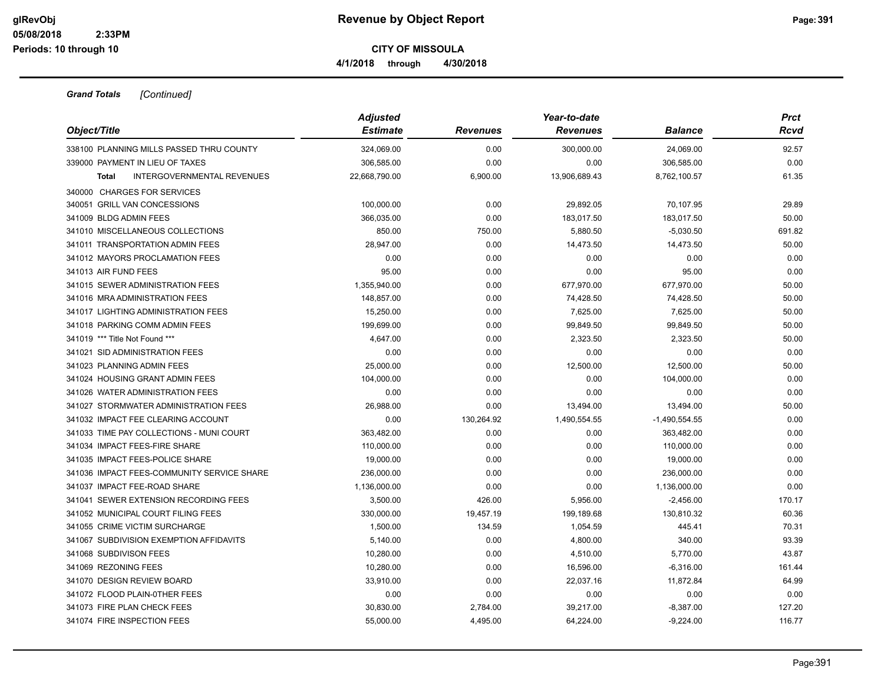**CITY OF MISSOULA**

**4/1/2018 through 4/30/2018**

***Grand Totals*** *[Continued]*

| *Object/Title* | *Adjusted Estimate* | *Revenues* | *Year-to-date Revenues* | *Balance* | *Prct Rcvd* |
|---|---|---|---|---|---|
| 338100 PLANNING MILLS PASSED THRU COUNTY | 324,069.00 | 0.00 | 300,000.00 | 24,069.00 | 92.57 |
| 339000 PAYMENT IN LIEU OF TAXES | 306,585.00 | 0.00 | 0.00 | 306,585.00 | 0.00 |
| **Total** INTERGOVERNMENTAL REVENUES | 22,668,790.00 | 6,900.00 | 13,906,689.43 | 8,762,100.57 | 61.35 |
| 340000 CHARGES FOR SERVICES | | | | | |
| 340051 GRILL VAN CONCESSIONS | 100,000.00 | 0.00 | 29,892.05 | 70,107.95 | 29.89 |
| 341009 BLDG ADMIN FEES | 366,035.00 | 0.00 | 183,017.50 | 183,017.50 | 50.00 |
| 341010 MISCELLANEOUS COLLECTIONS | 850.00 | 750.00 | 5,880.50 | -5,030.50 | 691.82 |
| 341011 TRANSPORTATION ADMIN FEES | 28,947.00 | 0.00 | 14,473.50 | 14,473.50 | 50.00 |
| 341012 MAYORS PROCLAMATION FEES | 0.00 | 0.00 | 0.00 | 0.00 | 0.00 |
| 341013 AIR FUND FEES | 95.00 | 0.00 | 0.00 | 95.00 | 0.00 |
| 341015 SEWER ADMINISTRATION FEES | 1,355,940.00 | 0.00 | 677,970.00 | 677,970.00 | 50.00 |
| 341016 MRA ADMINISTRATION FEES | 148,857.00 | 0.00 | 74,428.50 | 74,428.50 | 50.00 |
| 341017 LIGHTING ADMINISTRATION FEES | 15,250.00 | 0.00 | 7,625.00 | 7,625.00 | 50.00 |
| 341018 PARKING COMM ADMIN FEES | 199,699.00 | 0.00 | 99,849.50 | 99,849.50 | 50.00 |
| 341019 *** Title Not Found *** | 4,647.00 | 0.00 | 2,323.50 | 2,323.50 | 50.00 |
| 341021 SID ADMINISTRATION FEES | 0.00 | 0.00 | 0.00 | 0.00 | 0.00 |
| 341023 PLANNING ADMIN FEES | 25,000.00 | 0.00 | 12,500.00 | 12,500.00 | 50.00 |
| 341024 HOUSING GRANT ADMIN FEES | 104,000.00 | 0.00 | 0.00 | 104,000.00 | 0.00 |
| 341026 WATER ADMINISTRATION FEES | 0.00 | 0.00 | 0.00 | 0.00 | 0.00 |
| 341027 STORMWATER ADMINISTRATION FEES | 26,988.00 | 0.00 | 13,494.00 | 13,494.00 | 50.00 |
| 341032 IMPACT FEE CLEARING ACCOUNT | 0.00 | 130,264.92 | 1,490,554.55 | -1,490,554.55 | 0.00 |
| 341033 TIME PAY COLLECTIONS - MUNI COURT | 363,482.00 | 0.00 | 0.00 | 363,482.00 | 0.00 |
| 341034 IMPACT FEES-FIRE SHARE | 110,000.00 | 0.00 | 0.00 | 110,000.00 | 0.00 |
| 341035 IMPACT FEES-POLICE SHARE | 19,000.00 | 0.00 | 0.00 | 19,000.00 | 0.00 |
| 341036 IMPACT FEES-COMMUNITY SERVICE SHARE | 236,000.00 | 0.00 | 0.00 | 236,000.00 | 0.00 |
| 341037 IMPACT FEE-ROAD SHARE | 1,136,000.00 | 0.00 | 0.00 | 1,136,000.00 | 0.00 |
| 341041 SEWER EXTENSION RECORDING FEES | 3,500.00 | 426.00 | 5,956.00 | -2,456.00 | 170.17 |
| 341052 MUNICIPAL COURT FILING FEES | 330,000.00 | 19,457.19 | 199,189.68 | 130,810.32 | 60.36 |
| 341055 CRIME VICTIM SURCHARGE | 1,500.00 | 134.59 | 1,054.59 | 445.41 | 70.31 |
| 341067 SUBDIVISION EXEMPTION AFFIDAVITS | 5,140.00 | 0.00 | 4,800.00 | 340.00 | 93.39 |
| 341068 SUBDIVISON FEES | 10,280.00 | 0.00 | 4,510.00 | 5,770.00 | 43.87 |
| 341069 REZONING FEES | 10,280.00 | 0.00 | 16,596.00 | -6,316.00 | 161.44 |
| 341070 DESIGN REVIEW BOARD | 33,910.00 | 0.00 | 22,037.16 | 11,872.84 | 64.99 |
| 341072 FLOOD PLAIN-0THER FEES | 0.00 | 0.00 | 0.00 | 0.00 | 0.00 |
| 341073 FIRE PLAN CHECK FEES | 30,830.00 | 2,784.00 | 39,217.00 | -8,387.00 | 127.20 |
| 341074 FIRE INSPECTION FEES | 55,000.00 | 4,495.00 | 64,224.00 | -9,224.00 | 116.77 |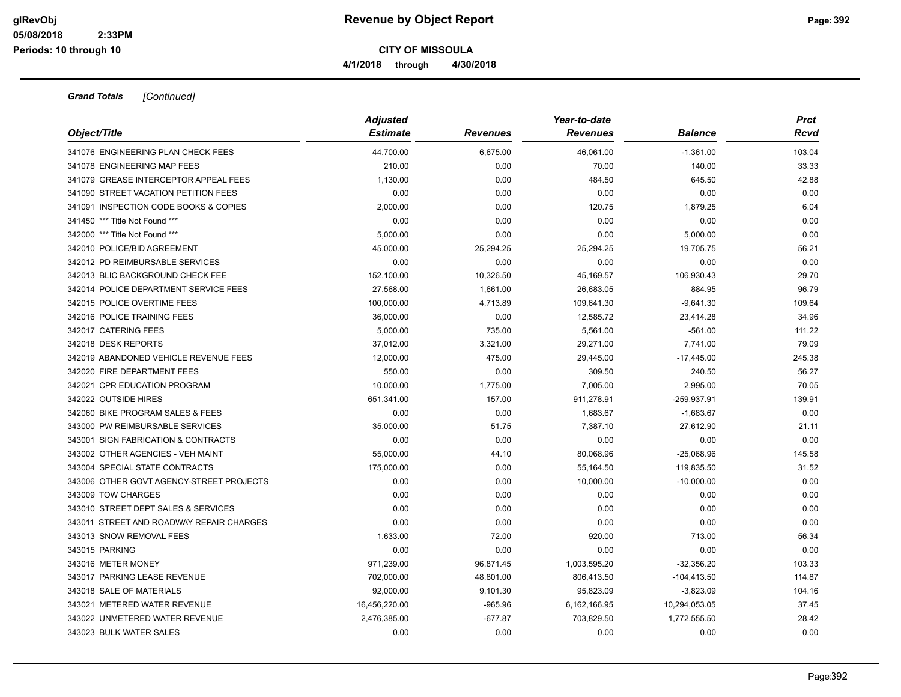*Grand Totals* *[Continued]*

| Object/Title | Adjusted Estimate | Revenues | Year-to-date Revenues | Balance | Prct Rcvd |
|---|---|---|---|---|---|
| 341076 ENGINEERING PLAN CHECK FEES | 44,700.00 | 6,675.00 | 46,061.00 | -1,361.00 | 103.04 |
| 341078 ENGINEERING MAP FEES | 210.00 | 0.00 | 70.00 | 140.00 | 33.33 |
| 341079 GREASE INTERCEPTOR APPEAL FEES | 1,130.00 | 0.00 | 484.50 | 645.50 | 42.88 |
| 341090 STREET VACATION PETITION FEES | 0.00 | 0.00 | 0.00 | 0.00 | 0.00 |
| 341091 INSPECTION CODE BOOKS & COPIES | 2,000.00 | 0.00 | 120.75 | 1,879.25 | 6.04 |
| 341450 *** Title Not Found *** | 0.00 | 0.00 | 0.00 | 0.00 | 0.00 |
| 342000 *** Title Not Found *** | 5,000.00 | 0.00 | 0.00 | 5,000.00 | 0.00 |
| 342010 POLICE/BID AGREEMENT | 45,000.00 | 25,294.25 | 25,294.25 | 19,705.75 | 56.21 |
| 342012 PD REIMBURSABLE SERVICES | 0.00 | 0.00 | 0.00 | 0.00 | 0.00 |
| 342013 BLIC BACKGROUND CHECK FEE | 152,100.00 | 10,326.50 | 45,169.57 | 106,930.43 | 29.70 |
| 342014 POLICE DEPARTMENT SERVICE FEES | 27,568.00 | 1,661.00 | 26,683.05 | 884.95 | 96.79 |
| 342015 POLICE OVERTIME FEES | 100,000.00 | 4,713.89 | 109,641.30 | -9,641.30 | 109.64 |
| 342016 POLICE TRAINING FEES | 36,000.00 | 0.00 | 12,585.72 | 23,414.28 | 34.96 |
| 342017 CATERING FEES | 5,000.00 | 735.00 | 5,561.00 | -561.00 | 111.22 |
| 342018 DESK REPORTS | 37,012.00 | 3,321.00 | 29,271.00 | 7,741.00 | 79.09 |
| 342019 ABANDONED VEHICLE REVENUE FEES | 12,000.00 | 475.00 | 29,445.00 | -17,445.00 | 245.38 |
| 342020 FIRE DEPARTMENT FEES | 550.00 | 0.00 | 309.50 | 240.50 | 56.27 |
| 342021 CPR EDUCATION PROGRAM | 10,000.00 | 1,775.00 | 7,005.00 | 2,995.00 | 70.05 |
| 342022 OUTSIDE HIRES | 651,341.00 | 157.00 | 911,278.91 | -259,937.91 | 139.91 |
| 342060 BIKE PROGRAM SALES & FEES | 0.00 | 0.00 | 1,683.67 | -1,683.67 | 0.00 |
| 343000 PW REIMBURSABLE SERVICES | 35,000.00 | 51.75 | 7,387.10 | 27,612.90 | 21.11 |
| 343001 SIGN FABRICATION & CONTRACTS | 0.00 | 0.00 | 0.00 | 0.00 | 0.00 |
| 343002 OTHER AGENCIES - VEH MAINT | 55,000.00 | 44.10 | 80,068.96 | -25,068.96 | 145.58 |
| 343004 SPECIAL STATE CONTRACTS | 175,000.00 | 0.00 | 55,164.50 | 119,835.50 | 31.52 |
| 343006 OTHER GOVT AGENCY-STREET PROJECTS | 0.00 | 0.00 | 10,000.00 | -10,000.00 | 0.00 |
| 343009 TOW CHARGES | 0.00 | 0.00 | 0.00 | 0.00 | 0.00 |
| 343010 STREET DEPT SALES & SERVICES | 0.00 | 0.00 | 0.00 | 0.00 | 0.00 |
| 343011 STREET AND ROADWAY REPAIR CHARGES | 0.00 | 0.00 | 0.00 | 0.00 | 0.00 |
| 343013 SNOW REMOVAL FEES | 1,633.00 | 72.00 | 920.00 | 713.00 | 56.34 |
| 343015 PARKING | 0.00 | 0.00 | 0.00 | 0.00 | 0.00 |
| 343016 METER MONEY | 971,239.00 | 96,871.45 | 1,003,595.20 | -32,356.20 | 103.33 |
| 343017 PARKING LEASE REVENUE | 702,000.00 | 48,801.00 | 806,413.50 | -104,413.50 | 114.87 |
| 343018 SALE OF MATERIALS | 92,000.00 | 9,101.30 | 95,823.09 | -3,823.09 | 104.16 |
| 343021 METERED WATER REVENUE | 16,456,220.00 | -965.96 | 6,162,166.95 | 10,294,053.05 | 37.45 |
| 343022 UNMETERED WATER REVENUE | 2,476,385.00 | -677.87 | 703,829.50 | 1,772,555.50 | 28.42 |
| 343023 BULK WATER SALES | 0.00 | 0.00 | 0.00 | 0.00 | 0.00 |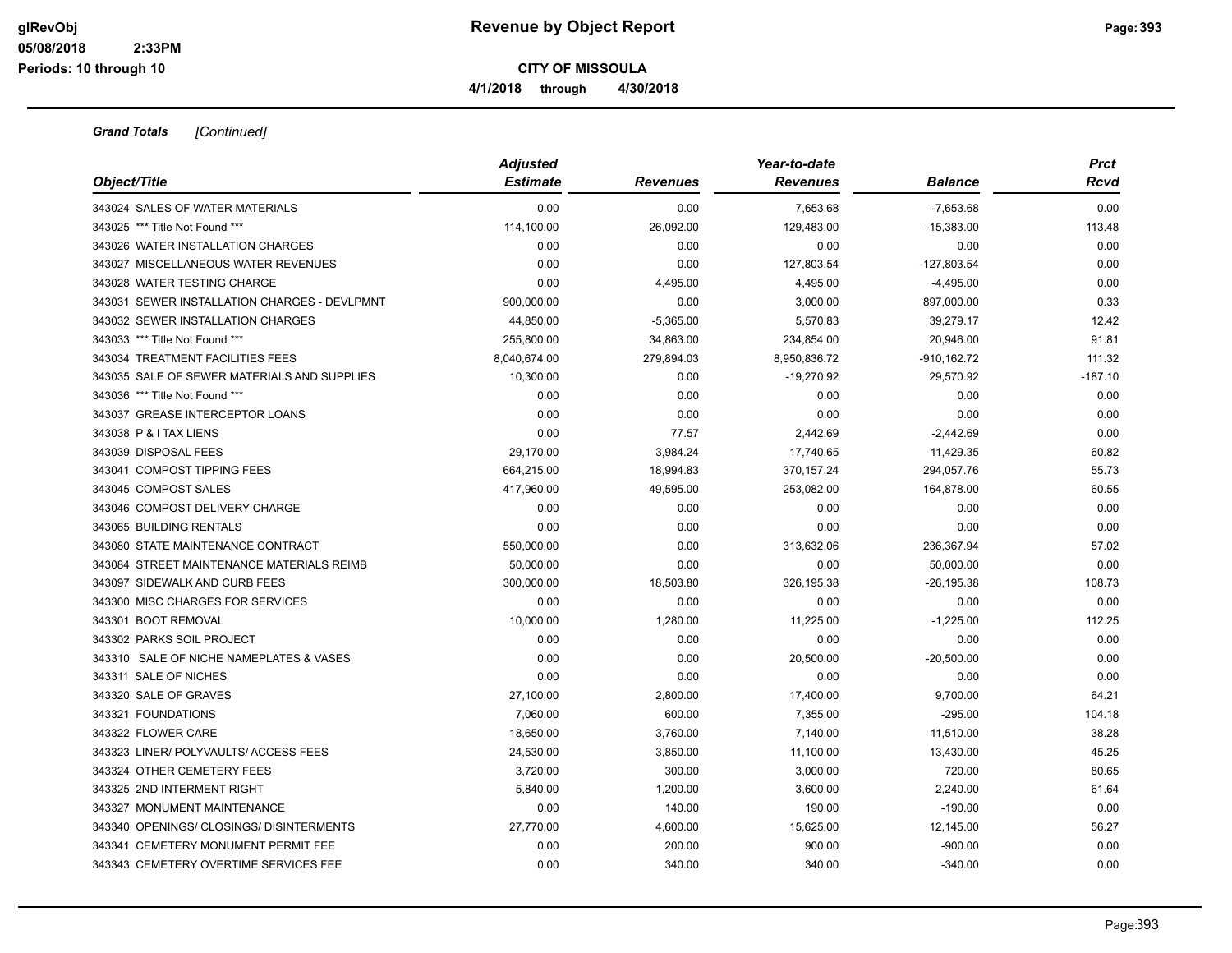**Grand Totals** *[Continued]*

| Object/Title | Adjusted Estimate | Revenues | Year-to-date Revenues | Balance | Prct Rcvd |
|---|---|---|---|---|---|
| 343024 SALES OF WATER MATERIALS | 0.00 | 0.00 | 7,653.68 | -7,653.68 | 0.00 |
| 343025 *** Title Not Found *** | 114,100.00 | 26,092.00 | 129,483.00 | -15,383.00 | 113.48 |
| 343026 WATER INSTALLATION CHARGES | 0.00 | 0.00 | 0.00 | 0.00 | 0.00 |
| 343027 MISCELLANEOUS WATER REVENUES | 0.00 | 0.00 | 127,803.54 | -127,803.54 | 0.00 |
| 343028 WATER TESTING CHARGE | 0.00 | 4,495.00 | 4,495.00 | -4,495.00 | 0.00 |
| 343031 SEWER INSTALLATION CHARGES - DEVLPMNT | 900,000.00 | 0.00 | 3,000.00 | 897,000.00 | 0.33 |
| 343032 SEWER INSTALLATION CHARGES | 44,850.00 | -5,365.00 | 5,570.83 | 39,279.17 | 12.42 |
| 343033 *** Title Not Found *** | 255,800.00 | 34,863.00 | 234,854.00 | 20,946.00 | 91.81 |
| 343034 TREATMENT FACILITIES FEES | 8,040,674.00 | 279,894.03 | 8,950,836.72 | -910,162.72 | 111.32 |
| 343035 SALE OF SEWER MATERIALS AND SUPPLIES | 10,300.00 | 0.00 | -19,270.92 | 29,570.92 | -187.10 |
| 343036 *** Title Not Found *** | 0.00 | 0.00 | 0.00 | 0.00 | 0.00 |
| 343037 GREASE INTERCEPTOR LOANS | 0.00 | 0.00 | 0.00 | 0.00 | 0.00 |
| 343038 P & I TAX LIENS | 0.00 | 77.57 | 2,442.69 | -2,442.69 | 0.00 |
| 343039 DISPOSAL FEES | 29,170.00 | 3,984.24 | 17,740.65 | 11,429.35 | 60.82 |
| 343041 COMPOST TIPPING FEES | 664,215.00 | 18,994.83 | 370,157.24 | 294,057.76 | 55.73 |
| 343045 COMPOST SALES | 417,960.00 | 49,595.00 | 253,082.00 | 164,878.00 | 60.55 |
| 343046 COMPOST DELIVERY CHARGE | 0.00 | 0.00 | 0.00 | 0.00 | 0.00 |
| 343065 BUILDING RENTALS | 0.00 | 0.00 | 0.00 | 0.00 | 0.00 |
| 343080 STATE MAINTENANCE CONTRACT | 550,000.00 | 0.00 | 313,632.06 | 236,367.94 | 57.02 |
| 343084 STREET MAINTENANCE MATERIALS REIMB | 50,000.00 | 0.00 | 0.00 | 50,000.00 | 0.00 |
| 343097 SIDEWALK AND CURB FEES | 300,000.00 | 18,503.80 | 326,195.38 | -26,195.38 | 108.73 |
| 343300 MISC CHARGES FOR SERVICES | 0.00 | 0.00 | 0.00 | 0.00 | 0.00 |
| 343301 BOOT REMOVAL | 10,000.00 | 1,280.00 | 11,225.00 | -1,225.00 | 112.25 |
| 343302 PARKS SOIL PROJECT | 0.00 | 0.00 | 0.00 | 0.00 | 0.00 |
| 343310 SALE OF NICHE NAMEPLATES & VASES | 0.00 | 0.00 | 20,500.00 | -20,500.00 | 0.00 |
| 343311 SALE OF NICHES | 0.00 | 0.00 | 0.00 | 0.00 | 0.00 |
| 343320 SALE OF GRAVES | 27,100.00 | 2,800.00 | 17,400.00 | 9,700.00 | 64.21 |
| 343321 FOUNDATIONS | 7,060.00 | 600.00 | 7,355.00 | -295.00 | 104.18 |
| 343322 FLOWER CARE | 18,650.00 | 3,760.00 | 7,140.00 | 11,510.00 | 38.28 |
| 343323 LINER/ POLYVAULTS/ ACCESS FEES | 24,530.00 | 3,850.00 | 11,100.00 | 13,430.00 | 45.25 |
| 343324 OTHER CEMETERY FEES | 3,720.00 | 300.00 | 3,000.00 | 720.00 | 80.65 |
| 343325 2ND INTERMENT RIGHT | 5,840.00 | 1,200.00 | 3,600.00 | 2,240.00 | 61.64 |
| 343327 MONUMENT MAINTENANCE | 0.00 | 140.00 | 190.00 | -190.00 | 0.00 |
| 343340 OPENINGS/ CLOSINGS/ DISINTERMENTS | 27,770.00 | 4,600.00 | 15,625.00 | 12,145.00 | 56.27 |
| 343341 CEMETERY MONUMENT PERMIT FEE | 0.00 | 200.00 | 900.00 | -900.00 | 0.00 |
| 343343 CEMETERY OVERTIME SERVICES FEE | 0.00 | 340.00 | 340.00 | -340.00 | 0.00 |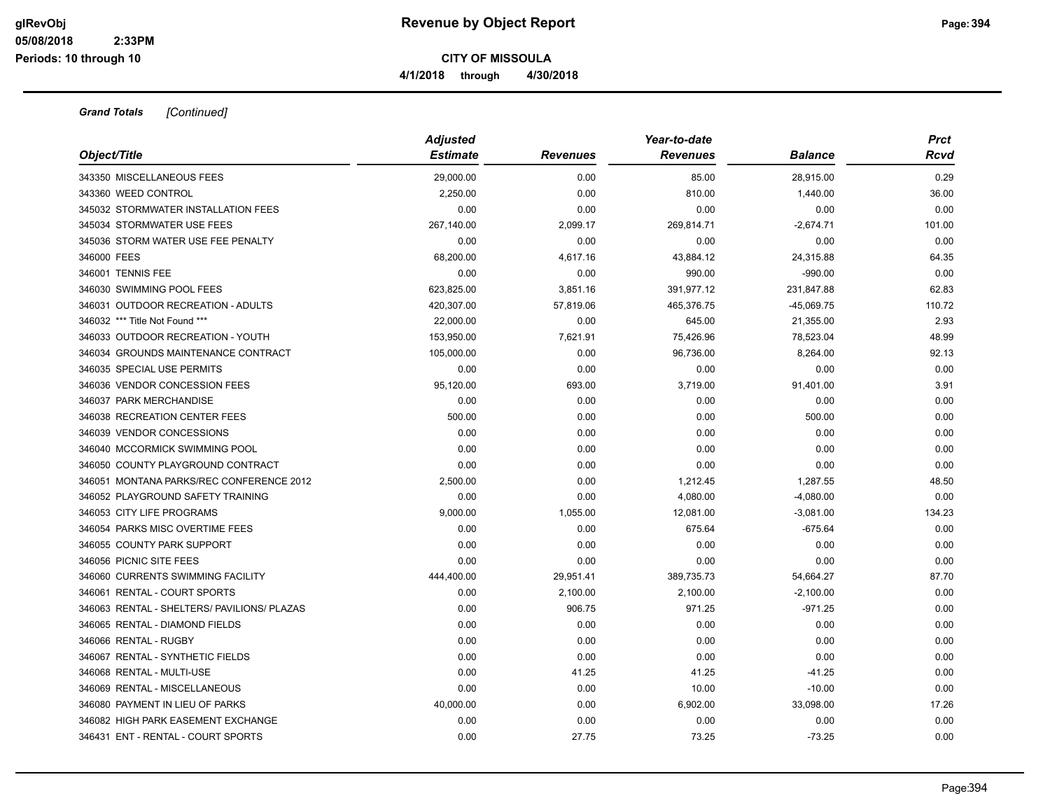# Revenue by Object Report

**CITY OF MISSOULA**

**4/1/2018 through 4/30/2018**

glRevObj
05/08/2018 2:33PM
Periods: 10 through 10

***Grand Totals*** *[Continued]*

| Object/Title | Adjusted Estimate | Revenues | Year-to-date Revenues | Balance | Prct Rcvd |
|---|---|---|---|---|---|
| 343350 MISCELLANEOUS FEES | 29,000.00 | 0.00 | 85.00 | 28,915.00 | 0.29 |
| 343360 WEED CONTROL | 2,250.00 | 0.00 | 810.00 | 1,440.00 | 36.00 |
| 345032 STORMWATER INSTALLATION FEES | 0.00 | 0.00 | 0.00 | 0.00 | 0.00 |
| 345034 STORMWATER USE FEES | 267,140.00 | 2,099.17 | 269,814.71 | -2,674.71 | 101.00 |
| 345036 STORM WATER USE FEE PENALTY | 0.00 | 0.00 | 0.00 | 0.00 | 0.00 |
| 346000 FEES | 68,200.00 | 4,617.16 | 43,884.12 | 24,315.88 | 64.35 |
| 346001 TENNIS FEE | 0.00 | 0.00 | 990.00 | -990.00 | 0.00 |
| 346030 SWIMMING POOL FEES | 623,825.00 | 3,851.16 | 391,977.12 | 231,847.88 | 62.83 |
| 346031 OUTDOOR RECREATION - ADULTS | 420,307.00 | 57,819.06 | 465,376.75 | -45,069.75 | 110.72 |
| 346032 *** Title Not Found *** | 22,000.00 | 0.00 | 645.00 | 21,355.00 | 2.93 |
| 346033 OUTDOOR RECREATION - YOUTH | 153,950.00 | 7,621.91 | 75,426.96 | 78,523.04 | 48.99 |
| 346034 GROUNDS MAINTENANCE CONTRACT | 105,000.00 | 0.00 | 96,736.00 | 8,264.00 | 92.13 |
| 346035 SPECIAL USE PERMITS | 0.00 | 0.00 | 0.00 | 0.00 | 0.00 |
| 346036 VENDOR CONCESSION FEES | 95,120.00 | 693.00 | 3,719.00 | 91,401.00 | 3.91 |
| 346037 PARK MERCHANDISE | 0.00 | 0.00 | 0.00 | 0.00 | 0.00 |
| 346038 RECREATION CENTER FEES | 500.00 | 0.00 | 0.00 | 500.00 | 0.00 |
| 346039 VENDOR CONCESSIONS | 0.00 | 0.00 | 0.00 | 0.00 | 0.00 |
| 346040 MCCORMICK SWIMMING POOL | 0.00 | 0.00 | 0.00 | 0.00 | 0.00 |
| 346050 COUNTY PLAYGROUND CONTRACT | 0.00 | 0.00 | 0.00 | 0.00 | 0.00 |
| 346051 MONTANA PARKS/REC CONFERENCE 2012 | 2,500.00 | 0.00 | 1,212.45 | 1,287.55 | 48.50 |
| 346052 PLAYGROUND SAFETY TRAINING | 0.00 | 0.00 | 4,080.00 | -4,080.00 | 0.00 |
| 346053 CITY LIFE PROGRAMS | 9,000.00 | 1,055.00 | 12,081.00 | -3,081.00 | 134.23 |
| 346054 PARKS MISC OVERTIME FEES | 0.00 | 0.00 | 675.64 | -675.64 | 0.00 |
| 346055 COUNTY PARK SUPPORT | 0.00 | 0.00 | 0.00 | 0.00 | 0.00 |
| 346056 PICNIC SITE FEES | 0.00 | 0.00 | 0.00 | 0.00 | 0.00 |
| 346060 CURRENTS SWIMMING FACILITY | 444,400.00 | 29,951.41 | 389,735.73 | 54,664.27 | 87.70 |
| 346061 RENTAL - COURT SPORTS | 0.00 | 2,100.00 | 2,100.00 | -2,100.00 | 0.00 |
| 346063 RENTAL - SHELTERS/ PAVILIONS/ PLAZAS | 0.00 | 906.75 | 971.25 | -971.25 | 0.00 |
| 346065 RENTAL - DIAMOND FIELDS | 0.00 | 0.00 | 0.00 | 0.00 | 0.00 |
| 346066 RENTAL - RUGBY | 0.00 | 0.00 | 0.00 | 0.00 | 0.00 |
| 346067 RENTAL - SYNTHETIC FIELDS | 0.00 | 0.00 | 0.00 | 0.00 | 0.00 |
| 346068 RENTAL - MULTI-USE | 0.00 | 41.25 | 41.25 | -41.25 | 0.00 |
| 346069 RENTAL - MISCELLANEOUS | 0.00 | 0.00 | 10.00 | -10.00 | 0.00 |
| 346080 PAYMENT IN LIEU OF PARKS | 40,000.00 | 0.00 | 6,902.00 | 33,098.00 | 17.26 |
| 346082 HIGH PARK EASEMENT EXCHANGE | 0.00 | 0.00 | 0.00 | 0.00 | 0.00 |
| 346431 ENT - RENTAL - COURT SPORTS | 0.00 | 27.75 | 73.25 | -73.25 | 0.00 |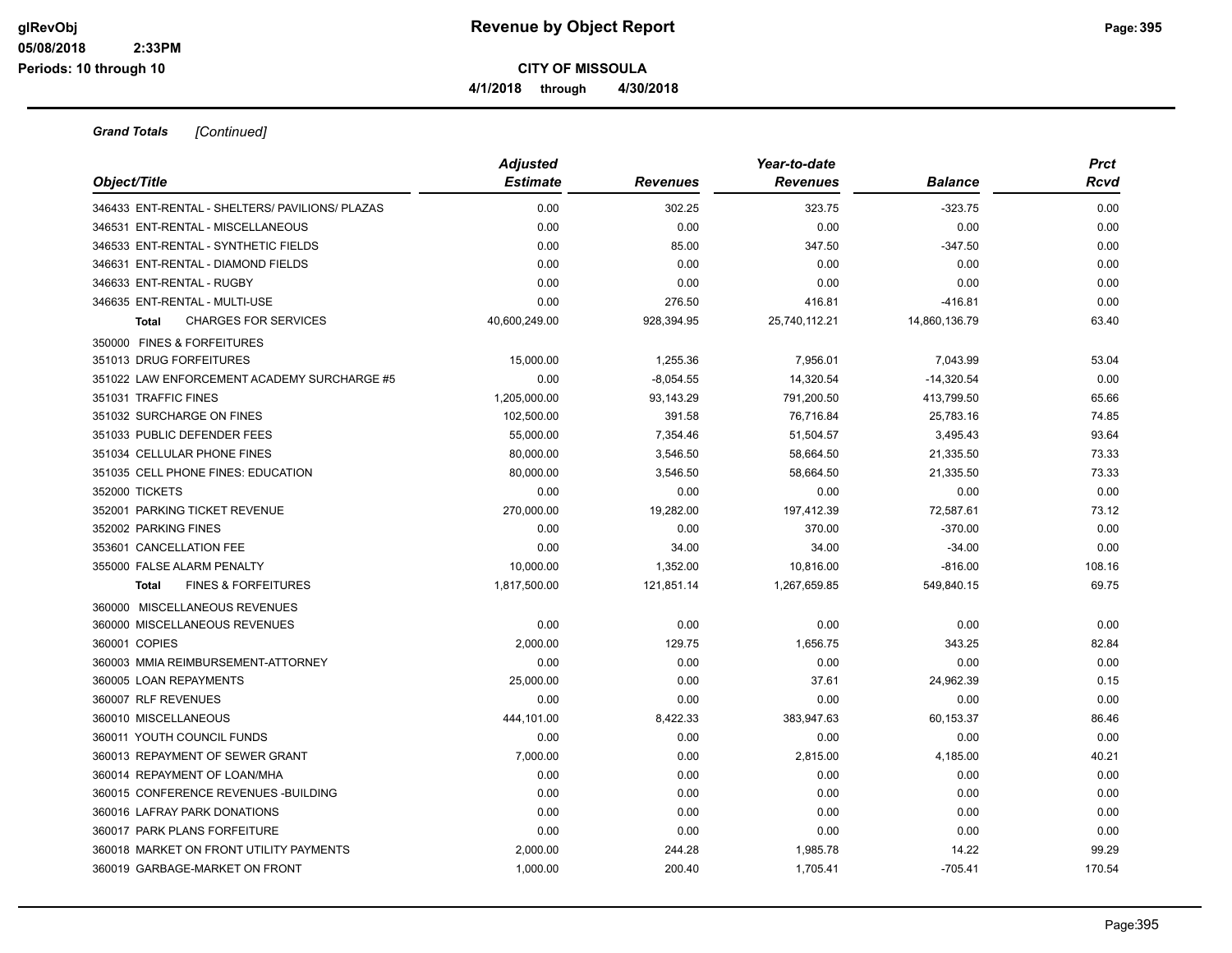**Revenue by Object Report**

**CITY OF MISSOULA**

**4/1/2018 through 4/30/2018**

glRevObj
05/08/2018 2:33PM
Periods: 10 through 10

***Grand Totals*** *[Continued]*

| Object/Title | Adjusted Estimate | Revenues | Year-to-date Revenues | Balance | Prct Rcvd |
|---|---|---|---|---|---|
| 346433 ENT-RENTAL - SHELTERS/ PAVILIONS/ PLAZAS | 0.00 | 302.25 | 323.75 | -323.75 | 0.00 |
| 346531 ENT-RENTAL - MISCELLANEOUS | 0.00 | 0.00 | 0.00 | 0.00 | 0.00 |
| 346533 ENT-RENTAL - SYNTHETIC FIELDS | 0.00 | 85.00 | 347.50 | -347.50 | 0.00 |
| 346631 ENT-RENTAL - DIAMOND FIELDS | 0.00 | 0.00 | 0.00 | 0.00 | 0.00 |
| 346633 ENT-RENTAL - RUGBY | 0.00 | 0.00 | 0.00 | 0.00 | 0.00 |
| 346635 ENT-RENTAL - MULTI-USE | 0.00 | 276.50 | 416.81 | -416.81 | 0.00 |
| **Total** CHARGES FOR SERVICES | 40,600,249.00 | 928,394.95 | 25,740,112.21 | 14,860,136.79 | 63.40 |
| 350000 FINES & FORFEITURES | | | | | |
| 351013 DRUG FORFEITURES | 15,000.00 | 1,255.36 | 7,956.01 | 7,043.99 | 53.04 |
| 351022 LAW ENFORCEMENT ACADEMY SURCHARGE #5 | 0.00 | -8,054.55 | 14,320.54 | -14,320.54 | 0.00 |
| 351031 TRAFFIC FINES | 1,205,000.00 | 93,143.29 | 791,200.50 | 413,799.50 | 65.66 |
| 351032 SURCHARGE ON FINES | 102,500.00 | 391.58 | 76,716.84 | 25,783.16 | 74.85 |
| 351033 PUBLIC DEFENDER FEES | 55,000.00 | 7,354.46 | 51,504.57 | 3,495.43 | 93.64 |
| 351034 CELLULAR PHONE FINES | 80,000.00 | 3,546.50 | 58,664.50 | 21,335.50 | 73.33 |
| 351035 CELL PHONE FINES: EDUCATION | 80,000.00 | 3,546.50 | 58,664.50 | 21,335.50 | 73.33 |
| 352000 TICKETS | 0.00 | 0.00 | 0.00 | 0.00 | 0.00 |
| 352001 PARKING TICKET REVENUE | 270,000.00 | 19,282.00 | 197,412.39 | 72,587.61 | 73.12 |
| 352002 PARKING FINES | 0.00 | 0.00 | 370.00 | -370.00 | 0.00 |
| 353601 CANCELLATION FEE | 0.00 | 34.00 | 34.00 | -34.00 | 0.00 |
| 355000 FALSE ALARM PENALTY | 10,000.00 | 1,352.00 | 10,816.00 | -816.00 | 108.16 |
| **Total** FINES & FORFEITURES | 1,817,500.00 | 121,851.14 | 1,267,659.85 | 549,840.15 | 69.75 |
| 360000 MISCELLANEOUS REVENUES | | | | | |
| 360000 MISCELLANEOUS REVENUES | 0.00 | 0.00 | 0.00 | 0.00 | 0.00 |
| 360001 COPIES | 2,000.00 | 129.75 | 1,656.75 | 343.25 | 82.84 |
| 360003 MMIA REIMBURSEMENT-ATTORNEY | 0.00 | 0.00 | 0.00 | 0.00 | 0.00 |
| 360005 LOAN REPAYMENTS | 25,000.00 | 0.00 | 37.61 | 24,962.39 | 0.15 |
| 360007 RLF REVENUES | 0.00 | 0.00 | 0.00 | 0.00 | 0.00 |
| 360010 MISCELLANEOUS | 444,101.00 | 8,422.33 | 383,947.63 | 60,153.37 | 86.46 |
| 360011 YOUTH COUNCIL FUNDS | 0.00 | 0.00 | 0.00 | 0.00 | 0.00 |
| 360013 REPAYMENT OF SEWER GRANT | 7,000.00 | 0.00 | 2,815.00 | 4,185.00 | 40.21 |
| 360014 REPAYMENT OF LOAN/MHA | 0.00 | 0.00 | 0.00 | 0.00 | 0.00 |
| 360015 CONFERENCE REVENUES -BUILDING | 0.00 | 0.00 | 0.00 | 0.00 | 0.00 |
| 360016 LAFRAY PARK DONATIONS | 0.00 | 0.00 | 0.00 | 0.00 | 0.00 |
| 360017 PARK PLANS FORFEITURE | 0.00 | 0.00 | 0.00 | 0.00 | 0.00 |
| 360018 MARKET ON FRONT UTILITY PAYMENTS | 2,000.00 | 244.28 | 1,985.78 | 14.22 | 99.29 |
| 360019 GARBAGE-MARKET ON FRONT | 1,000.00 | 200.40 | 1,705.41 | -705.41 | 170.54 |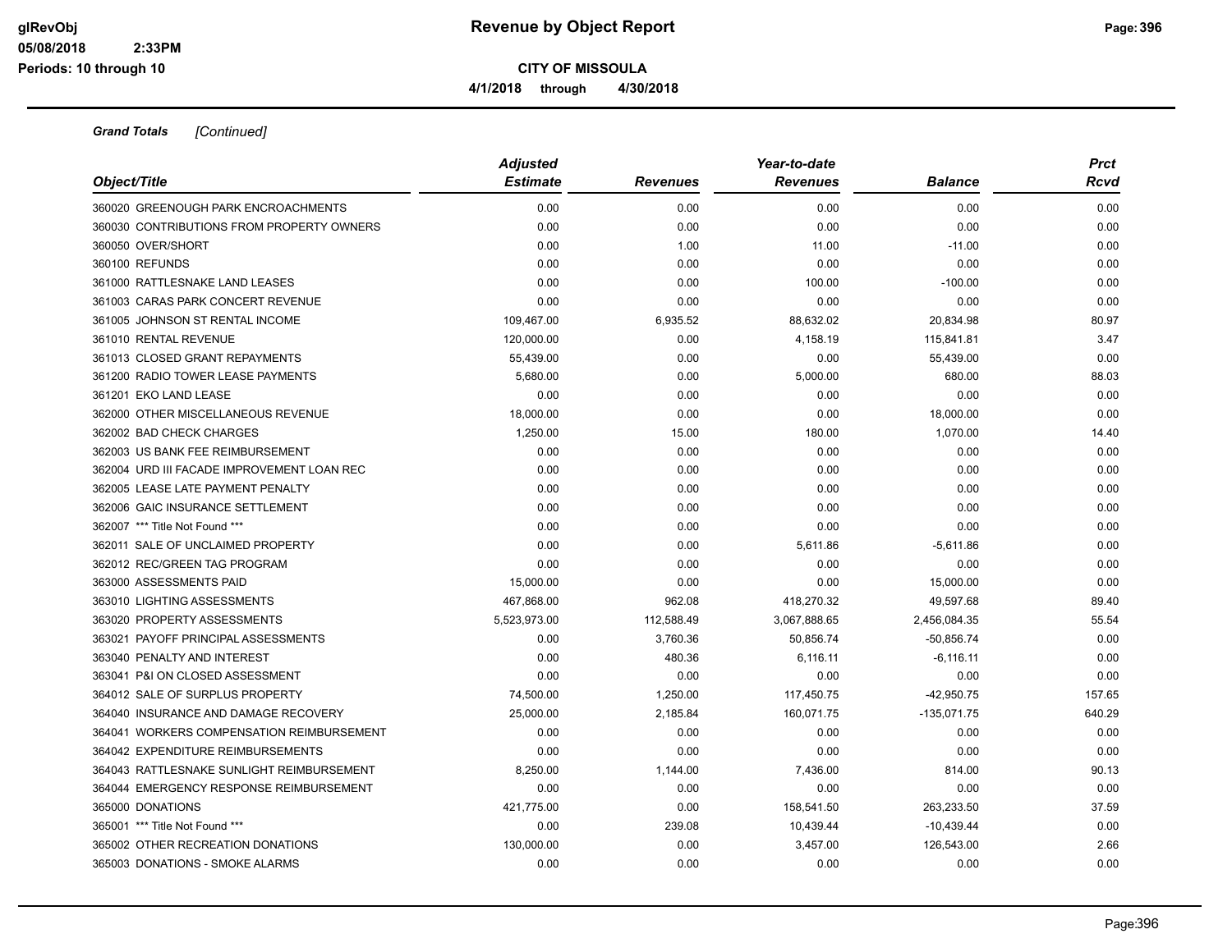**Grand Totals** *[Continued]*

| Object/Title | *Adjusted Estimate* | *Revenues* | *Year-to-date Revenues* | *Balance* | *Prct Rcvd* |
|---|---|---|---|---|---|
| 360020 GREENOUGH PARK ENCROACHMENTS | 0.00 | 0.00 | 0.00 | 0.00 | 0.00 |
| 360030 CONTRIBUTIONS FROM PROPERTY OWNERS | 0.00 | 0.00 | 0.00 | 0.00 | 0.00 |
| 360050 OVER/SHORT | 0.00 | 1.00 | 11.00 | -11.00 | 0.00 |
| 360100 REFUNDS | 0.00 | 0.00 | 0.00 | 0.00 | 0.00 |
| 361000 RATTLESNAKE LAND LEASES | 0.00 | 0.00 | 100.00 | -100.00 | 0.00 |
| 361003 CARAS PARK CONCERT REVENUE | 0.00 | 0.00 | 0.00 | 0.00 | 0.00 |
| 361005 JOHNSON ST RENTAL INCOME | 109,467.00 | 6,935.52 | 88,632.02 | 20,834.98 | 80.97 |
| 361010 RENTAL REVENUE | 120,000.00 | 0.00 | 4,158.19 | 115,841.81 | 3.47 |
| 361013 CLOSED GRANT REPAYMENTS | 55,439.00 | 0.00 | 0.00 | 55,439.00 | 0.00 |
| 361200 RADIO TOWER LEASE PAYMENTS | 5,680.00 | 0.00 | 5,000.00 | 680.00 | 88.03 |
| 361201 EKO LAND LEASE | 0.00 | 0.00 | 0.00 | 0.00 | 0.00 |
| 362000 OTHER MISCELLANEOUS REVENUE | 18,000.00 | 0.00 | 0.00 | 18,000.00 | 0.00 |
| 362002 BAD CHECK CHARGES | 1,250.00 | 15.00 | 180.00 | 1,070.00 | 14.40 |
| 362003 US BANK FEE REIMBURSEMENT | 0.00 | 0.00 | 0.00 | 0.00 | 0.00 |
| 362004 URD III FACADE IMPROVEMENT LOAN REC | 0.00 | 0.00 | 0.00 | 0.00 | 0.00 |
| 362005 LEASE LATE PAYMENT PENALTY | 0.00 | 0.00 | 0.00 | 0.00 | 0.00 |
| 362006 GAIC INSURANCE SETTLEMENT | 0.00 | 0.00 | 0.00 | 0.00 | 0.00 |
| 362007 *** Title Not Found *** | 0.00 | 0.00 | 0.00 | 0.00 | 0.00 |
| 362011 SALE OF UNCLAIMED PROPERTY | 0.00 | 0.00 | 5,611.86 | -5,611.86 | 0.00 |
| 362012 REC/GREEN TAG PROGRAM | 0.00 | 0.00 | 0.00 | 0.00 | 0.00 |
| 363000 ASSESSMENTS PAID | 15,000.00 | 0.00 | 0.00 | 15,000.00 | 0.00 |
| 363010 LIGHTING ASSESSMENTS | 467,868.00 | 962.08 | 418,270.32 | 49,597.68 | 89.40 |
| 363020 PROPERTY ASSESSMENTS | 5,523,973.00 | 112,588.49 | 3,067,888.65 | 2,456,084.35 | 55.54 |
| 363021 PAYOFF PRINCIPAL ASSESSMENTS | 0.00 | 3,760.36 | 50,856.74 | -50,856.74 | 0.00 |
| 363040 PENALTY AND INTEREST | 0.00 | 480.36 | 6,116.11 | -6,116.11 | 0.00 |
| 363041 P&I ON CLOSED ASSESSMENT | 0.00 | 0.00 | 0.00 | 0.00 | 0.00 |
| 364012 SALE OF SURPLUS PROPERTY | 74,500.00 | 1,250.00 | 117,450.75 | -42,950.75 | 157.65 |
| 364040 INSURANCE AND DAMAGE RECOVERY | 25,000.00 | 2,185.84 | 160,071.75 | -135,071.75 | 640.29 |
| 364041 WORKERS COMPENSATION REIMBURSEMENT | 0.00 | 0.00 | 0.00 | 0.00 | 0.00 |
| 364042 EXPENDITURE REIMBURSEMENTS | 0.00 | 0.00 | 0.00 | 0.00 | 0.00 |
| 364043 RATTLESNAKE SUNLIGHT REIMBURSEMENT | 8,250.00 | 1,144.00 | 7,436.00 | 814.00 | 90.13 |
| 364044 EMERGENCY RESPONSE REIMBURSEMENT | 0.00 | 0.00 | 0.00 | 0.00 | 0.00 |
| 365000 DONATIONS | 421,775.00 | 0.00 | 158,541.50 | 263,233.50 | 37.59 |
| 365001 *** Title Not Found *** | 0.00 | 239.08 | 10,439.44 | -10,439.44 | 0.00 |
| 365002 OTHER RECREATION DONATIONS | 130,000.00 | 0.00 | 3,457.00 | 126,543.00 | 2.66 |
| 365003 DONATIONS - SMOKE ALARMS | 0.00 | 0.00 | 0.00 | 0.00 | 0.00 |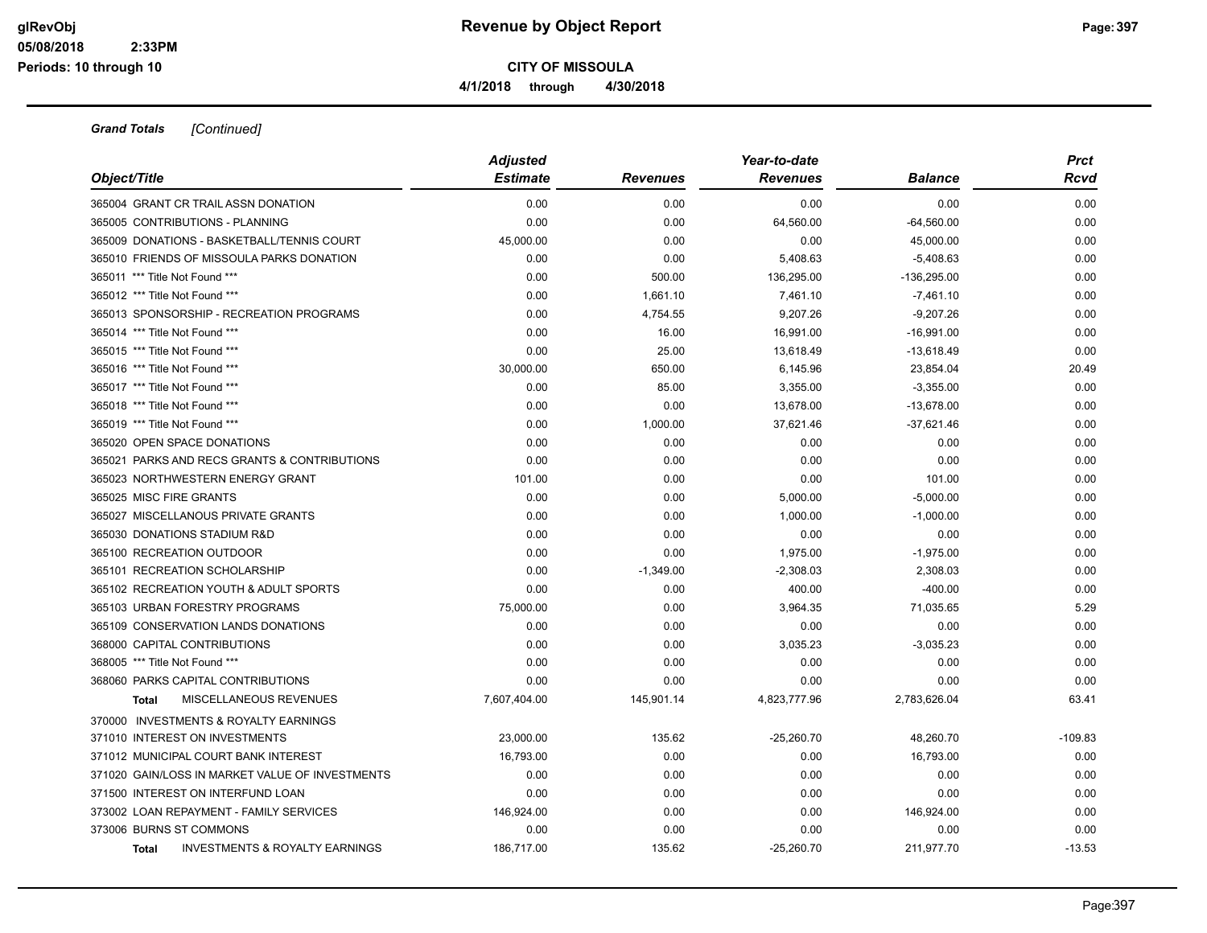**Revenue by Object Report**

**CITY OF MISSOULA**

**4/1/2018 through 4/30/2018**

glRevObj
05/08/2018 2:33PM
Periods: 10 through 10

***Grand Totals*** *[Continued]*

| Object/Title | Adjusted Estimate | Revenues | Year-to-date Revenues | Balance | Prct Rcvd |
|---|---|---|---|---|---|
| 365004 GRANT CR TRAIL ASSN DONATION | 0.00 | 0.00 | 0.00 | 0.00 | 0.00 |
| 365005 CONTRIBUTIONS - PLANNING | 0.00 | 0.00 | 64,560.00 | -64,560.00 | 0.00 |
| 365009 DONATIONS - BASKETBALL/TENNIS COURT | 45,000.00 | 0.00 | 0.00 | 45,000.00 | 0.00 |
| 365010 FRIENDS OF MISSOULA PARKS DONATION | 0.00 | 0.00 | 5,408.63 | -5,408.63 | 0.00 |
| 365011 *** Title Not Found *** | 0.00 | 500.00 | 136,295.00 | -136,295.00 | 0.00 |
| 365012 *** Title Not Found *** | 0.00 | 1,661.10 | 7,461.10 | -7,461.10 | 0.00 |
| 365013 SPONSORSHIP - RECREATION PROGRAMS | 0.00 | 4,754.55 | 9,207.26 | -9,207.26 | 0.00 |
| 365014 *** Title Not Found *** | 0.00 | 16.00 | 16,991.00 | -16,991.00 | 0.00 |
| 365015 *** Title Not Found *** | 0.00 | 25.00 | 13,618.49 | -13,618.49 | 0.00 |
| 365016 *** Title Not Found *** | 30,000.00 | 650.00 | 6,145.96 | 23,854.04 | 20.49 |
| 365017 *** Title Not Found *** | 0.00 | 85.00 | 3,355.00 | -3,355.00 | 0.00 |
| 365018 *** Title Not Found *** | 0.00 | 0.00 | 13,678.00 | -13,678.00 | 0.00 |
| 365019 *** Title Not Found *** | 0.00 | 1,000.00 | 37,621.46 | -37,621.46 | 0.00 |
| 365020 OPEN SPACE DONATIONS | 0.00 | 0.00 | 0.00 | 0.00 | 0.00 |
| 365021 PARKS AND RECS GRANTS & CONTRIBUTIONS | 0.00 | 0.00 | 0.00 | 0.00 | 0.00 |
| 365023 NORTHWESTERN ENERGY GRANT | 101.00 | 0.00 | 0.00 | 101.00 | 0.00 |
| 365025 MISC FIRE GRANTS | 0.00 | 0.00 | 5,000.00 | -5,000.00 | 0.00 |
| 365027 MISCELLANOUS PRIVATE GRANTS | 0.00 | 0.00 | 1,000.00 | -1,000.00 | 0.00 |
| 365030 DONATIONS STADIUM R&D | 0.00 | 0.00 | 0.00 | 0.00 | 0.00 |
| 365100 RECREATION OUTDOOR | 0.00 | 0.00 | 1,975.00 | -1,975.00 | 0.00 |
| 365101 RECREATION SCHOLARSHIP | 0.00 | -1,349.00 | -2,308.03 | 2,308.03 | 0.00 |
| 365102 RECREATION YOUTH & ADULT SPORTS | 0.00 | 0.00 | 400.00 | -400.00 | 0.00 |
| 365103 URBAN FORESTRY PROGRAMS | 75,000.00 | 0.00 | 3,964.35 | 71,035.65 | 5.29 |
| 365109 CONSERVATION LANDS DONATIONS | 0.00 | 0.00 | 0.00 | 0.00 | 0.00 |
| 368000 CAPITAL CONTRIBUTIONS | 0.00 | 0.00 | 3,035.23 | -3,035.23 | 0.00 |
| 368005 *** Title Not Found *** | 0.00 | 0.00 | 0.00 | 0.00 | 0.00 |
| 368060 PARKS CAPITAL CONTRIBUTIONS | 0.00 | 0.00 | 0.00 | 0.00 | 0.00 |
| **Total** MISCELLANEOUS REVENUES | 7,607,404.00 | 145,901.14 | 4,823,777.96 | 2,783,626.04 | 63.41 |
| 370000 INVESTMENTS & ROYALTY EARNINGS | | | | | |
| 371010 INTEREST ON INVESTMENTS | 23,000.00 | 135.62 | -25,260.70 | 48,260.70 | -109.83 |
| 371012 MUNICIPAL COURT BANK INTEREST | 16,793.00 | 0.00 | 0.00 | 16,793.00 | 0.00 |
| 371020 GAIN/LOSS IN MARKET VALUE OF INVESTMENTS | 0.00 | 0.00 | 0.00 | 0.00 | 0.00 |
| 371500 INTEREST ON INTERFUND LOAN | 0.00 | 0.00 | 0.00 | 0.00 | 0.00 |
| 373002 LOAN REPAYMENT - FAMILY SERVICES | 146,924.00 | 0.00 | 0.00 | 146,924.00 | 0.00 |
| 373006 BURNS ST COMMONS | 0.00 | 0.00 | 0.00 | 0.00 | 0.00 |
| **Total** INVESTMENTS & ROYALTY EARNINGS | 186,717.00 | 135.62 | -25,260.70 | 211,977.70 | -13.53 |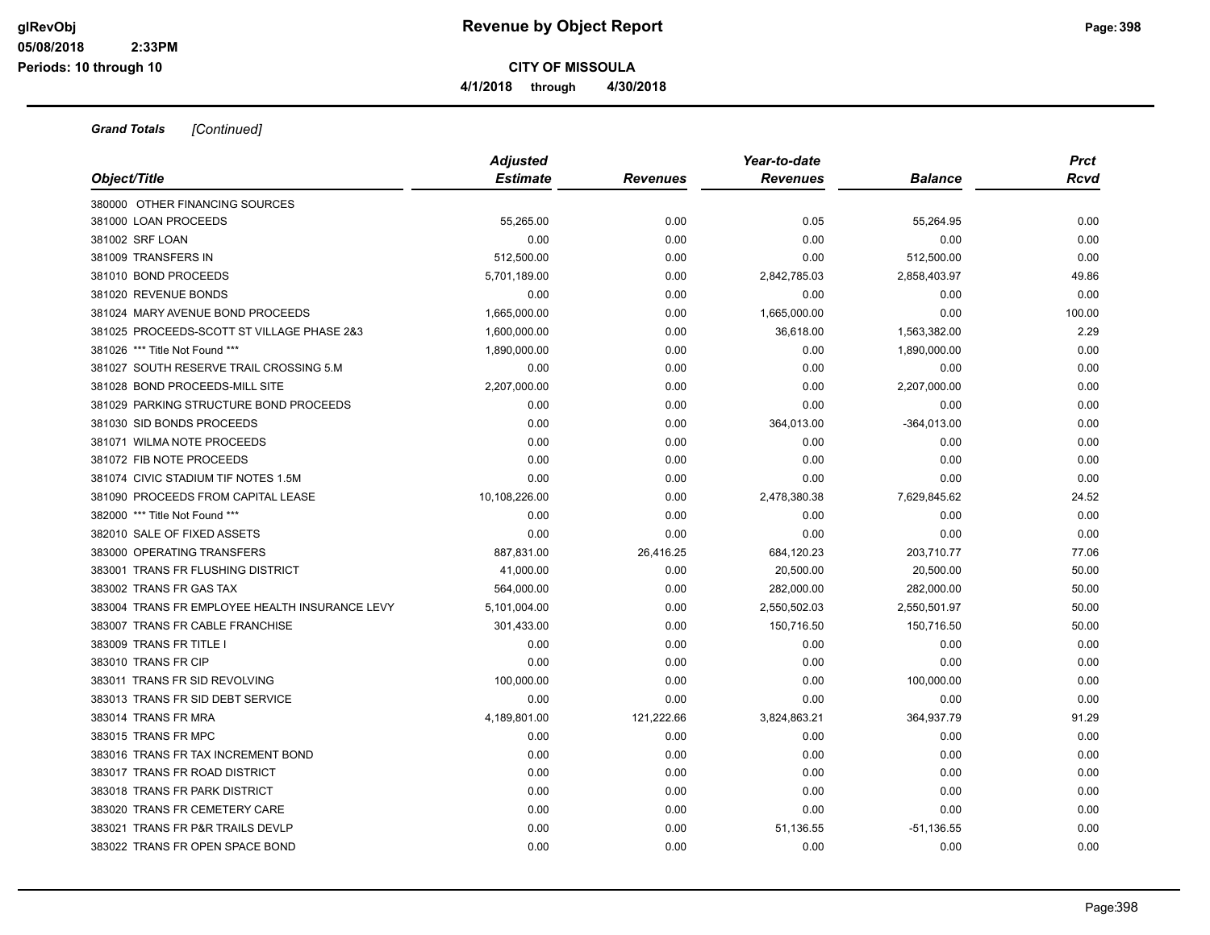**Grand Totals** *[Continued]*

| Object/Title | Adjusted Estimate | Revenues | Year-to-date Revenues | Balance | Prct Rcvd |
|---|---|---|---|---|---|
| 380000 OTHER FINANCING SOURCES | | | | | |
| 381000 LOAN PROCEEDS | 55,265.00 | 0.00 | 0.05 | 55,264.95 | 0.00 |
| 381002 SRF LOAN | 0.00 | 0.00 | 0.00 | 0.00 | 0.00 |
| 381009 TRANSFERS IN | 512,500.00 | 0.00 | 0.00 | 512,500.00 | 0.00 |
| 381010 BOND PROCEEDS | 5,701,189.00 | 0.00 | 2,842,785.03 | 2,858,403.97 | 49.86 |
| 381020 REVENUE BONDS | 0.00 | 0.00 | 0.00 | 0.00 | 0.00 |
| 381024 MARY AVENUE BOND PROCEEDS | 1,665,000.00 | 0.00 | 1,665,000.00 | 0.00 | 100.00 |
| 381025 PROCEEDS-SCOTT ST VILLAGE PHASE 2&3 | 1,600,000.00 | 0.00 | 36,618.00 | 1,563,382.00 | 2.29 |
| 381026 *** Title Not Found *** | 1,890,000.00 | 0.00 | 0.00 | 1,890,000.00 | 0.00 |
| 381027 SOUTH RESERVE TRAIL CROSSING 5.M | 0.00 | 0.00 | 0.00 | 0.00 | 0.00 |
| 381028 BOND PROCEEDS-MILL SITE | 2,207,000.00 | 0.00 | 0.00 | 2,207,000.00 | 0.00 |
| 381029 PARKING STRUCTURE BOND PROCEEDS | 0.00 | 0.00 | 0.00 | 0.00 | 0.00 |
| 381030 SID BONDS PROCEEDS | 0.00 | 0.00 | 364,013.00 | -364,013.00 | 0.00 |
| 381071 WILMA NOTE PROCEEDS | 0.00 | 0.00 | 0.00 | 0.00 | 0.00 |
| 381072 FIB NOTE PROCEEDS | 0.00 | 0.00 | 0.00 | 0.00 | 0.00 |
| 381074 CIVIC STADIUM TIF NOTES 1.5M | 0.00 | 0.00 | 0.00 | 0.00 | 0.00 |
| 381090 PROCEEDS FROM CAPITAL LEASE | 10,108,226.00 | 0.00 | 2,478,380.38 | 7,629,845.62 | 24.52 |
| 382000 *** Title Not Found *** | 0.00 | 0.00 | 0.00 | 0.00 | 0.00 |
| 382010 SALE OF FIXED ASSETS | 0.00 | 0.00 | 0.00 | 0.00 | 0.00 |
| 383000 OPERATING TRANSFERS | 887,831.00 | 26,416.25 | 684,120.23 | 203,710.77 | 77.06 |
| 383001 TRANS FR FLUSHING DISTRICT | 41,000.00 | 0.00 | 20,500.00 | 20,500.00 | 50.00 |
| 383002 TRANS FR GAS TAX | 564,000.00 | 0.00 | 282,000.00 | 282,000.00 | 50.00 |
| 383004 TRANS FR EMPLOYEE HEALTH INSURANCE LEVY | 5,101,004.00 | 0.00 | 2,550,502.03 | 2,550,501.97 | 50.00 |
| 383007 TRANS FR CABLE FRANCHISE | 301,433.00 | 0.00 | 150,716.50 | 150,716.50 | 50.00 |
| 383009 TRANS FR TITLE I | 0.00 | 0.00 | 0.00 | 0.00 | 0.00 |
| 383010 TRANS FR CIP | 0.00 | 0.00 | 0.00 | 0.00 | 0.00 |
| 383011 TRANS FR SID REVOLVING | 100,000.00 | 0.00 | 0.00 | 100,000.00 | 0.00 |
| 383013 TRANS FR SID DEBT SERVICE | 0.00 | 0.00 | 0.00 | 0.00 | 0.00 |
| 383014 TRANS FR MRA | 4,189,801.00 | 121,222.66 | 3,824,863.21 | 364,937.79 | 91.29 |
| 383015 TRANS FR MPC | 0.00 | 0.00 | 0.00 | 0.00 | 0.00 |
| 383016 TRANS FR TAX INCREMENT BOND | 0.00 | 0.00 | 0.00 | 0.00 | 0.00 |
| 383017 TRANS FR ROAD DISTRICT | 0.00 | 0.00 | 0.00 | 0.00 | 0.00 |
| 383018 TRANS FR PARK DISTRICT | 0.00 | 0.00 | 0.00 | 0.00 | 0.00 |
| 383020 TRANS FR CEMETERY CARE | 0.00 | 0.00 | 0.00 | 0.00 | 0.00 |
| 383021 TRANS FR P&R TRAILS DEVLP | 0.00 | 0.00 | 51,136.55 | -51,136.55 | 0.00 |
| 383022 TRANS FR OPEN SPACE BOND | 0.00 | 0.00 | 0.00 | 0.00 | 0.00 |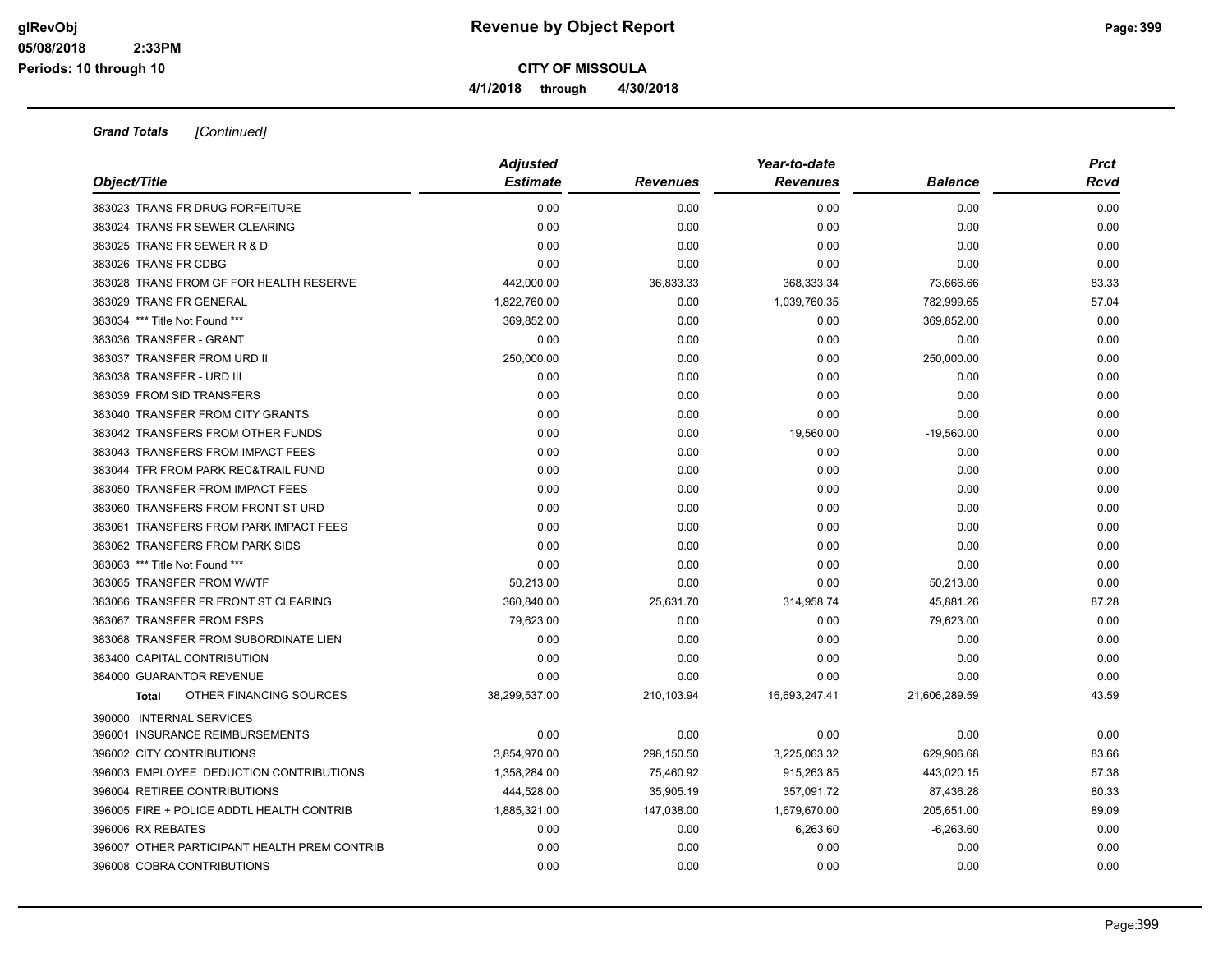# Revenue by Object Report

**CITY OF MISSOULA**

**4/1/2018 through 4/30/2018**

glRevObj
05/08/2018 2:33PM
Periods: 10 through 10

***Grand Totals*** *[Continued]*

| Object/Title | Adjusted Estimate | Revenues | Year-to-date Revenues | Balance | Prct Rcvd |
|---|---|---|---|---|---|
| 383023 TRANS FR DRUG FORFEITURE | 0.00 | 0.00 | 0.00 | 0.00 | 0.00 |
| 383024 TRANS FR SEWER CLEARING | 0.00 | 0.00 | 0.00 | 0.00 | 0.00 |
| 383025 TRANS FR SEWER R & D | 0.00 | 0.00 | 0.00 | 0.00 | 0.00 |
| 383026 TRANS FR CDBG | 0.00 | 0.00 | 0.00 | 0.00 | 0.00 |
| 383028 TRANS FROM GF FOR HEALTH RESERVE | 442,000.00 | 36,833.33 | 368,333.34 | 73,666.66 | 83.33 |
| 383029 TRANS FR GENERAL | 1,822,760.00 | 0.00 | 1,039,760.35 | 782,999.65 | 57.04 |
| 383034 *** Title Not Found *** | 369,852.00 | 0.00 | 0.00 | 369,852.00 | 0.00 |
| 383036 TRANSFER - GRANT | 0.00 | 0.00 | 0.00 | 0.00 | 0.00 |
| 383037 TRANSFER FROM URD II | 250,000.00 | 0.00 | 0.00 | 250,000.00 | 0.00 |
| 383038 TRANSFER - URD III | 0.00 | 0.00 | 0.00 | 0.00 | 0.00 |
| 383039 FROM SID TRANSFERS | 0.00 | 0.00 | 0.00 | 0.00 | 0.00 |
| 383040 TRANSFER FROM CITY GRANTS | 0.00 | 0.00 | 0.00 | 0.00 | 0.00 |
| 383042 TRANSFERS FROM OTHER FUNDS | 0.00 | 0.00 | 19,560.00 | -19,560.00 | 0.00 |
| 383043 TRANSFERS FROM IMPACT FEES | 0.00 | 0.00 | 0.00 | 0.00 | 0.00 |
| 383044 TFR FROM PARK REC&TRAIL FUND | 0.00 | 0.00 | 0.00 | 0.00 | 0.00 |
| 383050 TRANSFER FROM IMPACT FEES | 0.00 | 0.00 | 0.00 | 0.00 | 0.00 |
| 383060 TRANSFERS FROM FRONT ST URD | 0.00 | 0.00 | 0.00 | 0.00 | 0.00 |
| 383061 TRANSFERS FROM PARK IMPACT FEES | 0.00 | 0.00 | 0.00 | 0.00 | 0.00 |
| 383062 TRANSFERS FROM PARK SIDS | 0.00 | 0.00 | 0.00 | 0.00 | 0.00 |
| 383063 *** Title Not Found *** | 0.00 | 0.00 | 0.00 | 0.00 | 0.00 |
| 383065 TRANSFER FROM WWTF | 50,213.00 | 0.00 | 0.00 | 50,213.00 | 0.00 |
| 383066 TRANSFER FR FRONT ST CLEARING | 360,840.00 | 25,631.70 | 314,958.74 | 45,881.26 | 87.28 |
| 383067 TRANSFER FROM FSPS | 79,623.00 | 0.00 | 0.00 | 79,623.00 | 0.00 |
| 383068 TRANSFER FROM SUBORDINATE LIEN | 0.00 | 0.00 | 0.00 | 0.00 | 0.00 |
| 383400 CAPITAL CONTRIBUTION | 0.00 | 0.00 | 0.00 | 0.00 | 0.00 |
| 384000 GUARANTOR REVENUE | 0.00 | 0.00 | 0.00 | 0.00 | 0.00 |
| **Total** OTHER FINANCING SOURCES | 38,299,537.00 | 210,103.94 | 16,693,247.41 | 21,606,289.59 | 43.59 |
| 390000 INTERNAL SERVICES | | | | | |
| 396001 INSURANCE REIMBURSEMENTS | 0.00 | 0.00 | 0.00 | 0.00 | 0.00 |
| 396002 CITY CONTRIBUTIONS | 3,854,970.00 | 298,150.50 | 3,225,063.32 | 629,906.68 | 83.66 |
| 396003 EMPLOYEE DEDUCTION CONTRIBUTIONS | 1,358,284.00 | 75,460.92 | 915,263.85 | 443,020.15 | 67.38 |
| 396004 RETIREE CONTRIBUTIONS | 444,528.00 | 35,905.19 | 357,091.72 | 87,436.28 | 80.33 |
| 396005 FIRE + POLICE ADDTL HEALTH CONTRIB | 1,885,321.00 | 147,038.00 | 1,679,670.00 | 205,651.00 | 89.09 |
| 396006 RX REBATES | 0.00 | 0.00 | 6,263.60 | -6,263.60 | 0.00 |
| 396007 OTHER PARTICIPANT HEALTH PREM CONTRIB | 0.00 | 0.00 | 0.00 | 0.00 | 0.00 |
| 396008 COBRA CONTRIBUTIONS | 0.00 | 0.00 | 0.00 | 0.00 | 0.00 |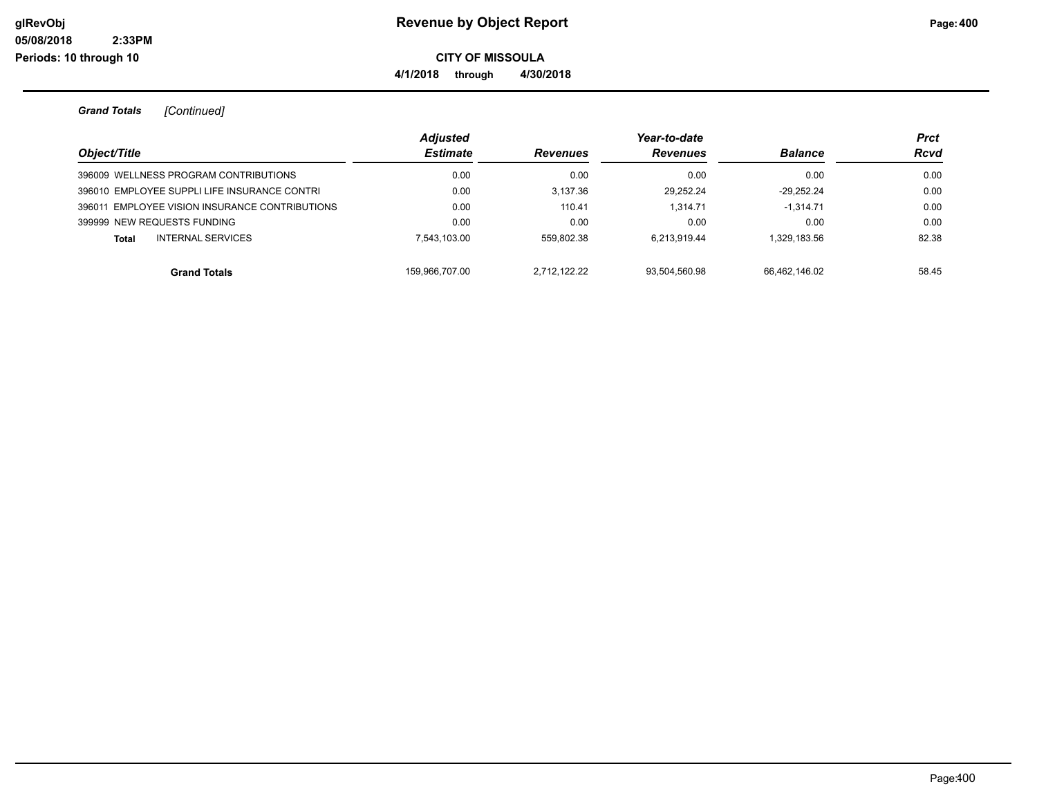# Revenue by Object Report

**CITY OF MISSOULA**

**4/1/2018 through 4/30/2018**

*Grand Totals [Continued]*

| Object/Title | Adjusted Estimate | Revenues | Year-to-date Revenues | Balance | Prct Rcvd |
|---|---|---|---|---|---|
| 396009 WELLNESS PROGRAM CONTRIBUTIONS | 0.00 | 0.00 | 0.00 | 0.00 | 0.00 |
| 396010 EMPLOYEE SUPPLI LIFE INSURANCE CONTRI | 0.00 | 3,137.36 | 29,252.24 | -29,252.24 | 0.00 |
| 396011 EMPLOYEE VISION INSURANCE CONTRIBUTIONS | 0.00 | 110.41 | 1,314.71 | -1,314.71 | 0.00 |
| 399999 NEW REQUESTS FUNDING | 0.00 | 0.00 | 0.00 | 0.00 | 0.00 |
| **Total** INTERNAL SERVICES | 7,543,103.00 | 559,802.38 | 6,213,919.44 | 1,329,183.56 | 82.38 |
| **Grand Totals** | 159,966,707.00 | 2,712,122.22 | 93,504,560.98 | 66,462,146.02 | 58.45 |